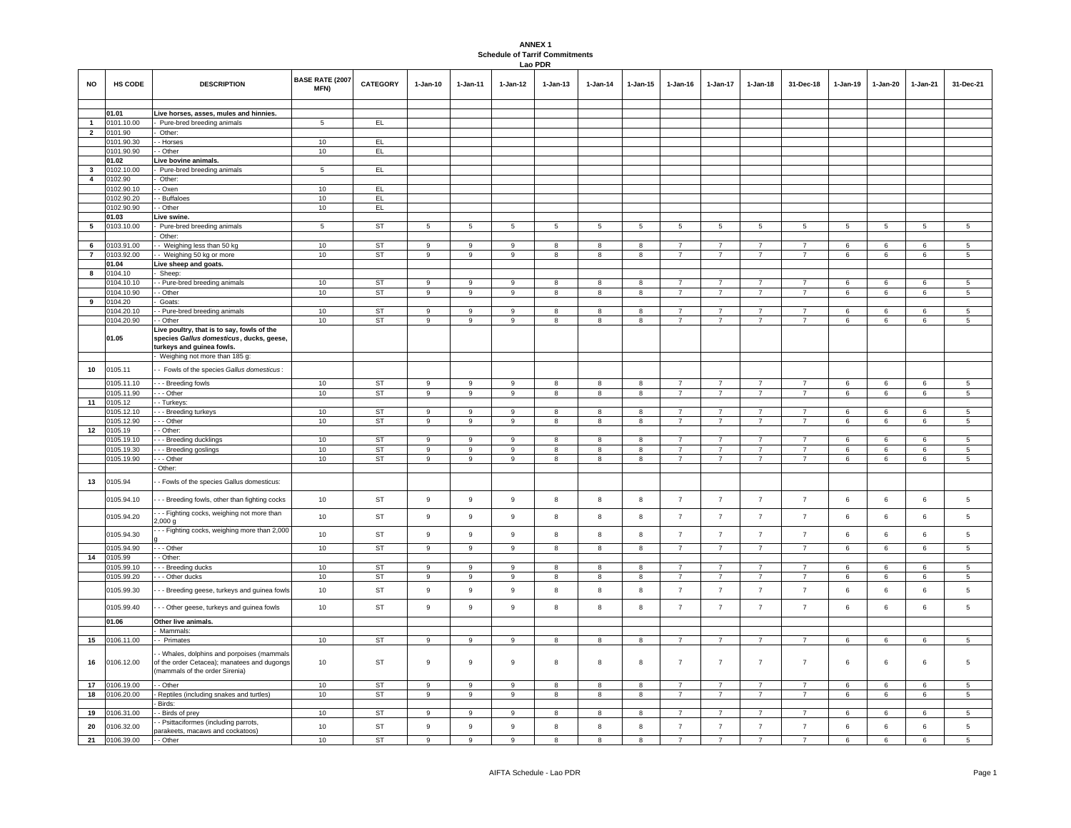# ANNEX 1

## Schedule of Tarrif Commitments

### Lao PDR

| NO | HS CODE | DESCRIPTION | BASE RATE (2007 MFN) | CATEGORY | 1-Jan-10 | 1-Jan-11 | 1-Jan-12 | 1-Jan-13 | 1-Jan-14 | 1-Jan-15 | 1-Jan-16 | 1-Jan-17 | 1-Jan-18 | 31-Dec-18 | 1-Jan-19 | 1-Jan-20 | 1-Jan-21 | 31-Dec-21 |
|---|---|---|---|---|---|---|---|---|---|---|---|---|---|---|---|---|---|---|
| | | | | | | | | | | | | | | | | | | |
| | **01.01** | **Live horses, asses, mules and hinnies.** | | | | | | | | | | | | | | | | |
| 1 | 0101.10.00 | - Pure-bred breeding animals | 5 | EL | | | | | | | | | | | | | | |
| 2 | 0101.90 | - Other: | | | | | | | | | | | | | | | | |
| | 0101.90.30 | - - Horses | 10 | EL | | | | | | | | | | | | | | |
| | 0101.90.90 | - - Other | 10 | EL | | | | | | | | | | | | | | |
| | **01.02** | **Live bovine animals.** | | | | | | | | | | | | | | | | |
| 3 | 0102.10.00 | - Pure-bred breeding animals | 5 | EL | | | | | | | | | | | | | | |
| 4 | 0102.90 | - Other: | | | | | | | | | | | | | | | | |
| | 0102.90.10 | - - Oxen | 10 | EL | | | | | | | | | | | | | | |
| | 0102.90.20 | - - Buffaloes | 10 | EL | | | | | | | | | | | | | | |
| | 0102.90.90 | - - Other | 10 | EL | | | | | | | | | | | | | | |
| | **01.03** | **Live swine.** | | | | | | | | | | | | | | | | |
| 5 | 0103.10.00 | - Pure-bred breeding animals | 5 | ST | 5 | 5 | 5 | 5 | 5 | 5 | 5 | 5 | 5 | 5 | 5 | 5 | 5 | 5 |
| | | - Other: | | | | | | | | | | | | | | | | |
| 6 | 0103.91.00 | - - Weighing less than 50 kg | 10 | ST | 9 | 9 | 9 | 8 | 8 | 8 | 7 | 7 | 7 | 7 | 6 | 6 | 6 | 5 |
| 7 | 0103.92.00 | - - Weighing 50 kg or more | 10 | ST | 9 | 9 | 9 | 8 | 8 | 8 | 7 | 7 | 7 | 7 | 6 | 6 | 6 | 5 |
| | **01.04** | **Live sheep and goats.** | | | | | | | | | | | | | | | | |
| 8 | 0104.10 | - Sheep: | | | | | | | | | | | | | | | | |
| | 0104.10.10 | - - Pure-bred breeding animals | 10 | ST | 9 | 9 | 9 | 8 | 8 | 8 | 7 | 7 | 7 | 7 | 6 | 6 | 6 | 5 |
| | 0104.10.90 | - - Other | 10 | ST | 9 | 9 | 9 | 8 | 8 | 8 | 7 | 7 | 7 | 7 | 6 | 6 | 6 | 5 |
| 9 | 0104.20 | - Goats: | | | | | | | | | | | | | | | | |
| | 0104.20.10 | - - Pure-bred breeding animals | 10 | ST | 9 | 9 | 9 | 8 | 8 | 8 | 7 | 7 | 7 | 7 | 6 | 6 | 6 | 5 |
| | 0104.20.90 | - - Other | 10 | ST | 9 | 9 | 9 | 8 | 8 | 8 | 7 | 7 | 7 | 7 | 6 | 6 | 6 | 5 |
| | **01.05** | **Live poultry, that is to say, fowls of the species *Gallus domesticus*, ducks, geese, turkeys and guinea fowls.** | | | | | | | | | | | | | | | | |
| | | - Weighing not more than 185 g: | | | | | | | | | | | | | | | | |
| 10 | 0105.11 | - - Fowls of the species *Gallus domesticus* : | | | | | | | | | | | | | | | | |
| | 0105.11.10 | - - - Breeding fowls | 10 | ST | 9 | 9 | 9 | 8 | 8 | 8 | 7 | 7 | 7 | 7 | 6 | 6 | 6 | 5 |
| | 0105.11.90 | - - - Other | 10 | ST | 9 | 9 | 9 | 8 | 8 | 8 | 7 | 7 | 7 | 7 | 6 | 6 | 6 | 5 |
| 11 | 0105.12 | - - Turkeys: | | | | | | | | | | | | | | | | |
| | 0105.12.10 | - - - Breeding turkeys | 10 | ST | 9 | 9 | 9 | 8 | 8 | 8 | 7 | 7 | 7 | 7 | 6 | 6 | 6 | 5 |
| | 0105.12.90 | - - - Other | 10 | ST | 9 | 9 | 9 | 8 | 8 | 8 | 7 | 7 | 7 | 7 | 6 | 6 | 6 | 5 |
| 12 | 0105.19 | - - Other: | | | | | | | | | | | | | | | | |
| | 0105.19.10 | - - - Breeding ducklings | 10 | ST | 9 | 9 | 9 | 8 | 8 | 8 | 7 | 7 | 7 | 7 | 6 | 6 | 6 | 5 |
| | 0105.19.30 | - - - Breeding goslings | 10 | ST | 9 | 9 | 9 | 8 | 8 | 8 | 7 | 7 | 7 | 7 | 6 | 6 | 6 | 5 |
| | 0105.19.90 | - - - Other | 10 | ST | 9 | 9 | 9 | 8 | 8 | 8 | 7 | 7 | 7 | 7 | 6 | 6 | 6 | 5 |
| | | - Other: | | | | | | | | | | | | | | | | |
| 13 | 0105.94 | - - Fowls of the species Gallus domesticus: | | | | | | | | | | | | | | | | |
| | 0105.94.10 | - - - Breeding fowls, other than fighting cocks | 10 | ST | 9 | 9 | 9 | 8 | 8 | 8 | 7 | 7 | 7 | 7 | 6 | 6 | 6 | 5 |
| | 0105.94.20 | - - - Fighting cocks, weighing not more than 2,000 g | 10 | ST | 9 | 9 | 9 | 8 | 8 | 8 | 7 | 7 | 7 | 7 | 6 | 6 | 6 | 5 |
| | 0105.94.30 | - - - Fighting cocks, weighing more than 2,000 g | 10 | ST | 9 | 9 | 9 | 8 | 8 | 8 | 7 | 7 | 7 | 7 | 6 | 6 | 6 | 5 |
| | 0105.94.90 | - - - Other | 10 | ST | 9 | 9 | 9 | 8 | 8 | 8 | 7 | 7 | 7 | 7 | 6 | 6 | 6 | 5 |
| 14 | 0105.99 | - - Other: | | | | | | | | | | | | | | | | |
| | 0105.99.10 | - - - Breeding ducks | 10 | ST | 9 | 9 | 9 | 8 | 8 | 8 | 7 | 7 | 7 | 7 | 6 | 6 | 6 | 5 |
| | 0105.99.20 | - - - Other ducks | 10 | ST | 9 | 9 | 9 | 8 | 8 | 8 | 7 | 7 | 7 | 7 | 6 | 6 | 6 | 5 |
| | 0105.99.30 | - - - Breeding geese, turkeys and guinea fowls | 10 | ST | 9 | 9 | 9 | 8 | 8 | 8 | 7 | 7 | 7 | 7 | 6 | 6 | 6 | 5 |
| | 0105.99.40 | - - - Other geese, turkeys and guinea fowls | 10 | ST | 9 | 9 | 9 | 8 | 8 | 8 | 7 | 7 | 7 | 7 | 6 | 6 | 6 | 5 |
| | **01.06** | **Other live animals.** | | | | | | | | | | | | | | | | |
| | | - Mammals: | | | | | | | | | | | | | | | | |
| 15 | 0106.11.00 | - - Primates | 10 | ST | 9 | 9 | 9 | 8 | 8 | 8 | 7 | 7 | 7 | 7 | 6 | 6 | 6 | 5 |
| 16 | 0106.12.00 | - - Whales, dolphins and porpoises (mammals of the order Cetacea); manatees and dugongs (mammals of the order Sirenia) | 10 | ST | 9 | 9 | 9 | 8 | 8 | 8 | 7 | 7 | 7 | 7 | 6 | 6 | 6 | 5 |
| 17 | 0106.19.00 | - - Other | 10 | ST | 9 | 9 | 9 | 8 | 8 | 8 | 7 | 7 | 7 | 7 | 6 | 6 | 6 | 5 |
| 18 | 0106.20.00 | - Reptiles (including snakes and turtles) | 10 | ST | 9 | 9 | 9 | 8 | 8 | 8 | 7 | 7 | 7 | 7 | 6 | 6 | 6 | 5 |
| | | - Birds: | | | | | | | | | | | | | | | | |
| 19 | 0106.31.00 | - - Birds of prey | 10 | ST | 9 | 9 | 9 | 8 | 8 | 8 | 7 | 7 | 7 | 7 | 6 | 6 | 6 | 5 |
| 20 | 0106.32.00 | - - Psittaciformes (including parrots, parakeets, macaws and cockatoos) | 10 | ST | 9 | 9 | 9 | 8 | 8 | 8 | 7 | 7 | 7 | 7 | 6 | 6 | 6 | 5 |
| 21 | 0106.39.00 | - - Other | 10 | ST | 9 | 9 | 9 | 8 | 8 | 8 | 7 | 7 | 7 | 7 | 6 | 6 | 6 | 5 |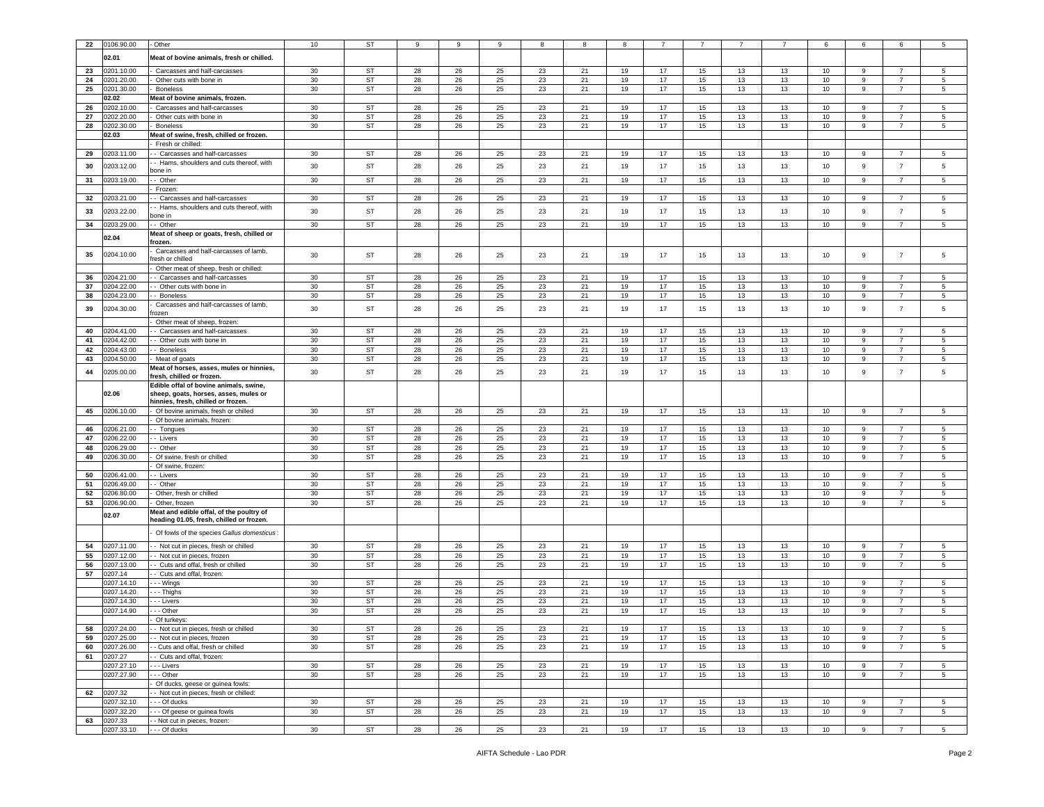| 22 | 0106.90.00 | - Other | 10 | ST | 9 | 9 | 9 | 8 | 8 | 8 | 7 | 7 | 7 | 7 | 6 | 6 | 6 | 5 |
|---|---|---|---|---|---|---|---|---|---|---|---|---|---|---|---|---|---|---|
| | **02.01** | **Meat of bovine animals, fresh or chilled.** | | | | | | | | | | | | | | | | |
| 23 | 0201.10.00 | - Carcasses and half-carcasses | 30 | ST | 28 | 26 | 25 | 23 | 21 | 19 | 17 | 15 | 13 | 13 | 10 | 9 | 7 | 5 |
| 24 | 0201.20.00 | - Other cuts with bone in | 30 | ST | 28 | 26 | 25 | 23 | 21 | 19 | 17 | 15 | 13 | 13 | 10 | 9 | 7 | 5 |
| 25 | 0201.30.00 | - Boneless | 30 | ST | 28 | 26 | 25 | 23 | 21 | 19 | 17 | 15 | 13 | 13 | 10 | 9 | 7 | 5 |
| | **02.02** | **Meat of bovine animals, frozen.** | | | | | | | | | | | | | | | | |
| 26 | 0202.10.00 | - Carcasses and half-carcasses | 30 | ST | 28 | 26 | 25 | 23 | 21 | 19 | 17 | 15 | 13 | 13 | 10 | 9 | 7 | 5 |
| 27 | 0202.20.00 | - Other cuts with bone in | 30 | ST | 28 | 26 | 25 | 23 | 21 | 19 | 17 | 15 | 13 | 13 | 10 | 9 | 7 | 5 |
| 28 | 0202.30.00 | - Boneless | 30 | ST | 28 | 26 | 25 | 23 | 21 | 19 | 17 | 15 | 13 | 13 | 10 | 9 | 7 | 5 |
| | **02.03** | **Meat of swine, fresh, chilled or frozen.** | | | | | | | | | | | | | | | | |
| | | - Fresh or chilled: | | | | | | | | | | | | | | | | |
| 29 | 0203.11.00 | - - Carcasses and half-carcasses | 30 | ST | 28 | 26 | 25 | 23 | 21 | 19 | 17 | 15 | 13 | 13 | 10 | 9 | 7 | 5 |
| 30 | 0203.12.00 | - - Hams, shoulders and cuts thereof, with bone in | 30 | ST | 28 | 26 | 25 | 23 | 21 | 19 | 17 | 15 | 13 | 13 | 10 | 9 | 7 | 5 |
| 31 | 0203.19.00 | - - Other | 30 | ST | 28 | 26 | 25 | 23 | 21 | 19 | 17 | 15 | 13 | 13 | 10 | 9 | 7 | 5 |
| | | - Frozen: | | | | | | | | | | | | | | | | |
| 32 | 0203.21.00 | - - Carcasses and half-carcasses | 30 | ST | 28 | 26 | 25 | 23 | 21 | 19 | 17 | 15 | 13 | 13 | 10 | 9 | 7 | 5 |
| 33 | 0203.22.00 | - - Hams, shoulders and cuts thereof, with bone in | 30 | ST | 28 | 26 | 25 | 23 | 21 | 19 | 17 | 15 | 13 | 13 | 10 | 9 | 7 | 5 |
| 34 | 0203.29.00 | - - Other | 30 | ST | 28 | 26 | 25 | 23 | 21 | 19 | 17 | 15 | 13 | 13 | 10 | 9 | 7 | 5 |
| | **02.04** | **Meat of sheep or goats, fresh, chilled or frozen.** | | | | | | | | | | | | | | | | |
| 35 | 0204.10.00 | - Carcasses and half-carcasses of lamb, fresh or chilled | 30 | ST | 28 | 26 | 25 | 23 | 21 | 19 | 17 | 15 | 13 | 13 | 10 | 9 | 7 | 5 |
| | | - Other meat of sheep, fresh or chilled: | | | | | | | | | | | | | | | | |
| 36 | 0204.21.00 | - - Carcasses and half-carcasses | 30 | ST | 28 | 26 | 25 | 23 | 21 | 19 | 17 | 15 | 13 | 13 | 10 | 9 | 7 | 5 |
| 37 | 0204.22.00 | - - Other cuts with bone in | 30 | ST | 28 | 26 | 25 | 23 | 21 | 19 | 17 | 15 | 13 | 13 | 10 | 9 | 7 | 5 |
| 38 | 0204.23.00 | - - Boneless | 30 | ST | 28 | 26 | 25 | 23 | 21 | 19 | 17 | 15 | 13 | 13 | 10 | 9 | 7 | 5 |
| 39 | 0204.30.00 | - Carcasses and half-carcasses of lamb, frozen | 30 | ST | 28 | 26 | 25 | 23 | 21 | 19 | 17 | 15 | 13 | 13 | 10 | 9 | 7 | 5 |
| | | - Other meat of sheep, frozen: | | | | | | | | | | | | | | | | |
| 40 | 0204.41.00 | - - Carcasses and half-carcasses | 30 | ST | 28 | 26 | 25 | 23 | 21 | 19 | 17 | 15 | 13 | 13 | 10 | 9 | 7 | 5 |
| 41 | 0204.42.00 | - - Other cuts with bone in | 30 | ST | 28 | 26 | 25 | 23 | 21 | 19 | 17 | 15 | 13 | 13 | 10 | 9 | 7 | 5 |
| 42 | 0204.43.00 | - - Boneless | 30 | ST | 28 | 26 | 25 | 23 | 21 | 19 | 17 | 15 | 13 | 13 | 10 | 9 | 7 | 5 |
| 43 | 0204.50.00 | - Meat of goats | 30 | ST | 28 | 26 | 25 | 23 | 21 | 19 | 17 | 15 | 13 | 13 | 10 | 9 | 7 | 5 |
| 44 | 0205.00.00 | **Meat of horses, asses, mules or hinnies, fresh, chilled or frozen.** | 30 | ST | 28 | 26 | 25 | 23 | 21 | 19 | 17 | 15 | 13 | 13 | 10 | 9 | 7 | 5 |
| | **02.06** | **Edible offal of bovine animals, swine, sheep, goats, horses, asses, mules or hinnies, fresh, chilled or frozen.** | | | | | | | | | | | | | | | | |
| 45 | 0206.10.00 | - Of bovine animals, fresh or chilled | 30 | ST | 28 | 26 | 25 | 23 | 21 | 19 | 17 | 15 | 13 | 13 | 10 | 9 | 7 | 5 |
| | | - Of bovine animals, frozen: | | | | | | | | | | | | | | | | |
| 46 | 0206.21.00 | - - Tongues | 30 | ST | 28 | 26 | 25 | 23 | 21 | 19 | 17 | 15 | 13 | 13 | 10 | 9 | 7 | 5 |
| 47 | 0206.22.00 | - - Livers | 30 | ST | 28 | 26 | 25 | 23 | 21 | 19 | 17 | 15 | 13 | 13 | 10 | 9 | 7 | 5 |
| 48 | 0206.29.00 | - - Other | 30 | ST | 28 | 26 | 25 | 23 | 21 | 19 | 17 | 15 | 13 | 13 | 10 | 9 | 7 | 5 |
| 49 | 0206.30.00 | - Of swine, fresh or chilled | 30 | ST | 28 | 26 | 25 | 23 | 21 | 19 | 17 | 15 | 13 | 13 | 10 | 9 | 7 | 5 |
| | | - Of swine, frozen: | | | | | | | | | | | | | | | | |
| 50 | 0206.41.00 | - - Livers | 30 | ST | 28 | 26 | 25 | 23 | 21 | 19 | 17 | 15 | 13 | 13 | 10 | 9 | 7 | 5 |
| 51 | 0206.49.00 | - - Other | 30 | ST | 28 | 26 | 25 | 23 | 21 | 19 | 17 | 15 | 13 | 13 | 10 | 9 | 7 | 5 |
| 52 | 0206.80.00 | - Other, fresh or chilled | 30 | ST | 28 | 26 | 25 | 23 | 21 | 19 | 17 | 15 | 13 | 13 | 10 | 9 | 7 | 5 |
| 53 | 0206.90.00 | - Other, frozen | 30 | ST | 28 | 26 | 25 | 23 | 21 | 19 | 17 | 15 | 13 | 13 | 10 | 9 | 7 | 5 |
| | **02.07** | **Meat and edible offal, of the poultry of heading 01.05, fresh, chilled or frozen.** | | | | | | | | | | | | | | | | |
| | | - Of fowls of the species *Gallus domesticus* : | | | | | | | | | | | | | | | | |
| 54 | 0207.11.00 | - - Not cut in pieces, fresh or chilled | 30 | ST | 28 | 26 | 25 | 23 | 21 | 19 | 17 | 15 | 13 | 13 | 10 | 9 | 7 | 5 |
| 55 | 0207.12.00 | - - Not cut in pieces, frozen | 30 | ST | 28 | 26 | 25 | 23 | 21 | 19 | 17 | 15 | 13 | 13 | 10 | 9 | 7 | 5 |
| 56 | 0207.13.00 | - - Cuts and offal, fresh or chilled | 30 | ST | 28 | 26 | 25 | 23 | 21 | 19 | 17 | 15 | 13 | 13 | 10 | 9 | 7 | 5 |
| 57 | 0207.14 | - - Cuts and offal, frozen: | | | | | | | | | | | | | | | | |
| | 0207.14.10 | - - - Wings | 30 | ST | 28 | 26 | 25 | 23 | 21 | 19 | 17 | 15 | 13 | 13 | 10 | 9 | 7 | 5 |
| | 0207.14.20 | - - - Thighs | 30 | ST | 28 | 26 | 25 | 23 | 21 | 19 | 17 | 15 | 13 | 13 | 10 | 9 | 7 | 5 |
| | 0207.14.30 | - - - Livers | 30 | ST | 28 | 26 | 25 | 23 | 21 | 19 | 17 | 15 | 13 | 13 | 10 | 9 | 7 | 5 |
| | 0207.14.90 | - - - Other | 30 | ST | 28 | 26 | 25 | 23 | 21 | 19 | 17 | 15 | 13 | 13 | 10 | 9 | 7 | 5 |
| | | - Of turkeys: | | | | | | | | | | | | | | | | |
| 58 | 0207.24.00 | - - Not cut in pieces, fresh or chilled | 30 | ST | 28 | 26 | 25 | 23 | 21 | 19 | 17 | 15 | 13 | 13 | 10 | 9 | 7 | 5 |
| 59 | 0207.25.00 | - - Not cut in pieces, frozen | 30 | ST | 28 | 26 | 25 | 23 | 21 | 19 | 17 | 15 | 13 | 13 | 10 | 9 | 7 | 5 |
| 60 | 0207.26.00 | - - Cuts and offal, fresh or chilled | 30 | ST | 28 | 26 | 25 | 23 | 21 | 19 | 17 | 15 | 13 | 13 | 10 | 9 | 7 | 5 |
| 61 | 0207.27 | - - Cuts and offal, frozen: | | | | | | | | | | | | | | | | |
| | 0207.27.10 | - - - Livers | 30 | ST | 28 | 26 | 25 | 23 | 21 | 19 | 17 | 15 | 13 | 13 | 10 | 9 | 7 | 5 |
| | 0207.27.90 | - - - Other | 30 | ST | 28 | 26 | 25 | 23 | 21 | 19 | 17 | 15 | 13 | 13 | 10 | 9 | 7 | 5 |
| | | - Of ducks, geese or guinea fowls: | | | | | | | | | | | | | | | | |
| 62 | 0207.32 | - - Not cut in pieces, fresh or chilled: | | | | | | | | | | | | | | | | |
| | 0207.32.10 | - - - Of ducks | 30 | ST | 28 | 26 | 25 | 23 | 21 | 19 | 17 | 15 | 13 | 13 | 10 | 9 | 7 | 5 |
| | 0207.32.20 | - - - Of geese or guinea fowls | 30 | ST | 28 | 26 | 25 | 23 | 21 | 19 | 17 | 15 | 13 | 13 | 10 | 9 | 7 | 5 |
| 63 | 0207.33 | - - Not cut in pieces, frozen: | | | | | | | | | | | | | | | | |
| | 0207.33.10 | - - - Of ducks | 30 | ST | 28 | 26 | 25 | 23 | 21 | 19 | 17 | 15 | 13 | 13 | 10 | 9 | 7 | 5 |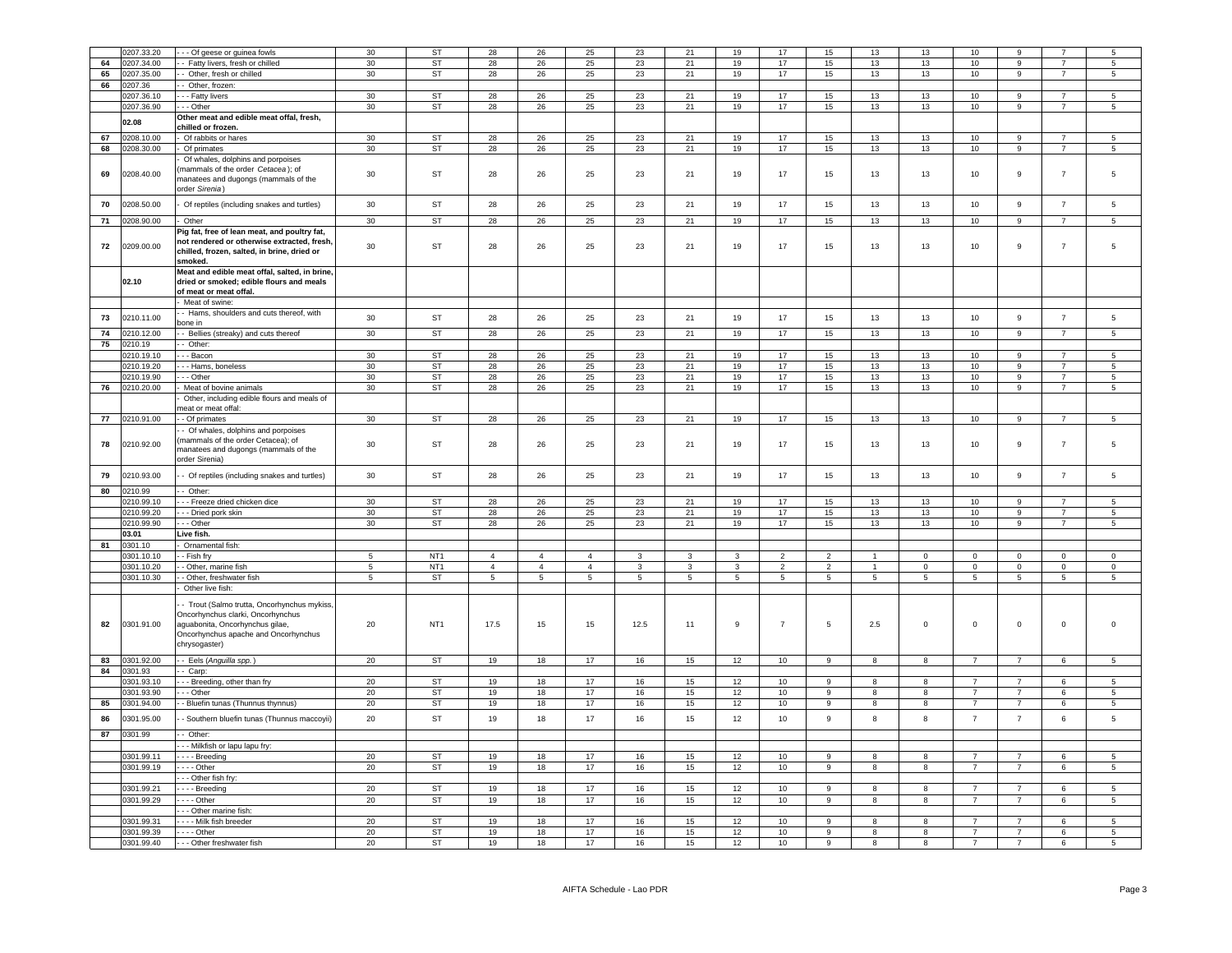| | 0207.33.20 | - - - Of geese or guinea fowls | 30 | ST | 28 | 26 | 25 | 23 | 21 | 19 | 17 | 15 | 13 | 13 | 10 | 9 | 7 | 5 |
|---|---|---|---|---|---|---|---|---|---|---|---|---|---|---|---|---|---|---|
| 64 | 0207.34.00 | - - Fatty livers, fresh or chilled | 30 | ST | 28 | 26 | 25 | 23 | 21 | 19 | 17 | 15 | 13 | 13 | 10 | 9 | 7 | 5 |
| 65 | 0207.35.00 | - - Other, fresh or chilled | 30 | ST | 28 | 26 | 25 | 23 | 21 | 19 | 17 | 15 | 13 | 13 | 10 | 9 | 7 | 5 |
| 66 | 0207.36 | - - Other, frozen: | | | | | | | | | | | | | | | | |
| | 0207.36.10 | - - - Fatty livers | 30 | ST | 28 | 26 | 25 | 23 | 21 | 19 | 17 | 15 | 13 | 13 | 10 | 9 | 7 | 5 |
| | 0207.36.90 | - - - Other | 30 | ST | 28 | 26 | 25 | 23 | 21 | 19 | 17 | 15 | 13 | 13 | 10 | 9 | 7 | 5 |
| | **02.08** | **Other meat and edible meat offal, fresh, chilled or frozen.** | | | | | | | | | | | | | | | | |
| 67 | 0208.10.00 | - Of rabbits or hares | 30 | ST | 28 | 26 | 25 | 23 | 21 | 19 | 17 | 15 | 13 | 13 | 10 | 9 | 7 | 5 |
| 68 | 0208.30.00 | - Of primates | 30 | ST | 28 | 26 | 25 | 23 | 21 | 19 | 17 | 15 | 13 | 13 | 10 | 9 | 7 | 5 |
| 69 | 0208.40.00 | - Of whales, dolphins and porpoises (mammals of the order *Cetacea*); of manatees and dugongs (mammals of the order *Sirenia*) | 30 | ST | 28 | 26 | 25 | 23 | 21 | 19 | 17 | 15 | 13 | 13 | 10 | 9 | 7 | 5 |
| 70 | 0208.50.00 | - Of reptiles (including snakes and turtles) | 30 | ST | 28 | 26 | 25 | 23 | 21 | 19 | 17 | 15 | 13 | 13 | 10 | 9 | 7 | 5 |
| 71 | 0208.90.00 | - Other | 30 | ST | 28 | 26 | 25 | 23 | 21 | 19 | 17 | 15 | 13 | 13 | 10 | 9 | 7 | 5 |
| 72 | 0209.00.00 | **Pig fat, free of lean meat, and poultry fat, not rendered or otherwise extracted, fresh, chilled, frozen, salted, in brine, dried or smoked.** | 30 | ST | 28 | 26 | 25 | 23 | 21 | 19 | 17 | 15 | 13 | 13 | 10 | 9 | 7 | 5 |
| | **02.10** | **Meat and edible meat offal, salted, in brine, dried or smoked; edible flours and meals of meat or meat offal.** | | | | | | | | | | | | | | | | |
| | | - Meat of swine: | | | | | | | | | | | | | | | | |
| 73 | 0210.11.00 | - - Hams, shoulders and cuts thereof, with bone in | 30 | ST | 28 | 26 | 25 | 23 | 21 | 19 | 17 | 15 | 13 | 13 | 10 | 9 | 7 | 5 |
| 74 | 0210.12.00 | - - Bellies (streaky) and cuts thereof | 30 | ST | 28 | 26 | 25 | 23 | 21 | 19 | 17 | 15 | 13 | 13 | 10 | 9 | 7 | 5 |
| 75 | 0210.19 | - - Other: | | | | | | | | | | | | | | | | |
| | 0210.19.10 | - - - Bacon | 30 | ST | 28 | 26 | 25 | 23 | 21 | 19 | 17 | 15 | 13 | 13 | 10 | 9 | 7 | 5 |
| | 0210.19.20 | - - - Hams, boneless | 30 | ST | 28 | 26 | 25 | 23 | 21 | 19 | 17 | 15 | 13 | 13 | 10 | 9 | 7 | 5 |
| | 0210.19.90 | - - - Other | 30 | ST | 28 | 26 | 25 | 23 | 21 | 19 | 17 | 15 | 13 | 13 | 10 | 9 | 7 | 5 |
| 76 | 0210.20.00 | - Meat of bovine animals | 30 | ST | 28 | 26 | 25 | 23 | 21 | 19 | 17 | 15 | 13 | 13 | 10 | 9 | 7 | 5 |
| | | - Other, including edible flours and meals of meat or meat offal: | | | | | | | | | | | | | | | | |
| 77 | 0210.91.00 | - - Of primates | 30 | ST | 28 | 26 | 25 | 23 | 21 | 19 | 17 | 15 | 13 | 13 | 10 | 9 | 7 | 5 |
| 78 | 0210.92.00 | - - Of whales, dolphins and porpoises (mammals of the order Cetacea); of manatees and dugongs (mammals of the order Sirenia) | 30 | ST | 28 | 26 | 25 | 23 | 21 | 19 | 17 | 15 | 13 | 13 | 10 | 9 | 7 | 5 |
| 79 | 0210.93.00 | - - Of reptiles (including snakes and turtles) | 30 | ST | 28 | 26 | 25 | 23 | 21 | 19 | 17 | 15 | 13 | 13 | 10 | 9 | 7 | 5 |
| 80 | 0210.99 | - - Other: | | | | | | | | | | | | | | | | |
| | 0210.99.10 | - - - Freeze dried chicken dice | 30 | ST | 28 | 26 | 25 | 23 | 21 | 19 | 17 | 15 | 13 | 13 | 10 | 9 | 7 | 5 |
| | 0210.99.20 | - - - Dried pork skin | 30 | ST | 28 | 26 | 25 | 23 | 21 | 19 | 17 | 15 | 13 | 13 | 10 | 9 | 7 | 5 |
| | 0210.99.90 | - - - Other | 30 | ST | 28 | 26 | 25 | 23 | 21 | 19 | 17 | 15 | 13 | 13 | 10 | 9 | 7 | 5 |
| | **03.01** | **Live fish.** | | | | | | | | | | | | | | | | |
| 81 | 0301.10 | - Ornamental fish: | | | | | | | | | | | | | | | | |
| | 0301.10.10 | - - Fish fry | 5 | NT1 | 4 | 4 | 4 | 3 | 3 | 3 | 2 | 2 | 1 | 0 | 0 | 0 | 0 | 0 |
| | 0301.10.20 | - - Other, marine fish | 5 | NT1 | 4 | 4 | 4 | 3 | 3 | 3 | 2 | 2 | 1 | 0 | 0 | 0 | 0 | 0 |
| | 0301.10.30 | - - Other, freshwater fish | 5 | ST | 5 | 5 | 5 | 5 | 5 | 5 | 5 | 5 | 5 | 5 | 5 | 5 | 5 | 5 |
| | | - Other live fish: | | | | | | | | | | | | | | | | |
| 82 | 0301.91.00 | - - Trout (Salmo trutta, Oncorhynchus mykiss, Oncorhynchus clarki, Oncorhynchus aguabonita, Oncorhynchus gilae, Oncorhynchus apache and Oncorhynchus chrysogaster) | 20 | NT1 | 17.5 | 15 | 15 | 12.5 | 11 | 9 | 7 | 5 | 2.5 | 0 | 0 | 0 | 0 | 0 |
| 83 | 0301.92.00 | - - Eels (*Anguilla spp.*) | 20 | ST | 19 | 18 | 17 | 16 | 15 | 12 | 10 | 9 | 8 | 8 | 7 | 7 | 6 | 5 |
| 84 | 0301.93 | - - Carp: | | | | | | | | | | | | | | | | |
| | 0301.93.10 | - - - Breeding, other than fry | 20 | ST | 19 | 18 | 17 | 16 | 15 | 12 | 10 | 9 | 8 | 8 | 7 | 7 | 6 | 5 |
| | 0301.93.90 | - - - Other | 20 | ST | 19 | 18 | 17 | 16 | 15 | 12 | 10 | 9 | 8 | 8 | 7 | 7 | 6 | 5 |
| 85 | 0301.94.00 | - - Bluefin tunas (Thunnus thynnus) | 20 | ST | 19 | 18 | 17 | 16 | 15 | 12 | 10 | 9 | 8 | 8 | 7 | 7 | 6 | 5 |
| 86 | 0301.95.00 | - - Southern bluefin tunas (Thunnus maccoyii) | 20 | ST | 19 | 18 | 17 | 16 | 15 | 12 | 10 | 9 | 8 | 8 | 7 | 7 | 6 | 5 |
| 87 | 0301.99 | - - Other: | | | | | | | | | | | | | | | | |
| | | - - - Milkfish or lapu lapu fry: | | | | | | | | | | | | | | | | |
| | 0301.99.11 | - - - - Breeding | 20 | ST | 19 | 18 | 17 | 16 | 15 | 12 | 10 | 9 | 8 | 8 | 7 | 7 | 6 | 5 |
| | 0301.99.19 | - - - - Other | 20 | ST | 19 | 18 | 17 | 16 | 15 | 12 | 10 | 9 | 8 | 8 | 7 | 7 | 6 | 5 |
| | | - - - Other fish fry: | | | | | | | | | | | | | | | | |
| | 0301.99.21 | - - - - Breeding | 20 | ST | 19 | 18 | 17 | 16 | 15 | 12 | 10 | 9 | 8 | 8 | 7 | 7 | 6 | 5 |
| | 0301.99.29 | - - - - Other | 20 | ST | 19 | 18 | 17 | 16 | 15 | 12 | 10 | 9 | 8 | 8 | 7 | 7 | 6 | 5 |
| | | - - - Other marine fish: | | | | | | | | | | | | | | | | |
| | 0301.99.31 | - - - - Milk fish breeder | 20 | ST | 19 | 18 | 17 | 16 | 15 | 12 | 10 | 9 | 8 | 8 | 7 | 7 | 6 | 5 |
| | 0301.99.39 | - - - - Other | 20 | ST | 19 | 18 | 17 | 16 | 15 | 12 | 10 | 9 | 8 | 8 | 7 | 7 | 6 | 5 |
| | 0301.99.40 | - - - Other freshwater fish | 20 | ST | 19 | 18 | 17 | 16 | 15 | 12 | 10 | 9 | 8 | 8 | 7 | 7 | 6 | 5 |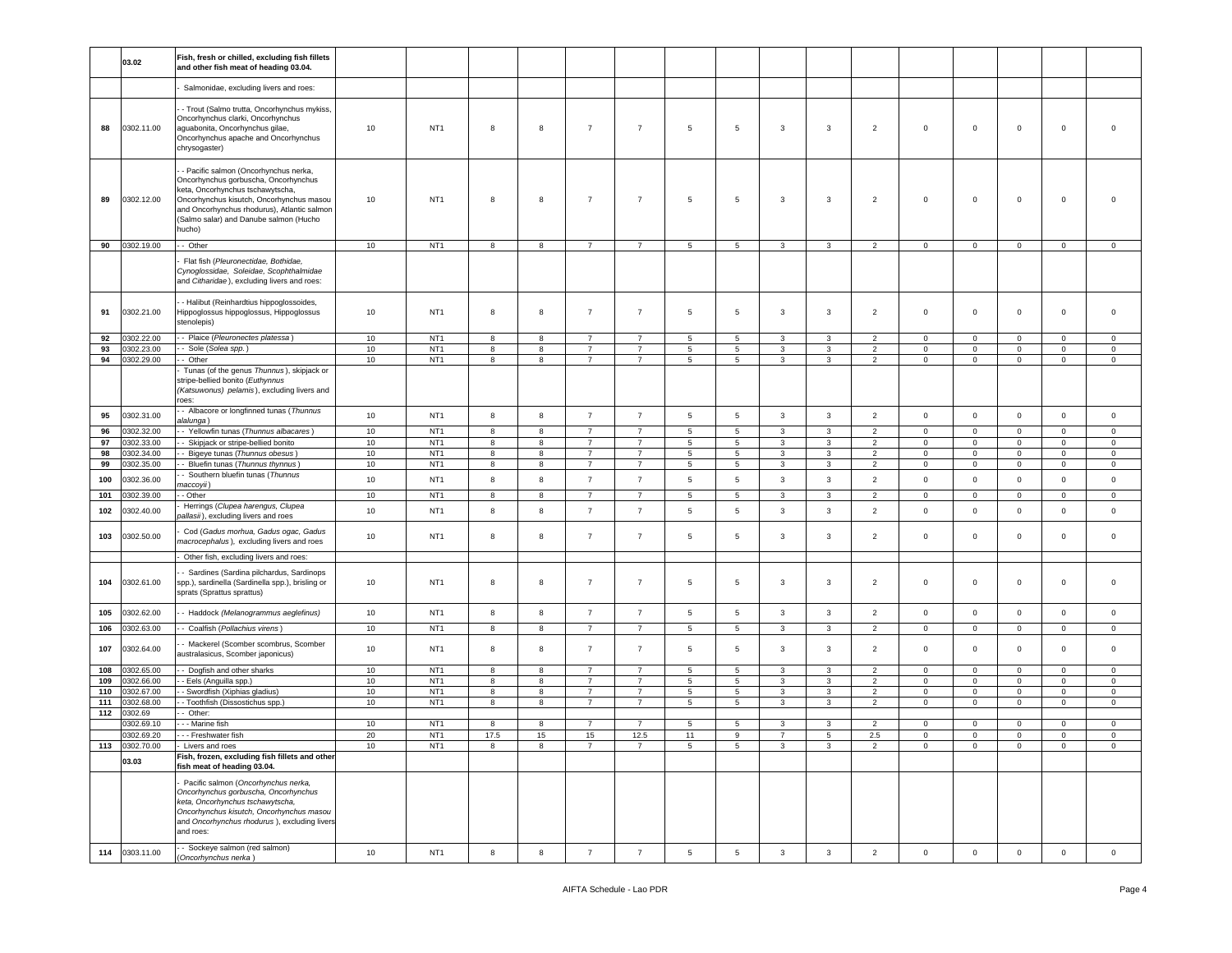| | 03.02 | Fish, fresh or chilled, excluding fish fillets and other fish meat of heading 03.04. | | | | | | | | | | | | | | | | |
|---|---|---|---|---|---|---|---|---|---|---|---|---|---|---|---|---|---|---|
| | | - Salmonidae, excluding livers and roes: | | | | | | | | | | | | | | | | |
| 88 | 0302.11.00 | - - Trout (Salmo trutta, Oncorhynchus mykiss, Oncorhynchus clarki, Oncorhynchus aguabonita, Oncorhynchus gilae, Oncorhynchus apache and Oncorhynchus chrysogaster) | 10 | NT1 | 8 | 8 | 7 | 7 | 5 | 5 | 3 | 3 | 2 | 0 | 0 | 0 | 0 | 0 |
| 89 | 0302.12.00 | - - Pacific salmon (Oncorhynchus nerka, Oncorhynchus gorbuscha, Oncorhynchus keta, Oncorhynchus tschawytscha, Oncorhynchus kisutch, Oncorhynchus masou and Oncorhynchus rhodurus), Atlantic salmon (Salmo salar) and Danube salmon (Hucho hucho) | 10 | NT1 | 8 | 8 | 7 | 7 | 5 | 5 | 3 | 3 | 2 | 0 | 0 | 0 | 0 | 0 |
| 90 | 0302.19.00 | - - Other | 10 | NT1 | 8 | 8 | 7 | 7 | 5 | 5 | 3 | 3 | 2 | 0 | 0 | 0 | 0 | 0 |
| | | - Flat fish (*Pleuronectidae, Bothidae, Cynoglossidae, Soleidae, Scophthalmidae* and *Citharidae* ), excluding livers and roes: | | | | | | | | | | | | | | | | |
| 91 | 0302.21.00 | - - Halibut (Reinhardtius hippoglossoides, Hippoglossus hippoglossus, Hippoglossus stenolepis) | 10 | NT1 | 8 | 8 | 7 | 7 | 5 | 5 | 3 | 3 | 2 | 0 | 0 | 0 | 0 | 0 |
| 92 | 0302.22.00 | - - Plaice (*Pleuronectes platessa* ) | 10 | NT1 | 8 | 8 | 7 | 7 | 5 | 5 | 3 | 3 | 2 | 0 | 0 | 0 | 0 | 0 |
| 93 | 0302.23.00 | - - Sole (*Solea spp.* ) | 10 | NT1 | 8 | 8 | 7 | 7 | 5 | 5 | 3 | 3 | 2 | 0 | 0 | 0 | 0 | 0 |
| 94 | 0302.29.00 | - - Other | 10 | NT1 | 8 | 8 | 7 | 7 | 5 | 5 | 3 | 3 | 2 | 0 | 0 | 0 | 0 | 0 |
| | | - Tunas (of the genus *Thunnus* ), skipjack or stripe-bellied bonito (*Euthynnus (Katsuwonus) pelamis* ), excluding livers and roes: | | | | | | | | | | | | | | | | |
| 95 | 0302.31.00 | - - Albacore or longfinned tunas (*Thunnus alalunga* ) | 10 | NT1 | 8 | 8 | 7 | 7 | 5 | 5 | 3 | 3 | 2 | 0 | 0 | 0 | 0 | 0 |
| 96 | 0302.32.00 | - - Yellowfin tunas (*Thunnus albacares* ) | 10 | NT1 | 8 | 8 | 7 | 7 | 5 | 5 | 3 | 3 | 2 | 0 | 0 | 0 | 0 | 0 |
| 97 | 0302.33.00 | - - Skipjack or stripe-bellied bonito | 10 | NT1 | 8 | 8 | 7 | 7 | 5 | 5 | 3 | 3 | 2 | 0 | 0 | 0 | 0 | 0 |
| 98 | 0302.34.00 | - - Bigeye tunas (*Thunnus obesus* ) | 10 | NT1 | 8 | 8 | 7 | 7 | 5 | 5 | 3 | 3 | 2 | 0 | 0 | 0 | 0 | 0 |
| 99 | 0302.35.00 | - - Bluefin tunas (*Thunnus thynnus* ) | 10 | NT1 | 8 | 8 | 7 | 7 | 5 | 5 | 3 | 3 | 2 | 0 | 0 | 0 | 0 | 0 |
| 100 | 0302.36.00 | - - Southern bluefin tunas (*Thunnus maccoyii* ) | 10 | NT1 | 8 | 8 | 7 | 7 | 5 | 5 | 3 | 3 | 2 | 0 | 0 | 0 | 0 | 0 |
| 101 | 0302.39.00 | - - Other | 10 | NT1 | 8 | 8 | 7 | 7 | 5 | 5 | 3 | 3 | 2 | 0 | 0 | 0 | 0 | 0 |
| 102 | 0302.40.00 | - Herrings (*Clupea harengus, Clupea pallasii* ), excluding livers and roes | 10 | NT1 | 8 | 8 | 7 | 7 | 5 | 5 | 3 | 3 | 2 | 0 | 0 | 0 | 0 | 0 |
| 103 | 0302.50.00 | - Cod (*Gadus morhua, Gadus ogac, Gadus macrocephalus* ), excluding livers and roes | 10 | NT1 | 8 | 8 | 7 | 7 | 5 | 5 | 3 | 3 | 2 | 0 | 0 | 0 | 0 | 0 |
| | | - Other fish, excluding livers and roes: | | | | | | | | | | | | | | | | |
| 104 | 0302.61.00 | - - Sardines (Sardina pilchardus, Sardinops spp.), sardinella (Sardinella spp.), brisling or sprats (Sprattus sprattus) | 10 | NT1 | 8 | 8 | 7 | 7 | 5 | 5 | 3 | 3 | 2 | 0 | 0 | 0 | 0 | 0 |
| 105 | 0302.62.00 | - - Haddock *(Melanogrammus aeglefinus)* | 10 | NT1 | 8 | 8 | 7 | 7 | 5 | 5 | 3 | 3 | 2 | 0 | 0 | 0 | 0 | 0 |
| 106 | 0302.63.00 | - - Coalfish (*Pollachius virens* ) | 10 | NT1 | 8 | 8 | 7 | 7 | 5 | 5 | 3 | 3 | 2 | 0 | 0 | 0 | 0 | 0 |
| 107 | 0302.64.00 | - - Mackerel (Scomber scombrus, Scomber australasicus, Scomber japonicus) | 10 | NT1 | 8 | 8 | 7 | 7 | 5 | 5 | 3 | 3 | 2 | 0 | 0 | 0 | 0 | 0 |
| 108 | 0302.65.00 | - - Dogfish and other sharks | 10 | NT1 | 8 | 8 | 7 | 7 | 5 | 5 | 3 | 3 | 2 | 0 | 0 | 0 | 0 | 0 |
| 109 | 0302.66.00 | - - Eels (Anguilla spp.) | 10 | NT1 | 8 | 8 | 7 | 7 | 5 | 5 | 3 | 3 | 2 | 0 | 0 | 0 | 0 | 0 |
| 110 | 0302.67.00 | - - Swordfish (Xiphias gladius) | 10 | NT1 | 8 | 8 | 7 | 7 | 5 | 5 | 3 | 3 | 2 | 0 | 0 | 0 | 0 | 0 |
| 111 | 0302.68.00 | - - Toothfish (Dissostichus spp.) | 10 | NT1 | 8 | 8 | 7 | 7 | 5 | 5 | 3 | 3 | 2 | 0 | 0 | 0 | 0 | 0 |
| 112 | 0302.69 | - - Other: | | | | | | | | | | | | | | | | |
| | 0302.69.10 | - - - Marine fish | 10 | NT1 | 8 | 8 | 7 | 7 | 5 | 5 | 3 | 3 | 2 | 0 | 0 | 0 | 0 | 0 |
| | 0302.69.20 | - - - Freshwater fish | 20 | NT1 | 17.5 | 15 | 15 | 12.5 | 11 | 9 | 7 | 5 | 2.5 | 0 | 0 | 0 | 0 | 0 |
| 113 | 0302.70.00 | - Livers and roes | 10 | NT1 | 8 | 8 | 7 | 7 | 5 | 5 | 3 | 3 | 2 | 0 | 0 | 0 | 0 | 0 |
| | 03.03 | Fish, frozen, excluding fish fillets and other fish meat of heading 03.04. | | | | | | | | | | | | | | | | |
| | | - Pacific salmon (*Oncorhynchus nerka, Oncorhynchus gorbuscha, Oncorhynchus keta, Oncorhynchus tschawytscha, Oncorhynchus kisutch, Oncorhynchus masou* and *Oncorhynchus rhodurus* ), excluding livers and roes: | | | | | | | | | | | | | | | | |
| 114 | 0303.11.00 | - - Sockeye salmon (red salmon) (*Oncorhynchus nerka* ) | 10 | NT1 | 8 | 8 | 7 | 7 | 5 | 5 | 3 | 3 | 2 | 0 | 0 | 0 | 0 | 0 |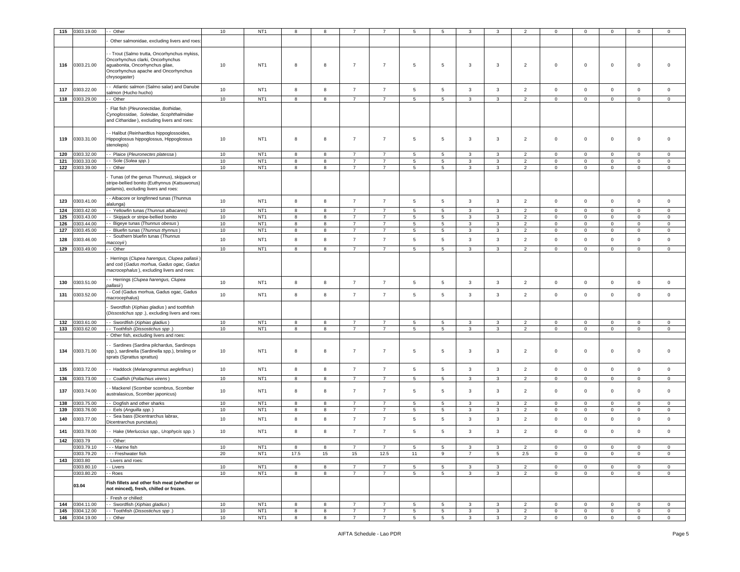| 115 | 0303.19.00 | - - Other | 10 | NT1 | 8 | 8 | 7 | 7 | 5 | 5 | 3 | 3 | 2 | 0 | 0 | 0 | 0 | 0 |
|---|---|---|---|---|---|---|---|---|---|---|---|---|---|---|---|---|---|---|
| | | - Other salmonidae, excluding livers and roes: | | | | | | | | | | | | | | | | |
| 116 | 0303.21.00 | - - Trout (Salmo trutta, Oncorhynchus mykiss, Oncorhynchus clarki, Oncorhynchus aguabonita, Oncorhynchus gilae, Oncorhynchus apache and Oncorhynchus chrysogaster) | 10 | NT1 | 8 | 8 | 7 | 7 | 5 | 5 | 3 | 3 | 2 | 0 | 0 | 0 | 0 | 0 |
| 117 | 0303.22.00 | - - Atlantic salmon (Salmo salar) and Danube salmon (Hucho hucho) | 10 | NT1 | 8 | 8 | 7 | 7 | 5 | 5 | 3 | 3 | 2 | 0 | 0 | 0 | 0 | 0 |
| 118 | 0303.29.00 | - - Other | 10 | NT1 | 8 | 8 | 7 | 7 | 5 | 5 | 3 | 3 | 2 | 0 | 0 | 0 | 0 | 0 |
| | | - Flat fish (*Pleuronectidae, Bothidae, Cynoglossidae, Soleidae, Scophthalmidae* and *Citharidae* ), excluding livers and roes: | | | | | | | | | | | | | | | | |
| 119 | 0303.31.00 | - - Halibut (Reinhardtius hippoglossoides, Hippoglossus hippoglossus, Hippoglossus stenolepis) | 10 | NT1 | 8 | 8 | 7 | 7 | 5 | 5 | 3 | 3 | 2 | 0 | 0 | 0 | 0 | 0 |
| 120 | 0303.32.00 | - - Plaice (*Pleuronectes platessa* ) | 10 | NT1 | 8 | 8 | 7 | 7 | 5 | 5 | 3 | 3 | 2 | 0 | 0 | 0 | 0 | 0 |
| 121 | 0303.33.00 | - - Sole (*Solea spp.* ) | 10 | NT1 | 8 | 8 | 7 | 7 | 5 | 5 | 3 | 3 | 2 | 0 | 0 | 0 | 0 | 0 |
| 122 | 0303.39.00 | - - Other | 10 | NT1 | 8 | 8 | 7 | 7 | 5 | 5 | 3 | 3 | 2 | 0 | 0 | 0 | 0 | 0 |
| | | - Tunas (of the genus Thunnus), skipjack or stripe-bellied bonito (Euthynnus (Katsuwonus) pelamis), excluding livers and roes: | | | | | | | | | | | | | | | | |
| 123 | 0303.41.00 | - - Albacore or longfinned tunas (Thunnus alalunga) | 10 | NT1 | 8 | 8 | 7 | 7 | 5 | 5 | 3 | 3 | 2 | 0 | 0 | 0 | 0 | 0 |
| 124 | 0303.42.00 | - - Yellowfin tunas *(Thunnus albacares)* | 10 | NT1 | 8 | 8 | 7 | 7 | 5 | 5 | 3 | 3 | 2 | 0 | 0 | 0 | 0 | 0 |
| 125 | 0303.43.00 | - - Skipjack or stripe-bellied bonito | 10 | NT1 | 8 | 8 | 7 | 7 | 5 | 5 | 3 | 3 | 2 | 0 | 0 | 0 | 0 | 0 |
| 126 | 0303.44.00 | - - Bigeye tunas (*Thunnus obesus* ) | 10 | NT1 | 8 | 8 | 7 | 7 | 5 | 5 | 3 | 3 | 2 | 0 | 0 | 0 | 0 | 0 |
| 127 | 0303.45.00 | - - Bluefin tunas (*Thunnus thynnus* ) | 10 | NT1 | 8 | 8 | 7 | 7 | 5 | 5 | 3 | 3 | 2 | 0 | 0 | 0 | 0 | 0 |
| 128 | 0303.46.00 | - - Southern bluefin tunas (*Thunnus maccoyii* ) | 10 | NT1 | 8 | 8 | 7 | 7 | 5 | 5 | 3 | 3 | 2 | 0 | 0 | 0 | 0 | 0 |
| 129 | 0303.49.00 | - - Other | 10 | NT1 | 8 | 8 | 7 | 7 | 5 | 5 | 3 | 3 | 2 | 0 | 0 | 0 | 0 | 0 |
| | | - Herrings (*Clupea harengus, Clupea pallasii* ) and cod (*Gadus morhua, Gadus ogac, Gadus macrocephalus* ), excluding livers and roes: | | | | | | | | | | | | | | | | |
| 130 | 0303.51.00 | - - Herrings (*Clupea harengus, Clupea pallasii* ) | 10 | NT1 | 8 | 8 | 7 | 7 | 5 | 5 | 3 | 3 | 2 | 0 | 0 | 0 | 0 | 0 |
| 131 | 0303.52.00 | - - Cod (Gadus morhua, Gadus ogac, Gadus macrocephalus) | 10 | NT1 | 8 | 8 | 7 | 7 | 5 | 5 | 3 | 3 | 2 | 0 | 0 | 0 | 0 | 0 |
| | | - Swordfish (*Xiphias gladius* ) and toothfish (*Dissostichus spp* .), excluding livers and roes: | | | | | | | | | | | | | | | | |
| 132 | 0303.61.00 | - - Swordfish (*Xiphias gladius* ) | 10 | NT1 | 8 | 8 | 7 | 7 | 5 | 5 | 3 | 3 | 2 | 0 | 0 | 0 | 0 | 0 |
| 133 | 0303.62.00 | - - Toothfish (*Dissostichus spp* .) | 10 | NT1 | 8 | 8 | 7 | 7 | 5 | 5 | 3 | 3 | 2 | 0 | 0 | 0 | 0 | 0 |
| | | - Other fish, excluding livers and roes: | | | | | | | | | | | | | | | | |
| 134 | 0303.71.00 | - - Sardines (Sardina pilchardus, Sardinops spp.), sardinella (Sardinella spp.), brisling or sprats (Sprattus sprattus) | 10 | NT1 | 8 | 8 | 7 | 7 | 5 | 5 | 3 | 3 | 2 | 0 | 0 | 0 | 0 | 0 |
| 135 | 0303.72.00 | - - Haddock (*Melanogrammus aeglefinus* ) | 10 | NT1 | 8 | 8 | 7 | 7 | 5 | 5 | 3 | 3 | 2 | 0 | 0 | 0 | 0 | 0 |
| 136 | 0303.73.00 | - - Coalfish (*Pollachius virens* ) | 10 | NT1 | 8 | 8 | 7 | 7 | 5 | 5 | 3 | 3 | 2 | 0 | 0 | 0 | 0 | 0 |
| 137 | 0303.74.00 | - - Mackerel (Scomber scombrus, Scomber australasicus, Scomber japonicus) | 10 | NT1 | 8 | 8 | 7 | 7 | 5 | 5 | 3 | 3 | 2 | 0 | 0 | 0 | 0 | 0 |
| 138 | 0303.75.00 | - - Dogfish and other sharks | 10 | NT1 | 8 | 8 | 7 | 7 | 5 | 5 | 3 | 3 | 2 | 0 | 0 | 0 | 0 | 0 |
| 139 | 0303.76.00 | - - Eels (*Anguilla spp.* ) | 10 | NT1 | 8 | 8 | 7 | 7 | 5 | 5 | 3 | 3 | 2 | 0 | 0 | 0 | 0 | 0 |
| 140 | 0303.77.00 | - - Sea bass (Dicentrarchus labrax, Dicentrarchus punctatus) | 10 | NT1 | 8 | 8 | 7 | 7 | 5 | 5 | 3 | 3 | 2 | 0 | 0 | 0 | 0 | 0 |
| 141 | 0303.78.00 | - - Hake (*Merluccius spp., Urophycis spp.* ) | 10 | NT1 | 8 | 8 | 7 | 7 | 5 | 5 | 3 | 3 | 2 | 0 | 0 | 0 | 0 | 0 |
| 142 | 0303.79 | - - Other: | | | | | | | | | | | | | | | | |
| | 0303.79.10 | - - - Marine fish | 10 | NT1 | 8 | 8 | 7 | 7 | 5 | 5 | 3 | 3 | 2 | 0 | 0 | 0 | 0 | 0 |
| | 0303.79.20 | - - - Freshwater fish | 20 | NT1 | 17.5 | 15 | 15 | 12.5 | 11 | 9 | 7 | 5 | 2.5 | 0 | 0 | 0 | 0 | 0 |
| 143 | 0303.80 | - Livers and roes: | | | | | | | | | | | | | | | | |
| | 0303.80.10 | - - Livers | 10 | NT1 | 8 | 8 | 7 | 7 | 5 | 5 | 3 | 3 | 2 | 0 | 0 | 0 | 0 | 0 |
| | 0303.80.20 | - - Roes | 10 | NT1 | 8 | 8 | 7 | 7 | 5 | 5 | 3 | 3 | 2 | 0 | 0 | 0 | 0 | 0 |
| | **03.04** | **Fish fillets and other fish meat (whether or not minced), fresh, chilled or frozen.** | | | | | | | | | | | | | | | | |
| | | - Fresh or chilled: | | | | | | | | | | | | | | | | |
| 144 | 0304.11.00 | - - Swordfish (*Xiphias gladius* ) | 10 | NT1 | 8 | 8 | 7 | 7 | 5 | 5 | 3 | 3 | 2 | 0 | 0 | 0 | 0 | 0 |
| 145 | 0304.12.00 | - - Toothfish (*Dissostichus spp* .) | 10 | NT1 | 8 | 8 | 7 | 7 | 5 | 5 | 3 | 3 | 2 | 0 | 0 | 0 | 0 | 0 |
| 146 | 0304.19.00 | - - Other | 10 | NT1 | 8 | 8 | 7 | 7 | 5 | 5 | 3 | 3 | 2 | 0 | 0 | 0 | 0 | 0 |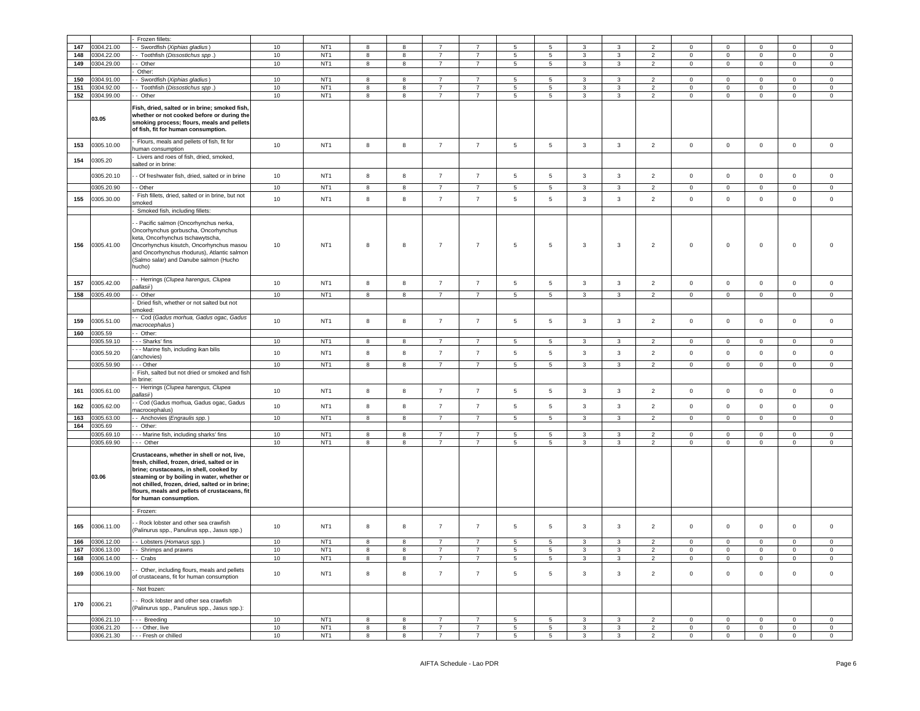| | | - Frozen fillets: | | | | | | | | | | | | | | | | |
|---|---|---|---|---|---|---|---|---|---|---|---|---|---|---|---|---|---|---|
| 147 | 0304.21.00 | - - Swordfish (*Xiphias gladius*) | 10 | NT1 | 8 | 8 | 7 | 7 | 5 | 5 | 3 | 3 | 2 | 0 | 0 | 0 | 0 | 0 |
| 148 | 0304.22.00 | - - Toothfish (*Dissostichus spp*.) | 10 | NT1 | 8 | 8 | 7 | 7 | 5 | 5 | 3 | 3 | 2 | 0 | 0 | 0 | 0 | 0 |
| 149 | 0304.29.00 | - - Other | 10 | NT1 | 8 | 8 | 7 | 7 | 5 | 5 | 3 | 3 | 2 | 0 | 0 | 0 | 0 | 0 |
| | | - Other: | | | | | | | | | | | | | | | | |
| 150 | 0304.91.00 | - - Swordfish (*Xiphias gladius*) | 10 | NT1 | 8 | 8 | 7 | 7 | 5 | 5 | 3 | 3 | 2 | 0 | 0 | 0 | 0 | 0 |
| 151 | 0304.92.00 | - - Toothfish (*Dissostichus spp*.) | 10 | NT1 | 8 | 8 | 7 | 7 | 5 | 5 | 3 | 3 | 2 | 0 | 0 | 0 | 0 | 0 |
| 152 | 0304.99.00 | - - Other | 10 | NT1 | 8 | 8 | 7 | 7 | 5 | 5 | 3 | 3 | 2 | 0 | 0 | 0 | 0 | 0 |
| | **03.05** | **Fish, dried, salted or in brine; smoked fish, whether or not cooked before or during the smoking process; flours, meals and pellets of fish, fit for human consumption.** | | | | | | | | | | | | | | | | |
| 153 | 0305.10.00 | - Flours, meals and pellets of fish, fit for human consumption | 10 | NT1 | 8 | 8 | 7 | 7 | 5 | 5 | 3 | 3 | 2 | 0 | 0 | 0 | 0 | 0 |
| 154 | 0305.20 | - Livers and roes of fish, dried, smoked, salted or in brine: | | | | | | | | | | | | | | | | |
| | 0305.20.10 | - - Of freshwater fish, dried, salted or in brine | 10 | NT1 | 8 | 8 | 7 | 7 | 5 | 5 | 3 | 3 | 2 | 0 | 0 | 0 | 0 | 0 |
| | 0305.20.90 | - - Other | 10 | NT1 | 8 | 8 | 7 | 7 | 5 | 5 | 3 | 3 | 2 | 0 | 0 | 0 | 0 | 0 |
| 155 | 0305.30.00 | - Fish fillets, dried, salted or in brine, but not smoked | 10 | NT1 | 8 | 8 | 7 | 7 | 5 | 5 | 3 | 3 | 2 | 0 | 0 | 0 | 0 | 0 |
| | | - Smoked fish, including fillets: | | | | | | | | | | | | | | | | |
| 156 | 0305.41.00 | - - Pacific salmon (Oncorhynchus nerka, Oncorhynchus gorbuscha, Oncorhynchus keta, Oncorhynchus tschawytscha, Oncorhynchus kisutch, Oncorhynchus masou and Oncorhynchus rhodurus), Atlantic salmon (Salmo salar) and Danube salmon (Hucho hucho) | 10 | NT1 | 8 | 8 | 7 | 7 | 5 | 5 | 3 | 3 | 2 | 0 | 0 | 0 | 0 | 0 |
| 157 | 0305.42.00 | - - Herrings (*Clupea harengus, Clupea pallasii*) | 10 | NT1 | 8 | 8 | 7 | 7 | 5 | 5 | 3 | 3 | 2 | 0 | 0 | 0 | 0 | 0 |
| 158 | 0305.49.00 | - - Other | 10 | NT1 | 8 | 8 | 7 | 7 | 5 | 5 | 3 | 3 | 2 | 0 | 0 | 0 | 0 | 0 |
| | | - Dried fish, whether or not salted but not smoked: | | | | | | | | | | | | | | | | |
| 159 | 0305.51.00 | - - Cod (*Gadus morhua, Gadus ogac, Gadus macrocephalus*) | 10 | NT1 | 8 | 8 | 7 | 7 | 5 | 5 | 3 | 3 | 2 | 0 | 0 | 0 | 0 | 0 |
| 160 | 0305.59 | - - Other: | | | | | | | | | | | | | | | | |
| | 0305.59.10 | - - - Sharks' fins | 10 | NT1 | 8 | 8 | 7 | 7 | 5 | 5 | 3 | 3 | 2 | 0 | 0 | 0 | 0 | 0 |
| | 0305.59.20 | - - - Marine fish, including ikan bilis (anchovies) | 10 | NT1 | 8 | 8 | 7 | 7 | 5 | 5 | 3 | 3 | 2 | 0 | 0 | 0 | 0 | 0 |
| | 0305.59.90 | - - - Other | 10 | NT1 | 8 | 8 | 7 | 7 | 5 | 5 | 3 | 3 | 2 | 0 | 0 | 0 | 0 | 0 |
| | | - Fish, salted but not dried or smoked and fish in brine: | | | | | | | | | | | | | | | | |
| 161 | 0305.61.00 | - - Herrings (*Clupea harengus, Clupea pallasii*) | 10 | NT1 | 8 | 8 | 7 | 7 | 5 | 5 | 3 | 3 | 2 | 0 | 0 | 0 | 0 | 0 |
| 162 | 0305.62.00 | - - Cod (Gadus morhua, Gadus ogac, Gadus macrocephalus) | 10 | NT1 | 8 | 8 | 7 | 7 | 5 | 5 | 3 | 3 | 2 | 0 | 0 | 0 | 0 | 0 |
| 163 | 0305.63.00 | - - Anchovies (*Engraulis spp.*) | 10 | NT1 | 8 | 8 | 7 | 7 | 5 | 5 | 3 | 3 | 2 | 0 | 0 | 0 | 0 | 0 |
| 164 | 0305.69 | - - Other: | | | | | | | | | | | | | | | | |
| | 0305.69.10 | - - - Marine fish, including sharks' fins | 10 | NT1 | 8 | 8 | 7 | 7 | 5 | 5 | 3 | 3 | 2 | 0 | 0 | 0 | 0 | 0 |
| | 0305.69.90 | - - - Other | 10 | NT1 | 8 | 8 | 7 | 7 | 5 | 5 | 3 | 3 | 2 | 0 | 0 | 0 | 0 | 0 |
| | **03.06** | **Crustaceans, whether in shell or not, live, fresh, chilled, frozen, dried, salted or in brine; crustaceans, in shell, cooked by steaming or by boiling in water, whether or not chilled, frozen, dried, salted or in brine; flours, meals and pellets of crustaceans, fit for human consumption.** | | | | | | | | | | | | | | | | |
| | | - Frozen: | | | | | | | | | | | | | | | | |
| 165 | 0306.11.00 | - - Rock lobster and other sea crawfish (Palinurus spp., Panulirus spp., Jasus spp.) | 10 | NT1 | 8 | 8 | 7 | 7 | 5 | 5 | 3 | 3 | 2 | 0 | 0 | 0 | 0 | 0 |
| 166 | 0306.12.00 | - - Lobsters (*Homarus spp.*) | 10 | NT1 | 8 | 8 | 7 | 7 | 5 | 5 | 3 | 3 | 2 | 0 | 0 | 0 | 0 | 0 |
| 167 | 0306.13.00 | - - Shrimps and prawns | 10 | NT1 | 8 | 8 | 7 | 7 | 5 | 5 | 3 | 3 | 2 | 0 | 0 | 0 | 0 | 0 |
| 168 | 0306.14.00 | - - Crabs | 10 | NT1 | 8 | 8 | 7 | 7 | 5 | 5 | 3 | 3 | 2 | 0 | 0 | 0 | 0 | 0 |
| 169 | 0306.19.00 | - - Other, including flours, meals and pellets of crustaceans, fit for human consumption | 10 | NT1 | 8 | 8 | 7 | 7 | 5 | 5 | 3 | 3 | 2 | 0 | 0 | 0 | 0 | 0 |
| | | - Not frozen: | | | | | | | | | | | | | | | | |
| 170 | 0306.21 | - - Rock lobster and other sea crawfish (Palinurus spp., Panulirus spp., Jasus spp.): | | | | | | | | | | | | | | | | |
| | 0306.21.10 | - - - Breeding | 10 | NT1 | 8 | 8 | 7 | 7 | 5 | 5 | 3 | 3 | 2 | 0 | 0 | 0 | 0 | 0 |
| | 0306.21.20 | - - - Other, live | 10 | NT1 | 8 | 8 | 7 | 7 | 5 | 5 | 3 | 3 | 2 | 0 | 0 | 0 | 0 | 0 |
| | 0306.21.30 | - - - Fresh or chilled | 10 | NT1 | 8 | 8 | 7 | 7 | 5 | 5 | 3 | 3 | 2 | 0 | 0 | 0 | 0 | 0 |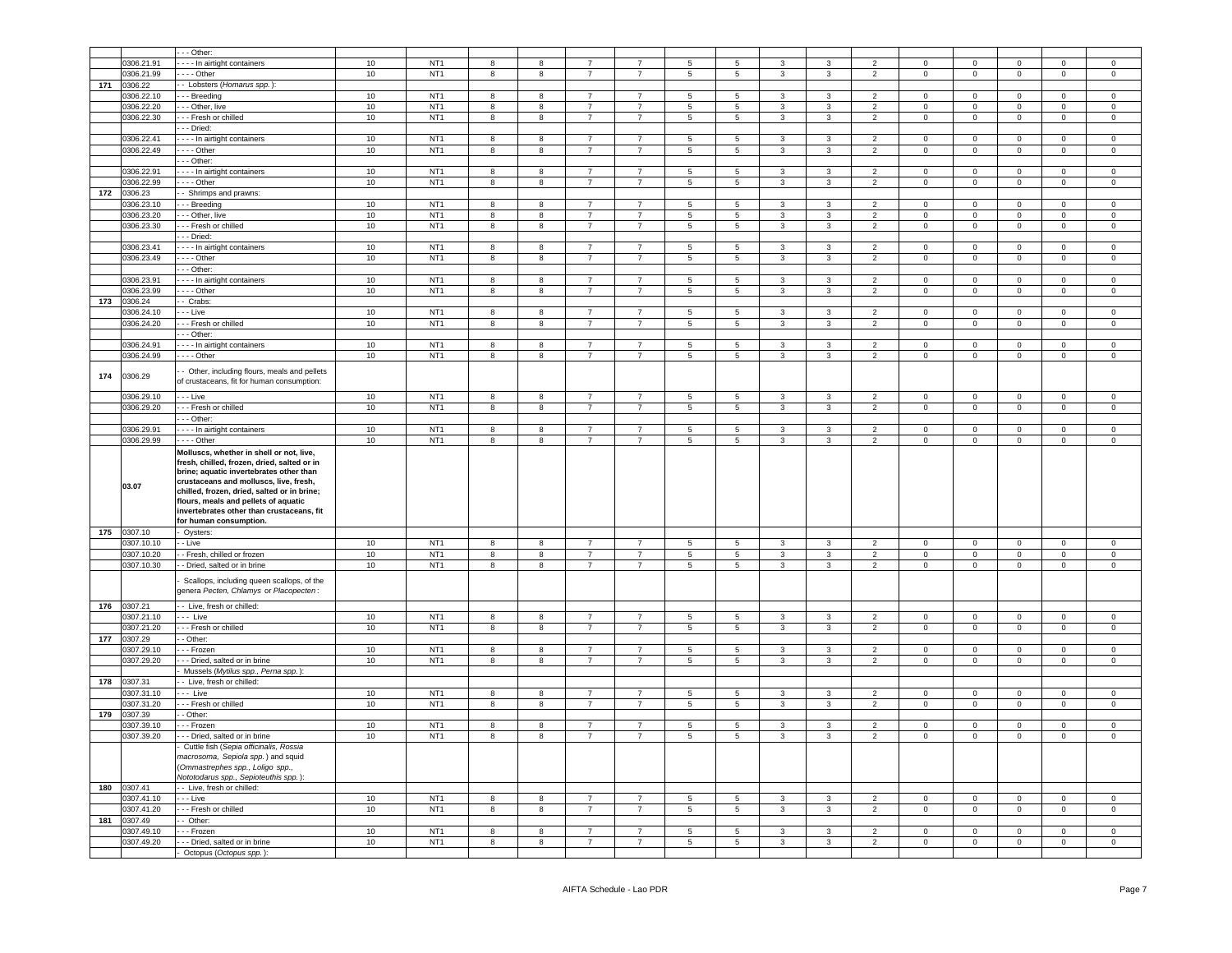| | | | | | | | | | | | | | | | | | | | | |
|---|---|---|---|---|---|---|---|---|---|---|---|---|---|---|---|---|---|---|---|---|
| | | - - - Other: | | | | | | | | | | | | | | | | | | |
| | 0306.21.91 | - - - - In airtight containers | 10 | NT1 | 8 | 8 | 7 | 7 | 5 | 5 | 3 | 3 | 2 | 0 | 0 | 0 | 0 | 0 |
| | 0306.21.99 | - - - - Other | 10 | NT1 | 8 | 8 | 7 | 7 | 5 | 5 | 3 | 3 | 2 | 0 | 0 | 0 | 0 | 0 |
| 171 | 0306.22 | - - Lobsters (*Homarus spp.*): | | | | | | | | | | | | | | | | |
| | 0306.22.10 | - - - Breeding | 10 | NT1 | 8 | 8 | 7 | 7 | 5 | 5 | 3 | 3 | 2 | 0 | 0 | 0 | 0 | 0 |
| | 0306.22.20 | - - - Other, live | 10 | NT1 | 8 | 8 | 7 | 7 | 5 | 5 | 3 | 3 | 2 | 0 | 0 | 0 | 0 | 0 |
| | 0306.22.30 | - - - Fresh or chilled | 10 | NT1 | 8 | 8 | 7 | 7 | 5 | 5 | 3 | 3 | 2 | 0 | 0 | 0 | 0 | 0 |
| | | - - - Dried: | | | | | | | | | | | | | | | | |
| | 0306.22.41 | - - - - In airtight containers | 10 | NT1 | 8 | 8 | 7 | 7 | 5 | 5 | 3 | 3 | 2 | 0 | 0 | 0 | 0 | 0 |
| | 0306.22.49 | - - - - Other | 10 | NT1 | 8 | 8 | 7 | 7 | 5 | 5 | 3 | 3 | 2 | 0 | 0 | 0 | 0 | 0 |
| | | - - - Other: | | | | | | | | | | | | | | | | |
| | 0306.22.91 | - - - - In airtight containers | 10 | NT1 | 8 | 8 | 7 | 7 | 5 | 5 | 3 | 3 | 2 | 0 | 0 | 0 | 0 | 0 |
| | 0306.22.99 | - - - - Other | 10 | NT1 | 8 | 8 | 7 | 7 | 5 | 5 | 3 | 3 | 2 | 0 | 0 | 0 | 0 | 0 |
| 172 | 0306.23 | - - Shrimps and prawns: | | | | | | | | | | | | | | | | |
| | 0306.23.10 | - - - Breeding | 10 | NT1 | 8 | 8 | 7 | 7 | 5 | 5 | 3 | 3 | 2 | 0 | 0 | 0 | 0 | 0 |
| | 0306.23.20 | - - - Other, live | 10 | NT1 | 8 | 8 | 7 | 7 | 5 | 5 | 3 | 3 | 2 | 0 | 0 | 0 | 0 | 0 |
| | 0306.23.30 | - - - Fresh or chilled | 10 | NT1 | 8 | 8 | 7 | 7 | 5 | 5 | 3 | 3 | 2 | 0 | 0 | 0 | 0 | 0 |
| | | - - - Dried: | | | | | | | | | | | | | | | | |
| | 0306.23.41 | - - - - In airtight containers | 10 | NT1 | 8 | 8 | 7 | 7 | 5 | 5 | 3 | 3 | 2 | 0 | 0 | 0 | 0 | 0 |
| | 0306.23.49 | - - - - Other | 10 | NT1 | 8 | 8 | 7 | 7 | 5 | 5 | 3 | 3 | 2 | 0 | 0 | 0 | 0 | 0 |
| | | - - - Other: | | | | | | | | | | | | | | | | |
| | 0306.23.91 | - - - - In airtight containers | 10 | NT1 | 8 | 8 | 7 | 7 | 5 | 5 | 3 | 3 | 2 | 0 | 0 | 0 | 0 | 0 |
| | 0306.23.99 | - - - - Other | 10 | NT1 | 8 | 8 | 7 | 7 | 5 | 5 | 3 | 3 | 2 | 0 | 0 | 0 | 0 | 0 |
| 173 | 0306.24 | - - Crabs: | | | | | | | | | | | | | | | | |
| | 0306.24.10 | - - - Live | 10 | NT1 | 8 | 8 | 7 | 7 | 5 | 5 | 3 | 3 | 2 | 0 | 0 | 0 | 0 | 0 |
| | 0306.24.20 | - - - Fresh or chilled | 10 | NT1 | 8 | 8 | 7 | 7 | 5 | 5 | 3 | 3 | 2 | 0 | 0 | 0 | 0 | 0 |
| | | - - - Other: | | | | | | | | | | | | | | | | |
| | 0306.24.91 | - - - - In airtight containers | 10 | NT1 | 8 | 8 | 7 | 7 | 5 | 5 | 3 | 3 | 2 | 0 | 0 | 0 | 0 | 0 |
| | 0306.24.99 | - - - - Other | 10 | NT1 | 8 | 8 | 7 | 7 | 5 | 5 | 3 | 3 | 2 | 0 | 0 | 0 | 0 | 0 |
| 174 | 0306.29 | - - Other, including flours, meals and pellets of crustaceans, fit for human consumption: | | | | | | | | | | | | | | | | |
| | 0306.29.10 | - - - Live | 10 | NT1 | 8 | 8 | 7 | 7 | 5 | 5 | 3 | 3 | 2 | 0 | 0 | 0 | 0 | 0 |
| | 0306.29.20 | - - - Fresh or chilled | 10 | NT1 | 8 | 8 | 7 | 7 | 5 | 5 | 3 | 3 | 2 | 0 | 0 | 0 | 0 | 0 |
| | | - - - Other: | | | | | | | | | | | | | | | | |
| | 0306.29.91 | - - - - In airtight containers | 10 | NT1 | 8 | 8 | 7 | 7 | 5 | 5 | 3 | 3 | 2 | 0 | 0 | 0 | 0 | 0 |
| | 0306.29.99 | - - - - Other | 10 | NT1 | 8 | 8 | 7 | 7 | 5 | 5 | 3 | 3 | 2 | 0 | 0 | 0 | 0 | 0 |
| | **03.07** | **Molluscs, whether in shell or not, live, fresh, chilled, frozen, dried, salted or in brine; aquatic invertebrates other than crustaceans and molluscs, live, fresh, chilled, frozen, dried, salted or in brine; flours, meals and pellets of aquatic invertebrates other than crustaceans, fit for human consumption.** | | | | | | | | | | | | | | | | |
| 175 | 0307.10 | - Oysters: | | | | | | | | | | | | | | | | |
| | 0307.10.10 | - - Live | 10 | NT1 | 8 | 8 | 7 | 7 | 5 | 5 | 3 | 3 | 2 | 0 | 0 | 0 | 0 | 0 |
| | 0307.10.20 | - - Fresh, chilled or frozen | 10 | NT1 | 8 | 8 | 7 | 7 | 5 | 5 | 3 | 3 | 2 | 0 | 0 | 0 | 0 | 0 |
| | 0307.10.30 | - - Dried, salted or in brine | 10 | NT1 | 8 | 8 | 7 | 7 | 5 | 5 | 3 | 3 | 2 | 0 | 0 | 0 | 0 | 0 |
| | | - Scallops, including queen scallops, of the genera *Pecten, Chlamys* or *Placopecten*: | | | | | | | | | | | | | | | | |
| 176 | 0307.21 | - - Live, fresh or chilled: | | | | | | | | | | | | | | | | |
| | 0307.21.10 | - - - Live | 10 | NT1 | 8 | 8 | 7 | 7 | 5 | 5 | 3 | 3 | 2 | 0 | 0 | 0 | 0 | 0 |
| | 0307.21.20 | - - - Fresh or chilled | 10 | NT1 | 8 | 8 | 7 | 7 | 5 | 5 | 3 | 3 | 2 | 0 | 0 | 0 | 0 | 0 |
| 177 | 0307.29 | - - Other: | | | | | | | | | | | | | | | | |
| | 0307.29.10 | - - - Frozen | 10 | NT1 | 8 | 8 | 7 | 7 | 5 | 5 | 3 | 3 | 2 | 0 | 0 | 0 | 0 | 0 |
| | 0307.29.20 | - - - Dried, salted or in brine | 10 | NT1 | 8 | 8 | 7 | 7 | 5 | 5 | 3 | 3 | 2 | 0 | 0 | 0 | 0 | 0 |
| | | - Mussels (*Mytilus spp., Perna spp.*): | | | | | | | | | | | | | | | | |
| 178 | 0307.31 | - - Live, fresh or chilled: | | | | | | | | | | | | | | | | |
| | 0307.31.10 | - - - Live | 10 | NT1 | 8 | 8 | 7 | 7 | 5 | 5 | 3 | 3 | 2 | 0 | 0 | 0 | 0 | 0 |
| | 0307.31.20 | - - - Fresh or chilled | 10 | NT1 | 8 | 8 | 7 | 7 | 5 | 5 | 3 | 3 | 2 | 0 | 0 | 0 | 0 | 0 |
| 179 | 0307.39 | - - Other: | | | | | | | | | | | | | | | | |
| | 0307.39.10 | - - - Frozen | 10 | NT1 | 8 | 8 | 7 | 7 | 5 | 5 | 3 | 3 | 2 | 0 | 0 | 0 | 0 | 0 |
| | 0307.39.20 | - - - Dried, salted or in brine | 10 | NT1 | 8 | 8 | 7 | 7 | 5 | 5 | 3 | 3 | 2 | 0 | 0 | 0 | 0 | 0 |
| | | - Cuttle fish (*Sepia officinalis, Rossia macrosoma, Sepiola spp.*) and squid (*Ommastrephes spp., Loligo spp., Nototodarus spp., Sepioteuthis spp.*): | | | | | | | | | | | | | | | | |
| 180 | 0307.41 | - - Live, fresh or chilled: | | | | | | | | | | | | | | | | |
| | 0307.41.10 | - - - Live | 10 | NT1 | 8 | 8 | 7 | 7 | 5 | 5 | 3 | 3 | 2 | 0 | 0 | 0 | 0 | 0 |
| | 0307.41.20 | - - - Fresh or chilled | 10 | NT1 | 8 | 8 | 7 | 7 | 5 | 5 | 3 | 3 | 2 | 0 | 0 | 0 | 0 | 0 |
| 181 | 0307.49 | - - Other: | | | | | | | | | | | | | | | | |
| | 0307.49.10 | - - - Frozen | 10 | NT1 | 8 | 8 | 7 | 7 | 5 | 5 | 3 | 3 | 2 | 0 | 0 | 0 | 0 | 0 |
| | 0307.49.20 | - - - Dried, salted or in brine | 10 | NT1 | 8 | 8 | 7 | 7 | 5 | 5 | 3 | 3 | 2 | 0 | 0 | 0 | 0 | 0 |
| | | - Octopus (*Octopus spp.*): | | | | | | | | | | | | | | | | |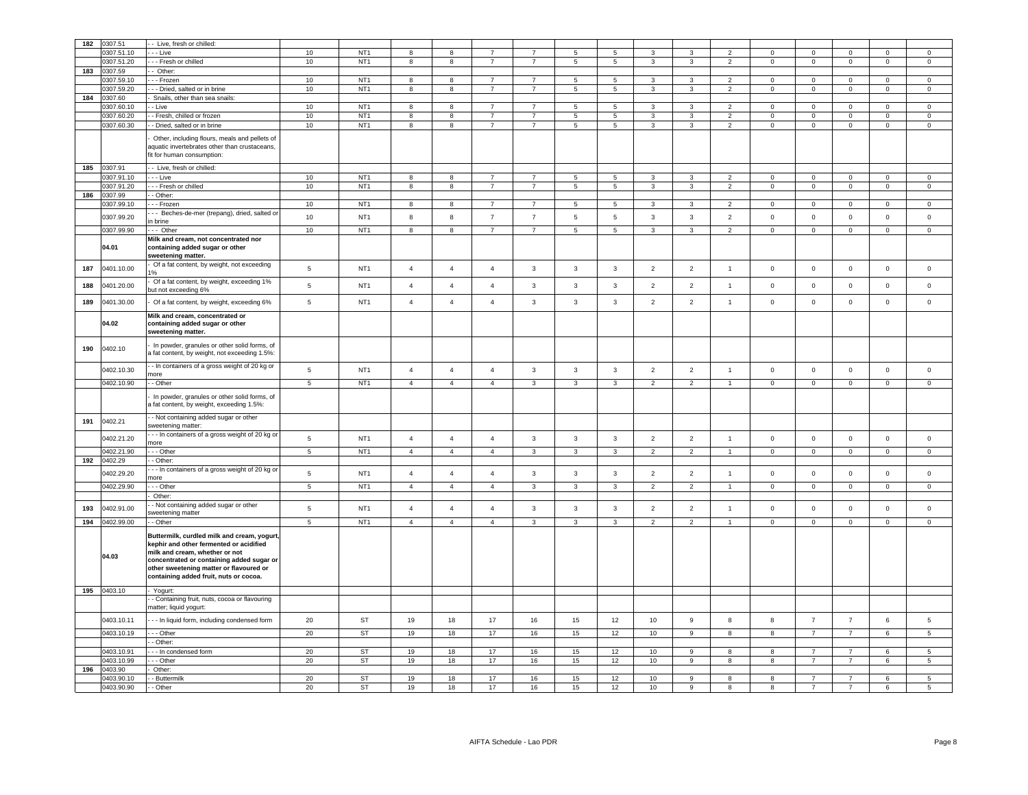| 182 | 0307.51 | - - Live, fresh or chilled: | | | | | | | | | | | | | | | | | |
|---|---|---|---|---|---|---|---|---|---|---|---|---|---|---|---|---|---|---|---|
| | 0307.51.10 | - - - Live | 10 | NT1 | 8 | 8 | 7 | 7 | 5 | 5 | 3 | 3 | 2 | 0 | 0 | 0 | 0 | 0 |
| | 0307.51.20 | - - - Fresh or chilled | 10 | NT1 | 8 | 8 | 7 | 7 | 5 | 5 | 3 | 3 | 2 | 0 | 0 | 0 | 0 | 0 |
| 183 | 0307.59 | - - Other: | | | | | | | | | | | | | | | | |
| | 0307.59.10 | - - - Frozen | 10 | NT1 | 8 | 8 | 7 | 7 | 5 | 5 | 3 | 3 | 2 | 0 | 0 | 0 | 0 | 0 |
| | 0307.59.20 | - - - Dried, salted or in brine | 10 | NT1 | 8 | 8 | 7 | 7 | 5 | 5 | 3 | 3 | 2 | 0 | 0 | 0 | 0 | 0 |
| 184 | 0307.60 | - Snails, other than sea snails: | | | | | | | | | | | | | | | | |
| | 0307.60.10 | - - Live | 10 | NT1 | 8 | 8 | 7 | 7 | 5 | 5 | 3 | 3 | 2 | 0 | 0 | 0 | 0 | 0 |
| | 0307.60.20 | - - Fresh, chilled or frozen | 10 | NT1 | 8 | 8 | 7 | 7 | 5 | 5 | 3 | 3 | 2 | 0 | 0 | 0 | 0 | 0 |
| | 0307.60.30 | - - Dried, salted or in brine | 10 | NT1 | 8 | 8 | 7 | 7 | 5 | 5 | 3 | 3 | 2 | 0 | 0 | 0 | 0 | 0 |
| | | - Other, including flours, meals and pellets of aquatic invertebrates other than crustaceans, fit for human consumption: | | | | | | | | | | | | | | | | |
| 185 | 0307.91 | - - Live, fresh or chilled: | | | | | | | | | | | | | | | | |
| | 0307.91.10 | - - - Live | 10 | NT1 | 8 | 8 | 7 | 7 | 5 | 5 | 3 | 3 | 2 | 0 | 0 | 0 | 0 | 0 |
| | 0307.91.20 | - - - Fresh or chilled | 10 | NT1 | 8 | 8 | 7 | 7 | 5 | 5 | 3 | 3 | 2 | 0 | 0 | 0 | 0 | 0 |
| 186 | 0307.99 | - - Other: | | | | | | | | | | | | | | | | |
| | 0307.99.10 | - - - Frozen | 10 | NT1 | 8 | 8 | 7 | 7 | 5 | 5 | 3 | 3 | 2 | 0 | 0 | 0 | 0 | 0 |
| | 0307.99.20 | - - - Beches-de-mer (trepang), dried, salted or in brine | 10 | NT1 | 8 | 8 | 7 | 7 | 5 | 5 | 3 | 3 | 2 | 0 | 0 | 0 | 0 | 0 |
| | 0307.99.90 | - - - Other | 10 | NT1 | 8 | 8 | 7 | 7 | 5 | 5 | 3 | 3 | 2 | 0 | 0 | 0 | 0 | 0 |
| | **04.01** | **Milk and cream, not concentrated nor containing added sugar or other sweetening matter.** | | | | | | | | | | | | | | | | |
| 187 | 0401.10.00 | - Of a fat content, by weight, not exceeding 1% | 5 | NT1 | 4 | 4 | 4 | 3 | 3 | 3 | 2 | 2 | 1 | 0 | 0 | 0 | 0 | 0 |
| 188 | 0401.20.00 | - Of a fat content, by weight, exceeding 1% but not exceeding 6% | 5 | NT1 | 4 | 4 | 4 | 3 | 3 | 3 | 2 | 2 | 1 | 0 | 0 | 0 | 0 | 0 |
| 189 | 0401.30.00 | - Of a fat content, by weight, exceeding 6% | 5 | NT1 | 4 | 4 | 4 | 3 | 3 | 3 | 2 | 2 | 1 | 0 | 0 | 0 | 0 | 0 |
| | **04.02** | **Milk and cream, concentrated or containing added sugar or other sweetening matter.** | | | | | | | | | | | | | | | | |
| 190 | 0402.10 | - In powder, granules or other solid forms, of a fat content, by weight, not exceeding 1.5%: | | | | | | | | | | | | | | | | |
| | 0402.10.30 | - - In containers of a gross weight of 20 kg or more | 5 | NT1 | 4 | 4 | 4 | 3 | 3 | 3 | 2 | 2 | 1 | 0 | 0 | 0 | 0 | 0 |
| | 0402.10.90 | - - Other | 5 | NT1 | 4 | 4 | 4 | 3 | 3 | 3 | 2 | 2 | 1 | 0 | 0 | 0 | 0 | 0 |
| | | - In powder, granules or other solid forms, of a fat content, by weight, exceeding 1.5%: | | | | | | | | | | | | | | | | |
| 191 | 0402.21 | - - Not containing added sugar or other sweetening matter: | | | | | | | | | | | | | | | | |
| | 0402.21.20 | - - - In containers of a gross weight of 20 kg or more | 5 | NT1 | 4 | 4 | 4 | 3 | 3 | 3 | 2 | 2 | 1 | 0 | 0 | 0 | 0 | 0 |
| | 0402.21.90 | - - - Other | 5 | NT1 | 4 | 4 | 4 | 3 | 3 | 3 | 2 | 2 | 1 | 0 | 0 | 0 | 0 | 0 |
| 192 | 0402.29 | - - Other: | | | | | | | | | | | | | | | | |
| | 0402.29.20 | - - - In containers of a gross weight of 20 kg or more | 5 | NT1 | 4 | 4 | 4 | 3 | 3 | 3 | 2 | 2 | 1 | 0 | 0 | 0 | 0 | 0 |
| | 0402.29.90 | - - - Other | 5 | NT1 | 4 | 4 | 4 | 3 | 3 | 3 | 2 | 2 | 1 | 0 | 0 | 0 | 0 | 0 |
| | | - Other: | | | | | | | | | | | | | | | | |
| 193 | 0402.91.00 | - - Not containing added sugar or other sweetening matter | 5 | NT1 | 4 | 4 | 4 | 3 | 3 | 3 | 2 | 2 | 1 | 0 | 0 | 0 | 0 | 0 |
| 194 | 0402.99.00 | - - Other | 5 | NT1 | 4 | 4 | 4 | 3 | 3 | 3 | 2 | 2 | 1 | 0 | 0 | 0 | 0 | 0 |
| | **04.03** | **Buttermilk, curdled milk and cream, yogurt, kephir and other fermented or acidified milk and cream, whether or not concentrated or containing added sugar or other sweetening matter or flavoured or containing added fruit, nuts or cocoa.** | | | | | | | | | | | | | | | | |
| 195 | 0403.10 | - Yogurt: | | | | | | | | | | | | | | | | |
| | | - - Containing fruit, nuts, cocoa or flavouring matter; liquid yogurt: | | | | | | | | | | | | | | | | |
| | 0403.10.11 | - - - In liquid form, including condensed form | 20 | ST | 19 | 18 | 17 | 16 | 15 | 12 | 10 | 9 | 8 | 8 | 7 | 7 | 6 | 5 |
| | 0403.10.19 | - - - Other | 20 | ST | 19 | 18 | 17 | 16 | 15 | 12 | 10 | 9 | 8 | 8 | 7 | 7 | 6 | 5 |
| | | - - Other: | | | | | | | | | | | | | | | | |
| | 0403.10.91 | - - - In condensed form | 20 | ST | 19 | 18 | 17 | 16 | 15 | 12 | 10 | 9 | 8 | 8 | 7 | 7 | 6 | 5 |
| | 0403.10.99 | - - - Other | 20 | ST | 19 | 18 | 17 | 16 | 15 | 12 | 10 | 9 | 8 | 8 | 7 | 7 | 6 | 5 |
| 196 | 0403.90 | - Other: | | | | | | | | | | | | | | | | |
| | 0403.90.10 | - - Buttermilk | 20 | ST | 19 | 18 | 17 | 16 | 15 | 12 | 10 | 9 | 8 | 8 | 7 | 7 | 6 | 5 |
| | 0403.90.90 | - - Other | 20 | ST | 19 | 18 | 17 | 16 | 15 | 12 | 10 | 9 | 8 | 8 | 7 | 7 | 6 | 5 |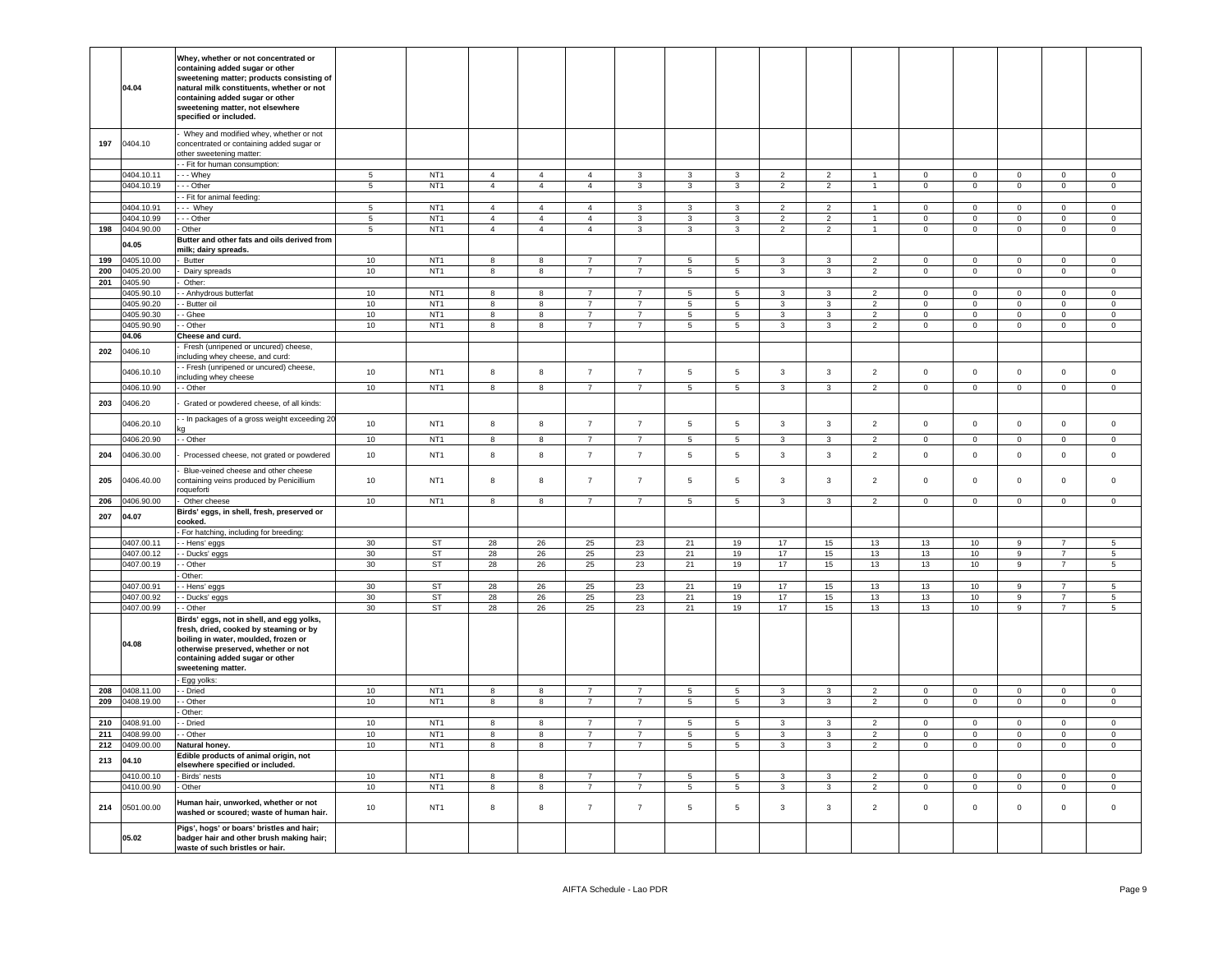| | 04.04 | Whey, whether or not concentrated or containing added sugar or other sweetening matter; products consisting of natural milk constituents, whether or not containing added sugar or other sweetening matter, not elsewhere specified or included. | | | | | | | | | | | | | | | | |
|---|---|---|---|---|---|---|---|---|---|---|---|---|---|---|---|---|---|---|
| 197 | 0404.10 | - Whey and modified whey, whether or not concentrated or containing added sugar or other sweetening matter: | | | | | | | | | | | | | | | | |
| | | - - Fit for human consumption: | | | | | | | | | | | | | | | | |
| | 0404.10.11 | - - - Whey | 5 | NT1 | 4 | 4 | 4 | 3 | 3 | 3 | 2 | 2 | 1 | 0 | 0 | 0 | 0 | 0 |
| | 0404.10.19 | - - - Other | 5 | NT1 | 4 | 4 | 4 | 3 | 3 | 3 | 2 | 2 | 1 | 0 | 0 | 0 | 0 | 0 |
| | | - - Fit for animal feeding: | | | | | | | | | | | | | | | | |
| | 0404.10.91 | - - - Whey | 5 | NT1 | 4 | 4 | 4 | 3 | 3 | 3 | 2 | 2 | 1 | 0 | 0 | 0 | 0 | 0 |
| | 0404.10.99 | - - - Other | 5 | NT1 | 4 | 4 | 4 | 3 | 3 | 3 | 2 | 2 | 1 | 0 | 0 | 0 | 0 | 0 |
| 198 | 0404.90.00 | - Other | 5 | NT1 | 4 | 4 | 4 | 3 | 3 | 3 | 2 | 2 | 1 | 0 | 0 | 0 | 0 | 0 |
| | 04.05 | Butter and other fats and oils derived from milk; dairy spreads. | | | | | | | | | | | | | | | | |
| 199 | 0405.10.00 | - Butter | 10 | NT1 | 8 | 8 | 7 | 7 | 5 | 5 | 3 | 3 | 2 | 0 | 0 | 0 | 0 | 0 |
| 200 | 0405.20.00 | - Dairy spreads | 10 | NT1 | 8 | 8 | 7 | 7 | 5 | 5 | 3 | 3 | 2 | 0 | 0 | 0 | 0 | 0 |
| 201 | 0405.90 | - Other: | | | | | | | | | | | | | | | | |
| | 0405.90.10 | - - Anhydrous butterfat | 10 | NT1 | 8 | 8 | 7 | 7 | 5 | 5 | 3 | 3 | 2 | 0 | 0 | 0 | 0 | 0 |
| | 0405.90.20 | - - Butter oil | 10 | NT1 | 8 | 8 | 7 | 7 | 5 | 5 | 3 | 3 | 2 | 0 | 0 | 0 | 0 | 0 |
| | 0405.90.30 | - - Ghee | 10 | NT1 | 8 | 8 | 7 | 7 | 5 | 5 | 3 | 3 | 2 | 0 | 0 | 0 | 0 | 0 |
| | 0405.90.90 | - - Other | 10 | NT1 | 8 | 8 | 7 | 7 | 5 | 5 | 3 | 3 | 2 | 0 | 0 | 0 | 0 | 0 |
| | 04.06 | Cheese and curd. | | | | | | | | | | | | | | | | |
| 202 | 0406.10 | - Fresh (unripened or uncured) cheese, including whey cheese, and curd: | | | | | | | | | | | | | | | | |
| | 0406.10.10 | - - Fresh (unripened or uncured) cheese, including whey cheese | 10 | NT1 | 8 | 8 | 7 | 7 | 5 | 5 | 3 | 3 | 2 | 0 | 0 | 0 | 0 | 0 |
| | 0406.10.90 | - - Other | 10 | NT1 | 8 | 8 | 7 | 7 | 5 | 5 | 3 | 3 | 2 | 0 | 0 | 0 | 0 | 0 |
| 203 | 0406.20 | - Grated or powdered cheese, of all kinds: | | | | | | | | | | | | | | | | |
| | 0406.20.10 | - - In packages of a gross weight exceeding 20 kg | 10 | NT1 | 8 | 8 | 7 | 7 | 5 | 5 | 3 | 3 | 2 | 0 | 0 | 0 | 0 | 0 |
| | 0406.20.90 | - - Other | 10 | NT1 | 8 | 8 | 7 | 7 | 5 | 5 | 3 | 3 | 2 | 0 | 0 | 0 | 0 | 0 |
| 204 | 0406.30.00 | - Processed cheese, not grated or powdered | 10 | NT1 | 8 | 8 | 7 | 7 | 5 | 5 | 3 | 3 | 2 | 0 | 0 | 0 | 0 | 0 |
| 205 | 0406.40.00 | - Blue-veined cheese and other cheese containing veins produced by Penicillium roqueforti | 10 | NT1 | 8 | 8 | 7 | 7 | 5 | 5 | 3 | 3 | 2 | 0 | 0 | 0 | 0 | 0 |
| 206 | 0406.90.00 | - Other cheese | 10 | NT1 | 8 | 8 | 7 | 7 | 5 | 5 | 3 | 3 | 2 | 0 | 0 | 0 | 0 | 0 |
| 207 | 04.07 | Birds' eggs, in shell, fresh, preserved or cooked. | | | | | | | | | | | | | | | | |
| | | - For hatching, including for breeding: | | | | | | | | | | | | | | | | |
| | 0407.00.11 | - - Hens' eggs | 30 | ST | 28 | 26 | 25 | 23 | 21 | 19 | 17 | 15 | 13 | 13 | 10 | 9 | 7 | 5 |
| | 0407.00.12 | - - Ducks' eggs | 30 | ST | 28 | 26 | 25 | 23 | 21 | 19 | 17 | 15 | 13 | 13 | 10 | 9 | 7 | 5 |
| | 0407.00.19 | - - Other | 30 | ST | 28 | 26 | 25 | 23 | 21 | 19 | 17 | 15 | 13 | 13 | 10 | 9 | 7 | 5 |
| | | - Other: | | | | | | | | | | | | | | | | |
| | 0407.00.91 | - - Hens' eggs | 30 | ST | 28 | 26 | 25 | 23 | 21 | 19 | 17 | 15 | 13 | 13 | 10 | 9 | 7 | 5 |
| | 0407.00.92 | - - Ducks' eggs | 30 | ST | 28 | 26 | 25 | 23 | 21 | 19 | 17 | 15 | 13 | 13 | 10 | 9 | 7 | 5 |
| | 0407.00.99 | - - Other | 30 | ST | 28 | 26 | 25 | 23 | 21 | 19 | 17 | 15 | 13 | 13 | 10 | 9 | 7 | 5 |
| | 04.08 | Birds' eggs, not in shell, and egg yolks, fresh, dried, cooked by steaming or by boiling in water, moulded, frozen or otherwise preserved, whether or not containing added sugar or other sweetening matter. | | | | | | | | | | | | | | | | |
| | | - Egg yolks: | | | | | | | | | | | | | | | | |
| 208 | 0408.11.00 | - - Dried | 10 | NT1 | 8 | 8 | 7 | 7 | 5 | 5 | 3 | 3 | 2 | 0 | 0 | 0 | 0 | 0 |
| 209 | 0408.19.00 | - - Other | 10 | NT1 | 8 | 8 | 7 | 7 | 5 | 5 | 3 | 3 | 2 | 0 | 0 | 0 | 0 | 0 |
| | | - Other: | | | | | | | | | | | | | | | | |
| 210 | 0408.91.00 | - - Dried | 10 | NT1 | 8 | 8 | 7 | 7 | 5 | 5 | 3 | 3 | 2 | 0 | 0 | 0 | 0 | 0 |
| 211 | 0408.99.00 | - - Other | 10 | NT1 | 8 | 8 | 7 | 7 | 5 | 5 | 3 | 3 | 2 | 0 | 0 | 0 | 0 | 0 |
| 212 | 0409.00.00 | Natural honey. | 10 | NT1 | 8 | 8 | 7 | 7 | 5 | 5 | 3 | 3 | 2 | 0 | 0 | 0 | 0 | 0 |
| 213 | 04.10 | Edible products of animal origin, not elsewhere specified or included. | | | | | | | | | | | | | | | | |
| | 0410.00.10 | - Birds' nests | 10 | NT1 | 8 | 8 | 7 | 7 | 5 | 5 | 3 | 3 | 2 | 0 | 0 | 0 | 0 | 0 |
| | 0410.00.90 | - Other | 10 | NT1 | 8 | 8 | 7 | 7 | 5 | 5 | 3 | 3 | 2 | 0 | 0 | 0 | 0 | 0 |
| 214 | 0501.00.00 | Human hair, unworked, whether or not washed or scoured; waste of human hair. | 10 | NT1 | 8 | 8 | 7 | 7 | 5 | 5 | 3 | 3 | 2 | 0 | 0 | 0 | 0 | 0 |
| | 05.02 | Pigs', hogs' or boars' bristles and hair; badger hair and other brush making hair; waste of such bristles or hair. | | | | | | | | | | | | | | | | |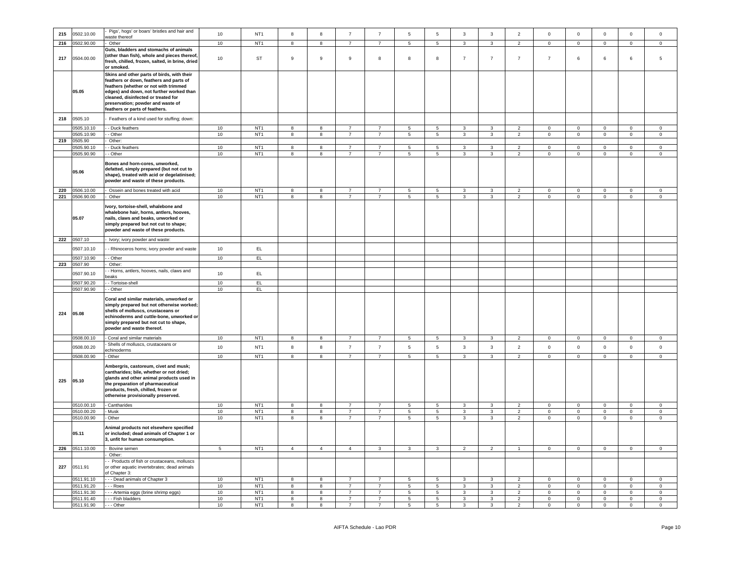| 215 | 0502.10.00 | - Pigs', hogs' or boars' bristles and hair and waste thereof | 10 | NT1 | 8 | 8 | 7 | 7 | 5 | 5 | 3 | 3 | 2 | 0 | 0 | 0 | 0 | 0 |
|---|---|---|---|---|---|---|---|---|---|---|---|---|---|---|---|---|---|---|
| 216 | 0502.90.00 | - Other | 10 | NT1 | 8 | 8 | 7 | 7 | 5 | 5 | 3 | 3 | 2 | 0 | 0 | 0 | 0 | 0 |
| 217 | 0504.00.00 | **Guts, bladders and stomachs of animals (other than fish), whole and pieces thereof, fresh, chilled, frozen, salted, in brine, dried or smoked.** | 10 | ST | 9 | 9 | 9 | 8 | 8 | 8 | 7 | 7 | 7 | 7 | 6 | 6 | 6 | 5 |
| | 05.05 | **Skins and other parts of birds, with their feathers or down, feathers and parts of feathers (whether or not with trimmed edges) and down, not further worked than cleaned, disinfected or treated for preservation; powder and waste of feathers or parts of feathers.** | | | | | | | | | | | | | | | | |
| 218 | 0505.10 | - Feathers of a kind used for stuffing; down: | | | | | | | | | | | | | | | | |
| | 0505.10.10 | - - Duck feathers | 10 | NT1 | 8 | 8 | 7 | 7 | 5 | 5 | 3 | 3 | 2 | 0 | 0 | 0 | 0 | 0 |
| | 0505.10.90 | - - Other | 10 | NT1 | 8 | 8 | 7 | 7 | 5 | 5 | 3 | 3 | 2 | 0 | 0 | 0 | 0 | 0 |
| 219 | 0505.90 | - Other: | | | | | | | | | | | | | | | | |
| | 0505.90.10 | - - Duck feathers | 10 | NT1 | 8 | 8 | 7 | 7 | 5 | 5 | 3 | 3 | 2 | 0 | 0 | 0 | 0 | 0 |
| | 0505.90.90 | - - Other | 10 | NT1 | 8 | 8 | 7 | 7 | 5 | 5 | 3 | 3 | 2 | 0 | 0 | 0 | 0 | 0 |
| | 05.06 | **Bones and horn-cores, unworked, defatted, simply prepared (but not cut to shape), treated with acid or degelatinised; powder and waste of these products.** | | | | | | | | | | | | | | | | |
| 220 | 0506.10.00 | - Ossein and bones treated with acid | 10 | NT1 | 8 | 8 | 7 | 7 | 5 | 5 | 3 | 3 | 2 | 0 | 0 | 0 | 0 | 0 |
| 221 | 0506.90.00 | - Other | 10 | NT1 | 8 | 8 | 7 | 7 | 5 | 5 | 3 | 3 | 2 | 0 | 0 | 0 | 0 | 0 |
| | 05.07 | **Ivory, tortoise-shell, whalebone and whalebone hair, horns, antlers, hooves, nails, claws and beaks, unworked or simply prepared but not cut to shape; powder and waste of these products.** | | | | | | | | | | | | | | | | |
| 222 | 0507.10 | - Ivory; ivory powder and waste: | | | | | | | | | | | | | | | | |
| | 0507.10.10 | - - Rhinoceros horns; ivory powder and waste | 10 | EL | | | | | | | | | | | | | | |
| | 0507.10.90 | - - Other | 10 | EL | | | | | | | | | | | | | | |
| 223 | 0507.90 | - Other: | | | | | | | | | | | | | | | | |
| | 0507.90.10 | - - Horns, antlers, hooves, nails, claws and beaks | 10 | EL | | | | | | | | | | | | | | |
| | 0507.90.20 | - - Tortoise-shell | 10 | EL | | | | | | | | | | | | | | |
| | 0507.90.90 | - - Other | 10 | EL | | | | | | | | | | | | | | |
| 224 | 05.08 | **Coral and similar materials, unworked or simply prepared but not otherwise worked; shells of molluscs, crustaceans or echinoderms and cuttle-bone, unworked or simply prepared but not cut to shape, powder and waste thereof.** | | | | | | | | | | | | | | | | |
| | 0508.00.10 | - Coral and similar materials | 10 | NT1 | 8 | 8 | 7 | 7 | 5 | 5 | 3 | 3 | 2 | 0 | 0 | 0 | 0 | 0 |
| | 0508.00.20 | - Shells of molluscs, crustaceans or echinoderms | 10 | NT1 | 8 | 8 | 7 | 7 | 5 | 5 | 3 | 3 | 2 | 0 | 0 | 0 | 0 | 0 |
| | 0508.00.90 | - Other | 10 | NT1 | 8 | 8 | 7 | 7 | 5 | 5 | 3 | 3 | 2 | 0 | 0 | 0 | 0 | 0 |
| 225 | 05.10 | **Ambergris, castoreum, civet and musk; cantharides; bile, whether or not dried; glands and other animal products used in the preparation of pharmaceutical products, fresh, chilled, frozen or otherwise provisionally preserved.** | | | | | | | | | | | | | | | | |
| | 0510.00.10 | - Cantharides | 10 | NT1 | 8 | 8 | 7 | 7 | 5 | 5 | 3 | 3 | 2 | 0 | 0 | 0 | 0 | 0 |
| | 0510.00.20 | - Musk | 10 | NT1 | 8 | 8 | 7 | 7 | 5 | 5 | 3 | 3 | 2 | 0 | 0 | 0 | 0 | 0 |
| | 0510.00.90 | - Other | 10 | NT1 | 8 | 8 | 7 | 7 | 5 | 5 | 3 | 3 | 2 | 0 | 0 | 0 | 0 | 0 |
| | 05.11 | **Animal products not elsewhere specified or included; dead animals of Chapter 1 or 3, unfit for human consumption.** | | | | | | | | | | | | | | | | |
| 226 | 0511.10.00 | - Bovine semen | 5 | NT1 | 4 | 4 | 4 | 3 | 3 | 3 | 2 | 2 | 1 | 0 | 0 | 0 | 0 | 0 |
| | | - Other: | | | | | | | | | | | | | | | | |
| 227 | 0511.91 | - - Products of fish or crustaceans, molluscs or other aquatic invertebrates; dead animals of Chapter 3: | | | | | | | | | | | | | | | | |
| | 0511.91.10 | - - - Dead animals of Chapter 3 | 10 | NT1 | 8 | 8 | 7 | 7 | 5 | 5 | 3 | 3 | 2 | 0 | 0 | 0 | 0 | 0 |
| | 0511.91.20 | - - - Roes | 10 | NT1 | 8 | 8 | 7 | 7 | 5 | 5 | 3 | 3 | 2 | 0 | 0 | 0 | 0 | 0 |
| | 0511.91.30 | - - - Artemia eggs (brine shrimp eggs) | 10 | NT1 | 8 | 8 | 7 | 7 | 5 | 5 | 3 | 3 | 2 | 0 | 0 | 0 | 0 | 0 |
| | 0511.91.40 | - - - Fish bladders | 10 | NT1 | 8 | 8 | 7 | 7 | 5 | 5 | 3 | 3 | 2 | 0 | 0 | 0 | 0 | 0 |
| | 0511.91.90 | - - - Other | 10 | NT1 | 8 | 8 | 7 | 7 | 5 | 5 | 3 | 3 | 2 | 0 | 0 | 0 | 0 | 0 |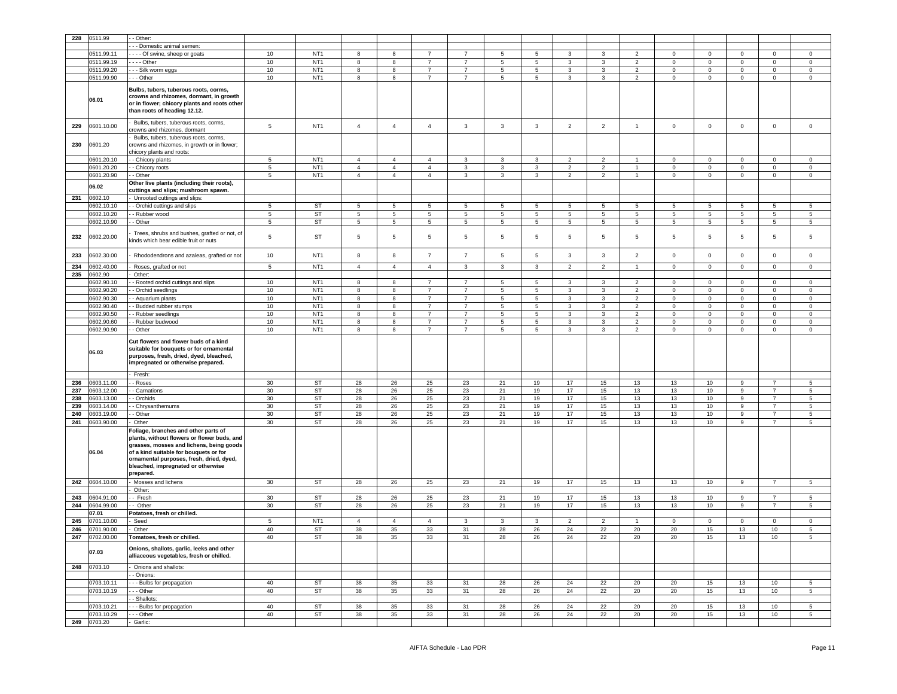| 228 | 0511.99 | - - Other: | | | | | | | | | | | | | | | | |
|---|---|---|---|---|---|---|---|---|---|---|---|---|---|---|---|---|---|---|
| | | - - - Domestic animal semen: | | | | | | | | | | | | | | | | |
| | 0511.99.11 | - - - - Of swine, sheep or goats | 10 | NT1 | 8 | 8 | 7 | 7 | 5 | 5 | 3 | 3 | 2 | 0 | 0 | 0 | 0 | 0 |
| | 0511.99.19 | - - - - Other | 10 | NT1 | 8 | 8 | 7 | 7 | 5 | 5 | 3 | 3 | 2 | 0 | 0 | 0 | 0 | 0 |
| | 0511.99.20 | - - - Silk worm eggs | 10 | NT1 | 8 | 8 | 7 | 7 | 5 | 5 | 3 | 3 | 2 | 0 | 0 | 0 | 0 | 0 |
| | 0511.99.90 | - - - Other | 10 | NT1 | 8 | 8 | 7 | 7 | 5 | 5 | 3 | 3 | 2 | 0 | 0 | 0 | 0 | 0 |
| | 06.01 | **Bulbs, tubers, tuberous roots, corms, crowns and rhizomes, dormant, in growth or in flower; chicory plants and roots other than roots of heading 12.12.** | | | | | | | | | | | | | | | | |
| 229 | 0601.10.00 | - Bulbs, tubers, tuberous roots, corms, crowns and rhizomes, dormant | 5 | NT1 | 4 | 4 | 4 | 3 | 3 | 3 | 2 | 2 | 1 | 0 | 0 | 0 | 0 | 0 |
| 230 | 0601.20 | - Bulbs, tubers, tuberous roots, corms, crowns and rhizomes, in growth or in flower; chicory plants and roots: | | | | | | | | | | | | | | | | |
| | 0601.20.10 | - - Chicory plants | 5 | NT1 | 4 | 4 | 4 | 3 | 3 | 3 | 2 | 2 | 1 | 0 | 0 | 0 | 0 | 0 |
| | 0601.20.20 | - - Chicory roots | 5 | NT1 | 4 | 4 | 4 | 3 | 3 | 3 | 2 | 2 | 1 | 0 | 0 | 0 | 0 | 0 |
| | 0601.20.90 | - - Other | 5 | NT1 | 4 | 4 | 4 | 3 | 3 | 3 | 2 | 2 | 1 | 0 | 0 | 0 | 0 | 0 |
| | 06.02 | **Other live plants (including their roots), cuttings and slips; mushroom spawn.** | | | | | | | | | | | | | | | | |
| 231 | 0602.10 | - Unrooted cuttings and slips: | | | | | | | | | | | | | | | | |
| | 0602.10.10 | - - Orchid cuttings and slips | 5 | ST | 5 | 5 | 5 | 5 | 5 | 5 | 5 | 5 | 5 | 5 | 5 | 5 | 5 | 5 |
| | 0602.10.20 | - - Rubber wood | 5 | ST | 5 | 5 | 5 | 5 | 5 | 5 | 5 | 5 | 5 | 5 | 5 | 5 | 5 | 5 |
| | 0602.10.90 | - - Other | 5 | ST | 5 | 5 | 5 | 5 | 5 | 5 | 5 | 5 | 5 | 5 | 5 | 5 | 5 | 5 |
| 232 | 0602.20.00 | - Trees, shrubs and bushes, grafted or not, of kinds which bear edible fruit or nuts | 5 | ST | 5 | 5 | 5 | 5 | 5 | 5 | 5 | 5 | 5 | 5 | 5 | 5 | 5 | 5 |
| 233 | 0602.30.00 | - Rhododendrons and azaleas, grafted or not | 10 | NT1 | 8 | 8 | 7 | 7 | 5 | 5 | 3 | 3 | 2 | 0 | 0 | 0 | 0 | 0 |
| 234 | 0602.40.00 | - Roses, grafted or not | 5 | NT1 | 4 | 4 | 4 | 3 | 3 | 3 | 2 | 2 | 1 | 0 | 0 | 0 | 0 | 0 |
| 235 | 0602.90 | - Other: | | | | | | | | | | | | | | | | |
| | 0602.90.10 | - - Rooted orchid cuttings and slips | 10 | NT1 | 8 | 8 | 7 | 7 | 5 | 5 | 3 | 3 | 2 | 0 | 0 | 0 | 0 | 0 |
| | 0602.90.20 | - - Orchid seedlings | 10 | NT1 | 8 | 8 | 7 | 7 | 5 | 5 | 3 | 3 | 2 | 0 | 0 | 0 | 0 | 0 |
| | 0602.90.30 | - - Aquarium plants | 10 | NT1 | 8 | 8 | 7 | 7 | 5 | 5 | 3 | 3 | 2 | 0 | 0 | 0 | 0 | 0 |
| | 0602.90.40 | - - Budded rubber stumps | 10 | NT1 | 8 | 8 | 7 | 7 | 5 | 5 | 3 | 3 | 2 | 0 | 0 | 0 | 0 | 0 |
| | 0602.90.50 | - - Rubber seedlings | 10 | NT1 | 8 | 8 | 7 | 7 | 5 | 5 | 3 | 3 | 2 | 0 | 0 | 0 | 0 | 0 |
| | 0602.90.60 | - - Rubber budwood | 10 | NT1 | 8 | 8 | 7 | 7 | 5 | 5 | 3 | 3 | 2 | 0 | 0 | 0 | 0 | 0 |
| | 0602.90.90 | - - Other | 10 | NT1 | 8 | 8 | 7 | 7 | 5 | 5 | 3 | 3 | 2 | 0 | 0 | 0 | 0 | 0 |
| | 06.03 | **Cut flowers and flower buds of a kind suitable for bouquets or for ornamental purposes, fresh, dried, dyed, bleached, impregnated or otherwise prepared.** | | | | | | | | | | | | | | | | |
| | | - Fresh: | | | | | | | | | | | | | | | | |
| 236 | 0603.11.00 | - - Roses | 30 | ST | 28 | 26 | 25 | 23 | 21 | 19 | 17 | 15 | 13 | 13 | 10 | 9 | 7 | 5 |
| 237 | 0603.12.00 | - - Carnations | 30 | ST | 28 | 26 | 25 | 23 | 21 | 19 | 17 | 15 | 13 | 13 | 10 | 9 | 7 | 5 |
| 238 | 0603.13.00 | - - Orchids | 30 | ST | 28 | 26 | 25 | 23 | 21 | 19 | 17 | 15 | 13 | 13 | 10 | 9 | 7 | 5 |
| 239 | 0603.14.00 | - - Chrysanthemums | 30 | ST | 28 | 26 | 25 | 23 | 21 | 19 | 17 | 15 | 13 | 13 | 10 | 9 | 7 | 5 |
| 240 | 0603.19.00 | - - Other | 30 | ST | 28 | 26 | 25 | 23 | 21 | 19 | 17 | 15 | 13 | 13 | 10 | 9 | 7 | 5 |
| 241 | 0603.90.00 | - Other | 30 | ST | 28 | 26 | 25 | 23 | 21 | 19 | 17 | 15 | 13 | 13 | 10 | 9 | 7 | 5 |
| | 06.04 | **Foliage, branches and other parts of plants, without flowers or flower buds, and grasses, mosses and lichens, being goods of a kind suitable for bouquets or for ornamental purposes, fresh, dried, dyed, bleached, impregnated or otherwise prepared.** | | | | | | | | | | | | | | | | |
| 242 | 0604.10.00 | - Mosses and lichens | 30 | ST | 28 | 26 | 25 | 23 | 21 | 19 | 17 | 15 | 13 | 13 | 10 | 9 | 7 | 5 |
| | | - Other: | | | | | | | | | | | | | | | | |
| 243 | 0604.91.00 | - - Fresh | 30 | ST | 28 | 26 | 25 | 23 | 21 | 19 | 17 | 15 | 13 | 13 | 10 | 9 | 7 | 5 |
| 244 | 0604.99.00 | - - Other | 30 | ST | 28 | 26 | 25 | 23 | 21 | 19 | 17 | 15 | 13 | 13 | 10 | 9 | 7 | 5 |
| | 07.01 | **Potatoes, fresh or chilled.** | | | | | | | | | | | | | | | | |
| 245 | 0701.10.00 | - Seed | 5 | NT1 | 4 | 4 | 4 | 3 | 3 | 3 | 2 | 2 | 1 | 0 | 0 | 0 | 0 | 0 |
| 246 | 0701.90.00 | - Other | 40 | ST | 38 | 35 | 33 | 31 | 28 | 26 | 24 | 22 | 20 | 20 | 15 | 13 | 10 | 5 |
| 247 | 0702.00.00 | **Tomatoes, fresh or chilled.** | 40 | ST | 38 | 35 | 33 | 31 | 28 | 26 | 24 | 22 | 20 | 20 | 15 | 13 | 10 | 5 |
| | 07.03 | **Onions, shallots, garlic, leeks and other alliaceous vegetables, fresh or chilled.** | | | | | | | | | | | | | | | | |
| 248 | 0703.10 | - Onions and shallots: | | | | | | | | | | | | | | | | |
| | | - - Onions: | | | | | | | | | | | | | | | | |
| | 0703.10.11 | - - - Bulbs for propagation | 40 | ST | 38 | 35 | 33 | 31 | 28 | 26 | 24 | 22 | 20 | 20 | 15 | 13 | 10 | 5 |
| | 0703.10.19 | - - - Other | 40 | ST | 38 | 35 | 33 | 31 | 28 | 26 | 24 | 22 | 20 | 20 | 15 | 13 | 10 | 5 |
| | | - - Shallots: | | | | | | | | | | | | | | | | |
| | 0703.10.21 | - - - Bulbs for propagation | 40 | ST | 38 | 35 | 33 | 31 | 28 | 26 | 24 | 22 | 20 | 20 | 15 | 13 | 10 | 5 |
| | 0703.10.29 | - - - Other | 40 | ST | 38 | 35 | 33 | 31 | 28 | 26 | 24 | 22 | 20 | 20 | 15 | 13 | 10 | 5 |
| 249 | 0703.20 | - Garlic: | | | | | | | | | | | | | | | | |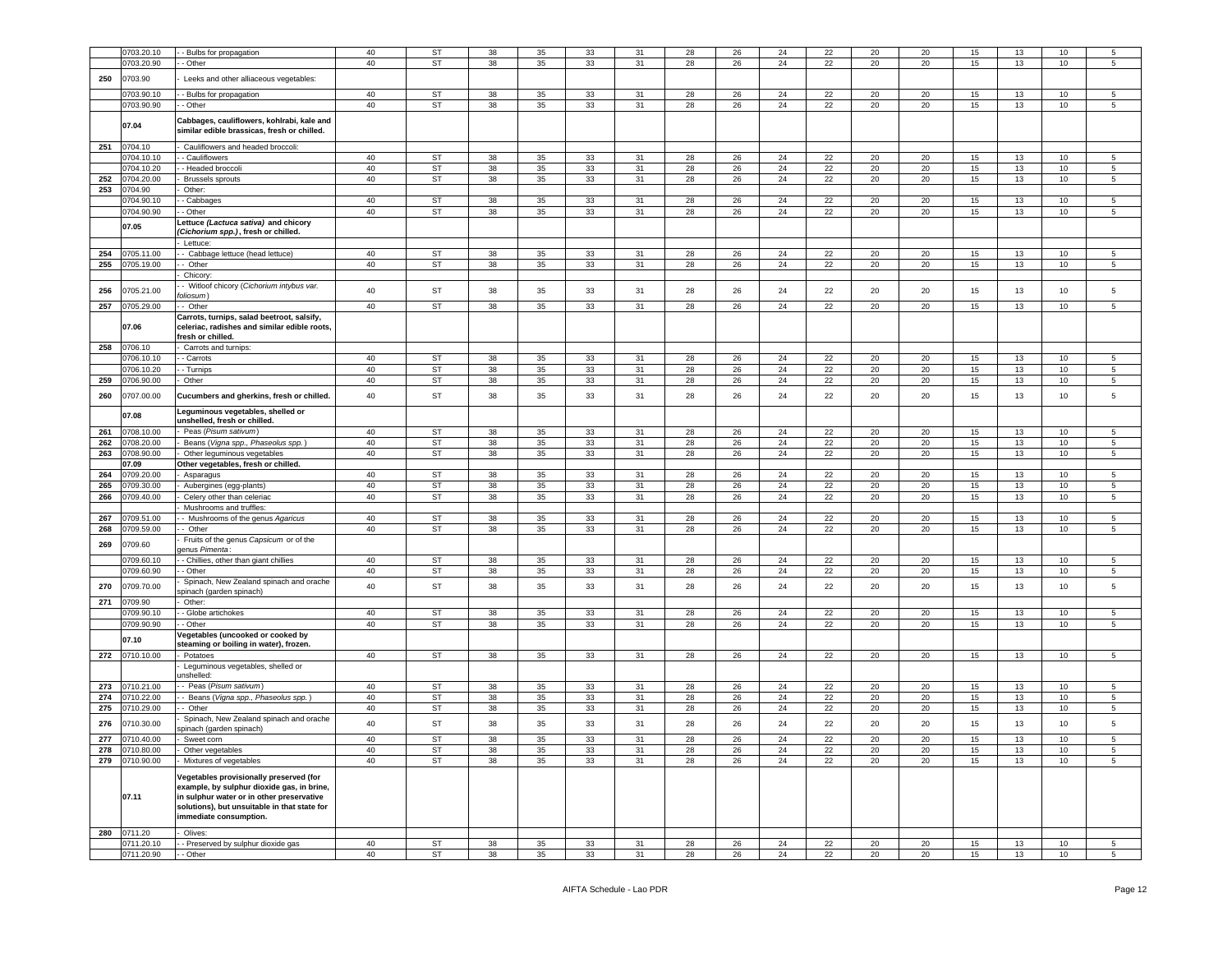| | 0703.20.10 | - - Bulbs for propagation | 40 | ST | 38 | 35 | 33 | 31 | 28 | 26 | 24 | 22 | 20 | 20 | 15 | 13 | 10 | 5 |
|---|---|---|---|---|---|---|---|---|---|---|---|---|---|---|---|---|---|---|
| | 0703.20.90 | - - Other | 40 | ST | 38 | 35 | 33 | 31 | 28 | 26 | 24 | 22 | 20 | 20 | 15 | 13 | 10 | 5 |
| 250 | 0703.90 | - Leeks and other alliaceous vegetables: | | | | | | | | | | | | | | | | |
| | 0703.90.10 | - - Bulbs for propagation | 40 | ST | 38 | 35 | 33 | 31 | 28 | 26 | 24 | 22 | 20 | 20 | 15 | 13 | 10 | 5 |
| | 0703.90.90 | - - Other | 40 | ST | 38 | 35 | 33 | 31 | 28 | 26 | 24 | 22 | 20 | 20 | 15 | 13 | 10 | 5 |
| | **07.04** | **Cabbages, cauliflowers, kohlrabi, kale and similar edible brassicas, fresh or chilled.** | | | | | | | | | | | | | | | | |
| 251 | 0704.10 | - Cauliflowers and headed broccoli: | | | | | | | | | | | | | | | | |
| | 0704.10.10 | - - Cauliflowers | 40 | ST | 38 | 35 | 33 | 31 | 28 | 26 | 24 | 22 | 20 | 20 | 15 | 13 | 10 | 5 |
| | 0704.10.20 | - - Headed broccoli | 40 | ST | 38 | 35 | 33 | 31 | 28 | 26 | 24 | 22 | 20 | 20 | 15 | 13 | 10 | 5 |
| 252 | 0704.20.00 | - Brussels sprouts | 40 | ST | 38 | 35 | 33 | 31 | 28 | 26 | 24 | 22 | 20 | 20 | 15 | 13 | 10 | 5 |
| 253 | 0704.90 | - Other: | | | | | | | | | | | | | | | | |
| | 0704.90.10 | - - Cabbages | 40 | ST | 38 | 35 | 33 | 31 | 28 | 26 | 24 | 22 | 20 | 20 | 15 | 13 | 10 | 5 |
| | 0704.90.90 | - - Other | 40 | ST | 38 | 35 | 33 | 31 | 28 | 26 | 24 | 22 | 20 | 20 | 15 | 13 | 10 | 5 |
| | **07.05** | **Lettuce *(Lactuca sativa)* and chicory *(Cichorium spp.)*, fresh or chilled.** | | | | | | | | | | | | | | | | |
| | | - Lettuce: | | | | | | | | | | | | | | | | |
| 254 | 0705.11.00 | - - Cabbage lettuce (head lettuce) | 40 | ST | 38 | 35 | 33 | 31 | 28 | 26 | 24 | 22 | 20 | 20 | 15 | 13 | 10 | 5 |
| 255 | 0705.19.00 | - - Other | 40 | ST | 38 | 35 | 33 | 31 | 28 | 26 | 24 | 22 | 20 | 20 | 15 | 13 | 10 | 5 |
| | | - Chicory: | | | | | | | | | | | | | | | | |
| 256 | 0705.21.00 | - - Witloof chicory (*Cichorium intybus var. foliosum*) | 40 | ST | 38 | 35 | 33 | 31 | 28 | 26 | 24 | 22 | 20 | 20 | 15 | 13 | 10 | 5 |
| 257 | 0705.29.00 | - - Other | 40 | ST | 38 | 35 | 33 | 31 | 28 | 26 | 24 | 22 | 20 | 20 | 15 | 13 | 10 | 5 |
| | **07.06** | **Carrots, turnips, salad beetroot, salsify, celeriac, radishes and similar edible roots, fresh or chilled.** | | | | | | | | | | | | | | | | |
| 258 | 0706.10 | - Carrots and turnips: | | | | | | | | | | | | | | | | |
| | 0706.10.10 | - - Carrots | 40 | ST | 38 | 35 | 33 | 31 | 28 | 26 | 24 | 22 | 20 | 20 | 15 | 13 | 10 | 5 |
| | 0706.10.20 | - - Turnips | 40 | ST | 38 | 35 | 33 | 31 | 28 | 26 | 24 | 22 | 20 | 20 | 15 | 13 | 10 | 5 |
| 259 | 0706.90.00 | - Other | 40 | ST | 38 | 35 | 33 | 31 | 28 | 26 | 24 | 22 | 20 | 20 | 15 | 13 | 10 | 5 |
| 260 | 0707.00.00 | **Cucumbers and gherkins, fresh or chilled.** | 40 | ST | 38 | 35 | 33 | 31 | 28 | 26 | 24 | 22 | 20 | 20 | 15 | 13 | 10 | 5 |
| | **07.08** | **Leguminous vegetables, shelled or unshelled, fresh or chilled.** | | | | | | | | | | | | | | | | |
| 261 | 0708.10.00 | - Peas (*Pisum sativum*) | 40 | ST | 38 | 35 | 33 | 31 | 28 | 26 | 24 | 22 | 20 | 20 | 15 | 13 | 10 | 5 |
| 262 | 0708.20.00 | - Beans (*Vigna spp., Phaseolus spp.*) | 40 | ST | 38 | 35 | 33 | 31 | 28 | 26 | 24 | 22 | 20 | 20 | 15 | 13 | 10 | 5 |
| 263 | 0708.90.00 | - Other leguminous vegetables | 40 | ST | 38 | 35 | 33 | 31 | 28 | 26 | 24 | 22 | 20 | 20 | 15 | 13 | 10 | 5 |
| | **07.09** | **Other vegetables, fresh or chilled.** | | | | | | | | | | | | | | | | |
| 264 | 0709.20.00 | - Asparagus | 40 | ST | 38 | 35 | 33 | 31 | 28 | 26 | 24 | 22 | 20 | 20 | 15 | 13 | 10 | 5 |
| 265 | 0709.30.00 | - Aubergines (egg-plants) | 40 | ST | 38 | 35 | 33 | 31 | 28 | 26 | 24 | 22 | 20 | 20 | 15 | 13 | 10 | 5 |
| 266 | 0709.40.00 | - Celery other than celeriac | 40 | ST | 38 | 35 | 33 | 31 | 28 | 26 | 24 | 22 | 20 | 20 | 15 | 13 | 10 | 5 |
| | | - Mushrooms and truffles: | | | | | | | | | | | | | | | | |
| 267 | 0709.51.00 | - - Mushrooms of the genus *Agaricus* | 40 | ST | 38 | 35 | 33 | 31 | 28 | 26 | 24 | 22 | 20 | 20 | 15 | 13 | 10 | 5 |
| 268 | 0709.59.00 | - - Other | 40 | ST | 38 | 35 | 33 | 31 | 28 | 26 | 24 | 22 | 20 | 20 | 15 | 13 | 10 | 5 |
| 269 | 0709.60 | - Fruits of the genus *Capsicum* or of the genus *Pimenta*: | | | | | | | | | | | | | | | | |
| | 0709.60.10 | - - Chillies, other than giant chillies | 40 | ST | 38 | 35 | 33 | 31 | 28 | 26 | 24 | 22 | 20 | 20 | 15 | 13 | 10 | 5 |
| | 0709.60.90 | - - Other | 40 | ST | 38 | 35 | 33 | 31 | 28 | 26 | 24 | 22 | 20 | 20 | 15 | 13 | 10 | 5 |
| 270 | 0709.70.00 | - Spinach, New Zealand spinach and orache spinach (garden spinach) | 40 | ST | 38 | 35 | 33 | 31 | 28 | 26 | 24 | 22 | 20 | 20 | 15 | 13 | 10 | 5 |
| 271 | 0709.90 | - Other: | | | | | | | | | | | | | | | | |
| | 0709.90.10 | - - Globe artichokes | 40 | ST | 38 | 35 | 33 | 31 | 28 | 26 | 24 | 22 | 20 | 20 | 15 | 13 | 10 | 5 |
| | 0709.90.90 | - - Other | 40 | ST | 38 | 35 | 33 | 31 | 28 | 26 | 24 | 22 | 20 | 20 | 15 | 13 | 10 | 5 |
| | **07.10** | **Vegetables (uncooked or cooked by steaming or boiling in water), frozen.** | | | | | | | | | | | | | | | | |
| 272 | 0710.10.00 | - Potatoes | 40 | ST | 38 | 35 | 33 | 31 | 28 | 26 | 24 | 22 | 20 | 20 | 15 | 13 | 10 | 5 |
| | | - Leguminous vegetables, shelled or unshelled: | | | | | | | | | | | | | | | | |
| 273 | 0710.21.00 | - - Peas (*Pisum sativum*) | 40 | ST | 38 | 35 | 33 | 31 | 28 | 26 | 24 | 22 | 20 | 20 | 15 | 13 | 10 | 5 |
| 274 | 0710.22.00 | - - Beans (*Vigna spp., Phaseolus spp.*) | 40 | ST | 38 | 35 | 33 | 31 | 28 | 26 | 24 | 22 | 20 | 20 | 15 | 13 | 10 | 5 |
| 275 | 0710.29.00 | - - Other | 40 | ST | 38 | 35 | 33 | 31 | 28 | 26 | 24 | 22 | 20 | 20 | 15 | 13 | 10 | 5 |
| 276 | 0710.30.00 | - Spinach, New Zealand spinach and orache spinach (garden spinach) | 40 | ST | 38 | 35 | 33 | 31 | 28 | 26 | 24 | 22 | 20 | 20 | 15 | 13 | 10 | 5 |
| 277 | 0710.40.00 | - Sweet corn | 40 | ST | 38 | 35 | 33 | 31 | 28 | 26 | 24 | 22 | 20 | 20 | 15 | 13 | 10 | 5 |
| 278 | 0710.80.00 | - Other vegetables | 40 | ST | 38 | 35 | 33 | 31 | 28 | 26 | 24 | 22 | 20 | 20 | 15 | 13 | 10 | 5 |
| 279 | 0710.90.00 | - Mixtures of vegetables | 40 | ST | 38 | 35 | 33 | 31 | 28 | 26 | 24 | 22 | 20 | 20 | 15 | 13 | 10 | 5 |
| | **07.11** | **Vegetables provisionally preserved (for example, by sulphur dioxide gas, in brine, in sulphur water or in other preservative solutions), but unsuitable in that state for immediate consumption.** | | | | | | | | | | | | | | | | |
| 280 | 0711.20 | - Olives: | | | | | | | | | | | | | | | | |
| | 0711.20.10 | - - Preserved by sulphur dioxide gas | 40 | ST | 38 | 35 | 33 | 31 | 28 | 26 | 24 | 22 | 20 | 20 | 15 | 13 | 10 | 5 |
| | 0711.20.90 | - - Other | 40 | ST | 38 | 35 | 33 | 31 | 28 | 26 | 24 | 22 | 20 | 20 | 15 | 13 | 10 | 5 |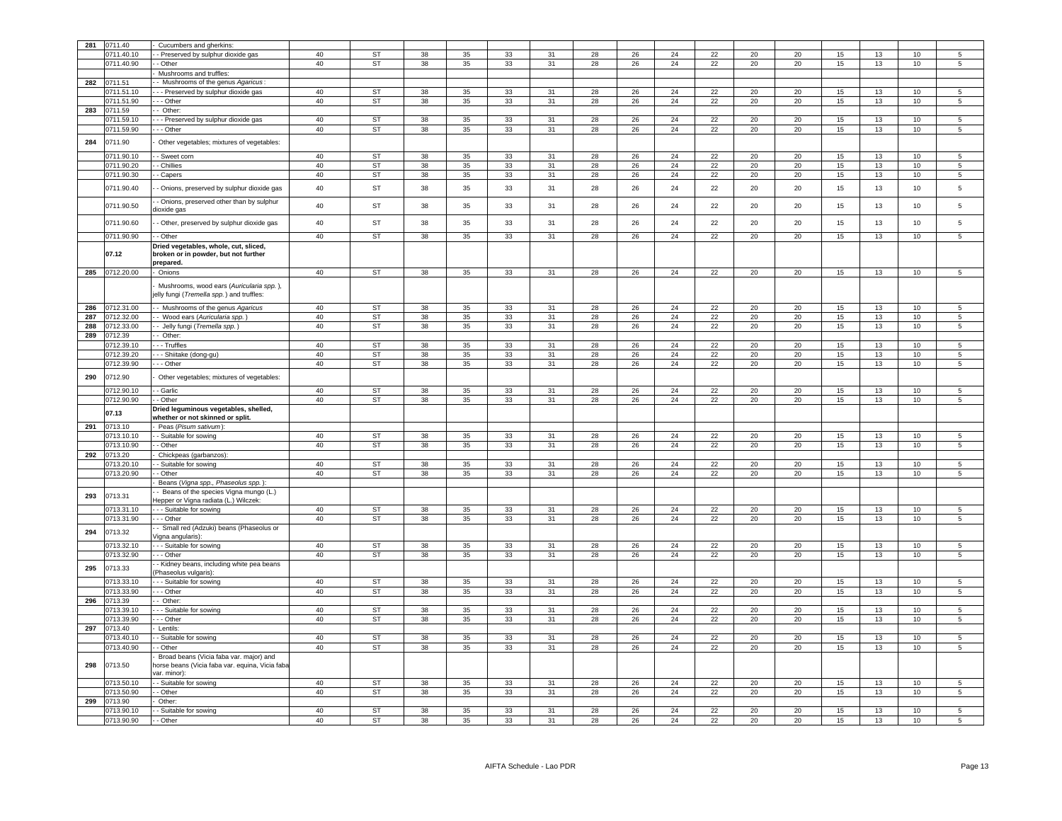| 281 | 0711.40 | - Cucumbers and gherkins: | | | | | | | | | | | | | | | | |
|---|---|---|---|---|---|---|---|---|---|---|---|---|---|---|---|---|---|---|
| | 0711.40.10 | - - Preserved by sulphur dioxide gas | 40 | ST | 38 | 35 | 33 | 31 | 28 | 26 | 24 | 22 | 20 | 20 | 15 | 13 | 10 | 5 |
| | 0711.40.90 | - - Other | 40 | ST | 38 | 35 | 33 | 31 | 28 | 26 | 24 | 22 | 20 | 20 | 15 | 13 | 10 | 5 |
| | | - Mushrooms and truffles: | | | | | | | | | | | | | | | | |
| 282 | 0711.51 | - - Mushrooms of the genus *Agaricus* : | | | | | | | | | | | | | | | | |
| | 0711.51.10 | - - - Preserved by sulphur dioxide gas | 40 | ST | 38 | 35 | 33 | 31 | 28 | 26 | 24 | 22 | 20 | 20 | 15 | 13 | 10 | 5 |
| | 0711.51.90 | - - - Other | 40 | ST | 38 | 35 | 33 | 31 | 28 | 26 | 24 | 22 | 20 | 20 | 15 | 13 | 10 | 5 |
| 283 | 0711.59 | - - Other: | | | | | | | | | | | | | | | | |
| | 0711.59.10 | - - - Preserved by sulphur dioxide gas | 40 | ST | 38 | 35 | 33 | 31 | 28 | 26 | 24 | 22 | 20 | 20 | 15 | 13 | 10 | 5 |
| | 0711.59.90 | - - - Other | 40 | ST | 38 | 35 | 33 | 31 | 28 | 26 | 24 | 22 | 20 | 20 | 15 | 13 | 10 | 5 |
| 284 | 0711.90 | - Other vegetables; mixtures of vegetables: | | | | | | | | | | | | | | | | |
| | 0711.90.10 | - - Sweet corn | 40 | ST | 38 | 35 | 33 | 31 | 28 | 26 | 24 | 22 | 20 | 20 | 15 | 13 | 10 | 5 |
| | 0711.90.20 | - - Chillies | 40 | ST | 38 | 35 | 33 | 31 | 28 | 26 | 24 | 22 | 20 | 20 | 15 | 13 | 10 | 5 |
| | 0711.90.30 | - - Capers | 40 | ST | 38 | 35 | 33 | 31 | 28 | 26 | 24 | 22 | 20 | 20 | 15 | 13 | 10 | 5 |
| | 0711.90.40 | - - Onions, preserved by sulphur dioxide gas | 40 | ST | 38 | 35 | 33 | 31 | 28 | 26 | 24 | 22 | 20 | 20 | 15 | 13 | 10 | 5 |
| | 0711.90.50 | - - Onions, preserved other than by sulphur dioxide gas | 40 | ST | 38 | 35 | 33 | 31 | 28 | 26 | 24 | 22 | 20 | 20 | 15 | 13 | 10 | 5 |
| | 0711.90.60 | - - Other, preserved by sulphur dioxide gas | 40 | ST | 38 | 35 | 33 | 31 | 28 | 26 | 24 | 22 | 20 | 20 | 15 | 13 | 10 | 5 |
| | 0711.90.90 | - - Other | 40 | ST | 38 | 35 | 33 | 31 | 28 | 26 | 24 | 22 | 20 | 20 | 15 | 13 | 10 | 5 |
| | **07.12** | **Dried vegetables, whole, cut, sliced, broken or in powder, but not further prepared.** | | | | | | | | | | | | | | | | |
| 285 | 0712.20.00 | - Onions | 40 | ST | 38 | 35 | 33 | 31 | 28 | 26 | 24 | 22 | 20 | 20 | 15 | 13 | 10 | 5 |
| | | - Mushrooms, wood ears (*Auricularia spp.* ), jelly fungi (*Tremella spp.* ) and truffles: | | | | | | | | | | | | | | | | |
| 286 | 0712.31.00 | - - Mushrooms of the genus *Agaricus* | 40 | ST | 38 | 35 | 33 | 31 | 28 | 26 | 24 | 22 | 20 | 20 | 15 | 13 | 10 | 5 |
| 287 | 0712.32.00 | - - Wood ears (*Auricularia spp.* ) | 40 | ST | 38 | 35 | 33 | 31 | 28 | 26 | 24 | 22 | 20 | 20 | 15 | 13 | 10 | 5 |
| 288 | 0712.33.00 | - - Jelly fungi (*Tremella spp.* ) | 40 | ST | 38 | 35 | 33 | 31 | 28 | 26 | 24 | 22 | 20 | 20 | 15 | 13 | 10 | 5 |
| 289 | 0712.39 | - - Other: | | | | | | | | | | | | | | | | |
| | 0712.39.10 | - - - Truffles | 40 | ST | 38 | 35 | 33 | 31 | 28 | 26 | 24 | 22 | 20 | 20 | 15 | 13 | 10 | 5 |
| | 0712.39.20 | - - - Shiitake (dong-gu) | 40 | ST | 38 | 35 | 33 | 31 | 28 | 26 | 24 | 22 | 20 | 20 | 15 | 13 | 10 | 5 |
| | 0712.39.90 | - - - Other | 40 | ST | 38 | 35 | 33 | 31 | 28 | 26 | 24 | 22 | 20 | 20 | 15 | 13 | 10 | 5 |
| 290 | 0712.90 | - Other vegetables; mixtures of vegetables: | | | | | | | | | | | | | | | | |
| | 0712.90.10 | - - Garlic | 40 | ST | 38 | 35 | 33 | 31 | 28 | 26 | 24 | 22 | 20 | 20 | 15 | 13 | 10 | 5 |
| | 0712.90.90 | - - Other | 40 | ST | 38 | 35 | 33 | 31 | 28 | 26 | 24 | 22 | 20 | 20 | 15 | 13 | 10 | 5 |
| | **07.13** | **Dried leguminous vegetables, shelled, whether or not skinned or split.** | | | | | | | | | | | | | | | | |
| 291 | 0713.10 | - Peas (*Pisum sativum* ): | | | | | | | | | | | | | | | | |
| | 0713.10.10 | - - Suitable for sowing | 40 | ST | 38 | 35 | 33 | 31 | 28 | 26 | 24 | 22 | 20 | 20 | 15 | 13 | 10 | 5 |
| | 0713.10.90 | - - Other | 40 | ST | 38 | 35 | 33 | 31 | 28 | 26 | 24 | 22 | 20 | 20 | 15 | 13 | 10 | 5 |
| 292 | 0713.20 | - Chickpeas (garbanzos): | | | | | | | | | | | | | | | | |
| | 0713.20.10 | - - Suitable for sowing | 40 | ST | 38 | 35 | 33 | 31 | 28 | 26 | 24 | 22 | 20 | 20 | 15 | 13 | 10 | 5 |
| | 0713.20.90 | - - Other | 40 | ST | 38 | 35 | 33 | 31 | 28 | 26 | 24 | 22 | 20 | 20 | 15 | 13 | 10 | 5 |
| | | - Beans (*Vigna spp., Phaseolus spp.* ): | | | | | | | | | | | | | | | | |
| 293 | 0713.31 | - - Beans of the species Vigna mungo (L.) Hepper or Vigna radiata (L.) Wilczek: | | | | | | | | | | | | | | | | |
| | 0713.31.10 | - - - Suitable for sowing | 40 | ST | 38 | 35 | 33 | 31 | 28 | 26 | 24 | 22 | 20 | 20 | 15 | 13 | 10 | 5 |
| | 0713.31.90 | - - - Other | 40 | ST | 38 | 35 | 33 | 31 | 28 | 26 | 24 | 22 | 20 | 20 | 15 | 13 | 10 | 5 |
| 294 | 0713.32 | - - Small red (Adzuki) beans (Phaseolus or Vigna angularis): | | | | | | | | | | | | | | | | |
| | 0713.32.10 | - - - Suitable for sowing | 40 | ST | 38 | 35 | 33 | 31 | 28 | 26 | 24 | 22 | 20 | 20 | 15 | 13 | 10 | 5 |
| | 0713.32.90 | - - - Other | 40 | ST | 38 | 35 | 33 | 31 | 28 | 26 | 24 | 22 | 20 | 20 | 15 | 13 | 10 | 5 |
| 295 | 0713.33 | - - Kidney beans, including white pea beans (Phaseolus vulgaris): | | | | | | | | | | | | | | | | |
| | 0713.33.10 | - - - Suitable for sowing | 40 | ST | 38 | 35 | 33 | 31 | 28 | 26 | 24 | 22 | 20 | 20 | 15 | 13 | 10 | 5 |
| | 0713.33.90 | - - - Other | 40 | ST | 38 | 35 | 33 | 31 | 28 | 26 | 24 | 22 | 20 | 20 | 15 | 13 | 10 | 5 |
| 296 | 0713.39 | - - Other: | | | | | | | | | | | | | | | | |
| | 0713.39.10 | - - - Suitable for sowing | 40 | ST | 38 | 35 | 33 | 31 | 28 | 26 | 24 | 22 | 20 | 20 | 15 | 13 | 10 | 5 |
| | 0713.39.90 | - - - Other | 40 | ST | 38 | 35 | 33 | 31 | 28 | 26 | 24 | 22 | 20 | 20 | 15 | 13 | 10 | 5 |
| 297 | 0713.40 | - Lentils: | | | | | | | | | | | | | | | | |
| | 0713.40.10 | - - Suitable for sowing | 40 | ST | 38 | 35 | 33 | 31 | 28 | 26 | 24 | 22 | 20 | 20 | 15 | 13 | 10 | 5 |
| | 0713.40.90 | - - Other | 40 | ST | 38 | 35 | 33 | 31 | 28 | 26 | 24 | 22 | 20 | 20 | 15 | 13 | 10 | 5 |
| 298 | 0713.50 | - Broad beans (Vicia faba var. major) and horse beans (Vicia faba var. equina, Vicia faba var. minor): | | | | | | | | | | | | | | | | |
| | 0713.50.10 | - - Suitable for sowing | 40 | ST | 38 | 35 | 33 | 31 | 28 | 26 | 24 | 22 | 20 | 20 | 15 | 13 | 10 | 5 |
| | 0713.50.90 | - - Other | 40 | ST | 38 | 35 | 33 | 31 | 28 | 26 | 24 | 22 | 20 | 20 | 15 | 13 | 10 | 5 |
| 299 | 0713.90 | - Other: | | | | | | | | | | | | | | | | |
| | 0713.90.10 | - - Suitable for sowing | 40 | ST | 38 | 35 | 33 | 31 | 28 | 26 | 24 | 22 | 20 | 20 | 15 | 13 | 10 | 5 |
| | 0713.90.90 | - - Other | 40 | ST | 38 | 35 | 33 | 31 | 28 | 26 | 24 | 22 | 20 | 20 | 15 | 13 | 10 | 5 |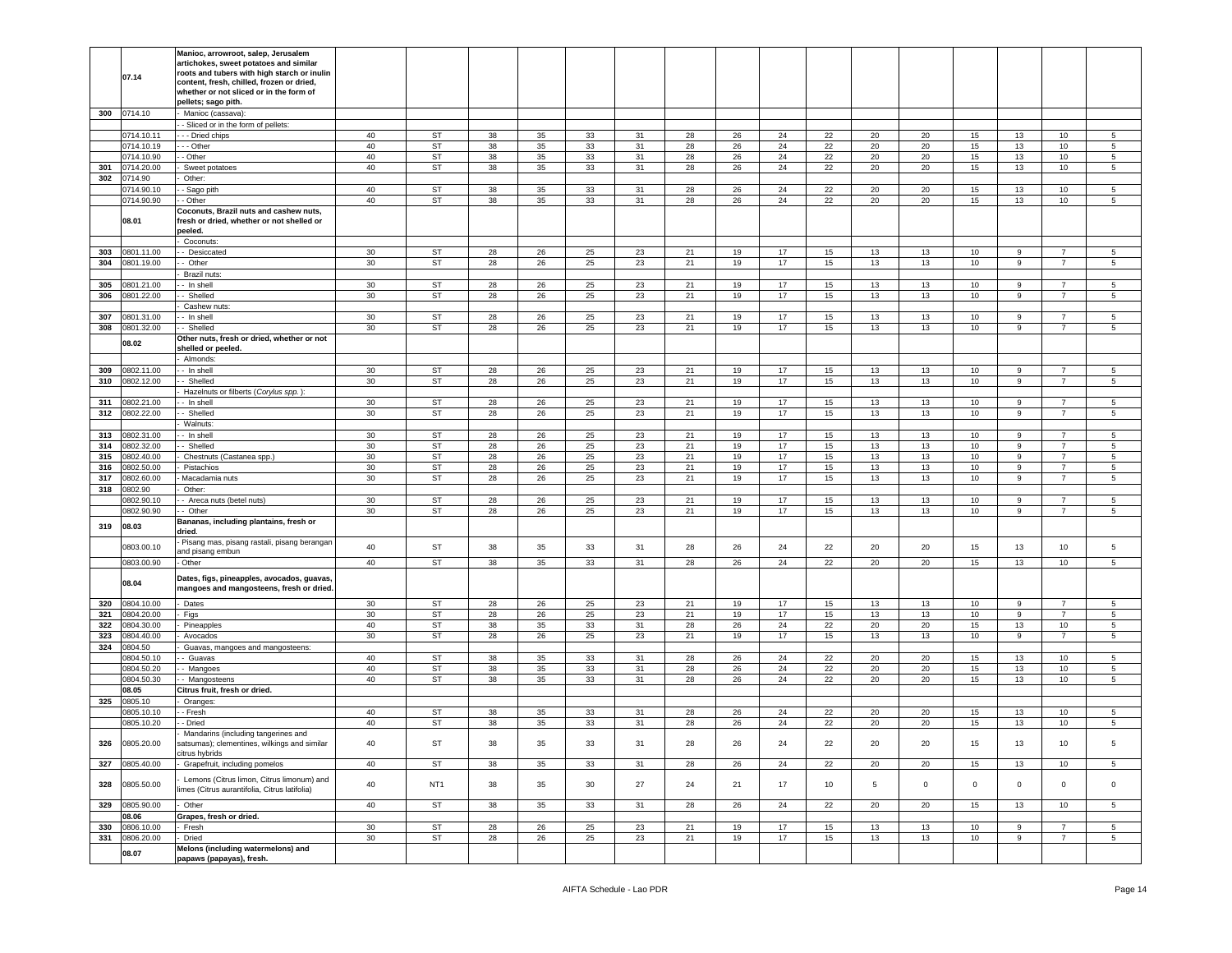| | | | | | | | | | | | | | | | | | |
|---|---|---|---|---|---|---|---|---|---|---|---|---|---|---|---|---|---|
| | **07.14** | **Manioc, arrowroot, salep, Jerusalem artichokes, sweet potatoes and similar roots and tubers with high starch or inulin content, fresh, chilled, frozen or dried, whether or not sliced or in the form of pellets; sago pith.** | | | | | | | | | | | | | | | |
| 300 | 0714.10 | - Manioc (cassava): | | | | | | | | | | | | | | | |
| | | - - Sliced or in the form of pellets: | | | | | | | | | | | | | | | |
| | 0714.10.11 | - - - Dried chips | 40 | ST | 38 | 35 | 33 | 31 | 28 | 26 | 24 | 22 | 20 | 20 | 15 | 13 | 10 | 5 |
| | 0714.10.19 | - - - Other | 40 | ST | 38 | 35 | 33 | 31 | 28 | 26 | 24 | 22 | 20 | 20 | 15 | 13 | 10 | 5 |
| | 0714.10.90 | - - Other | 40 | ST | 38 | 35 | 33 | 31 | 28 | 26 | 24 | 22 | 20 | 20 | 15 | 13 | 10 | 5 |
| 301 | 0714.20.00 | - Sweet potatoes | 40 | ST | 38 | 35 | 33 | 31 | 28 | 26 | 24 | 22 | 20 | 20 | 15 | 13 | 10 | 5 |
| 302 | 0714.90 | - Other: | | | | | | | | | | | | | | | | |
| | 0714.90.10 | - - Sago pith | 40 | ST | 38 | 35 | 33 | 31 | 28 | 26 | 24 | 22 | 20 | 20 | 15 | 13 | 10 | 5 |
| | 0714.90.90 | - - Other | 40 | ST | 38 | 35 | 33 | 31 | 28 | 26 | 24 | 22 | 20 | 20 | 15 | 13 | 10 | 5 |
| | **08.01** | **Coconuts, Brazil nuts and cashew nuts, fresh or dried, whether or not shelled or peeled.** | | | | | | | | | | | | | | | |
| | | - Coconuts: | | | | | | | | | | | | | | | |
| 303 | 0801.11.00 | - - Desiccated | 30 | ST | 28 | 26 | 25 | 23 | 21 | 19 | 17 | 15 | 13 | 13 | 10 | 9 | 7 | 5 |
| 304 | 0801.19.00 | - - Other | 30 | ST | 28 | 26 | 25 | 23 | 21 | 19 | 17 | 15 | 13 | 13 | 10 | 9 | 7 | 5 |
| | | - Brazil nuts: | | | | | | | | | | | | | | | |
| 305 | 0801.21.00 | - - In shell | 30 | ST | 28 | 26 | 25 | 23 | 21 | 19 | 17 | 15 | 13 | 13 | 10 | 9 | 7 | 5 |
| 306 | 0801.22.00 | - - Shelled | 30 | ST | 28 | 26 | 25 | 23 | 21 | 19 | 17 | 15 | 13 | 13 | 10 | 9 | 7 | 5 |
| | | - Cashew nuts: | | | | | | | | | | | | | | | |
| 307 | 0801.31.00 | - - In shell | 30 | ST | 28 | 26 | 25 | 23 | 21 | 19 | 17 | 15 | 13 | 13 | 10 | 9 | 7 | 5 |
| 308 | 0801.32.00 | - - Shelled | 30 | ST | 28 | 26 | 25 | 23 | 21 | 19 | 17 | 15 | 13 | 13 | 10 | 9 | 7 | 5 |
| | **08.02** | **Other nuts, fresh or dried, whether or not shelled or peeled.** | | | | | | | | | | | | | | | |
| | | - Almonds: | | | | | | | | | | | | | | | |
| 309 | 0802.11.00 | - - In shell | 30 | ST | 28 | 26 | 25 | 23 | 21 | 19 | 17 | 15 | 13 | 13 | 10 | 9 | 7 | 5 |
| 310 | 0802.12.00 | - - Shelled | 30 | ST | 28 | 26 | 25 | 23 | 21 | 19 | 17 | 15 | 13 | 13 | 10 | 9 | 7 | 5 |
| | | - Hazelnuts or filberts (*Corylus spp.* ): | | | | | | | | | | | | | | | |
| 311 | 0802.21.00 | - - In shell | 30 | ST | 28 | 26 | 25 | 23 | 21 | 19 | 17 | 15 | 13 | 13 | 10 | 9 | 7 | 5 |
| 312 | 0802.22.00 | - - Shelled | 30 | ST | 28 | 26 | 25 | 23 | 21 | 19 | 17 | 15 | 13 | 13 | 10 | 9 | 7 | 5 |
| | | - Walnuts: | | | | | | | | | | | | | | | |
| 313 | 0802.31.00 | - - In shell | 30 | ST | 28 | 26 | 25 | 23 | 21 | 19 | 17 | 15 | 13 | 13 | 10 | 9 | 7 | 5 |
| 314 | 0802.32.00 | - - Shelled | 30 | ST | 28 | 26 | 25 | 23 | 21 | 19 | 17 | 15 | 13 | 13 | 10 | 9 | 7 | 5 |
| 315 | 0802.40.00 | - Chestnuts (Castanea spp.) | 30 | ST | 28 | 26 | 25 | 23 | 21 | 19 | 17 | 15 | 13 | 13 | 10 | 9 | 7 | 5 |
| 316 | 0802.50.00 | - Pistachios | 30 | ST | 28 | 26 | 25 | 23 | 21 | 19 | 17 | 15 | 13 | 13 | 10 | 9 | 7 | 5 |
| 317 | 0802.60.00 | - Macadamia nuts | 30 | ST | 28 | 26 | 25 | 23 | 21 | 19 | 17 | 15 | 13 | 13 | 10 | 9 | 7 | 5 |
| 318 | 0802.90 | - Other: | | | | | | | | | | | | | | | | |
| | 0802.90.10 | - - Areca nuts (betel nuts) | 30 | ST | 28 | 26 | 25 | 23 | 21 | 19 | 17 | 15 | 13 | 13 | 10 | 9 | 7 | 5 |
| | 0802.90.90 | - - Other | 30 | ST | 28 | 26 | 25 | 23 | 21 | 19 | 17 | 15 | 13 | 13 | 10 | 9 | 7 | 5 |
| 319 | **08.03** | **Bananas, including plantains, fresh or dried.** | | | | | | | | | | | | | | | |
| | 0803.00.10 | - Pisang mas, pisang rastali, pisang berangan and pisang embun | 40 | ST | 38 | 35 | 33 | 31 | 28 | 26 | 24 | 22 | 20 | 20 | 15 | 13 | 10 | 5 |
| | 0803.00.90 | - Other | 40 | ST | 38 | 35 | 33 | 31 | 28 | 26 | 24 | 22 | 20 | 20 | 15 | 13 | 10 | 5 |
| | **08.04** | **Dates, figs, pineapples, avocados, guavas, mangoes and mangosteens, fresh or dried.** | | | | | | | | | | | | | | | |
| 320 | 0804.10.00 | - Dates | 30 | ST | 28 | 26 | 25 | 23 | 21 | 19 | 17 | 15 | 13 | 13 | 10 | 9 | 7 | 5 |
| 321 | 0804.20.00 | - Figs | 30 | ST | 28 | 26 | 25 | 23 | 21 | 19 | 17 | 15 | 13 | 13 | 10 | 9 | 7 | 5 |
| 322 | 0804.30.00 | - Pineapples | 40 | ST | 38 | 35 | 33 | 31 | 28 | 26 | 24 | 22 | 20 | 20 | 15 | 13 | 10 | 5 |
| 323 | 0804.40.00 | - Avocados | 30 | ST | 28 | 26 | 25 | 23 | 21 | 19 | 17 | 15 | 13 | 13 | 10 | 9 | 7 | 5 |
| 324 | 0804.50 | - Guavas, mangoes and mangosteens: | | | | | | | | | | | | | | | | |
| | 0804.50.10 | - - Guavas | 40 | ST | 38 | 35 | 33 | 31 | 28 | 26 | 24 | 22 | 20 | 20 | 15 | 13 | 10 | 5 |
| | 0804.50.20 | - - Mangoes | 40 | ST | 38 | 35 | 33 | 31 | 28 | 26 | 24 | 22 | 20 | 20 | 15 | 13 | 10 | 5 |
| | 0804.50.30 | - - Mangosteens | 40 | ST | 38 | 35 | 33 | 31 | 28 | 26 | 24 | 22 | 20 | 20 | 15 | 13 | 10 | 5 |
| | **08.05** | **Citrus fruit, fresh or dried.** | | | | | | | | | | | | | | | |
| 325 | 0805.10 | - Oranges: | | | | | | | | | | | | | | | | |
| | 0805.10.10 | - - Fresh | 40 | ST | 38 | 35 | 33 | 31 | 28 | 26 | 24 | 22 | 20 | 20 | 15 | 13 | 10 | 5 |
| | 0805.10.20 | - - Dried | 40 | ST | 38 | 35 | 33 | 31 | 28 | 26 | 24 | 22 | 20 | 20 | 15 | 13 | 10 | 5 |
| 326 | 0805.20.00 | - Mandarins (including tangerines and satsumas); clementines, wilkings and similar citrus hybrids | 40 | ST | 38 | 35 | 33 | 31 | 28 | 26 | 24 | 22 | 20 | 20 | 15 | 13 | 10 | 5 |
| 327 | 0805.40.00 | - Grapefruit, including pomelos | 40 | ST | 38 | 35 | 33 | 31 | 28 | 26 | 24 | 22 | 20 | 20 | 15 | 13 | 10 | 5 |
| 328 | 0805.50.00 | - Lemons (Citrus limon, Citrus limonum) and limes (Citrus aurantifolia, Citrus latifolia) | 40 | NT1 | 38 | 35 | 30 | 27 | 24 | 21 | 17 | 10 | 5 | 0 | 0 | 0 | 0 | 0 |
| 329 | 0805.90.00 | - Other | 40 | ST | 38 | 35 | 33 | 31 | 28 | 26 | 24 | 22 | 20 | 20 | 15 | 13 | 10 | 5 |
| | **08.06** | **Grapes, fresh or dried.** | | | | | | | | | | | | | | | |
| 330 | 0806.10.00 | - Fresh | 30 | ST | 28 | 26 | 25 | 23 | 21 | 19 | 17 | 15 | 13 | 13 | 10 | 9 | 7 | 5 |
| 331 | 0806.20.00 | - Dried | 30 | ST | 28 | 26 | 25 | 23 | 21 | 19 | 17 | 15 | 13 | 13 | 10 | 9 | 7 | 5 |
| | **08.07** | **Melons (including watermelons) and papaws (papayas), fresh.** | | | | | | | | | | | | | | | |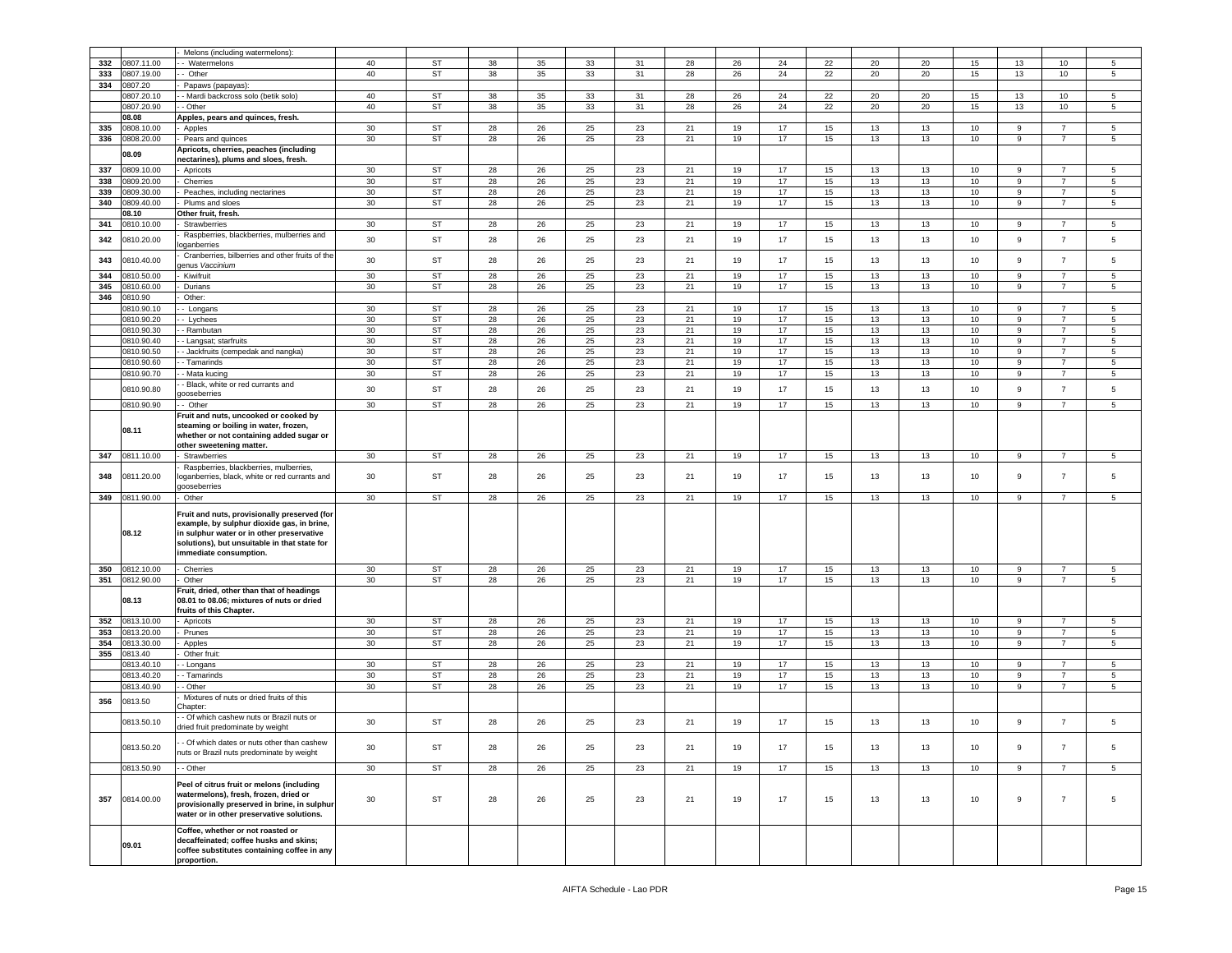| | | - Melons (including watermelons): | | | | | | | | | | | | | | | | |
|---|---|---|---|---|---|---|---|---|---|---|---|---|---|---|---|---|---|---|
| 332 | 0807.11.00 | - - Watermelons | 40 | ST | 38 | 35 | 33 | 31 | 28 | 26 | 24 | 22 | 20 | 20 | 15 | 13 | 10 | 5 |
| 333 | 0807.19.00 | - - Other | 40 | ST | 38 | 35 | 33 | 31 | 28 | 26 | 24 | 22 | 20 | 20 | 15 | 13 | 10 | 5 |
| 334 | 0807.20 | - Papaws (papayas): | | | | | | | | | | | | | | | | |
| | 0807.20.10 | - - Mardi backcross solo (betik solo) | 40 | ST | 38 | 35 | 33 | 31 | 28 | 26 | 24 | 22 | 20 | 20 | 15 | 13 | 10 | 5 |
| | 0807.20.90 | - - Other | 40 | ST | 38 | 35 | 33 | 31 | 28 | 26 | 24 | 22 | 20 | 20 | 15 | 13 | 10 | 5 |
| | 08.08 | **Apples, pears and quinces, fresh.** | | | | | | | | | | | | | | | | |
| 335 | 0808.10.00 | - Apples | 30 | ST | 28 | 26 | 25 | 23 | 21 | 19 | 17 | 15 | 13 | 13 | 10 | 9 | 7 | 5 |
| 336 | 0808.20.00 | - Pears and quinces | 30 | ST | 28 | 26 | 25 | 23 | 21 | 19 | 17 | 15 | 13 | 13 | 10 | 9 | 7 | 5 |
| | 08.09 | **Apricots, cherries, peaches (including nectarines), plums and sloes, fresh.** | | | | | | | | | | | | | | | | |
| 337 | 0809.10.00 | - Apricots | 30 | ST | 28 | 26 | 25 | 23 | 21 | 19 | 17 | 15 | 13 | 13 | 10 | 9 | 7 | 5 |
| 338 | 0809.20.00 | - Cherries | 30 | ST | 28 | 26 | 25 | 23 | 21 | 19 | 17 | 15 | 13 | 13 | 10 | 9 | 7 | 5 |
| 339 | 0809.30.00 | - Peaches, including nectarines | 30 | ST | 28 | 26 | 25 | 23 | 21 | 19 | 17 | 15 | 13 | 13 | 10 | 9 | 7 | 5 |
| 340 | 0809.40.00 | - Plums and sloes | 30 | ST | 28 | 26 | 25 | 23 | 21 | 19 | 17 | 15 | 13 | 13 | 10 | 9 | 7 | 5 |
| | 08.10 | **Other fruit, fresh.** | | | | | | | | | | | | | | | | |
| 341 | 0810.10.00 | - Strawberries | 30 | ST | 28 | 26 | 25 | 23 | 21 | 19 | 17 | 15 | 13 | 13 | 10 | 9 | 7 | 5 |
| 342 | 0810.20.00 | - Raspberries, blackberries, mulberries and loganberries | 30 | ST | 28 | 26 | 25 | 23 | 21 | 19 | 17 | 15 | 13 | 13 | 10 | 9 | 7 | 5 |
| 343 | 0810.40.00 | - Cranberries, bilberries and other fruits of the genus *Vaccinium* | 30 | ST | 28 | 26 | 25 | 23 | 21 | 19 | 17 | 15 | 13 | 13 | 10 | 9 | 7 | 5 |
| 344 | 0810.50.00 | - Kiwifruit | 30 | ST | 28 | 26 | 25 | 23 | 21 | 19 | 17 | 15 | 13 | 13 | 10 | 9 | 7 | 5 |
| 345 | 0810.60.00 | - Durians | 30 | ST | 28 | 26 | 25 | 23 | 21 | 19 | 17 | 15 | 13 | 13 | 10 | 9 | 7 | 5 |
| 346 | 0810.90 | - Other: | | | | | | | | | | | | | | | | |
| | 0810.90.10 | - - Longans | 30 | ST | 28 | 26 | 25 | 23 | 21 | 19 | 17 | 15 | 13 | 13 | 10 | 9 | 7 | 5 |
| | 0810.90.20 | - - Lychees | 30 | ST | 28 | 26 | 25 | 23 | 21 | 19 | 17 | 15 | 13 | 13 | 10 | 9 | 7 | 5 |
| | 0810.90.30 | - - Rambutan | 30 | ST | 28 | 26 | 25 | 23 | 21 | 19 | 17 | 15 | 13 | 13 | 10 | 9 | 7 | 5 |
| | 0810.90.40 | - - Langsat; starfruits | 30 | ST | 28 | 26 | 25 | 23 | 21 | 19 | 17 | 15 | 13 | 13 | 10 | 9 | 7 | 5 |
| | 0810.90.50 | - - Jackfruits (cempedak and nangka) | 30 | ST | 28 | 26 | 25 | 23 | 21 | 19 | 17 | 15 | 13 | 13 | 10 | 9 | 7 | 5 |
| | 0810.90.60 | - - Tamarinds | 30 | ST | 28 | 26 | 25 | 23 | 21 | 19 | 17 | 15 | 13 | 13 | 10 | 9 | 7 | 5 |
| | 0810.90.70 | - - Mata kucing | 30 | ST | 28 | 26 | 25 | 23 | 21 | 19 | 17 | 15 | 13 | 13 | 10 | 9 | 7 | 5 |
| | 0810.90.80 | - - Black, white or red currants and gooseberries | 30 | ST | 28 | 26 | 25 | 23 | 21 | 19 | 17 | 15 | 13 | 13 | 10 | 9 | 7 | 5 |
| | 0810.90.90 | - - Other | 30 | ST | 28 | 26 | 25 | 23 | 21 | 19 | 17 | 15 | 13 | 13 | 10 | 9 | 7 | 5 |
| | 08.11 | **Fruit and nuts, uncooked or cooked by steaming or boiling in water, frozen, whether or not containing added sugar or other sweetening matter.** | | | | | | | | | | | | | | | | |
| 347 | 0811.10.00 | - Strawberries | 30 | ST | 28 | 26 | 25 | 23 | 21 | 19 | 17 | 15 | 13 | 13 | 10 | 9 | 7 | 5 |
| 348 | 0811.20.00 | - Raspberries, blackberries, mulberries, loganberries, black, white or red currants and gooseberries | 30 | ST | 28 | 26 | 25 | 23 | 21 | 19 | 17 | 15 | 13 | 13 | 10 | 9 | 7 | 5 |
| 349 | 0811.90.00 | - Other | 30 | ST | 28 | 26 | 25 | 23 | 21 | 19 | 17 | 15 | 13 | 13 | 10 | 9 | 7 | 5 |
| | 08.12 | **Fruit and nuts, provisionally preserved (for example, by sulphur dioxide gas, in brine, in sulphur water or in other preservative solutions), but unsuitable in that state for immediate consumption.** | | | | | | | | | | | | | | | | |
| 350 | 0812.10.00 | - Cherries | 30 | ST | 28 | 26 | 25 | 23 | 21 | 19 | 17 | 15 | 13 | 13 | 10 | 9 | 7 | 5 |
| 351 | 0812.90.00 | - Other | 30 | ST | 28 | 26 | 25 | 23 | 21 | 19 | 17 | 15 | 13 | 13 | 10 | 9 | 7 | 5 |
| | 08.13 | **Fruit, dried, other than that of headings 08.01 to 08.06; mixtures of nuts or dried fruits of this Chapter.** | | | | | | | | | | | | | | | | |
| 352 | 0813.10.00 | - Apricots | 30 | ST | 28 | 26 | 25 | 23 | 21 | 19 | 17 | 15 | 13 | 13 | 10 | 9 | 7 | 5 |
| 353 | 0813.20.00 | - Prunes | 30 | ST | 28 | 26 | 25 | 23 | 21 | 19 | 17 | 15 | 13 | 13 | 10 | 9 | 7 | 5 |
| 354 | 0813.30.00 | - Apples | 30 | ST | 28 | 26 | 25 | 23 | 21 | 19 | 17 | 15 | 13 | 13 | 10 | 9 | 7 | 5 |
| 355 | 0813.40 | - Other fruit: | | | | | | | | | | | | | | | | |
| | 0813.40.10 | - - Longans | 30 | ST | 28 | 26 | 25 | 23 | 21 | 19 | 17 | 15 | 13 | 13 | 10 | 9 | 7 | 5 |
| | 0813.40.20 | - - Tamarinds | 30 | ST | 28 | 26 | 25 | 23 | 21 | 19 | 17 | 15 | 13 | 13 | 10 | 9 | 7 | 5 |
| | 0813.40.90 | - - Other | 30 | ST | 28 | 26 | 25 | 23 | 21 | 19 | 17 | 15 | 13 | 13 | 10 | 9 | 7 | 5 |
| 356 | 0813.50 | - Mixtures of nuts or dried fruits of this Chapter: | | | | | | | | | | | | | | | | |
| | 0813.50.10 | - - Of which cashew nuts or Brazil nuts or dried fruit predominate by weight | 30 | ST | 28 | 26 | 25 | 23 | 21 | 19 | 17 | 15 | 13 | 13 | 10 | 9 | 7 | 5 |
| | 0813.50.20 | - - Of which dates or nuts other than cashew nuts or Brazil nuts predominate by weight | 30 | ST | 28 | 26 | 25 | 23 | 21 | 19 | 17 | 15 | 13 | 13 | 10 | 9 | 7 | 5 |
| | 0813.50.90 | - - Other | 30 | ST | 28 | 26 | 25 | 23 | 21 | 19 | 17 | 15 | 13 | 13 | 10 | 9 | 7 | 5 |
| 357 | 0814.00.00 | **Peel of citrus fruit or melons (including watermelons), fresh, frozen, dried or provisionally preserved in brine, in sulphur water or in other preservative solutions.** | 30 | ST | 28 | 26 | 25 | 23 | 21 | 19 | 17 | 15 | 13 | 13 | 10 | 9 | 7 | 5 |
| | 09.01 | **Coffee, whether or not roasted or decaffeinated; coffee husks and skins; coffee substitutes containing coffee in any proportion.** | | | | | | | | | | | | | | | | |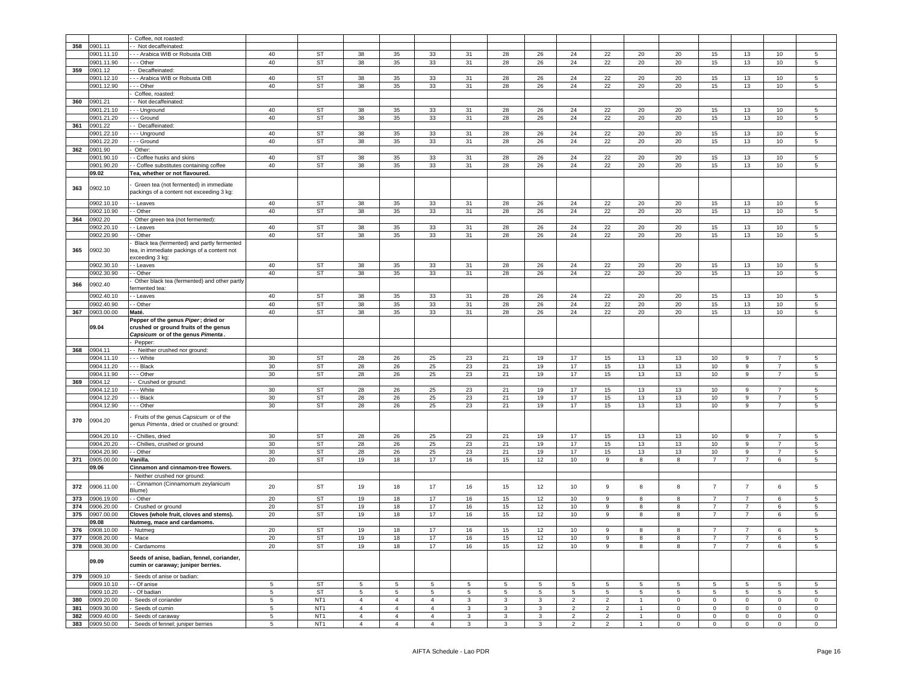| | | | | | | | | | | | | | | | | | | |
|---|---|---|---|---|---|---|---|---|---|---|---|---|---|---|---|---|---|---|
| | | - Coffee, not roasted: | | | | | | | | | | | | | | | | |
| 358 | 0901.11 | - - Not decaffeinated: | | | | | | | | | | | | | | | | |
| | 0901.11.10 | - - - Arabica WIB or Robusta OIB | 40 | ST | 38 | 35 | 33 | 31 | 28 | 26 | 24 | 22 | 20 | 20 | 15 | 13 | 10 | 5 |
| | 0901.11.90 | - - - Other | 40 | ST | 38 | 35 | 33 | 31 | 28 | 26 | 24 | 22 | 20 | 20 | 15 | 13 | 10 | 5 |
| 359 | 0901.12 | - - Decaffeinated: | | | | | | | | | | | | | | | | |
| | 0901.12.10 | - - - Arabica WIB or Robusta OIB | 40 | ST | 38 | 35 | 33 | 31 | 28 | 26 | 24 | 22 | 20 | 20 | 15 | 13 | 10 | 5 |
| | 0901.12.90 | - - - Other | 40 | ST | 38 | 35 | 33 | 31 | 28 | 26 | 24 | 22 | 20 | 20 | 15 | 13 | 10 | 5 |
| | | - Coffee, roasted: | | | | | | | | | | | | | | | | |
| 360 | 0901.21 | - - Not decaffeinated: | | | | | | | | | | | | | | | | |
| | 0901.21.10 | - - - Unground | 40 | ST | 38 | 35 | 33 | 31 | 28 | 26 | 24 | 22 | 20 | 20 | 15 | 13 | 10 | 5 |
| | 0901.21.20 | - - - Ground | 40 | ST | 38 | 35 | 33 | 31 | 28 | 26 | 24 | 22 | 20 | 20 | 15 | 13 | 10 | 5 |
| 361 | 0901.22 | - - Decaffeinated: | | | | | | | | | | | | | | | | |
| | 0901.22.10 | - - - Unground | 40 | ST | 38 | 35 | 33 | 31 | 28 | 26 | 24 | 22 | 20 | 20 | 15 | 13 | 10 | 5 |
| | 0901.22.20 | - - - Ground | 40 | ST | 38 | 35 | 33 | 31 | 28 | 26 | 24 | 22 | 20 | 20 | 15 | 13 | 10 | 5 |
| 362 | 0901.90 | - Other: | | | | | | | | | | | | | | | | |
| | 0901.90.10 | - - Coffee husks and skins | 40 | ST | 38 | 35 | 33 | 31 | 28 | 26 | 24 | 22 | 20 | 20 | 15 | 13 | 10 | 5 |
| | 0901.90.20 | - - Coffee substitutes containing coffee | 40 | ST | 38 | 35 | 33 | 31 | 28 | 26 | 24 | 22 | 20 | 20 | 15 | 13 | 10 | 5 |
| | **09.02** | **Tea, whether or not flavoured.** | | | | | | | | | | | | | | | | |
| 363 | 0902.10 | - Green tea (not fermented) in immediate packings of a content not exceeding 3 kg: | | | | | | | | | | | | | | | | |
| | 0902.10.10 | - - Leaves | 40 | ST | 38 | 35 | 33 | 31 | 28 | 26 | 24 | 22 | 20 | 20 | 15 | 13 | 10 | 5 |
| | 0902.10.90 | - - Other | 40 | ST | 38 | 35 | 33 | 31 | 28 | 26 | 24 | 22 | 20 | 20 | 15 | 13 | 10 | 5 |
| 364 | 0902.20 | - Other green tea (not fermented): | | | | | | | | | | | | | | | | |
| | 0902.20.10 | - - Leaves | 40 | ST | 38 | 35 | 33 | 31 | 28 | 26 | 24 | 22 | 20 | 20 | 15 | 13 | 10 | 5 |
| | 0902.20.90 | - - Other | 40 | ST | 38 | 35 | 33 | 31 | 28 | 26 | 24 | 22 | 20 | 20 | 15 | 13 | 10 | 5 |
| 365 | 0902.30 | - Black tea (fermented) and partly fermented tea, in immediate packings of a content not exceeding 3 kg: | | | | | | | | | | | | | | | | |
| | 0902.30.10 | - - Leaves | 40 | ST | 38 | 35 | 33 | 31 | 28 | 26 | 24 | 22 | 20 | 20 | 15 | 13 | 10 | 5 |
| | 0902.30.90 | - - Other | 40 | ST | 38 | 35 | 33 | 31 | 28 | 26 | 24 | 22 | 20 | 20 | 15 | 13 | 10 | 5 |
| 366 | 0902.40 | - Other black tea (fermented) and other partly fermented tea: | | | | | | | | | | | | | | | | |
| | 0902.40.10 | - - Leaves | 40 | ST | 38 | 35 | 33 | 31 | 28 | 26 | 24 | 22 | 20 | 20 | 15 | 13 | 10 | 5 |
| | 0902.40.90 | - - Other | 40 | ST | 38 | 35 | 33 | 31 | 28 | 26 | 24 | 22 | 20 | 20 | 15 | 13 | 10 | 5 |
| 367 | 0903.00.00 | **Maté.** | 40 | ST | 38 | 35 | 33 | 31 | 28 | 26 | 24 | 22 | 20 | 20 | 15 | 13 | 10 | 5 |
| | **09.04** | **Pepper of the genus *Piper*; dried or crushed or ground fruits of the genus *Capsicum* or of the genus *Pimenta*.** | | | | | | | | | | | | | | | | |
| | | - Pepper: | | | | | | | | | | | | | | | | |
| 368 | 0904.11 | - - Neither crushed nor ground: | | | | | | | | | | | | | | | | |
| | 0904.11.10 | - - - White | 30 | ST | 28 | 26 | 25 | 23 | 21 | 19 | 17 | 15 | 13 | 13 | 10 | 9 | 7 | 5 |
| | 0904.11.20 | - - - Black | 30 | ST | 28 | 26 | 25 | 23 | 21 | 19 | 17 | 15 | 13 | 13 | 10 | 9 | 7 | 5 |
| | 0904.11.90 | - - - Other | 30 | ST | 28 | 26 | 25 | 23 | 21 | 19 | 17 | 15 | 13 | 13 | 10 | 9 | 7 | 5 |
| 369 | 0904.12 | - - Crushed or ground: | | | | | | | | | | | | | | | | |
| | 0904.12.10 | - - - White | 30 | ST | 28 | 26 | 25 | 23 | 21 | 19 | 17 | 15 | 13 | 13 | 10 | 9 | 7 | 5 |
| | 0904.12.20 | - - - Black | 30 | ST | 28 | 26 | 25 | 23 | 21 | 19 | 17 | 15 | 13 | 13 | 10 | 9 | 7 | 5 |
| | 0904.12.90 | - - - Other | 30 | ST | 28 | 26 | 25 | 23 | 21 | 19 | 17 | 15 | 13 | 13 | 10 | 9 | 7 | 5 |
| 370 | 0904.20 | - Fruits of the genus *Capsicum* or of the genus *Pimenta*, dried or crushed or ground: | | | | | | | | | | | | | | | | |
| | 0904.20.10 | - - Chillies, dried | 30 | ST | 28 | 26 | 25 | 23 | 21 | 19 | 17 | 15 | 13 | 13 | 10 | 9 | 7 | 5 |
| | 0904.20.20 | - - Chillies, crushed or ground | 30 | ST | 28 | 26 | 25 | 23 | 21 | 19 | 17 | 15 | 13 | 13 | 10 | 9 | 7 | 5 |
| | 0904.20.90 | - - Other | 30 | ST | 28 | 26 | 25 | 23 | 21 | 19 | 17 | 15 | 13 | 13 | 10 | 9 | 7 | 5 |
| 371 | 0905.00.00 | **Vanilla.** | 20 | ST | 19 | 18 | 17 | 16 | 15 | 12 | 10 | 9 | 8 | 8 | 7 | 7 | 6 | 5 |
| | **09.06** | **Cinnamon and cinnamon-tree flowers.** | | | | | | | | | | | | | | | | |
| | | - Neither crushed nor ground: | | | | | | | | | | | | | | | | |
| 372 | 0906.11.00 | - - Cinnamon (Cinnamomum zeylanicum Blume) | 20 | ST | 19 | 18 | 17 | 16 | 15 | 12 | 10 | 9 | 8 | 8 | 7 | 7 | 6 | 5 |
| 373 | 0906.19.00 | - - Other | 20 | ST | 19 | 18 | 17 | 16 | 15 | 12 | 10 | 9 | 8 | 8 | 7 | 7 | 6 | 5 |
| 374 | 0906.20.00 | - Crushed or ground | 20 | ST | 19 | 18 | 17 | 16 | 15 | 12 | 10 | 9 | 8 | 8 | 7 | 7 | 6 | 5 |
| 375 | 0907.00.00 | **Cloves (whole fruit, cloves and stems).** | 20 | ST | 19 | 18 | 17 | 16 | 15 | 12 | 10 | 9 | 8 | 8 | 7 | 7 | 6 | 5 |
| | **09.08** | **Nutmeg, mace and cardamoms.** | | | | | | | | | | | | | | | | |
| 376 | 0908.10.00 | - Nutmeg | 20 | ST | 19 | 18 | 17 | 16 | 15 | 12 | 10 | 9 | 8 | 8 | 7 | 7 | 6 | 5 |
| 377 | 0908.20.00 | - Mace | 20 | ST | 19 | 18 | 17 | 16 | 15 | 12 | 10 | 9 | 8 | 8 | 7 | 7 | 6 | 5 |
| 378 | 0908.30.00 | - Cardamoms | 20 | ST | 19 | 18 | 17 | 16 | 15 | 12 | 10 | 9 | 8 | 8 | 7 | 7 | 6 | 5 |
| | **09.09** | **Seeds of anise, badian, fennel, coriander, cumin or caraway; juniper berries.** | | | | | | | | | | | | | | | | |
| 379 | 0909.10 | - Seeds of anise or badian: | | | | | | | | | | | | | | | | |
| | 0909.10.10 | - - Of anise | 5 | ST | 5 | 5 | 5 | 5 | 5 | 5 | 5 | 5 | 5 | 5 | 5 | 5 | 5 | 5 |
| | 0909.10.20 | - - Of badian | 5 | ST | 5 | 5 | 5 | 5 | 5 | 5 | 5 | 5 | 5 | 5 | 5 | 5 | 5 | 5 |
| 380 | 0909.20.00 | - Seeds of coriander | 5 | NT1 | 4 | 4 | 4 | 3 | 3 | 3 | 2 | 2 | 1 | 0 | 0 | 0 | 0 | 0 |
| 381 | 0909.30.00 | - Seeds of cumin | 5 | NT1 | 4 | 4 | 4 | 3 | 3 | 3 | 2 | 2 | 1 | 0 | 0 | 0 | 0 | 0 |
| 382 | 0909.40.00 | - Seeds of caraway | 5 | NT1 | 4 | 4 | 4 | 3 | 3 | 3 | 2 | 2 | 1 | 0 | 0 | 0 | 0 | 0 |
| 383 | 0909.50.00 | - Seeds of fennel; juniper berries | 5 | NT1 | 4 | 4 | 4 | 3 | 3 | 3 | 2 | 2 | 1 | 0 | 0 | 0 | 0 | 0 |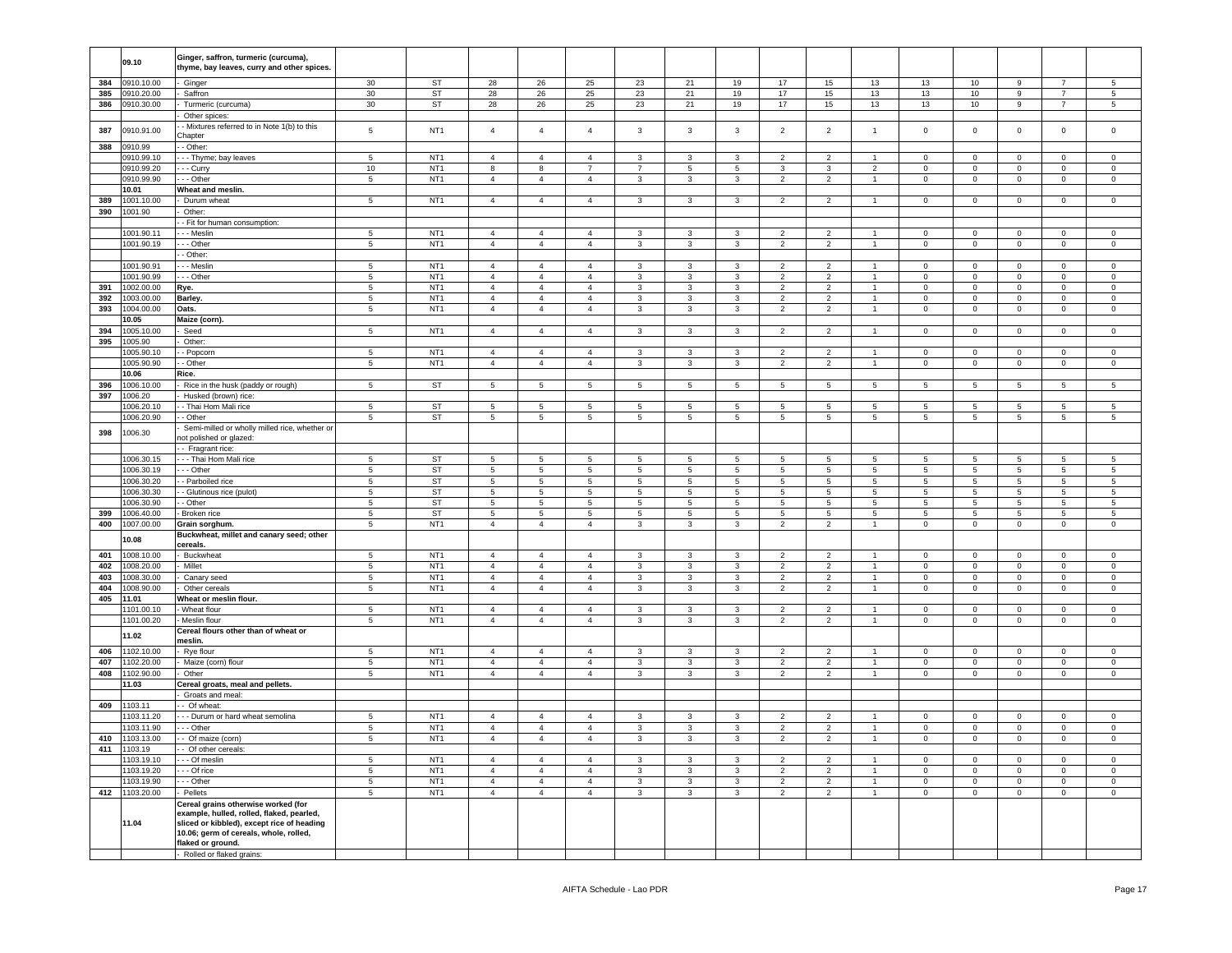| | | | | | | | | | | | | | | | | | |
|---|---|---|---|---|---|---|---|---|---|---|---|---|---|---|---|---|---|
| | 09.10 | Ginger, saffron, turmeric (curcuma), thyme, bay leaves, curry and other spices. | | | | | | | | | | | | | | | |
| 384 | 0910.10.00 | - Ginger | 30 | ST | 28 | 26 | 25 | 23 | 21 | 19 | 17 | 15 | 13 | 13 | 10 | 9 | 7 | 5 |
| 385 | 0910.20.00 | - Saffron | 30 | ST | 28 | 26 | 25 | 23 | 21 | 19 | 17 | 15 | 13 | 13 | 10 | 9 | 7 | 5 |
| 386 | 0910.30.00 | - Turmeric (curcuma) | 30 | ST | 28 | 26 | 25 | 23 | 21 | 19 | 17 | 15 | 13 | 13 | 10 | 9 | 7 | 5 |
| | | - Other spices: | | | | | | | | | | | | | | | | |
| 387 | 0910.91.00 | - - Mixtures referred to in Note 1(b) to this Chapter | 5 | NT1 | 4 | 4 | 4 | 3 | 3 | 3 | 2 | 2 | 1 | 0 | 0 | 0 | 0 | 0 |
| 388 | 0910.99 | - - Other: | | | | | | | | | | | | | | | | |
| | 0910.99.10 | - - - Thyme; bay leaves | 5 | NT1 | 4 | 4 | 4 | 3 | 3 | 3 | 2 | 2 | 1 | 0 | 0 | 0 | 0 | 0 |
| | 0910.99.20 | - - - Curry | 10 | NT1 | 8 | 8 | 7 | 7 | 5 | 5 | 3 | 3 | 2 | 0 | 0 | 0 | 0 | 0 |
| | 0910.99.90 | - - - Other | 5 | NT1 | 4 | 4 | 4 | 3 | 3 | 3 | 2 | 2 | 1 | 0 | 0 | 0 | 0 | 0 |
| | 10.01 | Wheat and meslin. | | | | | | | | | | | | | | | | |
| 389 | 1001.10.00 | - Durum wheat | 5 | NT1 | 4 | 4 | 4 | 3 | 3 | 3 | 2 | 2 | 1 | 0 | 0 | 0 | 0 | 0 |
| 390 | 1001.90 | - Other: | | | | | | | | | | | | | | | | |
| | | - - Fit for human consumption: | | | | | | | | | | | | | | | | |
| | 1001.90.11 | - - - Meslin | 5 | NT1 | 4 | 4 | 4 | 3 | 3 | 3 | 2 | 2 | 1 | 0 | 0 | 0 | 0 | 0 |
| | 1001.90.19 | - - - Other | 5 | NT1 | 4 | 4 | 4 | 3 | 3 | 3 | 2 | 2 | 1 | 0 | 0 | 0 | 0 | 0 |
| | | - - Other: | | | | | | | | | | | | | | | | |
| | 1001.90.91 | - - - Meslin | 5 | NT1 | 4 | 4 | 4 | 3 | 3 | 3 | 2 | 2 | 1 | 0 | 0 | 0 | 0 | 0 |
| | 1001.90.99 | - - - Other | 5 | NT1 | 4 | 4 | 4 | 3 | 3 | 3 | 2 | 2 | 1 | 0 | 0 | 0 | 0 | 0 |
| 391 | 1002.00.00 | Rye. | 5 | NT1 | 4 | 4 | 4 | 3 | 3 | 3 | 2 | 2 | 1 | 0 | 0 | 0 | 0 | 0 |
| 392 | 1003.00.00 | Barley. | 5 | NT1 | 4 | 4 | 4 | 3 | 3 | 3 | 2 | 2 | 1 | 0 | 0 | 0 | 0 | 0 |
| 393 | 1004.00.00 | Oats. | 5 | NT1 | 4 | 4 | 4 | 3 | 3 | 3 | 2 | 2 | 1 | 0 | 0 | 0 | 0 | 0 |
| | 10.05 | Maize (corn). | | | | | | | | | | | | | | | | |
| 394 | 1005.10.00 | - Seed | 5 | NT1 | 4 | 4 | 4 | 3 | 3 | 3 | 2 | 2 | 1 | 0 | 0 | 0 | 0 | 0 |
| 395 | 1005.90 | - Other: | | | | | | | | | | | | | | | | |
| | 1005.90.10 | - - Popcorn | 5 | NT1 | 4 | 4 | 4 | 3 | 3 | 3 | 2 | 2 | 1 | 0 | 0 | 0 | 0 | 0 |
| | 1005.90.90 | - - Other | 5 | NT1 | 4 | 4 | 4 | 3 | 3 | 3 | 2 | 2 | 1 | 0 | 0 | 0 | 0 | 0 |
| | 10.06 | Rice. | | | | | | | | | | | | | | | | |
| 396 | 1006.10.00 | - Rice in the husk (paddy or rough) | 5 | ST | 5 | 5 | 5 | 5 | 5 | 5 | 5 | 5 | 5 | 5 | 5 | 5 | 5 | 5 |
| 397 | 1006.20 | - Husked (brown) rice: | | | | | | | | | | | | | | | | |
| | 1006.20.10 | - - Thai Hom Mali rice | 5 | ST | 5 | 5 | 5 | 5 | 5 | 5 | 5 | 5 | 5 | 5 | 5 | 5 | 5 | 5 |
| | 1006.20.90 | - - Other | 5 | ST | 5 | 5 | 5 | 5 | 5 | 5 | 5 | 5 | 5 | 5 | 5 | 5 | 5 | 5 |
| 398 | 1006.30 | - Semi-milled or wholly milled rice, whether or not polished or glazed: | | | | | | | | | | | | | | | | |
| | | - - Fragrant rice: | | | | | | | | | | | | | | | | |
| | 1006.30.15 | - - - Thai Hom Mali rice | 5 | ST | 5 | 5 | 5 | 5 | 5 | 5 | 5 | 5 | 5 | 5 | 5 | 5 | 5 | 5 |
| | 1006.30.19 | - - - Other | 5 | ST | 5 | 5 | 5 | 5 | 5 | 5 | 5 | 5 | 5 | 5 | 5 | 5 | 5 | 5 |
| | 1006.30.20 | - - Parboiled rice | 5 | ST | 5 | 5 | 5 | 5 | 5 | 5 | 5 | 5 | 5 | 5 | 5 | 5 | 5 | 5 |
| | 1006.30.30 | - - Glutinous rice (pulot) | 5 | ST | 5 | 5 | 5 | 5 | 5 | 5 | 5 | 5 | 5 | 5 | 5 | 5 | 5 | 5 |
| | 1006.30.90 | - - Other | 5 | ST | 5 | 5 | 5 | 5 | 5 | 5 | 5 | 5 | 5 | 5 | 5 | 5 | 5 | 5 |
| 399 | 1006.40.00 | - Broken rice | 5 | ST | 5 | 5 | 5 | 5 | 5 | 5 | 5 | 5 | 5 | 5 | 5 | 5 | 5 | 5 |
| 400 | 1007.00.00 | Grain sorghum. | 5 | NT1 | 4 | 4 | 4 | 3 | 3 | 3 | 2 | 2 | 1 | 0 | 0 | 0 | 0 | 0 |
| | 10.08 | Buckwheat, millet and canary seed; other cereals. | | | | | | | | | | | | | | | | |
| 401 | 1008.10.00 | - Buckwheat | 5 | NT1 | 4 | 4 | 4 | 3 | 3 | 3 | 2 | 2 | 1 | 0 | 0 | 0 | 0 | 0 |
| 402 | 1008.20.00 | - Millet | 5 | NT1 | 4 | 4 | 4 | 3 | 3 | 3 | 2 | 2 | 1 | 0 | 0 | 0 | 0 | 0 |
| 403 | 1008.30.00 | - Canary seed | 5 | NT1 | 4 | 4 | 4 | 3 | 3 | 3 | 2 | 2 | 1 | 0 | 0 | 0 | 0 | 0 |
| 404 | 1008.90.00 | - Other cereals | 5 | NT1 | 4 | 4 | 4 | 3 | 3 | 3 | 2 | 2 | 1 | 0 | 0 | 0 | 0 | 0 |
| 405 | 11.01 | Wheat or meslin flour. | | | | | | | | | | | | | | | | |
| | 1101.00.10 | - Wheat flour | 5 | NT1 | 4 | 4 | 4 | 3 | 3 | 3 | 2 | 2 | 1 | 0 | 0 | 0 | 0 | 0 |
| | 1101.00.20 | - Meslin flour | 5 | NT1 | 4 | 4 | 4 | 3 | 3 | 3 | 2 | 2 | 1 | 0 | 0 | 0 | 0 | 0 |
| | 11.02 | Cereal flours other than of wheat or meslin. | | | | | | | | | | | | | | | | |
| 406 | 1102.10.00 | - Rye flour | 5 | NT1 | 4 | 4 | 4 | 3 | 3 | 3 | 2 | 2 | 1 | 0 | 0 | 0 | 0 | 0 |
| 407 | 1102.20.00 | - Maize (corn) flour | 5 | NT1 | 4 | 4 | 4 | 3 | 3 | 3 | 2 | 2 | 1 | 0 | 0 | 0 | 0 | 0 |
| 408 | 1102.90.00 | - Other | 5 | NT1 | 4 | 4 | 4 | 3 | 3 | 3 | 2 | 2 | 1 | 0 | 0 | 0 | 0 | 0 |
| | 11.03 | Cereal groats, meal and pellets. | | | | | | | | | | | | | | | | |
| | | - Groats and meal: | | | | | | | | | | | | | | | | |
| 409 | 1103.11 | - - Of wheat: | | | | | | | | | | | | | | | | |
| | 1103.11.20 | - - - Durum or hard wheat semolina | 5 | NT1 | 4 | 4 | 4 | 3 | 3 | 3 | 2 | 2 | 1 | 0 | 0 | 0 | 0 | 0 |
| | 1103.11.90 | - - - Other | 5 | NT1 | 4 | 4 | 4 | 3 | 3 | 3 | 2 | 2 | 1 | 0 | 0 | 0 | 0 | 0 |
| 410 | 1103.13.00 | - - Of maize (corn) | 5 | NT1 | 4 | 4 | 4 | 3 | 3 | 3 | 2 | 2 | 1 | 0 | 0 | 0 | 0 | 0 |
| 411 | 1103.19 | - - Of other cereals: | | | | | | | | | | | | | | | | |
| | 1103.19.10 | - - - Of meslin | 5 | NT1 | 4 | 4 | 4 | 3 | 3 | 3 | 2 | 2 | 1 | 0 | 0 | 0 | 0 | 0 |
| | 1103.19.20 | - - - Of rice | 5 | NT1 | 4 | 4 | 4 | 3 | 3 | 3 | 2 | 2 | 1 | 0 | 0 | 0 | 0 | 0 |
| | 1103.19.90 | - - - Other | 5 | NT1 | 4 | 4 | 4 | 3 | 3 | 3 | 2 | 2 | 1 | 0 | 0 | 0 | 0 | 0 |
| 412 | 1103.20.00 | - Pellets | 5 | NT1 | 4 | 4 | 4 | 3 | 3 | 3 | 2 | 2 | 1 | 0 | 0 | 0 | 0 | 0 |
| | 11.04 | Cereal grains otherwise worked (for example, hulled, rolled, flaked, pearled, sliced or kibbled), except rice of heading 10.06; germ of cereals, whole, rolled, flaked or ground. | | | | | | | | | | | | | | | | |
| | | - Rolled or flaked grains: | | | | | | | | | | | | | | | | |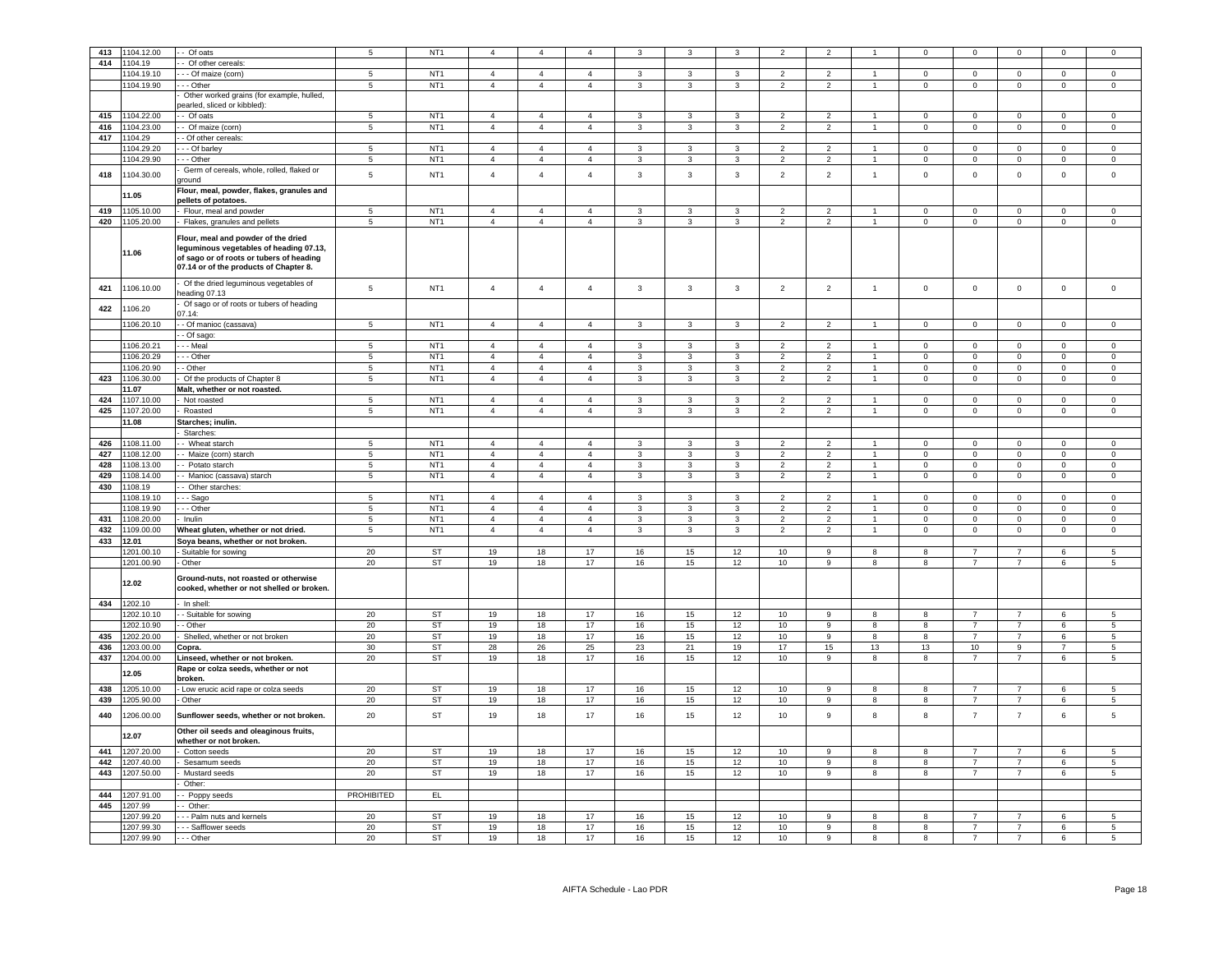| 413 | 1104.12.00 | - - Of oats | 5 | NT1 | 4 | 4 | 4 | 3 | 3 | 3 | 2 | 2 | 1 | 0 | 0 | 0 | 0 | 0 |
|---|---|---|---|---|---|---|---|---|---|---|---|---|---|---|---|---|---|---|
| 414 | 1104.19 | - - Of other cereals: | | | | | | | | | | | | | | | | |
| | 1104.19.10 | - - - Of maize (corn) | 5 | NT1 | 4 | 4 | 4 | 3 | 3 | 3 | 2 | 2 | 1 | 0 | 0 | 0 | 0 | 0 |
| | 1104.19.90 | - - - Other | 5 | NT1 | 4 | 4 | 4 | 3 | 3 | 3 | 2 | 2 | 1 | 0 | 0 | 0 | 0 | 0 |
| | | - Other worked grains (for example, hulled, pearled, sliced or kibbled): | | | | | | | | | | | | | | | | |
| 415 | 1104.22.00 | - - Of oats | 5 | NT1 | 4 | 4 | 4 | 3 | 3 | 3 | 2 | 2 | 1 | 0 | 0 | 0 | 0 | 0 |
| 416 | 1104.23.00 | - - Of maize (corn) | 5 | NT1 | 4 | 4 | 4 | 3 | 3 | 3 | 2 | 2 | 1 | 0 | 0 | 0 | 0 | 0 |
| 417 | 1104.29 | - - Of other cereals: | | | | | | | | | | | | | | | | |
| | 1104.29.20 | - - - Of barley | 5 | NT1 | 4 | 4 | 4 | 3 | 3 | 3 | 2 | 2 | 1 | 0 | 0 | 0 | 0 | 0 |
| | 1104.29.90 | - - - Other | 5 | NT1 | 4 | 4 | 4 | 3 | 3 | 3 | 2 | 2 | 1 | 0 | 0 | 0 | 0 | 0 |
| 418 | 1104.30.00 | - Germ of cereals, whole, rolled, flaked or ground | 5 | NT1 | 4 | 4 | 4 | 3 | 3 | 3 | 2 | 2 | 1 | 0 | 0 | 0 | 0 | 0 |
| | **11.05** | **Flour, meal, powder, flakes, granules and pellets of potatoes.** | | | | | | | | | | | | | | | | |
| 419 | 1105.10.00 | - Flour, meal and powder | 5 | NT1 | 4 | 4 | 4 | 3 | 3 | 3 | 2 | 2 | 1 | 0 | 0 | 0 | 0 | 0 |
| 420 | 1105.20.00 | - Flakes, granules and pellets | 5 | NT1 | 4 | 4 | 4 | 3 | 3 | 3 | 2 | 2 | 1 | 0 | 0 | 0 | 0 | 0 |
| | **11.06** | **Flour, meal and powder of the dried leguminous vegetables of heading 07.13, of sago or of roots or tubers of heading 07.14 or of the products of Chapter 8.** | | | | | | | | | | | | | | | | |
| 421 | 1106.10.00 | - Of the dried leguminous vegetables of heading 07.13 | 5 | NT1 | 4 | 4 | 4 | 3 | 3 | 3 | 2 | 2 | 1 | 0 | 0 | 0 | 0 | 0 |
| 422 | 1106.20 | - Of sago or of roots or tubers of heading 07.14: | | | | | | | | | | | | | | | | |
| | 1106.20.10 | - - Of manioc (cassava) | 5 | NT1 | 4 | 4 | 4 | 3 | 3 | 3 | 2 | 2 | 1 | 0 | 0 | 0 | 0 | 0 |
| | | - - Of sago: | | | | | | | | | | | | | | | | |
| | 1106.20.21 | - - - Meal | 5 | NT1 | 4 | 4 | 4 | 3 | 3 | 3 | 2 | 2 | 1 | 0 | 0 | 0 | 0 | 0 |
| | 1106.20.29 | - - - Other | 5 | NT1 | 4 | 4 | 4 | 3 | 3 | 3 | 2 | 2 | 1 | 0 | 0 | 0 | 0 | 0 |
| | 1106.20.90 | - - Other | 5 | NT1 | 4 | 4 | 4 | 3 | 3 | 3 | 2 | 2 | 1 | 0 | 0 | 0 | 0 | 0 |
| 423 | 1106.30.00 | - Of the products of Chapter 8 | 5 | NT1 | 4 | 4 | 4 | 3 | 3 | 3 | 2 | 2 | 1 | 0 | 0 | 0 | 0 | 0 |
| | **11.07** | **Malt, whether or not roasted.** | | | | | | | | | | | | | | | | |
| 424 | 1107.10.00 | - Not roasted | 5 | NT1 | 4 | 4 | 4 | 3 | 3 | 3 | 2 | 2 | 1 | 0 | 0 | 0 | 0 | 0 |
| 425 | 1107.20.00 | - Roasted | 5 | NT1 | 4 | 4 | 4 | 3 | 3 | 3 | 2 | 2 | 1 | 0 | 0 | 0 | 0 | 0 |
| | **11.08** | **Starches; inulin.** | | | | | | | | | | | | | | | | |
| | | - Starches: | | | | | | | | | | | | | | | | |
| 426 | 1108.11.00 | - - Wheat starch | 5 | NT1 | 4 | 4 | 4 | 3 | 3 | 3 | 2 | 2 | 1 | 0 | 0 | 0 | 0 | 0 |
| 427 | 1108.12.00 | - - Maize (corn) starch | 5 | NT1 | 4 | 4 | 4 | 3 | 3 | 3 | 2 | 2 | 1 | 0 | 0 | 0 | 0 | 0 |
| 428 | 1108.13.00 | - - Potato starch | 5 | NT1 | 4 | 4 | 4 | 3 | 3 | 3 | 2 | 2 | 1 | 0 | 0 | 0 | 0 | 0 |
| 429 | 1108.14.00 | - - Manioc (cassava) starch | 5 | NT1 | 4 | 4 | 4 | 3 | 3 | 3 | 2 | 2 | 1 | 0 | 0 | 0 | 0 | 0 |
| 430 | 1108.19 | - - Other starches: | | | | | | | | | | | | | | | | |
| | 1108.19.10 | - - - Sago | 5 | NT1 | 4 | 4 | 4 | 3 | 3 | 3 | 2 | 2 | 1 | 0 | 0 | 0 | 0 | 0 |
| | 1108.19.90 | - - - Other | 5 | NT1 | 4 | 4 | 4 | 3 | 3 | 3 | 2 | 2 | 1 | 0 | 0 | 0 | 0 | 0 |
| 431 | 1108.20.00 | - Inulin | 5 | NT1 | 4 | 4 | 4 | 3 | 3 | 3 | 2 | 2 | 1 | 0 | 0 | 0 | 0 | 0 |
| 432 | 1109.00.00 | **Wheat gluten, whether or not dried.** | 5 | NT1 | 4 | 4 | 4 | 3 | 3 | 3 | 2 | 2 | 1 | 0 | 0 | 0 | 0 | 0 |
| 433 | **12.01** | **Soya beans, whether or not broken.** | | | | | | | | | | | | | | | | |
| | 1201.00.10 | - Suitable for sowing | 20 | ST | 19 | 18 | 17 | 16 | 15 | 12 | 10 | 9 | 8 | 8 | 7 | 7 | 6 | 5 |
| | 1201.00.90 | - Other | 20 | ST | 19 | 18 | 17 | 16 | 15 | 12 | 10 | 9 | 8 | 8 | 7 | 7 | 6 | 5 |
| | **12.02** | **Ground-nuts, not roasted or otherwise cooked, whether or not shelled or broken.** | | | | | | | | | | | | | | | | |
| 434 | 1202.10 | - In shell: | | | | | | | | | | | | | | | | |
| | 1202.10.10 | - - Suitable for sowing | 20 | ST | 19 | 18 | 17 | 16 | 15 | 12 | 10 | 9 | 8 | 8 | 7 | 7 | 6 | 5 |
| | 1202.10.90 | - - Other | 20 | ST | 19 | 18 | 17 | 16 | 15 | 12 | 10 | 9 | 8 | 8 | 7 | 7 | 6 | 5 |
| 435 | 1202.20.00 | - Shelled, whether or not broken | 20 | ST | 19 | 18 | 17 | 16 | 15 | 12 | 10 | 9 | 8 | 8 | 7 | 7 | 6 | 5 |
| 436 | 1203.00.00 | **Copra.** | 30 | ST | 28 | 26 | 25 | 23 | 21 | 19 | 17 | 15 | 13 | 13 | 10 | 9 | 7 | 5 |
| 437 | 1204.00.00 | **Linseed, whether or not broken.** | 20 | ST | 19 | 18 | 17 | 16 | 15 | 12 | 10 | 9 | 8 | 8 | 7 | 7 | 6 | 5 |
| | **12.05** | **Rape or colza seeds, whether or not broken.** | | | | | | | | | | | | | | | | |
| 438 | 1205.10.00 | - Low erucic acid rape or colza seeds | 20 | ST | 19 | 18 | 17 | 16 | 15 | 12 | 10 | 9 | 8 | 8 | 7 | 7 | 6 | 5 |
| 439 | 1205.90.00 | - Other | 20 | ST | 19 | 18 | 17 | 16 | 15 | 12 | 10 | 9 | 8 | 8 | 7 | 7 | 6 | 5 |
| 440 | 1206.00.00 | **Sunflower seeds, whether or not broken.** | 20 | ST | 19 | 18 | 17 | 16 | 15 | 12 | 10 | 9 | 8 | 8 | 7 | 7 | 6 | 5 |
| | **12.07** | **Other oil seeds and oleaginous fruits, whether or not broken.** | | | | | | | | | | | | | | | | |
| 441 | 1207.20.00 | - Cotton seeds | 20 | ST | 19 | 18 | 17 | 16 | 15 | 12 | 10 | 9 | 8 | 8 | 7 | 7 | 6 | 5 |
| 442 | 1207.40.00 | - Sesamum seeds | 20 | ST | 19 | 18 | 17 | 16 | 15 | 12 | 10 | 9 | 8 | 8 | 7 | 7 | 6 | 5 |
| 443 | 1207.50.00 | - Mustard seeds | 20 | ST | 19 | 18 | 17 | 16 | 15 | 12 | 10 | 9 | 8 | 8 | 7 | 7 | 6 | 5 |
| | | - Other: | | | | | | | | | | | | | | | | |
| 444 | 1207.91.00 | - - Poppy seeds | PROHIBITED | EL | | | | | | | | | | | | | | |
| 445 | 1207.99 | - - Other: | | | | | | | | | | | | | | | | |
| | 1207.99.20 | - - - Palm nuts and kernels | 20 | ST | 19 | 18 | 17 | 16 | 15 | 12 | 10 | 9 | 8 | 8 | 7 | 7 | 6 | 5 |
| | 1207.99.30 | - - - Safflower seeds | 20 | ST | 19 | 18 | 17 | 16 | 15 | 12 | 10 | 9 | 8 | 8 | 7 | 7 | 6 | 5 |
| | 1207.99.90 | - - - Other | 20 | ST | 19 | 18 | 17 | 16 | 15 | 12 | 10 | 9 | 8 | 8 | 7 | 7 | 6 | 5 |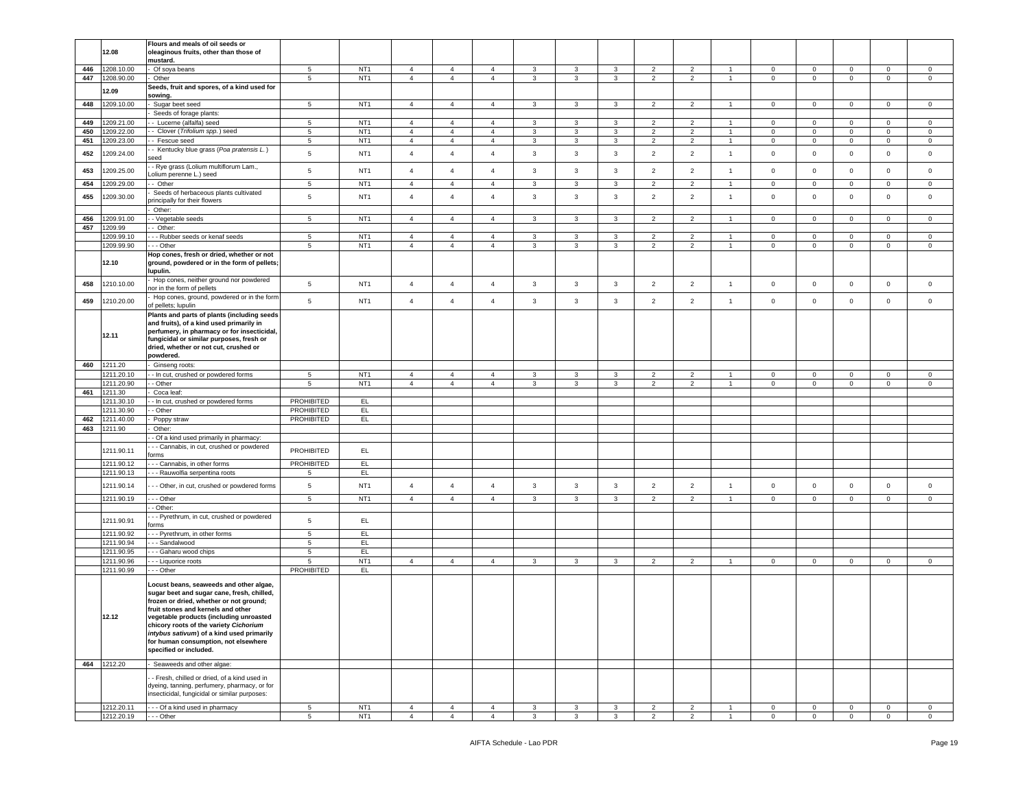| | | | | | | | | | | | | | | | | | | |
|---|---|---|---|---|---|---|---|---|---|---|---|---|---|---|---|---|---|---|
| | 12.08 | **Flours and meals of oil seeds or oleaginous fruits, other than those of mustard.** | | | | | | | | | | | | | | | | |
| 446 | 1208.10.00 | - Of soya beans | 5 | NT1 | 4 | 4 | 4 | 3 | 3 | 3 | 2 | 2 | 1 | 0 | 0 | 0 | 0 | 0 |
| 447 | 1208.90.00 | - Other | 5 | NT1 | 4 | 4 | 4 | 3 | 3 | 3 | 2 | 2 | 1 | 0 | 0 | 0 | 0 | 0 |
| | 12.09 | **Seeds, fruit and spores, of a kind used for sowing.** | | | | | | | | | | | | | | | | |
| 448 | 1209.10.00 | - Sugar beet seed | 5 | NT1 | 4 | 4 | 4 | 3 | 3 | 3 | 2 | 2 | 1 | 0 | 0 | 0 | 0 | 0 |
| | | - Seeds of forage plants: | | | | | | | | | | | | | | | | |
| 449 | 1209.21.00 | - - Lucerne (alfalfa) seed | 5 | NT1 | 4 | 4 | 4 | 3 | 3 | 3 | 2 | 2 | 1 | 0 | 0 | 0 | 0 | 0 |
| 450 | 1209.22.00 | - - Clover (*Trifolium spp.*) seed | 5 | NT1 | 4 | 4 | 4 | 3 | 3 | 3 | 2 | 2 | 1 | 0 | 0 | 0 | 0 | 0 |
| 451 | 1209.23.00 | - - Fescue seed | 5 | NT1 | 4 | 4 | 4 | 3 | 3 | 3 | 2 | 2 | 1 | 0 | 0 | 0 | 0 | 0 |
| 452 | 1209.24.00 | - - Kentucky blue grass (*Poa pratensis L.*) seed | 5 | NT1 | 4 | 4 | 4 | 3 | 3 | 3 | 2 | 2 | 1 | 0 | 0 | 0 | 0 | 0 |
| 453 | 1209.25.00 | - - Rye grass (Lolium multiflorum Lam., Lolium perenne L.) seed | 5 | NT1 | 4 | 4 | 4 | 3 | 3 | 3 | 2 | 2 | 1 | 0 | 0 | 0 | 0 | 0 |
| 454 | 1209.29.00 | - - Other | 5 | NT1 | 4 | 4 | 4 | 3 | 3 | 3 | 2 | 2 | 1 | 0 | 0 | 0 | 0 | 0 |
| 455 | 1209.30.00 | - Seeds of herbaceous plants cultivated principally for their flowers | 5 | NT1 | 4 | 4 | 4 | 3 | 3 | 3 | 2 | 2 | 1 | 0 | 0 | 0 | 0 | 0 |
| | | - Other: | | | | | | | | | | | | | | | | |
| 456 | 1209.91.00 | - - Vegetable seeds | 5 | NT1 | 4 | 4 | 4 | 3 | 3 | 3 | 2 | 2 | 1 | 0 | 0 | 0 | 0 | 0 |
| 457 | 1209.99 | - - Other: | | | | | | | | | | | | | | | | |
| | 1209.99.10 | - - - Rubber seeds or kenaf seeds | 5 | NT1 | 4 | 4 | 4 | 3 | 3 | 3 | 2 | 2 | 1 | 0 | 0 | 0 | 0 | 0 |
| | 1209.99.90 | - - - Other | 5 | NT1 | 4 | 4 | 4 | 3 | 3 | 3 | 2 | 2 | 1 | 0 | 0 | 0 | 0 | 0 |
| | 12.10 | **Hop cones, fresh or dried, whether or not ground, powdered or in the form of pellets; lupulin.** | | | | | | | | | | | | | | | | |
| 458 | 1210.10.00 | - Hop cones, neither ground nor powdered nor in the form of pellets | 5 | NT1 | 4 | 4 | 4 | 3 | 3 | 3 | 2 | 2 | 1 | 0 | 0 | 0 | 0 | 0 |
| 459 | 1210.20.00 | - Hop cones, ground, powdered or in the form of pellets; lupulin | 5 | NT1 | 4 | 4 | 4 | 3 | 3 | 3 | 2 | 2 | 1 | 0 | 0 | 0 | 0 | 0 |
| | 12.11 | **Plants and parts of plants (including seeds and fruits), of a kind used primarily in perfumery, in pharmacy or for insecticidal, fungicidal or similar purposes, fresh or dried, whether or not cut, crushed or powdered.** | | | | | | | | | | | | | | | | |
| 460 | 1211.20 | - Ginseng roots: | | | | | | | | | | | | | | | | |
| | 1211.20.10 | - - In cut, crushed or powdered forms | 5 | NT1 | 4 | 4 | 4 | 3 | 3 | 3 | 2 | 2 | 1 | 0 | 0 | 0 | 0 | 0 |
| | 1211.20.90 | - - Other | 5 | NT1 | 4 | 4 | 4 | 3 | 3 | 3 | 2 | 2 | 1 | 0 | 0 | 0 | 0 | 0 |
| 461 | 1211.30 | - Coca leaf: | | | | | | | | | | | | | | | | |
| | 1211.30.10 | - - In cut, crushed or powdered forms | PROHIBITED | EL | | | | | | | | | | | | | | |
| | 1211.30.90 | - - Other | PROHIBITED | EL | | | | | | | | | | | | | | |
| 462 | 1211.40.00 | - Poppy straw | PROHIBITED | EL | | | | | | | | | | | | | | |
| 463 | 1211.90 | - Other: | | | | | | | | | | | | | | | | |
| | | - - Of a kind used primarily in pharmacy: | | | | | | | | | | | | | | | | |
| | 1211.90.11 | - - - Cannabis, in cut, crushed or powdered forms | PROHIBITED | EL | | | | | | | | | | | | | | |
| | 1211.90.12 | - - - Cannabis, in other forms | PROHIBITED | EL | | | | | | | | | | | | | | |
| | 1211.90.13 | - - - Rauwolfia serpentina roots | 5 | EL | | | | | | | | | | | | | | |
| | 1211.90.14 | - - - Other, in cut, crushed or powdered forms | 5 | NT1 | 4 | 4 | 4 | 3 | 3 | 3 | 2 | 2 | 1 | 0 | 0 | 0 | 0 | 0 |
| | 1211.90.19 | - - - Other | 5 | NT1 | 4 | 4 | 4 | 3 | 3 | 3 | 2 | 2 | 1 | 0 | 0 | 0 | 0 | 0 |
| | | - - Other: | | | | | | | | | | | | | | | | |
| | 1211.90.91 | - - - Pyrethrum, in cut, crushed or powdered forms | 5 | EL | | | | | | | | | | | | | | |
| | 1211.90.92 | - - - Pyrethrum, in other forms | 5 | EL | | | | | | | | | | | | | | |
| | 1211.90.94 | - - - Sandalwood | 5 | EL | | | | | | | | | | | | | | |
| | 1211.90.95 | - - - Gaharu wood chips | 5 | EL | | | | | | | | | | | | | | |
| | 1211.90.96 | - - - Liquorice roots | 5 | NT1 | 4 | 4 | 4 | 3 | 3 | 3 | 2 | 2 | 1 | 0 | 0 | 0 | 0 | 0 |
| | 1211.90.99 | - - - Other | PROHIBITED | EL | | | | | | | | | | | | | | |
| | 12.12 | **Locust beans, seaweeds and other algae, sugar beet and sugar cane, fresh, chilled, frozen or dried, whether or not ground; fruit stones and kernels and other vegetable products (including unroasted chicory roots of the variety *Cichorium intybus sativum*) of a kind used primarily for human consumption, not elsewhere specified or included.** | | | | | | | | | | | | | | | | |
| 464 | 1212.20 | - Seaweeds and other algae: | | | | | | | | | | | | | | | | |
| | | - - Fresh, chilled or dried, of a kind used in dyeing, tanning, perfumery, pharmacy, or for insecticidal, fungicidal or similar purposes: | | | | | | | | | | | | | | | | |
| | 1212.20.11 | - - - Of a kind used in pharmacy | 5 | NT1 | 4 | 4 | 4 | 3 | 3 | 3 | 2 | 2 | 1 | 0 | 0 | 0 | 0 | 0 |
| | 1212.20.19 | - - - Other | 5 | NT1 | 4 | 4 | 4 | 3 | 3 | 3 | 2 | 2 | 1 | 0 | 0 | 0 | 0 | 0 |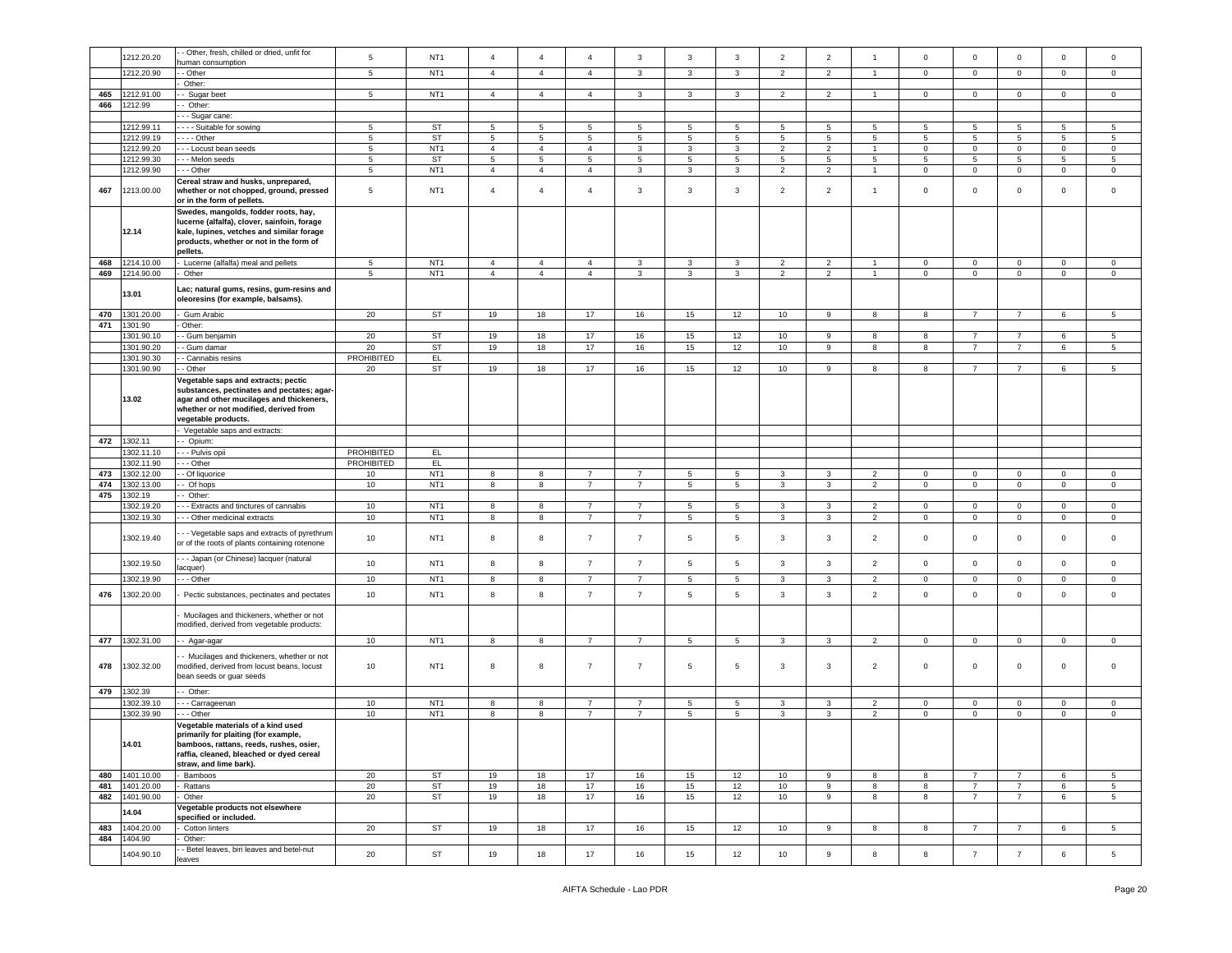|  |  |  |  |  |  |  |  |  |  |  |  |  |  |  |  |  |  |  |  |
|---|---|---|---|---|---|---|---|---|---|---|---|---|---|---|---|---|---|---|---|
|  | 1212.20.20 | - - Other, fresh, chilled or dried, unfit for human consumption | 5 | NT1 | 4 | 4 | 4 | 3 | 3 | 3 | 2 | 2 | 1 | 0 | 0 | 0 | 0 | 0 |
|  | 1212.20.90 | - - Other | 5 | NT1 | 4 | 4 | 4 | 3 | 3 | 3 | 2 | 2 | 1 | 0 | 0 | 0 | 0 | 0 |
|  |  | - Other: |  |  |  |  |  |  |  |  |  |  |  |  |  |  |  |  |
| 465 | 1212.91.00 | - - Sugar beet | 5 | NT1 | 4 | 4 | 4 | 3 | 3 | 3 | 2 | 2 | 1 | 0 | 0 | 0 | 0 | 0 |
| 466 | 1212.99 | - - Other: |  |  |  |  |  |  |  |  |  |  |  |  |  |  |  |  |
|  |  | - - - Sugar cane: |  |  |  |  |  |  |  |  |  |  |  |  |  |  |  |  |
|  | 1212.99.11 | - - - - Suitable for sowing | 5 | ST | 5 | 5 | 5 | 5 | 5 | 5 | 5 | 5 | 5 | 5 | 5 | 5 | 5 | 5 |
|  | 1212.99.19 | - - - - Other | 5 | ST | 5 | 5 | 5 | 5 | 5 | 5 | 5 | 5 | 5 | 5 | 5 | 5 | 5 | 5 |
|  | 1212.99.20 | - - - Locust bean seeds | 5 | NT1 | 4 | 4 | 4 | 3 | 3 | 3 | 2 | 2 | 1 | 0 | 0 | 0 | 0 | 0 |
|  | 1212.99.30 | - - - Melon seeds | 5 | ST | 5 | 5 | 5 | 5 | 5 | 5 | 5 | 5 | 5 | 5 | 5 | 5 | 5 | 5 |
|  | 1212.99.90 | - - - Other | 5 | NT1 | 4 | 4 | 4 | 3 | 3 | 3 | 2 | 2 | 1 | 0 | 0 | 0 | 0 | 0 |
| 467 | 1213.00.00 | **Cereal straw and husks, unprepared, whether or not chopped, ground, pressed or in the form of pellets.** | 5 | NT1 | 4 | 4 | 4 | 3 | 3 | 3 | 2 | 2 | 1 | 0 | 0 | 0 | 0 | 0 |
|  | 12.14 | **Swedes, mangolds, fodder roots, hay, lucerne (alfalfa), clover, sainfoin, forage kale, lupines, vetches and similar forage products, whether or not in the form of pellets.** |  |  |  |  |  |  |  |  |  |  |  |  |  |  |  |  |
| 468 | 1214.10.00 | - Lucerne (alfalfa) meal and pellets | 5 | NT1 | 4 | 4 | 4 | 3 | 3 | 3 | 2 | 2 | 1 | 0 | 0 | 0 | 0 | 0 |
| 469 | 1214.90.00 | - Other | 5 | NT1 | 4 | 4 | 4 | 3 | 3 | 3 | 2 | 2 | 1 | 0 | 0 | 0 | 0 | 0 |
|  | 13.01 | **Lac; natural gums, resins, gum-resins and oleoresins (for example, balsams).** |  |  |  |  |  |  |  |  |  |  |  |  |  |  |  |  |
| 470 | 1301.20.00 | - Gum Arabic | 20 | ST | 19 | 18 | 17 | 16 | 15 | 12 | 10 | 9 | 8 | 8 | 7 | 7 | 6 | 5 |
| 471 | 1301.90 | - Other: |  |  |  |  |  |  |  |  |  |  |  |  |  |  |  |  |
|  | 1301.90.10 | - - Gum benjamin | 20 | ST | 19 | 18 | 17 | 16 | 15 | 12 | 10 | 9 | 8 | 8 | 7 | 7 | 6 | 5 |
|  | 1301.90.20 | - - Gum damar | 20 | ST | 19 | 18 | 17 | 16 | 15 | 12 | 10 | 9 | 8 | 8 | 7 | 7 | 6 | 5 |
|  | 1301.90.30 | - - Cannabis resins | PROHIBITED | EL |  |  |  |  |  |  |  |  |  |  |  |  |  |  |
|  | 1301.90.90 | - - Other | 20 | ST | 19 | 18 | 17 | 16 | 15 | 12 | 10 | 9 | 8 | 8 | 7 | 7 | 6 | 5 |
|  | 13.02 | **Vegetable saps and extracts; pectic substances, pectinates and pectates; agar-agar and other mucilages and thickeners, whether or not modified, derived from vegetable products.** |  |  |  |  |  |  |  |  |  |  |  |  |  |  |  |  |
|  |  | - Vegetable saps and extracts: |  |  |  |  |  |  |  |  |  |  |  |  |  |  |  |  |
| 472 | 1302.11 | - - Opium: |  |  |  |  |  |  |  |  |  |  |  |  |  |  |  |  |
|  | 1302.11.10 | - - - Pulvis opii | PROHIBITED | EL |  |  |  |  |  |  |  |  |  |  |  |  |  |  |
|  | 1302.11.90 | - - - Other | PROHIBITED | EL |  |  |  |  |  |  |  |  |  |  |  |  |  |  |
| 473 | 1302.12.00 | - - Of liquorice | 10 | NT1 | 8 | 8 | 7 | 7 | 5 | 5 | 3 | 3 | 2 | 0 | 0 | 0 | 0 | 0 |
| 474 | 1302.13.00 | - - Of hops | 10 | NT1 | 8 | 8 | 7 | 7 | 5 | 5 | 3 | 3 | 2 | 0 | 0 | 0 | 0 | 0 |
| 475 | 1302.19 | - - Other: |  |  |  |  |  |  |  |  |  |  |  |  |  |  |  |  |
|  | 1302.19.20 | - - - Extracts and tinctures of cannabis | 10 | NT1 | 8 | 8 | 7 | 7 | 5 | 5 | 3 | 3 | 2 | 0 | 0 | 0 | 0 | 0 |
|  | 1302.19.30 | - - - Other medicinal extracts | 10 | NT1 | 8 | 8 | 7 | 7 | 5 | 5 | 3 | 3 | 2 | 0 | 0 | 0 | 0 | 0 |
|  | 1302.19.40 | - - - Vegetable saps and extracts of pyrethrum or of the roots of plants containing rotenone | 10 | NT1 | 8 | 8 | 7 | 7 | 5 | 5 | 3 | 3 | 2 | 0 | 0 | 0 | 0 | 0 |
|  | 1302.19.50 | - - - Japan (or Chinese) lacquer (natural lacquer) | 10 | NT1 | 8 | 8 | 7 | 7 | 5 | 5 | 3 | 3 | 2 | 0 | 0 | 0 | 0 | 0 |
|  | 1302.19.90 | - - - Other | 10 | NT1 | 8 | 8 | 7 | 7 | 5 | 5 | 3 | 3 | 2 | 0 | 0 | 0 | 0 | 0 |
| 476 | 1302.20.00 | - Pectic substances, pectinates and pectates | 10 | NT1 | 8 | 8 | 7 | 7 | 5 | 5 | 3 | 3 | 2 | 0 | 0 | 0 | 0 | 0 |
|  |  | - Mucilages and thickeners, whether or not modified, derived from vegetable products: |  |  |  |  |  |  |  |  |  |  |  |  |  |  |  |  |
| 477 | 1302.31.00 | - - Agar-agar | 10 | NT1 | 8 | 8 | 7 | 7 | 5 | 5 | 3 | 3 | 2 | 0 | 0 | 0 | 0 | 0 |
| 478 | 1302.32.00 | - - Mucilages and thickeners, whether or not modified, derived from locust beans, locust bean seeds or guar seeds | 10 | NT1 | 8 | 8 | 7 | 7 | 5 | 5 | 3 | 3 | 2 | 0 | 0 | 0 | 0 | 0 |
| 479 | 1302.39 | - - Other: |  |  |  |  |  |  |  |  |  |  |  |  |  |  |  |  |
|  | 1302.39.10 | - - - Carrageenan | 10 | NT1 | 8 | 8 | 7 | 7 | 5 | 5 | 3 | 3 | 2 | 0 | 0 | 0 | 0 | 0 |
|  | 1302.39.90 | - - - Other | 10 | NT1 | 8 | 8 | 7 | 7 | 5 | 5 | 3 | 3 | 2 | 0 | 0 | 0 | 0 | 0 |
|  | 14.01 | **Vegetable materials of a kind used primarily for plaiting (for example, bamboos, rattans, reeds, rushes, osier, raffia, cleaned, bleached or dyed cereal straw, and lime bark).** |  |  |  |  |  |  |  |  |  |  |  |  |  |  |  |  |
| 480 | 1401.10.00 | - Bamboos | 20 | ST | 19 | 18 | 17 | 16 | 15 | 12 | 10 | 9 | 8 | 8 | 7 | 7 | 6 | 5 |
| 481 | 1401.20.00 | - Rattans | 20 | ST | 19 | 18 | 17 | 16 | 15 | 12 | 10 | 9 | 8 | 8 | 7 | 7 | 6 | 5 |
| 482 | 1401.90.00 | - Other | 20 | ST | 19 | 18 | 17 | 16 | 15 | 12 | 10 | 9 | 8 | 8 | 7 | 7 | 6 | 5 |
|  | 14.04 | **Vegetable products not elsewhere specified or included.** |  |  |  |  |  |  |  |  |  |  |  |  |  |  |  |  |
| 483 | 1404.20.00 | - Cotton linters | 20 | ST | 19 | 18 | 17 | 16 | 15 | 12 | 10 | 9 | 8 | 8 | 7 | 7 | 6 | 5 |
| 484 | 1404.90 | - Other: |  |  |  |  |  |  |  |  |  |  |  |  |  |  |  |  |
|  | 1404.90.10 | - - Betel leaves, biri leaves and betel-nut leaves | 20 | ST | 19 | 18 | 17 | 16 | 15 | 12 | 10 | 9 | 8 | 8 | 7 | 7 | 6 | 5 |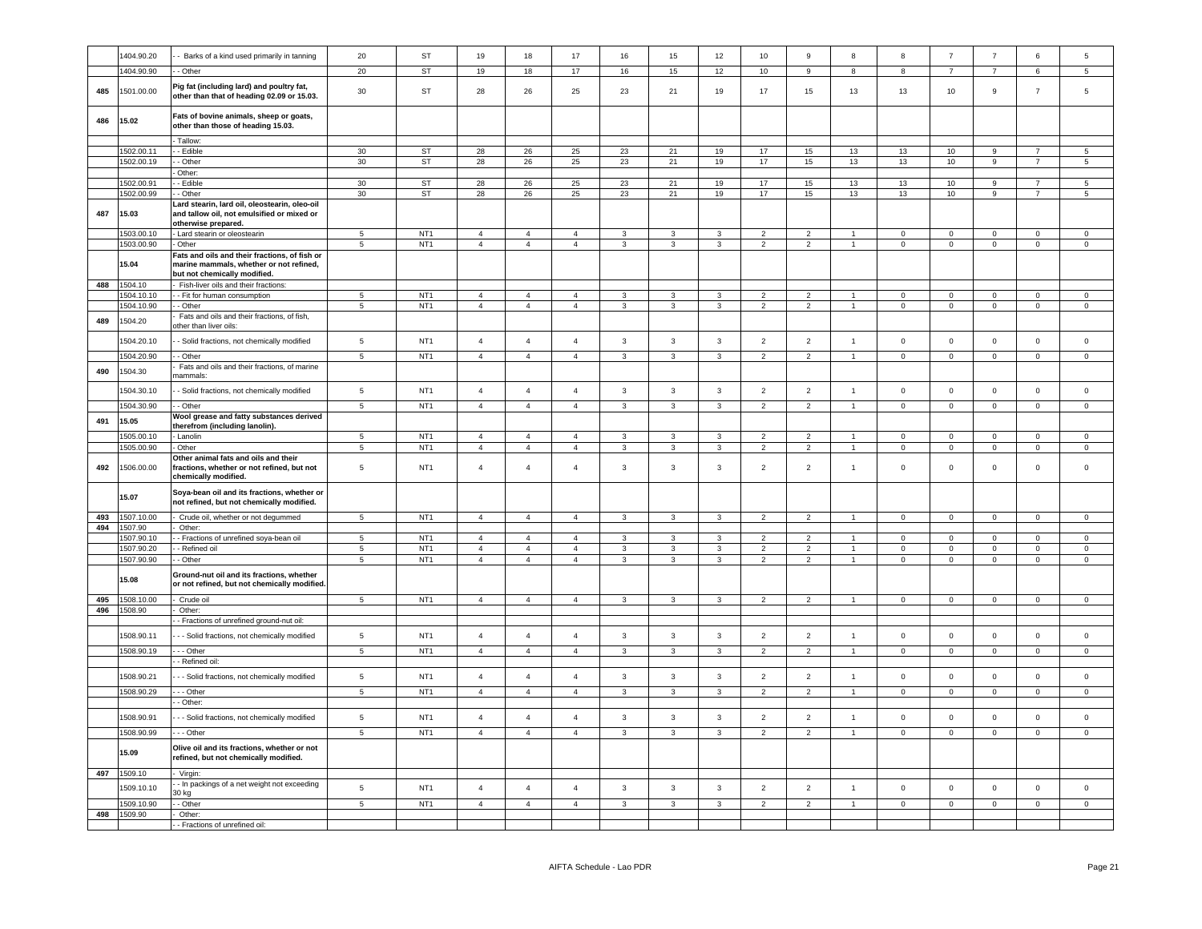| | 1404.90.20 | - - Barks of a kind used primarily in tanning | 20 | ST | 19 | 18 | 17 | 16 | 15 | 12 | 10 | 9 | 8 | 8 | 7 | 7 | 6 | 5 |
|---|---|---|---|---|---|---|---|---|---|---|---|---|---|---|---|---|---|---|
| | 1404.90.90 | - - Other | 20 | ST | 19 | 18 | 17 | 16 | 15 | 12 | 10 | 9 | 8 | 8 | 7 | 7 | 6 | 5 |
| 485 | 1501.00.00 | **Pig fat (including lard) and poultry fat, other than that of heading 02.09 or 15.03.** | 30 | ST | 28 | 26 | 25 | 23 | 21 | 19 | 17 | 15 | 13 | 13 | 10 | 9 | 7 | 5 |
| 486 | 15.02 | **Fats of bovine animals, sheep or goats, other than those of heading 15.03.** | | | | | | | | | | | | | | | | |
| | | - Tallow: | | | | | | | | | | | | | | | | |
| | 1502.00.11 | - - Edible | 30 | ST | 28 | 26 | 25 | 23 | 21 | 19 | 17 | 15 | 13 | 13 | 10 | 9 | 7 | 5 |
| | 1502.00.19 | - - Other | 30 | ST | 28 | 26 | 25 | 23 | 21 | 19 | 17 | 15 | 13 | 13 | 10 | 9 | 7 | 5 |
| | | - Other: | | | | | | | | | | | | | | | | |
| | 1502.00.91 | - - Edible | 30 | ST | 28 | 26 | 25 | 23 | 21 | 19 | 17 | 15 | 13 | 13 | 10 | 9 | 7 | 5 |
| | 1502.00.99 | - - Other | 30 | ST | 28 | 26 | 25 | 23 | 21 | 19 | 17 | 15 | 13 | 13 | 10 | 9 | 7 | 5 |
| 487 | 15.03 | **Lard stearin, lard oil, oleostearin, oleo-oil and tallow oil, not emulsified or mixed or otherwise prepared.** | | | | | | | | | | | | | | | | |
| | 1503.00.10 | - Lard stearin or oleostearin | 5 | NT1 | 4 | 4 | 4 | 3 | 3 | 3 | 2 | 2 | 1 | 0 | 0 | 0 | 0 | 0 |
| | 1503.00.90 | - Other | 5 | NT1 | 4 | 4 | 4 | 3 | 3 | 3 | 2 | 2 | 1 | 0 | 0 | 0 | 0 | 0 |
| | 15.04 | **Fats and oils and their fractions, of fish or marine mammals, whether or not refined, but not chemically modified.** | | | | | | | | | | | | | | | | |
| 488 | 1504.10 | - Fish-liver oils and their fractions: | | | | | | | | | | | | | | | | |
| | 1504.10.10 | - - Fit for human consumption | 5 | NT1 | 4 | 4 | 4 | 3 | 3 | 3 | 2 | 2 | 1 | 0 | 0 | 0 | 0 | 0 |
| | 1504.10.90 | - - Other | 5 | NT1 | 4 | 4 | 4 | 3 | 3 | 3 | 2 | 2 | 1 | 0 | 0 | 0 | 0 | 0 |
| 489 | 1504.20 | - Fats and oils and their fractions, of fish, other than liver oils: | | | | | | | | | | | | | | | | |
| | 1504.20.10 | - - Solid fractions, not chemically modified | 5 | NT1 | 4 | 4 | 4 | 3 | 3 | 3 | 2 | 2 | 1 | 0 | 0 | 0 | 0 | 0 |
| | 1504.20.90 | - - Other | 5 | NT1 | 4 | 4 | 4 | 3 | 3 | 3 | 2 | 2 | 1 | 0 | 0 | 0 | 0 | 0 |
| 490 | 1504.30 | - Fats and oils and their fractions, of marine mammals: | | | | | | | | | | | | | | | | |
| | 1504.30.10 | - - Solid fractions, not chemically modified | 5 | NT1 | 4 | 4 | 4 | 3 | 3 | 3 | 2 | 2 | 1 | 0 | 0 | 0 | 0 | 0 |
| | 1504.30.90 | - - Other | 5 | NT1 | 4 | 4 | 4 | 3 | 3 | 3 | 2 | 2 | 1 | 0 | 0 | 0 | 0 | 0 |
| 491 | 15.05 | **Wool grease and fatty substances derived therefrom (including lanolin).** | | | | | | | | | | | | | | | | |
| | 1505.00.10 | - Lanolin | 5 | NT1 | 4 | 4 | 4 | 3 | 3 | 3 | 2 | 2 | 1 | 0 | 0 | 0 | 0 | 0 |
| | 1505.00.90 | - Other | 5 | NT1 | 4 | 4 | 4 | 3 | 3 | 3 | 2 | 2 | 1 | 0 | 0 | 0 | 0 | 0 |
| 492 | 1506.00.00 | **Other animal fats and oils and their fractions, whether or not refined, but not chemically modified.** | 5 | NT1 | 4 | 4 | 4 | 3 | 3 | 3 | 2 | 2 | 1 | 0 | 0 | 0 | 0 | 0 |
| | 15.07 | **Soya-bean oil and its fractions, whether or not refined, but not chemically modified.** | | | | | | | | | | | | | | | | |
| 493 | 1507.10.00 | - Crude oil, whether or not degummed | 5 | NT1 | 4 | 4 | 4 | 3 | 3 | 3 | 2 | 2 | 1 | 0 | 0 | 0 | 0 | 0 |
| 494 | 1507.90 | - Other: | | | | | | | | | | | | | | | | |
| | 1507.90.10 | - - Fractions of unrefined soya-bean oil | 5 | NT1 | 4 | 4 | 4 | 3 | 3 | 3 | 2 | 2 | 1 | 0 | 0 | 0 | 0 | 0 |
| | 1507.90.20 | - - Refined oil | 5 | NT1 | 4 | 4 | 4 | 3 | 3 | 3 | 2 | 2 | 1 | 0 | 0 | 0 | 0 | 0 |
| | 1507.90.90 | - - Other | 5 | NT1 | 4 | 4 | 4 | 3 | 3 | 3 | 2 | 2 | 1 | 0 | 0 | 0 | 0 | 0 |
| | 15.08 | **Ground-nut oil and its fractions, whether or not refined, but not chemically modified.** | | | | | | | | | | | | | | | | |
| 495 | 1508.10.00 | - Crude oil | 5 | NT1 | 4 | 4 | 4 | 3 | 3 | 3 | 2 | 2 | 1 | 0 | 0 | 0 | 0 | 0 |
| 496 | 1508.90 | - Other: | | | | | | | | | | | | | | | | |
| | | - - Fractions of unrefined ground-nut oil: | | | | | | | | | | | | | | | | |
| | 1508.90.11 | - - - Solid fractions, not chemically modified | 5 | NT1 | 4 | 4 | 4 | 3 | 3 | 3 | 2 | 2 | 1 | 0 | 0 | 0 | 0 | 0 |
| | 1508.90.19 | - - - Other | 5 | NT1 | 4 | 4 | 4 | 3 | 3 | 3 | 2 | 2 | 1 | 0 | 0 | 0 | 0 | 0 |
| | | - - Refined oil: | | | | | | | | | | | | | | | | |
| | 1508.90.21 | - - - Solid fractions, not chemically modified | 5 | NT1 | 4 | 4 | 4 | 3 | 3 | 3 | 2 | 2 | 1 | 0 | 0 | 0 | 0 | 0 |
| | 1508.90.29 | - - - Other | 5 | NT1 | 4 | 4 | 4 | 3 | 3 | 3 | 2 | 2 | 1 | 0 | 0 | 0 | 0 | 0 |
| | | - - Other: | | | | | | | | | | | | | | | | |
| | 1508.90.91 | - - - Solid fractions, not chemically modified | 5 | NT1 | 4 | 4 | 4 | 3 | 3 | 3 | 2 | 2 | 1 | 0 | 0 | 0 | 0 | 0 |
| | 1508.90.99 | - - - Other | 5 | NT1 | 4 | 4 | 4 | 3 | 3 | 3 | 2 | 2 | 1 | 0 | 0 | 0 | 0 | 0 |
| | 15.09 | **Olive oil and its fractions, whether or not refined, but not chemically modified.** | | | | | | | | | | | | | | | | |
| 497 | 1509.10 | - Virgin: | | | | | | | | | | | | | | | | |
| | 1509.10.10 | - - In packings of a net weight not exceeding 30 kg | 5 | NT1 | 4 | 4 | 4 | 3 | 3 | 3 | 2 | 2 | 1 | 0 | 0 | 0 | 0 | 0 |
| | 1509.10.90 | - - Other | 5 | NT1 | 4 | 4 | 4 | 3 | 3 | 3 | 2 | 2 | 1 | 0 | 0 | 0 | 0 | 0 |
| 498 | 1509.90 | - Other: | | | | | | | | | | | | | | | | |
| | | - - Fractions of unrefined oil: | | | | | | | | | | | | | | | | |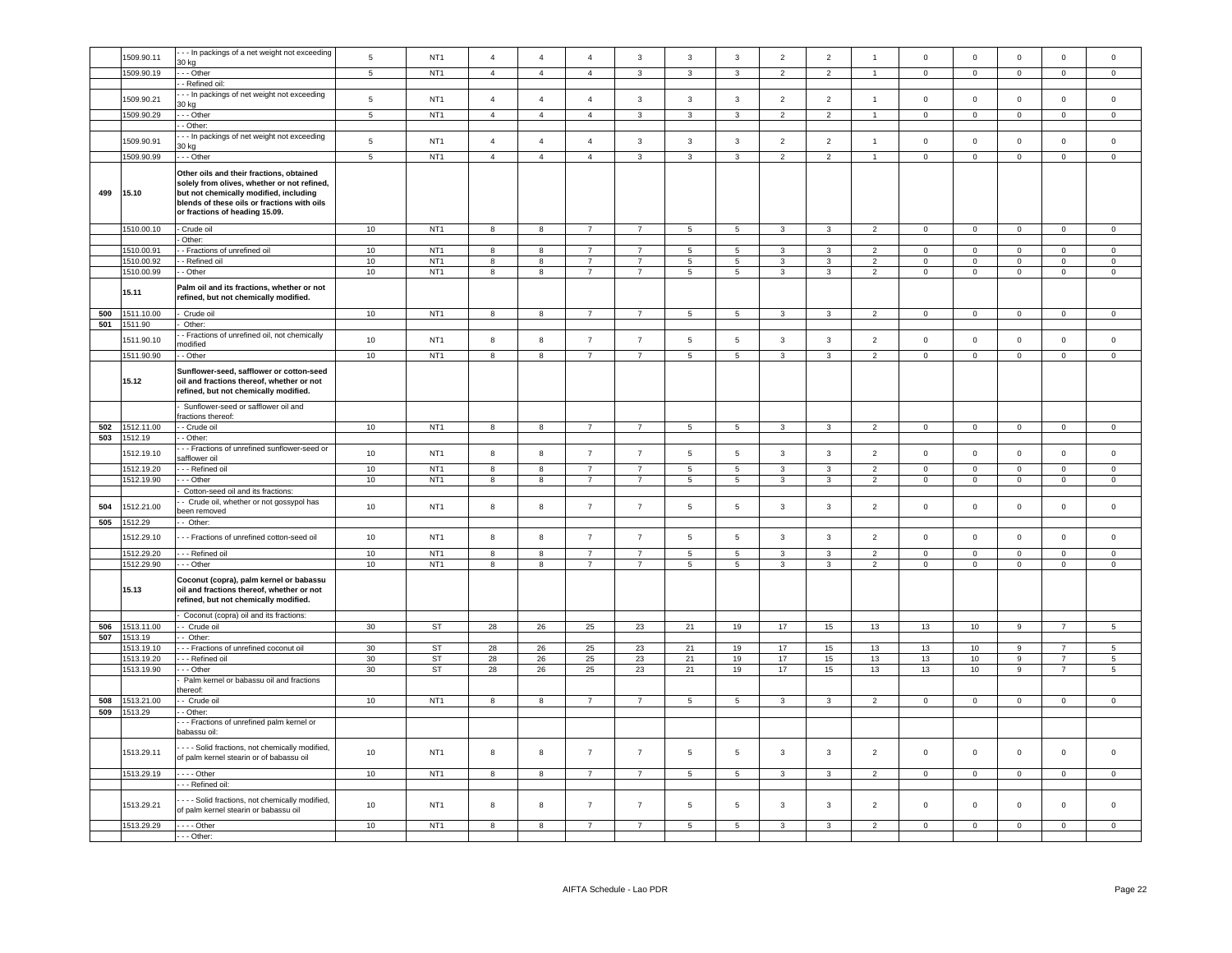| | 1509.90.11 | - - - In packings of a net weight not exceeding 30 kg | 5 | NT1 | 4 | 4 | 4 | 3 | 3 | 3 | 2 | 2 | 1 | 0 | 0 | 0 | 0 | 0 |
|---|---|---|---|---|---|---|---|---|---|---|---|---|---|---|---|---|---|---|
| | 1509.90.19 | - - - Other | 5 | NT1 | 4 | 4 | 4 | 3 | 3 | 3 | 2 | 2 | 1 | 0 | 0 | 0 | 0 | 0 |
| | | - - Refined oil: | | | | | | | | | | | | | | | | |
| | 1509.90.21 | - - - In packings of net weight not exceeding 30 kg | 5 | NT1 | 4 | 4 | 4 | 3 | 3 | 3 | 2 | 2 | 1 | 0 | 0 | 0 | 0 | 0 |
| | 1509.90.29 | - - - Other | 5 | NT1 | 4 | 4 | 4 | 3 | 3 | 3 | 2 | 2 | 1 | 0 | 0 | 0 | 0 | 0 |
| | | - - Other: | | | | | | | | | | | | | | | | |
| | 1509.90.91 | - - - In packings of net weight not exceeding 30 kg | 5 | NT1 | 4 | 4 | 4 | 3 | 3 | 3 | 2 | 2 | 1 | 0 | 0 | 0 | 0 | 0 |
| | 1509.90.99 | - - - Other | 5 | NT1 | 4 | 4 | 4 | 3 | 3 | 3 | 2 | 2 | 1 | 0 | 0 | 0 | 0 | 0 |
| **499** | **15.10** | **Other oils and their fractions, obtained solely from olives, whether or not refined, but not chemically modified, including blends of these oils or fractions with oils or fractions of heading 15.09.** | | | | | | | | | | | | | | | | |
| | 1510.00.10 | - Crude oil | 10 | NT1 | 8 | 8 | 7 | 7 | 5 | 5 | 3 | 3 | 2 | 0 | 0 | 0 | 0 | 0 |
| | | - Other: | | | | | | | | | | | | | | | | |
| | 1510.00.91 | - - Fractions of unrefined oil | 10 | NT1 | 8 | 8 | 7 | 7 | 5 | 5 | 3 | 3 | 2 | 0 | 0 | 0 | 0 | 0 |
| | 1510.00.92 | - - Refined oil | 10 | NT1 | 8 | 8 | 7 | 7 | 5 | 5 | 3 | 3 | 2 | 0 | 0 | 0 | 0 | 0 |
| | 1510.00.99 | - - Other | 10 | NT1 | 8 | 8 | 7 | 7 | 5 | 5 | 3 | 3 | 2 | 0 | 0 | 0 | 0 | 0 |
| | **15.11** | **Palm oil and its fractions, whether or not refined, but not chemically modified.** | | | | | | | | | | | | | | | | |
| **500** | 1511.10.00 | - Crude oil | 10 | NT1 | 8 | 8 | 7 | 7 | 5 | 5 | 3 | 3 | 2 | 0 | 0 | 0 | 0 | 0 |
| **501** | 1511.90 | - Other: | | | | | | | | | | | | | | | | |
| | 1511.90.10 | - - Fractions of unrefined oil, not chemically modified | 10 | NT1 | 8 | 8 | 7 | 7 | 5 | 5 | 3 | 3 | 2 | 0 | 0 | 0 | 0 | 0 |
| | 1511.90.90 | - - Other | 10 | NT1 | 8 | 8 | 7 | 7 | 5 | 5 | 3 | 3 | 2 | 0 | 0 | 0 | 0 | 0 |
| | **15.12** | **Sunflower-seed, safflower or cotton-seed oil and fractions thereof, whether or not refined, but not chemically modified.** | | | | | | | | | | | | | | | | |
| | | - Sunflower-seed or safflower oil and fractions thereof: | | | | | | | | | | | | | | | | |
| **502** | 1512.11.00 | - - Crude oil | 10 | NT1 | 8 | 8 | 7 | 7 | 5 | 5 | 3 | 3 | 2 | 0 | 0 | 0 | 0 | 0 |
| **503** | 1512.19 | - - Other: | | | | | | | | | | | | | | | | |
| | 1512.19.10 | - - - Fractions of unrefined sunflower-seed or safflower oil | 10 | NT1 | 8 | 8 | 7 | 7 | 5 | 5 | 3 | 3 | 2 | 0 | 0 | 0 | 0 | 0 |
| | 1512.19.20 | - - - Refined oil | 10 | NT1 | 8 | 8 | 7 | 7 | 5 | 5 | 3 | 3 | 2 | 0 | 0 | 0 | 0 | 0 |
| | 1512.19.90 | - - - Other | 10 | NT1 | 8 | 8 | 7 | 7 | 5 | 5 | 3 | 3 | 2 | 0 | 0 | 0 | 0 | 0 |
| | | - Cotton-seed oil and its fractions: | | | | | | | | | | | | | | | | |
| **504** | 1512.21.00 | - - Crude oil, whether or not gossypol has been removed | 10 | NT1 | 8 | 8 | 7 | 7 | 5 | 5 | 3 | 3 | 2 | 0 | 0 | 0 | 0 | 0 |
| **505** | 1512.29 | - - Other: | | | | | | | | | | | | | | | | |
| | 1512.29.10 | - - - Fractions of unrefined cotton-seed oil | 10 | NT1 | 8 | 8 | 7 | 7 | 5 | 5 | 3 | 3 | 2 | 0 | 0 | 0 | 0 | 0 |
| | 1512.29.20 | - - - Refined oil | 10 | NT1 | 8 | 8 | 7 | 7 | 5 | 5 | 3 | 3 | 2 | 0 | 0 | 0 | 0 | 0 |
| | 1512.29.90 | - - - Other | 10 | NT1 | 8 | 8 | 7 | 7 | 5 | 5 | 3 | 3 | 2 | 0 | 0 | 0 | 0 | 0 |
| | **15.13** | **Coconut (copra), palm kernel or babassu oil and fractions thereof, whether or not refined, but not chemically modified.** | | | | | | | | | | | | | | | | |
| | | - Coconut (copra) oil and its fractions: | | | | | | | | | | | | | | | | |
| **506** | 1513.11.00 | - - Crude oil | 30 | ST | 28 | 26 | 25 | 23 | 21 | 19 | 17 | 15 | 13 | 13 | 10 | 9 | 7 | 5 |
| **507** | 1513.19 | - - Other: | | | | | | | | | | | | | | | | |
| | 1513.19.10 | - - - Fractions of unrefined coconut oil | 30 | ST | 28 | 26 | 25 | 23 | 21 | 19 | 17 | 15 | 13 | 13 | 10 | 9 | 7 | 5 |
| | 1513.19.20 | - - - Refined oil | 30 | ST | 28 | 26 | 25 | 23 | 21 | 19 | 17 | 15 | 13 | 13 | 10 | 9 | 7 | 5 |
| | 1513.19.90 | - - - Other | 30 | ST | 28 | 26 | 25 | 23 | 21 | 19 | 17 | 15 | 13 | 13 | 10 | 9 | 7 | 5 |
| | | - Palm kernel or babassu oil and fractions thereof: | | | | | | | | | | | | | | | | |
| **508** | 1513.21.00 | - - Crude oil | 10 | NT1 | 8 | 8 | 7 | 7 | 5 | 5 | 3 | 3 | 2 | 0 | 0 | 0 | 0 | 0 |
| **509** | 1513.29 | - - Other: | | | | | | | | | | | | | | | | |
| | | - - - Fractions of unrefined palm kernel or babassu oil: | | | | | | | | | | | | | | | | |
| | 1513.29.11 | - - - - Solid fractions, not chemically modified, of palm kernel stearin or of babassu oil | 10 | NT1 | 8 | 8 | 7 | 7 | 5 | 5 | 3 | 3 | 2 | 0 | 0 | 0 | 0 | 0 |
| | 1513.29.19 | - - - - Other | 10 | NT1 | 8 | 8 | 7 | 7 | 5 | 5 | 3 | 3 | 2 | 0 | 0 | 0 | 0 | 0 |
| | | - - - Refined oil: | | | | | | | | | | | | | | | | |
| | 1513.29.21 | - - - - Solid fractions, not chemically modified, of palm kernel stearin or babassu oil | 10 | NT1 | 8 | 8 | 7 | 7 | 5 | 5 | 3 | 3 | 2 | 0 | 0 | 0 | 0 | 0 |
| | 1513.29.29 | - - - - Other | 10 | NT1 | 8 | 8 | 7 | 7 | 5 | 5 | 3 | 3 | 2 | 0 | 0 | 0 | 0 | 0 |
| | | - - - Other: | | | | | | | | | | | | | | | | |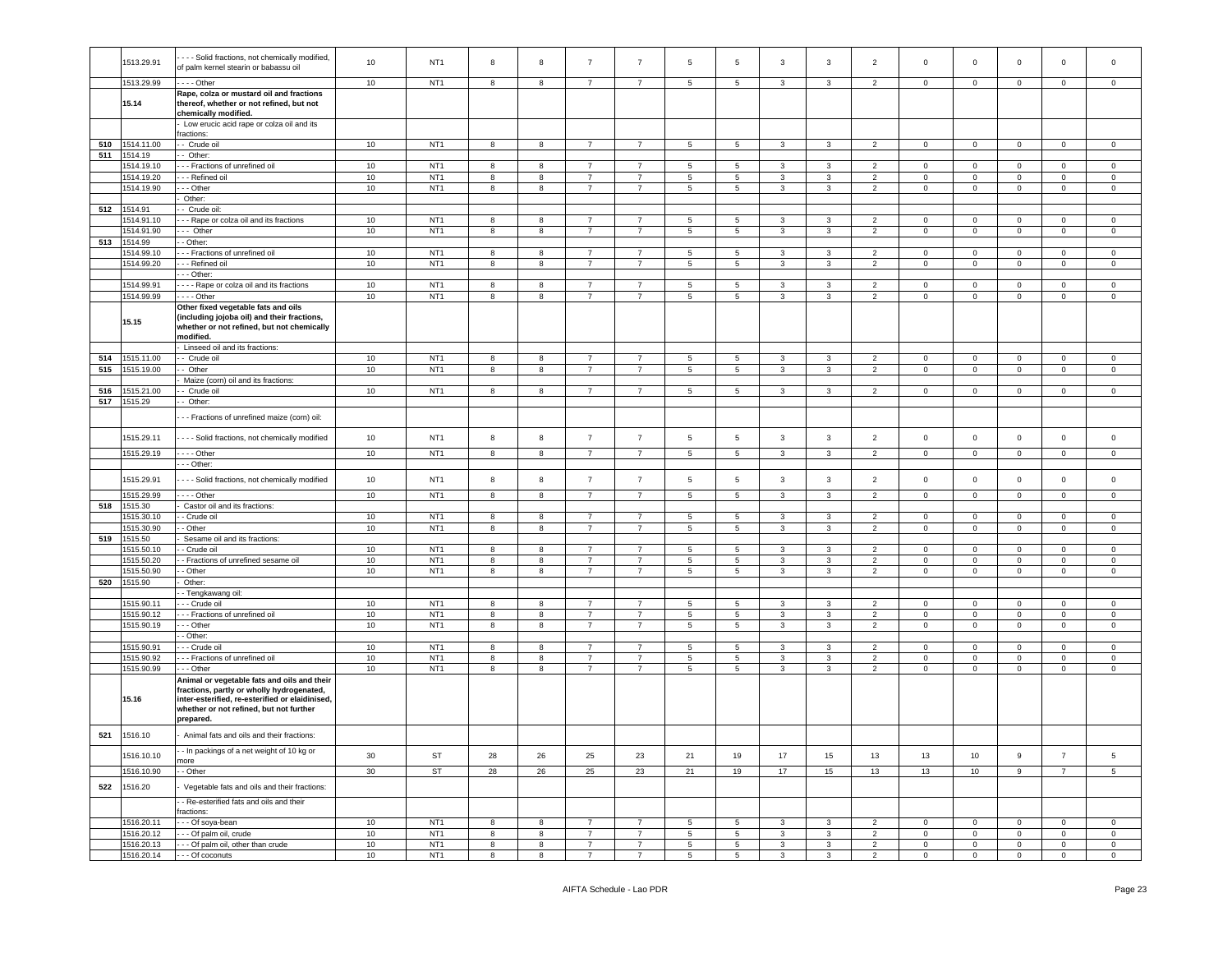| | 1513.29.91 | - - - - Solid fractions, not chemically modified, of palm kernel stearin or babassu oil | 10 | NT1 | 8 | 8 | 7 | 7 | 5 | 5 | 3 | 3 | 2 | 0 | 0 | 0 | 0 | 0 |
|---|---|---|---|---|---|---|---|---|---|---|---|---|---|---|---|---|---|---|
| | 1513.29.99 | - - - - Other | 10 | NT1 | 8 | 8 | 7 | 7 | 5 | 5 | 3 | 3 | 2 | 0 | 0 | 0 | 0 | 0 |
| | **15.14** | **Rape, colza or mustard oil and fractions thereof, whether or not refined, but not chemically modified.** | | | | | | | | | | | | | | | | |
| | | - Low erucic acid rape or colza oil and its fractions: | | | | | | | | | | | | | | | | |
| **510** | 1514.11.00 | - - Crude oil | 10 | NT1 | 8 | 8 | 7 | 7 | 5 | 5 | 3 | 3 | 2 | 0 | 0 | 0 | 0 | 0 |
| **511** | 1514.19 | - - Other: | | | | | | | | | | | | | | | | |
| | 1514.19.10 | - - - Fractions of unrefined oil | 10 | NT1 | 8 | 8 | 7 | 7 | 5 | 5 | 3 | 3 | 2 | 0 | 0 | 0 | 0 | 0 |
| | 1514.19.20 | - - - Refined oil | 10 | NT1 | 8 | 8 | 7 | 7 | 5 | 5 | 3 | 3 | 2 | 0 | 0 | 0 | 0 | 0 |
| | 1514.19.90 | - - - Other | 10 | NT1 | 8 | 8 | 7 | 7 | 5 | 5 | 3 | 3 | 2 | 0 | 0 | 0 | 0 | 0 |
| | | - Other: | | | | | | | | | | | | | | | | |
| **512** | 1514.91 | - - Crude oil: | | | | | | | | | | | | | | | | |
| | 1514.91.10 | - - - Rape or colza oil and its fractions | 10 | NT1 | 8 | 8 | 7 | 7 | 5 | 5 | 3 | 3 | 2 | 0 | 0 | 0 | 0 | 0 |
| | 1514.91.90 | - - - Other | 10 | NT1 | 8 | 8 | 7 | 7 | 5 | 5 | 3 | 3 | 2 | 0 | 0 | 0 | 0 | 0 |
| **513** | 1514.99 | - - Other: | | | | | | | | | | | | | | | | |
| | 1514.99.10 | - - - Fractions of unrefined oil | 10 | NT1 | 8 | 8 | 7 | 7 | 5 | 5 | 3 | 3 | 2 | 0 | 0 | 0 | 0 | 0 |
| | 1514.99.20 | - - - Refined oil | 10 | NT1 | 8 | 8 | 7 | 7 | 5 | 5 | 3 | 3 | 2 | 0 | 0 | 0 | 0 | 0 |
| | | - - - Other: | | | | | | | | | | | | | | | | |
| | 1514.99.91 | - - - - Rape or colza oil and its fractions | 10 | NT1 | 8 | 8 | 7 | 7 | 5 | 5 | 3 | 3 | 2 | 0 | 0 | 0 | 0 | 0 |
| | 1514.99.99 | - - - - Other | 10 | NT1 | 8 | 8 | 7 | 7 | 5 | 5 | 3 | 3 | 2 | 0 | 0 | 0 | 0 | 0 |
| | **15.15** | **Other fixed vegetable fats and oils (including jojoba oil) and their fractions, whether or not refined, but not chemically modified.** | | | | | | | | | | | | | | | | |
| | | - Linseed oil and its fractions: | | | | | | | | | | | | | | | | |
| **514** | 1515.11.00 | - - Crude oil | 10 | NT1 | 8 | 8 | 7 | 7 | 5 | 5 | 3 | 3 | 2 | 0 | 0 | 0 | 0 | 0 |
| **515** | 1515.19.00 | - - Other | 10 | NT1 | 8 | 8 | 7 | 7 | 5 | 5 | 3 | 3 | 2 | 0 | 0 | 0 | 0 | 0 |
| | | - Maize (corn) oil and its fractions: | | | | | | | | | | | | | | | | |
| **516** | 1515.21.00 | - - Crude oil | 10 | NT1 | 8 | 8 | 7 | 7 | 5 | 5 | 3 | 3 | 2 | 0 | 0 | 0 | 0 | 0 |
| **517** | 1515.29 | - - Other: | | | | | | | | | | | | | | | | |
| | | - - - Fractions of unrefined maize (corn) oil: | | | | | | | | | | | | | | | | |
| | 1515.29.11 | - - - - Solid fractions, not chemically modified | 10 | NT1 | 8 | 8 | 7 | 7 | 5 | 5 | 3 | 3 | 2 | 0 | 0 | 0 | 0 | 0 |
| | 1515.29.19 | - - - - Other | 10 | NT1 | 8 | 8 | 7 | 7 | 5 | 5 | 3 | 3 | 2 | 0 | 0 | 0 | 0 | 0 |
| | | - - - Other: | | | | | | | | | | | | | | | | |
| | 1515.29.91 | - - - - Solid fractions, not chemically modified | 10 | NT1 | 8 | 8 | 7 | 7 | 5 | 5 | 3 | 3 | 2 | 0 | 0 | 0 | 0 | 0 |
| | 1515.29.99 | - - - - Other | 10 | NT1 | 8 | 8 | 7 | 7 | 5 | 5 | 3 | 3 | 2 | 0 | 0 | 0 | 0 | 0 |
| **518** | 1515.30 | - Castor oil and its fractions: | | | | | | | | | | | | | | | | |
| | 1515.30.10 | - - Crude oil | 10 | NT1 | 8 | 8 | 7 | 7 | 5 | 5 | 3 | 3 | 2 | 0 | 0 | 0 | 0 | 0 |
| | 1515.30.90 | - - Other | 10 | NT1 | 8 | 8 | 7 | 7 | 5 | 5 | 3 | 3 | 2 | 0 | 0 | 0 | 0 | 0 |
| **519** | 1515.50 | - Sesame oil and its fractions: | | | | | | | | | | | | | | | | |
| | 1515.50.10 | - - Crude oil | 10 | NT1 | 8 | 8 | 7 | 7 | 5 | 5 | 3 | 3 | 2 | 0 | 0 | 0 | 0 | 0 |
| | 1515.50.20 | - - Fractions of unrefined sesame oil | 10 | NT1 | 8 | 8 | 7 | 7 | 5 | 5 | 3 | 3 | 2 | 0 | 0 | 0 | 0 | 0 |
| | 1515.50.90 | - - Other | 10 | NT1 | 8 | 8 | 7 | 7 | 5 | 5 | 3 | 3 | 2 | 0 | 0 | 0 | 0 | 0 |
| **520** | 1515.90 | - Other: | | | | | | | | | | | | | | | | |
| | | - - Tengkawang oil: | | | | | | | | | | | | | | | | |
| | 1515.90.11 | - - - Crude oil | 10 | NT1 | 8 | 8 | 7 | 7 | 5 | 5 | 3 | 3 | 2 | 0 | 0 | 0 | 0 | 0 |
| | 1515.90.12 | - - - Fractions of unrefined oil | 10 | NT1 | 8 | 8 | 7 | 7 | 5 | 5 | 3 | 3 | 2 | 0 | 0 | 0 | 0 | 0 |
| | 1515.90.19 | - - - Other | 10 | NT1 | 8 | 8 | 7 | 7 | 5 | 5 | 3 | 3 | 2 | 0 | 0 | 0 | 0 | 0 |
| | | - - Other: | | | | | | | | | | | | | | | | |
| | 1515.90.91 | - - - Crude oil | 10 | NT1 | 8 | 8 | 7 | 7 | 5 | 5 | 3 | 3 | 2 | 0 | 0 | 0 | 0 | 0 |
| | 1515.90.92 | - - - Fractions of unrefined oil | 10 | NT1 | 8 | 8 | 7 | 7 | 5 | 5 | 3 | 3 | 2 | 0 | 0 | 0 | 0 | 0 |
| | 1515.90.99 | - - - Other | 10 | NT1 | 8 | 8 | 7 | 7 | 5 | 5 | 3 | 3 | 2 | 0 | 0 | 0 | 0 | 0 |
| | **15.16** | **Animal or vegetable fats and oils and their fractions, partly or wholly hydrogenated, inter-esterified, re-esterified or elaidinised, whether or not refined, but not further prepared.** | | | | | | | | | | | | | | | | |
| **521** | 1516.10 | - Animal fats and oils and their fractions: | | | | | | | | | | | | | | | | |
| | 1516.10.10 | - - In packings of a net weight of 10 kg or more | 30 | ST | 28 | 26 | 25 | 23 | 21 | 19 | 17 | 15 | 13 | 13 | 10 | 9 | 7 | 5 |
| | 1516.10.90 | - - Other | 30 | ST | 28 | 26 | 25 | 23 | 21 | 19 | 17 | 15 | 13 | 13 | 10 | 9 | 7 | 5 |
| **522** | 1516.20 | - Vegetable fats and oils and their fractions: | | | | | | | | | | | | | | | | |
| | | - - Re-esterified fats and oils and their fractions: | | | | | | | | | | | | | | | | |
| | 1516.20.11 | - - - Of soya-bean | 10 | NT1 | 8 | 8 | 7 | 7 | 5 | 5 | 3 | 3 | 2 | 0 | 0 | 0 | 0 | 0 |
| | 1516.20.12 | - - - Of palm oil, crude | 10 | NT1 | 8 | 8 | 7 | 7 | 5 | 5 | 3 | 3 | 2 | 0 | 0 | 0 | 0 | 0 |
| | 1516.20.13 | - - - Of palm oil, other than crude | 10 | NT1 | 8 | 8 | 7 | 7 | 5 | 5 | 3 | 3 | 2 | 0 | 0 | 0 | 0 | 0 |
| | 1516.20.14 | - - - Of coconuts | 10 | NT1 | 8 | 8 | 7 | 7 | 5 | 5 | 3 | 3 | 2 | 0 | 0 | 0 | 0 | 0 |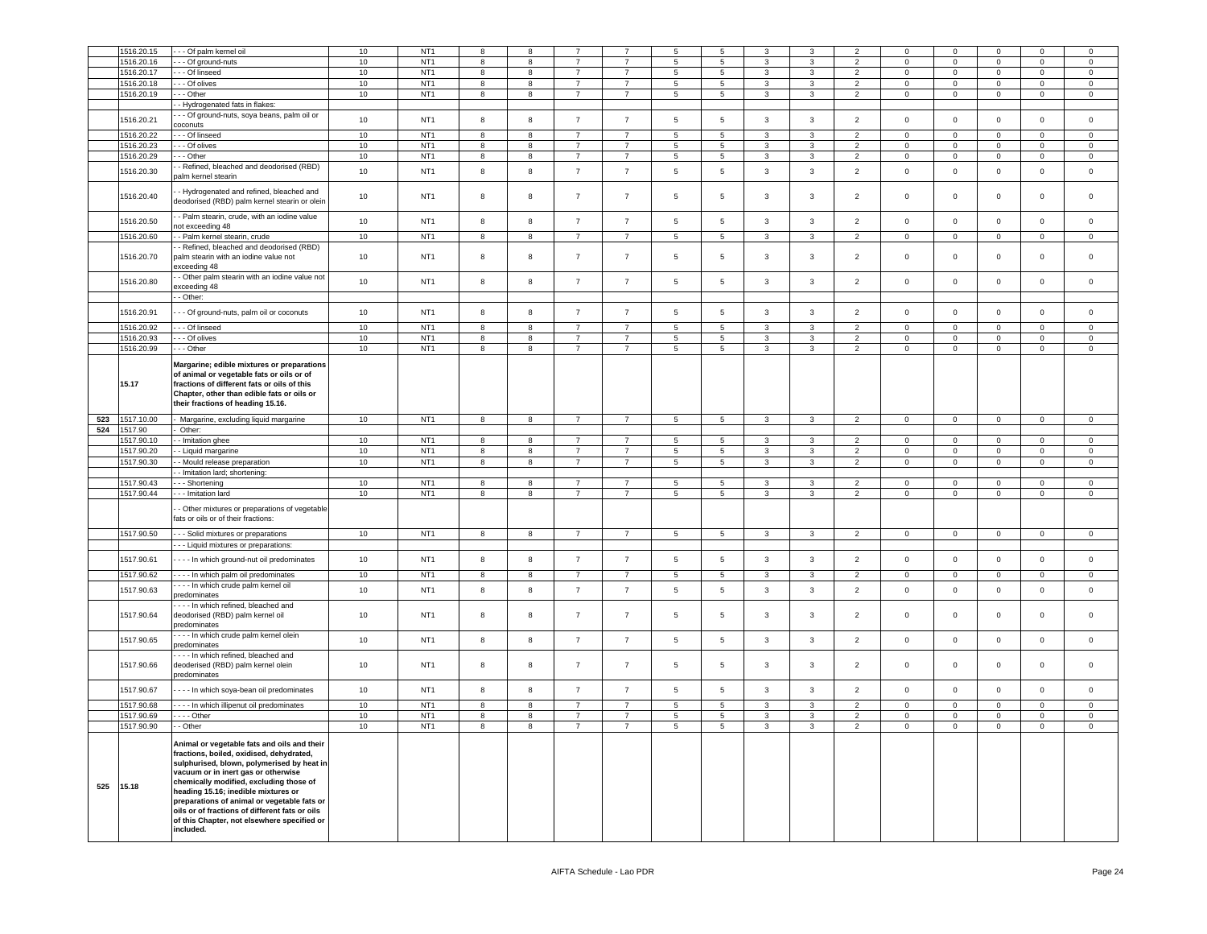| | 1516.20.15 | - - - Of palm kernel oil | 10 | NT1 | 8 | 8 | 7 | 7 | 5 | 5 | 3 | 3 | 2 | 0 | 0 | 0 | 0 | 0 |
|---|---|---|---|---|---|---|---|---|---|---|---|---|---|---|---|---|---|---|
| | 1516.20.16 | - - - Of ground-nuts | 10 | NT1 | 8 | 8 | 7 | 7 | 5 | 5 | 3 | 3 | 2 | 0 | 0 | 0 | 0 | 0 |
| | 1516.20.17 | - - - Of linseed | 10 | NT1 | 8 | 8 | 7 | 7 | 5 | 5 | 3 | 3 | 2 | 0 | 0 | 0 | 0 | 0 |
| | 1516.20.18 | - - - Of olives | 10 | NT1 | 8 | 8 | 7 | 7 | 5 | 5 | 3 | 3 | 2 | 0 | 0 | 0 | 0 | 0 |
| | 1516.20.19 | - - - Other | 10 | NT1 | 8 | 8 | 7 | 7 | 5 | 5 | 3 | 3 | 2 | 0 | 0 | 0 | 0 | 0 |
| | | - - Hydrogenated fats in flakes: | | | | | | | | | | | | | | | | |
| | 1516.20.21 | - - - Of ground-nuts, soya beans, palm oil or coconuts | 10 | NT1 | 8 | 8 | 7 | 7 | 5 | 5 | 3 | 3 | 2 | 0 | 0 | 0 | 0 | 0 |
| | 1516.20.22 | - - - Of linseed | 10 | NT1 | 8 | 8 | 7 | 7 | 5 | 5 | 3 | 3 | 2 | 0 | 0 | 0 | 0 | 0 |
| | 1516.20.23 | - - - Of olives | 10 | NT1 | 8 | 8 | 7 | 7 | 5 | 5 | 3 | 3 | 2 | 0 | 0 | 0 | 0 | 0 |
| | 1516.20.29 | - - - Other | 10 | NT1 | 8 | 8 | 7 | 7 | 5 | 5 | 3 | 3 | 2 | 0 | 0 | 0 | 0 | 0 |
| | 1516.20.30 | - - Refined, bleached and deodorised (RBD) palm kernel stearin | 10 | NT1 | 8 | 8 | 7 | 7 | 5 | 5 | 3 | 3 | 2 | 0 | 0 | 0 | 0 | 0 |
| | 1516.20.40 | - - Hydrogenated and refined, bleached and deodorised (RBD) palm kernel stearin or olein | 10 | NT1 | 8 | 8 | 7 | 7 | 5 | 5 | 3 | 3 | 2 | 0 | 0 | 0 | 0 | 0 |
| | 1516.20.50 | - - Palm stearin, crude, with an iodine value not exceeding 48 | 10 | NT1 | 8 | 8 | 7 | 7 | 5 | 5 | 3 | 3 | 2 | 0 | 0 | 0 | 0 | 0 |
| | 1516.20.60 | - - Palm kernel stearin, crude | 10 | NT1 | 8 | 8 | 7 | 7 | 5 | 5 | 3 | 3 | 2 | 0 | 0 | 0 | 0 | 0 |
| | 1516.20.70 | - - Refined, bleached and deodorised (RBD) palm stearin with an iodine value not exceeding 48 | 10 | NT1 | 8 | 8 | 7 | 7 | 5 | 5 | 3 | 3 | 2 | 0 | 0 | 0 | 0 | 0 |
| | 1516.20.80 | - - Other palm stearin with an iodine value not exceeding 48 | 10 | NT1 | 8 | 8 | 7 | 7 | 5 | 5 | 3 | 3 | 2 | 0 | 0 | 0 | 0 | 0 |
| | | - - Other: | | | | | | | | | | | | | | | | |
| | 1516.20.91 | - - - Of ground-nuts, palm oil or coconuts | 10 | NT1 | 8 | 8 | 7 | 7 | 5 | 5 | 3 | 3 | 2 | 0 | 0 | 0 | 0 | 0 |
| | 1516.20.92 | - - - Of linseed | 10 | NT1 | 8 | 8 | 7 | 7 | 5 | 5 | 3 | 3 | 2 | 0 | 0 | 0 | 0 | 0 |
| | 1516.20.93 | - - - Of olives | 10 | NT1 | 8 | 8 | 7 | 7 | 5 | 5 | 3 | 3 | 2 | 0 | 0 | 0 | 0 | 0 |
| | 1516.20.99 | - - - Other | 10 | NT1 | 8 | 8 | 7 | 7 | 5 | 5 | 3 | 3 | 2 | 0 | 0 | 0 | 0 | 0 |
| | 15.17 | **Margarine; edible mixtures or preparations of animal or vegetable fats or oils or of fractions of different fats or oils of this Chapter, other than edible fats or oils or their fractions of heading 15.16.** | | | | | | | | | | | | | | | | |
| 523 | 1517.10.00 | - Margarine, excluding liquid margarine | 10 | NT1 | 8 | 8 | 7 | 7 | 5 | 5 | 3 | 3 | 2 | 0 | 0 | 0 | 0 | 0 |
| 524 | 1517.90 | - Other: | | | | | | | | | | | | | | | | |
| | 1517.90.10 | - - Imitation ghee | 10 | NT1 | 8 | 8 | 7 | 7 | 5 | 5 | 3 | 3 | 2 | 0 | 0 | 0 | 0 | 0 |
| | 1517.90.20 | - - Liquid margarine | 10 | NT1 | 8 | 8 | 7 | 7 | 5 | 5 | 3 | 3 | 2 | 0 | 0 | 0 | 0 | 0 |
| | 1517.90.30 | - - Mould release preparation | 10 | NT1 | 8 | 8 | 7 | 7 | 5 | 5 | 3 | 3 | 2 | 0 | 0 | 0 | 0 | 0 |
| | | - - Imitation lard; shortening: | | | | | | | | | | | | | | | | |
| | 1517.90.43 | - - - Shortening | 10 | NT1 | 8 | 8 | 7 | 7 | 5 | 5 | 3 | 3 | 2 | 0 | 0 | 0 | 0 | 0 |
| | 1517.90.44 | - - - Imitation lard | 10 | NT1 | 8 | 8 | 7 | 7 | 5 | 5 | 3 | 3 | 2 | 0 | 0 | 0 | 0 | 0 |
| | | - - Other mixtures or preparations of vegetable fats or oils or of their fractions: | | | | | | | | | | | | | | | | |
| | 1517.90.50 | - - - Solid mixtures or preparations | 10 | NT1 | 8 | 8 | 7 | 7 | 5 | 5 | 3 | 3 | 2 | 0 | 0 | 0 | 0 | 0 |
| | | - - - Liquid mixtures or preparations: | | | | | | | | | | | | | | | | |
| | 1517.90.61 | - - - - In which ground-nut oil predominates | 10 | NT1 | 8 | 8 | 7 | 7 | 5 | 5 | 3 | 3 | 2 | 0 | 0 | 0 | 0 | 0 |
| | 1517.90.62 | - - - - In which palm oil predominates | 10 | NT1 | 8 | 8 | 7 | 7 | 5 | 5 | 3 | 3 | 2 | 0 | 0 | 0 | 0 | 0 |
| | 1517.90.63 | - - - - In which crude palm kernel oil predominates | 10 | NT1 | 8 | 8 | 7 | 7 | 5 | 5 | 3 | 3 | 2 | 0 | 0 | 0 | 0 | 0 |
| | 1517.90.64 | - - - - In which refined, bleached and deodorised (RBD) palm kernel oil predominates | 10 | NT1 | 8 | 8 | 7 | 7 | 5 | 5 | 3 | 3 | 2 | 0 | 0 | 0 | 0 | 0 |
| | 1517.90.65 | - - - - In which crude palm kernel olein predominates | 10 | NT1 | 8 | 8 | 7 | 7 | 5 | 5 | 3 | 3 | 2 | 0 | 0 | 0 | 0 | 0 |
| | 1517.90.66 | - - - - In which refined, bleached and deoderised (RBD) palm kernel olein predominates | 10 | NT1 | 8 | 8 | 7 | 7 | 5 | 5 | 3 | 3 | 2 | 0 | 0 | 0 | 0 | 0 |
| | 1517.90.67 | - - - - In which soya-bean oil predominates | 10 | NT1 | 8 | 8 | 7 | 7 | 5 | 5 | 3 | 3 | 2 | 0 | 0 | 0 | 0 | 0 |
| | 1517.90.68 | - - - - In which illipenut oil predominates | 10 | NT1 | 8 | 8 | 7 | 7 | 5 | 5 | 3 | 3 | 2 | 0 | 0 | 0 | 0 | 0 |
| | 1517.90.69 | - - - - Other | 10 | NT1 | 8 | 8 | 7 | 7 | 5 | 5 | 3 | 3 | 2 | 0 | 0 | 0 | 0 | 0 |
| | 1517.90.90 | - - Other | 10 | NT1 | 8 | 8 | 7 | 7 | 5 | 5 | 3 | 3 | 2 | 0 | 0 | 0 | 0 | 0 |
| 525 | 15.18 | **Animal or vegetable fats and oils and their fractions, boiled, oxidised, dehydrated, sulphurised, blown, polymerised by heat in vacuum or in inert gas or otherwise chemically modified, excluding those of heading 15.16; inedible mixtures or preparations of animal or vegetable fats or oils or of fractions of different fats or oils of this Chapter, not elsewhere specified or included.** | | | | | | | | | | | | | | | | |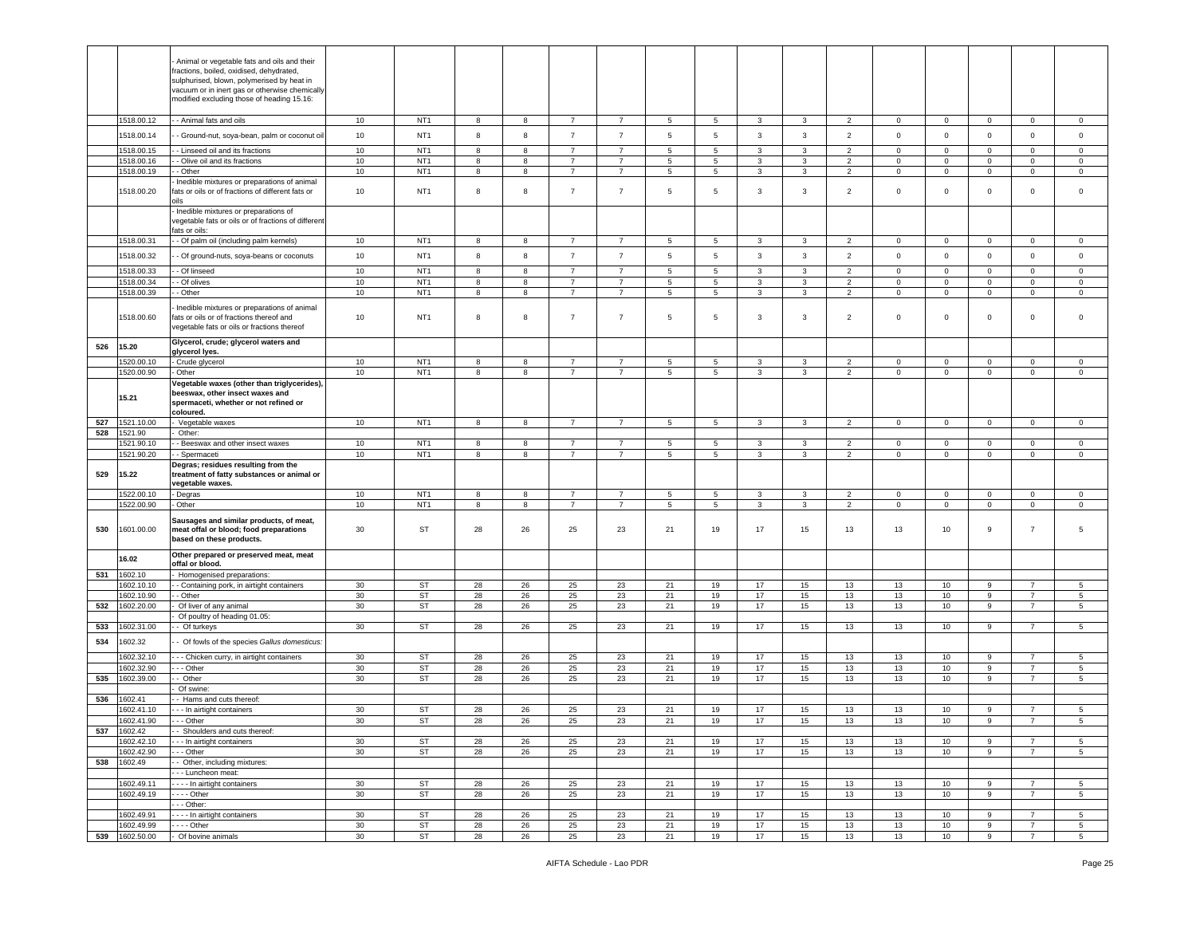| | | | | | | | | | | | | | | | | | |
|---|---|---|---|---|---|---|---|---|---|---|---|---|---|---|---|---|---|
| | | - Animal or vegetable fats and oils and their fractions, boiled, oxidised, dehydrated, sulphurised, blown, polymerised by heat in vacuum or in inert gas or otherwise chemically modified excluding those of heading 15.16: | | | | | | | | | | | | | | | |
| | 1518.00.12 | - - Animal fats and oils | 10 | NT1 | 8 | 8 | 7 | 7 | 5 | 5 | 3 | 3 | 2 | 0 | 0 | 0 | 0 | 0 |
| | 1518.00.14 | - - Ground-nut, soya-bean, palm or coconut oil | 10 | NT1 | 8 | 8 | 7 | 7 | 5 | 5 | 3 | 3 | 2 | 0 | 0 | 0 | 0 | 0 |
| | 1518.00.15 | - - Linseed oil and its fractions | 10 | NT1 | 8 | 8 | 7 | 7 | 5 | 5 | 3 | 3 | 2 | 0 | 0 | 0 | 0 | 0 |
| | 1518.00.16 | - - Olive oil and its fractions | 10 | NT1 | 8 | 8 | 7 | 7 | 5 | 5 | 3 | 3 | 2 | 0 | 0 | 0 | 0 | 0 |
| | 1518.00.19 | - - Other | 10 | NT1 | 8 | 8 | 7 | 7 | 5 | 5 | 3 | 3 | 2 | 0 | 0 | 0 | 0 | 0 |
| | 1518.00.20 | - Inedible mixtures or preparations of animal fats or oils or of fractions of different fats or oils | 10 | NT1 | 8 | 8 | 7 | 7 | 5 | 5 | 3 | 3 | 2 | 0 | 0 | 0 | 0 | 0 |
| | | - Inedible mixtures or preparations of vegetable fats or oils or of fractions of different fats or oils: | | | | | | | | | | | | | | | | |
| | 1518.00.31 | - - Of palm oil (including palm kernels) | 10 | NT1 | 8 | 8 | 7 | 7 | 5 | 5 | 3 | 3 | 2 | 0 | 0 | 0 | 0 | 0 |
| | 1518.00.32 | - - Of ground-nuts, soya-beans or coconuts | 10 | NT1 | 8 | 8 | 7 | 7 | 5 | 5 | 3 | 3 | 2 | 0 | 0 | 0 | 0 | 0 |
| | 1518.00.33 | - - Of linseed | 10 | NT1 | 8 | 8 | 7 | 7 | 5 | 5 | 3 | 3 | 2 | 0 | 0 | 0 | 0 | 0 |
| | 1518.00.34 | - - Of olives | 10 | NT1 | 8 | 8 | 7 | 7 | 5 | 5 | 3 | 3 | 2 | 0 | 0 | 0 | 0 | 0 |
| | 1518.00.39 | - - Other | 10 | NT1 | 8 | 8 | 7 | 7 | 5 | 5 | 3 | 3 | 2 | 0 | 0 | 0 | 0 | 0 |
| | 1518.00.60 | - Inedible mixtures or preparations of animal fats or oils or of fractions thereof and vegetable fats or oils or fractions thereof | 10 | NT1 | 8 | 8 | 7 | 7 | 5 | 5 | 3 | 3 | 2 | 0 | 0 | 0 | 0 | 0 |
| 526 | **15.20** | **Glycerol, crude; glycerol waters and glycerol lyes.** | | | | | | | | | | | | | | | | |
| | 1520.00.10 | - Crude glycerol | 10 | NT1 | 8 | 8 | 7 | 7 | 5 | 5 | 3 | 3 | 2 | 0 | 0 | 0 | 0 | 0 |
| | 1520.00.90 | - Other | 10 | NT1 | 8 | 8 | 7 | 7 | 5 | 5 | 3 | 3 | 2 | 0 | 0 | 0 | 0 | 0 |
| | **15.21** | **Vegetable waxes (other than triglycerides), beeswax, other insect waxes and spermaceti, whether or not refined or coloured.** | | | | | | | | | | | | | | | | |
| 527 | 1521.10.00 | - Vegetable waxes | 10 | NT1 | 8 | 8 | 7 | 7 | 5 | 5 | 3 | 3 | 2 | 0 | 0 | 0 | 0 | 0 |
| 528 | 1521.90 | - Other: | | | | | | | | | | | | | | | | |
| | 1521.90.10 | - - Beeswax and other insect waxes | 10 | NT1 | 8 | 8 | 7 | 7 | 5 | 5 | 3 | 3 | 2 | 0 | 0 | 0 | 0 | 0 |
| | 1521.90.20 | - - Spermaceti | 10 | NT1 | 8 | 8 | 7 | 7 | 5 | 5 | 3 | 3 | 2 | 0 | 0 | 0 | 0 | 0 |
| 529 | **15.22** | **Degras; residues resulting from the treatment of fatty substances or animal or vegetable waxes.** | | | | | | | | | | | | | | | | |
| | 1522.00.10 | - Degras | 10 | NT1 | 8 | 8 | 7 | 7 | 5 | 5 | 3 | 3 | 2 | 0 | 0 | 0 | 0 | 0 |
| | 1522.00.90 | - Other | 10 | NT1 | 8 | 8 | 7 | 7 | 5 | 5 | 3 | 3 | 2 | 0 | 0 | 0 | 0 | 0 |
| 530 | 1601.00.00 | **Sausages and similar products, of meat, meat offal or blood; food preparations based on these products.** | 30 | ST | 28 | 26 | 25 | 23 | 21 | 19 | 17 | 15 | 13 | 13 | 10 | 9 | 7 | 5 |
| | **16.02** | **Other prepared or preserved meat, meat offal or blood.** | | | | | | | | | | | | | | | | |
| 531 | 1602.10 | - Homogenised preparations: | | | | | | | | | | | | | | | | |
| | 1602.10.10 | - - Containing pork, in airtight containers | 30 | ST | 28 | 26 | 25 | 23 | 21 | 19 | 17 | 15 | 13 | 13 | 10 | 9 | 7 | 5 |
| | 1602.10.90 | - - Other | 30 | ST | 28 | 26 | 25 | 23 | 21 | 19 | 17 | 15 | 13 | 13 | 10 | 9 | 7 | 5 |
| 532 | 1602.20.00 | - Of liver of any animal | 30 | ST | 28 | 26 | 25 | 23 | 21 | 19 | 17 | 15 | 13 | 13 | 10 | 9 | 7 | 5 |
| | | - Of poultry of heading 01.05: | | | | | | | | | | | | | | | | |
| 533 | 1602.31.00 | - - Of turkeys | 30 | ST | 28 | 26 | 25 | 23 | 21 | 19 | 17 | 15 | 13 | 13 | 10 | 9 | 7 | 5 |
| 534 | 1602.32 | - - Of fowls of the species *Gallus domesticus:* | | | | | | | | | | | | | | | | |
| | 1602.32.10 | - - - Chicken curry, in airtight containers | 30 | ST | 28 | 26 | 25 | 23 | 21 | 19 | 17 | 15 | 13 | 13 | 10 | 9 | 7 | 5 |
| | 1602.32.90 | - - - Other | 30 | ST | 28 | 26 | 25 | 23 | 21 | 19 | 17 | 15 | 13 | 13 | 10 | 9 | 7 | 5 |
| 535 | 1602.39.00 | - - Other | 30 | ST | 28 | 26 | 25 | 23 | 21 | 19 | 17 | 15 | 13 | 13 | 10 | 9 | 7 | 5 |
| | | - Of swine: | | | | | | | | | | | | | | | | |
| 536 | 1602.41 | - - Hams and cuts thereof: | | | | | | | | | | | | | | | | |
| | 1602.41.10 | - - - In airtight containers | 30 | ST | 28 | 26 | 25 | 23 | 21 | 19 | 17 | 15 | 13 | 13 | 10 | 9 | 7 | 5 |
| | 1602.41.90 | - - - Other | 30 | ST | 28 | 26 | 25 | 23 | 21 | 19 | 17 | 15 | 13 | 13 | 10 | 9 | 7 | 5 |
| 537 | 1602.42 | - - Shoulders and cuts thereof: | | | | | | | | | | | | | | | | |
| | 1602.42.10 | - - - In airtight containers | 30 | ST | 28 | 26 | 25 | 23 | 21 | 19 | 17 | 15 | 13 | 13 | 10 | 9 | 7 | 5 |
| | 1602.42.90 | - - - Other | 30 | ST | 28 | 26 | 25 | 23 | 21 | 19 | 17 | 15 | 13 | 13 | 10 | 9 | 7 | 5 |
| 538 | 1602.49 | - - Other, including mixtures: | | | | | | | | | | | | | | | | |
| | | - - - Luncheon meat: | | | | | | | | | | | | | | | | |
| | 1602.49.11 | - - - - In airtight containers | 30 | ST | 28 | 26 | 25 | 23 | 21 | 19 | 17 | 15 | 13 | 13 | 10 | 9 | 7 | 5 |
| | 1602.49.19 | - - - - Other | 30 | ST | 28 | 26 | 25 | 23 | 21 | 19 | 17 | 15 | 13 | 13 | 10 | 9 | 7 | 5 |
| | | - - - Other: | | | | | | | | | | | | | | | | |
| | 1602.49.91 | - - - - In airtight containers | 30 | ST | 28 | 26 | 25 | 23 | 21 | 19 | 17 | 15 | 13 | 13 | 10 | 9 | 7 | 5 |
| | 1602.49.99 | - - - - Other | 30 | ST | 28 | 26 | 25 | 23 | 21 | 19 | 17 | 15 | 13 | 13 | 10 | 9 | 7 | 5 |
| 539 | 1602.50.00 | - Of bovine animals | 30 | ST | 28 | 26 | 25 | 23 | 21 | 19 | 17 | 15 | 13 | 13 | 10 | 9 | 7 | 5 |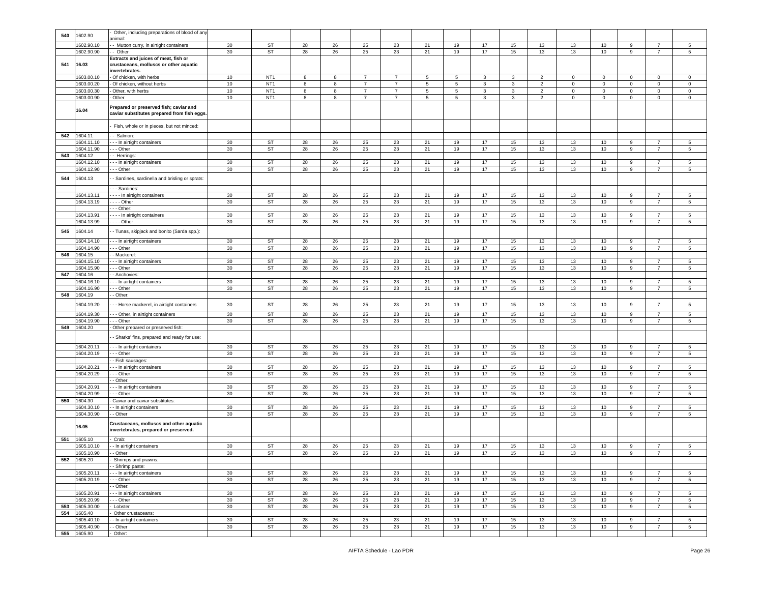| | | | | | | | | | | | | | | | | | |
|---|---|---|---|---|---|---|---|---|---|---|---|---|---|---|---|---|---|
| 540 | 1602.90 | - Other, including preparations of blood of any animal: | | | | | | | | | | | | | | | |
| | 1602.90.10 | - - Mutton curry, in airtight containers | 30 | ST | 28 | 26 | 25 | 23 | 21 | 19 | 17 | 15 | 13 | 13 | 10 | 9 | 7 | 5 |
| | 1602.90.90 | - - Other | 30 | ST | 28 | 26 | 25 | 23 | 21 | 19 | 17 | 15 | 13 | 13 | 10 | 9 | 7 | 5 |
| 541 | 16.03 | **Extracts and juices of meat, fish or crustaceans, molluscs or other aquatic invertebrates.** | | | | | | | | | | | | | | | |
| | 1603.00.10 | - Of chicken, with herbs | 10 | NT1 | 8 | 8 | 7 | 7 | 5 | 5 | 3 | 3 | 2 | 0 | 0 | 0 | 0 | 0 |
| | 1603.00.20 | - Of chicken, without herbs | 10 | NT1 | 8 | 8 | 7 | 7 | 5 | 5 | 3 | 3 | 2 | 0 | 0 | 0 | 0 | 0 |
| | 1603.00.30 | - Other, with herbs | 10 | NT1 | 8 | 8 | 7 | 7 | 5 | 5 | 3 | 3 | 2 | 0 | 0 | 0 | 0 | 0 |
| | 1603.00.90 | - Other | 10 | NT1 | 8 | 8 | 7 | 7 | 5 | 5 | 3 | 3 | 2 | 0 | 0 | 0 | 0 | 0 |
| | 16.04 | **Prepared or preserved fish; caviar and caviar substitutes prepared from fish eggs.** | | | | | | | | | | | | | | | |
| | | - Fish, whole or in pieces, but not minced: | | | | | | | | | | | | | | | |
| 542 | 1604.11 | - - Salmon: | | | | | | | | | | | | | | | |
| | 1604.11.10 | - - - In airtight containers | 30 | ST | 28 | 26 | 25 | 23 | 21 | 19 | 17 | 15 | 13 | 13 | 10 | 9 | 7 | 5 |
| | 1604.11.90 | - - - Other | 30 | ST | 28 | 26 | 25 | 23 | 21 | 19 | 17 | 15 | 13 | 13 | 10 | 9 | 7 | 5 |
| 543 | 1604.12 | - - Herrings: | | | | | | | | | | | | | | | |
| | 1604.12.10 | - - - In airtight containers | 30 | ST | 28 | 26 | 25 | 23 | 21 | 19 | 17 | 15 | 13 | 13 | 10 | 9 | 7 | 5 |
| | 1604.12.90 | - - - Other | 30 | ST | 28 | 26 | 25 | 23 | 21 | 19 | 17 | 15 | 13 | 13 | 10 | 9 | 7 | 5 |
| 544 | 1604.13 | - - Sardines, sardinella and brisling or sprats: | | | | | | | | | | | | | | | |
| | | - - - Sardines: | | | | | | | | | | | | | | | |
| | 1604.13.11 | - - - - In airtight containers | 30 | ST | 28 | 26 | 25 | 23 | 21 | 19 | 17 | 15 | 13 | 13 | 10 | 9 | 7 | 5 |
| | 1604.13.19 | - - - - Other | 30 | ST | 28 | 26 | 25 | 23 | 21 | 19 | 17 | 15 | 13 | 13 | 10 | 9 | 7 | 5 |
| | | - - - Other: | | | | | | | | | | | | | | | |
| | 1604.13.91 | - - - - In airtight containers | 30 | ST | 28 | 26 | 25 | 23 | 21 | 19 | 17 | 15 | 13 | 13 | 10 | 9 | 7 | 5 |
| | 1604.13.99 | - - - - Other | 30 | ST | 28 | 26 | 25 | 23 | 21 | 19 | 17 | 15 | 13 | 13 | 10 | 9 | 7 | 5 |
| 545 | 1604.14 | - - Tunas, skipjack and bonito (Sarda spp.): | | | | | | | | | | | | | | | |
| | 1604.14.10 | - - - In airtight containers | 30 | ST | 28 | 26 | 25 | 23 | 21 | 19 | 17 | 15 | 13 | 13 | 10 | 9 | 7 | 5 |
| | 1604.14.90 | - - - Other | 30 | ST | 28 | 26 | 25 | 23 | 21 | 19 | 17 | 15 | 13 | 13 | 10 | 9 | 7 | 5 |
| 546 | 1604.15 | - - Mackerel: | | | | | | | | | | | | | | | |
| | 1604.15.10 | - - - In airtight containers | 30 | ST | 28 | 26 | 25 | 23 | 21 | 19 | 17 | 15 | 13 | 13 | 10 | 9 | 7 | 5 |
| | 1604.15.90 | - - - Other | 30 | ST | 28 | 26 | 25 | 23 | 21 | 19 | 17 | 15 | 13 | 13 | 10 | 9 | 7 | 5 |
| 547 | 1604.16 | - - Anchovies: | | | | | | | | | | | | | | | |
| | 1604.16.10 | - - - In airtight containers | 30 | ST | 28 | 26 | 25 | 23 | 21 | 19 | 17 | 15 | 13 | 13 | 10 | 9 | 7 | 5 |
| | 1604.16.90 | - - - Other | 30 | ST | 28 | 26 | 25 | 23 | 21 | 19 | 17 | 15 | 13 | 13 | 10 | 9 | 7 | 5 |
| 548 | 1604.19 | - - Other: | | | | | | | | | | | | | | | |
| | 1604.19.20 | - - - Horse mackerel, in airtight containers | 30 | ST | 28 | 26 | 25 | 23 | 21 | 19 | 17 | 15 | 13 | 13 | 10 | 9 | 7 | 5 |
| | 1604.19.30 | - - - Other, in airtight containers | 30 | ST | 28 | 26 | 25 | 23 | 21 | 19 | 17 | 15 | 13 | 13 | 10 | 9 | 7 | 5 |
| | 1604.19.90 | - - - Other | 30 | ST | 28 | 26 | 25 | 23 | 21 | 19 | 17 | 15 | 13 | 13 | 10 | 9 | 7 | 5 |
| 549 | 1604.20 | - Other prepared or preserved fish: | | | | | | | | | | | | | | | |
| | | - - Sharks' fins, prepared and ready for use: | | | | | | | | | | | | | | | |
| | 1604.20.11 | - - - In airtight containers | 30 | ST | 28 | 26 | 25 | 23 | 21 | 19 | 17 | 15 | 13 | 13 | 10 | 9 | 7 | 5 |
| | 1604.20.19 | - - - Other | 30 | ST | 28 | 26 | 25 | 23 | 21 | 19 | 17 | 15 | 13 | 13 | 10 | 9 | 7 | 5 |
| | | - - Fish sausages: | | | | | | | | | | | | | | | |
| | 1604.20.21 | - - - In airtight containers | 30 | ST | 28 | 26 | 25 | 23 | 21 | 19 | 17 | 15 | 13 | 13 | 10 | 9 | 7 | 5 |
| | 1604.20.29 | - - - Other | 30 | ST | 28 | 26 | 25 | 23 | 21 | 19 | 17 | 15 | 13 | 13 | 10 | 9 | 7 | 5 |
| | | - - Other: | | | | | | | | | | | | | | | |
| | 1604.20.91 | - - - In airtight containers | 30 | ST | 28 | 26 | 25 | 23 | 21 | 19 | 17 | 15 | 13 | 13 | 10 | 9 | 7 | 5 |
| | 1604.20.99 | - - - Other | 30 | ST | 28 | 26 | 25 | 23 | 21 | 19 | 17 | 15 | 13 | 13 | 10 | 9 | 7 | 5 |
| 550 | 1604.30 | - Caviar and caviar substitutes: | | | | | | | | | | | | | | | |
| | 1604.30.10 | - - In airtight containers | 30 | ST | 28 | 26 | 25 | 23 | 21 | 19 | 17 | 15 | 13 | 13 | 10 | 9 | 7 | 5 |
| | 1604.30.90 | - - Other | 30 | ST | 28 | 26 | 25 | 23 | 21 | 19 | 17 | 15 | 13 | 13 | 10 | 9 | 7 | 5 |
| | 16.05 | **Crustaceans, molluscs and other aquatic invertebrates, prepared or preserved.** | | | | | | | | | | | | | | | |
| 551 | 1605.10 | - Crab: | | | | | | | | | | | | | | | |
| | 1605.10.10 | - - In airtight containers | 30 | ST | 28 | 26 | 25 | 23 | 21 | 19 | 17 | 15 | 13 | 13 | 10 | 9 | 7 | 5 |
| | 1605.10.90 | - - Other | 30 | ST | 28 | 26 | 25 | 23 | 21 | 19 | 17 | 15 | 13 | 13 | 10 | 9 | 7 | 5 |
| 552 | 1605.20 | - Shrimps and prawns: | | | | | | | | | | | | | | | |
| | | - - Shrimp paste: | | | | | | | | | | | | | | | |
| | 1605.20.11 | - - - In airtight containers | 30 | ST | 28 | 26 | 25 | 23 | 21 | 19 | 17 | 15 | 13 | 13 | 10 | 9 | 7 | 5 |
| | 1605.20.19 | - - - Other | 30 | ST | 28 | 26 | 25 | 23 | 21 | 19 | 17 | 15 | 13 | 13 | 10 | 9 | 7 | 5 |
| | | - - Other: | | | | | | | | | | | | | | | |
| | 1605.20.91 | - - - In airtight containers | 30 | ST | 28 | 26 | 25 | 23 | 21 | 19 | 17 | 15 | 13 | 13 | 10 | 9 | 7 | 5 |
| | 1605.20.99 | - - - Other | 30 | ST | 28 | 26 | 25 | 23 | 21 | 19 | 17 | 15 | 13 | 13 | 10 | 9 | 7 | 5 |
| 553 | 1605.30.00 | - Lobster | 30 | ST | 28 | 26 | 25 | 23 | 21 | 19 | 17 | 15 | 13 | 13 | 10 | 9 | 7 | 5 |
| 554 | 1605.40 | - Other crustaceans: | | | | | | | | | | | | | | | |
| | 1605.40.10 | - - In airtight containers | 30 | ST | 28 | 26 | 25 | 23 | 21 | 19 | 17 | 15 | 13 | 13 | 10 | 9 | 7 | 5 |
| | 1605.40.90 | - - Other | 30 | ST | 28 | 26 | 25 | 23 | 21 | 19 | 17 | 15 | 13 | 13 | 10 | 9 | 7 | 5 |
| 555 | 1605.90 | - Other: | | | | | | | | | | | | | | | |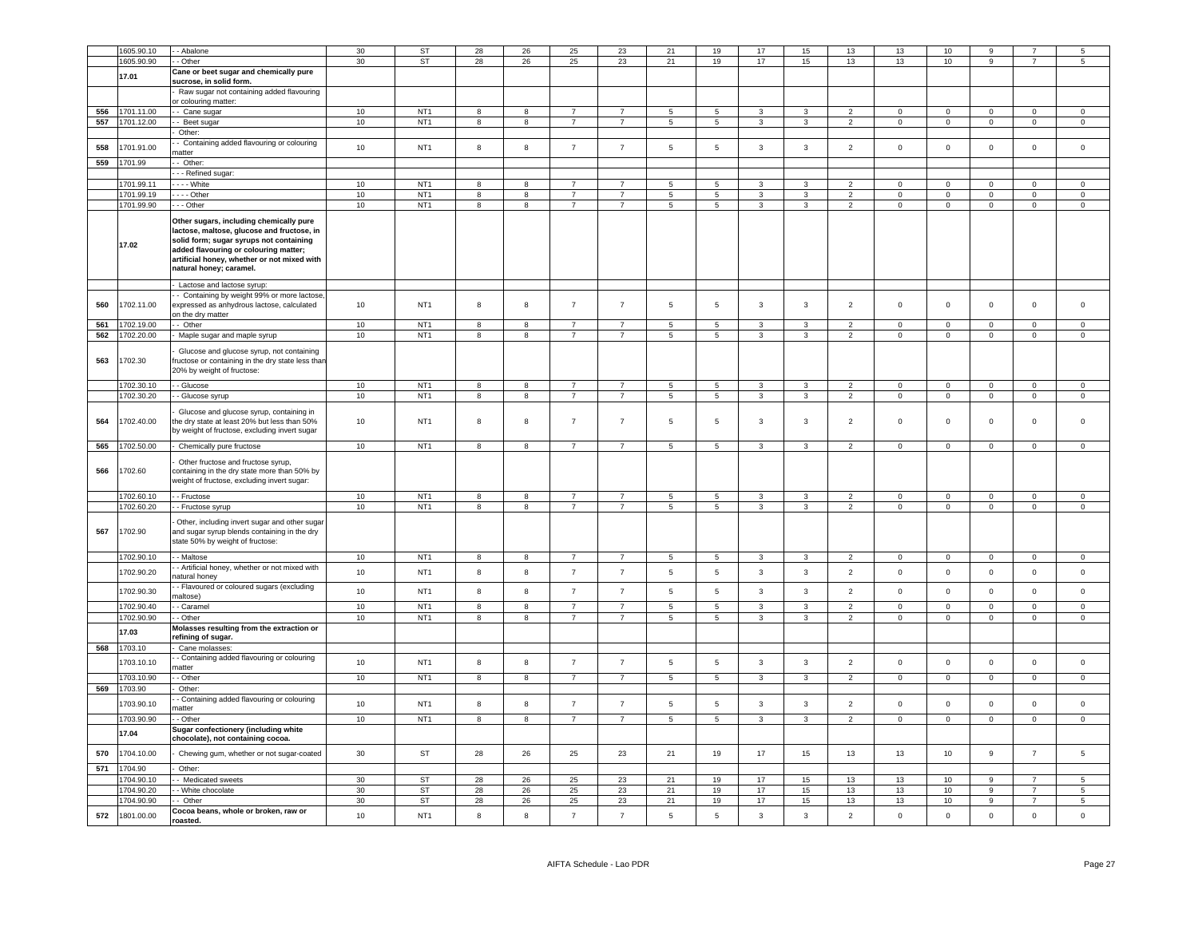| | | | | | | | | | | | | | | | | | | | |
|---|---|---|---|---|---|---|---|---|---|---|---|---|---|---|---|---|---|---|---|
| | 1605.90.10 | - - Abalone | 30 | ST | 28 | 26 | 25 | 23 | 21 | 19 | 17 | 15 | 13 | 13 | 10 | 9 | 7 | 5 |
| | 1605.90.90 | - - Other | 30 | ST | 28 | 26 | 25 | 23 | 21 | 19 | 17 | 15 | 13 | 13 | 10 | 9 | 7 | 5 |
| | **17.01** | **Cane or beet sugar and chemically pure sucrose, in solid form.** | | | | | | | | | | | | | | | | |
| | | - Raw sugar not containing added flavouring or colouring matter: | | | | | | | | | | | | | | | | |
| 556 | 1701.11.00 | - - Cane sugar | 10 | NT1 | 8 | 8 | 7 | 7 | 5 | 5 | 3 | 3 | 2 | 0 | 0 | 0 | 0 | 0 |
| 557 | 1701.12.00 | - - Beet sugar | 10 | NT1 | 8 | 8 | 7 | 7 | 5 | 5 | 3 | 3 | 2 | 0 | 0 | 0 | 0 | 0 |
| | | - Other: | | | | | | | | | | | | | | | | |
| 558 | 1701.91.00 | - - Containing added flavouring or colouring matter | 10 | NT1 | 8 | 8 | 7 | 7 | 5 | 5 | 3 | 3 | 2 | 0 | 0 | 0 | 0 | 0 |
| 559 | 1701.99 | - - Other: | | | | | | | | | | | | | | | | |
| | | - - - Refined sugar: | | | | | | | | | | | | | | | | |
| | 1701.99.11 | - - - - White | 10 | NT1 | 8 | 8 | 7 | 7 | 5 | 5 | 3 | 3 | 2 | 0 | 0 | 0 | 0 | 0 |
| | 1701.99.19 | - - - - Other | 10 | NT1 | 8 | 8 | 7 | 7 | 5 | 5 | 3 | 3 | 2 | 0 | 0 | 0 | 0 | 0 |
| | 1701.99.90 | - - - Other | 10 | NT1 | 8 | 8 | 7 | 7 | 5 | 5 | 3 | 3 | 2 | 0 | 0 | 0 | 0 | 0 |
| | **17.02** | **Other sugars, including chemically pure lactose, maltose, glucose and fructose, in solid form; sugar syrups not containing added flavouring or colouring matter; artificial honey, whether or not mixed with natural honey; caramel.** | | | | | | | | | | | | | | | | |
| | | - Lactose and lactose syrup: | | | | | | | | | | | | | | | | |
| 560 | 1702.11.00 | - - Containing by weight 99% or more lactose, expressed as anhydrous lactose, calculated on the dry matter | 10 | NT1 | 8 | 8 | 7 | 7 | 5 | 5 | 3 | 3 | 2 | 0 | 0 | 0 | 0 | 0 |
| 561 | 1702.19.00 | - - Other | 10 | NT1 | 8 | 8 | 7 | 7 | 5 | 5 | 3 | 3 | 2 | 0 | 0 | 0 | 0 | 0 |
| 562 | 1702.20.00 | - Maple sugar and maple syrup | 10 | NT1 | 8 | 8 | 7 | 7 | 5 | 5 | 3 | 3 | 2 | 0 | 0 | 0 | 0 | 0 |
| 563 | 1702.30 | - Glucose and glucose syrup, not containing fructose or containing in the dry state less than 20% by weight of fructose: | | | | | | | | | | | | | | | | |
| | 1702.30.10 | - - Glucose | 10 | NT1 | 8 | 8 | 7 | 7 | 5 | 5 | 3 | 3 | 2 | 0 | 0 | 0 | 0 | 0 |
| | 1702.30.20 | - - Glucose syrup | 10 | NT1 | 8 | 8 | 7 | 7 | 5 | 5 | 3 | 3 | 2 | 0 | 0 | 0 | 0 | 0 |
| 564 | 1702.40.00 | - Glucose and glucose syrup, containing in the dry state at least 20% but less than 50% by weight of fructose, excluding invert sugar | 10 | NT1 | 8 | 8 | 7 | 7 | 5 | 5 | 3 | 3 | 2 | 0 | 0 | 0 | 0 | 0 |
| 565 | 1702.50.00 | - Chemically pure fructose | 10 | NT1 | 8 | 8 | 7 | 7 | 5 | 5 | 3 | 3 | 2 | 0 | 0 | 0 | 0 | 0 |
| 566 | 1702.60 | - Other fructose and fructose syrup, containing in the dry state more than 50% by weight of fructose, excluding invert sugar: | | | | | | | | | | | | | | | | |
| | 1702.60.10 | - - Fructose | 10 | NT1 | 8 | 8 | 7 | 7 | 5 | 5 | 3 | 3 | 2 | 0 | 0 | 0 | 0 | 0 |
| | 1702.60.20 | - - Fructose syrup | 10 | NT1 | 8 | 8 | 7 | 7 | 5 | 5 | 3 | 3 | 2 | 0 | 0 | 0 | 0 | 0 |
| 567 | 1702.90 | - Other, including invert sugar and other sugar and sugar syrup blends containing in the dry state 50% by weight of fructose: | | | | | | | | | | | | | | | | |
| | 1702.90.10 | - - Maltose | 10 | NT1 | 8 | 8 | 7 | 7 | 5 | 5 | 3 | 3 | 2 | 0 | 0 | 0 | 0 | 0 |
| | 1702.90.20 | - - Artificial honey, whether or not mixed with natural honey | 10 | NT1 | 8 | 8 | 7 | 7 | 5 | 5 | 3 | 3 | 2 | 0 | 0 | 0 | 0 | 0 |
| | 1702.90.30 | - - Flavoured or coloured sugars (excluding maltose) | 10 | NT1 | 8 | 8 | 7 | 7 | 5 | 5 | 3 | 3 | 2 | 0 | 0 | 0 | 0 | 0 |
| | 1702.90.40 | - - Caramel | 10 | NT1 | 8 | 8 | 7 | 7 | 5 | 5 | 3 | 3 | 2 | 0 | 0 | 0 | 0 | 0 |
| | 1702.90.90 | - - Other | 10 | NT1 | 8 | 8 | 7 | 7 | 5 | 5 | 3 | 3 | 2 | 0 | 0 | 0 | 0 | 0 |
| | **17.03** | **Molasses resulting from the extraction or refining of sugar.** | | | | | | | | | | | | | | | | |
| 568 | 1703.10 | - Cane molasses: | | | | | | | | | | | | | | | | |
| | 1703.10.10 | - - Containing added flavouring or colouring matter | 10 | NT1 | 8 | 8 | 7 | 7 | 5 | 5 | 3 | 3 | 2 | 0 | 0 | 0 | 0 | 0 |
| | 1703.10.90 | - - Other | 10 | NT1 | 8 | 8 | 7 | 7 | 5 | 5 | 3 | 3 | 2 | 0 | 0 | 0 | 0 | 0 |
| 569 | 1703.90 | - Other: | | | | | | | | | | | | | | | | |
| | 1703.90.10 | - - Containing added flavouring or colouring matter | 10 | NT1 | 8 | 8 | 7 | 7 | 5 | 5 | 3 | 3 | 2 | 0 | 0 | 0 | 0 | 0 |
| | 1703.90.90 | - - Other | 10 | NT1 | 8 | 8 | 7 | 7 | 5 | 5 | 3 | 3 | 2 | 0 | 0 | 0 | 0 | 0 |
| | **17.04** | **Sugar confectionery (including white chocolate), not containing cocoa.** | | | | | | | | | | | | | | | | |
| 570 | 1704.10.00 | - Chewing gum, whether or not sugar-coated | 30 | ST | 28 | 26 | 25 | 23 | 21 | 19 | 17 | 15 | 13 | 13 | 10 | 9 | 7 | 5 |
| 571 | 1704.90 | - Other: | | | | | | | | | | | | | | | | |
| | 1704.90.10 | - - Medicated sweets | 30 | ST | 28 | 26 | 25 | 23 | 21 | 19 | 17 | 15 | 13 | 13 | 10 | 9 | 7 | 5 |
| | 1704.90.20 | - - White chocolate | 30 | ST | 28 | 26 | 25 | 23 | 21 | 19 | 17 | 15 | 13 | 13 | 10 | 9 | 7 | 5 |
| | 1704.90.90 | - - Other | 30 | ST | 28 | 26 | 25 | 23 | 21 | 19 | 17 | 15 | 13 | 13 | 10 | 9 | 7 | 5 |
| 572 | 1801.00.00 | **Cocoa beans, whole or broken, raw or roasted.** | 10 | NT1 | 8 | 8 | 7 | 7 | 5 | 5 | 3 | 3 | 2 | 0 | 0 | 0 | 0 | 0 |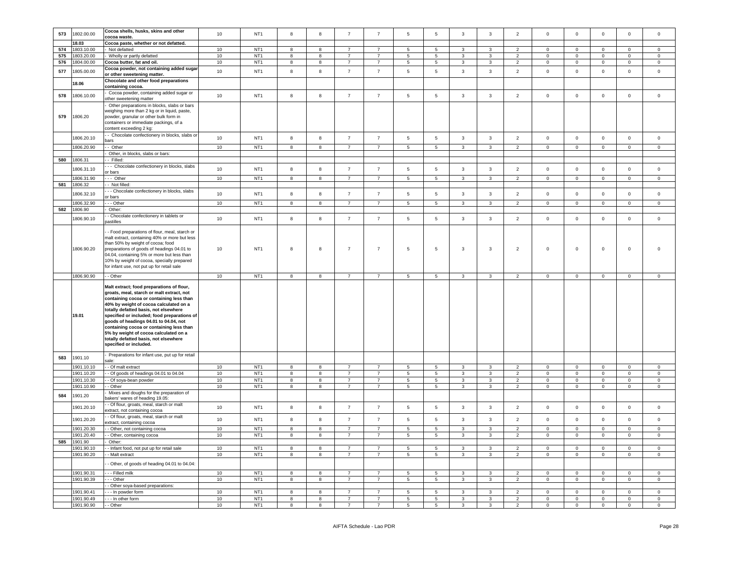| 573 | 1802.00.00 | **Cocoa shells, husks, skins and other cocoa waste.** | 10 | NT1 | 8 | 8 | 7 | 7 | 5 | 5 | 3 | 3 | 2 | 0 | 0 | 0 | 0 | 0 |
|---|---|---|---|---|---|---|---|---|---|---|---|---|---|---|---|---|---|---|
| | **18.03** | **Cocoa paste, whether or not defatted.** | | | | | | | | | | | | | | | | |
| 574 | 1803.10.00 | - Not defatted | 10 | NT1 | 8 | 8 | 7 | 7 | 5 | 5 | 3 | 3 | 2 | 0 | 0 | 0 | 0 | 0 |
| 575 | 1803.20.00 | - Wholly or partly defatted | 10 | NT1 | 8 | 8 | 7 | 7 | 5 | 5 | 3 | 3 | 2 | 0 | 0 | 0 | 0 | 0 |
| 576 | 1804.00.00 | **Cocoa butter, fat and oil.** | 10 | NT1 | 8 | 8 | 7 | 7 | 5 | 5 | 3 | 3 | 2 | 0 | 0 | 0 | 0 | 0 |
| 577 | 1805.00.00 | **Cocoa powder, not containing added sugar or other sweetening matter.** | 10 | NT1 | 8 | 8 | 7 | 7 | 5 | 5 | 3 | 3 | 2 | 0 | 0 | 0 | 0 | 0 |
| | **18.06** | **Chocolate and other food preparations containing cocoa.** | | | | | | | | | | | | | | | | |
| 578 | 1806.10.00 | - Cocoa powder, containing added sugar or other sweetening matter | 10 | NT1 | 8 | 8 | 7 | 7 | 5 | 5 | 3 | 3 | 2 | 0 | 0 | 0 | 0 | 0 |
| 579 | 1806.20 | - Other preparations in blocks, slabs or bars weighing more than 2 kg or in liquid, paste, powder, granular or other bulk form in containers or immediate packings, of a content exceeding 2 kg: | | | | | | | | | | | | | | | | |
| | 1806.20.10 | - - Chocolate confectionery in blocks, slabs or bars | 10 | NT1 | 8 | 8 | 7 | 7 | 5 | 5 | 3 | 3 | 2 | 0 | 0 | 0 | 0 | 0 |
| | 1806.20.90 | - - Other | 10 | NT1 | 8 | 8 | 7 | 7 | 5 | 5 | 3 | 3 | 2 | 0 | 0 | 0 | 0 | 0 |
| | | - Other, in blocks, slabs or bars: | | | | | | | | | | | | | | | | |
| 580 | 1806.31 | - - Filled: | | | | | | | | | | | | | | | | |
| | 1806.31.10 | - - - Chocolate confectionery in blocks, slabs or bars | 10 | NT1 | 8 | 8 | 7 | 7 | 5 | 5 | 3 | 3 | 2 | 0 | 0 | 0 | 0 | 0 |
| | 1806.31.90 | - - - Other | 10 | NT1 | 8 | 8 | 7 | 7 | 5 | 5 | 3 | 3 | 2 | 0 | 0 | 0 | 0 | 0 |
| 581 | 1806.32 | - - Not filled: | | | | | | | | | | | | | | | | |
| | 1806.32.10 | - - - Chocolate confectionery in blocks, slabs or bars | 10 | NT1 | 8 | 8 | 7 | 7 | 5 | 5 | 3 | 3 | 2 | 0 | 0 | 0 | 0 | 0 |
| | 1806.32.90 | - - - Other | 10 | NT1 | 8 | 8 | 7 | 7 | 5 | 5 | 3 | 3 | 2 | 0 | 0 | 0 | 0 | 0 |
| 582 | 1806.90 | - Other: | | | | | | | | | | | | | | | | |
| | 1806.90.10 | - - Chocolate confectionery in tablets or pastilles | 10 | NT1 | 8 | 8 | 7 | 7 | 5 | 5 | 3 | 3 | 2 | 0 | 0 | 0 | 0 | 0 |
| | 1806.90.20 | - - Food preparations of flour, meal, starch or malt extract, containing 40% or more but less than 50% by weight of cocoa; food preparations of goods of headings 04.01 to 04.04, containing 5% or more but less than 10% by weight of cocoa, specially prepared for infant use, not put up for retail sale | 10 | NT1 | 8 | 8 | 7 | 7 | 5 | 5 | 3 | 3 | 2 | 0 | 0 | 0 | 0 | 0 |
| | 1806.90.90 | - - Other | 10 | NT1 | 8 | 8 | 7 | 7 | 5 | 5 | 3 | 3 | 2 | 0 | 0 | 0 | 0 | 0 |
| | **19.01** | **Malt extract; food preparations of flour, groats, meal, starch or malt extract, not containing cocoa or containing less than 40% by weight of cocoa calculated on a totally defatted basis, not elsewhere specified or included; food preparations of goods of headings 04.01 to 04.04, not containing cocoa or containing less than 5% by weight of cocoa calculated on a totally defatted basis, not elsewhere specified or included.** | | | | | | | | | | | | | | | | |
| 583 | 1901.10 | - Preparations for infant use, put up for retail sale: | | | | | | | | | | | | | | | | |
| | 1901.10.10 | - - Of malt extract | 10 | NT1 | 8 | 8 | 7 | 7 | 5 | 5 | 3 | 3 | 2 | 0 | 0 | 0 | 0 | 0 |
| | 1901.10.20 | - - Of goods of headings 04.01 to 04.04 | 10 | NT1 | 8 | 8 | 7 | 7 | 5 | 5 | 3 | 3 | 2 | 0 | 0 | 0 | 0 | 0 |
| | 1901.10.30 | - - Of soya-bean powder | 10 | NT1 | 8 | 8 | 7 | 7 | 5 | 5 | 3 | 3 | 2 | 0 | 0 | 0 | 0 | 0 |
| | 1901.10.90 | - - Other | 10 | NT1 | 8 | 8 | 7 | 7 | 5 | 5 | 3 | 3 | 2 | 0 | 0 | 0 | 0 | 0 |
| 584 | 1901.20 | - Mixes and doughs for the preparation of bakers' wares of heading 19.05: | | | | | | | | | | | | | | | | |
| | 1901.20.10 | - - Of flour, groats, meal, starch or malt extract, not containing cocoa | 10 | NT1 | 8 | 8 | 7 | 7 | 5 | 5 | 3 | 3 | 2 | 0 | 0 | 0 | 0 | 0 |
| | 1901.20.20 | - - Of flour, groats, meal, starch or malt extract, containing cocoa | 10 | NT1 | 8 | 8 | 7 | 7 | 5 | 5 | 3 | 3 | 2 | 0 | 0 | 0 | 0 | 0 |
| | 1901.20.30 | - - Other, not containing cocoa | 10 | NT1 | 8 | 8 | 7 | 7 | 5 | 5 | 3 | 3 | 2 | 0 | 0 | 0 | 0 | 0 |
| | 1901.20.40 | - - Other, containing cocoa | 10 | NT1 | 8 | 8 | 7 | 7 | 5 | 5 | 3 | 3 | 2 | 0 | 0 | 0 | 0 | 0 |
| 585 | 1901.90 | - Other: | | | | | | | | | | | | | | | | |
| | 1901.90.10 | - - Infant food, not put up for retail sale | 10 | NT1 | 8 | 8 | 7 | 7 | 5 | 5 | 3 | 3 | 2 | 0 | 0 | 0 | 0 | 0 |
| | 1901.90.20 | - - Malt extract | 10 | NT1 | 8 | 8 | 7 | 7 | 5 | 5 | 3 | 3 | 2 | 0 | 0 | 0 | 0 | 0 |
| | | - - Other, of goods of heading 04.01 to 04.04: | | | | | | | | | | | | | | | | |
| | 1901.90.31 | - - - Filled milk | 10 | NT1 | 8 | 8 | 7 | 7 | 5 | 5 | 3 | 3 | 2 | 0 | 0 | 0 | 0 | 0 |
| | 1901.90.39 | - - - Other | 10 | NT1 | 8 | 8 | 7 | 7 | 5 | 5 | 3 | 3 | 2 | 0 | 0 | 0 | 0 | 0 |
| | | - - Other soya-based preparations: | | | | | | | | | | | | | | | | |
| | 1901.90.41 | - - - In powder form | 10 | NT1 | 8 | 8 | 7 | 7 | 5 | 5 | 3 | 3 | 2 | 0 | 0 | 0 | 0 | 0 |
| | 1901.90.49 | - - - In other form | 10 | NT1 | 8 | 8 | 7 | 7 | 5 | 5 | 3 | 3 | 2 | 0 | 0 | 0 | 0 | 0 |
| | 1901.90.90 | - - Other | 10 | NT1 | 8 | 8 | 7 | 7 | 5 | 5 | 3 | 3 | 2 | 0 | 0 | 0 | 0 | 0 |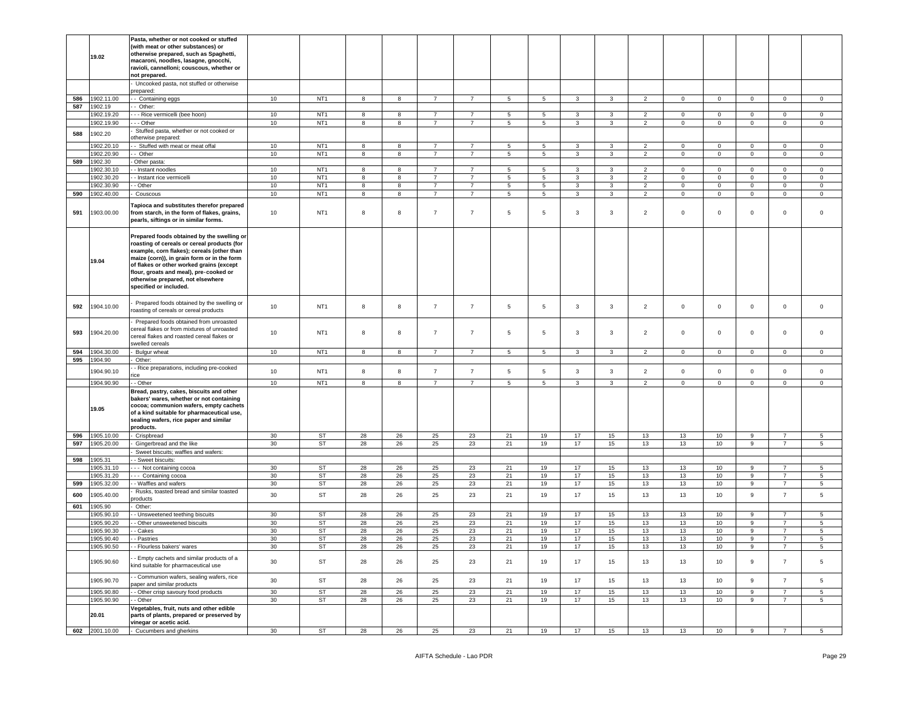|  | 19.02 | **Pasta, whether or not cooked or stuffed (with meat or other substances) or otherwise prepared, such as Spaghetti, macaroni, noodles, lasagne, gnocchi, ravioli, cannelloni; couscous, whether or not prepared.** | | | | | | | | | | | | | | | | |
|---|---|---|---|---|---|---|---|---|---|---|---|---|---|---|---|---|---|---|
|  |  | - Uncooked pasta, not stuffed or otherwise prepared: | | | | | | | | | | | | | | | | |
| 586 | 1902.11.00 | - - Containing eggs | 10 | NT1 | 8 | 8 | 7 | 7 | 5 | 5 | 3 | 3 | 2 | 0 | 0 | 0 | 0 | 0 |
| 587 | 1902.19 | - - Other: | | | | | | | | | | | | | | | | |
|  | 1902.19.20 | - - - Rice vermicelli (bee hoon) | 10 | NT1 | 8 | 8 | 7 | 7 | 5 | 5 | 3 | 3 | 2 | 0 | 0 | 0 | 0 | 0 |
|  | 1902.19.90 | - - - Other | 10 | NT1 | 8 | 8 | 7 | 7 | 5 | 5 | 3 | 3 | 2 | 0 | 0 | 0 | 0 | 0 |
| 588 | 1902.20 | - Stuffed pasta, whether or not cooked or otherwise prepared: | | | | | | | | | | | | | | | | |
|  | 1902.20.10 | - - Stuffed with meat or meat offal | 10 | NT1 | 8 | 8 | 7 | 7 | 5 | 5 | 3 | 3 | 2 | 0 | 0 | 0 | 0 | 0 |
|  | 1902.20.90 | - - Other | 10 | NT1 | 8 | 8 | 7 | 7 | 5 | 5 | 3 | 3 | 2 | 0 | 0 | 0 | 0 | 0 |
| 589 | 1902.30 | - Other pasta: | | | | | | | | | | | | | | | | |
|  | 1902.30.10 | - - Instant noodles | 10 | NT1 | 8 | 8 | 7 | 7 | 5 | 5 | 3 | 3 | 2 | 0 | 0 | 0 | 0 | 0 |
|  | 1902.30.20 | - - Instant rice vermicelli | 10 | NT1 | 8 | 8 | 7 | 7 | 5 | 5 | 3 | 3 | 2 | 0 | 0 | 0 | 0 | 0 |
|  | 1902.30.90 | - - Other | 10 | NT1 | 8 | 8 | 7 | 7 | 5 | 5 | 3 | 3 | 2 | 0 | 0 | 0 | 0 | 0 |
| 590 | 1902.40.00 | - Couscous | 10 | NT1 | 8 | 8 | 7 | 7 | 5 | 5 | 3 | 3 | 2 | 0 | 0 | 0 | 0 | 0 |
| 591 | 1903.00.00 | **Tapioca and substitutes therefor prepared from starch, in the form of flakes, grains, pearls, siftings or in similar forms.** | 10 | NT1 | 8 | 8 | 7 | 7 | 5 | 5 | 3 | 3 | 2 | 0 | 0 | 0 | 0 | 0 |
|  | 19.04 | **Prepared foods obtained by the swelling or roasting of cereals or cereal products (for example, corn flakes); cereals (other than maize (corn)), in grain form or in the form of flakes or other worked grains (except flour, groats and meal), pre-cooked or otherwise prepared, not elsewhere specified or included.** | | | | | | | | | | | | | | | | |
| 592 | 1904.10.00 | - Prepared foods obtained by the swelling or roasting of cereals or cereal products | 10 | NT1 | 8 | 8 | 7 | 7 | 5 | 5 | 3 | 3 | 2 | 0 | 0 | 0 | 0 | 0 |
| 593 | 1904.20.00 | - Prepared foods obtained from unroasted cereal flakes or from mixtures of unroasted cereal flakes and roasted cereal flakes or swelled cereals | 10 | NT1 | 8 | 8 | 7 | 7 | 5 | 5 | 3 | 3 | 2 | 0 | 0 | 0 | 0 | 0 |
| 594 | 1904.30.00 | - Bulgur wheat | 10 | NT1 | 8 | 8 | 7 | 7 | 5 | 5 | 3 | 3 | 2 | 0 | 0 | 0 | 0 | 0 |
| 595 | 1904.90 | - Other: | | | | | | | | | | | | | | | | |
|  | 1904.90.10 | - - Rice preparations, including pre-cooked rice | 10 | NT1 | 8 | 8 | 7 | 7 | 5 | 5 | 3 | 3 | 2 | 0 | 0 | 0 | 0 | 0 |
|  | 1904.90.90 | - - Other | 10 | NT1 | 8 | 8 | 7 | 7 | 5 | 5 | 3 | 3 | 2 | 0 | 0 | 0 | 0 | 0 |
|  | 19.05 | **Bread, pastry, cakes, biscuits and other bakers' wares, whether or not containing cocoa; communion wafers, empty cachets of a kind suitable for pharmaceutical use, sealing wafers, rice paper and similar products.** | | | | | | | | | | | | | | | | |
| 596 | 1905.10.00 | - Crispbread | 30 | ST | 28 | 26 | 25 | 23 | 21 | 19 | 17 | 15 | 13 | 13 | 10 | 9 | 7 | 5 |
| 597 | 1905.20.00 | - Gingerbread and the like | 30 | ST | 28 | 26 | 25 | 23 | 21 | 19 | 17 | 15 | 13 | 13 | 10 | 9 | 7 | 5 |
|  |  | - Sweet biscuits; waffles and wafers: | | | | | | | | | | | | | | | | |
| 598 | 1905.31 | - - Sweet biscuits: | | | | | | | | | | | | | | | | |
|  | 1905.31.10 | - - - Not containing cocoa | 30 | ST | 28 | 26 | 25 | 23 | 21 | 19 | 17 | 15 | 13 | 13 | 10 | 9 | 7 | 5 |
|  | 1905.31.20 | - - - Containing cocoa | 30 | ST | 28 | 26 | 25 | 23 | 21 | 19 | 17 | 15 | 13 | 13 | 10 | 9 | 7 | 5 |
| 599 | 1905.32.00 | - - Waffles and wafers | 30 | ST | 28 | 26 | 25 | 23 | 21 | 19 | 17 | 15 | 13 | 13 | 10 | 9 | 7 | 5 |
| 600 | 1905.40.00 | - Rusks, toasted bread and similar toasted products | 30 | ST | 28 | 26 | 25 | 23 | 21 | 19 | 17 | 15 | 13 | 13 | 10 | 9 | 7 | 5 |
| 601 | 1905.90 | - Other: | | | | | | | | | | | | | | | | |
|  | 1905.90.10 | - - Unsweetened teething biscuits | 30 | ST | 28 | 26 | 25 | 23 | 21 | 19 | 17 | 15 | 13 | 13 | 10 | 9 | 7 | 5 |
|  | 1905.90.20 | - - Other unsweetened biscuits | 30 | ST | 28 | 26 | 25 | 23 | 21 | 19 | 17 | 15 | 13 | 13 | 10 | 9 | 7 | 5 |
|  | 1905.90.30 | - - Cakes | 30 | ST | 28 | 26 | 25 | 23 | 21 | 19 | 17 | 15 | 13 | 13 | 10 | 9 | 7 | 5 |
|  | 1905.90.40 | - - Pastries | 30 | ST | 28 | 26 | 25 | 23 | 21 | 19 | 17 | 15 | 13 | 13 | 10 | 9 | 7 | 5 |
|  | 1905.90.50 | - - Flourless bakers' wares | 30 | ST | 28 | 26 | 25 | 23 | 21 | 19 | 17 | 15 | 13 | 13 | 10 | 9 | 7 | 5 |
|  | 1905.90.60 | - - Empty cachets and similar products of a kind suitable for pharmaceutical use | 30 | ST | 28 | 26 | 25 | 23 | 21 | 19 | 17 | 15 | 13 | 13 | 10 | 9 | 7 | 5 |
|  | 1905.90.70 | - - Communion wafers, sealing wafers, rice paper and similar products | 30 | ST | 28 | 26 | 25 | 23 | 21 | 19 | 17 | 15 | 13 | 13 | 10 | 9 | 7 | 5 |
|  | 1905.90.80 | - - Other crisp savoury food products | 30 | ST | 28 | 26 | 25 | 23 | 21 | 19 | 17 | 15 | 13 | 13 | 10 | 9 | 7 | 5 |
|  | 1905.90.90 | - - Other | 30 | ST | 28 | 26 | 25 | 23 | 21 | 19 | 17 | 15 | 13 | 13 | 10 | 9 | 7 | 5 |
|  | 20.01 | **Vegetables, fruit, nuts and other edible parts of plants, prepared or preserved by vinegar or acetic acid.** | | | | | | | | | | | | | | | | |
| 602 | 2001.10.00 | - Cucumbers and gherkins | 30 | ST | 28 | 26 | 25 | 23 | 21 | 19 | 17 | 15 | 13 | 13 | 10 | 9 | 7 | 5 |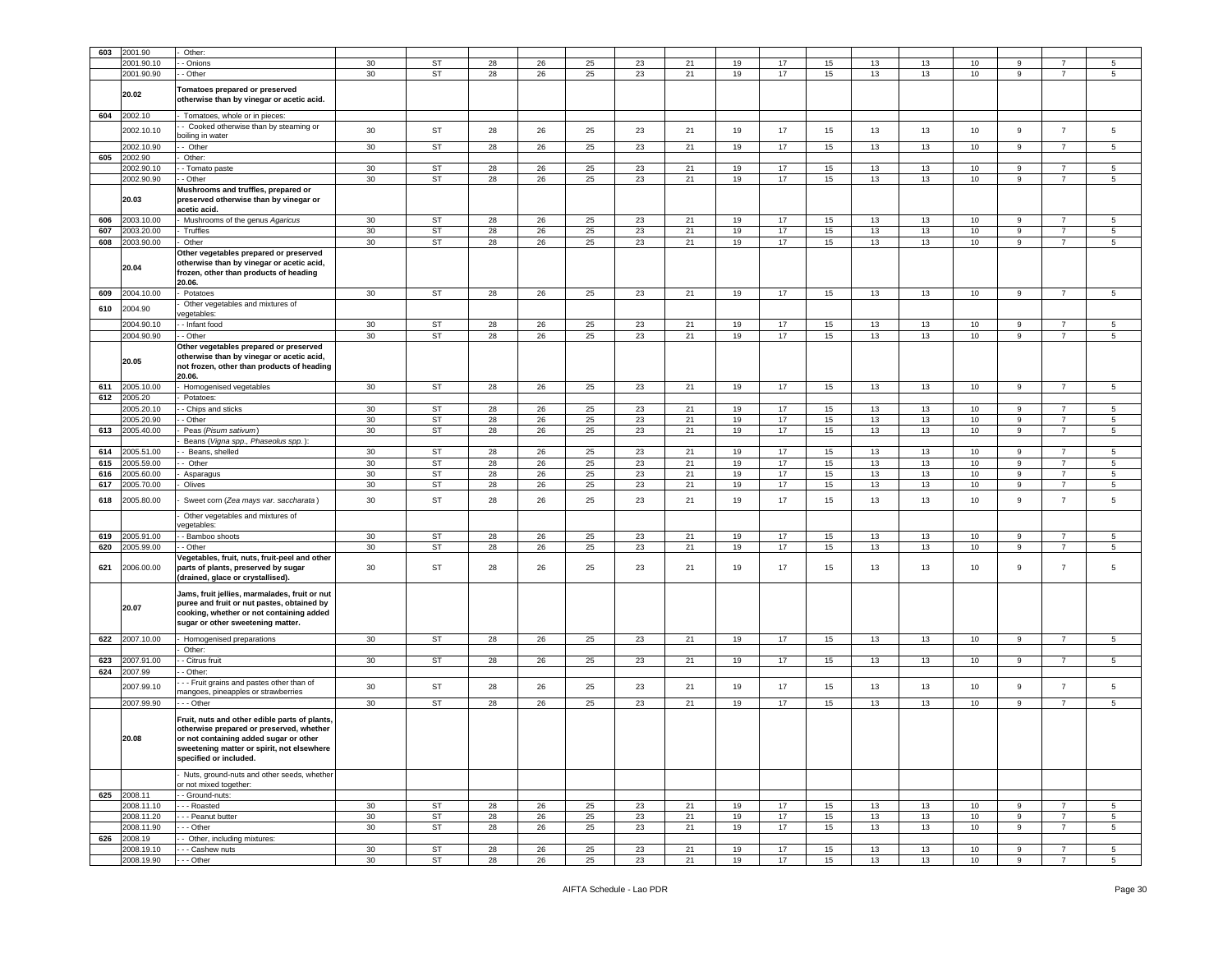| 603 | 2001.90 | - Other: | | | | | | | | | | | | | | | | |
|---|---|---|---|---|---|---|---|---|---|---|---|---|---|---|---|---|---|---|
| | 2001.90.10 | - - Onions | 30 | ST | 28 | 26 | 25 | 23 | 21 | 19 | 17 | 15 | 13 | 13 | 10 | 9 | 7 | 5 |
| | 2001.90.90 | - - Other | 30 | ST | 28 | 26 | 25 | 23 | 21 | 19 | 17 | 15 | 13 | 13 | 10 | 9 | 7 | 5 |
| | **20.02** | **Tomatoes prepared or preserved otherwise than by vinegar or acetic acid.** | | | | | | | | | | | | | | | | |
| 604 | 2002.10 | - Tomatoes, whole or in pieces: | | | | | | | | | | | | | | | | |
| | 2002.10.10 | - - Cooked otherwise than by steaming or boiling in water | 30 | ST | 28 | 26 | 25 | 23 | 21 | 19 | 17 | 15 | 13 | 13 | 10 | 9 | 7 | 5 |
| | 2002.10.90 | - - Other | 30 | ST | 28 | 26 | 25 | 23 | 21 | 19 | 17 | 15 | 13 | 13 | 10 | 9 | 7 | 5 |
| 605 | 2002.90 | - Other: | | | | | | | | | | | | | | | | |
| | 2002.90.10 | - - Tomato paste | 30 | ST | 28 | 26 | 25 | 23 | 21 | 19 | 17 | 15 | 13 | 13 | 10 | 9 | 7 | 5 |
| | 2002.90.90 | - - Other | 30 | ST | 28 | 26 | 25 | 23 | 21 | 19 | 17 | 15 | 13 | 13 | 10 | 9 | 7 | 5 |
| | **20.03** | **Mushrooms and truffles, prepared or preserved otherwise than by vinegar or acetic acid.** | | | | | | | | | | | | | | | | |
| 606 | 2003.10.00 | - Mushrooms of the genus *Agaricus* | 30 | ST | 28 | 26 | 25 | 23 | 21 | 19 | 17 | 15 | 13 | 13 | 10 | 9 | 7 | 5 |
| 607 | 2003.20.00 | - Truffles | 30 | ST | 28 | 26 | 25 | 23 | 21 | 19 | 17 | 15 | 13 | 13 | 10 | 9 | 7 | 5 |
| 608 | 2003.90.00 | - Other | 30 | ST | 28 | 26 | 25 | 23 | 21 | 19 | 17 | 15 | 13 | 13 | 10 | 9 | 7 | 5 |
| | **20.04** | **Other vegetables prepared or preserved otherwise than by vinegar or acetic acid, frozen, other than products of heading 20.06.** | | | | | | | | | | | | | | | | |
| 609 | 2004.10.00 | - Potatoes | 30 | ST | 28 | 26 | 25 | 23 | 21 | 19 | 17 | 15 | 13 | 13 | 10 | 9 | 7 | 5 |
| 610 | 2004.90 | - Other vegetables and mixtures of vegetables: | | | | | | | | | | | | | | | | |
| | 2004.90.10 | - - Infant food | 30 | ST | 28 | 26 | 25 | 23 | 21 | 19 | 17 | 15 | 13 | 13 | 10 | 9 | 7 | 5 |
| | 2004.90.90 | - - Other | 30 | ST | 28 | 26 | 25 | 23 | 21 | 19 | 17 | 15 | 13 | 13 | 10 | 9 | 7 | 5 |
| | **20.05** | **Other vegetables prepared or preserved otherwise than by vinegar or acetic acid, not frozen, other than products of heading 20.06.** | | | | | | | | | | | | | | | | |
| 611 | 2005.10.00 | - Homogenised vegetables | 30 | ST | 28 | 26 | 25 | 23 | 21 | 19 | 17 | 15 | 13 | 13 | 10 | 9 | 7 | 5 |
| 612 | 2005.20 | - Potatoes: | | | | | | | | | | | | | | | | |
| | 2005.20.10 | - - Chips and sticks | 30 | ST | 28 | 26 | 25 | 23 | 21 | 19 | 17 | 15 | 13 | 13 | 10 | 9 | 7 | 5 |
| | 2005.20.90 | - - Other | 30 | ST | 28 | 26 | 25 | 23 | 21 | 19 | 17 | 15 | 13 | 13 | 10 | 9 | 7 | 5 |
| 613 | 2005.40.00 | - Peas (*Pisum sativum*) | 30 | ST | 28 | 26 | 25 | 23 | 21 | 19 | 17 | 15 | 13 | 13 | 10 | 9 | 7 | 5 |
| | | - Beans (*Vigna spp., Phaseolus spp.* ): | | | | | | | | | | | | | | | | |
| 614 | 2005.51.00 | - - Beans, shelled | 30 | ST | 28 | 26 | 25 | 23 | 21 | 19 | 17 | 15 | 13 | 13 | 10 | 9 | 7 | 5 |
| 615 | 2005.59.00 | - - Other | 30 | ST | 28 | 26 | 25 | 23 | 21 | 19 | 17 | 15 | 13 | 13 | 10 | 9 | 7 | 5 |
| 616 | 2005.60.00 | - Asparagus | 30 | ST | 28 | 26 | 25 | 23 | 21 | 19 | 17 | 15 | 13 | 13 | 10 | 9 | 7 | 5 |
| 617 | 2005.70.00 | - Olives | 30 | ST | 28 | 26 | 25 | 23 | 21 | 19 | 17 | 15 | 13 | 13 | 10 | 9 | 7 | 5 |
| 618 | 2005.80.00 | - Sweet corn (*Zea mays var. saccharata* ) | 30 | ST | 28 | 26 | 25 | 23 | 21 | 19 | 17 | 15 | 13 | 13 | 10 | 9 | 7 | 5 |
| | | - Other vegetables and mixtures of vegetables: | | | | | | | | | | | | | | | | |
| 619 | 2005.91.00 | - - Bamboo shoots | 30 | ST | 28 | 26 | 25 | 23 | 21 | 19 | 17 | 15 | 13 | 13 | 10 | 9 | 7 | 5 |
| 620 | 2005.99.00 | - - Other | 30 | ST | 28 | 26 | 25 | 23 | 21 | 19 | 17 | 15 | 13 | 13 | 10 | 9 | 7 | 5 |
| 621 | 2006.00.00 | **Vegetables, fruit, nuts, fruit-peel and other parts of plants, preserved by sugar (drained, glace or crystallised).** | 30 | ST | 28 | 26 | 25 | 23 | 21 | 19 | 17 | 15 | 13 | 13 | 10 | 9 | 7 | 5 |
| | **20.07** | **Jams, fruit jellies, marmalades, fruit or nut puree and fruit or nut pastes, obtained by cooking, whether or not containing added sugar or other sweetening matter.** | | | | | | | | | | | | | | | | |
| 622 | 2007.10.00 | - Homogenised preparations | 30 | ST | 28 | 26 | 25 | 23 | 21 | 19 | 17 | 15 | 13 | 13 | 10 | 9 | 7 | 5 |
| | | - Other: | | | | | | | | | | | | | | | | |
| 623 | 2007.91.00 | - - Citrus fruit | 30 | ST | 28 | 26 | 25 | 23 | 21 | 19 | 17 | 15 | 13 | 13 | 10 | 9 | 7 | 5 |
| 624 | 2007.99 | - - Other: | | | | | | | | | | | | | | | | |
| | 2007.99.10 | - - - Fruit grains and pastes other than of mangoes, pineapples or strawberries | 30 | ST | 28 | 26 | 25 | 23 | 21 | 19 | 17 | 15 | 13 | 13 | 10 | 9 | 7 | 5 |
| | 2007.99.90 | - - - Other | 30 | ST | 28 | 26 | 25 | 23 | 21 | 19 | 17 | 15 | 13 | 13 | 10 | 9 | 7 | 5 |
| | **20.08** | **Fruit, nuts and other edible parts of plants, otherwise prepared or preserved, whether or not containing added sugar or other sweetening matter or spirit, not elsewhere specified or included.** | | | | | | | | | | | | | | | | |
| | | - Nuts, ground-nuts and other seeds, whether or not mixed together: | | | | | | | | | | | | | | | | |
| 625 | 2008.11 | - - Ground-nuts: | | | | | | | | | | | | | | | | |
| | 2008.11.10 | - - - Roasted | 30 | ST | 28 | 26 | 25 | 23 | 21 | 19 | 17 | 15 | 13 | 13 | 10 | 9 | 7 | 5 |
| | 2008.11.20 | - - - Peanut butter | 30 | ST | 28 | 26 | 25 | 23 | 21 | 19 | 17 | 15 | 13 | 13 | 10 | 9 | 7 | 5 |
| | 2008.11.90 | - - - Other | 30 | ST | 28 | 26 | 25 | 23 | 21 | 19 | 17 | 15 | 13 | 13 | 10 | 9 | 7 | 5 |
| 626 | 2008.19 | - - Other, including mixtures: | | | | | | | | | | | | | | | | |
| | 2008.19.10 | - - - Cashew nuts | 30 | ST | 28 | 26 | 25 | 23 | 21 | 19 | 17 | 15 | 13 | 13 | 10 | 9 | 7 | 5 |
| | 2008.19.90 | - - - Other | 30 | ST | 28 | 26 | 25 | 23 | 21 | 19 | 17 | 15 | 13 | 13 | 10 | 9 | 7 | 5 |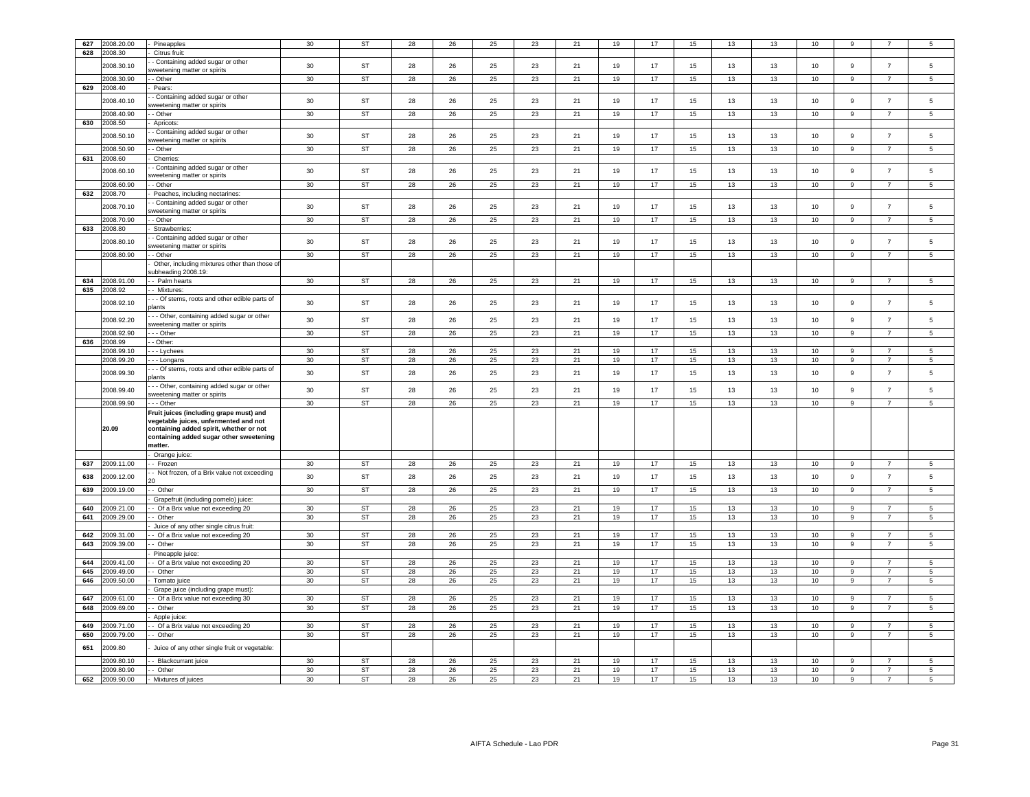| 627 | 2008.20.00 | - Pineapples | 30 | ST | 28 | 26 | 25 | 23 | 21 | 19 | 17 | 15 | 13 | 13 | 10 | 9 | 7 | 5 |
|---|---|---|---|---|---|---|---|---|---|---|---|---|---|---|---|---|---|---|
| 628 | 2008.30 | - Citrus fruit: | | | | | | | | | | | | | | | | |
| | 2008.30.10 | - - Containing added sugar or other sweetening matter or spirits | 30 | ST | 28 | 26 | 25 | 23 | 21 | 19 | 17 | 15 | 13 | 13 | 10 | 9 | 7 | 5 |
| | 2008.30.90 | - - Other | 30 | ST | 28 | 26 | 25 | 23 | 21 | 19 | 17 | 15 | 13 | 13 | 10 | 9 | 7 | 5 |
| 629 | 2008.40 | - Pears: | | | | | | | | | | | | | | | | |
| | 2008.40.10 | - - Containing added sugar or other sweetening matter or spirits | 30 | ST | 28 | 26 | 25 | 23 | 21 | 19 | 17 | 15 | 13 | 13 | 10 | 9 | 7 | 5 |
| | 2008.40.90 | - - Other | 30 | ST | 28 | 26 | 25 | 23 | 21 | 19 | 17 | 15 | 13 | 13 | 10 | 9 | 7 | 5 |
| 630 | 2008.50 | - Apricots: | | | | | | | | | | | | | | | | |
| | 2008.50.10 | - - Containing added sugar or other sweetening matter or spirits | 30 | ST | 28 | 26 | 25 | 23 | 21 | 19 | 17 | 15 | 13 | 13 | 10 | 9 | 7 | 5 |
| | 2008.50.90 | - - Other | 30 | ST | 28 | 26 | 25 | 23 | 21 | 19 | 17 | 15 | 13 | 13 | 10 | 9 | 7 | 5 |
| 631 | 2008.60 | - Cherries: | | | | | | | | | | | | | | | | |
| | 2008.60.10 | - - Containing added sugar or other sweetening matter or spirits | 30 | ST | 28 | 26 | 25 | 23 | 21 | 19 | 17 | 15 | 13 | 13 | 10 | 9 | 7 | 5 |
| | 2008.60.90 | - - Other | 30 | ST | 28 | 26 | 25 | 23 | 21 | 19 | 17 | 15 | 13 | 13 | 10 | 9 | 7 | 5 |
| 632 | 2008.70 | - Peaches, including nectarines: | | | | | | | | | | | | | | | | |
| | 2008.70.10 | - - Containing added sugar or other sweetening matter or spirits | 30 | ST | 28 | 26 | 25 | 23 | 21 | 19 | 17 | 15 | 13 | 13 | 10 | 9 | 7 | 5 |
| | 2008.70.90 | - - Other | 30 | ST | 28 | 26 | 25 | 23 | 21 | 19 | 17 | 15 | 13 | 13 | 10 | 9 | 7 | 5 |
| 633 | 2008.80 | - Strawberries: | | | | | | | | | | | | | | | | |
| | 2008.80.10 | - - Containing added sugar or other sweetening matter or spirits | 30 | ST | 28 | 26 | 25 | 23 | 21 | 19 | 17 | 15 | 13 | 13 | 10 | 9 | 7 | 5 |
| | 2008.80.90 | - - Other | 30 | ST | 28 | 26 | 25 | 23 | 21 | 19 | 17 | 15 | 13 | 13 | 10 | 9 | 7 | 5 |
| | | - Other, including mixtures other than those of subheading 2008.19: | | | | | | | | | | | | | | | | |
| 634 | 2008.91.00 | - - Palm hearts | 30 | ST | 28 | 26 | 25 | 23 | 21 | 19 | 17 | 15 | 13 | 13 | 10 | 9 | 7 | 5 |
| 635 | 2008.92 | - - Mixtures: | | | | | | | | | | | | | | | | |
| | 2008.92.10 | - - - Of stems, roots and other edible parts of plants | 30 | ST | 28 | 26 | 25 | 23 | 21 | 19 | 17 | 15 | 13 | 13 | 10 | 9 | 7 | 5 |
| | 2008.92.20 | - - - Other, containing added sugar or other sweetening matter or spirits | 30 | ST | 28 | 26 | 25 | 23 | 21 | 19 | 17 | 15 | 13 | 13 | 10 | 9 | 7 | 5 |
| | 2008.92.90 | - - - Other | 30 | ST | 28 | 26 | 25 | 23 | 21 | 19 | 17 | 15 | 13 | 13 | 10 | 9 | 7 | 5 |
| 636 | 2008.99 | - - Other: | | | | | | | | | | | | | | | | |
| | 2008.99.10 | - - - Lychees | 30 | ST | 28 | 26 | 25 | 23 | 21 | 19 | 17 | 15 | 13 | 13 | 10 | 9 | 7 | 5 |
| | 2008.99.20 | - - - Longans | 30 | ST | 28 | 26 | 25 | 23 | 21 | 19 | 17 | 15 | 13 | 13 | 10 | 9 | 7 | 5 |
| | 2008.99.30 | - - - Of stems, roots and other edible parts of plants | 30 | ST | 28 | 26 | 25 | 23 | 21 | 19 | 17 | 15 | 13 | 13 | 10 | 9 | 7 | 5 |
| | 2008.99.40 | - - - Other, containing added sugar or other sweetening matter or spirits | 30 | ST | 28 | 26 | 25 | 23 | 21 | 19 | 17 | 15 | 13 | 13 | 10 | 9 | 7 | 5 |
| | 2008.99.90 | - - - Other | 30 | ST | 28 | 26 | 25 | 23 | 21 | 19 | 17 | 15 | 13 | 13 | 10 | 9 | 7 | 5 |
| | **20.09** | **Fruit juices (including grape must) and vegetable juices, unfermented and not containing added spirit, whether or not containing added sugar other sweetening matter.** | | | | | | | | | | | | | | | | |
| | | - Orange juice: | | | | | | | | | | | | | | | | |
| 637 | 2009.11.00 | - - Frozen | 30 | ST | 28 | 26 | 25 | 23 | 21 | 19 | 17 | 15 | 13 | 13 | 10 | 9 | 7 | 5 |
| 638 | 2009.12.00 | - - Not frozen, of a Brix value not exceeding 20 | 30 | ST | 28 | 26 | 25 | 23 | 21 | 19 | 17 | 15 | 13 | 13 | 10 | 9 | 7 | 5 |
| 639 | 2009.19.00 | - - Other | 30 | ST | 28 | 26 | 25 | 23 | 21 | 19 | 17 | 15 | 13 | 13 | 10 | 9 | 7 | 5 |
| | | - Grapefruit (including pomelo) juice: | | | | | | | | | | | | | | | | |
| 640 | 2009.21.00 | - - Of a Brix value not exceeding 20 | 30 | ST | 28 | 26 | 25 | 23 | 21 | 19 | 17 | 15 | 13 | 13 | 10 | 9 | 7 | 5 |
| 641 | 2009.29.00 | - - Other | 30 | ST | 28 | 26 | 25 | 23 | 21 | 19 | 17 | 15 | 13 | 13 | 10 | 9 | 7 | 5 |
| | | - Juice of any other single citrus fruit: | | | | | | | | | | | | | | | | |
| 642 | 2009.31.00 | - - Of a Brix value not exceeding 20 | 30 | ST | 28 | 26 | 25 | 23 | 21 | 19 | 17 | 15 | 13 | 13 | 10 | 9 | 7 | 5 |
| 643 | 2009.39.00 | - - Other | 30 | ST | 28 | 26 | 25 | 23 | 21 | 19 | 17 | 15 | 13 | 13 | 10 | 9 | 7 | 5 |
| | | - Pineapple juice: | | | | | | | | | | | | | | | | |
| 644 | 2009.41.00 | - - Of a Brix value not exceeding 20 | 30 | ST | 28 | 26 | 25 | 23 | 21 | 19 | 17 | 15 | 13 | 13 | 10 | 9 | 7 | 5 |
| 645 | 2009.49.00 | - - Other | 30 | ST | 28 | 26 | 25 | 23 | 21 | 19 | 17 | 15 | 13 | 13 | 10 | 9 | 7 | 5 |
| 646 | 2009.50.00 | - Tomato juice | 30 | ST | 28 | 26 | 25 | 23 | 21 | 19 | 17 | 15 | 13 | 13 | 10 | 9 | 7 | 5 |
| | | - Grape juice (including grape must): | | | | | | | | | | | | | | | | |
| 647 | 2009.61.00 | - - Of a Brix value not exceeding 30 | 30 | ST | 28 | 26 | 25 | 23 | 21 | 19 | 17 | 15 | 13 | 13 | 10 | 9 | 7 | 5 |
| 648 | 2009.69.00 | - - Other | 30 | ST | 28 | 26 | 25 | 23 | 21 | 19 | 17 | 15 | 13 | 13 | 10 | 9 | 7 | 5 |
| | | - Apple juice: | | | | | | | | | | | | | | | | |
| 649 | 2009.71.00 | - - Of a Brix value not exceeding 20 | 30 | ST | 28 | 26 | 25 | 23 | 21 | 19 | 17 | 15 | 13 | 13 | 10 | 9 | 7 | 5 |
| 650 | 2009.79.00 | - - Other | 30 | ST | 28 | 26 | 25 | 23 | 21 | 19 | 17 | 15 | 13 | 13 | 10 | 9 | 7 | 5 |
| 651 | 2009.80 | - Juice of any other single fruit or vegetable: | | | | | | | | | | | | | | | | |
| | 2009.80.10 | - - Blackcurrant juice | 30 | ST | 28 | 26 | 25 | 23 | 21 | 19 | 17 | 15 | 13 | 13 | 10 | 9 | 7 | 5 |
| | 2009.80.90 | - - Other | 30 | ST | 28 | 26 | 25 | 23 | 21 | 19 | 17 | 15 | 13 | 13 | 10 | 9 | 7 | 5 |
| 652 | 2009.90.00 | - Mixtures of juices | 30 | ST | 28 | 26 | 25 | 23 | 21 | 19 | 17 | 15 | 13 | 13 | 10 | 9 | 7 | 5 |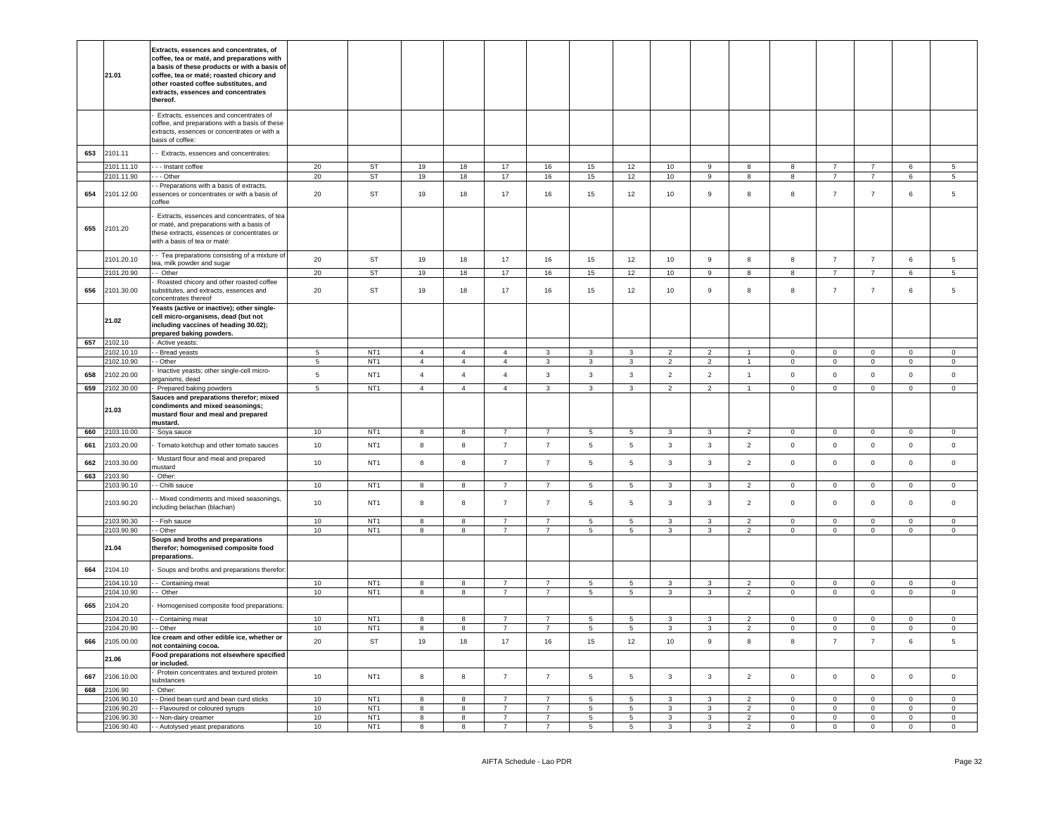| | | | | | | | | | | | | | | | | | | |
|---|---|---|---|---|---|---|---|---|---|---|---|---|---|---|---|---|---|---|
| | **21.01** | **Extracts, essences and concentrates, of coffee, tea or maté, and preparations with a basis of these products or with a basis of coffee, tea or maté; roasted chicory and other roasted coffee substitutes, and extracts, essences and concentrates thereof.** | | | | | | | | | | | | | | | | |
| | | - Extracts, essences and concentrates of coffee, and preparations with a basis of these extracts, essences or concentrates or with a basis of coffee: | | | | | | | | | | | | | | | | |
| 653 | 2101.11 | - - Extracts, essences and concentrates: | | | | | | | | | | | | | | | | |
| | 2101.11.10 | - - - Instant coffee | 20 | ST | 19 | 18 | 17 | 16 | 15 | 12 | 10 | 9 | 8 | 8 | 7 | 7 | 6 | 5 |
| | 2101.11.90 | - - - Other | 20 | ST | 19 | 18 | 17 | 16 | 15 | 12 | 10 | 9 | 8 | 8 | 7 | 7 | 6 | 5 |
| 654 | 2101.12.00 | - - Preparations with a basis of extracts, essences or concentrates or with a basis of coffee | 20 | ST | 19 | 18 | 17 | 16 | 15 | 12 | 10 | 9 | 8 | 8 | 7 | 7 | 6 | 5 |
| 655 | 2101.20 | - Extracts, essences and concentrates, of tea or maté, and preparations with a basis of these extracts, essences or concentrates or with a basis of tea or maté: | | | | | | | | | | | | | | | | |
| | 2101.20.10 | - - Tea preparations consisting of a mixture of tea, milk powder and sugar | 20 | ST | 19 | 18 | 17 | 16 | 15 | 12 | 10 | 9 | 8 | 8 | 7 | 7 | 6 | 5 |
| | 2101.20.90 | - - Other | 20 | ST | 19 | 18 | 17 | 16 | 15 | 12 | 10 | 9 | 8 | 8 | 7 | 7 | 6 | 5 |
| 656 | 2101.30.00 | - Roasted chicory and other roasted coffee substitutes, and extracts, essences and concentrates thereof | 20 | ST | 19 | 18 | 17 | 16 | 15 | 12 | 10 | 9 | 8 | 8 | 7 | 7 | 6 | 5 |
| | **21.02** | **Yeasts (active or inactive); other single-cell micro-organisms, dead (but not including vaccines of heading 30.02); prepared baking powders.** | | | | | | | | | | | | | | | | |
| 657 | 2102.10 | - Active yeasts: | | | | | | | | | | | | | | | | |
| | 2102.10.10 | - - Bread yeasts | 5 | NT1 | 4 | 4 | 4 | 3 | 3 | 3 | 2 | 2 | 1 | 0 | 0 | 0 | 0 | 0 |
| | 2102.10.90 | - - Other | 5 | NT1 | 4 | 4 | 4 | 3 | 3 | 3 | 2 | 2 | 1 | 0 | 0 | 0 | 0 | 0 |
| 658 | 2102.20.00 | - Inactive yeasts; other single-cell micro-organisms, dead | 5 | NT1 | 4 | 4 | 4 | 3 | 3 | 3 | 2 | 2 | 1 | 0 | 0 | 0 | 0 | 0 |
| 659 | 2102.30.00 | - Prepared baking powders | 5 | NT1 | 4 | 4 | 4 | 3 | 3 | 3 | 2 | 2 | 1 | 0 | 0 | 0 | 0 | 0 |
| | **21.03** | **Sauces and preparations therefor; mixed condiments and mixed seasonings; mustard flour and meal and prepared mustard.** | | | | | | | | | | | | | | | | |
| 660 | 2103.10.00 | - Soya sauce | 10 | NT1 | 8 | 8 | 7 | 7 | 5 | 5 | 3 | 3 | 2 | 0 | 0 | 0 | 0 | 0 |
| 661 | 2103.20.00 | - Tomato ketchup and other tomato sauces | 10 | NT1 | 8 | 8 | 7 | 7 | 5 | 5 | 3 | 3 | 2 | 0 | 0 | 0 | 0 | 0 |
| 662 | 2103.30.00 | - Mustard flour and meal and prepared mustard | 10 | NT1 | 8 | 8 | 7 | 7 | 5 | 5 | 3 | 3 | 2 | 0 | 0 | 0 | 0 | 0 |
| 663 | 2103.90 | - Other: | | | | | | | | | | | | | | | | |
| | 2103.90.10 | - - Chilli sauce | 10 | NT1 | 8 | 8 | 7 | 7 | 5 | 5 | 3 | 3 | 2 | 0 | 0 | 0 | 0 | 0 |
| | 2103.90.20 | - - Mixed condiments and mixed seasonings, including belachan (blachan) | 10 | NT1 | 8 | 8 | 7 | 7 | 5 | 5 | 3 | 3 | 2 | 0 | 0 | 0 | 0 | 0 |
| | 2103.90.30 | - - Fish sauce | 10 | NT1 | 8 | 8 | 7 | 7 | 5 | 5 | 3 | 3 | 2 | 0 | 0 | 0 | 0 | 0 |
| | 2103.90.90 | - - Other | 10 | NT1 | 8 | 8 | 7 | 7 | 5 | 5 | 3 | 3 | 2 | 0 | 0 | 0 | 0 | 0 |
| | **21.04** | **Soups and broths and preparations therefor; homogenised composite food preparations.** | | | | | | | | | | | | | | | | |
| 664 | 2104.10 | - Soups and broths and preparations therefor: | | | | | | | | | | | | | | | | |
| | 2104.10.10 | - - Containing meat | 10 | NT1 | 8 | 8 | 7 | 7 | 5 | 5 | 3 | 3 | 2 | 0 | 0 | 0 | 0 | 0 |
| | 2104.10.90 | - - Other | 10 | NT1 | 8 | 8 | 7 | 7 | 5 | 5 | 3 | 3 | 2 | 0 | 0 | 0 | 0 | 0 |
| 665 | 2104.20 | - Homogenised composite food preparations: | | | | | | | | | | | | | | | | |
| | 2104.20.10 | - - Containing meat | 10 | NT1 | 8 | 8 | 7 | 7 | 5 | 5 | 3 | 3 | 2 | 0 | 0 | 0 | 0 | 0 |
| | 2104.20.90 | - - Other | 10 | NT1 | 8 | 8 | 7 | 7 | 5 | 5 | 3 | 3 | 2 | 0 | 0 | 0 | 0 | 0 |
| 666 | 2105.00.00 | **Ice cream and other edible ice, whether or not containing cocoa.** | 20 | ST | 19 | 18 | 17 | 16 | 15 | 12 | 10 | 9 | 8 | 8 | 7 | 7 | 6 | 5 |
| | **21.06** | **Food preparations not elsewhere specified or included.** | | | | | | | | | | | | | | | | |
| 667 | 2106.10.00 | - Protein concentrates and textured protein substances | 10 | NT1 | 8 | 8 | 7 | 7 | 5 | 5 | 3 | 3 | 2 | 0 | 0 | 0 | 0 | 0 |
| 668 | 2106.90 | - Other: | | | | | | | | | | | | | | | | |
| | 2106.90.10 | - - Dried bean curd and bean curd sticks | 10 | NT1 | 8 | 8 | 7 | 7 | 5 | 5 | 3 | 3 | 2 | 0 | 0 | 0 | 0 | 0 |
| | 2106.90.20 | - - Flavoured or coloured syrups | 10 | NT1 | 8 | 8 | 7 | 7 | 5 | 5 | 3 | 3 | 2 | 0 | 0 | 0 | 0 | 0 |
| | 2106.90.30 | - - Non-dairy creamer | 10 | NT1 | 8 | 8 | 7 | 7 | 5 | 5 | 3 | 3 | 2 | 0 | 0 | 0 | 0 | 0 |
| | 2106.90.40 | - - Autolysed yeast preparations | 10 | NT1 | 8 | 8 | 7 | 7 | 5 | 5 | 3 | 3 | 2 | 0 | 0 | 0 | 0 | 0 |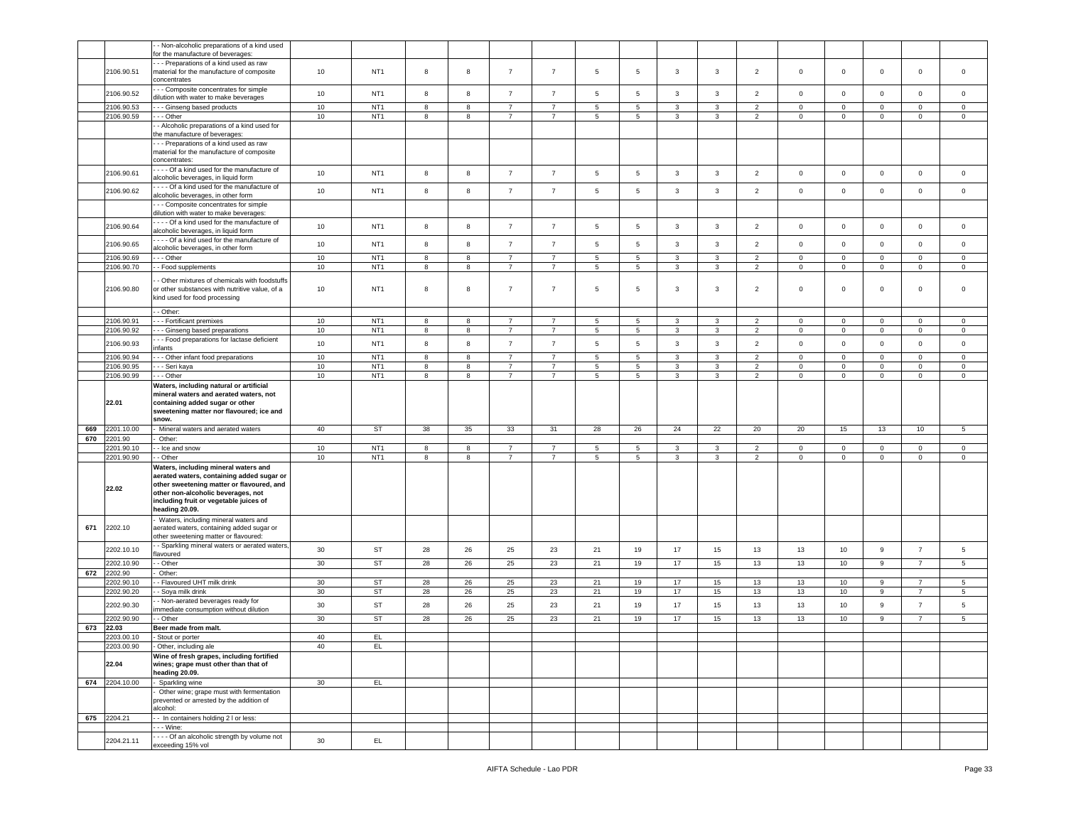| | | - - Non-alcoholic preparations of a kind used for the manufacture of beverages: | | | | | | | | | | | | | | | | |
|---|---|---|---|---|---|---|---|---|---|---|---|---|---|---|---|---|---|---|
| | 2106.90.51 | - - - Preparations of a kind used as raw material for the manufacture of composite concentrates | 10 | NT1 | 8 | 8 | 7 | 7 | 5 | 5 | 3 | 3 | 2 | 0 | 0 | 0 | 0 | 0 |
| | 2106.90.52 | - - - Composite concentrates for simple dilution with water to make beverages | 10 | NT1 | 8 | 8 | 7 | 7 | 5 | 5 | 3 | 3 | 2 | 0 | 0 | 0 | 0 | 0 |
| | 2106.90.53 | - - - Ginseng based products | 10 | NT1 | 8 | 8 | 7 | 7 | 5 | 5 | 3 | 3 | 2 | 0 | 0 | 0 | 0 | 0 |
| | 2106.90.59 | - - - Other | 10 | NT1 | 8 | 8 | 7 | 7 | 5 | 5 | 3 | 3 | 2 | 0 | 0 | 0 | 0 | 0 |
| | | - - Alcoholic preparations of a kind used for the manufacture of beverages: | | | | | | | | | | | | | | | | |
| | | - - - Preparations of a kind used as raw material for the manufacture of composite concentrates: | | | | | | | | | | | | | | | | |
| | 2106.90.61 | - - - - Of a kind used for the manufacture of alcoholic beverages, in liquid form | 10 | NT1 | 8 | 8 | 7 | 7 | 5 | 5 | 3 | 3 | 2 | 0 | 0 | 0 | 0 | 0 |
| | 2106.90.62 | - - - - Of a kind used for the manufacture of alcoholic beverages, in other form | 10 | NT1 | 8 | 8 | 7 | 7 | 5 | 5 | 3 | 3 | 2 | 0 | 0 | 0 | 0 | 0 |
| | | - - - Composite concentrates for simple dilution with water to make beverages: | | | | | | | | | | | | | | | | |
| | 2106.90.64 | - - - - Of a kind used for the manufacture of alcoholic beverages, in liquid form | 10 | NT1 | 8 | 8 | 7 | 7 | 5 | 5 | 3 | 3 | 2 | 0 | 0 | 0 | 0 | 0 |
| | 2106.90.65 | - - - - Of a kind used for the manufacture of alcoholic beverages, in other form | 10 | NT1 | 8 | 8 | 7 | 7 | 5 | 5 | 3 | 3 | 2 | 0 | 0 | 0 | 0 | 0 |
| | 2106.90.69 | - - - Other | 10 | NT1 | 8 | 8 | 7 | 7 | 5 | 5 | 3 | 3 | 2 | 0 | 0 | 0 | 0 | 0 |
| | 2106.90.70 | - - Food supplements | 10 | NT1 | 8 | 8 | 7 | 7 | 5 | 5 | 3 | 3 | 2 | 0 | 0 | 0 | 0 | 0 |
| | 2106.90.80 | - - Other mixtures of chemicals with foodstuffs or other substances with nutritive value, of a kind used for food processing | 10 | NT1 | 8 | 8 | 7 | 7 | 5 | 5 | 3 | 3 | 2 | 0 | 0 | 0 | 0 | 0 |
| | | - - Other: | | | | | | | | | | | | | | | | |
| | 2106.90.91 | - - - Fortificant premixes | 10 | NT1 | 8 | 8 | 7 | 7 | 5 | 5 | 3 | 3 | 2 | 0 | 0 | 0 | 0 | 0 |
| | 2106.90.92 | - - - Ginseng based preparations | 10 | NT1 | 8 | 8 | 7 | 7 | 5 | 5 | 3 | 3 | 2 | 0 | 0 | 0 | 0 | 0 |
| | 2106.90.93 | - - - Food preparations for lactase deficient infants | 10 | NT1 | 8 | 8 | 7 | 7 | 5 | 5 | 3 | 3 | 2 | 0 | 0 | 0 | 0 | 0 |
| | 2106.90.94 | - - - Other infant food preparations | 10 | NT1 | 8 | 8 | 7 | 7 | 5 | 5 | 3 | 3 | 2 | 0 | 0 | 0 | 0 | 0 |
| | 2106.90.95 | - - - Seri kaya | 10 | NT1 | 8 | 8 | 7 | 7 | 5 | 5 | 3 | 3 | 2 | 0 | 0 | 0 | 0 | 0 |
| | 2106.90.99 | - - - Other | 10 | NT1 | 8 | 8 | 7 | 7 | 5 | 5 | 3 | 3 | 2 | 0 | 0 | 0 | 0 | 0 |
| | **22.01** | **Waters, including natural or artificial mineral waters and aerated waters, not containing added sugar or other sweetening matter nor flavoured; ice and snow.** | | | | | | | | | | | | | | | | |
| 669 | 2201.10.00 | - Mineral waters and aerated waters | 40 | ST | 38 | 35 | 33 | 31 | 28 | 26 | 24 | 22 | 20 | 20 | 15 | 13 | 10 | 5 |
| 670 | 2201.90 | - Other: | | | | | | | | | | | | | | | | |
| | 2201.90.10 | - - Ice and snow | 10 | NT1 | 8 | 8 | 7 | 7 | 5 | 5 | 3 | 3 | 2 | 0 | 0 | 0 | 0 | 0 |
| | 2201.90.90 | - - Other | 10 | NT1 | 8 | 8 | 7 | 7 | 5 | 5 | 3 | 3 | 2 | 0 | 0 | 0 | 0 | 0 |
| | **22.02** | **Waters, including mineral waters and aerated waters, containing added sugar or other sweetening matter or flavoured, and other non-alcoholic beverages, not including fruit or vegetable juices of heading 20.09.** | | | | | | | | | | | | | | | | |
| 671 | 2202.10 | - Waters, including mineral waters and aerated waters, containing added sugar or other sweetening matter or flavoured: | | | | | | | | | | | | | | | | |
| | 2202.10.10 | - - Sparkling mineral waters or aerated waters, flavoured | 30 | ST | 28 | 26 | 25 | 23 | 21 | 19 | 17 | 15 | 13 | 13 | 10 | 9 | 7 | 5 |
| | 2202.10.90 | - - Other | 30 | ST | 28 | 26 | 25 | 23 | 21 | 19 | 17 | 15 | 13 | 13 | 10 | 9 | 7 | 5 |
| 672 | 2202.90 | - Other: | | | | | | | | | | | | | | | | |
| | 2202.90.10 | - - Flavoured UHT milk drink | 30 | ST | 28 | 26 | 25 | 23 | 21 | 19 | 17 | 15 | 13 | 13 | 10 | 9 | 7 | 5 |
| | 2202.90.20 | - - Soya milk drink | 30 | ST | 28 | 26 | 25 | 23 | 21 | 19 | 17 | 15 | 13 | 13 | 10 | 9 | 7 | 5 |
| | 2202.90.30 | - - Non-aerated beverages ready for immediate consumption without dilution | 30 | ST | 28 | 26 | 25 | 23 | 21 | 19 | 17 | 15 | 13 | 13 | 10 | 9 | 7 | 5 |
| | 2202.90.90 | - - Other | 30 | ST | 28 | 26 | 25 | 23 | 21 | 19 | 17 | 15 | 13 | 13 | 10 | 9 | 7 | 5 |
| 673 | **22.03** | **Beer made from malt.** | | | | | | | | | | | | | | | | |
| | 2203.00.10 | - Stout or porter | 40 | EL | | | | | | | | | | | | | | |
| | 2203.00.90 | - Other, including ale | 40 | EL | | | | | | | | | | | | | | |
| | **22.04** | **Wine of fresh grapes, including fortified wines; grape must other than that of heading 20.09.** | | | | | | | | | | | | | | | | |
| 674 | 2204.10.00 | - Sparkling wine | 30 | EL | | | | | | | | | | | | | | |
| | | - Other wine; grape must with fermentation prevented or arrested by the addition of alcohol: | | | | | | | | | | | | | | | | |
| 675 | 2204.21 | - - In containers holding 2 l or less: | | | | | | | | | | | | | | | | |
| | | - - - Wine: | | | | | | | | | | | | | | | | |
| | 2204.21.11 | - - - - Of an alcoholic strength by volume not exceeding 15% vol | 30 | EL | | | | | | | | | | | | | | |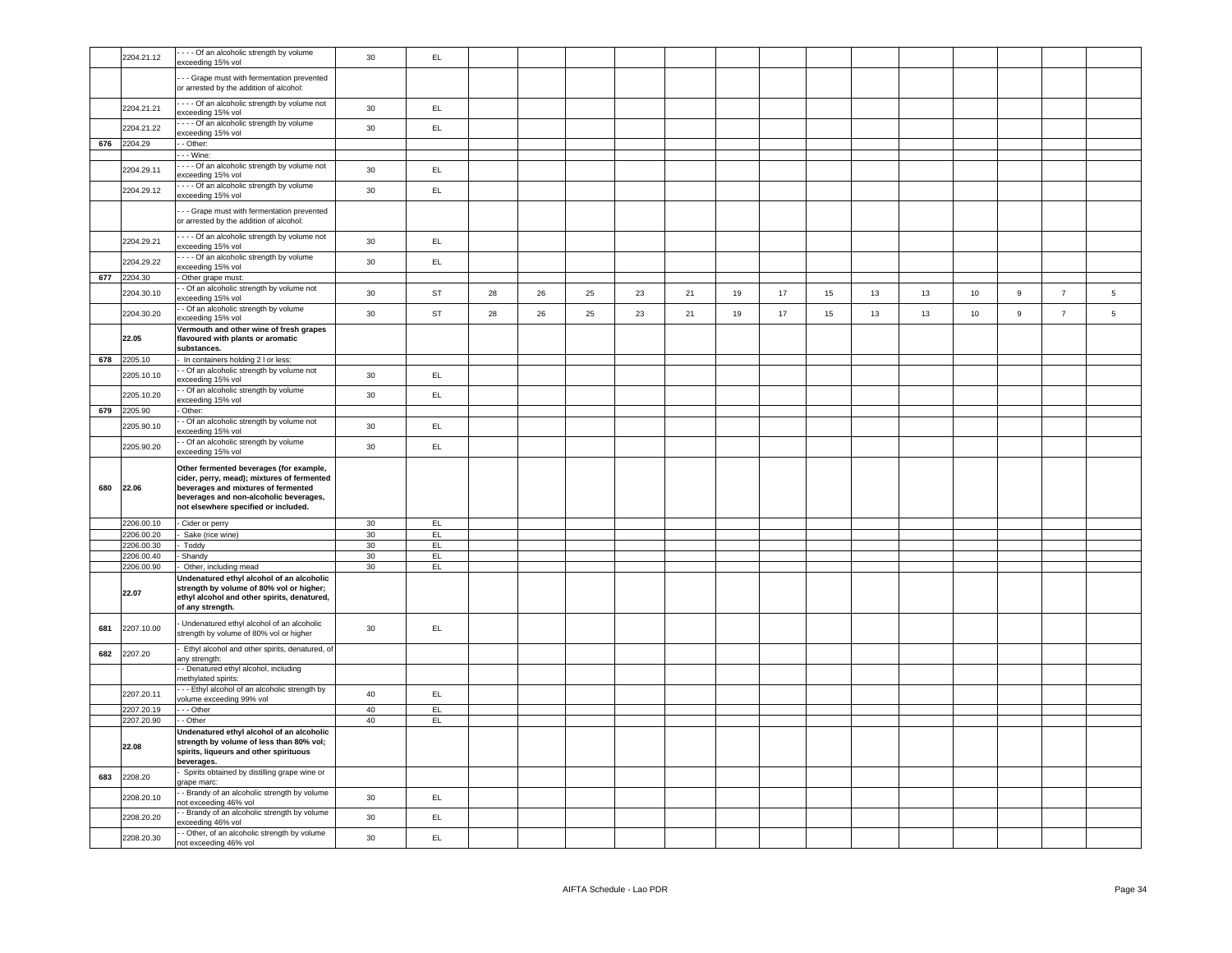| | 2204.21.12 | - - - - Of an alcoholic strength by volume exceeding 15% vol | 30 | EL | | | | | | | | | | | | | | |
|---|---|---|---|---|---|---|---|---|---|---|---|---|---|---|---|---|---|---|
| | | - - - Grape must with fermentation prevented or arrested by the addition of alcohol: | | | | | | | | | | | | | | | | |
| | 2204.21.21 | - - - - Of an alcoholic strength by volume not exceeding 15% vol | 30 | EL | | | | | | | | | | | | | | |
| | 2204.21.22 | - - - - Of an alcoholic strength by volume exceeding 15% vol | 30 | EL | | | | | | | | | | | | | | |
| 676 | 2204.29 | - - Other: | | | | | | | | | | | | | | | | |
| | | - - - Wine: | | | | | | | | | | | | | | | | |
| | 2204.29.11 | - - - - Of an alcoholic strength by volume not exceeding 15% vol | 30 | EL | | | | | | | | | | | | | | |
| | 2204.29.12 | - - - - Of an alcoholic strength by volume exceeding 15% vol | 30 | EL | | | | | | | | | | | | | | |
| | | - - - Grape must with fermentation prevented or arrested by the addition of alcohol: | | | | | | | | | | | | | | | | |
| | 2204.29.21 | - - - - Of an alcoholic strength by volume not exceeding 15% vol | 30 | EL | | | | | | | | | | | | | | |
| | 2204.29.22 | - - - - Of an alcoholic strength by volume exceeding 15% vol | 30 | EL | | | | | | | | | | | | | | |
| 677 | 2204.30 | - Other grape must: | | | | | | | | | | | | | | | | |
| | 2204.30.10 | - - Of an alcoholic strength by volume not exceeding 15% vol | 30 | ST | 28 | 26 | 25 | 23 | 21 | 19 | 17 | 15 | 13 | 13 | 10 | 9 | 7 | 5 |
| | 2204.30.20 | - - Of an alcoholic strength by volume exceeding 15% vol | 30 | ST | 28 | 26 | 25 | 23 | 21 | 19 | 17 | 15 | 13 | 13 | 10 | 9 | 7 | 5 |
| | **22.05** | **Vermouth and other wine of fresh grapes flavoured with plants or aromatic substances.** | | | | | | | | | | | | | | | | |
| 678 | 2205.10 | - In containers holding 2 l or less: | | | | | | | | | | | | | | | | |
| | 2205.10.10 | - - Of an alcoholic strength by volume not exceeding 15% vol | 30 | EL | | | | | | | | | | | | | | |
| | 2205.10.20 | - - Of an alcoholic strength by volume exceeding 15% vol | 30 | EL | | | | | | | | | | | | | | |
| 679 | 2205.90 | - Other: | | | | | | | | | | | | | | | | |
| | 2205.90.10 | - - Of an alcoholic strength by volume not exceeding 15% vol | 30 | EL | | | | | | | | | | | | | | |
| | 2205.90.20 | - - Of an alcoholic strength by volume exceeding 15% vol | 30 | EL | | | | | | | | | | | | | | |
| 680 | **22.06** | **Other fermented beverages (for example, cider, perry, mead); mixtures of fermented beverages and mixtures of fermented beverages and non-alcoholic beverages, not elsewhere specified or included.** | | | | | | | | | | | | | | | | |
| | 2206.00.10 | - Cider or perry | 30 | EL | | | | | | | | | | | | | | |
| | 2206.00.20 | - Sake (rice wine) | 30 | EL | | | | | | | | | | | | | | |
| | 2206.00.30 | - Toddy | 30 | EL | | | | | | | | | | | | | | |
| | 2206.00.40 | - Shandy | 30 | EL | | | | | | | | | | | | | | |
| | 2206.00.90 | - Other, including mead | 30 | EL | | | | | | | | | | | | | | |
| | **22.07** | **Undenatured ethyl alcohol of an alcoholic strength by volume of 80% vol or higher; ethyl alcohol and other spirits, denatured, of any strength.** | | | | | | | | | | | | | | | | |
| 681 | 2207.10.00 | - Undenatured ethyl alcohol of an alcoholic strength by volume of 80% vol or higher | 30 | EL | | | | | | | | | | | | | | |
| 682 | 2207.20 | - Ethyl alcohol and other spirits, denatured, of any strength: | | | | | | | | | | | | | | | | |
| | | - - Denatured ethyl alcohol, including methylated spirits: | | | | | | | | | | | | | | | | |
| | 2207.20.11 | - - - Ethyl alcohol of an alcoholic strength by volume exceeding 99% vol | 40 | EL | | | | | | | | | | | | | | |
| | 2207.20.19 | - - - Other | 40 | EL | | | | | | | | | | | | | | |
| | 2207.20.90 | - - Other | 40 | EL | | | | | | | | | | | | | | |
| | **22.08** | **Undenatured ethyl alcohol of an alcoholic strength by volume of less than 80% vol; spirits, liqueurs and other spirituous beverages.** | | | | | | | | | | | | | | | | |
| 683 | 2208.20 | - Spirits obtained by distilling grape wine or grape marc: | | | | | | | | | | | | | | | | |
| | 2208.20.10 | - - Brandy of an alcoholic strength by volume not exceeding 46% vol | 30 | EL | | | | | | | | | | | | | | |
| | 2208.20.20 | - - Brandy of an alcoholic strength by volume exceeding 46% vol | 30 | EL | | | | | | | | | | | | | | |
| | 2208.20.30 | - - Other, of an alcoholic strength by volume not exceeding 46% vol | 30 | EL | | | | | | | | | | | | | | |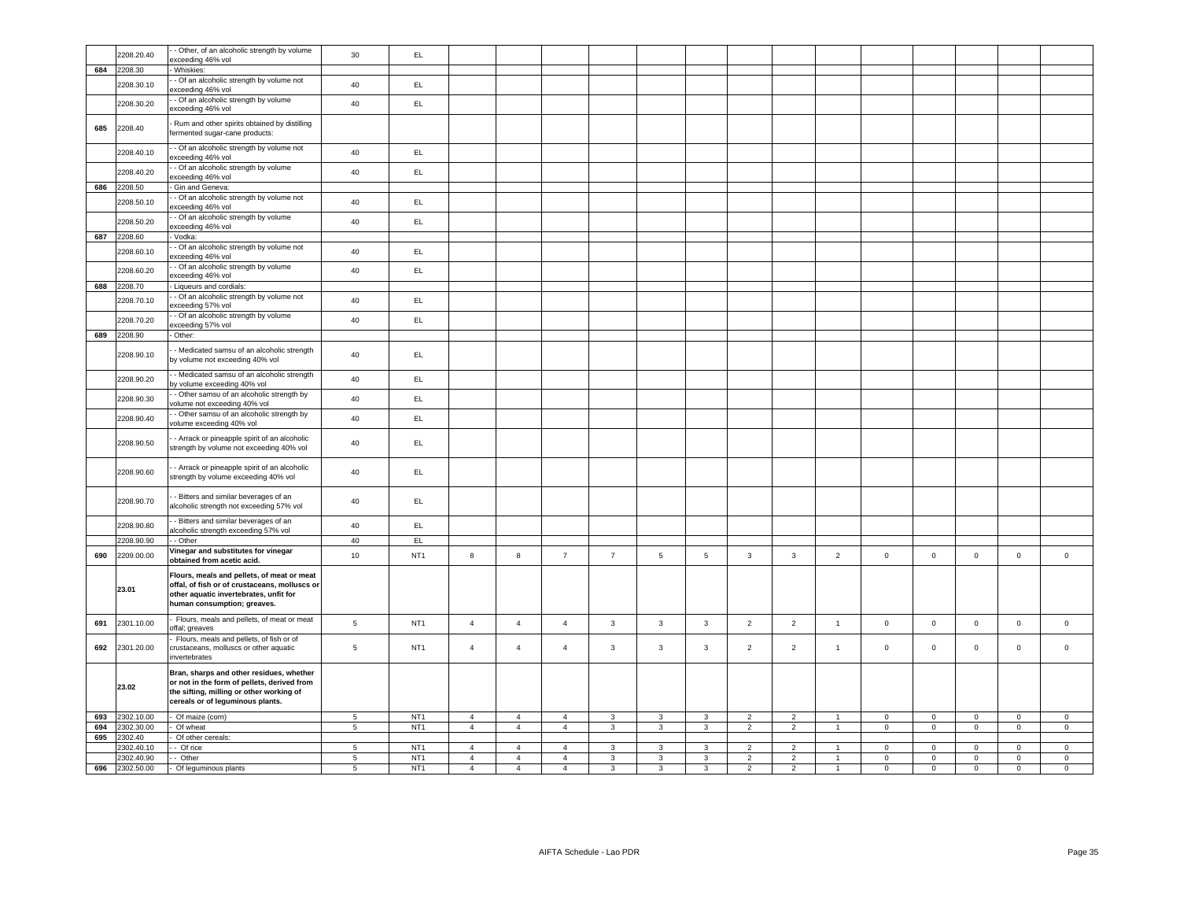| | 2208.20.40 | - - Other, of an alcoholic strength by volume exceeding 46% vol | 30 | EL | | | | | | | | | | | | | | |
|---|---|---|---|---|---|---|---|---|---|---|---|---|---|---|---|---|---|---|
| 684 | 2208.30 | - Whiskies: | | | | | | | | | | | | | | | | |
| | 2208.30.10 | - - Of an alcoholic strength by volume not exceeding 46% vol | 40 | EL | | | | | | | | | | | | | | |
| | 2208.30.20 | - - Of an alcoholic strength by volume exceeding 46% vol | 40 | EL | | | | | | | | | | | | | | |
| 685 | 2208.40 | - Rum and other spirits obtained by distilling fermented sugar-cane products: | | | | | | | | | | | | | | | | |
| | 2208.40.10 | - - Of an alcoholic strength by volume not exceeding 46% vol | 40 | EL | | | | | | | | | | | | | | |
| | 2208.40.20 | - - Of an alcoholic strength by volume exceeding 46% vol | 40 | EL | | | | | | | | | | | | | | |
| 686 | 2208.50 | - Gin and Geneva: | | | | | | | | | | | | | | | | |
| | 2208.50.10 | - - Of an alcoholic strength by volume not exceeding 46% vol | 40 | EL | | | | | | | | | | | | | | |
| | 2208.50.20 | - - Of an alcoholic strength by volume exceeding 46% vol | 40 | EL | | | | | | | | | | | | | | |
| 687 | 2208.60 | - Vodka: | | | | | | | | | | | | | | | | |
| | 2208.60.10 | - - Of an alcoholic strength by volume not exceeding 46% vol | 40 | EL | | | | | | | | | | | | | | |
| | 2208.60.20 | - - Of an alcoholic strength by volume exceeding 46% vol | 40 | EL | | | | | | | | | | | | | | |
| 688 | 2208.70 | - Liqueurs and cordials: | | | | | | | | | | | | | | | | |
| | 2208.70.10 | - - Of an alcoholic strength by volume not exceeding 57% vol | 40 | EL | | | | | | | | | | | | | | |
| | 2208.70.20 | - - Of an alcoholic strength by volume exceeding 57% vol | 40 | EL | | | | | | | | | | | | | | |
| 689 | 2208.90 | - Other: | | | | | | | | | | | | | | | | |
| | 2208.90.10 | - - Medicated samsu of an alcoholic strength by volume not exceeding 40% vol | 40 | EL | | | | | | | | | | | | | | |
| | 2208.90.20 | - - Medicated samsu of an alcoholic strength by volume exceeding 40% vol | 40 | EL | | | | | | | | | | | | | | |
| | 2208.90.30 | - - Other samsu of an alcoholic strength by volume not exceeding 40% vol | 40 | EL | | | | | | | | | | | | | | |
| | 2208.90.40 | - - Other samsu of an alcoholic strength by volume exceeding 40% vol | 40 | EL | | | | | | | | | | | | | | |
| | 2208.90.50 | - - Arrack or pineapple spirit of an alcoholic strength by volume not exceeding 40% vol | 40 | EL | | | | | | | | | | | | | | |
| | 2208.90.60 | - - Arrack or pineapple spirit of an alcoholic strength by volume exceeding 40% vol | 40 | EL | | | | | | | | | | | | | | |
| | 2208.90.70 | - - Bitters and similar beverages of an alcoholic strength not exceeding 57% vol | 40 | EL | | | | | | | | | | | | | | |
| | 2208.90.80 | - - Bitters and similar beverages of an alcoholic strength exceeding 57% vol | 40 | EL | | | | | | | | | | | | | | |
| | 2208.90.90 | - - Other | 40 | EL | | | | | | | | | | | | | | |
| 690 | 2209.00.00 | **Vinegar and substitutes for vinegar obtained from acetic acid.** | 10 | NT1 | 8 | 8 | 7 | 7 | 5 | 5 | 3 | 3 | 2 | 0 | 0 | 0 | 0 | 0 |
| | **23.01** | **Flours, meals and pellets, of meat or meat offal, of fish or of crustaceans, molluscs or other aquatic invertebrates, unfit for human consumption; greaves.** | | | | | | | | | | | | | | | | |
| 691 | 2301.10.00 | - Flours, meals and pellets, of meat or meat offal; greaves | 5 | NT1 | 4 | 4 | 4 | 3 | 3 | 3 | 2 | 2 | 1 | 0 | 0 | 0 | 0 | 0 |
| 692 | 2301.20.00 | - Flours, meals and pellets, of fish or of crustaceans, molluscs or other aquatic invertebrates | 5 | NT1 | 4 | 4 | 4 | 3 | 3 | 3 | 2 | 2 | 1 | 0 | 0 | 0 | 0 | 0 |
| | **23.02** | **Bran, sharps and other residues, whether or not in the form of pellets, derived from the sifting, milling or other working of cereals or of leguminous plants.** | | | | | | | | | | | | | | | | |
| 693 | 2302.10.00 | - Of maize (corn) | 5 | NT1 | 4 | 4 | 4 | 3 | 3 | 3 | 2 | 2 | 1 | 0 | 0 | 0 | 0 | 0 |
| 694 | 2302.30.00 | - Of wheat | 5 | NT1 | 4 | 4 | 4 | 3 | 3 | 3 | 2 | 2 | 1 | 0 | 0 | 0 | 0 | 0 |
| 695 | 2302.40 | - Of other cereals: | | | | | | | | | | | | | | | | |
| | 2302.40.10 | - - Of rice | 5 | NT1 | 4 | 4 | 4 | 3 | 3 | 3 | 2 | 2 | 1 | 0 | 0 | 0 | 0 | 0 |
| | 2302.40.90 | - - Other | 5 | NT1 | 4 | 4 | 4 | 3 | 3 | 3 | 2 | 2 | 1 | 0 | 0 | 0 | 0 | 0 |
| 696 | 2302.50.00 | - Of leguminous plants | 5 | NT1 | 4 | 4 | 4 | 3 | 3 | 3 | 2 | 2 | 1 | 0 | 0 | 0 | 0 | 0 |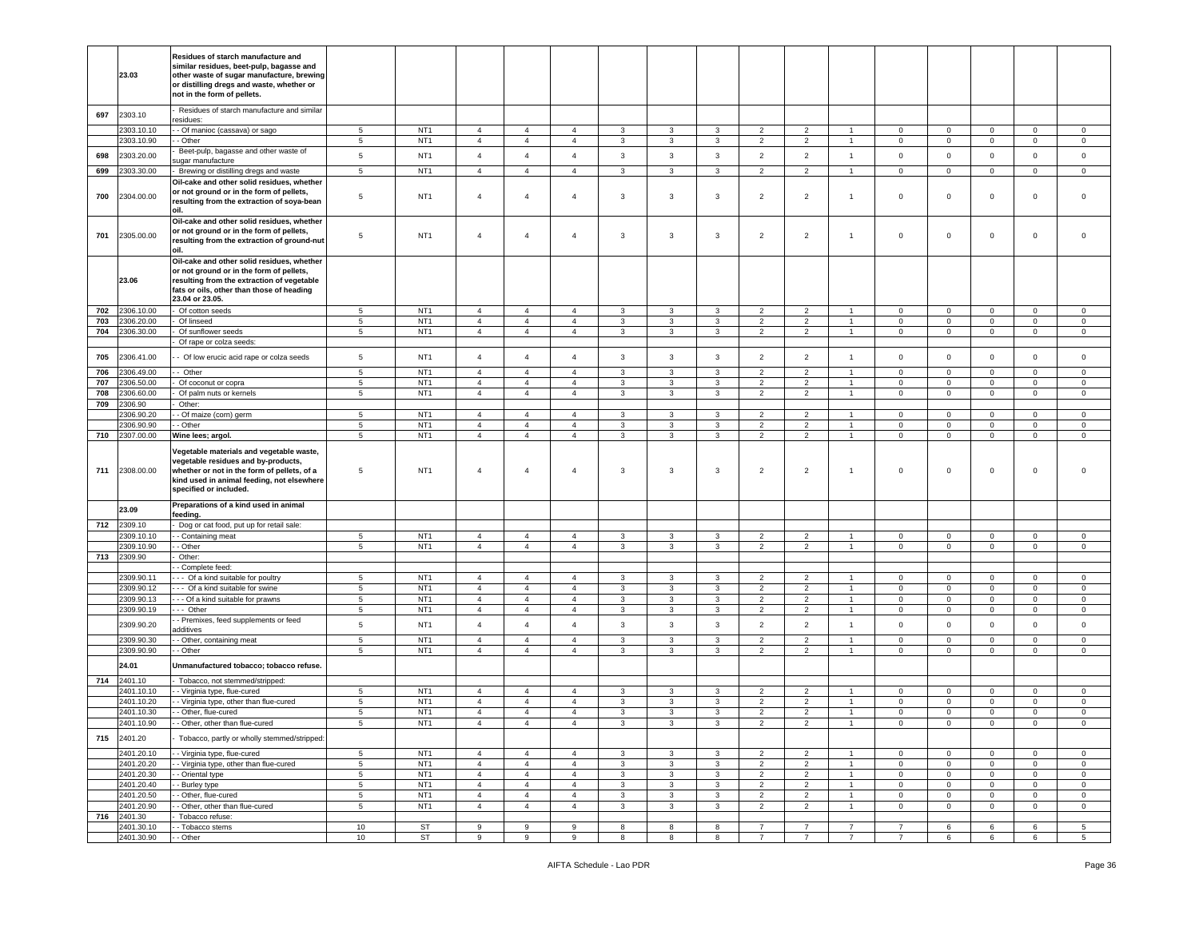| | | | | | | | | | | | | | | | | | | |
|---|---|---|---|---|---|---|---|---|---|---|---|---|---|---|---|---|---|---|
| | 23.03 | **Residues of starch manufacture and similar residues, beet-pulp, bagasse and other waste of sugar manufacture, brewing or distilling dregs and waste, whether or not in the form of pellets.** | | | | | | | | | | | | | | | | |
| 697 | 2303.10 | - Residues of starch manufacture and similar residues: | | | | | | | | | | | | | | | | |
| | 2303.10.10 | - - Of manioc (cassava) or sago | 5 | NT1 | 4 | 4 | 4 | 3 | 3 | 3 | 2 | 2 | 1 | 0 | 0 | 0 | 0 | 0 |
| | 2303.10.90 | - - Other | 5 | NT1 | 4 | 4 | 4 | 3 | 3 | 3 | 2 | 2 | 1 | 0 | 0 | 0 | 0 | 0 |
| 698 | 2303.20.00 | - Beet-pulp, bagasse and other waste of sugar manufacture | 5 | NT1 | 4 | 4 | 4 | 3 | 3 | 3 | 2 | 2 | 1 | 0 | 0 | 0 | 0 | 0 |
| 699 | 2303.30.00 | - Brewing or distilling dregs and waste | 5 | NT1 | 4 | 4 | 4 | 3 | 3 | 3 | 2 | 2 | 1 | 0 | 0 | 0 | 0 | 0 |
| 700 | 2304.00.00 | **Oil-cake and other solid residues, whether or not ground or in the form of pellets, resulting from the extraction of soya-bean oil.** | 5 | NT1 | 4 | 4 | 4 | 3 | 3 | 3 | 2 | 2 | 1 | 0 | 0 | 0 | 0 | 0 |
| 701 | 2305.00.00 | **Oil-cake and other solid residues, whether or not ground or in the form of pellets, resulting from the extraction of ground-nut oil.** | 5 | NT1 | 4 | 4 | 4 | 3 | 3 | 3 | 2 | 2 | 1 | 0 | 0 | 0 | 0 | 0 |
| | 23.06 | **Oil-cake and other solid residues, whether or not ground or in the form of pellets, resulting from the extraction of vegetable fats or oils, other than those of heading 23.04 or 23.05.** | | | | | | | | | | | | | | | | |
| 702 | 2306.10.00 | - Of cotton seeds | 5 | NT1 | 4 | 4 | 4 | 3 | 3 | 3 | 2 | 2 | 1 | 0 | 0 | 0 | 0 | 0 |
| 703 | 2306.20.00 | - Of linseed | 5 | NT1 | 4 | 4 | 4 | 3 | 3 | 3 | 2 | 2 | 1 | 0 | 0 | 0 | 0 | 0 |
| 704 | 2306.30.00 | - Of sunflower seeds | 5 | NT1 | 4 | 4 | 4 | 3 | 3 | 3 | 2 | 2 | 1 | 0 | 0 | 0 | 0 | 0 |
| | | - Of rape or colza seeds: | | | | | | | | | | | | | | | | |
| 705 | 2306.41.00 | - - Of low erucic acid rape or colza seeds | 5 | NT1 | 4 | 4 | 4 | 3 | 3 | 3 | 2 | 2 | 1 | 0 | 0 | 0 | 0 | 0 |
| 706 | 2306.49.00 | - - Other | 5 | NT1 | 4 | 4 | 4 | 3 | 3 | 3 | 2 | 2 | 1 | 0 | 0 | 0 | 0 | 0 |
| 707 | 2306.50.00 | - Of coconut or copra | 5 | NT1 | 4 | 4 | 4 | 3 | 3 | 3 | 2 | 2 | 1 | 0 | 0 | 0 | 0 | 0 |
| 708 | 2306.60.00 | - Of palm nuts or kernels | 5 | NT1 | 4 | 4 | 4 | 3 | 3 | 3 | 2 | 2 | 1 | 0 | 0 | 0 | 0 | 0 |
| 709 | 2306.90 | - Other: | | | | | | | | | | | | | | | | |
| | 2306.90.20 | - - Of maize (corn) germ | 5 | NT1 | 4 | 4 | 4 | 3 | 3 | 3 | 2 | 2 | 1 | 0 | 0 | 0 | 0 | 0 |
| | 2306.90.90 | - - Other | 5 | NT1 | 4 | 4 | 4 | 3 | 3 | 3 | 2 | 2 | 1 | 0 | 0 | 0 | 0 | 0 |
| 710 | 2307.00.00 | **Wine lees; argol.** | 5 | NT1 | 4 | 4 | 4 | 3 | 3 | 3 | 2 | 2 | 1 | 0 | 0 | 0 | 0 | 0 |
| 711 | 2308.00.00 | **Vegetable materials and vegetable waste, vegetable residues and by-products, whether or not in the form of pellets, of a kind used in animal feeding, not elsewhere specified or included.** | 5 | NT1 | 4 | 4 | 4 | 3 | 3 | 3 | 2 | 2 | 1 | 0 | 0 | 0 | 0 | 0 |
| | 23.09 | **Preparations of a kind used in animal feeding.** | | | | | | | | | | | | | | | | |
| 712 | 2309.10 | - Dog or cat food, put up for retail sale: | | | | | | | | | | | | | | | | |
| | 2309.10.10 | - - Containing meat | 5 | NT1 | 4 | 4 | 4 | 3 | 3 | 3 | 2 | 2 | 1 | 0 | 0 | 0 | 0 | 0 |
| | 2309.10.90 | - - Other | 5 | NT1 | 4 | 4 | 4 | 3 | 3 | 3 | 2 | 2 | 1 | 0 | 0 | 0 | 0 | 0 |
| 713 | 2309.90 | - Other: | | | | | | | | | | | | | | | | |
| | | - - Complete feed: | | | | | | | | | | | | | | | | |
| | 2309.90.11 | - - - Of a kind suitable for poultry | 5 | NT1 | 4 | 4 | 4 | 3 | 3 | 3 | 2 | 2 | 1 | 0 | 0 | 0 | 0 | 0 |
| | 2309.90.12 | - - - Of a kind suitable for swine | 5 | NT1 | 4 | 4 | 4 | 3 | 3 | 3 | 2 | 2 | 1 | 0 | 0 | 0 | 0 | 0 |
| | 2309.90.13 | - - - Of a kind suitable for prawns | 5 | NT1 | 4 | 4 | 4 | 3 | 3 | 3 | 2 | 2 | 1 | 0 | 0 | 0 | 0 | 0 |
| | 2309.90.19 | - - - Other | 5 | NT1 | 4 | 4 | 4 | 3 | 3 | 3 | 2 | 2 | 1 | 0 | 0 | 0 | 0 | 0 |
| | 2309.90.20 | - - Premixes, feed supplements or feed additives | 5 | NT1 | 4 | 4 | 4 | 3 | 3 | 3 | 2 | 2 | 1 | 0 | 0 | 0 | 0 | 0 |
| | 2309.90.30 | - - Other, containing meat | 5 | NT1 | 4 | 4 | 4 | 3 | 3 | 3 | 2 | 2 | 1 | 0 | 0 | 0 | 0 | 0 |
| | 2309.90.90 | - - Other | 5 | NT1 | 4 | 4 | 4 | 3 | 3 | 3 | 2 | 2 | 1 | 0 | 0 | 0 | 0 | 0 |
| | 24.01 | **Unmanufactured tobacco; tobacco refuse.** | | | | | | | | | | | | | | | | |
| 714 | 2401.10 | - Tobacco, not stemmed/stripped: | | | | | | | | | | | | | | | | |
| | 2401.10.10 | - - Virginia type, flue-cured | 5 | NT1 | 4 | 4 | 4 | 3 | 3 | 3 | 2 | 2 | 1 | 0 | 0 | 0 | 0 | 0 |
| | 2401.10.20 | - - Virginia type, other than flue-cured | 5 | NT1 | 4 | 4 | 4 | 3 | 3 | 3 | 2 | 2 | 1 | 0 | 0 | 0 | 0 | 0 |
| | 2401.10.30 | - - Other, flue-cured | 5 | NT1 | 4 | 4 | 4 | 3 | 3 | 3 | 2 | 2 | 1 | 0 | 0 | 0 | 0 | 0 |
| | 2401.10.90 | - - Other, other than flue-cured | 5 | NT1 | 4 | 4 | 4 | 3 | 3 | 3 | 2 | 2 | 1 | 0 | 0 | 0 | 0 | 0 |
| 715 | 2401.20 | - Tobacco, partly or wholly stemmed/stripped: | | | | | | | | | | | | | | | | |
| | 2401.20.10 | - - Virginia type, flue-cured | 5 | NT1 | 4 | 4 | 4 | 3 | 3 | 3 | 2 | 2 | 1 | 0 | 0 | 0 | 0 | 0 |
| | 2401.20.20 | - - Virginia type, other than flue-cured | 5 | NT1 | 4 | 4 | 4 | 3 | 3 | 3 | 2 | 2 | 1 | 0 | 0 | 0 | 0 | 0 |
| | 2401.20.30 | - - Oriental type | 5 | NT1 | 4 | 4 | 4 | 3 | 3 | 3 | 2 | 2 | 1 | 0 | 0 | 0 | 0 | 0 |
| | 2401.20.40 | - - Burley type | 5 | NT1 | 4 | 4 | 4 | 3 | 3 | 3 | 2 | 2 | 1 | 0 | 0 | 0 | 0 | 0 |
| | 2401.20.50 | - - Other, flue-cured | 5 | NT1 | 4 | 4 | 4 | 3 | 3 | 3 | 2 | 2 | 1 | 0 | 0 | 0 | 0 | 0 |
| | 2401.20.90 | - - Other, other than flue-cured | 5 | NT1 | 4 | 4 | 4 | 3 | 3 | 3 | 2 | 2 | 1 | 0 | 0 | 0 | 0 | 0 |
| 716 | 2401.30 | - Tobacco refuse: | | | | | | | | | | | | | | | | |
| | 2401.30.10 | - - Tobacco stems | 10 | ST | 9 | 9 | 9 | 8 | 8 | 8 | 7 | 7 | 7 | 7 | 6 | 6 | 6 | 5 |
| | 2401.30.90 | - - Other | 10 | ST | 9 | 9 | 9 | 8 | 8 | 8 | 7 | 7 | 7 | 7 | 6 | 6 | 6 | 5 |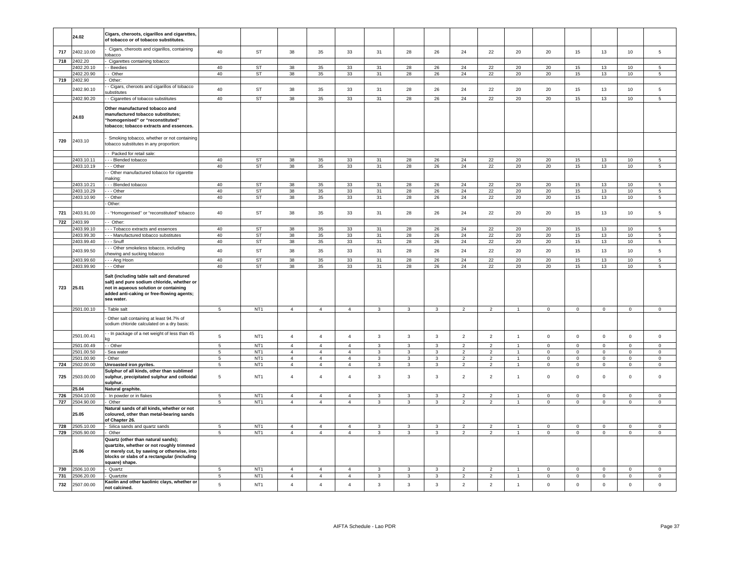|  | 24.02 | **Cigars, cheroots, cigarillos and cigarettes, of tobacco or of tobacco substitutes.** |  |  |  |  |  |  |  |  |  |  |  |  |  |  |  |  |
|---|---|---|---|---|---|---|---|---|---|---|---|---|---|---|---|---|---|---|
| 717 | 2402.10.00 | - Cigars, cheroots and cigarillos, containing tobacco | 40 | ST | 38 | 35 | 33 | 31 | 28 | 26 | 24 | 22 | 20 | 20 | 15 | 13 | 10 | 5 |
| 718 | 2402.20 | - Cigarettes containing tobacco: |  |  |  |  |  |  |  |  |  |  |  |  |  |  |  |  |
|  | 2402.20.10 | - - Beedies | 40 | ST | 38 | 35 | 33 | 31 | 28 | 26 | 24 | 22 | 20 | 20 | 15 | 13 | 10 | 5 |
|  | 2402.20.90 | - - Other | 40 | ST | 38 | 35 | 33 | 31 | 28 | 26 | 24 | 22 | 20 | 20 | 15 | 13 | 10 | 5 |
| 719 | 2402.90 | - Other: |  |  |  |  |  |  |  |  |  |  |  |  |  |  |  |  |
|  | 2402.90.10 | - - Cigars, cheroots and cigarillos of tobacco substitutes | 40 | ST | 38 | 35 | 33 | 31 | 28 | 26 | 24 | 22 | 20 | 20 | 15 | 13 | 10 | 5 |
|  | 2402.90.20 | - - Cigarettes of tobacco substitutes | 40 | ST | 38 | 35 | 33 | 31 | 28 | 26 | 24 | 22 | 20 | 20 | 15 | 13 | 10 | 5 |
|  | 24.03 | **Other manufactured tobacco and manufactured tobacco substitutes; "homogenised" or "reconstituted" tobacco; tobacco extracts and essences.** |  |  |  |  |  |  |  |  |  |  |  |  |  |  |  |  |
| 720 | 2403.10 | - Smoking tobacco, whether or not containing tobacco substitutes in any proportion: |  |  |  |  |  |  |  |  |  |  |  |  |  |  |  |  |
|  |  | - - Packed for retail sale: |  |  |  |  |  |  |  |  |  |  |  |  |  |  |  |  |
|  | 2403.10.11 | - - - Blended tobacco | 40 | ST | 38 | 35 | 33 | 31 | 28 | 26 | 24 | 22 | 20 | 20 | 15 | 13 | 10 | 5 |
|  | 2403.10.19 | - - - Other | 40 | ST | 38 | 35 | 33 | 31 | 28 | 26 | 24 | 22 | 20 | 20 | 15 | 13 | 10 | 5 |
|  |  | - - Other manufactured tobacco for cigarette making: |  |  |  |  |  |  |  |  |  |  |  |  |  |  |  |  |
|  | 2403.10.21 | - - - Blended tobacco | 40 | ST | 38 | 35 | 33 | 31 | 28 | 26 | 24 | 22 | 20 | 20 | 15 | 13 | 10 | 5 |
|  | 2403.10.29 | - - - Other | 40 | ST | 38 | 35 | 33 | 31 | 28 | 26 | 24 | 22 | 20 | 20 | 15 | 13 | 10 | 5 |
|  | 2403.10.90 | - - Other | 40 | ST | 38 | 35 | 33 | 31 | 28 | 26 | 24 | 22 | 20 | 20 | 15 | 13 | 10 | 5 |
|  |  | - Other: |  |  |  |  |  |  |  |  |  |  |  |  |  |  |  |  |
| 721 | 2403.91.00 | - - "Homogenised" or "reconstituted" tobacco | 40 | ST | 38 | 35 | 33 | 31 | 28 | 26 | 24 | 22 | 20 | 20 | 15 | 13 | 10 | 5 |
| 722 | 2403.99 | - - Other: |  |  |  |  |  |  |  |  |  |  |  |  |  |  |  |  |
|  | 2403.99.10 | - - - Tobacco extracts and essences | 40 | ST | 38 | 35 | 33 | 31 | 28 | 26 | 24 | 22 | 20 | 20 | 15 | 13 | 10 | 5 |
|  | 2403.99.30 | - - - Manufactured tobacco substitutes | 40 | ST | 38 | 35 | 33 | 31 | 28 | 26 | 24 | 22 | 20 | 20 | 15 | 13 | 10 | 5 |
|  | 2403.99.40 | - - - Snuff | 40 | ST | 38 | 35 | 33 | 31 | 28 | 26 | 24 | 22 | 20 | 20 | 15 | 13 | 10 | 5 |
|  | 2403.99.50 | - - - Other smokeless tobacco, including chewing and sucking tobacco | 40 | ST | 38 | 35 | 33 | 31 | 28 | 26 | 24 | 22 | 20 | 20 | 15 | 13 | 10 | 5 |
|  | 2403.99.60 | - - - Ang Hoon | 40 | ST | 38 | 35 | 33 | 31 | 28 | 26 | 24 | 22 | 20 | 20 | 15 | 13 | 10 | 5 |
|  | 2403.99.90 | - - - Other | 40 | ST | 38 | 35 | 33 | 31 | 28 | 26 | 24 | 22 | 20 | 20 | 15 | 13 | 10 | 5 |
| 723 | 25.01 | **Salt (including table salt and denatured salt) and pure sodium chloride, whether or not in aqueous solution or containing added anti-caking or free-flowing agents; sea water.** |  |  |  |  |  |  |  |  |  |  |  |  |  |  |  |  |
|  | 2501.00.10 | - Table salt | 5 | NT1 | 4 | 4 | 4 | 3 | 3 | 3 | 2 | 2 | 1 | 0 | 0 | 0 | 0 | 0 |
|  |  | - Other salt containing at least 94.7% of sodium chloride calculated on a dry basis: |  |  |  |  |  |  |  |  |  |  |  |  |  |  |  |  |
|  | 2501.00.41 | - - In package of a net weight of less than 45 kg | 5 | NT1 | 4 | 4 | 4 | 3 | 3 | 3 | 2 | 2 | 1 | 0 | 0 | 0 | 0 | 0 |
|  | 2501.00.49 | - - Other | 5 | NT1 | 4 | 4 | 4 | 3 | 3 | 3 | 2 | 2 | 1 | 0 | 0 | 0 | 0 | 0 |
|  | 2501.00.50 | - Sea water | 5 | NT1 | 4 | 4 | 4 | 3 | 3 | 3 | 2 | 2 | 1 | 0 | 0 | 0 | 0 | 0 |
|  | 2501.00.90 | - Other | 5 | NT1 | 4 | 4 | 4 | 3 | 3 | 3 | 2 | 2 | 1 | 0 | 0 | 0 | 0 | 0 |
| 724 | 2502.00.00 | **Unroasted iron pyrites.** | 5 | NT1 | 4 | 4 | 4 | 3 | 3 | 3 | 2 | 2 | 1 | 0 | 0 | 0 | 0 | 0 |
| 725 | 2503.00.00 | **Sulphur of all kinds, other than sublimed sulphur, precipitated sulphur and colloidal sulphur.** | 5 | NT1 | 4 | 4 | 4 | 3 | 3 | 3 | 2 | 2 | 1 | 0 | 0 | 0 | 0 | 0 |
|  | 25.04 | **Natural graphite.** |  |  |  |  |  |  |  |  |  |  |  |  |  |  |  |  |
| 726 | 2504.10.00 | - In powder or in flakes | 5 | NT1 | 4 | 4 | 4 | 3 | 3 | 3 | 2 | 2 | 1 | 0 | 0 | 0 | 0 | 0 |
| 727 | 2504.90.00 | - Other | 5 | NT1 | 4 | 4 | 4 | 3 | 3 | 3 | 2 | 2 | 1 | 0 | 0 | 0 | 0 | 0 |
|  | 25.05 | **Natural sands of all kinds, whether or not coloured, other than metal-bearing sands of Chapter 26.** |  |  |  |  |  |  |  |  |  |  |  |  |  |  |  |  |
| 728 | 2505.10.00 | - Silica sands and quartz sands | 5 | NT1 | 4 | 4 | 4 | 3 | 3 | 3 | 2 | 2 | 1 | 0 | 0 | 0 | 0 | 0 |
| 729 | 2505.90.00 | - Other | 5 | NT1 | 4 | 4 | 4 | 3 | 3 | 3 | 2 | 2 | 1 | 0 | 0 | 0 | 0 | 0 |
|  | 25.06 | **Quartz (other than natural sands); quartzite, whether or not roughly trimmed or merely cut, by sawing or otherwise, into blocks or slabs of a rectangular (including square) shape.** |  |  |  |  |  |  |  |  |  |  |  |  |  |  |  |  |
| 730 | 2506.10.00 | - Quartz | 5 | NT1 | 4 | 4 | 4 | 3 | 3 | 3 | 2 | 2 | 1 | 0 | 0 | 0 | 0 | 0 |
| 731 | 2506.20.00 | - Quartzite | 5 | NT1 | 4 | 4 | 4 | 3 | 3 | 3 | 2 | 2 | 1 | 0 | 0 | 0 | 0 | 0 |
| 732 | 2507.00.00 | **Kaolin and other kaolinic clays, whether or not calcined.** | 5 | NT1 | 4 | 4 | 4 | 3 | 3 | 3 | 2 | 2 | 1 | 0 | 0 | 0 | 0 | 0 |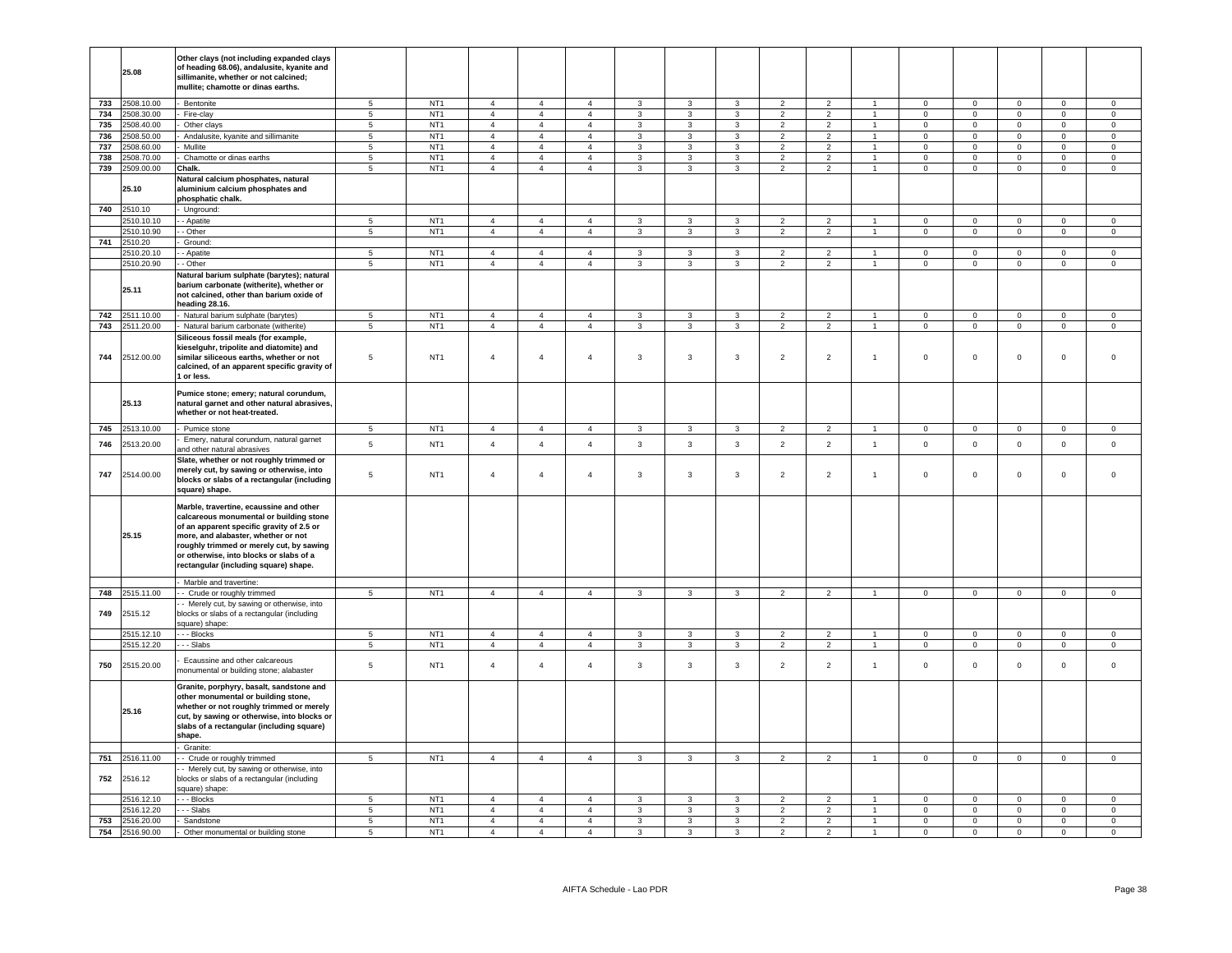| | | | | | | | | | | | | | | | | | | |
|---|---|---|---|---|---|---|---|---|---|---|---|---|---|---|---|---|---|---|
| | 25.08 | **Other clays (not including expanded clays of heading 68.06), andalusite, kyanite and sillimanite, whether or not calcined; mullite; chamotte or dinas earths.** | | | | | | | | | | | | | | | | |
| 733 | 2508.10.00 | - Bentonite | 5 | NT1 | 4 | 4 | 4 | 3 | 3 | 3 | 2 | 2 | 1 | 0 | 0 | 0 | 0 | 0 |
| 734 | 2508.30.00 | - Fire-clay | 5 | NT1 | 4 | 4 | 4 | 3 | 3 | 3 | 2 | 2 | 1 | 0 | 0 | 0 | 0 | 0 |
| 735 | 2508.40.00 | - Other clays | 5 | NT1 | 4 | 4 | 4 | 3 | 3 | 3 | 2 | 2 | 1 | 0 | 0 | 0 | 0 | 0 |
| 736 | 2508.50.00 | - Andalusite, kyanite and sillimanite | 5 | NT1 | 4 | 4 | 4 | 3 | 3 | 3 | 2 | 2 | 1 | 0 | 0 | 0 | 0 | 0 |
| 737 | 2508.60.00 | - Mullite | 5 | NT1 | 4 | 4 | 4 | 3 | 3 | 3 | 2 | 2 | 1 | 0 | 0 | 0 | 0 | 0 |
| 738 | 2508.70.00 | - Chamotte or dinas earths | 5 | NT1 | 4 | 4 | 4 | 3 | 3 | 3 | 2 | 2 | 1 | 0 | 0 | 0 | 0 | 0 |
| 739 | 2509.00.00 | **Chalk.** | 5 | NT1 | 4 | 4 | 4 | 3 | 3 | 3 | 2 | 2 | 1 | 0 | 0 | 0 | 0 | 0 |
| | 25.10 | **Natural calcium phosphates, natural aluminium calcium phosphates and phosphatic chalk.** | | | | | | | | | | | | | | | | |
| 740 | 2510.10 | - Unground: | | | | | | | | | | | | | | | | |
| | 2510.10.10 | - - Apatite | 5 | NT1 | 4 | 4 | 4 | 3 | 3 | 3 | 2 | 2 | 1 | 0 | 0 | 0 | 0 | 0 |
| | 2510.10.90 | - - Other | 5 | NT1 | 4 | 4 | 4 | 3 | 3 | 3 | 2 | 2 | 1 | 0 | 0 | 0 | 0 | 0 |
| 741 | 2510.20 | - Ground: | | | | | | | | | | | | | | | | |
| | 2510.20.10 | - - Apatite | 5 | NT1 | 4 | 4 | 4 | 3 | 3 | 3 | 2 | 2 | 1 | 0 | 0 | 0 | 0 | 0 |
| | 2510.20.90 | - - Other | 5 | NT1 | 4 | 4 | 4 | 3 | 3 | 3 | 2 | 2 | 1 | 0 | 0 | 0 | 0 | 0 |
| | 25.11 | **Natural barium sulphate (barytes); natural barium carbonate (witherite), whether or not calcined, other than barium oxide of heading 28.16.** | | | | | | | | | | | | | | | | |
| 742 | 2511.10.00 | - Natural barium sulphate (barytes) | 5 | NT1 | 4 | 4 | 4 | 3 | 3 | 3 | 2 | 2 | 1 | 0 | 0 | 0 | 0 | 0 |
| 743 | 2511.20.00 | - Natural barium carbonate (witherite) | 5 | NT1 | 4 | 4 | 4 | 3 | 3 | 3 | 2 | 2 | 1 | 0 | 0 | 0 | 0 | 0 |
| 744 | 2512.00.00 | **Siliceous fossil meals (for example, kieselguhr, tripolite and diatomite) and similar siliceous earths, whether or not calcined, of an apparent specific gravity of 1 or less.** | 5 | NT1 | 4 | 4 | 4 | 3 | 3 | 3 | 2 | 2 | 1 | 0 | 0 | 0 | 0 | 0 |
| | 25.13 | **Pumice stone; emery; natural corundum, natural garnet and other natural abrasives, whether or not heat-treated.** | | | | | | | | | | | | | | | | |
| 745 | 2513.10.00 | - Pumice stone | 5 | NT1 | 4 | 4 | 4 | 3 | 3 | 3 | 2 | 2 | 1 | 0 | 0 | 0 | 0 | 0 |
| 746 | 2513.20.00 | - Emery, natural corundum, natural garnet and other natural abrasives | 5 | NT1 | 4 | 4 | 4 | 3 | 3 | 3 | 2 | 2 | 1 | 0 | 0 | 0 | 0 | 0 |
| 747 | 2514.00.00 | **Slate, whether or not roughly trimmed or merely cut, by sawing or otherwise, into blocks or slabs of a rectangular (including square) shape.** | 5 | NT1 | 4 | 4 | 4 | 3 | 3 | 3 | 2 | 2 | 1 | 0 | 0 | 0 | 0 | 0 |
| | 25.15 | **Marble, travertine, ecaussine and other calcareous monumental or building stone of an apparent specific gravity of 2.5 or more, and alabaster, whether or not roughly trimmed or merely cut, by sawing or otherwise, into blocks or slabs of a rectangular (including square) shape.** | | | | | | | | | | | | | | | | |
| | | - Marble and travertine: | | | | | | | | | | | | | | | | |
| 748 | 2515.11.00 | - - Crude or roughly trimmed | 5 | NT1 | 4 | 4 | 4 | 3 | 3 | 3 | 2 | 2 | 1 | 0 | 0 | 0 | 0 | 0 |
| 749 | 2515.12 | - - Merely cut, by sawing or otherwise, into blocks or slabs of a rectangular (including square) shape: | | | | | | | | | | | | | | | | |
| | 2515.12.10 | - - - Blocks | 5 | NT1 | 4 | 4 | 4 | 3 | 3 | 3 | 2 | 2 | 1 | 0 | 0 | 0 | 0 | 0 |
| | 2515.12.20 | - - - Slabs | 5 | NT1 | 4 | 4 | 4 | 3 | 3 | 3 | 2 | 2 | 1 | 0 | 0 | 0 | 0 | 0 |
| 750 | 2515.20.00 | - Ecaussine and other calcareous monumental or building stone; alabaster | 5 | NT1 | 4 | 4 | 4 | 3 | 3 | 3 | 2 | 2 | 1 | 0 | 0 | 0 | 0 | 0 |
| | 25.16 | **Granite, porphyry, basalt, sandstone and other monumental or building stone, whether or not roughly trimmed or merely cut, by sawing or otherwise, into blocks or slabs of a rectangular (including square) shape.** | | | | | | | | | | | | | | | | |
| | | - Granite: | | | | | | | | | | | | | | | | |
| 751 | 2516.11.00 | - - Crude or roughly trimmed | 5 | NT1 | 4 | 4 | 4 | 3 | 3 | 3 | 2 | 2 | 1 | 0 | 0 | 0 | 0 | 0 |
| 752 | 2516.12 | - - Merely cut, by sawing or otherwise, into blocks or slabs of a rectangular (including square) shape: | | | | | | | | | | | | | | | | |
| | 2516.12.10 | - - - Blocks | 5 | NT1 | 4 | 4 | 4 | 3 | 3 | 3 | 2 | 2 | 1 | 0 | 0 | 0 | 0 | 0 |
| | 2516.12.20 | - - - Slabs | 5 | NT1 | 4 | 4 | 4 | 3 | 3 | 3 | 2 | 2 | 1 | 0 | 0 | 0 | 0 | 0 |
| 753 | 2516.20.00 | - Sandstone | 5 | NT1 | 4 | 4 | 4 | 3 | 3 | 3 | 2 | 2 | 1 | 0 | 0 | 0 | 0 | 0 |
| 754 | 2516.90.00 | - Other monumental or building stone | 5 | NT1 | 4 | 4 | 4 | 3 | 3 | 3 | 2 | 2 | 1 | 0 | 0 | 0 | 0 | 0 |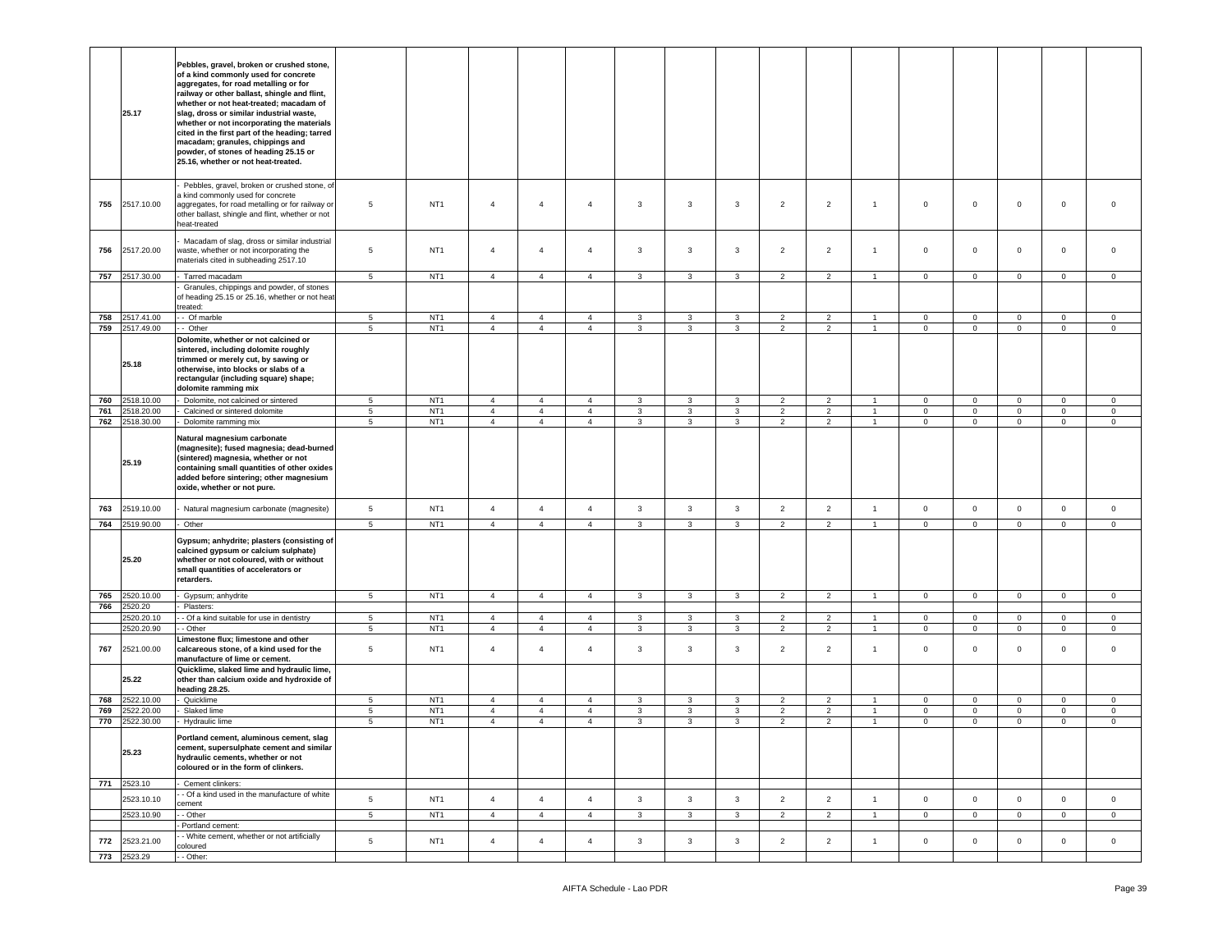|  | 25.17 | **Pebbles, gravel, broken or crushed stone, of a kind commonly used for concrete aggregates, for road metalling or for railway or other ballast, shingle and flint, whether or not heat-treated; macadam of slag, dross or similar industrial waste, whether or not incorporating the materials cited in the first part of the heading; tarred macadam; granules, chippings and powder, of stones of heading 25.15 or 25.16, whether or not heat-treated.** |  |  |  |  |  |  |  |  |  |  |  |  |  |  |  |  |
|---|---|---|---|---|---|---|---|---|---|---|---|---|---|---|---|---|---|---|
| 755 | 2517.10.00 | - Pebbles, gravel, broken or crushed stone, of a kind commonly used for concrete aggregates, for road metalling or for railway or other ballast, shingle and flint, whether or not heat-treated | 5 | NT1 | 4 | 4 | 4 | 3 | 3 | 3 | 2 | 2 | 1 | 0 | 0 | 0 | 0 | 0 |
| 756 | 2517.20.00 | - Macadam of slag, dross or similar industrial waste, whether or not incorporating the materials cited in subheading 2517.10 | 5 | NT1 | 4 | 4 | 4 | 3 | 3 | 3 | 2 | 2 | 1 | 0 | 0 | 0 | 0 | 0 |
| 757 | 2517.30.00 | - Tarred macadam | 5 | NT1 | 4 | 4 | 4 | 3 | 3 | 3 | 2 | 2 | 1 | 0 | 0 | 0 | 0 | 0 |
|  |  | - Granules, chippings and powder, of stones of heading 25.15 or 25.16, whether or not heat treated: |  |  |  |  |  |  |  |  |  |  |  |  |  |  |  |  |
| 758 | 2517.41.00 | - - Of marble | 5 | NT1 | 4 | 4 | 4 | 3 | 3 | 3 | 2 | 2 | 1 | 0 | 0 | 0 | 0 | 0 |
| 759 | 2517.49.00 | - - Other | 5 | NT1 | 4 | 4 | 4 | 3 | 3 | 3 | 2 | 2 | 1 | 0 | 0 | 0 | 0 | 0 |
|  | 25.18 | **Dolomite, whether or not calcined or sintered, including dolomite roughly trimmed or merely cut, by sawing or otherwise, into blocks or slabs of a rectangular (including square) shape; dolomite ramming mix** |  |  |  |  |  |  |  |  |  |  |  |  |  |  |  |  |
| 760 | 2518.10.00 | - Dolomite, not calcined or sintered | 5 | NT1 | 4 | 4 | 4 | 3 | 3 | 3 | 2 | 2 | 1 | 0 | 0 | 0 | 0 | 0 |
| 761 | 2518.20.00 | - Calcined or sintered dolomite | 5 | NT1 | 4 | 4 | 4 | 3 | 3 | 3 | 2 | 2 | 1 | 0 | 0 | 0 | 0 | 0 |
| 762 | 2518.30.00 | - Dolomite ramming mix | 5 | NT1 | 4 | 4 | 4 | 3 | 3 | 3 | 2 | 2 | 1 | 0 | 0 | 0 | 0 | 0 |
|  | 25.19 | **Natural magnesium carbonate (magnesite); fused magnesia; dead-burned (sintered) magnesia, whether or not containing small quantities of other oxides added before sintering; other magnesium oxide, whether or not pure.** |  |  |  |  |  |  |  |  |  |  |  |  |  |  |  |  |
| 763 | 2519.10.00 | - Natural magnesium carbonate (magnesite) | 5 | NT1 | 4 | 4 | 4 | 3 | 3 | 3 | 2 | 2 | 1 | 0 | 0 | 0 | 0 | 0 |
| 764 | 2519.90.00 | - Other | 5 | NT1 | 4 | 4 | 4 | 3 | 3 | 3 | 2 | 2 | 1 | 0 | 0 | 0 | 0 | 0 |
|  | 25.20 | **Gypsum; anhydrite; plasters (consisting of calcined gypsum or calcium sulphate) whether or not coloured, with or without small quantities of accelerators or retarders.** |  |  |  |  |  |  |  |  |  |  |  |  |  |  |  |  |
| 765 | 2520.10.00 | - Gypsum; anhydrite | 5 | NT1 | 4 | 4 | 4 | 3 | 3 | 3 | 2 | 2 | 1 | 0 | 0 | 0 | 0 | 0 |
| 766 | 2520.20 | - Plasters: |  |  |  |  |  |  |  |  |  |  |  |  |  |  |  |  |
|  | 2520.20.10 | - - Of a kind suitable for use in dentistry | 5 | NT1 | 4 | 4 | 4 | 3 | 3 | 3 | 2 | 2 | 1 | 0 | 0 | 0 | 0 | 0 |
|  | 2520.20.90 | - - Other | 5 | NT1 | 4 | 4 | 4 | 3 | 3 | 3 | 2 | 2 | 1 | 0 | 0 | 0 | 0 | 0 |
| 767 | 2521.00.00 | **Limestone flux; limestone and other calcareous stone, of a kind used for the manufacture of lime or cement.** | 5 | NT1 | 4 | 4 | 4 | 3 | 3 | 3 | 2 | 2 | 1 | 0 | 0 | 0 | 0 | 0 |
|  | 25.22 | **Quicklime, slaked lime and hydraulic lime, other than calcium oxide and hydroxide of heading 28.25.** |  |  |  |  |  |  |  |  |  |  |  |  |  |  |  |  |
| 768 | 2522.10.00 | - Quicklime | 5 | NT1 | 4 | 4 | 4 | 3 | 3 | 3 | 2 | 2 | 1 | 0 | 0 | 0 | 0 | 0 |
| 769 | 2522.20.00 | - Slaked lime | 5 | NT1 | 4 | 4 | 4 | 3 | 3 | 3 | 2 | 2 | 1 | 0 | 0 | 0 | 0 | 0 |
| 770 | 2522.30.00 | - Hydraulic lime | 5 | NT1 | 4 | 4 | 4 | 3 | 3 | 3 | 2 | 2 | 1 | 0 | 0 | 0 | 0 | 0 |
|  | 25.23 | **Portland cement, aluminous cement, slag cement, supersulphate cement and similar hydraulic cements, whether or not coloured or in the form of clinkers.** |  |  |  |  |  |  |  |  |  |  |  |  |  |  |  |  |
| 771 | 2523.10 | - Cement clinkers: |  |  |  |  |  |  |  |  |  |  |  |  |  |  |  |  |
|  | 2523.10.10 | - - Of a kind used in the manufacture of white cement | 5 | NT1 | 4 | 4 | 4 | 3 | 3 | 3 | 2 | 2 | 1 | 0 | 0 | 0 | 0 | 0 |
|  | 2523.10.90 | - - Other | 5 | NT1 | 4 | 4 | 4 | 3 | 3 | 3 | 2 | 2 | 1 | 0 | 0 | 0 | 0 | 0 |
|  |  | - Portland cement: |  |  |  |  |  |  |  |  |  |  |  |  |  |  |  |  |
| 772 | 2523.21.00 | - - White cement, whether or not artificially coloured | 5 | NT1 | 4 | 4 | 4 | 3 | 3 | 3 | 2 | 2 | 1 | 0 | 0 | 0 | 0 | 0 |
| 773 | 2523.29 | - - Other: |  |  |  |  |  |  |  |  |  |  |  |  |  |  |  |  |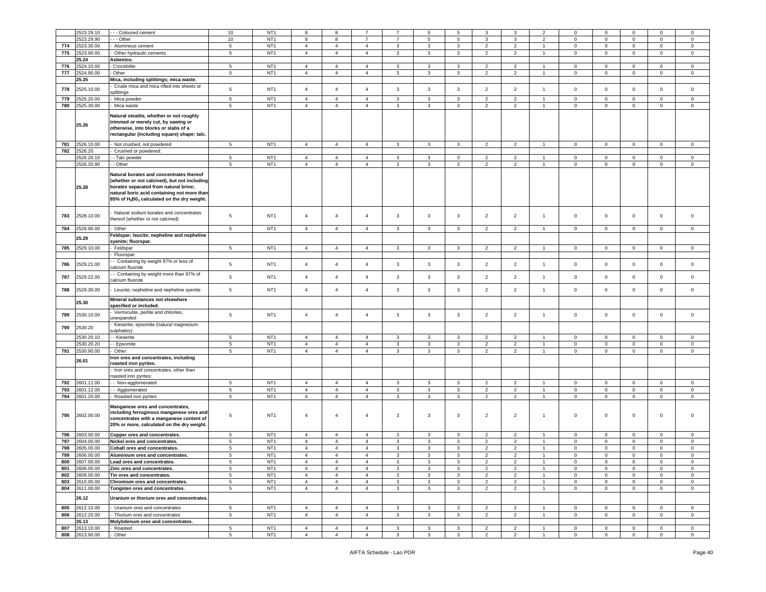|  |  |  |  |  |  |  |  |  |  |  |  |  |  |  |  |  |  |  |
|---|---|---|---|---|---|---|---|---|---|---|---|---|---|---|---|---|---|---|
|  | 2523.29.10 | - - - Coloured cement | 10 | NT1 | 8 | 8 | 7 | 7 | 5 | 5 | 3 | 3 | 2 | 0 | 0 | 0 | 0 | 0 |
|  | 2523.29.90 | - - - Other | 10 | NT1 | 8 | 8 | 7 | 7 | 5 | 5 | 3 | 3 | 2 | 0 | 0 | 0 | 0 | 0 |
| 774 | 2523.30.00 | - Aluminous cement | 5 | NT1 | 4 | 4 | 4 | 3 | 3 | 3 | 2 | 2 | 1 | 0 | 0 | 0 | 0 | 0 |
| 775 | 2523.90.00 | - Other hydraulic cements | 5 | NT1 | 4 | 4 | 4 | 3 | 3 | 3 | 2 | 2 | 1 | 0 | 0 | 0 | 0 | 0 |
|  | **25.24** | **Asbestos.** |  |  |  |  |  |  |  |  |  |  |  |  |  |  |  |  |
| 776 | 2524.10.00 | - Crocidolite | 5 | NT1 | 4 | 4 | 4 | 3 | 3 | 3 | 2 | 2 | 1 | 0 | 0 | 0 | 0 | 0 |
| 777 | 2524.90.00 | - Other | 5 | NT1 | 4 | 4 | 4 | 3 | 3 | 3 | 2 | 2 | 1 | 0 | 0 | 0 | 0 | 0 |
|  | **25.25** | **Mica, including splittings; mica waste.** |  |  |  |  |  |  |  |  |  |  |  |  |  |  |  |  |
| 778 | 2525.10.00 | - Crude mica and mica rifted into sheets or splittings | 5 | NT1 | 4 | 4 | 4 | 3 | 3 | 3 | 2 | 2 | 1 | 0 | 0 | 0 | 0 | 0 |
| 779 | 2525.20.00 | - Mica powder | 5 | NT1 | 4 | 4 | 4 | 3 | 3 | 3 | 2 | 2 | 1 | 0 | 0 | 0 | 0 | 0 |
| 780 | 2525.30.00 | - Mica waste | 5 | NT1 | 4 | 4 | 4 | 3 | 3 | 3 | 2 | 2 | 1 | 0 | 0 | 0 | 0 | 0 |
|  | **25.26** | **Natural steatite, whether or not roughly trimmed or merely cut, by sawing or otherwise, into blocks or slabs of a rectangular (including square) shape; talc.** |  |  |  |  |  |  |  |  |  |  |  |  |  |  |  |  |
| 781 | 2526.10.00 | - Not crushed, not powdered | 5 | NT1 | 4 | 4 | 4 | 3 | 3 | 3 | 2 | 2 | 1 | 0 | 0 | 0 | 0 | 0 |
| 782 | 2526.20 | - Crushed or powdered: |  |  |  |  |  |  |  |  |  |  |  |  |  |  |  |  |
|  | 2526.20.10 | - - Talc powder | 5 | NT1 | 4 | 4 | 4 | 3 | 3 | 3 | 2 | 2 | 1 | 0 | 0 | 0 | 0 | 0 |
|  | 2526.20.90 | - - Other | 5 | NT1 | 4 | 4 | 4 | 3 | 3 | 3 | 2 | 2 | 1 | 0 | 0 | 0 | 0 | 0 |
|  | **25.28** | **Natural borates and concentrates thereof (whether or not calcined), but not including borates separated from natural brine; natural boric acid containing not more than 85% of $H_3BO_3$ calculated on the dry weight.** |  |  |  |  |  |  |  |  |  |  |  |  |  |  |  |  |
| 783 | 2528.10.00 | - Natural sodium borates and concentrates thereof (whether or not calcined) | 5 | NT1 | 4 | 4 | 4 | 3 | 3 | 3 | 2 | 2 | 1 | 0 | 0 | 0 | 0 | 0 |
| 784 | 2528.90.00 | - Other | 5 | NT1 | 4 | 4 | 4 | 3 | 3 | 3 | 2 | 2 | 1 | 0 | 0 | 0 | 0 | 0 |
|  | **25.29** | **Feldspar; leucite; nepheline and nepheline syenite; fluorspar.** |  |  |  |  |  |  |  |  |  |  |  |  |  |  |  |  |
| 785 | 2529.10.00 | - Feldspar | 5 | NT1 | 4 | 4 | 4 | 3 | 3 | 3 | 2 | 2 | 1 | 0 | 0 | 0 | 0 | 0 |
|  |  | - Fluorspar: |  |  |  |  |  |  |  |  |  |  |  |  |  |  |  |  |
| 786 | 2529.21.00 | - - Containing by weight 97% or less of calcium fluoride | 5 | NT1 | 4 | 4 | 4 | 3 | 3 | 3 | 2 | 2 | 1 | 0 | 0 | 0 | 0 | 0 |
| 787 | 2529.22.00 | - - Containing by weight more than 97% of calcium fluoride | 5 | NT1 | 4 | 4 | 4 | 3 | 3 | 3 | 2 | 2 | 1 | 0 | 0 | 0 | 0 | 0 |
| 788 | 2529.30.00 | - Leucite; nepheline and nepheline syenite | 5 | NT1 | 4 | 4 | 4 | 3 | 3 | 3 | 2 | 2 | 1 | 0 | 0 | 0 | 0 | 0 |
|  | **25.30** | **Mineral substances not elsewhere specified or included.** |  |  |  |  |  |  |  |  |  |  |  |  |  |  |  |  |
| 789 | 2530.10.00 | - Vermiculite, perlite and chlorites, unexpanded | 5 | NT1 | 4 | 4 | 4 | 3 | 3 | 3 | 2 | 2 | 1 | 0 | 0 | 0 | 0 | 0 |
| 790 | 2530.20 | - Kieserite, epsomite (natural magnesium sulphates): |  |  |  |  |  |  |  |  |  |  |  |  |  |  |  |  |
|  | 2530.20.10 | - - Kieserite | 5 | NT1 | 4 | 4 | 4 | 3 | 3 | 3 | 2 | 2 | 1 | 0 | 0 | 0 | 0 | 0 |
|  | 2530.20.20 | - - Epsomite | 5 | NT1 | 4 | 4 | 4 | 3 | 3 | 3 | 2 | 2 | 1 | 0 | 0 | 0 | 0 | 0 |
| 791 | 2530.90.00 | - Other | 5 | NT1 | 4 | 4 | 4 | 3 | 3 | 3 | 2 | 2 | 1 | 0 | 0 | 0 | 0 | 0 |
|  | **26.01** | **Iron ores and concentrates, including roasted iron pyrites.** |  |  |  |  |  |  |  |  |  |  |  |  |  |  |  |  |
|  |  | - Iron ores and concentrates, other than roasted iron pyrites: |  |  |  |  |  |  |  |  |  |  |  |  |  |  |  |  |
| 792 | 2601.11.00 | - - Non-agglomerated | 5 | NT1 | 4 | 4 | 4 | 3 | 3 | 3 | 2 | 2 | 1 | 0 | 0 | 0 | 0 | 0 |
| 793 | 2601.12.00 | - - Agglomerated | 5 | NT1 | 4 | 4 | 4 | 3 | 3 | 3 | 2 | 2 | 1 | 0 | 0 | 0 | 0 | 0 |
| 794 | 2601.20.00 | - Roasted iron pyrites | 5 | NT1 | 4 | 4 | 4 | 3 | 3 | 3 | 2 | 2 | 1 | 0 | 0 | 0 | 0 | 0 |
| 795 | 2602.00.00 | **Manganese ores and concentrates, including ferruginous manganese ores and concentrates with a manganese content of 20% or more, calculated on the dry weight.** | 5 | NT1 | 4 | 4 | 4 | 3 | 3 | 3 | 2 | 2 | 1 | 0 | 0 | 0 | 0 | 0 |
| 796 | 2603.00.00 | **Copper ores and concentrates.** | 5 | NT1 | 4 | 4 | 4 | 3 | 3 | 3 | 2 | 2 | 1 | 0 | 0 | 0 | 0 | 0 |
| 797 | 2604.00.00 | **Nickel ores and concentrates.** | 5 | NT1 | 4 | 4 | 4 | 3 | 3 | 3 | 2 | 2 | 1 | 0 | 0 | 0 | 0 | 0 |
| 798 | 2605.00.00 | **Cobalt ores and concentrates.** | 5 | NT1 | 4 | 4 | 4 | 3 | 3 | 3 | 2 | 2 | 1 | 0 | 0 | 0 | 0 | 0 |
| 799 | 2606.00.00 | **Aluminium ores and concentrates.** | 5 | NT1 | 4 | 4 | 4 | 3 | 3 | 3 | 2 | 2 | 1 | 0 | 0 | 0 | 0 | 0 |
| 800 | 2607.00.00 | **Lead ores and concentrates.** | 5 | NT1 | 4 | 4 | 4 | 3 | 3 | 3 | 2 | 2 | 1 | 0 | 0 | 0 | 0 | 0 |
| 801 | 2608.00.00 | **Zinc ores and concentrates.** | 5 | NT1 | 4 | 4 | 4 | 3 | 3 | 3 | 2 | 2 | 1 | 0 | 0 | 0 | 0 | 0 |
| 802 | 2609.00.00 | **Tin ores and concentrates.** | 5 | NT1 | 4 | 4 | 4 | 3 | 3 | 3 | 2 | 2 | 1 | 0 | 0 | 0 | 0 | 0 |
| 803 | 2610.00.00 | **Chromium ores and concentrates.** | 5 | NT1 | 4 | 4 | 4 | 3 | 3 | 3 | 2 | 2 | 1 | 0 | 0 | 0 | 0 | 0 |
| 804 | 2611.00.00 | **Tungsten ores and concentrates.** | 5 | NT1 | 4 | 4 | 4 | 3 | 3 | 3 | 2 | 2 | 1 | 0 | 0 | 0 | 0 | 0 |
|  | **26.12** | **Uranium or thorium ores and concentrates.** |  |  |  |  |  |  |  |  |  |  |  |  |  |  |  |  |
| 805 | 2612.10.00 | - Uranium ores and concentrates | 5 | NT1 | 4 | 4 | 4 | 3 | 3 | 3 | 2 | 2 | 1 | 0 | 0 | 0 | 0 | 0 |
| 806 | 2612.20.00 | - Thorium ores and concentrates | 5 | NT1 | 4 | 4 | 4 | 3 | 3 | 3 | 2 | 2 | 1 | 0 | 0 | 0 | 0 | 0 |
|  | **26.13** | **Molybdenum ores and concentrates.** |  |  |  |  |  |  |  |  |  |  |  |  |  |  |  |  |
| 807 | 2613.10.00 | - Roasted | 5 | NT1 | 4 | 4 | 4 | 3 | 3 | 3 | 2 | 2 | 1 | 0 | 0 | 0 | 0 | 0 |
| 808 | 2613.90.00 | - Other | 5 | NT1 | 4 | 4 | 4 | 3 | 3 | 3 | 2 | 2 | 1 | 0 | 0 | 0 | 0 | 0 |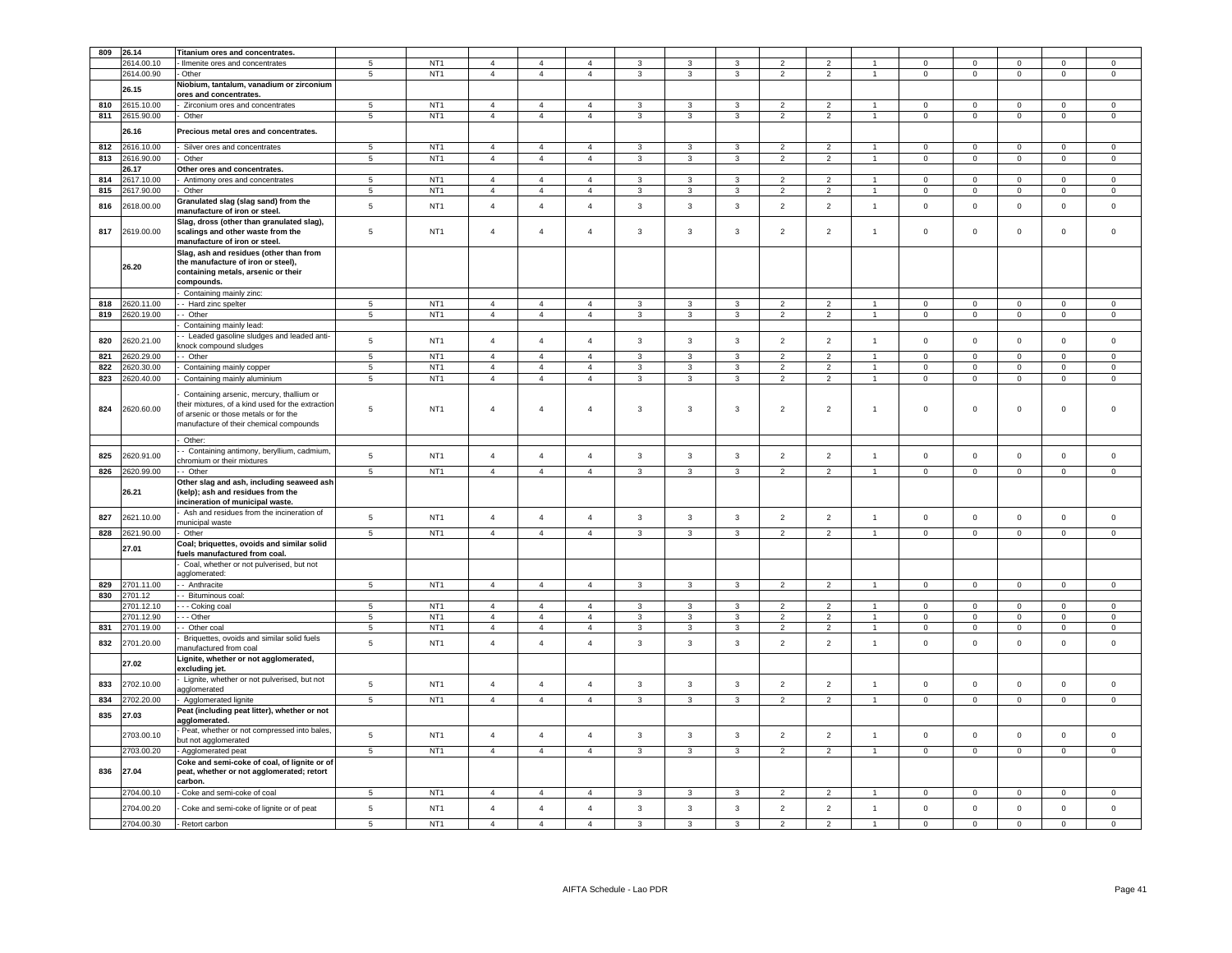| 809 | 26.14 | Titanium ores and concentrates. | | | | | | | | | | | | | | | | |
|---|---|---|---|---|---|---|---|---|---|---|---|---|---|---|---|---|---|---|
| | 2614.00.10 | - Ilmenite ores and concentrates | 5 | NT1 | 4 | 4 | 4 | 3 | 3 | 3 | 2 | 2 | 1 | 0 | 0 | 0 | 0 | 0 |
| | 2614.00.90 | - Other | 5 | NT1 | 4 | 4 | 4 | 3 | 3 | 3 | 2 | 2 | 1 | 0 | 0 | 0 | 0 | 0 |
| | 26.15 | Niobium, tantalum, vanadium or zirconium ores and concentrates. | | | | | | | | | | | | | | | | |
| 810 | 2615.10.00 | - Zirconium ores and concentrates | 5 | NT1 | 4 | 4 | 4 | 3 | 3 | 3 | 2 | 2 | 1 | 0 | 0 | 0 | 0 | 0 |
| 811 | 2615.90.00 | - Other | 5 | NT1 | 4 | 4 | 4 | 3 | 3 | 3 | 2 | 2 | 1 | 0 | 0 | 0 | 0 | 0 |
| | 26.16 | Precious metal ores and concentrates. | | | | | | | | | | | | | | | | |
| 812 | 2616.10.00 | - Silver ores and concentrates | 5 | NT1 | 4 | 4 | 4 | 3 | 3 | 3 | 2 | 2 | 1 | 0 | 0 | 0 | 0 | 0 |
| 813 | 2616.90.00 | - Other | 5 | NT1 | 4 | 4 | 4 | 3 | 3 | 3 | 2 | 2 | 1 | 0 | 0 | 0 | 0 | 0 |
| | 26.17 | Other ores and concentrates. | | | | | | | | | | | | | | | | |
| 814 | 2617.10.00 | - Antimony ores and concentrates | 5 | NT1 | 4 | 4 | 4 | 3 | 3 | 3 | 2 | 2 | 1 | 0 | 0 | 0 | 0 | 0 |
| 815 | 2617.90.00 | - Other | 5 | NT1 | 4 | 4 | 4 | 3 | 3 | 3 | 2 | 2 | 1 | 0 | 0 | 0 | 0 | 0 |
| 816 | 2618.00.00 | Granulated slag (slag sand) from the manufacture of iron or steel. | 5 | NT1 | 4 | 4 | 4 | 3 | 3 | 3 | 2 | 2 | 1 | 0 | 0 | 0 | 0 | 0 |
| 817 | 2619.00.00 | Slag, dross (other than granulated slag), scalings and other waste from the manufacture of iron or steel. | 5 | NT1 | 4 | 4 | 4 | 3 | 3 | 3 | 2 | 2 | 1 | 0 | 0 | 0 | 0 | 0 |
| | 26.20 | Slag, ash and residues (other than from the manufacture of iron or steel), containing metals, arsenic or their compounds. | | | | | | | | | | | | | | | | |
| | | - Containing mainly zinc: | | | | | | | | | | | | | | | | |
| 818 | 2620.11.00 | - - Hard zinc spelter | 5 | NT1 | 4 | 4 | 4 | 3 | 3 | 3 | 2 | 2 | 1 | 0 | 0 | 0 | 0 | 0 |
| 819 | 2620.19.00 | - - Other | 5 | NT1 | 4 | 4 | 4 | 3 | 3 | 3 | 2 | 2 | 1 | 0 | 0 | 0 | 0 | 0 |
| | | - Containing mainly lead: | | | | | | | | | | | | | | | | |
| 820 | 2620.21.00 | - - Leaded gasoline sludges and leaded anti-knock compound sludges | 5 | NT1 | 4 | 4 | 4 | 3 | 3 | 3 | 2 | 2 | 1 | 0 | 0 | 0 | 0 | 0 |
| 821 | 2620.29.00 | - - Other | 5 | NT1 | 4 | 4 | 4 | 3 | 3 | 3 | 2 | 2 | 1 | 0 | 0 | 0 | 0 | 0 |
| 822 | 2620.30.00 | - Containing mainly copper | 5 | NT1 | 4 | 4 | 4 | 3 | 3 | 3 | 2 | 2 | 1 | 0 | 0 | 0 | 0 | 0 |
| 823 | 2620.40.00 | - Containing mainly aluminium | 5 | NT1 | 4 | 4 | 4 | 3 | 3 | 3 | 2 | 2 | 1 | 0 | 0 | 0 | 0 | 0 |
| 824 | 2620.60.00 | - Containing arsenic, mercury, thallium or their mixtures, of a kind used for the extraction of arsenic or those metals or for the manufacture of their chemical compounds | 5 | NT1 | 4 | 4 | 4 | 3 | 3 | 3 | 2 | 2 | 1 | 0 | 0 | 0 | 0 | 0 |
| | | - Other: | | | | | | | | | | | | | | | | |
| 825 | 2620.91.00 | - - Containing antimony, beryllium, cadmium, chromium or their mixtures | 5 | NT1 | 4 | 4 | 4 | 3 | 3 | 3 | 2 | 2 | 1 | 0 | 0 | 0 | 0 | 0 |
| 826 | 2620.99.00 | - - Other | 5 | NT1 | 4 | 4 | 4 | 3 | 3 | 3 | 2 | 2 | 1 | 0 | 0 | 0 | 0 | 0 |
| | 26.21 | Other slag and ash, including seaweed ash (kelp); ash and residues from the incineration of municipal waste. | | | | | | | | | | | | | | | | |
| 827 | 2621.10.00 | - Ash and residues from the incineration of municipal waste | 5 | NT1 | 4 | 4 | 4 | 3 | 3 | 3 | 2 | 2 | 1 | 0 | 0 | 0 | 0 | 0 |
| 828 | 2621.90.00 | - Other | 5 | NT1 | 4 | 4 | 4 | 3 | 3 | 3 | 2 | 2 | 1 | 0 | 0 | 0 | 0 | 0 |
| | 27.01 | Coal; briquettes, ovoids and similar solid fuels manufactured from coal. | | | | | | | | | | | | | | | | |
| | | - Coal, whether or not pulverised, but not agglomerated: | | | | | | | | | | | | | | | | |
| 829 | 2701.11.00 | - - Anthracite | 5 | NT1 | 4 | 4 | 4 | 3 | 3 | 3 | 2 | 2 | 1 | 0 | 0 | 0 | 0 | 0 |
| 830 | 2701.12 | - - Bituminous coal: | | | | | | | | | | | | | | | | |
| | 2701.12.10 | - - - Coking coal | 5 | NT1 | 4 | 4 | 4 | 3 | 3 | 3 | 2 | 2 | 1 | 0 | 0 | 0 | 0 | 0 |
| | 2701.12.90 | - - - Other | 5 | NT1 | 4 | 4 | 4 | 3 | 3 | 3 | 2 | 2 | 1 | 0 | 0 | 0 | 0 | 0 |
| 831 | 2701.19.00 | - - Other coal | 5 | NT1 | 4 | 4 | 4 | 3 | 3 | 3 | 2 | 2 | 1 | 0 | 0 | 0 | 0 | 0 |
| 832 | 2701.20.00 | - Briquettes, ovoids and similar solid fuels manufactured from coal | 5 | NT1 | 4 | 4 | 4 | 3 | 3 | 3 | 2 | 2 | 1 | 0 | 0 | 0 | 0 | 0 |
| | 27.02 | Lignite, whether or not agglomerated, excluding jet. | | | | | | | | | | | | | | | | |
| 833 | 2702.10.00 | - Lignite, whether or not pulverised, but not agglomerated | 5 | NT1 | 4 | 4 | 4 | 3 | 3 | 3 | 2 | 2 | 1 | 0 | 0 | 0 | 0 | 0 |
| 834 | 2702.20.00 | - Agglomerated lignite | 5 | NT1 | 4 | 4 | 4 | 3 | 3 | 3 | 2 | 2 | 1 | 0 | 0 | 0 | 0 | 0 |
| 835 | 27.03 | Peat (including peat litter), whether or not agglomerated. | | | | | | | | | | | | | | | | |
| | 2703.00.10 | - Peat, whether or not compressed into bales, but not agglomerated | 5 | NT1 | 4 | 4 | 4 | 3 | 3 | 3 | 2 | 2 | 1 | 0 | 0 | 0 | 0 | 0 |
| | 2703.00.20 | - Agglomerated peat | 5 | NT1 | 4 | 4 | 4 | 3 | 3 | 3 | 2 | 2 | 1 | 0 | 0 | 0 | 0 | 0 |
| 836 | 27.04 | Coke and semi-coke of coal, of lignite or of peat, whether or not agglomerated; retort carbon. | | | | | | | | | | | | | | | | |
| | 2704.00.10 | - Coke and semi-coke of coal | 5 | NT1 | 4 | 4 | 4 | 3 | 3 | 3 | 2 | 2 | 1 | 0 | 0 | 0 | 0 | 0 |
| | 2704.00.20 | - Coke and semi-coke of lignite or of peat | 5 | NT1 | 4 | 4 | 4 | 3 | 3 | 3 | 2 | 2 | 1 | 0 | 0 | 0 | 0 | 0 |
| | 2704.00.30 | - Retort carbon | 5 | NT1 | 4 | 4 | 4 | 3 | 3 | 3 | 2 | 2 | 1 | 0 | 0 | 0 | 0 | 0 |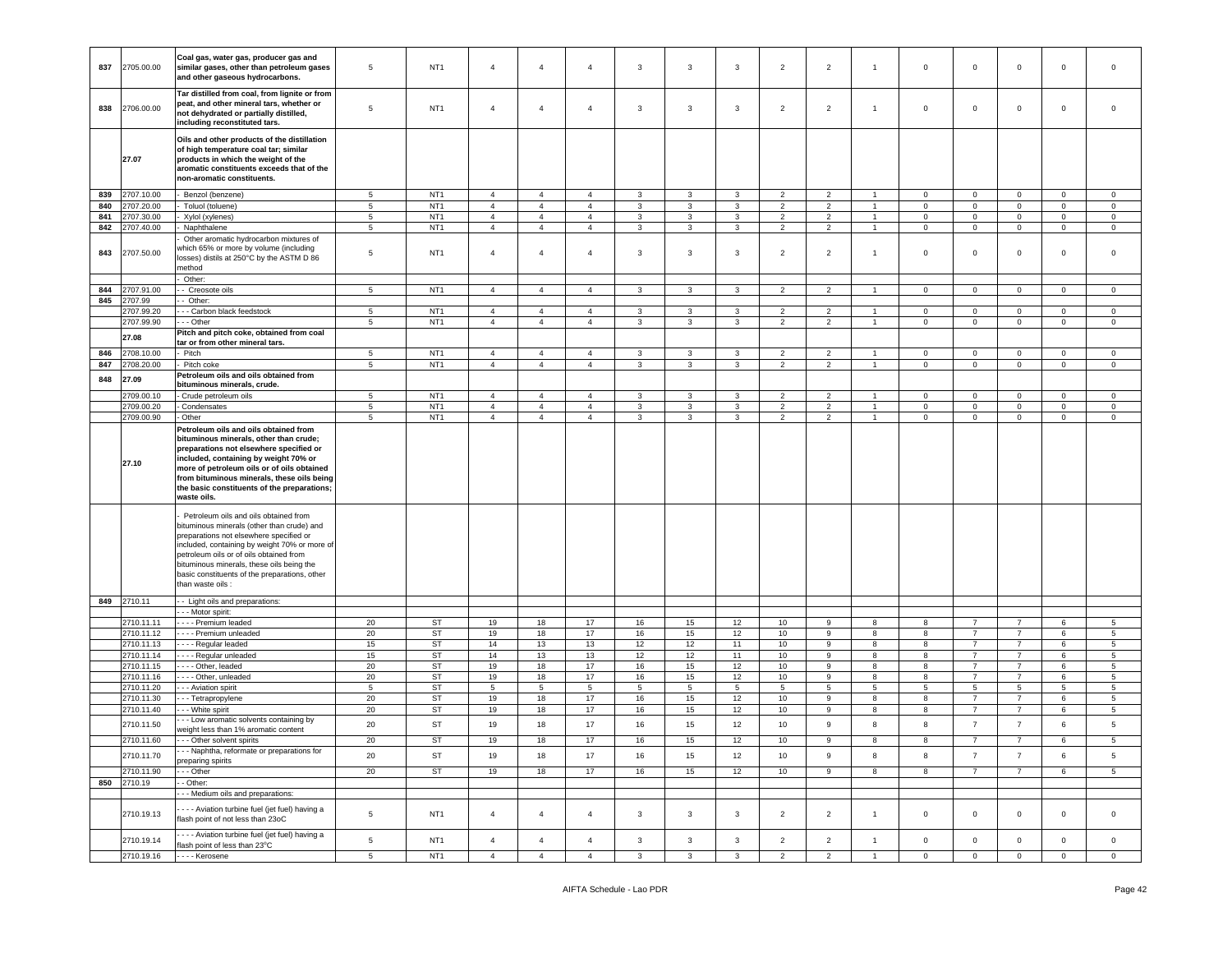| | | | | | | | | | | | | | | | | | | |
|---|---|---|---|---|---|---|---|---|---|---|---|---|---|---|---|---|---|---|
| 837 | 2705.00.00 | **Coal gas, water gas, producer gas and similar gases, other than petroleum gases and other gaseous hydrocarbons.** | 5 | NT1 | 4 | 4 | 4 | 3 | 3 | 3 | 2 | 2 | 1 | 0 | 0 | 0 | 0 | 0 |
| 838 | 2706.00.00 | **Tar distilled from coal, from lignite or from peat, and other mineral tars, whether or not dehydrated or partially distilled, including reconstituted tars.** | 5 | NT1 | 4 | 4 | 4 | 3 | 3 | 3 | 2 | 2 | 1 | 0 | 0 | 0 | 0 | 0 |
| | **27.07** | **Oils and other products of the distillation of high temperature coal tar; similar products in which the weight of the aromatic constituents exceeds that of the non-aromatic constituents.** | | | | | | | | | | | | | | | | |
| 839 | 2707.10.00 | - Benzol (benzene) | 5 | NT1 | 4 | 4 | 4 | 3 | 3 | 3 | 2 | 2 | 1 | 0 | 0 | 0 | 0 | 0 |
| 840 | 2707.20.00 | - Toluol (toluene) | 5 | NT1 | 4 | 4 | 4 | 3 | 3 | 3 | 2 | 2 | 1 | 0 | 0 | 0 | 0 | 0 |
| 841 | 2707.30.00 | - Xylol (xylenes) | 5 | NT1 | 4 | 4 | 4 | 3 | 3 | 3 | 2 | 2 | 1 | 0 | 0 | 0 | 0 | 0 |
| 842 | 2707.40.00 | - Naphthalene | 5 | NT1 | 4 | 4 | 4 | 3 | 3 | 3 | 2 | 2 | 1 | 0 | 0 | 0 | 0 | 0 |
| 843 | 2707.50.00 | - Other aromatic hydrocarbon mixtures of which 65% or more by volume (including losses) distils at 250°C by the ASTM D 86 method | 5 | NT1 | 4 | 4 | 4 | 3 | 3 | 3 | 2 | 2 | 1 | 0 | 0 | 0 | 0 | 0 |
| | | - Other: | | | | | | | | | | | | | | | | |
| 844 | 2707.91.00 | - - Creosote oils | 5 | NT1 | 4 | 4 | 4 | 3 | 3 | 3 | 2 | 2 | 1 | 0 | 0 | 0 | 0 | 0 |
| 845 | 2707.99 | - - Other: | | | | | | | | | | | | | | | | |
| | 2707.99.20 | - - - Carbon black feedstock | 5 | NT1 | 4 | 4 | 4 | 3 | 3 | 3 | 2 | 2 | 1 | 0 | 0 | 0 | 0 | 0 |
| | 2707.99.90 | - - - Other | 5 | NT1 | 4 | 4 | 4 | 3 | 3 | 3 | 2 | 2 | 1 | 0 | 0 | 0 | 0 | 0 |
| | **27.08** | **Pitch and pitch coke, obtained from coal tar or from other mineral tars.** | | | | | | | | | | | | | | | | |
| 846 | 2708.10.00 | - Pitch | 5 | NT1 | 4 | 4 | 4 | 3 | 3 | 3 | 2 | 2 | 1 | 0 | 0 | 0 | 0 | 0 |
| 847 | 2708.20.00 | - Pitch coke | 5 | NT1 | 4 | 4 | 4 | 3 | 3 | 3 | 2 | 2 | 1 | 0 | 0 | 0 | 0 | 0 |
| 848 | **27.09** | **Petroleum oils and oils obtained from bituminous minerals, crude.** | | | | | | | | | | | | | | | | |
| | 2709.00.10 | - Crude petroleum oils | 5 | NT1 | 4 | 4 | 4 | 3 | 3 | 3 | 2 | 2 | 1 | 0 | 0 | 0 | 0 | 0 |
| | 2709.00.20 | - Condensates | 5 | NT1 | 4 | 4 | 4 | 3 | 3 | 3 | 2 | 2 | 1 | 0 | 0 | 0 | 0 | 0 |
| | 2709.00.90 | - Other | 5 | NT1 | 4 | 4 | 4 | 3 | 3 | 3 | 2 | 2 | 1 | 0 | 0 | 0 | 0 | 0 |
| | **27.10** | **Petroleum oils and oils obtained from bituminous minerals, other than crude; preparations not elsewhere specified or included, containing by weight 70% or more of petroleum oils or of oils obtained from bituminous minerals, these oils being the basic constituents of the preparations; waste oils.** | | | | | | | | | | | | | | | | |
| | | - Petroleum oils and oils obtained from bituminous minerals (other than crude) and preparations not elsewhere specified or included, containing by weight 70% or more of petroleum oils or of oils obtained from bituminous minerals, these oils being the basic constituents of the preparations, other than waste oils : | | | | | | | | | | | | | | | | |
| 849 | 2710.11 | - - Light oils and preparations: | | | | | | | | | | | | | | | | |
| | | - - - Motor spirit: | | | | | | | | | | | | | | | | |
| | 2710.11.11 | - - - - Premium leaded | 20 | ST | 19 | 18 | 17 | 16 | 15 | 12 | 10 | 9 | 8 | 8 | 7 | 7 | 6 | 5 |
| | 2710.11.12 | - - - - Premium unleaded | 20 | ST | 19 | 18 | 17 | 16 | 15 | 12 | 10 | 9 | 8 | 8 | 7 | 7 | 6 | 5 |
| | 2710.11.13 | - - - - Regular leaded | 15 | ST | 14 | 13 | 13 | 12 | 12 | 11 | 10 | 9 | 8 | 8 | 7 | 7 | 6 | 5 |
| | 2710.11.14 | - - - - Regular unleaded | 15 | ST | 14 | 13 | 13 | 12 | 12 | 11 | 10 | 9 | 8 | 8 | 7 | 7 | 6 | 5 |
| | 2710.11.15 | - - - - Other, leaded | 20 | ST | 19 | 18 | 17 | 16 | 15 | 12 | 10 | 9 | 8 | 8 | 7 | 7 | 6 | 5 |
| | 2710.11.16 | - - - - Other, unleaded | 20 | ST | 19 | 18 | 17 | 16 | 15 | 12 | 10 | 9 | 8 | 8 | 7 | 7 | 6 | 5 |
| | 2710.11.20 | - - - Aviation spirit | 5 | ST | 5 | 5 | 5 | 5 | 5 | 5 | 5 | 5 | 5 | 5 | 5 | 5 | 5 | 5 |
| | 2710.11.30 | - - - Tetrapropylene | 20 | ST | 19 | 18 | 17 | 16 | 15 | 12 | 10 | 9 | 8 | 8 | 7 | 7 | 6 | 5 |
| | 2710.11.40 | - - - White spirit | 20 | ST | 19 | 18 | 17 | 16 | 15 | 12 | 10 | 9 | 8 | 8 | 7 | 7 | 6 | 5 |
| | 2710.11.50 | - - - Low aromatic solvents containing by weight less than 1% aromatic content | 20 | ST | 19 | 18 | 17 | 16 | 15 | 12 | 10 | 9 | 8 | 8 | 7 | 7 | 6 | 5 |
| | 2710.11.60 | - - - Other solvent spirits | 20 | ST | 19 | 18 | 17 | 16 | 15 | 12 | 10 | 9 | 8 | 8 | 7 | 7 | 6 | 5 |
| | 2710.11.70 | - - - Naphtha, reformate or preparations for preparing spirits | 20 | ST | 19 | 18 | 17 | 16 | 15 | 12 | 10 | 9 | 8 | 8 | 7 | 7 | 6 | 5 |
| | 2710.11.90 | - - - Other | 20 | ST | 19 | 18 | 17 | 16 | 15 | 12 | 10 | 9 | 8 | 8 | 7 | 7 | 6 | 5 |
| 850 | 2710.19 | - - Other: | | | | | | | | | | | | | | | | |
| | | - - - Medium oils and preparations: | | | | | | | | | | | | | | | | |
| | 2710.19.13 | - - - - Aviation turbine fuel (jet fuel) having a flash point of not less than 23oC | 5 | NT1 | 4 | 4 | 4 | 3 | 3 | 3 | 2 | 2 | 1 | 0 | 0 | 0 | 0 | 0 |
| | 2710.19.14 | - - - - Aviation turbine fuel (jet fuel) having a flash point of less than 23°C | 5 | NT1 | 4 | 4 | 4 | 3 | 3 | 3 | 2 | 2 | 1 | 0 | 0 | 0 | 0 | 0 |
| | 2710.19.16 | - - - - Kerosene | 5 | NT1 | 4 | 4 | 4 | 3 | 3 | 3 | 2 | 2 | 1 | 0 | 0 | 0 | 0 | 0 |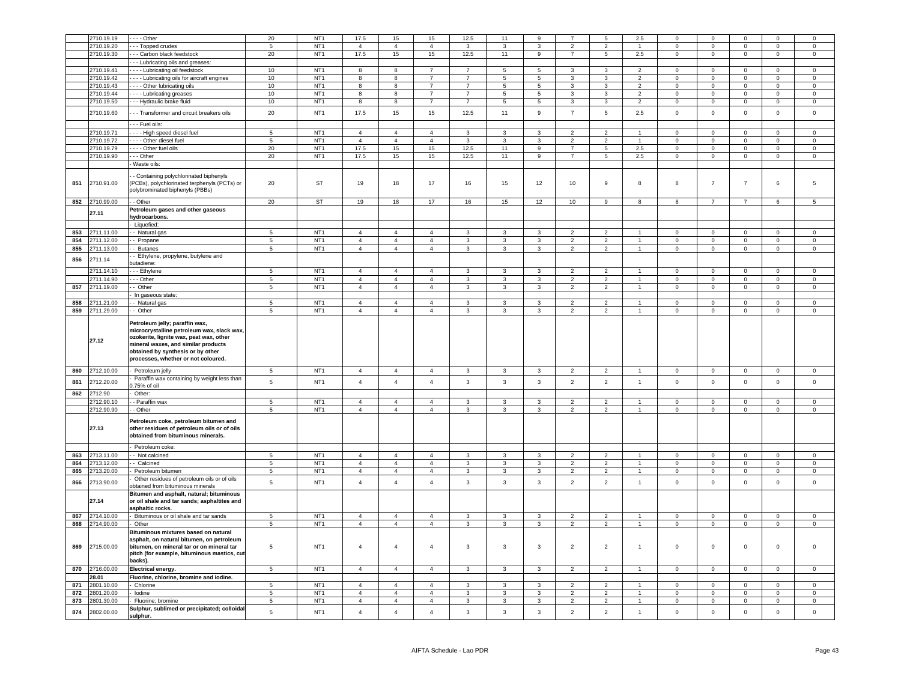| | 2710.19.19 | - - - - Other | 20 | NT1 | 17.5 | 15 | 15 | 12.5 | 11 | 9 | 7 | 5 | 2.5 | 0 | 0 | 0 | 0 | 0 |
|---|---|---|---|---|---|---|---|---|---|---|---|---|---|---|---|---|---|---|
| | 2710.19.20 | - - - Topped crudes | 5 | NT1 | 4 | 4 | 4 | 3 | 3 | 3 | 2 | 2 | 1 | 0 | 0 | 0 | 0 | 0 |
| | 2710.19.30 | - - - Carbon black feedstock | 20 | NT1 | 17.5 | 15 | 15 | 12.5 | 11 | 9 | 7 | 5 | 2.5 | 0 | 0 | 0 | 0 | 0 |
| | | - - - Lubricating oils and greases: | | | | | | | | | | | | | | | | |
| | 2710.19.41 | - - - - Lubricating oil feedstock | 10 | NT1 | 8 | 8 | 7 | 7 | 5 | 5 | 3 | 3 | 2 | 0 | 0 | 0 | 0 | 0 |
| | 2710.19.42 | - - - - Lubricating oils for aircraft engines | 10 | NT1 | 8 | 8 | 7 | 7 | 5 | 5 | 3 | 3 | 2 | 0 | 0 | 0 | 0 | 0 |
| | 2710.19.43 | - - - - Other lubricating oils | 10 | NT1 | 8 | 8 | 7 | 7 | 5 | 5 | 3 | 3 | 2 | 0 | 0 | 0 | 0 | 0 |
| | 2710.19.44 | - - - - Lubricating greases | 10 | NT1 | 8 | 8 | 7 | 7 | 5 | 5 | 3 | 3 | 2 | 0 | 0 | 0 | 0 | 0 |
| | 2710.19.50 | - - - Hydraulic brake fluid | 10 | NT1 | 8 | 8 | 7 | 7 | 5 | 5 | 3 | 3 | 2 | 0 | 0 | 0 | 0 | 0 |
| | 2710.19.60 | - - - Transformer and circuit breakers oils | 20 | NT1 | 17.5 | 15 | 15 | 12.5 | 11 | 9 | 7 | 5 | 2.5 | 0 | 0 | 0 | 0 | 0 |
| | | - - - Fuel oils: | | | | | | | | | | | | | | | | |
| | 2710.19.71 | - - - - High speed diesel fuel | 5 | NT1 | 4 | 4 | 4 | 3 | 3 | 3 | 2 | 2 | 1 | 0 | 0 | 0 | 0 | 0 |
| | 2710.19.72 | - - - - Other diesel fuel | 5 | NT1 | 4 | 4 | 4 | 3 | 3 | 3 | 2 | 2 | 1 | 0 | 0 | 0 | 0 | 0 |
| | 2710.19.79 | - - - - Other fuel oils | 20 | NT1 | 17.5 | 15 | 15 | 12.5 | 11 | 9 | 7 | 5 | 2.5 | 0 | 0 | 0 | 0 | 0 |
| | 2710.19.90 | - - - Other | 20 | NT1 | 17.5 | 15 | 15 | 12.5 | 11 | 9 | 7 | 5 | 2.5 | 0 | 0 | 0 | 0 | 0 |
| | | - Waste oils: | | | | | | | | | | | | | | | | |
| 851 | 2710.91.00 | - - Containing polychlorinated biphenyls (PCBs), polychlorinated terphenyls (PCTs) or polybrominated biphenyls (PBBs) | 20 | ST | 19 | 18 | 17 | 16 | 15 | 12 | 10 | 9 | 8 | 8 | 7 | 7 | 6 | 5 |
| 852 | 2710.99.00 | - - Other | 20 | ST | 19 | 18 | 17 | 16 | 15 | 12 | 10 | 9 | 8 | 8 | 7 | 7 | 6 | 5 |
| | 27.11 | **Petroleum gases and other gaseous hydrocarbons.** | | | | | | | | | | | | | | | | |
| | | - Liquefied: | | | | | | | | | | | | | | | | |
| 853 | 2711.11.00 | - - Natural gas | 5 | NT1 | 4 | 4 | 4 | 3 | 3 | 3 | 2 | 2 | 1 | 0 | 0 | 0 | 0 | 0 |
| 854 | 2711.12.00 | - - Propane | 5 | NT1 | 4 | 4 | 4 | 3 | 3 | 3 | 2 | 2 | 1 | 0 | 0 | 0 | 0 | 0 |
| 855 | 2711.13.00 | - - Butanes | 5 | NT1 | 4 | 4 | 4 | 3 | 3 | 3 | 2 | 2 | 1 | 0 | 0 | 0 | 0 | 0 |
| 856 | 2711.14 | - - Ethylene, propylene, butylene and butadiene: | | | | | | | | | | | | | | | | |
| | 2711.14.10 | - - - Ethylene | 5 | NT1 | 4 | 4 | 4 | 3 | 3 | 3 | 2 | 2 | 1 | 0 | 0 | 0 | 0 | 0 |
| | 2711.14.90 | - - - Other | 5 | NT1 | 4 | 4 | 4 | 3 | 3 | 3 | 2 | 2 | 1 | 0 | 0 | 0 | 0 | 0 |
| 857 | 2711.19.00 | - - Other | 5 | NT1 | 4 | 4 | 4 | 3 | 3 | 3 | 2 | 2 | 1 | 0 | 0 | 0 | 0 | 0 |
| | | - In gaseous state: | | | | | | | | | | | | | | | | |
| 858 | 2711.21.00 | - - Natural gas | 5 | NT1 | 4 | 4 | 4 | 3 | 3 | 3 | 2 | 2 | 1 | 0 | 0 | 0 | 0 | 0 |
| 859 | 2711.29.00 | - - Other | 5 | NT1 | 4 | 4 | 4 | 3 | 3 | 3 | 2 | 2 | 1 | 0 | 0 | 0 | 0 | 0 |
| | 27.12 | **Petroleum jelly; paraffin wax, microcrystalline petroleum wax, slack wax, ozokerite, lignite wax, peat wax, other mineral waxes, and similar products obtained by synthesis or by other processes, whether or not coloured.** | | | | | | | | | | | | | | | | |
| 860 | 2712.10.00 | - Petroleum jelly | 5 | NT1 | 4 | 4 | 4 | 3 | 3 | 3 | 2 | 2 | 1 | 0 | 0 | 0 | 0 | 0 |
| 861 | 2712.20.00 | - Paraffin wax containing by weight less than 0.75% of oil | 5 | NT1 | 4 | 4 | 4 | 3 | 3 | 3 | 2 | 2 | 1 | 0 | 0 | 0 | 0 | 0 |
| 862 | 2712.90 | - Other: | | | | | | | | | | | | | | | | |
| | 2712.90.10 | - - Paraffin wax | 5 | NT1 | 4 | 4 | 4 | 3 | 3 | 3 | 2 | 2 | 1 | 0 | 0 | 0 | 0 | 0 |
| | 2712.90.90 | - - Other | 5 | NT1 | 4 | 4 | 4 | 3 | 3 | 3 | 2 | 2 | 1 | 0 | 0 | 0 | 0 | 0 |
| | 27.13 | **Petroleum coke, petroleum bitumen and other residues of petroleum oils or of oils obtained from bituminous minerals.** | | | | | | | | | | | | | | | | |
| | | - Petroleum coke: | | | | | | | | | | | | | | | | |
| 863 | 2713.11.00 | - - Not calcined | 5 | NT1 | 4 | 4 | 4 | 3 | 3 | 3 | 2 | 2 | 1 | 0 | 0 | 0 | 0 | 0 |
| 864 | 2713.12.00 | - - Calcined | 5 | NT1 | 4 | 4 | 4 | 3 | 3 | 3 | 2 | 2 | 1 | 0 | 0 | 0 | 0 | 0 |
| 865 | 2713.20.00 | - Petroleum bitumen | 5 | NT1 | 4 | 4 | 4 | 3 | 3 | 3 | 2 | 2 | 1 | 0 | 0 | 0 | 0 | 0 |
| 866 | 2713.90.00 | - Other residues of petroleum oils or of oils obtained from bituminous minerals | 5 | NT1 | 4 | 4 | 4 | 3 | 3 | 3 | 2 | 2 | 1 | 0 | 0 | 0 | 0 | 0 |
| | 27.14 | **Bitumen and asphalt, natural; bituminous or oil shale and tar sands; asphaltites and asphaltic rocks.** | | | | | | | | | | | | | | | | |
| 867 | 2714.10.00 | - Bituminous or oil shale and tar sands | 5 | NT1 | 4 | 4 | 4 | 3 | 3 | 3 | 2 | 2 | 1 | 0 | 0 | 0 | 0 | 0 |
| 868 | 2714.90.00 | - Other | 5 | NT1 | 4 | 4 | 4 | 3 | 3 | 3 | 2 | 2 | 1 | 0 | 0 | 0 | 0 | 0 |
| 869 | 2715.00.00 | **Bituminous mixtures based on natural asphalt, on natural bitumen, on petroleum bitumen, on mineral tar or on mineral tar pitch (for example, bituminous mastics, cut backs).** | 5 | NT1 | 4 | 4 | 4 | 3 | 3 | 3 | 2 | 2 | 1 | 0 | 0 | 0 | 0 | 0 |
| 870 | 2716.00.00 | **Electrical energy.** | 5 | NT1 | 4 | 4 | 4 | 3 | 3 | 3 | 2 | 2 | 1 | 0 | 0 | 0 | 0 | 0 |
| | 28.01 | **Fluorine, chlorine, bromine and iodine.** | | | | | | | | | | | | | | | | |
| 871 | 2801.10.00 | - Chlorine | 5 | NT1 | 4 | 4 | 4 | 3 | 3 | 3 | 2 | 2 | 1 | 0 | 0 | 0 | 0 | 0 |
| 872 | 2801.20.00 | - Iodine | 5 | NT1 | 4 | 4 | 4 | 3 | 3 | 3 | 2 | 2 | 1 | 0 | 0 | 0 | 0 | 0 |
| 873 | 2801.30.00 | - Fluorine; bromine | 5 | NT1 | 4 | 4 | 4 | 3 | 3 | 3 | 2 | 2 | 1 | 0 | 0 | 0 | 0 | 0 |
| 874 | 2802.00.00 | **Sulphur, sublimed or precipitated; colloidal sulphur.** | 5 | NT1 | 4 | 4 | 4 | 3 | 3 | 3 | 2 | 2 | 1 | 0 | 0 | 0 | 0 | 0 |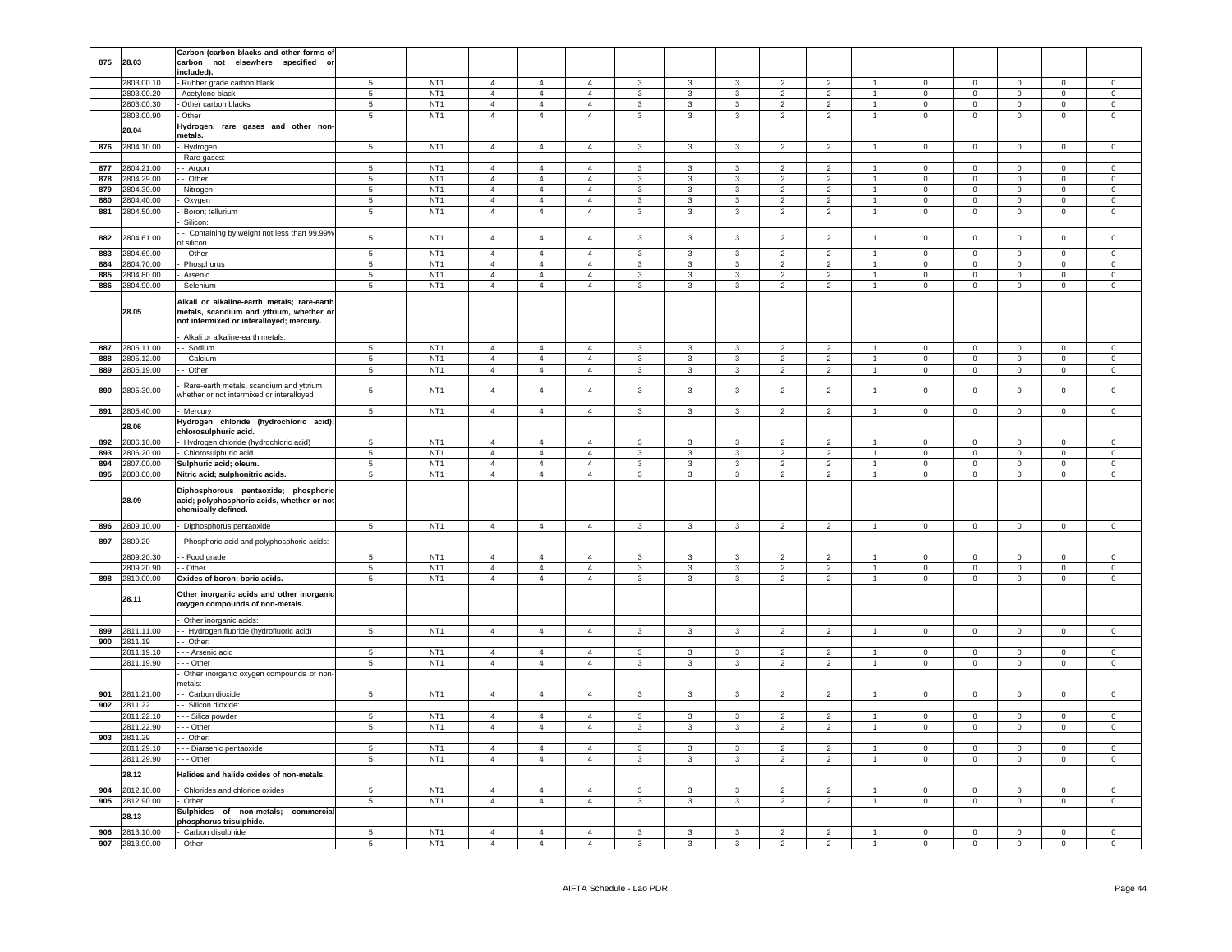| 875 | 28.03 | Carbon (carbon blacks and other forms of carbon not elsewhere specified or included). | | | | | | | | | | | | | | | | |
|---|---|---|---|---|---|---|---|---|---|---|---|---|---|---|---|---|---|---|
| | 2803.00.10 | - Rubber grade carbon black | 5 | NT1 | 4 | 4 | 4 | 3 | 3 | 3 | 2 | 2 | 1 | 0 | 0 | 0 | 0 | 0 |
| | 2803.00.20 | - Acetylene black | 5 | NT1 | 4 | 4 | 4 | 3 | 3 | 3 | 2 | 2 | 1 | 0 | 0 | 0 | 0 | 0 |
| | 2803.00.30 | - Other carbon blacks | 5 | NT1 | 4 | 4 | 4 | 3 | 3 | 3 | 2 | 2 | 1 | 0 | 0 | 0 | 0 | 0 |
| | 2803.00.90 | - Other | 5 | NT1 | 4 | 4 | 4 | 3 | 3 | 3 | 2 | 2 | 1 | 0 | 0 | 0 | 0 | 0 |
| | 28.04 | Hydrogen, rare gases and other non-metals. | | | | | | | | | | | | | | | | |
| 876 | 2804.10.00 | - Hydrogen | 5 | NT1 | 4 | 4 | 4 | 3 | 3 | 3 | 2 | 2 | 1 | 0 | 0 | 0 | 0 | 0 |
| | | - Rare gases: | | | | | | | | | | | | | | | | |
| 877 | 2804.21.00 | - - Argon | 5 | NT1 | 4 | 4 | 4 | 3 | 3 | 3 | 2 | 2 | 1 | 0 | 0 | 0 | 0 | 0 |
| 878 | 2804.29.00 | - - Other | 5 | NT1 | 4 | 4 | 4 | 3 | 3 | 3 | 2 | 2 | 1 | 0 | 0 | 0 | 0 | 0 |
| 879 | 2804.30.00 | - Nitrogen | 5 | NT1 | 4 | 4 | 4 | 3 | 3 | 3 | 2 | 2 | 1 | 0 | 0 | 0 | 0 | 0 |
| 880 | 2804.40.00 | - Oxygen | 5 | NT1 | 4 | 4 | 4 | 3 | 3 | 3 | 2 | 2 | 1 | 0 | 0 | 0 | 0 | 0 |
| 881 | 2804.50.00 | - Boron; tellurium | 5 | NT1 | 4 | 4 | 4 | 3 | 3 | 3 | 2 | 2 | 1 | 0 | 0 | 0 | 0 | 0 |
| | | - Silicon: | | | | | | | | | | | | | | | | |
| 882 | 2804.61.00 | - - Containing by weight not less than 99.99% of silicon | 5 | NT1 | 4 | 4 | 4 | 3 | 3 | 3 | 2 | 2 | 1 | 0 | 0 | 0 | 0 | 0 |
| 883 | 2804.69.00 | - - Other | 5 | NT1 | 4 | 4 | 4 | 3 | 3 | 3 | 2 | 2 | 1 | 0 | 0 | 0 | 0 | 0 |
| 884 | 2804.70.00 | - Phosphorus | 5 | NT1 | 4 | 4 | 4 | 3 | 3 | 3 | 2 | 2 | 1 | 0 | 0 | 0 | 0 | 0 |
| 885 | 2804.80.00 | - Arsenic | 5 | NT1 | 4 | 4 | 4 | 3 | 3 | 3 | 2 | 2 | 1 | 0 | 0 | 0 | 0 | 0 |
| 886 | 2804.90.00 | - Selenium | 5 | NT1 | 4 | 4 | 4 | 3 | 3 | 3 | 2 | 2 | 1 | 0 | 0 | 0 | 0 | 0 |
| | 28.05 | Alkali or alkaline-earth metals; rare-earth metals, scandium and yttrium, whether or not intermixed or interalloyed; mercury. | | | | | | | | | | | | | | | | |
| | | - Alkali or alkaline-earth metals: | | | | | | | | | | | | | | | | |
| 887 | 2805.11.00 | - - Sodium | 5 | NT1 | 4 | 4 | 4 | 3 | 3 | 3 | 2 | 2 | 1 | 0 | 0 | 0 | 0 | 0 |
| 888 | 2805.12.00 | - - Calcium | 5 | NT1 | 4 | 4 | 4 | 3 | 3 | 3 | 2 | 2 | 1 | 0 | 0 | 0 | 0 | 0 |
| 889 | 2805.19.00 | - - Other | 5 | NT1 | 4 | 4 | 4 | 3 | 3 | 3 | 2 | 2 | 1 | 0 | 0 | 0 | 0 | 0 |
| 890 | 2805.30.00 | - Rare-earth metals, scandium and yttrium whether or not intermixed or interalloyed | 5 | NT1 | 4 | 4 | 4 | 3 | 3 | 3 | 2 | 2 | 1 | 0 | 0 | 0 | 0 | 0 |
| 891 | 2805.40.00 | - Mercury | 5 | NT1 | 4 | 4 | 4 | 3 | 3 | 3 | 2 | 2 | 1 | 0 | 0 | 0 | 0 | 0 |
| | 28.06 | Hydrogen chloride (hydrochloric acid); chlorosulphuric acid. | | | | | | | | | | | | | | | | |
| 892 | 2806.10.00 | - Hydrogen chloride (hydrochloric acid) | 5 | NT1 | 4 | 4 | 4 | 3 | 3 | 3 | 2 | 2 | 1 | 0 | 0 | 0 | 0 | 0 |
| 893 | 2806.20.00 | - Chlorosulphuric acid | 5 | NT1 | 4 | 4 | 4 | 3 | 3 | 3 | 2 | 2 | 1 | 0 | 0 | 0 | 0 | 0 |
| 894 | 2807.00.00 | Sulphuric acid; oleum. | 5 | NT1 | 4 | 4 | 4 | 3 | 3 | 3 | 2 | 2 | 1 | 0 | 0 | 0 | 0 | 0 |
| 895 | 2808.00.00 | Nitric acid; sulphonitric acids. | 5 | NT1 | 4 | 4 | 4 | 3 | 3 | 3 | 2 | 2 | 1 | 0 | 0 | 0 | 0 | 0 |
| | 28.09 | Diphosphorous pentaoxide; phosphoric acid; polyphosphoric acids, whether or not chemically defined. | | | | | | | | | | | | | | | | |
| 896 | 2809.10.00 | - Diphosphorus pentaoxide | 5 | NT1 | 4 | 4 | 4 | 3 | 3 | 3 | 2 | 2 | 1 | 0 | 0 | 0 | 0 | 0 |
| 897 | 2809.20 | - Phosphoric acid and polyphosphoric acids: | | | | | | | | | | | | | | | | |
| | 2809.20.30 | - - Food grade | 5 | NT1 | 4 | 4 | 4 | 3 | 3 | 3 | 2 | 2 | 1 | 0 | 0 | 0 | 0 | 0 |
| | 2809.20.90 | - - Other | 5 | NT1 | 4 | 4 | 4 | 3 | 3 | 3 | 2 | 2 | 1 | 0 | 0 | 0 | 0 | 0 |
| 898 | 2810.00.00 | Oxides of boron; boric acids. | 5 | NT1 | 4 | 4 | 4 | 3 | 3 | 3 | 2 | 2 | 1 | 0 | 0 | 0 | 0 | 0 |
| | 28.11 | Other inorganic acids and other inorganic oxygen compounds of non-metals. | | | | | | | | | | | | | | | | |
| | | - Other inorganic acids: | | | | | | | | | | | | | | | | |
| 899 | 2811.11.00 | - - Hydrogen fluoride (hydrofluoric acid) | 5 | NT1 | 4 | 4 | 4 | 3 | 3 | 3 | 2 | 2 | 1 | 0 | 0 | 0 | 0 | 0 |
| 900 | 2811.19 | - - Other: | | | | | | | | | | | | | | | | |
| | 2811.19.10 | - - - Arsenic acid | 5 | NT1 | 4 | 4 | 4 | 3 | 3 | 3 | 2 | 2 | 1 | 0 | 0 | 0 | 0 | 0 |
| | 2811.19.90 | - - - Other | 5 | NT1 | 4 | 4 | 4 | 3 | 3 | 3 | 2 | 2 | 1 | 0 | 0 | 0 | 0 | 0 |
| | | - Other inorganic oxygen compounds of non-metals: | | | | | | | | | | | | | | | | |
| 901 | 2811.21.00 | - - Carbon dioxide | 5 | NT1 | 4 | 4 | 4 | 3 | 3 | 3 | 2 | 2 | 1 | 0 | 0 | 0 | 0 | 0 |
| 902 | 2811.22 | - - Silicon dioxide: | | | | | | | | | | | | | | | | |
| | 2811.22.10 | - - - Silica powder | 5 | NT1 | 4 | 4 | 4 | 3 | 3 | 3 | 2 | 2 | 1 | 0 | 0 | 0 | 0 | 0 |
| | 2811.22.90 | - - - Other | 5 | NT1 | 4 | 4 | 4 | 3 | 3 | 3 | 2 | 2 | 1 | 0 | 0 | 0 | 0 | 0 |
| 903 | 2811.29 | - - Other: | | | | | | | | | | | | | | | | |
| | 2811.29.10 | - - - Diarsenic pentaoxide | 5 | NT1 | 4 | 4 | 4 | 3 | 3 | 3 | 2 | 2 | 1 | 0 | 0 | 0 | 0 | 0 |
| | 2811.29.90 | - - - Other | 5 | NT1 | 4 | 4 | 4 | 3 | 3 | 3 | 2 | 2 | 1 | 0 | 0 | 0 | 0 | 0 |
| | 28.12 | Halides and halide oxides of non-metals. | | | | | | | | | | | | | | | | |
| 904 | 2812.10.00 | - Chlorides and chloride oxides | 5 | NT1 | 4 | 4 | 4 | 3 | 3 | 3 | 2 | 2 | 1 | 0 | 0 | 0 | 0 | 0 |
| 905 | 2812.90.00 | - Other | 5 | NT1 | 4 | 4 | 4 | 3 | 3 | 3 | 2 | 2 | 1 | 0 | 0 | 0 | 0 | 0 |
| | 28.13 | Sulphides of non-metals; commercial phosphorus trisulphide. | | | | | | | | | | | | | | | | |
| 906 | 2813.10.00 | - Carbon disulphide | 5 | NT1 | 4 | 4 | 4 | 3 | 3 | 3 | 2 | 2 | 1 | 0 | 0 | 0 | 0 | 0 |
| 907 | 2813.90.00 | - Other | 5 | NT1 | 4 | 4 | 4 | 3 | 3 | 3 | 2 | 2 | 1 | 0 | 0 | 0 | 0 | 0 |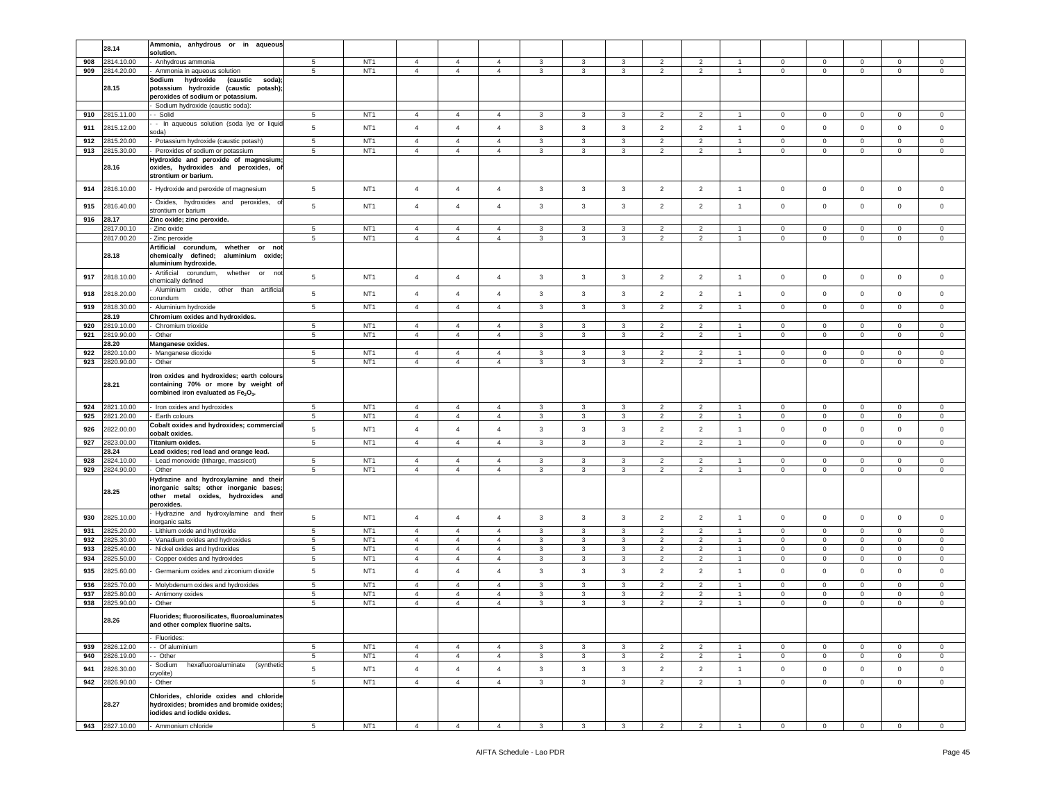| | | | | | | | | | | | | | | | | | |
|---|---|---|---|---|---|---|---|---|---|---|---|---|---|---|---|---|---|
| | 28.14 | **Ammonia, anhydrous or in aqueous solution.** | | | | | | | | | | | | | | | |
| 908 | 2814.10.00 | - Anhydrous ammonia | 5 | NT1 | 4 | 4 | 4 | 3 | 3 | 3 | 2 | 2 | 1 | 0 | 0 | 0 | 0 | 0 |
| 909 | 2814.20.00 | - Ammonia in aqueous solution | 5 | NT1 | 4 | 4 | 4 | 3 | 3 | 3 | 2 | 2 | 1 | 0 | 0 | 0 | 0 | 0 |
| | 28.15 | **Sodium hydroxide (caustic soda); potassium hydroxide (caustic potash); peroxides of sodium or potassium.** | | | | | | | | | | | | | | | |
| | | - Sodium hydroxide (caustic soda): | | | | | | | | | | | | | | | |
| 910 | 2815.11.00 | - - Solid | 5 | NT1 | 4 | 4 | 4 | 3 | 3 | 3 | 2 | 2 | 1 | 0 | 0 | 0 | 0 | 0 |
| 911 | 2815.12.00 | - - In aqueous solution (soda lye or liquid soda) | 5 | NT1 | 4 | 4 | 4 | 3 | 3 | 3 | 2 | 2 | 1 | 0 | 0 | 0 | 0 | 0 |
| 912 | 2815.20.00 | - Potassium hydroxide (caustic potash) | 5 | NT1 | 4 | 4 | 4 | 3 | 3 | 3 | 2 | 2 | 1 | 0 | 0 | 0 | 0 | 0 |
| 913 | 2815.30.00 | - Peroxides of sodium or potassium | 5 | NT1 | 4 | 4 | 4 | 3 | 3 | 3 | 2 | 2 | 1 | 0 | 0 | 0 | 0 | 0 |
| | 28.16 | **Hydroxide and peroxide of magnesium; oxides, hydroxides and peroxides, of strontium or barium.** | | | | | | | | | | | | | | | |
| 914 | 2816.10.00 | - Hydroxide and peroxide of magnesium | 5 | NT1 | 4 | 4 | 4 | 3 | 3 | 3 | 2 | 2 | 1 | 0 | 0 | 0 | 0 | 0 |
| 915 | 2816.40.00 | - Oxides, hydroxides and peroxides, of strontium or barium | 5 | NT1 | 4 | 4 | 4 | 3 | 3 | 3 | 2 | 2 | 1 | 0 | 0 | 0 | 0 | 0 |
| 916 | 28.17 | **Zinc oxide; zinc peroxide.** | | | | | | | | | | | | | | | |
| | 2817.00.10 | - Zinc oxide | 5 | NT1 | 4 | 4 | 4 | 3 | 3 | 3 | 2 | 2 | 1 | 0 | 0 | 0 | 0 | 0 |
| | 2817.00.20 | - Zinc peroxide | 5 | NT1 | 4 | 4 | 4 | 3 | 3 | 3 | 2 | 2 | 1 | 0 | 0 | 0 | 0 | 0 |
| | 28.18 | **Artificial corundum, whether or not chemically defined; aluminium oxide; aluminium hydroxide.** | | | | | | | | | | | | | | | |
| 917 | 2818.10.00 | - Artificial corundum, whether or not chemically defined | 5 | NT1 | 4 | 4 | 4 | 3 | 3 | 3 | 2 | 2 | 1 | 0 | 0 | 0 | 0 | 0 |
| 918 | 2818.20.00 | - Aluminium oxide, other than artificial corundum | 5 | NT1 | 4 | 4 | 4 | 3 | 3 | 3 | 2 | 2 | 1 | 0 | 0 | 0 | 0 | 0 |
| 919 | 2818.30.00 | - Aluminium hydroxide | 5 | NT1 | 4 | 4 | 4 | 3 | 3 | 3 | 2 | 2 | 1 | 0 | 0 | 0 | 0 | 0 |
| | 28.19 | **Chromium oxides and hydroxides.** | | | | | | | | | | | | | | | |
| 920 | 2819.10.00 | - Chromium trioxide | 5 | NT1 | 4 | 4 | 4 | 3 | 3 | 3 | 2 | 2 | 1 | 0 | 0 | 0 | 0 | 0 |
| 921 | 2819.90.00 | - Other | 5 | NT1 | 4 | 4 | 4 | 3 | 3 | 3 | 2 | 2 | 1 | 0 | 0 | 0 | 0 | 0 |
| | 28.20 | **Manganese oxides.** | | | | | | | | | | | | | | | |
| 922 | 2820.10.00 | - Manganese dioxide | 5 | NT1 | 4 | 4 | 4 | 3 | 3 | 3 | 2 | 2 | 1 | 0 | 0 | 0 | 0 | 0 |
| 923 | 2820.90.00 | - Other | 5 | NT1 | 4 | 4 | 4 | 3 | 3 | 3 | 2 | 2 | 1 | 0 | 0 | 0 | 0 | 0 |
| | 28.21 | **Iron oxides and hydroxides; earth colours containing 70% or more by weight of combined iron evaluated as $Fe_2O_3$.** | | | | | | | | | | | | | | | |
| 924 | 2821.10.00 | - Iron oxides and hydroxides | 5 | NT1 | 4 | 4 | 4 | 3 | 3 | 3 | 2 | 2 | 1 | 0 | 0 | 0 | 0 | 0 |
| 925 | 2821.20.00 | - Earth colours | 5 | NT1 | 4 | 4 | 4 | 3 | 3 | 3 | 2 | 2 | 1 | 0 | 0 | 0 | 0 | 0 |
| 926 | 2822.00.00 | **Cobalt oxides and hydroxides; commercial cobalt oxides.** | 5 | NT1 | 4 | 4 | 4 | 3 | 3 | 3 | 2 | 2 | 1 | 0 | 0 | 0 | 0 | 0 |
| 927 | 2823.00.00 | **Titanium oxides.** | 5 | NT1 | 4 | 4 | 4 | 3 | 3 | 3 | 2 | 2 | 1 | 0 | 0 | 0 | 0 | 0 |
| | 28.24 | **Lead oxides; red lead and orange lead.** | | | | | | | | | | | | | | | |
| 928 | 2824.10.00 | - Lead monoxide (litharge, massicot) | 5 | NT1 | 4 | 4 | 4 | 3 | 3 | 3 | 2 | 2 | 1 | 0 | 0 | 0 | 0 | 0 |
| 929 | 2824.90.00 | - Other | 5 | NT1 | 4 | 4 | 4 | 3 | 3 | 3 | 2 | 2 | 1 | 0 | 0 | 0 | 0 | 0 |
| | 28.25 | **Hydrazine and hydroxylamine and their inorganic salts; other inorganic bases; other metal oxides, hydroxides and peroxides.** | | | | | | | | | | | | | | | |
| 930 | 2825.10.00 | - Hydrazine and hydroxylamine and their inorganic salts | 5 | NT1 | 4 | 4 | 4 | 3 | 3 | 3 | 2 | 2 | 1 | 0 | 0 | 0 | 0 | 0 |
| 931 | 2825.20.00 | - Lithium oxide and hydroxide | 5 | NT1 | 4 | 4 | 4 | 3 | 3 | 3 | 2 | 2 | 1 | 0 | 0 | 0 | 0 | 0 |
| 932 | 2825.30.00 | - Vanadium oxides and hydroxides | 5 | NT1 | 4 | 4 | 4 | 3 | 3 | 3 | 2 | 2 | 1 | 0 | 0 | 0 | 0 | 0 |
| 933 | 2825.40.00 | - Nickel oxides and hydroxides | 5 | NT1 | 4 | 4 | 4 | 3 | 3 | 3 | 2 | 2 | 1 | 0 | 0 | 0 | 0 | 0 |
| 934 | 2825.50.00 | - Copper oxides and hydroxides | 5 | NT1 | 4 | 4 | 4 | 3 | 3 | 3 | 2 | 2 | 1 | 0 | 0 | 0 | 0 | 0 |
| 935 | 2825.60.00 | - Germanium oxides and zirconium dioxide | 5 | NT1 | 4 | 4 | 4 | 3 | 3 | 3 | 2 | 2 | 1 | 0 | 0 | 0 | 0 | 0 |
| 936 | 2825.70.00 | - Molybdenum oxides and hydroxides | 5 | NT1 | 4 | 4 | 4 | 3 | 3 | 3 | 2 | 2 | 1 | 0 | 0 | 0 | 0 | 0 |
| 937 | 2825.80.00 | - Antimony oxides | 5 | NT1 | 4 | 4 | 4 | 3 | 3 | 3 | 2 | 2 | 1 | 0 | 0 | 0 | 0 | 0 |
| 938 | 2825.90.00 | - Other | 5 | NT1 | 4 | 4 | 4 | 3 | 3 | 3 | 2 | 2 | 1 | 0 | 0 | 0 | 0 | 0 |
| | 28.26 | **Fluorides; fluorosilicates, fluoroaluminates and other complex fluorine salts.** | | | | | | | | | | | | | | | |
| | | - Fluorides: | | | | | | | | | | | | | | | |
| 939 | 2826.12.00 | - - Of aluminium | 5 | NT1 | 4 | 4 | 4 | 3 | 3 | 3 | 2 | 2 | 1 | 0 | 0 | 0 | 0 | 0 |
| 940 | 2826.19.00 | - - Other | 5 | NT1 | 4 | 4 | 4 | 3 | 3 | 3 | 2 | 2 | 1 | 0 | 0 | 0 | 0 | 0 |
| 941 | 2826.30.00 | - Sodium hexafluoroaluminate (synthetic cryolite) | 5 | NT1 | 4 | 4 | 4 | 3 | 3 | 3 | 2 | 2 | 1 | 0 | 0 | 0 | 0 | 0 |
| 942 | 2826.90.00 | - Other | 5 | NT1 | 4 | 4 | 4 | 3 | 3 | 3 | 2 | 2 | 1 | 0 | 0 | 0 | 0 | 0 |
| | 28.27 | **Chlorides, chloride oxides and chloride hydroxides; bromides and bromide oxides; iodides and iodide oxides.** | | | | | | | | | | | | | | | |
| 943 | 2827.10.00 | - Ammonium chloride | 5 | NT1 | 4 | 4 | 4 | 3 | 3 | 3 | 2 | 2 | 1 | 0 | 0 | 0 | 0 | 0 |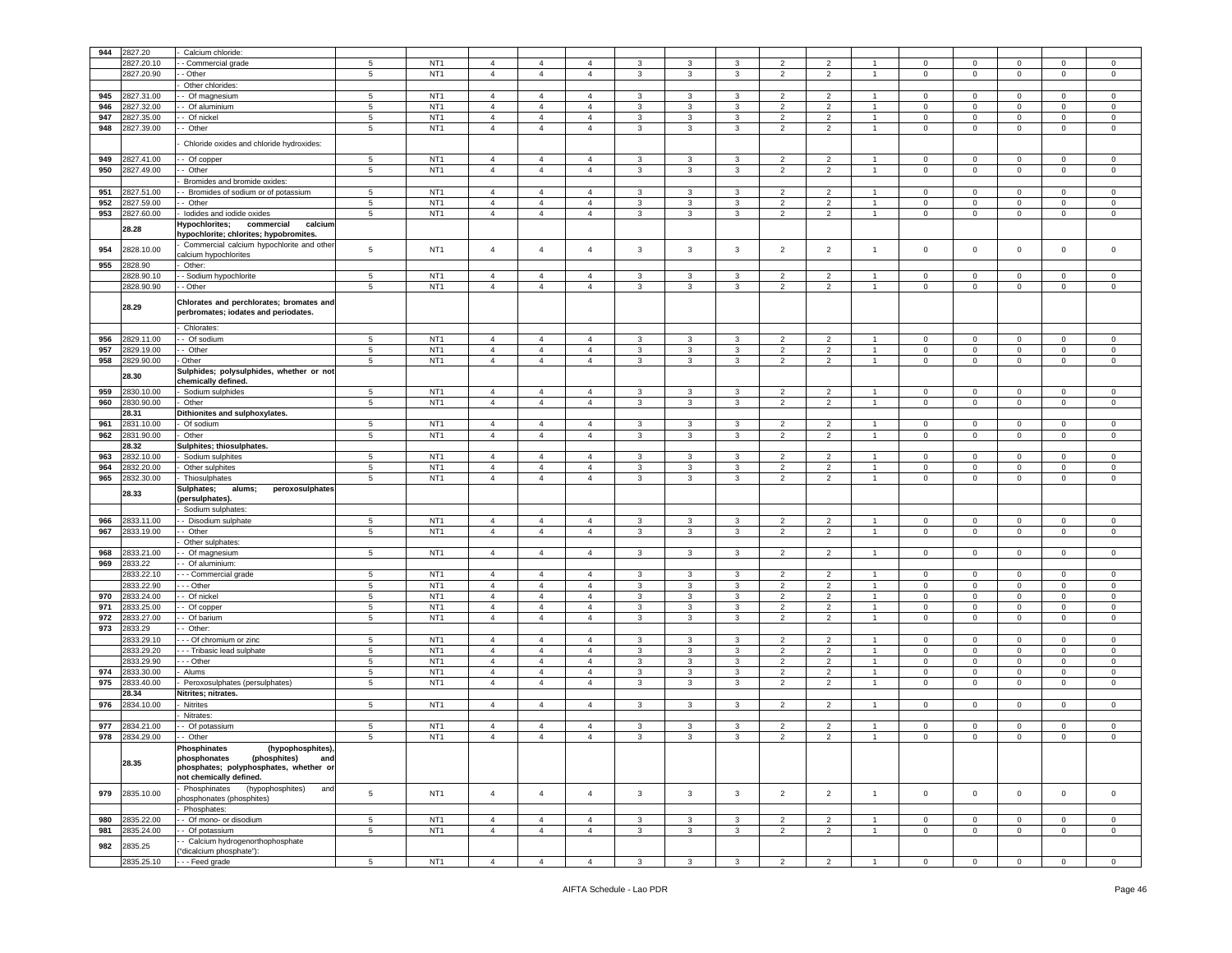| 944 | 2827.20 | - Calcium chloride: | | | | | | | | | | | | | | | | |
|---|---|---|---|---|---|---|---|---|---|---|---|---|---|---|---|---|---|---|
| | 2827.20.10 | - - Commercial grade | 5 | NT1 | 4 | 4 | 4 | 3 | 3 | 3 | 2 | 2 | 1 | 0 | 0 | 0 | 0 | 0 |
| | 2827.20.90 | - - Other | 5 | NT1 | 4 | 4 | 4 | 3 | 3 | 3 | 2 | 2 | 1 | 0 | 0 | 0 | 0 | 0 |
| | | - Other chlorides: | | | | | | | | | | | | | | | | |
| 945 | 2827.31.00 | - - Of magnesium | 5 | NT1 | 4 | 4 | 4 | 3 | 3 | 3 | 2 | 2 | 1 | 0 | 0 | 0 | 0 | 0 |
| 946 | 2827.32.00 | - - Of aluminium | 5 | NT1 | 4 | 4 | 4 | 3 | 3 | 3 | 2 | 2 | 1 | 0 | 0 | 0 | 0 | 0 |
| 947 | 2827.35.00 | - - Of nickel | 5 | NT1 | 4 | 4 | 4 | 3 | 3 | 3 | 2 | 2 | 1 | 0 | 0 | 0 | 0 | 0 |
| 948 | 2827.39.00 | - - Other | 5 | NT1 | 4 | 4 | 4 | 3 | 3 | 3 | 2 | 2 | 1 | 0 | 0 | 0 | 0 | 0 |
| | | - Chloride oxides and chloride hydroxides: | | | | | | | | | | | | | | | | |
| 949 | 2827.41.00 | - - Of copper | 5 | NT1 | 4 | 4 | 4 | 3 | 3 | 3 | 2 | 2 | 1 | 0 | 0 | 0 | 0 | 0 |
| 950 | 2827.49.00 | - - Other | 5 | NT1 | 4 | 4 | 4 | 3 | 3 | 3 | 2 | 2 | 1 | 0 | 0 | 0 | 0 | 0 |
| | | - Bromides and bromide oxides: | | | | | | | | | | | | | | | | |
| 951 | 2827.51.00 | - - Bromides of sodium or of potassium | 5 | NT1 | 4 | 4 | 4 | 3 | 3 | 3 | 2 | 2 | 1 | 0 | 0 | 0 | 0 | 0 |
| 952 | 2827.59.00 | - - Other | 5 | NT1 | 4 | 4 | 4 | 3 | 3 | 3 | 2 | 2 | 1 | 0 | 0 | 0 | 0 | 0 |
| 953 | 2827.60.00 | - Iodides and iodide oxides | 5 | NT1 | 4 | 4 | 4 | 3 | 3 | 3 | 2 | 2 | 1 | 0 | 0 | 0 | 0 | 0 |
| | **28.28** | **Hypochlorites; commercial calcium hypochlorite; chlorites; hypobromites.** | | | | | | | | | | | | | | | | |
| 954 | 2828.10.00 | - Commercial calcium hypochlorite and other calcium hypochlorites | 5 | NT1 | 4 | 4 | 4 | 3 | 3 | 3 | 2 | 2 | 1 | 0 | 0 | 0 | 0 | 0 |
| 955 | 2828.90 | - Other: | | | | | | | | | | | | | | | | |
| | 2828.90.10 | - - Sodium hypochlorite | 5 | NT1 | 4 | 4 | 4 | 3 | 3 | 3 | 2 | 2 | 1 | 0 | 0 | 0 | 0 | 0 |
| | 2828.90.90 | - - Other | 5 | NT1 | 4 | 4 | 4 | 3 | 3 | 3 | 2 | 2 | 1 | 0 | 0 | 0 | 0 | 0 |
| | **28.29** | **Chlorates and perchlorates; bromates and perbromates; iodates and periodates.** | | | | | | | | | | | | | | | | |
| | | - Chlorates: | | | | | | | | | | | | | | | | |
| 956 | 2829.11.00 | - - Of sodium | 5 | NT1 | 4 | 4 | 4 | 3 | 3 | 3 | 2 | 2 | 1 | 0 | 0 | 0 | 0 | 0 |
| 957 | 2829.19.00 | - - Other | 5 | NT1 | 4 | 4 | 4 | 3 | 3 | 3 | 2 | 2 | 1 | 0 | 0 | 0 | 0 | 0 |
| 958 | 2829.90.00 | - Other | 5 | NT1 | 4 | 4 | 4 | 3 | 3 | 3 | 2 | 2 | 1 | 0 | 0 | 0 | 0 | 0 |
| | **28.30** | **Sulphides; polysulphides, whether or not chemically defined.** | | | | | | | | | | | | | | | | |
| 959 | 2830.10.00 | - Sodium sulphides | 5 | NT1 | 4 | 4 | 4 | 3 | 3 | 3 | 2 | 2 | 1 | 0 | 0 | 0 | 0 | 0 |
| 960 | 2830.90.00 | - Other | 5 | NT1 | 4 | 4 | 4 | 3 | 3 | 3 | 2 | 2 | 1 | 0 | 0 | 0 | 0 | 0 |
| | **28.31** | **Dithionites and sulphoxylates.** | | | | | | | | | | | | | | | | |
| 961 | 2831.10.00 | - Of sodium | 5 | NT1 | 4 | 4 | 4 | 3 | 3 | 3 | 2 | 2 | 1 | 0 | 0 | 0 | 0 | 0 |
| 962 | 2831.90.00 | - Other | 5 | NT1 | 4 | 4 | 4 | 3 | 3 | 3 | 2 | 2 | 1 | 0 | 0 | 0 | 0 | 0 |
| | **28.32** | **Sulphites; thiosulphates.** | | | | | | | | | | | | | | | | |
| 963 | 2832.10.00 | - Sodium sulphites | 5 | NT1 | 4 | 4 | 4 | 3 | 3 | 3 | 2 | 2 | 1 | 0 | 0 | 0 | 0 | 0 |
| 964 | 2832.20.00 | - Other sulphites | 5 | NT1 | 4 | 4 | 4 | 3 | 3 | 3 | 2 | 2 | 1 | 0 | 0 | 0 | 0 | 0 |
| 965 | 2832.30.00 | - Thiosulphates | 5 | NT1 | 4 | 4 | 4 | 3 | 3 | 3 | 2 | 2 | 1 | 0 | 0 | 0 | 0 | 0 |
| | **28.33** | **Sulphates; alums; peroxosulphates (persulphates).** | | | | | | | | | | | | | | | | |
| | | - Sodium sulphates: | | | | | | | | | | | | | | | | |
| 966 | 2833.11.00 | - - Disodium sulphate | 5 | NT1 | 4 | 4 | 4 | 3 | 3 | 3 | 2 | 2 | 1 | 0 | 0 | 0 | 0 | 0 |
| 967 | 2833.19.00 | - - Other | 5 | NT1 | 4 | 4 | 4 | 3 | 3 | 3 | 2 | 2 | 1 | 0 | 0 | 0 | 0 | 0 |
| | | - Other sulphates: | | | | | | | | | | | | | | | | |
| 968 | 2833.21.00 | - - Of magnesium | 5 | NT1 | 4 | 4 | 4 | 3 | 3 | 3 | 2 | 2 | 1 | 0 | 0 | 0 | 0 | 0 |
| 969 | 2833.22 | - - Of aluminium: | | | | | | | | | | | | | | | | |
| | 2833.22.10 | - - - Commercial grade | 5 | NT1 | 4 | 4 | 4 | 3 | 3 | 3 | 2 | 2 | 1 | 0 | 0 | 0 | 0 | 0 |
| | 2833.22.90 | - - - Other | 5 | NT1 | 4 | 4 | 4 | 3 | 3 | 3 | 2 | 2 | 1 | 0 | 0 | 0 | 0 | 0 |
| 970 | 2833.24.00 | - - Of nickel | 5 | NT1 | 4 | 4 | 4 | 3 | 3 | 3 | 2 | 2 | 1 | 0 | 0 | 0 | 0 | 0 |
| 971 | 2833.25.00 | - - Of copper | 5 | NT1 | 4 | 4 | 4 | 3 | 3 | 3 | 2 | 2 | 1 | 0 | 0 | 0 | 0 | 0 |
| 972 | 2833.27.00 | - - Of barium | 5 | NT1 | 4 | 4 | 4 | 3 | 3 | 3 | 2 | 2 | 1 | 0 | 0 | 0 | 0 | 0 |
| 973 | 2833.29 | - - Other: | | | | | | | | | | | | | | | | |
| | 2833.29.10 | - - - Of chromium or zinc | 5 | NT1 | 4 | 4 | 4 | 3 | 3 | 3 | 2 | 2 | 1 | 0 | 0 | 0 | 0 | 0 |
| | 2833.29.20 | - - - Tribasic lead sulphate | 5 | NT1 | 4 | 4 | 4 | 3 | 3 | 3 | 2 | 2 | 1 | 0 | 0 | 0 | 0 | 0 |
| | 2833.29.90 | - - - Other | 5 | NT1 | 4 | 4 | 4 | 3 | 3 | 3 | 2 | 2 | 1 | 0 | 0 | 0 | 0 | 0 |
| 974 | 2833.30.00 | - Alums | 5 | NT1 | 4 | 4 | 4 | 3 | 3 | 3 | 2 | 2 | 1 | 0 | 0 | 0 | 0 | 0 |
| 975 | 2833.40.00 | - Peroxosulphates (persulphates) | 5 | NT1 | 4 | 4 | 4 | 3 | 3 | 3 | 2 | 2 | 1 | 0 | 0 | 0 | 0 | 0 |
| | **28.34** | **Nitrites; nitrates.** | | | | | | | | | | | | | | | | |
| 976 | 2834.10.00 | - Nitrites | 5 | NT1 | 4 | 4 | 4 | 3 | 3 | 3 | 2 | 2 | 1 | 0 | 0 | 0 | 0 | 0 |
| | | - Nitrates: | | | | | | | | | | | | | | | | |
| 977 | 2834.21.00 | - - Of potassium | 5 | NT1 | 4 | 4 | 4 | 3 | 3 | 3 | 2 | 2 | 1 | 0 | 0 | 0 | 0 | 0 |
| 978 | 2834.29.00 | - - Other | 5 | NT1 | 4 | 4 | 4 | 3 | 3 | 3 | 2 | 2 | 1 | 0 | 0 | 0 | 0 | 0 |
| | **28.35** | **Phosphinates (hypophosphites), phosphonates (phosphites) and phosphates; polyphosphates, whether or not chemically defined.** | | | | | | | | | | | | | | | | |
| 979 | 2835.10.00 | - Phosphinates (hypophosphites) and phosphonates (phosphites) | 5 | NT1 | 4 | 4 | 4 | 3 | 3 | 3 | 2 | 2 | 1 | 0 | 0 | 0 | 0 | 0 |
| | | - Phosphates: | | | | | | | | | | | | | | | | |
| 980 | 2835.22.00 | - - Of mono- or disodium | 5 | NT1 | 4 | 4 | 4 | 3 | 3 | 3 | 2 | 2 | 1 | 0 | 0 | 0 | 0 | 0 |
| 981 | 2835.24.00 | - - Of potassium | 5 | NT1 | 4 | 4 | 4 | 3 | 3 | 3 | 2 | 2 | 1 | 0 | 0 | 0 | 0 | 0 |
| 982 | 2835.25 | - - Calcium hydrogenorthophosphate ("dicalcium phosphate"): | | | | | | | | | | | | | | | | |
| | 2835.25.10 | - - - Feed grade | 5 | NT1 | 4 | 4 | 4 | 3 | 3 | 3 | 2 | 2 | 1 | 0 | 0 | 0 | 0 | 0 |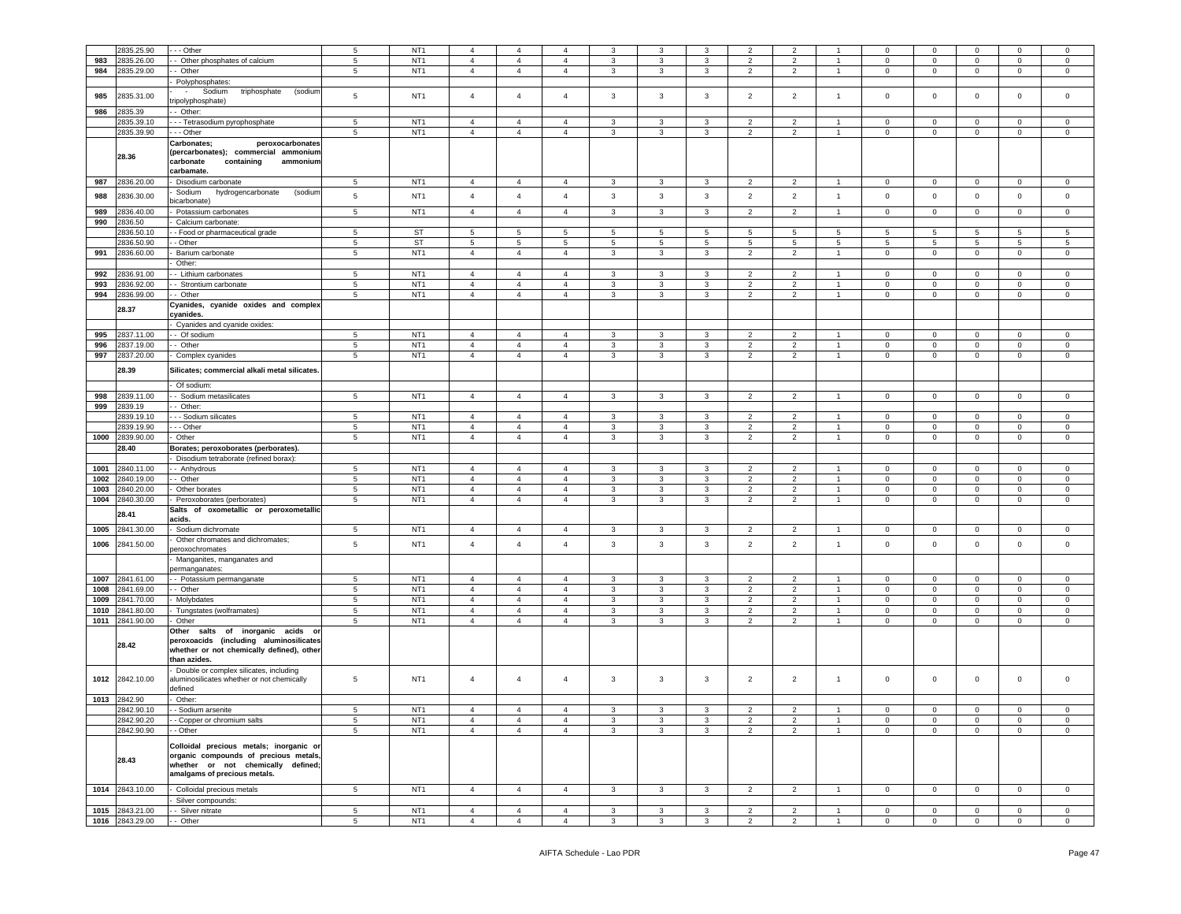| | 2835.25.90 | - - - Other | 5 | NT1 | 4 | 4 | 4 | 3 | 3 | 3 | 2 | 2 | 1 | 0 | 0 | 0 | 0 | 0 |
|---|---|---|---|---|---|---|---|---|---|---|---|---|---|---|---|---|---|---|
| 983 | 2835.26.00 | - - Other phosphates of calcium | 5 | NT1 | 4 | 4 | 4 | 3 | 3 | 3 | 2 | 2 | 1 | 0 | 0 | 0 | 0 | 0 |
| 984 | 2835.29.00 | - - Other | 5 | NT1 | 4 | 4 | 4 | 3 | 3 | 3 | 2 | 2 | 1 | 0 | 0 | 0 | 0 | 0 |
| | | - Polyphosphates: | | | | | | | | | | | | | | | | |
| 985 | 2835.31.00 | - - Sodium triphosphate (sodium tripolyphosphate) | 5 | NT1 | 4 | 4 | 4 | 3 | 3 | 3 | 2 | 2 | 1 | 0 | 0 | 0 | 0 | 0 |
| 986 | 2835.39 | - - Other: | | | | | | | | | | | | | | | | |
| | 2835.39.10 | - - - Tetrasodium pyrophosphate | 5 | NT1 | 4 | 4 | 4 | 3 | 3 | 3 | 2 | 2 | 1 | 0 | 0 | 0 | 0 | 0 |
| | 2835.39.90 | - - - Other | 5 | NT1 | 4 | 4 | 4 | 3 | 3 | 3 | 2 | 2 | 1 | 0 | 0 | 0 | 0 | 0 |
| | **28.36** | **Carbonates; peroxocarbonates (percarbonates); commercial ammonium carbonate containing ammonium carbamate.** | | | | | | | | | | | | | | | | |
| 987 | 2836.20.00 | - Disodium carbonate | 5 | NT1 | 4 | 4 | 4 | 3 | 3 | 3 | 2 | 2 | 1 | 0 | 0 | 0 | 0 | 0 |
| 988 | 2836.30.00 | - Sodium hydrogencarbonate (sodium bicarbonate) | 5 | NT1 | 4 | 4 | 4 | 3 | 3 | 3 | 2 | 2 | 1 | 0 | 0 | 0 | 0 | 0 |
| 989 | 2836.40.00 | - Potassium carbonates | 5 | NT1 | 4 | 4 | 4 | 3 | 3 | 3 | 2 | 2 | 1 | 0 | 0 | 0 | 0 | 0 |
| 990 | 2836.50 | - Calcium carbonate: | | | | | | | | | | | | | | | | |
| | 2836.50.10 | - - Food or pharmaceutical grade | 5 | ST | 5 | 5 | 5 | 5 | 5 | 5 | 5 | 5 | 5 | 5 | 5 | 5 | 5 | 5 |
| | 2836.50.90 | - - Other | 5 | ST | 5 | 5 | 5 | 5 | 5 | 5 | 5 | 5 | 5 | 5 | 5 | 5 | 5 | 5 |
| 991 | 2836.60.00 | - Barium carbonate | 5 | NT1 | 4 | 4 | 4 | 3 | 3 | 3 | 2 | 2 | 1 | 0 | 0 | 0 | 0 | 0 |
| | | - Other: | | | | | | | | | | | | | | | | |
| 992 | 2836.91.00 | - - Lithium carbonates | 5 | NT1 | 4 | 4 | 4 | 3 | 3 | 3 | 2 | 2 | 1 | 0 | 0 | 0 | 0 | 0 |
| 993 | 2836.92.00 | - - Strontium carbonate | 5 | NT1 | 4 | 4 | 4 | 3 | 3 | 3 | 2 | 2 | 1 | 0 | 0 | 0 | 0 | 0 |
| 994 | 2836.99.00 | - - Other | 5 | NT1 | 4 | 4 | 4 | 3 | 3 | 3 | 2 | 2 | 1 | 0 | 0 | 0 | 0 | 0 |
| | **28.37** | **Cyanides, cyanide oxides and complex cyanides.** | | | | | | | | | | | | | | | | |
| | | - Cyanides and cyanide oxides: | | | | | | | | | | | | | | | | |
| 995 | 2837.11.00 | - - Of sodium | 5 | NT1 | 4 | 4 | 4 | 3 | 3 | 3 | 2 | 2 | 1 | 0 | 0 | 0 | 0 | 0 |
| 996 | 2837.19.00 | - - Other | 5 | NT1 | 4 | 4 | 4 | 3 | 3 | 3 | 2 | 2 | 1 | 0 | 0 | 0 | 0 | 0 |
| 997 | 2837.20.00 | - Complex cyanides | 5 | NT1 | 4 | 4 | 4 | 3 | 3 | 3 | 2 | 2 | 1 | 0 | 0 | 0 | 0 | 0 |
| | **28.39** | **Silicates; commercial alkali metal silicates.** | | | | | | | | | | | | | | | | |
| | | - Of sodium: | | | | | | | | | | | | | | | | |
| 998 | 2839.11.00 | - - Sodium metasilicates | 5 | NT1 | 4 | 4 | 4 | 3 | 3 | 3 | 2 | 2 | 1 | 0 | 0 | 0 | 0 | 0 |
| 999 | 2839.19 | - - Other: | | | | | | | | | | | | | | | | |
| | 2839.19.10 | - - - Sodium silicates | 5 | NT1 | 4 | 4 | 4 | 3 | 3 | 3 | 2 | 2 | 1 | 0 | 0 | 0 | 0 | 0 |
| | 2839.19.90 | - - - Other | 5 | NT1 | 4 | 4 | 4 | 3 | 3 | 3 | 2 | 2 | 1 | 0 | 0 | 0 | 0 | 0 |
| 1000 | 2839.90.00 | - Other | 5 | NT1 | 4 | 4 | 4 | 3 | 3 | 3 | 2 | 2 | 1 | 0 | 0 | 0 | 0 | 0 |
| | **28.40** | **Borates; peroxoborates (perborates).** | | | | | | | | | | | | | | | | |
| | | - Disodium tetraborate (refined borax): | | | | | | | | | | | | | | | | |
| 1001 | 2840.11.00 | - - Anhydrous | 5 | NT1 | 4 | 4 | 4 | 3 | 3 | 3 | 2 | 2 | 1 | 0 | 0 | 0 | 0 | 0 |
| 1002 | 2840.19.00 | - - Other | 5 | NT1 | 4 | 4 | 4 | 3 | 3 | 3 | 2 | 2 | 1 | 0 | 0 | 0 | 0 | 0 |
| 1003 | 2840.20.00 | - Other borates | 5 | NT1 | 4 | 4 | 4 | 3 | 3 | 3 | 2 | 2 | 1 | 0 | 0 | 0 | 0 | 0 |
| 1004 | 2840.30.00 | - Peroxoborates (perborates) | 5 | NT1 | 4 | 4 | 4 | 3 | 3 | 3 | 2 | 2 | 1 | 0 | 0 | 0 | 0 | 0 |
| | **28.41** | **Salts of oxometallic or peroxometallic acids.** | | | | | | | | | | | | | | | | |
| 1005 | 2841.30.00 | - Sodium dichromate | 5 | NT1 | 4 | 4 | 4 | 3 | 3 | 3 | 2 | 2 | 1 | 0 | 0 | 0 | 0 | 0 |
| 1006 | 2841.50.00 | - Other chromates and dichromates; peroxochromates | 5 | NT1 | 4 | 4 | 4 | 3 | 3 | 3 | 2 | 2 | 1 | 0 | 0 | 0 | 0 | 0 |
| | | - Manganites, manganates and permanganates: | | | | | | | | | | | | | | | | |
| 1007 | 2841.61.00 | - - Potassium permanganate | 5 | NT1 | 4 | 4 | 4 | 3 | 3 | 3 | 2 | 2 | 1 | 0 | 0 | 0 | 0 | 0 |
| 1008 | 2841.69.00 | - - Other | 5 | NT1 | 4 | 4 | 4 | 3 | 3 | 3 | 2 | 2 | 1 | 0 | 0 | 0 | 0 | 0 |
| 1009 | 2841.70.00 | - Molybdates | 5 | NT1 | 4 | 4 | 4 | 3 | 3 | 3 | 2 | 2 | 1 | 0 | 0 | 0 | 0 | 0 |
| 1010 | 2841.80.00 | - Tungstates (wolframates) | 5 | NT1 | 4 | 4 | 4 | 3 | 3 | 3 | 2 | 2 | 1 | 0 | 0 | 0 | 0 | 0 |
| 1011 | 2841.90.00 | - Other | 5 | NT1 | 4 | 4 | 4 | 3 | 3 | 3 | 2 | 2 | 1 | 0 | 0 | 0 | 0 | 0 |
| | **28.42** | **Other salts of inorganic acids or peroxoacids (including aluminosilicates whether or not chemically defined), other than azides.** | | | | | | | | | | | | | | | | |
| 1012 | 2842.10.00 | - Double or complex silicates, including aluminosilicates whether or not chemically defined | 5 | NT1 | 4 | 4 | 4 | 3 | 3 | 3 | 2 | 2 | 1 | 0 | 0 | 0 | 0 | 0 |
| 1013 | 2842.90 | - Other: | | | | | | | | | | | | | | | | |
| | 2842.90.10 | - - Sodium arsenite | 5 | NT1 | 4 | 4 | 4 | 3 | 3 | 3 | 2 | 2 | 1 | 0 | 0 | 0 | 0 | 0 |
| | 2842.90.20 | - - Copper or chromium salts | 5 | NT1 | 4 | 4 | 4 | 3 | 3 | 3 | 2 | 2 | 1 | 0 | 0 | 0 | 0 | 0 |
| | 2842.90.90 | - - Other | 5 | NT1 | 4 | 4 | 4 | 3 | 3 | 3 | 2 | 2 | 1 | 0 | 0 | 0 | 0 | 0 |
| | **28.43** | **Colloidal precious metals; inorganic or organic compounds of precious metals, whether or not chemically defined; amalgams of precious metals.** | | | | | | | | | | | | | | | | |
| 1014 | 2843.10.00 | - Colloidal precious metals | 5 | NT1 | 4 | 4 | 4 | 3 | 3 | 3 | 2 | 2 | 1 | 0 | 0 | 0 | 0 | 0 |
| | | - Silver compounds: | | | | | | | | | | | | | | | | |
| 1015 | 2843.21.00 | - - Silver nitrate | 5 | NT1 | 4 | 4 | 4 | 3 | 3 | 3 | 2 | 2 | 1 | 0 | 0 | 0 | 0 | 0 |
| 1016 | 2843.29.00 | - - Other | 5 | NT1 | 4 | 4 | 4 | 3 | 3 | 3 | 2 | 2 | 1 | 0 | 0 | 0 | 0 | 0 |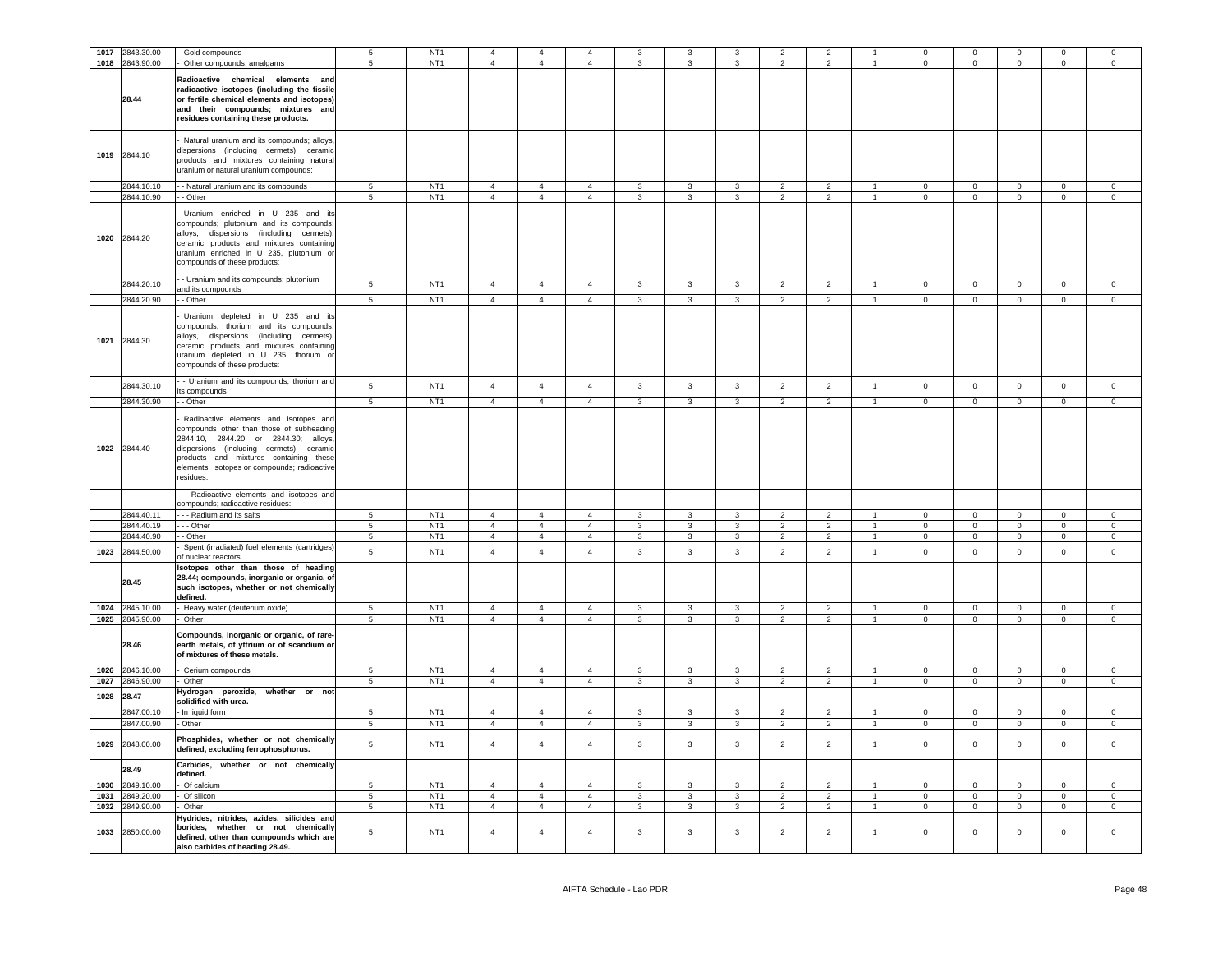| 1017 | 2843.30.00 | - Gold compounds | 5 | NT1 | 4 | 4 | 4 | 3 | 3 | 3 | 2 | 2 | 1 | 0 | 0 | 0 | 0 | 0 |
|---|---|---|---|---|---|---|---|---|---|---|---|---|---|---|---|---|---|---|
| 1018 | 2843.90.00 | - Other compounds; amalgams | 5 | NT1 | 4 | 4 | 4 | 3 | 3 | 3 | 2 | 2 | 1 | 0 | 0 | 0 | 0 | 0 |
| | 28.44 | **Radioactive chemical elements and radioactive isotopes (including the fissile or fertile chemical elements and isotopes) and their compounds; mixtures and residues containing these products.** | | | | | | | | | | | | | | | | |
| 1019 | 2844.10 | - Natural uranium and its compounds; alloys, dispersions (including cermets), ceramic products and mixtures containing natural uranium or natural uranium compounds: | | | | | | | | | | | | | | | | |
| | 2844.10.10 | - - Natural uranium and its compounds | 5 | NT1 | 4 | 4 | 4 | 3 | 3 | 3 | 2 | 2 | 1 | 0 | 0 | 0 | 0 | 0 |
| | 2844.10.90 | - - Other | 5 | NT1 | 4 | 4 | 4 | 3 | 3 | 3 | 2 | 2 | 1 | 0 | 0 | 0 | 0 | 0 |
| 1020 | 2844.20 | - Uranium enriched in U 235 and its compounds; plutonium and its compounds; alloys, dispersions (including cermets), ceramic products and mixtures containing uranium enriched in U 235, plutonium or compounds of these products: | | | | | | | | | | | | | | | | |
| | 2844.20.10 | - - Uranium and its compounds; plutonium and its compounds | 5 | NT1 | 4 | 4 | 4 | 3 | 3 | 3 | 2 | 2 | 1 | 0 | 0 | 0 | 0 | 0 |
| | 2844.20.90 | - - Other | 5 | NT1 | 4 | 4 | 4 | 3 | 3 | 3 | 2 | 2 | 1 | 0 | 0 | 0 | 0 | 0 |
| 1021 | 2844.30 | - Uranium depleted in U 235 and its compounds; thorium and its compounds; alloys, dispersions (including cermets), ceramic products and mixtures containing uranium depleted in U 235, thorium or compounds of these products: | | | | | | | | | | | | | | | | |
| | 2844.30.10 | - - Uranium and its compounds; thorium and its compounds | 5 | NT1 | 4 | 4 | 4 | 3 | 3 | 3 | 2 | 2 | 1 | 0 | 0 | 0 | 0 | 0 |
| | 2844.30.90 | - - Other | 5 | NT1 | 4 | 4 | 4 | 3 | 3 | 3 | 2 | 2 | 1 | 0 | 0 | 0 | 0 | 0 |
| 1022 | 2844.40 | - Radioactive elements and isotopes and compounds other than those of subheading 2844.10, 2844.20 or 2844.30; alloys, dispersions (including cermets), ceramic products and mixtures containing these elements, isotopes or compounds; radioactive residues: | | | | | | | | | | | | | | | | |
| | | - - Radioactive elements and isotopes and compounds; radioactive residues: | | | | | | | | | | | | | | | | |
| | 2844.40.11 | - - - Radium and its salts | 5 | NT1 | 4 | 4 | 4 | 3 | 3 | 3 | 2 | 2 | 1 | 0 | 0 | 0 | 0 | 0 |
| | 2844.40.19 | - - - Other | 5 | NT1 | 4 | 4 | 4 | 3 | 3 | 3 | 2 | 2 | 1 | 0 | 0 | 0 | 0 | 0 |
| | 2844.40.90 | - - Other | 5 | NT1 | 4 | 4 | 4 | 3 | 3 | 3 | 2 | 2 | 1 | 0 | 0 | 0 | 0 | 0 |
| 1023 | 2844.50.00 | - Spent (irradiated) fuel elements (cartridges) of nuclear reactors | 5 | NT1 | 4 | 4 | 4 | 3 | 3 | 3 | 2 | 2 | 1 | 0 | 0 | 0 | 0 | 0 |
| | 28.45 | **Isotopes other than those of heading 28.44; compounds, inorganic or organic, of such isotopes, whether or not chemically defined.** | | | | | | | | | | | | | | | | |
| 1024 | 2845.10.00 | - Heavy water (deuterium oxide) | 5 | NT1 | 4 | 4 | 4 | 3 | 3 | 3 | 2 | 2 | 1 | 0 | 0 | 0 | 0 | 0 |
| 1025 | 2845.90.00 | - Other | 5 | NT1 | 4 | 4 | 4 | 3 | 3 | 3 | 2 | 2 | 1 | 0 | 0 | 0 | 0 | 0 |
| | 28.46 | **Compounds, inorganic or organic, of rare-earth metals, of yttrium or of scandium or of mixtures of these metals.** | | | | | | | | | | | | | | | | |
| 1026 | 2846.10.00 | - Cerium compounds | 5 | NT1 | 4 | 4 | 4 | 3 | 3 | 3 | 2 | 2 | 1 | 0 | 0 | 0 | 0 | 0 |
| 1027 | 2846.90.00 | - Other | 5 | NT1 | 4 | 4 | 4 | 3 | 3 | 3 | 2 | 2 | 1 | 0 | 0 | 0 | 0 | 0 |
| 1028 | 28.47 | **Hydrogen peroxide, whether or not solidified with urea.** | | | | | | | | | | | | | | | | |
| | 2847.00.10 | - In liquid form | 5 | NT1 | 4 | 4 | 4 | 3 | 3 | 3 | 2 | 2 | 1 | 0 | 0 | 0 | 0 | 0 |
| | 2847.00.90 | - Other | 5 | NT1 | 4 | 4 | 4 | 3 | 3 | 3 | 2 | 2 | 1 | 0 | 0 | 0 | 0 | 0 |
| 1029 | 2848.00.00 | **Phosphides, whether or not chemically defined, excluding ferrophosphorus.** | 5 | NT1 | 4 | 4 | 4 | 3 | 3 | 3 | 2 | 2 | 1 | 0 | 0 | 0 | 0 | 0 |
| | 28.49 | **Carbides, whether or not chemically defined.** | | | | | | | | | | | | | | | | |
| 1030 | 2849.10.00 | - Of calcium | 5 | NT1 | 4 | 4 | 4 | 3 | 3 | 3 | 2 | 2 | 1 | 0 | 0 | 0 | 0 | 0 |
| 1031 | 2849.20.00 | - Of silicon | 5 | NT1 | 4 | 4 | 4 | 3 | 3 | 3 | 2 | 2 | 1 | 0 | 0 | 0 | 0 | 0 |
| 1032 | 2849.90.00 | - Other | 5 | NT1 | 4 | 4 | 4 | 3 | 3 | 3 | 2 | 2 | 1 | 0 | 0 | 0 | 0 | 0 |
| 1033 | 2850.00.00 | **Hydrides, nitrides, azides, silicides and borides, whether or not chemically defined, other than compounds which are also carbides of heading 28.49.** | 5 | NT1 | 4 | 4 | 4 | 3 | 3 | 3 | 2 | 2 | 1 | 0 | 0 | 0 | 0 | 0 |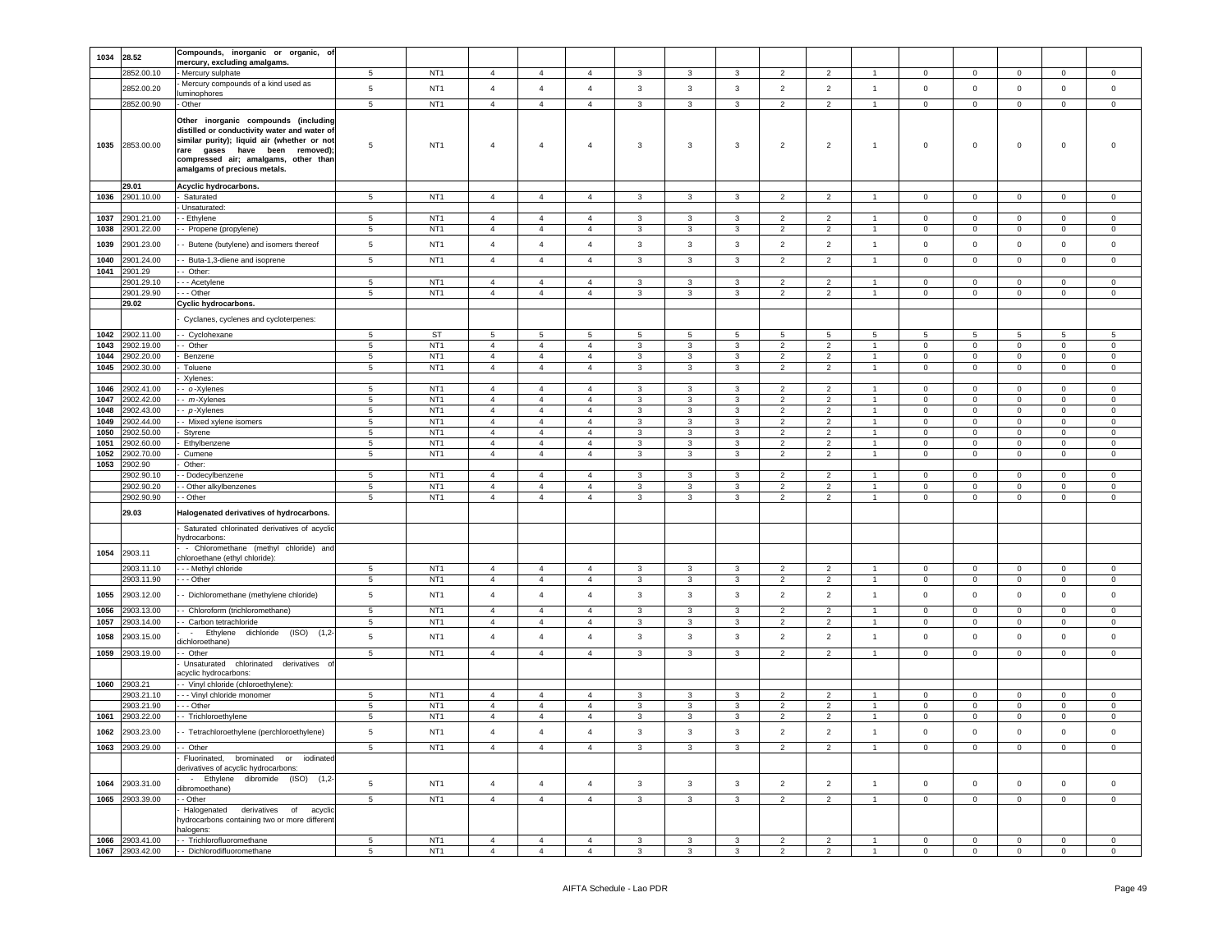| 1034 | 28.52 | Compounds, inorganic or organic, of mercury, excluding amalgams. | | | | | | | | | | | | | | | | |
|---|---|---|---|---|---|---|---|---|---|---|---|---|---|---|---|---|---|---|
| | 2852.00.10 | - Mercury sulphate | 5 | NT1 | 4 | 4 | 4 | 3 | 3 | 3 | 2 | 2 | 1 | 0 | 0 | 0 | 0 | 0 |
| | 2852.00.20 | - Mercury compounds of a kind used as luminophores | 5 | NT1 | 4 | 4 | 4 | 3 | 3 | 3 | 2 | 2 | 1 | 0 | 0 | 0 | 0 | 0 |
| | 2852.00.90 | - Other | 5 | NT1 | 4 | 4 | 4 | 3 | 3 | 3 | 2 | 2 | 1 | 0 | 0 | 0 | 0 | 0 |
| 1035 | 2853.00.00 | **Other inorganic compounds (including distilled or conductivity water and water of similar purity); liquid air (whether or not rare gases have been removed); compressed air; amalgams, other than amalgams of precious metals.** | 5 | NT1 | 4 | 4 | 4 | 3 | 3 | 3 | 2 | 2 | 1 | 0 | 0 | 0 | 0 | 0 |
| | 29.01 | **Acyclic hydrocarbons.** | | | | | | | | | | | | | | | | |
| 1036 | 2901.10.00 | - Saturated | 5 | NT1 | 4 | 4 | 4 | 3 | 3 | 3 | 2 | 2 | 1 | 0 | 0 | 0 | 0 | 0 |
| | | - Unsaturated: | | | | | | | | | | | | | | | | |
| 1037 | 2901.21.00 | - - Ethylene | 5 | NT1 | 4 | 4 | 4 | 3 | 3 | 3 | 2 | 2 | 1 | 0 | 0 | 0 | 0 | 0 |
| 1038 | 2901.22.00 | - - Propene (propylene) | 5 | NT1 | 4 | 4 | 4 | 3 | 3 | 3 | 2 | 2 | 1 | 0 | 0 | 0 | 0 | 0 |
| 1039 | 2901.23.00 | - - Butene (butylene) and isomers thereof | 5 | NT1 | 4 | 4 | 4 | 3 | 3 | 3 | 2 | 2 | 1 | 0 | 0 | 0 | 0 | 0 |
| 1040 | 2901.24.00 | - - Buta-1,3-diene and isoprene | 5 | NT1 | 4 | 4 | 4 | 3 | 3 | 3 | 2 | 2 | 1 | 0 | 0 | 0 | 0 | 0 |
| 1041 | 2901.29 | - - Other: | | | | | | | | | | | | | | | | |
| | 2901.29.10 | - - - Acetylene | 5 | NT1 | 4 | 4 | 4 | 3 | 3 | 3 | 2 | 2 | 1 | 0 | 0 | 0 | 0 | 0 |
| | 2901.29.90 | - - - Other | 5 | NT1 | 4 | 4 | 4 | 3 | 3 | 3 | 2 | 2 | 1 | 0 | 0 | 0 | 0 | 0 |
| | 29.02 | **Cyclic hydrocarbons.** | | | | | | | | | | | | | | | | |
| | | - Cyclanes, cyclenes and cycloterpenes: | | | | | | | | | | | | | | | | |
| 1042 | 2902.11.00 | - - Cyclohexane | 5 | ST | 5 | 5 | 5 | 5 | 5 | 5 | 5 | 5 | 5 | 5 | 5 | 5 | 5 | 5 |
| 1043 | 2902.19.00 | - - Other | 5 | NT1 | 4 | 4 | 4 | 3 | 3 | 3 | 2 | 2 | 1 | 0 | 0 | 0 | 0 | 0 |
| 1044 | 2902.20.00 | - Benzene | 5 | NT1 | 4 | 4 | 4 | 3 | 3 | 3 | 2 | 2 | 1 | 0 | 0 | 0 | 0 | 0 |
| 1045 | 2902.30.00 | - Toluene | 5 | NT1 | 4 | 4 | 4 | 3 | 3 | 3 | 2 | 2 | 1 | 0 | 0 | 0 | 0 | 0 |
| | | - Xylenes: | | | | | | | | | | | | | | | | |
| 1046 | 2902.41.00 | - - *o*-Xylenes | 5 | NT1 | 4 | 4 | 4 | 3 | 3 | 3 | 2 | 2 | 1 | 0 | 0 | 0 | 0 | 0 |
| 1047 | 2902.42.00 | - - *m*-Xylenes | 5 | NT1 | 4 | 4 | 4 | 3 | 3 | 3 | 2 | 2 | 1 | 0 | 0 | 0 | 0 | 0 |
| 1048 | 2902.43.00 | - - *p*-Xylenes | 5 | NT1 | 4 | 4 | 4 | 3 | 3 | 3 | 2 | 2 | 1 | 0 | 0 | 0 | 0 | 0 |
| 1049 | 2902.44.00 | - - Mixed xylene isomers | 5 | NT1 | 4 | 4 | 4 | 3 | 3 | 3 | 2 | 2 | 1 | 0 | 0 | 0 | 0 | 0 |
| 1050 | 2902.50.00 | - Styrene | 5 | NT1 | 4 | 4 | 4 | 3 | 3 | 3 | 2 | 2 | 1 | 0 | 0 | 0 | 0 | 0 |
| 1051 | 2902.60.00 | - Ethylbenzene | 5 | NT1 | 4 | 4 | 4 | 3 | 3 | 3 | 2 | 2 | 1 | 0 | 0 | 0 | 0 | 0 |
| 1052 | 2902.70.00 | - Cumene | 5 | NT1 | 4 | 4 | 4 | 3 | 3 | 3 | 2 | 2 | 1 | 0 | 0 | 0 | 0 | 0 |
| 1053 | 2902.90 | - Other: | | | | | | | | | | | | | | | | |
| | 2902.90.10 | - - Dodecylbenzene | 5 | NT1 | 4 | 4 | 4 | 3 | 3 | 3 | 2 | 2 | 1 | 0 | 0 | 0 | 0 | 0 |
| | 2902.90.20 | - - Other alkylbenzenes | 5 | NT1 | 4 | 4 | 4 | 3 | 3 | 3 | 2 | 2 | 1 | 0 | 0 | 0 | 0 | 0 |
| | 2902.90.90 | - - Other | 5 | NT1 | 4 | 4 | 4 | 3 | 3 | 3 | 2 | 2 | 1 | 0 | 0 | 0 | 0 | 0 |
| | 29.03 | **Halogenated derivatives of hydrocarbons.** | | | | | | | | | | | | | | | | |
| | | - Saturated chlorinated derivatives of acyclic hydrocarbons: | | | | | | | | | | | | | | | | |
| 1054 | 2903.11 | - - Chloromethane (methyl chloride) and chloroethane (ethyl chloride): | | | | | | | | | | | | | | | | |
| | 2903.11.10 | - - - Methyl chloride | 5 | NT1 | 4 | 4 | 4 | 3 | 3 | 3 | 2 | 2 | 1 | 0 | 0 | 0 | 0 | 0 |
| | 2903.11.90 | - - - Other | 5 | NT1 | 4 | 4 | 4 | 3 | 3 | 3 | 2 | 2 | 1 | 0 | 0 | 0 | 0 | 0 |
| 1055 | 2903.12.00 | - - Dichloromethane (methylene chloride) | 5 | NT1 | 4 | 4 | 4 | 3 | 3 | 3 | 2 | 2 | 1 | 0 | 0 | 0 | 0 | 0 |
| 1056 | 2903.13.00 | - - Chloroform (trichloromethane) | 5 | NT1 | 4 | 4 | 4 | 3 | 3 | 3 | 2 | 2 | 1 | 0 | 0 | 0 | 0 | 0 |
| 1057 | 2903.14.00 | - - Carbon tetrachloride | 5 | NT1 | 4 | 4 | 4 | 3 | 3 | 3 | 2 | 2 | 1 | 0 | 0 | 0 | 0 | 0 |
| 1058 | 2903.15.00 | - - Ethylene dichloride (ISO) (1,2-dichloroethane) | 5 | NT1 | 4 | 4 | 4 | 3 | 3 | 3 | 2 | 2 | 1 | 0 | 0 | 0 | 0 | 0 |
| 1059 | 2903.19.00 | - - Other | 5 | NT1 | 4 | 4 | 4 | 3 | 3 | 3 | 2 | 2 | 1 | 0 | 0 | 0 | 0 | 0 |
| | | - Unsaturated chlorinated derivatives of acyclic hydrocarbons: | | | | | | | | | | | | | | | | |
| 1060 | 2903.21 | - - Vinyl chloride (chloroethylene): | | | | | | | | | | | | | | | | |
| | 2903.21.10 | - - - Vinyl chloride monomer | 5 | NT1 | 4 | 4 | 4 | 3 | 3 | 3 | 2 | 2 | 1 | 0 | 0 | 0 | 0 | 0 |
| | 2903.21.90 | - - - Other | 5 | NT1 | 4 | 4 | 4 | 3 | 3 | 3 | 2 | 2 | 1 | 0 | 0 | 0 | 0 | 0 |
| 1061 | 2903.22.00 | - - Trichloroethylene | 5 | NT1 | 4 | 4 | 4 | 3 | 3 | 3 | 2 | 2 | 1 | 0 | 0 | 0 | 0 | 0 |
| 1062 | 2903.23.00 | - - Tetrachloroethylene (perchloroethylene) | 5 | NT1 | 4 | 4 | 4 | 3 | 3 | 3 | 2 | 2 | 1 | 0 | 0 | 0 | 0 | 0 |
| 1063 | 2903.29.00 | - - Other | 5 | NT1 | 4 | 4 | 4 | 3 | 3 | 3 | 2 | 2 | 1 | 0 | 0 | 0 | 0 | 0 |
| | | - Fluorinated, brominated or iodinated derivatives of acyclic hydrocarbons: | | | | | | | | | | | | | | | | |
| 1064 | 2903.31.00 | - - Ethylene dibromide (ISO) (1,2-dibromoethane) | 5 | NT1 | 4 | 4 | 4 | 3 | 3 | 3 | 2 | 2 | 1 | 0 | 0 | 0 | 0 | 0 |
| 1065 | 2903.39.00 | - - Other | 5 | NT1 | 4 | 4 | 4 | 3 | 3 | 3 | 2 | 2 | 1 | 0 | 0 | 0 | 0 | 0 |
| | | - Halogenated derivatives of acyclic hydrocarbons containing two or more different halogens: | | | | | | | | | | | | | | | | |
| 1066 | 2903.41.00 | - - Trichlorofluoromethane | 5 | NT1 | 4 | 4 | 4 | 3 | 3 | 3 | 2 | 2 | 1 | 0 | 0 | 0 | 0 | 0 |
| 1067 | 2903.42.00 | - - Dichlorodifluoromethane | 5 | NT1 | 4 | 4 | 4 | 3 | 3 | 3 | 2 | 2 | 1 | 0 | 0 | 0 | 0 | 0 |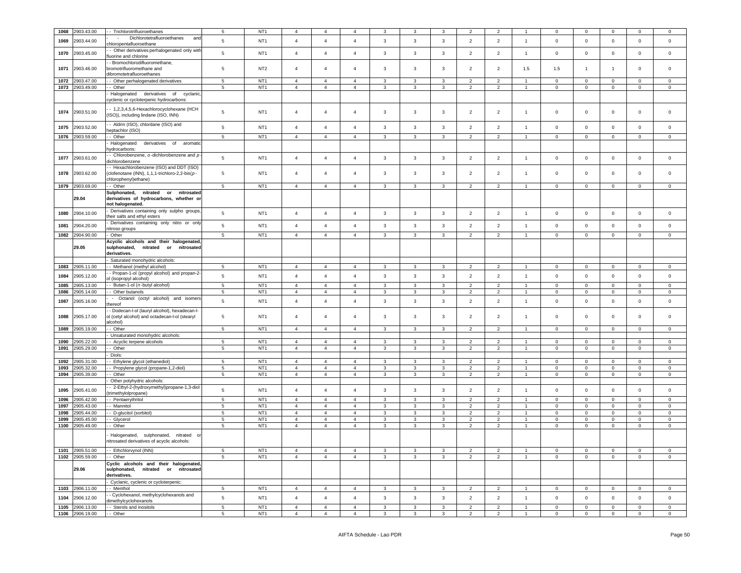| 1068 | 2903.43.00 | - - Trichlorotrifluoroethanes | 5 | NT1 | 4 | 4 | 4 | 3 | 3 | 3 | 2 | 2 | 1 | 0 | 0 | 0 | 0 | 0 |
|---|---|---|---|---|---|---|---|---|---|---|---|---|---|---|---|---|---|---|
| 1069 | 2903.44.00 | - - Dichlorotetrafluoroethanes and chloropentafluoroethane | 5 | NT1 | 4 | 4 | 4 | 3 | 3 | 3 | 2 | 2 | 1 | 0 | 0 | 0 | 0 | 0 |
| 1070 | 2903.45.00 | - - Other derivatives perhalogenated only with fluorine and chlorine | 5 | NT1 | 4 | 4 | 4 | 3 | 3 | 3 | 2 | 2 | 1 | 0 | 0 | 0 | 0 | 0 |
| 1071 | 2903.46.00 | - - Bromochlorodifluoromethane, bromotrifluoromethane and dibromotetrafluoroethanes | 5 | NT2 | 4 | 4 | 4 | 3 | 3 | 3 | 2 | 2 | 1.5 | 1.5 | 1 | 1 | 0 | 0 |
| 1072 | 2903.47.00 | - - Other perhalogenated derivatives | 5 | NT1 | 4 | 4 | 4 | 3 | 3 | 3 | 2 | 2 | 1 | 0 | 0 | 0 | 0 | 0 |
| 1073 | 2903.49.00 | - - Other | 5 | NT1 | 4 | 4 | 4 | 3 | 3 | 3 | 2 | 2 | 1 | 0 | 0 | 0 | 0 | 0 |
| | | - Halogenated derivatives of cyclanic, cyclenic or cycloterpenic hydrocarbons: | | | | | | | | | | | | | | | | |
| 1074 | 2903.51.00 | - - 1,2,3,4,5,6-Hexachlorocyclohexane (HCH (ISO)), including lindane (ISO, INN) | 5 | NT1 | 4 | 4 | 4 | 3 | 3 | 3 | 2 | 2 | 1 | 0 | 0 | 0 | 0 | 0 |
| 1075 | 2903.52.00 | - - Aldrin (ISO), chlordane (ISO) and heptachlor (ISO) | 5 | NT1 | 4 | 4 | 4 | 3 | 3 | 3 | 2 | 2 | 1 | 0 | 0 | 0 | 0 | 0 |
| 1076 | 2903.59.00 | - - Other | 5 | NT1 | 4 | 4 | 4 | 3 | 3 | 3 | 2 | 2 | 1 | 0 | 0 | 0 | 0 | 0 |
| | | - Halogenated derivatives of aromatic hydrocarbons: | | | | | | | | | | | | | | | | |
| 1077 | 2903.61.00 | - - Chlorobenzene, *o*-dichlorobenzene and *p*-dichlorobenzene | 5 | NT1 | 4 | 4 | 4 | 3 | 3 | 3 | 2 | 2 | 1 | 0 | 0 | 0 | 0 | 0 |
| 1078 | 2903.62.00 | - - Hexachlorobenzene (ISO) and DDT (ISO) (clofenotane (INN), 1,1,1-trichloro-2,2-bis(*p*-chlorophenyl)ethane) | 5 | NT1 | 4 | 4 | 4 | 3 | 3 | 3 | 2 | 2 | 1 | 0 | 0 | 0 | 0 | 0 |
| 1079 | 2903.69.00 | - - Other | 5 | NT1 | 4 | 4 | 4 | 3 | 3 | 3 | 2 | 2 | 1 | 0 | 0 | 0 | 0 | 0 |
| | **29.04** | **Sulphonated, nitrated or nitrosated derivatives of hydrocarbons, whether or not halogenated.** | | | | | | | | | | | | | | | | |
| 1080 | 2904.10.00 | - Derivatives containing only sulpho groups, their salts and ethyl esters | 5 | NT1 | 4 | 4 | 4 | 3 | 3 | 3 | 2 | 2 | 1 | 0 | 0 | 0 | 0 | 0 |
| 1081 | 2904.20.00 | - Derivatives containing only nitro or only nitroso groups | 5 | NT1 | 4 | 4 | 4 | 3 | 3 | 3 | 2 | 2 | 1 | 0 | 0 | 0 | 0 | 0 |
| 1082 | 2904.90.00 | - Other | 5 | NT1 | 4 | 4 | 4 | 3 | 3 | 3 | 2 | 2 | 1 | 0 | 0 | 0 | 0 | 0 |
| | **29.05** | **Acyclic alcohols and their halogenated, sulphonated, nitrated or nitrosated derivatives.** | | | | | | | | | | | | | | | | |
| | | - Saturated monohydric alcohols: | | | | | | | | | | | | | | | | |
| 1083 | 2905.11.00 | - - Methanol (methyl alcohol) | 5 | NT1 | 4 | 4 | 4 | 3 | 3 | 3 | 2 | 2 | 1 | 0 | 0 | 0 | 0 | 0 |
| 1084 | 2905.12.00 | - - Propan-1-ol (propyl alcohol) and propan-2-ol (isopropyl alcohol) | 5 | NT1 | 4 | 4 | 4 | 3 | 3 | 3 | 2 | 2 | 1 | 0 | 0 | 0 | 0 | 0 |
| 1085 | 2905.13.00 | - - Butan-1-ol (*n*-butyl alcohol) | 5 | NT1 | 4 | 4 | 4 | 3 | 3 | 3 | 2 | 2 | 1 | 0 | 0 | 0 | 0 | 0 |
| 1086 | 2905.14.00 | - - Other butanols | 5 | NT1 | 4 | 4 | 4 | 3 | 3 | 3 | 2 | 2 | 1 | 0 | 0 | 0 | 0 | 0 |
| 1087 | 2905.16.00 | - - Octanol (octyl alcohol) and isomers thereof | 5 | NT1 | 4 | 4 | 4 | 3 | 3 | 3 | 2 | 2 | 1 | 0 | 0 | 0 | 0 | 0 |
| 1088 | 2905.17.00 | - - Dodecan-l-ol (lauryl alcohol), hexadecan-l-ol (cetyl alcohol) and octadecan-l-ol (stearyl alcohol) | 5 | NT1 | 4 | 4 | 4 | 3 | 3 | 3 | 2 | 2 | 1 | 0 | 0 | 0 | 0 | 0 |
| 1089 | 2905.19.00 | - - Other | 5 | NT1 | 4 | 4 | 4 | 3 | 3 | 3 | 2 | 2 | 1 | 0 | 0 | 0 | 0 | 0 |
| | | - Unsaturated monohydric alcohols: | | | | | | | | | | | | | | | | |
| 1090 | 2905.22.00 | - - Acyclic terpene alcohols | 5 | NT1 | 4 | 4 | 4 | 3 | 3 | 3 | 2 | 2 | 1 | 0 | 0 | 0 | 0 | 0 |
| 1091 | 2905.29.00 | - - Other | 5 | NT1 | 4 | 4 | 4 | 3 | 3 | 3 | 2 | 2 | 1 | 0 | 0 | 0 | 0 | 0 |
| | | - Diols: | | | | | | | | | | | | | | | | |
| 1092 | 2905.31.00 | - - Ethylene glycol (ethanediol) | 5 | NT1 | 4 | 4 | 4 | 3 | 3 | 3 | 2 | 2 | 1 | 0 | 0 | 0 | 0 | 0 |
| 1093 | 2905.32.00 | - - Propylene glycol (propane-1,2-diol) | 5 | NT1 | 4 | 4 | 4 | 3 | 3 | 3 | 2 | 2 | 1 | 0 | 0 | 0 | 0 | 0 |
| 1094 | 2905.39.00 | - - Other | 5 | NT1 | 4 | 4 | 4 | 3 | 3 | 3 | 2 | 2 | 1 | 0 | 0 | 0 | 0 | 0 |
| | | - Other polyhydric alcohols: | | | | | | | | | | | | | | | | |
| 1095 | 2905.41.00 | - - 2-Ethyl-2-(hydroxymethyl)propane-1,3-diol (trimethylolpropane) | 5 | NT1 | 4 | 4 | 4 | 3 | 3 | 3 | 2 | 2 | 1 | 0 | 0 | 0 | 0 | 0 |
| 1096 | 2905.42.00 | - - Pentaerythritol | 5 | NT1 | 4 | 4 | 4 | 3 | 3 | 3 | 2 | 2 | 1 | 0 | 0 | 0 | 0 | 0 |
| 1097 | 2905.43.00 | - - Mannitol | 5 | NT1 | 4 | 4 | 4 | 3 | 3 | 3 | 2 | 2 | 1 | 0 | 0 | 0 | 0 | 0 |
| 1098 | 2905.44.00 | - - D-glucitol (sorbitol) | 5 | NT1 | 4 | 4 | 4 | 3 | 3 | 3 | 2 | 2 | 1 | 0 | 0 | 0 | 0 | 0 |
| 1099 | 2905.45.00 | - - Glycerol | 5 | NT1 | 4 | 4 | 4 | 3 | 3 | 3 | 2 | 2 | 1 | 0 | 0 | 0 | 0 | 0 |
| 1100 | 2905.49.00 | - - Other | 5 | NT1 | 4 | 4 | 4 | 3 | 3 | 3 | 2 | 2 | 1 | 0 | 0 | 0 | 0 | 0 |
| | | - Halogenated, sulphonated, nitrated or nitrosated derivatives of acyclic alcohols: | | | | | | | | | | | | | | | | |
| 1101 | 2905.51.00 | - - Ethchlorvynol (INN) | 5 | NT1 | 4 | 4 | 4 | 3 | 3 | 3 | 2 | 2 | 1 | 0 | 0 | 0 | 0 | 0 |
| 1102 | 2905.59.00 | - - Other | 5 | NT1 | 4 | 4 | 4 | 3 | 3 | 3 | 2 | 2 | 1 | 0 | 0 | 0 | 0 | 0 |
| | **29.06** | **Cyclic alcohols and their halogenated, sulphonated, nitrated or nitrosated derivatives.** | | | | | | | | | | | | | | | | |
| | | - Cyclanic, cyclenic or cycloterpenic: | | | | | | | | | | | | | | | | |
| 1103 | 2906.11.00 | - - Menthol | 5 | NT1 | 4 | 4 | 4 | 3 | 3 | 3 | 2 | 2 | 1 | 0 | 0 | 0 | 0 | 0 |
| 1104 | 2906.12.00 | - - Cyclohexanol, methylcyclohexanols and dimethylcyclohexanols | 5 | NT1 | 4 | 4 | 4 | 3 | 3 | 3 | 2 | 2 | 1 | 0 | 0 | 0 | 0 | 0 |
| 1105 | 2906.13.00 | - - Sterols and inositols | 5 | NT1 | 4 | 4 | 4 | 3 | 3 | 3 | 2 | 2 | 1 | 0 | 0 | 0 | 0 | 0 |
| 1106 | 2906.19.00 | - - Other | 5 | NT1 | 4 | 4 | 4 | 3 | 3 | 3 | 2 | 2 | 1 | 0 | 0 | 0 | 0 | 0 |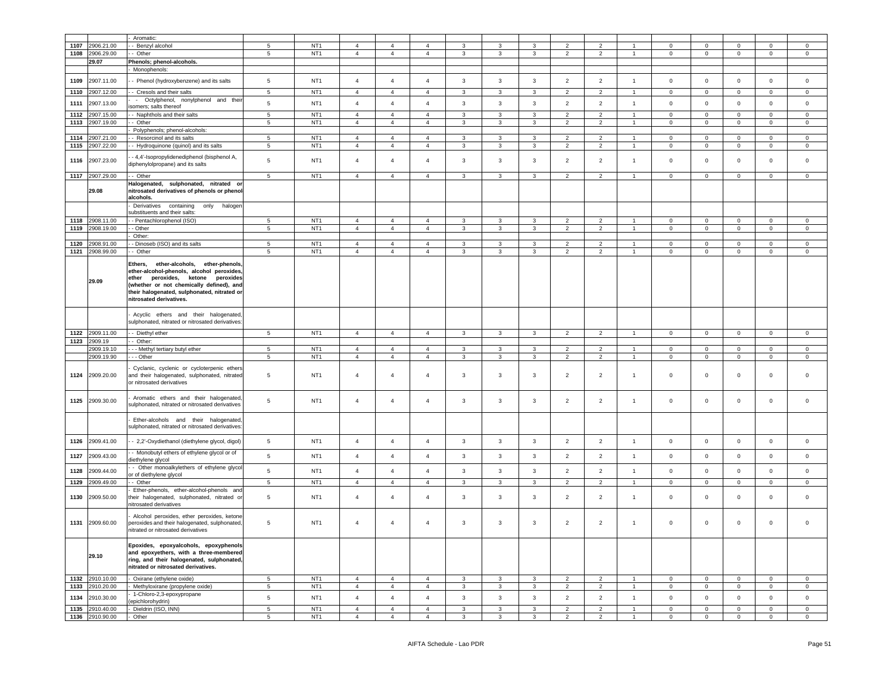| | | | | | | | | | | | | | | | | | | |
|---|---|---|---|---|---|---|---|---|---|---|---|---|---|---|---|---|---|---|
| | | - Aromatic: | | | | | | | | | | | | | | | | |
| 1107 | 2906.21.00 | - - Benzyl alcohol | 5 | NT1 | 4 | 4 | 4 | 3 | 3 | 3 | 2 | 2 | 1 | 0 | 0 | 0 | 0 | 0 |
| 1108 | 2906.29.00 | - - Other | 5 | NT1 | 4 | 4 | 4 | 3 | 3 | 3 | 2 | 2 | 1 | 0 | 0 | 0 | 0 | 0 |
| | **29.07** | **Phenols; phenol-alcohols.** | | | | | | | | | | | | | | | | |
| | | - Monophenols: | | | | | | | | | | | | | | | | |
| 1109 | 2907.11.00 | - - Phenol (hydroxybenzene) and its salts | 5 | NT1 | 4 | 4 | 4 | 3 | 3 | 3 | 2 | 2 | 1 | 0 | 0 | 0 | 0 | 0 |
| 1110 | 2907.12.00 | - - Cresols and their salts | 5 | NT1 | 4 | 4 | 4 | 3 | 3 | 3 | 2 | 2 | 1 | 0 | 0 | 0 | 0 | 0 |
| 1111 | 2907.13.00 | - - Octylphenol, nonylphenol and their isomers; salts thereof | 5 | NT1 | 4 | 4 | 4 | 3 | 3 | 3 | 2 | 2 | 1 | 0 | 0 | 0 | 0 | 0 |
| 1112 | 2907.15.00 | - - Naphthols and their salts | 5 | NT1 | 4 | 4 | 4 | 3 | 3 | 3 | 2 | 2 | 1 | 0 | 0 | 0 | 0 | 0 |
| 1113 | 2907.19.00 | - - Other | 5 | NT1 | 4 | 4 | 4 | 3 | 3 | 3 | 2 | 2 | 1 | 0 | 0 | 0 | 0 | 0 |
| | | - Polyphenols; phenol-alcohols: | | | | | | | | | | | | | | | | |
| 1114 | 2907.21.00 | - - Resorcinol and its salts | 5 | NT1 | 4 | 4 | 4 | 3 | 3 | 3 | 2 | 2 | 1 | 0 | 0 | 0 | 0 | 0 |
| 1115 | 2907.22.00 | - - Hydroquinone (quinol) and its salts | 5 | NT1 | 4 | 4 | 4 | 3 | 3 | 3 | 2 | 2 | 1 | 0 | 0 | 0 | 0 | 0 |
| 1116 | 2907.23.00 | - - 4,4'-Isopropylidenediphenol (bisphenol A, diphenylolpropane) and its salts | 5 | NT1 | 4 | 4 | 4 | 3 | 3 | 3 | 2 | 2 | 1 | 0 | 0 | 0 | 0 | 0 |
| 1117 | 2907.29.00 | - - Other | 5 | NT1 | 4 | 4 | 4 | 3 | 3 | 3 | 2 | 2 | 1 | 0 | 0 | 0 | 0 | 0 |
| | **29.08** | **Halogenated, sulphonated, nitrated or nitrosated derivatives of phenols or phenol-alcohols.** | | | | | | | | | | | | | | | | |
| | | - Derivatives containing only halogen substituents and their salts: | | | | | | | | | | | | | | | | |
| 1118 | 2908.11.00 | - - Pentachlorophenol (ISO) | 5 | NT1 | 4 | 4 | 4 | 3 | 3 | 3 | 2 | 2 | 1 | 0 | 0 | 0 | 0 | 0 |
| 1119 | 2908.19.00 | - - Other | 5 | NT1 | 4 | 4 | 4 | 3 | 3 | 3 | 2 | 2 | 1 | 0 | 0 | 0 | 0 | 0 |
| | | - Other: | | | | | | | | | | | | | | | | |
| 1120 | 2908.91.00 | - - Dinoseb (ISO) and its salts | 5 | NT1 | 4 | 4 | 4 | 3 | 3 | 3 | 2 | 2 | 1 | 0 | 0 | 0 | 0 | 0 |
| 1121 | 2908.99.00 | - - Other | 5 | NT1 | 4 | 4 | 4 | 3 | 3 | 3 | 2 | 2 | 1 | 0 | 0 | 0 | 0 | 0 |
| | **29.09** | **Ethers, ether-alcohols, ether-phenols, ether-alcohol-phenols, alcohol peroxides, ether peroxides, ketone peroxides (whether or not chemically defined), and their halogenated, sulphonated, nitrated or nitrosated derivatives.** | | | | | | | | | | | | | | | | |
| | | - Acyclic ethers and their halogenated, sulphonated, nitrated or nitrosated derivatives: | | | | | | | | | | | | | | | | |
| 1122 | 2909.11.00 | - - Diethyl ether | 5 | NT1 | 4 | 4 | 4 | 3 | 3 | 3 | 2 | 2 | 1 | 0 | 0 | 0 | 0 | 0 |
| 1123 | 2909.19 | - - Other: | | | | | | | | | | | | | | | | |
| | 2909.19.10 | - - - Methyl tertiary butyl ether | 5 | NT1 | 4 | 4 | 4 | 3 | 3 | 3 | 2 | 2 | 1 | 0 | 0 | 0 | 0 | 0 |
| | 2909.19.90 | - - - Other | 5 | NT1 | 4 | 4 | 4 | 3 | 3 | 3 | 2 | 2 | 1 | 0 | 0 | 0 | 0 | 0 |
| 1124 | 2909.20.00 | - Cyclanic, cyclenic or cycloterpenic ethers and their halogenated, sulphonated, nitrated or nitrosated derivatives | 5 | NT1 | 4 | 4 | 4 | 3 | 3 | 3 | 2 | 2 | 1 | 0 | 0 | 0 | 0 | 0 |
| 1125 | 2909.30.00 | - Aromatic ethers and their halogenated, sulphonated, nitrated or nitrosated derivatives | 5 | NT1 | 4 | 4 | 4 | 3 | 3 | 3 | 2 | 2 | 1 | 0 | 0 | 0 | 0 | 0 |
| | | - Ether-alcohols and their halogenated, sulphonated, nitrated or nitrosated derivatives: | | | | | | | | | | | | | | | | |
| 1126 | 2909.41.00 | - - 2,2'-Oxydiethanol (diethylene glycol, digol) | 5 | NT1 | 4 | 4 | 4 | 3 | 3 | 3 | 2 | 2 | 1 | 0 | 0 | 0 | 0 | 0 |
| 1127 | 2909.43.00 | - - Monobutyl ethers of ethylene glycol or of diethylene glycol | 5 | NT1 | 4 | 4 | 4 | 3 | 3 | 3 | 2 | 2 | 1 | 0 | 0 | 0 | 0 | 0 |
| 1128 | 2909.44.00 | - - Other monoalkylethers of ethylene glycol or of diethylene glycol | 5 | NT1 | 4 | 4 | 4 | 3 | 3 | 3 | 2 | 2 | 1 | 0 | 0 | 0 | 0 | 0 |
| 1129 | 2909.49.00 | - - Other | 5 | NT1 | 4 | 4 | 4 | 3 | 3 | 3 | 2 | 2 | 1 | 0 | 0 | 0 | 0 | 0 |
| 1130 | 2909.50.00 | - Ether-phenols, ether-alcohol-phenols and their halogenated, sulphonated, nitrated or nitrosated derivatives | 5 | NT1 | 4 | 4 | 4 | 3 | 3 | 3 | 2 | 2 | 1 | 0 | 0 | 0 | 0 | 0 |
| 1131 | 2909.60.00 | - Alcohol peroxides, ether peroxides, ketone peroxides and their halogenated, sulphonated, nitrated or nitrosated derivatives | 5 | NT1 | 4 | 4 | 4 | 3 | 3 | 3 | 2 | 2 | 1 | 0 | 0 | 0 | 0 | 0 |
| | **29.10** | **Epoxides, epoxyalcohols, epoxyphenols and epoxyethers, with a three-membered ring, and their halogenated, sulphonated, nitrated or nitrosated derivatives.** | | | | | | | | | | | | | | | | |
| 1132 | 2910.10.00 | - Oxirane (ethylene oxide) | 5 | NT1 | 4 | 4 | 4 | 3 | 3 | 3 | 2 | 2 | 1 | 0 | 0 | 0 | 0 | 0 |
| 1133 | 2910.20.00 | - Methyloxirane (propylene oxide) | 5 | NT1 | 4 | 4 | 4 | 3 | 3 | 3 | 2 | 2 | 1 | 0 | 0 | 0 | 0 | 0 |
| 1134 | 2910.30.00 | - 1-Chloro-2,3-epoxypropane (epichlorohydrin) | 5 | NT1 | 4 | 4 | 4 | 3 | 3 | 3 | 2 | 2 | 1 | 0 | 0 | 0 | 0 | 0 |
| 1135 | 2910.40.00 | - Dieldrin (ISO, INN) | 5 | NT1 | 4 | 4 | 4 | 3 | 3 | 3 | 2 | 2 | 1 | 0 | 0 | 0 | 0 | 0 |
| 1136 | 2910.90.00 | - Other | 5 | NT1 | 4 | 4 | 4 | 3 | 3 | 3 | 2 | 2 | 1 | 0 | 0 | 0 | 0 | 0 |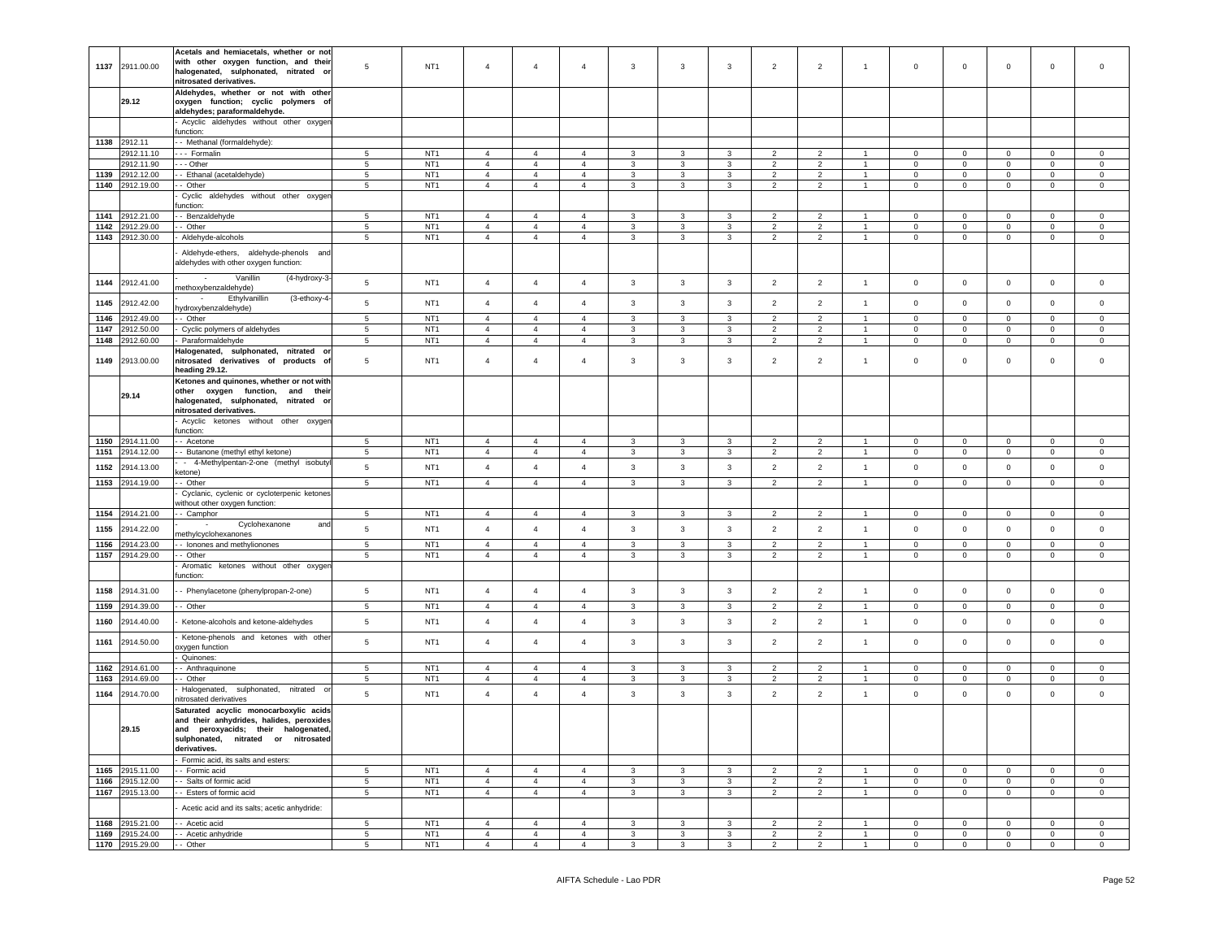| | | | | | | | | | | | | | | | | | | | |
|---|---|---|---|---|---|---|---|---|---|---|---|---|---|---|---|---|---|---|---|
| 1137 | 2911.00.00 | **Acetals and hemiacetals, whether or not with other oxygen function, and their halogenated, sulphonated, nitrated or nitrosated derivatives.** | 5 | NT1 | 4 | 4 | 4 | 3 | 3 | 3 | 2 | 2 | 1 | 0 | 0 | 0 | 0 | 0 |
| | **29.12** | **Aldehydes, whether or not with other oxygen function; cyclic polymers of aldehydes; paraformaldehyde.** | | | | | | | | | | | | | | | | |
| | | - Acyclic aldehydes without other oxygen function: | | | | | | | | | | | | | | | | |
| 1138 | 2912.11 | - - Methanal (formaldehyde): | | | | | | | | | | | | | | | | |
| | 2912.11.10 | - - - Formalin | 5 | NT1 | 4 | 4 | 4 | 3 | 3 | 3 | 2 | 2 | 1 | 0 | 0 | 0 | 0 | 0 |
| | 2912.11.90 | - - - Other | 5 | NT1 | 4 | 4 | 4 | 3 | 3 | 3 | 2 | 2 | 1 | 0 | 0 | 0 | 0 | 0 |
| 1139 | 2912.12.00 | - - Ethanal (acetaldehyde) | 5 | NT1 | 4 | 4 | 4 | 3 | 3 | 3 | 2 | 2 | 1 | 0 | 0 | 0 | 0 | 0 |
| 1140 | 2912.19.00 | - - Other | 5 | NT1 | 4 | 4 | 4 | 3 | 3 | 3 | 2 | 2 | 1 | 0 | 0 | 0 | 0 | 0 |
| | | - Cyclic aldehydes without other oxygen function: | | | | | | | | | | | | | | | | |
| 1141 | 2912.21.00 | - - Benzaldehyde | 5 | NT1 | 4 | 4 | 4 | 3 | 3 | 3 | 2 | 2 | 1 | 0 | 0 | 0 | 0 | 0 |
| 1142 | 2912.29.00 | - - Other | 5 | NT1 | 4 | 4 | 4 | 3 | 3 | 3 | 2 | 2 | 1 | 0 | 0 | 0 | 0 | 0 |
| 1143 | 2912.30.00 | - Aldehyde-alcohols | 5 | NT1 | 4 | 4 | 4 | 3 | 3 | 3 | 2 | 2 | 1 | 0 | 0 | 0 | 0 | 0 |
| | | - Aldehyde-ethers, aldehyde-phenols and aldehydes with other oxygen function: | | | | | | | | | | | | | | | | |
| 1144 | 2912.41.00 | - - Vanillin (4-hydroxy-3-methoxybenzaldehyde) | 5 | NT1 | 4 | 4 | 4 | 3 | 3 | 3 | 2 | 2 | 1 | 0 | 0 | 0 | 0 | 0 |
| 1145 | 2912.42.00 | - - Ethylvanillin (3-ethoxy-4-hydroxybenzaldehyde) | 5 | NT1 | 4 | 4 | 4 | 3 | 3 | 3 | 2 | 2 | 1 | 0 | 0 | 0 | 0 | 0 |
| 1146 | 2912.49.00 | - - Other | 5 | NT1 | 4 | 4 | 4 | 3 | 3 | 3 | 2 | 2 | 1 | 0 | 0 | 0 | 0 | 0 |
| 1147 | 2912.50.00 | - Cyclic polymers of aldehydes | 5 | NT1 | 4 | 4 | 4 | 3 | 3 | 3 | 2 | 2 | 1 | 0 | 0 | 0 | 0 | 0 |
| 1148 | 2912.60.00 | - Paraformaldehyde | 5 | NT1 | 4 | 4 | 4 | 3 | 3 | 3 | 2 | 2 | 1 | 0 | 0 | 0 | 0 | 0 |
| 1149 | 2913.00.00 | **Halogenated, sulphonated, nitrated or nitrosated derivatives of products of heading 29.12.** | 5 | NT1 | 4 | 4 | 4 | 3 | 3 | 3 | 2 | 2 | 1 | 0 | 0 | 0 | 0 | 0 |
| | **29.14** | **Ketones and quinones, whether or not with other oxygen function, and their halogenated, sulphonated, nitrated or nitrosated derivatives.** | | | | | | | | | | | | | | | | |
| | | - Acyclic ketones without other oxygen function: | | | | | | | | | | | | | | | | |
| 1150 | 2914.11.00 | - - Acetone | 5 | NT1 | 4 | 4 | 4 | 3 | 3 | 3 | 2 | 2 | 1 | 0 | 0 | 0 | 0 | 0 |
| 1151 | 2914.12.00 | - - Butanone (methyl ethyl ketone) | 5 | NT1 | 4 | 4 | 4 | 3 | 3 | 3 | 2 | 2 | 1 | 0 | 0 | 0 | 0 | 0 |
| 1152 | 2914.13.00 | - - 4-Methylpentan-2-one (methyl isobutyl ketone) | 5 | NT1 | 4 | 4 | 4 | 3 | 3 | 3 | 2 | 2 | 1 | 0 | 0 | 0 | 0 | 0 |
| 1153 | 2914.19.00 | - - Other | 5 | NT1 | 4 | 4 | 4 | 3 | 3 | 3 | 2 | 2 | 1 | 0 | 0 | 0 | 0 | 0 |
| | | - Cyclanic, cyclenic or cycloterpenic ketones without other oxygen function: | | | | | | | | | | | | | | | | |
| 1154 | 2914.21.00 | - - Camphor | 5 | NT1 | 4 | 4 | 4 | 3 | 3 | 3 | 2 | 2 | 1 | 0 | 0 | 0 | 0 | 0 |
| 1155 | 2914.22.00 | - - Cyclohexanone and methylcyclohexanones | 5 | NT1 | 4 | 4 | 4 | 3 | 3 | 3 | 2 | 2 | 1 | 0 | 0 | 0 | 0 | 0 |
| 1156 | 2914.23.00 | - - Ionones and methylionones | 5 | NT1 | 4 | 4 | 4 | 3 | 3 | 3 | 2 | 2 | 1 | 0 | 0 | 0 | 0 | 0 |
| 1157 | 2914.29.00 | - - Other | 5 | NT1 | 4 | 4 | 4 | 3 | 3 | 3 | 2 | 2 | 1 | 0 | 0 | 0 | 0 | 0 |
| | | - Aromatic ketones without other oxygen function: | | | | | | | | | | | | | | | | |
| 1158 | 2914.31.00 | - - Phenylacetone (phenylpropan-2-one) | 5 | NT1 | 4 | 4 | 4 | 3 | 3 | 3 | 2 | 2 | 1 | 0 | 0 | 0 | 0 | 0 |
| 1159 | 2914.39.00 | - - Other | 5 | NT1 | 4 | 4 | 4 | 3 | 3 | 3 | 2 | 2 | 1 | 0 | 0 | 0 | 0 | 0 |
| 1160 | 2914.40.00 | - Ketone-alcohols and ketone-aldehydes | 5 | NT1 | 4 | 4 | 4 | 3 | 3 | 3 | 2 | 2 | 1 | 0 | 0 | 0 | 0 | 0 |
| 1161 | 2914.50.00 | - Ketone-phenols and ketones with other oxygen function | 5 | NT1 | 4 | 4 | 4 | 3 | 3 | 3 | 2 | 2 | 1 | 0 | 0 | 0 | 0 | 0 |
| | | - Quinones: | | | | | | | | | | | | | | | | |
| 1162 | 2914.61.00 | - - Anthraquinone | 5 | NT1 | 4 | 4 | 4 | 3 | 3 | 3 | 2 | 2 | 1 | 0 | 0 | 0 | 0 | 0 |
| 1163 | 2914.69.00 | - - Other | 5 | NT1 | 4 | 4 | 4 | 3 | 3 | 3 | 2 | 2 | 1 | 0 | 0 | 0 | 0 | 0 |
| 1164 | 2914.70.00 | - Halogenated, sulphonated, nitrated or nitrosated derivatives | 5 | NT1 | 4 | 4 | 4 | 3 | 3 | 3 | 2 | 2 | 1 | 0 | 0 | 0 | 0 | 0 |
| | **29.15** | **Saturated acyclic monocarboxylic acids and their anhydrides, halides, peroxides and peroxyacids; their halogenated, sulphonated, nitrated or nitrosated derivatives.** | | | | | | | | | | | | | | | | |
| | | - Formic acid, its salts and esters: | | | | | | | | | | | | | | | | |
| 1165 | 2915.11.00 | - - Formic acid | 5 | NT1 | 4 | 4 | 4 | 3 | 3 | 3 | 2 | 2 | 1 | 0 | 0 | 0 | 0 | 0 |
| 1166 | 2915.12.00 | - - Salts of formic acid | 5 | NT1 | 4 | 4 | 4 | 3 | 3 | 3 | 2 | 2 | 1 | 0 | 0 | 0 | 0 | 0 |
| 1167 | 2915.13.00 | - - Esters of formic acid | 5 | NT1 | 4 | 4 | 4 | 3 | 3 | 3 | 2 | 2 | 1 | 0 | 0 | 0 | 0 | 0 |
| | | - Acetic acid and its salts; acetic anhydride: | | | | | | | | | | | | | | | | |
| 1168 | 2915.21.00 | - - Acetic acid | 5 | NT1 | 4 | 4 | 4 | 3 | 3 | 3 | 2 | 2 | 1 | 0 | 0 | 0 | 0 | 0 |
| 1169 | 2915.24.00 | - - Acetic anhydride | 5 | NT1 | 4 | 4 | 4 | 3 | 3 | 3 | 2 | 2 | 1 | 0 | 0 | 0 | 0 | 0 |
| 1170 | 2915.29.00 | - - Other | 5 | NT1 | 4 | 4 | 4 | 3 | 3 | 3 | 2 | 2 | 1 | 0 | 0 | 0 | 0 | 0 |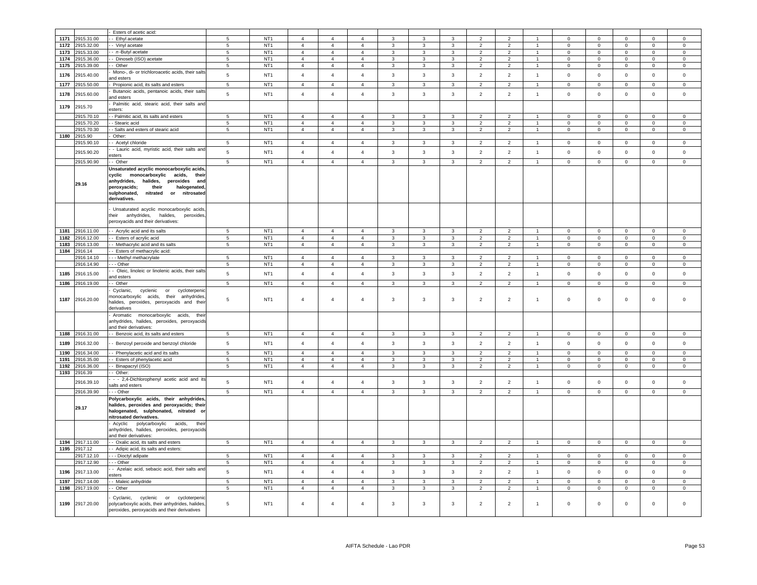| | | | | | | | | | | | | | | | | | | |
|---|---|---|---|---|---|---|---|---|---|---|---|---|---|---|---|---|---|---|
| | | - Esters of acetic acid: | | | | | | | | | | | | | | | | |
| 1171 | 2915.31.00 | - - Ethyl acetate | 5 | NT1 | 4 | 4 | 4 | 3 | 3 | 3 | 2 | 2 | 1 | 0 | 0 | 0 | 0 | 0 |
| 1172 | 2915.32.00 | - - Vinyl acetate | 5 | NT1 | 4 | 4 | 4 | 3 | 3 | 3 | 2 | 2 | 1 | 0 | 0 | 0 | 0 | 0 |
| 1173 | 2915.33.00 | - - n -Butyl acetate | 5 | NT1 | 4 | 4 | 4 | 3 | 3 | 3 | 2 | 2 | 1 | 0 | 0 | 0 | 0 | 0 |
| 1174 | 2915.36.00 | - - Dinoseb (ISO) acetate | 5 | NT1 | 4 | 4 | 4 | 3 | 3 | 3 | 2 | 2 | 1 | 0 | 0 | 0 | 0 | 0 |
| 1175 | 2915.39.00 | - - Other | 5 | NT1 | 4 | 4 | 4 | 3 | 3 | 3 | 2 | 2 | 1 | 0 | 0 | 0 | 0 | 0 |
| 1176 | 2915.40.00 | - Mono-, di- or trichloroacetic acids, their salts and esters | 5 | NT1 | 4 | 4 | 4 | 3 | 3 | 3 | 2 | 2 | 1 | 0 | 0 | 0 | 0 | 0 |
| 1177 | 2915.50.00 | - Propionic acid, its salts and esters | 5 | NT1 | 4 | 4 | 4 | 3 | 3 | 3 | 2 | 2 | 1 | 0 | 0 | 0 | 0 | 0 |
| 1178 | 2915.60.00 | - Butanoic acids, pentanoic acids, their salts and esters | 5 | NT1 | 4 | 4 | 4 | 3 | 3 | 3 | 2 | 2 | 1 | 0 | 0 | 0 | 0 | 0 |
| 1179 | 2915.70 | - Palmitic acid, stearic acid, their salts and esters: | | | | | | | | | | | | | | | | |
| | 2915.70.10 | - - Palmitic acid, its salts and esters | 5 | NT1 | 4 | 4 | 4 | 3 | 3 | 3 | 2 | 2 | 1 | 0 | 0 | 0 | 0 | 0 |
| | 2915.70.20 | - - Stearic acid | 5 | NT1 | 4 | 4 | 4 | 3 | 3 | 3 | 2 | 2 | 1 | 0 | 0 | 0 | 0 | 0 |
| | 2915.70.30 | - - Salts and esters of stearic acid | 5 | NT1 | 4 | 4 | 4 | 3 | 3 | 3 | 2 | 2 | 1 | 0 | 0 | 0 | 0 | 0 |
| 1180 | 2915.90 | - Other: | | | | | | | | | | | | | | | | |
| | 2915.90.10 | - - Acetyl chloride | 5 | NT1 | 4 | 4 | 4 | 3 | 3 | 3 | 2 | 2 | 1 | 0 | 0 | 0 | 0 | 0 |
| | 2915.90.20 | - - Lauric acid, myristic acid, their salts and esters | 5 | NT1 | 4 | 4 | 4 | 3 | 3 | 3 | 2 | 2 | 1 | 0 | 0 | 0 | 0 | 0 |
| | 2915.90.90 | - - Other | 5 | NT1 | 4 | 4 | 4 | 3 | 3 | 3 | 2 | 2 | 1 | 0 | 0 | 0 | 0 | 0 |
| | **29.16** | **Unsaturated acyclic monocarboxylic acids, cyclic monocarboxylic acids, their anhydrides, halides, peroxides and peroxyacids; their halogenated, sulphonated, nitrated or nitrosated derivatives.** | | | | | | | | | | | | | | | | |
| | | - Unsaturated acyclic monocarboxylic acids, their anhydrides, halides, peroxides, peroxyacids and their derivatives: | | | | | | | | | | | | | | | | |
| 1181 | 2916.11.00 | - - Acrylic acid and its salts | 5 | NT1 | 4 | 4 | 4 | 3 | 3 | 3 | 2 | 2 | 1 | 0 | 0 | 0 | 0 | 0 |
| 1182 | 2916.12.00 | - - Esters of acrylic acid | 5 | NT1 | 4 | 4 | 4 | 3 | 3 | 3 | 2 | 2 | 1 | 0 | 0 | 0 | 0 | 0 |
| 1183 | 2916.13.00 | - - Methacrylic acid and its salts | 5 | NT1 | 4 | 4 | 4 | 3 | 3 | 3 | 2 | 2 | 1 | 0 | 0 | 0 | 0 | 0 |
| 1184 | 2916.14 | - - Esters of methacrylic acid: | | | | | | | | | | | | | | | | |
| | 2916.14.10 | - - - Methyl methacrylate | 5 | NT1 | 4 | 4 | 4 | 3 | 3 | 3 | 2 | 2 | 1 | 0 | 0 | 0 | 0 | 0 |
| | 2916.14.90 | - - - Other | 5 | NT1 | 4 | 4 | 4 | 3 | 3 | 3 | 2 | 2 | 1 | 0 | 0 | 0 | 0 | 0 |
| 1185 | 2916.15.00 | - - Oleic, linoleic or linolenic acids, their salts and esters | 5 | NT1 | 4 | 4 | 4 | 3 | 3 | 3 | 2 | 2 | 1 | 0 | 0 | 0 | 0 | 0 |
| 1186 | 2916.19.00 | - - Other | 5 | NT1 | 4 | 4 | 4 | 3 | 3 | 3 | 2 | 2 | 1 | 0 | 0 | 0 | 0 | 0 |
| 1187 | 2916.20.00 | - Cyclanic, cyclenic or cycloterpenic monocarboxylic acids, their anhydrides, halides, peroxides, peroxyacids and their derivatives | 5 | NT1 | 4 | 4 | 4 | 3 | 3 | 3 | 2 | 2 | 1 | 0 | 0 | 0 | 0 | 0 |
| | | - Aromatic monocarboxylic acids, their anhydrides, halides, peroxides, peroxyacids and their derivatives: | | | | | | | | | | | | | | | | |
| 1188 | 2916.31.00 | - - Benzoic acid, its salts and esters | 5 | NT1 | 4 | 4 | 4 | 3 | 3 | 3 | 2 | 2 | 1 | 0 | 0 | 0 | 0 | 0 |
| 1189 | 2916.32.00 | - - Benzoyl peroxide and benzoyl chloride | 5 | NT1 | 4 | 4 | 4 | 3 | 3 | 3 | 2 | 2 | 1 | 0 | 0 | 0 | 0 | 0 |
| 1190 | 2916.34.00 | - - Phenylacetic acid and its salts | 5 | NT1 | 4 | 4 | 4 | 3 | 3 | 3 | 2 | 2 | 1 | 0 | 0 | 0 | 0 | 0 |
| 1191 | 2916.35.00 | - - Esters of phenylacetic acid | 5 | NT1 | 4 | 4 | 4 | 3 | 3 | 3 | 2 | 2 | 1 | 0 | 0 | 0 | 0 | 0 |
| 1192 | 2916.36.00 | - - Binapacryl (ISO) | 5 | NT1 | 4 | 4 | 4 | 3 | 3 | 3 | 2 | 2 | 1 | 0 | 0 | 0 | 0 | 0 |
| 1193 | 2916.39 | - - Other: | | | | | | | | | | | | | | | | |
| | 2916.39.10 | - - - 2,4-Dichlorophenyl acetic acid and its salts and esters | 5 | NT1 | 4 | 4 | 4 | 3 | 3 | 3 | 2 | 2 | 1 | 0 | 0 | 0 | 0 | 0 |
| | 2916.39.90 | - - - Other | 5 | NT1 | 4 | 4 | 4 | 3 | 3 | 3 | 2 | 2 | 1 | 0 | 0 | 0 | 0 | 0 |
| | **29.17** | **Polycarboxylic acids, their anhydrides, halides, peroxides and peroxyacids; their halogenated, sulphonated, nitrated or nitrosated derivatives.** | | | | | | | | | | | | | | | | |
| | | - Acyclic polycarboxylic acids, their anhydrides, halides, peroxides, peroxyacids and their derivatives: | | | | | | | | | | | | | | | | |
| 1194 | 2917.11.00 | - - Oxalic acid, its salts and esters | 5 | NT1 | 4 | 4 | 4 | 3 | 3 | 3 | 2 | 2 | 1 | 0 | 0 | 0 | 0 | 0 |
| 1195 | 2917.12 | - - Adipic acid, its salts and esters: | | | | | | | | | | | | | | | | |
| | 2917.12.10 | - - - Dioctyl adipate | 5 | NT1 | 4 | 4 | 4 | 3 | 3 | 3 | 2 | 2 | 1 | 0 | 0 | 0 | 0 | 0 |
| | 2917.12.90 | - - - Other | 5 | NT1 | 4 | 4 | 4 | 3 | 3 | 3 | 2 | 2 | 1 | 0 | 0 | 0 | 0 | 0 |
| 1196 | 2917.13.00 | - - Azelaic acid, sebacic acid, their salts and esters | 5 | NT1 | 4 | 4 | 4 | 3 | 3 | 3 | 2 | 2 | 1 | 0 | 0 | 0 | 0 | 0 |
| 1197 | 2917.14.00 | - - Maleic anhydride | 5 | NT1 | 4 | 4 | 4 | 3 | 3 | 3 | 2 | 2 | 1 | 0 | 0 | 0 | 0 | 0 |
| 1198 | 2917.19.00 | - - Other | 5 | NT1 | 4 | 4 | 4 | 3 | 3 | 3 | 2 | 2 | 1 | 0 | 0 | 0 | 0 | 0 |
| 1199 | 2917.20.00 | - Cyclanic, cyclenic or cycloterpenic polycarboxylic acids, their anhydrides, halides, peroxides, peroxyacids and their derivatives | 5 | NT1 | 4 | 4 | 4 | 3 | 3 | 3 | 2 | 2 | 1 | 0 | 0 | 0 | 0 | 0 |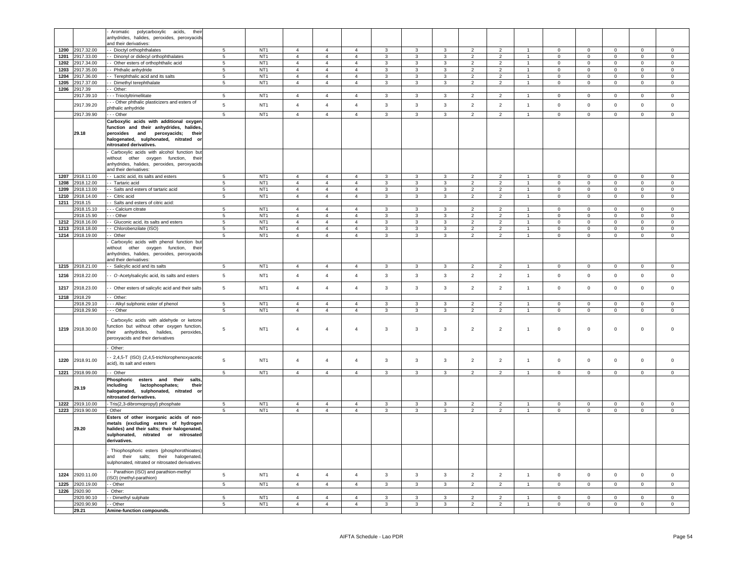| | | | | | | | | | | | | | | | | | |
|---|---|---|---|---|---|---|---|---|---|---|---|---|---|---|---|---|---|
| | | - Aromatic polycarboxylic acids, their anhydrides, halides, peroxides, peroxyacids and their derivatives: | | | | | | | | | | | | | | | |
| 1200 | 2917.32.00 | - - Dioctyl orthophthalates | 5 | NT1 | 4 | 4 | 4 | 3 | 3 | 3 | 2 | 2 | 1 | 0 | 0 | 0 | 0 | 0 |
| 1201 | 2917.33.00 | - - Dinonyl or didecyl orthophthalates | 5 | NT1 | 4 | 4 | 4 | 3 | 3 | 3 | 2 | 2 | 1 | 0 | 0 | 0 | 0 | 0 |
| 1202 | 2917.34.00 | - - Other esters of orthophthalic acid | 5 | NT1 | 4 | 4 | 4 | 3 | 3 | 3 | 2 | 2 | 1 | 0 | 0 | 0 | 0 | 0 |
| 1203 | 2917.35.00 | - - Phthalic anhydride | 5 | NT1 | 4 | 4 | 4 | 3 | 3 | 3 | 2 | 2 | 1 | 0 | 0 | 0 | 0 | 0 |
| 1204 | 2917.36.00 | - - Terephthalic acid and its salts | 5 | NT1 | 4 | 4 | 4 | 3 | 3 | 3 | 2 | 2 | 1 | 0 | 0 | 0 | 0 | 0 |
| 1205 | 2917.37.00 | - - Dimethyl terephthalate | 5 | NT1 | 4 | 4 | 4 | 3 | 3 | 3 | 2 | 2 | 1 | 0 | 0 | 0 | 0 | 0 |
| 1206 | 2917.39 | - - Other: | | | | | | | | | | | | | | | | |
| | 2917.39.10 | - - - Trioctyltrimellitate | 5 | NT1 | 4 | 4 | 4 | 3 | 3 | 3 | 2 | 2 | 1 | 0 | 0 | 0 | 0 | 0 |
| | 2917.39.20 | - - - Other phthalic plasticizers and esters of phthalic anhydride | 5 | NT1 | 4 | 4 | 4 | 3 | 3 | 3 | 2 | 2 | 1 | 0 | 0 | 0 | 0 | 0 |
| | 2917.39.90 | - - - Other | 5 | NT1 | 4 | 4 | 4 | 3 | 3 | 3 | 2 | 2 | 1 | 0 | 0 | 0 | 0 | 0 |
| | **29.18** | **Carboxylic acids with additional oxygen function and their anhydrides, halides, peroxides and peroxyacids; their halogenated, sulphonated, nitrated or nitrosated derivatives.** | | | | | | | | | | | | | | | | |
| | | - Carboxylic acids with alcohol function but without other oxygen function, their anhydrides, halides, peroxides, peroxyacids and their derivatives: | | | | | | | | | | | | | | | | |
| 1207 | 2918.11.00 | - - Lactic acid, its salts and esters | 5 | NT1 | 4 | 4 | 4 | 3 | 3 | 3 | 2 | 2 | 1 | 0 | 0 | 0 | 0 | 0 |
| 1208 | 2918.12.00 | - - Tartaric acid | 5 | NT1 | 4 | 4 | 4 | 3 | 3 | 3 | 2 | 2 | 1 | 0 | 0 | 0 | 0 | 0 |
| 1209 | 2918.13.00 | - - Salts and esters of tartaric acid | 5 | NT1 | 4 | 4 | 4 | 3 | 3 | 3 | 2 | 2 | 1 | 0 | 0 | 0 | 0 | 0 |
| 1210 | 2918.14.00 | - - Citric acid | 5 | NT1 | 4 | 4 | 4 | 3 | 3 | 3 | 2 | 2 | 1 | 0 | 0 | 0 | 0 | 0 |
| 1211 | 2918.15 | - - Salts and esters of citric acid: | | | | | | | | | | | | | | | | |
| | 2918.15.10 | - - - Calcium citrate | 5 | NT1 | 4 | 4 | 4 | 3 | 3 | 3 | 2 | 2 | 1 | 0 | 0 | 0 | 0 | 0 |
| | 2918.15.90 | - - - Other | 5 | NT1 | 4 | 4 | 4 | 3 | 3 | 3 | 2 | 2 | 1 | 0 | 0 | 0 | 0 | 0 |
| 1212 | 2918.16.00 | - - Gluconic acid, its salts and esters | 5 | NT1 | 4 | 4 | 4 | 3 | 3 | 3 | 2 | 2 | 1 | 0 | 0 | 0 | 0 | 0 |
| 1213 | 2918.18.00 | - - Chlorobenzilate (ISO) | 5 | NT1 | 4 | 4 | 4 | 3 | 3 | 3 | 2 | 2 | 1 | 0 | 0 | 0 | 0 | 0 |
| 1214 | 2918.19.00 | - - Other | 5 | NT1 | 4 | 4 | 4 | 3 | 3 | 3 | 2 | 2 | 1 | 0 | 0 | 0 | 0 | 0 |
| | | - Carboxylic acids with phenol function but without other oxygen function, their anhydrides, halides, peroxides, peroxyacids and their derivatives: | | | | | | | | | | | | | | | | |
| 1215 | 2918.21.00 | - - Salicylic acid and its salts | 5 | NT1 | 4 | 4 | 4 | 3 | 3 | 3 | 2 | 2 | 1 | 0 | 0 | 0 | 0 | 0 |
| 1216 | 2918.22.00 | - - *O*-Acetylsalicylic acid, its salts and esters | 5 | NT1 | 4 | 4 | 4 | 3 | 3 | 3 | 2 | 2 | 1 | 0 | 0 | 0 | 0 | 0 |
| 1217 | 2918.23.00 | - - Other esters of salicylic acid and their salts | 5 | NT1 | 4 | 4 | 4 | 3 | 3 | 3 | 2 | 2 | 1 | 0 | 0 | 0 | 0 | 0 |
| 1218 | 2918.29 | - - Other: | | | | | | | | | | | | | | | | |
| | 2918.29.10 | - - - Alkyl sulphonic ester of phenol | 5 | NT1 | 4 | 4 | 4 | 3 | 3 | 3 | 2 | 2 | 1 | 0 | 0 | 0 | 0 | 0 |
| | 2918.29.90 | - - - Other | 5 | NT1 | 4 | 4 | 4 | 3 | 3 | 3 | 2 | 2 | 1 | 0 | 0 | 0 | 0 | 0 |
| 1219 | 2918.30.00 | - Carboxylic acids with aldehyde or ketone function but without other oxygen function, their anhydrides, halides, peroxides, peroxyacids and their derivatives | 5 | NT1 | 4 | 4 | 4 | 3 | 3 | 3 | 2 | 2 | 1 | 0 | 0 | 0 | 0 | 0 |
| | | - Other: | | | | | | | | | | | | | | | | |
| 1220 | 2918.91.00 | - - 2,4,5-T (ISO) (2,4,5-trichlorophenoxyacetic acid), its salt and esters | 5 | NT1 | 4 | 4 | 4 | 3 | 3 | 3 | 2 | 2 | 1 | 0 | 0 | 0 | 0 | 0 |
| 1221 | 2918.99.00 | - - Other | 5 | NT1 | 4 | 4 | 4 | 3 | 3 | 3 | 2 | 2 | 1 | 0 | 0 | 0 | 0 | 0 |
| | **29.19** | **Phosphoric esters and their salts, including lactophosphates; their halogenated, sulphonated, nitrated or nitrosated derivatives.** | | | | | | | | | | | | | | | | |
| 1222 | 2919.10.00 | - Tris(2,3-dibromopropyl) phosphate | 5 | NT1 | 4 | 4 | 4 | 3 | 3 | 3 | 2 | 2 | 1 | 0 | 0 | 0 | 0 | 0 |
| 1223 | 2919.90.00 | - Other | 5 | NT1 | 4 | 4 | 4 | 3 | 3 | 3 | 2 | 2 | 1 | 0 | 0 | 0 | 0 | 0 |
| | **29.20** | **Esters of other inorganic acids of non-metals (excluding esters of hydrogen halides) and their salts; their halogenated, sulphonated, nitrated or nitrosated derivatives.** | | | | | | | | | | | | | | | | |
| | | - Thiophosphoric esters (phosphorothioates) and their salts; their halogenated, sulphonated, nitrated or nitrosated derivatives: | | | | | | | | | | | | | | | | |
| 1224 | 2920.11.00 | - - Parathion (ISO) and parathion-methyl (ISO) (methyl-parathion) | 5 | NT1 | 4 | 4 | 4 | 3 | 3 | 3 | 2 | 2 | 1 | 0 | 0 | 0 | 0 | 0 |
| 1225 | 2920.19.00 | - - Other | 5 | NT1 | 4 | 4 | 4 | 3 | 3 | 3 | 2 | 2 | 1 | 0 | 0 | 0 | 0 | 0 |
| 1226 | 2920.90 | - Other: | | | | | | | | | | | | | | | | |
| | 2920.90.10 | - - Dimethyl sulphate | 5 | NT1 | 4 | 4 | 4 | 3 | 3 | 3 | 2 | 2 | 1 | 0 | 0 | 0 | 0 | 0 |
| | 2920.90.90 | - - Other | 5 | NT1 | 4 | 4 | 4 | 3 | 3 | 3 | 2 | 2 | 1 | 0 | 0 | 0 | 0 | 0 |
| | **29.21** | **Amine-function compounds.** | | | | | | | | | | | | | | | | |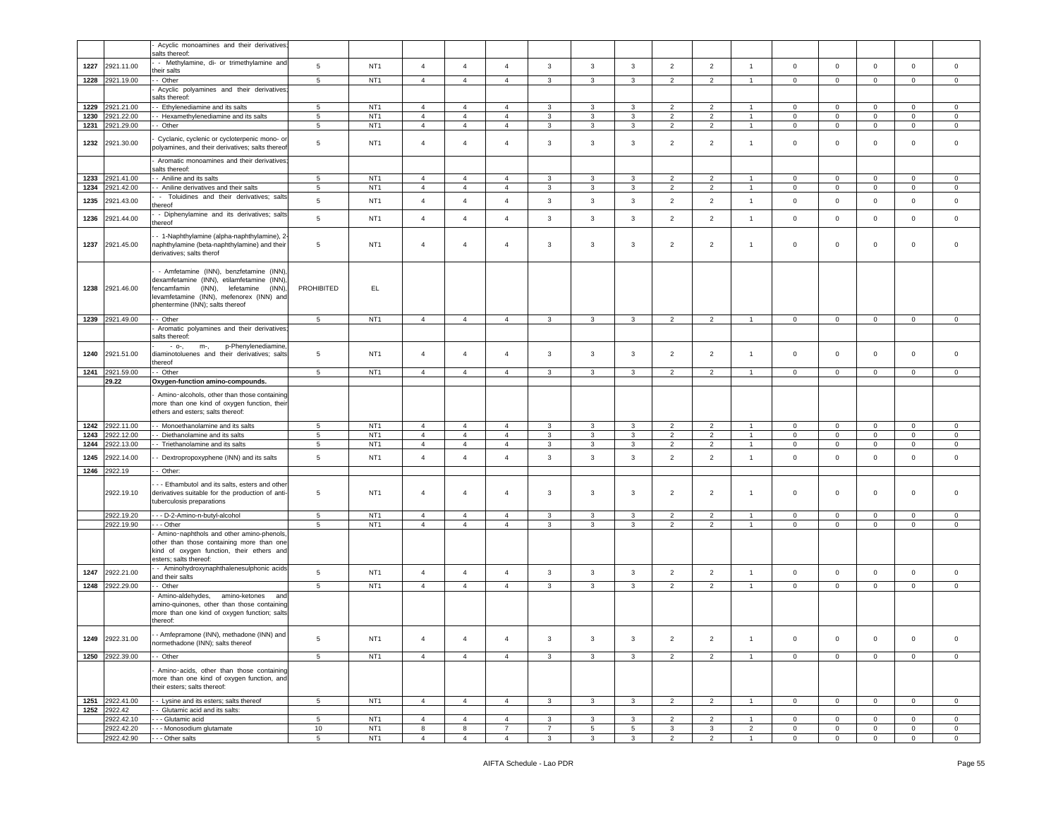| | | | | | | | | | | | | | | | | | |
|---|---|---|---|---|---|---|---|---|---|---|---|---|---|---|---|---|---|
| | | - Acyclic monoamines and their derivatives; salts thereof: | | | | | | | | | | | | | | | |
| 1227 | 2921.11.00 | - - Methylamine, di- or trimethylamine and their salts | 5 | NT1 | 4 | 4 | 4 | 3 | 3 | 3 | 2 | 2 | 1 | 0 | 0 | 0 | 0 | 0 |
| 1228 | 2921.19.00 | - - Other | 5 | NT1 | 4 | 4 | 4 | 3 | 3 | 3 | 2 | 2 | 1 | 0 | 0 | 0 | 0 | 0 |
| | | - Acyclic polyamines and their derivatives; salts thereof: | | | | | | | | | | | | | | | |
| 1229 | 2921.21.00 | - - Ethylenediamine and its salts | 5 | NT1 | 4 | 4 | 4 | 3 | 3 | 3 | 2 | 2 | 1 | 0 | 0 | 0 | 0 | 0 |
| 1230 | 2921.22.00 | - - Hexamethylenediamine and its salts | 5 | NT1 | 4 | 4 | 4 | 3 | 3 | 3 | 2 | 2 | 1 | 0 | 0 | 0 | 0 | 0 |
| 1231 | 2921.29.00 | - - Other | 5 | NT1 | 4 | 4 | 4 | 3 | 3 | 3 | 2 | 2 | 1 | 0 | 0 | 0 | 0 | 0 |
| 1232 | 2921.30.00 | - Cyclanic, cyclenic or cycloterpenic mono- or polyamines, and their derivatives; salts thereof | 5 | NT1 | 4 | 4 | 4 | 3 | 3 | 3 | 2 | 2 | 1 | 0 | 0 | 0 | 0 | 0 |
| | | - Aromatic monoamines and their derivatives; salts thereof: | | | | | | | | | | | | | | | |
| 1233 | 2921.41.00 | - - Aniline and its salts | 5 | NT1 | 4 | 4 | 4 | 3 | 3 | 3 | 2 | 2 | 1 | 0 | 0 | 0 | 0 | 0 |
| 1234 | 2921.42.00 | - - Aniline derivatives and their salts | 5 | NT1 | 4 | 4 | 4 | 3 | 3 | 3 | 2 | 2 | 1 | 0 | 0 | 0 | 0 | 0 |
| 1235 | 2921.43.00 | - - Toluidines and their derivatives; salts thereof | 5 | NT1 | 4 | 4 | 4 | 3 | 3 | 3 | 2 | 2 | 1 | 0 | 0 | 0 | 0 | 0 |
| 1236 | 2921.44.00 | - - Diphenylamine and its derivatives; salts thereof | 5 | NT1 | 4 | 4 | 4 | 3 | 3 | 3 | 2 | 2 | 1 | 0 | 0 | 0 | 0 | 0 |
| 1237 | 2921.45.00 | - - 1-Naphthylamine (alpha-naphthylamine), 2-naphthylamine (beta-naphthylamine) and their derivatives; salts therof | 5 | NT1 | 4 | 4 | 4 | 3 | 3 | 3 | 2 | 2 | 1 | 0 | 0 | 0 | 0 | 0 |
| 1238 | 2921.46.00 | - - Amfetamine (INN), benzfetamine (INN), dexamfetamine (INN), etilamfetamine (INN), fencamfamin (INN), lefetamine (INN), levamfetamine (INN), mefenorex (INN) and phentermine (INN); salts thereof | PROHIBITED | EL | | | | | | | | | | | | | | |
| 1239 | 2921.49.00 | - - Other | 5 | NT1 | 4 | 4 | 4 | 3 | 3 | 3 | 2 | 2 | 1 | 0 | 0 | 0 | 0 | 0 |
| | | - Aromatic polyamines and their derivatives; salts thereof: | | | | | | | | | | | | | | | |
| 1240 | 2921.51.00 | - - o-, m-, p-Phenylenediamine, diaminotoluenes and their derivatives; salts thereof | 5 | NT1 | 4 | 4 | 4 | 3 | 3 | 3 | 2 | 2 | 1 | 0 | 0 | 0 | 0 | 0 |
| 1241 | 2921.59.00 | - - Other | 5 | NT1 | 4 | 4 | 4 | 3 | 3 | 3 | 2 | 2 | 1 | 0 | 0 | 0 | 0 | 0 |
| | **29.22** | **Oxygen-function amino-compounds.** | | | | | | | | | | | | | | | |
| | | - Amino-alcohols, other than those containing more than one kind of oxygen function, their ethers and esters; salts thereof: | | | | | | | | | | | | | | | |
| 1242 | 2922.11.00 | - - Monoethanolamine and its salts | 5 | NT1 | 4 | 4 | 4 | 3 | 3 | 3 | 2 | 2 | 1 | 0 | 0 | 0 | 0 | 0 |
| 1243 | 2922.12.00 | - - Diethanolamine and its salts | 5 | NT1 | 4 | 4 | 4 | 3 | 3 | 3 | 2 | 2 | 1 | 0 | 0 | 0 | 0 | 0 |
| 1244 | 2922.13.00 | - - Triethanolamine and its salts | 5 | NT1 | 4 | 4 | 4 | 3 | 3 | 3 | 2 | 2 | 1 | 0 | 0 | 0 | 0 | 0 |
| 1245 | 2922.14.00 | - - Dextropropoxyphene (INN) and its salts | 5 | NT1 | 4 | 4 | 4 | 3 | 3 | 3 | 2 | 2 | 1 | 0 | 0 | 0 | 0 | 0 |
| 1246 | 2922.19 | - - Other: | | | | | | | | | | | | | | | |
| | 2922.19.10 | - - - Ethambutol and its salts, esters and other derivatives suitable for the production of anti-tuberculosis preparations | 5 | NT1 | 4 | 4 | 4 | 3 | 3 | 3 | 2 | 2 | 1 | 0 | 0 | 0 | 0 | 0 |
| | 2922.19.20 | - - - D-2-Amino-n-butyl-alcohol | 5 | NT1 | 4 | 4 | 4 | 3 | 3 | 3 | 2 | 2 | 1 | 0 | 0 | 0 | 0 | 0 |
| | 2922.19.90 | - - - Other | 5 | NT1 | 4 | 4 | 4 | 3 | 3 | 3 | 2 | 2 | 1 | 0 | 0 | 0 | 0 | 0 |
| | | - Amino-naphthols and other amino-phenols, other than those containing more than one kind of oxygen function, their ethers and esters; salts thereof: | | | | | | | | | | | | | | | |
| 1247 | 2922.21.00 | - - Aminohydroxynaphthalenesulphonic acids and their salts | 5 | NT1 | 4 | 4 | 4 | 3 | 3 | 3 | 2 | 2 | 1 | 0 | 0 | 0 | 0 | 0 |
| 1248 | 2922.29.00 | - - Other | 5 | NT1 | 4 | 4 | 4 | 3 | 3 | 3 | 2 | 2 | 1 | 0 | 0 | 0 | 0 | 0 |
| | | - Amino-aldehydes, amino-ketones and amino-quinones, other than those containing more than one kind of oxygen function; salts thereof: | | | | | | | | | | | | | | | |
| 1249 | 2922.31.00 | - - Amfepramone (INN), methadone (INN) and normethadone (INN); salts thereof | 5 | NT1 | 4 | 4 | 4 | 3 | 3 | 3 | 2 | 2 | 1 | 0 | 0 | 0 | 0 | 0 |
| 1250 | 2922.39.00 | - - Other | 5 | NT1 | 4 | 4 | 4 | 3 | 3 | 3 | 2 | 2 | 1 | 0 | 0 | 0 | 0 | 0 |
| | | - Amino-acids, other than those containing more than one kind of oxygen function, and their esters; salts thereof: | | | | | | | | | | | | | | | |
| 1251 | 2922.41.00 | - - Lysine and its esters; salts thereof | 5 | NT1 | 4 | 4 | 4 | 3 | 3 | 3 | 2 | 2 | 1 | 0 | 0 | 0 | 0 | 0 |
| 1252 | 2922.42 | - - Glutamic acid and its salts: | | | | | | | | | | | | | | | |
| | 2922.42.10 | - - - Glutamic acid | 5 | NT1 | 4 | 4 | 4 | 3 | 3 | 3 | 2 | 2 | 1 | 0 | 0 | 0 | 0 | 0 |
| | 2922.42.20 | - - - Monosodium glutamate | 10 | NT1 | 8 | 8 | 7 | 7 | 5 | 5 | 3 | 3 | 2 | 0 | 0 | 0 | 0 | 0 |
| | 2922.42.90 | - - - Other salts | 5 | NT1 | 4 | 4 | 4 | 3 | 3 | 3 | 2 | 2 | 1 | 0 | 0 | 0 | 0 | 0 |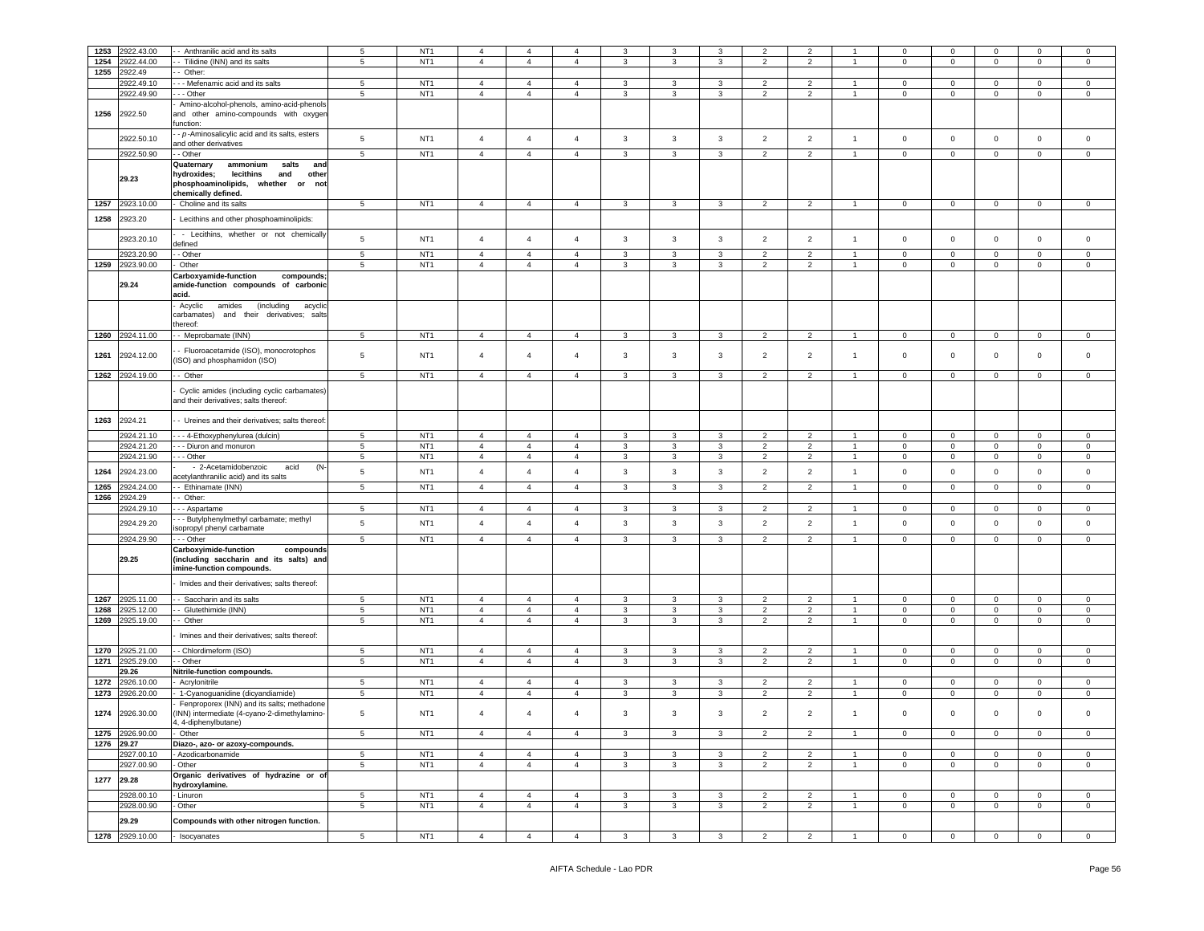| | | | | | | | | | | | | | | | | | | |
|---|---|---|---|---|---|---|---|---|---|---|---|---|---|---|---|---|---|---|
| 1253 | 2922.43.00 | - - Anthranilic acid and its salts | 5 | NT1 | 4 | 4 | 4 | 3 | 3 | 3 | 2 | 2 | 1 | 0 | 0 | 0 | 0 | 0 |
| 1254 | 2922.44.00 | - - Tilidine (INN) and its salts | 5 | NT1 | 4 | 4 | 4 | 3 | 3 | 3 | 2 | 2 | 1 | 0 | 0 | 0 | 0 | 0 |
| 1255 | 2922.49 | - - Other: | | | | | | | | | | | | | | | | |
| | 2922.49.10 | - - - Mefenamic acid and its salts | 5 | NT1 | 4 | 4 | 4 | 3 | 3 | 3 | 2 | 2 | 1 | 0 | 0 | 0 | 0 | 0 |
| | 2922.49.90 | - - - Other | 5 | NT1 | 4 | 4 | 4 | 3 | 3 | 3 | 2 | 2 | 1 | 0 | 0 | 0 | 0 | 0 |
| 1256 | 2922.50 | - Amino-alcohol-phenols, amino-acid-phenols and other amino-compounds with oxygen function: | | | | | | | | | | | | | | | | |
| | 2922.50.10 | - - *p*-Aminosalicylic acid and its salts, esters and other derivatives | 5 | NT1 | 4 | 4 | 4 | 3 | 3 | 3 | 2 | 2 | 1 | 0 | 0 | 0 | 0 | 0 |
| | 2922.50.90 | - - Other | 5 | NT1 | 4 | 4 | 4 | 3 | 3 | 3 | 2 | 2 | 1 | 0 | 0 | 0 | 0 | 0 |
| | **29.23** | **Quaternary ammonium salts and hydroxides; lecithins and other phosphoaminolipids, whether or not chemically defined.** | | | | | | | | | | | | | | | | |
| 1257 | 2923.10.00 | - Choline and its salts | 5 | NT1 | 4 | 4 | 4 | 3 | 3 | 3 | 2 | 2 | 1 | 0 | 0 | 0 | 0 | 0 |
| 1258 | 2923.20 | - Lecithins and other phosphoaminolipids: | | | | | | | | | | | | | | | | |
| | 2923.20.10 | - - Lecithins, whether or not chemically defined | 5 | NT1 | 4 | 4 | 4 | 3 | 3 | 3 | 2 | 2 | 1 | 0 | 0 | 0 | 0 | 0 |
| | 2923.20.90 | - - Other | 5 | NT1 | 4 | 4 | 4 | 3 | 3 | 3 | 2 | 2 | 1 | 0 | 0 | 0 | 0 | 0 |
| 1259 | 2923.90.00 | - Other | 5 | NT1 | 4 | 4 | 4 | 3 | 3 | 3 | 2 | 2 | 1 | 0 | 0 | 0 | 0 | 0 |
| | **29.24** | **Carboxyamide-function compounds; amide-function compounds of carbonic acid.** | | | | | | | | | | | | | | | | |
| | | - Acyclic amides (including acyclic carbamates) and their derivatives; salts thereof: | | | | | | | | | | | | | | | | |
| 1260 | 2924.11.00 | - - Meprobamate (INN) | 5 | NT1 | 4 | 4 | 4 | 3 | 3 | 3 | 2 | 2 | 1 | 0 | 0 | 0 | 0 | 0 |
| 1261 | 2924.12.00 | - - Fluoroacetamide (ISO), monocrotophos (ISO) and phosphamidon (ISO) | 5 | NT1 | 4 | 4 | 4 | 3 | 3 | 3 | 2 | 2 | 1 | 0 | 0 | 0 | 0 | 0 |
| 1262 | 2924.19.00 | - - Other | 5 | NT1 | 4 | 4 | 4 | 3 | 3 | 3 | 2 | 2 | 1 | 0 | 0 | 0 | 0 | 0 |
| | | - Cyclic amides (including cyclic carbamates) and their derivatives; salts thereof: | | | | | | | | | | | | | | | | |
| 1263 | 2924.21 | - - Ureines and their derivatives; salts thereof: | | | | | | | | | | | | | | | | |
| | 2924.21.10 | - - - 4-Ethoxyphenylurea (dulcin) | 5 | NT1 | 4 | 4 | 4 | 3 | 3 | 3 | 2 | 2 | 1 | 0 | 0 | 0 | 0 | 0 |
| | 2924.21.20 | - - - Diuron and monuron | 5 | NT1 | 4 | 4 | 4 | 3 | 3 | 3 | 2 | 2 | 1 | 0 | 0 | 0 | 0 | 0 |
| | 2924.21.90 | - - - Other | 5 | NT1 | 4 | 4 | 4 | 3 | 3 | 3 | 2 | 2 | 1 | 0 | 0 | 0 | 0 | 0 |
| 1264 | 2924.23.00 | - - 2-Acetamidobenzoic acid (N-acetylanthranilic acid) and its salts | 5 | NT1 | 4 | 4 | 4 | 3 | 3 | 3 | 2 | 2 | 1 | 0 | 0 | 0 | 0 | 0 |
| 1265 | 2924.24.00 | - - Ethinamate (INN) | 5 | NT1 | 4 | 4 | 4 | 3 | 3 | 3 | 2 | 2 | 1 | 0 | 0 | 0 | 0 | 0 |
| 1266 | 2924.29 | - - Other: | | | | | | | | | | | | | | | | |
| | 2924.29.10 | - - - Aspartame | 5 | NT1 | 4 | 4 | 4 | 3 | 3 | 3 | 2 | 2 | 1 | 0 | 0 | 0 | 0 | 0 |
| | 2924.29.20 | - - - Butylphenylmethyl carbamate; methyl isopropyl phenyl carbamate | 5 | NT1 | 4 | 4 | 4 | 3 | 3 | 3 | 2 | 2 | 1 | 0 | 0 | 0 | 0 | 0 |
| | 2924.29.90 | - - - Other | 5 | NT1 | 4 | 4 | 4 | 3 | 3 | 3 | 2 | 2 | 1 | 0 | 0 | 0 | 0 | 0 |
| | **29.25** | **Carboxyimide-function compounds (including saccharin and its salts) and imine-function compounds.** | | | | | | | | | | | | | | | | |
| | | - Imides and their derivatives; salts thereof: | | | | | | | | | | | | | | | | |
| 1267 | 2925.11.00 | - - Saccharin and its salts | 5 | NT1 | 4 | 4 | 4 | 3 | 3 | 3 | 2 | 2 | 1 | 0 | 0 | 0 | 0 | 0 |
| 1268 | 2925.12.00 | - - Glutethimide (INN) | 5 | NT1 | 4 | 4 | 4 | 3 | 3 | 3 | 2 | 2 | 1 | 0 | 0 | 0 | 0 | 0 |
| 1269 | 2925.19.00 | - - Other | 5 | NT1 | 4 | 4 | 4 | 3 | 3 | 3 | 2 | 2 | 1 | 0 | 0 | 0 | 0 | 0 |
| | | - Imines and their derivatives; salts thereof: | | | | | | | | | | | | | | | | |
| 1270 | 2925.21.00 | - - Chlordimeform (ISO) | 5 | NT1 | 4 | 4 | 4 | 3 | 3 | 3 | 2 | 2 | 1 | 0 | 0 | 0 | 0 | 0 |
| 1271 | 2925.29.00 | - - Other | 5 | NT1 | 4 | 4 | 4 | 3 | 3 | 3 | 2 | 2 | 1 | 0 | 0 | 0 | 0 | 0 |
| | **29.26** | **Nitrile-function compounds.** | | | | | | | | | | | | | | | | |
| 1272 | 2926.10.00 | - Acrylonitrile | 5 | NT1 | 4 | 4 | 4 | 3 | 3 | 3 | 2 | 2 | 1 | 0 | 0 | 0 | 0 | 0 |
| 1273 | 2926.20.00 | - 1-Cyanoguanidine (dicyandiamide) | 5 | NT1 | 4 | 4 | 4 | 3 | 3 | 3 | 2 | 2 | 1 | 0 | 0 | 0 | 0 | 0 |
| 1274 | 2926.30.00 | - Fenproporex (INN) and its salts; methadone (INN) intermediate (4-cyano-2-dimethylamino-4, 4-diphenylbutane) | 5 | NT1 | 4 | 4 | 4 | 3 | 3 | 3 | 2 | 2 | 1 | 0 | 0 | 0 | 0 | 0 |
| 1275 | 2926.90.00 | - Other | 5 | NT1 | 4 | 4 | 4 | 3 | 3 | 3 | 2 | 2 | 1 | 0 | 0 | 0 | 0 | 0 |
| 1276 | **29.27** | **Diazo-, azo- or azoxy-compounds.** | | | | | | | | | | | | | | | | |
| | 2927.00.10 | - Azodicarbonamide | 5 | NT1 | 4 | 4 | 4 | 3 | 3 | 3 | 2 | 2 | 1 | 0 | 0 | 0 | 0 | 0 |
| | 2927.00.90 | - Other | 5 | NT1 | 4 | 4 | 4 | 3 | 3 | 3 | 2 | 2 | 1 | 0 | 0 | 0 | 0 | 0 |
| 1277 | **29.28** | **Organic derivatives of hydrazine or of hydroxylamine.** | | | | | | | | | | | | | | | | |
| | 2928.00.10 | - Linuron | 5 | NT1 | 4 | 4 | 4 | 3 | 3 | 3 | 2 | 2 | 1 | 0 | 0 | 0 | 0 | 0 |
| | 2928.00.90 | - Other | 5 | NT1 | 4 | 4 | 4 | 3 | 3 | 3 | 2 | 2 | 1 | 0 | 0 | 0 | 0 | 0 |
| | **29.29** | **Compounds with other nitrogen function.** | | | | | | | | | | | | | | | | |
| 1278 | 2929.10.00 | - Isocyanates | 5 | NT1 | 4 | 4 | 4 | 3 | 3 | 3 | 2 | 2 | 1 | 0 | 0 | 0 | 0 | 0 |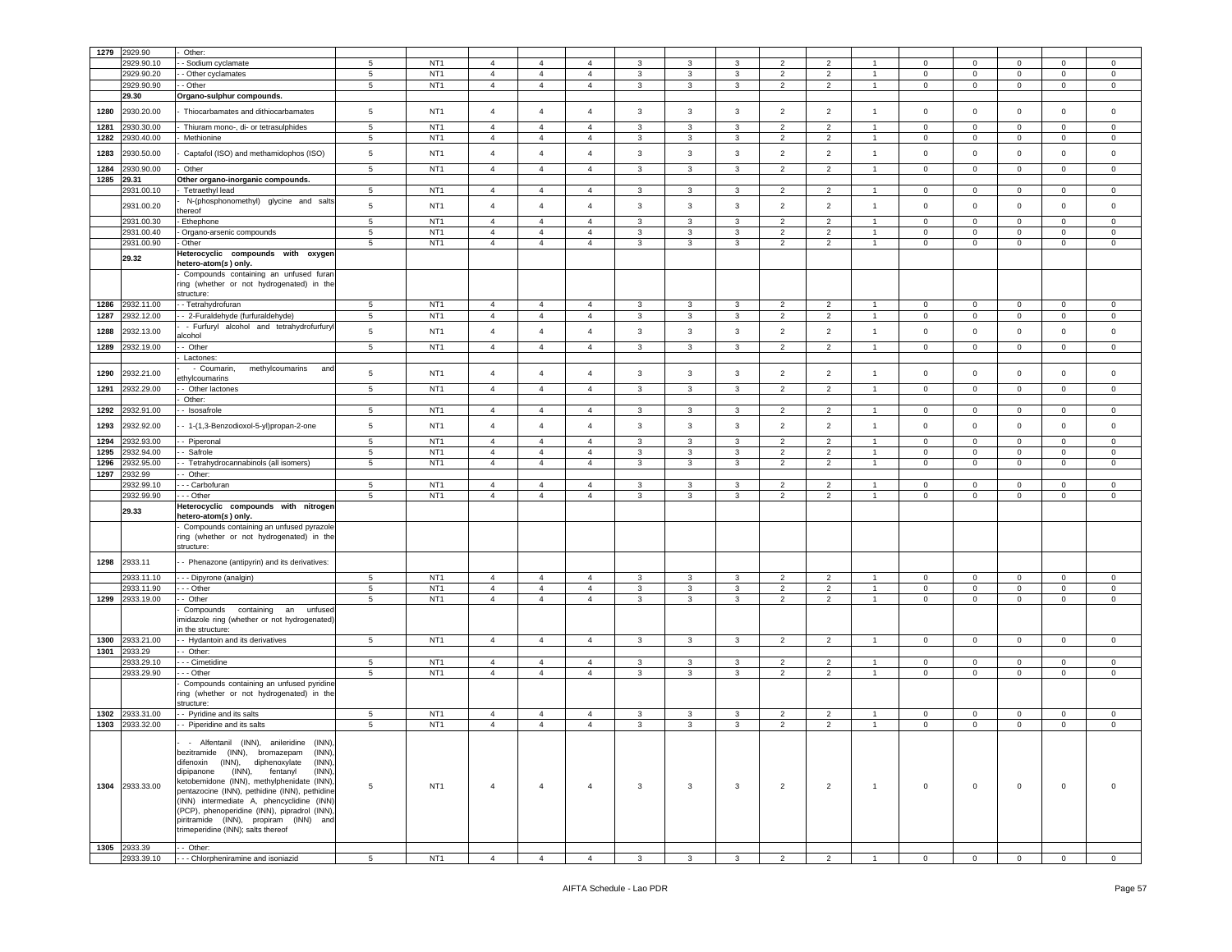| | | | | | | | | | | | | | | | | | |
|---|---|---|---|---|---|---|---|---|---|---|---|---|---|---|---|---|---|
| 1279 | 2929.90 | - Other: | | | | | | | | | | | | | | | |
| | 2929.90.10 | - - Sodium cyclamate | 5 | NT1 | 4 | 4 | 4 | 3 | 3 | 3 | 2 | 2 | 1 | 0 | 0 | 0 | 0 | 0 |
| | 2929.90.20 | - - Other cyclamates | 5 | NT1 | 4 | 4 | 4 | 3 | 3 | 3 | 2 | 2 | 1 | 0 | 0 | 0 | 0 | 0 |
| | 2929.90.90 | - - Other | 5 | NT1 | 4 | 4 | 4 | 3 | 3 | 3 | 2 | 2 | 1 | 0 | 0 | 0 | 0 | 0 |
| | 29.30 | **Organo-sulphur compounds.** | | | | | | | | | | | | | | | |
| 1280 | 2930.20.00 | - Thiocarbamates and dithiocarbamates | 5 | NT1 | 4 | 4 | 4 | 3 | 3 | 3 | 2 | 2 | 1 | 0 | 0 | 0 | 0 | 0 |
| 1281 | 2930.30.00 | - Thiuram mono-, di- or tetrasulphides | 5 | NT1 | 4 | 4 | 4 | 3 | 3 | 3 | 2 | 2 | 1 | 0 | 0 | 0 | 0 | 0 |
| 1282 | 2930.40.00 | - Methionine | 5 | NT1 | 4 | 4 | 4 | 3 | 3 | 3 | 2 | 2 | 1 | 0 | 0 | 0 | 0 | 0 |
| 1283 | 2930.50.00 | - Captafol (ISO) and methamidophos (ISO) | 5 | NT1 | 4 | 4 | 4 | 3 | 3 | 3 | 2 | 2 | 1 | 0 | 0 | 0 | 0 | 0 |
| 1284 | 2930.90.00 | - Other | 5 | NT1 | 4 | 4 | 4 | 3 | 3 | 3 | 2 | 2 | 1 | 0 | 0 | 0 | 0 | 0 |
| 1285 | 29.31 | **Other organo-inorganic compounds.** | | | | | | | | | | | | | | | |
| | 2931.00.10 | - Tetraethyl lead | 5 | NT1 | 4 | 4 | 4 | 3 | 3 | 3 | 2 | 2 | 1 | 0 | 0 | 0 | 0 | 0 |
| | 2931.00.20 | - N-(phosphonomethyl) glycine and salts thereof | 5 | NT1 | 4 | 4 | 4 | 3 | 3 | 3 | 2 | 2 | 1 | 0 | 0 | 0 | 0 | 0 |
| | 2931.00.30 | - Ethephone | 5 | NT1 | 4 | 4 | 4 | 3 | 3 | 3 | 2 | 2 | 1 | 0 | 0 | 0 | 0 | 0 |
| | 2931.00.40 | - Organo-arsenic compounds | 5 | NT1 | 4 | 4 | 4 | 3 | 3 | 3 | 2 | 2 | 1 | 0 | 0 | 0 | 0 | 0 |
| | 2931.00.90 | - Other | 5 | NT1 | 4 | 4 | 4 | 3 | 3 | 3 | 2 | 2 | 1 | 0 | 0 | 0 | 0 | 0 |
| | 29.32 | **Heterocyclic compounds with oxygen hetero-atom(s) only.** | | | | | | | | | | | | | | | |
| | | - Compounds containing an unfused furan ring (whether or not hydrogenated) in the structure: | | | | | | | | | | | | | | | |
| 1286 | 2932.11.00 | - - Tetrahydrofuran | 5 | NT1 | 4 | 4 | 4 | 3 | 3 | 3 | 2 | 2 | 1 | 0 | 0 | 0 | 0 | 0 |
| 1287 | 2932.12.00 | - - 2-Furaldehyde (furfuraldehyde) | 5 | NT1 | 4 | 4 | 4 | 3 | 3 | 3 | 2 | 2 | 1 | 0 | 0 | 0 | 0 | 0 |
| 1288 | 2932.13.00 | - - Furfuryl alcohol and tetrahydrofurfuryl alcohol | 5 | NT1 | 4 | 4 | 4 | 3 | 3 | 3 | 2 | 2 | 1 | 0 | 0 | 0 | 0 | 0 |
| 1289 | 2932.19.00 | - - Other | 5 | NT1 | 4 | 4 | 4 | 3 | 3 | 3 | 2 | 2 | 1 | 0 | 0 | 0 | 0 | 0 |
| | | - Lactones: | | | | | | | | | | | | | | | |
| 1290 | 2932.21.00 | - - Coumarin, methylcoumarins and ethylcoumarins | 5 | NT1 | 4 | 4 | 4 | 3 | 3 | 3 | 2 | 2 | 1 | 0 | 0 | 0 | 0 | 0 |
| 1291 | 2932.29.00 | - - Other lactones | 5 | NT1 | 4 | 4 | 4 | 3 | 3 | 3 | 2 | 2 | 1 | 0 | 0 | 0 | 0 | 0 |
| | | - Other: | | | | | | | | | | | | | | | |
| 1292 | 2932.91.00 | - - Isosafrole | 5 | NT1 | 4 | 4 | 4 | 3 | 3 | 3 | 2 | 2 | 1 | 0 | 0 | 0 | 0 | 0 |
| 1293 | 2932.92.00 | - - 1-(1,3-Benzodioxol-5-yl)propan-2-one | 5 | NT1 | 4 | 4 | 4 | 3 | 3 | 3 | 2 | 2 | 1 | 0 | 0 | 0 | 0 | 0 |
| 1294 | 2932.93.00 | - - Piperonal | 5 | NT1 | 4 | 4 | 4 | 3 | 3 | 3 | 2 | 2 | 1 | 0 | 0 | 0 | 0 | 0 |
| 1295 | 2932.94.00 | - - Safrole | 5 | NT1 | 4 | 4 | 4 | 3 | 3 | 3 | 2 | 2 | 1 | 0 | 0 | 0 | 0 | 0 |
| 1296 | 2932.95.00 | - - Tetrahydrocannabinols (all isomers) | 5 | NT1 | 4 | 4 | 4 | 3 | 3 | 3 | 2 | 2 | 1 | 0 | 0 | 0 | 0 | 0 |
| 1297 | 2932.99 | - - Other: | | | | | | | | | | | | | | | |
| | 2932.99.10 | - - - Carbofuran | 5 | NT1 | 4 | 4 | 4 | 3 | 3 | 3 | 2 | 2 | 1 | 0 | 0 | 0 | 0 | 0 |
| | 2932.99.90 | - - - Other | 5 | NT1 | 4 | 4 | 4 | 3 | 3 | 3 | 2 | 2 | 1 | 0 | 0 | 0 | 0 | 0 |
| | 29.33 | **Heterocyclic compounds with nitrogen hetero-atom(s) only.** | | | | | | | | | | | | | | | |
| | | - Compounds containing an unfused pyrazole ring (whether or not hydrogenated) in the structure: | | | | | | | | | | | | | | | |
| 1298 | 2933.11 | - - Phenazone (antipyrin) and its derivatives: | | | | | | | | | | | | | | | |
| | 2933.11.10 | - - - Dipyrone (analgin) | 5 | NT1 | 4 | 4 | 4 | 3 | 3 | 3 | 2 | 2 | 1 | 0 | 0 | 0 | 0 | 0 |
| | 2933.11.90 | - - - Other | 5 | NT1 | 4 | 4 | 4 | 3 | 3 | 3 | 2 | 2 | 1 | 0 | 0 | 0 | 0 | 0 |
| 1299 | 2933.19.00 | - - Other | 5 | NT1 | 4 | 4 | 4 | 3 | 3 | 3 | 2 | 2 | 1 | 0 | 0 | 0 | 0 | 0 |
| | | - Compounds containing an unfused imidazole ring (whether or not hydrogenated) in the structure: | | | | | | | | | | | | | | | |
| 1300 | 2933.21.00 | - - Hydantoin and its derivatives | 5 | NT1 | 4 | 4 | 4 | 3 | 3 | 3 | 2 | 2 | 1 | 0 | 0 | 0 | 0 | 0 |
| 1301 | 2933.29 | - - Other: | | | | | | | | | | | | | | | |
| | 2933.29.10 | - - - Cimetidine | 5 | NT1 | 4 | 4 | 4 | 3 | 3 | 3 | 2 | 2 | 1 | 0 | 0 | 0 | 0 | 0 |
| | 2933.29.90 | - - - Other | 5 | NT1 | 4 | 4 | 4 | 3 | 3 | 3 | 2 | 2 | 1 | 0 | 0 | 0 | 0 | 0 |
| | | - Compounds containing an unfused pyridine ring (whether or not hydrogenated) in the structure: | | | | | | | | | | | | | | | |
| 1302 | 2933.31.00 | - - Pyridine and its salts | 5 | NT1 | 4 | 4 | 4 | 3 | 3 | 3 | 2 | 2 | 1 | 0 | 0 | 0 | 0 | 0 |
| 1303 | 2933.32.00 | - - Piperidine and its salts | 5 | NT1 | 4 | 4 | 4 | 3 | 3 | 3 | 2 | 2 | 1 | 0 | 0 | 0 | 0 | 0 |
| 1304 | 2933.33.00 | - - Alfentanil (INN), anileridine (INN), bezitramide (INN), bromazepam (INN), difenoxin (INN), diphenoxylate (INN), dipipanone (INN), fentanyl (INN), ketobemidone (INN), methylphenidate (INN), pentazocine (INN), pethidine (INN), pethidine (INN) intermediate A, phencyclidine (INN) (PCP), phenoperidine (INN), pipradrol (INN), piritramide (INN), propiram (INN) and trimeperidine (INN); salts thereof | 5 | NT1 | 4 | 4 | 4 | 3 | 3 | 3 | 2 | 2 | 1 | 0 | 0 | 0 | 0 | 0 |
| 1305 | 2933.39 | - - Other: | | | | | | | | | | | | | | | |
| | 2933.39.10 | - - - Chlorpheniramine and isoniazid | 5 | NT1 | 4 | 4 | 4 | 3 | 3 | 3 | 2 | 2 | 1 | 0 | 0 | 0 | 0 | 0 |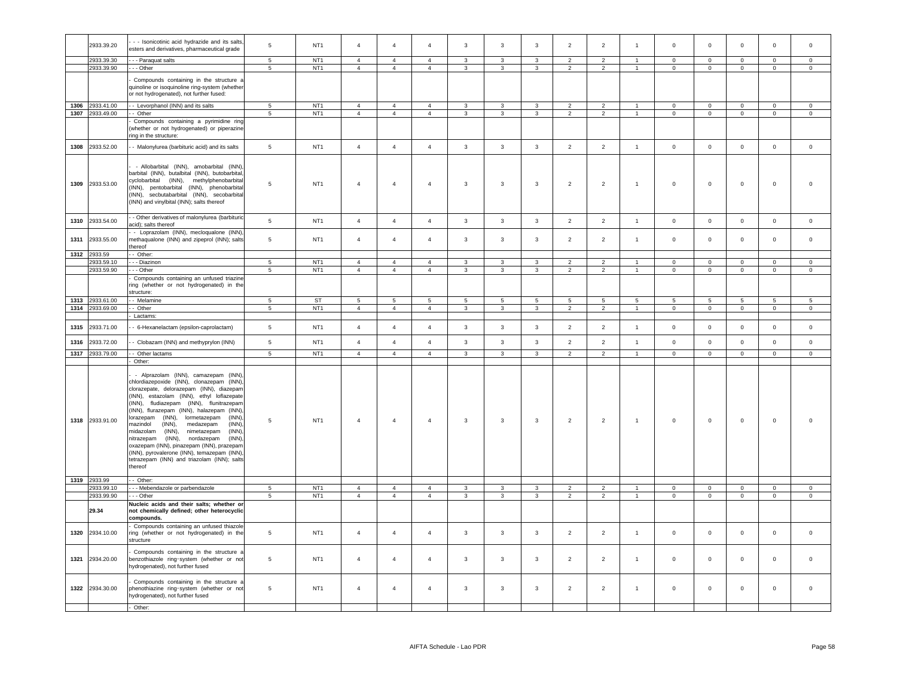| | 2933.39.20 | - - - Isonicotinic acid hydrazide and its salts, esters and derivatives, pharmaceutical grade | 5 | NT1 | 4 | 4 | 4 | 3 | 3 | 3 | 2 | 2 | 1 | 0 | 0 | 0 | 0 | 0 |
|---|---|---|---|---|---|---|---|---|---|---|---|---|---|---|---|---|---|---|
| | 2933.39.30 | - - - Paraquat salts | 5 | NT1 | 4 | 4 | 4 | 3 | 3 | 3 | 2 | 2 | 1 | 0 | 0 | 0 | 0 | 0 |
| | 2933.39.90 | - - - Other | 5 | NT1 | 4 | 4 | 4 | 3 | 3 | 3 | 2 | 2 | 1 | 0 | 0 | 0 | 0 | 0 |
| | | - Compounds containing in the structure a quinoline or isoquinoline ring-system (whether or not hydrogenated), not further fused: | | | | | | | | | | | | | | | | |
| 1306 | 2933.41.00 | - - Levorphanol (INN) and its salts | 5 | NT1 | 4 | 4 | 4 | 3 | 3 | 3 | 2 | 2 | 1 | 0 | 0 | 0 | 0 | 0 |
| 1307 | 2933.49.00 | - - Other | 5 | NT1 | 4 | 4 | 4 | 3 | 3 | 3 | 2 | 2 | 1 | 0 | 0 | 0 | 0 | 0 |
| | | - Compounds containing a pyrimidine ring (whether or not hydrogenated) or piperazine ring in the structure: | | | | | | | | | | | | | | | | |
| 1308 | 2933.52.00 | - - Malonylurea (barbituric acid) and its salts | 5 | NT1 | 4 | 4 | 4 | 3 | 3 | 3 | 2 | 2 | 1 | 0 | 0 | 0 | 0 | 0 |
| 1309 | 2933.53.00 | - - Allobarbital (INN), amobarbital (INN), barbital (INN), butalbital (INN), butobarbital, cyclobarbital (INN), methylphenobarbital (INN), pentobarbital (INN), phenobarbital (INN), secbutabarbital (INN), secobarbital (INN) and vinylbital (INN); salts thereof | 5 | NT1 | 4 | 4 | 4 | 3 | 3 | 3 | 2 | 2 | 1 | 0 | 0 | 0 | 0 | 0 |
| 1310 | 2933.54.00 | - - Other derivatives of malonylurea (barbituric acid); salts thereof | 5 | NT1 | 4 | 4 | 4 | 3 | 3 | 3 | 2 | 2 | 1 | 0 | 0 | 0 | 0 | 0 |
| 1311 | 2933.55.00 | - - Loprazolam (INN), mecloqualone (INN), methaqualone (INN) and zipeprol (INN); salts thereof | 5 | NT1 | 4 | 4 | 4 | 3 | 3 | 3 | 2 | 2 | 1 | 0 | 0 | 0 | 0 | 0 |
| 1312 | 2933.59 | - - Other: | | | | | | | | | | | | | | | | |
| | 2933.59.10 | - - - Diazinon | 5 | NT1 | 4 | 4 | 4 | 3 | 3 | 3 | 2 | 2 | 1 | 0 | 0 | 0 | 0 | 0 |
| | 2933.59.90 | - - - Other | 5 | NT1 | 4 | 4 | 4 | 3 | 3 | 3 | 2 | 2 | 1 | 0 | 0 | 0 | 0 | 0 |
| | | - Compounds containing an unfused triazine ring (whether or not hydrogenated) in the structure: | | | | | | | | | | | | | | | | |
| 1313 | 2933.61.00 | - - Melamine | 5 | ST | 5 | 5 | 5 | 5 | 5 | 5 | 5 | 5 | 5 | 5 | 5 | 5 | 5 | 5 |
| 1314 | 2933.69.00 | - - Other | 5 | NT1 | 4 | 4 | 4 | 3 | 3 | 3 | 2 | 2 | 1 | 0 | 0 | 0 | 0 | 0 |
| | | - Lactams: | | | | | | | | | | | | | | | | |
| 1315 | 2933.71.00 | - - 6-Hexanelactam (epsilon-caprolactam) | 5 | NT1 | 4 | 4 | 4 | 3 | 3 | 3 | 2 | 2 | 1 | 0 | 0 | 0 | 0 | 0 |
| 1316 | 2933.72.00 | - - Clobazam (INN) and methyprylon (INN) | 5 | NT1 | 4 | 4 | 4 | 3 | 3 | 3 | 2 | 2 | 1 | 0 | 0 | 0 | 0 | 0 |
| 1317 | 2933.79.00 | - - Other lactams | 5 | NT1 | 4 | 4 | 4 | 3 | 3 | 3 | 2 | 2 | 1 | 0 | 0 | 0 | 0 | 0 |
| | | - Other: | | | | | | | | | | | | | | | | |
| 1318 | 2933.91.00 | - - Alprazolam (INN), camazepam (INN), chlordiazepoxide (INN), clonazepam (INN), clorazepate, delorazepam (INN), diazepam (INN), estazolam (INN), ethyl loflazepate (INN), fludiazepam (INN), flunitrazepam (INN), flurazepam (INN), halazepam (INN), lorazepam (INN), lormetazepam (INN), mazindol (INN), medazepam (INN), midazolam (INN), nimetazepam (INN), nitrazepam (INN), nordazepam (INN), oxazepam (INN), pinazepam (INN), prazepam (INN), pyrovalerone (INN), temazepam (INN), tetrazepam (INN) and triazolam (INN); salts thereof | 5 | NT1 | 4 | 4 | 4 | 3 | 3 | 3 | 2 | 2 | 1 | 0 | 0 | 0 | 0 | 0 |
| 1319 | 2933.99 | - - Other: | | | | | | | | | | | | | | | | |
| | 2933.99.10 | - - - Mebendazole or parbendazole | 5 | NT1 | 4 | 4 | 4 | 3 | 3 | 3 | 2 | 2 | 1 | 0 | 0 | 0 | 0 | 0 |
| | 2933.99.90 | - - - Other | 5 | NT1 | 4 | 4 | 4 | 3 | 3 | 3 | 2 | 2 | 1 | 0 | 0 | 0 | 0 | 0 |
| | **29.34** | **Nucleic acids and their salts; whether or not chemically defined; other heterocyclic compounds.** | | | | | | | | | | | | | | | | |
| 1320 | 2934.10.00 | - Compounds containing an unfused thiazole ring (whether or not hydrogenated) in the structure | 5 | NT1 | 4 | 4 | 4 | 3 | 3 | 3 | 2 | 2 | 1 | 0 | 0 | 0 | 0 | 0 |
| 1321 | 2934.20.00 | - Compounds containing in the structure a benzothiazole ring-system (whether or not hydrogenated), not further fused | 5 | NT1 | 4 | 4 | 4 | 3 | 3 | 3 | 2 | 2 | 1 | 0 | 0 | 0 | 0 | 0 |
| 1322 | 2934.30.00 | - Compounds containing in the structure a phenothiazine ring-system (whether or not hydrogenated), not further fused | 5 | NT1 | 4 | 4 | 4 | 3 | 3 | 3 | 2 | 2 | 1 | 0 | 0 | 0 | 0 | 0 |
| | | - Other: | | | | | | | | | | | | | | | | |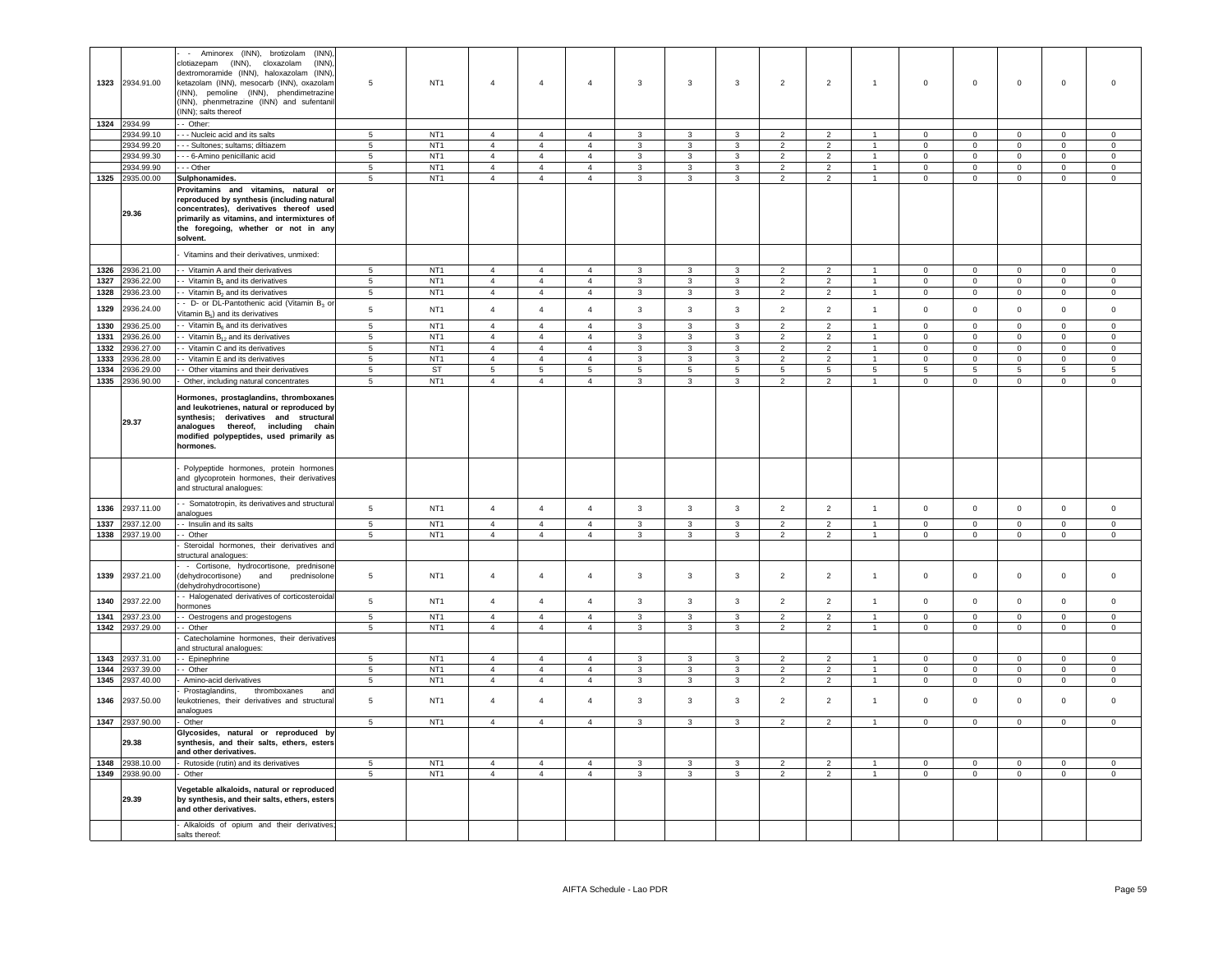| | | | | | | | | | | | | | | | | | |
|---|---|---|---|---|---|---|---|---|---|---|---|---|---|---|---|---|---|
| 1323 | 2934.91.00 | - - Aminorex (INN), brotizolam (INN), clotiazepam (INN), cloxazolam (INN), dextromoramide (INN), haloxazolam (INN), ketazolam (INN), mesocarb (INN), oxazolam (INN), pemoline (INN), phendimetrazine (INN), phenmetrazine (INN) and sufentanil (INN); salts thereof | 5 | NT1 | 4 | 4 | 4 | 3 | 3 | 3 | 2 | 2 | 1 | 0 | 0 | 0 | 0 | 0 |
| 1324 | 2934.99 | - - Other: | | | | | | | | | | | | | | | | |
| | 2934.99.10 | - - - Nucleic acid and its salts | 5 | NT1 | 4 | 4 | 4 | 3 | 3 | 3 | 2 | 2 | 1 | 0 | 0 | 0 | 0 | 0 |
| | 2934.99.20 | - - - Sultones; sultams; diltiazem | 5 | NT1 | 4 | 4 | 4 | 3 | 3 | 3 | 2 | 2 | 1 | 0 | 0 | 0 | 0 | 0 |
| | 2934.99.30 | - - - 6-Amino penicillanic acid | 5 | NT1 | 4 | 4 | 4 | 3 | 3 | 3 | 2 | 2 | 1 | 0 | 0 | 0 | 0 | 0 |
| | 2934.99.90 | - - - Other | 5 | NT1 | 4 | 4 | 4 | 3 | 3 | 3 | 2 | 2 | 1 | 0 | 0 | 0 | 0 | 0 |
| 1325 | 2935.00.00 | **Sulphonamides.** | 5 | NT1 | 4 | 4 | 4 | 3 | 3 | 3 | 2 | 2 | 1 | 0 | 0 | 0 | 0 | 0 |
| | **29.36** | **Provitamins and vitamins, natural or reproduced by synthesis (including natural concentrates), derivatives thereof used primarily as vitamins, and intermixtures of the foregoing, whether or not in any solvent.** | | | | | | | | | | | | | | | | |
| | | - Vitamins and their derivatives, unmixed: | | | | | | | | | | | | | | | | |
| 1326 | 2936.21.00 | - - Vitamin A and their derivatives | 5 | NT1 | 4 | 4 | 4 | 3 | 3 | 3 | 2 | 2 | 1 | 0 | 0 | 0 | 0 | 0 |
| 1327 | 2936.22.00 | - - Vitamin $B_1$ and its derivatives | 5 | NT1 | 4 | 4 | 4 | 3 | 3 | 3 | 2 | 2 | 1 | 0 | 0 | 0 | 0 | 0 |
| 1328 | 2936.23.00 | - - Vitamin $B_2$ and its derivatives | 5 | NT1 | 4 | 4 | 4 | 3 | 3 | 3 | 2 | 2 | 1 | 0 | 0 | 0 | 0 | 0 |
| 1329 | 2936.24.00 | - - D- or DL-Pantothenic acid (Vitamin $B_3$ or Vitamin $B_5$) and its derivatives | 5 | NT1 | 4 | 4 | 4 | 3 | 3 | 3 | 2 | 2 | 1 | 0 | 0 | 0 | 0 | 0 |
| 1330 | 2936.25.00 | - - Vitamin $B_6$ and its derivatives | 5 | NT1 | 4 | 4 | 4 | 3 | 3 | 3 | 2 | 2 | 1 | 0 | 0 | 0 | 0 | 0 |
| 1331 | 2936.26.00 | - - Vitamin $B_{12}$ and its derivatives | 5 | NT1 | 4 | 4 | 4 | 3 | 3 | 3 | 2 | 2 | 1 | 0 | 0 | 0 | 0 | 0 |
| 1332 | 2936.27.00 | - - Vitamin C and its derivatives | 5 | NT1 | 4 | 4 | 4 | 3 | 3 | 3 | 2 | 2 | 1 | 0 | 0 | 0 | 0 | 0 |
| 1333 | 2936.28.00 | - - Vitamin E and its derivatives | 5 | NT1 | 4 | 4 | 4 | 3 | 3 | 3 | 2 | 2 | 1 | 0 | 0 | 0 | 0 | 0 |
| 1334 | 2936.29.00 | - - Other vitamins and their derivatives | 5 | ST | 5 | 5 | 5 | 5 | 5 | 5 | 5 | 5 | 5 | 5 | 5 | 5 | 5 | 5 |
| 1335 | 2936.90.00 | - Other, including natural concentrates | 5 | NT1 | 4 | 4 | 4 | 3 | 3 | 3 | 2 | 2 | 1 | 0 | 0 | 0 | 0 | 0 |
| | **29.37** | **Hormones, prostaglandins, thromboxanes and leukotrienes, natural or reproduced by synthesis; derivatives and structural analogues thereof, including chain modified polypeptides, used primarily as hormones.** | | | | | | | | | | | | | | | | |
| | | - Polypeptide hormones, protein hormones and glycoprotein hormones, their derivatives and structural analogues: | | | | | | | | | | | | | | | | |
| 1336 | 2937.11.00 | - - Somatotropin, its derivatives and structural analogues | 5 | NT1 | 4 | 4 | 4 | 3 | 3 | 3 | 2 | 2 | 1 | 0 | 0 | 0 | 0 | 0 |
| 1337 | 2937.12.00 | - - Insulin and its salts | 5 | NT1 | 4 | 4 | 4 | 3 | 3 | 3 | 2 | 2 | 1 | 0 | 0 | 0 | 0 | 0 |
| 1338 | 2937.19.00 | - - Other | 5 | NT1 | 4 | 4 | 4 | 3 | 3 | 3 | 2 | 2 | 1 | 0 | 0 | 0 | 0 | 0 |
| | | - Steroidal hormones, their derivatives and structural analogues: | | | | | | | | | | | | | | | | |
| 1339 | 2937.21.00 | - - Cortisone, hydrocortisone, prednisone (dehydrocortisone) and prednisolone (dehydrohydrocortisone) | 5 | NT1 | 4 | 4 | 4 | 3 | 3 | 3 | 2 | 2 | 1 | 0 | 0 | 0 | 0 | 0 |
| 1340 | 2937.22.00 | - - Halogenated derivatives of corticosteroidal hormones | 5 | NT1 | 4 | 4 | 4 | 3 | 3 | 3 | 2 | 2 | 1 | 0 | 0 | 0 | 0 | 0 |
| 1341 | 2937.23.00 | - - Oestrogens and progestogens | 5 | NT1 | 4 | 4 | 4 | 3 | 3 | 3 | 2 | 2 | 1 | 0 | 0 | 0 | 0 | 0 |
| 1342 | 2937.29.00 | - - Other | 5 | NT1 | 4 | 4 | 4 | 3 | 3 | 3 | 2 | 2 | 1 | 0 | 0 | 0 | 0 | 0 |
| | | - Catecholamine hormones, their derivatives and structural analogues: | | | | | | | | | | | | | | | | |
| 1343 | 2937.31.00 | - - Epinephrine | 5 | NT1 | 4 | 4 | 4 | 3 | 3 | 3 | 2 | 2 | 1 | 0 | 0 | 0 | 0 | 0 |
| 1344 | 2937.39.00 | - - Other | 5 | NT1 | 4 | 4 | 4 | 3 | 3 | 3 | 2 | 2 | 1 | 0 | 0 | 0 | 0 | 0 |
| 1345 | 2937.40.00 | - Amino-acid derivatives | 5 | NT1 | 4 | 4 | 4 | 3 | 3 | 3 | 2 | 2 | 1 | 0 | 0 | 0 | 0 | 0 |
| 1346 | 2937.50.00 | - Prostaglandins, thromboxanes and leukotrienes, their derivatives and structural analogues | 5 | NT1 | 4 | 4 | 4 | 3 | 3 | 3 | 2 | 2 | 1 | 0 | 0 | 0 | 0 | 0 |
| 1347 | 2937.90.00 | - Other | 5 | NT1 | 4 | 4 | 4 | 3 | 3 | 3 | 2 | 2 | 1 | 0 | 0 | 0 | 0 | 0 |
| | **29.38** | **Glycosides, natural or reproduced by synthesis, and their salts, ethers, esters and other derivatives.** | | | | | | | | | | | | | | | | |
| 1348 | 2938.10.00 | - Rutoside (rutin) and its derivatives | 5 | NT1 | 4 | 4 | 4 | 3 | 3 | 3 | 2 | 2 | 1 | 0 | 0 | 0 | 0 | 0 |
| 1349 | 2938.90.00 | - Other | 5 | NT1 | 4 | 4 | 4 | 3 | 3 | 3 | 2 | 2 | 1 | 0 | 0 | 0 | 0 | 0 |
| | **29.39** | **Vegetable alkaloids, natural or reproduced by synthesis, and their salts, ethers, esters and other derivatives.** | | | | | | | | | | | | | | | | |
| | | - Alkaloids of opium and their derivatives; salts thereof: | | | | | | | | | | | | | | | | |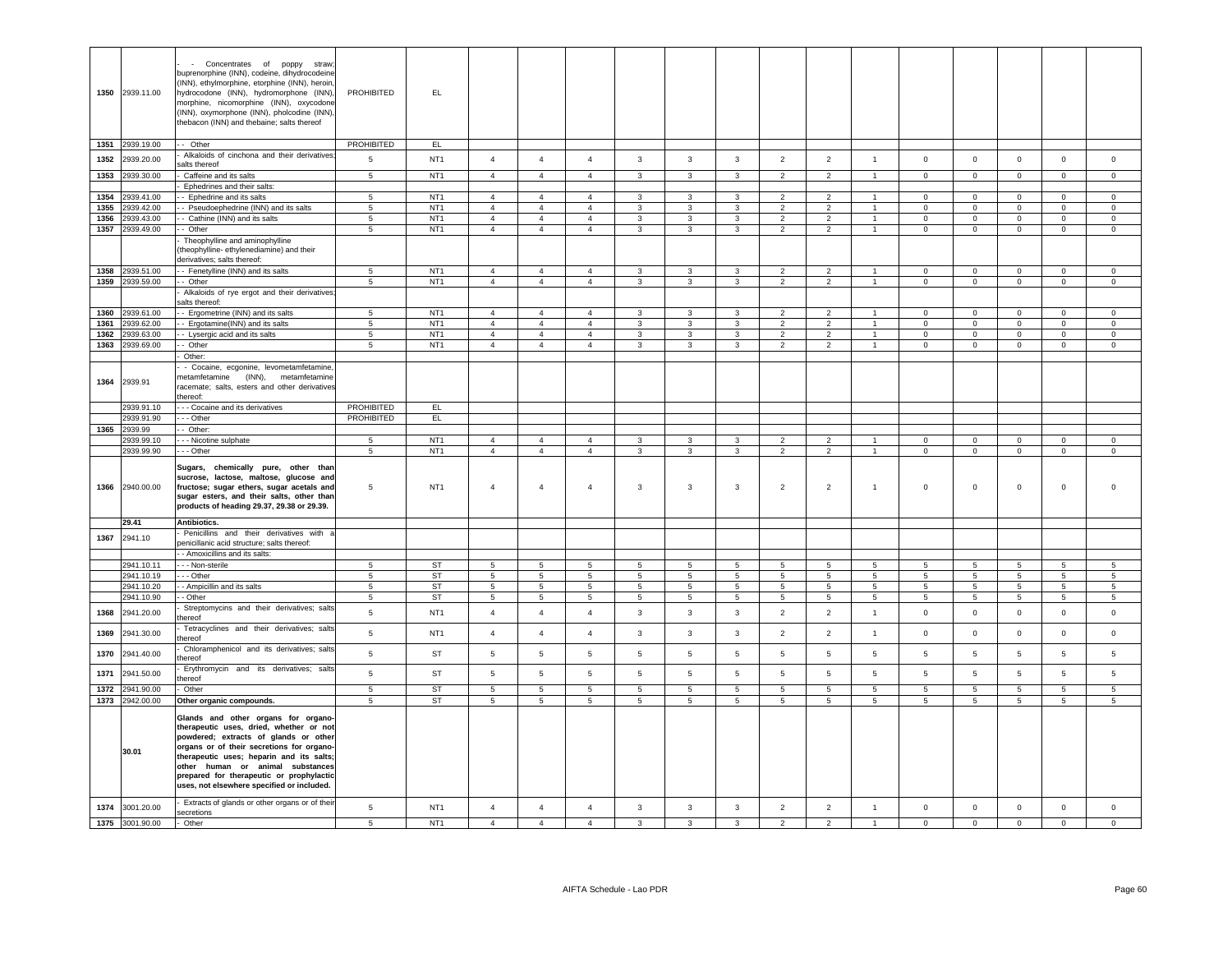| | | | | | | | | | | | | | | | | | | |
|---|---|---|---|---|---|---|---|---|---|---|---|---|---|---|---|---|---|---|
| 1350 | 2939.11.00 | - - Concentrates of poppy straw; buprenorphine (INN), codeine, dihydrocodeine (INN), ethylmorphine, etorphine (INN), heroin, hydrocodone (INN), hydromorphone (INN), morphine, nicomorphine (INN), oxycodone (INN), oxymorphone (INN), pholcodine (INN), thebacon (INN) and thebaine; salts thereof | PROHIBITED | EL | | | | | | | | | | | | | | |
| 1351 | 2939.19.00 | - - Other | PROHIBITED | EL | | | | | | | | | | | | | | |
| 1352 | 2939.20.00 | - Alkaloids of cinchona and their derivatives; salts thereof | 5 | NT1 | 4 | 4 | 4 | 3 | 3 | 3 | 2 | 2 | 1 | 0 | 0 | 0 | 0 | 0 |
| 1353 | 2939.30.00 | - Caffeine and its salts | 5 | NT1 | 4 | 4 | 4 | 3 | 3 | 3 | 2 | 2 | 1 | 0 | 0 | 0 | 0 | 0 |
| | | - Ephedrines and their salts: | | | | | | | | | | | | | | | | |
| 1354 | 2939.41.00 | - - Ephedrine and its salts | 5 | NT1 | 4 | 4 | 4 | 3 | 3 | 3 | 2 | 2 | 1 | 0 | 0 | 0 | 0 | 0 |
| 1355 | 2939.42.00 | - - Pseudoephedrine (INN) and its salts | 5 | NT1 | 4 | 4 | 4 | 3 | 3 | 3 | 2 | 2 | 1 | 0 | 0 | 0 | 0 | 0 |
| 1356 | 2939.43.00 | - - Cathine (INN) and its salts | 5 | NT1 | 4 | 4 | 4 | 3 | 3 | 3 | 2 | 2 | 1 | 0 | 0 | 0 | 0 | 0 |
| 1357 | 2939.49.00 | - - Other | 5 | NT1 | 4 | 4 | 4 | 3 | 3 | 3 | 2 | 2 | 1 | 0 | 0 | 0 | 0 | 0 |
| | | - Theophylline and aminophylline (theophylline- ethylenediamine) and their derivatives; salts thereof: | | | | | | | | | | | | | | | | |
| 1358 | 2939.51.00 | - - Fenetylline (INN) and its salts | 5 | NT1 | 4 | 4 | 4 | 3 | 3 | 3 | 2 | 2 | 1 | 0 | 0 | 0 | 0 | 0 |
| 1359 | 2939.59.00 | - - Other | 5 | NT1 | 4 | 4 | 4 | 3 | 3 | 3 | 2 | 2 | 1 | 0 | 0 | 0 | 0 | 0 |
| | | - Alkaloids of rye ergot and their derivatives; salts thereof: | | | | | | | | | | | | | | | | |
| 1360 | 2939.61.00 | - - Ergometrine (INN) and its salts | 5 | NT1 | 4 | 4 | 4 | 3 | 3 | 3 | 2 | 2 | 1 | 0 | 0 | 0 | 0 | 0 |
| 1361 | 2939.62.00 | - - Ergotamine(INN) and its salts | 5 | NT1 | 4 | 4 | 4 | 3 | 3 | 3 | 2 | 2 | 1 | 0 | 0 | 0 | 0 | 0 |
| 1362 | 2939.63.00 | - - Lysergic acid and its salts | 5 | NT1 | 4 | 4 | 4 | 3 | 3 | 3 | 2 | 2 | 1 | 0 | 0 | 0 | 0 | 0 |
| 1363 | 2939.69.00 | - - Other | 5 | NT1 | 4 | 4 | 4 | 3 | 3 | 3 | 2 | 2 | 1 | 0 | 0 | 0 | 0 | 0 |
| | | - Other: | | | | | | | | | | | | | | | | |
| 1364 | 2939.91 | - - Cocaine, ecgonine, levometamfetamine, metamfetamine (INN), metamfetamine racemate; salts, esters and other derivatives thereof: | | | | | | | | | | | | | | | | |
| | 2939.91.10 | - - - Cocaine and its derivatives | PROHIBITED | EL | | | | | | | | | | | | | | |
| | 2939.91.90 | - - - Other | PROHIBITED | EL | | | | | | | | | | | | | | |
| 1365 | 2939.99 | - - Other: | | | | | | | | | | | | | | | | |
| | 2939.99.10 | - - - Nicotine sulphate | 5 | NT1 | 4 | 4 | 4 | 3 | 3 | 3 | 2 | 2 | 1 | 0 | 0 | 0 | 0 | 0 |
| | 2939.99.90 | - - - Other | 5 | NT1 | 4 | 4 | 4 | 3 | 3 | 3 | 2 | 2 | 1 | 0 | 0 | 0 | 0 | 0 |
| 1366 | 2940.00.00 | **Sugars, chemically pure, other than sucrose, lactose, maltose, glucose and fructose; sugar ethers, sugar acetals and sugar esters, and their salts, other than products of heading 29.37, 29.38 or 29.39.** | 5 | NT1 | 4 | 4 | 4 | 3 | 3 | 3 | 2 | 2 | 1 | 0 | 0 | 0 | 0 | 0 |
| | **29.41** | **Antibiotics.** | | | | | | | | | | | | | | | | |
| 1367 | 2941.10 | - Penicillins and their derivatives with a penicillanic acid structure; salts thereof: | | | | | | | | | | | | | | | | |
| | | - - Amoxicillins and its salts: | | | | | | | | | | | | | | | | |
| | 2941.10.11 | - - - Non-sterile | 5 | ST | 5 | 5 | 5 | 5 | 5 | 5 | 5 | 5 | 5 | 5 | 5 | 5 | 5 | 5 |
| | 2941.10.19 | - - - Other | 5 | ST | 5 | 5 | 5 | 5 | 5 | 5 | 5 | 5 | 5 | 5 | 5 | 5 | 5 | 5 |
| | 2941.10.20 | - - Ampicillin and its salts | 5 | ST | 5 | 5 | 5 | 5 | 5 | 5 | 5 | 5 | 5 | 5 | 5 | 5 | 5 | 5 |
| | 2941.10.90 | - - Other | 5 | ST | 5 | 5 | 5 | 5 | 5 | 5 | 5 | 5 | 5 | 5 | 5 | 5 | 5 | 5 |
| 1368 | 2941.20.00 | - Streptomycins and their derivatives; salts thereof | 5 | NT1 | 4 | 4 | 4 | 3 | 3 | 3 | 2 | 2 | 1 | 0 | 0 | 0 | 0 | 0 |
| 1369 | 2941.30.00 | - Tetracyclines and their derivatives; salts thereof | 5 | NT1 | 4 | 4 | 4 | 3 | 3 | 3 | 2 | 2 | 1 | 0 | 0 | 0 | 0 | 0 |
| 1370 | 2941.40.00 | - Chloramphenicol and its derivatives; salts thereof | 5 | ST | 5 | 5 | 5 | 5 | 5 | 5 | 5 | 5 | 5 | 5 | 5 | 5 | 5 | 5 |
| 1371 | 2941.50.00 | - Erythromycin and its derivatives; salts thereof | 5 | ST | 5 | 5 | 5 | 5 | 5 | 5 | 5 | 5 | 5 | 5 | 5 | 5 | 5 | 5 |
| 1372 | 2941.90.00 | - Other | 5 | ST | 5 | 5 | 5 | 5 | 5 | 5 | 5 | 5 | 5 | 5 | 5 | 5 | 5 | 5 |
| 1373 | 2942.00.00 | **Other organic compounds.** | 5 | ST | 5 | 5 | 5 | 5 | 5 | 5 | 5 | 5 | 5 | 5 | 5 | 5 | 5 | 5 |
| | **30.01** | **Glands and other organs for organo-therapeutic uses, dried, whether or not powdered; extracts of glands or other organs or of their secretions for organo-therapeutic uses; heparin and its salts; other human or animal substances prepared for therapeutic or prophylactic uses, not elsewhere specified or included.** | | | | | | | | | | | | | | | | |
| 1374 | 3001.20.00 | - Extracts of glands or other organs or of their secretions | 5 | NT1 | 4 | 4 | 4 | 3 | 3 | 3 | 2 | 2 | 1 | 0 | 0 | 0 | 0 | 0 |
| 1375 | 3001.90.00 | - Other | 5 | NT1 | 4 | 4 | 4 | 3 | 3 | 3 | 2 | 2 | 1 | 0 | 0 | 0 | 0 | 0 |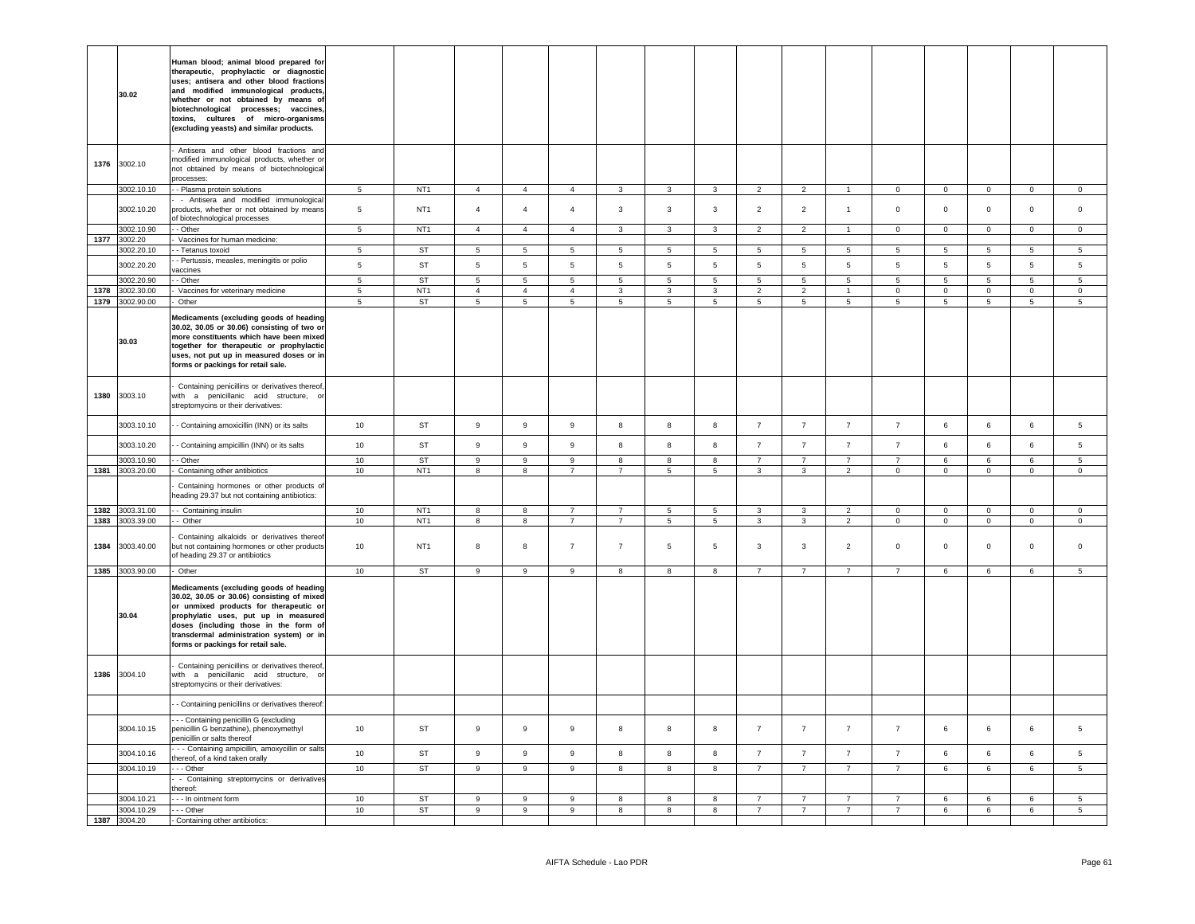| | | | | | | | | | | | | | | | | | |
|---|---|---|---|---|---|---|---|---|---|---|---|---|---|---|---|---|---|
| | 30.02 | **Human blood; animal blood prepared for therapeutic, prophylactic or diagnostic uses; antisera and other blood fractions and modified immunological products, whether or not obtained by means of biotechnological processes; vaccines, toxins, cultures of micro-organisms (excluding yeasts) and similar products.** | | | | | | | | | | | | | | | |
| 1376 | 3002.10 | - Antisera and other blood fractions and modified immunological products, whether or not obtained by means of biotechnological processes: | | | | | | | | | | | | | | | |
| | 3002.10.10 | - - Plasma protein solutions | 5 | NT1 | 4 | 4 | 4 | 3 | 3 | 3 | 2 | 2 | 1 | 0 | 0 | 0 | 0 | 0 |
| | 3002.10.20 | - - Antisera and modified immunological products, whether or not obtained by means of biotechnological processes | 5 | NT1 | 4 | 4 | 4 | 3 | 3 | 3 | 2 | 2 | 1 | 0 | 0 | 0 | 0 | 0 |
| | 3002.10.90 | - - Other | 5 | NT1 | 4 | 4 | 4 | 3 | 3 | 3 | 2 | 2 | 1 | 0 | 0 | 0 | 0 | 0 |
| 1377 | 3002.20 | - Vaccines for human medicine: | | | | | | | | | | | | | | | | |
| | 3002.20.10 | - - Tetanus toxoid | 5 | ST | 5 | 5 | 5 | 5 | 5 | 5 | 5 | 5 | 5 | 5 | 5 | 5 | 5 | 5 |
| | 3002.20.20 | - - Pertussis, measles, meningitis or polio vaccines | 5 | ST | 5 | 5 | 5 | 5 | 5 | 5 | 5 | 5 | 5 | 5 | 5 | 5 | 5 | 5 |
| | 3002.20.90 | - - Other | 5 | ST | 5 | 5 | 5 | 5 | 5 | 5 | 5 | 5 | 5 | 5 | 5 | 5 | 5 | 5 |
| 1378 | 3002.30.00 | - Vaccines for veterinary medicine | 5 | NT1 | 4 | 4 | 4 | 3 | 3 | 3 | 2 | 2 | 1 | 0 | 0 | 0 | 0 | 0 |
| 1379 | 3002.90.00 | - Other | 5 | ST | 5 | 5 | 5 | 5 | 5 | 5 | 5 | 5 | 5 | 5 | 5 | 5 | 5 | 5 |
| | 30.03 | **Medicaments (excluding goods of heading 30.02, 30.05 or 30.06) consisting of two or more constituents which have been mixed together for therapeutic or prophylactic uses, not put up in measured doses or in forms or packings for retail sale.** | | | | | | | | | | | | | | | | |
| 1380 | 3003.10 | - Containing penicillins or derivatives thereof, with a penicillanic acid structure, or streptomycins or their derivatives: | | | | | | | | | | | | | | | | |
| | 3003.10.10 | - - Containing amoxicillin (INN) or its salts | 10 | ST | 9 | 9 | 9 | 8 | 8 | 8 | 7 | 7 | 7 | 7 | 6 | 6 | 6 | 5 |
| | 3003.10.20 | - - Containing ampicillin (INN) or its salts | 10 | ST | 9 | 9 | 9 | 8 | 8 | 8 | 7 | 7 | 7 | 7 | 6 | 6 | 6 | 5 |
| | 3003.10.90 | - - Other | 10 | ST | 9 | 9 | 9 | 8 | 8 | 8 | 7 | 7 | 7 | 7 | 6 | 6 | 6 | 5 |
| 1381 | 3003.20.00 | - Containing other antibiotics | 10 | NT1 | 8 | 8 | 7 | 7 | 5 | 5 | 3 | 3 | 2 | 0 | 0 | 0 | 0 | 0 |
| | | - Containing hormones or other products of heading 29.37 but not containing antibiotics: | | | | | | | | | | | | | | | | |
| 1382 | 3003.31.00 | - - Containing insulin | 10 | NT1 | 8 | 8 | 7 | 7 | 5 | 5 | 3 | 3 | 2 | 0 | 0 | 0 | 0 | 0 |
| 1383 | 3003.39.00 | - - Other | 10 | NT1 | 8 | 8 | 7 | 7 | 5 | 5 | 3 | 3 | 2 | 0 | 0 | 0 | 0 | 0 |
| 1384 | 3003.40.00 | - Containing alkaloids or derivatives thereof but not containing hormones or other products of heading 29.37 or antibiotics | 10 | NT1 | 8 | 8 | 7 | 7 | 5 | 5 | 3 | 3 | 2 | 0 | 0 | 0 | 0 | 0 |
| 1385 | 3003.90.00 | - Other | 10 | ST | 9 | 9 | 9 | 8 | 8 | 8 | 7 | 7 | 7 | 7 | 6 | 6 | 6 | 5 |
| | 30.04 | **Medicaments (excluding goods of heading 30.02, 30.05 or 30.06) consisting of mixed or unmixed products for therapeutic or prophylactic uses, put up in measured doses (including those in the form of transdermal administration system) or in forms or packings for retail sale.** | | | | | | | | | | | | | | | | |
| 1386 | 3004.10 | - Containing penicillins or derivatives thereof, with a penicillanic acid structure, or streptomycins or their derivatives: | | | | | | | | | | | | | | | | |
| | | - - Containing penicillins or derivatives thereof: | | | | | | | | | | | | | | | | |
| | 3004.10.15 | - - - Containing penicillin G (excluding penicillin G benzathine), phenoxymethyl penicillin or salts thereof | 10 | ST | 9 | 9 | 9 | 8 | 8 | 8 | 7 | 7 | 7 | 7 | 6 | 6 | 6 | 5 |
| | 3004.10.16 | - - - Containing ampicillin, amoxycillin or salts thereof, of a kind taken orally | 10 | ST | 9 | 9 | 9 | 8 | 8 | 8 | 7 | 7 | 7 | 7 | 6 | 6 | 6 | 5 |
| | 3004.10.19 | - - - Other | 10 | ST | 9 | 9 | 9 | 8 | 8 | 8 | 7 | 7 | 7 | 7 | 6 | 6 | 6 | 5 |
| | | - - Containing streptomycins or derivatives thereof: | | | | | | | | | | | | | | | | |
| | 3004.10.21 | - - - In ointment form | 10 | ST | 9 | 9 | 9 | 8 | 8 | 8 | 7 | 7 | 7 | 7 | 6 | 6 | 6 | 5 |
| | 3004.10.29 | - - - Other | 10 | ST | 9 | 9 | 9 | 8 | 8 | 8 | 7 | 7 | 7 | 7 | 6 | 6 | 6 | 5 |
| 1387 | 3004.20 | - Containing other antibiotics: | | | | | | | | | | | | | | | | |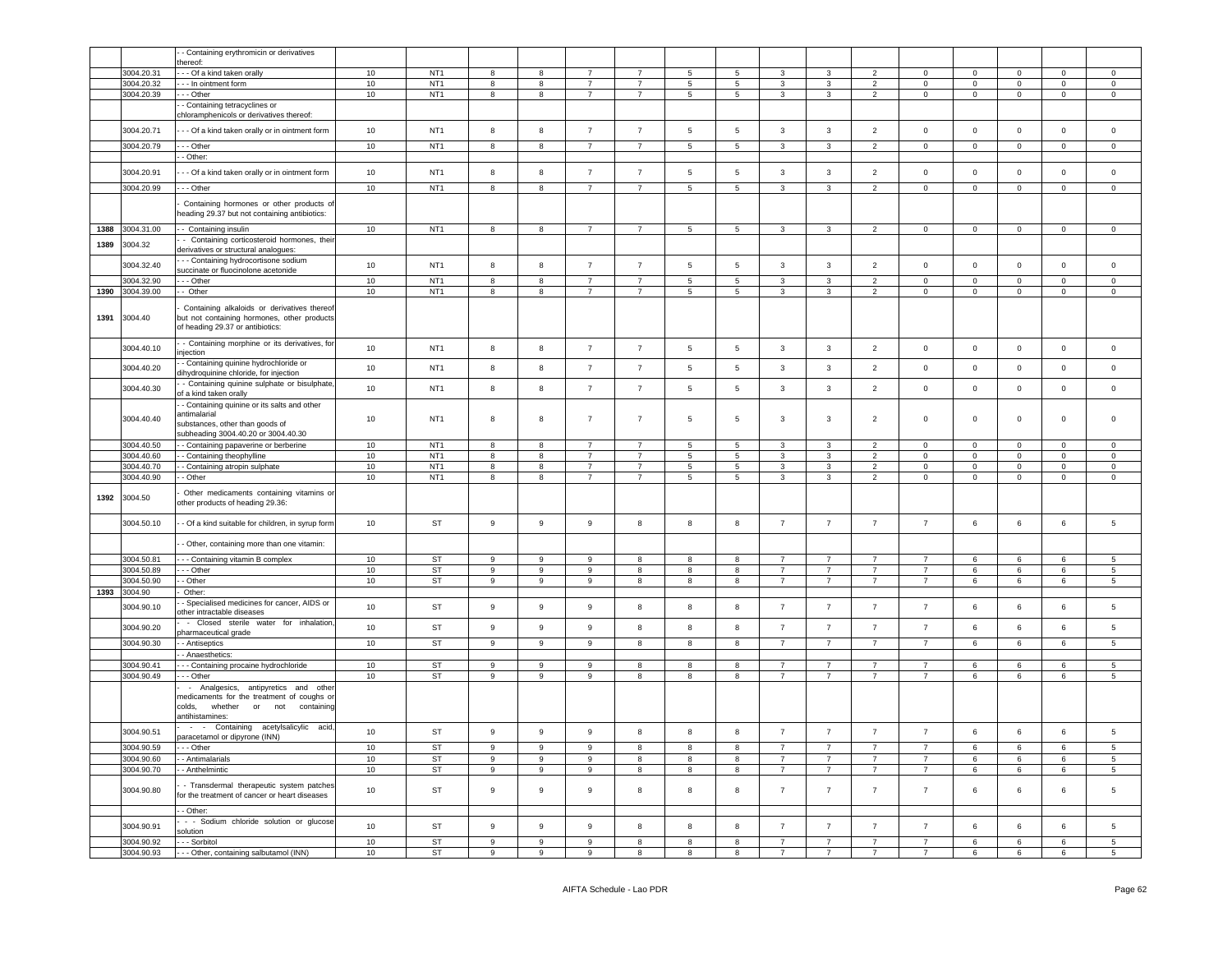| | | - - Containing erythromicin or derivatives thereof: | | | | | | | | | | | | | | | | | | |
|---|---|---|---|---|---|---|---|---|---|---|---|---|---|---|---|---|---|---|---|---|
| | 3004.20.31 | - - - Of a kind taken orally | 10 | NT1 | 8 | 8 | 7 | 7 | 5 | 5 | 3 | 3 | 2 | 0 | 0 | 0 | 0 | 0 |
| | 3004.20.32 | - - - In ointment form | 10 | NT1 | 8 | 8 | 7 | 7 | 5 | 5 | 3 | 3 | 2 | 0 | 0 | 0 | 0 | 0 |
| | 3004.20.39 | - - - Other | 10 | NT1 | 8 | 8 | 7 | 7 | 5 | 5 | 3 | 3 | 2 | 0 | 0 | 0 | 0 | 0 |
| | | - - Containing tetracyclines or chloramphenicols or derivatives thereof: | | | | | | | | | | | | | | | | |
| | 3004.20.71 | - - - Of a kind taken orally or in ointment form | 10 | NT1 | 8 | 8 | 7 | 7 | 5 | 5 | 3 | 3 | 2 | 0 | 0 | 0 | 0 | 0 |
| | 3004.20.79 | - - - Other | 10 | NT1 | 8 | 8 | 7 | 7 | 5 | 5 | 3 | 3 | 2 | 0 | 0 | 0 | 0 | 0 |
| | | - - Other: | | | | | | | | | | | | | | | | |
| | 3004.20.91 | - - - Of a kind taken orally or in ointment form | 10 | NT1 | 8 | 8 | 7 | 7 | 5 | 5 | 3 | 3 | 2 | 0 | 0 | 0 | 0 | 0 |
| | 3004.20.99 | - - - Other | 10 | NT1 | 8 | 8 | 7 | 7 | 5 | 5 | 3 | 3 | 2 | 0 | 0 | 0 | 0 | 0 |
| | | - Containing hormones or other products of heading 29.37 but not containing antibiotics: | | | | | | | | | | | | | | | | |
| 1388 | 3004.31.00 | - - Containing insulin | 10 | NT1 | 8 | 8 | 7 | 7 | 5 | 5 | 3 | 3 | 2 | 0 | 0 | 0 | 0 | 0 |
| 1389 | 3004.32 | - - Containing corticosteroid hormones, their derivatives or structural analogues: | | | | | | | | | | | | | | | | |
| | 3004.32.40 | - - - Containing hydrocortisone sodium succinate or fluocinolone acetonide | 10 | NT1 | 8 | 8 | 7 | 7 | 5 | 5 | 3 | 3 | 2 | 0 | 0 | 0 | 0 | 0 |
| | 3004.32.90 | - - - Other | 10 | NT1 | 8 | 8 | 7 | 7 | 5 | 5 | 3 | 3 | 2 | 0 | 0 | 0 | 0 | 0 |
| 1390 | 3004.39.00 | - - Other | 10 | NT1 | 8 | 8 | 7 | 7 | 5 | 5 | 3 | 3 | 2 | 0 | 0 | 0 | 0 | 0 |
| 1391 | 3004.40 | - Containing alkaloids or derivatives thereof but not containing hormones, other products of heading 29.37 or antibiotics: | | | | | | | | | | | | | | | | |
| | 3004.40.10 | - - Containing morphine or its derivatives, for injection | 10 | NT1 | 8 | 8 | 7 | 7 | 5 | 5 | 3 | 3 | 2 | 0 | 0 | 0 | 0 | 0 |
| | 3004.40.20 | - - Containing quinine hydrochloride or dihydroquinine chloride, for injection | 10 | NT1 | 8 | 8 | 7 | 7 | 5 | 5 | 3 | 3 | 2 | 0 | 0 | 0 | 0 | 0 |
| | 3004.40.30 | - - Containing quinine sulphate or bisulphate, of a kind taken orally | 10 | NT1 | 8 | 8 | 7 | 7 | 5 | 5 | 3 | 3 | 2 | 0 | 0 | 0 | 0 | 0 |
| | 3004.40.40 | - - Containing quinine or its salts and other antimalarial substances, other than goods of subheading 3004.40.20 or 3004.40.30 | 10 | NT1 | 8 | 8 | 7 | 7 | 5 | 5 | 3 | 3 | 2 | 0 | 0 | 0 | 0 | 0 |
| | 3004.40.50 | - - Containing papaverine or berberine | 10 | NT1 | 8 | 8 | 7 | 7 | 5 | 5 | 3 | 3 | 2 | 0 | 0 | 0 | 0 | 0 |
| | 3004.40.60 | - - Containing theophylline | 10 | NT1 | 8 | 8 | 7 | 7 | 5 | 5 | 3 | 3 | 2 | 0 | 0 | 0 | 0 | 0 |
| | 3004.40.70 | - - Containing atropin sulphate | 10 | NT1 | 8 | 8 | 7 | 7 | 5 | 5 | 3 | 3 | 2 | 0 | 0 | 0 | 0 | 0 |
| | 3004.40.90 | - - Other | 10 | NT1 | 8 | 8 | 7 | 7 | 5 | 5 | 3 | 3 | 2 | 0 | 0 | 0 | 0 | 0 |
| 1392 | 3004.50 | - Other medicaments containing vitamins or other products of heading 29.36: | | | | | | | | | | | | | | | | |
| | 3004.50.10 | - - Of a kind suitable for children, in syrup form | 10 | ST | 9 | 9 | 9 | 8 | 8 | 8 | 7 | 7 | 7 | 7 | 6 | 6 | 6 | 5 |
| | | - - Other, containing more than one vitamin: | | | | | | | | | | | | | | | | |
| | 3004.50.81 | - - - Containing vitamin B complex | 10 | ST | 9 | 9 | 9 | 8 | 8 | 8 | 7 | 7 | 7 | 7 | 6 | 6 | 6 | 5 |
| | 3004.50.89 | - - - Other | 10 | ST | 9 | 9 | 9 | 8 | 8 | 8 | 7 | 7 | 7 | 7 | 6 | 6 | 6 | 5 |
| | 3004.50.90 | - - Other | 10 | ST | 9 | 9 | 9 | 8 | 8 | 8 | 7 | 7 | 7 | 7 | 6 | 6 | 6 | 5 |
| 1393 | 3004.90 | - Other: | | | | | | | | | | | | | | | | |
| | 3004.90.10 | - - Specialised medicines for cancer, AIDS or other intractable diseases | 10 | ST | 9 | 9 | 9 | 8 | 8 | 8 | 7 | 7 | 7 | 7 | 6 | 6 | 6 | 5 |
| | 3004.90.20 | - - Closed sterile water for inhalation, pharmaceutical grade | 10 | ST | 9 | 9 | 9 | 8 | 8 | 8 | 7 | 7 | 7 | 7 | 6 | 6 | 6 | 5 |
| | 3004.90.30 | - - Antiseptics | 10 | ST | 9 | 9 | 9 | 8 | 8 | 8 | 7 | 7 | 7 | 7 | 6 | 6 | 6 | 5 |
| | | - - Anaesthetics: | | | | | | | | | | | | | | | | |
| | 3004.90.41 | - - - Containing procaine hydrochloride | 10 | ST | 9 | 9 | 9 | 8 | 8 | 8 | 7 | 7 | 7 | 7 | 6 | 6 | 6 | 5 |
| | 3004.90.49 | - - - Other | 10 | ST | 9 | 9 | 9 | 8 | 8 | 8 | 7 | 7 | 7 | 7 | 6 | 6 | 6 | 5 |
| | | - - Analgesics, antipyretics and other medicaments for the treatment of coughs or colds, whether or not containing antihistamines: | | | | | | | | | | | | | | | | |
| | 3004.90.51 | - - - Containing acetylsalicylic acid, paracetamol or dipyrone (INN) | 10 | ST | 9 | 9 | 9 | 8 | 8 | 8 | 7 | 7 | 7 | 7 | 6 | 6 | 6 | 5 |
| | 3004.90.59 | - - - Other | 10 | ST | 9 | 9 | 9 | 8 | 8 | 8 | 7 | 7 | 7 | 7 | 6 | 6 | 6 | 5 |
| | 3004.90.60 | - - Antimalarials | 10 | ST | 9 | 9 | 9 | 8 | 8 | 8 | 7 | 7 | 7 | 7 | 6 | 6 | 6 | 5 |
| | 3004.90.70 | - - Anthelmintic | 10 | ST | 9 | 9 | 9 | 8 | 8 | 8 | 7 | 7 | 7 | 7 | 6 | 6 | 6 | 5 |
| | 3004.90.80 | - - Transdermal therapeutic system patches for the treatment of cancer or heart diseases | 10 | ST | 9 | 9 | 9 | 8 | 8 | 8 | 7 | 7 | 7 | 7 | 6 | 6 | 6 | 5 |
| | | - - Other: | | | | | | | | | | | | | | | | |
| | 3004.90.91 | - - - Sodium chloride solution or glucose solution | 10 | ST | 9 | 9 | 9 | 8 | 8 | 8 | 7 | 7 | 7 | 7 | 6 | 6 | 6 | 5 |
| | 3004.90.92 | - - - Sorbitol | 10 | ST | 9 | 9 | 9 | 8 | 8 | 8 | 7 | 7 | 7 | 7 | 6 | 6 | 6 | 5 |
| | 3004.90.93 | - - - Other, containing salbutamol (INN) | 10 | ST | 9 | 9 | 9 | 8 | 8 | 8 | 7 | 7 | 7 | 7 | 6 | 6 | 6 | 5 |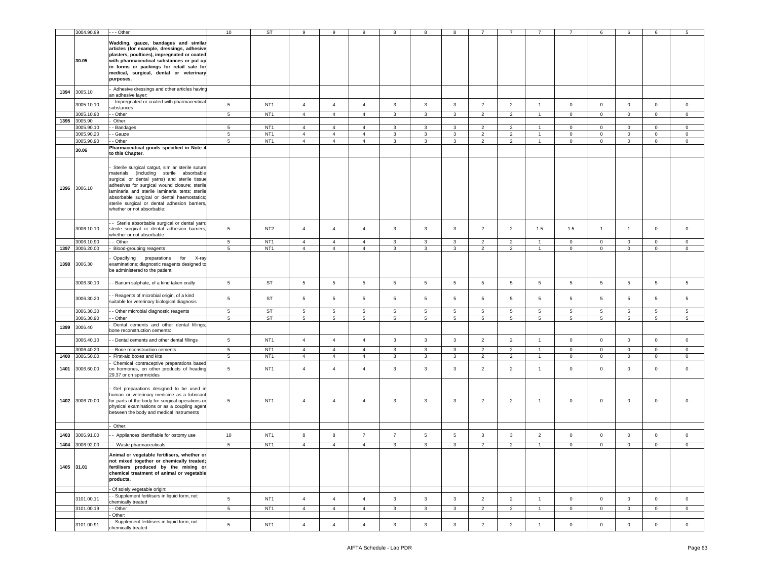| | 3004.90.99 | - - - Other | 10 | ST | 9 | 9 | 9 | 8 | 8 | 8 | 7 | 7 | 7 | 7 | 6 | 6 | 6 | 5 |
|---|---|---|---|---|---|---|---|---|---|---|---|---|---|---|---|---|---|---|
| | **30.05** | **Wadding, gauze, bandages and similar articles (for example, dressings, adhesive plasters, poultices), impregnated or coated with pharmaceutical substances or put up in forms or packings for retail sale for medical, surgical, dental or veterinary purposes.** | | | | | | | | | | | | | | | | |
| 1394 | 3005.10 | - Adhesive dressings and other articles having an adhesive layer: | | | | | | | | | | | | | | | | |
| | 3005.10.10 | - - Impregnated or coated with pharmaceutical substances | 5 | NT1 | 4 | 4 | 4 | 3 | 3 | 3 | 2 | 2 | 1 | 0 | 0 | 0 | 0 | 0 |
| | 3005.10.90 | - - Other | 5 | NT1 | 4 | 4 | 4 | 3 | 3 | 3 | 2 | 2 | 1 | 0 | 0 | 0 | 0 | 0 |
| 1395 | 3005.90 | - Other: | | | | | | | | | | | | | | | | |
| | 3005.90.10 | - - Bandages | 5 | NT1 | 4 | 4 | 4 | 3 | 3 | 3 | 2 | 2 | 1 | 0 | 0 | 0 | 0 | 0 |
| | 3005.90.20 | - - Gauze | 5 | NT1 | 4 | 4 | 4 | 3 | 3 | 3 | 2 | 2 | 1 | 0 | 0 | 0 | 0 | 0 |
| | 3005.90.90 | - - Other | 5 | NT1 | 4 | 4 | 4 | 3 | 3 | 3 | 2 | 2 | 1 | 0 | 0 | 0 | 0 | 0 |
| | **30.06** | **Pharmaceutical goods specified in Note 4 to this Chapter.** | | | | | | | | | | | | | | | | |
| 1396 | 3006.10 | - Sterile surgical catgut, similar sterile suture materials (including sterile absorbable surgical or dental yarns) and sterile tissue adhesives for surgical wound closure; sterile laminaria and sterile laminaria tents; sterile absorbable surgical or dental haemostatics; sterile surgical or dental adhesion barriers, whether or not absorbable: | | | | | | | | | | | | | | | | |
| | 3006.10.10 | - - Sterile absorbable surgical or dental yarn; sterile surgical or dental adhesion barriers, whether or not absorbable | 5 | NT2 | 4 | 4 | 4 | 3 | 3 | 3 | 2 | 2 | 1.5 | 1.5 | 1 | 1 | 0 | 0 |
| | 3006.10.90 | - - Other | 5 | NT1 | 4 | 4 | 4 | 3 | 3 | 3 | 2 | 2 | 1 | 0 | 0 | 0 | 0 | 0 |
| 1397 | 3006.20.00 | - Blood-grouping reagents | 5 | NT1 | 4 | 4 | 4 | 3 | 3 | 3 | 2 | 2 | 1 | 0 | 0 | 0 | 0 | 0 |
| 1398 | 3006.30 | - Opacifying preparations for X-ray examinations; diagnostic reagents designed to be administered to the patient: | | | | | | | | | | | | | | | | |
| | 3006.30.10 | - - Barium sulphate, of a kind taken orally | 5 | ST | 5 | 5 | 5 | 5 | 5 | 5 | 5 | 5 | 5 | 5 | 5 | 5 | 5 | 5 |
| | 3006.30.20 | - - Reagents of microbial origin, of a kind suitable for veterinary biological diagnosis | 5 | ST | 5 | 5 | 5 | 5 | 5 | 5 | 5 | 5 | 5 | 5 | 5 | 5 | 5 | 5 |
| | 3006.30.30 | - - Other microbial diagnostic reagents | 5 | ST | 5 | 5 | 5 | 5 | 5 | 5 | 5 | 5 | 5 | 5 | 5 | 5 | 5 | 5 |
| | 3006.30.90 | - - Other | 5 | ST | 5 | 5 | 5 | 5 | 5 | 5 | 5 | 5 | 5 | 5 | 5 | 5 | 5 | 5 |
| 1399 | 3006.40 | - Dental cements and other dental fillings; bone reconstruction cements: | | | | | | | | | | | | | | | | |
| | 3006.40.10 | - - Dental cements and other dental fillings | 5 | NT1 | 4 | 4 | 4 | 3 | 3 | 3 | 2 | 2 | 1 | 0 | 0 | 0 | 0 | 0 |
| | 3006.40.20 | - - Bone reconstruction cements | 5 | NT1 | 4 | 4 | 4 | 3 | 3 | 3 | 2 | 2 | 1 | 0 | 0 | 0 | 0 | 0 |
| 1400 | 3006.50.00 | - First-aid boxes and kits | 5 | NT1 | 4 | 4 | 4 | 3 | 3 | 3 | 2 | 2 | 1 | 0 | 0 | 0 | 0 | 0 |
| 1401 | 3006.60.00 | - Chemical contraceptive preparations based on hormones, on other products of heading 29.37 or on spermicides | 5 | NT1 | 4 | 4 | 4 | 3 | 3 | 3 | 2 | 2 | 1 | 0 | 0 | 0 | 0 | 0 |
| 1402 | 3006.70.00 | - Gel preparations designed to be used in human or veterinary medicine as a lubricant for parts of the body for surgical operations or physical examinations or as a coupling agent between the body and medical instruments | 5 | NT1 | 4 | 4 | 4 | 3 | 3 | 3 | 2 | 2 | 1 | 0 | 0 | 0 | 0 | 0 |
| | | - Other: | | | | | | | | | | | | | | | | |
| 1403 | 3006.91.00 | - - Appliances identifiable for ostomy use | 10 | NT1 | 8 | 8 | 7 | 7 | 5 | 5 | 3 | 3 | 2 | 0 | 0 | 0 | 0 | 0 |
| 1404 | 3006.92.00 | - - Waste pharmaceuticals | 5 | NT1 | 4 | 4 | 4 | 3 | 3 | 3 | 2 | 2 | 1 | 0 | 0 | 0 | 0 | 0 |
| 1405 | **31.01** | **Animal or vegetable fertilisers, whether or not mixed together or chemically treated; fertilisers produced by the mixing or chemical treatment of animal or vegetable products.** | | | | | | | | | | | | | | | | |
| | | - Of solely vegetable origin: | | | | | | | | | | | | | | | | |
| | 3101.00.11 | - - Supplement fertilisers in liquid form, not chemically treated | 5 | NT1 | 4 | 4 | 4 | 3 | 3 | 3 | 2 | 2 | 1 | 0 | 0 | 0 | 0 | 0 |
| | 3101.00.19 | - - Other | 5 | NT1 | 4 | 4 | 4 | 3 | 3 | 3 | 2 | 2 | 1 | 0 | 0 | 0 | 0 | 0 |
| | | - Other: | | | | | | | | | | | | | | | | |
| | 3101.00.91 | - - Supplement fertilisers in liquid form, not chemically treated | 5 | NT1 | 4 | 4 | 4 | 3 | 3 | 3 | 2 | 2 | 1 | 0 | 0 | 0 | 0 | 0 |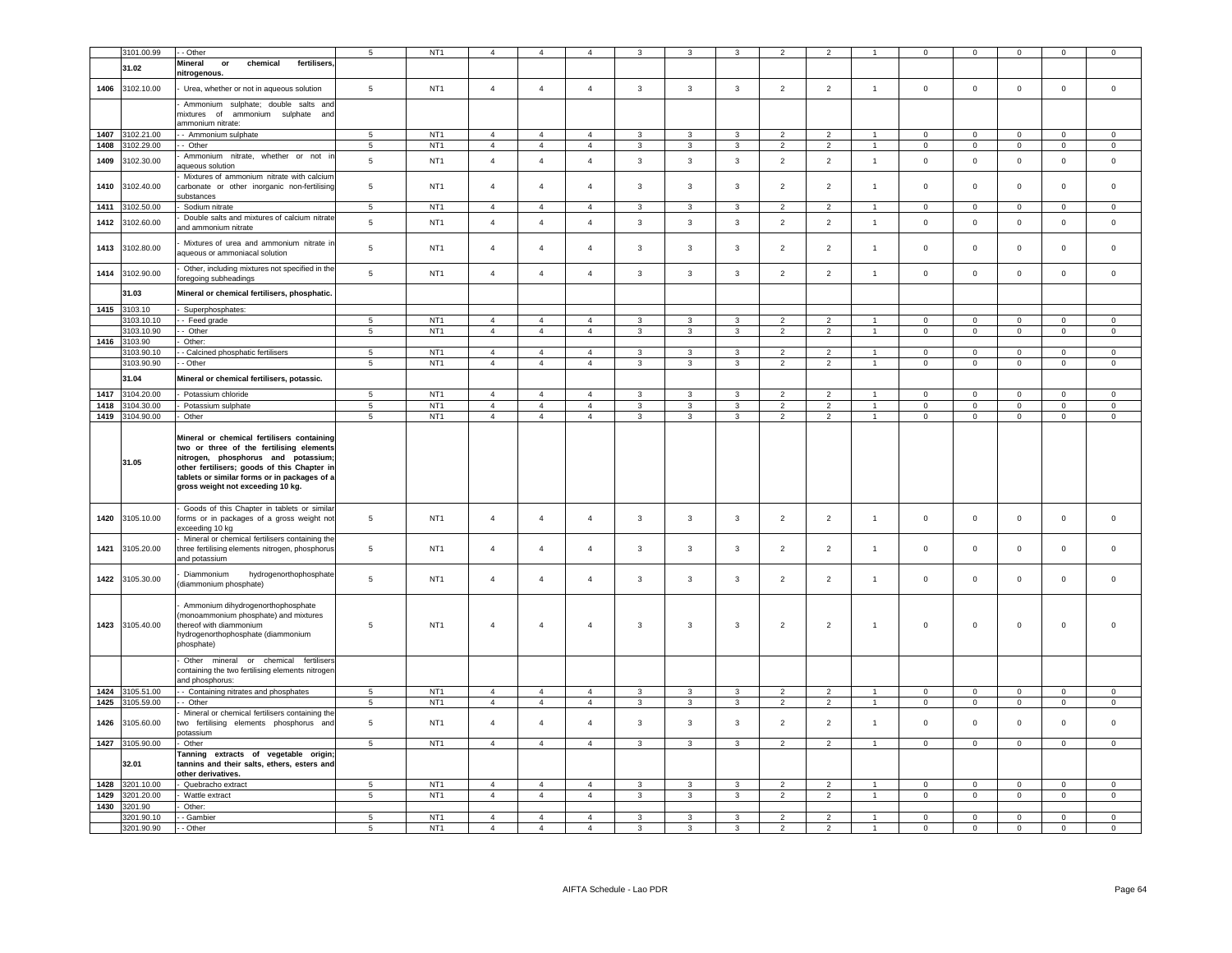| | 3101.00.99 | - - Other | 5 | NT1 | 4 | 4 | 4 | 3 | 3 | 3 | 2 | 2 | 1 | 0 | 0 | 0 | 0 | 0 |
|---|---|---|---|---|---|---|---|---|---|---|---|---|---|---|---|---|---|---|
| | **31.02** | **Mineral or chemical fertilisers, nitrogenous.** | | | | | | | | | | | | | | | | |
| 1406 | 3102.10.00 | - Urea, whether or not in aqueous solution | 5 | NT1 | 4 | 4 | 4 | 3 | 3 | 3 | 2 | 2 | 1 | 0 | 0 | 0 | 0 | 0 |
| | | - Ammonium sulphate; double salts and mixtures of ammonium sulphate and ammonium nitrate: | | | | | | | | | | | | | | | | |
| 1407 | 3102.21.00 | - - Ammonium sulphate | 5 | NT1 | 4 | 4 | 4 | 3 | 3 | 3 | 2 | 2 | 1 | 0 | 0 | 0 | 0 | 0 |
| 1408 | 3102.29.00 | - - Other | 5 | NT1 | 4 | 4 | 4 | 3 | 3 | 3 | 2 | 2 | 1 | 0 | 0 | 0 | 0 | 0 |
| 1409 | 3102.30.00 | - Ammonium nitrate, whether or not in aqueous solution | 5 | NT1 | 4 | 4 | 4 | 3 | 3 | 3 | 2 | 2 | 1 | 0 | 0 | 0 | 0 | 0 |
| 1410 | 3102.40.00 | - Mixtures of ammonium nitrate with calcium carbonate or other inorganic non-fertilising substances | 5 | NT1 | 4 | 4 | 4 | 3 | 3 | 3 | 2 | 2 | 1 | 0 | 0 | 0 | 0 | 0 |
| 1411 | 3102.50.00 | - Sodium nitrate | 5 | NT1 | 4 | 4 | 4 | 3 | 3 | 3 | 2 | 2 | 1 | 0 | 0 | 0 | 0 | 0 |
| 1412 | 3102.60.00 | - Double salts and mixtures of calcium nitrate and ammonium nitrate | 5 | NT1 | 4 | 4 | 4 | 3 | 3 | 3 | 2 | 2 | 1 | 0 | 0 | 0 | 0 | 0 |
| 1413 | 3102.80.00 | - Mixtures of urea and ammonium nitrate in aqueous or ammoniacal solution | 5 | NT1 | 4 | 4 | 4 | 3 | 3 | 3 | 2 | 2 | 1 | 0 | 0 | 0 | 0 | 0 |
| 1414 | 3102.90.00 | - Other, including mixtures not specified in the foregoing subheadings | 5 | NT1 | 4 | 4 | 4 | 3 | 3 | 3 | 2 | 2 | 1 | 0 | 0 | 0 | 0 | 0 |
| | **31.03** | **Mineral or chemical fertilisers, phosphatic.** | | | | | | | | | | | | | | | | |
| 1415 | 3103.10 | - Superphosphates: | | | | | | | | | | | | | | | | |
| | 3103.10.10 | - - Feed grade | 5 | NT1 | 4 | 4 | 4 | 3 | 3 | 3 | 2 | 2 | 1 | 0 | 0 | 0 | 0 | 0 |
| | 3103.10.90 | - - Other | 5 | NT1 | 4 | 4 | 4 | 3 | 3 | 3 | 2 | 2 | 1 | 0 | 0 | 0 | 0 | 0 |
| 1416 | 3103.90 | - Other: | | | | | | | | | | | | | | | | |
| | 3103.90.10 | - - Calcined phosphatic fertilisers | 5 | NT1 | 4 | 4 | 4 | 3 | 3 | 3 | 2 | 2 | 1 | 0 | 0 | 0 | 0 | 0 |
| | 3103.90.90 | - - Other | 5 | NT1 | 4 | 4 | 4 | 3 | 3 | 3 | 2 | 2 | 1 | 0 | 0 | 0 | 0 | 0 |
| | **31.04** | **Mineral or chemical fertilisers, potassic.** | | | | | | | | | | | | | | | | |
| 1417 | 3104.20.00 | - Potassium chloride | 5 | NT1 | 4 | 4 | 4 | 3 | 3 | 3 | 2 | 2 | 1 | 0 | 0 | 0 | 0 | 0 |
| 1418 | 3104.30.00 | - Potassium sulphate | 5 | NT1 | 4 | 4 | 4 | 3 | 3 | 3 | 2 | 2 | 1 | 0 | 0 | 0 | 0 | 0 |
| 1419 | 3104.90.00 | - Other | 5 | NT1 | 4 | 4 | 4 | 3 | 3 | 3 | 2 | 2 | 1 | 0 | 0 | 0 | 0 | 0 |
| | **31.05** | **Mineral or chemical fertilisers containing two or three of the fertilising elements nitrogen, phosphorus and potassium; other fertilisers; goods of this Chapter in tablets or similar forms or in packages of a gross weight not exceeding 10 kg.** | | | | | | | | | | | | | | | | |
| 1420 | 3105.10.00 | - Goods of this Chapter in tablets or similar forms or in packages of a gross weight not exceeding 10 kg | 5 | NT1 | 4 | 4 | 4 | 3 | 3 | 3 | 2 | 2 | 1 | 0 | 0 | 0 | 0 | 0 |
| 1421 | 3105.20.00 | - Mineral or chemical fertilisers containing the three fertilising elements nitrogen, phosphorus and potassium | 5 | NT1 | 4 | 4 | 4 | 3 | 3 | 3 | 2 | 2 | 1 | 0 | 0 | 0 | 0 | 0 |
| 1422 | 3105.30.00 | - Diammonium hydrogenorthophosphate (diammonium phosphate) | 5 | NT1 | 4 | 4 | 4 | 3 | 3 | 3 | 2 | 2 | 1 | 0 | 0 | 0 | 0 | 0 |
| 1423 | 3105.40.00 | - Ammonium dihydrogenorthophosphate (monoammonium phosphate) and mixtures thereof with diammonium hydrogenorthophosphate (diammonium phosphate) | 5 | NT1 | 4 | 4 | 4 | 3 | 3 | 3 | 2 | 2 | 1 | 0 | 0 | 0 | 0 | 0 |
| | | - Other mineral or chemical fertilisers containing the two fertilising elements nitrogen and phosphorus: | | | | | | | | | | | | | | | | |
| 1424 | 3105.51.00 | - - Containing nitrates and phosphates | 5 | NT1 | 4 | 4 | 4 | 3 | 3 | 3 | 2 | 2 | 1 | 0 | 0 | 0 | 0 | 0 |
| 1425 | 3105.59.00 | - - Other | 5 | NT1 | 4 | 4 | 4 | 3 | 3 | 3 | 2 | 2 | 1 | 0 | 0 | 0 | 0 | 0 |
| 1426 | 3105.60.00 | - Mineral or chemical fertilisers containing the two fertilising elements phosphorus and potassium | 5 | NT1 | 4 | 4 | 4 | 3 | 3 | 3 | 2 | 2 | 1 | 0 | 0 | 0 | 0 | 0 |
| 1427 | 3105.90.00 | - Other | 5 | NT1 | 4 | 4 | 4 | 3 | 3 | 3 | 2 | 2 | 1 | 0 | 0 | 0 | 0 | 0 |
| | **32.01** | **Tanning extracts of vegetable origin; tannins and their salts, ethers, esters and other derivatives.** | | | | | | | | | | | | | | | | |
| 1428 | 3201.10.00 | - Quebracho extract | 5 | NT1 | 4 | 4 | 4 | 3 | 3 | 3 | 2 | 2 | 1 | 0 | 0 | 0 | 0 | 0 |
| 1429 | 3201.20.00 | - Wattle extract | 5 | NT1 | 4 | 4 | 4 | 3 | 3 | 3 | 2 | 2 | 1 | 0 | 0 | 0 | 0 | 0 |
| 1430 | 3201.90 | - Other: | | | | | | | | | | | | | | | | |
| | 3201.90.10 | - - Gambier | 5 | NT1 | 4 | 4 | 4 | 3 | 3 | 3 | 2 | 2 | 1 | 0 | 0 | 0 | 0 | 0 |
| | 3201.90.90 | - - Other | 5 | NT1 | 4 | 4 | 4 | 3 | 3 | 3 | 2 | 2 | 1 | 0 | 0 | 0 | 0 | 0 |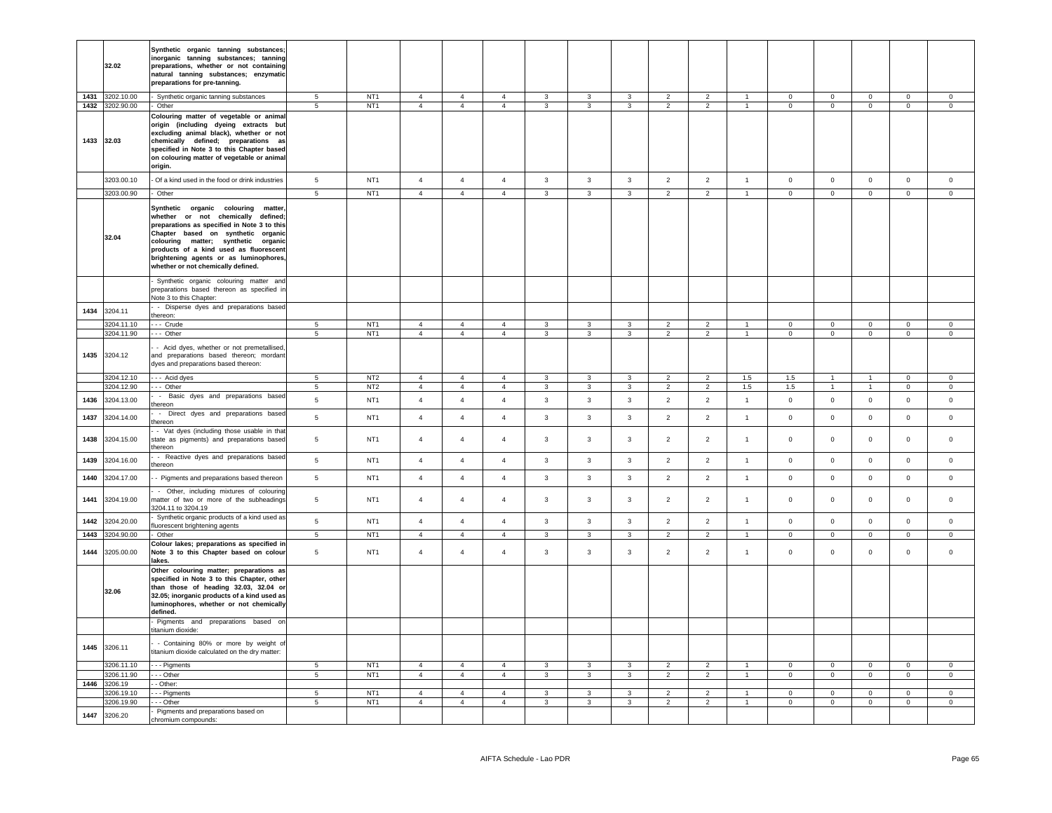| | | | | | | | | | | | | | | | | | |
|---|---|---|---|---|---|---|---|---|---|---|---|---|---|---|---|---|---|
| | 32.02 | **Synthetic organic tanning substances; inorganic tanning substances; tanning preparations, whether or not containing natural tanning substances; enzymatic preparations for pre-tanning.** | | | | | | | | | | | | | | | |
| 1431 | 3202.10.00 | - Synthetic organic tanning substances | 5 | NT1 | 4 | 4 | 4 | 3 | 3 | 3 | 2 | 2 | 1 | 0 | 0 | 0 | 0 | 0 |
| 1432 | 3202.90.00 | - Other | 5 | NT1 | 4 | 4 | 4 | 3 | 3 | 3 | 2 | 2 | 1 | 0 | 0 | 0 | 0 | 0 |
| 1433 | 32.03 | **Colouring matter of vegetable or animal origin (including dyeing extracts but excluding animal black), whether or not chemically defined; preparations as specified in Note 3 to this Chapter based on colouring matter of vegetable or animal origin.** | | | | | | | | | | | | | | | |
| | 3203.00.10 | - Of a kind used in the food or drink industries | 5 | NT1 | 4 | 4 | 4 | 3 | 3 | 3 | 2 | 2 | 1 | 0 | 0 | 0 | 0 | 0 |
| | 3203.00.90 | - Other | 5 | NT1 | 4 | 4 | 4 | 3 | 3 | 3 | 2 | 2 | 1 | 0 | 0 | 0 | 0 | 0 |
| | 32.04 | **Synthetic organic colouring matter, whether or not chemically defined; preparations as specified in Note 3 to this Chapter based on synthetic organic colouring matter; synthetic organic products of a kind used as fluorescent brightening agents or as luminophores, whether or not chemically defined.** | | | | | | | | | | | | | | | |
| | | - Synthetic organic colouring matter and preparations based thereon as specified in Note 3 to this Chapter: | | | | | | | | | | | | | | | |
| 1434 | 3204.11 | - - Disperse dyes and preparations based thereon: | | | | | | | | | | | | | | | |
| | 3204.11.10 | - - - Crude | 5 | NT1 | 4 | 4 | 4 | 3 | 3 | 3 | 2 | 2 | 1 | 0 | 0 | 0 | 0 | 0 |
| | 3204.11.90 | - - - Other | 5 | NT1 | 4 | 4 | 4 | 3 | 3 | 3 | 2 | 2 | 1 | 0 | 0 | 0 | 0 | 0 |
| 1435 | 3204.12 | - - Acid dyes, whether or not premetallised, and preparations based thereon; mordant dyes and preparations based thereon: | | | | | | | | | | | | | | | |
| | 3204.12.10 | - - - Acid dyes | 5 | NT2 | 4 | 4 | 4 | 3 | 3 | 3 | 2 | 2 | 1.5 | 1.5 | 1 | 1 | 0 | 0 |
| | 3204.12.90 | - - - Other | 5 | NT2 | 4 | 4 | 4 | 3 | 3 | 3 | 2 | 2 | 1.5 | 1.5 | 1 | 1 | 0 | 0 |
| 1436 | 3204.13.00 | - - Basic dyes and preparations based thereon | 5 | NT1 | 4 | 4 | 4 | 3 | 3 | 3 | 2 | 2 | 1 | 0 | 0 | 0 | 0 | 0 |
| 1437 | 3204.14.00 | - - Direct dyes and preparations based thereon | 5 | NT1 | 4 | 4 | 4 | 3 | 3 | 3 | 2 | 2 | 1 | 0 | 0 | 0 | 0 | 0 |
| 1438 | 3204.15.00 | - - Vat dyes (including those usable in that state as pigments) and preparations based thereon | 5 | NT1 | 4 | 4 | 4 | 3 | 3 | 3 | 2 | 2 | 1 | 0 | 0 | 0 | 0 | 0 |
| 1439 | 3204.16.00 | - - Reactive dyes and preparations based thereon | 5 | NT1 | 4 | 4 | 4 | 3 | 3 | 3 | 2 | 2 | 1 | 0 | 0 | 0 | 0 | 0 |
| 1440 | 3204.17.00 | - - Pigments and preparations based thereon | 5 | NT1 | 4 | 4 | 4 | 3 | 3 | 3 | 2 | 2 | 1 | 0 | 0 | 0 | 0 | 0 |
| 1441 | 3204.19.00 | - - Other, including mixtures of colouring matter of two or more of the subheadings 3204.11 to 3204.19 | 5 | NT1 | 4 | 4 | 4 | 3 | 3 | 3 | 2 | 2 | 1 | 0 | 0 | 0 | 0 | 0 |
| 1442 | 3204.20.00 | - Synthetic organic products of a kind used as fluorescent brightening agents | 5 | NT1 | 4 | 4 | 4 | 3 | 3 | 3 | 2 | 2 | 1 | 0 | 0 | 0 | 0 | 0 |
| 1443 | 3204.90.00 | - Other | 5 | NT1 | 4 | 4 | 4 | 3 | 3 | 3 | 2 | 2 | 1 | 0 | 0 | 0 | 0 | 0 |
| 1444 | 3205.00.00 | **Colour lakes; preparations as specified in Note 3 to this Chapter based on colour lakes.** | 5 | NT1 | 4 | 4 | 4 | 3 | 3 | 3 | 2 | 2 | 1 | 0 | 0 | 0 | 0 | 0 |
| | 32.06 | **Other colouring matter; preparations as specified in Note 3 to this Chapter, other than those of heading 32.03, 32.04 or 32.05; inorganic products of a kind used as luminophores, whether or not chemically defined.** | | | | | | | | | | | | | | | |
| | | - Pigments and preparations based on titanium dioxide: | | | | | | | | | | | | | | | |
| 1445 | 3206.11 | - - Containing 80% or more by weight of titanium dioxide calculated on the dry matter: | | | | | | | | | | | | | | | |
| | 3206.11.10 | - - - Pigments | 5 | NT1 | 4 | 4 | 4 | 3 | 3 | 3 | 2 | 2 | 1 | 0 | 0 | 0 | 0 | 0 |
| | 3206.11.90 | - - - Other | 5 | NT1 | 4 | 4 | 4 | 3 | 3 | 3 | 2 | 2 | 1 | 0 | 0 | 0 | 0 | 0 |
| 1446 | 3206.19 | - - Other: | | | | | | | | | | | | | | | |
| | 3206.19.10 | - - - Pigments | 5 | NT1 | 4 | 4 | 4 | 3 | 3 | 3 | 2 | 2 | 1 | 0 | 0 | 0 | 0 | 0 |
| | 3206.19.90 | - - - Other | 5 | NT1 | 4 | 4 | 4 | 3 | 3 | 3 | 2 | 2 | 1 | 0 | 0 | 0 | 0 | 0 |
| 1447 | 3206.20 | - Pigments and preparations based on chromium compounds: | | | | | | | | | | | | | | | |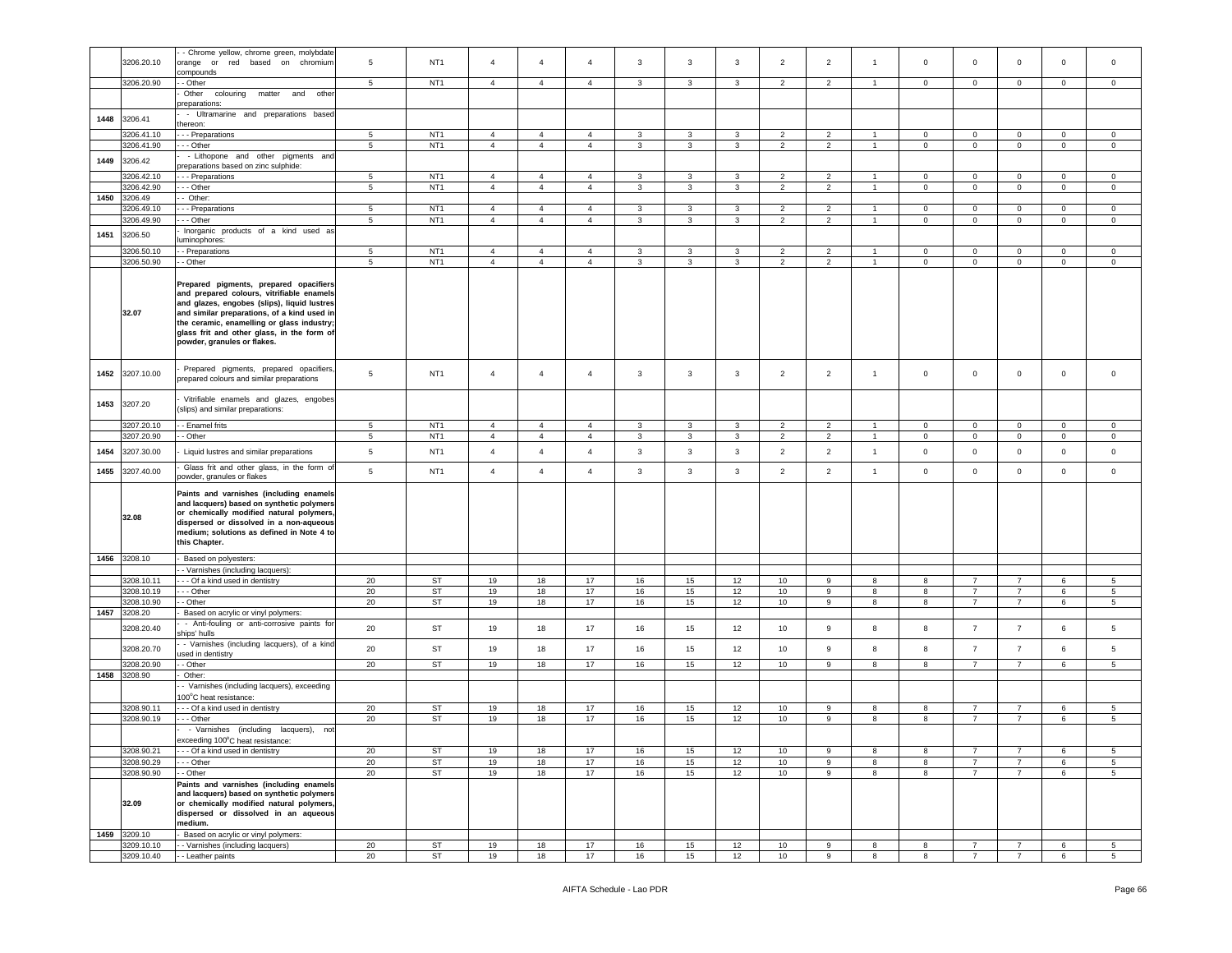| | 3206.20.10 | - - Chrome yellow, chrome green, molybdate orange or red based on chromium compounds | 5 | NT1 | 4 | 4 | 4 | 3 | 3 | 3 | 2 | 2 | 1 | 0 | 0 | 0 | 0 | 0 |
|---|---|---|---|---|---|---|---|---|---|---|---|---|---|---|---|---|---|---|
| | 3206.20.90 | - - Other | 5 | NT1 | 4 | 4 | 4 | 3 | 3 | 3 | 2 | 2 | 1 | 0 | 0 | 0 | 0 | 0 |
| | | - Other colouring matter and other preparations: | | | | | | | | | | | | | | | | |
| 1448 | 3206.41 | - - Ultramarine and preparations based thereon: | | | | | | | | | | | | | | | | |
| | 3206.41.10 | - - - Preparations | 5 | NT1 | 4 | 4 | 4 | 3 | 3 | 3 | 2 | 2 | 1 | 0 | 0 | 0 | 0 | 0 |
| | 3206.41.90 | - - - Other | 5 | NT1 | 4 | 4 | 4 | 3 | 3 | 3 | 2 | 2 | 1 | 0 | 0 | 0 | 0 | 0 |
| 1449 | 3206.42 | - - Lithopone and other pigments and preparations based on zinc sulphide: | | | | | | | | | | | | | | | | |
| | 3206.42.10 | - - - Preparations | 5 | NT1 | 4 | 4 | 4 | 3 | 3 | 3 | 2 | 2 | 1 | 0 | 0 | 0 | 0 | 0 |
| | 3206.42.90 | - - - Other | 5 | NT1 | 4 | 4 | 4 | 3 | 3 | 3 | 2 | 2 | 1 | 0 | 0 | 0 | 0 | 0 |
| 1450 | 3206.49 | - - Other: | | | | | | | | | | | | | | | | |
| | 3206.49.10 | - - - Preparations | 5 | NT1 | 4 | 4 | 4 | 3 | 3 | 3 | 2 | 2 | 1 | 0 | 0 | 0 | 0 | 0 |
| | 3206.49.90 | - - - Other | 5 | NT1 | 4 | 4 | 4 | 3 | 3 | 3 | 2 | 2 | 1 | 0 | 0 | 0 | 0 | 0 |
| 1451 | 3206.50 | - Inorganic products of a kind used as luminophores: | | | | | | | | | | | | | | | | |
| | 3206.50.10 | - - Preparations | 5 | NT1 | 4 | 4 | 4 | 3 | 3 | 3 | 2 | 2 | 1 | 0 | 0 | 0 | 0 | 0 |
| | 3206.50.90 | - - Other | 5 | NT1 | 4 | 4 | 4 | 3 | 3 | 3 | 2 | 2 | 1 | 0 | 0 | 0 | 0 | 0 |
| | 32.07 | **Prepared pigments, prepared opacifiers and prepared colours, vitrifiable enamels and glazes, engobes (slips), liquid lustres and similar preparations, of a kind used in the ceramic, enamelling or glass industry; glass frit and other glass, in the form of powder, granules or flakes.** | | | | | | | | | | | | | | | | |
| 1452 | 3207.10.00 | - Prepared pigments, prepared opacifiers, prepared colours and similar preparations | 5 | NT1 | 4 | 4 | 4 | 3 | 3 | 3 | 2 | 2 | 1 | 0 | 0 | 0 | 0 | 0 |
| 1453 | 3207.20 | - Vitrifiable enamels and glazes, engobes (slips) and similar preparations: | | | | | | | | | | | | | | | | |
| | 3207.20.10 | - - Enamel frits | 5 | NT1 | 4 | 4 | 4 | 3 | 3 | 3 | 2 | 2 | 1 | 0 | 0 | 0 | 0 | 0 |
| | 3207.20.90 | - - Other | 5 | NT1 | 4 | 4 | 4 | 3 | 3 | 3 | 2 | 2 | 1 | 0 | 0 | 0 | 0 | 0 |
| 1454 | 3207.30.00 | - Liquid lustres and similar preparations | 5 | NT1 | 4 | 4 | 4 | 3 | 3 | 3 | 2 | 2 | 1 | 0 | 0 | 0 | 0 | 0 |
| 1455 | 3207.40.00 | - Glass frit and other glass, in the form of powder, granules or flakes | 5 | NT1 | 4 | 4 | 4 | 3 | 3 | 3 | 2 | 2 | 1 | 0 | 0 | 0 | 0 | 0 |
| | 32.08 | **Paints and varnishes (including enamels and lacquers) based on synthetic polymers or chemically modified natural polymers, dispersed or dissolved in a non-aqueous medium; solutions as defined in Note 4 to this Chapter.** | | | | | | | | | | | | | | | | |
| 1456 | 3208.10 | - Based on polyesters: | | | | | | | | | | | | | | | | |
| | | - - Varnishes (including lacquers): | | | | | | | | | | | | | | | | |
| | 3208.10.11 | - - - Of a kind used in dentistry | 20 | ST | 19 | 18 | 17 | 16 | 15 | 12 | 10 | 9 | 8 | 8 | 7 | 7 | 6 | 5 |
| | 3208.10.19 | - - - Other | 20 | ST | 19 | 18 | 17 | 16 | 15 | 12 | 10 | 9 | 8 | 8 | 7 | 7 | 6 | 5 |
| | 3208.10.90 | - - Other | 20 | ST | 19 | 18 | 17 | 16 | 15 | 12 | 10 | 9 | 8 | 8 | 7 | 7 | 6 | 5 |
| 1457 | 3208.20 | - Based on acrylic or vinyl polymers: | | | | | | | | | | | | | | | | |
| | 3208.20.40 | - - Anti-fouling or anti-corrosive paints for ships' hulls | 20 | ST | 19 | 18 | 17 | 16 | 15 | 12 | 10 | 9 | 8 | 8 | 7 | 7 | 6 | 5 |
| | 3208.20.70 | - - Varnishes (including lacquers), of a kind used in dentistry | 20 | ST | 19 | 18 | 17 | 16 | 15 | 12 | 10 | 9 | 8 | 8 | 7 | 7 | 6 | 5 |
| | 3208.20.90 | - - Other | 20 | ST | 19 | 18 | 17 | 16 | 15 | 12 | 10 | 9 | 8 | 8 | 7 | 7 | 6 | 5 |
| 1458 | 3208.90 | - Other: | | | | | | | | | | | | | | | | |
| | | - - Varnishes (including lacquers), exceeding 100°C heat resistance: | | | | | | | | | | | | | | | | |
| | 3208.90.11 | - - - Of a kind used in dentistry | 20 | ST | 19 | 18 | 17 | 16 | 15 | 12 | 10 | 9 | 8 | 8 | 7 | 7 | 6 | 5 |
| | 3208.90.19 | - - - Other | 20 | ST | 19 | 18 | 17 | 16 | 15 | 12 | 10 | 9 | 8 | 8 | 7 | 7 | 6 | 5 |
| | | - - Varnishes (including lacquers), not exceeding 100°C heat resistance: | | | | | | | | | | | | | | | | |
| | 3208.90.21 | - - - Of a kind used in dentistry | 20 | ST | 19 | 18 | 17 | 16 | 15 | 12 | 10 | 9 | 8 | 8 | 7 | 7 | 6 | 5 |
| | 3208.90.29 | - - - Other | 20 | ST | 19 | 18 | 17 | 16 | 15 | 12 | 10 | 9 | 8 | 8 | 7 | 7 | 6 | 5 |
| | 3208.90.90 | - - Other | 20 | ST | 19 | 18 | 17 | 16 | 15 | 12 | 10 | 9 | 8 | 8 | 7 | 7 | 6 | 5 |
| | 32.09 | **Paints and varnishes (including enamels and lacquers) based on synthetic polymers or chemically modified natural polymers, dispersed or dissolved in an aqueous medium.** | | | | | | | | | | | | | | | | |
| 1459 | 3209.10 | - Based on acrylic or vinyl polymers: | | | | | | | | | | | | | | | | |
| | 3209.10.10 | - - Varnishes (including lacquers) | 20 | ST | 19 | 18 | 17 | 16 | 15 | 12 | 10 | 9 | 8 | 8 | 7 | 7 | 6 | 5 |
| | 3209.10.40 | - - Leather paints | 20 | ST | 19 | 18 | 17 | 16 | 15 | 12 | 10 | 9 | 8 | 8 | 7 | 7 | 6 | 5 |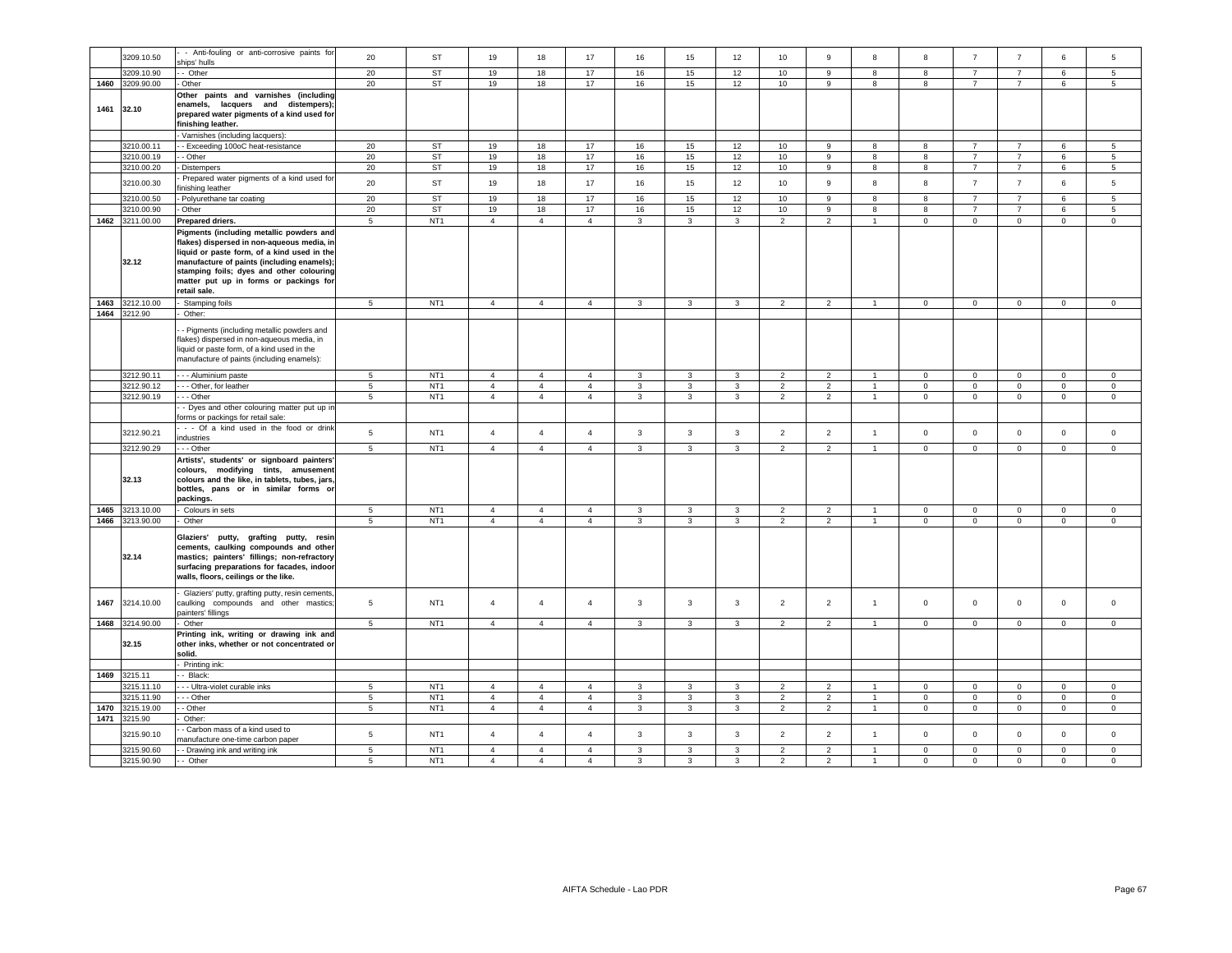| | 3209.10.50 | - - Anti-fouling or anti-corrosive paints for ships' hulls | 20 | ST | 19 | 18 | 17 | 16 | 15 | 12 | 10 | 9 | 8 | 8 | 7 | 7 | 6 | 5 |
|---|---|---|---|---|---|---|---|---|---|---|---|---|---|---|---|---|---|---|
| | 3209.10.90 | - - Other | 20 | ST | 19 | 18 | 17 | 16 | 15 | 12 | 10 | 9 | 8 | 8 | 7 | 7 | 6 | 5 |
| 1460 | 3209.90.00 | - Other | 20 | ST | 19 | 18 | 17 | 16 | 15 | 12 | 10 | 9 | 8 | 8 | 7 | 7 | 6 | 5 |
| 1461 | 32.10 | **Other paints and varnishes (including enamels, lacquers and distempers); prepared water pigments of a kind used for finishing leather.** | | | | | | | | | | | | | | | | |
| | | - Varnishes (including lacquers): | | | | | | | | | | | | | | | | |
| | 3210.00.11 | - - Exceeding 100oC heat-resistance | 20 | ST | 19 | 18 | 17 | 16 | 15 | 12 | 10 | 9 | 8 | 8 | 7 | 7 | 6 | 5 |
| | 3210.00.19 | - - Other | 20 | ST | 19 | 18 | 17 | 16 | 15 | 12 | 10 | 9 | 8 | 8 | 7 | 7 | 6 | 5 |
| | 3210.00.20 | - Distempers | 20 | ST | 19 | 18 | 17 | 16 | 15 | 12 | 10 | 9 | 8 | 8 | 7 | 7 | 6 | 5 |
| | 3210.00.30 | - Prepared water pigments of a kind used for finishing leather | 20 | ST | 19 | 18 | 17 | 16 | 15 | 12 | 10 | 9 | 8 | 8 | 7 | 7 | 6 | 5 |
| | 3210.00.50 | - Polyurethane tar coating | 20 | ST | 19 | 18 | 17 | 16 | 15 | 12 | 10 | 9 | 8 | 8 | 7 | 7 | 6 | 5 |
| | 3210.00.90 | - Other | 20 | ST | 19 | 18 | 17 | 16 | 15 | 12 | 10 | 9 | 8 | 8 | 7 | 7 | 6 | 5 |
| 1462 | 3211.00.00 | **Prepared driers.** | 5 | NT1 | 4 | 4 | 4 | 3 | 3 | 3 | 2 | 2 | 1 | 0 | 0 | 0 | 0 | 0 |
| | 32.12 | **Pigments (including metallic powders and flakes) dispersed in non-aqueous media, in liquid or paste form, of a kind used in the manufacture of paints (including enamels); stamping foils; dyes and other colouring matter put up in forms or packings for retail sale.** | | | | | | | | | | | | | | | | |
| 1463 | 3212.10.00 | - Stamping foils | 5 | NT1 | 4 | 4 | 4 | 3 | 3 | 3 | 2 | 2 | 1 | 0 | 0 | 0 | 0 | 0 |
| 1464 | 3212.90 | - Other: | | | | | | | | | | | | | | | | |
| | | - - Pigments (including metallic powders and flakes) dispersed in non-aqueous media, in liquid or paste form, of a kind used in the manufacture of paints (including enamels): | | | | | | | | | | | | | | | | |
| | 3212.90.11 | - - - Aluminium paste | 5 | NT1 | 4 | 4 | 4 | 3 | 3 | 3 | 2 | 2 | 1 | 0 | 0 | 0 | 0 | 0 |
| | 3212.90.12 | - - - Other, for leather | 5 | NT1 | 4 | 4 | 4 | 3 | 3 | 3 | 2 | 2 | 1 | 0 | 0 | 0 | 0 | 0 |
| | 3212.90.19 | - - - Other | 5 | NT1 | 4 | 4 | 4 | 3 | 3 | 3 | 2 | 2 | 1 | 0 | 0 | 0 | 0 | 0 |
| | | - - Dyes and other colouring matter put up in forms or packings for retail sale: | | | | | | | | | | | | | | | | |
| | 3212.90.21 | - - - Of a kind used in the food or drink industries | 5 | NT1 | 4 | 4 | 4 | 3 | 3 | 3 | 2 | 2 | 1 | 0 | 0 | 0 | 0 | 0 |
| | 3212.90.29 | - - - Other | 5 | NT1 | 4 | 4 | 4 | 3 | 3 | 3 | 2 | 2 | 1 | 0 | 0 | 0 | 0 | 0 |
| | 32.13 | **Artists', students' or signboard painters' colours, modifying tints, amusement colours and the like, in tablets, tubes, jars, bottles, pans or in similar forms or packings.** | | | | | | | | | | | | | | | | |
| 1465 | 3213.10.00 | - Colours in sets | 5 | NT1 | 4 | 4 | 4 | 3 | 3 | 3 | 2 | 2 | 1 | 0 | 0 | 0 | 0 | 0 |
| 1466 | 3213.90.00 | - Other | 5 | NT1 | 4 | 4 | 4 | 3 | 3 | 3 | 2 | 2 | 1 | 0 | 0 | 0 | 0 | 0 |
| | 32.14 | **Glaziers' putty, grafting putty, resin cements, caulking compounds and other mastics; painters' fillings; non-refractory surfacing preparations for facades, indoor walls, floors, ceilings or the like.** | | | | | | | | | | | | | | | | |
| 1467 | 3214.10.00 | - Glaziers' putty, grafting putty, resin cements, caulking compounds and other mastics; painters' fillings | 5 | NT1 | 4 | 4 | 4 | 3 | 3 | 3 | 2 | 2 | 1 | 0 | 0 | 0 | 0 | 0 |
| 1468 | 3214.90.00 | - Other | 5 | NT1 | 4 | 4 | 4 | 3 | 3 | 3 | 2 | 2 | 1 | 0 | 0 | 0 | 0 | 0 |
| | 32.15 | **Printing ink, writing or drawing ink and other inks, whether or not concentrated or solid.** | | | | | | | | | | | | | | | | |
| | | - Printing ink: | | | | | | | | | | | | | | | | |
| 1469 | 3215.11 | - - Black: | | | | | | | | | | | | | | | | |
| | 3215.11.10 | - - - Ultra-violet curable inks | 5 | NT1 | 4 | 4 | 4 | 3 | 3 | 3 | 2 | 2 | 1 | 0 | 0 | 0 | 0 | 0 |
| | 3215.11.90 | - - - Other | 5 | NT1 | 4 | 4 | 4 | 3 | 3 | 3 | 2 | 2 | 1 | 0 | 0 | 0 | 0 | 0 |
| 1470 | 3215.19.00 | - - Other | 5 | NT1 | 4 | 4 | 4 | 3 | 3 | 3 | 2 | 2 | 1 | 0 | 0 | 0 | 0 | 0 |
| 1471 | 3215.90 | - Other: | | | | | | | | | | | | | | | | |
| | 3215.90.10 | - - Carbon mass of a kind used to manufacture one-time carbon paper | 5 | NT1 | 4 | 4 | 4 | 3 | 3 | 3 | 2 | 2 | 1 | 0 | 0 | 0 | 0 | 0 |
| | 3215.90.60 | - - Drawing ink and writing ink | 5 | NT1 | 4 | 4 | 4 | 3 | 3 | 3 | 2 | 2 | 1 | 0 | 0 | 0 | 0 | 0 |
| | 3215.90.90 | - - Other | 5 | NT1 | 4 | 4 | 4 | 3 | 3 | 3 | 2 | 2 | 1 | 0 | 0 | 0 | 0 | 0 |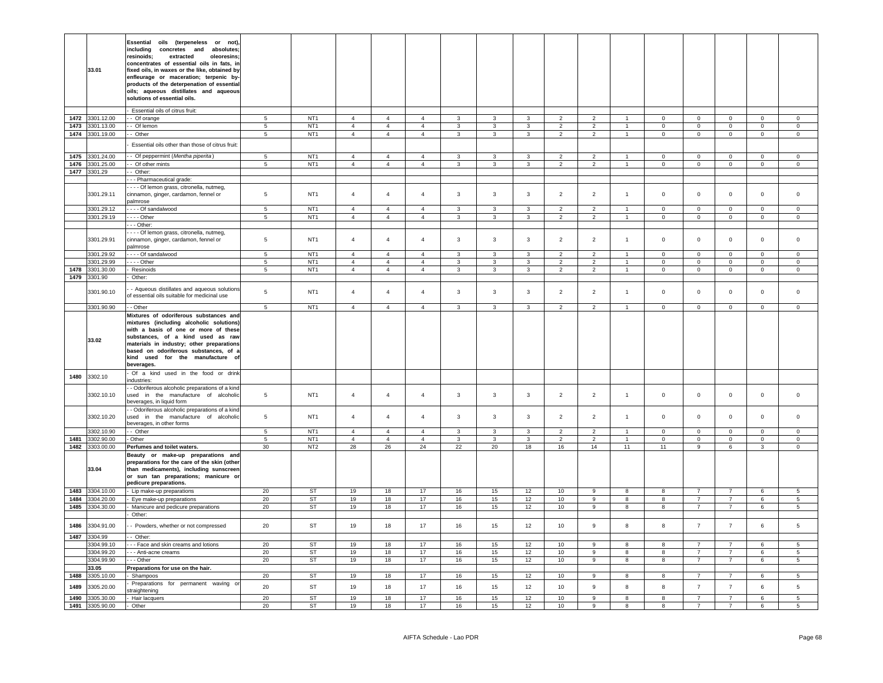| | 33.01 | Essential oils (terpeneless or not), including concretes and absolutes; resinoids; extracted oleoresins; concentrates of essential oils in fats, in fixed oils, in waxes or the like, obtained by enfleurage or maceration; terpenic by-products of the deterpenation of essential oils; aqueous distillates and aqueous solutions of essential oils. | | | | | | | | | | | | | | | | |
|---|---|---|---|---|---|---|---|---|---|---|---|---|---|---|---|---|---|---|
| | | - Essential oils of citrus fruit: | | | | | | | | | | | | | | | | |
| 1472 | 3301.12.00 | - - Of orange | 5 | NT1 | 4 | 4 | 4 | 3 | 3 | 3 | 2 | 2 | 1 | 0 | 0 | 0 | 0 | 0 |
| 1473 | 3301.13.00 | - - Of lemon | 5 | NT1 | 4 | 4 | 4 | 3 | 3 | 3 | 2 | 2 | 1 | 0 | 0 | 0 | 0 | 0 |
| 1474 | 3301.19.00 | - - Other | 5 | NT1 | 4 | 4 | 4 | 3 | 3 | 3 | 2 | 2 | 1 | 0 | 0 | 0 | 0 | 0 |
| | | - Essential oils other than those of citrus fruit: | | | | | | | | | | | | | | | | |
| 1475 | 3301.24.00 | - - Of peppermint (*Mentha piperita*) | 5 | NT1 | 4 | 4 | 4 | 3 | 3 | 3 | 2 | 2 | 1 | 0 | 0 | 0 | 0 | 0 |
| 1476 | 3301.25.00 | - - Of other mints | 5 | NT1 | 4 | 4 | 4 | 3 | 3 | 3 | 2 | 2 | 1 | 0 | 0 | 0 | 0 | 0 |
| 1477 | 3301.29 | - - Other: | | | | | | | | | | | | | | | | |
| | | - - - Pharmaceutical grade: | | | | | | | | | | | | | | | | |
| | 3301.29.11 | - - - - Of lemon grass, citronella, nutmeg, cinnamon, ginger, cardamon, fennel or palmrose | 5 | NT1 | 4 | 4 | 4 | 3 | 3 | 3 | 2 | 2 | 1 | 0 | 0 | 0 | 0 | 0 |
| | 3301.29.12 | - - - - Of sandalwood | 5 | NT1 | 4 | 4 | 4 | 3 | 3 | 3 | 2 | 2 | 1 | 0 | 0 | 0 | 0 | 0 |
| | 3301.29.19 | - - - - Other | 5 | NT1 | 4 | 4 | 4 | 3 | 3 | 3 | 2 | 2 | 1 | 0 | 0 | 0 | 0 | 0 |
| | | - - - Other: | | | | | | | | | | | | | | | | |
| | 3301.29.91 | - - - - Of lemon grass, citronella, nutmeg, cinnamon, ginger, cardamon, fennel or palmrose | 5 | NT1 | 4 | 4 | 4 | 3 | 3 | 3 | 2 | 2 | 1 | 0 | 0 | 0 | 0 | 0 |
| | 3301.29.92 | - - - - Of sandalwood | 5 | NT1 | 4 | 4 | 4 | 3 | 3 | 3 | 2 | 2 | 1 | 0 | 0 | 0 | 0 | 0 |
| | 3301.29.99 | - - - - Other | 5 | NT1 | 4 | 4 | 4 | 3 | 3 | 3 | 2 | 2 | 1 | 0 | 0 | 0 | 0 | 0 |
| 1478 | 3301.30.00 | - Resinoids | 5 | NT1 | 4 | 4 | 4 | 3 | 3 | 3 | 2 | 2 | 1 | 0 | 0 | 0 | 0 | 0 |
| 1479 | 3301.90 | - Other: | | | | | | | | | | | | | | | | |
| | 3301.90.10 | - - Aqueous distillates and aqueous solutions of essential oils suitable for medicinal use | 5 | NT1 | 4 | 4 | 4 | 3 | 3 | 3 | 2 | 2 | 1 | 0 | 0 | 0 | 0 | 0 |
| | 3301.90.90 | - - Other | 5 | NT1 | 4 | 4 | 4 | 3 | 3 | 3 | 2 | 2 | 1 | 0 | 0 | 0 | 0 | 0 |
| | 33.02 | **Mixtures of odoriferous substances and mixtures (including alcoholic solutions) with a basis of one or more of these substances, of a kind used as raw materials in industry; other preparations based on odoriferous substances, of a kind used for the manufacture of beverages.** | | | | | | | | | | | | | | | | |
| 1480 | 3302.10 | - Of a kind used in the food or drink industries: | | | | | | | | | | | | | | | | |
| | 3302.10.10 | - - Odoriferous alcoholic preparations of a kind used in the manufacture of alcoholic beverages, in liquid form | 5 | NT1 | 4 | 4 | 4 | 3 | 3 | 3 | 2 | 2 | 1 | 0 | 0 | 0 | 0 | 0 |
| | 3302.10.20 | - - Odoriferous alcoholic preparations of a kind used in the manufacture of alcoholic beverages, in other forms | 5 | NT1 | 4 | 4 | 4 | 3 | 3 | 3 | 2 | 2 | 1 | 0 | 0 | 0 | 0 | 0 |
| | 3302.10.90 | - - Other | 5 | NT1 | 4 | 4 | 4 | 3 | 3 | 3 | 2 | 2 | 1 | 0 | 0 | 0 | 0 | 0 |
| 1481 | 3302.90.00 | - Other | 5 | NT1 | 4 | 4 | 4 | 3 | 3 | 3 | 2 | 2 | 1 | 0 | 0 | 0 | 0 | 0 |
| 1482 | 3303.00.00 | **Perfumes and toilet waters.** | 30 | NT2 | 28 | 26 | 24 | 22 | 20 | 18 | 16 | 14 | 11 | 11 | 9 | 6 | 3 | 0 |
| | 33.04 | **Beauty or make-up preparations and preparations for the care of the skin (other than medicaments), including sunscreen or sun tan preparations; manicure or pedicure preparations.** | | | | | | | | | | | | | | | | |
| 1483 | 3304.10.00 | - Lip make-up preparations | 20 | ST | 19 | 18 | 17 | 16 | 15 | 12 | 10 | 9 | 8 | 8 | 7 | 7 | 6 | 5 |
| 1484 | 3304.20.00 | - Eye make-up preparations | 20 | ST | 19 | 18 | 17 | 16 | 15 | 12 | 10 | 9 | 8 | 8 | 7 | 7 | 6 | 5 |
| 1485 | 3304.30.00 | - Manicure and pedicure preparations | 20 | ST | 19 | 18 | 17 | 16 | 15 | 12 | 10 | 9 | 8 | 8 | 7 | 7 | 6 | 5 |
| | | - Other: | | | | | | | | | | | | | | | | |
| 1486 | 3304.91.00 | - - Powders, whether or not compressed | 20 | ST | 19 | 18 | 17 | 16 | 15 | 12 | 10 | 9 | 8 | 8 | 7 | 7 | 6 | 5 |
| 1487 | 3304.99 | - - Other: | | | | | | | | | | | | | | | | |
| | 3304.99.10 | - - - Face and skin creams and lotions | 20 | ST | 19 | 18 | 17 | 16 | 15 | 12 | 10 | 9 | 8 | 8 | 7 | 7 | 6 | 5 |
| | 3304.99.20 | - - - Anti-acne creams | 20 | ST | 19 | 18 | 17 | 16 | 15 | 12 | 10 | 9 | 8 | 8 | 7 | 7 | 6 | 5 |
| | 3304.99.90 | - - - Other | 20 | ST | 19 | 18 | 17 | 16 | 15 | 12 | 10 | 9 | 8 | 8 | 7 | 7 | 6 | 5 |
| | 33.05 | **Preparations for use on the hair.** | | | | | | | | | | | | | | | | |
| 1488 | 3305.10.00 | - Shampoos | 20 | ST | 19 | 18 | 17 | 16 | 15 | 12 | 10 | 9 | 8 | 8 | 7 | 7 | 6 | 5 |
| 1489 | 3305.20.00 | - Preparations for permanent waving or straightening | 20 | ST | 19 | 18 | 17 | 16 | 15 | 12 | 10 | 9 | 8 | 8 | 7 | 7 | 6 | 5 |
| 1490 | 3305.30.00 | - Hair lacquers | 20 | ST | 19 | 18 | 17 | 16 | 15 | 12 | 10 | 9 | 8 | 8 | 7 | 7 | 6 | 5 |
| 1491 | 3305.90.00 | - Other | 20 | ST | 19 | 18 | 17 | 16 | 15 | 12 | 10 | 9 | 8 | 8 | 7 | 7 | 6 | 5 |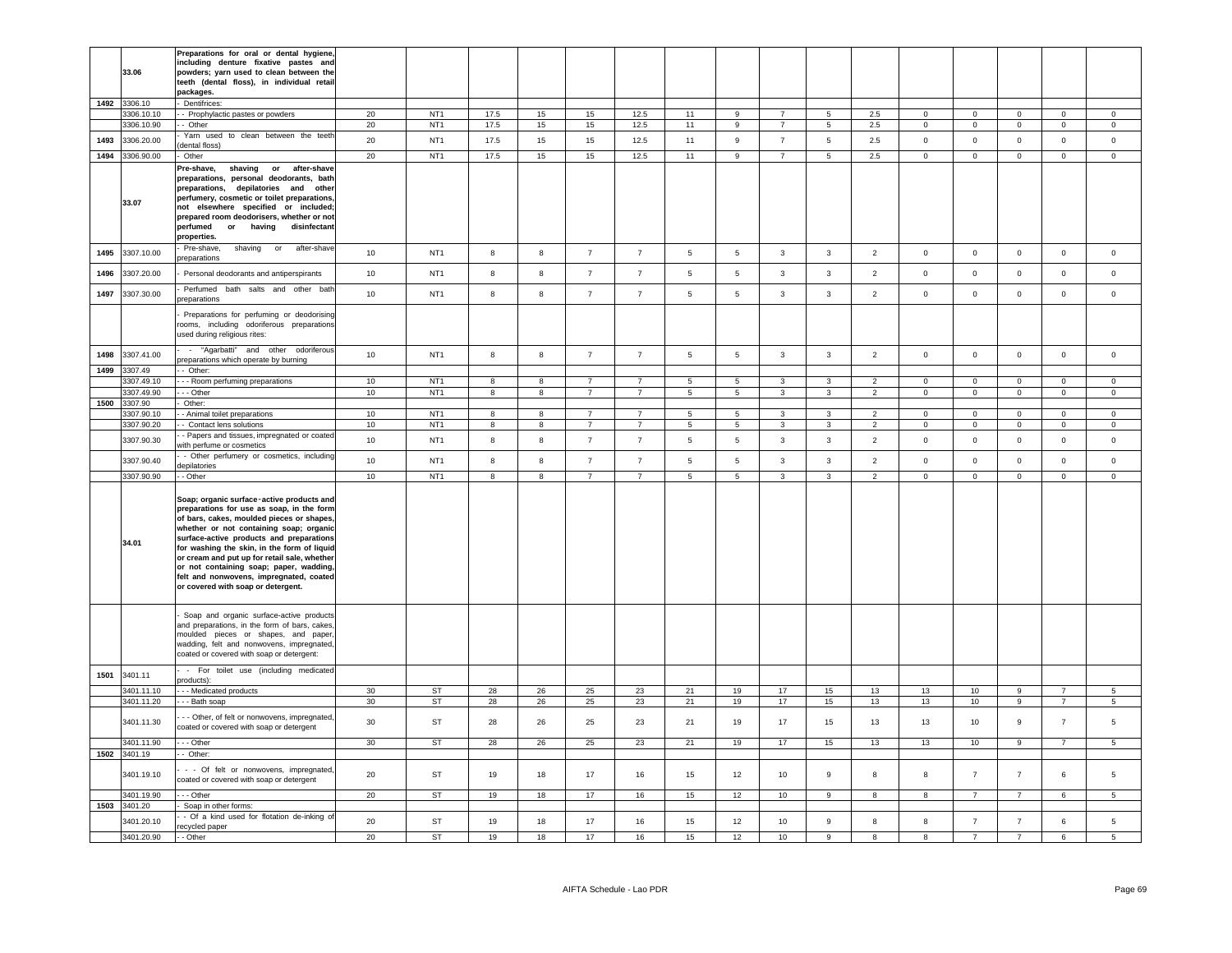| | | | | | | | | | | | | | | | | | | |
|---|---|---|---|---|---|---|---|---|---|---|---|---|---|---|---|---|---|---|
| | **33.06** | **Preparations for oral or dental hygiene, including denture fixative pastes and powders; yarn used to clean between the teeth (dental floss), in individual retail packages.** | | | | | | | | | | | | | | | | |
| 1492 | 3306.10 | - Dentifrices: | | | | | | | | | | | | | | | | |
| | 3306.10.10 | - - Prophylactic pastes or powders | 20 | NT1 | 17.5 | 15 | 15 | 12.5 | 11 | 9 | 7 | 5 | 2.5 | 0 | 0 | 0 | 0 | 0 |
| | 3306.10.90 | - - Other | 20 | NT1 | 17.5 | 15 | 15 | 12.5 | 11 | 9 | 7 | 5 | 2.5 | 0 | 0 | 0 | 0 | 0 |
| 1493 | 3306.20.00 | - Yarn used to clean between the teeth (dental floss) | 20 | NT1 | 17.5 | 15 | 15 | 12.5 | 11 | 9 | 7 | 5 | 2.5 | 0 | 0 | 0 | 0 | 0 |
| 1494 | 3306.90.00 | - Other | 20 | NT1 | 17.5 | 15 | 15 | 12.5 | 11 | 9 | 7 | 5 | 2.5 | 0 | 0 | 0 | 0 | 0 |
| | **33.07** | **Pre-shave, shaving or after-shave preparations, personal deodorants, bath preparations, depilatories and other perfumery, cosmetic or toilet preparations, not elsewhere specified or included; prepared room deodorisers, whether or not perfumed or having disinfectant properties.** | | | | | | | | | | | | | | | | |
| 1495 | 3307.10.00 | - Pre-shave, shaving or after-shave preparations | 10 | NT1 | 8 | 8 | 7 | 7 | 5 | 5 | 3 | 3 | 2 | 0 | 0 | 0 | 0 | 0 |
| 1496 | 3307.20.00 | - Personal deodorants and antiperspirants | 10 | NT1 | 8 | 8 | 7 | 7 | 5 | 5 | 3 | 3 | 2 | 0 | 0 | 0 | 0 | 0 |
| 1497 | 3307.30.00 | - Perfumed bath salts and other bath preparations | 10 | NT1 | 8 | 8 | 7 | 7 | 5 | 5 | 3 | 3 | 2 | 0 | 0 | 0 | 0 | 0 |
| | | - Preparations for perfuming or deodorising rooms, including odoriferous preparations used during religious rites: | | | | | | | | | | | | | | | | |
| 1498 | 3307.41.00 | - - "Agarbatti" and other odoriferous preparations which operate by burning | 10 | NT1 | 8 | 8 | 7 | 7 | 5 | 5 | 3 | 3 | 2 | 0 | 0 | 0 | 0 | 0 |
| 1499 | 3307.49 | - - Other: | | | | | | | | | | | | | | | | |
| | 3307.49.10 | - - - Room perfuming preparations | 10 | NT1 | 8 | 8 | 7 | 7 | 5 | 5 | 3 | 3 | 2 | 0 | 0 | 0 | 0 | 0 |
| | 3307.49.90 | - - - Other | 10 | NT1 | 8 | 8 | 7 | 7 | 5 | 5 | 3 | 3 | 2 | 0 | 0 | 0 | 0 | 0 |
| 1500 | 3307.90 | - Other: | | | | | | | | | | | | | | | | |
| | 3307.90.10 | - - Animal toilet preparations | 10 | NT1 | 8 | 8 | 7 | 7 | 5 | 5 | 3 | 3 | 2 | 0 | 0 | 0 | 0 | 0 |
| | 3307.90.20 | - - Contact lens solutions | 10 | NT1 | 8 | 8 | 7 | 7 | 5 | 5 | 3 | 3 | 2 | 0 | 0 | 0 | 0 | 0 |
| | 3307.90.30 | - - Papers and tissues, impregnated or coated with perfume or cosmetics | 10 | NT1 | 8 | 8 | 7 | 7 | 5 | 5 | 3 | 3 | 2 | 0 | 0 | 0 | 0 | 0 |
| | 3307.90.40 | - - Other perfumery or cosmetics, including depilatories | 10 | NT1 | 8 | 8 | 7 | 7 | 5 | 5 | 3 | 3 | 2 | 0 | 0 | 0 | 0 | 0 |
| | 3307.90.90 | - - Other | 10 | NT1 | 8 | 8 | 7 | 7 | 5 | 5 | 3 | 3 | 2 | 0 | 0 | 0 | 0 | 0 |
| | **34.01** | **Soap; organic surface-active products and preparations for use as soap, in the form of bars, cakes, moulded pieces or shapes, whether or not containing soap; organic surface-active products and preparations for washing the skin, in the form of liquid or cream and put up for retail sale, whether or not containing soap; paper, wadding, felt and nonwovens, impregnated, coated or covered with soap or detergent.** | | | | | | | | | | | | | | | | |
| | | - Soap and organic surface-active products and preparations, in the form of bars, cakes, moulded pieces or shapes, and paper, wadding, felt and nonwovens, impregnated, coated or covered with soap or detergent: | | | | | | | | | | | | | | | | |
| 1501 | 3401.11 | - - For toilet use (including medicated products): | | | | | | | | | | | | | | | | |
| | 3401.11.10 | - - - Medicated products | 30 | ST | 28 | 26 | 25 | 23 | 21 | 19 | 17 | 15 | 13 | 13 | 10 | 9 | 7 | 5 |
| | 3401.11.20 | - - - Bath soap | 30 | ST | 28 | 26 | 25 | 23 | 21 | 19 | 17 | 15 | 13 | 13 | 10 | 9 | 7 | 5 |
| | 3401.11.30 | - - - Other, of felt or nonwovens, impregnated, coated or covered with soap or detergent | 30 | ST | 28 | 26 | 25 | 23 | 21 | 19 | 17 | 15 | 13 | 13 | 10 | 9 | 7 | 5 |
| | 3401.11.90 | - - - Other | 30 | ST | 28 | 26 | 25 | 23 | 21 | 19 | 17 | 15 | 13 | 13 | 10 | 9 | 7 | 5 |
| 1502 | 3401.19 | - - Other: | | | | | | | | | | | | | | | | |
| | 3401.19.10 | - - - Of felt or nonwovens, impregnated, coated or covered with soap or detergent | 20 | ST | 19 | 18 | 17 | 16 | 15 | 12 | 10 | 9 | 8 | 8 | 7 | 7 | 6 | 5 |
| | 3401.19.90 | - - - Other | 20 | ST | 19 | 18 | 17 | 16 | 15 | 12 | 10 | 9 | 8 | 8 | 7 | 7 | 6 | 5 |
| 1503 | 3401.20 | - Soap in other forms: | | | | | | | | | | | | | | | | |
| | 3401.20.10 | - - Of a kind used for flotation de-inking of recycled paper | 20 | ST | 19 | 18 | 17 | 16 | 15 | 12 | 10 | 9 | 8 | 8 | 7 | 7 | 6 | 5 |
| | 3401.20.90 | - - Other | 20 | ST | 19 | 18 | 17 | 16 | 15 | 12 | 10 | 9 | 8 | 8 | 7 | 7 | 6 | 5 |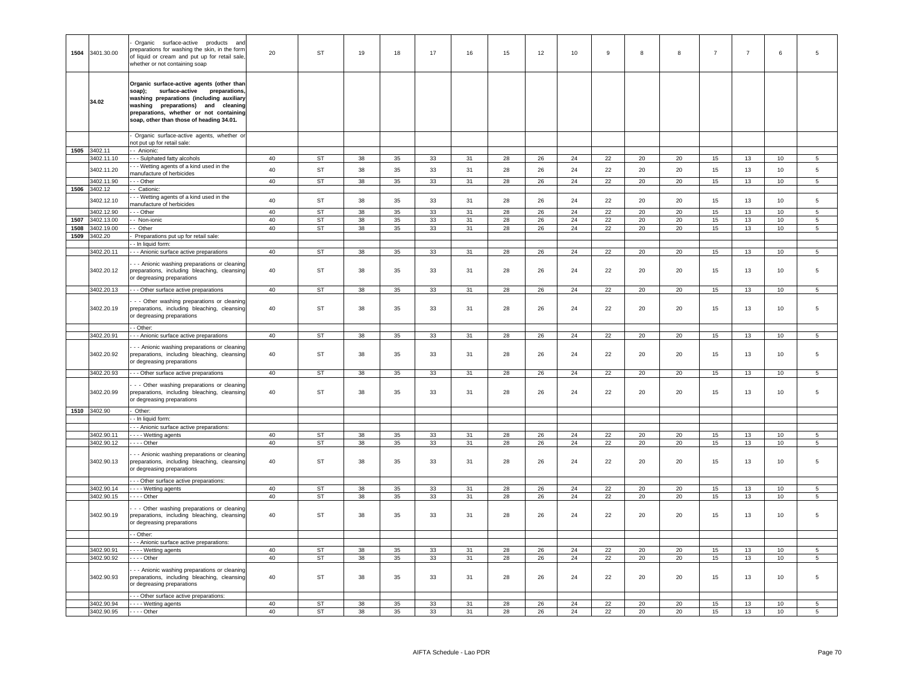| 1504 | 3401.30.00 | - Organic surface-active products and preparations for washing the skin, in the form of liquid or cream and put up for retail sale, whether or not containing soap | 20 | ST | 19 | 18 | 17 | 16 | 15 | 12 | 10 | 9 | 8 | 8 | 7 | 7 | 6 | 5 |
|---|---|---|---|---|---|---|---|---|---|---|---|---|---|---|---|---|---|---|
| | **34.02** | **Organic surface-active agents (other than soap); surface-active preparations, washing preparations (including auxiliary washing preparations) and cleaning preparations, whether or not containing soap, other than those of heading 34.01.** | | | | | | | | | | | | | | | | |
| | | - Organic surface-active agents, whether or not put up for retail sale: | | | | | | | | | | | | | | | | |
| 1505 | 3402.11 | - - Anionic: | | | | | | | | | | | | | | | | |
| | 3402.11.10 | - - - Sulphated fatty alcohols | 40 | ST | 38 | 35 | 33 | 31 | 28 | 26 | 24 | 22 | 20 | 20 | 15 | 13 | 10 | 5 |
| | 3402.11.20 | - - - Wetting agents of a kind used in the manufacture of herbicides | 40 | ST | 38 | 35 | 33 | 31 | 28 | 26 | 24 | 22 | 20 | 20 | 15 | 13 | 10 | 5 |
| | 3402.11.90 | - - - Other | 40 | ST | 38 | 35 | 33 | 31 | 28 | 26 | 24 | 22 | 20 | 20 | 15 | 13 | 10 | 5 |
| 1506 | 3402.12 | - - Cationic: | | | | | | | | | | | | | | | | |
| | 3402.12.10 | - - - Wetting agents of a kind used in the manufacture of herbicides | 40 | ST | 38 | 35 | 33 | 31 | 28 | 26 | 24 | 22 | 20 | 20 | 15 | 13 | 10 | 5 |
| | 3402.12.90 | - - - Other | 40 | ST | 38 | 35 | 33 | 31 | 28 | 26 | 24 | 22 | 20 | 20 | 15 | 13 | 10 | 5 |
| 1507 | 3402.13.00 | - - Non-ionic | 40 | ST | 38 | 35 | 33 | 31 | 28 | 26 | 24 | 22 | 20 | 20 | 15 | 13 | 10 | 5 |
| 1508 | 3402.19.00 | - - Other | 40 | ST | 38 | 35 | 33 | 31 | 28 | 26 | 24 | 22 | 20 | 20 | 15 | 13 | 10 | 5 |
| 1509 | 3402.20 | - Preparations put up for retail sale: | | | | | | | | | | | | | | | | |
| | | - - In liquid form: | | | | | | | | | | | | | | | | |
| | 3402.20.11 | - - - Anionic surface active preparations | 40 | ST | 38 | 35 | 33 | 31 | 28 | 26 | 24 | 22 | 20 | 20 | 15 | 13 | 10 | 5 |
| | 3402.20.12 | - - - Anionic washing preparations or cleaning preparations, including bleaching, cleansing or degreasing preparations | 40 | ST | 38 | 35 | 33 | 31 | 28 | 26 | 24 | 22 | 20 | 20 | 15 | 13 | 10 | 5 |
| | 3402.20.13 | - - - Other surface active preparations | 40 | ST | 38 | 35 | 33 | 31 | 28 | 26 | 24 | 22 | 20 | 20 | 15 | 13 | 10 | 5 |
| | 3402.20.19 | - - - Other washing preparations or cleaning preparations, including bleaching, cleansing or degreasing preparations | 40 | ST | 38 | 35 | 33 | 31 | 28 | 26 | 24 | 22 | 20 | 20 | 15 | 13 | 10 | 5 |
| | | - - Other: | | | | | | | | | | | | | | | | |
| | 3402.20.91 | - - - Anionic surface active preparations | 40 | ST | 38 | 35 | 33 | 31 | 28 | 26 | 24 | 22 | 20 | 20 | 15 | 13 | 10 | 5 |
| | 3402.20.92 | - - - Anionic washing preparations or cleaning preparations, including bleaching, cleansing or degreasing preparations | 40 | ST | 38 | 35 | 33 | 31 | 28 | 26 | 24 | 22 | 20 | 20 | 15 | 13 | 10 | 5 |
| | 3402.20.93 | - - - Other surface active preparations | 40 | ST | 38 | 35 | 33 | 31 | 28 | 26 | 24 | 22 | 20 | 20 | 15 | 13 | 10 | 5 |
| | 3402.20.99 | - - - Other washing preparations or cleaning preparations, including bleaching, cleansing or degreasing preparations | 40 | ST | 38 | 35 | 33 | 31 | 28 | 26 | 24 | 22 | 20 | 20 | 15 | 13 | 10 | 5 |
| 1510 | 3402.90 | - Other: | | | | | | | | | | | | | | | | |
| | | - - In liquid form: | | | | | | | | | | | | | | | | |
| | | - - - Anionic surface active preparations: | | | | | | | | | | | | | | | | |
| | 3402.90.11 | - - - - Wetting agents | 40 | ST | 38 | 35 | 33 | 31 | 28 | 26 | 24 | 22 | 20 | 20 | 15 | 13 | 10 | 5 |
| | 3402.90.12 | - - - - Other | 40 | ST | 38 | 35 | 33 | 31 | 28 | 26 | 24 | 22 | 20 | 20 | 15 | 13 | 10 | 5 |
| | 3402.90.13 | - - - Anionic washing preparations or cleaning preparations, including bleaching, cleansing or degreasing preparations | 40 | ST | 38 | 35 | 33 | 31 | 28 | 26 | 24 | 22 | 20 | 20 | 15 | 13 | 10 | 5 |
| | | - - - Other surface active preparations: | | | | | | | | | | | | | | | | |
| | 3402.90.14 | - - - - Wetting agents | 40 | ST | 38 | 35 | 33 | 31 | 28 | 26 | 24 | 22 | 20 | 20 | 15 | 13 | 10 | 5 |
| | 3402.90.15 | - - - - Other | 40 | ST | 38 | 35 | 33 | 31 | 28 | 26 | 24 | 22 | 20 | 20 | 15 | 13 | 10 | 5 |
| | 3402.90.19 | - - - Other washing preparations or cleaning preparations, including bleaching, cleansing or degreasing preparations | 40 | ST | 38 | 35 | 33 | 31 | 28 | 26 | 24 | 22 | 20 | 20 | 15 | 13 | 10 | 5 |
| | | - - Other: | | | | | | | | | | | | | | | | |
| | | - - - Anionic surface active preparations: | | | | | | | | | | | | | | | | |
| | 3402.90.91 | - - - - Wetting agents | 40 | ST | 38 | 35 | 33 | 31 | 28 | 26 | 24 | 22 | 20 | 20 | 15 | 13 | 10 | 5 |
| | 3402.90.92 | - - - - Other | 40 | ST | 38 | 35 | 33 | 31 | 28 | 26 | 24 | 22 | 20 | 20 | 15 | 13 | 10 | 5 |
| | 3402.90.93 | - - - Anionic washing preparations or cleaning preparations, including bleaching, cleansing or degreasing preparations | 40 | ST | 38 | 35 | 33 | 31 | 28 | 26 | 24 | 22 | 20 | 20 | 15 | 13 | 10 | 5 |
| | | - - - Other surface active preparations: | | | | | | | | | | | | | | | | |
| | 3402.90.94 | - - - - Wetting agents | 40 | ST | 38 | 35 | 33 | 31 | 28 | 26 | 24 | 22 | 20 | 20 | 15 | 13 | 10 | 5 |
| | 3402.90.95 | - - - - Other | 40 | ST | 38 | 35 | 33 | 31 | 28 | 26 | 24 | 22 | 20 | 20 | 15 | 13 | 10 | 5 |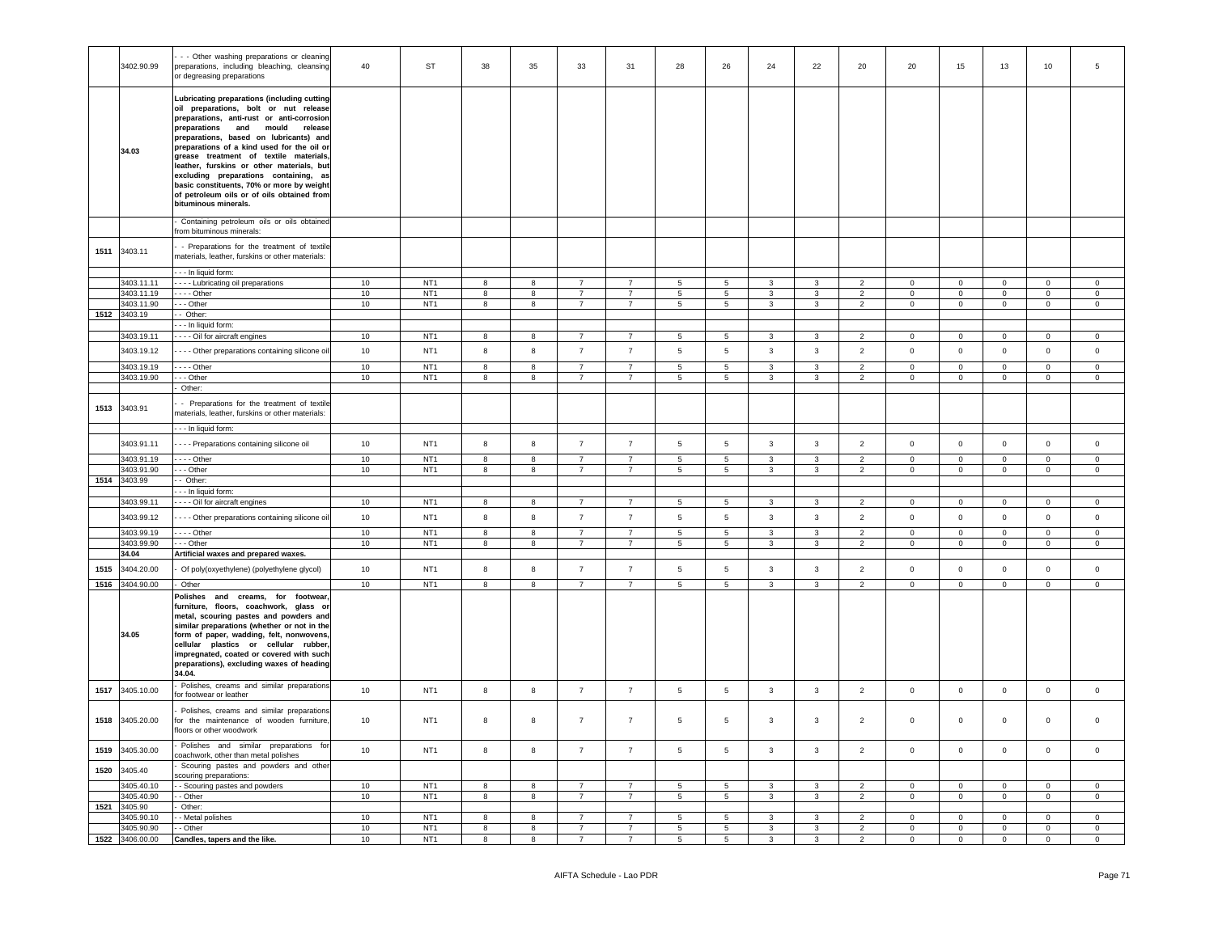|  | 3402.90.99 | - - - Other washing preparations or cleaning preparations, including bleaching, cleansing or degreasing preparations | 40 | ST | 38 | 35 | 33 | 31 | 28 | 26 | 24 | 22 | 20 | 20 | 15 | 13 | 10 | 5 |
|---|---|---|---|---|---|---|---|---|---|---|---|---|---|---|---|---|---|---|
|  | 34.03 | **Lubricating preparations (including cutting-oil preparations, bolt or nut release preparations, anti-rust or anti-corrosion preparations and mould release preparations, based on lubricants) and preparations of a kind used for the oil or grease treatment of textile materials, leather, furskins or other materials, but excluding preparations containing, as basic constituents, 70% or more by weight of petroleum oils or of oils obtained from bituminous minerals.** | | | | | | | | | | | | | | | | |
|  |  | - Containing petroleum oils or oils obtained from bituminous minerals: | | | | | | | | | | | | | | | | |
| 1511 | 3403.11 | - - Preparations for the treatment of textile materials, leather, furskins or other materials: | | | | | | | | | | | | | | | | |
|  |  | - - - In liquid form: | | | | | | | | | | | | | | | | |
|  | 3403.11.11 | - - - - Lubricating oil preparations | 10 | NT1 | 8 | 8 | 7 | 7 | 5 | 5 | 3 | 3 | 2 | 0 | 0 | 0 | 0 | 0 |
|  | 3403.11.19 | - - - - Other | 10 | NT1 | 8 | 8 | 7 | 7 | 5 | 5 | 3 | 3 | 2 | 0 | 0 | 0 | 0 | 0 |
|  | 3403.11.90 | - - - Other | 10 | NT1 | 8 | 8 | 7 | 7 | 5 | 5 | 3 | 3 | 2 | 0 | 0 | 0 | 0 | 0 |
| 1512 | 3403.19 | - - Other: | | | | | | | | | | | | | | | | |
|  |  | - - - In liquid form: | | | | | | | | | | | | | | | | |
|  | 3403.19.11 | - - - - Oil for aircraft engines | 10 | NT1 | 8 | 8 | 7 | 7 | 5 | 5 | 3 | 3 | 2 | 0 | 0 | 0 | 0 | 0 |
|  | 3403.19.12 | - - - - Other preparations containing silicone oil | 10 | NT1 | 8 | 8 | 7 | 7 | 5 | 5 | 3 | 3 | 2 | 0 | 0 | 0 | 0 | 0 |
|  | 3403.19.19 | - - - - Other | 10 | NT1 | 8 | 8 | 7 | 7 | 5 | 5 | 3 | 3 | 2 | 0 | 0 | 0 | 0 | 0 |
|  | 3403.19.90 | - - - Other | 10 | NT1 | 8 | 8 | 7 | 7 | 5 | 5 | 3 | 3 | 2 | 0 | 0 | 0 | 0 | 0 |
|  |  | - Other: | | | | | | | | | | | | | | | | |
| 1513 | 3403.91 | - - Preparations for the treatment of textile materials, leather, furskins or other materials: | | | | | | | | | | | | | | | | |
|  |  | - - - In liquid form: | | | | | | | | | | | | | | | | |
|  | 3403.91.11 | - - - - Preparations containing silicone oil | 10 | NT1 | 8 | 8 | 7 | 7 | 5 | 5 | 3 | 3 | 2 | 0 | 0 | 0 | 0 | 0 |
|  | 3403.91.19 | - - - - Other | 10 | NT1 | 8 | 8 | 7 | 7 | 5 | 5 | 3 | 3 | 2 | 0 | 0 | 0 | 0 | 0 |
|  | 3403.91.90 | - - - Other | 10 | NT1 | 8 | 8 | 7 | 7 | 5 | 5 | 3 | 3 | 2 | 0 | 0 | 0 | 0 | 0 |
| 1514 | 3403.99 | - - Other: | | | | | | | | | | | | | | | | |
|  |  | - - - In liquid form: | | | | | | | | | | | | | | | | |
|  | 3403.99.11 | - - - - Oil for aircraft engines | 10 | NT1 | 8 | 8 | 7 | 7 | 5 | 5 | 3 | 3 | 2 | 0 | 0 | 0 | 0 | 0 |
|  | 3403.99.12 | - - - - Other preparations containing silicone oil | 10 | NT1 | 8 | 8 | 7 | 7 | 5 | 5 | 3 | 3 | 2 | 0 | 0 | 0 | 0 | 0 |
|  | 3403.99.19 | - - - - Other | 10 | NT1 | 8 | 8 | 7 | 7 | 5 | 5 | 3 | 3 | 2 | 0 | 0 | 0 | 0 | 0 |
|  | 3403.99.90 | - - - Other | 10 | NT1 | 8 | 8 | 7 | 7 | 5 | 5 | 3 | 3 | 2 | 0 | 0 | 0 | 0 | 0 |
|  | **34.04** | **Artificial waxes and prepared waxes.** | | | | | | | | | | | | | | | | |
| 1515 | 3404.20.00 | - Of poly(oxyethylene) (polyethylene glycol) | 10 | NT1 | 8 | 8 | 7 | 7 | 5 | 5 | 3 | 3 | 2 | 0 | 0 | 0 | 0 | 0 |
| 1516 | 3404.90.00 | - Other | 10 | NT1 | 8 | 8 | 7 | 7 | 5 | 5 | 3 | 3 | 2 | 0 | 0 | 0 | 0 | 0 |
|  | 34.05 | **Polishes and creams, for footwear, furniture, floors, coachwork, glass or metal, scouring pastes and powders and similar preparations (whether or not in the form of paper, wadding, felt, nonwovens, cellular plastics or cellular rubber, impregnated, coated or covered with such preparations), excluding waxes of heading 34.04.** | | | | | | | | | | | | | | | | |
| 1517 | 3405.10.00 | - Polishes, creams and similar preparations for footwear or leather | 10 | NT1 | 8 | 8 | 7 | 7 | 5 | 5 | 3 | 3 | 2 | 0 | 0 | 0 | 0 | 0 |
| 1518 | 3405.20.00 | - Polishes, creams and similar preparations for the maintenance of wooden furniture, floors or other woodwork | 10 | NT1 | 8 | 8 | 7 | 7 | 5 | 5 | 3 | 3 | 2 | 0 | 0 | 0 | 0 | 0 |
| 1519 | 3405.30.00 | - Polishes and similar preparations for coachwork, other than metal polishes | 10 | NT1 | 8 | 8 | 7 | 7 | 5 | 5 | 3 | 3 | 2 | 0 | 0 | 0 | 0 | 0 |
| 1520 | 3405.40 | - Scouring pastes and powders and other scouring preparations: | | | | | | | | | | | | | | | | |
|  | 3405.40.10 | - - Scouring pastes and powders | 10 | NT1 | 8 | 8 | 7 | 7 | 5 | 5 | 3 | 3 | 2 | 0 | 0 | 0 | 0 | 0 |
|  | 3405.40.90 | - - Other | 10 | NT1 | 8 | 8 | 7 | 7 | 5 | 5 | 3 | 3 | 2 | 0 | 0 | 0 | 0 | 0 |
| 1521 | 3405.90 | - Other: | | | | | | | | | | | | | | | | |
|  | 3405.90.10 | - - Metal polishes | 10 | NT1 | 8 | 8 | 7 | 7 | 5 | 5 | 3 | 3 | 2 | 0 | 0 | 0 | 0 | 0 |
|  | 3405.90.90 | - - Other | 10 | NT1 | 8 | 8 | 7 | 7 | 5 | 5 | 3 | 3 | 2 | 0 | 0 | 0 | 0 | 0 |
| 1522 | 3406.00.00 | **Candles, tapers and the like.** | 10 | NT1 | 8 | 8 | 7 | 7 | 5 | 5 | 3 | 3 | 2 | 0 | 0 | 0 | 0 | 0 |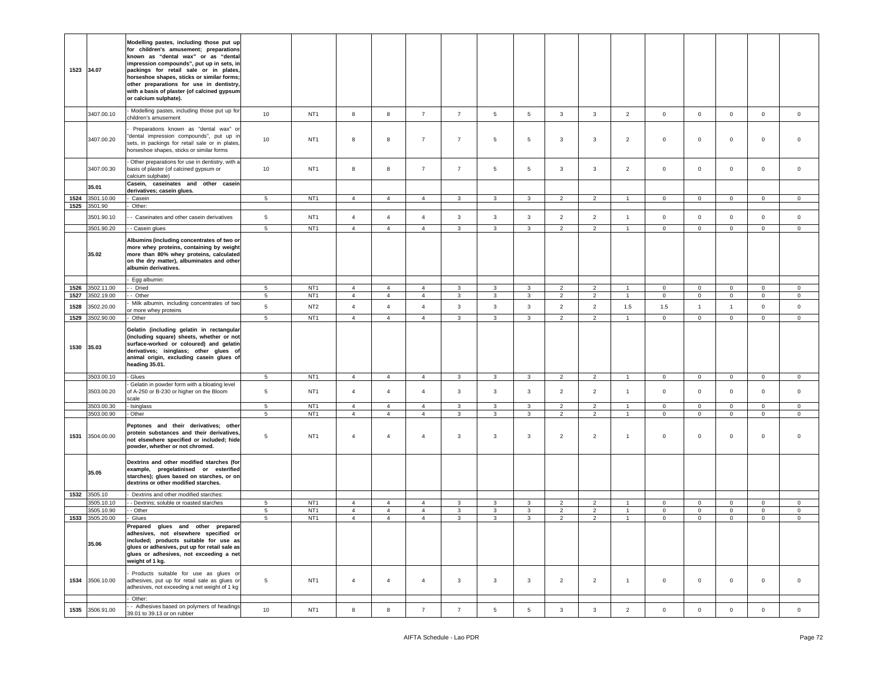| | | | | | | | | | | | | | | | | | |
|---|---|---|---|---|---|---|---|---|---|---|---|---|---|---|---|---|---|
| 1523 | 34.07 | **Modelling pastes, including those put up for children's amusement; preparations known as "dental wax" or as "dental impression compounds", put up in sets, in packings for retail sale or in plates, horseshoe shapes, sticks or similar forms; other preparations for use in dentistry, with a basis of plaster (of calcined gypsum or calcium sulphate).** | | | | | | | | | | | | | | | | |
| | 3407.00.10 | - Modelling pastes, including those put up for children's amusement | 10 | NT1 | 8 | 8 | 7 | 7 | 5 | 5 | 3 | 3 | 2 | 0 | 0 | 0 | 0 | 0 |
| | 3407.00.20 | - Preparations known as "dental wax" or "dental impression compounds", put up in sets, in packings for retail sale or in plates, horseshoe shapes, sticks or similar forms | 10 | NT1 | 8 | 8 | 7 | 7 | 5 | 5 | 3 | 3 | 2 | 0 | 0 | 0 | 0 | 0 |
| | 3407.00.30 | - Other preparations for use in dentistry, with a basis of plaster (of calcined gypsum or calcium sulphate) | 10 | NT1 | 8 | 8 | 7 | 7 | 5 | 5 | 3 | 3 | 2 | 0 | 0 | 0 | 0 | 0 |
| | 35.01 | **Casein, caseinates and other casein derivatives; casein glues.** | | | | | | | | | | | | | | | | |
| 1524 | 3501.10.00 | - Casein | 5 | NT1 | 4 | 4 | 4 | 3 | 3 | 3 | 2 | 2 | 1 | 0 | 0 | 0 | 0 | 0 |
| 1525 | 3501.90 | - Other: | | | | | | | | | | | | | | | | |
| | 3501.90.10 | - - Caseinates and other casein derivatives | 5 | NT1 | 4 | 4 | 4 | 3 | 3 | 3 | 2 | 2 | 1 | 0 | 0 | 0 | 0 | 0 |
| | 3501.90.20 | - - Casein glues | 5 | NT1 | 4 | 4 | 4 | 3 | 3 | 3 | 2 | 2 | 1 | 0 | 0 | 0 | 0 | 0 |
| | 35.02 | **Albumins (including concentrates of two or more whey proteins, containing by weight more than 80% whey proteins, calculated on the dry matter), albuminates and other albumin derivatives.** | | | | | | | | | | | | | | | | |
| | | - Egg albumin: | | | | | | | | | | | | | | | | |
| 1526 | 3502.11.00 | - - Dried | 5 | NT1 | 4 | 4 | 4 | 3 | 3 | 3 | 2 | 2 | 1 | 0 | 0 | 0 | 0 | 0 |
| 1527 | 3502.19.00 | - - Other | 5 | NT1 | 4 | 4 | 4 | 3 | 3 | 3 | 2 | 2 | 1 | 0 | 0 | 0 | 0 | 0 |
| 1528 | 3502.20.00 | - Milk albumin, including concentrates of two or more whey proteins | 5 | NT2 | 4 | 4 | 4 | 3 | 3 | 3 | 2 | 2 | 1.5 | 1.5 | 1 | 1 | 0 | 0 |
| 1529 | 3502.90.00 | - Other | 5 | NT1 | 4 | 4 | 4 | 3 | 3 | 3 | 2 | 2 | 1 | 0 | 0 | 0 | 0 | 0 |
| 1530 | 35.03 | **Gelatin (including gelatin in rectangular (including square) sheets, whether or not surface-worked or coloured) and gelatin derivatives; isinglass; other glues of animal origin, excluding casein glues of heading 35.01.** | | | | | | | | | | | | | | | | |
| | 3503.00.10 | - Glues | 5 | NT1 | 4 | 4 | 4 | 3 | 3 | 3 | 2 | 2 | 1 | 0 | 0 | 0 | 0 | 0 |
| | 3503.00.20 | - Gelatin in powder form with a bloating level of A-250 or B-230 or higher on the Bloom scale | 5 | NT1 | 4 | 4 | 4 | 3 | 3 | 3 | 2 | 2 | 1 | 0 | 0 | 0 | 0 | 0 |
| | 3503.00.30 | - Isinglass | 5 | NT1 | 4 | 4 | 4 | 3 | 3 | 3 | 2 | 2 | 1 | 0 | 0 | 0 | 0 | 0 |
| | 3503.00.90 | - Other | 5 | NT1 | 4 | 4 | 4 | 3 | 3 | 3 | 2 | 2 | 1 | 0 | 0 | 0 | 0 | 0 |
| 1531 | 3504.00.00 | **Peptones and their derivatives; other protein substances and their derivatives, not elsewhere specified or included; hide powder, whether or not chromed.** | 5 | NT1 | 4 | 4 | 4 | 3 | 3 | 3 | 2 | 2 | 1 | 0 | 0 | 0 | 0 | 0 |
| | 35.05 | **Dextrins and other modified starches (for example, pregelatinised or esterified starches); glues based on starches, or on dextrins or other modified starches.** | | | | | | | | | | | | | | | | |
| 1532 | 3505.10 | - Dextrins and other modified starches: | | | | | | | | | | | | | | | | |
| | 3505.10.10 | - - Dextrins; soluble or roasted starches | 5 | NT1 | 4 | 4 | 4 | 3 | 3 | 3 | 2 | 2 | 1 | 0 | 0 | 0 | 0 | 0 |
| | 3505.10.90 | - - Other | 5 | NT1 | 4 | 4 | 4 | 3 | 3 | 3 | 2 | 2 | 1 | 0 | 0 | 0 | 0 | 0 |
| 1533 | 3505.20.00 | - Glues | 5 | NT1 | 4 | 4 | 4 | 3 | 3 | 3 | 2 | 2 | 1 | 0 | 0 | 0 | 0 | 0 |
| | 35.06 | **Prepared glues and other prepared adhesives, not elsewhere specified or included; products suitable for use as glues or adhesives, put up for retail sale as glues or adhesives, not exceeding a net weight of 1 kg.** | | | | | | | | | | | | | | | | |
| 1534 | 3506.10.00 | - Products suitable for use as glues or adhesives, put up for retail sale as glues or adhesives, not exceeding a net weight of 1 kg | 5 | NT1 | 4 | 4 | 4 | 3 | 3 | 3 | 2 | 2 | 1 | 0 | 0 | 0 | 0 | 0 |
| | | - Other: | | | | | | | | | | | | | | | | |
| 1535 | 3506.91.00 | - - Adhesives based on polymers of headings 39.01 to 39.13 or on rubber | 10 | NT1 | 8 | 8 | 7 | 7 | 5 | 5 | 3 | 3 | 2 | 0 | 0 | 0 | 0 | 0 |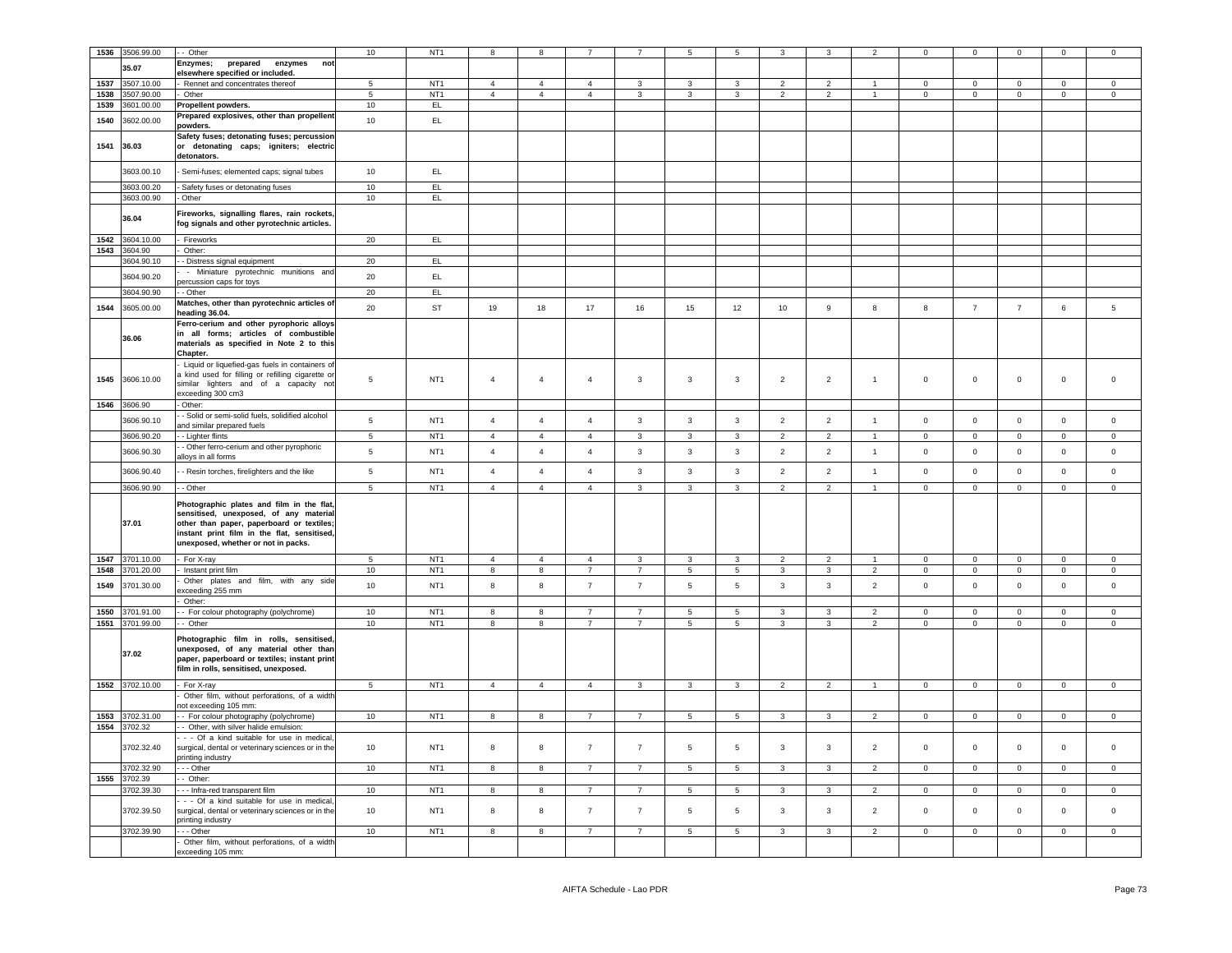| | | | | | | | | | | | | | | | | | | |
|---|---|---|---|---|---|---|---|---|---|---|---|---|---|---|---|---|---|---|
| 1536 | 3506.99.00 | - - Other | 10 | NT1 | 8 | 8 | 7 | 7 | 5 | 5 | 3 | 3 | 2 | 0 | 0 | 0 | 0 | 0 |
| | 35.07 | **Enzymes; prepared enzymes not elsewhere specified or included.** | | | | | | | | | | | | | | | | |
| 1537 | 3507.10.00 | - Rennet and concentrates thereof | 5 | NT1 | 4 | 4 | 4 | 3 | 3 | 3 | 2 | 2 | 1 | 0 | 0 | 0 | 0 | 0 |
| 1538 | 3507.90.00 | - Other | 5 | NT1 | 4 | 4 | 4 | 3 | 3 | 3 | 2 | 2 | 1 | 0 | 0 | 0 | 0 | 0 |
| 1539 | 3601.00.00 | **Propellent powders.** | 10 | EL | | | | | | | | | | | | | | |
| 1540 | 3602.00.00 | **Prepared explosives, other than propellent powders.** | 10 | EL | | | | | | | | | | | | | | |
| 1541 | 36.03 | **Safety fuses; detonating fuses; percussion or detonating caps; igniters; electric detonators.** | | | | | | | | | | | | | | | | |
| | 3603.00.10 | - Semi-fuses; elemented caps; signal tubes | 10 | EL | | | | | | | | | | | | | | |
| | 3603.00.20 | - Safety fuses or detonating fuses | 10 | EL | | | | | | | | | | | | | | |
| | 3603.00.90 | - Other | 10 | EL | | | | | | | | | | | | | | |
| | 36.04 | **Fireworks, signalling flares, rain rockets, fog signals and other pyrotechnic articles.** | | | | | | | | | | | | | | | | |
| 1542 | 3604.10.00 | - Fireworks | 20 | EL | | | | | | | | | | | | | | |
| 1543 | 3604.90 | - Other: | | | | | | | | | | | | | | | | |
| | 3604.90.10 | - - Distress signal equipment | 20 | EL | | | | | | | | | | | | | | |
| | 3604.90.20 | - - Miniature pyrotechnic munitions and percussion caps for toys | 20 | EL | | | | | | | | | | | | | | |
| | 3604.90.90 | - - Other | 20 | EL | | | | | | | | | | | | | | |
| 1544 | 3605.00.00 | **Matches, other than pyrotechnic articles of heading 36.04.** | 20 | ST | 19 | 18 | 17 | 16 | 15 | 12 | 10 | 9 | 8 | 8 | 7 | 7 | 6 | 5 |
| | 36.06 | **Ferro-cerium and other pyrophoric alloys in all forms; articles of combustible materials as specified in Note 2 to this Chapter.** | | | | | | | | | | | | | | | | |
| 1545 | 3606.10.00 | - Liquid or liquefied-gas fuels in containers of a kind used for filling or refilling cigarette or similar lighters and of a capacity not exceeding 300 cm3 | 5 | NT1 | 4 | 4 | 4 | 3 | 3 | 3 | 2 | 2 | 1 | 0 | 0 | 0 | 0 | 0 |
| 1546 | 3606.90 | - Other: | | | | | | | | | | | | | | | | |
| | 3606.90.10 | - - Solid or semi-solid fuels, solidified alcohol and similar prepared fuels | 5 | NT1 | 4 | 4 | 4 | 3 | 3 | 3 | 2 | 2 | 1 | 0 | 0 | 0 | 0 | 0 |
| | 3606.90.20 | - - Lighter flints | 5 | NT1 | 4 | 4 | 4 | 3 | 3 | 3 | 2 | 2 | 1 | 0 | 0 | 0 | 0 | 0 |
| | 3606.90.30 | - - Other ferro-cerium and other pyrophoric alloys in all forms | 5 | NT1 | 4 | 4 | 4 | 3 | 3 | 3 | 2 | 2 | 1 | 0 | 0 | 0 | 0 | 0 |
| | 3606.90.40 | - - Resin torches, firelighters and the like | 5 | NT1 | 4 | 4 | 4 | 3 | 3 | 3 | 2 | 2 | 1 | 0 | 0 | 0 | 0 | 0 |
| | 3606.90.90 | - - Other | 5 | NT1 | 4 | 4 | 4 | 3 | 3 | 3 | 2 | 2 | 1 | 0 | 0 | 0 | 0 | 0 |
| | 37.01 | **Photographic plates and film in the flat, sensitised, unexposed, of any material other than paper, paperboard or textiles; instant print film in the flat, sensitised, unexposed, whether or not in packs.** | | | | | | | | | | | | | | | | |
| 1547 | 3701.10.00 | - For X-ray | 5 | NT1 | 4 | 4 | 4 | 3 | 3 | 3 | 2 | 2 | 1 | 0 | 0 | 0 | 0 | 0 |
| 1548 | 3701.20.00 | - Instant print film | 10 | NT1 | 8 | 8 | 7 | 7 | 5 | 5 | 3 | 3 | 2 | 0 | 0 | 0 | 0 | 0 |
| 1549 | 3701.30.00 | - Other plates and film, with any side exceeding 255 mm | 10 | NT1 | 8 | 8 | 7 | 7 | 5 | 5 | 3 | 3 | 2 | 0 | 0 | 0 | 0 | 0 |
| | | - Other: | | | | | | | | | | | | | | | | |
| 1550 | 3701.91.00 | - - For colour photography (polychrome) | 10 | NT1 | 8 | 8 | 7 | 7 | 5 | 5 | 3 | 3 | 2 | 0 | 0 | 0 | 0 | 0 |
| 1551 | 3701.99.00 | - - Other | 10 | NT1 | 8 | 8 | 7 | 7 | 5 | 5 | 3 | 3 | 2 | 0 | 0 | 0 | 0 | 0 |
| | 37.02 | **Photographic film in rolls, sensitised, unexposed, of any material other than paper, paperboard or textiles; instant print film in rolls, sensitised, unexposed.** | | | | | | | | | | | | | | | | |
| 1552 | 3702.10.00 | - For X-ray | 5 | NT1 | 4 | 4 | 4 | 3 | 3 | 3 | 2 | 2 | 1 | 0 | 0 | 0 | 0 | 0 |
| | | - Other film, without perforations, of a width not exceeding 105 mm: | | | | | | | | | | | | | | | | |
| 1553 | 3702.31.00 | - - For colour photography (polychrome) | 10 | NT1 | 8 | 8 | 7 | 7 | 5 | 5 | 3 | 3 | 2 | 0 | 0 | 0 | 0 | 0 |
| 1554 | 3702.32 | - - Other, with silver halide emulsion: | | | | | | | | | | | | | | | | |
| | 3702.32.40 | - - - Of a kind suitable for use in medical, surgical, dental or veterinary sciences or in the printing industry | 10 | NT1 | 8 | 8 | 7 | 7 | 5 | 5 | 3 | 3 | 2 | 0 | 0 | 0 | 0 | 0 |
| | 3702.32.90 | - - - Other | 10 | NT1 | 8 | 8 | 7 | 7 | 5 | 5 | 3 | 3 | 2 | 0 | 0 | 0 | 0 | 0 |
| 1555 | 3702.39 | - - Other: | | | | | | | | | | | | | | | | |
| | 3702.39.30 | - - - Infra-red transparent film | 10 | NT1 | 8 | 8 | 7 | 7 | 5 | 5 | 3 | 3 | 2 | 0 | 0 | 0 | 0 | 0 |
| | 3702.39.50 | - - - Of a kind suitable for use in medical, surgical, dental or veterinary sciences or in the printing industry | 10 | NT1 | 8 | 8 | 7 | 7 | 5 | 5 | 3 | 3 | 2 | 0 | 0 | 0 | 0 | 0 |
| | 3702.39.90 | - - - Other | 10 | NT1 | 8 | 8 | 7 | 7 | 5 | 5 | 3 | 3 | 2 | 0 | 0 | 0 | 0 | 0 |
| | | - Other film, without perforations, of a width exceeding 105 mm: | | | | | | | | | | | | | | | | |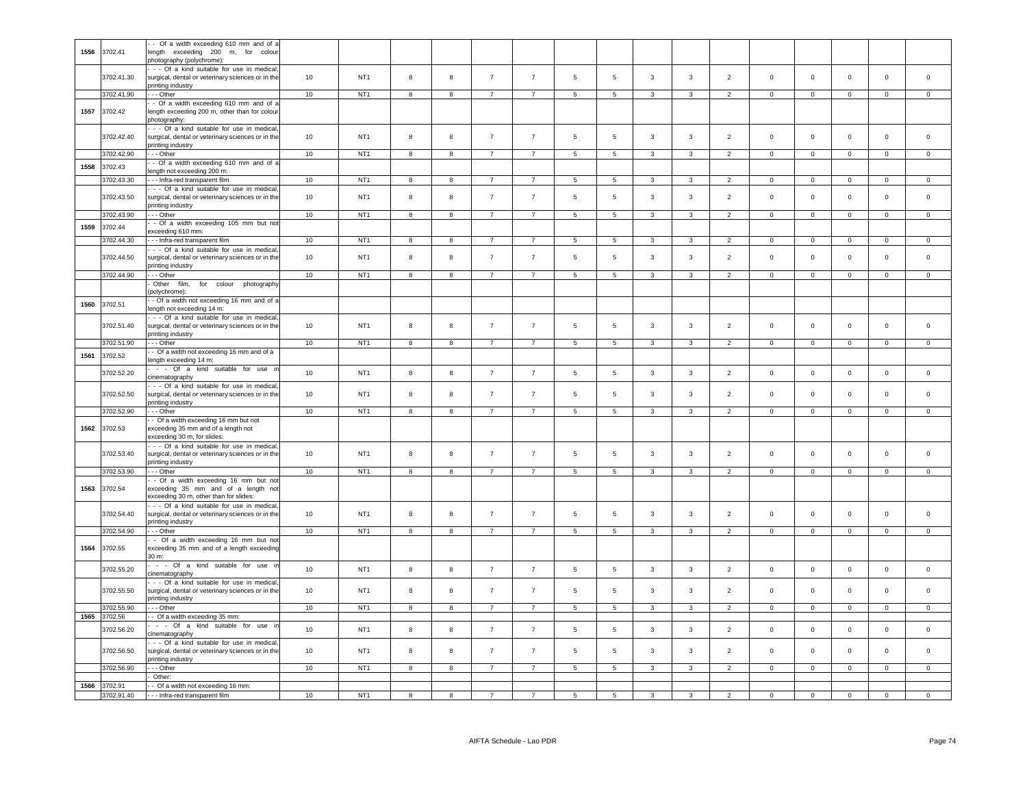| | | | | | | | | | | | | | | | | | | |
|---|---|---|---|---|---|---|---|---|---|---|---|---|---|---|---|---|---|---|
| 1556 | 3702.41 | - - Of a width exceeding 610 mm and of a length exceeding 200 m, for colour photography (polychrome): | | | | | | | | | | | | | | | | |
| | 3702.41.30 | - - - Of a kind suitable for use in medical, surgical, dental or veterinary sciences or in the printing industry | 10 | NT1 | 8 | 8 | 7 | 7 | 5 | 5 | 3 | 3 | 2 | 0 | 0 | 0 | 0 | 0 |
| | 3702.41.90 | - - - Other | 10 | NT1 | 8 | 8 | 7 | 7 | 5 | 5 | 3 | 3 | 2 | 0 | 0 | 0 | 0 | 0 |
| 1557 | 3702.42 | - - Of a width exceeding 610 mm and of a length exceeding 200 m, other than for colour photography: | | | | | | | | | | | | | | | | |
| | 3702.42.40 | - - - Of a kind suitable for use in medical, surgical, dental or veterinary sciences or in the printing industry | 10 | NT1 | 8 | 8 | 7 | 7 | 5 | 5 | 3 | 3 | 2 | 0 | 0 | 0 | 0 | 0 |
| | 3702.42.90 | - - - Other | 10 | NT1 | 8 | 8 | 7 | 7 | 5 | 5 | 3 | 3 | 2 | 0 | 0 | 0 | 0 | 0 |
| 1558 | 3702.43 | - - Of a width exceeding 610 mm and of a length not exceeding 200 m: | | | | | | | | | | | | | | | | |
| | 3702.43.30 | - - - Infra-red transparent film | 10 | NT1 | 8 | 8 | 7 | 7 | 5 | 5 | 3 | 3 | 2 | 0 | 0 | 0 | 0 | 0 |
| | 3702.43.50 | - - - Of a kind suitable for use in medical, surgical, dental or veterinary sciences or in the printing industry | 10 | NT1 | 8 | 8 | 7 | 7 | 5 | 5 | 3 | 3 | 2 | 0 | 0 | 0 | 0 | 0 |
| | 3702.43.90 | - - - Other | 10 | NT1 | 8 | 8 | 7 | 7 | 5 | 5 | 3 | 3 | 2 | 0 | 0 | 0 | 0 | 0 |
| 1559 | 3702.44 | - - Of a width exceeding 105 mm but not exceeding 610 mm: | | | | | | | | | | | | | | | | |
| | 3702.44.30 | - - - Infra-red transparent film | 10 | NT1 | 8 | 8 | 7 | 7 | 5 | 5 | 3 | 3 | 2 | 0 | 0 | 0 | 0 | 0 |
| | 3702.44.50 | - - - Of a kind suitable for use in medical, surgical, dental or veterinary sciences or in the printing industry | 10 | NT1 | 8 | 8 | 7 | 7 | 5 | 5 | 3 | 3 | 2 | 0 | 0 | 0 | 0 | 0 |
| | 3702.44.90 | - - - Other | 10 | NT1 | 8 | 8 | 7 | 7 | 5 | 5 | 3 | 3 | 2 | 0 | 0 | 0 | 0 | 0 |
| | | - Other film, for colour photography (polychrome): | | | | | | | | | | | | | | | | |
| 1560 | 3702.51 | - - Of a width not exceeding 16 mm and of a length not exceeding 14 m: | | | | | | | | | | | | | | | | |
| | 3702.51.40 | - - - Of a kind suitable for use in medical, surgical, dental or veterinary sciences or in the printing industry | 10 | NT1 | 8 | 8 | 7 | 7 | 5 | 5 | 3 | 3 | 2 | 0 | 0 | 0 | 0 | 0 |
| | 3702.51.90 | - - - Other | 10 | NT1 | 8 | 8 | 7 | 7 | 5 | 5 | 3 | 3 | 2 | 0 | 0 | 0 | 0 | 0 |
| 1561 | 3702.52 | - - Of a width not exceeding 16 mm and of a length exceeding 14 m: | | | | | | | | | | | | | | | | |
| | 3702.52.20 | - - - Of a kind suitable for use in cinematography | 10 | NT1 | 8 | 8 | 7 | 7 | 5 | 5 | 3 | 3 | 2 | 0 | 0 | 0 | 0 | 0 |
| | 3702.52.50 | - - - Of a kind suitable for use in medical, surgical, dental or veterinary sciences or in the printing industry | 10 | NT1 | 8 | 8 | 7 | 7 | 5 | 5 | 3 | 3 | 2 | 0 | 0 | 0 | 0 | 0 |
| | 3702.52.90 | - - - Other | 10 | NT1 | 8 | 8 | 7 | 7 | 5 | 5 | 3 | 3 | 2 | 0 | 0 | 0 | 0 | 0 |
| 1562 | 3702.53 | - - Of a width exceeding 16 mm but not exceeding 35 mm and of a length not exceeding 30 m, for slides: | | | | | | | | | | | | | | | | |
| | 3702.53.40 | - - - Of a kind suitable for use in medical, surgical, dental or veterinary sciences or in the printing industry | 10 | NT1 | 8 | 8 | 7 | 7 | 5 | 5 | 3 | 3 | 2 | 0 | 0 | 0 | 0 | 0 |
| | 3702.53.90 | - - - Other | 10 | NT1 | 8 | 8 | 7 | 7 | 5 | 5 | 3 | 3 | 2 | 0 | 0 | 0 | 0 | 0 |
| 1563 | 3702.54 | - - Of a width exceeding 16 mm but not exceeding 35 mm and of a length not exceeding 30 m, other than for slides: | | | | | | | | | | | | | | | | |
| | 3702.54.40 | - - - Of a kind suitable for use in medical, surgical, dental or veterinary sciences or in the printing industry | 10 | NT1 | 8 | 8 | 7 | 7 | 5 | 5 | 3 | 3 | 2 | 0 | 0 | 0 | 0 | 0 |
| | 3702.54.90 | - - - Other | 10 | NT1 | 8 | 8 | 7 | 7 | 5 | 5 | 3 | 3 | 2 | 0 | 0 | 0 | 0 | 0 |
| 1564 | 3702.55 | - - Of a width exceeding 16 mm but not exceeding 35 mm and of a length exceeding 30 m: | | | | | | | | | | | | | | | | |
| | 3702.55.20 | - - - Of a kind suitable for use in cinematography | 10 | NT1 | 8 | 8 | 7 | 7 | 5 | 5 | 3 | 3 | 2 | 0 | 0 | 0 | 0 | 0 |
| | 3702.55.50 | - - - Of a kind suitable for use in medical, surgical, dental or veterinary sciences or in the printing industry | 10 | NT1 | 8 | 8 | 7 | 7 | 5 | 5 | 3 | 3 | 2 | 0 | 0 | 0 | 0 | 0 |
| | 3702.55.90 | - - - Other | 10 | NT1 | 8 | 8 | 7 | 7 | 5 | 5 | 3 | 3 | 2 | 0 | 0 | 0 | 0 | 0 |
| 1565 | 3702.56 | - - Of a width exceeding 35 mm: | | | | | | | | | | | | | | | | |
| | 3702.56.20 | - - - Of a kind suitable for use in cinematography | 10 | NT1 | 8 | 8 | 7 | 7 | 5 | 5 | 3 | 3 | 2 | 0 | 0 | 0 | 0 | 0 |
| | 3702.56.50 | - - - Of a kind suitable for use in medical, surgical, dental or veterinary sciences or in the printing industry | 10 | NT1 | 8 | 8 | 7 | 7 | 5 | 5 | 3 | 3 | 2 | 0 | 0 | 0 | 0 | 0 |
| | 3702.56.90 | - - - Other | 10 | NT1 | 8 | 8 | 7 | 7 | 5 | 5 | 3 | 3 | 2 | 0 | 0 | 0 | 0 | 0 |
| | | - Other: | | | | | | | | | | | | | | | | |
| 1566 | 3702.91 | - - Of a width not exceeding 16 mm: | | | | | | | | | | | | | | | | |
| | 3702.91.40 | - - - Infra-red transparent film | 10 | NT1 | 8 | 8 | 7 | 7 | 5 | 5 | 3 | 3 | 2 | 0 | 0 | 0 | 0 | 0 |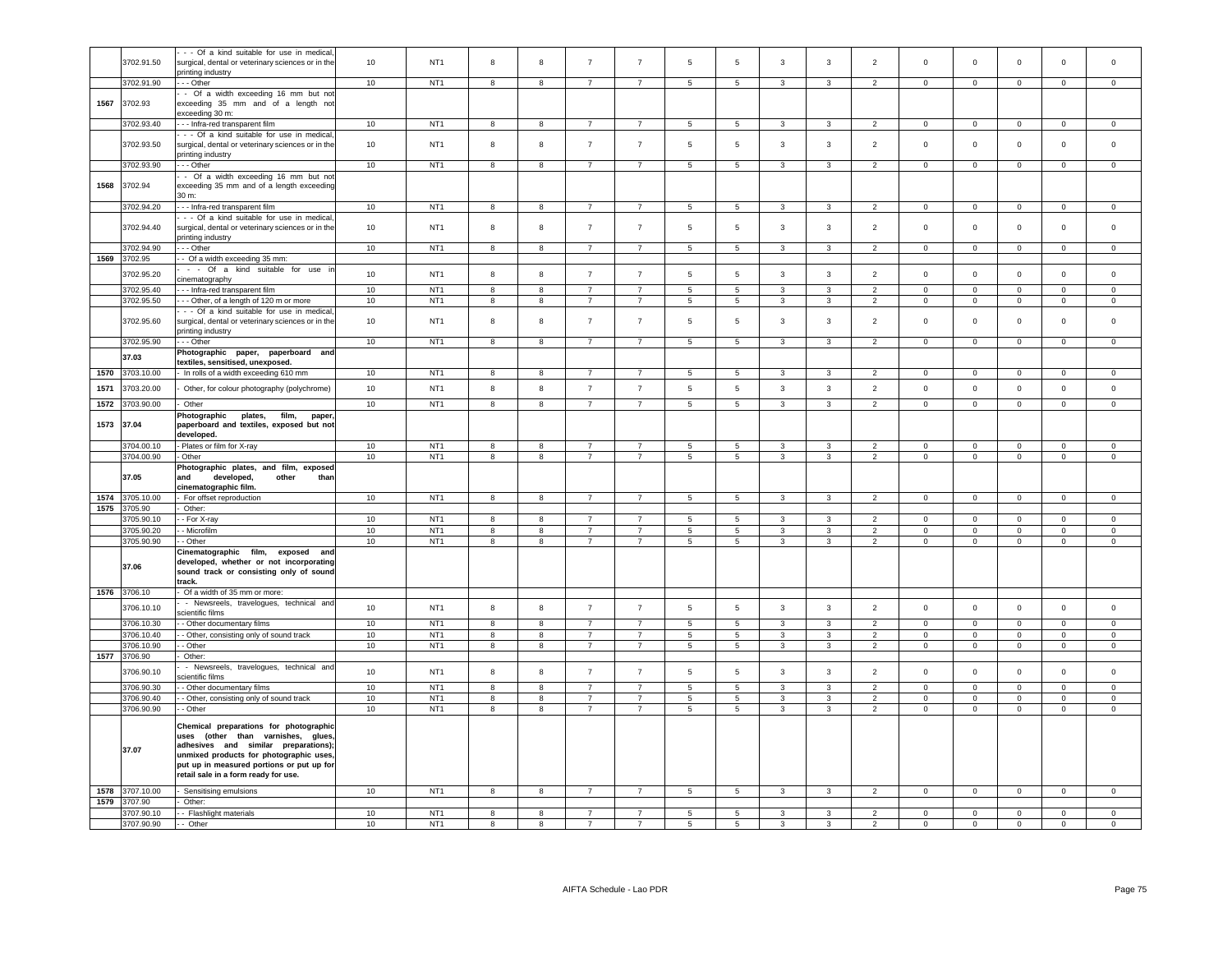| | | | | | | | | | | | | | | | | | | |
|---|---|---|---|---|---|---|---|---|---|---|---|---|---|---|---|---|---|---|
| | 3702.91.50 | - - - Of a kind suitable for use in medical, surgical, dental or veterinary sciences or in the printing industry | 10 | NT1 | 8 | 8 | 7 | 7 | 5 | 5 | 3 | 3 | 2 | 0 | 0 | 0 | 0 | 0 |
| | 3702.91.90 | - - - Other | 10 | NT1 | 8 | 8 | 7 | 7 | 5 | 5 | 3 | 3 | 2 | 0 | 0 | 0 | 0 | 0 |
| 1567 | 3702.93 | - - Of a width exceeding 16 mm but not exceeding 35 mm and of a length not exceeding 30 m: | | | | | | | | | | | | | | | | |
| | 3702.93.40 | - - - Infra-red transparent film | 10 | NT1 | 8 | 8 | 7 | 7 | 5 | 5 | 3 | 3 | 2 | 0 | 0 | 0 | 0 | 0 |
| | 3702.93.50 | - - - Of a kind suitable for use in medical, surgical, dental or veterinary sciences or in the printing industry | 10 | NT1 | 8 | 8 | 7 | 7 | 5 | 5 | 3 | 3 | 2 | 0 | 0 | 0 | 0 | 0 |
| | 3702.93.90 | - - - Other | 10 | NT1 | 8 | 8 | 7 | 7 | 5 | 5 | 3 | 3 | 2 | 0 | 0 | 0 | 0 | 0 |
| 1568 | 3702.94 | - - Of a width exceeding 16 mm but not exceeding 35 mm and of a length exceeding 30 m: | | | | | | | | | | | | | | | | |
| | 3702.94.20 | - - - Infra-red transparent film | 10 | NT1 | 8 | 8 | 7 | 7 | 5 | 5 | 3 | 3 | 2 | 0 | 0 | 0 | 0 | 0 |
| | 3702.94.40 | - - - Of a kind suitable for use in medical, surgical, dental or veterinary sciences or in the printing industry | 10 | NT1 | 8 | 8 | 7 | 7 | 5 | 5 | 3 | 3 | 2 | 0 | 0 | 0 | 0 | 0 |
| | 3702.94.90 | - - - Other | 10 | NT1 | 8 | 8 | 7 | 7 | 5 | 5 | 3 | 3 | 2 | 0 | 0 | 0 | 0 | 0 |
| 1569 | 3702.95 | - - Of a width exceeding 35 mm: | | | | | | | | | | | | | | | | |
| | 3702.95.20 | - - - Of a kind suitable for use in cinematography | 10 | NT1 | 8 | 8 | 7 | 7 | 5 | 5 | 3 | 3 | 2 | 0 | 0 | 0 | 0 | 0 |
| | 3702.95.40 | - - - Infra-red transparent film | 10 | NT1 | 8 | 8 | 7 | 7 | 5 | 5 | 3 | 3 | 2 | 0 | 0 | 0 | 0 | 0 |
| | 3702.95.50 | - - - Other, of a length of 120 m or more | 10 | NT1 | 8 | 8 | 7 | 7 | 5 | 5 | 3 | 3 | 2 | 0 | 0 | 0 | 0 | 0 |
| | 3702.95.60 | - - - Of a kind suitable for use in medical, surgical, dental or veterinary sciences or in the printing industry | 10 | NT1 | 8 | 8 | 7 | 7 | 5 | 5 | 3 | 3 | 2 | 0 | 0 | 0 | 0 | 0 |
| | 3702.95.90 | - - - Other | 10 | NT1 | 8 | 8 | 7 | 7 | 5 | 5 | 3 | 3 | 2 | 0 | 0 | 0 | 0 | 0 |
| | **37.03** | **Photographic paper, paperboard and textiles, sensitised, unexposed.** | | | | | | | | | | | | | | | | |
| 1570 | 3703.10.00 | - In rolls of a width exceeding 610 mm | 10 | NT1 | 8 | 8 | 7 | 7 | 5 | 5 | 3 | 3 | 2 | 0 | 0 | 0 | 0 | 0 |
| 1571 | 3703.20.00 | - Other, for colour photography (polychrome) | 10 | NT1 | 8 | 8 | 7 | 7 | 5 | 5 | 3 | 3 | 2 | 0 | 0 | 0 | 0 | 0 |
| 1572 | 3703.90.00 | - Other | 10 | NT1 | 8 | 8 | 7 | 7 | 5 | 5 | 3 | 3 | 2 | 0 | 0 | 0 | 0 | 0 |
| 1573 | **37.04** | **Photographic plates, film, paper, paperboard and textiles, exposed but not developed.** | | | | | | | | | | | | | | | | |
| | 3704.00.10 | - Plates or film for X-ray | 10 | NT1 | 8 | 8 | 7 | 7 | 5 | 5 | 3 | 3 | 2 | 0 | 0 | 0 | 0 | 0 |
| | 3704.00.90 | - Other | 10 | NT1 | 8 | 8 | 7 | 7 | 5 | 5 | 3 | 3 | 2 | 0 | 0 | 0 | 0 | 0 |
| | **37.05** | **Photographic plates, and film, exposed and developed, other than cinematographic film.** | | | | | | | | | | | | | | | | |
| 1574 | 3705.10.00 | - For offset reproduction | 10 | NT1 | 8 | 8 | 7 | 7 | 5 | 5 | 3 | 3 | 2 | 0 | 0 | 0 | 0 | 0 |
| 1575 | 3705.90 | - Other: | | | | | | | | | | | | | | | | |
| | 3705.90.10 | - - For X-ray | 10 | NT1 | 8 | 8 | 7 | 7 | 5 | 5 | 3 | 3 | 2 | 0 | 0 | 0 | 0 | 0 |
| | 3705.90.20 | - - Microfilm | 10 | NT1 | 8 | 8 | 7 | 7 | 5 | 5 | 3 | 3 | 2 | 0 | 0 | 0 | 0 | 0 |
| | 3705.90.90 | - - Other | 10 | NT1 | 8 | 8 | 7 | 7 | 5 | 5 | 3 | 3 | 2 | 0 | 0 | 0 | 0 | 0 |
| | **37.06** | **Cinematographic film, exposed and developed, whether or not incorporating sound track or consisting only of sound track.** | | | | | | | | | | | | | | | | |
| 1576 | 3706.10 | - Of a width of 35 mm or more: | | | | | | | | | | | | | | | | |
| | 3706.10.10 | - - Newsreels, travelogues, technical and scientific films | 10 | NT1 | 8 | 8 | 7 | 7 | 5 | 5 | 3 | 3 | 2 | 0 | 0 | 0 | 0 | 0 |
| | 3706.10.30 | - - Other documentary films | 10 | NT1 | 8 | 8 | 7 | 7 | 5 | 5 | 3 | 3 | 2 | 0 | 0 | 0 | 0 | 0 |
| | 3706.10.40 | - - Other, consisting only of sound track | 10 | NT1 | 8 | 8 | 7 | 7 | 5 | 5 | 3 | 3 | 2 | 0 | 0 | 0 | 0 | 0 |
| | 3706.10.90 | - - Other | 10 | NT1 | 8 | 8 | 7 | 7 | 5 | 5 | 3 | 3 | 2 | 0 | 0 | 0 | 0 | 0 |
| 1577 | 3706.90 | - Other: | | | | | | | | | | | | | | | | |
| | 3706.90.10 | - - Newsreels, travelogues, technical and scientific films | 10 | NT1 | 8 | 8 | 7 | 7 | 5 | 5 | 3 | 3 | 2 | 0 | 0 | 0 | 0 | 0 |
| | 3706.90.30 | - - Other documentary films | 10 | NT1 | 8 | 8 | 7 | 7 | 5 | 5 | 3 | 3 | 2 | 0 | 0 | 0 | 0 | 0 |
| | 3706.90.40 | - - Other, consisting only of sound track | 10 | NT1 | 8 | 8 | 7 | 7 | 5 | 5 | 3 | 3 | 2 | 0 | 0 | 0 | 0 | 0 |
| | 3706.90.90 | - - Other | 10 | NT1 | 8 | 8 | 7 | 7 | 5 | 5 | 3 | 3 | 2 | 0 | 0 | 0 | 0 | 0 |
| | **37.07** | **Chemical preparations for photographic uses (other than varnishes, glues, adhesives and similar preparations); unmixed products for photographic uses, put up in measured portions or put up for retail sale in a form ready for use.** | | | | | | | | | | | | | | | | |
| 1578 | 3707.10.00 | - Sensitising emulsions | 10 | NT1 | 8 | 8 | 7 | 7 | 5 | 5 | 3 | 3 | 2 | 0 | 0 | 0 | 0 | 0 |
| 1579 | 3707.90 | - Other: | | | | | | | | | | | | | | | | |
| | 3707.90.10 | - - Flashlight materials | 10 | NT1 | 8 | 8 | 7 | 7 | 5 | 5 | 3 | 3 | 2 | 0 | 0 | 0 | 0 | 0 |
| | 3707.90.90 | - - Other | 10 | NT1 | 8 | 8 | 7 | 7 | 5 | 5 | 3 | 3 | 2 | 0 | 0 | 0 | 0 | 0 |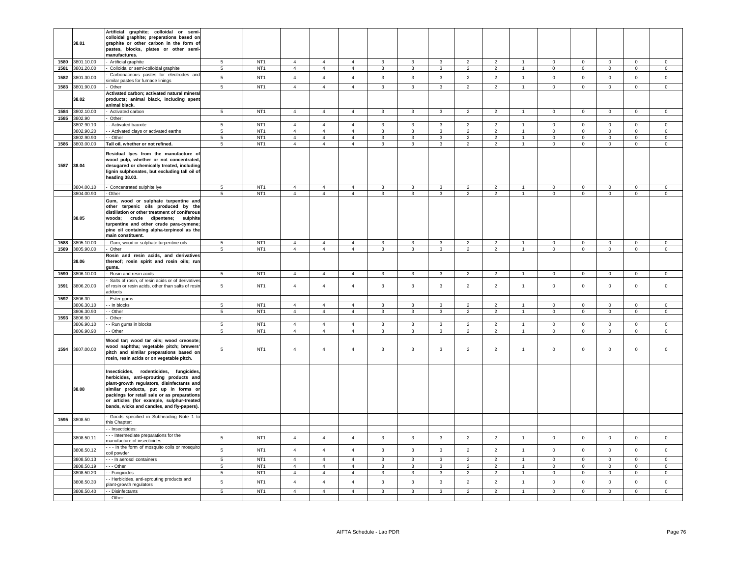| | 38.01 | Artificial graphite; colloidal or semi-colloidal graphite; preparations based on graphite or other carbon in the form of pastes, blocks, plates or other semi-manufactures. | | | | | | | | | | | | | | | | |
|---|---|---|---|---|---|---|---|---|---|---|---|---|---|---|---|---|---|---|
| 1580 | 3801.10.00 | - Artificial graphite | 5 | NT1 | 4 | 4 | 4 | 3 | 3 | 3 | 2 | 2 | 1 | 0 | 0 | 0 | 0 | 0 |
| 1581 | 3801.20.00 | - Colloidal or semi-colloidal graphite | 5 | NT1 | 4 | 4 | 4 | 3 | 3 | 3 | 2 | 2 | 1 | 0 | 0 | 0 | 0 | 0 |
| 1582 | 3801.30.00 | - Carbonaceous pastes for electrodes and similar pastes for furnace linings | 5 | NT1 | 4 | 4 | 4 | 3 | 3 | 3 | 2 | 2 | 1 | 0 | 0 | 0 | 0 | 0 |
| 1583 | 3801.90.00 | - Other | 5 | NT1 | 4 | 4 | 4 | 3 | 3 | 3 | 2 | 2 | 1 | 0 | 0 | 0 | 0 | 0 |
| | 38.02 | Activated carbon; activated natural mineral products; animal black, including spent animal black. | | | | | | | | | | | | | | | | |
| 1584 | 3802.10.00 | - Activated carbon | 5 | NT1 | 4 | 4 | 4 | 3 | 3 | 3 | 2 | 2 | 1 | 0 | 0 | 0 | 0 | 0 |
| 1585 | 3802.90 | - Other: | | | | | | | | | | | | | | | | |
| | 3802.90.10 | - - Activated bauxite | 5 | NT1 | 4 | 4 | 4 | 3 | 3 | 3 | 2 | 2 | 1 | 0 | 0 | 0 | 0 | 0 |
| | 3802.90.20 | - - Activated clays or activated earths | 5 | NT1 | 4 | 4 | 4 | 3 | 3 | 3 | 2 | 2 | 1 | 0 | 0 | 0 | 0 | 0 |
| | 3802.90.90 | - - Other | 5 | NT1 | 4 | 4 | 4 | 3 | 3 | 3 | 2 | 2 | 1 | 0 | 0 | 0 | 0 | 0 |
| 1586 | 3803.00.00 | Tall oil, whether or not refined. | 5 | NT1 | 4 | 4 | 4 | 3 | 3 | 3 | 2 | 2 | 1 | 0 | 0 | 0 | 0 | 0 |
| 1587 | 38.04 | Residual lyes from the manufacture of wood pulp, whether or not concentrated, desugared or chemically treated, including lignin sulphonates, but excluding tall oil of heading 38.03. | | | | | | | | | | | | | | | | |
| | 3804.00.10 | - Concentrated sulphite lye | 5 | NT1 | 4 | 4 | 4 | 3 | 3 | 3 | 2 | 2 | 1 | 0 | 0 | 0 | 0 | 0 |
| | 3804.00.90 | - Other | 5 | NT1 | 4 | 4 | 4 | 3 | 3 | 3 | 2 | 2 | 1 | 0 | 0 | 0 | 0 | 0 |
| | 38.05 | Gum, wood or sulphate turpentine and other terpenic oils produced by the distillation or other treatment of coniferous woods; crude dipentene; sulphite turpentine and other crude para-cymene; pine oil containing alpha-terpineol as the main constituent. | | | | | | | | | | | | | | | | |
| 1588 | 3805.10.00 | - Gum, wood or sulphate turpentine oils | 5 | NT1 | 4 | 4 | 4 | 3 | 3 | 3 | 2 | 2 | 1 | 0 | 0 | 0 | 0 | 0 |
| 1589 | 3805.90.00 | - Other | 5 | NT1 | 4 | 4 | 4 | 3 | 3 | 3 | 2 | 2 | 1 | 0 | 0 | 0 | 0 | 0 |
| | 38.06 | Rosin and resin acids, and derivatives thereof; rosin spirit and rosin oils; run gums. | | | | | | | | | | | | | | | | |
| 1590 | 3806.10.00 | - Rosin and resin acids | 5 | NT1 | 4 | 4 | 4 | 3 | 3 | 3 | 2 | 2 | 1 | 0 | 0 | 0 | 0 | 0 |
| 1591 | 3806.20.00 | - Salts of rosin, of resin acids or of derivatives of rosin or resin acids, other than salts of rosin adducts | 5 | NT1 | 4 | 4 | 4 | 3 | 3 | 3 | 2 | 2 | 1 | 0 | 0 | 0 | 0 | 0 |
| 1592 | 3806.30 | - Ester gums: | | | | | | | | | | | | | | | | |
| | 3806.30.10 | - - In blocks | 5 | NT1 | 4 | 4 | 4 | 3 | 3 | 3 | 2 | 2 | 1 | 0 | 0 | 0 | 0 | 0 |
| | 3806.30.90 | - - Other | 5 | NT1 | 4 | 4 | 4 | 3 | 3 | 3 | 2 | 2 | 1 | 0 | 0 | 0 | 0 | 0 |
| 1593 | 3806.90 | - Other: | | | | | | | | | | | | | | | | |
| | 3806.90.10 | - - Run gums in blocks | 5 | NT1 | 4 | 4 | 4 | 3 | 3 | 3 | 2 | 2 | 1 | 0 | 0 | 0 | 0 | 0 |
| | 3806.90.90 | - - Other | 5 | NT1 | 4 | 4 | 4 | 3 | 3 | 3 | 2 | 2 | 1 | 0 | 0 | 0 | 0 | 0 |
| 1594 | 3807.00.00 | Wood tar; wood tar oils; wood creosote; wood naphtha; vegetable pitch; brewers' pitch and similar preparations based on rosin, resin acids or on vegetable pitch. | 5 | NT1 | 4 | 4 | 4 | 3 | 3 | 3 | 2 | 2 | 1 | 0 | 0 | 0 | 0 | 0 |
| | 38.08 | Insecticides, rodenticides, fungicides, herbicides, anti-sprouting products and plant-growth regulators, disinfectants and similar products, put up in forms or packings for retail sale or as preparations or articles (for example, sulphur-treated bands, wicks and candles, and fly-papers). | | | | | | | | | | | | | | | | |
| 1595 | 3808.50 | - Goods specified in Subheading Note 1 to this Chapter: | | | | | | | | | | | | | | | | |
| | | - - Insecticides: | | | | | | | | | | | | | | | | |
| | 3808.50.11 | - - - Intermediate preparations for the manufacture of insecticides | 5 | NT1 | 4 | 4 | 4 | 3 | 3 | 3 | 2 | 2 | 1 | 0 | 0 | 0 | 0 | 0 |
| | 3808.50.12 | - - - In the form of mosquito coils or mosquito coil powder | 5 | NT1 | 4 | 4 | 4 | 3 | 3 | 3 | 2 | 2 | 1 | 0 | 0 | 0 | 0 | 0 |
| | 3808.50.13 | - - - In aerosol containers | 5 | NT1 | 4 | 4 | 4 | 3 | 3 | 3 | 2 | 2 | 1 | 0 | 0 | 0 | 0 | 0 |
| | 3808.50.19 | - - - Other | 5 | NT1 | 4 | 4 | 4 | 3 | 3 | 3 | 2 | 2 | 1 | 0 | 0 | 0 | 0 | 0 |
| | 3808.50.20 | - - Fungicides | 5 | NT1 | 4 | 4 | 4 | 3 | 3 | 3 | 2 | 2 | 1 | 0 | 0 | 0 | 0 | 0 |
| | 3808.50.30 | - - Herbicides, anti-sprouting products and plant-growth regulators | 5 | NT1 | 4 | 4 | 4 | 3 | 3 | 3 | 2 | 2 | 1 | 0 | 0 | 0 | 0 | 0 |
| | 3808.50.40 | - - Disinfectants | 5 | NT1 | 4 | 4 | 4 | 3 | 3 | 3 | 2 | 2 | 1 | 0 | 0 | 0 | 0 | 0 |
| | | - - Other: | | | | | | | | | | | | | | | | |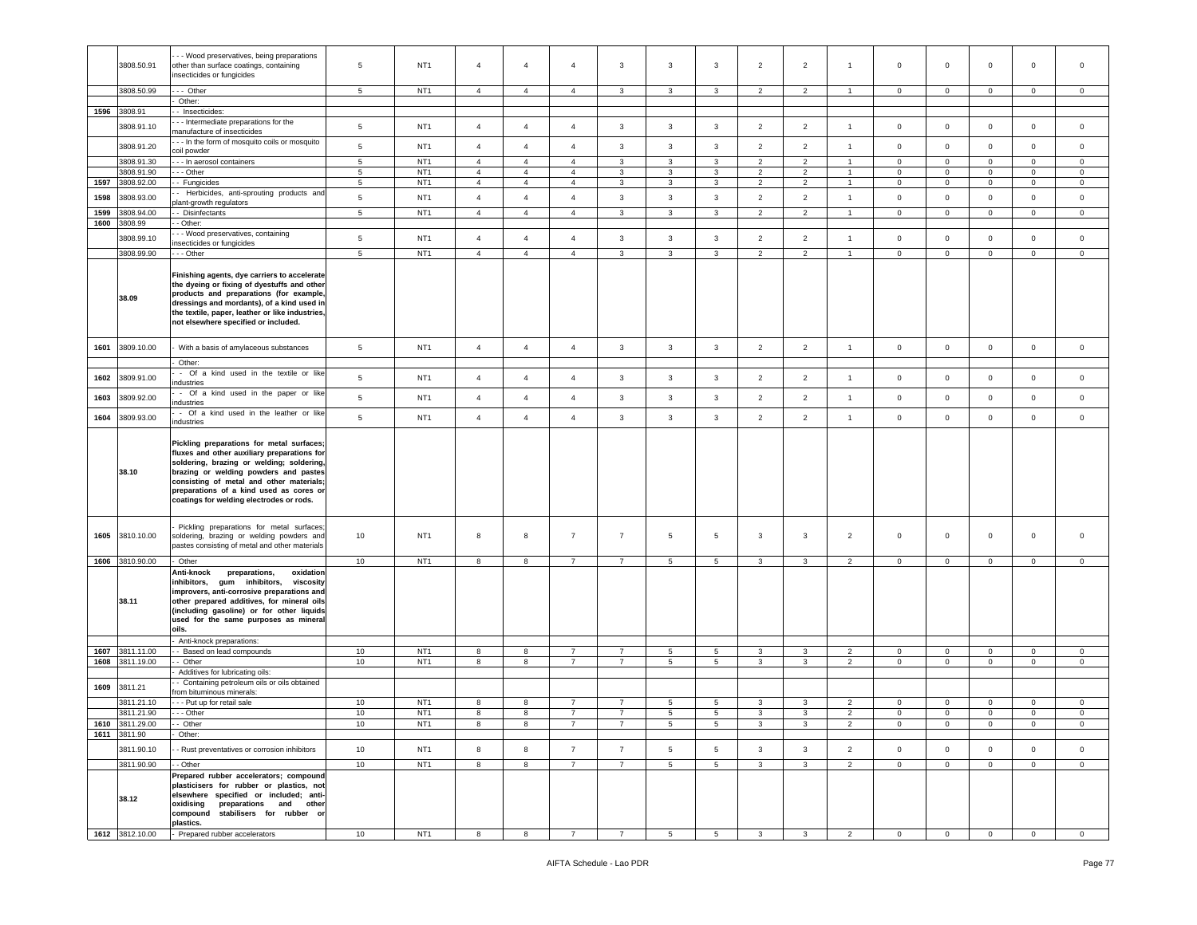| | 3808.50.91 | - - - Wood preservatives, being preparations other than surface coatings, containing insecticides or fungicides | 5 | NT1 | 4 | 4 | 4 | 3 | 3 | 3 | 2 | 2 | 1 | 0 | 0 | 0 | 0 | 0 |
|---|---|---|---|---|---|---|---|---|---|---|---|---|---|---|---|---|---|---|
| | 3808.50.99 | - - - Other | 5 | NT1 | 4 | 4 | 4 | 3 | 3 | 3 | 2 | 2 | 1 | 0 | 0 | 0 | 0 | 0 |
| | | - Other: | | | | | | | | | | | | | | | | |
| 1596 | 3808.91 | - - Insecticides: | | | | | | | | | | | | | | | | |
| | 3808.91.10 | - - - Intermediate preparations for the manufacture of insecticides | 5 | NT1 | 4 | 4 | 4 | 3 | 3 | 3 | 2 | 2 | 1 | 0 | 0 | 0 | 0 | 0 |
| | 3808.91.20 | - - - In the form of mosquito coils or mosquito coil powder | 5 | NT1 | 4 | 4 | 4 | 3 | 3 | 3 | 2 | 2 | 1 | 0 | 0 | 0 | 0 | 0 |
| | 3808.91.30 | - - - In aerosol containers | 5 | NT1 | 4 | 4 | 4 | 3 | 3 | 3 | 2 | 2 | 1 | 0 | 0 | 0 | 0 | 0 |
| | 3808.91.90 | - - - Other | 5 | NT1 | 4 | 4 | 4 | 3 | 3 | 3 | 2 | 2 | 1 | 0 | 0 | 0 | 0 | 0 |
| 1597 | 3808.92.00 | - - Fungicides | 5 | NT1 | 4 | 4 | 4 | 3 | 3 | 3 | 2 | 2 | 1 | 0 | 0 | 0 | 0 | 0 |
| 1598 | 3808.93.00 | - - Herbicides, anti-sprouting products and plant-growth regulators | 5 | NT1 | 4 | 4 | 4 | 3 | 3 | 3 | 2 | 2 | 1 | 0 | 0 | 0 | 0 | 0 |
| 1599 | 3808.94.00 | - - Disinfectants | 5 | NT1 | 4 | 4 | 4 | 3 | 3 | 3 | 2 | 2 | 1 | 0 | 0 | 0 | 0 | 0 |
| 1600 | 3808.99 | - - Other: | | | | | | | | | | | | | | | | |
| | 3808.99.10 | - - - Wood preservatives, containing insecticides or fungicides | 5 | NT1 | 4 | 4 | 4 | 3 | 3 | 3 | 2 | 2 | 1 | 0 | 0 | 0 | 0 | 0 |
| | 3808.99.90 | - - - Other | 5 | NT1 | 4 | 4 | 4 | 3 | 3 | 3 | 2 | 2 | 1 | 0 | 0 | 0 | 0 | 0 |
| | 38.09 | **Finishing agents, dye carriers to accelerate the dyeing or fixing of dyestuffs and other products and preparations (for example, dressings and mordants), of a kind used in the textile, paper, leather or like industries, not elsewhere specified or included.** | | | | | | | | | | | | | | | | |
| 1601 | 3809.10.00 | - With a basis of amylaceous substances | 5 | NT1 | 4 | 4 | 4 | 3 | 3 | 3 | 2 | 2 | 1 | 0 | 0 | 0 | 0 | 0 |
| | | - Other: | | | | | | | | | | | | | | | | |
| 1602 | 3809.91.00 | - - Of a kind used in the textile or like industries | 5 | NT1 | 4 | 4 | 4 | 3 | 3 | 3 | 2 | 2 | 1 | 0 | 0 | 0 | 0 | 0 |
| 1603 | 3809.92.00 | - - Of a kind used in the paper or like industries | 5 | NT1 | 4 | 4 | 4 | 3 | 3 | 3 | 2 | 2 | 1 | 0 | 0 | 0 | 0 | 0 |
| 1604 | 3809.93.00 | - - Of a kind used in the leather or like industries | 5 | NT1 | 4 | 4 | 4 | 3 | 3 | 3 | 2 | 2 | 1 | 0 | 0 | 0 | 0 | 0 |
| | 38.10 | **Pickling preparations for metal surfaces; fluxes and other auxiliary preparations for soldering, brazing or welding; soldering, brazing or welding powders and pastes consisting of metal and other materials; preparations of a kind used as cores or coatings for welding electrodes or rods.** | | | | | | | | | | | | | | | | |
| 1605 | 3810.10.00 | - Pickling preparations for metal surfaces; soldering, brazing or welding powders and pastes consisting of metal and other materials | 10 | NT1 | 8 | 8 | 7 | 7 | 5 | 5 | 3 | 3 | 2 | 0 | 0 | 0 | 0 | 0 |
| 1606 | 3810.90.00 | - Other | 10 | NT1 | 8 | 8 | 7 | 7 | 5 | 5 | 3 | 3 | 2 | 0 | 0 | 0 | 0 | 0 |
| | 38.11 | **Anti-knock preparations, oxidation inhibitors, gum inhibitors, viscosity improvers, anti-corrosive preparations and other prepared additives, for mineral oils (including gasoline) or for other liquids used for the same purposes as mineral oils.** | | | | | | | | | | | | | | | | |
| | | - Anti-knock preparations: | | | | | | | | | | | | | | | | |
| 1607 | 3811.11.00 | - - Based on lead compounds | 10 | NT1 | 8 | 8 | 7 | 7 | 5 | 5 | 3 | 3 | 2 | 0 | 0 | 0 | 0 | 0 |
| 1608 | 3811.19.00 | - - Other | 10 | NT1 | 8 | 8 | 7 | 7 | 5 | 5 | 3 | 3 | 2 | 0 | 0 | 0 | 0 | 0 |
| | | - Additives for lubricating oils: | | | | | | | | | | | | | | | | |
| 1609 | 3811.21 | - - Containing petroleum oils or oils obtained from bituminous minerals: | | | | | | | | | | | | | | | | |
| | 3811.21.10 | - - - Put up for retail sale | 10 | NT1 | 8 | 8 | 7 | 7 | 5 | 5 | 3 | 3 | 2 | 0 | 0 | 0 | 0 | 0 |
| | 3811.21.90 | - - - Other | 10 | NT1 | 8 | 8 | 7 | 7 | 5 | 5 | 3 | 3 | 2 | 0 | 0 | 0 | 0 | 0 |
| 1610 | 3811.29.00 | - - Other | 10 | NT1 | 8 | 8 | 7 | 7 | 5 | 5 | 3 | 3 | 2 | 0 | 0 | 0 | 0 | 0 |
| 1611 | 3811.90 | - Other: | | | | | | | | | | | | | | | | |
| | 3811.90.10 | - - Rust preventatives or corrosion inhibitors | 10 | NT1 | 8 | 8 | 7 | 7 | 5 | 5 | 3 | 3 | 2 | 0 | 0 | 0 | 0 | 0 |
| | 3811.90.90 | - - Other | 10 | NT1 | 8 | 8 | 7 | 7 | 5 | 5 | 3 | 3 | 2 | 0 | 0 | 0 | 0 | 0 |
| | 38.12 | **Prepared rubber accelerators; compound plasticisers for rubber or plastics, not elsewhere specified or included; anti-oxidising preparations and other compound stabilisers for rubber or plastics.** | | | | | | | | | | | | | | | | |
| 1612 | 3812.10.00 | - Prepared rubber accelerators | 10 | NT1 | 8 | 8 | 7 | 7 | 5 | 5 | 3 | 3 | 2 | 0 | 0 | 0 | 0 | 0 |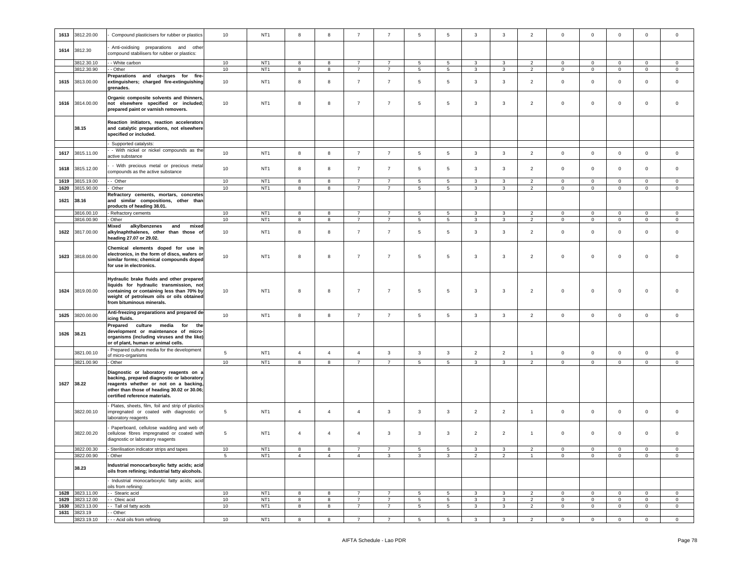| 1613 | 3812.20.00 | - Compound plasticisers for rubber or plastics | 10 | NT1 | 8 | 8 | 7 | 7 | 5 | 5 | 3 | 3 | 2 | 0 | 0 | 0 | 0 | 0 |
|---|---|---|---|---|---|---|---|---|---|---|---|---|---|---|---|---|---|---|
| 1614 | 3812.30 | - Anti-oxidising preparations and other compound stabilisers for rubber or plastics: | | | | | | | | | | | | | | | | |
| | 3812.30.10 | - - White carbon | 10 | NT1 | 8 | 8 | 7 | 7 | 5 | 5 | 3 | 3 | 2 | 0 | 0 | 0 | 0 | 0 |
| | 3812.30.90 | - - Other | 10 | NT1 | 8 | 8 | 7 | 7 | 5 | 5 | 3 | 3 | 2 | 0 | 0 | 0 | 0 | 0 |
| 1615 | 3813.00.00 | **Preparations and charges for fire-extinguishers; charged fire-extinguishing grenades.** | 10 | NT1 | 8 | 8 | 7 | 7 | 5 | 5 | 3 | 3 | 2 | 0 | 0 | 0 | 0 | 0 |
| 1616 | 3814.00.00 | **Organic composite solvents and thinners, not elsewhere specified or included; prepared paint or varnish removers.** | 10 | NT1 | 8 | 8 | 7 | 7 | 5 | 5 | 3 | 3 | 2 | 0 | 0 | 0 | 0 | 0 |
| | 38.15 | **Reaction initiators, reaction accelerators and catalytic preparations, not elsewhere specified or included.** | | | | | | | | | | | | | | | | |
| | | - Supported catalysts: | | | | | | | | | | | | | | | | |
| 1617 | 3815.11.00 | - - With nickel or nickel compounds as the active substance | 10 | NT1 | 8 | 8 | 7 | 7 | 5 | 5 | 3 | 3 | 2 | 0 | 0 | 0 | 0 | 0 |
| 1618 | 3815.12.00 | - - With precious metal or precious metal compounds as the active substance | 10 | NT1 | 8 | 8 | 7 | 7 | 5 | 5 | 3 | 3 | 2 | 0 | 0 | 0 | 0 | 0 |
| 1619 | 3815.19.00 | - - Other | 10 | NT1 | 8 | 8 | 7 | 7 | 5 | 5 | 3 | 3 | 2 | 0 | 0 | 0 | 0 | 0 |
| 1620 | 3815.90.00 | - Other | 10 | NT1 | 8 | 8 | 7 | 7 | 5 | 5 | 3 | 3 | 2 | 0 | 0 | 0 | 0 | 0 |
| 1621 | 38.16 | **Refractory cements, mortars, concretes and similar compositions, other than products of heading 38.01.** | | | | | | | | | | | | | | | | |
| | 3816.00.10 | - Refractory cements | 10 | NT1 | 8 | 8 | 7 | 7 | 5 | 5 | 3 | 3 | 2 | 0 | 0 | 0 | 0 | 0 |
| | 3816.00.90 | - Other | 10 | NT1 | 8 | 8 | 7 | 7 | 5 | 5 | 3 | 3 | 2 | 0 | 0 | 0 | 0 | 0 |
| 1622 | 3817.00.00 | **Mixed alkylbenzenes and mixed alkylnaphthalenes, other than those of heading 27.07 or 29.02.** | 10 | NT1 | 8 | 8 | 7 | 7 | 5 | 5 | 3 | 3 | 2 | 0 | 0 | 0 | 0 | 0 |
| 1623 | 3818.00.00 | **Chemical elements doped for use in electronics, in the form of discs, wafers or similar forms; chemical compounds doped for use in electronics.** | 10 | NT1 | 8 | 8 | 7 | 7 | 5 | 5 | 3 | 3 | 2 | 0 | 0 | 0 | 0 | 0 |
| 1624 | 3819.00.00 | **Hydraulic brake fluids and other prepared liquids for hydraulic transmission, not containing or containing less than 70% by weight of petroleum oils or oils obtained from bituminous minerals.** | 10 | NT1 | 8 | 8 | 7 | 7 | 5 | 5 | 3 | 3 | 2 | 0 | 0 | 0 | 0 | 0 |
| 1625 | 3820.00.00 | **Anti-freezing preparations and prepared de-icing fluids.** | 10 | NT1 | 8 | 8 | 7 | 7 | 5 | 5 | 3 | 3 | 2 | 0 | 0 | 0 | 0 | 0 |
| 1626 | 38.21 | **Prepared culture media for the development or maintenance of micro-organisms (including viruses and the like) or of plant, human or animal cells.** | | | | | | | | | | | | | | | | |
| | 3821.00.10 | - Prepared culture media for the development of micro-organisms | 5 | NT1 | 4 | 4 | 4 | 3 | 3 | 3 | 2 | 2 | 1 | 0 | 0 | 0 | 0 | 0 |
| | 3821.00.90 | - Other | 10 | NT1 | 8 | 8 | 7 | 7 | 5 | 5 | 3 | 3 | 2 | 0 | 0 | 0 | 0 | 0 |
| 1627 | 38.22 | **Diagnostic or laboratory reagents on a backing, prepared diagnostic or laboratory reagents whether or not on a backing, other than those of heading 30.02 or 30.06; certified reference materials.** | | | | | | | | | | | | | | | | |
| | 3822.00.10 | - Plates, sheets, film, foil and strip of plastics impregnated or coated with diagnostic or laboratory reagents | 5 | NT1 | 4 | 4 | 4 | 3 | 3 | 3 | 2 | 2 | 1 | 0 | 0 | 0 | 0 | 0 |
| | 3822.00.20 | - Paperboard, cellulose wadding and web of cellulose fibres impregnated or coated with diagnostic or laboratory reagents | 5 | NT1 | 4 | 4 | 4 | 3 | 3 | 3 | 2 | 2 | 1 | 0 | 0 | 0 | 0 | 0 |
| | 3822.00.30 | - Sterilisation indicator strips and tapes | 10 | NT1 | 8 | 8 | 7 | 7 | 5 | 5 | 3 | 3 | 2 | 0 | 0 | 0 | 0 | 0 |
| | 3822.00.90 | - Other | 5 | NT1 | 4 | 4 | 4 | 3 | 3 | 3 | 2 | 2 | 1 | 0 | 0 | 0 | 0 | 0 |
| | 38.23 | **Industrial monocarboxylic fatty acids; acid oils from refining; industrial fatty alcohols.** | | | | | | | | | | | | | | | | |
| | | - Industrial monocarboxylic fatty acids; acid oils from refining: | | | | | | | | | | | | | | | | |
| 1628 | 3823.11.00 | - - Stearic acid | 10 | NT1 | 8 | 8 | 7 | 7 | 5 | 5 | 3 | 3 | 2 | 0 | 0 | 0 | 0 | 0 |
| 1629 | 3823.12.00 | - - Oleic acid | 10 | NT1 | 8 | 8 | 7 | 7 | 5 | 5 | 3 | 3 | 2 | 0 | 0 | 0 | 0 | 0 |
| 1630 | 3823.13.00 | - - Tall oil fatty acids | 10 | NT1 | 8 | 8 | 7 | 7 | 5 | 5 | 3 | 3 | 2 | 0 | 0 | 0 | 0 | 0 |
| 1631 | 3823.19 | - - Other: | | | | | | | | | | | | | | | | |
| | 3823.19.10 | - - - Acid oils from refining | 10 | NT1 | 8 | 8 | 7 | 7 | 5 | 5 | 3 | 3 | 2 | 0 | 0 | 0 | 0 | 0 |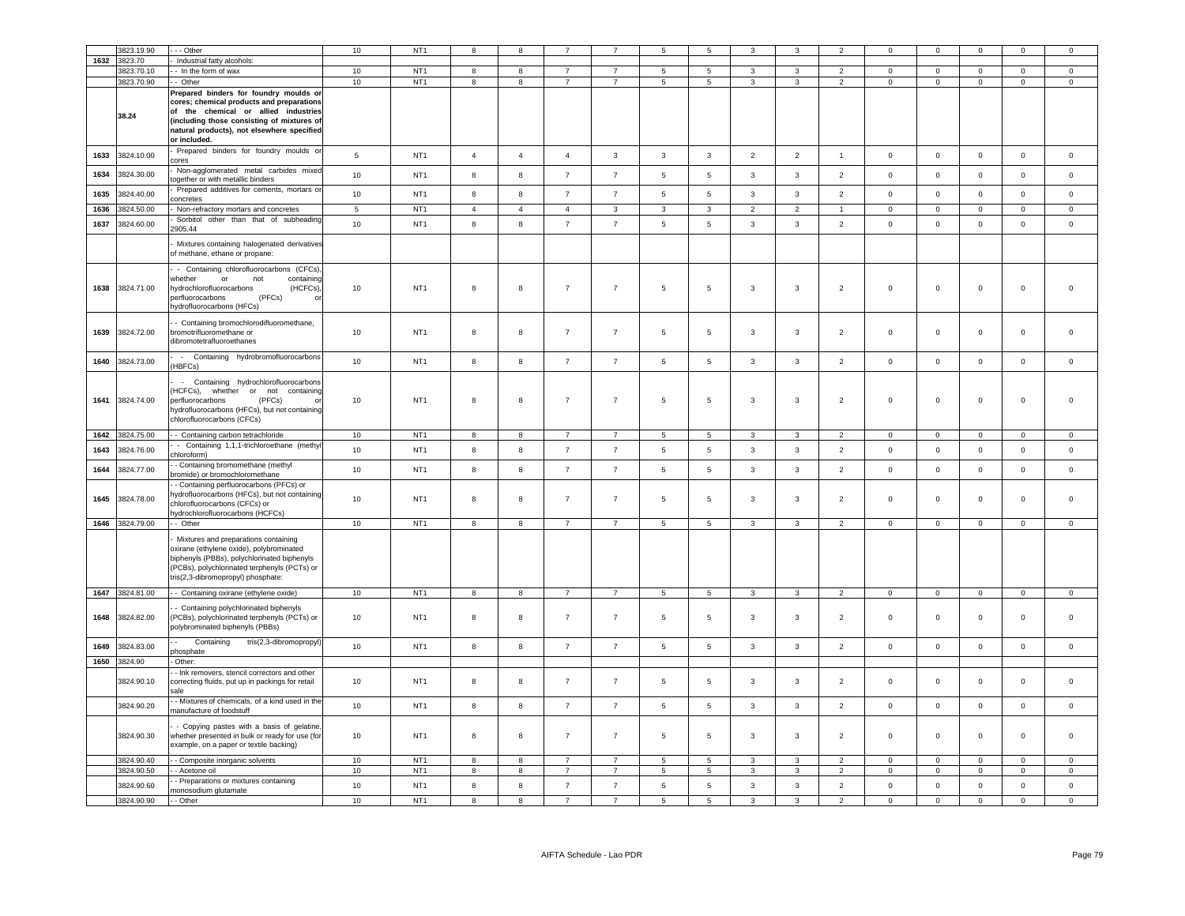| | 3823.19.90 | - - - Other | 10 | NT1 | 8 | 8 | 7 | 7 | 5 | 5 | 3 | 3 | 2 | 0 | 0 | 0 | 0 | 0 |
|---|---|---|---|---|---|---|---|---|---|---|---|---|---|---|---|---|---|---|
| 1632 | 3823.70 | - Industrial fatty alcohols: | | | | | | | | | | | | | | | | |
| | 3823.70.10 | - - In the form of wax | 10 | NT1 | 8 | 8 | 7 | 7 | 5 | 5 | 3 | 3 | 2 | 0 | 0 | 0 | 0 | 0 |
| | 3823.70.90 | - - Other | 10 | NT1 | 8 | 8 | 7 | 7 | 5 | 5 | 3 | 3 | 2 | 0 | 0 | 0 | 0 | 0 |
| | **38.24** | **Prepared binders for foundry moulds or cores; chemical products and preparations of the chemical or allied industries (including those consisting of mixtures of natural products), not elsewhere specified or included.** | | | | | | | | | | | | | | | | |
| 1633 | 3824.10.00 | - Prepared binders for foundry moulds or cores | 5 | NT1 | 4 | 4 | 4 | 3 | 3 | 3 | 2 | 2 | 1 | 0 | 0 | 0 | 0 | 0 |
| 1634 | 3824.30.00 | - Non-agglomerated metal carbides mixed together or with metallic binders | 10 | NT1 | 8 | 8 | 7 | 7 | 5 | 5 | 3 | 3 | 2 | 0 | 0 | 0 | 0 | 0 |
| 1635 | 3824.40.00 | - Prepared additives for cements, mortars or concretes | 10 | NT1 | 8 | 8 | 7 | 7 | 5 | 5 | 3 | 3 | 2 | 0 | 0 | 0 | 0 | 0 |
| 1636 | 3824.50.00 | - Non-refractory mortars and concretes | 5 | NT1 | 4 | 4 | 4 | 3 | 3 | 3 | 2 | 2 | 1 | 0 | 0 | 0 | 0 | 0 |
| 1637 | 3824.60.00 | - Sorbitol other than that of subheading 2905.44 | 10 | NT1 | 8 | 8 | 7 | 7 | 5 | 5 | 3 | 3 | 2 | 0 | 0 | 0 | 0 | 0 |
| | | - Mixtures containing halogenated derivatives of methane, ethane or propane: | | | | | | | | | | | | | | | | |
| 1638 | 3824.71.00 | - - Containing chlorofluorocarbons (CFCs), whether or not containing hydrochlorofluorocarbons (HCFCs), perfluorocarbons (PFCs) or hydrofluorocarbons (HFCs) | 10 | NT1 | 8 | 8 | 7 | 7 | 5 | 5 | 3 | 3 | 2 | 0 | 0 | 0 | 0 | 0 |
| 1639 | 3824.72.00 | - - Containing bromochlorodifluoromethane, bromotrifluoromethane or dibromotetrafluoroethanes | 10 | NT1 | 8 | 8 | 7 | 7 | 5 | 5 | 3 | 3 | 2 | 0 | 0 | 0 | 0 | 0 |
| 1640 | 3824.73.00 | - - Containing hydrobromofluorocarbons (HBFCs) | 10 | NT1 | 8 | 8 | 7 | 7 | 5 | 5 | 3 | 3 | 2 | 0 | 0 | 0 | 0 | 0 |
| 1641 | 3824.74.00 | - - Containing hydrochlorofluorocarbons (HCFCs), whether or not containing perfluorocarbons (PFCs) or hydrofluorocarbons (HFCs), but not containing chlorofluorocarbons (CFCs) | 10 | NT1 | 8 | 8 | 7 | 7 | 5 | 5 | 3 | 3 | 2 | 0 | 0 | 0 | 0 | 0 |
| 1642 | 3824.75.00 | - - Containing carbon tetrachloride | 10 | NT1 | 8 | 8 | 7 | 7 | 5 | 5 | 3 | 3 | 2 | 0 | 0 | 0 | 0 | 0 |
| 1643 | 3824.76.00 | - - Containing 1,1,1-trichloroethane (methyl chloroform) | 10 | NT1 | 8 | 8 | 7 | 7 | 5 | 5 | 3 | 3 | 2 | 0 | 0 | 0 | 0 | 0 |
| 1644 | 3824.77.00 | - - Containing bromomethane (methyl bromide) or bromochloromethane | 10 | NT1 | 8 | 8 | 7 | 7 | 5 | 5 | 3 | 3 | 2 | 0 | 0 | 0 | 0 | 0 |
| 1645 | 3824.78.00 | - - Containing perfluorocarbons (PFCs) or hydrofluorocarbons (HFCs), but not containing chlorofluorocarbons (CFCs) or hydrochlorofluorocarbons (HCFCs) | 10 | NT1 | 8 | 8 | 7 | 7 | 5 | 5 | 3 | 3 | 2 | 0 | 0 | 0 | 0 | 0 |
| 1646 | 3824.79.00 | - - Other | 10 | NT1 | 8 | 8 | 7 | 7 | 5 | 5 | 3 | 3 | 2 | 0 | 0 | 0 | 0 | 0 |
| | | - Mixtures and preparations containing oxirane (ethylene oxide), polybrominated biphenyls (PBBs), polychlorinated biphenyls (PCBs), polychlorinated terphenyls (PCTs) or tris(2,3-dibromopropyl) phosphate: | | | | | | | | | | | | | | | | |
| 1647 | 3824.81.00 | - - Containing oxirane (ethylene oxide) | 10 | NT1 | 8 | 8 | 7 | 7 | 5 | 5 | 3 | 3 | 2 | 0 | 0 | 0 | 0 | 0 |
| 1648 | 3824.82.00 | - - Containing polychlorinated biphenyls (PCBs), polychlorinated terphenyls (PCTs) or polybrominated biphenyls (PBBs) | 10 | NT1 | 8 | 8 | 7 | 7 | 5 | 5 | 3 | 3 | 2 | 0 | 0 | 0 | 0 | 0 |
| 1649 | 3824.83.00 | - - Containing tris(2,3-dibromopropyl) phosphate | 10 | NT1 | 8 | 8 | 7 | 7 | 5 | 5 | 3 | 3 | 2 | 0 | 0 | 0 | 0 | 0 |
| 1650 | 3824.90 | - Other: | | | | | | | | | | | | | | | | |
| | 3824.90.10 | - - Ink removers, stencil correctors and other correcting fluids, put up in packings for retail sale | 10 | NT1 | 8 | 8 | 7 | 7 | 5 | 5 | 3 | 3 | 2 | 0 | 0 | 0 | 0 | 0 |
| | 3824.90.20 | - - Mixtures of chemicals, of a kind used in the manufacture of foodstuff | 10 | NT1 | 8 | 8 | 7 | 7 | 5 | 5 | 3 | 3 | 2 | 0 | 0 | 0 | 0 | 0 |
| | 3824.90.30 | - - Copying pastes with a basis of gelatine, whether presented in bulk or ready for use (for example, on a paper or textile backing) | 10 | NT1 | 8 | 8 | 7 | 7 | 5 | 5 | 3 | 3 | 2 | 0 | 0 | 0 | 0 | 0 |
| | 3824.90.40 | - - Composite inorganic solvents | 10 | NT1 | 8 | 8 | 7 | 7 | 5 | 5 | 3 | 3 | 2 | 0 | 0 | 0 | 0 | 0 |
| | 3824.90.50 | - - Acetone oil | 10 | NT1 | 8 | 8 | 7 | 7 | 5 | 5 | 3 | 3 | 2 | 0 | 0 | 0 | 0 | 0 |
| | 3824.90.60 | - - Preparations or mixtures containing monosodium glutamate | 10 | NT1 | 8 | 8 | 7 | 7 | 5 | 5 | 3 | 3 | 2 | 0 | 0 | 0 | 0 | 0 |
| | 3824.90.90 | - - Other | 10 | NT1 | 8 | 8 | 7 | 7 | 5 | 5 | 3 | 3 | 2 | 0 | 0 | 0 | 0 | 0 |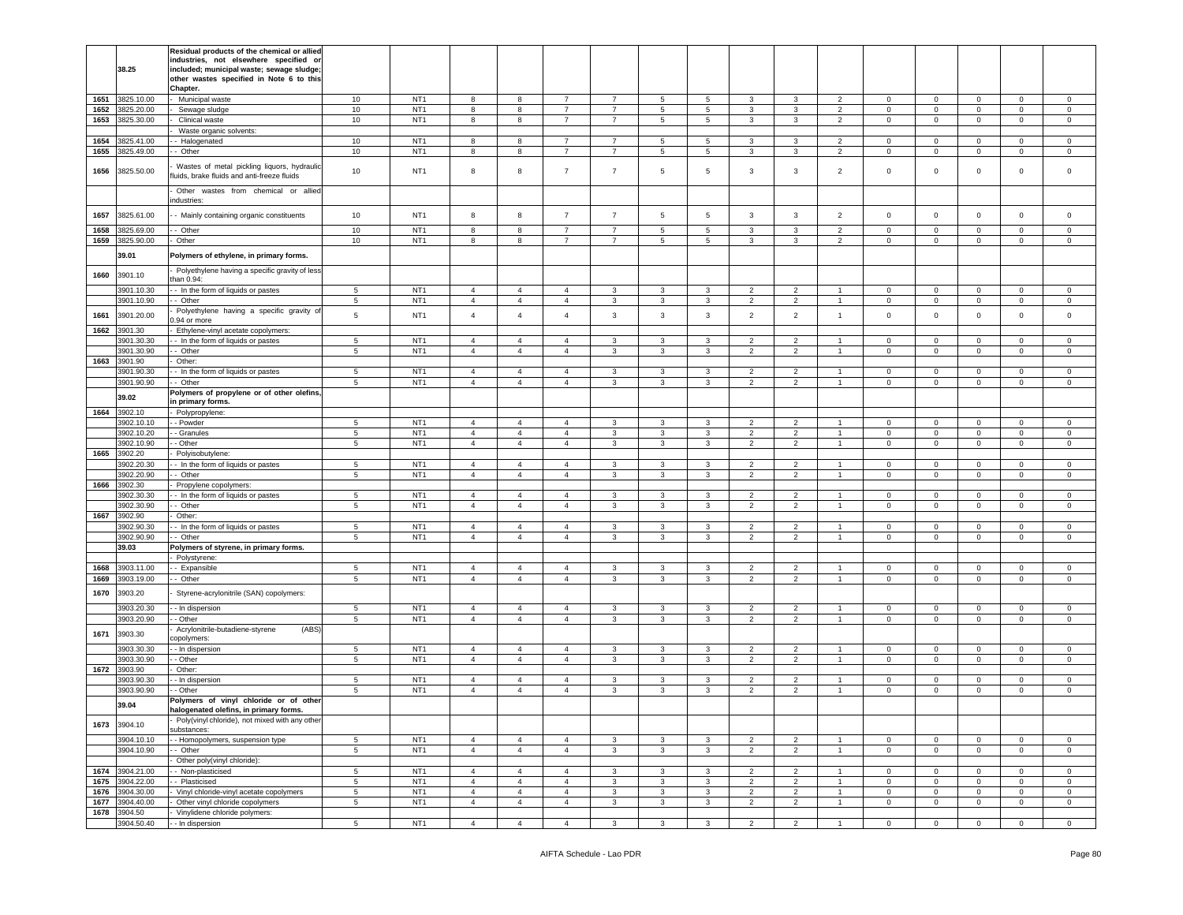| | 38.25 | Residual products of the chemical or allied industries, not elsewhere specified or included; municipal waste; sewage sludge; other wastes specified in Note 6 to this Chapter. | | | | | | | | | | | | | | | | | |
|---|---|---|---|---|---|---|---|---|---|---|---|---|---|---|---|---|---|---|---|
| 1651 | 3825.10.00 | - Municipal waste | 10 | NT1 | 8 | 8 | 7 | 7 | 5 | 5 | 3 | 3 | 2 | 0 | 0 | 0 | 0 | 0 |
| 1652 | 3825.20.00 | - Sewage sludge | 10 | NT1 | 8 | 8 | 7 | 7 | 5 | 5 | 3 | 3 | 2 | 0 | 0 | 0 | 0 | 0 |
| 1653 | 3825.30.00 | - Clinical waste | 10 | NT1 | 8 | 8 | 7 | 7 | 5 | 5 | 3 | 3 | 2 | 0 | 0 | 0 | 0 | 0 |
| | | - Waste organic solvents: | | | | | | | | | | | | | | | | |
| 1654 | 3825.41.00 | - - Halogenated | 10 | NT1 | 8 | 8 | 7 | 7 | 5 | 5 | 3 | 3 | 2 | 0 | 0 | 0 | 0 | 0 |
| 1655 | 3825.49.00 | - - Other | 10 | NT1 | 8 | 8 | 7 | 7 | 5 | 5 | 3 | 3 | 2 | 0 | 0 | 0 | 0 | 0 |
| 1656 | 3825.50.00 | - Wastes of metal pickling liquors, hydraulic fluids, brake fluids and anti-freeze fluids | 10 | NT1 | 8 | 8 | 7 | 7 | 5 | 5 | 3 | 3 | 2 | 0 | 0 | 0 | 0 | 0 |
| | | - Other wastes from chemical or allied industries: | | | | | | | | | | | | | | | | |
| 1657 | 3825.61.00 | - - Mainly containing organic constituents | 10 | NT1 | 8 | 8 | 7 | 7 | 5 | 5 | 3 | 3 | 2 | 0 | 0 | 0 | 0 | 0 |
| 1658 | 3825.69.00 | - - Other | 10 | NT1 | 8 | 8 | 7 | 7 | 5 | 5 | 3 | 3 | 2 | 0 | 0 | 0 | 0 | 0 |
| 1659 | 3825.90.00 | - Other | 10 | NT1 | 8 | 8 | 7 | 7 | 5 | 5 | 3 | 3 | 2 | 0 | 0 | 0 | 0 | 0 |
| | 39.01 | Polymers of ethylene, in primary forms. | | | | | | | | | | | | | | | | |
| 1660 | 3901.10 | - Polyethylene having a specific gravity of less than 0.94: | | | | | | | | | | | | | | | | |
| | 3901.10.30 | - - In the form of liquids or pastes | 5 | NT1 | 4 | 4 | 4 | 3 | 3 | 3 | 2 | 2 | 1 | 0 | 0 | 0 | 0 | 0 |
| | 3901.10.90 | - - Other | 5 | NT1 | 4 | 4 | 4 | 3 | 3 | 3 | 2 | 2 | 1 | 0 | 0 | 0 | 0 | 0 |
| 1661 | 3901.20.00 | - Polyethylene having a specific gravity of 0.94 or more | 5 | NT1 | 4 | 4 | 4 | 3 | 3 | 3 | 2 | 2 | 1 | 0 | 0 | 0 | 0 | 0 |
| 1662 | 3901.30 | - Ethylene-vinyl acetate copolymers: | | | | | | | | | | | | | | | | |
| | 3901.30.30 | - - In the form of liquids or pastes | 5 | NT1 | 4 | 4 | 4 | 3 | 3 | 3 | 2 | 2 | 1 | 0 | 0 | 0 | 0 | 0 |
| | 3901.30.90 | - - Other | 5 | NT1 | 4 | 4 | 4 | 3 | 3 | 3 | 2 | 2 | 1 | 0 | 0 | 0 | 0 | 0 |
| 1663 | 3901.90 | - Other: | | | | | | | | | | | | | | | | |
| | 3901.90.30 | - - In the form of liquids or pastes | 5 | NT1 | 4 | 4 | 4 | 3 | 3 | 3 | 2 | 2 | 1 | 0 | 0 | 0 | 0 | 0 |
| | 3901.90.90 | - - Other | 5 | NT1 | 4 | 4 | 4 | 3 | 3 | 3 | 2 | 2 | 1 | 0 | 0 | 0 | 0 | 0 |
| | 39.02 | Polymers of propylene or of other olefins, in primary forms. | | | | | | | | | | | | | | | | |
| 1664 | 3902.10 | - Polypropylene: | | | | | | | | | | | | | | | | |
| | 3902.10.10 | - - Powder | 5 | NT1 | 4 | 4 | 4 | 3 | 3 | 3 | 2 | 2 | 1 | 0 | 0 | 0 | 0 | 0 |
| | 3902.10.20 | - - Granules | 5 | NT1 | 4 | 4 | 4 | 3 | 3 | 3 | 2 | 2 | 1 | 0 | 0 | 0 | 0 | 0 |
| | 3902.10.90 | - - Other | 5 | NT1 | 4 | 4 | 4 | 3 | 3 | 3 | 2 | 2 | 1 | 0 | 0 | 0 | 0 | 0 |
| 1665 | 3902.20 | - Polyisobutylene: | | | | | | | | | | | | | | | | |
| | 3902.20.30 | - - In the form of liquids or pastes | 5 | NT1 | 4 | 4 | 4 | 3 | 3 | 3 | 2 | 2 | 1 | 0 | 0 | 0 | 0 | 0 |
| | 3902.20.90 | - - Other | 5 | NT1 | 4 | 4 | 4 | 3 | 3 | 3 | 2 | 2 | 1 | 0 | 0 | 0 | 0 | 0 |
| 1666 | 3902.30 | - Propylene copolymers: | | | | | | | | | | | | | | | | |
| | 3902.30.30 | - - In the form of liquids or pastes | 5 | NT1 | 4 | 4 | 4 | 3 | 3 | 3 | 2 | 2 | 1 | 0 | 0 | 0 | 0 | 0 |
| | 3902.30.90 | - - Other | 5 | NT1 | 4 | 4 | 4 | 3 | 3 | 3 | 2 | 2 | 1 | 0 | 0 | 0 | 0 | 0 |
| 1667 | 3902.90 | - Other: | | | | | | | | | | | | | | | | |
| | 3902.90.30 | - - In the form of liquids or pastes | 5 | NT1 | 4 | 4 | 4 | 3 | 3 | 3 | 2 | 2 | 1 | 0 | 0 | 0 | 0 | 0 |
| | 3902.90.90 | - - Other | 5 | NT1 | 4 | 4 | 4 | 3 | 3 | 3 | 2 | 2 | 1 | 0 | 0 | 0 | 0 | 0 |
| | 39.03 | Polymers of styrene, in primary forms. | | | | | | | | | | | | | | | | |
| | | - Polystyrene: | | | | | | | | | | | | | | | | |
| 1668 | 3903.11.00 | - - Expansible | 5 | NT1 | 4 | 4 | 4 | 3 | 3 | 3 | 2 | 2 | 1 | 0 | 0 | 0 | 0 | 0 |
| 1669 | 3903.19.00 | - - Other | 5 | NT1 | 4 | 4 | 4 | 3 | 3 | 3 | 2 | 2 | 1 | 0 | 0 | 0 | 0 | 0 |
| 1670 | 3903.20 | - Styrene-acrylonitrile (SAN) copolymers: | | | | | | | | | | | | | | | | |
| | 3903.20.30 | - - In dispersion | 5 | NT1 | 4 | 4 | 4 | 3 | 3 | 3 | 2 | 2 | 1 | 0 | 0 | 0 | 0 | 0 |
| | 3903.20.90 | - - Other | 5 | NT1 | 4 | 4 | 4 | 3 | 3 | 3 | 2 | 2 | 1 | 0 | 0 | 0 | 0 | 0 |
| 1671 | 3903.30 | - Acrylonitrile-butadiene-styrene (ABS) copolymers: | | | | | | | | | | | | | | | | |
| | 3903.30.30 | - - In dispersion | 5 | NT1 | 4 | 4 | 4 | 3 | 3 | 3 | 2 | 2 | 1 | 0 | 0 | 0 | 0 | 0 |
| | 3903.30.90 | - - Other | 5 | NT1 | 4 | 4 | 4 | 3 | 3 | 3 | 2 | 2 | 1 | 0 | 0 | 0 | 0 | 0 |
| 1672 | 3903.90 | - Other: | | | | | | | | | | | | | | | | |
| | 3903.90.30 | - - In dispersion | 5 | NT1 | 4 | 4 | 4 | 3 | 3 | 3 | 2 | 2 | 1 | 0 | 0 | 0 | 0 | 0 |
| | 3903.90.90 | - - Other | 5 | NT1 | 4 | 4 | 4 | 3 | 3 | 3 | 2 | 2 | 1 | 0 | 0 | 0 | 0 | 0 |
| | 39.04 | Polymers of vinyl chloride or of other halogenated olefins, in primary forms. | | | | | | | | | | | | | | | | |
| 1673 | 3904.10 | - Poly(vinyl chloride), not mixed with any other substances: | | | | | | | | | | | | | | | | |
| | 3904.10.10 | - - Homopolymers, suspension type | 5 | NT1 | 4 | 4 | 4 | 3 | 3 | 3 | 2 | 2 | 1 | 0 | 0 | 0 | 0 | 0 |
| | 3904.10.90 | - - Other | 5 | NT1 | 4 | 4 | 4 | 3 | 3 | 3 | 2 | 2 | 1 | 0 | 0 | 0 | 0 | 0 |
| | | - Other poly(vinyl chloride): | | | | | | | | | | | | | | | | |
| 1674 | 3904.21.00 | - - Non-plasticised | 5 | NT1 | 4 | 4 | 4 | 3 | 3 | 3 | 2 | 2 | 1 | 0 | 0 | 0 | 0 | 0 |
| 1675 | 3904.22.00 | - - Plasticised | 5 | NT1 | 4 | 4 | 4 | 3 | 3 | 3 | 2 | 2 | 1 | 0 | 0 | 0 | 0 | 0 |
| 1676 | 3904.30.00 | - Vinyl chloride-vinyl acetate copolymers | 5 | NT1 | 4 | 4 | 4 | 3 | 3 | 3 | 2 | 2 | 1 | 0 | 0 | 0 | 0 | 0 |
| 1677 | 3904.40.00 | - Other vinyl chloride copolymers | 5 | NT1 | 4 | 4 | 4 | 3 | 3 | 3 | 2 | 2 | 1 | 0 | 0 | 0 | 0 | 0 |
| 1678 | 3904.50 | - Vinylidene chloride polymers: | | | | | | | | | | | | | | | | |
| | 3904.50.40 | - - In dispersion | 5 | NT1 | 4 | 4 | 4 | 3 | 3 | 3 | 2 | 2 | 1 | 0 | 0 | 0 | 0 | 0 |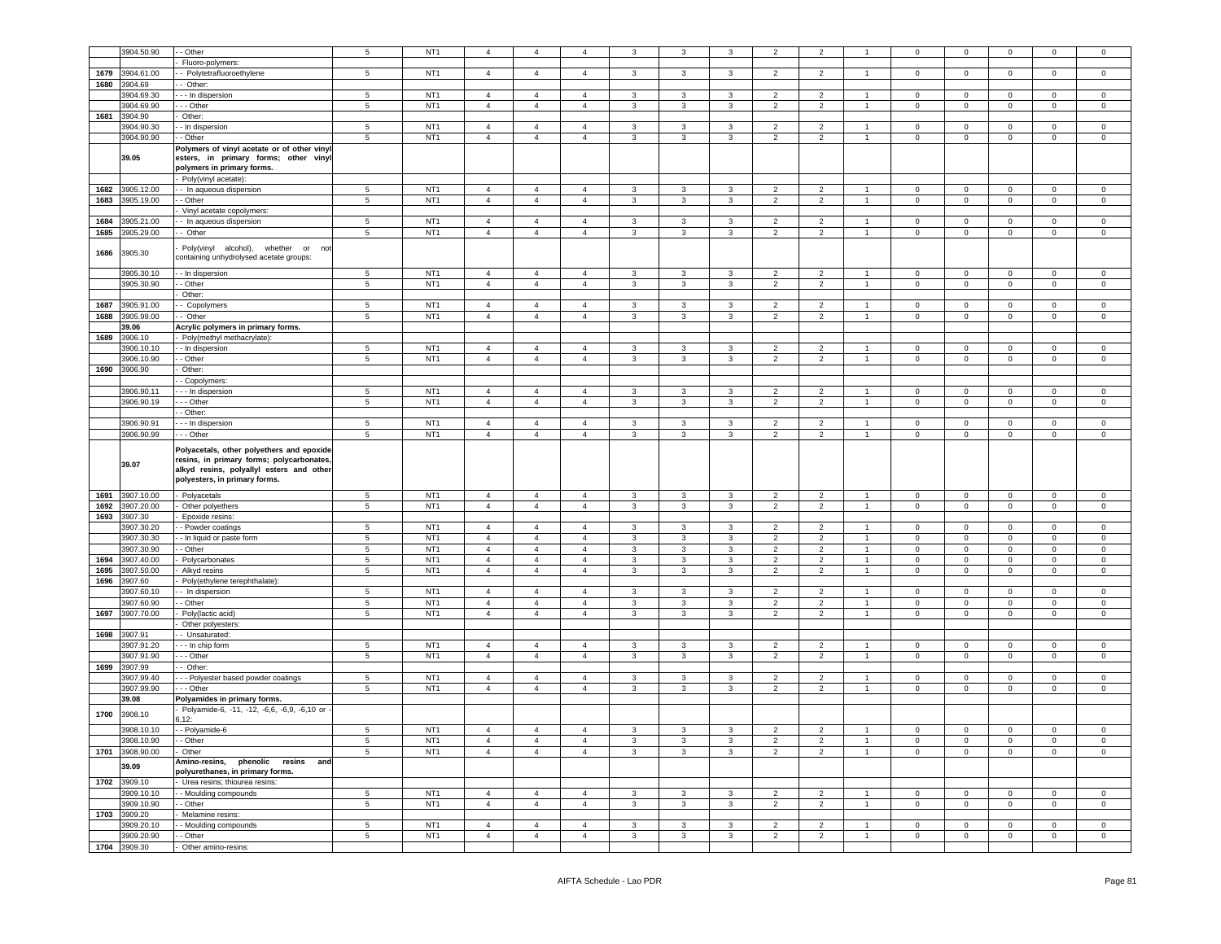| | 3904.50.90 | - - Other | 5 | NT1 | 4 | 4 | 4 | 3 | 3 | 3 | 2 | 2 | 1 | 0 | 0 | 0 | 0 | 0 |
|---|---|---|---|---|---|---|---|---|---|---|---|---|---|---|---|---|---|---|
| | | - Fluoro-polymers: | | | | | | | | | | | | | | | | |
| 1679 | 3904.61.00 | - - Polytetrafluoroethylene | 5 | NT1 | 4 | 4 | 4 | 3 | 3 | 3 | 2 | 2 | 1 | 0 | 0 | 0 | 0 | 0 |
| 1680 | 3904.69 | - - Other: | | | | | | | | | | | | | | | | |
| | 3904.69.30 | - - - In dispersion | 5 | NT1 | 4 | 4 | 4 | 3 | 3 | 3 | 2 | 2 | 1 | 0 | 0 | 0 | 0 | 0 |
| | 3904.69.90 | - - - Other | 5 | NT1 | 4 | 4 | 4 | 3 | 3 | 3 | 2 | 2 | 1 | 0 | 0 | 0 | 0 | 0 |
| 1681 | 3904.90 | - Other: | | | | | | | | | | | | | | | | |
| | 3904.90.30 | - - In dispersion | 5 | NT1 | 4 | 4 | 4 | 3 | 3 | 3 | 2 | 2 | 1 | 0 | 0 | 0 | 0 | 0 |
| | 3904.90.90 | - - Other | 5 | NT1 | 4 | 4 | 4 | 3 | 3 | 3 | 2 | 2 | 1 | 0 | 0 | 0 | 0 | 0 |
| | **39.05** | **Polymers of vinyl acetate or of other vinyl esters, in primary forms; other vinyl polymers in primary forms.** | | | | | | | | | | | | | | | | |
| | | - Poly(vinyl acetate): | | | | | | | | | | | | | | | | |
| 1682 | 3905.12.00 | - - In aqueous dispersion | 5 | NT1 | 4 | 4 | 4 | 3 | 3 | 3 | 2 | 2 | 1 | 0 | 0 | 0 | 0 | 0 |
| 1683 | 3905.19.00 | - - Other | 5 | NT1 | 4 | 4 | 4 | 3 | 3 | 3 | 2 | 2 | 1 | 0 | 0 | 0 | 0 | 0 |
| | | - Vinyl acetate copolymers: | | | | | | | | | | | | | | | | |
| 1684 | 3905.21.00 | - - In aqueous dispersion | 5 | NT1 | 4 | 4 | 4 | 3 | 3 | 3 | 2 | 2 | 1 | 0 | 0 | 0 | 0 | 0 |
| 1685 | 3905.29.00 | - - Other | 5 | NT1 | 4 | 4 | 4 | 3 | 3 | 3 | 2 | 2 | 1 | 0 | 0 | 0 | 0 | 0 |
| 1686 | 3905.30 | - Poly(vinyl alcohol), whether or not containing unhydrolysed acetate groups: | | | | | | | | | | | | | | | | |
| | 3905.30.10 | - - In dispersion | 5 | NT1 | 4 | 4 | 4 | 3 | 3 | 3 | 2 | 2 | 1 | 0 | 0 | 0 | 0 | 0 |
| | 3905.30.90 | - - Other | 5 | NT1 | 4 | 4 | 4 | 3 | 3 | 3 | 2 | 2 | 1 | 0 | 0 | 0 | 0 | 0 |
| | | - Other: | | | | | | | | | | | | | | | | |
| 1687 | 3905.91.00 | - - Copolymers | 5 | NT1 | 4 | 4 | 4 | 3 | 3 | 3 | 2 | 2 | 1 | 0 | 0 | 0 | 0 | 0 |
| 1688 | 3905.99.00 | - - Other | 5 | NT1 | 4 | 4 | 4 | 3 | 3 | 3 | 2 | 2 | 1 | 0 | 0 | 0 | 0 | 0 |
| | **39.06** | **Acrylic polymers in primary forms.** | | | | | | | | | | | | | | | | |
| 1689 | 3906.10 | - Poly(methyl methacrylate): | | | | | | | | | | | | | | | | |
| | 3906.10.10 | - - In dispersion | 5 | NT1 | 4 | 4 | 4 | 3 | 3 | 3 | 2 | 2 | 1 | 0 | 0 | 0 | 0 | 0 |
| | 3906.10.90 | - - Other | 5 | NT1 | 4 | 4 | 4 | 3 | 3 | 3 | 2 | 2 | 1 | 0 | 0 | 0 | 0 | 0 |
| 1690 | 3906.90 | - Other: | | | | | | | | | | | | | | | | |
| | | - - Copolymers: | | | | | | | | | | | | | | | | |
| | 3906.90.11 | - - - In dispersion | 5 | NT1 | 4 | 4 | 4 | 3 | 3 | 3 | 2 | 2 | 1 | 0 | 0 | 0 | 0 | 0 |
| | 3906.90.19 | - - - Other | 5 | NT1 | 4 | 4 | 4 | 3 | 3 | 3 | 2 | 2 | 1 | 0 | 0 | 0 | 0 | 0 |
| | | - - Other: | | | | | | | | | | | | | | | | |
| | 3906.90.91 | - - - In dispersion | 5 | NT1 | 4 | 4 | 4 | 3 | 3 | 3 | 2 | 2 | 1 | 0 | 0 | 0 | 0 | 0 |
| | 3906.90.99 | - - - Other | 5 | NT1 | 4 | 4 | 4 | 3 | 3 | 3 | 2 | 2 | 1 | 0 | 0 | 0 | 0 | 0 |
| | **39.07** | **Polyacetals, other polyethers and epoxide resins, in primary forms; polycarbonates, alkyd resins, polyallyl esters and other polyesters, in primary forms.** | | | | | | | | | | | | | | | | |
| 1691 | 3907.10.00 | - Polyacetals | 5 | NT1 | 4 | 4 | 4 | 3 | 3 | 3 | 2 | 2 | 1 | 0 | 0 | 0 | 0 | 0 |
| 1692 | 3907.20.00 | - Other polyethers | 5 | NT1 | 4 | 4 | 4 | 3 | 3 | 3 | 2 | 2 | 1 | 0 | 0 | 0 | 0 | 0 |
| 1693 | 3907.30 | - Epoxide resins: | | | | | | | | | | | | | | | | |
| | 3907.30.20 | - - Powder coatings | 5 | NT1 | 4 | 4 | 4 | 3 | 3 | 3 | 2 | 2 | 1 | 0 | 0 | 0 | 0 | 0 |
| | 3907.30.30 | - - In liquid or paste form | 5 | NT1 | 4 | 4 | 4 | 3 | 3 | 3 | 2 | 2 | 1 | 0 | 0 | 0 | 0 | 0 |
| | 3907.30.90 | - - Other | 5 | NT1 | 4 | 4 | 4 | 3 | 3 | 3 | 2 | 2 | 1 | 0 | 0 | 0 | 0 | 0 |
| 1694 | 3907.40.00 | - Polycarbonates | 5 | NT1 | 4 | 4 | 4 | 3 | 3 | 3 | 2 | 2 | 1 | 0 | 0 | 0 | 0 | 0 |
| 1695 | 3907.50.00 | - Alkyd resins | 5 | NT1 | 4 | 4 | 4 | 3 | 3 | 3 | 2 | 2 | 1 | 0 | 0 | 0 | 0 | 0 |
| 1696 | 3907.60 | - Poly(ethylene terephthalate): | | | | | | | | | | | | | | | | |
| | 3907.60.10 | - - In dispersion | 5 | NT1 | 4 | 4 | 4 | 3 | 3 | 3 | 2 | 2 | 1 | 0 | 0 | 0 | 0 | 0 |
| | 3907.60.90 | - - Other | 5 | NT1 | 4 | 4 | 4 | 3 | 3 | 3 | 2 | 2 | 1 | 0 | 0 | 0 | 0 | 0 |
| 1697 | 3907.70.00 | - Poly(lactic acid) | 5 | NT1 | 4 | 4 | 4 | 3 | 3 | 3 | 2 | 2 | 1 | 0 | 0 | 0 | 0 | 0 |
| | | - Other polyesters: | | | | | | | | | | | | | | | | |
| 1698 | 3907.91 | - - Unsaturated: | | | | | | | | | | | | | | | | |
| | 3907.91.20 | - - - In chip form | 5 | NT1 | 4 | 4 | 4 | 3 | 3 | 3 | 2 | 2 | 1 | 0 | 0 | 0 | 0 | 0 |
| | 3907.91.90 | - - - Other | 5 | NT1 | 4 | 4 | 4 | 3 | 3 | 3 | 2 | 2 | 1 | 0 | 0 | 0 | 0 | 0 |
| 1699 | 3907.99 | - - Other: | | | | | | | | | | | | | | | | |
| | 3907.99.40 | - - - Polyester based powder coatings | 5 | NT1 | 4 | 4 | 4 | 3 | 3 | 3 | 2 | 2 | 1 | 0 | 0 | 0 | 0 | 0 |
| | 3907.99.90 | - - - Other | 5 | NT1 | 4 | 4 | 4 | 3 | 3 | 3 | 2 | 2 | 1 | 0 | 0 | 0 | 0 | 0 |
| | **39.08** | **Polyamides in primary forms.** | | | | | | | | | | | | | | | | |
| 1700 | 3908.10 | - Polyamide-6, -11, -12, -6,6, -6,9, -6,10 or -6,12: | | | | | | | | | | | | | | | | |
| | 3908.10.10 | - - Polyamide-6 | 5 | NT1 | 4 | 4 | 4 | 3 | 3 | 3 | 2 | 2 | 1 | 0 | 0 | 0 | 0 | 0 |
| | 3908.10.90 | - - Other | 5 | NT1 | 4 | 4 | 4 | 3 | 3 | 3 | 2 | 2 | 1 | 0 | 0 | 0 | 0 | 0 |
| 1701 | 3908.90.00 | - Other | 5 | NT1 | 4 | 4 | 4 | 3 | 3 | 3 | 2 | 2 | 1 | 0 | 0 | 0 | 0 | 0 |
| | **39.09** | **Amino-resins, phenolic resins and polyurethanes, in primary forms.** | | | | | | | | | | | | | | | | |
| 1702 | 3909.10 | - Urea resins; thiourea resins: | | | | | | | | | | | | | | | | |
| | 3909.10.10 | - - Moulding compounds | 5 | NT1 | 4 | 4 | 4 | 3 | 3 | 3 | 2 | 2 | 1 | 0 | 0 | 0 | 0 | 0 |
| | 3909.10.90 | - - Other | 5 | NT1 | 4 | 4 | 4 | 3 | 3 | 3 | 2 | 2 | 1 | 0 | 0 | 0 | 0 | 0 |
| 1703 | 3909.20 | - Melamine resins: | | | | | | | | | | | | | | | | |
| | 3909.20.10 | - - Moulding compounds | 5 | NT1 | 4 | 4 | 4 | 3 | 3 | 3 | 2 | 2 | 1 | 0 | 0 | 0 | 0 | 0 |
| | 3909.20.90 | - - Other | 5 | NT1 | 4 | 4 | 4 | 3 | 3 | 3 | 2 | 2 | 1 | 0 | 0 | 0 | 0 | 0 |
| 1704 | 3909.30 | - Other amino-resins: | | | | | | | | | | | | | | | | |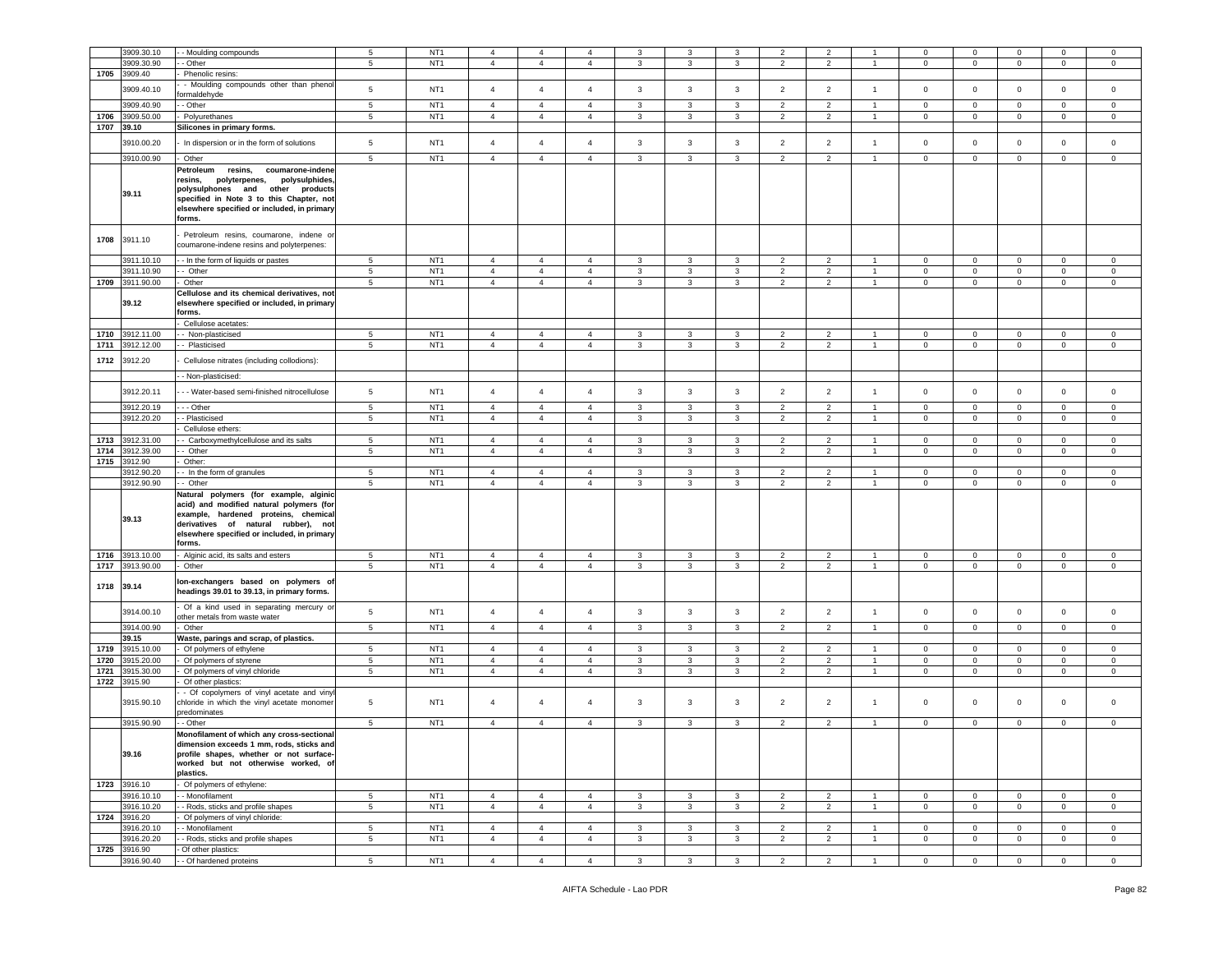| | 3909.30.10 | - - Moulding compounds | 5 | NT1 | 4 | 4 | 4 | 3 | 3 | 3 | 2 | 2 | 1 | 0 | 0 | 0 | 0 | 0 |
|---|---|---|---|---|---|---|---|---|---|---|---|---|---|---|---|---|---|---|
| | 3909.30.90 | - - Other | 5 | NT1 | 4 | 4 | 4 | 3 | 3 | 3 | 2 | 2 | 1 | 0 | 0 | 0 | 0 | 0 |
| 1705 | 3909.40 | - Phenolic resins: | | | | | | | | | | | | | | | | |
| | 3909.40.10 | - - Moulding compounds other than phenol formaldehyde | 5 | NT1 | 4 | 4 | 4 | 3 | 3 | 3 | 2 | 2 | 1 | 0 | 0 | 0 | 0 | 0 |
| | 3909.40.90 | - - Other | 5 | NT1 | 4 | 4 | 4 | 3 | 3 | 3 | 2 | 2 | 1 | 0 | 0 | 0 | 0 | 0 |
| 1706 | 3909.50.00 | - Polyurethanes | 5 | NT1 | 4 | 4 | 4 | 3 | 3 | 3 | 2 | 2 | 1 | 0 | 0 | 0 | 0 | 0 |
| 1707 | 39.10 | **Silicones in primary forms.** | | | | | | | | | | | | | | | | |
| | 3910.00.20 | - In dispersion or in the form of solutions | 5 | NT1 | 4 | 4 | 4 | 3 | 3 | 3 | 2 | 2 | 1 | 0 | 0 | 0 | 0 | 0 |
| | 3910.00.90 | - Other | 5 | NT1 | 4 | 4 | 4 | 3 | 3 | 3 | 2 | 2 | 1 | 0 | 0 | 0 | 0 | 0 |
| | 39.11 | **Petroleum resins, coumarone-indene resins, polyterpenes, polysulphides, polysulphones and other products specified in Note 3 to this Chapter, not elsewhere specified or included, in primary forms.** | | | | | | | | | | | | | | | | |
| 1708 | 3911.10 | - Petroleum resins, coumarone, indene or coumarone-indene resins and polyterpenes: | | | | | | | | | | | | | | | | |
| | 3911.10.10 | - - In the form of liquids or pastes | 5 | NT1 | 4 | 4 | 4 | 3 | 3 | 3 | 2 | 2 | 1 | 0 | 0 | 0 | 0 | 0 |
| | 3911.10.90 | - - Other | 5 | NT1 | 4 | 4 | 4 | 3 | 3 | 3 | 2 | 2 | 1 | 0 | 0 | 0 | 0 | 0 |
| 1709 | 3911.90.00 | - Other | 5 | NT1 | 4 | 4 | 4 | 3 | 3 | 3 | 2 | 2 | 1 | 0 | 0 | 0 | 0 | 0 |
| | 39.12 | **Cellulose and its chemical derivatives, not elsewhere specified or included, in primary forms.** | | | | | | | | | | | | | | | | |
| | | - Cellulose acetates: | | | | | | | | | | | | | | | | |
| 1710 | 3912.11.00 | - - Non-plasticised | 5 | NT1 | 4 | 4 | 4 | 3 | 3 | 3 | 2 | 2 | 1 | 0 | 0 | 0 | 0 | 0 |
| 1711 | 3912.12.00 | - - Plasticised | 5 | NT1 | 4 | 4 | 4 | 3 | 3 | 3 | 2 | 2 | 1 | 0 | 0 | 0 | 0 | 0 |
| 1712 | 3912.20 | - Cellulose nitrates (including collodions): | | | | | | | | | | | | | | | | |
| | | - - Non-plasticised: | | | | | | | | | | | | | | | | |
| | 3912.20.11 | - - - Water-based semi-finished nitrocellulose | 5 | NT1 | 4 | 4 | 4 | 3 | 3 | 3 | 2 | 2 | 1 | 0 | 0 | 0 | 0 | 0 |
| | 3912.20.19 | - - - Other | 5 | NT1 | 4 | 4 | 4 | 3 | 3 | 3 | 2 | 2 | 1 | 0 | 0 | 0 | 0 | 0 |
| | 3912.20.20 | - - Plasticised | 5 | NT1 | 4 | 4 | 4 | 3 | 3 | 3 | 2 | 2 | 1 | 0 | 0 | 0 | 0 | 0 |
| | | - Cellulose ethers: | | | | | | | | | | | | | | | | |
| 1713 | 3912.31.00 | - - Carboxymethylcellulose and its salts | 5 | NT1 | 4 | 4 | 4 | 3 | 3 | 3 | 2 | 2 | 1 | 0 | 0 | 0 | 0 | 0 |
| 1714 | 3912.39.00 | - - Other | 5 | NT1 | 4 | 4 | 4 | 3 | 3 | 3 | 2 | 2 | 1 | 0 | 0 | 0 | 0 | 0 |
| 1715 | 3912.90 | - Other: | | | | | | | | | | | | | | | | |
| | 3912.90.20 | - - In the form of granules | 5 | NT1 | 4 | 4 | 4 | 3 | 3 | 3 | 2 | 2 | 1 | 0 | 0 | 0 | 0 | 0 |
| | 3912.90.90 | - - Other | 5 | NT1 | 4 | 4 | 4 | 3 | 3 | 3 | 2 | 2 | 1 | 0 | 0 | 0 | 0 | 0 |
| | 39.13 | **Natural polymers (for example, alginic acid) and modified natural polymers (for example, hardened proteins, chemical derivatives of natural rubber), not elsewhere specified or included, in primary forms.** | | | | | | | | | | | | | | | | |
| 1716 | 3913.10.00 | - Alginic acid, its salts and esters | 5 | NT1 | 4 | 4 | 4 | 3 | 3 | 3 | 2 | 2 | 1 | 0 | 0 | 0 | 0 | 0 |
| 1717 | 3913.90.00 | - Other | 5 | NT1 | 4 | 4 | 4 | 3 | 3 | 3 | 2 | 2 | 1 | 0 | 0 | 0 | 0 | 0 |
| 1718 | 39.14 | **Ion-exchangers based on polymers of headings 39.01 to 39.13, in primary forms.** | | | | | | | | | | | | | | | | |
| | 3914.00.10 | - Of a kind used in separating mercury or other metals from waste water | 5 | NT1 | 4 | 4 | 4 | 3 | 3 | 3 | 2 | 2 | 1 | 0 | 0 | 0 | 0 | 0 |
| | 3914.00.90 | - Other | 5 | NT1 | 4 | 4 | 4 | 3 | 3 | 3 | 2 | 2 | 1 | 0 | 0 | 0 | 0 | 0 |
| | 39.15 | **Waste, parings and scrap, of plastics.** | | | | | | | | | | | | | | | | |
| 1719 | 3915.10.00 | - Of polymers of ethylene | 5 | NT1 | 4 | 4 | 4 | 3 | 3 | 3 | 2 | 2 | 1 | 0 | 0 | 0 | 0 | 0 |
| 1720 | 3915.20.00 | - Of polymers of styrene | 5 | NT1 | 4 | 4 | 4 | 3 | 3 | 3 | 2 | 2 | 1 | 0 | 0 | 0 | 0 | 0 |
| 1721 | 3915.30.00 | - Of polymers of vinyl chloride | 5 | NT1 | 4 | 4 | 4 | 3 | 3 | 3 | 2 | 2 | 1 | 0 | 0 | 0 | 0 | 0 |
| 1722 | 3915.90 | - Of other plastics: | | | | | | | | | | | | | | | | |
| | 3915.90.10 | - - Of copolymers of vinyl acetate and vinyl chloride in which the vinyl acetate monomer predominates | 5 | NT1 | 4 | 4 | 4 | 3 | 3 | 3 | 2 | 2 | 1 | 0 | 0 | 0 | 0 | 0 |
| | 3915.90.90 | - - Other | 5 | NT1 | 4 | 4 | 4 | 3 | 3 | 3 | 2 | 2 | 1 | 0 | 0 | 0 | 0 | 0 |
| | 39.16 | **Monofilament of which any cross-sectional dimension exceeds 1 mm, rods, sticks and profile shapes, whether or not surface-worked but not otherwise worked, of plastics.** | | | | | | | | | | | | | | | | |
| 1723 | 3916.10 | - Of polymers of ethylene: | | | | | | | | | | | | | | | | |
| | 3916.10.10 | - - Monofilament | 5 | NT1 | 4 | 4 | 4 | 3 | 3 | 3 | 2 | 2 | 1 | 0 | 0 | 0 | 0 | 0 |
| | 3916.10.20 | - - Rods, sticks and profile shapes | 5 | NT1 | 4 | 4 | 4 | 3 | 3 | 3 | 2 | 2 | 1 | 0 | 0 | 0 | 0 | 0 |
| 1724 | 3916.20 | - Of polymers of vinyl chloride: | | | | | | | | | | | | | | | | |
| | 3916.20.10 | - - Monofilament | 5 | NT1 | 4 | 4 | 4 | 3 | 3 | 3 | 2 | 2 | 1 | 0 | 0 | 0 | 0 | 0 |
| | 3916.20.20 | - - Rods, sticks and profile shapes | 5 | NT1 | 4 | 4 | 4 | 3 | 3 | 3 | 2 | 2 | 1 | 0 | 0 | 0 | 0 | 0 |
| 1725 | 3916.90 | - Of other plastics: | | | | | | | | | | | | | | | | |
| | 3916.90.40 | - - Of hardened proteins | 5 | NT1 | 4 | 4 | 4 | 3 | 3 | 3 | 2 | 2 | 1 | 0 | 0 | 0 | 0 | 0 |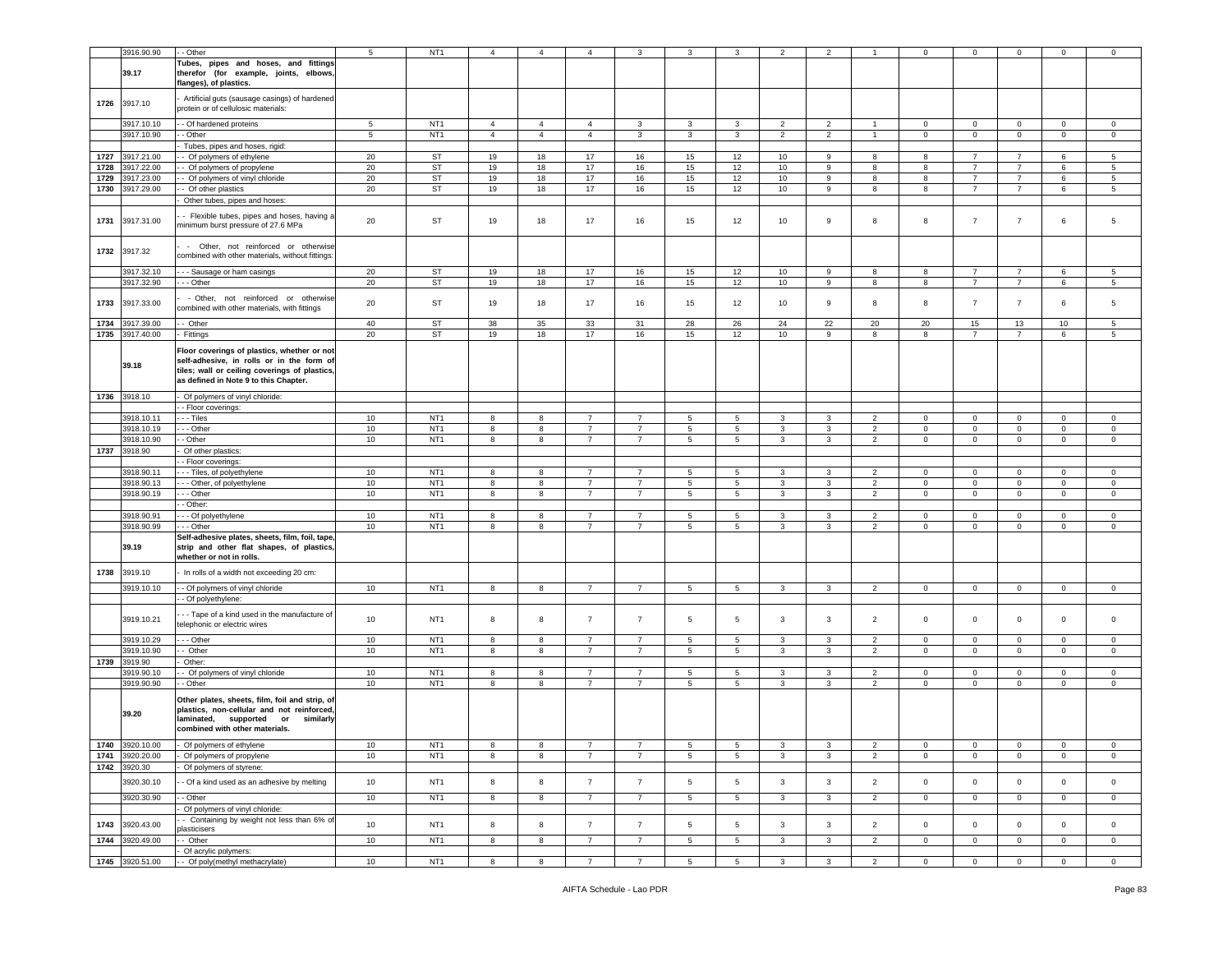| | | | | | | | | | | | | | | | | | |
|---|---|---|---|---|---|---|---|---|---|---|---|---|---|---|---|---|---|
| | 3916.90.90 | - - Other | 5 | NT1 | 4 | 4 | 4 | 3 | 3 | 3 | 2 | 2 | 1 | 0 | 0 | 0 | 0 | 0 |
| | **39.17** | **Tubes, pipes and hoses, and fittings therefor (for example, joints, elbows, flanges), of plastics.** | | | | | | | | | | | | | | | | |
| 1726 | 3917.10 | - Artificial guts (sausage casings) of hardened protein or of cellulosic materials: | | | | | | | | | | | | | | | | |
| | 3917.10.10 | - - Of hardened proteins | 5 | NT1 | 4 | 4 | 4 | 3 | 3 | 3 | 2 | 2 | 1 | 0 | 0 | 0 | 0 | 0 |
| | 3917.10.90 | - - Other | 5 | NT1 | 4 | 4 | 4 | 3 | 3 | 3 | 2 | 2 | 1 | 0 | 0 | 0 | 0 | 0 |
| | | - Tubes, pipes and hoses, rigid: | | | | | | | | | | | | | | | | |
| 1727 | 3917.21.00 | - - Of polymers of ethylene | 20 | ST | 19 | 18 | 17 | 16 | 15 | 12 | 10 | 9 | 8 | 8 | 7 | 7 | 6 | 5 |
| 1728 | 3917.22.00 | - - Of polymers of propylene | 20 | ST | 19 | 18 | 17 | 16 | 15 | 12 | 10 | 9 | 8 | 8 | 7 | 7 | 6 | 5 |
| 1729 | 3917.23.00 | - - Of polymers of vinyl chloride | 20 | ST | 19 | 18 | 17 | 16 | 15 | 12 | 10 | 9 | 8 | 8 | 7 | 7 | 6 | 5 |
| 1730 | 3917.29.00 | - - Of other plastics | 20 | ST | 19 | 18 | 17 | 16 | 15 | 12 | 10 | 9 | 8 | 8 | 7 | 7 | 6 | 5 |
| | | - Other tubes, pipes and hoses: | | | | | | | | | | | | | | | | |
| 1731 | 3917.31.00 | - - Flexible tubes, pipes and hoses, having a minimum burst pressure of 27.6 MPa | 20 | ST | 19 | 18 | 17 | 16 | 15 | 12 | 10 | 9 | 8 | 8 | 7 | 7 | 6 | 5 |
| 1732 | 3917.32 | - - Other, not reinforced or otherwise combined with other materials, without fittings: | | | | | | | | | | | | | | | | |
| | 3917.32.10 | - - - Sausage or ham casings | 20 | ST | 19 | 18 | 17 | 16 | 15 | 12 | 10 | 9 | 8 | 8 | 7 | 7 | 6 | 5 |
| | 3917.32.90 | - - - Other | 20 | ST | 19 | 18 | 17 | 16 | 15 | 12 | 10 | 9 | 8 | 8 | 7 | 7 | 6 | 5 |
| 1733 | 3917.33.00 | - - Other, not reinforced or otherwise combined with other materials, with fittings | 20 | ST | 19 | 18 | 17 | 16 | 15 | 12 | 10 | 9 | 8 | 8 | 7 | 7 | 6 | 5 |
| 1734 | 3917.39.00 | - - Other | 40 | ST | 38 | 35 | 33 | 31 | 28 | 26 | 24 | 22 | 20 | 20 | 15 | 13 | 10 | 5 |
| 1735 | 3917.40.00 | - Fittings | 20 | ST | 19 | 18 | 17 | 16 | 15 | 12 | 10 | 9 | 8 | 8 | 7 | 7 | 6 | 5 |
| | **39.18** | **Floor coverings of plastics, whether or not self-adhesive, in rolls or in the form of tiles; wall or ceiling coverings of plastics, as defined in Note 9 to this Chapter.** | | | | | | | | | | | | | | | | |
| 1736 | 3918.10 | - Of polymers of vinyl chloride: | | | | | | | | | | | | | | | | |
| | | - - Floor coverings: | | | | | | | | | | | | | | | | |
| | 3918.10.11 | - - - Tiles | 10 | NT1 | 8 | 8 | 7 | 7 | 5 | 5 | 3 | 3 | 2 | 0 | 0 | 0 | 0 | 0 |
| | 3918.10.19 | - - - Other | 10 | NT1 | 8 | 8 | 7 | 7 | 5 | 5 | 3 | 3 | 2 | 0 | 0 | 0 | 0 | 0 |
| | 3918.10.90 | - - Other | 10 | NT1 | 8 | 8 | 7 | 7 | 5 | 5 | 3 | 3 | 2 | 0 | 0 | 0 | 0 | 0 |
| 1737 | 3918.90 | - Of other plastics: | | | | | | | | | | | | | | | | |
| | | - - Floor coverings: | | | | | | | | | | | | | | | | |
| | 3918.90.11 | - - - Tiles, of polyethylene | 10 | NT1 | 8 | 8 | 7 | 7 | 5 | 5 | 3 | 3 | 2 | 0 | 0 | 0 | 0 | 0 |
| | 3918.90.13 | - - - Other, of polyethylene | 10 | NT1 | 8 | 8 | 7 | 7 | 5 | 5 | 3 | 3 | 2 | 0 | 0 | 0 | 0 | 0 |
| | 3918.90.19 | - - - Other | 10 | NT1 | 8 | 8 | 7 | 7 | 5 | 5 | 3 | 3 | 2 | 0 | 0 | 0 | 0 | 0 |
| | | - - Other: | | | | | | | | | | | | | | | | |
| | 3918.90.91 | - - - Of polyethylene | 10 | NT1 | 8 | 8 | 7 | 7 | 5 | 5 | 3 | 3 | 2 | 0 | 0 | 0 | 0 | 0 |
| | 3918.90.99 | - - - Other | 10 | NT1 | 8 | 8 | 7 | 7 | 5 | 5 | 3 | 3 | 2 | 0 | 0 | 0 | 0 | 0 |
| | **39.19** | **Self-adhesive plates, sheets, film, foil, tape, strip and other flat shapes, of plastics, whether or not in rolls.** | | | | | | | | | | | | | | | | |
| 1738 | 3919.10 | - In rolls of a width not exceeding 20 cm: | | | | | | | | | | | | | | | | |
| | 3919.10.10 | - - Of polymers of vinyl chloride | 10 | NT1 | 8 | 8 | 7 | 7 | 5 | 5 | 3 | 3 | 2 | 0 | 0 | 0 | 0 | 0 |
| | | - - Of polyethylene: | | | | | | | | | | | | | | | | |
| | 3919.10.21 | - - - Tape of a kind used in the manufacture of telephonic or electric wires | 10 | NT1 | 8 | 8 | 7 | 7 | 5 | 5 | 3 | 3 | 2 | 0 | 0 | 0 | 0 | 0 |
| | 3919.10.29 | - - - Other | 10 | NT1 | 8 | 8 | 7 | 7 | 5 | 5 | 3 | 3 | 2 | 0 | 0 | 0 | 0 | 0 |
| | 3919.10.90 | - - Other | 10 | NT1 | 8 | 8 | 7 | 7 | 5 | 5 | 3 | 3 | 2 | 0 | 0 | 0 | 0 | 0 |
| 1739 | 3919.90 | - Other: | | | | | | | | | | | | | | | | |
| | 3919.90.10 | - - Of polymers of vinyl chloride | 10 | NT1 | 8 | 8 | 7 | 7 | 5 | 5 | 3 | 3 | 2 | 0 | 0 | 0 | 0 | 0 |
| | 3919.90.90 | - - Other | 10 | NT1 | 8 | 8 | 7 | 7 | 5 | 5 | 3 | 3 | 2 | 0 | 0 | 0 | 0 | 0 |
| | **39.20** | **Other plates, sheets, film, foil and strip, of plastics, non-cellular and not reinforced, laminated, supported or similarly combined with other materials.** | | | | | | | | | | | | | | | | |
| 1740 | 3920.10.00 | - Of polymers of ethylene | 10 | NT1 | 8 | 8 | 7 | 7 | 5 | 5 | 3 | 3 | 2 | 0 | 0 | 0 | 0 | 0 |
| 1741 | 3920.20.00 | - Of polymers of propylene | 10 | NT1 | 8 | 8 | 7 | 7 | 5 | 5 | 3 | 3 | 2 | 0 | 0 | 0 | 0 | 0 |
| 1742 | 3920.30 | - Of polymers of styrene: | | | | | | | | | | | | | | | | |
| | 3920.30.10 | - - Of a kind used as an adhesive by melting | 10 | NT1 | 8 | 8 | 7 | 7 | 5 | 5 | 3 | 3 | 2 | 0 | 0 | 0 | 0 | 0 |
| | 3920.30.90 | - - Other | 10 | NT1 | 8 | 8 | 7 | 7 | 5 | 5 | 3 | 3 | 2 | 0 | 0 | 0 | 0 | 0 |
| | | - Of polymers of vinyl chloride: | | | | | | | | | | | | | | | | |
| 1743 | 3920.43.00 | - - Containing by weight not less than 6% of plasticisers | 10 | NT1 | 8 | 8 | 7 | 7 | 5 | 5 | 3 | 3 | 2 | 0 | 0 | 0 | 0 | 0 |
| 1744 | 3920.49.00 | - - Other | 10 | NT1 | 8 | 8 | 7 | 7 | 5 | 5 | 3 | 3 | 2 | 0 | 0 | 0 | 0 | 0 |
| | | - Of acrylic polymers: | | | | | | | | | | | | | | | | |
| 1745 | 3920.51.00 | - - Of poly(methyl methacrylate) | 10 | NT1 | 8 | 8 | 7 | 7 | 5 | 5 | 3 | 3 | 2 | 0 | 0 | 0 | 0 | 0 |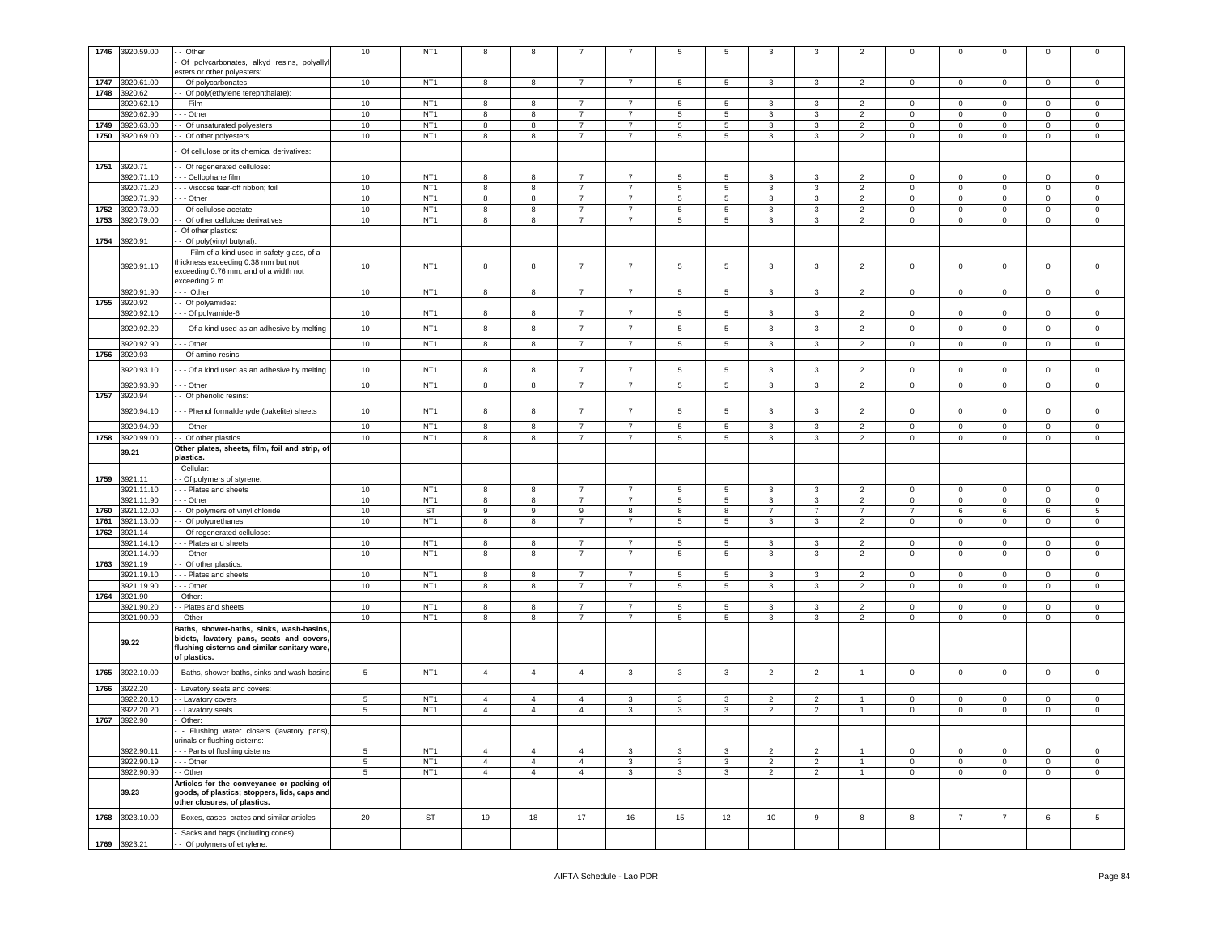| 1746 | 3920.59.00 | - - Other | 10 | NT1 | 8 | 8 | 7 | 7 | 5 | 5 | 3 | 3 | 2 | 0 | 0 | 0 | 0 | 0 |
|---|---|---|---|---|---|---|---|---|---|---|---|---|---|---|---|---|---|---|
| | | - Of polycarbonates, alkyd resins, polyallyl esters or other polyesters: | | | | | | | | | | | | | | | | |
| 1747 | 3920.61.00 | - - Of polycarbonates | 10 | NT1 | 8 | 8 | 7 | 7 | 5 | 5 | 3 | 3 | 2 | 0 | 0 | 0 | 0 | 0 |
| 1748 | 3920.62 | - - Of poly(ethylene terephthalate): | | | | | | | | | | | | | | | | |
| | 3920.62.10 | - - - Film | 10 | NT1 | 8 | 8 | 7 | 7 | 5 | 5 | 3 | 3 | 2 | 0 | 0 | 0 | 0 | 0 |
| | 3920.62.90 | - - - Other | 10 | NT1 | 8 | 8 | 7 | 7 | 5 | 5 | 3 | 3 | 2 | 0 | 0 | 0 | 0 | 0 |
| 1749 | 3920.63.00 | - - Of unsaturated polyesters | 10 | NT1 | 8 | 8 | 7 | 7 | 5 | 5 | 3 | 3 | 2 | 0 | 0 | 0 | 0 | 0 |
| 1750 | 3920.69.00 | - - Of other polyesters | 10 | NT1 | 8 | 8 | 7 | 7 | 5 | 5 | 3 | 3 | 2 | 0 | 0 | 0 | 0 | 0 |
| | | - Of cellulose or its chemical derivatives: | | | | | | | | | | | | | | | | |
| 1751 | 3920.71 | - - Of regenerated cellulose: | | | | | | | | | | | | | | | | |
| | 3920.71.10 | - - - Cellophane film | 10 | NT1 | 8 | 8 | 7 | 7 | 5 | 5 | 3 | 3 | 2 | 0 | 0 | 0 | 0 | 0 |
| | 3920.71.20 | - - - Viscose tear-off ribbon; foil | 10 | NT1 | 8 | 8 | 7 | 7 | 5 | 5 | 3 | 3 | 2 | 0 | 0 | 0 | 0 | 0 |
| | 3920.71.90 | - - - Other | 10 | NT1 | 8 | 8 | 7 | 7 | 5 | 5 | 3 | 3 | 2 | 0 | 0 | 0 | 0 | 0 |
| 1752 | 3920.73.00 | - - Of cellulose acetate | 10 | NT1 | 8 | 8 | 7 | 7 | 5 | 5 | 3 | 3 | 2 | 0 | 0 | 0 | 0 | 0 |
| 1753 | 3920.79.00 | - - Of other cellulose derivatives | 10 | NT1 | 8 | 8 | 7 | 7 | 5 | 5 | 3 | 3 | 2 | 0 | 0 | 0 | 0 | 0 |
| | | - Of other plastics: | | | | | | | | | | | | | | | | |
| 1754 | 3920.91 | - - Of poly(vinyl butyral): | | | | | | | | | | | | | | | | |
| | 3920.91.10 | - - - Film of a kind used in safety glass, of a thickness exceeding 0.38 mm but not exceeding 0.76 mm, and of a width not exceeding 2 m | 10 | NT1 | 8 | 8 | 7 | 7 | 5 | 5 | 3 | 3 | 2 | 0 | 0 | 0 | 0 | 0 |
| | 3920.91.90 | - - - Other | 10 | NT1 | 8 | 8 | 7 | 7 | 5 | 5 | 3 | 3 | 2 | 0 | 0 | 0 | 0 | 0 |
| 1755 | 3920.92 | - - Of polyamides: | | | | | | | | | | | | | | | | |
| | 3920.92.10 | - - - Of polyamide-6 | 10 | NT1 | 8 | 8 | 7 | 7 | 5 | 5 | 3 | 3 | 2 | 0 | 0 | 0 | 0 | 0 |
| | 3920.92.20 | - - - Of a kind used as an adhesive by melting | 10 | NT1 | 8 | 8 | 7 | 7 | 5 | 5 | 3 | 3 | 2 | 0 | 0 | 0 | 0 | 0 |
| | 3920.92.90 | - - - Other | 10 | NT1 | 8 | 8 | 7 | 7 | 5 | 5 | 3 | 3 | 2 | 0 | 0 | 0 | 0 | 0 |
| 1756 | 3920.93 | - - Of amino-resins: | | | | | | | | | | | | | | | | |
| | 3920.93.10 | - - - Of a kind used as an adhesive by melting | 10 | NT1 | 8 | 8 | 7 | 7 | 5 | 5 | 3 | 3 | 2 | 0 | 0 | 0 | 0 | 0 |
| | 3920.93.90 | - - - Other | 10 | NT1 | 8 | 8 | 7 | 7 | 5 | 5 | 3 | 3 | 2 | 0 | 0 | 0 | 0 | 0 |
| 1757 | 3920.94 | - - Of phenolic resins: | | | | | | | | | | | | | | | | |
| | 3920.94.10 | - - - Phenol formaldehyde (bakelite) sheets | 10 | NT1 | 8 | 8 | 7 | 7 | 5 | 5 | 3 | 3 | 2 | 0 | 0 | 0 | 0 | 0 |
| | 3920.94.90 | - - - Other | 10 | NT1 | 8 | 8 | 7 | 7 | 5 | 5 | 3 | 3 | 2 | 0 | 0 | 0 | 0 | 0 |
| 1758 | 3920.99.00 | - - Of other plastics | 10 | NT1 | 8 | 8 | 7 | 7 | 5 | 5 | 3 | 3 | 2 | 0 | 0 | 0 | 0 | 0 |
| | **39.21** | **Other plates, sheets, film, foil and strip, of plastics.** | | | | | | | | | | | | | | | | |
| | | - Cellular: | | | | | | | | | | | | | | | | |
| 1759 | 3921.11 | - - Of polymers of styrene: | | | | | | | | | | | | | | | | |
| | 3921.11.10 | - - - Plates and sheets | 10 | NT1 | 8 | 8 | 7 | 7 | 5 | 5 | 3 | 3 | 2 | 0 | 0 | 0 | 0 | 0 |
| | 3921.11.90 | - - - Other | 10 | NT1 | 8 | 8 | 7 | 7 | 5 | 5 | 3 | 3 | 2 | 0 | 0 | 0 | 0 | 0 |
| 1760 | 3921.12.00 | - - Of polymers of vinyl chloride | 10 | ST | 9 | 9 | 9 | 8 | 8 | 8 | 7 | 7 | 7 | 7 | 6 | 6 | 6 | 5 |
| 1761 | 3921.13.00 | - - Of polyurethanes | 10 | NT1 | 8 | 8 | 7 | 7 | 5 | 5 | 3 | 3 | 2 | 0 | 0 | 0 | 0 | 0 |
| 1762 | 3921.14 | - - Of regenerated cellulose: | | | | | | | | | | | | | | | | |
| | 3921.14.10 | - - - Plates and sheets | 10 | NT1 | 8 | 8 | 7 | 7 | 5 | 5 | 3 | 3 | 2 | 0 | 0 | 0 | 0 | 0 |
| | 3921.14.90 | - - - Other | 10 | NT1 | 8 | 8 | 7 | 7 | 5 | 5 | 3 | 3 | 2 | 0 | 0 | 0 | 0 | 0 |
| 1763 | 3921.19 | - - Of other plastics: | | | | | | | | | | | | | | | | |
| | 3921.19.10 | - - - Plates and sheets | 10 | NT1 | 8 | 8 | 7 | 7 | 5 | 5 | 3 | 3 | 2 | 0 | 0 | 0 | 0 | 0 |
| | 3921.19.90 | - - - Other | 10 | NT1 | 8 | 8 | 7 | 7 | 5 | 5 | 3 | 3 | 2 | 0 | 0 | 0 | 0 | 0 |
| 1764 | 3921.90 | - Other: | | | | | | | | | | | | | | | | |
| | 3921.90.20 | - - Plates and sheets | 10 | NT1 | 8 | 8 | 7 | 7 | 5 | 5 | 3 | 3 | 2 | 0 | 0 | 0 | 0 | 0 |
| | 3921.90.90 | - - Other | 10 | NT1 | 8 | 8 | 7 | 7 | 5 | 5 | 3 | 3 | 2 | 0 | 0 | 0 | 0 | 0 |
| | **39.22** | **Baths, shower-baths, sinks, wash-basins, bidets, lavatory pans, seats and covers, flushing cisterns and similar sanitary ware, of plastics.** | | | | | | | | | | | | | | | | |
| 1765 | 3922.10.00 | - Baths, shower-baths, sinks and wash-basins | 5 | NT1 | 4 | 4 | 4 | 3 | 3 | 3 | 2 | 2 | 1 | 0 | 0 | 0 | 0 | 0 |
| 1766 | 3922.20 | - Lavatory seats and covers: | | | | | | | | | | | | | | | | |
| | 3922.20.10 | - - Lavatory covers | 5 | NT1 | 4 | 4 | 4 | 3 | 3 | 3 | 2 | 2 | 1 | 0 | 0 | 0 | 0 | 0 |
| | 3922.20.20 | - - Lavatory seats | 5 | NT1 | 4 | 4 | 4 | 3 | 3 | 3 | 2 | 2 | 1 | 0 | 0 | 0 | 0 | 0 |
| 1767 | 3922.90 | - Other: | | | | | | | | | | | | | | | | |
| | | - - Flushing water closets (lavatory pans), urinals or flushing cisterns: | | | | | | | | | | | | | | | | |
| | 3922.90.11 | - - - Parts of flushing cisterns | 5 | NT1 | 4 | 4 | 4 | 3 | 3 | 3 | 2 | 2 | 1 | 0 | 0 | 0 | 0 | 0 |
| | 3922.90.19 | - - - Other | 5 | NT1 | 4 | 4 | 4 | 3 | 3 | 3 | 2 | 2 | 1 | 0 | 0 | 0 | 0 | 0 |
| | 3922.90.90 | - - Other | 5 | NT1 | 4 | 4 | 4 | 3 | 3 | 3 | 2 | 2 | 1 | 0 | 0 | 0 | 0 | 0 |
| | **39.23** | **Articles for the conveyance or packing of goods, of plastics; stoppers, lids, caps and other closures, of plastics.** | | | | | | | | | | | | | | | | |
| 1768 | 3923.10.00 | - Boxes, cases, crates and similar articles | 20 | ST | 19 | 18 | 17 | 16 | 15 | 12 | 10 | 9 | 8 | 8 | 7 | 7 | 6 | 5 |
| | | - Sacks and bags (including cones): | | | | | | | | | | | | | | | | |
| 1769 | 3923.21 | - - Of polymers of ethylene: | | | | | | | | | | | | | | | | |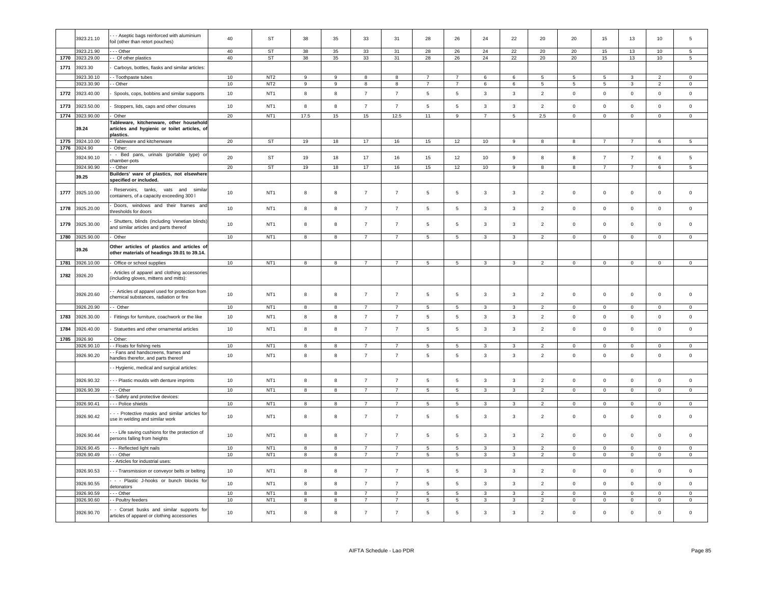| | 3923.21.10 | - - - Aseptic bags reinforced with aluminium foil (other than retort pouches) | 40 | ST | 38 | 35 | 33 | 31 | 28 | 26 | 24 | 22 | 20 | 20 | 15 | 13 | 10 | 5 |
|---|---|---|---|---|---|---|---|---|---|---|---|---|---|---|---|---|---|---|
| | 3923.21.90 | - - - Other | 40 | ST | 38 | 35 | 33 | 31 | 28 | 26 | 24 | 22 | 20 | 20 | 15 | 13 | 10 | 5 |
| 1770 | 3923.29.00 | - - Of other plastics | 40 | ST | 38 | 35 | 33 | 31 | 28 | 26 | 24 | 22 | 20 | 20 | 15 | 13 | 10 | 5 |
| 1771 | 3923.30 | - Carboys, bottles, flasks and similar articles: | | | | | | | | | | | | | | | | |
| | 3923.30.10 | - - Toothpaste tubes | 10 | NT2 | 9 | 9 | 8 | 8 | 7 | 7 | 6 | 6 | 5 | 5 | 5 | 3 | 2 | 0 |
| | 3923.30.90 | - - Other | 10 | NT2 | 9 | 9 | 8 | 8 | 7 | 7 | 6 | 6 | 5 | 5 | 5 | 3 | 2 | 0 |
| 1772 | 3923.40.00 | - Spools, cops, bobbins and similar supports | 10 | NT1 | 8 | 8 | 7 | 7 | 5 | 5 | 3 | 3 | 2 | 0 | 0 | 0 | 0 | 0 |
| 1773 | 3923.50.00 | - Stoppers, lids, caps and other closures | 10 | NT1 | 8 | 8 | 7 | 7 | 5 | 5 | 3 | 3 | 2 | 0 | 0 | 0 | 0 | 0 |
| 1774 | 3923.90.00 | - Other | 20 | NT1 | 17.5 | 15 | 15 | 12.5 | 11 | 9 | 7 | 5 | 2.5 | 0 | 0 | 0 | 0 | 0 |
| | 39.24 | **Tableware, kitchenware, other household articles and hygienic or toilet articles, of plastics.** | | | | | | | | | | | | | | | | |
| 1775 | 3924.10.00 | - Tableware and kitchenware | 20 | ST | 19 | 18 | 17 | 16 | 15 | 12 | 10 | 9 | 8 | 8 | 7 | 7 | 6 | 5 |
| 1776 | 3924.90 | - Other: | | | | | | | | | | | | | | | | |
| | 3924.90.10 | - - Bed pans, urinals (portable type) or chamber-pots | 20 | ST | 19 | 18 | 17 | 16 | 15 | 12 | 10 | 9 | 8 | 8 | 7 | 7 | 6 | 5 |
| | 3924.90.90 | - - Other | 20 | ST | 19 | 18 | 17 | 16 | 15 | 12 | 10 | 9 | 8 | 8 | 7 | 7 | 6 | 5 |
| | 39.25 | **Builders' ware of plastics, not elsewhere specified or included.** | | | | | | | | | | | | | | | | |
| 1777 | 3925.10.00 | - Reservoirs, tanks, vats and similar containers, of a capacity exceeding 300 l | 10 | NT1 | 8 | 8 | 7 | 7 | 5 | 5 | 3 | 3 | 2 | 0 | 0 | 0 | 0 | 0 |
| 1778 | 3925.20.00 | - Doors, windows and their frames and thresholds for doors | 10 | NT1 | 8 | 8 | 7 | 7 | 5 | 5 | 3 | 3 | 2 | 0 | 0 | 0 | 0 | 0 |
| 1779 | 3925.30.00 | - Shutters, blinds (including Venetian blinds) and similar articles and parts thereof | 10 | NT1 | 8 | 8 | 7 | 7 | 5 | 5 | 3 | 3 | 2 | 0 | 0 | 0 | 0 | 0 |
| 1780 | 3925.90.00 | - Other | 10 | NT1 | 8 | 8 | 7 | 7 | 5 | 5 | 3 | 3 | 2 | 0 | 0 | 0 | 0 | 0 |
| | 39.26 | **Other articles of plastics and articles of other materials of headings 39.01 to 39.14.** | | | | | | | | | | | | | | | | |
| 1781 | 3926.10.00 | - Office or school supplies | 10 | NT1 | 8 | 8 | 7 | 7 | 5 | 5 | 3 | 3 | 2 | 0 | 0 | 0 | 0 | 0 |
| 1782 | 3926.20 | - Articles of apparel and clothing accessories (including gloves, mittens and mitts): | | | | | | | | | | | | | | | | |
| | 3926.20.60 | - - Articles of apparel used for protection from chemical substances, radiation or fire | 10 | NT1 | 8 | 8 | 7 | 7 | 5 | 5 | 3 | 3 | 2 | 0 | 0 | 0 | 0 | 0 |
| | 3926.20.90 | - - Other | 10 | NT1 | 8 | 8 | 7 | 7 | 5 | 5 | 3 | 3 | 2 | 0 | 0 | 0 | 0 | 0 |
| 1783 | 3926.30.00 | - Fittings for furniture, coachwork or the like | 10 | NT1 | 8 | 8 | 7 | 7 | 5 | 5 | 3 | 3 | 2 | 0 | 0 | 0 | 0 | 0 |
| 1784 | 3926.40.00 | - Statuettes and other ornamental articles | 10 | NT1 | 8 | 8 | 7 | 7 | 5 | 5 | 3 | 3 | 2 | 0 | 0 | 0 | 0 | 0 |
| 1785 | 3926.90 | - Other: | | | | | | | | | | | | | | | | |
| | 3926.90.10 | - - Floats for fishing nets | 10 | NT1 | 8 | 8 | 7 | 7 | 5 | 5 | 3 | 3 | 2 | 0 | 0 | 0 | 0 | 0 |
| | 3926.90.20 | - - Fans and handscreens, frames and handles therefor, and parts thereof | 10 | NT1 | 8 | 8 | 7 | 7 | 5 | 5 | 3 | 3 | 2 | 0 | 0 | 0 | 0 | 0 |
| | | - - Hygienic, medical and surgical articles: | | | | | | | | | | | | | | | | |
| | 3926.90.32 | - - - Plastic moulds with denture imprints | 10 | NT1 | 8 | 8 | 7 | 7 | 5 | 5 | 3 | 3 | 2 | 0 | 0 | 0 | 0 | 0 |
| | 3926.90.39 | - - - Other | 10 | NT1 | 8 | 8 | 7 | 7 | 5 | 5 | 3 | 3 | 2 | 0 | 0 | 0 | 0 | 0 |
| | | - - Safety and protective devices: | | | | | | | | | | | | | | | | |
| | 3926.90.41 | - - - Police shields | 10 | NT1 | 8 | 8 | 7 | 7 | 5 | 5 | 3 | 3 | 2 | 0 | 0 | 0 | 0 | 0 |
| | 3926.90.42 | - - - Protective masks and similar articles for use in welding and similar work | 10 | NT1 | 8 | 8 | 7 | 7 | 5 | 5 | 3 | 3 | 2 | 0 | 0 | 0 | 0 | 0 |
| | 3926.90.44 | - - - Life saving cushions for the protection of persons falling from heights | 10 | NT1 | 8 | 8 | 7 | 7 | 5 | 5 | 3 | 3 | 2 | 0 | 0 | 0 | 0 | 0 |
| | 3926.90.45 | - - - Reflected light nails | 10 | NT1 | 8 | 8 | 7 | 7 | 5 | 5 | 3 | 3 | 2 | 0 | 0 | 0 | 0 | 0 |
| | 3926.90.49 | - - - Other | 10 | NT1 | 8 | 8 | 7 | 7 | 5 | 5 | 3 | 3 | 2 | 0 | 0 | 0 | 0 | 0 |
| | | - - Articles for industrial uses: | | | | | | | | | | | | | | | | |
| | 3926.90.53 | - - - Transmission or conveyor belts or belting | 10 | NT1 | 8 | 8 | 7 | 7 | 5 | 5 | 3 | 3 | 2 | 0 | 0 | 0 | 0 | 0 |
| | 3926.90.55 | - - - Plastic J-hooks or bunch blocks for detonators | 10 | NT1 | 8 | 8 | 7 | 7 | 5 | 5 | 3 | 3 | 2 | 0 | 0 | 0 | 0 | 0 |
| | 3926.90.59 | - - - Other | 10 | NT1 | 8 | 8 | 7 | 7 | 5 | 5 | 3 | 3 | 2 | 0 | 0 | 0 | 0 | 0 |
| | 3926.90.60 | - - Poultry feeders | 10 | NT1 | 8 | 8 | 7 | 7 | 5 | 5 | 3 | 3 | 2 | 0 | 0 | 0 | 0 | 0 |
| | 3926.90.70 | - - Corset busks and similar supports for articles of apparel or clothing accessories | 10 | NT1 | 8 | 8 | 7 | 7 | 5 | 5 | 3 | 3 | 2 | 0 | 0 | 0 | 0 | 0 |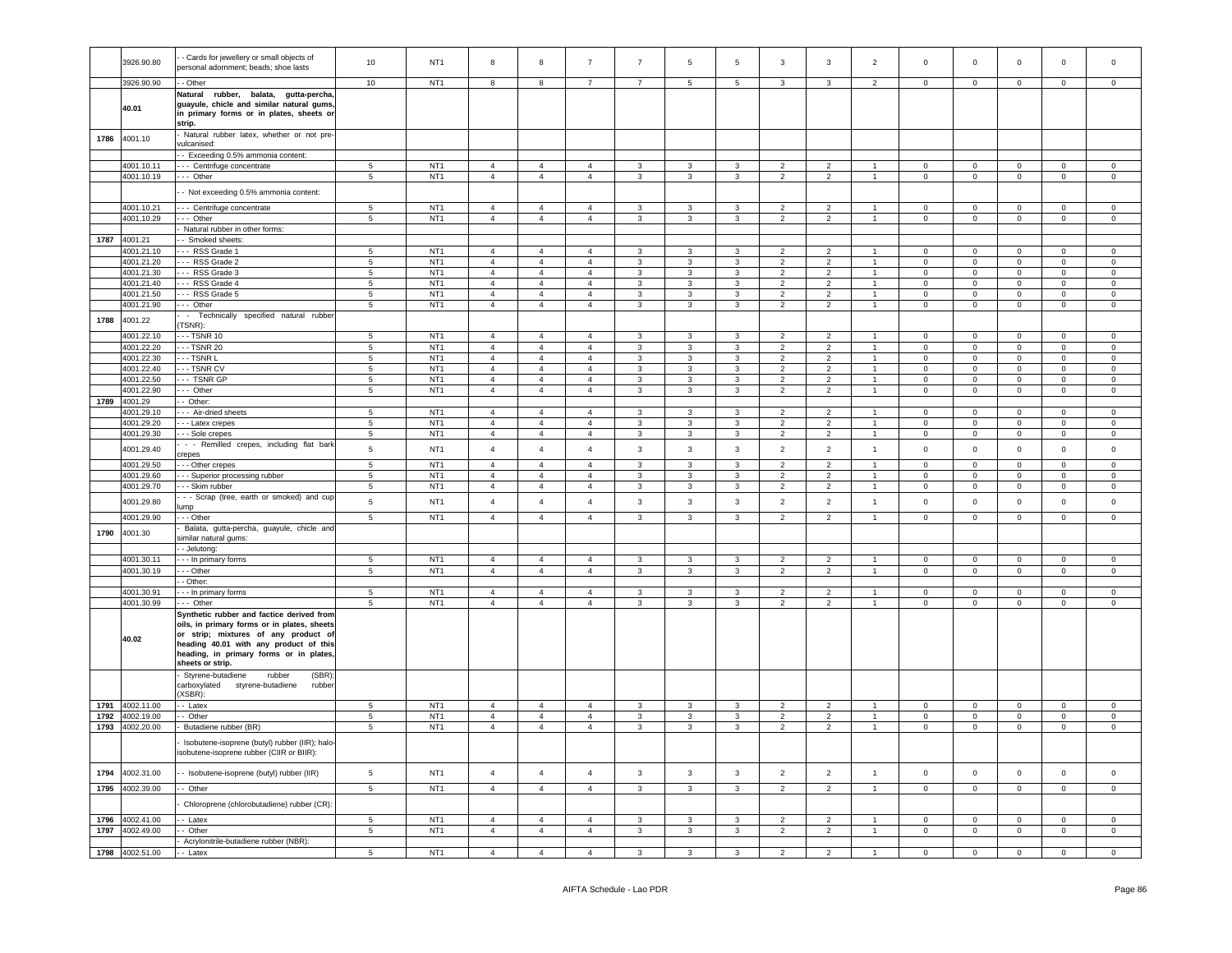| | | | | | | | | | | | | | | | | | |
|---|---|---|---|---|---|---|---|---|---|---|---|---|---|---|---|---|---|
| | 3926.90.80 | - - Cards for jewellery or small objects of personal adornment; beads; shoe lasts | 10 | NT1 | 8 | 8 | 7 | 7 | 5 | 5 | 3 | 3 | 2 | 0 | 0 | 0 | 0 | 0 |
| | 3926.90.90 | - - Other | 10 | NT1 | 8 | 8 | 7 | 7 | 5 | 5 | 3 | 3 | 2 | 0 | 0 | 0 | 0 | 0 |
| | 40.01 | **Natural rubber, balata, gutta-percha, guayule, chicle and similar natural gums, in primary forms or in plates, sheets or strip.** | | | | | | | | | | | | | | | | |
| 1786 | 4001.10 | - Natural rubber latex, whether or not pre-vulcanised: | | | | | | | | | | | | | | | | |
| | | - - Exceeding 0.5% ammonia content: | | | | | | | | | | | | | | | | |
| | 4001.10.11 | - - - Centrifuge concentrate | 5 | NT1 | 4 | 4 | 4 | 3 | 3 | 3 | 2 | 2 | 1 | 0 | 0 | 0 | 0 | 0 |
| | 4001.10.19 | - - - Other | 5 | NT1 | 4 | 4 | 4 | 3 | 3 | 3 | 2 | 2 | 1 | 0 | 0 | 0 | 0 | 0 |
| | | - - Not exceeding 0.5% ammonia content: | | | | | | | | | | | | | | | | |
| | 4001.10.21 | - - - Centrifuge concentrate | 5 | NT1 | 4 | 4 | 4 | 3 | 3 | 3 | 2 | 2 | 1 | 0 | 0 | 0 | 0 | 0 |
| | 4001.10.29 | - - - Other | 5 | NT1 | 4 | 4 | 4 | 3 | 3 | 3 | 2 | 2 | 1 | 0 | 0 | 0 | 0 | 0 |
| | | - Natural rubber in other forms: | | | | | | | | | | | | | | | | |
| 1787 | 4001.21 | - - Smoked sheets: | | | | | | | | | | | | | | | | |
| | 4001.21.10 | - - - RSS Grade 1 | 5 | NT1 | 4 | 4 | 4 | 3 | 3 | 3 | 2 | 2 | 1 | 0 | 0 | 0 | 0 | 0 |
| | 4001.21.20 | - - - RSS Grade 2 | 5 | NT1 | 4 | 4 | 4 | 3 | 3 | 3 | 2 | 2 | 1 | 0 | 0 | 0 | 0 | 0 |
| | 4001.21.30 | - - - RSS Grade 3 | 5 | NT1 | 4 | 4 | 4 | 3 | 3 | 3 | 2 | 2 | 1 | 0 | 0 | 0 | 0 | 0 |
| | 4001.21.40 | - - - RSS Grade 4 | 5 | NT1 | 4 | 4 | 4 | 3 | 3 | 3 | 2 | 2 | 1 | 0 | 0 | 0 | 0 | 0 |
| | 4001.21.50 | - - - RSS Grade 5 | 5 | NT1 | 4 | 4 | 4 | 3 | 3 | 3 | 2 | 2 | 1 | 0 | 0 | 0 | 0 | 0 |
| | 4001.21.90 | - - - Other | 5 | NT1 | 4 | 4 | 4 | 3 | 3 | 3 | 2 | 2 | 1 | 0 | 0 | 0 | 0 | 0 |
| 1788 | 4001.22 | - - Technically specified natural rubber (TSNR): | | | | | | | | | | | | | | | | |
| | 4001.22.10 | - - - TSNR 10 | 5 | NT1 | 4 | 4 | 4 | 3 | 3 | 3 | 2 | 2 | 1 | 0 | 0 | 0 | 0 | 0 |
| | 4001.22.20 | - - - TSNR 20 | 5 | NT1 | 4 | 4 | 4 | 3 | 3 | 3 | 2 | 2 | 1 | 0 | 0 | 0 | 0 | 0 |
| | 4001.22.30 | - - - TSNR L | 5 | NT1 | 4 | 4 | 4 | 3 | 3 | 3 | 2 | 2 | 1 | 0 | 0 | 0 | 0 | 0 |
| | 4001.22.40 | - - - TSNR CV | 5 | NT1 | 4 | 4 | 4 | 3 | 3 | 3 | 2 | 2 | 1 | 0 | 0 | 0 | 0 | 0 |
| | 4001.22.50 | - - - TSNR GP | 5 | NT1 | 4 | 4 | 4 | 3 | 3 | 3 | 2 | 2 | 1 | 0 | 0 | 0 | 0 | 0 |
| | 4001.22.90 | - - - Other | 5 | NT1 | 4 | 4 | 4 | 3 | 3 | 3 | 2 | 2 | 1 | 0 | 0 | 0 | 0 | 0 |
| 1789 | 4001.29 | - - Other: | | | | | | | | | | | | | | | | |
| | 4001.29.10 | - - - Air-dried sheets | 5 | NT1 | 4 | 4 | 4 | 3 | 3 | 3 | 2 | 2 | 1 | 0 | 0 | 0 | 0 | 0 |
| | 4001.29.20 | - - - Latex crepes | 5 | NT1 | 4 | 4 | 4 | 3 | 3 | 3 | 2 | 2 | 1 | 0 | 0 | 0 | 0 | 0 |
| | 4001.29.30 | - - - Sole crepes | 5 | NT1 | 4 | 4 | 4 | 3 | 3 | 3 | 2 | 2 | 1 | 0 | 0 | 0 | 0 | 0 |
| | 4001.29.40 | - - - Remilled crepes, including flat bark crepes | 5 | NT1 | 4 | 4 | 4 | 3 | 3 | 3 | 2 | 2 | 1 | 0 | 0 | 0 | 0 | 0 |
| | 4001.29.50 | - - - Other crepes | 5 | NT1 | 4 | 4 | 4 | 3 | 3 | 3 | 2 | 2 | 1 | 0 | 0 | 0 | 0 | 0 |
| | 4001.29.60 | - - - Superior processing rubber | 5 | NT1 | 4 | 4 | 4 | 3 | 3 | 3 | 2 | 2 | 1 | 0 | 0 | 0 | 0 | 0 |
| | 4001.29.70 | - - - Skim rubber | 5 | NT1 | 4 | 4 | 4 | 3 | 3 | 3 | 2 | 2 | 1 | 0 | 0 | 0 | 0 | 0 |
| | 4001.29.80 | - - - Scrap (tree, earth or smoked) and cup lump | 5 | NT1 | 4 | 4 | 4 | 3 | 3 | 3 | 2 | 2 | 1 | 0 | 0 | 0 | 0 | 0 |
| | 4001.29.90 | - - - Other | 5 | NT1 | 4 | 4 | 4 | 3 | 3 | 3 | 2 | 2 | 1 | 0 | 0 | 0 | 0 | 0 |
| 1790 | 4001.30 | - Balata, gutta-percha, guayule, chicle and similar natural gums: | | | | | | | | | | | | | | | | |
| | | - - Jelutong: | | | | | | | | | | | | | | | | |
| | 4001.30.11 | - - - In primary forms | 5 | NT1 | 4 | 4 | 4 | 3 | 3 | 3 | 2 | 2 | 1 | 0 | 0 | 0 | 0 | 0 |
| | 4001.30.19 | - - - Other | 5 | NT1 | 4 | 4 | 4 | 3 | 3 | 3 | 2 | 2 | 1 | 0 | 0 | 0 | 0 | 0 |
| | | - - Other: | | | | | | | | | | | | | | | | |
| | 4001.30.91 | - - - In primary forms | 5 | NT1 | 4 | 4 | 4 | 3 | 3 | 3 | 2 | 2 | 1 | 0 | 0 | 0 | 0 | 0 |
| | 4001.30.99 | - - - Other | 5 | NT1 | 4 | 4 | 4 | 3 | 3 | 3 | 2 | 2 | 1 | 0 | 0 | 0 | 0 | 0 |
| | 40.02 | **Synthetic rubber and factice derived from oils, in primary forms or in plates, sheets or strip; mixtures of any product of heading 40.01 with any product of this heading, in primary forms or in plates, sheets or strip.** | | | | | | | | | | | | | | | | |
| | | - Styrene-butadiene rubber (SBR); carboxylated styrene-butadiene rubber (XSBR): | | | | | | | | | | | | | | | | |
| 1791 | 4002.11.00 | - - Latex | 5 | NT1 | 4 | 4 | 4 | 3 | 3 | 3 | 2 | 2 | 1 | 0 | 0 | 0 | 0 | 0 |
| 1792 | 4002.19.00 | - - Other | 5 | NT1 | 4 | 4 | 4 | 3 | 3 | 3 | 2 | 2 | 1 | 0 | 0 | 0 | 0 | 0 |
| 1793 | 4002.20.00 | - Butadiene rubber (BR) | 5 | NT1 | 4 | 4 | 4 | 3 | 3 | 3 | 2 | 2 | 1 | 0 | 0 | 0 | 0 | 0 |
| | | - Isobutene-isoprene (butyl) rubber (IIR); halo-isobutene-isoprene rubber (CIIR or BIIR): | | | | | | | | | | | | | | | | |
| 1794 | 4002.31.00 | - - Isobutene-isoprene (butyl) rubber (IIR) | 5 | NT1 | 4 | 4 | 4 | 3 | 3 | 3 | 2 | 2 | 1 | 0 | 0 | 0 | 0 | 0 |
| 1795 | 4002.39.00 | - - Other | 5 | NT1 | 4 | 4 | 4 | 3 | 3 | 3 | 2 | 2 | 1 | 0 | 0 | 0 | 0 | 0 |
| | | - Chloroprene (chlorobutadiene) rubber (CR): | | | | | | | | | | | | | | | | |
| 1796 | 4002.41.00 | - - Latex | 5 | NT1 | 4 | 4 | 4 | 3 | 3 | 3 | 2 | 2 | 1 | 0 | 0 | 0 | 0 | 0 |
| 1797 | 4002.49.00 | - - Other | 5 | NT1 | 4 | 4 | 4 | 3 | 3 | 3 | 2 | 2 | 1 | 0 | 0 | 0 | 0 | 0 |
| | | - Acrylonitrile-butadiene rubber (NBR): | | | | | | | | | | | | | | | | |
| 1798 | 4002.51.00 | - - Latex | 5 | NT1 | 4 | 4 | 4 | 3 | 3 | 3 | 2 | 2 | 1 | 0 | 0 | 0 | 0 | 0 |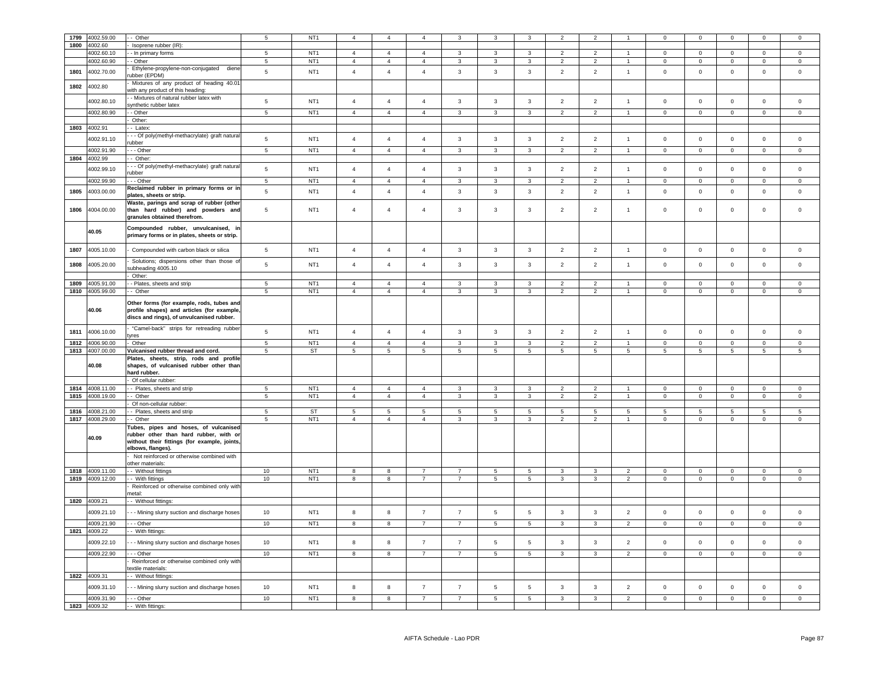| 1799 | 4002.59.00 | - - Other | 5 | NT1 | 4 | 4 | 4 | 3 | 3 | 3 | 2 | 2 | 1 | 0 | 0 | 0 | 0 | 0 |
|---|---|---|---|---|---|---|---|---|---|---|---|---|---|---|---|---|---|---|
| 1800 | 4002.60 | - Isoprene rubber (IR): | | | | | | | | | | | | | | | | |
| | 4002.60.10 | - - In primary forms | 5 | NT1 | 4 | 4 | 4 | 3 | 3 | 3 | 2 | 2 | 1 | 0 | 0 | 0 | 0 | 0 |
| | 4002.60.90 | - - Other | 5 | NT1 | 4 | 4 | 4 | 3 | 3 | 3 | 2 | 2 | 1 | 0 | 0 | 0 | 0 | 0 |
| 1801 | 4002.70.00 | - Ethylene-propylene-non-conjugated diene rubber (EPDM) | 5 | NT1 | 4 | 4 | 4 | 3 | 3 | 3 | 2 | 2 | 1 | 0 | 0 | 0 | 0 | 0 |
| 1802 | 4002.80 | - Mixtures of any product of heading 40.01 with any product of this heading: | | | | | | | | | | | | | | | | |
| | 4002.80.10 | - - Mixtures of natural rubber latex with synthetic rubber latex | 5 | NT1 | 4 | 4 | 4 | 3 | 3 | 3 | 2 | 2 | 1 | 0 | 0 | 0 | 0 | 0 |
| | 4002.80.90 | - - Other | 5 | NT1 | 4 | 4 | 4 | 3 | 3 | 3 | 2 | 2 | 1 | 0 | 0 | 0 | 0 | 0 |
| | | - Other: | | | | | | | | | | | | | | | | |
| 1803 | 4002.91 | - - Latex: | | | | | | | | | | | | | | | | |
| | 4002.91.10 | - - - Of poly(methyl-methacrylate) graft natural rubber | 5 | NT1 | 4 | 4 | 4 | 3 | 3 | 3 | 2 | 2 | 1 | 0 | 0 | 0 | 0 | 0 |
| | 4002.91.90 | - - - Other | 5 | NT1 | 4 | 4 | 4 | 3 | 3 | 3 | 2 | 2 | 1 | 0 | 0 | 0 | 0 | 0 |
| 1804 | 4002.99 | - - Other: | | | | | | | | | | | | | | | | |
| | 4002.99.10 | - - - Of poly(methyl-methacrylate) graft natural rubber | 5 | NT1 | 4 | 4 | 4 | 3 | 3 | 3 | 2 | 2 | 1 | 0 | 0 | 0 | 0 | 0 |
| | 4002.99.90 | - - - Other | 5 | NT1 | 4 | 4 | 4 | 3 | 3 | 3 | 2 | 2 | 1 | 0 | 0 | 0 | 0 | 0 |
| 1805 | 4003.00.00 | **Reclaimed rubber in primary forms or in plates, sheets or strip.** | 5 | NT1 | 4 | 4 | 4 | 3 | 3 | 3 | 2 | 2 | 1 | 0 | 0 | 0 | 0 | 0 |
| 1806 | 4004.00.00 | **Waste, parings and scrap of rubber (other than hard rubber) and powders and granules obtained therefrom.** | 5 | NT1 | 4 | 4 | 4 | 3 | 3 | 3 | 2 | 2 | 1 | 0 | 0 | 0 | 0 | 0 |
| | **40.05** | **Compounded rubber, unvulcanised, in primary forms or in plates, sheets or strip.** | | | | | | | | | | | | | | | | |
| 1807 | 4005.10.00 | - Compounded with carbon black or silica | 5 | NT1 | 4 | 4 | 4 | 3 | 3 | 3 | 2 | 2 | 1 | 0 | 0 | 0 | 0 | 0 |
| 1808 | 4005.20.00 | - Solutions; dispersions other than those of subheading 4005.10 | 5 | NT1 | 4 | 4 | 4 | 3 | 3 | 3 | 2 | 2 | 1 | 0 | 0 | 0 | 0 | 0 |
| | | - Other: | | | | | | | | | | | | | | | | |
| 1809 | 4005.91.00 | - - Plates, sheets and strip | 5 | NT1 | 4 | 4 | 4 | 3 | 3 | 3 | 2 | 2 | 1 | 0 | 0 | 0 | 0 | 0 |
| 1810 | 4005.99.00 | - - Other | 5 | NT1 | 4 | 4 | 4 | 3 | 3 | 3 | 2 | 2 | 1 | 0 | 0 | 0 | 0 | 0 |
| | **40.06** | **Other forms (for example, rods, tubes and profile shapes) and articles (for example, discs and rings), of unvulcanised rubber.** | | | | | | | | | | | | | | | | |
| 1811 | 4006.10.00 | - "Camel-back" strips for retreading rubber tyres | 5 | NT1 | 4 | 4 | 4 | 3 | 3 | 3 | 2 | 2 | 1 | 0 | 0 | 0 | 0 | 0 |
| 1812 | 4006.90.00 | - Other | 5 | NT1 | 4 | 4 | 4 | 3 | 3 | 3 | 2 | 2 | 1 | 0 | 0 | 0 | 0 | 0 |
| 1813 | 4007.00.00 | **Vulcanised rubber thread and cord.** | 5 | ST | 5 | 5 | 5 | 5 | 5 | 5 | 5 | 5 | 5 | 5 | 5 | 5 | 5 | 5 |
| | **40.08** | **Plates, sheets, strip, rods and profile shapes, of vulcanised rubber other than hard rubber.** | | | | | | | | | | | | | | | | |
| | | - Of cellular rubber: | | | | | | | | | | | | | | | | |
| 1814 | 4008.11.00 | - - Plates, sheets and strip | 5 | NT1 | 4 | 4 | 4 | 3 | 3 | 3 | 2 | 2 | 1 | 0 | 0 | 0 | 0 | 0 |
| 1815 | 4008.19.00 | - - Other | 5 | NT1 | 4 | 4 | 4 | 3 | 3 | 3 | 2 | 2 | 1 | 0 | 0 | 0 | 0 | 0 |
| | | - Of non-cellular rubber: | | | | | | | | | | | | | | | | |
| 1816 | 4008.21.00 | - - Plates, sheets and strip | 5 | ST | 5 | 5 | 5 | 5 | 5 | 5 | 5 | 5 | 5 | 5 | 5 | 5 | 5 | 5 |
| 1817 | 4008.29.00 | - - Other | 5 | NT1 | 4 | 4 | 4 | 3 | 3 | 3 | 2 | 2 | 1 | 0 | 0 | 0 | 0 | 0 |
| | **40.09** | **Tubes, pipes and hoses, of vulcanised rubber other than hard rubber, with or without their fittings (for example, joints, elbows, flanges).** | | | | | | | | | | | | | | | | |
| | | - Not reinforced or otherwise combined with other materials: | | | | | | | | | | | | | | | | |
| 1818 | 4009.11.00 | - - Without fittings | 10 | NT1 | 8 | 8 | 7 | 7 | 5 | 5 | 3 | 3 | 2 | 0 | 0 | 0 | 0 | 0 |
| 1819 | 4009.12.00 | - - With fittings | 10 | NT1 | 8 | 8 | 7 | 7 | 5 | 5 | 3 | 3 | 2 | 0 | 0 | 0 | 0 | 0 |
| | | - Reinforced or otherwise combined only with metal: | | | | | | | | | | | | | | | | |
| 1820 | 4009.21 | - - Without fittings: | | | | | | | | | | | | | | | | |
| | 4009.21.10 | - - - Mining slurry suction and discharge hoses | 10 | NT1 | 8 | 8 | 7 | 7 | 5 | 5 | 3 | 3 | 2 | 0 | 0 | 0 | 0 | 0 |
| | 4009.21.90 | - - - Other | 10 | NT1 | 8 | 8 | 7 | 7 | 5 | 5 | 3 | 3 | 2 | 0 | 0 | 0 | 0 | 0 |
| 1821 | 4009.22 | - - With fittings: | | | | | | | | | | | | | | | | |
| | 4009.22.10 | - - - Mining slurry suction and discharge hoses | 10 | NT1 | 8 | 8 | 7 | 7 | 5 | 5 | 3 | 3 | 2 | 0 | 0 | 0 | 0 | 0 |
| | 4009.22.90 | - - - Other | 10 | NT1 | 8 | 8 | 7 | 7 | 5 | 5 | 3 | 3 | 2 | 0 | 0 | 0 | 0 | 0 |
| | | - Reinforced or otherwise combined only with textile materials: | | | | | | | | | | | | | | | | |
| 1822 | 4009.31 | - - Without fittings: | | | | | | | | | | | | | | | | |
| | 4009.31.10 | - - - Mining slurry suction and discharge hoses | 10 | NT1 | 8 | 8 | 7 | 7 | 5 | 5 | 3 | 3 | 2 | 0 | 0 | 0 | 0 | 0 |
| | 4009.31.90 | - - - Other | 10 | NT1 | 8 | 8 | 7 | 7 | 5 | 5 | 3 | 3 | 2 | 0 | 0 | 0 | 0 | 0 |
| 1823 | 4009.32 | - - With fittings: | | | | | | | | | | | | | | | | |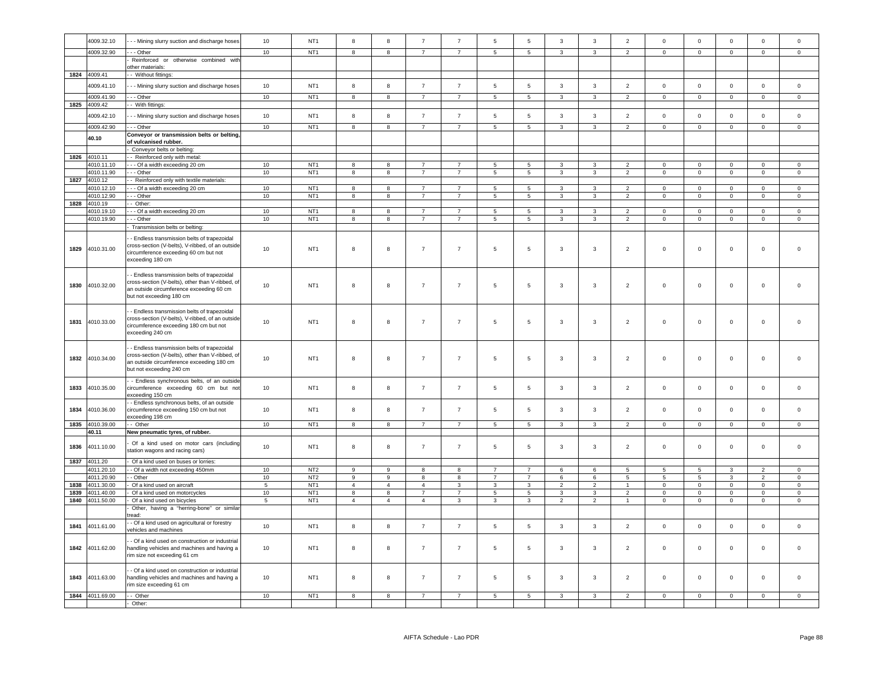| | 4009.32.10 | - - - Mining slurry suction and discharge hoses | 10 | NT1 | 8 | 8 | 7 | 7 | 5 | 5 | 3 | 3 | 2 | 0 | 0 | 0 | 0 | 0 |
|---|---|---|---|---|---|---|---|---|---|---|---|---|---|---|---|---|---|---|
| | 4009.32.90 | - - - Other | 10 | NT1 | 8 | 8 | 7 | 7 | 5 | 5 | 3 | 3 | 2 | 0 | 0 | 0 | 0 | 0 |
| | | - Reinforced or otherwise combined with other materials: | | | | | | | | | | | | | | | | |
| 1824 | 4009.41 | - - Without fittings: | | | | | | | | | | | | | | | | |
| | 4009.41.10 | - - - Mining slurry suction and discharge hoses | 10 | NT1 | 8 | 8 | 7 | 7 | 5 | 5 | 3 | 3 | 2 | 0 | 0 | 0 | 0 | 0 |
| | 4009.41.90 | - - - Other | 10 | NT1 | 8 | 8 | 7 | 7 | 5 | 5 | 3 | 3 | 2 | 0 | 0 | 0 | 0 | 0 |
| 1825 | 4009.42 | - - With fittings: | | | | | | | | | | | | | | | | |
| | 4009.42.10 | - - - Mining slurry suction and discharge hoses | 10 | NT1 | 8 | 8 | 7 | 7 | 5 | 5 | 3 | 3 | 2 | 0 | 0 | 0 | 0 | 0 |
| | 4009.42.90 | - - - Other | 10 | NT1 | 8 | 8 | 7 | 7 | 5 | 5 | 3 | 3 | 2 | 0 | 0 | 0 | 0 | 0 |
| | **40.10** | **Conveyor or transmission belts or belting, of vulcanised rubber.** | | | | | | | | | | | | | | | | |
| | | - Conveyor belts or belting: | | | | | | | | | | | | | | | | |
| 1826 | 4010.11 | - - Reinforced only with metal: | | | | | | | | | | | | | | | | |
| | 4010.11.10 | - - - Of a width exceeding 20 cm | 10 | NT1 | 8 | 8 | 7 | 7 | 5 | 5 | 3 | 3 | 2 | 0 | 0 | 0 | 0 | 0 |
| | 4010.11.90 | - - - Other | 10 | NT1 | 8 | 8 | 7 | 7 | 5 | 5 | 3 | 3 | 2 | 0 | 0 | 0 | 0 | 0 |
| 1827 | 4010.12 | - - Reinforced only with textile materials: | | | | | | | | | | | | | | | | |
| | 4010.12.10 | - - - Of a width exceeding 20 cm | 10 | NT1 | 8 | 8 | 7 | 7 | 5 | 5 | 3 | 3 | 2 | 0 | 0 | 0 | 0 | 0 |
| | 4010.12.90 | - - - Other | 10 | NT1 | 8 | 8 | 7 | 7 | 5 | 5 | 3 | 3 | 2 | 0 | 0 | 0 | 0 | 0 |
| 1828 | 4010.19 | - - Other: | | | | | | | | | | | | | | | | |
| | 4010.19.10 | - - - Of a width exceeding 20 cm | 10 | NT1 | 8 | 8 | 7 | 7 | 5 | 5 | 3 | 3 | 2 | 0 | 0 | 0 | 0 | 0 |
| | 4010.19.90 | - - - Other | 10 | NT1 | 8 | 8 | 7 | 7 | 5 | 5 | 3 | 3 | 2 | 0 | 0 | 0 | 0 | 0 |
| | | - Transmission belts or belting: | | | | | | | | | | | | | | | | |
| 1829 | 4010.31.00 | - - Endless transmission belts of trapezoidal cross-section (V-belts), V-ribbed, of an outside circumference exceeding 60 cm but not exceeding 180 cm | 10 | NT1 | 8 | 8 | 7 | 7 | 5 | 5 | 3 | 3 | 2 | 0 | 0 | 0 | 0 | 0 |
| 1830 | 4010.32.00 | - - Endless transmission belts of trapezoidal cross-section (V-belts), other than V-ribbed, of an outside circumference exceeding 60 cm but not exceeding 180 cm | 10 | NT1 | 8 | 8 | 7 | 7 | 5 | 5 | 3 | 3 | 2 | 0 | 0 | 0 | 0 | 0 |
| 1831 | 4010.33.00 | - - Endless transmission belts of trapezoidal cross-section (V-belts), V-ribbed, of an outside circumference exceeding 180 cm but not exceeding 240 cm | 10 | NT1 | 8 | 8 | 7 | 7 | 5 | 5 | 3 | 3 | 2 | 0 | 0 | 0 | 0 | 0 |
| 1832 | 4010.34.00 | - - Endless transmission belts of trapezoidal cross-section (V-belts), other than V-ribbed, of an outside circumference exceeding 180 cm but not exceeding 240 cm | 10 | NT1 | 8 | 8 | 7 | 7 | 5 | 5 | 3 | 3 | 2 | 0 | 0 | 0 | 0 | 0 |
| 1833 | 4010.35.00 | - - Endless synchronous belts, of an outside circumference exceeding 60 cm but not exceeding 150 cm | 10 | NT1 | 8 | 8 | 7 | 7 | 5 | 5 | 3 | 3 | 2 | 0 | 0 | 0 | 0 | 0 |
| 1834 | 4010.36.00 | - - Endless synchronous belts, of an outside circumference exceeding 150 cm but not exceeding 198 cm | 10 | NT1 | 8 | 8 | 7 | 7 | 5 | 5 | 3 | 3 | 2 | 0 | 0 | 0 | 0 | 0 |
| 1835 | 4010.39.00 | - - Other | 10 | NT1 | 8 | 8 | 7 | 7 | 5 | 5 | 3 | 3 | 2 | 0 | 0 | 0 | 0 | 0 |
| | **40.11** | **New pneumatic tyres, of rubber.** | | | | | | | | | | | | | | | | |
| 1836 | 4011.10.00 | - Of a kind used on motor cars (including station wagons and racing cars) | 10 | NT1 | 8 | 8 | 7 | 7 | 5 | 5 | 3 | 3 | 2 | 0 | 0 | 0 | 0 | 0 |
| 1837 | 4011.20 | - Of a kind used on buses or lorries: | | | | | | | | | | | | | | | | |
| | 4011.20.10 | - - Of a width not exceeding 450mm | 10 | NT2 | 9 | 9 | 8 | 8 | 7 | 7 | 6 | 6 | 5 | 5 | 5 | 3 | 2 | 0 |
| | 4011.20.90 | - - Other | 10 | NT2 | 9 | 9 | 8 | 8 | 7 | 7 | 6 | 6 | 5 | 5 | 5 | 3 | 2 | 0 |
| 1838 | 4011.30.00 | - Of a kind used on aircraft | 5 | NT1 | 4 | 4 | 4 | 3 | 3 | 3 | 2 | 2 | 1 | 0 | 0 | 0 | 0 | 0 |
| 1839 | 4011.40.00 | - Of a kind used on motorcycles | 10 | NT1 | 8 | 8 | 7 | 7 | 5 | 5 | 3 | 3 | 2 | 0 | 0 | 0 | 0 | 0 |
| 1840 | 4011.50.00 | - Of a kind used on bicycles | 5 | NT1 | 4 | 4 | 4 | 3 | 3 | 3 | 2 | 2 | 1 | 0 | 0 | 0 | 0 | 0 |
| | | - Other, having a "herring-bone" or similar tread: | | | | | | | | | | | | | | | | |
| 1841 | 4011.61.00 | - - Of a kind used on agricultural or forestry vehicles and machines | 10 | NT1 | 8 | 8 | 7 | 7 | 5 | 5 | 3 | 3 | 2 | 0 | 0 | 0 | 0 | 0 |
| 1842 | 4011.62.00 | - - Of a kind used on construction or industrial handling vehicles and machines and having a rim size not exceeding 61 cm | 10 | NT1 | 8 | 8 | 7 | 7 | 5 | 5 | 3 | 3 | 2 | 0 | 0 | 0 | 0 | 0 |
| 1843 | 4011.63.00 | - - Of a kind used on construction or industrial handling vehicles and machines and having a rim size exceeding 61 cm | 10 | NT1 | 8 | 8 | 7 | 7 | 5 | 5 | 3 | 3 | 2 | 0 | 0 | 0 | 0 | 0 |
| 1844 | 4011.69.00 | - - Other | 10 | NT1 | 8 | 8 | 7 | 7 | 5 | 5 | 3 | 3 | 2 | 0 | 0 | 0 | 0 | 0 |
| | | - Other: | | | | | | | | | | | | | | | | |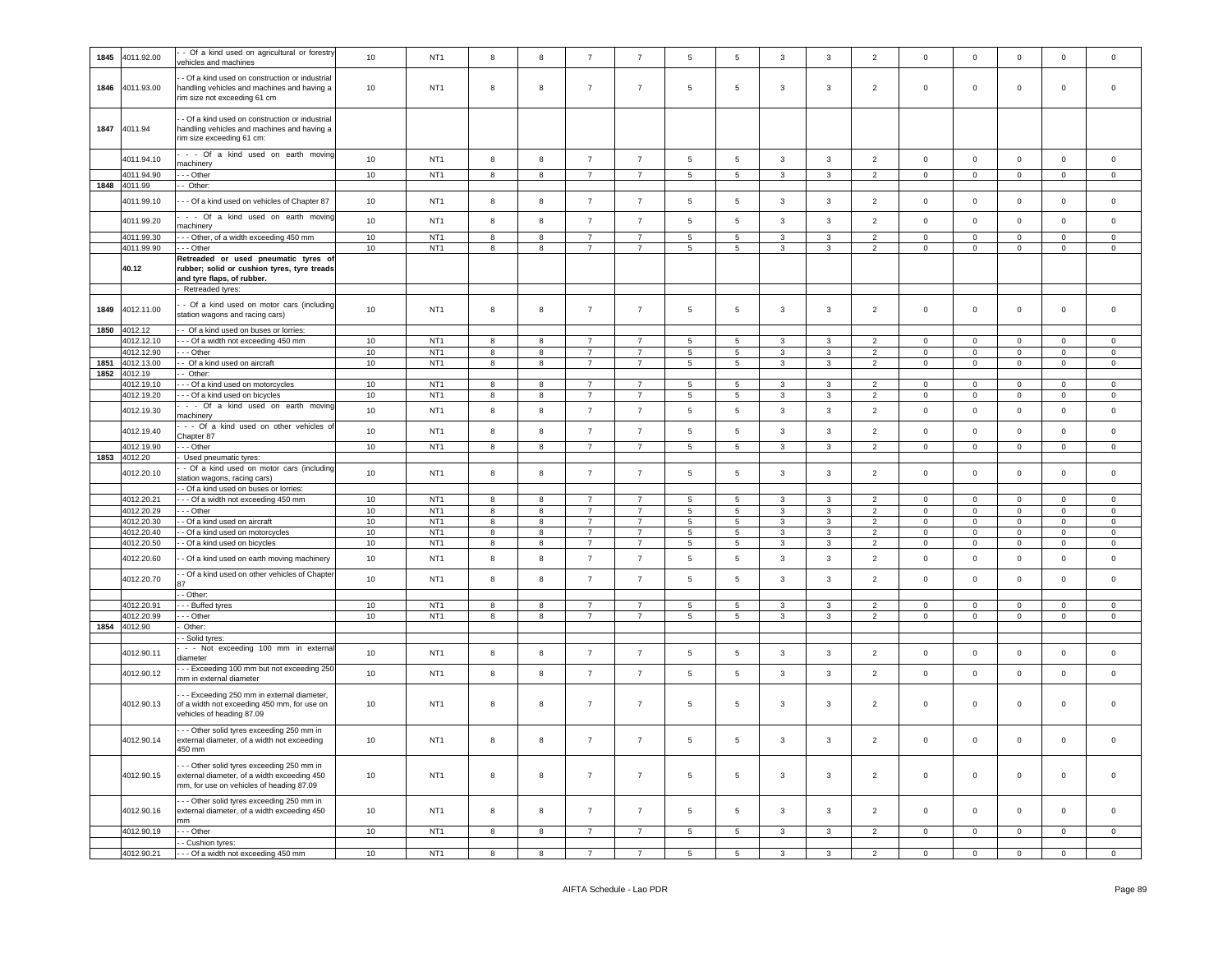| 1845 | 4011.92.00 | - - Of a kind used on agricultural or forestry vehicles and machines | 10 | NT1 | 8 | 8 | 7 | 7 | 5 | 5 | 3 | 3 | 2 | 0 | 0 | 0 | 0 | 0 |
|---|---|---|---|---|---|---|---|---|---|---|---|---|---|---|---|---|---|---|
| 1846 | 4011.93.00 | - - Of a kind used on construction or industrial handling vehicles and machines and having a rim size not exceeding 61 cm | 10 | NT1 | 8 | 8 | 7 | 7 | 5 | 5 | 3 | 3 | 2 | 0 | 0 | 0 | 0 | 0 |
| 1847 | 4011.94 | - - Of a kind used on construction or industrial handling vehicles and machines and having a rim size exceeding 61 cm: | | | | | | | | | | | | | | | | |
| | 4011.94.10 | - - - Of a kind used on earth moving machinery | 10 | NT1 | 8 | 8 | 7 | 7 | 5 | 5 | 3 | 3 | 2 | 0 | 0 | 0 | 0 | 0 |
| | 4011.94.90 | - - - Other | 10 | NT1 | 8 | 8 | 7 | 7 | 5 | 5 | 3 | 3 | 2 | 0 | 0 | 0 | 0 | 0 |
| 1848 | 4011.99 | - - Other: | | | | | | | | | | | | | | | | |
| | 4011.99.10 | - - - Of a kind used on vehicles of Chapter 87 | 10 | NT1 | 8 | 8 | 7 | 7 | 5 | 5 | 3 | 3 | 2 | 0 | 0 | 0 | 0 | 0 |
| | 4011.99.20 | - - - Of a kind used on earth moving machinery | 10 | NT1 | 8 | 8 | 7 | 7 | 5 | 5 | 3 | 3 | 2 | 0 | 0 | 0 | 0 | 0 |
| | 4011.99.30 | - - - Other, of a width exceeding 450 mm | 10 | NT1 | 8 | 8 | 7 | 7 | 5 | 5 | 3 | 3 | 2 | 0 | 0 | 0 | 0 | 0 |
| | 4011.99.90 | - - - Other | 10 | NT1 | 8 | 8 | 7 | 7 | 5 | 5 | 3 | 3 | 2 | 0 | 0 | 0 | 0 | 0 |
| | **40.12** | **Retreaded or used pneumatic tyres of rubber; solid or cushion tyres, tyre treads and tyre flaps, of rubber.** | | | | | | | | | | | | | | | | |
| | | - Retreaded tyres: | | | | | | | | | | | | | | | | |
| 1849 | 4012.11.00 | - - Of a kind used on motor cars (including station wagons and racing cars) | 10 | NT1 | 8 | 8 | 7 | 7 | 5 | 5 | 3 | 3 | 2 | 0 | 0 | 0 | 0 | 0 |
| 1850 | 4012.12 | - - Of a kind used on buses or lorries: | | | | | | | | | | | | | | | | |
| | 4012.12.10 | - - - Of a width not exceeding 450 mm | 10 | NT1 | 8 | 8 | 7 | 7 | 5 | 5 | 3 | 3 | 2 | 0 | 0 | 0 | 0 | 0 |
| | 4012.12.90 | - - - Other | 10 | NT1 | 8 | 8 | 7 | 7 | 5 | 5 | 3 | 3 | 2 | 0 | 0 | 0 | 0 | 0 |
| 1851 | 4012.13.00 | - - Of a kind used on aircraft | 10 | NT1 | 8 | 8 | 7 | 7 | 5 | 5 | 3 | 3 | 2 | 0 | 0 | 0 | 0 | 0 |
| 1852 | 4012.19 | - - Other: | | | | | | | | | | | | | | | | |
| | 4012.19.10 | - - - Of a kind used on motorcycles | 10 | NT1 | 8 | 8 | 7 | 7 | 5 | 5 | 3 | 3 | 2 | 0 | 0 | 0 | 0 | 0 |
| | 4012.19.20 | - - - Of a kind used on bicycles | 10 | NT1 | 8 | 8 | 7 | 7 | 5 | 5 | 3 | 3 | 2 | 0 | 0 | 0 | 0 | 0 |
| | 4012.19.30 | - - - Of a kind used on earth moving machinery | 10 | NT1 | 8 | 8 | 7 | 7 | 5 | 5 | 3 | 3 | 2 | 0 | 0 | 0 | 0 | 0 |
| | 4012.19.40 | - - - Of a kind used on other vehicles of Chapter 87 | 10 | NT1 | 8 | 8 | 7 | 7 | 5 | 5 | 3 | 3 | 2 | 0 | 0 | 0 | 0 | 0 |
| | 4012.19.90 | - - - Other | 10 | NT1 | 8 | 8 | 7 | 7 | 5 | 5 | 3 | 3 | 2 | 0 | 0 | 0 | 0 | 0 |
| 1853 | 4012.20 | - Used pneumatic tyres: | | | | | | | | | | | | | | | | |
| | 4012.20.10 | - - Of a kind used on motor cars (including station wagons, racing cars) | 10 | NT1 | 8 | 8 | 7 | 7 | 5 | 5 | 3 | 3 | 2 | 0 | 0 | 0 | 0 | 0 |
| | | - - Of a kind used on buses or lorries: | | | | | | | | | | | | | | | | |
| | 4012.20.21 | - - - Of a width not exceeding 450 mm | 10 | NT1 | 8 | 8 | 7 | 7 | 5 | 5 | 3 | 3 | 2 | 0 | 0 | 0 | 0 | 0 |
| | 4012.20.29 | - - - Other | 10 | NT1 | 8 | 8 | 7 | 7 | 5 | 5 | 3 | 3 | 2 | 0 | 0 | 0 | 0 | 0 |
| | 4012.20.30 | - - Of a kind used on aircraft | 10 | NT1 | 8 | 8 | 7 | 7 | 5 | 5 | 3 | 3 | 2 | 0 | 0 | 0 | 0 | 0 |
| | 4012.20.40 | - - Of a kind used on motorcycles | 10 | NT1 | 8 | 8 | 7 | 7 | 5 | 5 | 3 | 3 | 2 | 0 | 0 | 0 | 0 | 0 |
| | 4012.20.50 | - - Of a kind used on bicycles | 10 | NT1 | 8 | 8 | 7 | 7 | 5 | 5 | 3 | 3 | 2 | 0 | 0 | 0 | 0 | 0 |
| | 4012.20.60 | - - Of a kind used on earth moving machinery | 10 | NT1 | 8 | 8 | 7 | 7 | 5 | 5 | 3 | 3 | 2 | 0 | 0 | 0 | 0 | 0 |
| | 4012.20.70 | - - Of a kind used on other vehicles of Chapter 87 | 10 | NT1 | 8 | 8 | 7 | 7 | 5 | 5 | 3 | 3 | 2 | 0 | 0 | 0 | 0 | 0 |
| | | - - Other: | | | | | | | | | | | | | | | | |
| | 4012.20.91 | - - - Buffed tyres | 10 | NT1 | 8 | 8 | 7 | 7 | 5 | 5 | 3 | 3 | 2 | 0 | 0 | 0 | 0 | 0 |
| | 4012.20.99 | - - - Other | 10 | NT1 | 8 | 8 | 7 | 7 | 5 | 5 | 3 | 3 | 2 | 0 | 0 | 0 | 0 | 0 |
| 1854 | 4012.90 | - Other: | | | | | | | | | | | | | | | | |
| | | - - Solid tyres: | | | | | | | | | | | | | | | | |
| | 4012.90.11 | - - - Not exceeding 100 mm in external diameter | 10 | NT1 | 8 | 8 | 7 | 7 | 5 | 5 | 3 | 3 | 2 | 0 | 0 | 0 | 0 | 0 |
| | 4012.90.12 | - - - Exceeding 100 mm but not exceeding 250 mm in external diameter | 10 | NT1 | 8 | 8 | 7 | 7 | 5 | 5 | 3 | 3 | 2 | 0 | 0 | 0 | 0 | 0 |
| | 4012.90.13 | - - - Exceeding 250 mm in external diameter, of a width not exceeding 450 mm, for use on vehicles of heading 87.09 | 10 | NT1 | 8 | 8 | 7 | 7 | 5 | 5 | 3 | 3 | 2 | 0 | 0 | 0 | 0 | 0 |
| | 4012.90.14 | - - - Other solid tyres exceeding 250 mm in external diameter, of a width not exceeding 450 mm | 10 | NT1 | 8 | 8 | 7 | 7 | 5 | 5 | 3 | 3 | 2 | 0 | 0 | 0 | 0 | 0 |
| | 4012.90.15 | - - - Other solid tyres exceeding 250 mm in external diameter, of a width exceeding 450 mm, for use on vehicles of heading 87.09 | 10 | NT1 | 8 | 8 | 7 | 7 | 5 | 5 | 3 | 3 | 2 | 0 | 0 | 0 | 0 | 0 |
| | 4012.90.16 | - - - Other solid tyres exceeding 250 mm in external diameter, of a width exceeding 450 mm | 10 | NT1 | 8 | 8 | 7 | 7 | 5 | 5 | 3 | 3 | 2 | 0 | 0 | 0 | 0 | 0 |
| | 4012.90.19 | - - - Other | 10 | NT1 | 8 | 8 | 7 | 7 | 5 | 5 | 3 | 3 | 2 | 0 | 0 | 0 | 0 | 0 |
| | | - - Cushion tyres: | | | | | | | | | | | | | | | | |
| | 4012.90.21 | - - - Of a width not exceeding 450 mm | 10 | NT1 | 8 | 8 | 7 | 7 | 5 | 5 | 3 | 3 | 2 | 0 | 0 | 0 | 0 | 0 |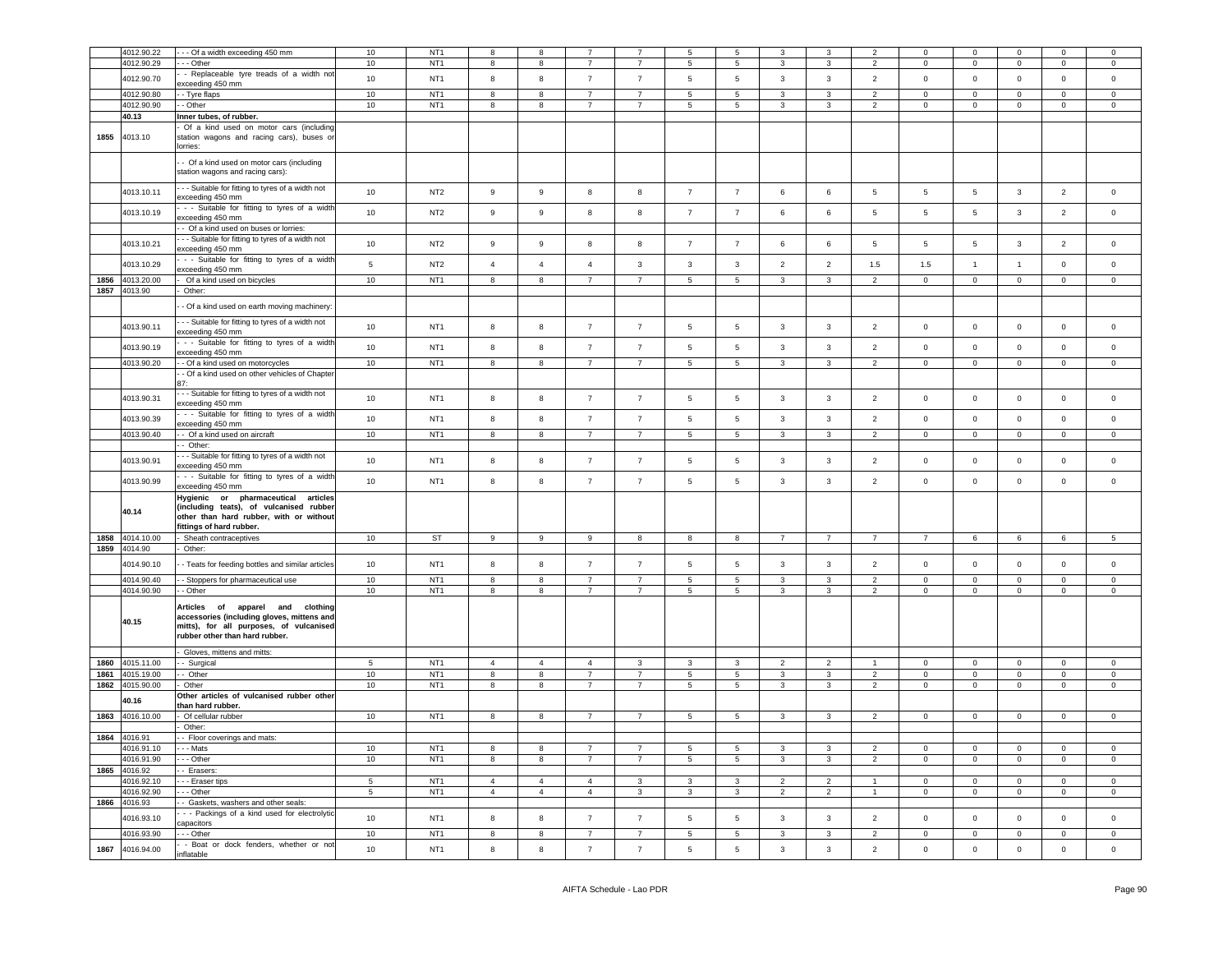| | 4012.90.22 | - - - Of a width exceeding 450 mm | 10 | NT1 | 8 | 8 | 7 | 7 | 5 | 5 | 3 | 3 | 2 | 0 | 0 | 0 | 0 | 0 |
|---|---|---|---|---|---|---|---|---|---|---|---|---|---|---|---|---|---|---|
| | 4012.90.29 | - - - Other | 10 | NT1 | 8 | 8 | 7 | 7 | 5 | 5 | 3 | 3 | 2 | 0 | 0 | 0 | 0 | 0 |
| | 4012.90.70 | - - Replaceable tyre treads of a width not exceeding 450 mm | 10 | NT1 | 8 | 8 | 7 | 7 | 5 | 5 | 3 | 3 | 2 | 0 | 0 | 0 | 0 | 0 |
| | 4012.90.80 | - - Tyre flaps | 10 | NT1 | 8 | 8 | 7 | 7 | 5 | 5 | 3 | 3 | 2 | 0 | 0 | 0 | 0 | 0 |
| | 4012.90.90 | - - Other | 10 | NT1 | 8 | 8 | 7 | 7 | 5 | 5 | 3 | 3 | 2 | 0 | 0 | 0 | 0 | 0 |
| | **40.13** | **Inner tubes, of rubber.** | | | | | | | | | | | | | | | | |
| 1855 | 4013.10 | - Of a kind used on motor cars (including station wagons and racing cars), buses or lorries: | | | | | | | | | | | | | | | | |
| | | - - Of a kind used on motor cars (including station wagons and racing cars): | | | | | | | | | | | | | | | | |
| | 4013.10.11 | - - - Suitable for fitting to tyres of a width not exceeding 450 mm | 10 | NT2 | 9 | 9 | 8 | 8 | 7 | 7 | 6 | 6 | 5 | 5 | 5 | 3 | 2 | 0 |
| | 4013.10.19 | - - - Suitable for fitting to tyres of a width exceeding 450 mm | 10 | NT2 | 9 | 9 | 8 | 8 | 7 | 7 | 6 | 6 | 5 | 5 | 5 | 3 | 2 | 0 |
| | | - - Of a kind used on buses or lorries: | | | | | | | | | | | | | | | | |
| | 4013.10.21 | - - - Suitable for fitting to tyres of a width not exceeding 450 mm | 10 | NT2 | 9 | 9 | 8 | 8 | 7 | 7 | 6 | 6 | 5 | 5 | 5 | 3 | 2 | 0 |
| | 4013.10.29 | - - - Suitable for fitting to tyres of a width exceeding 450 mm | 5 | NT2 | 4 | 4 | 4 | 3 | 3 | 3 | 2 | 2 | 1.5 | 1.5 | 1 | 1 | 0 | 0 |
| 1856 | 4013.20.00 | - Of a kind used on bicycles | 10 | NT1 | 8 | 8 | 7 | 7 | 5 | 5 | 3 | 3 | 2 | 0 | 0 | 0 | 0 | 0 |
| 1857 | 4013.90 | - Other: | | | | | | | | | | | | | | | | |
| | | - - Of a kind used on earth moving machinery: | | | | | | | | | | | | | | | | |
| | 4013.90.11 | - - - Suitable for fitting to tyres of a width not exceeding 450 mm | 10 | NT1 | 8 | 8 | 7 | 7 | 5 | 5 | 3 | 3 | 2 | 0 | 0 | 0 | 0 | 0 |
| | 4013.90.19 | - - - Suitable for fitting to tyres of a width exceeding 450 mm | 10 | NT1 | 8 | 8 | 7 | 7 | 5 | 5 | 3 | 3 | 2 | 0 | 0 | 0 | 0 | 0 |
| | 4013.90.20 | - - Of a kind used on motorcycles | 10 | NT1 | 8 | 8 | 7 | 7 | 5 | 5 | 3 | 3 | 2 | 0 | 0 | 0 | 0 | 0 |
| | | - - Of a kind used on other vehicles of Chapter 87: | | | | | | | | | | | | | | | | |
| | 4013.90.31 | - - - Suitable for fitting to tyres of a width not exceeding 450 mm | 10 | NT1 | 8 | 8 | 7 | 7 | 5 | 5 | 3 | 3 | 2 | 0 | 0 | 0 | 0 | 0 |
| | 4013.90.39 | - - - Suitable for fitting to tyres of a width exceeding 450 mm | 10 | NT1 | 8 | 8 | 7 | 7 | 5 | 5 | 3 | 3 | 2 | 0 | 0 | 0 | 0 | 0 |
| | 4013.90.40 | - - Of a kind used on aircraft | 10 | NT1 | 8 | 8 | 7 | 7 | 5 | 5 | 3 | 3 | 2 | 0 | 0 | 0 | 0 | 0 |
| | | - - Other: | | | | | | | | | | | | | | | | |
| | 4013.90.91 | - - - Suitable for fitting to tyres of a width not exceeding 450 mm | 10 | NT1 | 8 | 8 | 7 | 7 | 5 | 5 | 3 | 3 | 2 | 0 | 0 | 0 | 0 | 0 |
| | 4013.90.99 | - - - Suitable for fitting to tyres of a width exceeding 450 mm | 10 | NT1 | 8 | 8 | 7 | 7 | 5 | 5 | 3 | 3 | 2 | 0 | 0 | 0 | 0 | 0 |
| | **40.14** | **Hygienic or pharmaceutical articles (including teats), of vulcanised rubber other than hard rubber, with or without fittings of hard rubber.** | | | | | | | | | | | | | | | | |
| 1858 | 4014.10.00 | - Sheath contraceptives | 10 | ST | 9 | 9 | 9 | 8 | 8 | 8 | 7 | 7 | 7 | 7 | 6 | 6 | 6 | 5 |
| 1859 | 4014.90 | - Other: | | | | | | | | | | | | | | | | |
| | 4014.90.10 | - - Teats for feeding bottles and similar articles | 10 | NT1 | 8 | 8 | 7 | 7 | 5 | 5 | 3 | 3 | 2 | 0 | 0 | 0 | 0 | 0 |
| | 4014.90.40 | - - Stoppers for pharmaceutical use | 10 | NT1 | 8 | 8 | 7 | 7 | 5 | 5 | 3 | 3 | 2 | 0 | 0 | 0 | 0 | 0 |
| | 4014.90.90 | - - Other | 10 | NT1 | 8 | 8 | 7 | 7 | 5 | 5 | 3 | 3 | 2 | 0 | 0 | 0 | 0 | 0 |
| | **40.15** | **Articles of apparel and clothing accessories (including gloves, mittens and mitts), for all purposes, of vulcanised rubber other than hard rubber.** | | | | | | | | | | | | | | | | |
| | | - Gloves, mittens and mitts: | | | | | | | | | | | | | | | | |
| 1860 | 4015.11.00 | - - Surgical | 5 | NT1 | 4 | 4 | 4 | 3 | 3 | 3 | 2 | 2 | 1 | 0 | 0 | 0 | 0 | 0 |
| 1861 | 4015.19.00 | - - Other | 10 | NT1 | 8 | 8 | 7 | 7 | 5 | 5 | 3 | 3 | 2 | 0 | 0 | 0 | 0 | 0 |
| 1862 | 4015.90.00 | - Other | 10 | NT1 | 8 | 8 | 7 | 7 | 5 | 5 | 3 | 3 | 2 | 0 | 0 | 0 | 0 | 0 |
| | **40.16** | **Other articles of vulcanised rubber other than hard rubber.** | | | | | | | | | | | | | | | | |
| 1863 | 4016.10.00 | - Of cellular rubber | 10 | NT1 | 8 | 8 | 7 | 7 | 5 | 5 | 3 | 3 | 2 | 0 | 0 | 0 | 0 | 0 |
| | | - Other: | | | | | | | | | | | | | | | | |
| 1864 | 4016.91 | - - Floor coverings and mats: | | | | | | | | | | | | | | | | |
| | 4016.91.10 | - - - Mats | 10 | NT1 | 8 | 8 | 7 | 7 | 5 | 5 | 3 | 3 | 2 | 0 | 0 | 0 | 0 | 0 |
| | 4016.91.90 | - - - Other | 10 | NT1 | 8 | 8 | 7 | 7 | 5 | 5 | 3 | 3 | 2 | 0 | 0 | 0 | 0 | 0 |
| 1865 | 4016.92 | - - Erasers: | | | | | | | | | | | | | | | | |
| | 4016.92.10 | - - - Eraser tips | 5 | NT1 | 4 | 4 | 4 | 3 | 3 | 3 | 2 | 2 | 1 | 0 | 0 | 0 | 0 | 0 |
| | 4016.92.90 | - - - Other | 5 | NT1 | 4 | 4 | 4 | 3 | 3 | 3 | 2 | 2 | 1 | 0 | 0 | 0 | 0 | 0 |
| 1866 | 4016.93 | - - Gaskets, washers and other seals: | | | | | | | | | | | | | | | | |
| | 4016.93.10 | - - - Packings of a kind used for electrolytic capacitors | 10 | NT1 | 8 | 8 | 7 | 7 | 5 | 5 | 3 | 3 | 2 | 0 | 0 | 0 | 0 | 0 |
| | 4016.93.90 | - - - Other | 10 | NT1 | 8 | 8 | 7 | 7 | 5 | 5 | 3 | 3 | 2 | 0 | 0 | 0 | 0 | 0 |
| 1867 | 4016.94.00 | - - Boat or dock fenders, whether or not inflatable | 10 | NT1 | 8 | 8 | 7 | 7 | 5 | 5 | 3 | 3 | 2 | 0 | 0 | 0 | 0 | 0 |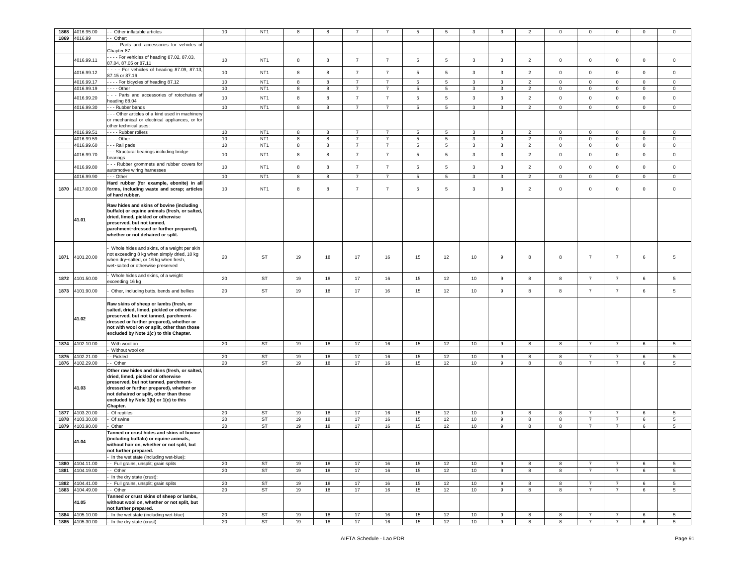| 1868 | 4016.95.00 | - - Other inflatable articles | 10 | NT1 | 8 | 8 | 7 | 7 | 5 | 5 | 3 | 3 | 2 | 0 | 0 | 0 | 0 | 0 |
|---|---|---|---|---|---|---|---|---|---|---|---|---|---|---|---|---|---|---|
| 1869 | 4016.99 | - - Other: | | | | | | | | | | | | | | | | |
| | | - - - Parts and accessories for vehicles of Chapter 87: | | | | | | | | | | | | | | | | |
| | 4016.99.11 | - - - - For vehicles of heading 87.02, 87.03, 87.04, 87.05 or 87.11 | 10 | NT1 | 8 | 8 | 7 | 7 | 5 | 5 | 3 | 3 | 2 | 0 | 0 | 0 | 0 | 0 |
| | 4016.99.12 | - - - - For vehicles of heading 87.09, 87.13, 87.15 or 87.16 | 10 | NT1 | 8 | 8 | 7 | 7 | 5 | 5 | 3 | 3 | 2 | 0 | 0 | 0 | 0 | 0 |
| | 4016.99.17 | - - - - For bicycles of heading 87.12 | 10 | NT1 | 8 | 8 | 7 | 7 | 5 | 5 | 3 | 3 | 2 | 0 | 0 | 0 | 0 | 0 |
| | 4016.99.19 | - - - - Other | 10 | NT1 | 8 | 8 | 7 | 7 | 5 | 5 | 3 | 3 | 2 | 0 | 0 | 0 | 0 | 0 |
| | 4016.99.20 | - - - Parts and accessories of rotochutes of heading 88.04 | 10 | NT1 | 8 | 8 | 7 | 7 | 5 | 5 | 3 | 3 | 2 | 0 | 0 | 0 | 0 | 0 |
| | 4016.99.30 | - - - Rubber bands | 10 | NT1 | 8 | 8 | 7 | 7 | 5 | 5 | 3 | 3 | 2 | 0 | 0 | 0 | 0 | 0 |
| | | - - - Other articles of a kind used in machinery or mechanical or electrical appliances, or for other technical uses: | | | | | | | | | | | | | | | | |
| | 4016.99.51 | - - - - Rubber rollers | 10 | NT1 | 8 | 8 | 7 | 7 | 5 | 5 | 3 | 3 | 2 | 0 | 0 | 0 | 0 | 0 |
| | 4016.99.59 | - - - - Other | 10 | NT1 | 8 | 8 | 7 | 7 | 5 | 5 | 3 | 3 | 2 | 0 | 0 | 0 | 0 | 0 |
| | 4016.99.60 | - - - Rail pads | 10 | NT1 | 8 | 8 | 7 | 7 | 5 | 5 | 3 | 3 | 2 | 0 | 0 | 0 | 0 | 0 |
| | 4016.99.70 | - - - Structural bearings including bridge bearings | 10 | NT1 | 8 | 8 | 7 | 7 | 5 | 5 | 3 | 3 | 2 | 0 | 0 | 0 | 0 | 0 |
| | 4016.99.80 | - - - Rubber grommets and rubber covers for automotive wiring harnesses | 10 | NT1 | 8 | 8 | 7 | 7 | 5 | 5 | 3 | 3 | 2 | 0 | 0 | 0 | 0 | 0 |
| | 4016.99.90 | - - - Other | 10 | NT1 | 8 | 8 | 7 | 7 | 5 | 5 | 3 | 3 | 2 | 0 | 0 | 0 | 0 | 0 |
| 1870 | 4017.00.00 | **Hard rubber (for example, ebonite) in all forms, including waste and scrap; articles of hard rubber.** | 10 | NT1 | 8 | 8 | 7 | 7 | 5 | 5 | 3 | 3 | 2 | 0 | 0 | 0 | 0 | 0 |
| | **41.01** | **Raw hides and skins of bovine (including buffalo) or equine animals (fresh, or salted, dried, limed, pickled or otherwise preserved, but not tanned, parchment-dressed or further prepared), whether or not dehaired or split.** | | | | | | | | | | | | | | | | |
| 1871 | 4101.20.00 | - Whole hides and skins, of a weight per skin not exceeding 8 kg when simply dried, 10 kg when dry-salted, or 16 kg when fresh, wet-salted or otherwise preserved | 20 | ST | 19 | 18 | 17 | 16 | 15 | 12 | 10 | 9 | 8 | 8 | 7 | 7 | 6 | 5 |
| 1872 | 4101.50.00 | - Whole hides and skins, of a weight exceeding 16 kg | 20 | ST | 19 | 18 | 17 | 16 | 15 | 12 | 10 | 9 | 8 | 8 | 7 | 7 | 6 | 5 |
| 1873 | 4101.90.00 | - Other, including butts, bends and bellies | 20 | ST | 19 | 18 | 17 | 16 | 15 | 12 | 10 | 9 | 8 | 8 | 7 | 7 | 6 | 5 |
| | **41.02** | **Raw skins of sheep or lambs (fresh, or salted, dried, limed, pickled or otherwise preserved, but not tanned, parchment-dressed or further prepared), whether or not with wool on or split, other than those excluded by Note 1(c) to this Chapter.** | | | | | | | | | | | | | | | | |
| 1874 | 4102.10.00 | - With wool on | 20 | ST | 19 | 18 | 17 | 16 | 15 | 12 | 10 | 9 | 8 | 8 | 7 | 7 | 6 | 5 |
| | | - Without wool on: | | | | | | | | | | | | | | | | |
| 1875 | 4102.21.00 | - - Pickled | 20 | ST | 19 | 18 | 17 | 16 | 15 | 12 | 10 | 9 | 8 | 8 | 7 | 7 | 6 | 5 |
| 1876 | 4102.29.00 | - - Other | 20 | ST | 19 | 18 | 17 | 16 | 15 | 12 | 10 | 9 | 8 | 8 | 7 | 7 | 6 | 5 |
| | **41.03** | **Other raw hides and skins (fresh, or salted, dried, limed, pickled or otherwise preserved, but not tanned, parchment-dressed or further prepared), whether or not dehaired or split, other than those excluded by Note 1(b) or 1(c) to this Chapter.** | | | | | | | | | | | | | | | | |
| 1877 | 4103.20.00 | - Of reptiles | 20 | ST | 19 | 18 | 17 | 16 | 15 | 12 | 10 | 9 | 8 | 8 | 7 | 7 | 6 | 5 |
| 1878 | 4103.30.00 | - Of swine | 20 | ST | 19 | 18 | 17 | 16 | 15 | 12 | 10 | 9 | 8 | 8 | 7 | 7 | 6 | 5 |
| 1879 | 4103.90.00 | - Other | 20 | ST | 19 | 18 | 17 | 16 | 15 | 12 | 10 | 9 | 8 | 8 | 7 | 7 | 6 | 5 |
| | **41.04** | **Tanned or crust hides and skins of bovine (including buffalo) or equine animals, without hair on, whether or not split, but not further prepared.** | | | | | | | | | | | | | | | | |
| | | - In the wet state (including wet-blue): | | | | | | | | | | | | | | | | |
| 1880 | 4104.11.00 | - - Full grains, unsplit; grain splits | 20 | ST | 19 | 18 | 17 | 16 | 15 | 12 | 10 | 9 | 8 | 8 | 7 | 7 | 6 | 5 |
| 1881 | 4104.19.00 | - - Other | 20 | ST | 19 | 18 | 17 | 16 | 15 | 12 | 10 | 9 | 8 | 8 | 7 | 7 | 6 | 5 |
| | | - In the dry state (crust): | | | | | | | | | | | | | | | | |
| 1882 | 4104.41.00 | - - Full grains, unsplit; grain splits | 20 | ST | 19 | 18 | 17 | 16 | 15 | 12 | 10 | 9 | 8 | 8 | 7 | 7 | 6 | 5 |
| 1883 | 4104.49.00 | - - Other | 20 | ST | 19 | 18 | 17 | 16 | 15 | 12 | 10 | 9 | 8 | 8 | 7 | 7 | 6 | 5 |
| | **41.05** | **Tanned or crust skins of sheep or lambs, without wool on, whether or not split, but not further prepared.** | | | | | | | | | | | | | | | | |
| 1884 | 4105.10.00 | - In the wet state (including wet-blue) | 20 | ST | 19 | 18 | 17 | 16 | 15 | 12 | 10 | 9 | 8 | 8 | 7 | 7 | 6 | 5 |
| 1885 | 4105.30.00 | - In the dry state (crust) | 20 | ST | 19 | 18 | 17 | 16 | 15 | 12 | 10 | 9 | 8 | 8 | 7 | 7 | 6 | 5 |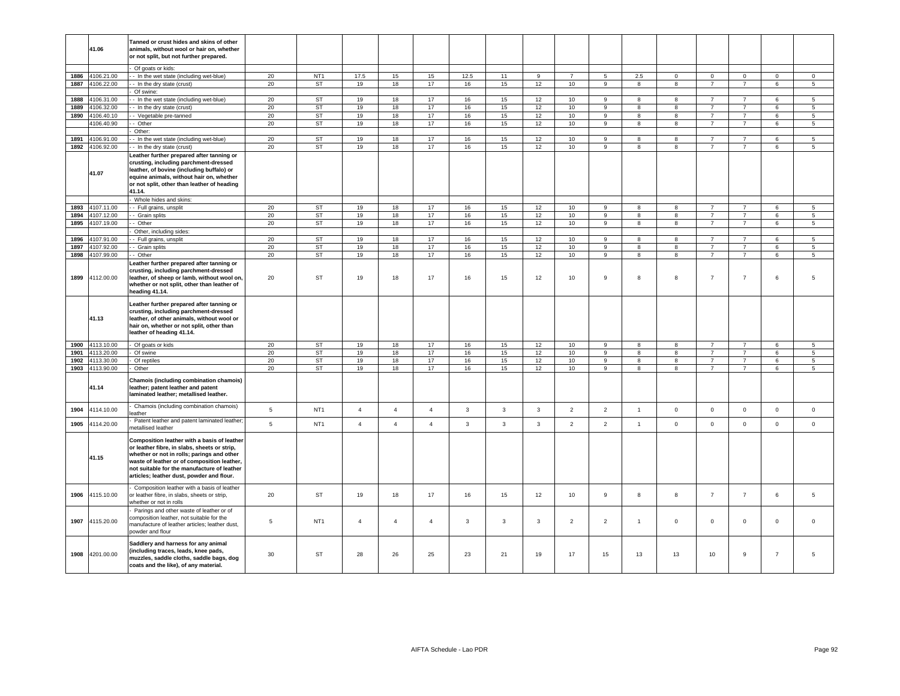| | 41.06 | **Tanned or crust hides and skins of other animals, without wool or hair on, whether or not split, but not further prepared.** | | | | | | | | | | | | | | | | |
|---|---|---|---|---|---|---|---|---|---|---|---|---|---|---|---|---|---|---|
| | | - Of goats or kids: | | | | | | | | | | | | | | | | |
| 1886 | 4106.21.00 | - - In the wet state (including wet-blue) | 20 | NT1 | 17.5 | 15 | 15 | 12.5 | 11 | 9 | 7 | 5 | 2.5 | 0 | 0 | 0 | 0 | 0 |
| 1887 | 4106.22.00 | - - In the dry state (crust) | 20 | ST | 19 | 18 | 17 | 16 | 15 | 12 | 10 | 9 | 8 | 8 | 7 | 7 | 6 | 5 |
| | | - Of swine: | | | | | | | | | | | | | | | | |
| 1888 | 4106.31.00 | - - In the wet state (including wet-blue) | 20 | ST | 19 | 18 | 17 | 16 | 15 | 12 | 10 | 9 | 8 | 8 | 7 | 7 | 6 | 5 |
| 1889 | 4106.32.00 | - - In the dry state (crust) | 20 | ST | 19 | 18 | 17 | 16 | 15 | 12 | 10 | 9 | 8 | 8 | 7 | 7 | 6 | 5 |
| 1890 | 4106.40.10 | - - Vegetable pre-tanned | 20 | ST | 19 | 18 | 17 | 16 | 15 | 12 | 10 | 9 | 8 | 8 | 7 | 7 | 6 | 5 |
| | 4106.40.90 | - - Other | 20 | ST | 19 | 18 | 17 | 16 | 15 | 12 | 10 | 9 | 8 | 8 | 7 | 7 | 6 | 5 |
| | | - Other: | | | | | | | | | | | | | | | | |
| 1891 | 4106.91.00 | - - In the wet state (including wet-blue) | 20 | ST | 19 | 18 | 17 | 16 | 15 | 12 | 10 | 9 | 8 | 8 | 7 | 7 | 6 | 5 |
| 1892 | 4106.92.00 | - - In the dry state (crust) | 20 | ST | 19 | 18 | 17 | 16 | 15 | 12 | 10 | 9 | 8 | 8 | 7 | 7 | 6 | 5 |
| | 41.07 | **Leather further prepared after tanning or crusting, including parchment-dressed leather, of bovine (including buffalo) or equine animals, without hair on, whether or not split, other than leather of heading 41.14.** | | | | | | | | | | | | | | | | |
| | | - Whole hides and skins: | | | | | | | | | | | | | | | | |
| 1893 | 4107.11.00 | - - Full grains, unsplit | 20 | ST | 19 | 18 | 17 | 16 | 15 | 12 | 10 | 9 | 8 | 8 | 7 | 7 | 6 | 5 |
| 1894 | 4107.12.00 | - - Grain splits | 20 | ST | 19 | 18 | 17 | 16 | 15 | 12 | 10 | 9 | 8 | 8 | 7 | 7 | 6 | 5 |
| 1895 | 4107.19.00 | - - Other | 20 | ST | 19 | 18 | 17 | 16 | 15 | 12 | 10 | 9 | 8 | 8 | 7 | 7 | 6 | 5 |
| | | - Other, including sides: | | | | | | | | | | | | | | | | |
| 1896 | 4107.91.00 | - - Full grains, unsplit | 20 | ST | 19 | 18 | 17 | 16 | 15 | 12 | 10 | 9 | 8 | 8 | 7 | 7 | 6 | 5 |
| 1897 | 4107.92.00 | - - Grain splits | 20 | ST | 19 | 18 | 17 | 16 | 15 | 12 | 10 | 9 | 8 | 8 | 7 | 7 | 6 | 5 |
| 1898 | 4107.99.00 | - - Other | 20 | ST | 19 | 18 | 17 | 16 | 15 | 12 | 10 | 9 | 8 | 8 | 7 | 7 | 6 | 5 |
| 1899 | 4112.00.00 | **Leather further prepared after tanning or crusting, including parchment-dressed leather, of sheep or lamb, without wool on, whether or not split, other than leather of heading 41.14.** | 20 | ST | 19 | 18 | 17 | 16 | 15 | 12 | 10 | 9 | 8 | 8 | 7 | 7 | 6 | 5 |
| | 41.13 | **Leather further prepared after tanning or crusting, including parchment-dressed leather, of other animals, without wool or hair on, whether or not split, other than leather of heading 41.14.** | | | | | | | | | | | | | | | | |
| 1900 | 4113.10.00 | - Of goats or kids | 20 | ST | 19 | 18 | 17 | 16 | 15 | 12 | 10 | 9 | 8 | 8 | 7 | 7 | 6 | 5 |
| 1901 | 4113.20.00 | - Of swine | 20 | ST | 19 | 18 | 17 | 16 | 15 | 12 | 10 | 9 | 8 | 8 | 7 | 7 | 6 | 5 |
| 1902 | 4113.30.00 | - Of reptiles | 20 | ST | 19 | 18 | 17 | 16 | 15 | 12 | 10 | 9 | 8 | 8 | 7 | 7 | 6 | 5 |
| 1903 | 4113.90.00 | - Other | 20 | ST | 19 | 18 | 17 | 16 | 15 | 12 | 10 | 9 | 8 | 8 | 7 | 7 | 6 | 5 |
| | 41.14 | **Chamois (including combination chamois) leather; patent leather and patent laminated leather; metallised leather.** | | | | | | | | | | | | | | | | |
| 1904 | 4114.10.00 | - Chamois (including combination chamois) leather | 5 | NT1 | 4 | 4 | 4 | 3 | 3 | 3 | 2 | 2 | 1 | 0 | 0 | 0 | 0 | 0 |
| 1905 | 4114.20.00 | - Patent leather and patent laminated leather; metallised leather | 5 | NT1 | 4 | 4 | 4 | 3 | 3 | 3 | 2 | 2 | 1 | 0 | 0 | 0 | 0 | 0 |
| | 41.15 | **Composition leather with a basis of leather or leather fibre, in slabs, sheets or strip, whether or not in rolls; parings and other waste of leather or of composition leather, not suitable for the manufacture of leather articles; leather dust, powder and flour.** | | | | | | | | | | | | | | | | |
| 1906 | 4115.10.00 | - Composition leather with a basis of leather or leather fibre, in slabs, sheets or strip, whether or not in rolls | 20 | ST | 19 | 18 | 17 | 16 | 15 | 12 | 10 | 9 | 8 | 8 | 7 | 7 | 6 | 5 |
| 1907 | 4115.20.00 | - Parings and other waste of leather or of composition leather, not suitable for the manufacture of leather articles; leather dust, powder and flour | 5 | NT1 | 4 | 4 | 4 | 3 | 3 | 3 | 2 | 2 | 1 | 0 | 0 | 0 | 0 | 0 |
| 1908 | 4201.00.00 | **Saddlery and harness for any animal (including traces, leads, knee pads, muzzles, saddle cloths, saddle bags, dog coats and the like), of any material.** | 30 | ST | 28 | 26 | 25 | 23 | 21 | 19 | 17 | 15 | 13 | 13 | 10 | 9 | 7 | 5 |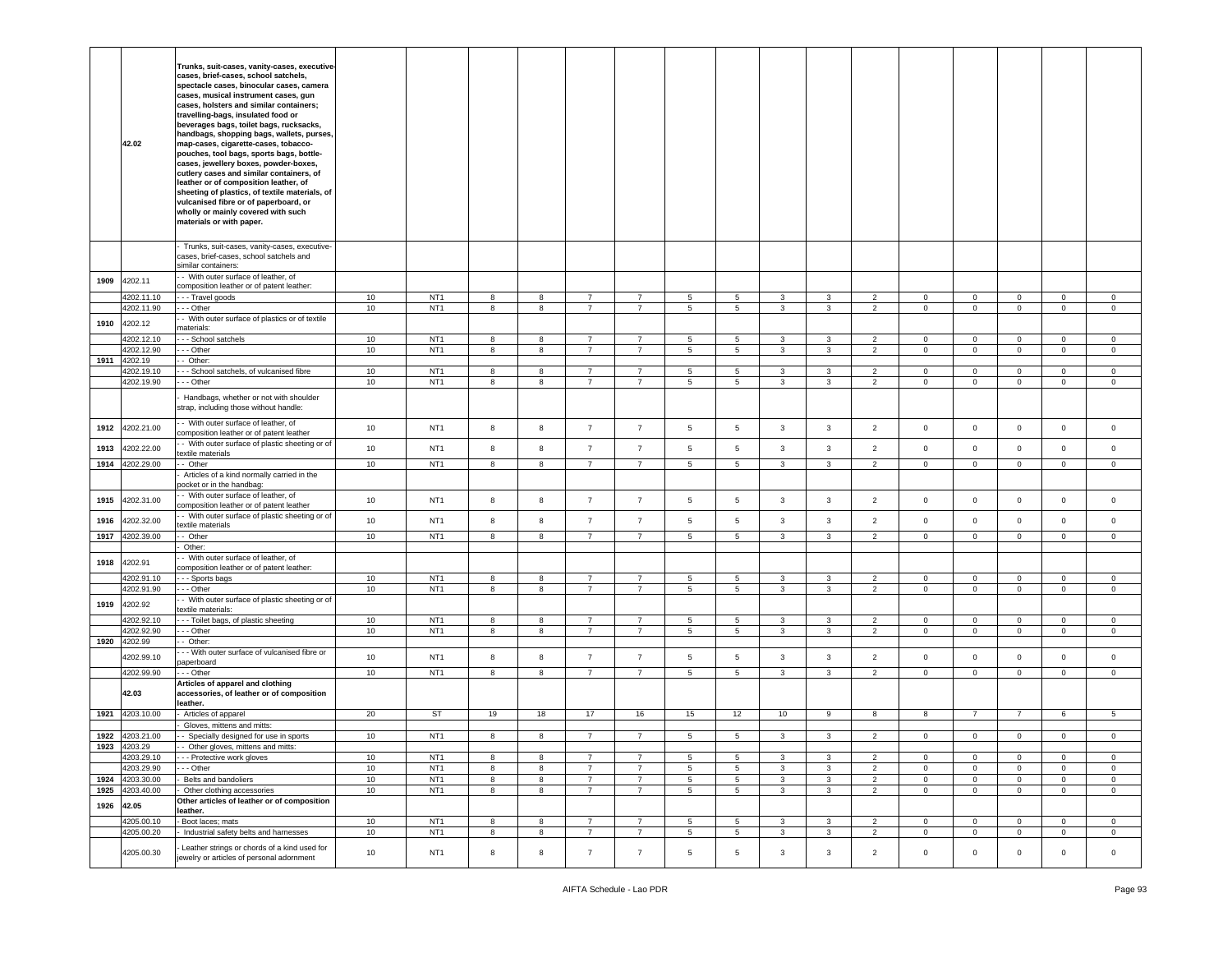|  |  |  |  |  |  |  |  |  |  |  |  |  |  |  |  |  |  |  |
|---|---|---|---|---|---|---|---|---|---|---|---|---|---|---|---|---|---|---|
|  | 42.02 | **Trunks, suit-cases, vanity-cases, executive-cases, brief-cases, school satchels, spectacle cases, binocular cases, camera cases, musical instrument cases, gun cases, holsters and similar containers; travelling-bags, insulated food or beverages bags, toilet bags, rucksacks, handbags, shopping bags, wallets, purses, map-cases, cigarette-cases, tobacco-pouches, tool bags, sports bags, bottle-cases, jewellery boxes, powder-boxes, cutlery cases and similar containers, of leather or of composition leather, of sheeting of plastics, of textile materials, of vulcanised fibre or of paperboard, or wholly or mainly covered with such materials or with paper.** |  |  |  |  |  |  |  |  |  |  |  |  |  |  |  |  |
|  |  | - Trunks, suit-cases, vanity-cases, executive-cases, brief-cases, school satchels and similar containers: |  |  |  |  |  |  |  |  |  |  |  |  |  |  |  |  |
| 1909 | 4202.11 | - - With outer surface of leather, of composition leather or of patent leather: |  |  |  |  |  |  |  |  |  |  |  |  |  |  |  |  |
|  | 4202.11.10 | - - - Travel goods | 10 | NT1 | 8 | 8 | 7 | 7 | 5 | 5 | 3 | 3 | 2 | 0 | 0 | 0 | 0 | 0 |
|  | 4202.11.90 | - - - Other | 10 | NT1 | 8 | 8 | 7 | 7 | 5 | 5 | 3 | 3 | 2 | 0 | 0 | 0 | 0 | 0 |
| 1910 | 4202.12 | - - With outer surface of plastics or of textile materials: |  |  |  |  |  |  |  |  |  |  |  |  |  |  |  |  |
|  | 4202.12.10 | - - - School satchels | 10 | NT1 | 8 | 8 | 7 | 7 | 5 | 5 | 3 | 3 | 2 | 0 | 0 | 0 | 0 | 0 |
|  | 4202.12.90 | - - - Other | 10 | NT1 | 8 | 8 | 7 | 7 | 5 | 5 | 3 | 3 | 2 | 0 | 0 | 0 | 0 | 0 |
| 1911 | 4202.19 | - - Other: |  |  |  |  |  |  |  |  |  |  |  |  |  |  |  |  |
|  | 4202.19.10 | - - - School satchels, of vulcanised fibre | 10 | NT1 | 8 | 8 | 7 | 7 | 5 | 5 | 3 | 3 | 2 | 0 | 0 | 0 | 0 | 0 |
|  | 4202.19.90 | - - - Other | 10 | NT1 | 8 | 8 | 7 | 7 | 5 | 5 | 3 | 3 | 2 | 0 | 0 | 0 | 0 | 0 |
|  |  | - Handbags, whether or not with shoulder strap, including those without handle: |  |  |  |  |  |  |  |  |  |  |  |  |  |  |  |  |
| 1912 | 4202.21.00 | - - With outer surface of leather, of composition leather or of patent leather | 10 | NT1 | 8 | 8 | 7 | 7 | 5 | 5 | 3 | 3 | 2 | 0 | 0 | 0 | 0 | 0 |
| 1913 | 4202.22.00 | - - With outer surface of plastic sheeting or of textile materials | 10 | NT1 | 8 | 8 | 7 | 7 | 5 | 5 | 3 | 3 | 2 | 0 | 0 | 0 | 0 | 0 |
| 1914 | 4202.29.00 | - - Other | 10 | NT1 | 8 | 8 | 7 | 7 | 5 | 5 | 3 | 3 | 2 | 0 | 0 | 0 | 0 | 0 |
|  |  | - Articles of a kind normally carried in the pocket or in the handbag: |  |  |  |  |  |  |  |  |  |  |  |  |  |  |  |  |
| 1915 | 4202.31.00 | - - With outer surface of leather, of composition leather or of patent leather | 10 | NT1 | 8 | 8 | 7 | 7 | 5 | 5 | 3 | 3 | 2 | 0 | 0 | 0 | 0 | 0 |
| 1916 | 4202.32.00 | - - With outer surface of plastic sheeting or of textile materials | 10 | NT1 | 8 | 8 | 7 | 7 | 5 | 5 | 3 | 3 | 2 | 0 | 0 | 0 | 0 | 0 |
| 1917 | 4202.39.00 | - - Other | 10 | NT1 | 8 | 8 | 7 | 7 | 5 | 5 | 3 | 3 | 2 | 0 | 0 | 0 | 0 | 0 |
|  |  | - Other: |  |  |  |  |  |  |  |  |  |  |  |  |  |  |  |  |
| 1918 | 4202.91 | - - With outer surface of leather, of composition leather or of patent leather: |  |  |  |  |  |  |  |  |  |  |  |  |  |  |  |  |
|  | 4202.91.10 | - - - Sports bags | 10 | NT1 | 8 | 8 | 7 | 7 | 5 | 5 | 3 | 3 | 2 | 0 | 0 | 0 | 0 | 0 |
|  | 4202.91.90 | - - - Other | 10 | NT1 | 8 | 8 | 7 | 7 | 5 | 5 | 3 | 3 | 2 | 0 | 0 | 0 | 0 | 0 |
| 1919 | 4202.92 | - - With outer surface of plastic sheeting or of textile materials: |  |  |  |  |  |  |  |  |  |  |  |  |  |  |  |  |
|  | 4202.92.10 | - - - Toilet bags, of plastic sheeting | 10 | NT1 | 8 | 8 | 7 | 7 | 5 | 5 | 3 | 3 | 2 | 0 | 0 | 0 | 0 | 0 |
|  | 4202.92.90 | - - - Other | 10 | NT1 | 8 | 8 | 7 | 7 | 5 | 5 | 3 | 3 | 2 | 0 | 0 | 0 | 0 | 0 |
| 1920 | 4202.99 | - - Other: |  |  |  |  |  |  |  |  |  |  |  |  |  |  |  |  |
|  | 4202.99.10 | - - - With outer surface of vulcanised fibre or paperboard | 10 | NT1 | 8 | 8 | 7 | 7 | 5 | 5 | 3 | 3 | 2 | 0 | 0 | 0 | 0 | 0 |
|  | 4202.99.90 | - - - Other | 10 | NT1 | 8 | 8 | 7 | 7 | 5 | 5 | 3 | 3 | 2 | 0 | 0 | 0 | 0 | 0 |
|  | 42.03 | **Articles of apparel and clothing accessories, of leather or of composition leather.** |  |  |  |  |  |  |  |  |  |  |  |  |  |  |  |  |
| 1921 | 4203.10.00 | - Articles of apparel | 20 | ST | 19 | 18 | 17 | 16 | 15 | 12 | 10 | 9 | 8 | 8 | 7 | 7 | 6 | 5 |
|  |  | - Gloves, mittens and mitts: |  |  |  |  |  |  |  |  |  |  |  |  |  |  |  |  |
| 1922 | 4203.21.00 | - - Specially designed for use in sports | 10 | NT1 | 8 | 8 | 7 | 7 | 5 | 5 | 3 | 3 | 2 | 0 | 0 | 0 | 0 | 0 |
| 1923 | 4203.29 | - - Other gloves, mittens and mitts: |  |  |  |  |  |  |  |  |  |  |  |  |  |  |  |  |
|  | 4203.29.10 | - - - Protective work gloves | 10 | NT1 | 8 | 8 | 7 | 7 | 5 | 5 | 3 | 3 | 2 | 0 | 0 | 0 | 0 | 0 |
|  | 4203.29.90 | - - - Other | 10 | NT1 | 8 | 8 | 7 | 7 | 5 | 5 | 3 | 3 | 2 | 0 | 0 | 0 | 0 | 0 |
| 1924 | 4203.30.00 | - Belts and bandoliers | 10 | NT1 | 8 | 8 | 7 | 7 | 5 | 5 | 3 | 3 | 2 | 0 | 0 | 0 | 0 | 0 |
| 1925 | 4203.40.00 | - Other clothing accessories | 10 | NT1 | 8 | 8 | 7 | 7 | 5 | 5 | 3 | 3 | 2 | 0 | 0 | 0 | 0 | 0 |
| 1926 | 42.05 | **Other articles of leather or of composition leather.** |  |  |  |  |  |  |  |  |  |  |  |  |  |  |  |  |
|  | 4205.00.10 | - Boot laces; mats | 10 | NT1 | 8 | 8 | 7 | 7 | 5 | 5 | 3 | 3 | 2 | 0 | 0 | 0 | 0 | 0 |
|  | 4205.00.20 | - Industrial safety belts and harnesses | 10 | NT1 | 8 | 8 | 7 | 7 | 5 | 5 | 3 | 3 | 2 | 0 | 0 | 0 | 0 | 0 |
|  | 4205.00.30 | - Leather strings or chords of a kind used for jewelry or articles of personal adornment | 10 | NT1 | 8 | 8 | 7 | 7 | 5 | 5 | 3 | 3 | 2 | 0 | 0 | 0 | 0 | 0 |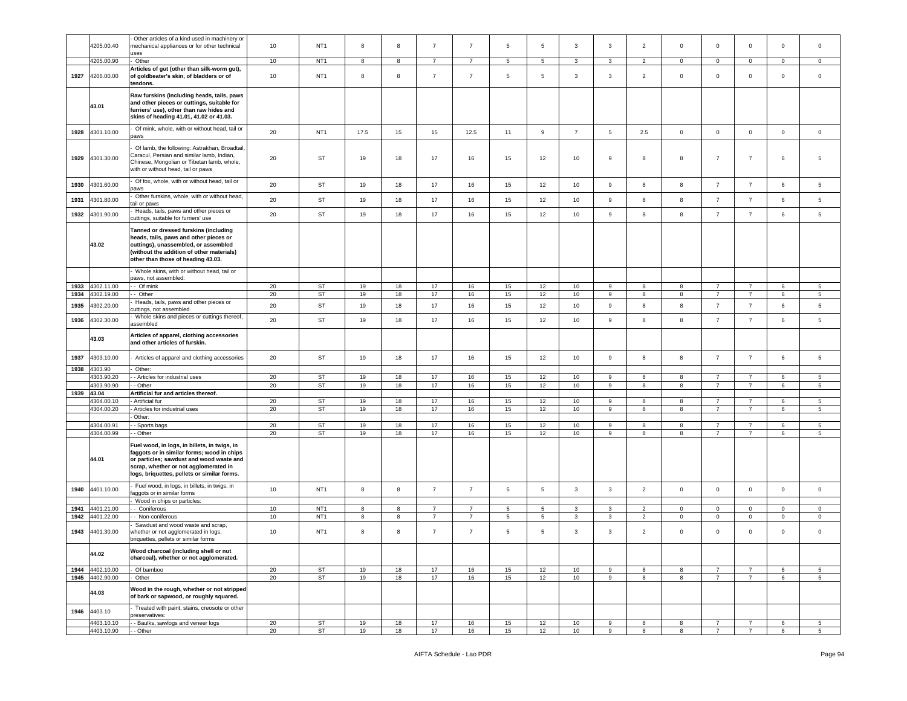| | 4205.00.40 | - Other articles of a kind used in machinery or mechanical appliances or for other technical uses | 10 | NT1 | 8 | 8 | 7 | 7 | 5 | 5 | 3 | 3 | 2 | 0 | 0 | 0 | 0 | 0 |
|---|---|---|---|---|---|---|---|---|---|---|---|---|---|---|---|---|---|---|
| | 4205.00.90 | - Other | 10 | NT1 | 8 | 8 | 7 | 7 | 5 | 5 | 3 | 3 | 2 | 0 | 0 | 0 | 0 | 0 |
| 1927 | 4206.00.00 | **Articles of gut (other than silk-worm gut), of goldbeater's skin, of bladders or of tendons.** | 10 | NT1 | 8 | 8 | 7 | 7 | 5 | 5 | 3 | 3 | 2 | 0 | 0 | 0 | 0 | 0 |
| | **43.01** | **Raw furskins (including heads, tails, paws and other pieces or cuttings, suitable for furriers' use), other than raw hides and skins of heading 41.01, 41.02 or 41.03.** | | | | | | | | | | | | | | | | |
| 1928 | 4301.10.00 | - Of mink, whole, with or without head, tail or paws | 20 | NT1 | 17.5 | 15 | 15 | 12.5 | 11 | 9 | 7 | 5 | 2.5 | 0 | 0 | 0 | 0 | 0 |
| 1929 | 4301.30.00 | - Of lamb, the following: Astrakhan, Broadtail, Caracul, Persian and similar lamb, Indian, Chinese, Mongolian or Tibetan lamb, whole, with or without head, tail or paws | 20 | ST | 19 | 18 | 17 | 16 | 15 | 12 | 10 | 9 | 8 | 8 | 7 | 7 | 6 | 5 |
| 1930 | 4301.60.00 | - Of fox, whole, with or without head, tail or paws | 20 | ST | 19 | 18 | 17 | 16 | 15 | 12 | 10 | 9 | 8 | 8 | 7 | 7 | 6 | 5 |
| 1931 | 4301.80.00 | - Other furskins, whole, with or without head, tail or paws | 20 | ST | 19 | 18 | 17 | 16 | 15 | 12 | 10 | 9 | 8 | 8 | 7 | 7 | 6 | 5 |
| 1932 | 4301.90.00 | - Heads, tails, paws and other pieces or cuttings, suitable for furriers' use | 20 | ST | 19 | 18 | 17 | 16 | 15 | 12 | 10 | 9 | 8 | 8 | 7 | 7 | 6 | 5 |
| | **43.02** | **Tanned or dressed furskins (including heads, tails, paws and other pieces or cuttings), unassembled, or assembled (without the addition of other materials) other than those of heading 43.03.** | | | | | | | | | | | | | | | | |
| | | - Whole skins, with or without head, tail or paws, not assembled: | | | | | | | | | | | | | | | | |
| 1933 | 4302.11.00 | - - Of mink | 20 | ST | 19 | 18 | 17 | 16 | 15 | 12 | 10 | 9 | 8 | 8 | 7 | 7 | 6 | 5 |
| 1934 | 4302.19.00 | - - Other | 20 | ST | 19 | 18 | 17 | 16 | 15 | 12 | 10 | 9 | 8 | 8 | 7 | 7 | 6 | 5 |
| 1935 | 4302.20.00 | - Heads, tails, paws and other pieces or cuttings, not assembled | 20 | ST | 19 | 18 | 17 | 16 | 15 | 12 | 10 | 9 | 8 | 8 | 7 | 7 | 6 | 5 |
| 1936 | 4302.30.00 | - Whole skins and pieces or cuttings thereof, assembled | 20 | ST | 19 | 18 | 17 | 16 | 15 | 12 | 10 | 9 | 8 | 8 | 7 | 7 | 6 | 5 |
| | **43.03** | **Articles of apparel, clothing accessories and other articles of furskin.** | | | | | | | | | | | | | | | | |
| 1937 | 4303.10.00 | - Articles of apparel and clothing accessories | 20 | ST | 19 | 18 | 17 | 16 | 15 | 12 | 10 | 9 | 8 | 8 | 7 | 7 | 6 | 5 |
| 1938 | 4303.90 | - Other: | | | | | | | | | | | | | | | | |
| | 4303.90.20 | - - Articles for industrial uses | 20 | ST | 19 | 18 | 17 | 16 | 15 | 12 | 10 | 9 | 8 | 8 | 7 | 7 | 6 | 5 |
| | 4303.90.90 | - - Other | 20 | ST | 19 | 18 | 17 | 16 | 15 | 12 | 10 | 9 | 8 | 8 | 7 | 7 | 6 | 5 |
| 1939 | **43.04** | **Artificial fur and articles thereof.** | | | | | | | | | | | | | | | | |
| | 4304.00.10 | - Artificial fur | 20 | ST | 19 | 18 | 17 | 16 | 15 | 12 | 10 | 9 | 8 | 8 | 7 | 7 | 6 | 5 |
| | 4304.00.20 | - Articles for industrial uses | 20 | ST | 19 | 18 | 17 | 16 | 15 | 12 | 10 | 9 | 8 | 8 | 7 | 7 | 6 | 5 |
| | | - Other: | | | | | | | | | | | | | | | | |
| | 4304.00.91 | - - Sports bags | 20 | ST | 19 | 18 | 17 | 16 | 15 | 12 | 10 | 9 | 8 | 8 | 7 | 7 | 6 | 5 |
| | 4304.00.99 | - - Other | 20 | ST | 19 | 18 | 17 | 16 | 15 | 12 | 10 | 9 | 8 | 8 | 7 | 7 | 6 | 5 |
| | **44.01** | **Fuel wood, in logs, in billets, in twigs, in faggots or in similar forms; wood in chips or particles; sawdust and wood waste and scrap, whether or not agglomerated in logs, briquettes, pellets or similar forms.** | | | | | | | | | | | | | | | | |
| 1940 | 4401.10.00 | - Fuel wood, in logs, in billets, in twigs, in faggots or in similar forms | 10 | NT1 | 8 | 8 | 7 | 7 | 5 | 5 | 3 | 3 | 2 | 0 | 0 | 0 | 0 | 0 |
| | | - Wood in chips or particles: | | | | | | | | | | | | | | | | |
| 1941 | 4401.21.00 | - - Coniferous | 10 | NT1 | 8 | 8 | 7 | 7 | 5 | 5 | 3 | 3 | 2 | 0 | 0 | 0 | 0 | 0 |
| 1942 | 4401.22.00 | - - Non-coniferous | 10 | NT1 | 8 | 8 | 7 | 7 | 5 | 5 | 3 | 3 | 2 | 0 | 0 | 0 | 0 | 0 |
| 1943 | 4401.30.00 | - Sawdust and wood waste and scrap, whether or not agglomerated in logs, briquettes, pellets or similar forms | 10 | NT1 | 8 | 8 | 7 | 7 | 5 | 5 | 3 | 3 | 2 | 0 | 0 | 0 | 0 | 0 |
| | **44.02** | **Wood charcoal (including shell or nut charcoal), whether or not agglomerated.** | | | | | | | | | | | | | | | | |
| 1944 | 4402.10.00 | - Of bamboo | 20 | ST | 19 | 18 | 17 | 16 | 15 | 12 | 10 | 9 | 8 | 8 | 7 | 7 | 6 | 5 |
| 1945 | 4402.90.00 | - Other | 20 | ST | 19 | 18 | 17 | 16 | 15 | 12 | 10 | 9 | 8 | 8 | 7 | 7 | 6 | 5 |
| | **44.03** | **Wood in the rough, whether or not stripped of bark or sapwood, or roughly squared.** | | | | | | | | | | | | | | | | |
| 1946 | 4403.10 | - Treated with paint, stains, creosote or other preservatives: | | | | | | | | | | | | | | | | |
| | 4403.10.10 | - - Baulks, sawlogs and veneer logs | 20 | ST | 19 | 18 | 17 | 16 | 15 | 12 | 10 | 9 | 8 | 8 | 7 | 7 | 6 | 5 |
| | 4403.10.90 | - - Other | 20 | ST | 19 | 18 | 17 | 16 | 15 | 12 | 10 | 9 | 8 | 8 | 7 | 7 | 6 | 5 |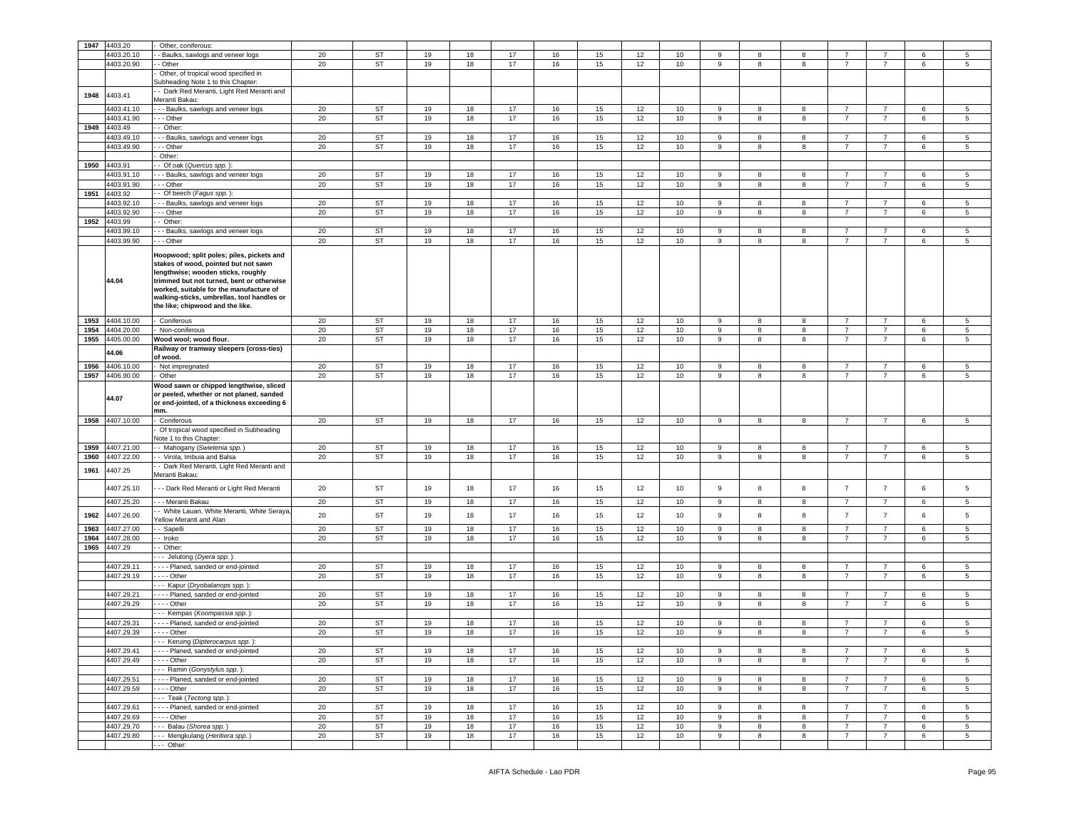| | | | | | | | | | | | | | | | | | | |
|---|---|---|---|---|---|---|---|---|---|---|---|---|---|---|---|---|---|---|
| 1947 | 4403.20 | - Other, coniferous: | | | | | | | | | | | | | | | | |
| | 4403.20.10 | - - Baulks, sawlogs and veneer logs | 20 | ST | 19 | 18 | 17 | 16 | 15 | 12 | 10 | 9 | 8 | 8 | 7 | 7 | 6 | 5 |
| | 4403.20.90 | - - Other | 20 | ST | 19 | 18 | 17 | 16 | 15 | 12 | 10 | 9 | 8 | 8 | 7 | 7 | 6 | 5 |
| | | - Other, of tropical wood specified in Subheading Note 1 to this Chapter: | | | | | | | | | | | | | | | | |
| 1948 | 4403.41 | - - Dark Red Meranti, Light Red Meranti and Meranti Bakau: | | | | | | | | | | | | | | | | |
| | 4403.41.10 | - - - Baulks, sawlogs and veneer logs | 20 | ST | 19 | 18 | 17 | 16 | 15 | 12 | 10 | 9 | 8 | 8 | 7 | 7 | 6 | 5 |
| | 4403.41.90 | - - - Other | 20 | ST | 19 | 18 | 17 | 16 | 15 | 12 | 10 | 9 | 8 | 8 | 7 | 7 | 6 | 5 |
| 1949 | 4403.49 | - - Other: | | | | | | | | | | | | | | | | |
| | 4403.49.10 | - - - Baulks, sawlogs and veneer logs | 20 | ST | 19 | 18 | 17 | 16 | 15 | 12 | 10 | 9 | 8 | 8 | 7 | 7 | 6 | 5 |
| | 4403.49.90 | - - - Other | 20 | ST | 19 | 18 | 17 | 16 | 15 | 12 | 10 | 9 | 8 | 8 | 7 | 7 | 6 | 5 |
| | | - Other: | | | | | | | | | | | | | | | | |
| 1950 | 4403.91 | - - Of oak (*Quercus spp.* ): | | | | | | | | | | | | | | | | |
| | 4403.91.10 | - - - Baulks, sawlogs and veneer logs | 20 | ST | 19 | 18 | 17 | 16 | 15 | 12 | 10 | 9 | 8 | 8 | 7 | 7 | 6 | 5 |
| | 4403.91.90 | - - - Other | 20 | ST | 19 | 18 | 17 | 16 | 15 | 12 | 10 | 9 | 8 | 8 | 7 | 7 | 6 | 5 |
| 1951 | 4403.92 | - - Of beech (*Fagus spp.* ): | | | | | | | | | | | | | | | | |
| | 4403.92.10 | - - - Baulks, sawlogs and veneer logs | 20 | ST | 19 | 18 | 17 | 16 | 15 | 12 | 10 | 9 | 8 | 8 | 7 | 7 | 6 | 5 |
| | 4403.92.90 | - - - Other | 20 | ST | 19 | 18 | 17 | 16 | 15 | 12 | 10 | 9 | 8 | 8 | 7 | 7 | 6 | 5 |
| 1952 | 4403.99 | - - Other: | | | | | | | | | | | | | | | | |
| | 4403.99.10 | - - - Baulks, sawlogs and veneer logs | 20 | ST | 19 | 18 | 17 | 16 | 15 | 12 | 10 | 9 | 8 | 8 | 7 | 7 | 6 | 5 |
| | 4403.99.90 | - - - Other | 20 | ST | 19 | 18 | 17 | 16 | 15 | 12 | 10 | 9 | 8 | 8 | 7 | 7 | 6 | 5 |
| | 44.04 | **Hoopwood; split poles; piles, pickets and stakes of wood, pointed but not sawn lengthwise; wooden sticks, roughly trimmed but not turned, bent or otherwise worked, suitable for the manufacture of walking-sticks, umbrellas, tool handles or the like; chipwood and the like.** | | | | | | | | | | | | | | | | |
| 1953 | 4404.10.00 | - Coniferous | 20 | ST | 19 | 18 | 17 | 16 | 15 | 12 | 10 | 9 | 8 | 8 | 7 | 7 | 6 | 5 |
| 1954 | 4404.20.00 | - Non-coniferous | 20 | ST | 19 | 18 | 17 | 16 | 15 | 12 | 10 | 9 | 8 | 8 | 7 | 7 | 6 | 5 |
| 1955 | 4405.00.00 | **Wood wool; wood flour.** | 20 | ST | 19 | 18 | 17 | 16 | 15 | 12 | 10 | 9 | 8 | 8 | 7 | 7 | 6 | 5 |
| | 44.06 | **Railway or tramway sleepers (cross-ties) of wood.** | | | | | | | | | | | | | | | | |
| 1956 | 4406.10.00 | - Not impregnated | 20 | ST | 19 | 18 | 17 | 16 | 15 | 12 | 10 | 9 | 8 | 8 | 7 | 7 | 6 | 5 |
| 1957 | 4406.90.00 | - Other | 20 | ST | 19 | 18 | 17 | 16 | 15 | 12 | 10 | 9 | 8 | 8 | 7 | 7 | 6 | 5 |
| | 44.07 | **Wood sawn or chipped lengthwise, sliced or peeled, whether or not planed, sanded or end-jointed, of a thickness exceeding 6 mm.** | | | | | | | | | | | | | | | | |
| 1958 | 4407.10.00 | - Coniferous | 20 | ST | 19 | 18 | 17 | 16 | 15 | 12 | 10 | 9 | 8 | 8 | 7 | 7 | 6 | 5 |
| | | - Of tropical wood specified in Subheading Note 1 to this Chapter: | | | | | | | | | | | | | | | | |
| 1959 | 4407.21.00 | - - Mahogany (*Swietenia spp.*) | 20 | ST | 19 | 18 | 17 | 16 | 15 | 12 | 10 | 9 | 8 | 8 | 7 | 7 | 6 | 5 |
| 1960 | 4407.22.00 | - - Virola, Imbuia and Balsa | 20 | ST | 19 | 18 | 17 | 16 | 15 | 12 | 10 | 9 | 8 | 8 | 7 | 7 | 6 | 5 |
| 1961 | 4407.25 | - - Dark Red Meranti, Light Red Meranti and Meranti Bakau: | | | | | | | | | | | | | | | | |
| | 4407.25.10 | - - - Dark Red Meranti or Light Red Meranti | 20 | ST | 19 | 18 | 17 | 16 | 15 | 12 | 10 | 9 | 8 | 8 | 7 | 7 | 6 | 5 |
| | 4407.25.20 | - - - Meranti Bakau | 20 | ST | 19 | 18 | 17 | 16 | 15 | 12 | 10 | 9 | 8 | 8 | 7 | 7 | 6 | 5 |
| 1962 | 4407.26.00 | - - White Lauan, White Meranti, White Seraya, Yellow Meranti and Alan | 20 | ST | 19 | 18 | 17 | 16 | 15 | 12 | 10 | 9 | 8 | 8 | 7 | 7 | 6 | 5 |
| 1963 | 4407.27.00 | - - Sapelli | 20 | ST | 19 | 18 | 17 | 16 | 15 | 12 | 10 | 9 | 8 | 8 | 7 | 7 | 6 | 5 |
| 1964 | 4407.28.00 | - - Iroko | 20 | ST | 19 | 18 | 17 | 16 | 15 | 12 | 10 | 9 | 8 | 8 | 7 | 7 | 6 | 5 |
| 1965 | 4407.29 | - - Other: | | | | | | | | | | | | | | | | |
| | | - - - Jelutong (*Dyera spp.* ): | | | | | | | | | | | | | | | | |
| | 4407.29.11 | - - - - Planed, sanded or end-jointed | 20 | ST | 19 | 18 | 17 | 16 | 15 | 12 | 10 | 9 | 8 | 8 | 7 | 7 | 6 | 5 |
| | 4407.29.19 | - - - - Other | 20 | ST | 19 | 18 | 17 | 16 | 15 | 12 | 10 | 9 | 8 | 8 | 7 | 7 | 6 | 5 |
| | | - - - Kapur (*Dryobalanops spp.* ): | | | | | | | | | | | | | | | | |
| | 4407.29.21 | - - - - Planed, sanded or end-jointed | 20 | ST | 19 | 18 | 17 | 16 | 15 | 12 | 10 | 9 | 8 | 8 | 7 | 7 | 6 | 5 |
| | 4407.29.29 | - - - - Other | 20 | ST | 19 | 18 | 17 | 16 | 15 | 12 | 10 | 9 | 8 | 8 | 7 | 7 | 6 | 5 |
| | | - - - Kempas (*Koompassia spp.* ): | | | | | | | | | | | | | | | | |
| | 4407.29.31 | - - - - Planed, sanded or end-jointed | 20 | ST | 19 | 18 | 17 | 16 | 15 | 12 | 10 | 9 | 8 | 8 | 7 | 7 | 6 | 5 |
| | 4407.29.39 | - - - - Other | 20 | ST | 19 | 18 | 17 | 16 | 15 | 12 | 10 | 9 | 8 | 8 | 7 | 7 | 6 | 5 |
| | | - - - Keruing (*Dipterocarpus spp.* ): | | | | | | | | | | | | | | | | |
| | 4407.29.41 | - - - - Planed, sanded or end-jointed | 20 | ST | 19 | 18 | 17 | 16 | 15 | 12 | 10 | 9 | 8 | 8 | 7 | 7 | 6 | 5 |
| | 4407.29.49 | - - - - Other | 20 | ST | 19 | 18 | 17 | 16 | 15 | 12 | 10 | 9 | 8 | 8 | 7 | 7 | 6 | 5 |
| | | - - - Ramin (*Gonystylus spp.* ): | | | | | | | | | | | | | | | | |
| | 4407.29.51 | - - - - Planed, sanded or end-jointed | 20 | ST | 19 | 18 | 17 | 16 | 15 | 12 | 10 | 9 | 8 | 8 | 7 | 7 | 6 | 5 |
| | 4407.29.59 | - - - - Other | 20 | ST | 19 | 18 | 17 | 16 | 15 | 12 | 10 | 9 | 8 | 8 | 7 | 7 | 6 | 5 |
| | | - - - Teak (*Tectong spp.* ): | | | | | | | | | | | | | | | | |
| | 4407.29.61 | - - - - Planed, sanded or end-jointed | 20 | ST | 19 | 18 | 17 | 16 | 15 | 12 | 10 | 9 | 8 | 8 | 7 | 7 | 6 | 5 |
| | 4407.29.69 | - - - - Other | 20 | ST | 19 | 18 | 17 | 16 | 15 | 12 | 10 | 9 | 8 | 8 | 7 | 7 | 6 | 5 |
| | 4407.29.70 | - - - Balau (*Shorea spp.* ) | 20 | ST | 19 | 18 | 17 | 16 | 15 | 12 | 10 | 9 | 8 | 8 | 7 | 7 | 6 | 5 |
| | 4407.29.80 | - - - Mengkulang (*Heritiera spp.* ) | 20 | ST | 19 | 18 | 17 | 16 | 15 | 12 | 10 | 9 | 8 | 8 | 7 | 7 | 6 | 5 |
| | | - - - Other: | | | | | | | | | | | | | | | | |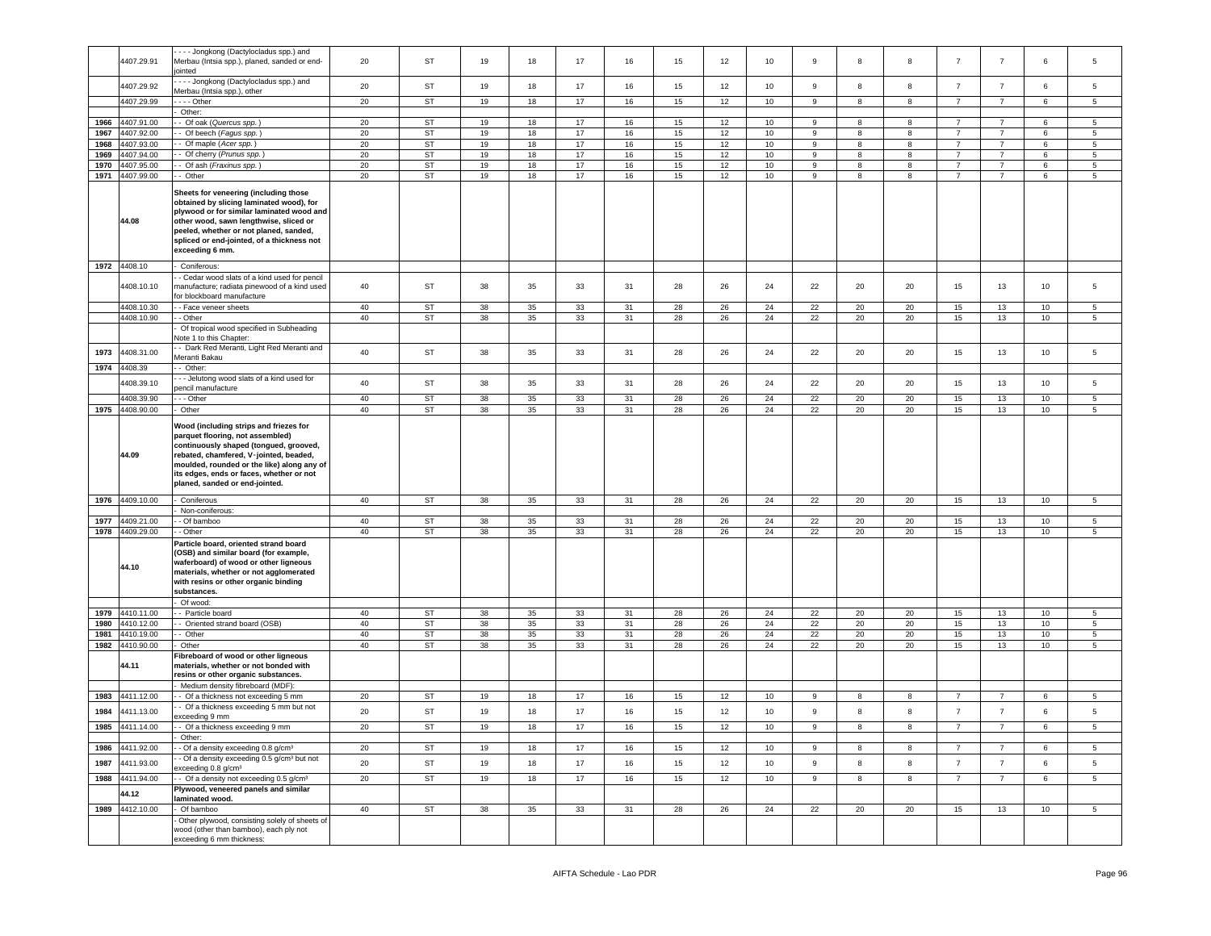| | 4407.29.91 | - - - - Jongkong (Dactylocladus spp.) and Merbau (Intsia spp.), planed, sanded or end-jointed | 20 | ST | 19 | 18 | 17 | 16 | 15 | 12 | 10 | 9 | 8 | 8 | 7 | 7 | 6 | 5 |
|---|---|---|---|---|---|---|---|---|---|---|---|---|---|---|---|---|---|---|
| | 4407.29.92 | - - - - Jongkong (Dactylocladus spp.) and Merbau (Intsia spp.), other | 20 | ST | 19 | 18 | 17 | 16 | 15 | 12 | 10 | 9 | 8 | 8 | 7 | 7 | 6 | 5 |
| | 4407.29.99 | - - - - Other | 20 | ST | 19 | 18 | 17 | 16 | 15 | 12 | 10 | 9 | 8 | 8 | 7 | 7 | 6 | 5 |
| | | - Other: | | | | | | | | | | | | | | | | |
| 1966 | 4407.91.00 | - - Of oak (*Quercus spp.*) | 20 | ST | 19 | 18 | 17 | 16 | 15 | 12 | 10 | 9 | 8 | 8 | 7 | 7 | 6 | 5 |
| 1967 | 4407.92.00 | - - Of beech (*Fagus spp.*) | 20 | ST | 19 | 18 | 17 | 16 | 15 | 12 | 10 | 9 | 8 | 8 | 7 | 7 | 6 | 5 |
| 1968 | 4407.93.00 | - - Of maple (*Acer spp.*) | 20 | ST | 19 | 18 | 17 | 16 | 15 | 12 | 10 | 9 | 8 | 8 | 7 | 7 | 6 | 5 |
| 1969 | 4407.94.00 | - - Of cherry (*Prunus spp.*) | 20 | ST | 19 | 18 | 17 | 16 | 15 | 12 | 10 | 9 | 8 | 8 | 7 | 7 | 6 | 5 |
| 1970 | 4407.95.00 | - - Of ash (*Fraxinus spp.*) | 20 | ST | 19 | 18 | 17 | 16 | 15 | 12 | 10 | 9 | 8 | 8 | 7 | 7 | 6 | 5 |
| 1971 | 4407.99.00 | - - Other | 20 | ST | 19 | 18 | 17 | 16 | 15 | 12 | 10 | 9 | 8 | 8 | 7 | 7 | 6 | 5 |
| | **44.08** | **Sheets for veneering (including those obtained by slicing laminated wood), for plywood or for similar laminated wood and other wood, sawn lengthwise, sliced or peeled, whether or not planed, sanded, spliced or end-jointed, of a thickness not exceeding 6 mm.** | | | | | | | | | | | | | | | | |
| 1972 | 4408.10 | - Coniferous: | | | | | | | | | | | | | | | | |
| | 4408.10.10 | - - Cedar wood slats of a kind used for pencil manufacture; radiata pinewood of a kind used for blockboard manufacture | 40 | ST | 38 | 35 | 33 | 31 | 28 | 26 | 24 | 22 | 20 | 20 | 15 | 13 | 10 | 5 |
| | 4408.10.30 | - - Face veneer sheets | 40 | ST | 38 | 35 | 33 | 31 | 28 | 26 | 24 | 22 | 20 | 20 | 15 | 13 | 10 | 5 |
| | 4408.10.90 | - - Other | 40 | ST | 38 | 35 | 33 | 31 | 28 | 26 | 24 | 22 | 20 | 20 | 15 | 13 | 10 | 5 |
| | | - Of tropical wood specified in Subheading Note 1 to this Chapter: | | | | | | | | | | | | | | | | |
| 1973 | 4408.31.00 | - - Dark Red Meranti, Light Red Meranti and Meranti Bakau | 40 | ST | 38 | 35 | 33 | 31 | 28 | 26 | 24 | 22 | 20 | 20 | 15 | 13 | 10 | 5 |
| 1974 | 4408.39 | - - Other: | | | | | | | | | | | | | | | | |
| | 4408.39.10 | - - - Jelutong wood slats of a kind used for pencil manufacture | 40 | ST | 38 | 35 | 33 | 31 | 28 | 26 | 24 | 22 | 20 | 20 | 15 | 13 | 10 | 5 |
| | 4408.39.90 | - - - Other | 40 | ST | 38 | 35 | 33 | 31 | 28 | 26 | 24 | 22 | 20 | 20 | 15 | 13 | 10 | 5 |
| 1975 | 4408.90.00 | - Other | 40 | ST | 38 | 35 | 33 | 31 | 28 | 26 | 24 | 22 | 20 | 20 | 15 | 13 | 10 | 5 |
| | **44.09** | **Wood (including strips and friezes for parquet flooring, not assembled) continuously shaped (tongued, grooved, rebated, chamfered, V-jointed, beaded, moulded, rounded or the like) along any of its edges, ends or faces, whether or not planed, sanded or end-jointed.** | | | | | | | | | | | | | | | | |
| 1976 | 4409.10.00 | - Coniferous | 40 | ST | 38 | 35 | 33 | 31 | 28 | 26 | 24 | 22 | 20 | 20 | 15 | 13 | 10 | 5 |
| | | - Non-coniferous: | | | | | | | | | | | | | | | | |
| 1977 | 4409.21.00 | - - Of bamboo | 40 | ST | 38 | 35 | 33 | 31 | 28 | 26 | 24 | 22 | 20 | 20 | 15 | 13 | 10 | 5 |
| 1978 | 4409.29.00 | - - Other | 40 | ST | 38 | 35 | 33 | 31 | 28 | 26 | 24 | 22 | 20 | 20 | 15 | 13 | 10 | 5 |
| | **44.10** | **Particle board, oriented strand board (OSB) and similar board (for example, waferboard) of wood or other ligneous materials, whether or not agglomerated with resins or other organic binding substances.** | | | | | | | | | | | | | | | | |
| | | - Of wood: | | | | | | | | | | | | | | | | |
| 1979 | 4410.11.00 | - - Particle board | 40 | ST | 38 | 35 | 33 | 31 | 28 | 26 | 24 | 22 | 20 | 20 | 15 | 13 | 10 | 5 |
| 1980 | 4410.12.00 | - - Oriented strand board (OSB) | 40 | ST | 38 | 35 | 33 | 31 | 28 | 26 | 24 | 22 | 20 | 20 | 15 | 13 | 10 | 5 |
| 1981 | 4410.19.00 | - - Other | 40 | ST | 38 | 35 | 33 | 31 | 28 | 26 | 24 | 22 | 20 | 20 | 15 | 13 | 10 | 5 |
| 1982 | 4410.90.00 | - Other | 40 | ST | 38 | 35 | 33 | 31 | 28 | 26 | 24 | 22 | 20 | 20 | 15 | 13 | 10 | 5 |
| | **44.11** | **Fibreboard of wood or other ligneous materials, whether or not bonded with resins or other organic substances.** | | | | | | | | | | | | | | | | |
| | | - Medium density fibreboard (MDF): | | | | | | | | | | | | | | | | |
| 1983 | 4411.12.00 | - - Of a thickness not exceeding 5 mm | 20 | ST | 19 | 18 | 17 | 16 | 15 | 12 | 10 | 9 | 8 | 8 | 7 | 7 | 6 | 5 |
| 1984 | 4411.13.00 | - - Of a thickness exceeding 5 mm but not exceeding 9 mm | 20 | ST | 19 | 18 | 17 | 16 | 15 | 12 | 10 | 9 | 8 | 8 | 7 | 7 | 6 | 5 |
| 1985 | 4411.14.00 | - - Of a thickness exceeding 9 mm | 20 | ST | 19 | 18 | 17 | 16 | 15 | 12 | 10 | 9 | 8 | 8 | 7 | 7 | 6 | 5 |
| | | - Other: | | | | | | | | | | | | | | | | |
| 1986 | 4411.92.00 | - - Of a density exceeding 0.8 g/cm³ | 20 | ST | 19 | 18 | 17 | 16 | 15 | 12 | 10 | 9 | 8 | 8 | 7 | 7 | 6 | 5 |
| 1987 | 4411.93.00 | - - Of a density exceeding 0.5 g/cm³ but not exceeding 0.8 g/cm³ | 20 | ST | 19 | 18 | 17 | 16 | 15 | 12 | 10 | 9 | 8 | 8 | 7 | 7 | 6 | 5 |
| 1988 | 4411.94.00 | - - Of a density not exceeding 0.5 g/cm³ | 20 | ST | 19 | 18 | 17 | 16 | 15 | 12 | 10 | 9 | 8 | 8 | 7 | 7 | 6 | 5 |
| | **44.12** | **Plywood, veneered panels and similar laminated wood.** | | | | | | | | | | | | | | | | |
| 1989 | 4412.10.00 | - Of bamboo | 40 | ST | 38 | 35 | 33 | 31 | 28 | 26 | 24 | 22 | 20 | 20 | 15 | 13 | 10 | 5 |
| | | - Other plywood, consisting solely of sheets of wood (other than bamboo), each ply not exceeding 6 mm thickness: | | | | | | | | | | | | | | | | |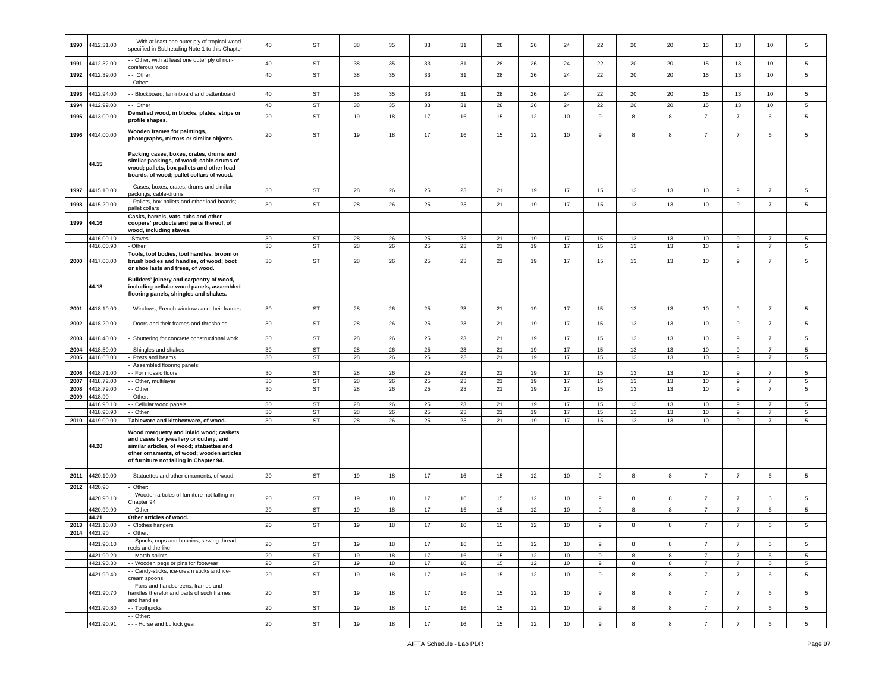| 1990 | 4412.31.00 | - - With at least one outer ply of tropical wood specified in Subheading Note 1 to this Chapter | 40 | ST | 38 | 35 | 33 | 31 | 28 | 26 | 24 | 22 | 20 | 20 | 15 | 13 | 10 | 5 |
|---|---|---|---|---|---|---|---|---|---|---|---|---|---|---|---|---|---|---|
| 1991 | 4412.32.00 | - - Other, with at least one outer ply of non-coniferous wood | 40 | ST | 38 | 35 | 33 | 31 | 28 | 26 | 24 | 22 | 20 | 20 | 15 | 13 | 10 | 5 |
| 1992 | 4412.39.00 | - - Other | 40 | ST | 38 | 35 | 33 | 31 | 28 | 26 | 24 | 22 | 20 | 20 | 15 | 13 | 10 | 5 |
| | | - Other: | | | | | | | | | | | | | | | | |
| 1993 | 4412.94.00 | - - Blockboard, laminboard and battenboard | 40 | ST | 38 | 35 | 33 | 31 | 28 | 26 | 24 | 22 | 20 | 20 | 15 | 13 | 10 | 5 |
| 1994 | 4412.99.00 | - - Other | 40 | ST | 38 | 35 | 33 | 31 | 28 | 26 | 24 | 22 | 20 | 20 | 15 | 13 | 10 | 5 |
| 1995 | 4413.00.00 | **Densified wood, in blocks, plates, strips or profile shapes.** | 20 | ST | 19 | 18 | 17 | 16 | 15 | 12 | 10 | 9 | 8 | 8 | 7 | 7 | 6 | 5 |
| 1996 | 4414.00.00 | **Wooden frames for paintings, photographs, mirrors or similar objects.** | 20 | ST | 19 | 18 | 17 | 16 | 15 | 12 | 10 | 9 | 8 | 8 | 7 | 7 | 6 | 5 |
| | 44.15 | **Packing cases, boxes, crates, drums and similar packings, of wood; cable-drums of wood; pallets, box pallets and other load boards, of wood; pallet collars of wood.** | | | | | | | | | | | | | | | | |
| 1997 | 4415.10.00 | - Cases, boxes, crates, drums and similar packings; cable-drums | 30 | ST | 28 | 26 | 25 | 23 | 21 | 19 | 17 | 15 | 13 | 13 | 10 | 9 | 7 | 5 |
| 1998 | 4415.20.00 | - Pallets, box pallets and other load boards; pallet collars | 30 | ST | 28 | 26 | 25 | 23 | 21 | 19 | 17 | 15 | 13 | 13 | 10 | 9 | 7 | 5 |
| 1999 | 44.16 | **Casks, barrels, vats, tubs and other coopers' products and parts thereof, of wood, including staves.** | | | | | | | | | | | | | | | | |
| | 4416.00.10 | - Staves | 30 | ST | 28 | 26 | 25 | 23 | 21 | 19 | 17 | 15 | 13 | 13 | 10 | 9 | 7 | 5 |
| | 4416.00.90 | - Other | 30 | ST | 28 | 26 | 25 | 23 | 21 | 19 | 17 | 15 | 13 | 13 | 10 | 9 | 7 | 5 |
| 2000 | 4417.00.00 | **Tools, tool bodies, tool handles, broom or brush bodies and handles, of wood; boot or shoe lasts and trees, of wood.** | 30 | ST | 28 | 26 | 25 | 23 | 21 | 19 | 17 | 15 | 13 | 13 | 10 | 9 | 7 | 5 |
| | 44.18 | **Builders' joinery and carpentry of wood, including cellular wood panels, assembled flooring panels, shingles and shakes.** | | | | | | | | | | | | | | | | |
| 2001 | 4418.10.00 | - Windows, French-windows and their frames | 30 | ST | 28 | 26 | 25 | 23 | 21 | 19 | 17 | 15 | 13 | 13 | 10 | 9 | 7 | 5 |
| 2002 | 4418.20.00 | - Doors and their frames and thresholds | 30 | ST | 28 | 26 | 25 | 23 | 21 | 19 | 17 | 15 | 13 | 13 | 10 | 9 | 7 | 5 |
| 2003 | 4418.40.00 | - Shuttering for concrete constructional work | 30 | ST | 28 | 26 | 25 | 23 | 21 | 19 | 17 | 15 | 13 | 13 | 10 | 9 | 7 | 5 |
| 2004 | 4418.50.00 | - Shingles and shakes | 30 | ST | 28 | 26 | 25 | 23 | 21 | 19 | 17 | 15 | 13 | 13 | 10 | 9 | 7 | 5 |
| 2005 | 4418.60.00 | - Posts and beams | 30 | ST | 28 | 26 | 25 | 23 | 21 | 19 | 17 | 15 | 13 | 13 | 10 | 9 | 7 | 5 |
| | | - Assembled flooring panels: | | | | | | | | | | | | | | | | |
| 2006 | 4418.71.00 | - - For mosaic floors | 30 | ST | 28 | 26 | 25 | 23 | 21 | 19 | 17 | 15 | 13 | 13 | 10 | 9 | 7 | 5 |
| 2007 | 4418.72.00 | - - Other, multilayer | 30 | ST | 28 | 26 | 25 | 23 | 21 | 19 | 17 | 15 | 13 | 13 | 10 | 9 | 7 | 5 |
| 2008 | 4418.79.00 | - - Other | 30 | ST | 28 | 26 | 25 | 23 | 21 | 19 | 17 | 15 | 13 | 13 | 10 | 9 | 7 | 5 |
| 2009 | 4418.90 | - Other: | | | | | | | | | | | | | | | | |
| | 4418.90.10 | - - Cellular wood panels | 30 | ST | 28 | 26 | 25 | 23 | 21 | 19 | 17 | 15 | 13 | 13 | 10 | 9 | 7 | 5 |
| | 4418.90.90 | - - Other | 30 | ST | 28 | 26 | 25 | 23 | 21 | 19 | 17 | 15 | 13 | 13 | 10 | 9 | 7 | 5 |
| 2010 | 4419.00.00 | **Tableware and kitchenware, of wood.** | 30 | ST | 28 | 26 | 25 | 23 | 21 | 19 | 17 | 15 | 13 | 13 | 10 | 9 | 7 | 5 |
| | 44.20 | **Wood marquetry and inlaid wood; caskets and cases for jewellery or cutlery, and similar articles, of wood; statuettes and other ornaments, of wood; wooden articles of furniture not falling in Chapter 94.** | | | | | | | | | | | | | | | | |
| 2011 | 4420.10.00 | - Statuettes and other ornaments, of wood | 20 | ST | 19 | 18 | 17 | 16 | 15 | 12 | 10 | 9 | 8 | 8 | 7 | 7 | 6 | 5 |
| 2012 | 4420.90 | - Other: | | | | | | | | | | | | | | | | |
| | 4420.90.10 | - - Wooden articles of furniture not falling in Chapter 94 | 20 | ST | 19 | 18 | 17 | 16 | 15 | 12 | 10 | 9 | 8 | 8 | 7 | 7 | 6 | 5 |
| | 4420.90.90 | - - Other | 20 | ST | 19 | 18 | 17 | 16 | 15 | 12 | 10 | 9 | 8 | 8 | 7 | 7 | 6 | 5 |
| | 44.21 | **Other articles of wood.** | | | | | | | | | | | | | | | | |
| 2013 | 4421.10.00 | - Clothes hangers | 20 | ST | 19 | 18 | 17 | 16 | 15 | 12 | 10 | 9 | 8 | 8 | 7 | 7 | 6 | 5 |
| 2014 | 4421.90 | - Other: | | | | | | | | | | | | | | | | |
| | 4421.90.10 | - - Spools, cops and bobbins, sewing thread reels and the like | 20 | ST | 19 | 18 | 17 | 16 | 15 | 12 | 10 | 9 | 8 | 8 | 7 | 7 | 6 | 5 |
| | 4421.90.20 | - - Match splints | 20 | ST | 19 | 18 | 17 | 16 | 15 | 12 | 10 | 9 | 8 | 8 | 7 | 7 | 6 | 5 |
| | 4421.90.30 | - - Wooden pegs or pins for footwear | 20 | ST | 19 | 18 | 17 | 16 | 15 | 12 | 10 | 9 | 8 | 8 | 7 | 7 | 6 | 5 |
| | 4421.90.40 | - - Candy-sticks, ice-cream sticks and ice-cream spoons | 20 | ST | 19 | 18 | 17 | 16 | 15 | 12 | 10 | 9 | 8 | 8 | 7 | 7 | 6 | 5 |
| | 4421.90.70 | - - Fans and handscreens, frames and handles therefor and parts of such frames and handles | 20 | ST | 19 | 18 | 17 | 16 | 15 | 12 | 10 | 9 | 8 | 8 | 7 | 7 | 6 | 5 |
| | 4421.90.80 | - - Toothpicks | 20 | ST | 19 | 18 | 17 | 16 | 15 | 12 | 10 | 9 | 8 | 8 | 7 | 7 | 6 | 5 |
| | | - - Other: | | | | | | | | | | | | | | | | |
| | 4421.90.91 | - - - Horse and bullock gear | 20 | ST | 19 | 18 | 17 | 16 | 15 | 12 | 10 | 9 | 8 | 8 | 7 | 7 | 6 | 5 |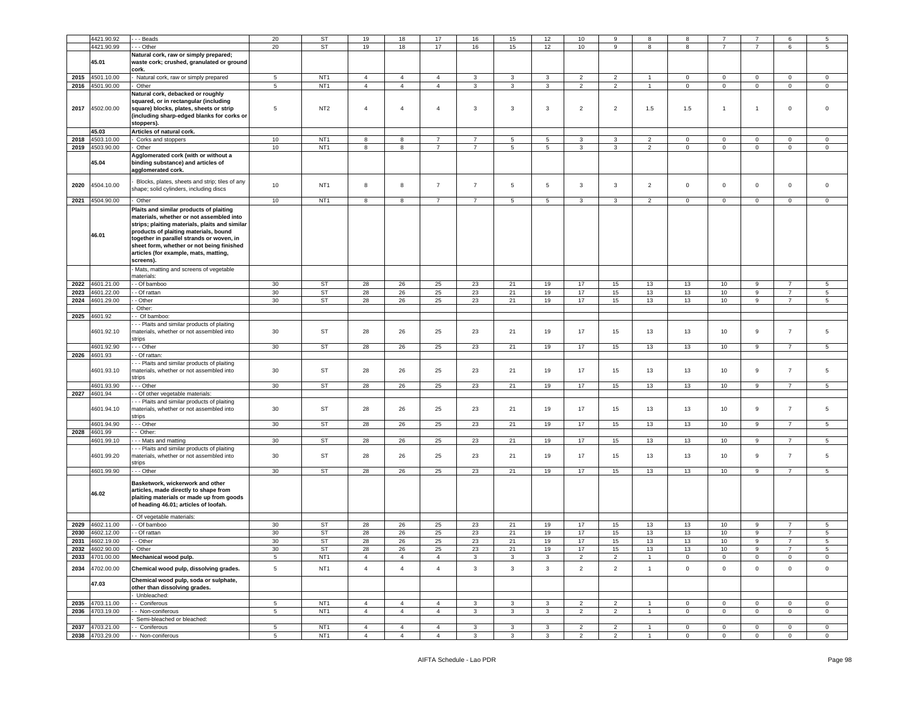| | 4421.90.92 | - - - Beads | 20 | ST | 19 | 18 | 17 | 16 | 15 | 12 | 10 | 9 | 8 | 8 | 7 | 7 | 6 | 5 |
|---|---|---|---|---|---|---|---|---|---|---|---|---|---|---|---|---|---|---|
| | 4421.90.99 | - - - Other | 20 | ST | 19 | 18 | 17 | 16 | 15 | 12 | 10 | 9 | 8 | 8 | 7 | 7 | 6 | 5 |
| | 45.01 | **Natural cork, raw or simply prepared; waste cork; crushed, granulated or ground cork.** | | | | | | | | | | | | | | | | |
| 2015 | 4501.10.00 | - Natural cork, raw or simply prepared | 5 | NT1 | 4 | 4 | 4 | 3 | 3 | 3 | 2 | 2 | 1 | 0 | 0 | 0 | 0 | 0 |
| 2016 | 4501.90.00 | - Other | 5 | NT1 | 4 | 4 | 4 | 3 | 3 | 3 | 2 | 2 | 1 | 0 | 0 | 0 | 0 | 0 |
| 2017 | 4502.00.00 | **Natural cork, debacked or roughly squared, or in rectangular (including square) blocks, plates, sheets or strip (including sharp-edged blanks for corks or stoppers).** | 5 | NT2 | 4 | 4 | 4 | 3 | 3 | 3 | 2 | 2 | 1.5 | 1.5 | 1 | 1 | 0 | 0 |
| | 45.03 | **Articles of natural cork.** | | | | | | | | | | | | | | | | |
| 2018 | 4503.10.00 | - Corks and stoppers | 10 | NT1 | 8 | 8 | 7 | 7 | 5 | 5 | 3 | 3 | 2 | 0 | 0 | 0 | 0 | 0 |
| 2019 | 4503.90.00 | - Other | 10 | NT1 | 8 | 8 | 7 | 7 | 5 | 5 | 3 | 3 | 2 | 0 | 0 | 0 | 0 | 0 |
| | 45.04 | **Agglomerated cork (with or without a binding substance) and articles of agglomerated cork.** | | | | | | | | | | | | | | | | |
| 2020 | 4504.10.00 | - Blocks, plates, sheets and strip; tiles of any shape; solid cylinders, including discs | 10 | NT1 | 8 | 8 | 7 | 7 | 5 | 5 | 3 | 3 | 2 | 0 | 0 | 0 | 0 | 0 |
| 2021 | 4504.90.00 | - Other | 10 | NT1 | 8 | 8 | 7 | 7 | 5 | 5 | 3 | 3 | 2 | 0 | 0 | 0 | 0 | 0 |
| | 46.01 | **Plaits and similar products of plaiting materials, whether or not assembled into strips; plaiting materials, plaits and similar products of plaiting materials, bound together in parallel strands or woven, in sheet form, whether or not being finished articles (for example, mats, matting, screens).** | | | | | | | | | | | | | | | | |
| | | - Mats, matting and screens of vegetable materials: | | | | | | | | | | | | | | | | |
| 2022 | 4601.21.00 | - - Of bamboo | 30 | ST | 28 | 26 | 25 | 23 | 21 | 19 | 17 | 15 | 13 | 13 | 10 | 9 | 7 | 5 |
| 2023 | 4601.22.00 | - - Of rattan | 30 | ST | 28 | 26 | 25 | 23 | 21 | 19 | 17 | 15 | 13 | 13 | 10 | 9 | 7 | 5 |
| 2024 | 4601.29.00 | - - Other | 30 | ST | 28 | 26 | 25 | 23 | 21 | 19 | 17 | 15 | 13 | 13 | 10 | 9 | 7 | 5 |
| | | - Other: | | | | | | | | | | | | | | | | |
| 2025 | 4601.92 | - - Of bamboo: | | | | | | | | | | | | | | | | |
| | 4601.92.10 | - - - Plaits and similar products of plaiting materials, whether or not assembled into strips | 30 | ST | 28 | 26 | 25 | 23 | 21 | 19 | 17 | 15 | 13 | 13 | 10 | 9 | 7 | 5 |
| | 4601.92.90 | - - - Other | 30 | ST | 28 | 26 | 25 | 23 | 21 | 19 | 17 | 15 | 13 | 13 | 10 | 9 | 7 | 5 |
| 2026 | 4601.93 | - - Of rattan: | | | | | | | | | | | | | | | | |
| | 4601.93.10 | - - - Plaits and similar products of plaiting materials, whether or not assembled into strips | 30 | ST | 28 | 26 | 25 | 23 | 21 | 19 | 17 | 15 | 13 | 13 | 10 | 9 | 7 | 5 |
| | 4601.93.90 | - - - Other | 30 | ST | 28 | 26 | 25 | 23 | 21 | 19 | 17 | 15 | 13 | 13 | 10 | 9 | 7 | 5 |
| 2027 | 4601.94 | - - Of other vegetable materials: | | | | | | | | | | | | | | | | |
| | 4601.94.10 | - - - Plaits and similar products of plaiting materials, whether or not assembled into strips | 30 | ST | 28 | 26 | 25 | 23 | 21 | 19 | 17 | 15 | 13 | 13 | 10 | 9 | 7 | 5 |
| | 4601.94.90 | - - - Other | 30 | ST | 28 | 26 | 25 | 23 | 21 | 19 | 17 | 15 | 13 | 13 | 10 | 9 | 7 | 5 |
| 2028 | 4601.99 | - - Other: | | | | | | | | | | | | | | | | |
| | 4601.99.10 | - - - Mats and matting | 30 | ST | 28 | 26 | 25 | 23 | 21 | 19 | 17 | 15 | 13 | 13 | 10 | 9 | 7 | 5 |
| | 4601.99.20 | - - - Plaits and similar products of plaiting materials, whether or not assembled into strips | 30 | ST | 28 | 26 | 25 | 23 | 21 | 19 | 17 | 15 | 13 | 13 | 10 | 9 | 7 | 5 |
| | 4601.99.90 | - - - Other | 30 | ST | 28 | 26 | 25 | 23 | 21 | 19 | 17 | 15 | 13 | 13 | 10 | 9 | 7 | 5 |
| | 46.02 | **Basketwork, wickerwork and other articles, made directly to shape from plaiting materials or made up from goods of heading 46.01; articles of loofah.** | | | | | | | | | | | | | | | | |
| | | - Of vegetable materials: | | | | | | | | | | | | | | | | |
| 2029 | 4602.11.00 | - - Of bamboo | 30 | ST | 28 | 26 | 25 | 23 | 21 | 19 | 17 | 15 | 13 | 13 | 10 | 9 | 7 | 5 |
| 2030 | 4602.12.00 | - - Of rattan | 30 | ST | 28 | 26 | 25 | 23 | 21 | 19 | 17 | 15 | 13 | 13 | 10 | 9 | 7 | 5 |
| 2031 | 4602.19.00 | - - Other | 30 | ST | 28 | 26 | 25 | 23 | 21 | 19 | 17 | 15 | 13 | 13 | 10 | 9 | 7 | 5 |
| 2032 | 4602.90.00 | - Other | 30 | ST | 28 | 26 | 25 | 23 | 21 | 19 | 17 | 15 | 13 | 13 | 10 | 9 | 7 | 5 |
| 2033 | 4701.00.00 | **Mechanical wood pulp.** | 5 | NT1 | 4 | 4 | 4 | 3 | 3 | 3 | 2 | 2 | 1 | 0 | 0 | 0 | 0 | 0 |
| 2034 | 4702.00.00 | **Chemical wood pulp, dissolving grades.** | 5 | NT1 | 4 | 4 | 4 | 3 | 3 | 3 | 2 | 2 | 1 | 0 | 0 | 0 | 0 | 0 |
| | 47.03 | **Chemical wood pulp, soda or sulphate, other than dissolving grades.** | | | | | | | | | | | | | | | | |
| | | - Unbleached: | | | | | | | | | | | | | | | | |
| 2035 | 4703.11.00 | - - Coniferous | 5 | NT1 | 4 | 4 | 4 | 3 | 3 | 3 | 2 | 2 | 1 | 0 | 0 | 0 | 0 | 0 |
| 2036 | 4703.19.00 | - - Non-coniferous | 5 | NT1 | 4 | 4 | 4 | 3 | 3 | 3 | 2 | 2 | 1 | 0 | 0 | 0 | 0 | 0 |
| | | - Semi-bleached or bleached: | | | | | | | | | | | | | | | | |
| 2037 | 4703.21.00 | - - Coniferous | 5 | NT1 | 4 | 4 | 4 | 3 | 3 | 3 | 2 | 2 | 1 | 0 | 0 | 0 | 0 | 0 |
| 2038 | 4703.29.00 | - - Non-coniferous | 5 | NT1 | 4 | 4 | 4 | 3 | 3 | 3 | 2 | 2 | 1 | 0 | 0 | 0 | 0 | 0 |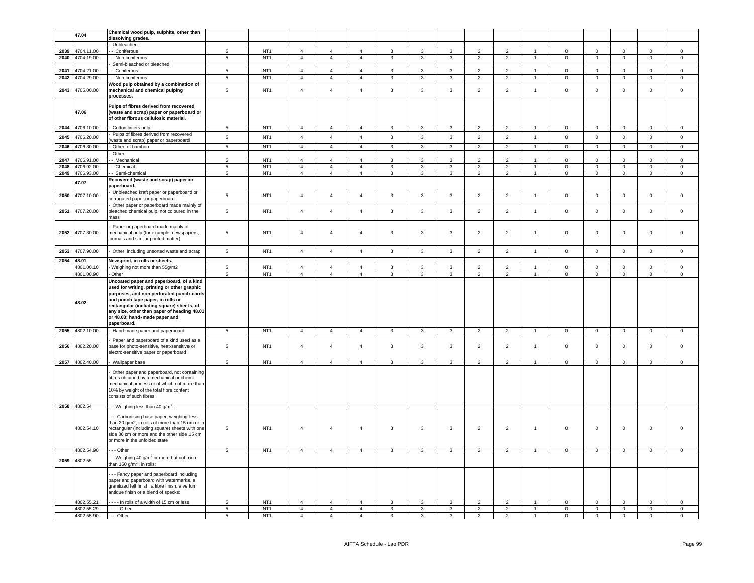| | 47.04 | **Chemical wood pulp, sulphite, other than dissolving grades.** | | | | | | | | | | | | | | | | |
|---|---|---|---|---|---|---|---|---|---|---|---|---|---|---|---|---|---|---|
| | | - Unbleached: | | | | | | | | | | | | | | | | |
| 2039 | 4704.11.00 | - - Coniferous | 5 | NT1 | 4 | 4 | 4 | 3 | 3 | 3 | 2 | 2 | 1 | 0 | 0 | 0 | 0 | 0 |
| 2040 | 4704.19.00 | - - Non-coniferous | 5 | NT1 | 4 | 4 | 4 | 3 | 3 | 3 | 2 | 2 | 1 | 0 | 0 | 0 | 0 | 0 |
| | | - Semi-bleached or bleached: | | | | | | | | | | | | | | | | |
| 2041 | 4704.21.00 | - - Coniferous | 5 | NT1 | 4 | 4 | 4 | 3 | 3 | 3 | 2 | 2 | 1 | 0 | 0 | 0 | 0 | 0 |
| 2042 | 4704.29.00 | - - Non-coniferous | 5 | NT1 | 4 | 4 | 4 | 3 | 3 | 3 | 2 | 2 | 1 | 0 | 0 | 0 | 0 | 0 |
| 2043 | 4705.00.00 | **Wood pulp obtained by a combination of mechanical and chemical pulping processes.** | 5 | NT1 | 4 | 4 | 4 | 3 | 3 | 3 | 2 | 2 | 1 | 0 | 0 | 0 | 0 | 0 |
| | 47.06 | **Pulps of fibres derived from recovered (waste and scrap) paper or paperboard or of other fibrous cellulosic material.** | | | | | | | | | | | | | | | | |
| 2044 | 4706.10.00 | - Cotton linters pulp | 5 | NT1 | 4 | 4 | 4 | 3 | 3 | 3 | 2 | 2 | 1 | 0 | 0 | 0 | 0 | 0 |
| 2045 | 4706.20.00 | - Pulps of fibres derived from recovered (waste and scrap) paper or paperboard | 5 | NT1 | 4 | 4 | 4 | 3 | 3 | 3 | 2 | 2 | 1 | 0 | 0 | 0 | 0 | 0 |
| 2046 | 4706.30.00 | - Other, of bamboo | 5 | NT1 | 4 | 4 | 4 | 3 | 3 | 3 | 2 | 2 | 1 | 0 | 0 | 0 | 0 | 0 |
| | | - Other: | | | | | | | | | | | | | | | | |
| 2047 | 4706.91.00 | - - Mechanical | 5 | NT1 | 4 | 4 | 4 | 3 | 3 | 3 | 2 | 2 | 1 | 0 | 0 | 0 | 0 | 0 |
| 2048 | 4706.92.00 | - - Chemical | 5 | NT1 | 4 | 4 | 4 | 3 | 3 | 3 | 2 | 2 | 1 | 0 | 0 | 0 | 0 | 0 |
| 2049 | 4706.93.00 | - - Semi-chemical | 5 | NT1 | 4 | 4 | 4 | 3 | 3 | 3 | 2 | 2 | 1 | 0 | 0 | 0 | 0 | 0 |
| | 47.07 | **Recovered (waste and scrap) paper or paperboard.** | | | | | | | | | | | | | | | | |
| 2050 | 4707.10.00 | - Unbleached kraft paper or paperboard or corrugated paper or paperboard | 5 | NT1 | 4 | 4 | 4 | 3 | 3 | 3 | 2 | 2 | 1 | 0 | 0 | 0 | 0 | 0 |
| 2051 | 4707.20.00 | - Other paper or paperboard made mainly of bleached chemical pulp, not coloured in the mass | 5 | NT1 | 4 | 4 | 4 | 3 | 3 | 3 | 2 | 2 | 1 | 0 | 0 | 0 | 0 | 0 |
| 2052 | 4707.30.00 | - Paper or paperboard made mainly of mechanical pulp (for example, newspapers, journals and similar printed matter) | 5 | NT1 | 4 | 4 | 4 | 3 | 3 | 3 | 2 | 2 | 1 | 0 | 0 | 0 | 0 | 0 |
| 2053 | 4707.90.00 | - Other, including unsorted waste and scrap | 5 | NT1 | 4 | 4 | 4 | 3 | 3 | 3 | 2 | 2 | 1 | 0 | 0 | 0 | 0 | 0 |
| 2054 | 48.01 | **Newsprint, in rolls or sheets.** | | | | | | | | | | | | | | | | |
| | 4801.00.10 | - Weighing not more than 55g/m2 | 5 | NT1 | 4 | 4 | 4 | 3 | 3 | 3 | 2 | 2 | 1 | 0 | 0 | 0 | 0 | 0 |
| | 4801.00.90 | - Other | 5 | NT1 | 4 | 4 | 4 | 3 | 3 | 3 | 2 | 2 | 1 | 0 | 0 | 0 | 0 | 0 |
| | 48.02 | **Uncoated paper and paperboard, of a kind used for writing, printing or other graphic purposes, and non perforated punch-cards and punch tape paper, in rolls or rectangular (including square) sheets, of any size, other than paper of heading 48.01 or 48.03; hand-made paper and paperboard.** | | | | | | | | | | | | | | | | |
| 2055 | 4802.10.00 | - Hand-made paper and paperboard | 5 | NT1 | 4 | 4 | 4 | 3 | 3 | 3 | 2 | 2 | 1 | 0 | 0 | 0 | 0 | 0 |
| 2056 | 4802.20.00 | - Paper and paperboard of a kind used as a base for photo-sensitive, heat-sensitive or electro-sensitive paper or paperboard | 5 | NT1 | 4 | 4 | 4 | 3 | 3 | 3 | 2 | 2 | 1 | 0 | 0 | 0 | 0 | 0 |
| 2057 | 4802.40.00 | - Wallpaper base | 5 | NT1 | 4 | 4 | 4 | 3 | 3 | 3 | 2 | 2 | 1 | 0 | 0 | 0 | 0 | 0 |
| | | - Other paper and paperboard, not containing fibres obtained by a mechanical or chemi-mechanical process or of which not more than 10% by weight of the total fibre content consists of such fibres: | | | | | | | | | | | | | | | | |
| 2058 | 4802.54 | - - Weighing less than 40 g/m$^2$: | | | | | | | | | | | | | | | | |
| | 4802.54.10 | - - - Carbonising base paper, weighing less than 20 g/m2, in rolls of more than 15 cm or in rectangular (including square) sheets with one side 36 cm or more and the other side 15 cm or more in the unfolded state | 5 | NT1 | 4 | 4 | 4 | 3 | 3 | 3 | 2 | 2 | 1 | 0 | 0 | 0 | 0 | 0 |
| | 4802.54.90 | - - - Other | 5 | NT1 | 4 | 4 | 4 | 3 | 3 | 3 | 2 | 2 | 1 | 0 | 0 | 0 | 0 | 0 |
| 2059 | 4802.55 | - - Weighing 40 g/m$^2$ or more but not more than 150 g/m$^2$ , in rolls: | | | | | | | | | | | | | | | | |
| | | - - - Fancy paper and paperboard including paper and paperboard with watermarks, a granitized felt finish, a fibre finish, a vellum antique finish or a blend of specks: | | | | | | | | | | | | | | | | |
| | 4802.55.21 | - - - - In rolls of a width of 15 cm or less | 5 | NT1 | 4 | 4 | 4 | 3 | 3 | 3 | 2 | 2 | 1 | 0 | 0 | 0 | 0 | 0 |
| | 4802.55.29 | - - - - Other | 5 | NT1 | 4 | 4 | 4 | 3 | 3 | 3 | 2 | 2 | 1 | 0 | 0 | 0 | 0 | 0 |
| | 4802.55.90 | - - - Other | 5 | NT1 | 4 | 4 | 4 | 3 | 3 | 3 | 2 | 2 | 1 | 0 | 0 | 0 | 0 | 0 |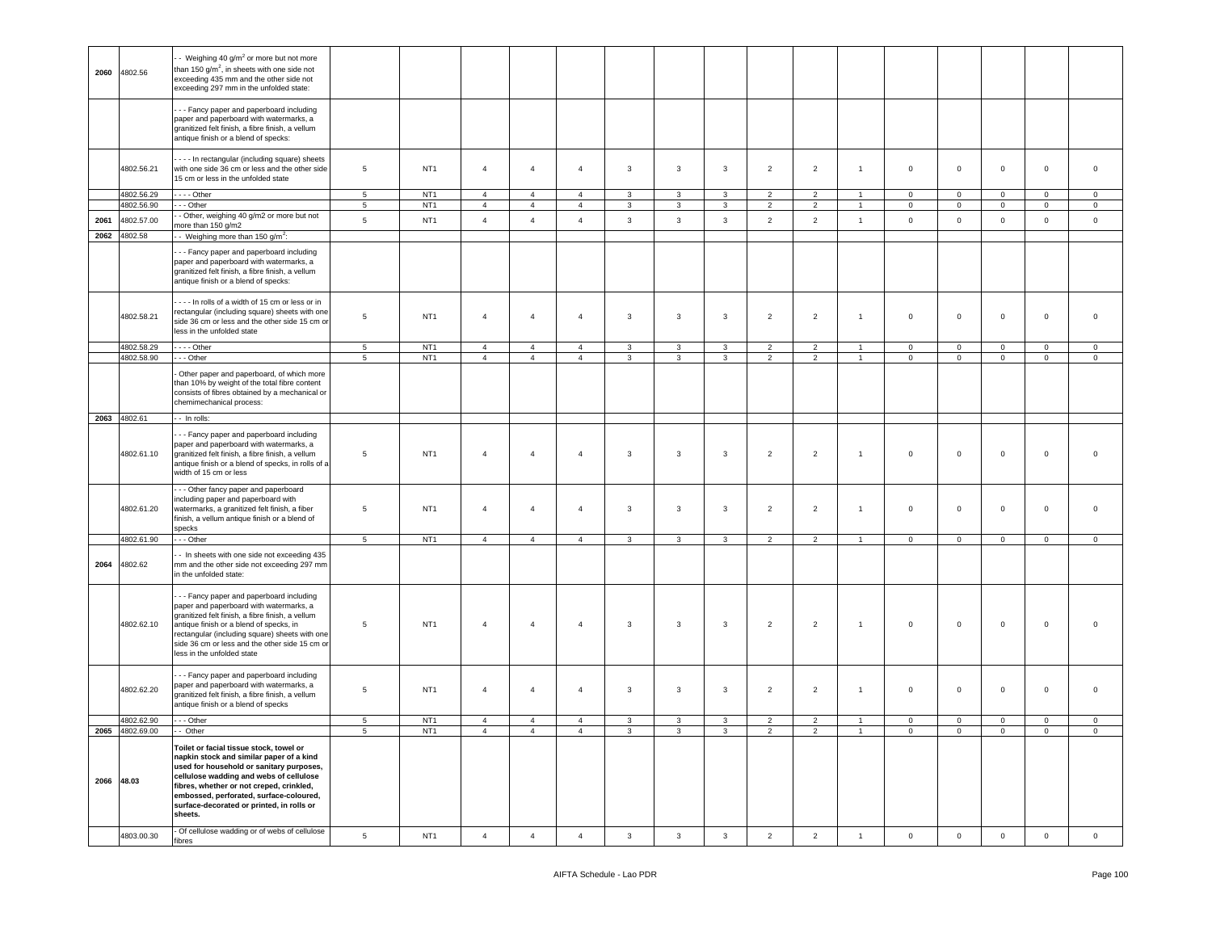| | | | | | | | | | | | | | | | | | |
|---|---|---|---|---|---|---|---|---|---|---|---|---|---|---|---|---|---|
| 2060 | 4802.56 | - - Weighing 40 g/m$^2$ or more but not more than 150 g/m$^2$, in sheets with one side not exceeding 435 mm and the other side not exceeding 297 mm in the unfolded state: | | | | | | | | | | | | | | | |
| | | - - - Fancy paper and paperboard including paper and paperboard with watermarks, a granitized felt finish, a fibre finish, a vellum antique finish or a blend of specks: | | | | | | | | | | | | | | | |
| | 4802.56.21 | - - - - In rectangular (including square) sheets with one side 36 cm or less and the other side 15 cm or less in the unfolded state | 5 | NT1 | 4 | 4 | 4 | 3 | 3 | 3 | 2 | 2 | 1 | 0 | 0 | 0 | 0 | 0 |
| | 4802.56.29 | - - - - Other | 5 | NT1 | 4 | 4 | 4 | 3 | 3 | 3 | 2 | 2 | 1 | 0 | 0 | 0 | 0 | 0 |
| | 4802.56.90 | - - - Other | 5 | NT1 | 4 | 4 | 4 | 3 | 3 | 3 | 2 | 2 | 1 | 0 | 0 | 0 | 0 | 0 |
| 2061 | 4802.57.00 | - - Other, weighing 40 g/m2 or more but not more than 150 g/m2 | 5 | NT1 | 4 | 4 | 4 | 3 | 3 | 3 | 2 | 2 | 1 | 0 | 0 | 0 | 0 | 0 |
| 2062 | 4802.58 | - - Weighing more than 150 g/m$^2$: | | | | | | | | | | | | | | | |
| | | - - - Fancy paper and paperboard including paper and paperboard with watermarks, a granitized felt finish, a fibre finish, a vellum antique finish or a blend of specks: | | | | | | | | | | | | | | | |
| | 4802.58.21 | - - - - In rolls of a width of 15 cm or less or in rectangular (including square) sheets with one side 36 cm or less and the other side 15 cm or less in the unfolded state | 5 | NT1 | 4 | 4 | 4 | 3 | 3 | 3 | 2 | 2 | 1 | 0 | 0 | 0 | 0 | 0 |
| | 4802.58.29 | - - - - Other | 5 | NT1 | 4 | 4 | 4 | 3 | 3 | 3 | 2 | 2 | 1 | 0 | 0 | 0 | 0 | 0 |
| | 4802.58.90 | - - - Other | 5 | NT1 | 4 | 4 | 4 | 3 | 3 | 3 | 2 | 2 | 1 | 0 | 0 | 0 | 0 | 0 |
| | | - Other paper and paperboard, of which more than 10% by weight of the total fibre content consists of fibres obtained by a mechanical or chemimechanical process: | | | | | | | | | | | | | | | |
| 2063 | 4802.61 | - - In rolls: | | | | | | | | | | | | | | | |
| | 4802.61.10 | - - - Fancy paper and paperboard including paper and paperboard with watermarks, a granitized felt finish, a fibre finish, a vellum antique finish or a blend of specks, in rolls of a width of 15 cm or less | 5 | NT1 | 4 | 4 | 4 | 3 | 3 | 3 | 2 | 2 | 1 | 0 | 0 | 0 | 0 | 0 |
| | 4802.61.20 | - - - Other fancy paper and paperboard including paper and paperboard with watermarks, a granitized felt finish, a fiber finish, a vellum antique finish or a blend of specks | 5 | NT1 | 4 | 4 | 4 | 3 | 3 | 3 | 2 | 2 | 1 | 0 | 0 | 0 | 0 | 0 |
| | 4802.61.90 | - - - Other | 5 | NT1 | 4 | 4 | 4 | 3 | 3 | 3 | 2 | 2 | 1 | 0 | 0 | 0 | 0 | 0 |
| 2064 | 4802.62 | - - In sheets with one side not exceeding 435 mm and the other side not exceeding 297 mm in the unfolded state: | | | | | | | | | | | | | | | |
| | 4802.62.10 | - - - Fancy paper and paperboard including paper and paperboard with watermarks, a granitized felt finish, a fibre finish, a vellum antique finish or a blend of specks, in rectangular (including square) sheets with one side 36 cm or less and the other side 15 cm or less in the unfolded state | 5 | NT1 | 4 | 4 | 4 | 3 | 3 | 3 | 2 | 2 | 1 | 0 | 0 | 0 | 0 | 0 |
| | 4802.62.20 | - - - Fancy paper and paperboard including paper and paperboard with watermarks, a granitized felt finish, a fibre finish, a vellum antique finish or a blend of specks | 5 | NT1 | 4 | 4 | 4 | 3 | 3 | 3 | 2 | 2 | 1 | 0 | 0 | 0 | 0 | 0 |
| | 4802.62.90 | - - - Other | 5 | NT1 | 4 | 4 | 4 | 3 | 3 | 3 | 2 | 2 | 1 | 0 | 0 | 0 | 0 | 0 |
| 2065 | 4802.69.00 | - - Other | 5 | NT1 | 4 | 4 | 4 | 3 | 3 | 3 | 2 | 2 | 1 | 0 | 0 | 0 | 0 | 0 |
| 2066 | 48.03 | **Toilet or facial tissue stock, towel or napkin stock and similar paper of a kind used for household or sanitary purposes, cellulose wadding and webs of cellulose fibres, whether or not creped, crinkled, embossed, perforated, surface-coloured, surface-decorated or printed, in rolls or sheets.** | | | | | | | | | | | | | | | |
| | 4803.00.30 | - Of cellulose wadding or of webs of cellulose fibres | 5 | NT1 | 4 | 4 | 4 | 3 | 3 | 3 | 2 | 2 | 1 | 0 | 0 | 0 | 0 | 0 |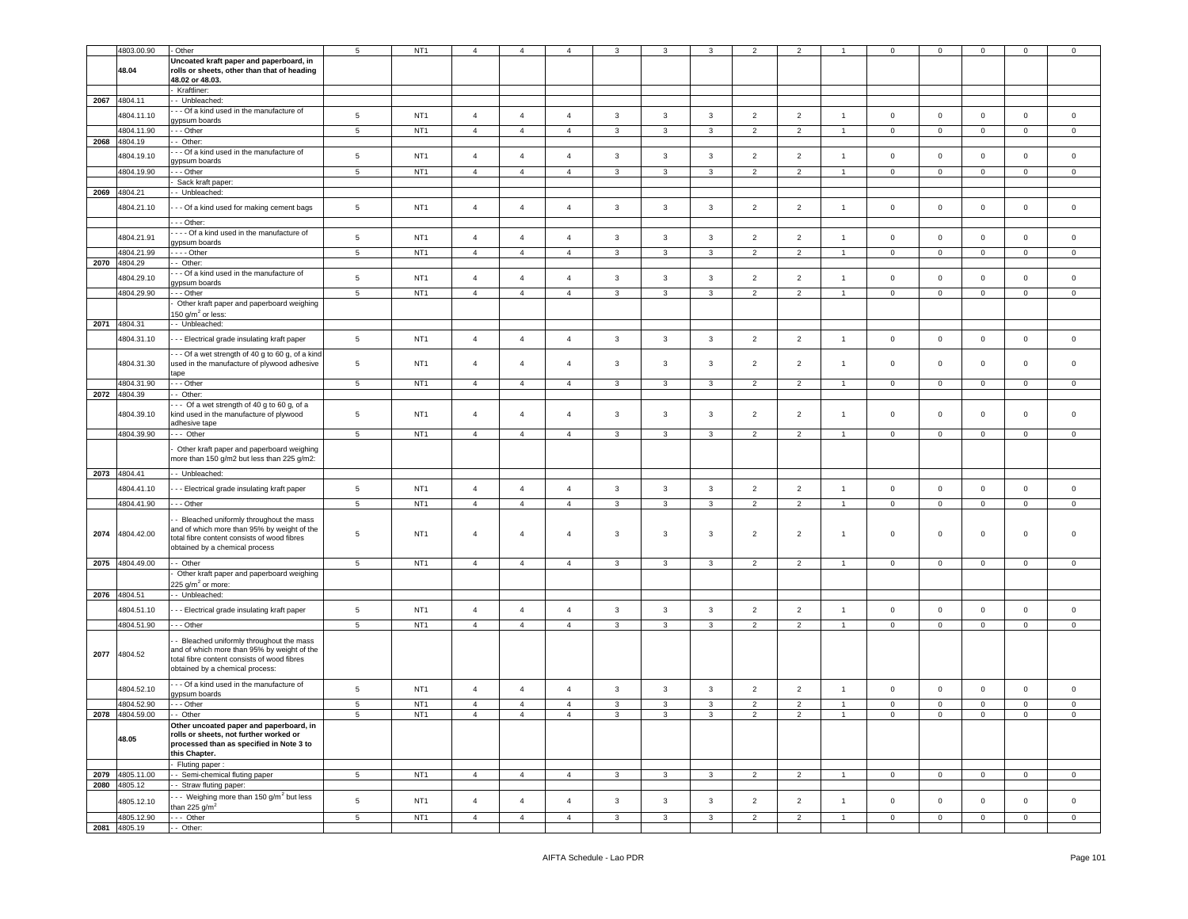| | 4803.00.90 | - Other | 5 | NT1 | 4 | 4 | 4 | 3 | 3 | 3 | 2 | 2 | 1 | 0 | 0 | 0 | 0 | 0 |
|---|---|---|---|---|---|---|---|---|---|---|---|---|---|---|---|---|---|---|
| | **48.04** | **Uncoated kraft paper and paperboard, in rolls or sheets, other than that of heading 48.02 or 48.03.** | | | | | | | | | | | | | | | | |
| | | - Kraftliner: | | | | | | | | | | | | | | | | |
| 2067 | 4804.11 | - - Unbleached: | | | | | | | | | | | | | | | | |
| | 4804.11.10 | - - - Of a kind used in the manufacture of gypsum boards | 5 | NT1 | 4 | 4 | 4 | 3 | 3 | 3 | 2 | 2 | 1 | 0 | 0 | 0 | 0 | 0 |
| | 4804.11.90 | - - - Other | 5 | NT1 | 4 | 4 | 4 | 3 | 3 | 3 | 2 | 2 | 1 | 0 | 0 | 0 | 0 | 0 |
| 2068 | 4804.19 | - - Other: | | | | | | | | | | | | | | | | |
| | 4804.19.10 | - - - Of a kind used in the manufacture of gypsum boards | 5 | NT1 | 4 | 4 | 4 | 3 | 3 | 3 | 2 | 2 | 1 | 0 | 0 | 0 | 0 | 0 |
| | 4804.19.90 | - - - Other | 5 | NT1 | 4 | 4 | 4 | 3 | 3 | 3 | 2 | 2 | 1 | 0 | 0 | 0 | 0 | 0 |
| | | - Sack kraft paper: | | | | | | | | | | | | | | | | |
| 2069 | 4804.21 | - - Unbleached: | | | | | | | | | | | | | | | | |
| | 4804.21.10 | - - - Of a kind used for making cement bags | 5 | NT1 | 4 | 4 | 4 | 3 | 3 | 3 | 2 | 2 | 1 | 0 | 0 | 0 | 0 | 0 |
| | | - - - Other: | | | | | | | | | | | | | | | | |
| | 4804.21.91 | - - - - Of a kind used in the manufacture of gypsum boards | 5 | NT1 | 4 | 4 | 4 | 3 | 3 | 3 | 2 | 2 | 1 | 0 | 0 | 0 | 0 | 0 |
| | 4804.21.99 | - - - - Other | 5 | NT1 | 4 | 4 | 4 | 3 | 3 | 3 | 2 | 2 | 1 | 0 | 0 | 0 | 0 | 0 |
| 2070 | 4804.29 | - - Other: | | | | | | | | | | | | | | | | |
| | 4804.29.10 | - - - Of a kind used in the manufacture of gypsum boards | 5 | NT1 | 4 | 4 | 4 | 3 | 3 | 3 | 2 | 2 | 1 | 0 | 0 | 0 | 0 | 0 |
| | 4804.29.90 | - - - Other | 5 | NT1 | 4 | 4 | 4 | 3 | 3 | 3 | 2 | 2 | 1 | 0 | 0 | 0 | 0 | 0 |
| | | - Other kraft paper and paperboard weighing 150 g/m$^2$ or less: | | | | | | | | | | | | | | | | |
| 2071 | 4804.31 | - - Unbleached: | | | | | | | | | | | | | | | | |
| | 4804.31.10 | - - - Electrical grade insulating kraft paper | 5 | NT1 | 4 | 4 | 4 | 3 | 3 | 3 | 2 | 2 | 1 | 0 | 0 | 0 | 0 | 0 |
| | 4804.31.30 | - - - Of a wet strength of 40 g to 60 g, of a kind used in the manufacture of plywood adhesive tape | 5 | NT1 | 4 | 4 | 4 | 3 | 3 | 3 | 2 | 2 | 1 | 0 | 0 | 0 | 0 | 0 |
| | 4804.31.90 | - - - Other | 5 | NT1 | 4 | 4 | 4 | 3 | 3 | 3 | 2 | 2 | 1 | 0 | 0 | 0 | 0 | 0 |
| 2072 | 4804.39 | - - Other: | | | | | | | | | | | | | | | | |
| | 4804.39.10 | - - - Of a wet strength of 40 g to 60 g, of a kind used in the manufacture of plywood adhesive tape | 5 | NT1 | 4 | 4 | 4 | 3 | 3 | 3 | 2 | 2 | 1 | 0 | 0 | 0 | 0 | 0 |
| | 4804.39.90 | - - - Other | 5 | NT1 | 4 | 4 | 4 | 3 | 3 | 3 | 2 | 2 | 1 | 0 | 0 | 0 | 0 | 0 |
| | | - Other kraft paper and paperboard weighing more than 150 g/m2 but less than 225 g/m2: | | | | | | | | | | | | | | | | |
| 2073 | 4804.41 | - - Unbleached: | | | | | | | | | | | | | | | | |
| | 4804.41.10 | - - - Electrical grade insulating kraft paper | 5 | NT1 | 4 | 4 | 4 | 3 | 3 | 3 | 2 | 2 | 1 | 0 | 0 | 0 | 0 | 0 |
| | 4804.41.90 | - - - Other | 5 | NT1 | 4 | 4 | 4 | 3 | 3 | 3 | 2 | 2 | 1 | 0 | 0 | 0 | 0 | 0 |
| 2074 | 4804.42.00 | - - Bleached uniformly throughout the mass and of which more than 95% by weight of the total fibre content consists of wood fibres obtained by a chemical process | 5 | NT1 | 4 | 4 | 4 | 3 | 3 | 3 | 2 | 2 | 1 | 0 | 0 | 0 | 0 | 0 |
| 2075 | 4804.49.00 | - - Other | 5 | NT1 | 4 | 4 | 4 | 3 | 3 | 3 | 2 | 2 | 1 | 0 | 0 | 0 | 0 | 0 |
| | | - Other kraft paper and paperboard weighing 225 g/m$^2$ or more: | | | | | | | | | | | | | | | | |
| 2076 | 4804.51 | - - Unbleached: | | | | | | | | | | | | | | | | |
| | 4804.51.10 | - - - Electrical grade insulating kraft paper | 5 | NT1 | 4 | 4 | 4 | 3 | 3 | 3 | 2 | 2 | 1 | 0 | 0 | 0 | 0 | 0 |
| | 4804.51.90 | - - - Other | 5 | NT1 | 4 | 4 | 4 | 3 | 3 | 3 | 2 | 2 | 1 | 0 | 0 | 0 | 0 | 0 |
| 2077 | 4804.52 | - - Bleached uniformly throughout the mass and of which more than 95% by weight of the total fibre content consists of wood fibres obtained by a chemical process: | | | | | | | | | | | | | | | | |
| | 4804.52.10 | - - - Of a kind used in the manufacture of gypsum boards | 5 | NT1 | 4 | 4 | 4 | 3 | 3 | 3 | 2 | 2 | 1 | 0 | 0 | 0 | 0 | 0 |
| | 4804.52.90 | - - - Other | 5 | NT1 | 4 | 4 | 4 | 3 | 3 | 3 | 2 | 2 | 1 | 0 | 0 | 0 | 0 | 0 |
| 2078 | 4804.59.00 | - - Other | 5 | NT1 | 4 | 4 | 4 | 3 | 3 | 3 | 2 | 2 | 1 | 0 | 0 | 0 | 0 | 0 |
| | **48.05** | **Other uncoated paper and paperboard, in rolls or sheets, not further worked or processed than as specified in Note 3 to this Chapter.** | | | | | | | | | | | | | | | | |
| | | - Fluting paper : | | | | | | | | | | | | | | | | |
| 2079 | 4805.11.00 | - - Semi-chemical fluting paper | 5 | NT1 | 4 | 4 | 4 | 3 | 3 | 3 | 2 | 2 | 1 | 0 | 0 | 0 | 0 | 0 |
| 2080 | 4805.12 | - - Straw fluting paper: | | | | | | | | | | | | | | | | |
| | 4805.12.10 | - - - Weighing more than 150 g/m$^2$ but less than 225 g/m$^2$ | 5 | NT1 | 4 | 4 | 4 | 3 | 3 | 3 | 2 | 2 | 1 | 0 | 0 | 0 | 0 | 0 |
| | 4805.12.90 | - - - Other | 5 | NT1 | 4 | 4 | 4 | 3 | 3 | 3 | 2 | 2 | 1 | 0 | 0 | 0 | 0 | 0 |
| 2081 | 4805.19 | - - Other: | | | | | | | | | | | | | | | | |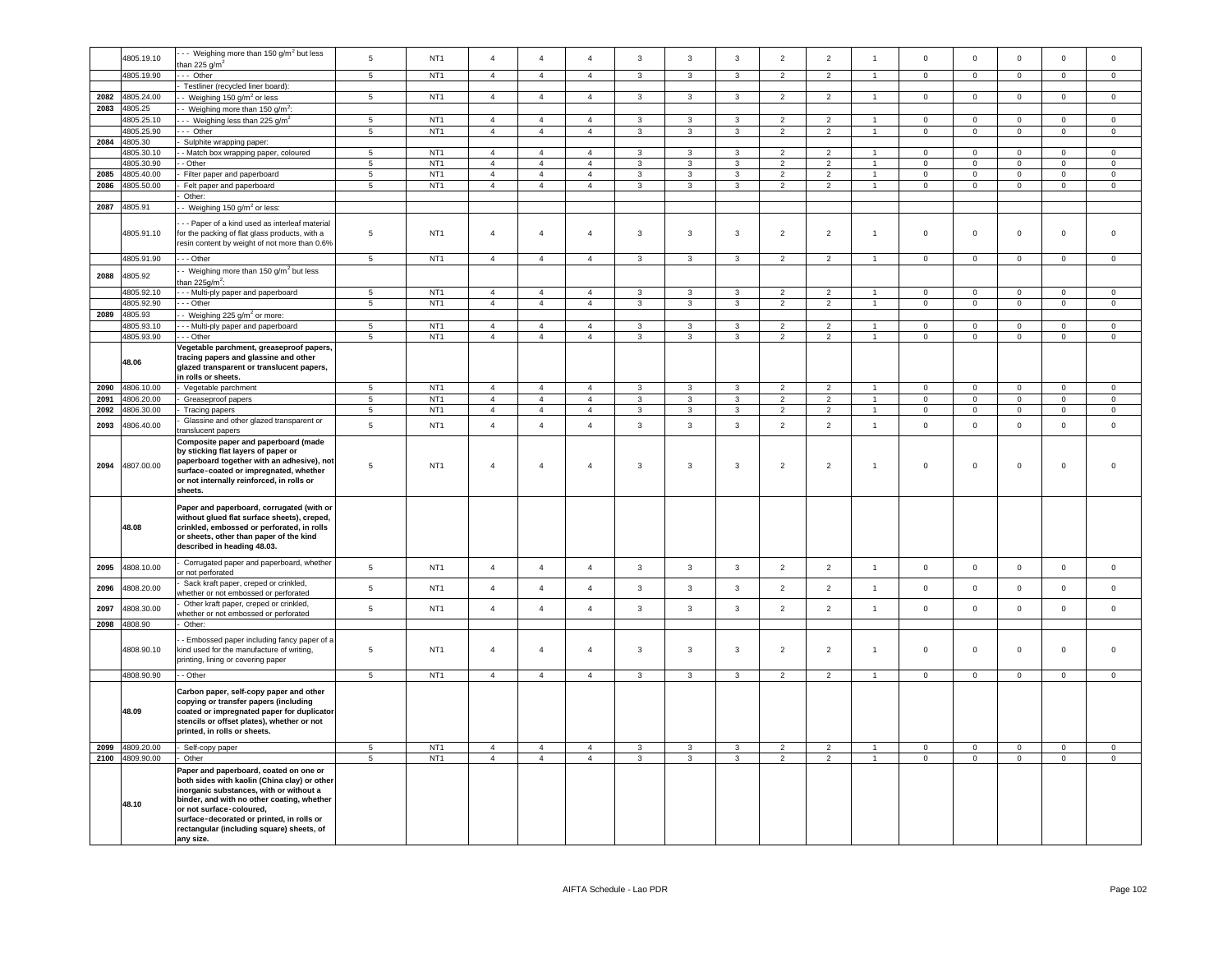| | 4805.19.10 | - - - Weighing more than 150 g/m$^2$ but less than 225 g/m$^2$ | 5 | NT1 | 4 | 4 | 4 | 3 | 3 | 3 | 2 | 2 | 1 | 0 | 0 | 0 | 0 | 0 |
|---|---|---|---|---|---|---|---|---|---|---|---|---|---|---|---|---|---|---|
| | 4805.19.90 | - - - Other | 5 | NT1 | 4 | 4 | 4 | 3 | 3 | 3 | 2 | 2 | 1 | 0 | 0 | 0 | 0 | 0 |
| | | - Testliner (recycled liner board): | | | | | | | | | | | | | | | | |
| 2082 | 4805.24.00 | - - Weighing 150 g/m$^2$ or less | 5 | NT1 | 4 | 4 | 4 | 3 | 3 | 3 | 2 | 2 | 1 | 0 | 0 | 0 | 0 | 0 |
| 2083 | 4805.25 | - - Weighing more than 150 g/m$^2$: | | | | | | | | | | | | | | | | |
| | 4805.25.10 | - - - Weighing less than 225 g/m$^2$ | 5 | NT1 | 4 | 4 | 4 | 3 | 3 | 3 | 2 | 2 | 1 | 0 | 0 | 0 | 0 | 0 |
| | 4805.25.90 | - - - Other | 5 | NT1 | 4 | 4 | 4 | 3 | 3 | 3 | 2 | 2 | 1 | 0 | 0 | 0 | 0 | 0 |
| 2084 | 4805.30 | - Sulphite wrapping paper: | | | | | | | | | | | | | | | | |
| | 4805.30.10 | - - Match box wrapping paper, coloured | 5 | NT1 | 4 | 4 | 4 | 3 | 3 | 3 | 2 | 2 | 1 | 0 | 0 | 0 | 0 | 0 |
| | 4805.30.90 | - - Other | 5 | NT1 | 4 | 4 | 4 | 3 | 3 | 3 | 2 | 2 | 1 | 0 | 0 | 0 | 0 | 0 |
| 2085 | 4805.40.00 | - Filter paper and paperboard | 5 | NT1 | 4 | 4 | 4 | 3 | 3 | 3 | 2 | 2 | 1 | 0 | 0 | 0 | 0 | 0 |
| 2086 | 4805.50.00 | - Felt paper and paperboard | 5 | NT1 | 4 | 4 | 4 | 3 | 3 | 3 | 2 | 2 | 1 | 0 | 0 | 0 | 0 | 0 |
| | | - Other: | | | | | | | | | | | | | | | | |
| 2087 | 4805.91 | - - Weighing 150 g/m$^2$ or less: | | | | | | | | | | | | | | | | |
| | 4805.91.10 | - - - Paper of a kind used as interleaf material for the packing of flat glass products, with a resin content by weight of not more than 0.6% | 5 | NT1 | 4 | 4 | 4 | 3 | 3 | 3 | 2 | 2 | 1 | 0 | 0 | 0 | 0 | 0 |
| | 4805.91.90 | - - - Other | 5 | NT1 | 4 | 4 | 4 | 3 | 3 | 3 | 2 | 2 | 1 | 0 | 0 | 0 | 0 | 0 |
| 2088 | 4805.92 | - - Weighing more than 150 g/m$^2$ but less than 225g/m$^2$: | | | | | | | | | | | | | | | | |
| | 4805.92.10 | - - - Multi-ply paper and paperboard | 5 | NT1 | 4 | 4 | 4 | 3 | 3 | 3 | 2 | 2 | 1 | 0 | 0 | 0 | 0 | 0 |
| | 4805.92.90 | - - - Other | 5 | NT1 | 4 | 4 | 4 | 3 | 3 | 3 | 2 | 2 | 1 | 0 | 0 | 0 | 0 | 0 |
| 2089 | 4805.93 | - - Weighing 225 g/m$^2$ or more: | | | | | | | | | | | | | | | | |
| | 4805.93.10 | - - - Multi-ply paper and paperboard | 5 | NT1 | 4 | 4 | 4 | 3 | 3 | 3 | 2 | 2 | 1 | 0 | 0 | 0 | 0 | 0 |
| | 4805.93.90 | - - - Other | 5 | NT1 | 4 | 4 | 4 | 3 | 3 | 3 | 2 | 2 | 1 | 0 | 0 | 0 | 0 | 0 |
| | 48.06 | **Vegetable parchment, greaseproof papers, tracing papers and glassine and other glazed transparent or translucent papers, in rolls or sheets.** | | | | | | | | | | | | | | | | |
| 2090 | 4806.10.00 | - Vegetable parchment | 5 | NT1 | 4 | 4 | 4 | 3 | 3 | 3 | 2 | 2 | 1 | 0 | 0 | 0 | 0 | 0 |
| 2091 | 4806.20.00 | - Greaseproof papers | 5 | NT1 | 4 | 4 | 4 | 3 | 3 | 3 | 2 | 2 | 1 | 0 | 0 | 0 | 0 | 0 |
| 2092 | 4806.30.00 | - Tracing papers | 5 | NT1 | 4 | 4 | 4 | 3 | 3 | 3 | 2 | 2 | 1 | 0 | 0 | 0 | 0 | 0 |
| 2093 | 4806.40.00 | - Glassine and other glazed transparent or translucent papers | 5 | NT1 | 4 | 4 | 4 | 3 | 3 | 3 | 2 | 2 | 1 | 0 | 0 | 0 | 0 | 0 |
| 2094 | 4807.00.00 | **Composite paper and paperboard (made by sticking flat layers of paper or paperboard together with an adhesive), not surface-coated or impregnated, whether or not internally reinforced, in rolls or sheets.** | 5 | NT1 | 4 | 4 | 4 | 3 | 3 | 3 | 2 | 2 | 1 | 0 | 0 | 0 | 0 | 0 |
| | 48.08 | **Paper and paperboard, corrugated (with or without glued flat surface sheets), creped, crinkled, embossed or perforated, in rolls or sheets, other than paper of the kind described in heading 48.03.** | | | | | | | | | | | | | | | | |
| 2095 | 4808.10.00 | - Corrugated paper and paperboard, whether or not perforated | 5 | NT1 | 4 | 4 | 4 | 3 | 3 | 3 | 2 | 2 | 1 | 0 | 0 | 0 | 0 | 0 |
| 2096 | 4808.20.00 | - Sack kraft paper, creped or crinkled, whether or not embossed or perforated | 5 | NT1 | 4 | 4 | 4 | 3 | 3 | 3 | 2 | 2 | 1 | 0 | 0 | 0 | 0 | 0 |
| 2097 | 4808.30.00 | - Other kraft paper, creped or crinkled, whether or not embossed or perforated | 5 | NT1 | 4 | 4 | 4 | 3 | 3 | 3 | 2 | 2 | 1 | 0 | 0 | 0 | 0 | 0 |
| 2098 | 4808.90 | - Other: | | | | | | | | | | | | | | | | |
| | 4808.90.10 | - - Embossed paper including fancy paper of a kind used for the manufacture of writing, printing, lining or covering paper | 5 | NT1 | 4 | 4 | 4 | 3 | 3 | 3 | 2 | 2 | 1 | 0 | 0 | 0 | 0 | 0 |
| | 4808.90.90 | - - Other | 5 | NT1 | 4 | 4 | 4 | 3 | 3 | 3 | 2 | 2 | 1 | 0 | 0 | 0 | 0 | 0 |
| | 48.09 | **Carbon paper, self-copy paper and other copying or transfer papers (including coated or impregnated paper for duplicator stencils or offset plates), whether or not printed, in rolls or sheets.** | | | | | | | | | | | | | | | | |
| 2099 | 4809.20.00 | - Self-copy paper | 5 | NT1 | 4 | 4 | 4 | 3 | 3 | 3 | 2 | 2 | 1 | 0 | 0 | 0 | 0 | 0 |
| 2100 | 4809.90.00 | - Other | 5 | NT1 | 4 | 4 | 4 | 3 | 3 | 3 | 2 | 2 | 1 | 0 | 0 | 0 | 0 | 0 |
| | 48.10 | **Paper and paperboard, coated on one or both sides with kaolin (China clay) or other inorganic substances, with or without a binder, and with no other coating, whether or not surface-coloured, surface-decorated or printed, in rolls or rectangular (including square) sheets, of any size.** | | | | | | | | | | | | | | | | |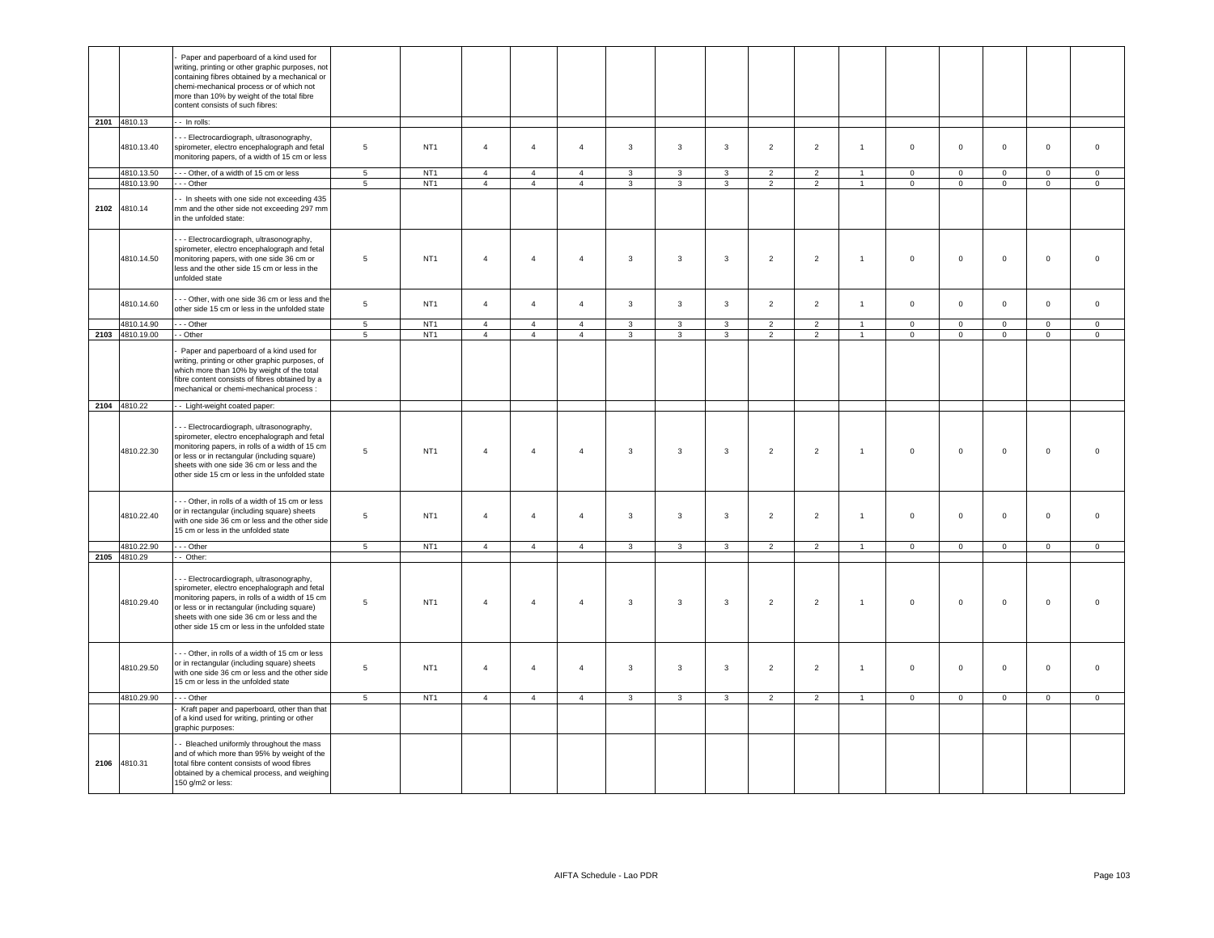| | | | | | | | | | | | | | | | | | |
|---|---|---|---|---|---|---|---|---|---|---|---|---|---|---|---|---|---|
| | | - Paper and paperboard of a kind used for writing, printing or other graphic purposes, not containing fibres obtained by a mechanical or chemi-mechanical process or of which not more than 10% by weight of the total fibre content consists of such fibres: | | | | | | | | | | | | | | | |
| 2101 | 4810.13 | - - In rolls: | | | | | | | | | | | | | | | |
| | 4810.13.40 | - - - Electrocardiograph, ultrasonography, spirometer, electro encephalograph and fetal monitoring papers, of a width of 15 cm or less | 5 | NT1 | 4 | 4 | 4 | 3 | 3 | 3 | 2 | 2 | 1 | 0 | 0 | 0 | 0 | 0 |
| | 4810.13.50 | - - - Other, of a width of 15 cm or less | 5 | NT1 | 4 | 4 | 4 | 3 | 3 | 3 | 2 | 2 | 1 | 0 | 0 | 0 | 0 | 0 |
| | 4810.13.90 | - - - Other | 5 | NT1 | 4 | 4 | 4 | 3 | 3 | 3 | 2 | 2 | 1 | 0 | 0 | 0 | 0 | 0 |
| 2102 | 4810.14 | - - In sheets with one side not exceeding 435 mm and the other side not exceeding 297 mm in the unfolded state: | | | | | | | | | | | | | | | |
| | 4810.14.50 | - - - Electrocardiograph, ultrasonography, spirometer, electro encephalograph and fetal monitoring papers, with one side 36 cm or less and the other side 15 cm or less in the unfolded state | 5 | NT1 | 4 | 4 | 4 | 3 | 3 | 3 | 2 | 2 | 1 | 0 | 0 | 0 | 0 | 0 |
| | 4810.14.60 | - - - Other, with one side 36 cm or less and the other side 15 cm or less in the unfolded state | 5 | NT1 | 4 | 4 | 4 | 3 | 3 | 3 | 2 | 2 | 1 | 0 | 0 | 0 | 0 | 0 |
| | 4810.14.90 | - - - Other | 5 | NT1 | 4 | 4 | 4 | 3 | 3 | 3 | 2 | 2 | 1 | 0 | 0 | 0 | 0 | 0 |
| 2103 | 4810.19.00 | - - Other | 5 | NT1 | 4 | 4 | 4 | 3 | 3 | 3 | 2 | 2 | 1 | 0 | 0 | 0 | 0 | 0 |
| | | - Paper and paperboard of a kind used for writing, printing or other graphic purposes, of which more than 10% by weight of the total fibre content consists of fibres obtained by a mechanical or chemi-mechanical process : | | | | | | | | | | | | | | | |
| 2104 | 4810.22 | - - Light-weight coated paper: | | | | | | | | | | | | | | | |
| | 4810.22.30 | - - - Electrocardiograph, ultrasonography, spirometer, electro encephalograph and fetal monitoring papers, in rolls of a width of 15 cm or less or in rectangular (including square) sheets with one side 36 cm or less and the other side 15 cm or less in the unfolded state | 5 | NT1 | 4 | 4 | 4 | 3 | 3 | 3 | 2 | 2 | 1 | 0 | 0 | 0 | 0 | 0 |
| | 4810.22.40 | - - - Other, in rolls of a width of 15 cm or less or in rectangular (including square) sheets with one side 36 cm or less and the other side 15 cm or less in the unfolded state | 5 | NT1 | 4 | 4 | 4 | 3 | 3 | 3 | 2 | 2 | 1 | 0 | 0 | 0 | 0 | 0 |
| | 4810.22.90 | - - - Other | 5 | NT1 | 4 | 4 | 4 | 3 | 3 | 3 | 2 | 2 | 1 | 0 | 0 | 0 | 0 | 0 |
| 2105 | 4810.29 | - - Other: | | | | | | | | | | | | | | | |
| | 4810.29.40 | - - - Electrocardiograph, ultrasonography, spirometer, electro encephalograph and fetal monitoring papers, in rolls of a width of 15 cm or less or in rectangular (including square) sheets with one side 36 cm or less and the other side 15 cm or less in the unfolded state | 5 | NT1 | 4 | 4 | 4 | 3 | 3 | 3 | 2 | 2 | 1 | 0 | 0 | 0 | 0 | 0 |
| | 4810.29.50 | - - - Other, in rolls of a width of 15 cm or less or in rectangular (including square) sheets with one side 36 cm or less and the other side 15 cm or less in the unfolded state | 5 | NT1 | 4 | 4 | 4 | 3 | 3 | 3 | 2 | 2 | 1 | 0 | 0 | 0 | 0 | 0 |
| | 4810.29.90 | - - - Other | 5 | NT1 | 4 | 4 | 4 | 3 | 3 | 3 | 2 | 2 | 1 | 0 | 0 | 0 | 0 | 0 |
| | | - Kraft paper and paperboard, other than that of a kind used for writing, printing or other graphic purposes: | | | | | | | | | | | | | | | |
| 2106 | 4810.31 | - - Bleached uniformly throughout the mass and of which more than 95% by weight of the total fibre content consists of wood fibres obtained by a chemical process, and weighing 150 g/m2 or less: | | | | | | | | | | | | | | | |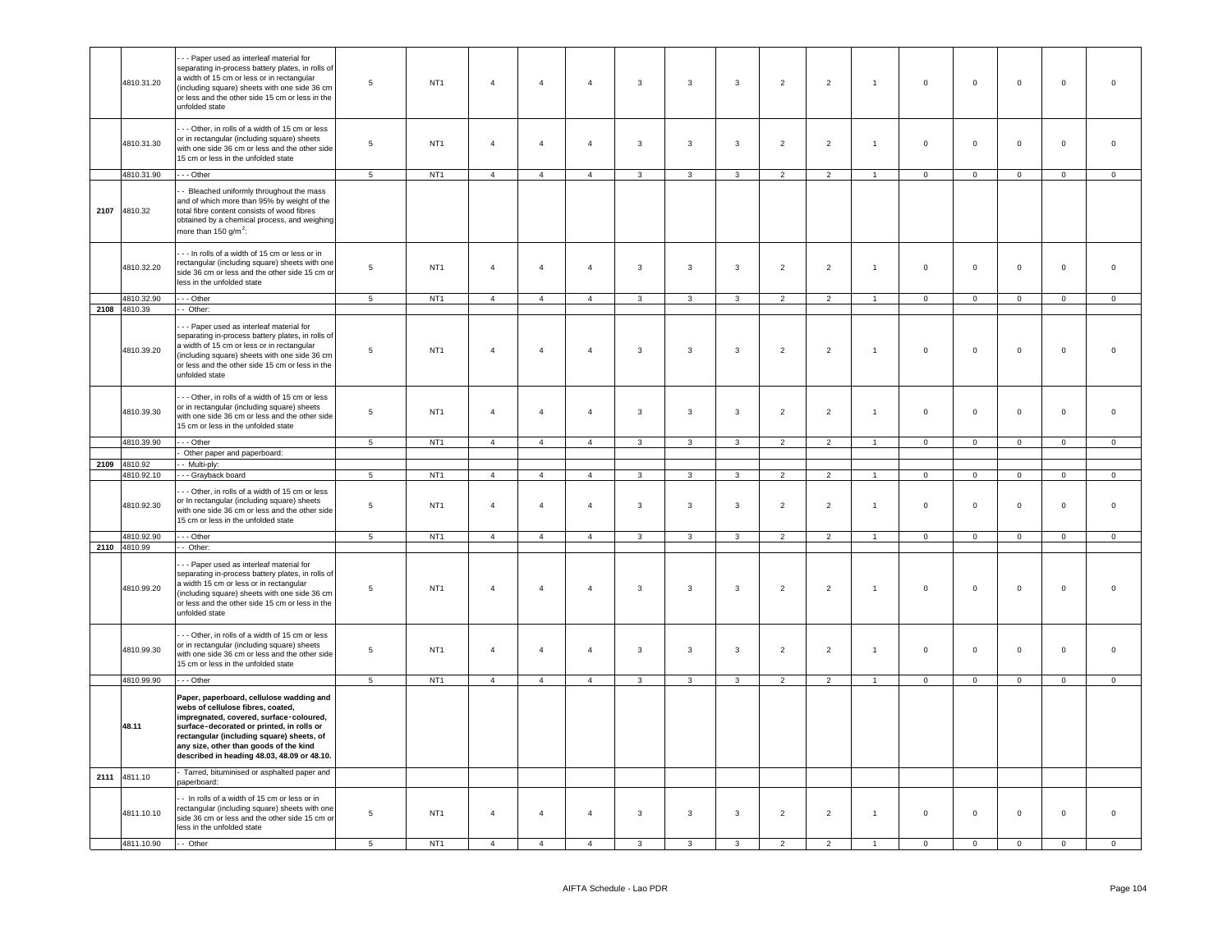| | 4810.31.20 | - - - Paper used as interleaf material for separating in-process battery plates, in rolls of a width of 15 cm or less or in rectangular (including square) sheets with one side 36 cm or less and the other side 15 cm or less in the unfolded state | 5 | NT1 | 4 | 4 | 4 | 3 | 3 | 3 | 2 | 2 | 1 | 0 | 0 | 0 | 0 | 0 |
|---|---|---|---|---|---|---|---|---|---|---|---|---|---|---|---|---|---|---|
| | 4810.31.30 | - - - Other, in rolls of a width of 15 cm or less or in rectangular (including square) sheets with one side 36 cm or less and the other side 15 cm or less in the unfolded state | 5 | NT1 | 4 | 4 | 4 | 3 | 3 | 3 | 2 | 2 | 1 | 0 | 0 | 0 | 0 | 0 |
| | 4810.31.90 | - - - Other | 5 | NT1 | 4 | 4 | 4 | 3 | 3 | 3 | 2 | 2 | 1 | 0 | 0 | 0 | 0 | 0 |
| 2107 | 4810.32 | - - Bleached uniformly throughout the mass and of which more than 95% by weight of the total fibre content consists of wood fibres obtained by a chemical process, and weighing more than 150 g/m$^2$: | | | | | | | | | | | | | | | | |
| | 4810.32.20 | - - - In rolls of a width of 15 cm or less or in rectangular (including square) sheets with one side 36 cm or less and the other side 15 cm or less in the unfolded state | 5 | NT1 | 4 | 4 | 4 | 3 | 3 | 3 | 2 | 2 | 1 | 0 | 0 | 0 | 0 | 0 |
| | 4810.32.90 | - - - Other | 5 | NT1 | 4 | 4 | 4 | 3 | 3 | 3 | 2 | 2 | 1 | 0 | 0 | 0 | 0 | 0 |
| 2108 | 4810.39 | - - Other: | | | | | | | | | | | | | | | | |
| | 4810.39.20 | - - - Paper used as interleaf material for separating in-process battery plates, in rolls of a width of 15 cm or less or in rectangular (including square) sheets with one side 36 cm or less and the other side 15 cm or less in the unfolded state | 5 | NT1 | 4 | 4 | 4 | 3 | 3 | 3 | 2 | 2 | 1 | 0 | 0 | 0 | 0 | 0 |
| | 4810.39.30 | - - - Other, in rolls of a width of 15 cm or less or in rectangular (including square) sheets with one side 36 cm or less and the other side 15 cm or less in the unfolded state | 5 | NT1 | 4 | 4 | 4 | 3 | 3 | 3 | 2 | 2 | 1 | 0 | 0 | 0 | 0 | 0 |
| | 4810.39.90 | - - - Other | 5 | NT1 | 4 | 4 | 4 | 3 | 3 | 3 | 2 | 2 | 1 | 0 | 0 | 0 | 0 | 0 |
| | | - Other paper and paperboard: | | | | | | | | | | | | | | | | |
| 2109 | 4810.92 | - - Multi-ply: | | | | | | | | | | | | | | | | |
| | 4810.92.10 | - - - Grayback board | 5 | NT1 | 4 | 4 | 4 | 3 | 3 | 3 | 2 | 2 | 1 | 0 | 0 | 0 | 0 | 0 |
| | 4810.92.30 | - - - Other, in rolls of a width of 15 cm or less or In rectangular (including square) sheets with one side 36 cm or less and the other side 15 cm or less in the unfolded state | 5 | NT1 | 4 | 4 | 4 | 3 | 3 | 3 | 2 | 2 | 1 | 0 | 0 | 0 | 0 | 0 |
| | 4810.92.90 | - - - Other | 5 | NT1 | 4 | 4 | 4 | 3 | 3 | 3 | 2 | 2 | 1 | 0 | 0 | 0 | 0 | 0 |
| 2110 | 4810.99 | - - Other: | | | | | | | | | | | | | | | | |
| | 4810.99.20 | - - - Paper used as interleaf material for separating in-process battery plates, in rolls of a width 15 cm or less or in rectangular (including square) sheets with one side 36 cm or less and the other side 15 cm or less in the unfolded state | 5 | NT1 | 4 | 4 | 4 | 3 | 3 | 3 | 2 | 2 | 1 | 0 | 0 | 0 | 0 | 0 |
| | 4810.99.30 | - - - Other, in rolls of a width of 15 cm or less or in rectangular (including square) sheets with one side 36 cm or less and the other side 15 cm or less in the unfolded state | 5 | NT1 | 4 | 4 | 4 | 3 | 3 | 3 | 2 | 2 | 1 | 0 | 0 | 0 | 0 | 0 |
| | 4810.99.90 | - - - Other | 5 | NT1 | 4 | 4 | 4 | 3 | 3 | 3 | 2 | 2 | 1 | 0 | 0 | 0 | 0 | 0 |
| | **48.11** | **Paper, paperboard, cellulose wadding and webs of cellulose fibres, coated, impregnated, covered, surface-coloured, surface-decorated or printed, in rolls or rectangular (including square) sheets, of any size, other than goods of the kind described in heading 48.03, 48.09 or 48.10.** | | | | | | | | | | | | | | | | |
| 2111 | 4811.10 | - Tarred, bituminised or asphalted paper and paperboard: | | | | | | | | | | | | | | | | |
| | 4811.10.10 | - - In rolls of a width of 15 cm or less or in rectangular (including square) sheets with one side 36 cm or less and the other side 15 cm or less in the unfolded state | 5 | NT1 | 4 | 4 | 4 | 3 | 3 | 3 | 2 | 2 | 1 | 0 | 0 | 0 | 0 | 0 |
| | 4811.10.90 | - - Other | 5 | NT1 | 4 | 4 | 4 | 3 | 3 | 3 | 2 | 2 | 1 | 0 | 0 | 0 | 0 | 0 |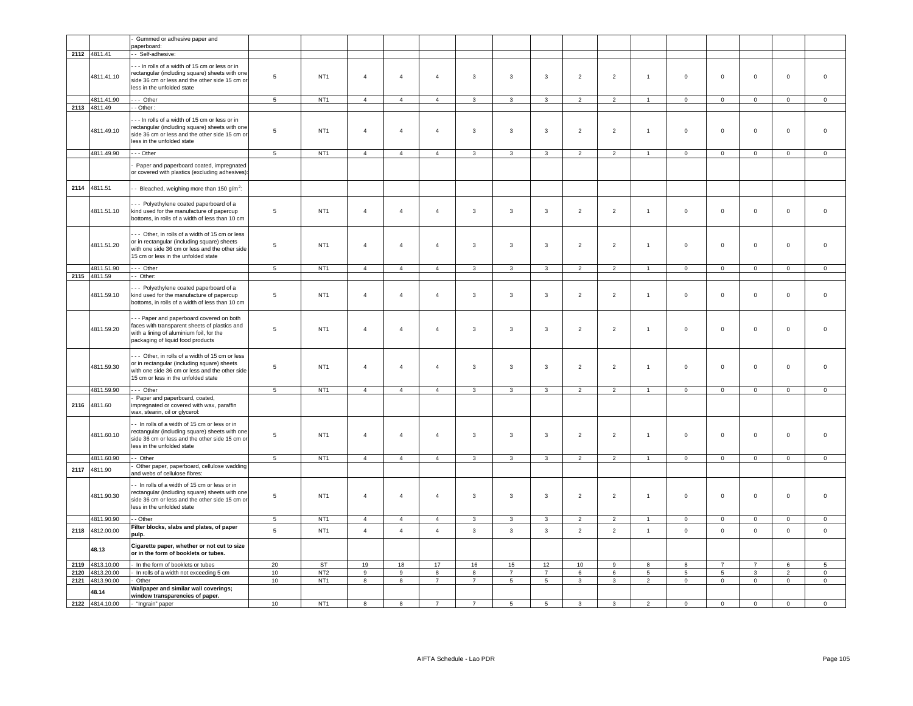| | | | | | | | | | | | | | | | | | | |
|---|---|---|---|---|---|---|---|---|---|---|---|---|---|---|---|---|---|---|
| | | - Gummed or adhesive paper and paperboard: | | | | | | | | | | | | | | | | |
| 2112 | 4811.41 | - - Self-adhesive: | | | | | | | | | | | | | | | | |
| | 4811.41.10 | - - - In rolls of a width of 15 cm or less or in rectangular (including square) sheets with one side 36 cm or less and the other side 15 cm or less in the unfolded state | 5 | NT1 | 4 | 4 | 4 | 3 | 3 | 3 | 2 | 2 | 1 | 0 | 0 | 0 | 0 | 0 |
| | 4811.41.90 | - - - Other | 5 | NT1 | 4 | 4 | 4 | 3 | 3 | 3 | 2 | 2 | 1 | 0 | 0 | 0 | 0 | 0 |
| 2113 | 4811.49 | - - Other : | | | | | | | | | | | | | | | | |
| | 4811.49.10 | - - - In rolls of a width of 15 cm or less or in rectangular (including square) sheets with one side 36 cm or less and the other side 15 cm or less in the unfolded state | 5 | NT1 | 4 | 4 | 4 | 3 | 3 | 3 | 2 | 2 | 1 | 0 | 0 | 0 | 0 | 0 |
| | 4811.49.90 | - - - Other | 5 | NT1 | 4 | 4 | 4 | 3 | 3 | 3 | 2 | 2 | 1 | 0 | 0 | 0 | 0 | 0 |
| | | - Paper and paperboard coated, impregnated or covered with plastics (excluding adhesives): | | | | | | | | | | | | | | | | |
| 2114 | 4811.51 | - - Bleached, weighing more than 150 g/m$^2$: | | | | | | | | | | | | | | | | |
| | 4811.51.10 | - - - Polyethylene coated paperboard of a kind used for the manufacture of papercup bottoms, in rolls of a width of less than 10 cm | 5 | NT1 | 4 | 4 | 4 | 3 | 3 | 3 | 2 | 2 | 1 | 0 | 0 | 0 | 0 | 0 |
| | 4811.51.20 | - - - Other, in rolls of a width of 15 cm or less or in rectangular (including square) sheets with one side 36 cm or less and the other side 15 cm or less in the unfolded state | 5 | NT1 | 4 | 4 | 4 | 3 | 3 | 3 | 2 | 2 | 1 | 0 | 0 | 0 | 0 | 0 |
| | 4811.51.90 | - - - Other | 5 | NT1 | 4 | 4 | 4 | 3 | 3 | 3 | 2 | 2 | 1 | 0 | 0 | 0 | 0 | 0 |
| 2115 | 4811.59 | - - Other: | | | | | | | | | | | | | | | | |
| | 4811.59.10 | - - - Polyethylene coated paperboard of a kind used for the manufacture of papercup bottoms, in rolls of a width of less than 10 cm | 5 | NT1 | 4 | 4 | 4 | 3 | 3 | 3 | 2 | 2 | 1 | 0 | 0 | 0 | 0 | 0 |
| | 4811.59.20 | - - - Paper and paperboard covered on both faces with transparent sheets of plastics and with a lining of aluminium foil, for the packaging of liquid food products | 5 | NT1 | 4 | 4 | 4 | 3 | 3 | 3 | 2 | 2 | 1 | 0 | 0 | 0 | 0 | 0 |
| | 4811.59.30 | - - - Other, in rolls of a width of 15 cm or less or in rectangular (including square) sheets with one side 36 cm or less and the other side 15 cm or less in the unfolded state | 5 | NT1 | 4 | 4 | 4 | 3 | 3 | 3 | 2 | 2 | 1 | 0 | 0 | 0 | 0 | 0 |
| | 4811.59.90 | - - - Other | 5 | NT1 | 4 | 4 | 4 | 3 | 3 | 3 | 2 | 2 | 1 | 0 | 0 | 0 | 0 | 0 |
| 2116 | 4811.60 | - Paper and paperboard, coated, impregnated or covered with wax, paraffin wax, stearin, oil or glycerol: | | | | | | | | | | | | | | | | |
| | 4811.60.10 | - - In rolls of a width of 15 cm or less or in rectangular (including square) sheets with one side 36 cm or less and the other side 15 cm or less in the unfolded state | 5 | NT1 | 4 | 4 | 4 | 3 | 3 | 3 | 2 | 2 | 1 | 0 | 0 | 0 | 0 | 0 |
| | 4811.60.90 | - - Other | 5 | NT1 | 4 | 4 | 4 | 3 | 3 | 3 | 2 | 2 | 1 | 0 | 0 | 0 | 0 | 0 |
| 2117 | 4811.90 | - Other paper, paperboard, cellulose wadding and webs of cellulose fibres: | | | | | | | | | | | | | | | | |
| | 4811.90.30 | - - In rolls of a width of 15 cm or less or in rectangular (including square) sheets with one side 36 cm or less and the other side 15 cm or less in the unfolded state | 5 | NT1 | 4 | 4 | 4 | 3 | 3 | 3 | 2 | 2 | 1 | 0 | 0 | 0 | 0 | 0 |
| | 4811.90.90 | - - Other | 5 | NT1 | 4 | 4 | 4 | 3 | 3 | 3 | 2 | 2 | 1 | 0 | 0 | 0 | 0 | 0 |
| 2118 | 4812.00.00 | **Filter blocks, slabs and plates, of paper pulp.** | 5 | NT1 | 4 | 4 | 4 | 3 | 3 | 3 | 2 | 2 | 1 | 0 | 0 | 0 | 0 | 0 |
| | **48.13** | **Cigarette paper, whether or not cut to size or in the form of booklets or tubes.** | | | | | | | | | | | | | | | | |
| 2119 | 4813.10.00 | - In the form of booklets or tubes | 20 | ST | 19 | 18 | 17 | 16 | 15 | 12 | 10 | 9 | 8 | 8 | 7 | 7 | 6 | 5 |
| 2120 | 4813.20.00 | - In rolls of a width not exceeding 5 cm | 10 | NT2 | 9 | 9 | 8 | 8 | 7 | 7 | 6 | 6 | 5 | 5 | 5 | 3 | 2 | 0 |
| 2121 | 4813.90.00 | - Other | 10 | NT1 | 8 | 8 | 7 | 7 | 5 | 5 | 3 | 3 | 2 | 0 | 0 | 0 | 0 | 0 |
| | **48.14** | **Wallpaper and similar wall coverings; window transparencies of paper.** | | | | | | | | | | | | | | | | |
| 2122 | 4814.10.00 | - "Ingrain" paper | 10 | NT1 | 8 | 8 | 7 | 7 | 5 | 5 | 3 | 3 | 2 | 0 | 0 | 0 | 0 | 0 |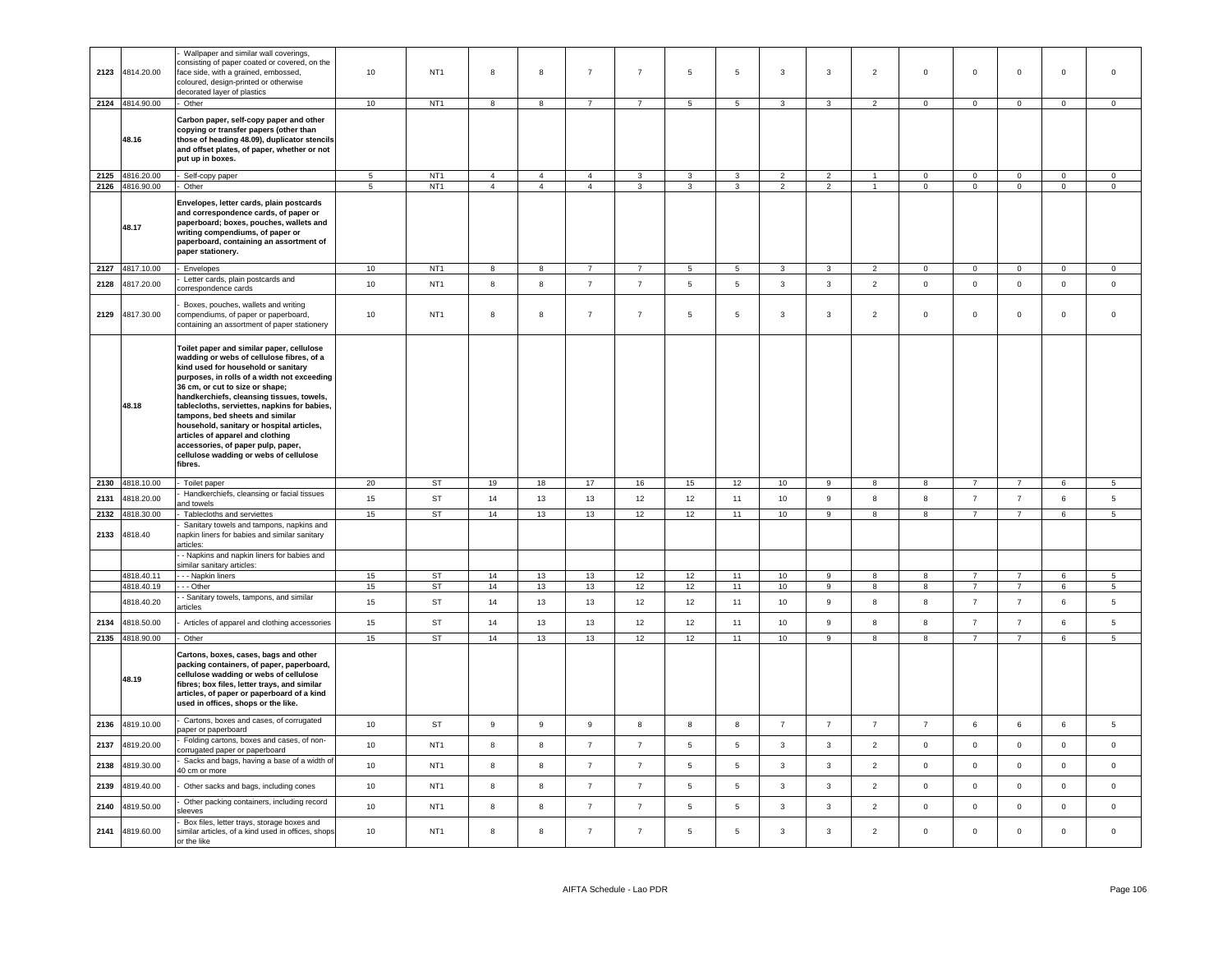| | | | | | | | | | | | | | | | | | |
|---|---|---|---|---|---|---|---|---|---|---|---|---|---|---|---|---|---|
| 2123 | 4814.20.00 | - Wallpaper and similar wall coverings, consisting of paper coated or covered, on the face side, with a grained, embossed, coloured, design-printed or otherwise decorated layer of plastics | 10 | NT1 | 8 | 8 | 7 | 7 | 5 | 5 | 3 | 3 | 2 | 0 | 0 | 0 | 0 | 0 |
| 2124 | 4814.90.00 | - Other | 10 | NT1 | 8 | 8 | 7 | 7 | 5 | 5 | 3 | 3 | 2 | 0 | 0 | 0 | 0 | 0 |
| | 48.16 | **Carbon paper, self-copy paper and other copying or transfer papers (other than those of heading 48.09), duplicator stencils and offset plates, of paper, whether or not put up in boxes.** | | | | | | | | | | | | | | | | |
| 2125 | 4816.20.00 | - Self-copy paper | 5 | NT1 | 4 | 4 | 4 | 3 | 3 | 3 | 2 | 2 | 1 | 0 | 0 | 0 | 0 | 0 |
| 2126 | 4816.90.00 | - Other | 5 | NT1 | 4 | 4 | 4 | 3 | 3 | 3 | 2 | 2 | 1 | 0 | 0 | 0 | 0 | 0 |
| | 48.17 | **Envelopes, letter cards, plain postcards and correspondence cards, of paper or paperboard; boxes, pouches, wallets and writing compendiums, of paper or paperboard, containing an assortment of paper stationery.** | | | | | | | | | | | | | | | | |
| 2127 | 4817.10.00 | - Envelopes | 10 | NT1 | 8 | 8 | 7 | 7 | 5 | 5 | 3 | 3 | 2 | 0 | 0 | 0 | 0 | 0 |
| 2128 | 4817.20.00 | - Letter cards, plain postcards and correspondence cards | 10 | NT1 | 8 | 8 | 7 | 7 | 5 | 5 | 3 | 3 | 2 | 0 | 0 | 0 | 0 | 0 |
| 2129 | 4817.30.00 | - Boxes, pouches, wallets and writing compendiums, of paper or paperboard, containing an assortment of paper stationery | 10 | NT1 | 8 | 8 | 7 | 7 | 5 | 5 | 3 | 3 | 2 | 0 | 0 | 0 | 0 | 0 |
| | 48.18 | **Toilet paper and similar paper, cellulose wadding or webs of cellulose fibres, of a kind used for household or sanitary purposes, in rolls of a width not exceeding 36 cm, or cut to size or shape; handkerchiefs, cleansing tissues, towels, tablecloths, serviettes, napkins for babies, tampons, bed sheets and similar household, sanitary or hospital articles, articles of apparel and clothing accessories, of paper pulp, paper, cellulose wadding or webs of cellulose fibres.** | | | | | | | | | | | | | | | | |
| 2130 | 4818.10.00 | - Toilet paper | 20 | ST | 19 | 18 | 17 | 16 | 15 | 12 | 10 | 9 | 8 | 8 | 7 | 7 | 6 | 5 |
| 2131 | 4818.20.00 | - Handkerchiefs, cleansing or facial tissues and towels | 15 | ST | 14 | 13 | 13 | 12 | 12 | 11 | 10 | 9 | 8 | 8 | 7 | 7 | 6 | 5 |
| 2132 | 4818.30.00 | - Tablecloths and serviettes | 15 | ST | 14 | 13 | 13 | 12 | 12 | 11 | 10 | 9 | 8 | 8 | 7 | 7 | 6 | 5 |
| 2133 | 4818.40 | - Sanitary towels and tampons, napkins and napkin liners for babies and similar sanitary articles: | | | | | | | | | | | | | | | | |
| | | - - Napkins and napkin liners for babies and similar sanitary articles: | | | | | | | | | | | | | | | | |
| | 4818.40.11 | - - - Napkin liners | 15 | ST | 14 | 13 | 13 | 12 | 12 | 11 | 10 | 9 | 8 | 8 | 7 | 7 | 6 | 5 |
| | 4818.40.19 | - - - Other | 15 | ST | 14 | 13 | 13 | 12 | 12 | 11 | 10 | 9 | 8 | 8 | 7 | 7 | 6 | 5 |
| | 4818.40.20 | - - Sanitary towels, tampons, and similar articles | 15 | ST | 14 | 13 | 13 | 12 | 12 | 11 | 10 | 9 | 8 | 8 | 7 | 7 | 6 | 5 |
| 2134 | 4818.50.00 | - Articles of apparel and clothing accessories | 15 | ST | 14 | 13 | 13 | 12 | 12 | 11 | 10 | 9 | 8 | 8 | 7 | 7 | 6 | 5 |
| 2135 | 4818.90.00 | - Other | 15 | ST | 14 | 13 | 13 | 12 | 12 | 11 | 10 | 9 | 8 | 8 | 7 | 7 | 6 | 5 |
| | 48.19 | **Cartons, boxes, cases, bags and other packing containers, of paper, paperboard, cellulose wadding or webs of cellulose fibres; box files, letter trays, and similar articles, of paper or paperboard of a kind used in offices, shops or the like.** | | | | | | | | | | | | | | | | |
| 2136 | 4819.10.00 | - Cartons, boxes and cases, of corrugated paper or paperboard | 10 | ST | 9 | 9 | 9 | 8 | 8 | 8 | 7 | 7 | 7 | 7 | 6 | 6 | 6 | 5 |
| 2137 | 4819.20.00 | - Folding cartons, boxes and cases, of non-corrugated paper or paperboard | 10 | NT1 | 8 | 8 | 7 | 7 | 5 | 5 | 3 | 3 | 2 | 0 | 0 | 0 | 0 | 0 |
| 2138 | 4819.30.00 | - Sacks and bags, having a base of a width of 40 cm or more | 10 | NT1 | 8 | 8 | 7 | 7 | 5 | 5 | 3 | 3 | 2 | 0 | 0 | 0 | 0 | 0 |
| 2139 | 4819.40.00 | - Other sacks and bags, including cones | 10 | NT1 | 8 | 8 | 7 | 7 | 5 | 5 | 3 | 3 | 2 | 0 | 0 | 0 | 0 | 0 |
| 2140 | 4819.50.00 | - Other packing containers, including record sleeves | 10 | NT1 | 8 | 8 | 7 | 7 | 5 | 5 | 3 | 3 | 2 | 0 | 0 | 0 | 0 | 0 |
| 2141 | 4819.60.00 | - Box files, letter trays, storage boxes and similar articles, of a kind used in offices, shops or the like | 10 | NT1 | 8 | 8 | 7 | 7 | 5 | 5 | 3 | 3 | 2 | 0 | 0 | 0 | 0 | 0 |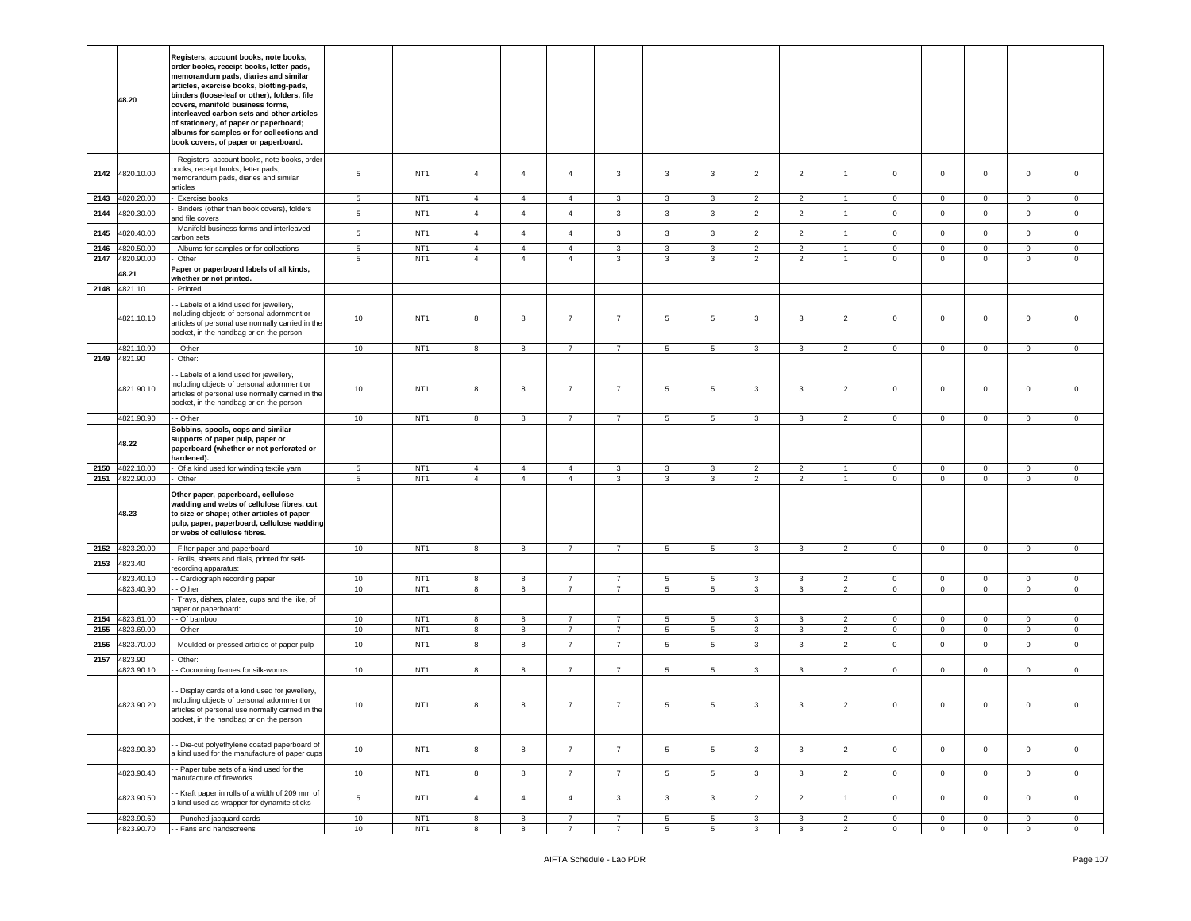| | 48.20 | Registers, account books, note books, order books, receipt books, letter pads, memorandum pads, diaries and similar articles, exercise books, blotting-pads, binders (loose-leaf or other), folders, file covers, manifold business forms, interleaved carbon sets and other articles of stationery, of paper or paperboard; albums for samples or for collections and book covers, of paper or paperboard. | | | | | | | | | | | | | | | | |
|---|---|---|---|---|---|---|---|---|---|---|---|---|---|---|---|---|---|---|
| 2142 | 4820.10.00 | - Registers, account books, note books, order books, receipt books, letter pads, memorandum pads, diaries and similar articles | 5 | NT1 | 4 | 4 | 4 | 3 | 3 | 3 | 2 | 2 | 1 | 0 | 0 | 0 | 0 | 0 |
| 2143 | 4820.20.00 | - Exercise books | 5 | NT1 | 4 | 4 | 4 | 3 | 3 | 3 | 2 | 2 | 1 | 0 | 0 | 0 | 0 | 0 |
| 2144 | 4820.30.00 | - Binders (other than book covers), folders and file covers | 5 | NT1 | 4 | 4 | 4 | 3 | 3 | 3 | 2 | 2 | 1 | 0 | 0 | 0 | 0 | 0 |
| 2145 | 4820.40.00 | - Manifold business forms and interleaved carbon sets | 5 | NT1 | 4 | 4 | 4 | 3 | 3 | 3 | 2 | 2 | 1 | 0 | 0 | 0 | 0 | 0 |
| 2146 | 4820.50.00 | - Albums for samples or for collections | 5 | NT1 | 4 | 4 | 4 | 3 | 3 | 3 | 2 | 2 | 1 | 0 | 0 | 0 | 0 | 0 |
| 2147 | 4820.90.00 | - Other | 5 | NT1 | 4 | 4 | 4 | 3 | 3 | 3 | 2 | 2 | 1 | 0 | 0 | 0 | 0 | 0 |
| | 48.21 | Paper or paperboard labels of all kinds, whether or not printed. | | | | | | | | | | | | | | | | |
| 2148 | 4821.10 | - Printed: | | | | | | | | | | | | | | | | |
| | 4821.10.10 | - - Labels of a kind used for jewellery, including objects of personal adornment or articles of personal use normally carried in the pocket, in the handbag or on the person | 10 | NT1 | 8 | 8 | 7 | 7 | 5 | 5 | 3 | 3 | 2 | 0 | 0 | 0 | 0 | 0 |
| | 4821.10.90 | - - Other | 10 | NT1 | 8 | 8 | 7 | 7 | 5 | 5 | 3 | 3 | 2 | 0 | 0 | 0 | 0 | 0 |
| 2149 | 4821.90 | - Other: | | | | | | | | | | | | | | | | |
| | 4821.90.10 | - - Labels of a kind used for jewellery, including objects of personal adornment or articles of personal use normally carried in the pocket, in the handbag or on the person | 10 | NT1 | 8 | 8 | 7 | 7 | 5 | 5 | 3 | 3 | 2 | 0 | 0 | 0 | 0 | 0 |
| | 4821.90.90 | - - Other | 10 | NT1 | 8 | 8 | 7 | 7 | 5 | 5 | 3 | 3 | 2 | 0 | 0 | 0 | 0 | 0 |
| | 48.22 | Bobbins, spools, cops and similar supports of paper pulp, paper or paperboard (whether or not perforated or hardened). | | | | | | | | | | | | | | | | |
| 2150 | 4822.10.00 | - Of a kind used for winding textile yarn | 5 | NT1 | 4 | 4 | 4 | 3 | 3 | 3 | 2 | 2 | 1 | 0 | 0 | 0 | 0 | 0 |
| 2151 | 4822.90.00 | - Other | 5 | NT1 | 4 | 4 | 4 | 3 | 3 | 3 | 2 | 2 | 1 | 0 | 0 | 0 | 0 | 0 |
| | 48.23 | Other paper, paperboard, cellulose wadding and webs of cellulose fibres, cut to size or shape; other articles of paper pulp, paper, paperboard, cellulose wadding or webs of cellulose fibres. | | | | | | | | | | | | | | | | |
| 2152 | 4823.20.00 | - Filter paper and paperboard | 10 | NT1 | 8 | 8 | 7 | 7 | 5 | 5 | 3 | 3 | 2 | 0 | 0 | 0 | 0 | 0 |
| 2153 | 4823.40 | - Rolls, sheets and dials, printed for self-recording apparatus: | | | | | | | | | | | | | | | | |
| | 4823.40.10 | - - Cardiograph recording paper | 10 | NT1 | 8 | 8 | 7 | 7 | 5 | 5 | 3 | 3 | 2 | 0 | 0 | 0 | 0 | 0 |
| | 4823.40.90 | - - Other | 10 | NT1 | 8 | 8 | 7 | 7 | 5 | 5 | 3 | 3 | 2 | 0 | 0 | 0 | 0 | 0 |
| | | - Trays, dishes, plates, cups and the like, of paper or paperboard: | | | | | | | | | | | | | | | | |
| 2154 | 4823.61.00 | - - Of bamboo | 10 | NT1 | 8 | 8 | 7 | 7 | 5 | 5 | 3 | 3 | 2 | 0 | 0 | 0 | 0 | 0 |
| 2155 | 4823.69.00 | - - Other | 10 | NT1 | 8 | 8 | 7 | 7 | 5 | 5 | 3 | 3 | 2 | 0 | 0 | 0 | 0 | 0 |
| 2156 | 4823.70.00 | - Moulded or pressed articles of paper pulp | 10 | NT1 | 8 | 8 | 7 | 7 | 5 | 5 | 3 | 3 | 2 | 0 | 0 | 0 | 0 | 0 |
| 2157 | 4823.90 | - Other: | | | | | | | | | | | | | | | | |
| | 4823.90.10 | - - Cocooning frames for silk-worms | 10 | NT1 | 8 | 8 | 7 | 7 | 5 | 5 | 3 | 3 | 2 | 0 | 0 | 0 | 0 | 0 |
| | 4823.90.20 | - - Display cards of a kind used for jewellery, including objects of personal adornment or articles of personal use normally carried in the pocket, in the handbag or on the person | 10 | NT1 | 8 | 8 | 7 | 7 | 5 | 5 | 3 | 3 | 2 | 0 | 0 | 0 | 0 | 0 |
| | 4823.90.30 | - - Die-cut polyethylene coated paperboard of a kind used for the manufacture of paper cups | 10 | NT1 | 8 | 8 | 7 | 7 | 5 | 5 | 3 | 3 | 2 | 0 | 0 | 0 | 0 | 0 |
| | 4823.90.40 | - - Paper tube sets of a kind used for the manufacture of fireworks | 10 | NT1 | 8 | 8 | 7 | 7 | 5 | 5 | 3 | 3 | 2 | 0 | 0 | 0 | 0 | 0 |
| | 4823.90.50 | - - Kraft paper in rolls of a width of 209 mm of a kind used as wrapper for dynamite sticks | 5 | NT1 | 4 | 4 | 4 | 3 | 3 | 3 | 2 | 2 | 1 | 0 | 0 | 0 | 0 | 0 |
| | 4823.90.60 | - - Punched jacquard cards | 10 | NT1 | 8 | 8 | 7 | 7 | 5 | 5 | 3 | 3 | 2 | 0 | 0 | 0 | 0 | 0 |
| | 4823.90.70 | - - Fans and handscreens | 10 | NT1 | 8 | 8 | 7 | 7 | 5 | 5 | 3 | 3 | 2 | 0 | 0 | 0 | 0 | 0 |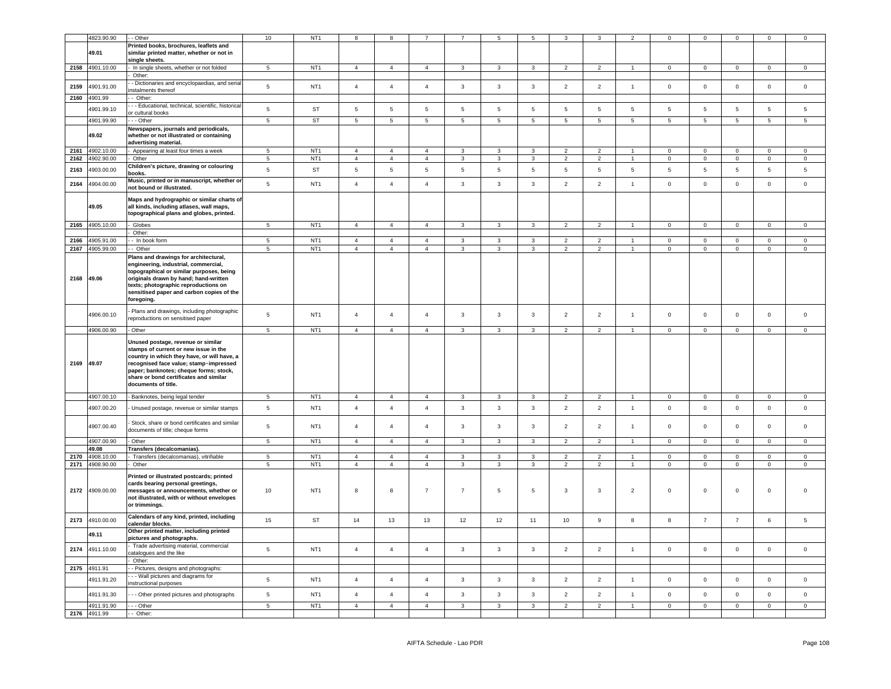| | 4823.90.90 | - - Other | 10 | NT1 | 8 | 8 | 7 | 7 | 5 | 5 | 3 | 3 | 2 | 0 | 0 | 0 | 0 | 0 |
|---|---|---|---|---|---|---|---|---|---|---|---|---|---|---|---|---|---|---|
| | 49.01 | **Printed books, brochures, leaflets and similar printed matter, whether or not in single sheets.** | | | | | | | | | | | | | | | | |
| 2158 | 4901.10.00 | - In single sheets, whether or not folded | 5 | NT1 | 4 | 4 | 4 | 3 | 3 | 3 | 2 | 2 | 1 | 0 | 0 | 0 | 0 | 0 |
| | | - Other: | | | | | | | | | | | | | | | | |
| 2159 | 4901.91.00 | - - Dictionaries and encyclopaedias, and serial instalments thereof | 5 | NT1 | 4 | 4 | 4 | 3 | 3 | 3 | 2 | 2 | 1 | 0 | 0 | 0 | 0 | 0 |
| 2160 | 4901.99 | - - Other: | | | | | | | | | | | | | | | | |
| | 4901.99.10 | - - - Educational, technical, scientific, historical or cultural books | 5 | ST | 5 | 5 | 5 | 5 | 5 | 5 | 5 | 5 | 5 | 5 | 5 | 5 | 5 | 5 |
| | 4901.99.90 | - - - Other | 5 | ST | 5 | 5 | 5 | 5 | 5 | 5 | 5 | 5 | 5 | 5 | 5 | 5 | 5 | 5 |
| | 49.02 | **Newspapers, journals and periodicals, whether or not illustrated or containing advertising material.** | | | | | | | | | | | | | | | | |
| 2161 | 4902.10.00 | - Appearing at least four times a week | 5 | NT1 | 4 | 4 | 4 | 3 | 3 | 3 | 2 | 2 | 1 | 0 | 0 | 0 | 0 | 0 |
| 2162 | 4902.90.00 | - Other | 5 | NT1 | 4 | 4 | 4 | 3 | 3 | 3 | 2 | 2 | 1 | 0 | 0 | 0 | 0 | 0 |
| 2163 | 4903.00.00 | **Children's picture, drawing or colouring books.** | 5 | ST | 5 | 5 | 5 | 5 | 5 | 5 | 5 | 5 | 5 | 5 | 5 | 5 | 5 | 5 |
| 2164 | 4904.00.00 | **Music, printed or in manuscript, whether or not bound or illustrated.** | 5 | NT1 | 4 | 4 | 4 | 3 | 3 | 3 | 2 | 2 | 1 | 0 | 0 | 0 | 0 | 0 |
| | 49.05 | **Maps and hydrographic or similar charts of all kinds, including atlases, wall maps, topographical plans and globes, printed.** | | | | | | | | | | | | | | | | |
| 2165 | 4905.10.00 | - Globes | 5 | NT1 | 4 | 4 | 4 | 3 | 3 | 3 | 2 | 2 | 1 | 0 | 0 | 0 | 0 | 0 |
| | | - Other: | | | | | | | | | | | | | | | | |
| 2166 | 4905.91.00 | - - In book form | 5 | NT1 | 4 | 4 | 4 | 3 | 3 | 3 | 2 | 2 | 1 | 0 | 0 | 0 | 0 | 0 |
| 2167 | 4905.99.00 | - - Other | 5 | NT1 | 4 | 4 | 4 | 3 | 3 | 3 | 2 | 2 | 1 | 0 | 0 | 0 | 0 | 0 |
| 2168 | 49.06 | **Plans and drawings for architectural, engineering, industrial, commercial, topographical or similar purposes, being originals drawn by hand; hand-written texts; photographic reproductions on sensitised paper and carbon copies of the foregoing.** | | | | | | | | | | | | | | | | |
| | 4906.00.10 | - Plans and drawings, including photographic reproductions on sensitised paper | 5 | NT1 | 4 | 4 | 4 | 3 | 3 | 3 | 2 | 2 | 1 | 0 | 0 | 0 | 0 | 0 |
| | 4906.00.90 | - Other | 5 | NT1 | 4 | 4 | 4 | 3 | 3 | 3 | 2 | 2 | 1 | 0 | 0 | 0 | 0 | 0 |
| 2169 | 49.07 | **Unused postage, revenue or similar stamps of current or new issue in the country in which they have, or will have, a recognised face value; stamp-impressed paper; banknotes; cheque forms; stock, share or bond certificates and similar documents of title.** | | | | | | | | | | | | | | | | |
| | 4907.00.10 | - Banknotes, being legal tender | 5 | NT1 | 4 | 4 | 4 | 3 | 3 | 3 | 2 | 2 | 1 | 0 | 0 | 0 | 0 | 0 |
| | 4907.00.20 | - Unused postage, revenue or similar stamps | 5 | NT1 | 4 | 4 | 4 | 3 | 3 | 3 | 2 | 2 | 1 | 0 | 0 | 0 | 0 | 0 |
| | 4907.00.40 | - Stock, share or bond certificates and similar documents of title; cheque forms | 5 | NT1 | 4 | 4 | 4 | 3 | 3 | 3 | 2 | 2 | 1 | 0 | 0 | 0 | 0 | 0 |
| | 4907.00.90 | - Other | 5 | NT1 | 4 | 4 | 4 | 3 | 3 | 3 | 2 | 2 | 1 | 0 | 0 | 0 | 0 | 0 |
| | 49.08 | **Transfers (decalcomanias).** | | | | | | | | | | | | | | | | |
| 2170 | 4908.10.00 | - Transfers (decalcomanias), vitrifiable | 5 | NT1 | 4 | 4 | 4 | 3 | 3 | 3 | 2 | 2 | 1 | 0 | 0 | 0 | 0 | 0 |
| 2171 | 4908.90.00 | - Other | 5 | NT1 | 4 | 4 | 4 | 3 | 3 | 3 | 2 | 2 | 1 | 0 | 0 | 0 | 0 | 0 |
| 2172 | 4909.00.00 | **Printed or illustrated postcards; printed cards bearing personal greetings, messages or announcements, whether or not illustrated, with or without envelopes or trimmings.** | 10 | NT1 | 8 | 8 | 7 | 7 | 5 | 5 | 3 | 3 | 2 | 0 | 0 | 0 | 0 | 0 |
| 2173 | 4910.00.00 | **Calendars of any kind, printed, including calendar blocks.** | 15 | ST | 14 | 13 | 13 | 12 | 12 | 11 | 10 | 9 | 8 | 8 | 7 | 7 | 6 | 5 |
| | 49.11 | **Other printed matter, including printed pictures and photographs.** | | | | | | | | | | | | | | | | |
| 2174 | 4911.10.00 | - Trade advertising material, commercial catalogues and the like | 5 | NT1 | 4 | 4 | 4 | 3 | 3 | 3 | 2 | 2 | 1 | 0 | 0 | 0 | 0 | 0 |
| | | - Other: | | | | | | | | | | | | | | | | |
| 2175 | 4911.91 | - - Pictures, designs and photographs: | | | | | | | | | | | | | | | | |
| | 4911.91.20 | - - - Wall pictures and diagrams for instructional purposes | 5 | NT1 | 4 | 4 | 4 | 3 | 3 | 3 | 2 | 2 | 1 | 0 | 0 | 0 | 0 | 0 |
| | 4911.91.30 | - - - Other printed pictures and photographs | 5 | NT1 | 4 | 4 | 4 | 3 | 3 | 3 | 2 | 2 | 1 | 0 | 0 | 0 | 0 | 0 |
| | 4911.91.90 | - - - Other | 5 | NT1 | 4 | 4 | 4 | 3 | 3 | 3 | 2 | 2 | 1 | 0 | 0 | 0 | 0 | 0 |
| 2176 | 4911.99 | - - Other: | | | | | | | | | | | | | | | | |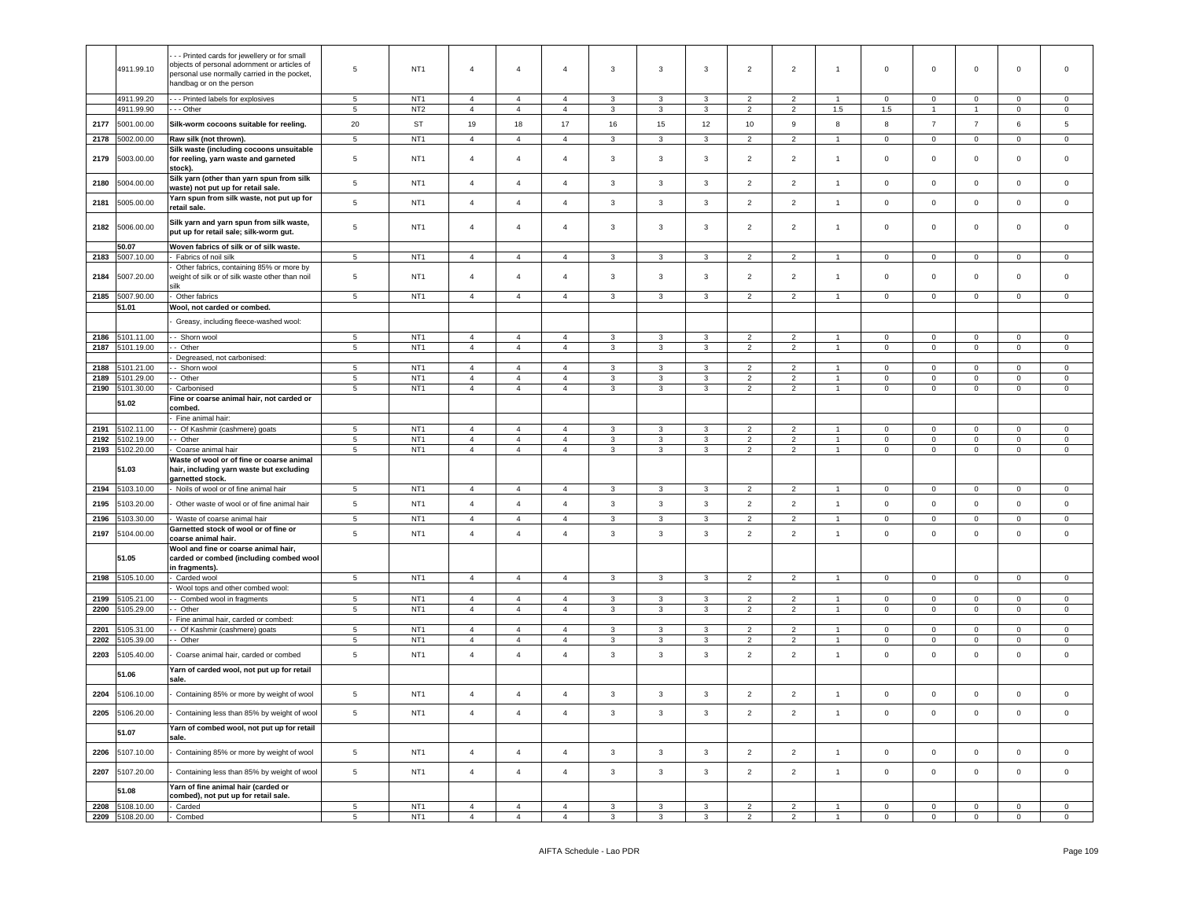| | | | | | | | | | | | | | | | | | |
|---|---|---|---|---|---|---|---|---|---|---|---|---|---|---|---|---|---|
| | 4911.99.10 | - - - Printed cards for jewellery or for small objects of personal adornment or articles of personal use normally carried in the pocket, handbag or on the person | 5 | NT1 | 4 | 4 | 4 | 3 | 3 | 3 | 2 | 2 | 1 | 0 | 0 | 0 | 0 | 0 |
| | 4911.99.20 | - - - Printed labels for explosives | 5 | NT1 | 4 | 4 | 4 | 3 | 3 | 3 | 2 | 2 | 1 | 0 | 0 | 0 | 0 | 0 |
| | 4911.99.90 | - - - Other | 5 | NT2 | 4 | 4 | 4 | 3 | 3 | 3 | 2 | 2 | 1.5 | 1.5 | 1 | 1 | 0 | 0 |
| 2177 | 5001.00.00 | **Silk-worm cocoons suitable for reeling.** | 20 | ST | 19 | 18 | 17 | 16 | 15 | 12 | 10 | 9 | 8 | 8 | 7 | 7 | 6 | 5 |
| 2178 | 5002.00.00 | **Raw silk (not thrown).** | 5 | NT1 | 4 | 4 | 4 | 3 | 3 | 3 | 2 | 2 | 1 | 0 | 0 | 0 | 0 | 0 |
| 2179 | 5003.00.00 | **Silk waste (including cocoons unsuitable for reeling, yarn waste and garneted stock).** | 5 | NT1 | 4 | 4 | 4 | 3 | 3 | 3 | 2 | 2 | 1 | 0 | 0 | 0 | 0 | 0 |
| 2180 | 5004.00.00 | **Silk yarn (other than yarn spun from silk waste) not put up for retail sale.** | 5 | NT1 | 4 | 4 | 4 | 3 | 3 | 3 | 2 | 2 | 1 | 0 | 0 | 0 | 0 | 0 |
| 2181 | 5005.00.00 | **Yarn spun from silk waste, not put up for retail sale.** | 5 | NT1 | 4 | 4 | 4 | 3 | 3 | 3 | 2 | 2 | 1 | 0 | 0 | 0 | 0 | 0 |
| 2182 | 5006.00.00 | **Silk yarn and yarn spun from silk waste, put up for retail sale; silk-worm gut.** | 5 | NT1 | 4 | 4 | 4 | 3 | 3 | 3 | 2 | 2 | 1 | 0 | 0 | 0 | 0 | 0 |
| | **50.07** | **Woven fabrics of silk or of silk waste.** | | | | | | | | | | | | | | | | |
| 2183 | 5007.10.00 | - Fabrics of noil silk | 5 | NT1 | 4 | 4 | 4 | 3 | 3 | 3 | 2 | 2 | 1 | 0 | 0 | 0 | 0 | 0 |
| 2184 | 5007.20.00 | - Other fabrics, containing 85% or more by weight of silk or of silk waste other than noil silk | 5 | NT1 | 4 | 4 | 4 | 3 | 3 | 3 | 2 | 2 | 1 | 0 | 0 | 0 | 0 | 0 |
| 2185 | 5007.90.00 | - Other fabrics | 5 | NT1 | 4 | 4 | 4 | 3 | 3 | 3 | 2 | 2 | 1 | 0 | 0 | 0 | 0 | 0 |
| | **51.01** | **Wool, not carded or combed.** | | | | | | | | | | | | | | | | |
| | | - Greasy, including fleece-washed wool: | | | | | | | | | | | | | | | | |
| 2186 | 5101.11.00 | - - Shorn wool | 5 | NT1 | 4 | 4 | 4 | 3 | 3 | 3 | 2 | 2 | 1 | 0 | 0 | 0 | 0 | 0 |
| 2187 | 5101.19.00 | - - Other | 5 | NT1 | 4 | 4 | 4 | 3 | 3 | 3 | 2 | 2 | 1 | 0 | 0 | 0 | 0 | 0 |
| | | - Degreased, not carbonised: | | | | | | | | | | | | | | | | |
| 2188 | 5101.21.00 | - - Shorn wool | 5 | NT1 | 4 | 4 | 4 | 3 | 3 | 3 | 2 | 2 | 1 | 0 | 0 | 0 | 0 | 0 |
| 2189 | 5101.29.00 | - - Other | 5 | NT1 | 4 | 4 | 4 | 3 | 3 | 3 | 2 | 2 | 1 | 0 | 0 | 0 | 0 | 0 |
| 2190 | 5101.30.00 | - Carbonised | 5 | NT1 | 4 | 4 | 4 | 3 | 3 | 3 | 2 | 2 | 1 | 0 | 0 | 0 | 0 | 0 |
| | **51.02** | **Fine or coarse animal hair, not carded or combed.** | | | | | | | | | | | | | | | | |
| | | - Fine animal hair: | | | | | | | | | | | | | | | | |
| 2191 | 5102.11.00 | - - Of Kashmir (cashmere) goats | 5 | NT1 | 4 | 4 | 4 | 3 | 3 | 3 | 2 | 2 | 1 | 0 | 0 | 0 | 0 | 0 |
| 2192 | 5102.19.00 | - - Other | 5 | NT1 | 4 | 4 | 4 | 3 | 3 | 3 | 2 | 2 | 1 | 0 | 0 | 0 | 0 | 0 |
| 2193 | 5102.20.00 | - Coarse animal hair | 5 | NT1 | 4 | 4 | 4 | 3 | 3 | 3 | 2 | 2 | 1 | 0 | 0 | 0 | 0 | 0 |
| | **51.03** | **Waste of wool or of fine or coarse animal hair, including yarn waste but excluding garnetted stock.** | | | | | | | | | | | | | | | | |
| 2194 | 5103.10.00 | - Noils of wool or of fine animal hair | 5 | NT1 | 4 | 4 | 4 | 3 | 3 | 3 | 2 | 2 | 1 | 0 | 0 | 0 | 0 | 0 |
| 2195 | 5103.20.00 | - Other waste of wool or of fine animal hair | 5 | NT1 | 4 | 4 | 4 | 3 | 3 | 3 | 2 | 2 | 1 | 0 | 0 | 0 | 0 | 0 |
| 2196 | 5103.30.00 | - Waste of coarse animal hair | 5 | NT1 | 4 | 4 | 4 | 3 | 3 | 3 | 2 | 2 | 1 | 0 | 0 | 0 | 0 | 0 |
| 2197 | 5104.00.00 | **Garnetted stock of wool or of fine or coarse animal hair.** | 5 | NT1 | 4 | 4 | 4 | 3 | 3 | 3 | 2 | 2 | 1 | 0 | 0 | 0 | 0 | 0 |
| | **51.05** | **Wool and fine or coarse animal hair, carded or combed (including combed wool in fragments).** | | | | | | | | | | | | | | | | |
| 2198 | 5105.10.00 | - Carded wool | 5 | NT1 | 4 | 4 | 4 | 3 | 3 | 3 | 2 | 2 | 1 | 0 | 0 | 0 | 0 | 0 |
| | | - Wool tops and other combed wool: | | | | | | | | | | | | | | | | |
| 2199 | 5105.21.00 | - - Combed wool in fragments | 5 | NT1 | 4 | 4 | 4 | 3 | 3 | 3 | 2 | 2 | 1 | 0 | 0 | 0 | 0 | 0 |
| 2200 | 5105.29.00 | - - Other | 5 | NT1 | 4 | 4 | 4 | 3 | 3 | 3 | 2 | 2 | 1 | 0 | 0 | 0 | 0 | 0 |
| | | - Fine animal hair, carded or combed: | | | | | | | | | | | | | | | | |
| 2201 | 5105.31.00 | - - Of Kashmir (cashmere) goats | 5 | NT1 | 4 | 4 | 4 | 3 | 3 | 3 | 2 | 2 | 1 | 0 | 0 | 0 | 0 | 0 |
| 2202 | 5105.39.00 | - - Other | 5 | NT1 | 4 | 4 | 4 | 3 | 3 | 3 | 2 | 2 | 1 | 0 | 0 | 0 | 0 | 0 |
| 2203 | 5105.40.00 | - Coarse animal hair, carded or combed | 5 | NT1 | 4 | 4 | 4 | 3 | 3 | 3 | 2 | 2 | 1 | 0 | 0 | 0 | 0 | 0 |
| | **51.06** | **Yarn of carded wool, not put up for retail sale.** | | | | | | | | | | | | | | | | |
| 2204 | 5106.10.00 | - Containing 85% or more by weight of wool | 5 | NT1 | 4 | 4 | 4 | 3 | 3 | 3 | 2 | 2 | 1 | 0 | 0 | 0 | 0 | 0 |
| 2205 | 5106.20.00 | - Containing less than 85% by weight of wool | 5 | NT1 | 4 | 4 | 4 | 3 | 3 | 3 | 2 | 2 | 1 | 0 | 0 | 0 | 0 | 0 |
| | **51.07** | **Yarn of combed wool, not put up for retail sale.** | | | | | | | | | | | | | | | | |
| 2206 | 5107.10.00 | - Containing 85% or more by weight of wool | 5 | NT1 | 4 | 4 | 4 | 3 | 3 | 3 | 2 | 2 | 1 | 0 | 0 | 0 | 0 | 0 |
| 2207 | 5107.20.00 | - Containing less than 85% by weight of wool | 5 | NT1 | 4 | 4 | 4 | 3 | 3 | 3 | 2 | 2 | 1 | 0 | 0 | 0 | 0 | 0 |
| | **51.08** | **Yarn of fine animal hair (carded or combed), not put up for retail sale.** | | | | | | | | | | | | | | | | |
| 2208 | 5108.10.00 | - Carded | 5 | NT1 | 4 | 4 | 4 | 3 | 3 | 3 | 2 | 2 | 1 | 0 | 0 | 0 | 0 | 0 |
| 2209 | 5108.20.00 | - Combed | 5 | NT1 | 4 | 4 | 4 | 3 | 3 | 3 | 2 | 2 | 1 | 0 | 0 | 0 | 0 | 0 |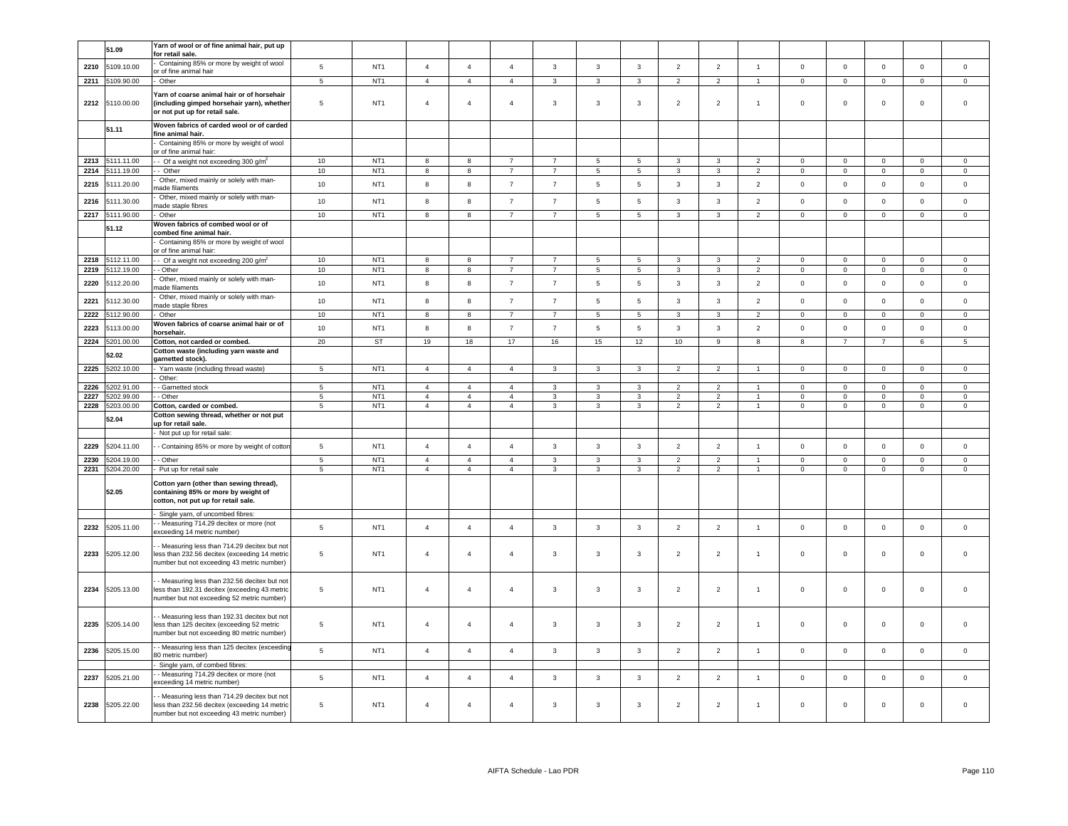| | 51.09 | Yarn of wool or of fine animal hair, put up for retail sale. | | | | | | | | | | | | | | | | | |
|---|---|---|---|---|---|---|---|---|---|---|---|---|---|---|---|---|---|---|---|
| 2210 | 5109.10.00 | - Containing 85% or more by weight of wool or of fine animal hair | 5 | NT1 | 4 | 4 | 4 | 3 | 3 | 3 | 2 | 2 | 1 | 0 | 0 | 0 | 0 | 0 |
| 2211 | 5109.90.00 | - Other | 5 | NT1 | 4 | 4 | 4 | 3 | 3 | 3 | 2 | 2 | 1 | 0 | 0 | 0 | 0 | 0 |
| 2212 | 5110.00.00 | Yarn of coarse animal hair or of horsehair (including gimped horsehair yarn), whether or not put up for retail sale. | 5 | NT1 | 4 | 4 | 4 | 3 | 3 | 3 | 2 | 2 | 1 | 0 | 0 | 0 | 0 | 0 |
| | 51.11 | Woven fabrics of carded wool or of carded fine animal hair. | | | | | | | | | | | | | | | | |
| | | - Containing 85% or more by weight of wool or of fine animal hair: | | | | | | | | | | | | | | | | |
| 2213 | 5111.11.00 | - - Of a weight not exceeding 300 g/m$^2$ | 10 | NT1 | 8 | 8 | 7 | 7 | 5 | 5 | 3 | 3 | 2 | 0 | 0 | 0 | 0 | 0 |
| 2214 | 5111.19.00 | - - Other | 10 | NT1 | 8 | 8 | 7 | 7 | 5 | 5 | 3 | 3 | 2 | 0 | 0 | 0 | 0 | 0 |
| 2215 | 5111.20.00 | - Other, mixed mainly or solely with man-made filaments | 10 | NT1 | 8 | 8 | 7 | 7 | 5 | 5 | 3 | 3 | 2 | 0 | 0 | 0 | 0 | 0 |
| 2216 | 5111.30.00 | - Other, mixed mainly or solely with man-made staple fibres | 10 | NT1 | 8 | 8 | 7 | 7 | 5 | 5 | 3 | 3 | 2 | 0 | 0 | 0 | 0 | 0 |
| 2217 | 5111.90.00 | - Other | 10 | NT1 | 8 | 8 | 7 | 7 | 5 | 5 | 3 | 3 | 2 | 0 | 0 | 0 | 0 | 0 |
| | 51.12 | Woven fabrics of combed wool or of combed fine animal hair. | | | | | | | | | | | | | | | | |
| | | - Containing 85% or more by weight of wool or of fine animal hair: | | | | | | | | | | | | | | | | |
| 2218 | 5112.11.00 | - - Of a weight not exceeding 200 g/m$^2$ | 10 | NT1 | 8 | 8 | 7 | 7 | 5 | 5 | 3 | 3 | 2 | 0 | 0 | 0 | 0 | 0 |
| 2219 | 5112.19.00 | - - Other | 10 | NT1 | 8 | 8 | 7 | 7 | 5 | 5 | 3 | 3 | 2 | 0 | 0 | 0 | 0 | 0 |
| 2220 | 5112.20.00 | - Other, mixed mainly or solely with man-made filaments | 10 | NT1 | 8 | 8 | 7 | 7 | 5 | 5 | 3 | 3 | 2 | 0 | 0 | 0 | 0 | 0 |
| 2221 | 5112.30.00 | - Other, mixed mainly or solely with man-made staple fibres | 10 | NT1 | 8 | 8 | 7 | 7 | 5 | 5 | 3 | 3 | 2 | 0 | 0 | 0 | 0 | 0 |
| 2222 | 5112.90.00 | - Other | 10 | NT1 | 8 | 8 | 7 | 7 | 5 | 5 | 3 | 3 | 2 | 0 | 0 | 0 | 0 | 0 |
| 2223 | 5113.00.00 | Woven fabrics of coarse animal hair or of horsehair. | 10 | NT1 | 8 | 8 | 7 | 7 | 5 | 5 | 3 | 3 | 2 | 0 | 0 | 0 | 0 | 0 |
| 2224 | 5201.00.00 | Cotton, not carded or combed. | 20 | ST | 19 | 18 | 17 | 16 | 15 | 12 | 10 | 9 | 8 | 8 | 7 | 7 | 6 | 5 |
| | 52.02 | Cotton waste (including yarn waste and garnetted stock). | | | | | | | | | | | | | | | | |
| 2225 | 5202.10.00 | - Yarn waste (including thread waste) | 5 | NT1 | 4 | 4 | 4 | 3 | 3 | 3 | 2 | 2 | 1 | 0 | 0 | 0 | 0 | 0 |
| | | - Other: | | | | | | | | | | | | | | | | |
| 2226 | 5202.91.00 | - - Garnetted stock | 5 | NT1 | 4 | 4 | 4 | 3 | 3 | 3 | 2 | 2 | 1 | 0 | 0 | 0 | 0 | 0 |
| 2227 | 5202.99.00 | - - Other | 5 | NT1 | 4 | 4 | 4 | 3 | 3 | 3 | 2 | 2 | 1 | 0 | 0 | 0 | 0 | 0 |
| 2228 | 5203.00.00 | Cotton, carded or combed. | 5 | NT1 | 4 | 4 | 4 | 3 | 3 | 3 | 2 | 2 | 1 | 0 | 0 | 0 | 0 | 0 |
| | 52.04 | Cotton sewing thread, whether or not put up for retail sale. | | | | | | | | | | | | | | | | |
| | | - Not put up for retail sale: | | | | | | | | | | | | | | | | |
| 2229 | 5204.11.00 | - - Containing 85% or more by weight of cotton | 5 | NT1 | 4 | 4 | 4 | 3 | 3 | 3 | 2 | 2 | 1 | 0 | 0 | 0 | 0 | 0 |
| 2230 | 5204.19.00 | - - Other | 5 | NT1 | 4 | 4 | 4 | 3 | 3 | 3 | 2 | 2 | 1 | 0 | 0 | 0 | 0 | 0 |
| 2231 | 5204.20.00 | - Put up for retail sale | 5 | NT1 | 4 | 4 | 4 | 3 | 3 | 3 | 2 | 2 | 1 | 0 | 0 | 0 | 0 | 0 |
| | 52.05 | Cotton yarn (other than sewing thread), containing 85% or more by weight of cotton, not put up for retail sale. | | | | | | | | | | | | | | | | |
| | | - Single yarn, of uncombed fibres: | | | | | | | | | | | | | | | | |
| 2232 | 5205.11.00 | - - Measuring 714.29 decitex or more (not exceeding 14 metric number) | 5 | NT1 | 4 | 4 | 4 | 3 | 3 | 3 | 2 | 2 | 1 | 0 | 0 | 0 | 0 | 0 |
| 2233 | 5205.12.00 | - - Measuring less than 714.29 decitex but not less than 232.56 decitex (exceeding 14 metric number but not exceeding 43 metric number) | 5 | NT1 | 4 | 4 | 4 | 3 | 3 | 3 | 2 | 2 | 1 | 0 | 0 | 0 | 0 | 0 |
| 2234 | 5205.13.00 | - - Measuring less than 232.56 decitex but not less than 192.31 decitex (exceeding 43 metric number but not exceeding 52 metric number) | 5 | NT1 | 4 | 4 | 4 | 3 | 3 | 3 | 2 | 2 | 1 | 0 | 0 | 0 | 0 | 0 |
| 2235 | 5205.14.00 | - - Measuring less than 192.31 decitex but not less than 125 decitex (exceeding 52 metric number but not exceeding 80 metric number) | 5 | NT1 | 4 | 4 | 4 | 3 | 3 | 3 | 2 | 2 | 1 | 0 | 0 | 0 | 0 | 0 |
| 2236 | 5205.15.00 | - - Measuring less than 125 decitex (exceeding 80 metric number) | 5 | NT1 | 4 | 4 | 4 | 3 | 3 | 3 | 2 | 2 | 1 | 0 | 0 | 0 | 0 | 0 |
| | | - Single yarn, of combed fibres: | | | | | | | | | | | | | | | | |
| 2237 | 5205.21.00 | - - Measuring 714.29 decitex or more (not exceeding 14 metric number) | 5 | NT1 | 4 | 4 | 4 | 3 | 3 | 3 | 2 | 2 | 1 | 0 | 0 | 0 | 0 | 0 |
| 2238 | 5205.22.00 | - - Measuring less than 714.29 decitex but not less than 232.56 decitex (exceeding 14 metric number but not exceeding 43 metric number) | 5 | NT1 | 4 | 4 | 4 | 3 | 3 | 3 | 2 | 2 | 1 | 0 | 0 | 0 | 0 | 0 |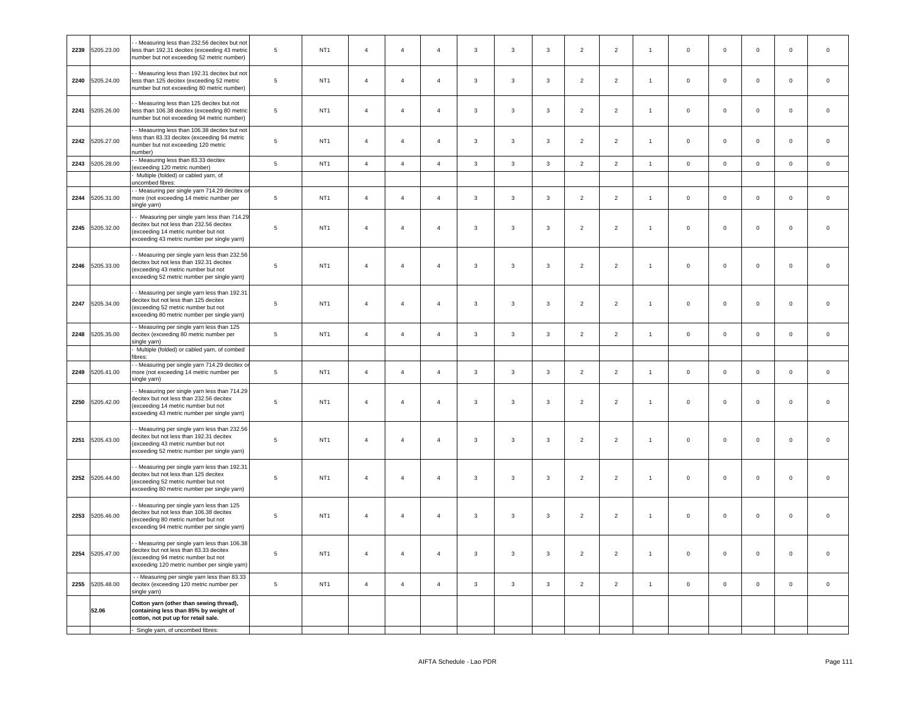| 2239 | 5205.23.00 | - - Measuring less than 232.56 decitex but not less than 192.31 decitex (exceeding 43 metric number but not exceeding 52 metric number) | 5 | NT1 | 4 | 4 | 4 | 3 | 3 | 3 | 2 | 2 | 1 | 0 | 0 | 0 | 0 | 0 |
|---|---|---|---|---|---|---|---|---|---|---|---|---|---|---|---|---|---|---|
| 2240 | 5205.24.00 | - - Measuring less than 192.31 decitex but not less than 125 decitex (exceeding 52 metric number but not exceeding 80 metric number) | 5 | NT1 | 4 | 4 | 4 | 3 | 3 | 3 | 2 | 2 | 1 | 0 | 0 | 0 | 0 | 0 |
| 2241 | 5205.26.00 | - - Measuring less than 125 decitex but not less than 106.38 decitex (exceeding 80 metric number but not exceeding 94 metric number) | 5 | NT1 | 4 | 4 | 4 | 3 | 3 | 3 | 2 | 2 | 1 | 0 | 0 | 0 | 0 | 0 |
| 2242 | 5205.27.00 | - - Measuring less than 106.38 decitex but not less than 83.33 decitex (exceeding 94 metric number but not exceeding 120 metric number) | 5 | NT1 | 4 | 4 | 4 | 3 | 3 | 3 | 2 | 2 | 1 | 0 | 0 | 0 | 0 | 0 |
| 2243 | 5205.28.00 | - - Measuring less than 83.33 decitex (exceeding 120 metric number) | 5 | NT1 | 4 | 4 | 4 | 3 | 3 | 3 | 2 | 2 | 1 | 0 | 0 | 0 | 0 | 0 |
| | | - Multiple (folded) or cabled yarn, of uncombed fibres: | | | | | | | | | | | | | | | | |
| 2244 | 5205.31.00 | - - Measuring per single yarn 714.29 decitex or more (not exceeding 14 metric number per single yarn) | 5 | NT1 | 4 | 4 | 4 | 3 | 3 | 3 | 2 | 2 | 1 | 0 | 0 | 0 | 0 | 0 |
| 2245 | 5205.32.00 | - - Measuring per single yarn less than 714.29 decitex but not less than 232.56 decitex (exceeding 14 metric number but not exceeding 43 metric number per single yarn) | 5 | NT1 | 4 | 4 | 4 | 3 | 3 | 3 | 2 | 2 | 1 | 0 | 0 | 0 | 0 | 0 |
| 2246 | 5205.33.00 | - - Measuring per single yarn less than 232.56 decitex but not less than 192.31 decitex (exceeding 43 metric number but not exceeding 52 metric number per single yarn) | 5 | NT1 | 4 | 4 | 4 | 3 | 3 | 3 | 2 | 2 | 1 | 0 | 0 | 0 | 0 | 0 |
| 2247 | 5205.34.00 | - - Measuring per single yarn less than 192.31 decitex but not less than 125 decitex (exceeding 52 metric number but not exceeding 80 metric number per single yarn) | 5 | NT1 | 4 | 4 | 4 | 3 | 3 | 3 | 2 | 2 | 1 | 0 | 0 | 0 | 0 | 0 |
| 2248 | 5205.35.00 | - - Measuring per single yarn less than 125 decitex (exceeding 80 metric number per single yarn) | 5 | NT1 | 4 | 4 | 4 | 3 | 3 | 3 | 2 | 2 | 1 | 0 | 0 | 0 | 0 | 0 |
| | | - Multiple (folded) or cabled yarn, of combed fibres: | | | | | | | | | | | | | | | | |
| 2249 | 5205.41.00 | - - Measuring per single yarn 714.29 decitex or more (not exceeding 14 metric number per single yarn) | 5 | NT1 | 4 | 4 | 4 | 3 | 3 | 3 | 2 | 2 | 1 | 0 | 0 | 0 | 0 | 0 |
| 2250 | 5205.42.00 | - - Measuring per single yarn less than 714.29 decitex but not less than 232.56 decitex (exceeding 14 metric number but not exceeding 43 metric number per single yarn) | 5 | NT1 | 4 | 4 | 4 | 3 | 3 | 3 | 2 | 2 | 1 | 0 | 0 | 0 | 0 | 0 |
| 2251 | 5205.43.00 | - - Measuring per single yarn less than 232.56 decitex but not less than 192.31 decitex (exceeding 43 metric number but not exceeding 52 metric number per single yarn) | 5 | NT1 | 4 | 4 | 4 | 3 | 3 | 3 | 2 | 2 | 1 | 0 | 0 | 0 | 0 | 0 |
| 2252 | 5205.44.00 | - - Measuring per single yarn less than 192.31 decitex but not less than 125 decitex (exceeding 52 metric number but not exceeding 80 metric number per single yarn) | 5 | NT1 | 4 | 4 | 4 | 3 | 3 | 3 | 2 | 2 | 1 | 0 | 0 | 0 | 0 | 0 |
| 2253 | 5205.46.00 | - - Measuring per single yarn less than 125 decitex but not less than 106.38 decitex (exceeding 80 metric number but not exceeding 94 metric number per single yarn) | 5 | NT1 | 4 | 4 | 4 | 3 | 3 | 3 | 2 | 2 | 1 | 0 | 0 | 0 | 0 | 0 |
| 2254 | 5205.47.00 | - - Measuring per single yarn less than 106.38 decitex but not less than 83.33 decitex (exceeding 94 metric number but not exceeding 120 metric number per single yarn) | 5 | NT1 | 4 | 4 | 4 | 3 | 3 | 3 | 2 | 2 | 1 | 0 | 0 | 0 | 0 | 0 |
| 2255 | 5205.48.00 | - - Measuring per single yarn less than 83.33 decitex (exceeding 120 metric number per single yarn) | 5 | NT1 | 4 | 4 | 4 | 3 | 3 | 3 | 2 | 2 | 1 | 0 | 0 | 0 | 0 | 0 |
| | **52.06** | **Cotton yarn (other than sewing thread), containing less than 85% by weight of cotton, not put up for retail sale.** | | | | | | | | | | | | | | | | |
| | | - Single yarn, of uncombed fibres: | | | | | | | | | | | | | | | | |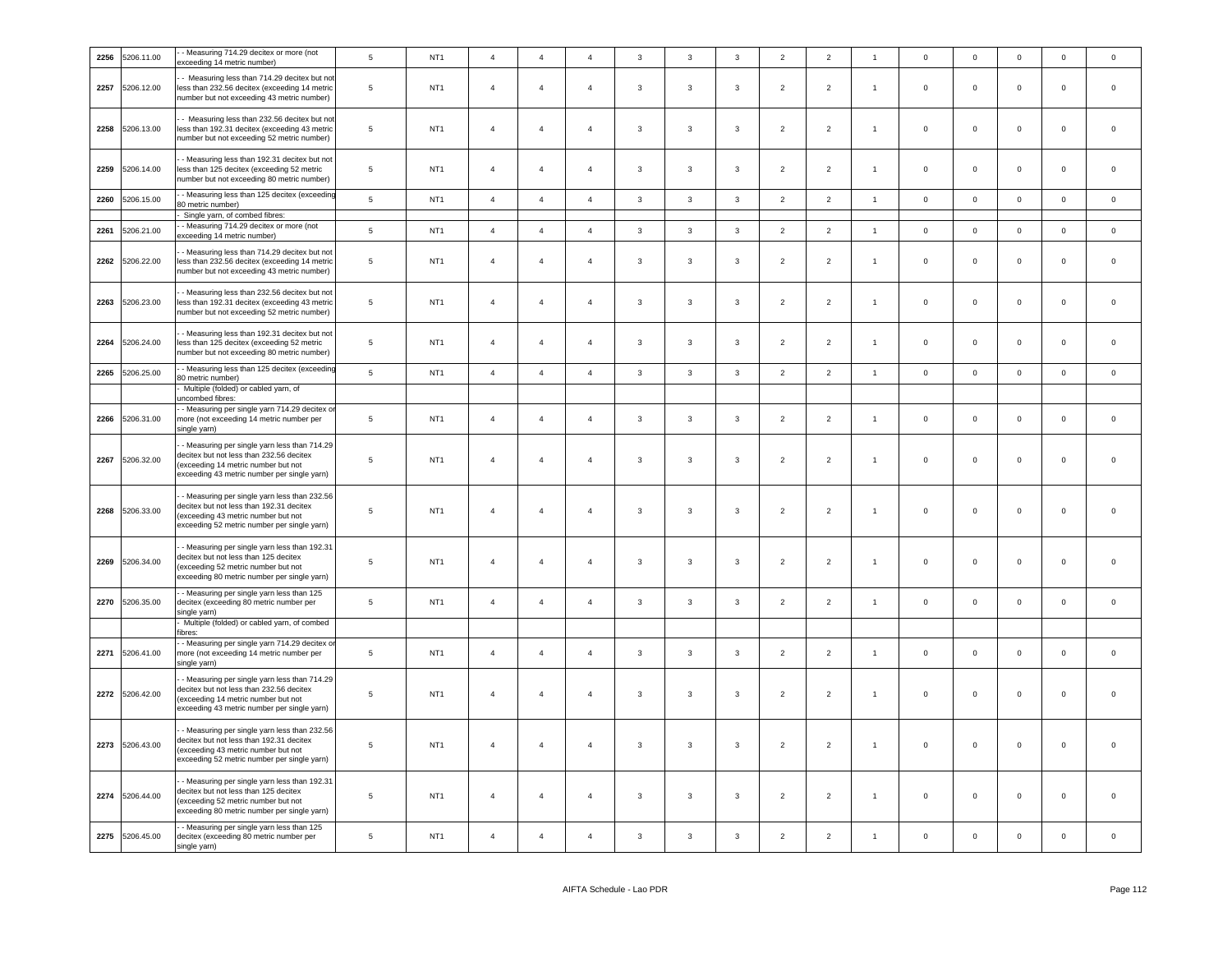| 2256 | 5206.11.00 | - - Measuring 714.29 decitex or more (not exceeding 14 metric number) | 5 | NT1 | 4 | 4 | 4 | 3 | 3 | 3 | 2 | 2 | 1 | 0 | 0 | 0 | 0 | 0 |
|---|---|---|---|---|---|---|---|---|---|---|---|---|---|---|---|---|---|---|
| 2257 | 5206.12.00 | - - Measuring less than 714.29 decitex but not less than 232.56 decitex (exceeding 14 metric number but not exceeding 43 metric number) | 5 | NT1 | 4 | 4 | 4 | 3 | 3 | 3 | 2 | 2 | 1 | 0 | 0 | 0 | 0 | 0 |
| 2258 | 5206.13.00 | - - Measuring less than 232.56 decitex but not less than 192.31 decitex (exceeding 43 metric number but not exceeding 52 metric number) | 5 | NT1 | 4 | 4 | 4 | 3 | 3 | 3 | 2 | 2 | 1 | 0 | 0 | 0 | 0 | 0 |
| 2259 | 5206.14.00 | - - Measuring less than 192.31 decitex but not less than 125 decitex (exceeding 52 metric number but not exceeding 80 metric number) | 5 | NT1 | 4 | 4 | 4 | 3 | 3 | 3 | 2 | 2 | 1 | 0 | 0 | 0 | 0 | 0 |
| 2260 | 5206.15.00 | - - Measuring less than 125 decitex (exceeding 80 metric number) | 5 | NT1 | 4 | 4 | 4 | 3 | 3 | 3 | 2 | 2 | 1 | 0 | 0 | 0 | 0 | 0 |
| | | - Single yarn, of combed fibres: | | | | | | | | | | | | | | | | |
| 2261 | 5206.21.00 | - - Measuring 714.29 decitex or more (not exceeding 14 metric number) | 5 | NT1 | 4 | 4 | 4 | 3 | 3 | 3 | 2 | 2 | 1 | 0 | 0 | 0 | 0 | 0 |
| 2262 | 5206.22.00 | - - Measuring less than 714.29 decitex but not less than 232.56 decitex (exceeding 14 metric number but not exceeding 43 metric number) | 5 | NT1 | 4 | 4 | 4 | 3 | 3 | 3 | 2 | 2 | 1 | 0 | 0 | 0 | 0 | 0 |
| 2263 | 5206.23.00 | - - Measuring less than 232.56 decitex but not less than 192.31 decitex (exceeding 43 metric number but not exceeding 52 metric number) | 5 | NT1 | 4 | 4 | 4 | 3 | 3 | 3 | 2 | 2 | 1 | 0 | 0 | 0 | 0 | 0 |
| 2264 | 5206.24.00 | - - Measuring less than 192.31 decitex but not less than 125 decitex (exceeding 52 metric number but not exceeding 80 metric number) | 5 | NT1 | 4 | 4 | 4 | 3 | 3 | 3 | 2 | 2 | 1 | 0 | 0 | 0 | 0 | 0 |
| 2265 | 5206.25.00 | - - Measuring less than 125 decitex (exceeding 80 metric number) | 5 | NT1 | 4 | 4 | 4 | 3 | 3 | 3 | 2 | 2 | 1 | 0 | 0 | 0 | 0 | 0 |
| | | - Multiple (folded) or cabled yarn, of uncombed fibres: | | | | | | | | | | | | | | | | |
| 2266 | 5206.31.00 | - - Measuring per single yarn 714.29 decitex or more (not exceeding 14 metric number per single yarn) | 5 | NT1 | 4 | 4 | 4 | 3 | 3 | 3 | 2 | 2 | 1 | 0 | 0 | 0 | 0 | 0 |
| 2267 | 5206.32.00 | - - Measuring per single yarn less than 714.29 decitex but not less than 232.56 decitex (exceeding 14 metric number but not exceeding 43 metric number per single yarn) | 5 | NT1 | 4 | 4 | 4 | 3 | 3 | 3 | 2 | 2 | 1 | 0 | 0 | 0 | 0 | 0 |
| 2268 | 5206.33.00 | - - Measuring per single yarn less than 232.56 decitex but not less than 192.31 decitex (exceeding 43 metric number but not exceeding 52 metric number per single yarn) | 5 | NT1 | 4 | 4 | 4 | 3 | 3 | 3 | 2 | 2 | 1 | 0 | 0 | 0 | 0 | 0 |
| 2269 | 5206.34.00 | - - Measuring per single yarn less than 192.31 decitex but not less than 125 decitex (exceeding 52 metric number but not exceeding 80 metric number per single yarn) | 5 | NT1 | 4 | 4 | 4 | 3 | 3 | 3 | 2 | 2 | 1 | 0 | 0 | 0 | 0 | 0 |
| 2270 | 5206.35.00 | - - Measuring per single yarn less than 125 decitex (exceeding 80 metric number per single yarn) | 5 | NT1 | 4 | 4 | 4 | 3 | 3 | 3 | 2 | 2 | 1 | 0 | 0 | 0 | 0 | 0 |
| | | - Multiple (folded) or cabled yarn, of combed fibres: | | | | | | | | | | | | | | | | |
| 2271 | 5206.41.00 | - - Measuring per single yarn 714.29 decitex or more (not exceeding 14 metric number per single yarn) | 5 | NT1 | 4 | 4 | 4 | 3 | 3 | 3 | 2 | 2 | 1 | 0 | 0 | 0 | 0 | 0 |
| 2272 | 5206.42.00 | - - Measuring per single yarn less than 714.29 decitex but not less than 232.56 decitex (exceeding 14 metric number but not exceeding 43 metric number per single yarn) | 5 | NT1 | 4 | 4 | 4 | 3 | 3 | 3 | 2 | 2 | 1 | 0 | 0 | 0 | 0 | 0 |
| 2273 | 5206.43.00 | - - Measuring per single yarn less than 232.56 decitex but not less than 192.31 decitex (exceeding 43 metric number but not exceeding 52 metric number per single yarn) | 5 | NT1 | 4 | 4 | 4 | 3 | 3 | 3 | 2 | 2 | 1 | 0 | 0 | 0 | 0 | 0 |
| 2274 | 5206.44.00 | - - Measuring per single yarn less than 192.31 decitex but not less than 125 decitex (exceeding 52 metric number but not exceeding 80 metric number per single yarn) | 5 | NT1 | 4 | 4 | 4 | 3 | 3 | 3 | 2 | 2 | 1 | 0 | 0 | 0 | 0 | 0 |
| 2275 | 5206.45.00 | - - Measuring per single yarn less than 125 decitex (exceeding 80 metric number per single yarn) | 5 | NT1 | 4 | 4 | 4 | 3 | 3 | 3 | 2 | 2 | 1 | 0 | 0 | 0 | 0 | 0 |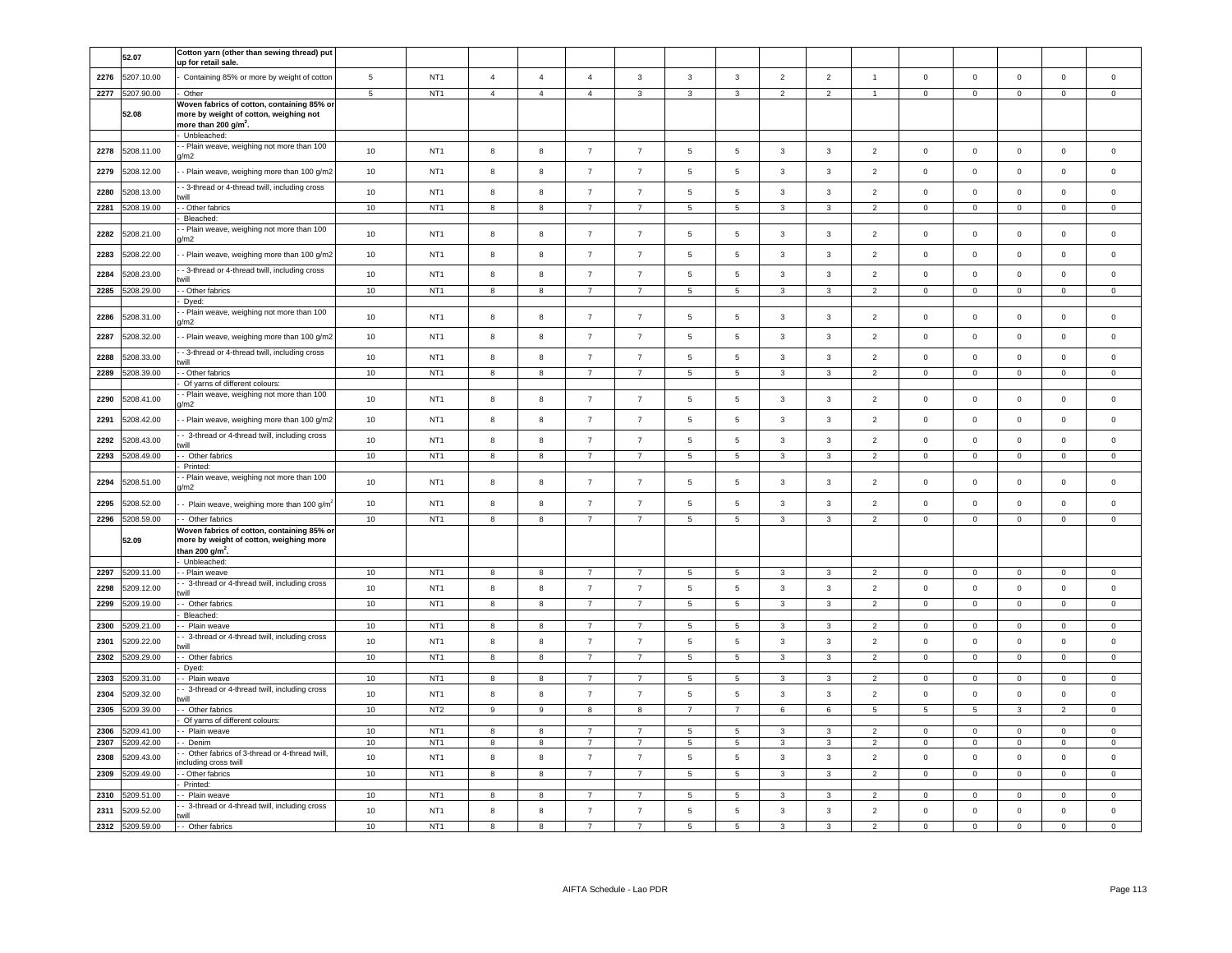| | | | | | | | | | | | | | | | | | | |
|---|---|---|---|---|---|---|---|---|---|---|---|---|---|---|---|---|---|---|
| | 52.07 | **Cotton yarn (other than sewing thread) put up for retail sale.** | | | | | | | | | | | | | | | | |
| 2276 | 5207.10.00 | - Containing 85% or more by weight of cotton | 5 | NT1 | 4 | 4 | 4 | 3 | 3 | 3 | 2 | 2 | 1 | 0 | 0 | 0 | 0 | 0 |
| 2277 | 5207.90.00 | - Other | 5 | NT1 | 4 | 4 | 4 | 3 | 3 | 3 | 2 | 2 | 1 | 0 | 0 | 0 | 0 | 0 |
| | 52.08 | **Woven fabrics of cotton, containing 85% or more by weight of cotton, weighing not more than 200 g/m$^2$.** | | | | | | | | | | | | | | | | |
| | | - Unbleached: | | | | | | | | | | | | | | | | |
| 2278 | 5208.11.00 | - - Plain weave, weighing not more than 100 g/m2 | 10 | NT1 | 8 | 8 | 7 | 7 | 5 | 5 | 3 | 3 | 2 | 0 | 0 | 0 | 0 | 0 |
| 2279 | 5208.12.00 | - - Plain weave, weighing more than 100 g/m2 | 10 | NT1 | 8 | 8 | 7 | 7 | 5 | 5 | 3 | 3 | 2 | 0 | 0 | 0 | 0 | 0 |
| 2280 | 5208.13.00 | - - 3-thread or 4-thread twill, including cross twill | 10 | NT1 | 8 | 8 | 7 | 7 | 5 | 5 | 3 | 3 | 2 | 0 | 0 | 0 | 0 | 0 |
| 2281 | 5208.19.00 | - - Other fabrics | 10 | NT1 | 8 | 8 | 7 | 7 | 5 | 5 | 3 | 3 | 2 | 0 | 0 | 0 | 0 | 0 |
| | | - Bleached: | | | | | | | | | | | | | | | | |
| 2282 | 5208.21.00 | - - Plain weave, weighing not more than 100 g/m2 | 10 | NT1 | 8 | 8 | 7 | 7 | 5 | 5 | 3 | 3 | 2 | 0 | 0 | 0 | 0 | 0 |
| 2283 | 5208.22.00 | - - Plain weave, weighing more than 100 g/m2 | 10 | NT1 | 8 | 8 | 7 | 7 | 5 | 5 | 3 | 3 | 2 | 0 | 0 | 0 | 0 | 0 |
| 2284 | 5208.23.00 | - - 3-thread or 4-thread twill, including cross twill | 10 | NT1 | 8 | 8 | 7 | 7 | 5 | 5 | 3 | 3 | 2 | 0 | 0 | 0 | 0 | 0 |
| 2285 | 5208.29.00 | - - Other fabrics | 10 | NT1 | 8 | 8 | 7 | 7 | 5 | 5 | 3 | 3 | 2 | 0 | 0 | 0 | 0 | 0 |
| | | - Dyed: | | | | | | | | | | | | | | | | |
| 2286 | 5208.31.00 | - - Plain weave, weighing not more than 100 g/m2 | 10 | NT1 | 8 | 8 | 7 | 7 | 5 | 5 | 3 | 3 | 2 | 0 | 0 | 0 | 0 | 0 |
| 2287 | 5208.32.00 | - - Plain weave, weighing more than 100 g/m2 | 10 | NT1 | 8 | 8 | 7 | 7 | 5 | 5 | 3 | 3 | 2 | 0 | 0 | 0 | 0 | 0 |
| 2288 | 5208.33.00 | - - 3-thread or 4-thread twill, including cross twill | 10 | NT1 | 8 | 8 | 7 | 7 | 5 | 5 | 3 | 3 | 2 | 0 | 0 | 0 | 0 | 0 |
| 2289 | 5208.39.00 | - - Other fabrics | 10 | NT1 | 8 | 8 | 7 | 7 | 5 | 5 | 3 | 3 | 2 | 0 | 0 | 0 | 0 | 0 |
| | | - Of yarns of different colours: | | | | | | | | | | | | | | | | |
| 2290 | 5208.41.00 | - - Plain weave, weighing not more than 100 g/m2 | 10 | NT1 | 8 | 8 | 7 | 7 | 5 | 5 | 3 | 3 | 2 | 0 | 0 | 0 | 0 | 0 |
| 2291 | 5208.42.00 | - - Plain weave, weighing more than 100 g/m2 | 10 | NT1 | 8 | 8 | 7 | 7 | 5 | 5 | 3 | 3 | 2 | 0 | 0 | 0 | 0 | 0 |
| 2292 | 5208.43.00 | - - 3-thread or 4-thread twill, including cross twill | 10 | NT1 | 8 | 8 | 7 | 7 | 5 | 5 | 3 | 3 | 2 | 0 | 0 | 0 | 0 | 0 |
| 2293 | 5208.49.00 | - - Other fabrics | 10 | NT1 | 8 | 8 | 7 | 7 | 5 | 5 | 3 | 3 | 2 | 0 | 0 | 0 | 0 | 0 |
| | | - Printed: | | | | | | | | | | | | | | | | |
| 2294 | 5208.51.00 | - - Plain weave, weighing not more than 100 g/m2 | 10 | NT1 | 8 | 8 | 7 | 7 | 5 | 5 | 3 | 3 | 2 | 0 | 0 | 0 | 0 | 0 |
| 2295 | 5208.52.00 | - - Plain weave, weighing more than 100 g/m$^2$ | 10 | NT1 | 8 | 8 | 7 | 7 | 5 | 5 | 3 | 3 | 2 | 0 | 0 | 0 | 0 | 0 |
| 2296 | 5208.59.00 | - - Other fabrics | 10 | NT1 | 8 | 8 | 7 | 7 | 5 | 5 | 3 | 3 | 2 | 0 | 0 | 0 | 0 | 0 |
| | 52.09 | **Woven fabrics of cotton, containing 85% or more by weight of cotton, weighing more than 200 g/m$^2$.** | | | | | | | | | | | | | | | | |
| | | - Unbleached: | | | | | | | | | | | | | | | | |
| 2297 | 5209.11.00 | - - Plain weave | 10 | NT1 | 8 | 8 | 7 | 7 | 5 | 5 | 3 | 3 | 2 | 0 | 0 | 0 | 0 | 0 |
| 2298 | 5209.12.00 | - - 3-thread or 4-thread twill, including cross twill | 10 | NT1 | 8 | 8 | 7 | 7 | 5 | 5 | 3 | 3 | 2 | 0 | 0 | 0 | 0 | 0 |
| 2299 | 5209.19.00 | - - Other fabrics | 10 | NT1 | 8 | 8 | 7 | 7 | 5 | 5 | 3 | 3 | 2 | 0 | 0 | 0 | 0 | 0 |
| | | - Bleached: | | | | | | | | | | | | | | | | |
| 2300 | 5209.21.00 | - - Plain weave | 10 | NT1 | 8 | 8 | 7 | 7 | 5 | 5 | 3 | 3 | 2 | 0 | 0 | 0 | 0 | 0 |
| 2301 | 5209.22.00 | - - 3-thread or 4-thread twill, including cross twill | 10 | NT1 | 8 | 8 | 7 | 7 | 5 | 5 | 3 | 3 | 2 | 0 | 0 | 0 | 0 | 0 |
| 2302 | 5209.29.00 | - - Other fabrics | 10 | NT1 | 8 | 8 | 7 | 7 | 5 | 5 | 3 | 3 | 2 | 0 | 0 | 0 | 0 | 0 |
| | | - Dyed: | | | | | | | | | | | | | | | | |
| 2303 | 5209.31.00 | - - Plain weave | 10 | NT1 | 8 | 8 | 7 | 7 | 5 | 5 | 3 | 3 | 2 | 0 | 0 | 0 | 0 | 0 |
| 2304 | 5209.32.00 | - - 3-thread or 4-thread twill, including cross twill | 10 | NT1 | 8 | 8 | 7 | 7 | 5 | 5 | 3 | 3 | 2 | 0 | 0 | 0 | 0 | 0 |
| 2305 | 5209.39.00 | - - Other fabrics | 10 | NT2 | 9 | 9 | 8 | 8 | 7 | 7 | 6 | 6 | 5 | 5 | 5 | 3 | 2 | 0 |
| | | - Of yarns of different colours: | | | | | | | | | | | | | | | | |
| 2306 | 5209.41.00 | - - Plain weave | 10 | NT1 | 8 | 8 | 7 | 7 | 5 | 5 | 3 | 3 | 2 | 0 | 0 | 0 | 0 | 0 |
| 2307 | 5209.42.00 | - - Denim | 10 | NT1 | 8 | 8 | 7 | 7 | 5 | 5 | 3 | 3 | 2 | 0 | 0 | 0 | 0 | 0 |
| 2308 | 5209.43.00 | - - Other fabrics of 3-thread or 4-thread twill, including cross twill | 10 | NT1 | 8 | 8 | 7 | 7 | 5 | 5 | 3 | 3 | 2 | 0 | 0 | 0 | 0 | 0 |
| 2309 | 5209.49.00 | - - Other fabrics | 10 | NT1 | 8 | 8 | 7 | 7 | 5 | 5 | 3 | 3 | 2 | 0 | 0 | 0 | 0 | 0 |
| | | - Printed: | | | | | | | | | | | | | | | | |
| 2310 | 5209.51.00 | - - Plain weave | 10 | NT1 | 8 | 8 | 7 | 7 | 5 | 5 | 3 | 3 | 2 | 0 | 0 | 0 | 0 | 0 |
| 2311 | 5209.52.00 | - - 3-thread or 4-thread twill, including cross twill | 10 | NT1 | 8 | 8 | 7 | 7 | 5 | 5 | 3 | 3 | 2 | 0 | 0 | 0 | 0 | 0 |
| 2312 | 5209.59.00 | - - Other fabrics | 10 | NT1 | 8 | 8 | 7 | 7 | 5 | 5 | 3 | 3 | 2 | 0 | 0 | 0 | 0 | 0 |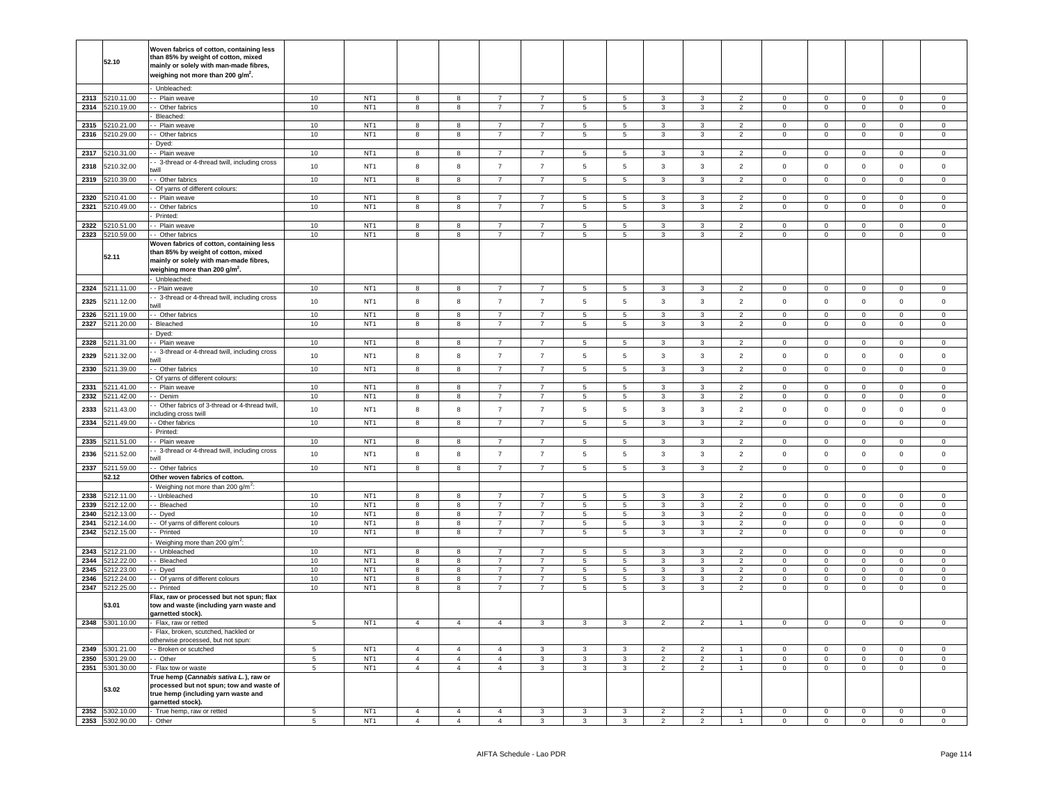| | 52.10 | Woven fabrics of cotton, containing less than 85% by weight of cotton, mixed mainly or solely with man-made fibres, weighing not more than 200 g/m$^2$. | | | | | | | | | | | | | | | | |
|---|---|---|---|---|---|---|---|---|---|---|---|---|---|---|---|---|---|---|
| | | - Unbleached: | | | | | | | | | | | | | | | | |
| 2313 | 5210.11.00 | - - Plain weave | 10 | NT1 | 8 | 8 | 7 | 7 | 5 | 5 | 3 | 3 | 2 | 0 | 0 | 0 | 0 | 0 |
| 2314 | 5210.19.00 | - - Other fabrics | 10 | NT1 | 8 | 8 | 7 | 7 | 5 | 5 | 3 | 3 | 2 | 0 | 0 | 0 | 0 | 0 |
| | | - Bleached: | | | | | | | | | | | | | | | | |
| 2315 | 5210.21.00 | - - Plain weave | 10 | NT1 | 8 | 8 | 7 | 7 | 5 | 5 | 3 | 3 | 2 | 0 | 0 | 0 | 0 | 0 |
| 2316 | 5210.29.00 | - - Other fabrics | 10 | NT1 | 8 | 8 | 7 | 7 | 5 | 5 | 3 | 3 | 2 | 0 | 0 | 0 | 0 | 0 |
| | | - Dyed: | | | | | | | | | | | | | | | | |
| 2317 | 5210.31.00 | - - Plain weave | 10 | NT1 | 8 | 8 | 7 | 7 | 5 | 5 | 3 | 3 | 2 | 0 | 0 | 0 | 0 | 0 |
| 2318 | 5210.32.00 | - - 3-thread or 4-thread twill, including cross twill | 10 | NT1 | 8 | 8 | 7 | 7 | 5 | 5 | 3 | 3 | 2 | 0 | 0 | 0 | 0 | 0 |
| 2319 | 5210.39.00 | - - Other fabrics | 10 | NT1 | 8 | 8 | 7 | 7 | 5 | 5 | 3 | 3 | 2 | 0 | 0 | 0 | 0 | 0 |
| | | - Of yarns of different colours: | | | | | | | | | | | | | | | | |
| 2320 | 5210.41.00 | - - Plain weave | 10 | NT1 | 8 | 8 | 7 | 7 | 5 | 5 | 3 | 3 | 2 | 0 | 0 | 0 | 0 | 0 |
| 2321 | 5210.49.00 | - - Other fabrics | 10 | NT1 | 8 | 8 | 7 | 7 | 5 | 5 | 3 | 3 | 2 | 0 | 0 | 0 | 0 | 0 |
| | | - Printed: | | | | | | | | | | | | | | | | |
| 2322 | 5210.51.00 | - - Plain weave | 10 | NT1 | 8 | 8 | 7 | 7 | 5 | 5 | 3 | 3 | 2 | 0 | 0 | 0 | 0 | 0 |
| 2323 | 5210.59.00 | - - Other fabrics | 10 | NT1 | 8 | 8 | 7 | 7 | 5 | 5 | 3 | 3 | 2 | 0 | 0 | 0 | 0 | 0 |
| | 52.11 | Woven fabrics of cotton, containing less than 85% by weight of cotton, mixed mainly or solely with man-made fibres, weighing more than 200 g/m$^2$. | | | | | | | | | | | | | | | | |
| | | - Unbleached: | | | | | | | | | | | | | | | | |
| 2324 | 5211.11.00 | - - Plain weave | 10 | NT1 | 8 | 8 | 7 | 7 | 5 | 5 | 3 | 3 | 2 | 0 | 0 | 0 | 0 | 0 |
| 2325 | 5211.12.00 | - - 3-thread or 4-thread twill, including cross twill | 10 | NT1 | 8 | 8 | 7 | 7 | 5 | 5 | 3 | 3 | 2 | 0 | 0 | 0 | 0 | 0 |
| 2326 | 5211.19.00 | - - Other fabrics | 10 | NT1 | 8 | 8 | 7 | 7 | 5 | 5 | 3 | 3 | 2 | 0 | 0 | 0 | 0 | 0 |
| 2327 | 5211.20.00 | - Bleached | 10 | NT1 | 8 | 8 | 7 | 7 | 5 | 5 | 3 | 3 | 2 | 0 | 0 | 0 | 0 | 0 |
| | | - Dyed: | | | | | | | | | | | | | | | | |
| 2328 | 5211.31.00 | - - Plain weave | 10 | NT1 | 8 | 8 | 7 | 7 | 5 | 5 | 3 | 3 | 2 | 0 | 0 | 0 | 0 | 0 |
| 2329 | 5211.32.00 | - - 3-thread or 4-thread twill, including cross twill | 10 | NT1 | 8 | 8 | 7 | 7 | 5 | 5 | 3 | 3 | 2 | 0 | 0 | 0 | 0 | 0 |
| 2330 | 5211.39.00 | - - Other fabrics | 10 | NT1 | 8 | 8 | 7 | 7 | 5 | 5 | 3 | 3 | 2 | 0 | 0 | 0 | 0 | 0 |
| | | - Of yarns of different colours: | | | | | | | | | | | | | | | | |
| 2331 | 5211.41.00 | - - Plain weave | 10 | NT1 | 8 | 8 | 7 | 7 | 5 | 5 | 3 | 3 | 2 | 0 | 0 | 0 | 0 | 0 |
| 2332 | 5211.42.00 | - - Denim | 10 | NT1 | 8 | 8 | 7 | 7 | 5 | 5 | 3 | 3 | 2 | 0 | 0 | 0 | 0 | 0 |
| 2333 | 5211.43.00 | - - Other fabrics of 3-thread or 4-thread twill, including cross twill | 10 | NT1 | 8 | 8 | 7 | 7 | 5 | 5 | 3 | 3 | 2 | 0 | 0 | 0 | 0 | 0 |
| 2334 | 5211.49.00 | - - Other fabrics | 10 | NT1 | 8 | 8 | 7 | 7 | 5 | 5 | 3 | 3 | 2 | 0 | 0 | 0 | 0 | 0 |
| | | - Printed: | | | | | | | | | | | | | | | | |
| 2335 | 5211.51.00 | - - Plain weave | 10 | NT1 | 8 | 8 | 7 | 7 | 5 | 5 | 3 | 3 | 2 | 0 | 0 | 0 | 0 | 0 |
| 2336 | 5211.52.00 | - - 3-thread or 4-thread twill, including cross twill | 10 | NT1 | 8 | 8 | 7 | 7 | 5 | 5 | 3 | 3 | 2 | 0 | 0 | 0 | 0 | 0 |
| 2337 | 5211.59.00 | - - Other fabrics | 10 | NT1 | 8 | 8 | 7 | 7 | 5 | 5 | 3 | 3 | 2 | 0 | 0 | 0 | 0 | 0 |
| | 52.12 | Other woven fabrics of cotton. | | | | | | | | | | | | | | | | |
| | | - Weighing not more than 200 g/m$^2$: | | | | | | | | | | | | | | | | |
| 2338 | 5212.11.00 | - - Unbleached | 10 | NT1 | 8 | 8 | 7 | 7 | 5 | 5 | 3 | 3 | 2 | 0 | 0 | 0 | 0 | 0 |
| 2339 | 5212.12.00 | - - Bleached | 10 | NT1 | 8 | 8 | 7 | 7 | 5 | 5 | 3 | 3 | 2 | 0 | 0 | 0 | 0 | 0 |
| 2340 | 5212.13.00 | - - Dyed | 10 | NT1 | 8 | 8 | 7 | 7 | 5 | 5 | 3 | 3 | 2 | 0 | 0 | 0 | 0 | 0 |
| 2341 | 5212.14.00 | - - Of yarns of different colours | 10 | NT1 | 8 | 8 | 7 | 7 | 5 | 5 | 3 | 3 | 2 | 0 | 0 | 0 | 0 | 0 |
| 2342 | 5212.15.00 | - - Printed | 10 | NT1 | 8 | 8 | 7 | 7 | 5 | 5 | 3 | 3 | 2 | 0 | 0 | 0 | 0 | 0 |
| | | - Weighing more than 200 g/m$^2$: | | | | | | | | | | | | | | | | |
| 2343 | 5212.21.00 | - - Unbleached | 10 | NT1 | 8 | 8 | 7 | 7 | 5 | 5 | 3 | 3 | 2 | 0 | 0 | 0 | 0 | 0 |
| 2344 | 5212.22.00 | - - Bleached | 10 | NT1 | 8 | 8 | 7 | 7 | 5 | 5 | 3 | 3 | 2 | 0 | 0 | 0 | 0 | 0 |
| 2345 | 5212.23.00 | - - Dyed | 10 | NT1 | 8 | 8 | 7 | 7 | 5 | 5 | 3 | 3 | 2 | 0 | 0 | 0 | 0 | 0 |
| 2346 | 5212.24.00 | - - Of yarns of different colours | 10 | NT1 | 8 | 8 | 7 | 7 | 5 | 5 | 3 | 3 | 2 | 0 | 0 | 0 | 0 | 0 |
| 2347 | 5212.25.00 | - - Printed | 10 | NT1 | 8 | 8 | 7 | 7 | 5 | 5 | 3 | 3 | 2 | 0 | 0 | 0 | 0 | 0 |
| | 53.01 | Flax, raw or processed but not spun; flax tow and waste (including yarn waste and garnetted stock). | | | | | | | | | | | | | | | | |
| 2348 | 5301.10.00 | - Flax, raw or retted | 5 | NT1 | 4 | 4 | 4 | 3 | 3 | 3 | 2 | 2 | 1 | 0 | 0 | 0 | 0 | 0 |
| | | - Flax, broken, scutched, hackled or otherwise processed, but not spun: | | | | | | | | | | | | | | | | |
| 2349 | 5301.21.00 | - - Broken or scutched | 5 | NT1 | 4 | 4 | 4 | 3 | 3 | 3 | 2 | 2 | 1 | 0 | 0 | 0 | 0 | 0 |
| 2350 | 5301.29.00 | - - Other | 5 | NT1 | 4 | 4 | 4 | 3 | 3 | 3 | 2 | 2 | 1 | 0 | 0 | 0 | 0 | 0 |
| 2351 | 5301.30.00 | - Flax tow or waste | 5 | NT1 | 4 | 4 | 4 | 3 | 3 | 3 | 2 | 2 | 1 | 0 | 0 | 0 | 0 | 0 |
| | 53.02 | True hemp (*Cannabis sativa L.*), raw or processed but not spun; tow and waste of true hemp (including yarn waste and garnetted stock). | | | | | | | | | | | | | | | | |
| 2352 | 5302.10.00 | - True hemp, raw or retted | 5 | NT1 | 4 | 4 | 4 | 3 | 3 | 3 | 2 | 2 | 1 | 0 | 0 | 0 | 0 | 0 |
| 2353 | 5302.90.00 | - Other | 5 | NT1 | 4 | 4 | 4 | 3 | 3 | 3 | 2 | 2 | 1 | 0 | 0 | 0 | 0 | 0 |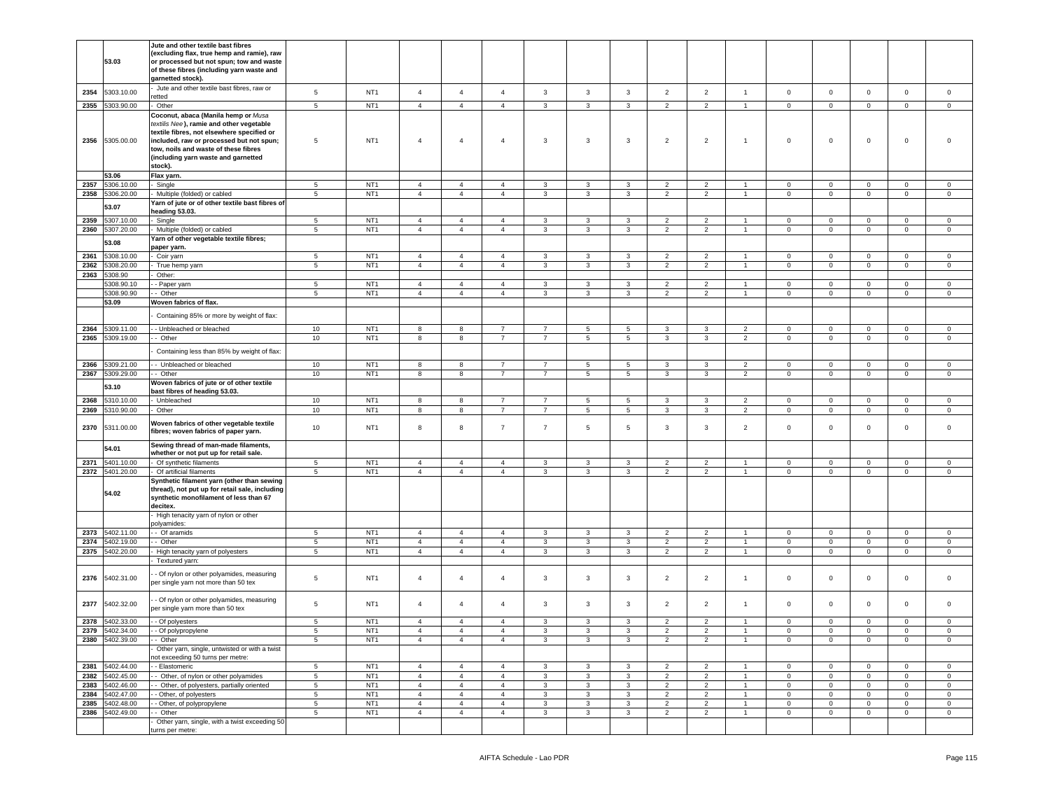| | 53.03 | Jute and other textile bast fibres (excluding flax, true hemp and ramie), raw or processed but not spun; tow and waste of these fibres (including yarn waste and garnetted stock). | | | | | | | | | | | | | | | | |
|---|---|---|---|---|---|---|---|---|---|---|---|---|---|---|---|---|---|---|
| 2354 | 5303.10.00 | - Jute and other textile bast fibres, raw or retted | 5 | NT1 | 4 | 4 | 4 | 3 | 3 | 3 | 2 | 2 | 1 | 0 | 0 | 0 | 0 | 0 |
| 2355 | 5303.90.00 | - Other | 5 | NT1 | 4 | 4 | 4 | 3 | 3 | 3 | 2 | 2 | 1 | 0 | 0 | 0 | 0 | 0 |
| 2356 | 5305.00.00 | Coconut, abaca (Manila hemp or *Musa textilis Nee*), ramie and other vegetable textile fibres, not elsewhere specified or included, raw or processed but not spun; tow, noils and waste of these fibres (including yarn waste and garnetted stock). | 5 | NT1 | 4 | 4 | 4 | 3 | 3 | 3 | 2 | 2 | 1 | 0 | 0 | 0 | 0 | 0 |
| | 53.06 | Flax yarn. | | | | | | | | | | | | | | | | |
| 2357 | 5306.10.00 | - Single | 5 | NT1 | 4 | 4 | 4 | 3 | 3 | 3 | 2 | 2 | 1 | 0 | 0 | 0 | 0 | 0 |
| 2358 | 5306.20.00 | - Multiple (folded) or cabled | 5 | NT1 | 4 | 4 | 4 | 3 | 3 | 3 | 2 | 2 | 1 | 0 | 0 | 0 | 0 | 0 |
| | 53.07 | Yarn of jute or of other textile bast fibres of heading 53.03. | | | | | | | | | | | | | | | | |
| 2359 | 5307.10.00 | - Single | 5 | NT1 | 4 | 4 | 4 | 3 | 3 | 3 | 2 | 2 | 1 | 0 | 0 | 0 | 0 | 0 |
| 2360 | 5307.20.00 | - Multiple (folded) or cabled | 5 | NT1 | 4 | 4 | 4 | 3 | 3 | 3 | 2 | 2 | 1 | 0 | 0 | 0 | 0 | 0 |
| | 53.08 | Yarn of other vegetable textile fibres; paper yarn. | | | | | | | | | | | | | | | | |
| 2361 | 5308.10.00 | - Coir yarn | 5 | NT1 | 4 | 4 | 4 | 3 | 3 | 3 | 2 | 2 | 1 | 0 | 0 | 0 | 0 | 0 |
| 2362 | 5308.20.00 | - True hemp yarn | 5 | NT1 | 4 | 4 | 4 | 3 | 3 | 3 | 2 | 2 | 1 | 0 | 0 | 0 | 0 | 0 |
| 2363 | 5308.90 | - Other: | | | | | | | | | | | | | | | | |
| | 5308.90.10 | - - Paper yarn | 5 | NT1 | 4 | 4 | 4 | 3 | 3 | 3 | 2 | 2 | 1 | 0 | 0 | 0 | 0 | 0 |
| | 5308.90.90 | - - Other | 5 | NT1 | 4 | 4 | 4 | 3 | 3 | 3 | 2 | 2 | 1 | 0 | 0 | 0 | 0 | 0 |
| | 53.09 | Woven fabrics of flax. | | | | | | | | | | | | | | | | |
| | | - Containing 85% or more by weight of flax: | | | | | | | | | | | | | | | | |
| 2364 | 5309.11.00 | - - Unbleached or bleached | 10 | NT1 | 8 | 8 | 7 | 7 | 5 | 5 | 3 | 3 | 2 | 0 | 0 | 0 | 0 | 0 |
| 2365 | 5309.19.00 | - - Other | 10 | NT1 | 8 | 8 | 7 | 7 | 5 | 5 | 3 | 3 | 2 | 0 | 0 | 0 | 0 | 0 |
| | | - Containing less than 85% by weight of flax: | | | | | | | | | | | | | | | | |
| 2366 | 5309.21.00 | - - Unbleached or bleached | 10 | NT1 | 8 | 8 | 7 | 7 | 5 | 5 | 3 | 3 | 2 | 0 | 0 | 0 | 0 | 0 |
| 2367 | 5309.29.00 | - - Other | 10 | NT1 | 8 | 8 | 7 | 7 | 5 | 5 | 3 | 3 | 2 | 0 | 0 | 0 | 0 | 0 |
| | 53.10 | Woven fabrics of jute or of other textile bast fibres of heading 53.03. | | | | | | | | | | | | | | | | |
| 2368 | 5310.10.00 | - Unbleached | 10 | NT1 | 8 | 8 | 7 | 7 | 5 | 5 | 3 | 3 | 2 | 0 | 0 | 0 | 0 | 0 |
| 2369 | 5310.90.00 | - Other | 10 | NT1 | 8 | 8 | 7 | 7 | 5 | 5 | 3 | 3 | 2 | 0 | 0 | 0 | 0 | 0 |
| 2370 | 5311.00.00 | Woven fabrics of other vegetable textile fibres; woven fabrics of paper yarn. | 10 | NT1 | 8 | 8 | 7 | 7 | 5 | 5 | 3 | 3 | 2 | 0 | 0 | 0 | 0 | 0 |
| | 54.01 | Sewing thread of man-made filaments, whether or not put up for retail sale. | | | | | | | | | | | | | | | | |
| 2371 | 5401.10.00 | - Of synthetic filaments | 5 | NT1 | 4 | 4 | 4 | 3 | 3 | 3 | 2 | 2 | 1 | 0 | 0 | 0 | 0 | 0 |
| 2372 | 5401.20.00 | - Of artificial filaments | 5 | NT1 | 4 | 4 | 4 | 3 | 3 | 3 | 2 | 2 | 1 | 0 | 0 | 0 | 0 | 0 |
| | 54.02 | Synthetic filament yarn (other than sewing thread), not put up for retail sale, including synthetic monofilament of less than 67 decitex. | | | | | | | | | | | | | | | | |
| | | - High tenacity yarn of nylon or other polyamides: | | | | | | | | | | | | | | | | |
| 2373 | 5402.11.00 | - - Of aramids | 5 | NT1 | 4 | 4 | 4 | 3 | 3 | 3 | 2 | 2 | 1 | 0 | 0 | 0 | 0 | 0 |
| 2374 | 5402.19.00 | - - Other | 5 | NT1 | 4 | 4 | 4 | 3 | 3 | 3 | 2 | 2 | 1 | 0 | 0 | 0 | 0 | 0 |
| 2375 | 5402.20.00 | - High tenacity yarn of polyesters | 5 | NT1 | 4 | 4 | 4 | 3 | 3 | 3 | 2 | 2 | 1 | 0 | 0 | 0 | 0 | 0 |
| | | - Textured yarn: | | | | | | | | | | | | | | | | |
| 2376 | 5402.31.00 | - - Of nylon or other polyamides, measuring per single yarn not more than 50 tex | 5 | NT1 | 4 | 4 | 4 | 3 | 3 | 3 | 2 | 2 | 1 | 0 | 0 | 0 | 0 | 0 |
| 2377 | 5402.32.00 | - - Of nylon or other polyamides, measuring per single yarn more than 50 tex | 5 | NT1 | 4 | 4 | 4 | 3 | 3 | 3 | 2 | 2 | 1 | 0 | 0 | 0 | 0 | 0 |
| 2378 | 5402.33.00 | - - Of polyesters | 5 | NT1 | 4 | 4 | 4 | 3 | 3 | 3 | 2 | 2 | 1 | 0 | 0 | 0 | 0 | 0 |
| 2379 | 5402.34.00 | - - Of polypropylene | 5 | NT1 | 4 | 4 | 4 | 3 | 3 | 3 | 2 | 2 | 1 | 0 | 0 | 0 | 0 | 0 |
| 2380 | 5402.39.00 | - - Other | 5 | NT1 | 4 | 4 | 4 | 3 | 3 | 3 | 2 | 2 | 1 | 0 | 0 | 0 | 0 | 0 |
| | | - Other yarn, single, untwisted or with a twist not exceeding 50 turns per metre: | | | | | | | | | | | | | | | | |
| 2381 | 5402.44.00 | - - Elastomeric | 5 | NT1 | 4 | 4 | 4 | 3 | 3 | 3 | 2 | 2 | 1 | 0 | 0 | 0 | 0 | 0 |
| 2382 | 5402.45.00 | - - Other, of nylon or other polyamides | 5 | NT1 | 4 | 4 | 4 | 3 | 3 | 3 | 2 | 2 | 1 | 0 | 0 | 0 | 0 | 0 |
| 2383 | 5402.46.00 | - - Other, of polyesters, partially oriented | 5 | NT1 | 4 | 4 | 4 | 3 | 3 | 3 | 2 | 2 | 1 | 0 | 0 | 0 | 0 | 0 |
| 2384 | 5402.47.00 | - - Other, of polyesters | 5 | NT1 | 4 | 4 | 4 | 3 | 3 | 3 | 2 | 2 | 1 | 0 | 0 | 0 | 0 | 0 |
| 2385 | 5402.48.00 | - - Other, of polypropylene | 5 | NT1 | 4 | 4 | 4 | 3 | 3 | 3 | 2 | 2 | 1 | 0 | 0 | 0 | 0 | 0 |
| 2386 | 5402.49.00 | - - Other | 5 | NT1 | 4 | 4 | 4 | 3 | 3 | 3 | 2 | 2 | 1 | 0 | 0 | 0 | 0 | 0 |
| | | - Other yarn, single, with a twist exceeding 50 turns per metre: | | | | | | | | | | | | | | | | |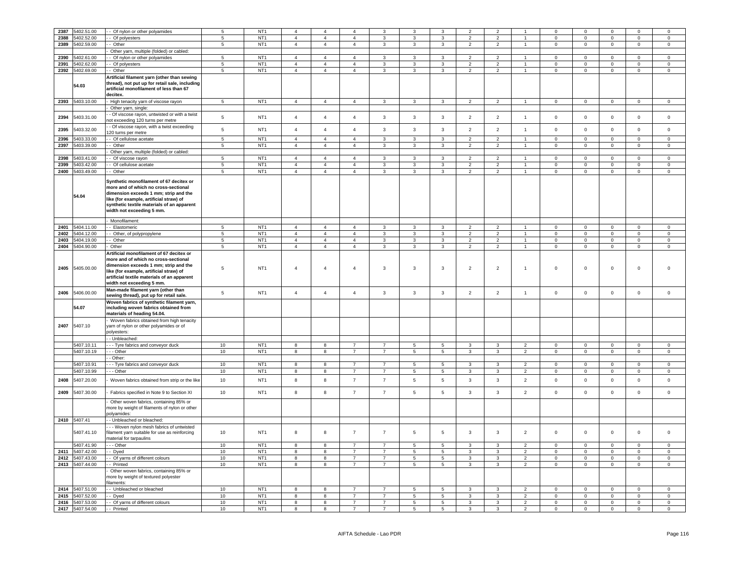| | | | | | | | | | | | | | | | | | | |
|---|---|---|---|---|---|---|---|---|---|---|---|---|---|---|---|---|---|---|
| 2387 | 5402.51.00 | - - Of nylon or other polyamides | 5 | NT1 | 4 | 4 | 4 | 3 | 3 | 3 | 2 | 2 | 1 | 0 | 0 | 0 | 0 | 0 |
| 2388 | 5402.52.00 | - - Of polyesters | 5 | NT1 | 4 | 4 | 4 | 3 | 3 | 3 | 2 | 2 | 1 | 0 | 0 | 0 | 0 | 0 |
| 2389 | 5402.59.00 | - - Other | 5 | NT1 | 4 | 4 | 4 | 3 | 3 | 3 | 2 | 2 | 1 | 0 | 0 | 0 | 0 | 0 |
| | | - Other yarn, multiple (folded) or cabled: | | | | | | | | | | | | | | | | |
| 2390 | 5402.61.00 | - - Of nylon or other polyamides | 5 | NT1 | 4 | 4 | 4 | 3 | 3 | 3 | 2 | 2 | 1 | 0 | 0 | 0 | 0 | 0 |
| 2391 | 5402.62.00 | - - Of polyesters | 5 | NT1 | 4 | 4 | 4 | 3 | 3 | 3 | 2 | 2 | 1 | 0 | 0 | 0 | 0 | 0 |
| 2392 | 5402.69.00 | - - Other | 5 | NT1 | 4 | 4 | 4 | 3 | 3 | 3 | 2 | 2 | 1 | 0 | 0 | 0 | 0 | 0 |
| | 54.03 | **Artificial filament yarn (other than sewing thread), not put up for retail sale, including artificial monofilament of less than 67 decitex.** | | | | | | | | | | | | | | | | |
| 2393 | 5403.10.00 | - High tenacity yarn of viscose rayon | 5 | NT1 | 4 | 4 | 4 | 3 | 3 | 3 | 2 | 2 | 1 | 0 | 0 | 0 | 0 | 0 |
| | | - Other yarn, single: | | | | | | | | | | | | | | | | |
| 2394 | 5403.31.00 | - - Of viscose rayon, untwisted or with a twist not exceeding 120 turns per metre | 5 | NT1 | 4 | 4 | 4 | 3 | 3 | 3 | 2 | 2 | 1 | 0 | 0 | 0 | 0 | 0 |
| 2395 | 5403.32.00 | - - Of viscose rayon, with a twist exceeding 120 turns per metre | 5 | NT1 | 4 | 4 | 4 | 3 | 3 | 3 | 2 | 2 | 1 | 0 | 0 | 0 | 0 | 0 |
| 2396 | 5403.33.00 | - - Of cellulose acetate | 5 | NT1 | 4 | 4 | 4 | 3 | 3 | 3 | 2 | 2 | 1 | 0 | 0 | 0 | 0 | 0 |
| 2397 | 5403.39.00 | - - Other | 5 | NT1 | 4 | 4 | 4 | 3 | 3 | 3 | 2 | 2 | 1 | 0 | 0 | 0 | 0 | 0 |
| | | - Other yarn, multiple (folded) or cabled: | | | | | | | | | | | | | | | | |
| 2398 | 5403.41.00 | - - Of viscose rayon | 5 | NT1 | 4 | 4 | 4 | 3 | 3 | 3 | 2 | 2 | 1 | 0 | 0 | 0 | 0 | 0 |
| 2399 | 5403.42.00 | - - Of cellulose acetate | 5 | NT1 | 4 | 4 | 4 | 3 | 3 | 3 | 2 | 2 | 1 | 0 | 0 | 0 | 0 | 0 |
| 2400 | 5403.49.00 | - - Other | 5 | NT1 | 4 | 4 | 4 | 3 | 3 | 3 | 2 | 2 | 1 | 0 | 0 | 0 | 0 | 0 |
| | 54.04 | **Synthetic monofilament of 67 decitex or more and of which no cross-sectional dimension exceeds 1 mm; strip and the like (for example, artificial straw) of synthetic textile materials of an apparent width not exceeding 5 mm.** | | | | | | | | | | | | | | | | |
| | | - Monofilament: | | | | | | | | | | | | | | | | |
| 2401 | 5404.11.00 | - - Elastomeric | 5 | NT1 | 4 | 4 | 4 | 3 | 3 | 3 | 2 | 2 | 1 | 0 | 0 | 0 | 0 | 0 |
| 2402 | 5404.12.00 | - - Other, of polypropylene | 5 | NT1 | 4 | 4 | 4 | 3 | 3 | 3 | 2 | 2 | 1 | 0 | 0 | 0 | 0 | 0 |
| 2403 | 5404.19.00 | - - Other | 5 | NT1 | 4 | 4 | 4 | 3 | 3 | 3 | 2 | 2 | 1 | 0 | 0 | 0 | 0 | 0 |
| 2404 | 5404.90.00 | - Other | 5 | NT1 | 4 | 4 | 4 | 3 | 3 | 3 | 2 | 2 | 1 | 0 | 0 | 0 | 0 | 0 |
| 2405 | 5405.00.00 | **Artificial monofilament of 67 decitex or more and of which no cross-sectional dimension exceeds 1 mm; strip and the like (for example, artificial straw) of artificial textile materials of an apparent width not exceeding 5 mm.** | 5 | NT1 | 4 | 4 | 4 | 3 | 3 | 3 | 2 | 2 | 1 | 0 | 0 | 0 | 0 | 0 |
| 2406 | 5406.00.00 | **Man-made filament yarn (other than sewing thread), put up for retail sale.** | 5 | NT1 | 4 | 4 | 4 | 3 | 3 | 3 | 2 | 2 | 1 | 0 | 0 | 0 | 0 | 0 |
| | 54.07 | **Woven fabrics of synthetic filament yarn, including woven fabrics obtained from materials of heading 54.04.** | | | | | | | | | | | | | | | | |
| 2407 | 5407.10 | - Woven fabrics obtained from high tenacity yarn of nylon or other polyamides or of polyesters: | | | | | | | | | | | | | | | | |
| | | - - Unbleached: | | | | | | | | | | | | | | | | |
| | 5407.10.11 | - - - Tyre fabrics and conveyor duck | 10 | NT1 | 8 | 8 | 7 | 7 | 5 | 5 | 3 | 3 | 2 | 0 | 0 | 0 | 0 | 0 |
| | 5407.10.19 | - - - Other | 10 | NT1 | 8 | 8 | 7 | 7 | 5 | 5 | 3 | 3 | 2 | 0 | 0 | 0 | 0 | 0 |
| | | - - Other: | | | | | | | | | | | | | | | | |
| | 5407.10.91 | - - - Tyre fabrics and conveyor duck | 10 | NT1 | 8 | 8 | 7 | 7 | 5 | 5 | 3 | 3 | 2 | 0 | 0 | 0 | 0 | 0 |
| | 5407.10.99 | - - - Other | 10 | NT1 | 8 | 8 | 7 | 7 | 5 | 5 | 3 | 3 | 2 | 0 | 0 | 0 | 0 | 0 |
| 2408 | 5407.20.00 | - Woven fabrics obtained from strip or the like | 10 | NT1 | 8 | 8 | 7 | 7 | 5 | 5 | 3 | 3 | 2 | 0 | 0 | 0 | 0 | 0 |
| 2409 | 5407.30.00 | - Fabrics specified in Note 9 to Section XI | 10 | NT1 | 8 | 8 | 7 | 7 | 5 | 5 | 3 | 3 | 2 | 0 | 0 | 0 | 0 | 0 |
| | | - Other woven fabrics, containing 85% or more by weight of filaments of nylon or other polyamides: | | | | | | | | | | | | | | | | |
| 2410 | 5407.41 | - - Unbleached or bleached: | | | | | | | | | | | | | | | | |
| | 5407.41.10 | - - - Woven nylon mesh fabrics of untwisted filament yarn suitable for use as reinforcing material for tarpaulins | 10 | NT1 | 8 | 8 | 7 | 7 | 5 | 5 | 3 | 3 | 2 | 0 | 0 | 0 | 0 | 0 |
| | 5407.41.90 | - - - Other | 10 | NT1 | 8 | 8 | 7 | 7 | 5 | 5 | 3 | 3 | 2 | 0 | 0 | 0 | 0 | 0 |
| 2411 | 5407.42.00 | - - Dyed | 10 | NT1 | 8 | 8 | 7 | 7 | 5 | 5 | 3 | 3 | 2 | 0 | 0 | 0 | 0 | 0 |
| 2412 | 5407.43.00 | - - Of yarns of different colours | 10 | NT1 | 8 | 8 | 7 | 7 | 5 | 5 | 3 | 3 | 2 | 0 | 0 | 0 | 0 | 0 |
| 2413 | 5407.44.00 | - - Printed | 10 | NT1 | 8 | 8 | 7 | 7 | 5 | 5 | 3 | 3 | 2 | 0 | 0 | 0 | 0 | 0 |
| | | - Other woven fabrics, containing 85% or more by weight of textured polyester filaments: | | | | | | | | | | | | | | | | |
| 2414 | 5407.51.00 | - - Unbleached or bleached | 10 | NT1 | 8 | 8 | 7 | 7 | 5 | 5 | 3 | 3 | 2 | 0 | 0 | 0 | 0 | 0 |
| 2415 | 5407.52.00 | - - Dyed | 10 | NT1 | 8 | 8 | 7 | 7 | 5 | 5 | 3 | 3 | 2 | 0 | 0 | 0 | 0 | 0 |
| 2416 | 5407.53.00 | - - Of yarns of different colours | 10 | NT1 | 8 | 8 | 7 | 7 | 5 | 5 | 3 | 3 | 2 | 0 | 0 | 0 | 0 | 0 |
| 2417 | 5407.54.00 | - - Printed | 10 | NT1 | 8 | 8 | 7 | 7 | 5 | 5 | 3 | 3 | 2 | 0 | 0 | 0 | 0 | 0 |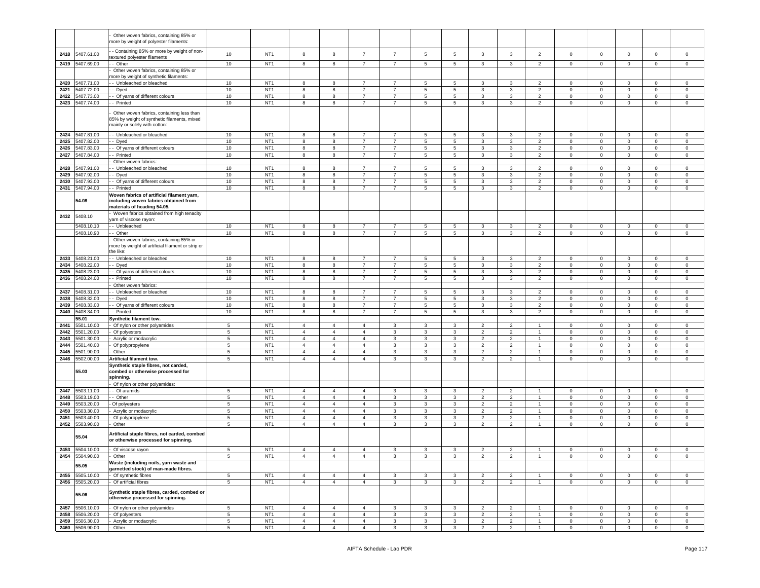| | | Other woven fabrics, containing 85% or more by weight of polyester filaments: | | | | | | | | | | | | | | | | |
|---|---|---|---|---|---|---|---|---|---|---|---|---|---|---|---|---|---|---|
| 2418 | 5407.61.00 | - - Containing 85% or more by weight of non-textured polyester filaments | 10 | NT1 | 8 | 8 | 7 | 7 | 5 | 5 | 3 | 3 | 2 | 0 | 0 | 0 | 0 | 0 |
| 2419 | 5407.69.00 | - - Other | 10 | NT1 | 8 | 8 | 7 | 7 | 5 | 5 | 3 | 3 | 2 | 0 | 0 | 0 | 0 | 0 |
| | | - Other woven fabrics, containing 85% or more by weight of synthetic filaments: | | | | | | | | | | | | | | | | |
| 2420 | 5407.71.00 | - - Unbleached or bleached | 10 | NT1 | 8 | 8 | 7 | 7 | 5 | 5 | 3 | 3 | 2 | 0 | 0 | 0 | 0 | 0 |
| 2421 | 5407.72.00 | - - Dyed | 10 | NT1 | 8 | 8 | 7 | 7 | 5 | 5 | 3 | 3 | 2 | 0 | 0 | 0 | 0 | 0 |
| 2422 | 5407.73.00 | - - Of yarns of different colours | 10 | NT1 | 8 | 8 | 7 | 7 | 5 | 5 | 3 | 3 | 2 | 0 | 0 | 0 | 0 | 0 |
| 2423 | 5407.74.00 | - - Printed | 10 | NT1 | 8 | 8 | 7 | 7 | 5 | 5 | 3 | 3 | 2 | 0 | 0 | 0 | 0 | 0 |
| | | - Other woven fabrics, containing less than 85% by weight of synthetic filaments, mixed mainly or solely with cotton: | | | | | | | | | | | | | | | | |
| 2424 | 5407.81.00 | - - Unbleached or bleached | 10 | NT1 | 8 | 8 | 7 | 7 | 5 | 5 | 3 | 3 | 2 | 0 | 0 | 0 | 0 | 0 |
| 2425 | 5407.82.00 | - - Dyed | 10 | NT1 | 8 | 8 | 7 | 7 | 5 | 5 | 3 | 3 | 2 | 0 | 0 | 0 | 0 | 0 |
| 2426 | 5407.83.00 | - - Of yarns of different colours | 10 | NT1 | 8 | 8 | 7 | 7 | 5 | 5 | 3 | 3 | 2 | 0 | 0 | 0 | 0 | 0 |
| 2427 | 5407.84.00 | - - Printed | 10 | NT1 | 8 | 8 | 7 | 7 | 5 | 5 | 3 | 3 | 2 | 0 | 0 | 0 | 0 | 0 |
| | | - Other woven fabrics: | | | | | | | | | | | | | | | | |
| 2428 | 5407.91.00 | - - Unbleached or bleached | 10 | NT1 | 8 | 8 | 7 | 7 | 5 | 5 | 3 | 3 | 2 | 0 | 0 | 0 | 0 | 0 |
| 2429 | 5407.92.00 | - - Dyed | 10 | NT1 | 8 | 8 | 7 | 7 | 5 | 5 | 3 | 3 | 2 | 0 | 0 | 0 | 0 | 0 |
| 2430 | 5407.93.00 | - - Of yarns of different colours | 10 | NT1 | 8 | 8 | 7 | 7 | 5 | 5 | 3 | 3 | 2 | 0 | 0 | 0 | 0 | 0 |
| 2431 | 5407.94.00 | - - Printed | 10 | NT1 | 8 | 8 | 7 | 7 | 5 | 5 | 3 | 3 | 2 | 0 | 0 | 0 | 0 | 0 |
| | **54.08** | **Woven fabrics of artificial filament yarn, including woven fabrics obtained from materials of heading 54.05.** | | | | | | | | | | | | | | | | |
| 2432 | 5408.10 | - Woven fabrics obtained from high tenacity yarn of viscose rayon: | | | | | | | | | | | | | | | | |
| | 5408.10.10 | - - Unbleached | 10 | NT1 | 8 | 8 | 7 | 7 | 5 | 5 | 3 | 3 | 2 | 0 | 0 | 0 | 0 | 0 |
| | 5408.10.90 | - - Other | 10 | NT1 | 8 | 8 | 7 | 7 | 5 | 5 | 3 | 3 | 2 | 0 | 0 | 0 | 0 | 0 |
| | | - Other woven fabrics, containing 85% or more by weight of artificial filament or strip or the like: | | | | | | | | | | | | | | | | |
| 2433 | 5408.21.00 | - - Unbleached or bleached | 10 | NT1 | 8 | 8 | 7 | 7 | 5 | 5 | 3 | 3 | 2 | 0 | 0 | 0 | 0 | 0 |
| 2434 | 5408.22.00 | - - Dyed | 10 | NT1 | 8 | 8 | 7 | 7 | 5 | 5 | 3 | 3 | 2 | 0 | 0 | 0 | 0 | 0 |
| 2435 | 5408.23.00 | - - Of yarns of different colours | 10 | NT1 | 8 | 8 | 7 | 7 | 5 | 5 | 3 | 3 | 2 | 0 | 0 | 0 | 0 | 0 |
| 2436 | 5408.24.00 | - - Printed | 10 | NT1 | 8 | 8 | 7 | 7 | 5 | 5 | 3 | 3 | 2 | 0 | 0 | 0 | 0 | 0 |
| | | - Other woven fabrics: | | | | | | | | | | | | | | | | |
| 2437 | 5408.31.00 | - - Unbleached or bleached | 10 | NT1 | 8 | 8 | 7 | 7 | 5 | 5 | 3 | 3 | 2 | 0 | 0 | 0 | 0 | 0 |
| 2438 | 5408.32.00 | - - Dyed | 10 | NT1 | 8 | 8 | 7 | 7 | 5 | 5 | 3 | 3 | 2 | 0 | 0 | 0 | 0 | 0 |
| 2439 | 5408.33.00 | - - Of yarns of different colours | 10 | NT1 | 8 | 8 | 7 | 7 | 5 | 5 | 3 | 3 | 2 | 0 | 0 | 0 | 0 | 0 |
| 2440 | 5408.34.00 | - - Printed | 10 | NT1 | 8 | 8 | 7 | 7 | 5 | 5 | 3 | 3 | 2 | 0 | 0 | 0 | 0 | 0 |
| | **55.01** | **Synthetic filament tow.** | | | | | | | | | | | | | | | | |
| 2441 | 5501.10.00 | - Of nylon or other polyamides | 5 | NT1 | 4 | 4 | 4 | 3 | 3 | 3 | 2 | 2 | 1 | 0 | 0 | 0 | 0 | 0 |
| 2442 | 5501.20.00 | - Of polyesters | 5 | NT1 | 4 | 4 | 4 | 3 | 3 | 3 | 2 | 2 | 1 | 0 | 0 | 0 | 0 | 0 |
| 2443 | 5501.30.00 | - Acrylic or modacrylic | 5 | NT1 | 4 | 4 | 4 | 3 | 3 | 3 | 2 | 2 | 1 | 0 | 0 | 0 | 0 | 0 |
| 2444 | 5501.40.00 | - Of polypropylene | 5 | NT1 | 4 | 4 | 4 | 3 | 3 | 3 | 2 | 2 | 1 | 0 | 0 | 0 | 0 | 0 |
| 2445 | 5501.90.00 | - Other | 5 | NT1 | 4 | 4 | 4 | 3 | 3 | 3 | 2 | 2 | 1 | 0 | 0 | 0 | 0 | 0 |
| 2446 | 5502.00.00 | **Artificial filament tow.** | 5 | NT1 | 4 | 4 | 4 | 3 | 3 | 3 | 2 | 2 | 1 | 0 | 0 | 0 | 0 | 0 |
| | **55.03** | **Synthetic staple fibres, not carded, combed or otherwise processed for spinning.** | | | | | | | | | | | | | | | | |
| | | - Of nylon or other polyamides: | | | | | | | | | | | | | | | | |
| 2447 | 5503.11.00 | - - Of aramids | 5 | NT1 | 4 | 4 | 4 | 3 | 3 | 3 | 2 | 2 | 1 | 0 | 0 | 0 | 0 | 0 |
| 2448 | 5503.19.00 | - - Other | 5 | NT1 | 4 | 4 | 4 | 3 | 3 | 3 | 2 | 2 | 1 | 0 | 0 | 0 | 0 | 0 |
| 2449 | 5503.20.00 | - Of polyesters | 5 | NT1 | 4 | 4 | 4 | 3 | 3 | 3 | 2 | 2 | 1 | 0 | 0 | 0 | 0 | 0 |
| 2450 | 5503.30.00 | - Acrylic or modacrylic | 5 | NT1 | 4 | 4 | 4 | 3 | 3 | 3 | 2 | 2 | 1 | 0 | 0 | 0 | 0 | 0 |
| 2451 | 5503.40.00 | - Of polypropylene | 5 | NT1 | 4 | 4 | 4 | 3 | 3 | 3 | 2 | 2 | 1 | 0 | 0 | 0 | 0 | 0 |
| 2452 | 5503.90.00 | - Other | 5 | NT1 | 4 | 4 | 4 | 3 | 3 | 3 | 2 | 2 | 1 | 0 | 0 | 0 | 0 | 0 |
| | **55.04** | **Artificial staple fibres, not carded, combed or otherwise processed for spinning.** | | | | | | | | | | | | | | | | |
| 2453 | 5504.10.00 | - Of viscose rayon | 5 | NT1 | 4 | 4 | 4 | 3 | 3 | 3 | 2 | 2 | 1 | 0 | 0 | 0 | 0 | 0 |
| 2454 | 5504.90.00 | - Other | 5 | NT1 | 4 | 4 | 4 | 3 | 3 | 3 | 2 | 2 | 1 | 0 | 0 | 0 | 0 | 0 |
| | **55.05** | **Waste (including noils, yarn waste and garnetted stock) of man-made fibres.** | | | | | | | | | | | | | | | | |
| 2455 | 5505.10.00 | - Of synthetic fibres | 5 | NT1 | 4 | 4 | 4 | 3 | 3 | 3 | 2 | 2 | 1 | 0 | 0 | 0 | 0 | 0 |
| 2456 | 5505.20.00 | - Of artificial fibres | 5 | NT1 | 4 | 4 | 4 | 3 | 3 | 3 | 2 | 2 | 1 | 0 | 0 | 0 | 0 | 0 |
| | **55.06** | **Synthetic staple fibres, carded, combed or otherwise processed for spinning.** | | | | | | | | | | | | | | | | |
| 2457 | 5506.10.00 | - Of nylon or other polyamides | 5 | NT1 | 4 | 4 | 4 | 3 | 3 | 3 | 2 | 2 | 1 | 0 | 0 | 0 | 0 | 0 |
| 2458 | 5506.20.00 | - Of polyesters | 5 | NT1 | 4 | 4 | 4 | 3 | 3 | 3 | 2 | 2 | 1 | 0 | 0 | 0 | 0 | 0 |
| 2459 | 5506.30.00 | - Acrylic or modacrylic | 5 | NT1 | 4 | 4 | 4 | 3 | 3 | 3 | 2 | 2 | 1 | 0 | 0 | 0 | 0 | 0 |
| 2460 | 5506.90.00 | - Other | 5 | NT1 | 4 | 4 | 4 | 3 | 3 | 3 | 2 | 2 | 1 | 0 | 0 | 0 | 0 | 0 |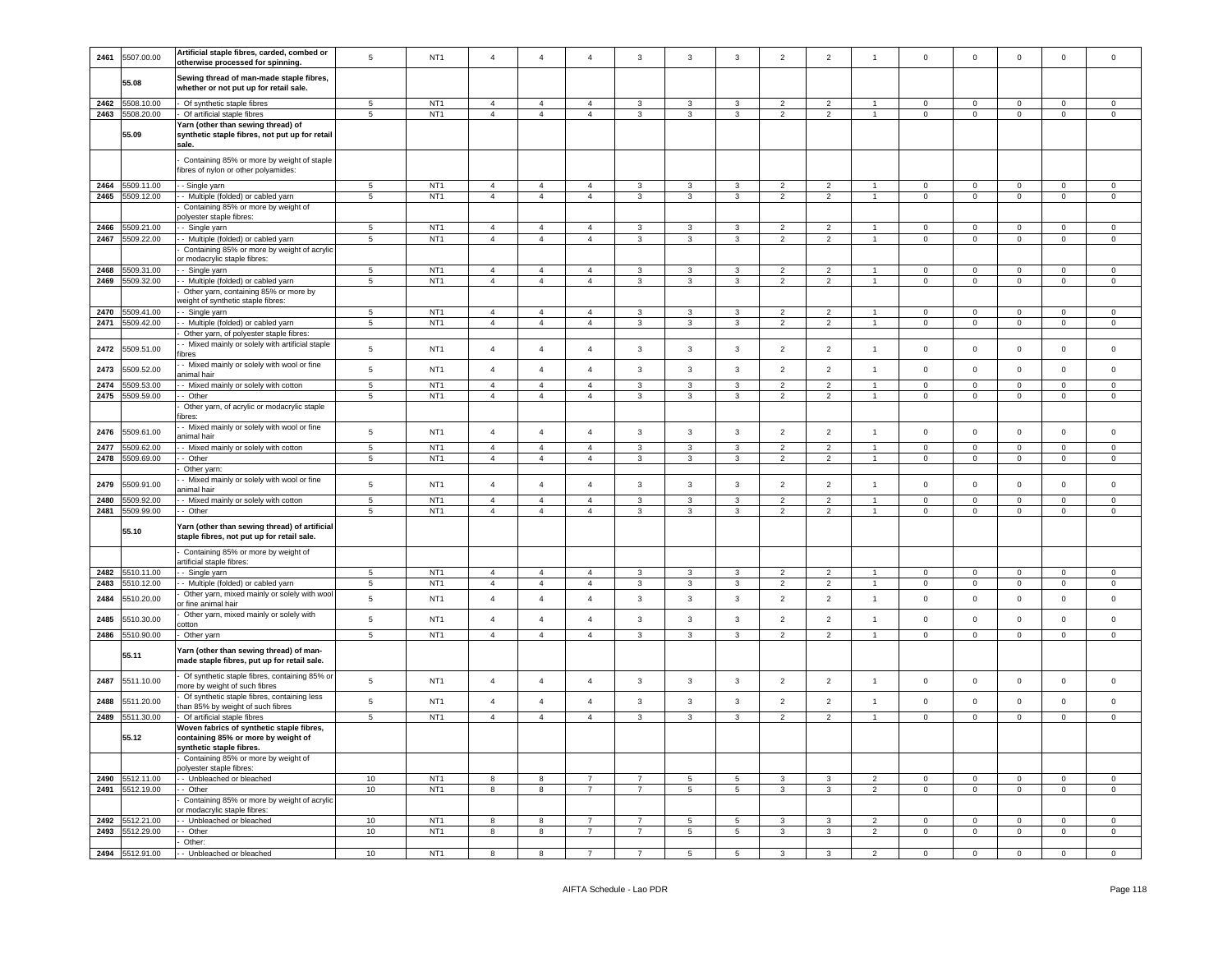| 2461 | 5507.00.00 | **Artificial staple fibres, carded, combed or otherwise processed for spinning.** | 5 | NT1 | 4 | 4 | 4 | 3 | 3 | 3 | 2 | 2 | 1 | 0 | 0 | 0 | 0 | 0 |
|---|---|---|---|---|---|---|---|---|---|---|---|---|---|---|---|---|---|---|
| | **55.08** | **Sewing thread of man-made staple fibres, whether or not put up for retail sale.** | | | | | | | | | | | | | | | | |
| 2462 | 5508.10.00 | - Of synthetic staple fibres | 5 | NT1 | 4 | 4 | 4 | 3 | 3 | 3 | 2 | 2 | 1 | 0 | 0 | 0 | 0 | 0 |
| 2463 | 5508.20.00 | - Of artificial staple fibres | 5 | NT1 | 4 | 4 | 4 | 3 | 3 | 3 | 2 | 2 | 1 | 0 | 0 | 0 | 0 | 0 |
| | **55.09** | **Yarn (other than sewing thread) of synthetic staple fibres, not put up for retail sale.** | | | | | | | | | | | | | | | | |
| | | - Containing 85% or more by weight of staple fibres of nylon or other polyamides: | | | | | | | | | | | | | | | | |
| 2464 | 5509.11.00 | - - Single yarn | 5 | NT1 | 4 | 4 | 4 | 3 | 3 | 3 | 2 | 2 | 1 | 0 | 0 | 0 | 0 | 0 |
| 2465 | 5509.12.00 | - - Multiple (folded) or cabled yarn | 5 | NT1 | 4 | 4 | 4 | 3 | 3 | 3 | 2 | 2 | 1 | 0 | 0 | 0 | 0 | 0 |
| | | - Containing 85% or more by weight of polyester staple fibres: | | | | | | | | | | | | | | | | |
| 2466 | 5509.21.00 | - - Single yarn | 5 | NT1 | 4 | 4 | 4 | 3 | 3 | 3 | 2 | 2 | 1 | 0 | 0 | 0 | 0 | 0 |
| 2467 | 5509.22.00 | - - Multiple (folded) or cabled yarn | 5 | NT1 | 4 | 4 | 4 | 3 | 3 | 3 | 2 | 2 | 1 | 0 | 0 | 0 | 0 | 0 |
| | | - Containing 85% or more by weight of acrylic or modacrylic staple fibres: | | | | | | | | | | | | | | | | |
| 2468 | 5509.31.00 | - - Single yarn | 5 | NT1 | 4 | 4 | 4 | 3 | 3 | 3 | 2 | 2 | 1 | 0 | 0 | 0 | 0 | 0 |
| 2469 | 5509.32.00 | - - Multiple (folded) or cabled yarn | 5 | NT1 | 4 | 4 | 4 | 3 | 3 | 3 | 2 | 2 | 1 | 0 | 0 | 0 | 0 | 0 |
| | | - Other yarn, containing 85% or more by weight of synthetic staple fibres: | | | | | | | | | | | | | | | | |
| 2470 | 5509.41.00 | - - Single yarn | 5 | NT1 | 4 | 4 | 4 | 3 | 3 | 3 | 2 | 2 | 1 | 0 | 0 | 0 | 0 | 0 |
| 2471 | 5509.42.00 | - - Multiple (folded) or cabled yarn | 5 | NT1 | 4 | 4 | 4 | 3 | 3 | 3 | 2 | 2 | 1 | 0 | 0 | 0 | 0 | 0 |
| | | - Other yarn, of polyester staple fibres: | | | | | | | | | | | | | | | | |
| 2472 | 5509.51.00 | - - Mixed mainly or solely with artificial staple fibres | 5 | NT1 | 4 | 4 | 4 | 3 | 3 | 3 | 2 | 2 | 1 | 0 | 0 | 0 | 0 | 0 |
| 2473 | 5509.52.00 | - - Mixed mainly or solely with wool or fine animal hair | 5 | NT1 | 4 | 4 | 4 | 3 | 3 | 3 | 2 | 2 | 1 | 0 | 0 | 0 | 0 | 0 |
| 2474 | 5509.53.00 | - - Mixed mainly or solely with cotton | 5 | NT1 | 4 | 4 | 4 | 3 | 3 | 3 | 2 | 2 | 1 | 0 | 0 | 0 | 0 | 0 |
| 2475 | 5509.59.00 | - - Other | 5 | NT1 | 4 | 4 | 4 | 3 | 3 | 3 | 2 | 2 | 1 | 0 | 0 | 0 | 0 | 0 |
| | | - Other yarn, of acrylic or modacrylic staple fibres: | | | | | | | | | | | | | | | | |
| 2476 | 5509.61.00 | - - Mixed mainly or solely with wool or fine animal hair | 5 | NT1 | 4 | 4 | 4 | 3 | 3 | 3 | 2 | 2 | 1 | 0 | 0 | 0 | 0 | 0 |
| 2477 | 5509.62.00 | - - Mixed mainly or solely with cotton | 5 | NT1 | 4 | 4 | 4 | 3 | 3 | 3 | 2 | 2 | 1 | 0 | 0 | 0 | 0 | 0 |
| 2478 | 5509.69.00 | - - Other | 5 | NT1 | 4 | 4 | 4 | 3 | 3 | 3 | 2 | 2 | 1 | 0 | 0 | 0 | 0 | 0 |
| | | - Other yarn: | | | | | | | | | | | | | | | | |
| 2479 | 5509.91.00 | - - Mixed mainly or solely with wool or fine animal hair | 5 | NT1 | 4 | 4 | 4 | 3 | 3 | 3 | 2 | 2 | 1 | 0 | 0 | 0 | 0 | 0 |
| 2480 | 5509.92.00 | - - Mixed mainly or solely with cotton | 5 | NT1 | 4 | 4 | 4 | 3 | 3 | 3 | 2 | 2 | 1 | 0 | 0 | 0 | 0 | 0 |
| 2481 | 5509.99.00 | - - Other | 5 | NT1 | 4 | 4 | 4 | 3 | 3 | 3 | 2 | 2 | 1 | 0 | 0 | 0 | 0 | 0 |
| | **55.10** | **Yarn (other than sewing thread) of artificial staple fibres, not put up for retail sale.** | | | | | | | | | | | | | | | | |
| | | - Containing 85% or more by weight of artificial staple fibres: | | | | | | | | | | | | | | | | |
| 2482 | 5510.11.00 | - - Single yarn | 5 | NT1 | 4 | 4 | 4 | 3 | 3 | 3 | 2 | 2 | 1 | 0 | 0 | 0 | 0 | 0 |
| 2483 | 5510.12.00 | - - Multiple (folded) or cabled yarn | 5 | NT1 | 4 | 4 | 4 | 3 | 3 | 3 | 2 | 2 | 1 | 0 | 0 | 0 | 0 | 0 |
| 2484 | 5510.20.00 | - Other yarn, mixed mainly or solely with wool or fine animal hair | 5 | NT1 | 4 | 4 | 4 | 3 | 3 | 3 | 2 | 2 | 1 | 0 | 0 | 0 | 0 | 0 |
| 2485 | 5510.30.00 | - Other yarn, mixed mainly or solely with cotton | 5 | NT1 | 4 | 4 | 4 | 3 | 3 | 3 | 2 | 2 | 1 | 0 | 0 | 0 | 0 | 0 |
| 2486 | 5510.90.00 | - Other yarn | 5 | NT1 | 4 | 4 | 4 | 3 | 3 | 3 | 2 | 2 | 1 | 0 | 0 | 0 | 0 | 0 |
| | **55.11** | **Yarn (other than sewing thread) of man-made staple fibres, put up for retail sale.** | | | | | | | | | | | | | | | | |
| 2487 | 5511.10.00 | - Of synthetic staple fibres, containing 85% or more by weight of such fibres | 5 | NT1 | 4 | 4 | 4 | 3 | 3 | 3 | 2 | 2 | 1 | 0 | 0 | 0 | 0 | 0 |
| 2488 | 5511.20.00 | - Of synthetic staple fibres, containing less than 85% by weight of such fibres | 5 | NT1 | 4 | 4 | 4 | 3 | 3 | 3 | 2 | 2 | 1 | 0 | 0 | 0 | 0 | 0 |
| 2489 | 5511.30.00 | - Of artificial staple fibres | 5 | NT1 | 4 | 4 | 4 | 3 | 3 | 3 | 2 | 2 | 1 | 0 | 0 | 0 | 0 | 0 |
| | **55.12** | **Woven fabrics of synthetic staple fibres, containing 85% or more by weight of synthetic staple fibres.** | | | | | | | | | | | | | | | | |
| | | - Containing 85% or more by weight of polyester staple fibres: | | | | | | | | | | | | | | | | |
| 2490 | 5512.11.00 | - - Unbleached or bleached | 10 | NT1 | 8 | 8 | 7 | 7 | 5 | 5 | 3 | 3 | 2 | 0 | 0 | 0 | 0 | 0 |
| 2491 | 5512.19.00 | - - Other | 10 | NT1 | 8 | 8 | 7 | 7 | 5 | 5 | 3 | 3 | 2 | 0 | 0 | 0 | 0 | 0 |
| | | - Containing 85% or more by weight of acrylic or modacrylic staple fibres: | | | | | | | | | | | | | | | | |
| 2492 | 5512.21.00 | - - Unbleached or bleached | 10 | NT1 | 8 | 8 | 7 | 7 | 5 | 5 | 3 | 3 | 2 | 0 | 0 | 0 | 0 | 0 |
| 2493 | 5512.29.00 | - - Other | 10 | NT1 | 8 | 8 | 7 | 7 | 5 | 5 | 3 | 3 | 2 | 0 | 0 | 0 | 0 | 0 |
| | | - Other: | | | | | | | | | | | | | | | | |
| 2494 | 5512.91.00 | - - Unbleached or bleached | 10 | NT1 | 8 | 8 | 7 | 7 | 5 | 5 | 3 | 3 | 2 | 0 | 0 | 0 | 0 | 0 |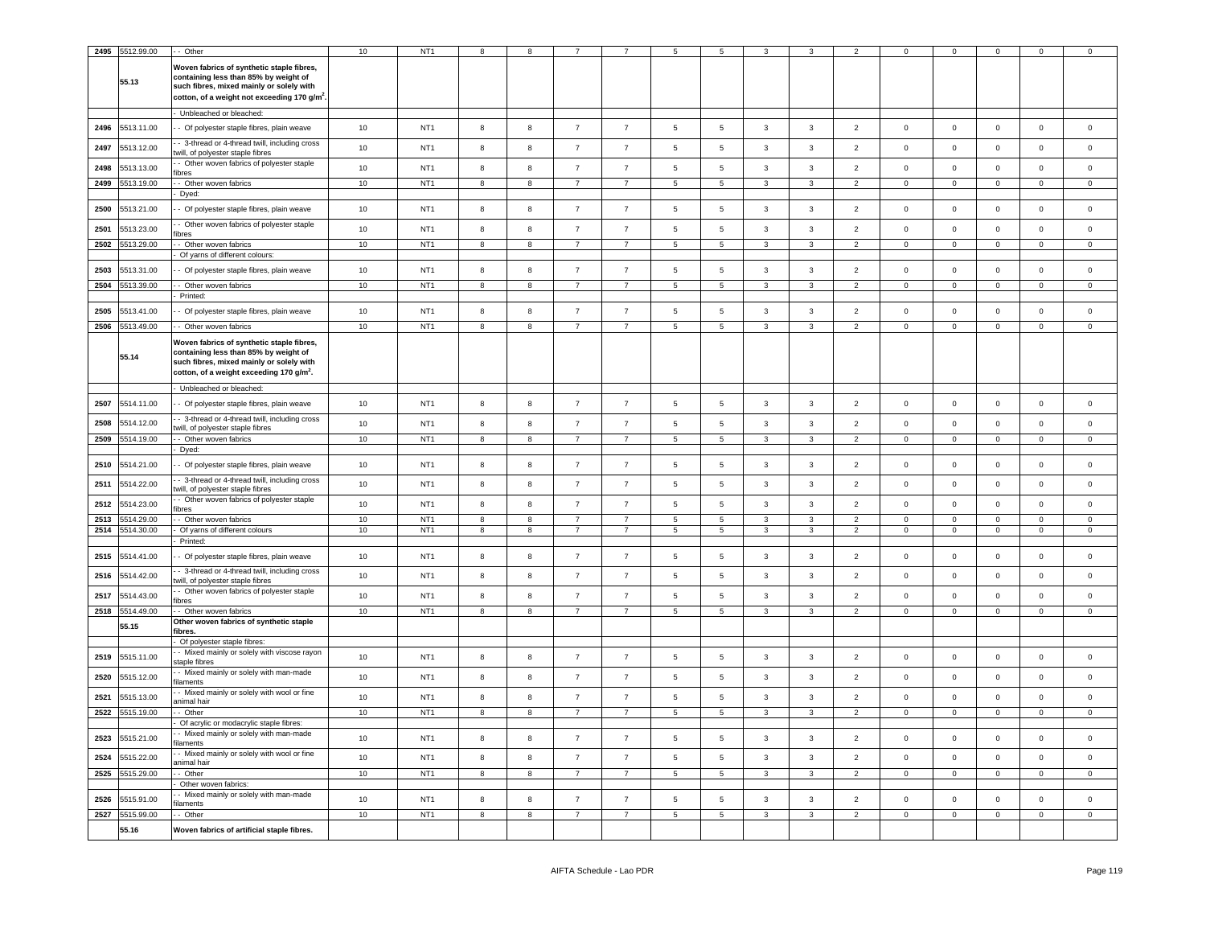| | | | | | | | | | | | | | | | | | | | |
|---|---|---|---|---|---|---|---|---|---|---|---|---|---|---|---|---|---|---|---|
| 2495 | 5512.99.00 | - - Other | 10 | NT1 | 8 | 8 | 7 | 7 | 5 | 5 | 3 | 3 | 2 | 0 | 0 | 0 | 0 | 0 |
| | 55.13 | **Woven fabrics of synthetic staple fibres, containing less than 85% by weight of such fibres, mixed mainly or solely with cotton, of a weight not exceeding 170 g/m².** | | | | | | | | | | | | | | | | |
| | | - Unbleached or bleached: | | | | | | | | | | | | | | | | |
| 2496 | 5513.11.00 | - - Of polyester staple fibres, plain weave | 10 | NT1 | 8 | 8 | 7 | 7 | 5 | 5 | 3 | 3 | 2 | 0 | 0 | 0 | 0 | 0 |
| 2497 | 5513.12.00 | - - 3-thread or 4-thread twill, including cross twill, of polyester staple fibres | 10 | NT1 | 8 | 8 | 7 | 7 | 5 | 5 | 3 | 3 | 2 | 0 | 0 | 0 | 0 | 0 |
| 2498 | 5513.13.00 | - - Other woven fabrics of polyester staple fibres | 10 | NT1 | 8 | 8 | 7 | 7 | 5 | 5 | 3 | 3 | 2 | 0 | 0 | 0 | 0 | 0 |
| 2499 | 5513.19.00 | - - Other woven fabrics | 10 | NT1 | 8 | 8 | 7 | 7 | 5 | 5 | 3 | 3 | 2 | 0 | 0 | 0 | 0 | 0 |
| | | - Dyed: | | | | | | | | | | | | | | | | |
| 2500 | 5513.21.00 | - - Of polyester staple fibres, plain weave | 10 | NT1 | 8 | 8 | 7 | 7 | 5 | 5 | 3 | 3 | 2 | 0 | 0 | 0 | 0 | 0 |
| 2501 | 5513.23.00 | - - Other woven fabrics of polyester staple fibres | 10 | NT1 | 8 | 8 | 7 | 7 | 5 | 5 | 3 | 3 | 2 | 0 | 0 | 0 | 0 | 0 |
| 2502 | 5513.29.00 | - - Other woven fabrics | 10 | NT1 | 8 | 8 | 7 | 7 | 5 | 5 | 3 | 3 | 2 | 0 | 0 | 0 | 0 | 0 |
| | | - Of yarns of different colours: | | | | | | | | | | | | | | | | |
| 2503 | 5513.31.00 | - - Of polyester staple fibres, plain weave | 10 | NT1 | 8 | 8 | 7 | 7 | 5 | 5 | 3 | 3 | 2 | 0 | 0 | 0 | 0 | 0 |
| 2504 | 5513.39.00 | - - Other woven fabrics | 10 | NT1 | 8 | 8 | 7 | 7 | 5 | 5 | 3 | 3 | 2 | 0 | 0 | 0 | 0 | 0 |
| | | - Printed: | | | | | | | | | | | | | | | | |
| 2505 | 5513.41.00 | - - Of polyester staple fibres, plain weave | 10 | NT1 | 8 | 8 | 7 | 7 | 5 | 5 | 3 | 3 | 2 | 0 | 0 | 0 | 0 | 0 |
| 2506 | 5513.49.00 | - - Other woven fabrics | 10 | NT1 | 8 | 8 | 7 | 7 | 5 | 5 | 3 | 3 | 2 | 0 | 0 | 0 | 0 | 0 |
| | 55.14 | **Woven fabrics of synthetic staple fibres, containing less than 85% by weight of such fibres, mixed mainly or solely with cotton, of a weight exceeding 170 g/m².** | | | | | | | | | | | | | | | | |
| | | - Unbleached or bleached: | | | | | | | | | | | | | | | | |
| 2507 | 5514.11.00 | - - Of polyester staple fibres, plain weave | 10 | NT1 | 8 | 8 | 7 | 7 | 5 | 5 | 3 | 3 | 2 | 0 | 0 | 0 | 0 | 0 |
| 2508 | 5514.12.00 | - - 3-thread or 4-thread twill, including cross twill, of polyester staple fibres | 10 | NT1 | 8 | 8 | 7 | 7 | 5 | 5 | 3 | 3 | 2 | 0 | 0 | 0 | 0 | 0 |
| 2509 | 5514.19.00 | - - Other woven fabrics | 10 | NT1 | 8 | 8 | 7 | 7 | 5 | 5 | 3 | 3 | 2 | 0 | 0 | 0 | 0 | 0 |
| | | - Dyed: | | | | | | | | | | | | | | | | |
| 2510 | 5514.21.00 | - - Of polyester staple fibres, plain weave | 10 | NT1 | 8 | 8 | 7 | 7 | 5 | 5 | 3 | 3 | 2 | 0 | 0 | 0 | 0 | 0 |
| 2511 | 5514.22.00 | - - 3-thread or 4-thread twill, including cross twill, of polyester staple fibres | 10 | NT1 | 8 | 8 | 7 | 7 | 5 | 5 | 3 | 3 | 2 | 0 | 0 | 0 | 0 | 0 |
| 2512 | 5514.23.00 | - - Other woven fabrics of polyester staple fibres | 10 | NT1 | 8 | 8 | 7 | 7 | 5 | 5 | 3 | 3 | 2 | 0 | 0 | 0 | 0 | 0 |
| 2513 | 5514.29.00 | - - Other woven fabrics | 10 | NT1 | 8 | 8 | 7 | 7 | 5 | 5 | 3 | 3 | 2 | 0 | 0 | 0 | 0 | 0 |
| 2514 | 5514.30.00 | - Of yarns of different colours | 10 | NT1 | 8 | 8 | 7 | 7 | 5 | 5 | 3 | 3 | 2 | 0 | 0 | 0 | 0 | 0 |
| | | - Printed: | | | | | | | | | | | | | | | | |
| 2515 | 5514.41.00 | - - Of polyester staple fibres, plain weave | 10 | NT1 | 8 | 8 | 7 | 7 | 5 | 5 | 3 | 3 | 2 | 0 | 0 | 0 | 0 | 0 |
| 2516 | 5514.42.00 | - - 3-thread or 4-thread twill, including cross twill, of polyester staple fibres | 10 | NT1 | 8 | 8 | 7 | 7 | 5 | 5 | 3 | 3 | 2 | 0 | 0 | 0 | 0 | 0 |
| 2517 | 5514.43.00 | - - Other woven fabrics of polyester staple fibres | 10 | NT1 | 8 | 8 | 7 | 7 | 5 | 5 | 3 | 3 | 2 | 0 | 0 | 0 | 0 | 0 |
| 2518 | 5514.49.00 | - - Other woven fabrics | 10 | NT1 | 8 | 8 | 7 | 7 | 5 | 5 | 3 | 3 | 2 | 0 | 0 | 0 | 0 | 0 |
| | 55.15 | **Other woven fabrics of synthetic staple fibres.** | | | | | | | | | | | | | | | | |
| | | - Of polyester staple fibres: | | | | | | | | | | | | | | | | |
| 2519 | 5515.11.00 | - - Mixed mainly or solely with viscose rayon staple fibres | 10 | NT1 | 8 | 8 | 7 | 7 | 5 | 5 | 3 | 3 | 2 | 0 | 0 | 0 | 0 | 0 |
| 2520 | 5515.12.00 | - - Mixed mainly or solely with man-made filaments | 10 | NT1 | 8 | 8 | 7 | 7 | 5 | 5 | 3 | 3 | 2 | 0 | 0 | 0 | 0 | 0 |
| 2521 | 5515.13.00 | - - Mixed mainly or solely with wool or fine animal hair | 10 | NT1 | 8 | 8 | 7 | 7 | 5 | 5 | 3 | 3 | 2 | 0 | 0 | 0 | 0 | 0 |
| 2522 | 5515.19.00 | - - Other | 10 | NT1 | 8 | 8 | 7 | 7 | 5 | 5 | 3 | 3 | 2 | 0 | 0 | 0 | 0 | 0 |
| | | - Of acrylic or modacrylic staple fibres: | | | | | | | | | | | | | | | | |
| 2523 | 5515.21.00 | - - Mixed mainly or solely with man-made filaments | 10 | NT1 | 8 | 8 | 7 | 7 | 5 | 5 | 3 | 3 | 2 | 0 | 0 | 0 | 0 | 0 |
| 2524 | 5515.22.00 | - - Mixed mainly or solely with wool or fine animal hair | 10 | NT1 | 8 | 8 | 7 | 7 | 5 | 5 | 3 | 3 | 2 | 0 | 0 | 0 | 0 | 0 |
| 2525 | 5515.29.00 | - - Other | 10 | NT1 | 8 | 8 | 7 | 7 | 5 | 5 | 3 | 3 | 2 | 0 | 0 | 0 | 0 | 0 |
| | | - Other woven fabrics: | | | | | | | | | | | | | | | | |
| 2526 | 5515.91.00 | - - Mixed mainly or solely with man-made filaments | 10 | NT1 | 8 | 8 | 7 | 7 | 5 | 5 | 3 | 3 | 2 | 0 | 0 | 0 | 0 | 0 |
| 2527 | 5515.99.00 | - - Other | 10 | NT1 | 8 | 8 | 7 | 7 | 5 | 5 | 3 | 3 | 2 | 0 | 0 | 0 | 0 | 0 |
| | 55.16 | **Woven fabrics of artificial staple fibres.** | | | | | | | | | | | | | | | | |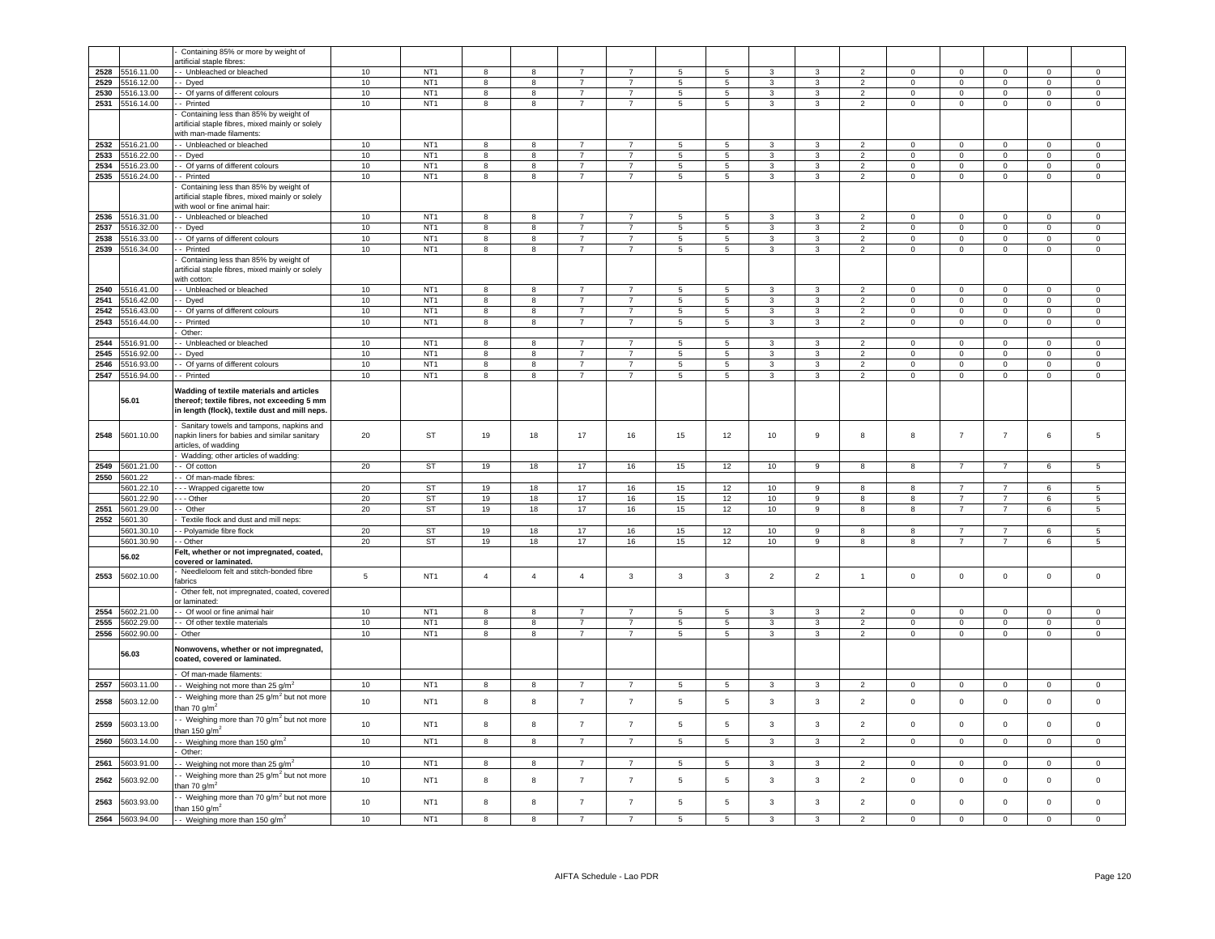| | | | | | | | | | | | | | | | | | | |
|---|---|---|---|---|---|---|---|---|---|---|---|---|---|---|---|---|---|---|
| | | - Containing 85% or more by weight of artificial staple fibres: | | | | | | | | | | | | | | | | |
| 2528 | 5516.11.00 | - - Unbleached or bleached | 10 | NT1 | 8 | 8 | 7 | 7 | 5 | 5 | 3 | 3 | 2 | 0 | 0 | 0 | 0 | 0 |
| 2529 | 5516.12.00 | - - Dyed | 10 | NT1 | 8 | 8 | 7 | 7 | 5 | 5 | 3 | 3 | 2 | 0 | 0 | 0 | 0 | 0 |
| 2530 | 5516.13.00 | - - Of yarns of different colours | 10 | NT1 | 8 | 8 | 7 | 7 | 5 | 5 | 3 | 3 | 2 | 0 | 0 | 0 | 0 | 0 |
| 2531 | 5516.14.00 | - - Printed | 10 | NT1 | 8 | 8 | 7 | 7 | 5 | 5 | 3 | 3 | 2 | 0 | 0 | 0 | 0 | 0 |
| | | - Containing less than 85% by weight of artificial staple fibres, mixed mainly or solely with man-made filaments: | | | | | | | | | | | | | | | | |
| 2532 | 5516.21.00 | - - Unbleached or bleached | 10 | NT1 | 8 | 8 | 7 | 7 | 5 | 5 | 3 | 3 | 2 | 0 | 0 | 0 | 0 | 0 |
| 2533 | 5516.22.00 | - - Dyed | 10 | NT1 | 8 | 8 | 7 | 7 | 5 | 5 | 3 | 3 | 2 | 0 | 0 | 0 | 0 | 0 |
| 2534 | 5516.23.00 | - - Of yarns of different colours | 10 | NT1 | 8 | 8 | 7 | 7 | 5 | 5 | 3 | 3 | 2 | 0 | 0 | 0 | 0 | 0 |
| 2535 | 5516.24.00 | - - Printed | 10 | NT1 | 8 | 8 | 7 | 7 | 5 | 5 | 3 | 3 | 2 | 0 | 0 | 0 | 0 | 0 |
| | | - Containing less than 85% by weight of artificial staple fibres, mixed mainly or solely with wool or fine animal hair: | | | | | | | | | | | | | | | | |
| 2536 | 5516.31.00 | - - Unbleached or bleached | 10 | NT1 | 8 | 8 | 7 | 7 | 5 | 5 | 3 | 3 | 2 | 0 | 0 | 0 | 0 | 0 |
| 2537 | 5516.32.00 | - - Dyed | 10 | NT1 | 8 | 8 | 7 | 7 | 5 | 5 | 3 | 3 | 2 | 0 | 0 | 0 | 0 | 0 |
| 2538 | 5516.33.00 | - - Of yarns of different colours | 10 | NT1 | 8 | 8 | 7 | 7 | 5 | 5 | 3 | 3 | 2 | 0 | 0 | 0 | 0 | 0 |
| 2539 | 5516.34.00 | - - Printed | 10 | NT1 | 8 | 8 | 7 | 7 | 5 | 5 | 3 | 3 | 2 | 0 | 0 | 0 | 0 | 0 |
| | | - Containing less than 85% by weight of artificial staple fibres, mixed mainly or solely with cotton: | | | | | | | | | | | | | | | | |
| 2540 | 5516.41.00 | - - Unbleached or bleached | 10 | NT1 | 8 | 8 | 7 | 7 | 5 | 5 | 3 | 3 | 2 | 0 | 0 | 0 | 0 | 0 |
| 2541 | 5516.42.00 | - - Dyed | 10 | NT1 | 8 | 8 | 7 | 7 | 5 | 5 | 3 | 3 | 2 | 0 | 0 | 0 | 0 | 0 |
| 2542 | 5516.43.00 | - - Of yarns of different colours | 10 | NT1 | 8 | 8 | 7 | 7 | 5 | 5 | 3 | 3 | 2 | 0 | 0 | 0 | 0 | 0 |
| 2543 | 5516.44.00 | - - Printed | 10 | NT1 | 8 | 8 | 7 | 7 | 5 | 5 | 3 | 3 | 2 | 0 | 0 | 0 | 0 | 0 |
| | | - Other: | | | | | | | | | | | | | | | | |
| 2544 | 5516.91.00 | - - Unbleached or bleached | 10 | NT1 | 8 | 8 | 7 | 7 | 5 | 5 | 3 | 3 | 2 | 0 | 0 | 0 | 0 | 0 |
| 2545 | 5516.92.00 | - - Dyed | 10 | NT1 | 8 | 8 | 7 | 7 | 5 | 5 | 3 | 3 | 2 | 0 | 0 | 0 | 0 | 0 |
| 2546 | 5516.93.00 | - - Of yarns of different colours | 10 | NT1 | 8 | 8 | 7 | 7 | 5 | 5 | 3 | 3 | 2 | 0 | 0 | 0 | 0 | 0 |
| 2547 | 5516.94.00 | - - Printed | 10 | NT1 | 8 | 8 | 7 | 7 | 5 | 5 | 3 | 3 | 2 | 0 | 0 | 0 | 0 | 0 |
| | **56.01** | **Wadding of textile materials and articles thereof; textile fibres, not exceeding 5 mm in length (flock), textile dust and mill neps.** | | | | | | | | | | | | | | | | |
| 2548 | 5601.10.00 | - Sanitary towels and tampons, napkins and napkin liners for babies and similar sanitary articles, of wadding | 20 | ST | 19 | 18 | 17 | 16 | 15 | 12 | 10 | 9 | 8 | 8 | 7 | 7 | 6 | 5 |
| | | - Wadding; other articles of wadding: | | | | | | | | | | | | | | | | |
| 2549 | 5601.21.00 | - - Of cotton | 20 | ST | 19 | 18 | 17 | 16 | 15 | 12 | 10 | 9 | 8 | 8 | 7 | 7 | 6 | 5 |
| 2550 | 5601.22 | - - Of man-made fibres: | | | | | | | | | | | | | | | | |
| | 5601.22.10 | - - - Wrapped cigarette tow | 20 | ST | 19 | 18 | 17 | 16 | 15 | 12 | 10 | 9 | 8 | 8 | 7 | 7 | 6 | 5 |
| | 5601.22.90 | - - - Other | 20 | ST | 19 | 18 | 17 | 16 | 15 | 12 | 10 | 9 | 8 | 8 | 7 | 7 | 6 | 5 |
| 2551 | 5601.29.00 | - - Other | 20 | ST | 19 | 18 | 17 | 16 | 15 | 12 | 10 | 9 | 8 | 8 | 7 | 7 | 6 | 5 |
| 2552 | 5601.30 | - Textile flock and dust and mill neps: | | | | | | | | | | | | | | | | |
| | 5601.30.10 | - - Polyamide fibre flock | 20 | ST | 19 | 18 | 17 | 16 | 15 | 12 | 10 | 9 | 8 | 8 | 7 | 7 | 6 | 5 |
| | 5601.30.90 | - - Other | 20 | ST | 19 | 18 | 17 | 16 | 15 | 12 | 10 | 9 | 8 | 8 | 7 | 7 | 6 | 5 |
| | **56.02** | **Felt, whether or not impregnated, coated, covered or laminated.** | | | | | | | | | | | | | | | | |
| 2553 | 5602.10.00 | - Needleloom felt and stitch-bonded fibre fabrics | 5 | NT1 | 4 | 4 | 4 | 3 | 3 | 3 | 2 | 2 | 1 | 0 | 0 | 0 | 0 | 0 |
| | | - Other felt, not impregnated, coated, covered or laminated: | | | | | | | | | | | | | | | | |
| 2554 | 5602.21.00 | - - Of wool or fine animal hair | 10 | NT1 | 8 | 8 | 7 | 7 | 5 | 5 | 3 | 3 | 2 | 0 | 0 | 0 | 0 | 0 |
| 2555 | 5602.29.00 | - - Of other textile materials | 10 | NT1 | 8 | 8 | 7 | 7 | 5 | 5 | 3 | 3 | 2 | 0 | 0 | 0 | 0 | 0 |
| 2556 | 5602.90.00 | - Other | 10 | NT1 | 8 | 8 | 7 | 7 | 5 | 5 | 3 | 3 | 2 | 0 | 0 | 0 | 0 | 0 |
| | **56.03** | **Nonwovens, whether or not impregnated, coated, covered or laminated.** | | | | | | | | | | | | | | | | |
| | | - Of man-made filaments: | | | | | | | | | | | | | | | | |
| 2557 | 5603.11.00 | - - Weighing not more than 25 g/m$^2$ | 10 | NT1 | 8 | 8 | 7 | 7 | 5 | 5 | 3 | 3 | 2 | 0 | 0 | 0 | 0 | 0 |
| 2558 | 5603.12.00 | - - Weighing more than 25 g/m$^2$ but not more than 70 g/m$^2$ | 10 | NT1 | 8 | 8 | 7 | 7 | 5 | 5 | 3 | 3 | 2 | 0 | 0 | 0 | 0 | 0 |
| 2559 | 5603.13.00 | - - Weighing more than 70 g/m$^2$ but not more than 150 g/m$^2$ | 10 | NT1 | 8 | 8 | 7 | 7 | 5 | 5 | 3 | 3 | 2 | 0 | 0 | 0 | 0 | 0 |
| 2560 | 5603.14.00 | - - Weighing more than 150 g/m$^2$ | 10 | NT1 | 8 | 8 | 7 | 7 | 5 | 5 | 3 | 3 | 2 | 0 | 0 | 0 | 0 | 0 |
| | | - Other: | | | | | | | | | | | | | | | | |
| 2561 | 5603.91.00 | - - Weighing not more than 25 g/m$^2$ | 10 | NT1 | 8 | 8 | 7 | 7 | 5 | 5 | 3 | 3 | 2 | 0 | 0 | 0 | 0 | 0 |
| 2562 | 5603.92.00 | - - Weighing more than 25 g/m$^2$ but not more than 70 g/m$^2$ | 10 | NT1 | 8 | 8 | 7 | 7 | 5 | 5 | 3 | 3 | 2 | 0 | 0 | 0 | 0 | 0 |
| 2563 | 5603.93.00 | - - Weighing more than 70 g/m$^2$ but not more than 150 g/m$^2$ | 10 | NT1 | 8 | 8 | 7 | 7 | 5 | 5 | 3 | 3 | 2 | 0 | 0 | 0 | 0 | 0 |
| 2564 | 5603.94.00 | - - Weighing more than 150 g/m$^2$ | 10 | NT1 | 8 | 8 | 7 | 7 | 5 | 5 | 3 | 3 | 2 | 0 | 0 | 0 | 0 | 0 |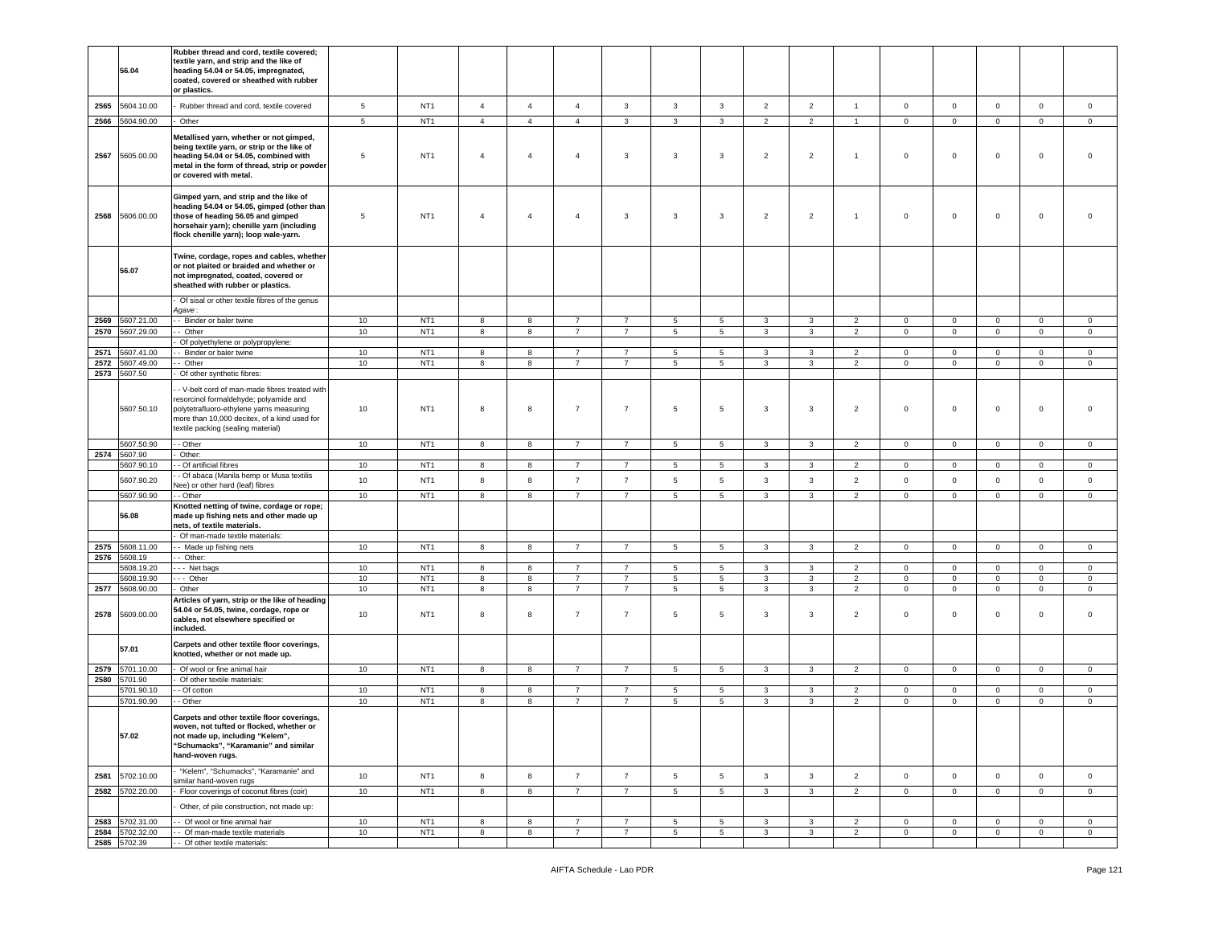| | 56.04 | Rubber thread and cord, textile covered; textile yarn, and strip and the like of heading 54.04 or 54.05, impregnated, coated, covered or sheathed with rubber or plastics. | | | | | | | | | | | | | | | | |
|---|---|---|---|---|---|---|---|---|---|---|---|---|---|---|---|---|---|---|
| 2565 | 5604.10.00 | - Rubber thread and cord, textile covered | 5 | NT1 | 4 | 4 | 4 | 3 | 3 | 3 | 2 | 2 | 1 | 0 | 0 | 0 | 0 | 0 |
| 2566 | 5604.90.00 | - Other | 5 | NT1 | 4 | 4 | 4 | 3 | 3 | 3 | 2 | 2 | 1 | 0 | 0 | 0 | 0 | 0 |
| 2567 | 5605.00.00 | Metallised yarn, whether or not gimped, being textile yarn, or strip or the like of heading 54.04 or 54.05, combined with metal in the form of thread, strip or powder or covered with metal. | 5 | NT1 | 4 | 4 | 4 | 3 | 3 | 3 | 2 | 2 | 1 | 0 | 0 | 0 | 0 | 0 |
| 2568 | 5606.00.00 | Gimped yarn, and strip and the like of heading 54.04 or 54.05, gimped (other than those of heading 56.05 and gimped horsehair yarn); chenille yarn (including flock chenille yarn); loop wale-yarn. | 5 | NT1 | 4 | 4 | 4 | 3 | 3 | 3 | 2 | 2 | 1 | 0 | 0 | 0 | 0 | 0 |
| | 56.07 | Twine, cordage, ropes and cables, whether or not plaited or braided and whether or not impregnated, coated, covered or sheathed with rubber or plastics. | | | | | | | | | | | | | | | | |
| | | - Of sisal or other textile fibres of the genus *Agave* : | | | | | | | | | | | | | | | | |
| 2569 | 5607.21.00 | - - Binder or baler twine | 10 | NT1 | 8 | 8 | 7 | 7 | 5 | 5 | 3 | 3 | 2 | 0 | 0 | 0 | 0 | 0 |
| 2570 | 5607.29.00 | - - Other | 10 | NT1 | 8 | 8 | 7 | 7 | 5 | 5 | 3 | 3 | 2 | 0 | 0 | 0 | 0 | 0 |
| | | - Of polyethylene or polypropylene: | | | | | | | | | | | | | | | | |
| 2571 | 5607.41.00 | - - Binder or baler twine | 10 | NT1 | 8 | 8 | 7 | 7 | 5 | 5 | 3 | 3 | 2 | 0 | 0 | 0 | 0 | 0 |
| 2572 | 5607.49.00 | - - Other | 10 | NT1 | 8 | 8 | 7 | 7 | 5 | 5 | 3 | 3 | 2 | 0 | 0 | 0 | 0 | 0 |
| 2573 | 5607.50 | - Of other synthetic fibres: | | | | | | | | | | | | | | | | |
| | 5607.50.10 | - - V-belt cord of man-made fibres treated with resorcinol formaldehyde; polyamide and polytetrafluoro-ethylene yarns measuring more than 10,000 decitex, of a kind used for textile packing (sealing material) | 10 | NT1 | 8 | 8 | 7 | 7 | 5 | 5 | 3 | 3 | 2 | 0 | 0 | 0 | 0 | 0 |
| | 5607.50.90 | - - Other | 10 | NT1 | 8 | 8 | 7 | 7 | 5 | 5 | 3 | 3 | 2 | 0 | 0 | 0 | 0 | 0 |
| 2574 | 5607.90 | - Other: | | | | | | | | | | | | | | | | |
| | 5607.90.10 | - - Of artificial fibres | 10 | NT1 | 8 | 8 | 7 | 7 | 5 | 5 | 3 | 3 | 2 | 0 | 0 | 0 | 0 | 0 |
| | 5607.90.20 | - - Of abaca (Manila hemp or Musa textilis Nee) or other hard (leaf) fibres | 10 | NT1 | 8 | 8 | 7 | 7 | 5 | 5 | 3 | 3 | 2 | 0 | 0 | 0 | 0 | 0 |
| | 5607.90.90 | - - Other | 10 | NT1 | 8 | 8 | 7 | 7 | 5 | 5 | 3 | 3 | 2 | 0 | 0 | 0 | 0 | 0 |
| | 56.08 | Knotted netting of twine, cordage or rope; made up fishing nets and other made up nets, of textile materials. | | | | | | | | | | | | | | | | |
| | | - Of man-made textile materials: | | | | | | | | | | | | | | | | |
| 2575 | 5608.11.00 | - - Made up fishing nets | 10 | NT1 | 8 | 8 | 7 | 7 | 5 | 5 | 3 | 3 | 2 | 0 | 0 | 0 | 0 | 0 |
| 2576 | 5608.19 | - - Other: | | | | | | | | | | | | | | | | |
| | 5608.19.20 | - - - Net bags | 10 | NT1 | 8 | 8 | 7 | 7 | 5 | 5 | 3 | 3 | 2 | 0 | 0 | 0 | 0 | 0 |
| | 5608.19.90 | - - - Other | 10 | NT1 | 8 | 8 | 7 | 7 | 5 | 5 | 3 | 3 | 2 | 0 | 0 | 0 | 0 | 0 |
| 2577 | 5608.90.00 | - Other | 10 | NT1 | 8 | 8 | 7 | 7 | 5 | 5 | 3 | 3 | 2 | 0 | 0 | 0 | 0 | 0 |
| 2578 | 5609.00.00 | Articles of yarn, strip or the like of heading 54.04 or 54.05, twine, cordage, rope or cables, not elsewhere specified or included. | 10 | NT1 | 8 | 8 | 7 | 7 | 5 | 5 | 3 | 3 | 2 | 0 | 0 | 0 | 0 | 0 |
| | 57.01 | Carpets and other textile floor coverings, knotted, whether or not made up. | | | | | | | | | | | | | | | | |
| 2579 | 5701.10.00 | - Of wool or fine animal hair | 10 | NT1 | 8 | 8 | 7 | 7 | 5 | 5 | 3 | 3 | 2 | 0 | 0 | 0 | 0 | 0 |
| 2580 | 5701.90 | - Of other textile materials: | | | | | | | | | | | | | | | | |
| | 5701.90.10 | - - Of cotton | 10 | NT1 | 8 | 8 | 7 | 7 | 5 | 5 | 3 | 3 | 2 | 0 | 0 | 0 | 0 | 0 |
| | 5701.90.90 | - - Other | 10 | NT1 | 8 | 8 | 7 | 7 | 5 | 5 | 3 | 3 | 2 | 0 | 0 | 0 | 0 | 0 |
| | 57.02 | Carpets and other textile floor coverings, woven, not tufted or flocked, whether or not made up, including "Kelem", "Schumacks", "Karamanie" and similar hand-woven rugs. | | | | | | | | | | | | | | | | |
| 2581 | 5702.10.00 | - "Kelem", "Schumacks", "Karamanie" and similar hand-woven rugs | 10 | NT1 | 8 | 8 | 7 | 7 | 5 | 5 | 3 | 3 | 2 | 0 | 0 | 0 | 0 | 0 |
| 2582 | 5702.20.00 | - Floor coverings of coconut fibres (coir) | 10 | NT1 | 8 | 8 | 7 | 7 | 5 | 5 | 3 | 3 | 2 | 0 | 0 | 0 | 0 | 0 |
| | | - Other, of pile construction, not made up: | | | | | | | | | | | | | | | | |
| 2583 | 5702.31.00 | - - Of wool or fine animal hair | 10 | NT1 | 8 | 8 | 7 | 7 | 5 | 5 | 3 | 3 | 2 | 0 | 0 | 0 | 0 | 0 |
| 2584 | 5702.32.00 | - - Of man-made textile materials | 10 | NT1 | 8 | 8 | 7 | 7 | 5 | 5 | 3 | 3 | 2 | 0 | 0 | 0 | 0 | 0 |
| 2585 | 5702.39 | - - Of other textile materials: | | | | | | | | | | | | | | | | |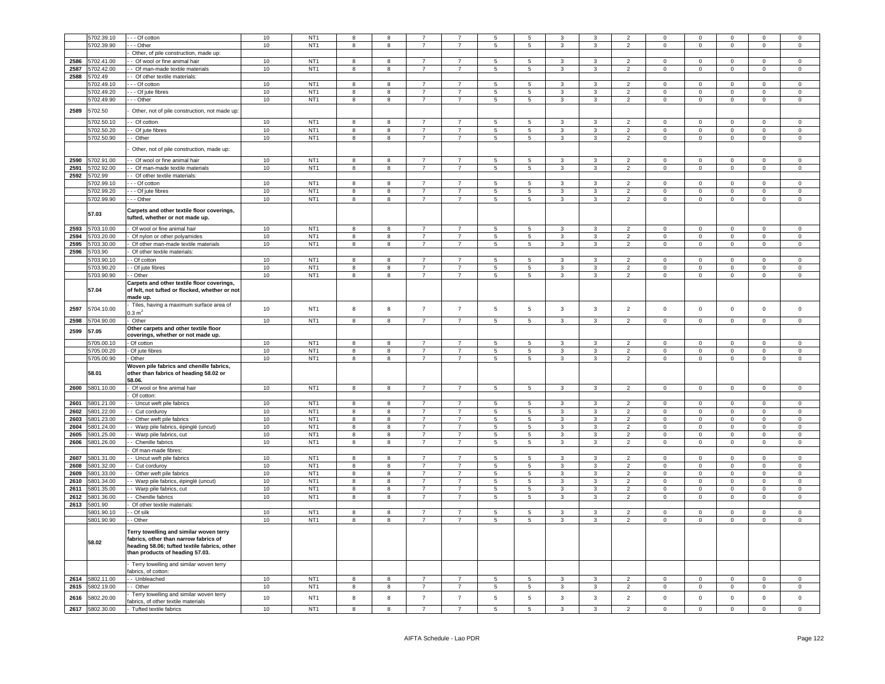|  | 5702.39.10 | - - - Of cotton | 10 | NT1 | 8 | 8 | 7 | 7 | 5 | 5 | 3 | 3 | 2 | 0 | 0 | 0 | 0 | 0 |
|---|---|---|---|---|---|---|---|---|---|---|---|---|---|---|---|---|---|---|
|  | 5702.39.90 | - - - Other | 10 | NT1 | 8 | 8 | 7 | 7 | 5 | 5 | 3 | 3 | 2 | 0 | 0 | 0 | 0 | 0 |
|  |  | - Other, of pile construction, made up: |  |  |  |  |  |  |  |  |  |  |  |  |  |  |  |  |
| 2586 | 5702.41.00 | - - Of wool or fine animal hair | 10 | NT1 | 8 | 8 | 7 | 7 | 5 | 5 | 3 | 3 | 2 | 0 | 0 | 0 | 0 | 0 |
| 2587 | 5702.42.00 | - - Of man-made textile materials | 10 | NT1 | 8 | 8 | 7 | 7 | 5 | 5 | 3 | 3 | 2 | 0 | 0 | 0 | 0 | 0 |
| 2588 | 5702.49 | - - Of other textile materials: |  |  |  |  |  |  |  |  |  |  |  |  |  |  |  |  |
|  | 5702.49.10 | - - - Of cotton | 10 | NT1 | 8 | 8 | 7 | 7 | 5 | 5 | 3 | 3 | 2 | 0 | 0 | 0 | 0 | 0 |
|  | 5702.49.20 | - - - Of jute fibres | 10 | NT1 | 8 | 8 | 7 | 7 | 5 | 5 | 3 | 3 | 2 | 0 | 0 | 0 | 0 | 0 |
|  | 5702.49.90 | - - - Other | 10 | NT1 | 8 | 8 | 7 | 7 | 5 | 5 | 3 | 3 | 2 | 0 | 0 | 0 | 0 | 0 |
| 2589 | 5702.50 | - Other, not of pile construction, not made up: |  |  |  |  |  |  |  |  |  |  |  |  |  |  |  |  |
|  | 5702.50.10 | - - Of cotton | 10 | NT1 | 8 | 8 | 7 | 7 | 5 | 5 | 3 | 3 | 2 | 0 | 0 | 0 | 0 | 0 |
|  | 5702.50.20 | - - Of jute fibres | 10 | NT1 | 8 | 8 | 7 | 7 | 5 | 5 | 3 | 3 | 2 | 0 | 0 | 0 | 0 | 0 |
|  | 5702.50.90 | - - Other | 10 | NT1 | 8 | 8 | 7 | 7 | 5 | 5 | 3 | 3 | 2 | 0 | 0 | 0 | 0 | 0 |
|  |  | - Other, not of pile construction, made up: |  |  |  |  |  |  |  |  |  |  |  |  |  |  |  |  |
| 2590 | 5702.91.00 | - - Of wool or fine animal hair | 10 | NT1 | 8 | 8 | 7 | 7 | 5 | 5 | 3 | 3 | 2 | 0 | 0 | 0 | 0 | 0 |
| 2591 | 5702.92.00 | - - Of man-made textile materials | 10 | NT1 | 8 | 8 | 7 | 7 | 5 | 5 | 3 | 3 | 2 | 0 | 0 | 0 | 0 | 0 |
| 2592 | 5702.99 | - - Of other textile materials: |  |  |  |  |  |  |  |  |  |  |  |  |  |  |  |  |
|  | 5702.99.10 | - - - Of cotton | 10 | NT1 | 8 | 8 | 7 | 7 | 5 | 5 | 3 | 3 | 2 | 0 | 0 | 0 | 0 | 0 |
|  | 5702.99.20 | - - - Of jute fibres | 10 | NT1 | 8 | 8 | 7 | 7 | 5 | 5 | 3 | 3 | 2 | 0 | 0 | 0 | 0 | 0 |
|  | 5702.99.90 | - - - Other | 10 | NT1 | 8 | 8 | 7 | 7 | 5 | 5 | 3 | 3 | 2 | 0 | 0 | 0 | 0 | 0 |
|  | **57.03** | **Carpets and other textile floor coverings, tufted, whether or not made up.** |  |  |  |  |  |  |  |  |  |  |  |  |  |  |  |  |
| 2593 | 5703.10.00 | - Of wool or fine animal hair | 10 | NT1 | 8 | 8 | 7 | 7 | 5 | 5 | 3 | 3 | 2 | 0 | 0 | 0 | 0 | 0 |
| 2594 | 5703.20.00 | - Of nylon or other polyamides | 10 | NT1 | 8 | 8 | 7 | 7 | 5 | 5 | 3 | 3 | 2 | 0 | 0 | 0 | 0 | 0 |
| 2595 | 5703.30.00 | - Of other man-made textile materials | 10 | NT1 | 8 | 8 | 7 | 7 | 5 | 5 | 3 | 3 | 2 | 0 | 0 | 0 | 0 | 0 |
| 2596 | 5703.90 | - Of other textile materials: |  |  |  |  |  |  |  |  |  |  |  |  |  |  |  |  |
|  | 5703.90.10 | - - Of cotton | 10 | NT1 | 8 | 8 | 7 | 7 | 5 | 5 | 3 | 3 | 2 | 0 | 0 | 0 | 0 | 0 |
|  | 5703.90.20 | - - Of jute fibres | 10 | NT1 | 8 | 8 | 7 | 7 | 5 | 5 | 3 | 3 | 2 | 0 | 0 | 0 | 0 | 0 |
|  | 5703.90.90 | - - Other | 10 | NT1 | 8 | 8 | 7 | 7 | 5 | 5 | 3 | 3 | 2 | 0 | 0 | 0 | 0 | 0 |
|  | **57.04** | **Carpets and other textile floor coverings, of felt, not tufted or flocked, whether or not made up.** |  |  |  |  |  |  |  |  |  |  |  |  |  |  |  |  |
| 2597 | 5704.10.00 | - Tiles, having a maximum surface area of 0.3 $m^2$ | 10 | NT1 | 8 | 8 | 7 | 7 | 5 | 5 | 3 | 3 | 2 | 0 | 0 | 0 | 0 | 0 |
| 2598 | 5704.90.00 | - Other | 10 | NT1 | 8 | 8 | 7 | 7 | 5 | 5 | 3 | 3 | 2 | 0 | 0 | 0 | 0 | 0 |
| 2599 | **57.05** | **Other carpets and other textile floor coverings, whether or not made up.** |  |  |  |  |  |  |  |  |  |  |  |  |  |  |  |  |
|  | 5705.00.10 | - Of cotton | 10 | NT1 | 8 | 8 | 7 | 7 | 5 | 5 | 3 | 3 | 2 | 0 | 0 | 0 | 0 | 0 |
|  | 5705.00.20 | - Of jute fibres | 10 | NT1 | 8 | 8 | 7 | 7 | 5 | 5 | 3 | 3 | 2 | 0 | 0 | 0 | 0 | 0 |
|  | 5705.00.90 | - Other | 10 | NT1 | 8 | 8 | 7 | 7 | 5 | 5 | 3 | 3 | 2 | 0 | 0 | 0 | 0 | 0 |
|  | **58.01** | **Woven pile fabrics and chenille fabrics, other than fabrics of heading 58.02 or 58.06.** |  |  |  |  |  |  |  |  |  |  |  |  |  |  |  |  |
| 2600 | 5801.10.00 | - Of wool or fine animal hair | 10 | NT1 | 8 | 8 | 7 | 7 | 5 | 5 | 3 | 3 | 2 | 0 | 0 | 0 | 0 | 0 |
|  |  | - Of cotton: |  |  |  |  |  |  |  |  |  |  |  |  |  |  |  |  |
| 2601 | 5801.21.00 | - - Uncut weft pile fabrics | 10 | NT1 | 8 | 8 | 7 | 7 | 5 | 5 | 3 | 3 | 2 | 0 | 0 | 0 | 0 | 0 |
| 2602 | 5801.22.00 | - - Cut corduroy | 10 | NT1 | 8 | 8 | 7 | 7 | 5 | 5 | 3 | 3 | 2 | 0 | 0 | 0 | 0 | 0 |
| 2603 | 5801.23.00 | - - Other weft pile fabrics | 10 | NT1 | 8 | 8 | 7 | 7 | 5 | 5 | 3 | 3 | 2 | 0 | 0 | 0 | 0 | 0 |
| 2604 | 5801.24.00 | - - Warp pile fabrics, épinglé (uncut) | 10 | NT1 | 8 | 8 | 7 | 7 | 5 | 5 | 3 | 3 | 2 | 0 | 0 | 0 | 0 | 0 |
| 2605 | 5801.25.00 | - - Warp pile fabrics, cut | 10 | NT1 | 8 | 8 | 7 | 7 | 5 | 5 | 3 | 3 | 2 | 0 | 0 | 0 | 0 | 0 |
| 2606 | 5801.26.00 | - - Chenille fabrics | 10 | NT1 | 8 | 8 | 7 | 7 | 5 | 5 | 3 | 3 | 2 | 0 | 0 | 0 | 0 | 0 |
|  |  | - Of man-made fibres: |  |  |  |  |  |  |  |  |  |  |  |  |  |  |  |  |
| 2607 | 5801.31.00 | - - Uncut weft pile fabrics | 10 | NT1 | 8 | 8 | 7 | 7 | 5 | 5 | 3 | 3 | 2 | 0 | 0 | 0 | 0 | 0 |
| 2608 | 5801.32.00 | - - Cut corduroy | 10 | NT1 | 8 | 8 | 7 | 7 | 5 | 5 | 3 | 3 | 2 | 0 | 0 | 0 | 0 | 0 |
| 2609 | 5801.33.00 | - - Other weft pile fabrics | 10 | NT1 | 8 | 8 | 7 | 7 | 5 | 5 | 3 | 3 | 2 | 0 | 0 | 0 | 0 | 0 |
| 2610 | 5801.34.00 | - - Warp pile fabrics, épinglé (uncut) | 10 | NT1 | 8 | 8 | 7 | 7 | 5 | 5 | 3 | 3 | 2 | 0 | 0 | 0 | 0 | 0 |
| 2611 | 5801.35.00 | - - Warp pile fabrics, cut | 10 | NT1 | 8 | 8 | 7 | 7 | 5 | 5 | 3 | 3 | 2 | 0 | 0 | 0 | 0 | 0 |
| 2612 | 5801.36.00 | - - Chenille fabrics | 10 | NT1 | 8 | 8 | 7 | 7 | 5 | 5 | 3 | 3 | 2 | 0 | 0 | 0 | 0 | 0 |
| 2613 | 5801.90 | - Of other textile materials: |  |  |  |  |  |  |  |  |  |  |  |  |  |  |  |  |
|  | 5801.90.10 | - - Of silk | 10 | NT1 | 8 | 8 | 7 | 7 | 5 | 5 | 3 | 3 | 2 | 0 | 0 | 0 | 0 | 0 |
|  | 5801.90.90 | - - Other | 10 | NT1 | 8 | 8 | 7 | 7 | 5 | 5 | 3 | 3 | 2 | 0 | 0 | 0 | 0 | 0 |
|  | **58.02** | **Terry towelling and similar woven terry fabrics, other than narrow fabrics of heading 58.06; tufted textile fabrics, other than products of heading 57.03.** |  |  |  |  |  |  |  |  |  |  |  |  |  |  |  |  |
|  |  | - Terry towelling and similar woven terry fabrics, of cotton: |  |  |  |  |  |  |  |  |  |  |  |  |  |  |  |  |
| 2614 | 5802.11.00 | - - Unbleached | 10 | NT1 | 8 | 8 | 7 | 7 | 5 | 5 | 3 | 3 | 2 | 0 | 0 | 0 | 0 | 0 |
| 2615 | 5802.19.00 | - - Other | 10 | NT1 | 8 | 8 | 7 | 7 | 5 | 5 | 3 | 3 | 2 | 0 | 0 | 0 | 0 | 0 |
| 2616 | 5802.20.00 | - Terry towelling and similar woven terry fabrics, of other textile materials | 10 | NT1 | 8 | 8 | 7 | 7 | 5 | 5 | 3 | 3 | 2 | 0 | 0 | 0 | 0 | 0 |
| 2617 | 5802.30.00 | - Tufted textile fabrics | 10 | NT1 | 8 | 8 | 7 | 7 | 5 | 5 | 3 | 3 | 2 | 0 | 0 | 0 | 0 | 0 |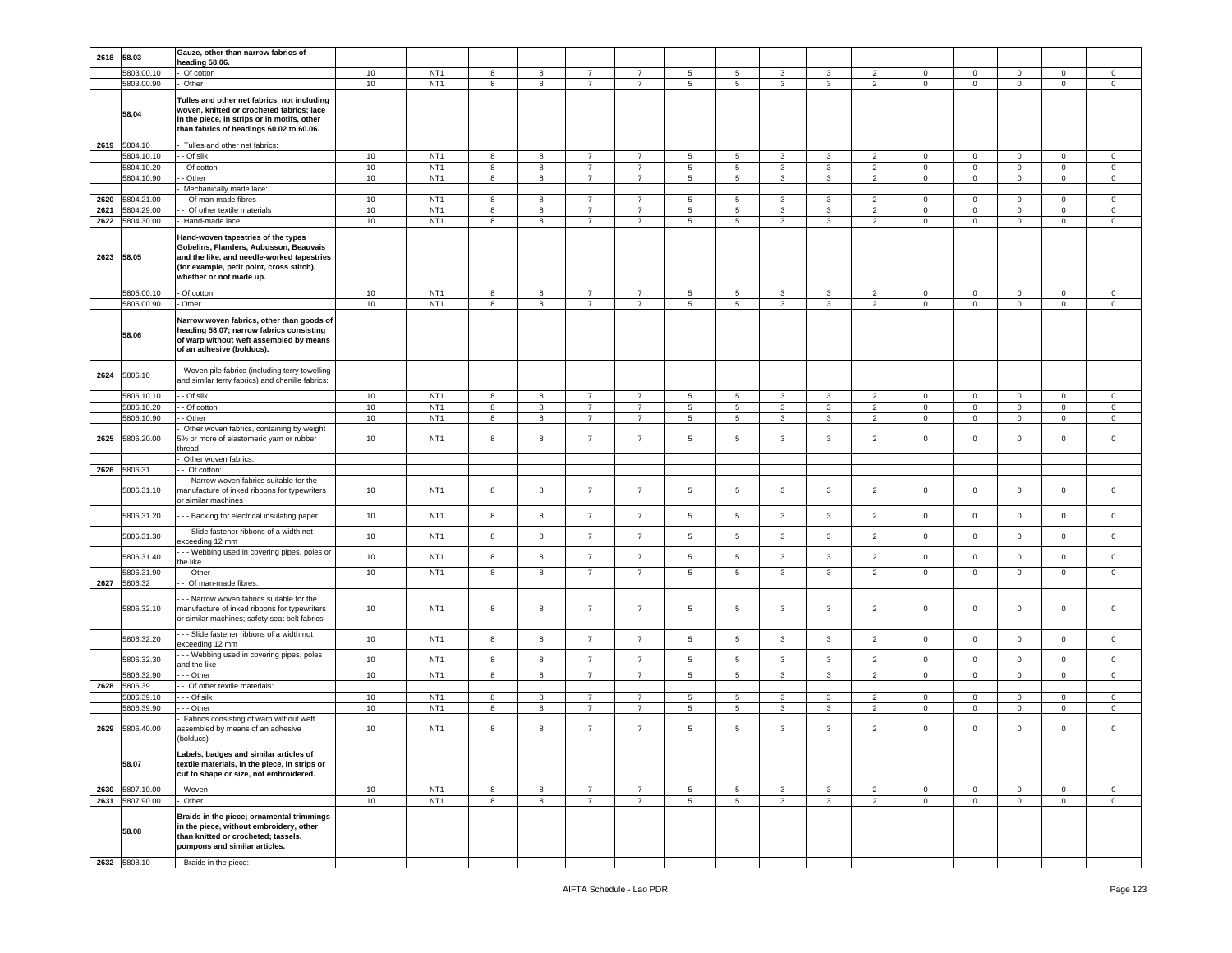| | | | | | | | | | | | | | | | | | |
|---|---|---|---|---|---|---|---|---|---|---|---|---|---|---|---|---|---|
| 2618 | 58.03 | Gauze, other than narrow fabrics of heading 58.06. | | | | | | | | | | | | | | | |
| | 5803.00.10 | - Of cotton | 10 | NT1 | 8 | 8 | 7 | 7 | 5 | 5 | 3 | 3 | 2 | 0 | 0 | 0 | 0 | 0 |
| | 5803.00.90 | - Other | 10 | NT1 | 8 | 8 | 7 | 7 | 5 | 5 | 3 | 3 | 2 | 0 | 0 | 0 | 0 | 0 |
| | 58.04 | Tulles and other net fabrics, not including woven, knitted or crocheted fabrics; lace in the piece, in strips or in motifs, other than fabrics of headings 60.02 to 60.06. | | | | | | | | | | | | | | | | |
| 2619 | 5804.10 | - Tulles and other net fabrics: | | | | | | | | | | | | | | | | |
| | 5804.10.10 | - - Of silk | 10 | NT1 | 8 | 8 | 7 | 7 | 5 | 5 | 3 | 3 | 2 | 0 | 0 | 0 | 0 | 0 |
| | 5804.10.20 | - - Of cotton | 10 | NT1 | 8 | 8 | 7 | 7 | 5 | 5 | 3 | 3 | 2 | 0 | 0 | 0 | 0 | 0 |
| | 5804.10.90 | - - Other | 10 | NT1 | 8 | 8 | 7 | 7 | 5 | 5 | 3 | 3 | 2 | 0 | 0 | 0 | 0 | 0 |
| | | - Mechanically made lace: | | | | | | | | | | | | | | | | |
| 2620 | 5804.21.00 | - - Of man-made fibres | 10 | NT1 | 8 | 8 | 7 | 7 | 5 | 5 | 3 | 3 | 2 | 0 | 0 | 0 | 0 | 0 |
| 2621 | 5804.29.00 | - - Of other textile materials | 10 | NT1 | 8 | 8 | 7 | 7 | 5 | 5 | 3 | 3 | 2 | 0 | 0 | 0 | 0 | 0 |
| 2622 | 5804.30.00 | - Hand-made lace | 10 | NT1 | 8 | 8 | 7 | 7 | 5 | 5 | 3 | 3 | 2 | 0 | 0 | 0 | 0 | 0 |
| 2623 | 58.05 | Hand-woven tapestries of the types Gobelins, Flanders, Aubusson, Beauvais and the like, and needle-worked tapestries (for example, petit point, cross stitch), whether or not made up. | | | | | | | | | | | | | | | | |
| | 5805.00.10 | - Of cotton | 10 | NT1 | 8 | 8 | 7 | 7 | 5 | 5 | 3 | 3 | 2 | 0 | 0 | 0 | 0 | 0 |
| | 5805.00.90 | - Other | 10 | NT1 | 8 | 8 | 7 | 7 | 5 | 5 | 3 | 3 | 2 | 0 | 0 | 0 | 0 | 0 |
| | 58.06 | Narrow woven fabrics, other than goods of heading 58.07; narrow fabrics consisting of warp without weft assembled by means of an adhesive (bolducs). | | | | | | | | | | | | | | | | |
| 2624 | 5806.10 | - Woven pile fabrics (including terry towelling and similar terry fabrics) and chenille fabrics: | | | | | | | | | | | | | | | | |
| | 5806.10.10 | - - Of silk | 10 | NT1 | 8 | 8 | 7 | 7 | 5 | 5 | 3 | 3 | 2 | 0 | 0 | 0 | 0 | 0 |
| | 5806.10.20 | - - Of cotton | 10 | NT1 | 8 | 8 | 7 | 7 | 5 | 5 | 3 | 3 | 2 | 0 | 0 | 0 | 0 | 0 |
| | 5806.10.90 | - - Other | 10 | NT1 | 8 | 8 | 7 | 7 | 5 | 5 | 3 | 3 | 2 | 0 | 0 | 0 | 0 | 0 |
| 2625 | 5806.20.00 | - Other woven fabrics, containing by weight 5% or more of elastomeric yarn or rubber thread | 10 | NT1 | 8 | 8 | 7 | 7 | 5 | 5 | 3 | 3 | 2 | 0 | 0 | 0 | 0 | 0 |
| | | - Other woven fabrics: | | | | | | | | | | | | | | | | |
| 2626 | 5806.31 | - - Of cotton: | | | | | | | | | | | | | | | | |
| | 5806.31.10 | - - - Narrow woven fabrics suitable for the manufacture of inked ribbons for typewriters or similar machines | 10 | NT1 | 8 | 8 | 7 | 7 | 5 | 5 | 3 | 3 | 2 | 0 | 0 | 0 | 0 | 0 |
| | 5806.31.20 | - - - Backing for electrical insulating paper | 10 | NT1 | 8 | 8 | 7 | 7 | 5 | 5 | 3 | 3 | 2 | 0 | 0 | 0 | 0 | 0 |
| | 5806.31.30 | - - - Slide fastener ribbons of a width not exceeding 12 mm | 10 | NT1 | 8 | 8 | 7 | 7 | 5 | 5 | 3 | 3 | 2 | 0 | 0 | 0 | 0 | 0 |
| | 5806.31.40 | - - - Webbing used in covering pipes, poles or the like | 10 | NT1 | 8 | 8 | 7 | 7 | 5 | 5 | 3 | 3 | 2 | 0 | 0 | 0 | 0 | 0 |
| | 5806.31.90 | - - - Other | 10 | NT1 | 8 | 8 | 7 | 7 | 5 | 5 | 3 | 3 | 2 | 0 | 0 | 0 | 0 | 0 |
| 2627 | 5806.32 | - - Of man-made fibres: | | | | | | | | | | | | | | | | |
| | 5806.32.10 | - - - Narrow woven fabrics suitable for the manufacture of inked ribbons for typewriters or similar machines; safety seat belt fabrics | 10 | NT1 | 8 | 8 | 7 | 7 | 5 | 5 | 3 | 3 | 2 | 0 | 0 | 0 | 0 | 0 |
| | 5806.32.20 | - - - Slide fastener ribbons of a width not exceeding 12 mm | 10 | NT1 | 8 | 8 | 7 | 7 | 5 | 5 | 3 | 3 | 2 | 0 | 0 | 0 | 0 | 0 |
| | 5806.32.30 | - - - Webbing used in covering pipes, poles and the like | 10 | NT1 | 8 | 8 | 7 | 7 | 5 | 5 | 3 | 3 | 2 | 0 | 0 | 0 | 0 | 0 |
| | 5806.32.90 | - - - Other | 10 | NT1 | 8 | 8 | 7 | 7 | 5 | 5 | 3 | 3 | 2 | 0 | 0 | 0 | 0 | 0 |
| 2628 | 5806.39 | - - Of other textile materials: | | | | | | | | | | | | | | | | |
| | 5806.39.10 | - - - Of silk | 10 | NT1 | 8 | 8 | 7 | 7 | 5 | 5 | 3 | 3 | 2 | 0 | 0 | 0 | 0 | 0 |
| | 5806.39.90 | - - - Other | 10 | NT1 | 8 | 8 | 7 | 7 | 5 | 5 | 3 | 3 | 2 | 0 | 0 | 0 | 0 | 0 |
| 2629 | 5806.40.00 | - Fabrics consisting of warp without weft assembled by means of an adhesive (bolducs) | 10 | NT1 | 8 | 8 | 7 | 7 | 5 | 5 | 3 | 3 | 2 | 0 | 0 | 0 | 0 | 0 |
| | 58.07 | Labels, badges and similar articles of textile materials, in the piece, in strips or cut to shape or size, not embroidered. | | | | | | | | | | | | | | | | |
| 2630 | 5807.10.00 | - Woven | 10 | NT1 | 8 | 8 | 7 | 7 | 5 | 5 | 3 | 3 | 2 | 0 | 0 | 0 | 0 | 0 |
| 2631 | 5807.90.00 | - Other | 10 | NT1 | 8 | 8 | 7 | 7 | 5 | 5 | 3 | 3 | 2 | 0 | 0 | 0 | 0 | 0 |
| | 58.08 | Braids in the piece; ornamental trimmings in the piece, without embroidery, other than knitted or crocheted; tassels, pompons and similar articles. | | | | | | | | | | | | | | | | |
| 2632 | 5808.10 | - Braids in the piece: | | | | | | | | | | | | | | | | |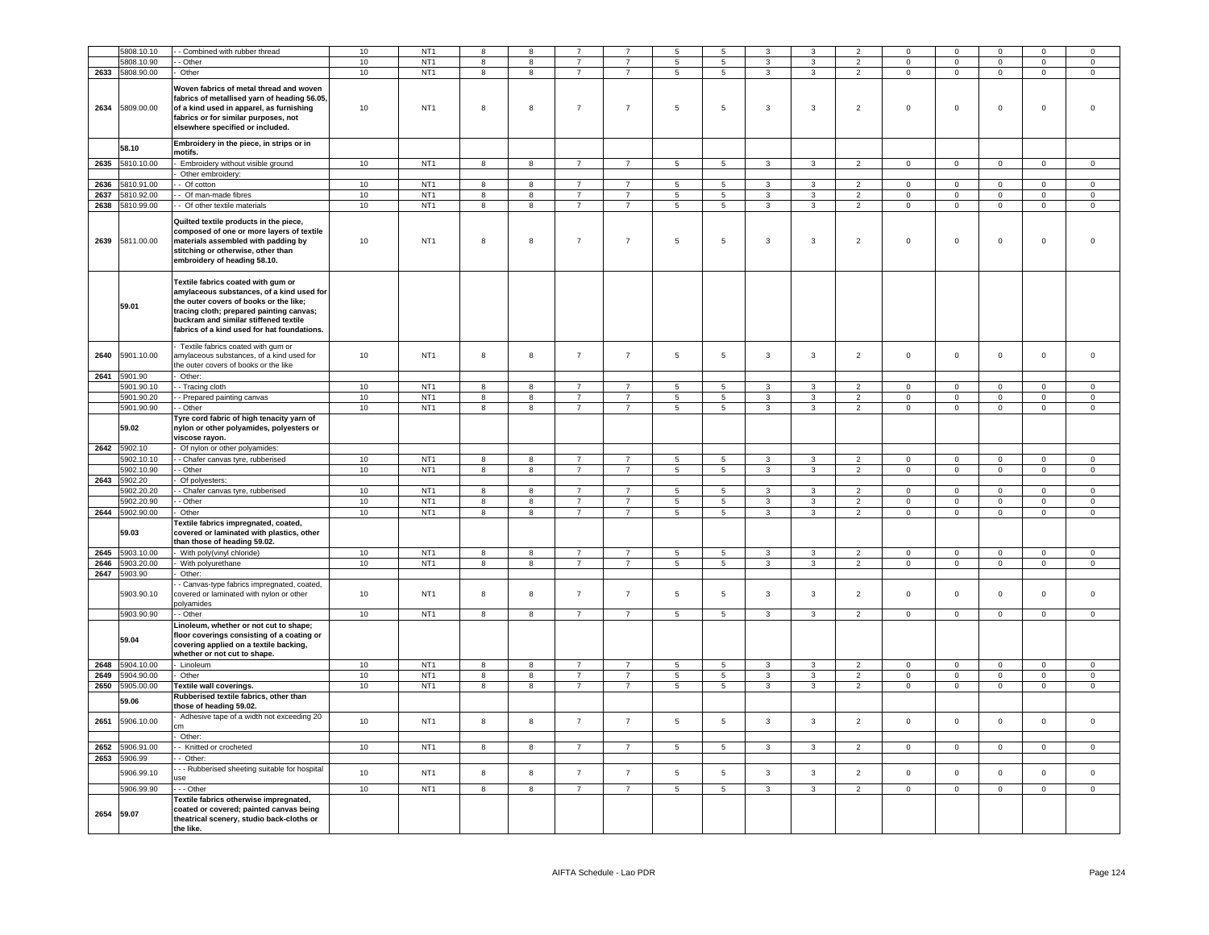| | 5808.10.10 | - - Combined with rubber thread | 10 | NT1 | 8 | 8 | 7 | 7 | 5 | 5 | 3 | 3 | 2 | 0 | 0 | 0 | 0 | 0 |
|---|---|---|---|---|---|---|---|---|---|---|---|---|---|---|---|---|---|---|
| | 5808.10.90 | - - Other | 10 | NT1 | 8 | 8 | 7 | 7 | 5 | 5 | 3 | 3 | 2 | 0 | 0 | 0 | 0 | 0 |
| 2633 | 5808.90.00 | - Other | 10 | NT1 | 8 | 8 | 7 | 7 | 5 | 5 | 3 | 3 | 2 | 0 | 0 | 0 | 0 | 0 |
| 2634 | 5809.00.00 | **Woven fabrics of metal thread and woven fabrics of metallised yarn of heading 56.05, of a kind used in apparel, as furnishing fabrics or for similar purposes, not elsewhere specified or included.** | 10 | NT1 | 8 | 8 | 7 | 7 | 5 | 5 | 3 | 3 | 2 | 0 | 0 | 0 | 0 | 0 |
| | **58.10** | **Embroidery in the piece, in strips or in motifs.** | | | | | | | | | | | | | | | | |
| 2635 | 5810.10.00 | - Embroidery without visible ground | 10 | NT1 | 8 | 8 | 7 | 7 | 5 | 5 | 3 | 3 | 2 | 0 | 0 | 0 | 0 | 0 |
| | | - Other embroidery: | | | | | | | | | | | | | | | | |
| 2636 | 5810.91.00 | - - Of cotton | 10 | NT1 | 8 | 8 | 7 | 7 | 5 | 5 | 3 | 3 | 2 | 0 | 0 | 0 | 0 | 0 |
| 2637 | 5810.92.00 | - - Of man-made fibres | 10 | NT1 | 8 | 8 | 7 | 7 | 5 | 5 | 3 | 3 | 2 | 0 | 0 | 0 | 0 | 0 |
| 2638 | 5810.99.00 | - - Of other textile materials | 10 | NT1 | 8 | 8 | 7 | 7 | 5 | 5 | 3 | 3 | 2 | 0 | 0 | 0 | 0 | 0 |
| 2639 | 5811.00.00 | **Quilted textile products in the piece, composed of one or more layers of textile materials assembled with padding by stitching or otherwise, other than embroidery of heading 58.10.** | 10 | NT1 | 8 | 8 | 7 | 7 | 5 | 5 | 3 | 3 | 2 | 0 | 0 | 0 | 0 | 0 |
| | **59.01** | **Textile fabrics coated with gum or amylaceous substances, of a kind used for the outer covers of books or the like; tracing cloth; prepared painting canvas; buckram and similar stiffened textile fabrics of a kind used for hat foundations.** | | | | | | | | | | | | | | | | |
| 2640 | 5901.10.00 | - Textile fabrics coated with gum or amylaceous substances, of a kind used for the outer covers of books or the like | 10 | NT1 | 8 | 8 | 7 | 7 | 5 | 5 | 3 | 3 | 2 | 0 | 0 | 0 | 0 | 0 |
| 2641 | 5901.90 | - Other: | | | | | | | | | | | | | | | | |
| | 5901.90.10 | - - Tracing cloth | 10 | NT1 | 8 | 8 | 7 | 7 | 5 | 5 | 3 | 3 | 2 | 0 | 0 | 0 | 0 | 0 |
| | 5901.90.20 | - - Prepared painting canvas | 10 | NT1 | 8 | 8 | 7 | 7 | 5 | 5 | 3 | 3 | 2 | 0 | 0 | 0 | 0 | 0 |
| | 5901.90.90 | - - Other | 10 | NT1 | 8 | 8 | 7 | 7 | 5 | 5 | 3 | 3 | 2 | 0 | 0 | 0 | 0 | 0 |
| | **59.02** | **Tyre cord fabric of high tenacity yarn of nylon or other polyamides, polyesters or viscose rayon.** | | | | | | | | | | | | | | | | |
| 2642 | 5902.10 | - Of nylon or other polyamides: | | | | | | | | | | | | | | | | |
| | 5902.10.10 | - - Chafer canvas tyre, rubberised | 10 | NT1 | 8 | 8 | 7 | 7 | 5 | 5 | 3 | 3 | 2 | 0 | 0 | 0 | 0 | 0 |
| | 5902.10.90 | - - Other | 10 | NT1 | 8 | 8 | 7 | 7 | 5 | 5 | 3 | 3 | 2 | 0 | 0 | 0 | 0 | 0 |
| 2643 | 5902.20 | - Of polyesters: | | | | | | | | | | | | | | | | |
| | 5902.20.20 | - - Chafer canvas tyre, rubberised | 10 | NT1 | 8 | 8 | 7 | 7 | 5 | 5 | 3 | 3 | 2 | 0 | 0 | 0 | 0 | 0 |
| | 5902.20.90 | - - Other | 10 | NT1 | 8 | 8 | 7 | 7 | 5 | 5 | 3 | 3 | 2 | 0 | 0 | 0 | 0 | 0 |
| 2644 | 5902.90.00 | - Other | 10 | NT1 | 8 | 8 | 7 | 7 | 5 | 5 | 3 | 3 | 2 | 0 | 0 | 0 | 0 | 0 |
| | **59.03** | **Textile fabrics impregnated, coated, covered or laminated with plastics, other than those of heading 59.02.** | | | | | | | | | | | | | | | | |
| 2645 | 5903.10.00 | - With poly(vinyl chloride) | 10 | NT1 | 8 | 8 | 7 | 7 | 5 | 5 | 3 | 3 | 2 | 0 | 0 | 0 | 0 | 0 |
| 2646 | 5903.20.00 | - With polyurethane | 10 | NT1 | 8 | 8 | 7 | 7 | 5 | 5 | 3 | 3 | 2 | 0 | 0 | 0 | 0 | 0 |
| 2647 | 5903.90 | - Other: | | | | | | | | | | | | | | | | |
| | 5903.90.10 | - - Canvas-type fabrics impregnated, coated, covered or laminated with nylon or other polyamides | 10 | NT1 | 8 | 8 | 7 | 7 | 5 | 5 | 3 | 3 | 2 | 0 | 0 | 0 | 0 | 0 |
| | 5903.90.90 | - - Other | 10 | NT1 | 8 | 8 | 7 | 7 | 5 | 5 | 3 | 3 | 2 | 0 | 0 | 0 | 0 | 0 |
| | **59.04** | **Linoleum, whether or not cut to shape; floor coverings consisting of a coating or covering applied on a textile backing, whether or not cut to shape.** | | | | | | | | | | | | | | | | |
| 2648 | 5904.10.00 | - Linoleum | 10 | NT1 | 8 | 8 | 7 | 7 | 5 | 5 | 3 | 3 | 2 | 0 | 0 | 0 | 0 | 0 |
| 2649 | 5904.90.00 | - Other | 10 | NT1 | 8 | 8 | 7 | 7 | 5 | 5 | 3 | 3 | 2 | 0 | 0 | 0 | 0 | 0 |
| 2650 | 5905.00.00 | **Textile wall coverings.** | 10 | NT1 | 8 | 8 | 7 | 7 | 5 | 5 | 3 | 3 | 2 | 0 | 0 | 0 | 0 | 0 |
| | **59.06** | **Rubberised textile fabrics, other than those of heading 59.02.** | | | | | | | | | | | | | | | | |
| 2651 | 5906.10.00 | - Adhesive tape of a width not exceeding 20 cm | 10 | NT1 | 8 | 8 | 7 | 7 | 5 | 5 | 3 | 3 | 2 | 0 | 0 | 0 | 0 | 0 |
| | | - Other: | | | | | | | | | | | | | | | | |
| 2652 | 5906.91.00 | - - Knitted or crocheted | 10 | NT1 | 8 | 8 | 7 | 7 | 5 | 5 | 3 | 3 | 2 | 0 | 0 | 0 | 0 | 0 |
| 2653 | 5906.99 | - - Other: | | | | | | | | | | | | | | | | |
| | 5906.99.10 | - - - Rubberised sheeting suitable for hospital use | 10 | NT1 | 8 | 8 | 7 | 7 | 5 | 5 | 3 | 3 | 2 | 0 | 0 | 0 | 0 | 0 |
| | 5906.99.90 | - - - Other | 10 | NT1 | 8 | 8 | 7 | 7 | 5 | 5 | 3 | 3 | 2 | 0 | 0 | 0 | 0 | 0 |
| 2654 | **59.07** | **Textile fabrics otherwise impregnated, coated or covered; painted canvas being theatrical scenery, studio back-cloths or the like.** | | | | | | | | | | | | | | | | |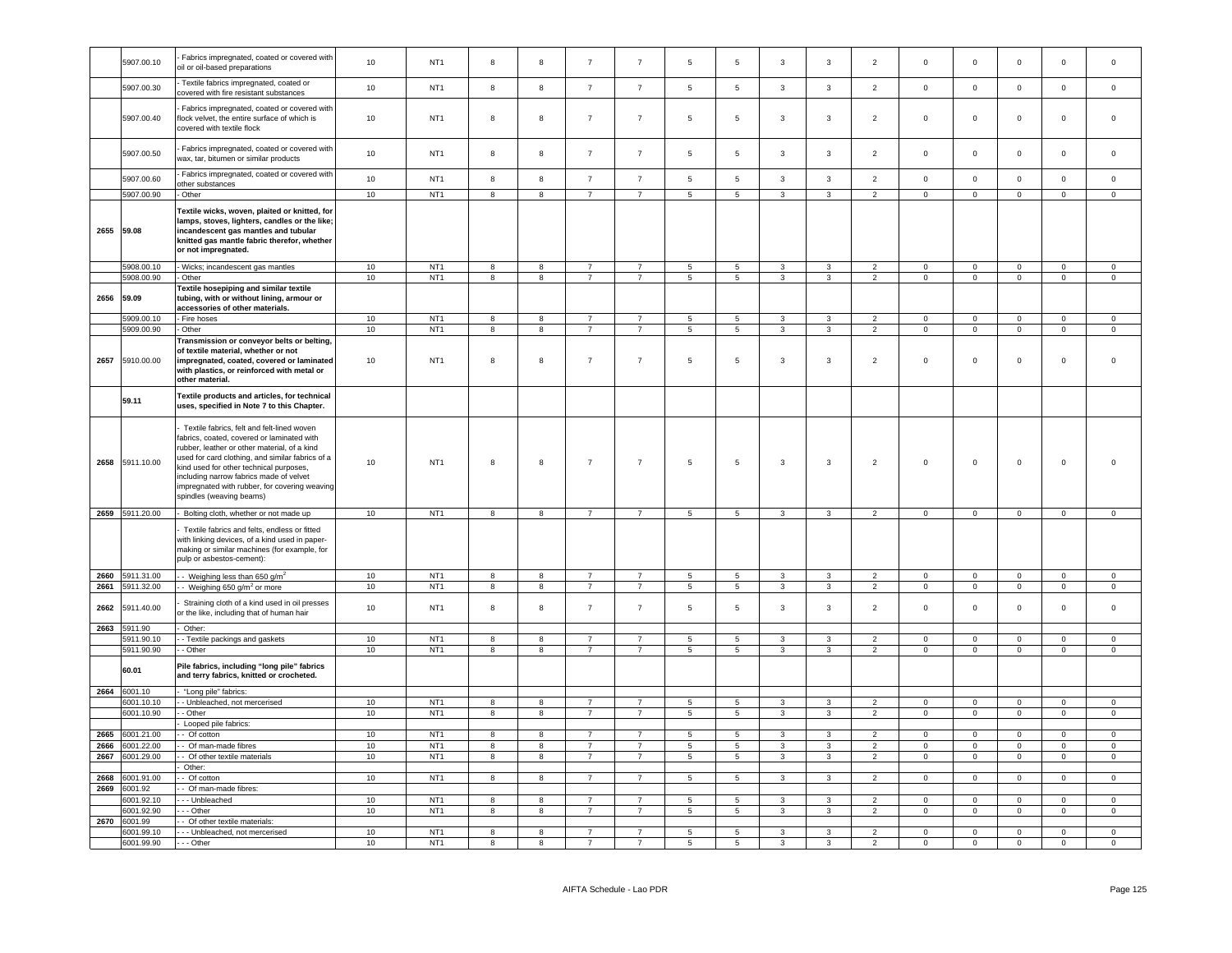| | 5907.00.10 | - Fabrics impregnated, coated or covered with oil or oil-based preparations | 10 | NT1 | 8 | 8 | 7 | 7 | 5 | 5 | 3 | 3 | 2 | 0 | 0 | 0 | 0 | 0 |
|---|---|---|---|---|---|---|---|---|---|---|---|---|---|---|---|---|---|---|
| | 5907.00.30 | - Textile fabrics impregnated, coated or covered with fire resistant substances | 10 | NT1 | 8 | 8 | 7 | 7 | 5 | 5 | 3 | 3 | 2 | 0 | 0 | 0 | 0 | 0 |
| | 5907.00.40 | - Fabrics impregnated, coated or covered with flock velvet, the entire surface of which is covered with textile flock | 10 | NT1 | 8 | 8 | 7 | 7 | 5 | 5 | 3 | 3 | 2 | 0 | 0 | 0 | 0 | 0 |
| | 5907.00.50 | - Fabrics impregnated, coated or covered with wax, tar, bitumen or similar products | 10 | NT1 | 8 | 8 | 7 | 7 | 5 | 5 | 3 | 3 | 2 | 0 | 0 | 0 | 0 | 0 |
| | 5907.00.60 | - Fabrics impregnated, coated or covered with other substances | 10 | NT1 | 8 | 8 | 7 | 7 | 5 | 5 | 3 | 3 | 2 | 0 | 0 | 0 | 0 | 0 |
| | 5907.00.90 | - Other | 10 | NT1 | 8 | 8 | 7 | 7 | 5 | 5 | 3 | 3 | 2 | 0 | 0 | 0 | 0 | 0 |
| 2655 | 59.08 | **Textile wicks, woven, plaited or knitted, for lamps, stoves, lighters, candles or the like; incandescent gas mantles and tubular knitted gas mantle fabric therefor, whether or not impregnated.** | | | | | | | | | | | | | | | | |
| | 5908.00.10 | - Wicks; incandescent gas mantles | 10 | NT1 | 8 | 8 | 7 | 7 | 5 | 5 | 3 | 3 | 2 | 0 | 0 | 0 | 0 | 0 |
| | 5908.00.90 | - Other | 10 | NT1 | 8 | 8 | 7 | 7 | 5 | 5 | 3 | 3 | 2 | 0 | 0 | 0 | 0 | 0 |
| 2656 | 59.09 | **Textile hosepiping and similar textile tubing, with or without lining, armour or accessories of other materials.** | | | | | | | | | | | | | | | | |
| | 5909.00.10 | - Fire hoses | 10 | NT1 | 8 | 8 | 7 | 7 | 5 | 5 | 3 | 3 | 2 | 0 | 0 | 0 | 0 | 0 |
| | 5909.00.90 | - Other | 10 | NT1 | 8 | 8 | 7 | 7 | 5 | 5 | 3 | 3 | 2 | 0 | 0 | 0 | 0 | 0 |
| 2657 | 5910.00.00 | **Transmission or conveyor belts or belting, of textile material, whether or not impregnated, coated, covered or laminated with plastics, or reinforced with metal or other material.** | 10 | NT1 | 8 | 8 | 7 | 7 | 5 | 5 | 3 | 3 | 2 | 0 | 0 | 0 | 0 | 0 |
| | 59.11 | **Textile products and articles, for technical uses, specified in Note 7 to this Chapter.** | | | | | | | | | | | | | | | | |
| 2658 | 5911.10.00 | - Textile fabrics, felt and felt-lined woven fabrics, coated, covered or laminated with rubber, leather or other material, of a kind used for card clothing, and similar fabrics of a kind used for other technical purposes, including narrow fabrics made of velvet impregnated with rubber, for covering weaving spindles (weaving beams) | 10 | NT1 | 8 | 8 | 7 | 7 | 5 | 5 | 3 | 3 | 2 | 0 | 0 | 0 | 0 | 0 |
| 2659 | 5911.20.00 | - Bolting cloth, whether or not made up | 10 | NT1 | 8 | 8 | 7 | 7 | 5 | 5 | 3 | 3 | 2 | 0 | 0 | 0 | 0 | 0 |
| | | - Textile fabrics and felts, endless or fitted with linking devices, of a kind used in paper-making or similar machines (for example, for pulp or asbestos-cement): | | | | | | | | | | | | | | | | |
| 2660 | 5911.31.00 | - - Weighing less than 650 g/m$^2$ | 10 | NT1 | 8 | 8 | 7 | 7 | 5 | 5 | 3 | 3 | 2 | 0 | 0 | 0 | 0 | 0 |
| 2661 | 5911.32.00 | - - Weighing 650 g/m$^2$ or more | 10 | NT1 | 8 | 8 | 7 | 7 | 5 | 5 | 3 | 3 | 2 | 0 | 0 | 0 | 0 | 0 |
| 2662 | 5911.40.00 | - Straining cloth of a kind used in oil presses or the like, including that of human hair | 10 | NT1 | 8 | 8 | 7 | 7 | 5 | 5 | 3 | 3 | 2 | 0 | 0 | 0 | 0 | 0 |
| 2663 | 5911.90 | - Other: | | | | | | | | | | | | | | | | |
| | 5911.90.10 | - - Textile packings and gaskets | 10 | NT1 | 8 | 8 | 7 | 7 | 5 | 5 | 3 | 3 | 2 | 0 | 0 | 0 | 0 | 0 |
| | 5911.90.90 | - - Other | 10 | NT1 | 8 | 8 | 7 | 7 | 5 | 5 | 3 | 3 | 2 | 0 | 0 | 0 | 0 | 0 |
| | 60.01 | **Pile fabrics, including "long pile" fabrics and terry fabrics, knitted or crocheted.** | | | | | | | | | | | | | | | | |
| 2664 | 6001.10 | - "Long pile" fabrics: | | | | | | | | | | | | | | | | |
| | 6001.10.10 | - - Unbleached, not mercerised | 10 | NT1 | 8 | 8 | 7 | 7 | 5 | 5 | 3 | 3 | 2 | 0 | 0 | 0 | 0 | 0 |
| | 6001.10.90 | - - Other | 10 | NT1 | 8 | 8 | 7 | 7 | 5 | 5 | 3 | 3 | 2 | 0 | 0 | 0 | 0 | 0 |
| | | - Looped pile fabrics: | | | | | | | | | | | | | | | | |
| 2665 | 6001.21.00 | - - Of cotton | 10 | NT1 | 8 | 8 | 7 | 7 | 5 | 5 | 3 | 3 | 2 | 0 | 0 | 0 | 0 | 0 |
| 2666 | 6001.22.00 | - - Of man-made fibres | 10 | NT1 | 8 | 8 | 7 | 7 | 5 | 5 | 3 | 3 | 2 | 0 | 0 | 0 | 0 | 0 |
| 2667 | 6001.29.00 | - - Of other textile materials | 10 | NT1 | 8 | 8 | 7 | 7 | 5 | 5 | 3 | 3 | 2 | 0 | 0 | 0 | 0 | 0 |
| | | - Other: | | | | | | | | | | | | | | | | |
| 2668 | 6001.91.00 | - - Of cotton | 10 | NT1 | 8 | 8 | 7 | 7 | 5 | 5 | 3 | 3 | 2 | 0 | 0 | 0 | 0 | 0 |
| 2669 | 6001.92 | - - Of man-made fibres: | | | | | | | | | | | | | | | | |
| | 6001.92.10 | - - - Unbleached | 10 | NT1 | 8 | 8 | 7 | 7 | 5 | 5 | 3 | 3 | 2 | 0 | 0 | 0 | 0 | 0 |
| | 6001.92.90 | - - - Other | 10 | NT1 | 8 | 8 | 7 | 7 | 5 | 5 | 3 | 3 | 2 | 0 | 0 | 0 | 0 | 0 |
| 2670 | 6001.99 | - - Of other textile materials: | | | | | | | | | | | | | | | | |
| | 6001.99.10 | - - - Unbleached, not mercerised | 10 | NT1 | 8 | 8 | 7 | 7 | 5 | 5 | 3 | 3 | 2 | 0 | 0 | 0 | 0 | 0 |
| | 6001.99.90 | - - - Other | 10 | NT1 | 8 | 8 | 7 | 7 | 5 | 5 | 3 | 3 | 2 | 0 | 0 | 0 | 0 | 0 |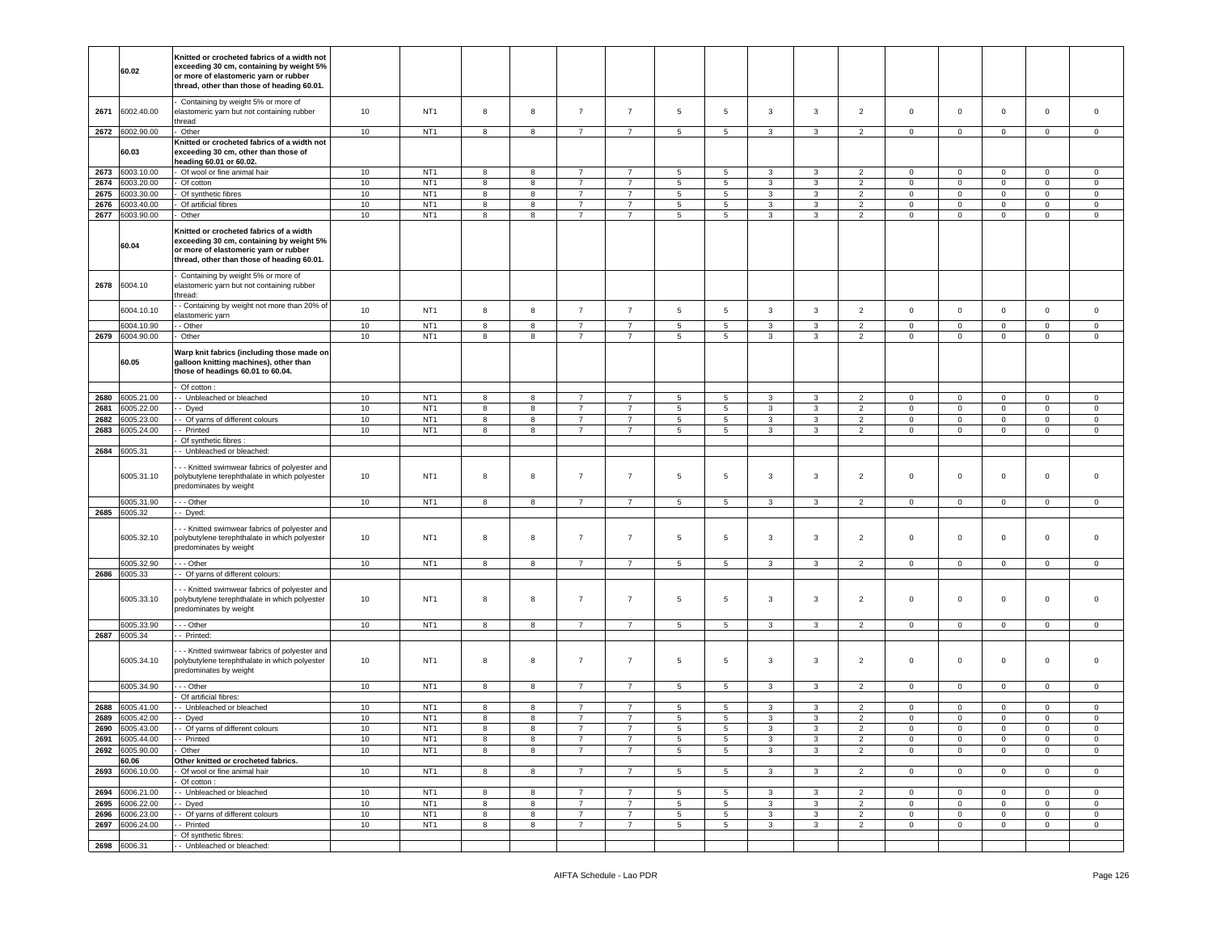| | | | | | | | | | | | | | | | | | |
|---|---|---|---|---|---|---|---|---|---|---|---|---|---|---|---|---|---|
| | 60.02 | **Knitted or crocheted fabrics of a width not exceeding 30 cm, containing by weight 5% or more of elastomeric yarn or rubber thread, other than those of heading 60.01.** | | | | | | | | | | | | | | | |
| 2671 | 6002.40.00 | - Containing by weight 5% or more of elastomeric yarn but not containing rubber thread | 10 | NT1 | 8 | 8 | 7 | 7 | 5 | 5 | 3 | 3 | 2 | 0 | 0 | 0 | 0 | 0 |
| 2672 | 6002.90.00 | - Other | 10 | NT1 | 8 | 8 | 7 | 7 | 5 | 5 | 3 | 3 | 2 | 0 | 0 | 0 | 0 | 0 |
| | 60.03 | **Knitted or crocheted fabrics of a width not exceeding 30 cm, other than those of heading 60.01 or 60.02.** | | | | | | | | | | | | | | | |
| 2673 | 6003.10.00 | - Of wool or fine animal hair | 10 | NT1 | 8 | 8 | 7 | 7 | 5 | 5 | 3 | 3 | 2 | 0 | 0 | 0 | 0 | 0 |
| 2674 | 6003.20.00 | - Of cotton | 10 | NT1 | 8 | 8 | 7 | 7 | 5 | 5 | 3 | 3 | 2 | 0 | 0 | 0 | 0 | 0 |
| 2675 | 6003.30.00 | - Of synthetic fibres | 10 | NT1 | 8 | 8 | 7 | 7 | 5 | 5 | 3 | 3 | 2 | 0 | 0 | 0 | 0 | 0 |
| 2676 | 6003.40.00 | - Of artificial fibres | 10 | NT1 | 8 | 8 | 7 | 7 | 5 | 5 | 3 | 3 | 2 | 0 | 0 | 0 | 0 | 0 |
| 2677 | 6003.90.00 | - Other | 10 | NT1 | 8 | 8 | 7 | 7 | 5 | 5 | 3 | 3 | 2 | 0 | 0 | 0 | 0 | 0 |
| | 60.04 | **Knitted or crocheted fabrics of a width exceeding 30 cm, containing by weight 5% or more of elastomeric yarn or rubber thread, other than those of heading 60.01.** | | | | | | | | | | | | | | | |
| 2678 | 6004.10 | - Containing by weight 5% or more of elastomeric yarn but not containing rubber thread: | | | | | | | | | | | | | | | |
| | 6004.10.10 | - - Containing by weight not more than 20% of elastomeric yarn | 10 | NT1 | 8 | 8 | 7 | 7 | 5 | 5 | 3 | 3 | 2 | 0 | 0 | 0 | 0 | 0 |
| | 6004.10.90 | - - Other | 10 | NT1 | 8 | 8 | 7 | 7 | 5 | 5 | 3 | 3 | 2 | 0 | 0 | 0 | 0 | 0 |
| 2679 | 6004.90.00 | - Other | 10 | NT1 | 8 | 8 | 7 | 7 | 5 | 5 | 3 | 3 | 2 | 0 | 0 | 0 | 0 | 0 |
| | 60.05 | **Warp knit fabrics (including those made on galloon knitting machines), other than those of headings 60.01 to 60.04.** | | | | | | | | | | | | | | | |
| | | - Of cotton : | | | | | | | | | | | | | | | |
| 2680 | 6005.21.00 | - - Unbleached or bleached | 10 | NT1 | 8 | 8 | 7 | 7 | 5 | 5 | 3 | 3 | 2 | 0 | 0 | 0 | 0 | 0 |
| 2681 | 6005.22.00 | - - Dyed | 10 | NT1 | 8 | 8 | 7 | 7 | 5 | 5 | 3 | 3 | 2 | 0 | 0 | 0 | 0 | 0 |
| 2682 | 6005.23.00 | - - Of yarns of different colours | 10 | NT1 | 8 | 8 | 7 | 7 | 5 | 5 | 3 | 3 | 2 | 0 | 0 | 0 | 0 | 0 |
| 2683 | 6005.24.00 | - - Printed | 10 | NT1 | 8 | 8 | 7 | 7 | 5 | 5 | 3 | 3 | 2 | 0 | 0 | 0 | 0 | 0 |
| | | - Of synthetic fibres : | | | | | | | | | | | | | | | |
| 2684 | 6005.31 | - - Unbleached or bleached: | | | | | | | | | | | | | | | |
| | 6005.31.10 | - - - Knitted swimwear fabrics of polyester and polybutylene terephthalate in which polyester predominates by weight | 10 | NT1 | 8 | 8 | 7 | 7 | 5 | 5 | 3 | 3 | 2 | 0 | 0 | 0 | 0 | 0 |
| | 6005.31.90 | - - - Other | 10 | NT1 | 8 | 8 | 7 | 7 | 5 | 5 | 3 | 3 | 2 | 0 | 0 | 0 | 0 | 0 |
| 2685 | 6005.32 | - - Dyed: | | | | | | | | | | | | | | | |
| | 6005.32.10 | - - - Knitted swimwear fabrics of polyester and polybutylene terephthalate in which polyester predominates by weight | 10 | NT1 | 8 | 8 | 7 | 7 | 5 | 5 | 3 | 3 | 2 | 0 | 0 | 0 | 0 | 0 |
| | 6005.32.90 | - - - Other | 10 | NT1 | 8 | 8 | 7 | 7 | 5 | 5 | 3 | 3 | 2 | 0 | 0 | 0 | 0 | 0 |
| 2686 | 6005.33 | - - Of yarns of different colours: | | | | | | | | | | | | | | | |
| | 6005.33.10 | - - - Knitted swimwear fabrics of polyester and polybutylene terephthalate in which polyester predominates by weight | 10 | NT1 | 8 | 8 | 7 | 7 | 5 | 5 | 3 | 3 | 2 | 0 | 0 | 0 | 0 | 0 |
| | 6005.33.90 | - - - Other | 10 | NT1 | 8 | 8 | 7 | 7 | 5 | 5 | 3 | 3 | 2 | 0 | 0 | 0 | 0 | 0 |
| 2687 | 6005.34 | - - Printed: | | | | | | | | | | | | | | | |
| | 6005.34.10 | - - - Knitted swimwear fabrics of polyester and polybutylene terephthalate in which polyester predominates by weight | 10 | NT1 | 8 | 8 | 7 | 7 | 5 | 5 | 3 | 3 | 2 | 0 | 0 | 0 | 0 | 0 |
| | 6005.34.90 | - - - Other | 10 | NT1 | 8 | 8 | 7 | 7 | 5 | 5 | 3 | 3 | 2 | 0 | 0 | 0 | 0 | 0 |
| | | - Of artificial fibres: | | | | | | | | | | | | | | | |
| 2688 | 6005.41.00 | - - Unbleached or bleached | 10 | NT1 | 8 | 8 | 7 | 7 | 5 | 5 | 3 | 3 | 2 | 0 | 0 | 0 | 0 | 0 |
| 2689 | 6005.42.00 | - - Dyed | 10 | NT1 | 8 | 8 | 7 | 7 | 5 | 5 | 3 | 3 | 2 | 0 | 0 | 0 | 0 | 0 |
| 2690 | 6005.43.00 | - - Of yarns of different colours | 10 | NT1 | 8 | 8 | 7 | 7 | 5 | 5 | 3 | 3 | 2 | 0 | 0 | 0 | 0 | 0 |
| 2691 | 6005.44.00 | - - Printed | 10 | NT1 | 8 | 8 | 7 | 7 | 5 | 5 | 3 | 3 | 2 | 0 | 0 | 0 | 0 | 0 |
| 2692 | 6005.90.00 | - Other | 10 | NT1 | 8 | 8 | 7 | 7 | 5 | 5 | 3 | 3 | 2 | 0 | 0 | 0 | 0 | 0 |
| | 60.06 | **Other knitted or crocheted fabrics.** | | | | | | | | | | | | | | | |
| 2693 | 6006.10.00 | - Of wool or fine animal hair | 10 | NT1 | 8 | 8 | 7 | 7 | 5 | 5 | 3 | 3 | 2 | 0 | 0 | 0 | 0 | 0 |
| | | - Of cotton : | | | | | | | | | | | | | | | |
| 2694 | 6006.21.00 | - - Unbleached or bleached | 10 | NT1 | 8 | 8 | 7 | 7 | 5 | 5 | 3 | 3 | 2 | 0 | 0 | 0 | 0 | 0 |
| 2695 | 6006.22.00 | - - Dyed | 10 | NT1 | 8 | 8 | 7 | 7 | 5 | 5 | 3 | 3 | 2 | 0 | 0 | 0 | 0 | 0 |
| 2696 | 6006.23.00 | - - Of yarns of different colours | 10 | NT1 | 8 | 8 | 7 | 7 | 5 | 5 | 3 | 3 | 2 | 0 | 0 | 0 | 0 | 0 |
| 2697 | 6006.24.00 | - - Printed | 10 | NT1 | 8 | 8 | 7 | 7 | 5 | 5 | 3 | 3 | 2 | 0 | 0 | 0 | 0 | 0 |
| | | - Of synthetic fibres: | | | | | | | | | | | | | | | |
| 2698 | 6006.31 | - - Unbleached or bleached: | | | | | | | | | | | | | | | |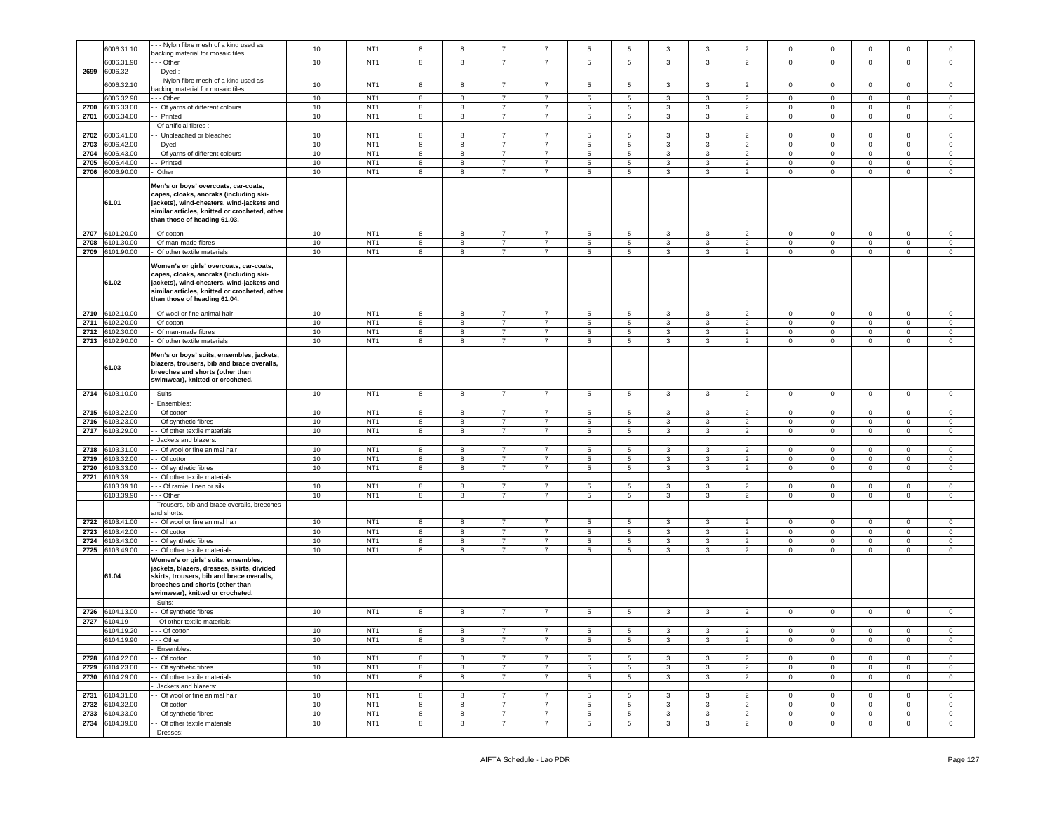|  | 6006.31.10 | - - - Nylon fibre mesh of a kind used as backing material for mosaic tiles | 10 | NT1 | 8 | 8 | 7 | 7 | 5 | 5 | 3 | 3 | 2 | 0 | 0 | 0 | 0 | 0 |
|---|---|---|---|---|---|---|---|---|---|---|---|---|---|---|---|---|---|---|
|  | 6006.31.90 | - - - Other | 10 | NT1 | 8 | 8 | 7 | 7 | 5 | 5 | 3 | 3 | 2 | 0 | 0 | 0 | 0 | 0 |
| 2699 | 6006.32 | - - Dyed : |  |  |  |  |  |  |  |  |  |  |  |  |  |  |  |  |
|  | 6006.32.10 | - - - Nylon fibre mesh of a kind used as backing material for mosaic tiles | 10 | NT1 | 8 | 8 | 7 | 7 | 5 | 5 | 3 | 3 | 2 | 0 | 0 | 0 | 0 | 0 |
|  | 6006.32.90 | - - - Other | 10 | NT1 | 8 | 8 | 7 | 7 | 5 | 5 | 3 | 3 | 2 | 0 | 0 | 0 | 0 | 0 |
| 2700 | 6006.33.00 | - - Of yarns of different colours | 10 | NT1 | 8 | 8 | 7 | 7 | 5 | 5 | 3 | 3 | 2 | 0 | 0 | 0 | 0 | 0 |
| 2701 | 6006.34.00 | - - Printed | 10 | NT1 | 8 | 8 | 7 | 7 | 5 | 5 | 3 | 3 | 2 | 0 | 0 | 0 | 0 | 0 |
|  |  | - Of artificial fibres : |  |  |  |  |  |  |  |  |  |  |  |  |  |  |  |  |
| 2702 | 6006.41.00 | - - Unbleached or bleached | 10 | NT1 | 8 | 8 | 7 | 7 | 5 | 5 | 3 | 3 | 2 | 0 | 0 | 0 | 0 | 0 |
| 2703 | 6006.42.00 | - - Dyed | 10 | NT1 | 8 | 8 | 7 | 7 | 5 | 5 | 3 | 3 | 2 | 0 | 0 | 0 | 0 | 0 |
| 2704 | 6006.43.00 | - - Of yarns of different colours | 10 | NT1 | 8 | 8 | 7 | 7 | 5 | 5 | 3 | 3 | 2 | 0 | 0 | 0 | 0 | 0 |
| 2705 | 6006.44.00 | - - Printed | 10 | NT1 | 8 | 8 | 7 | 7 | 5 | 5 | 3 | 3 | 2 | 0 | 0 | 0 | 0 | 0 |
| 2706 | 6006.90.00 | - Other | 10 | NT1 | 8 | 8 | 7 | 7 | 5 | 5 | 3 | 3 | 2 | 0 | 0 | 0 | 0 | 0 |
|  | **61.01** | **Men's or boys' overcoats, car-coats, capes, cloaks, anoraks (including ski-jackets), wind-cheaters, wind-jackets and similar articles, knitted or crocheted, other than those of heading 61.03.** |  |  |  |  |  |  |  |  |  |  |  |  |  |  |  |  |
| 2707 | 6101.20.00 | - Of cotton | 10 | NT1 | 8 | 8 | 7 | 7 | 5 | 5 | 3 | 3 | 2 | 0 | 0 | 0 | 0 | 0 |
| 2708 | 6101.30.00 | - Of man-made fibres | 10 | NT1 | 8 | 8 | 7 | 7 | 5 | 5 | 3 | 3 | 2 | 0 | 0 | 0 | 0 | 0 |
| 2709 | 6101.90.00 | - Of other textile materials | 10 | NT1 | 8 | 8 | 7 | 7 | 5 | 5 | 3 | 3 | 2 | 0 | 0 | 0 | 0 | 0 |
|  | **61.02** | **Women's or girls' overcoats, car-coats, capes, cloaks, anoraks (including ski-jackets), wind-cheaters, wind-jackets and similar articles, knitted or crocheted, other than those of heading 61.04.** |  |  |  |  |  |  |  |  |  |  |  |  |  |  |  |  |
| 2710 | 6102.10.00 | - Of wool or fine animal hair | 10 | NT1 | 8 | 8 | 7 | 7 | 5 | 5 | 3 | 3 | 2 | 0 | 0 | 0 | 0 | 0 |
| 2711 | 6102.20.00 | - Of cotton | 10 | NT1 | 8 | 8 | 7 | 7 | 5 | 5 | 3 | 3 | 2 | 0 | 0 | 0 | 0 | 0 |
| 2712 | 6102.30.00 | - Of man-made fibres | 10 | NT1 | 8 | 8 | 7 | 7 | 5 | 5 | 3 | 3 | 2 | 0 | 0 | 0 | 0 | 0 |
| 2713 | 6102.90.00 | - Of other textile materials | 10 | NT1 | 8 | 8 | 7 | 7 | 5 | 5 | 3 | 3 | 2 | 0 | 0 | 0 | 0 | 0 |
|  | **61.03** | **Men's or boys' suits, ensembles, jackets, blazers, trousers, bib and brace overalls, breeches and shorts (other than swimwear), knitted or crocheted.** |  |  |  |  |  |  |  |  |  |  |  |  |  |  |  |  |
| 2714 | 6103.10.00 | - Suits | 10 | NT1 | 8 | 8 | 7 | 7 | 5 | 5 | 3 | 3 | 2 | 0 | 0 | 0 | 0 | 0 |
|  |  | - Ensembles: |  |  |  |  |  |  |  |  |  |  |  |  |  |  |  |  |
| 2715 | 6103.22.00 | - - Of cotton | 10 | NT1 | 8 | 8 | 7 | 7 | 5 | 5 | 3 | 3 | 2 | 0 | 0 | 0 | 0 | 0 |
| 2716 | 6103.23.00 | - - Of synthetic fibres | 10 | NT1 | 8 | 8 | 7 | 7 | 5 | 5 | 3 | 3 | 2 | 0 | 0 | 0 | 0 | 0 |
| 2717 | 6103.29.00 | - - Of other textile materials | 10 | NT1 | 8 | 8 | 7 | 7 | 5 | 5 | 3 | 3 | 2 | 0 | 0 | 0 | 0 | 0 |
|  |  | - Jackets and blazers: |  |  |  |  |  |  |  |  |  |  |  |  |  |  |  |  |
| 2718 | 6103.31.00 | - - Of wool or fine animal hair | 10 | NT1 | 8 | 8 | 7 | 7 | 5 | 5 | 3 | 3 | 2 | 0 | 0 | 0 | 0 | 0 |
| 2719 | 6103.32.00 | - - Of cotton | 10 | NT1 | 8 | 8 | 7 | 7 | 5 | 5 | 3 | 3 | 2 | 0 | 0 | 0 | 0 | 0 |
| 2720 | 6103.33.00 | - - Of synthetic fibres | 10 | NT1 | 8 | 8 | 7 | 7 | 5 | 5 | 3 | 3 | 2 | 0 | 0 | 0 | 0 | 0 |
| 2721 | 6103.39 | - - Of other textile materials: |  |  |  |  |  |  |  |  |  |  |  |  |  |  |  |  |
|  | 6103.39.10 | - - - Of ramie, linen or silk | 10 | NT1 | 8 | 8 | 7 | 7 | 5 | 5 | 3 | 3 | 2 | 0 | 0 | 0 | 0 | 0 |
|  | 6103.39.90 | - - - Other | 10 | NT1 | 8 | 8 | 7 | 7 | 5 | 5 | 3 | 3 | 2 | 0 | 0 | 0 | 0 | 0 |
|  |  | - Trousers, bib and brace overalls, breeches and shorts: |  |  |  |  |  |  |  |  |  |  |  |  |  |  |  |  |
| 2722 | 6103.41.00 | - - Of wool or fine animal hair | 10 | NT1 | 8 | 8 | 7 | 7 | 5 | 5 | 3 | 3 | 2 | 0 | 0 | 0 | 0 | 0 |
| 2723 | 6103.42.00 | - - Of cotton | 10 | NT1 | 8 | 8 | 7 | 7 | 5 | 5 | 3 | 3 | 2 | 0 | 0 | 0 | 0 | 0 |
| 2724 | 6103.43.00 | - - Of synthetic fibres | 10 | NT1 | 8 | 8 | 7 | 7 | 5 | 5 | 3 | 3 | 2 | 0 | 0 | 0 | 0 | 0 |
| 2725 | 6103.49.00 | - - Of other textile materials | 10 | NT1 | 8 | 8 | 7 | 7 | 5 | 5 | 3 | 3 | 2 | 0 | 0 | 0 | 0 | 0 |
|  | **61.04** | **Women's or girls' suits, ensembles, jackets, blazers, dresses, skirts, divided skirts, trousers, bib and brace overalls, breeches and shorts (other than swimwear), knitted or crocheted.** |  |  |  |  |  |  |  |  |  |  |  |  |  |  |  |  |
|  |  | - Suits: |  |  |  |  |  |  |  |  |  |  |  |  |  |  |  |  |
| 2726 | 6104.13.00 | - - Of synthetic fibres | 10 | NT1 | 8 | 8 | 7 | 7 | 5 | 5 | 3 | 3 | 2 | 0 | 0 | 0 | 0 | 0 |
| 2727 | 6104.19 | - - Of other textile materials: |  |  |  |  |  |  |  |  |  |  |  |  |  |  |  |  |
|  | 6104.19.20 | - - - Of cotton | 10 | NT1 | 8 | 8 | 7 | 7 | 5 | 5 | 3 | 3 | 2 | 0 | 0 | 0 | 0 | 0 |
|  | 6104.19.90 | - - - Other | 10 | NT1 | 8 | 8 | 7 | 7 | 5 | 5 | 3 | 3 | 2 | 0 | 0 | 0 | 0 | 0 |
|  |  | - Ensembles: |  |  |  |  |  |  |  |  |  |  |  |  |  |  |  |  |
| 2728 | 6104.22.00 | - - Of cotton | 10 | NT1 | 8 | 8 | 7 | 7 | 5 | 5 | 3 | 3 | 2 | 0 | 0 | 0 | 0 | 0 |
| 2729 | 6104.23.00 | - - Of synthetic fibres | 10 | NT1 | 8 | 8 | 7 | 7 | 5 | 5 | 3 | 3 | 2 | 0 | 0 | 0 | 0 | 0 |
| 2730 | 6104.29.00 | - - Of other textile materials | 10 | NT1 | 8 | 8 | 7 | 7 | 5 | 5 | 3 | 3 | 2 | 0 | 0 | 0 | 0 | 0 |
|  |  | - Jackets and blazers: |  |  |  |  |  |  |  |  |  |  |  |  |  |  |  |  |
| 2731 | 6104.31.00 | - - Of wool or fine animal hair | 10 | NT1 | 8 | 8 | 7 | 7 | 5 | 5 | 3 | 3 | 2 | 0 | 0 | 0 | 0 | 0 |
| 2732 | 6104.32.00 | - - Of cotton | 10 | NT1 | 8 | 8 | 7 | 7 | 5 | 5 | 3 | 3 | 2 | 0 | 0 | 0 | 0 | 0 |
| 2733 | 6104.33.00 | - - Of synthetic fibres | 10 | NT1 | 8 | 8 | 7 | 7 | 5 | 5 | 3 | 3 | 2 | 0 | 0 | 0 | 0 | 0 |
| 2734 | 6104.39.00 | - - Of other textile materials | 10 | NT1 | 8 | 8 | 7 | 7 | 5 | 5 | 3 | 3 | 2 | 0 | 0 | 0 | 0 | 0 |
|  |  | - Dresses: |  |  |  |  |  |  |  |  |  |  |  |  |  |  |  |  |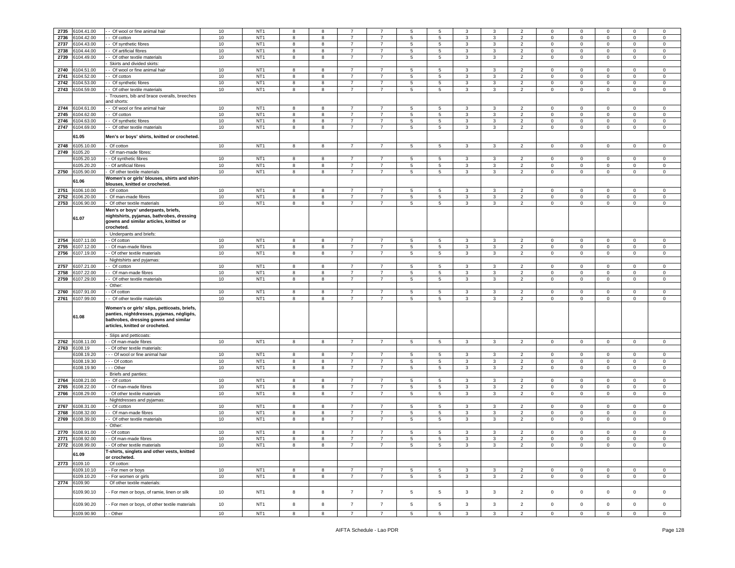| | | | | | | | | | | | | | | | | | | |
|---|---|---|---|---|---|---|---|---|---|---|---|---|---|---|---|---|---|---|
| 2735 | 6104.41.00 | - - Of wool or fine animal hair | 10 | NT1 | 8 | 8 | 7 | 7 | 5 | 5 | 3 | 3 | 2 | 0 | 0 | 0 | 0 | 0 |
| 2736 | 6104.42.00 | - - Of cotton | 10 | NT1 | 8 | 8 | 7 | 7 | 5 | 5 | 3 | 3 | 2 | 0 | 0 | 0 | 0 | 0 |
| 2737 | 6104.43.00 | - - Of synthetic fibres | 10 | NT1 | 8 | 8 | 7 | 7 | 5 | 5 | 3 | 3 | 2 | 0 | 0 | 0 | 0 | 0 |
| 2738 | 6104.44.00 | - - Of artificial fibres | 10 | NT1 | 8 | 8 | 7 | 7 | 5 | 5 | 3 | 3 | 2 | 0 | 0 | 0 | 0 | 0 |
| 2739 | 6104.49.00 | - - Of other textile materials | 10 | NT1 | 8 | 8 | 7 | 7 | 5 | 5 | 3 | 3 | 2 | 0 | 0 | 0 | 0 | 0 |
| | | - Skirts and divided skirts: | | | | | | | | | | | | | | | | |
| 2740 | 6104.51.00 | - - Of wool or fine animal hair | 10 | NT1 | 8 | 8 | 7 | 7 | 5 | 5 | 3 | 3 | 2 | 0 | 0 | 0 | 0 | 0 |
| 2741 | 6104.52.00 | - - Of cotton | 10 | NT1 | 8 | 8 | 7 | 7 | 5 | 5 | 3 | 3 | 2 | 0 | 0 | 0 | 0 | 0 |
| 2742 | 6104.53.00 | - - Of synthetic fibres | 10 | NT1 | 8 | 8 | 7 | 7 | 5 | 5 | 3 | 3 | 2 | 0 | 0 | 0 | 0 | 0 |
| 2743 | 6104.59.00 | - - Of other textile materials | 10 | NT1 | 8 | 8 | 7 | 7 | 5 | 5 | 3 | 3 | 2 | 0 | 0 | 0 | 0 | 0 |
| | | - Trousers, bib and brace overalls, breeches and shorts: | | | | | | | | | | | | | | | | |
| 2744 | 6104.61.00 | - - Of wool or fine animal hair | 10 | NT1 | 8 | 8 | 7 | 7 | 5 | 5 | 3 | 3 | 2 | 0 | 0 | 0 | 0 | 0 |
| 2745 | 6104.62.00 | - - Of cotton | 10 | NT1 | 8 | 8 | 7 | 7 | 5 | 5 | 3 | 3 | 2 | 0 | 0 | 0 | 0 | 0 |
| 2746 | 6104.63.00 | - - Of synthetic fibres | 10 | NT1 | 8 | 8 | 7 | 7 | 5 | 5 | 3 | 3 | 2 | 0 | 0 | 0 | 0 | 0 |
| 2747 | 6104.69.00 | - - Of other textile materials | 10 | NT1 | 8 | 8 | 7 | 7 | 5 | 5 | 3 | 3 | 2 | 0 | 0 | 0 | 0 | 0 |
| | **61.05** | **Men's or boys' shirts, knitted or crocheted.** | | | | | | | | | | | | | | | | |
| 2748 | 6105.10.00 | - Of cotton | 10 | NT1 | 8 | 8 | 7 | 7 | 5 | 5 | 3 | 3 | 2 | 0 | 0 | 0 | 0 | 0 |
| 2749 | 6105.20 | - Of man-made fibres: | | | | | | | | | | | | | | | | |
| | 6105.20.10 | - - Of synthetic fibres | 10 | NT1 | 8 | 8 | 7 | 7 | 5 | 5 | 3 | 3 | 2 | 0 | 0 | 0 | 0 | 0 |
| | 6105.20.20 | - - Of artificial fibres | 10 | NT1 | 8 | 8 | 7 | 7 | 5 | 5 | 3 | 3 | 2 | 0 | 0 | 0 | 0 | 0 |
| 2750 | 6105.90.00 | - Of other textile materials | 10 | NT1 | 8 | 8 | 7 | 7 | 5 | 5 | 3 | 3 | 2 | 0 | 0 | 0 | 0 | 0 |
| | **61.06** | **Women's or girls' blouses, shirts and shirt-blouses, knitted or crocheted.** | | | | | | | | | | | | | | | | |
| 2751 | 6106.10.00 | - Of cotton | 10 | NT1 | 8 | 8 | 7 | 7 | 5 | 5 | 3 | 3 | 2 | 0 | 0 | 0 | 0 | 0 |
| 2752 | 6106.20.00 | - Of man-made fibres | 10 | NT1 | 8 | 8 | 7 | 7 | 5 | 5 | 3 | 3 | 2 | 0 | 0 | 0 | 0 | 0 |
| 2753 | 6106.90.00 | - Of other textile materials | 10 | NT1 | 8 | 8 | 7 | 7 | 5 | 5 | 3 | 3 | 2 | 0 | 0 | 0 | 0 | 0 |
| | **61.07** | **Men's or boys' underpants, briefs, nightshirts, pyjamas, bathrobes, dressing gowns and similar articles, knitted or crocheted.** | | | | | | | | | | | | | | | | |
| | | - Underpants and briefs: | | | | | | | | | | | | | | | | |
| 2754 | 6107.11.00 | - - Of cotton | 10 | NT1 | 8 | 8 | 7 | 7 | 5 | 5 | 3 | 3 | 2 | 0 | 0 | 0 | 0 | 0 |
| 2755 | 6107.12.00 | - - Of man-made fibres | 10 | NT1 | 8 | 8 | 7 | 7 | 5 | 5 | 3 | 3 | 2 | 0 | 0 | 0 | 0 | 0 |
| 2756 | 6107.19.00 | - - Of other textile materials | 10 | NT1 | 8 | 8 | 7 | 7 | 5 | 5 | 3 | 3 | 2 | 0 | 0 | 0 | 0 | 0 |
| | | - Nightshirts and pyjamas: | | | | | | | | | | | | | | | | |
| 2757 | 6107.21.00 | - - Of cotton | 10 | NT1 | 8 | 8 | 7 | 7 | 5 | 5 | 3 | 3 | 2 | 0 | 0 | 0 | 0 | 0 |
| 2758 | 6107.22.00 | - - Of man-made fibres | 10 | NT1 | 8 | 8 | 7 | 7 | 5 | 5 | 3 | 3 | 2 | 0 | 0 | 0 | 0 | 0 |
| 2759 | 6107.29.00 | - - Of other textile materials | 10 | NT1 | 8 | 8 | 7 | 7 | 5 | 5 | 3 | 3 | 2 | 0 | 0 | 0 | 0 | 0 |
| | | - Other: | | | | | | | | | | | | | | | | |
| 2760 | 6107.91.00 | - - Of cotton | 10 | NT1 | 8 | 8 | 7 | 7 | 5 | 5 | 3 | 3 | 2 | 0 | 0 | 0 | 0 | 0 |
| 2761 | 6107.99.00 | - - Of other textile materials | 10 | NT1 | 8 | 8 | 7 | 7 | 5 | 5 | 3 | 3 | 2 | 0 | 0 | 0 | 0 | 0 |
| | **61.08** | **Women's or girls' slips, petticoats, briefs, panties, nightdresses, pyjamas, négligés, bathrobes, dressing gowns and similar articles, knitted or crocheted.** | | | | | | | | | | | | | | | | |
| | | - Slips and petticoats: | | | | | | | | | | | | | | | | |
| 2762 | 6108.11.00 | - - Of man-made fibres | 10 | NT1 | 8 | 8 | 7 | 7 | 5 | 5 | 3 | 3 | 2 | 0 | 0 | 0 | 0 | 0 |
| 2763 | 6108.19 | - - Of other textile materials: | | | | | | | | | | | | | | | | |
| | 6108.19.20 | - - - Of wool or fine animal hair | 10 | NT1 | 8 | 8 | 7 | 7 | 5 | 5 | 3 | 3 | 2 | 0 | 0 | 0 | 0 | 0 |
| | 6108.19.30 | - - - Of cotton | 10 | NT1 | 8 | 8 | 7 | 7 | 5 | 5 | 3 | 3 | 2 | 0 | 0 | 0 | 0 | 0 |
| | 6108.19.90 | - - - Other | 10 | NT1 | 8 | 8 | 7 | 7 | 5 | 5 | 3 | 3 | 2 | 0 | 0 | 0 | 0 | 0 |
| | | - Briefs and panties: | | | | | | | | | | | | | | | | |
| 2764 | 6108.21.00 | - - Of cotton | 10 | NT1 | 8 | 8 | 7 | 7 | 5 | 5 | 3 | 3 | 2 | 0 | 0 | 0 | 0 | 0 |
| 2765 | 6108.22.00 | - - Of man-made fibres | 10 | NT1 | 8 | 8 | 7 | 7 | 5 | 5 | 3 | 3 | 2 | 0 | 0 | 0 | 0 | 0 |
| 2766 | 6108.29.00 | - - Of other textile materials | 10 | NT1 | 8 | 8 | 7 | 7 | 5 | 5 | 3 | 3 | 2 | 0 | 0 | 0 | 0 | 0 |
| | | - Nightdresses and pyjamas: | | | | | | | | | | | | | | | | |
| 2767 | 6108.31.00 | - - Of cotton | 10 | NT1 | 8 | 8 | 7 | 7 | 5 | 5 | 3 | 3 | 2 | 0 | 0 | 0 | 0 | 0 |
| 2768 | 6108.32.00 | - - Of man-made fibres | 10 | NT1 | 8 | 8 | 7 | 7 | 5 | 5 | 3 | 3 | 2 | 0 | 0 | 0 | 0 | 0 |
| 2769 | 6108.39.00 | - - Of other textile materials | 10 | NT1 | 8 | 8 | 7 | 7 | 5 | 5 | 3 | 3 | 2 | 0 | 0 | 0 | 0 | 0 |
| | | - Other: | | | | | | | | | | | | | | | | |
| 2770 | 6108.91.00 | - - Of cotton | 10 | NT1 | 8 | 8 | 7 | 7 | 5 | 5 | 3 | 3 | 2 | 0 | 0 | 0 | 0 | 0 |
| 2771 | 6108.92.00 | - - Of man-made fibres | 10 | NT1 | 8 | 8 | 7 | 7 | 5 | 5 | 3 | 3 | 2 | 0 | 0 | 0 | 0 | 0 |
| 2772 | 6108.99.00 | - - Of other textile materials | 10 | NT1 | 8 | 8 | 7 | 7 | 5 | 5 | 3 | 3 | 2 | 0 | 0 | 0 | 0 | 0 |
| | **61.09** | **T-shirts, singlets and other vests, knitted or crocheted.** | | | | | | | | | | | | | | | | |
| 2773 | 6109.10 | - Of cotton: | | | | | | | | | | | | | | | | |
| | 6109.10.10 | - - For men or boys | 10 | NT1 | 8 | 8 | 7 | 7 | 5 | 5 | 3 | 3 | 2 | 0 | 0 | 0 | 0 | 0 |
| | 6109.10.20 | - - For women or girls | 10 | NT1 | 8 | 8 | 7 | 7 | 5 | 5 | 3 | 3 | 2 | 0 | 0 | 0 | 0 | 0 |
| 2774 | 6109.90 | - Of other textile materials: | | | | | | | | | | | | | | | | |
| | 6109.90.10 | - - For men or boys, of ramie, linen or silk | 10 | NT1 | 8 | 8 | 7 | 7 | 5 | 5 | 3 | 3 | 2 | 0 | 0 | 0 | 0 | 0 |
| | 6109.90.20 | - - For men or boys, of other textile materials | 10 | NT1 | 8 | 8 | 7 | 7 | 5 | 5 | 3 | 3 | 2 | 0 | 0 | 0 | 0 | 0 |
| | 6109.90.90 | - - Other | 10 | NT1 | 8 | 8 | 7 | 7 | 5 | 5 | 3 | 3 | 2 | 0 | 0 | 0 | 0 | 0 |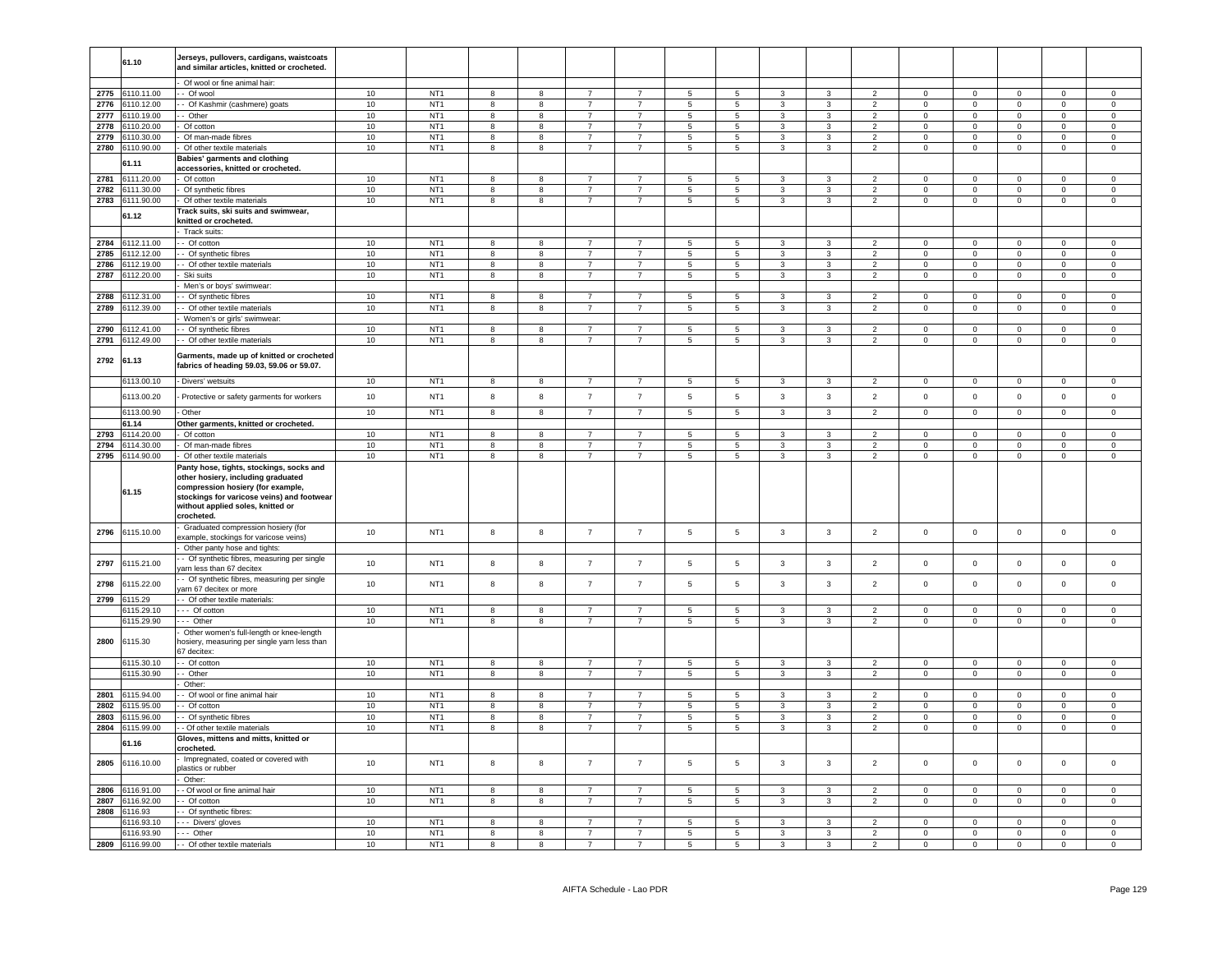| | | | | | | | | | | | | | | | | | |
|---|---|---|---|---|---|---|---|---|---|---|---|---|---|---|---|---|---|
| | 61.10 | **Jerseys, pullovers, cardigans, waistcoats and similar articles, knitted or crocheted.** | | | | | | | | | | | | | | | |
| | | - Of wool or fine animal hair: | | | | | | | | | | | | | | | |
| 2775 | 6110.11.00 | - - Of wool | 10 | NT1 | 8 | 8 | 7 | 7 | 5 | 5 | 3 | 3 | 2 | 0 | 0 | 0 | 0 | 0 |
| 2776 | 6110.12.00 | - - Of Kashmir (cashmere) goats | 10 | NT1 | 8 | 8 | 7 | 7 | 5 | 5 | 3 | 3 | 2 | 0 | 0 | 0 | 0 | 0 |
| 2777 | 6110.19.00 | - - Other | 10 | NT1 | 8 | 8 | 7 | 7 | 5 | 5 | 3 | 3 | 2 | 0 | 0 | 0 | 0 | 0 |
| 2778 | 6110.20.00 | - Of cotton | 10 | NT1 | 8 | 8 | 7 | 7 | 5 | 5 | 3 | 3 | 2 | 0 | 0 | 0 | 0 | 0 |
| 2779 | 6110.30.00 | - Of man-made fibres | 10 | NT1 | 8 | 8 | 7 | 7 | 5 | 5 | 3 | 3 | 2 | 0 | 0 | 0 | 0 | 0 |
| 2780 | 6110.90.00 | - Of other textile materials | 10 | NT1 | 8 | 8 | 7 | 7 | 5 | 5 | 3 | 3 | 2 | 0 | 0 | 0 | 0 | 0 |
| | 61.11 | **Babies' garments and clothing accessories, knitted or crocheted.** | | | | | | | | | | | | | | | |
| 2781 | 6111.20.00 | - Of cotton | 10 | NT1 | 8 | 8 | 7 | 7 | 5 | 5 | 3 | 3 | 2 | 0 | 0 | 0 | 0 | 0 |
| 2782 | 6111.30.00 | - Of synthetic fibres | 10 | NT1 | 8 | 8 | 7 | 7 | 5 | 5 | 3 | 3 | 2 | 0 | 0 | 0 | 0 | 0 |
| 2783 | 6111.90.00 | - Of other textile materials | 10 | NT1 | 8 | 8 | 7 | 7 | 5 | 5 | 3 | 3 | 2 | 0 | 0 | 0 | 0 | 0 |
| | 61.12 | **Track suits, ski suits and swimwear, knitted or crocheted.** | | | | | | | | | | | | | | | |
| | | - Track suits: | | | | | | | | | | | | | | | |
| 2784 | 6112.11.00 | - - Of cotton | 10 | NT1 | 8 | 8 | 7 | 7 | 5 | 5 | 3 | 3 | 2 | 0 | 0 | 0 | 0 | 0 |
| 2785 | 6112.12.00 | - - Of synthetic fibres | 10 | NT1 | 8 | 8 | 7 | 7 | 5 | 5 | 3 | 3 | 2 | 0 | 0 | 0 | 0 | 0 |
| 2786 | 6112.19.00 | - - Of other textile materials | 10 | NT1 | 8 | 8 | 7 | 7 | 5 | 5 | 3 | 3 | 2 | 0 | 0 | 0 | 0 | 0 |
| 2787 | 6112.20.00 | - Ski suits | 10 | NT1 | 8 | 8 | 7 | 7 | 5 | 5 | 3 | 3 | 2 | 0 | 0 | 0 | 0 | 0 |
| | | - Men's or boys' swimwear: | | | | | | | | | | | | | | | |
| 2788 | 6112.31.00 | - - Of synthetic fibres | 10 | NT1 | 8 | 8 | 7 | 7 | 5 | 5 | 3 | 3 | 2 | 0 | 0 | 0 | 0 | 0 |
| 2789 | 6112.39.00 | - - Of other textile materials | 10 | NT1 | 8 | 8 | 7 | 7 | 5 | 5 | 3 | 3 | 2 | 0 | 0 | 0 | 0 | 0 |
| | | - Women's or girls' swimwear: | | | | | | | | | | | | | | | |
| 2790 | 6112.41.00 | - - Of synthetic fibres | 10 | NT1 | 8 | 8 | 7 | 7 | 5 | 5 | 3 | 3 | 2 | 0 | 0 | 0 | 0 | 0 |
| 2791 | 6112.49.00 | - - Of other textile materials | 10 | NT1 | 8 | 8 | 7 | 7 | 5 | 5 | 3 | 3 | 2 | 0 | 0 | 0 | 0 | 0 |
| 2792 | 61.13 | **Garments, made up of knitted or crocheted fabrics of heading 59.03, 59.06 or 59.07.** | | | | | | | | | | | | | | | |
| | 6113.00.10 | - Divers' wetsuits | 10 | NT1 | 8 | 8 | 7 | 7 | 5 | 5 | 3 | 3 | 2 | 0 | 0 | 0 | 0 | 0 |
| | 6113.00.20 | - Protective or safety garments for workers | 10 | NT1 | 8 | 8 | 7 | 7 | 5 | 5 | 3 | 3 | 2 | 0 | 0 | 0 | 0 | 0 |
| | 6113.00.90 | - Other | 10 | NT1 | 8 | 8 | 7 | 7 | 5 | 5 | 3 | 3 | 2 | 0 | 0 | 0 | 0 | 0 |
| | 61.14 | **Other garments, knitted or crocheted.** | | | | | | | | | | | | | | | |
| 2793 | 6114.20.00 | - Of cotton | 10 | NT1 | 8 | 8 | 7 | 7 | 5 | 5 | 3 | 3 | 2 | 0 | 0 | 0 | 0 | 0 |
| 2794 | 6114.30.00 | - Of man-made fibres | 10 | NT1 | 8 | 8 | 7 | 7 | 5 | 5 | 3 | 3 | 2 | 0 | 0 | 0 | 0 | 0 |
| 2795 | 6114.90.00 | - Of other textile materials | 10 | NT1 | 8 | 8 | 7 | 7 | 5 | 5 | 3 | 3 | 2 | 0 | 0 | 0 | 0 | 0 |
| | 61.15 | **Panty hose, tights, stockings, socks and other hosiery, including graduated compression hosiery (for example, stockings for varicose veins) and footwear without applied soles, knitted or crocheted.** | | | | | | | | | | | | | | | |
| 2796 | 6115.10.00 | - Graduated compression hosiery (for example, stockings for varicose veins) | 10 | NT1 | 8 | 8 | 7 | 7 | 5 | 5 | 3 | 3 | 2 | 0 | 0 | 0 | 0 | 0 |
| | | - Other panty hose and tights: | | | | | | | | | | | | | | | |
| 2797 | 6115.21.00 | - - Of synthetic fibres, measuring per single yarn less than 67 decitex | 10 | NT1 | 8 | 8 | 7 | 7 | 5 | 5 | 3 | 3 | 2 | 0 | 0 | 0 | 0 | 0 |
| 2798 | 6115.22.00 | - - Of synthetic fibres, measuring per single yarn 67 decitex or more | 10 | NT1 | 8 | 8 | 7 | 7 | 5 | 5 | 3 | 3 | 2 | 0 | 0 | 0 | 0 | 0 |
| 2799 | 6115.29 | - - Of other textile materials: | | | | | | | | | | | | | | | |
| | 6115.29.10 | - - - Of cotton | 10 | NT1 | 8 | 8 | 7 | 7 | 5 | 5 | 3 | 3 | 2 | 0 | 0 | 0 | 0 | 0 |
| | 6115.29.90 | - - - Other | 10 | NT1 | 8 | 8 | 7 | 7 | 5 | 5 | 3 | 3 | 2 | 0 | 0 | 0 | 0 | 0 |
| 2800 | 6115.30 | - Other women's full-length or knee-length hosiery, measuring per single yarn less than 67 decitex: | | | | | | | | | | | | | | | |
| | 6115.30.10 | - - Of cotton | 10 | NT1 | 8 | 8 | 7 | 7 | 5 | 5 | 3 | 3 | 2 | 0 | 0 | 0 | 0 | 0 |
| | 6115.30.90 | - - Other | 10 | NT1 | 8 | 8 | 7 | 7 | 5 | 5 | 3 | 3 | 2 | 0 | 0 | 0 | 0 | 0 |
| | | - Other: | | | | | | | | | | | | | | | |
| 2801 | 6115.94.00 | - - Of wool or fine animal hair | 10 | NT1 | 8 | 8 | 7 | 7 | 5 | 5 | 3 | 3 | 2 | 0 | 0 | 0 | 0 | 0 |
| 2802 | 6115.95.00 | - - Of cotton | 10 | NT1 | 8 | 8 | 7 | 7 | 5 | 5 | 3 | 3 | 2 | 0 | 0 | 0 | 0 | 0 |
| 2803 | 6115.96.00 | - - Of synthetic fibres | 10 | NT1 | 8 | 8 | 7 | 7 | 5 | 5 | 3 | 3 | 2 | 0 | 0 | 0 | 0 | 0 |
| 2804 | 6115.99.00 | - - Of other textile materials | 10 | NT1 | 8 | 8 | 7 | 7 | 5 | 5 | 3 | 3 | 2 | 0 | 0 | 0 | 0 | 0 |
| | 61.16 | **Gloves, mittens and mitts, knitted or crocheted.** | | | | | | | | | | | | | | | |
| 2805 | 6116.10.00 | - Impregnated, coated or covered with plastics or rubber | 10 | NT1 | 8 | 8 | 7 | 7 | 5 | 5 | 3 | 3 | 2 | 0 | 0 | 0 | 0 | 0 |
| | | - Other: | | | | | | | | | | | | | | | |
| 2806 | 6116.91.00 | - - Of wool or fine animal hair | 10 | NT1 | 8 | 8 | 7 | 7 | 5 | 5 | 3 | 3 | 2 | 0 | 0 | 0 | 0 | 0 |
| 2807 | 6116.92.00 | - - Of cotton | 10 | NT1 | 8 | 8 | 7 | 7 | 5 | 5 | 3 | 3 | 2 | 0 | 0 | 0 | 0 | 0 |
| 2808 | 6116.93 | - - Of synthetic fibres: | | | | | | | | | | | | | | | |
| | 6116.93.10 | - - - Divers' gloves | 10 | NT1 | 8 | 8 | 7 | 7 | 5 | 5 | 3 | 3 | 2 | 0 | 0 | 0 | 0 | 0 |
| | 6116.93.90 | - - - Other | 10 | NT1 | 8 | 8 | 7 | 7 | 5 | 5 | 3 | 3 | 2 | 0 | 0 | 0 | 0 | 0 |
| 2809 | 6116.99.00 | - - Of other textile materials | 10 | NT1 | 8 | 8 | 7 | 7 | 5 | 5 | 3 | 3 | 2 | 0 | 0 | 0 | 0 | 0 |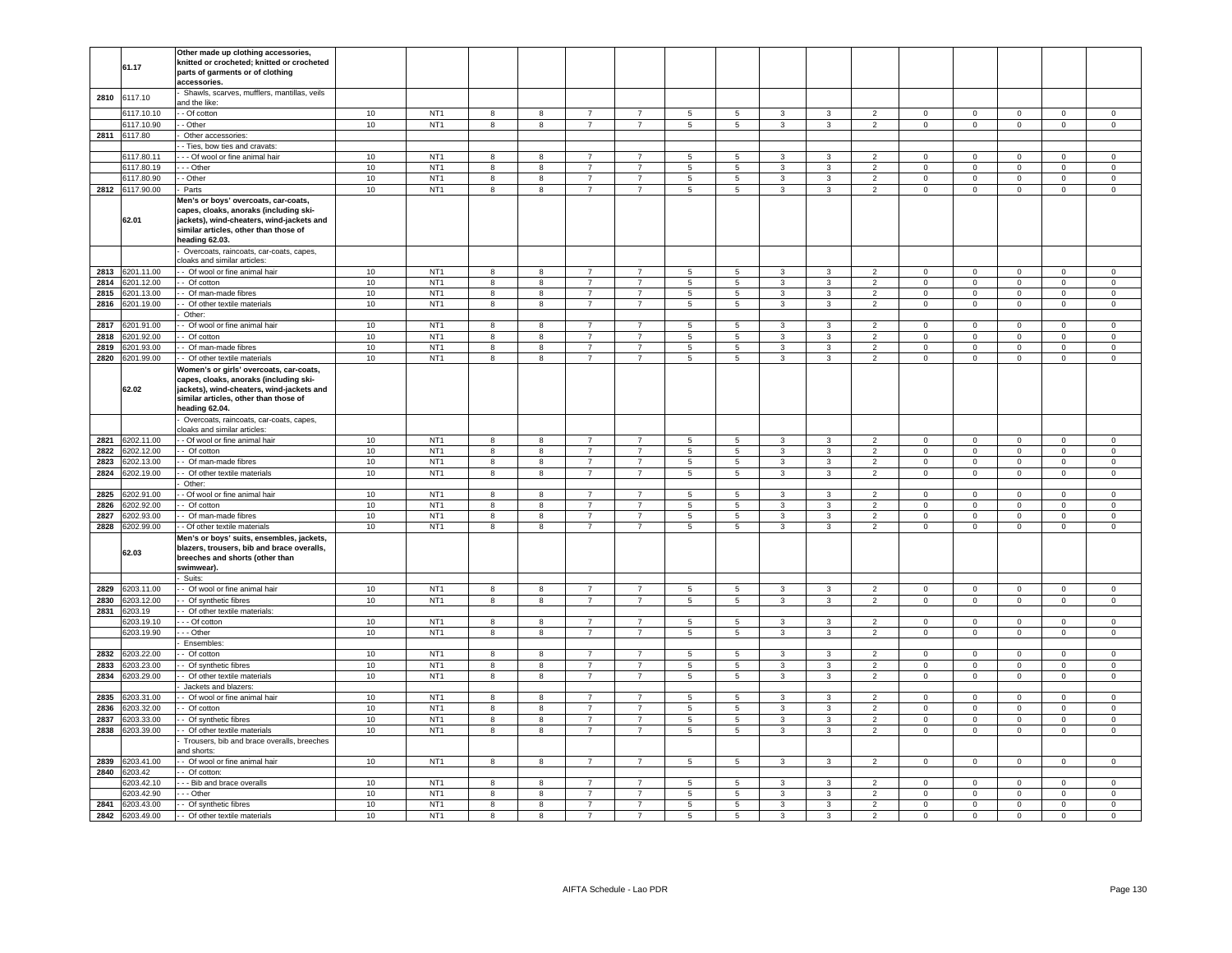| | | | | | | | | | | | | | | | | | |
|---|---|---|---|---|---|---|---|---|---|---|---|---|---|---|---|---|---|
| | 61.17 | **Other made up clothing accessories, knitted or crocheted; knitted or crocheted parts of garments or of clothing accessories.** | | | | | | | | | | | | | | | |
| 2810 | 6117.10 | - Shawls, scarves, mufflers, mantillas, veils and the like: | | | | | | | | | | | | | | | |
| | 6117.10.10 | - - Of cotton | 10 | NT1 | 8 | 8 | 7 | 7 | 5 | 5 | 3 | 3 | 2 | 0 | 0 | 0 | 0 | 0 |
| | 6117.10.90 | - - Other | 10 | NT1 | 8 | 8 | 7 | 7 | 5 | 5 | 3 | 3 | 2 | 0 | 0 | 0 | 0 | 0 |
| 2811 | 6117.80 | - Other accessories: | | | | | | | | | | | | | | | |
| | | - - Ties, bow ties and cravats: | | | | | | | | | | | | | | | |
| | 6117.80.11 | - - - Of wool or fine animal hair | 10 | NT1 | 8 | 8 | 7 | 7 | 5 | 5 | 3 | 3 | 2 | 0 | 0 | 0 | 0 | 0 |
| | 6117.80.19 | - - - Other | 10 | NT1 | 8 | 8 | 7 | 7 | 5 | 5 | 3 | 3 | 2 | 0 | 0 | 0 | 0 | 0 |
| | 6117.80.90 | - - Other | 10 | NT1 | 8 | 8 | 7 | 7 | 5 | 5 | 3 | 3 | 2 | 0 | 0 | 0 | 0 | 0 |
| 2812 | 6117.90.00 | - Parts | 10 | NT1 | 8 | 8 | 7 | 7 | 5 | 5 | 3 | 3 | 2 | 0 | 0 | 0 | 0 | 0 |
| | 62.01 | **Men's or boys' overcoats, car-coats, capes, cloaks, anoraks (including ski-jackets), wind-cheaters, wind-jackets and similar articles, other than those of heading 62.03.** | | | | | | | | | | | | | | | |
| | | - Overcoats, raincoats, car-coats, capes, cloaks and similar articles: | | | | | | | | | | | | | | | |
| 2813 | 6201.11.00 | - - Of wool or fine animal hair | 10 | NT1 | 8 | 8 | 7 | 7 | 5 | 5 | 3 | 3 | 2 | 0 | 0 | 0 | 0 | 0 |
| 2814 | 6201.12.00 | - - Of cotton | 10 | NT1 | 8 | 8 | 7 | 7 | 5 | 5 | 3 | 3 | 2 | 0 | 0 | 0 | 0 | 0 |
| 2815 | 6201.13.00 | - - Of man-made fibres | 10 | NT1 | 8 | 8 | 7 | 7 | 5 | 5 | 3 | 3 | 2 | 0 | 0 | 0 | 0 | 0 |
| 2816 | 6201.19.00 | - - Of other textile materials | 10 | NT1 | 8 | 8 | 7 | 7 | 5 | 5 | 3 | 3 | 2 | 0 | 0 | 0 | 0 | 0 |
| | | - Other: | | | | | | | | | | | | | | | |
| 2817 | 6201.91.00 | - - Of wool or fine animal hair | 10 | NT1 | 8 | 8 | 7 | 7 | 5 | 5 | 3 | 3 | 2 | 0 | 0 | 0 | 0 | 0 |
| 2818 | 6201.92.00 | - - Of cotton | 10 | NT1 | 8 | 8 | 7 | 7 | 5 | 5 | 3 | 3 | 2 | 0 | 0 | 0 | 0 | 0 |
| 2819 | 6201.93.00 | - - Of man-made fibres | 10 | NT1 | 8 | 8 | 7 | 7 | 5 | 5 | 3 | 3 | 2 | 0 | 0 | 0 | 0 | 0 |
| 2820 | 6201.99.00 | - - Of other textile materials | 10 | NT1 | 8 | 8 | 7 | 7 | 5 | 5 | 3 | 3 | 2 | 0 | 0 | 0 | 0 | 0 |
| | 62.02 | **Women's or girls' overcoats, car-coats, capes, cloaks, anoraks (including ski-jackets), wind-cheaters, wind-jackets and similar articles, other than those of heading 62.04.** | | | | | | | | | | | | | | | |
| | | - Overcoats, raincoats, car-coats, capes, cloaks and similar articles: | | | | | | | | | | | | | | | |
| 2821 | 6202.11.00 | - - Of wool or fine animal hair | 10 | NT1 | 8 | 8 | 7 | 7 | 5 | 5 | 3 | 3 | 2 | 0 | 0 | 0 | 0 | 0 |
| 2822 | 6202.12.00 | - - Of cotton | 10 | NT1 | 8 | 8 | 7 | 7 | 5 | 5 | 3 | 3 | 2 | 0 | 0 | 0 | 0 | 0 |
| 2823 | 6202.13.00 | - - Of man-made fibres | 10 | NT1 | 8 | 8 | 7 | 7 | 5 | 5 | 3 | 3 | 2 | 0 | 0 | 0 | 0 | 0 |
| 2824 | 6202.19.00 | - - Of other textile materials | 10 | NT1 | 8 | 8 | 7 | 7 | 5 | 5 | 3 | 3 | 2 | 0 | 0 | 0 | 0 | 0 |
| | | - Other: | | | | | | | | | | | | | | | |
| 2825 | 6202.91.00 | - - Of wool or fine animal hair | 10 | NT1 | 8 | 8 | 7 | 7 | 5 | 5 | 3 | 3 | 2 | 0 | 0 | 0 | 0 | 0 |
| 2826 | 6202.92.00 | - - Of cotton | 10 | NT1 | 8 | 8 | 7 | 7 | 5 | 5 | 3 | 3 | 2 | 0 | 0 | 0 | 0 | 0 |
| 2827 | 6202.93.00 | - - Of man-made fibres | 10 | NT1 | 8 | 8 | 7 | 7 | 5 | 5 | 3 | 3 | 2 | 0 | 0 | 0 | 0 | 0 |
| 2828 | 6202.99.00 | - - Of other textile materials | 10 | NT1 | 8 | 8 | 7 | 7 | 5 | 5 | 3 | 3 | 2 | 0 | 0 | 0 | 0 | 0 |
| | 62.03 | **Men's or boys' suits, ensembles, jackets, blazers, trousers, bib and brace overalls, breeches and shorts (other than swimwear).** | | | | | | | | | | | | | | | |
| | | - Suits: | | | | | | | | | | | | | | | |
| 2829 | 6203.11.00 | - - Of wool or fine animal hair | 10 | NT1 | 8 | 8 | 7 | 7 | 5 | 5 | 3 | 3 | 2 | 0 | 0 | 0 | 0 | 0 |
| 2830 | 6203.12.00 | - - Of synthetic fibres | 10 | NT1 | 8 | 8 | 7 | 7 | 5 | 5 | 3 | 3 | 2 | 0 | 0 | 0 | 0 | 0 |
| 2831 | 6203.19 | - - Of other textile materials: | | | | | | | | | | | | | | | |
| | 6203.19.10 | - - - Of cotton | 10 | NT1 | 8 | 8 | 7 | 7 | 5 | 5 | 3 | 3 | 2 | 0 | 0 | 0 | 0 | 0 |
| | 6203.19.90 | - - - Other | 10 | NT1 | 8 | 8 | 7 | 7 | 5 | 5 | 3 | 3 | 2 | 0 | 0 | 0 | 0 | 0 |
| | | - Ensembles: | | | | | | | | | | | | | | | |
| 2832 | 6203.22.00 | - - Of cotton | 10 | NT1 | 8 | 8 | 7 | 7 | 5 | 5 | 3 | 3 | 2 | 0 | 0 | 0 | 0 | 0 |
| 2833 | 6203.23.00 | - - Of synthetic fibres | 10 | NT1 | 8 | 8 | 7 | 7 | 5 | 5 | 3 | 3 | 2 | 0 | 0 | 0 | 0 | 0 |
| 2834 | 6203.29.00 | - - Of other textile materials | 10 | NT1 | 8 | 8 | 7 | 7 | 5 | 5 | 3 | 3 | 2 | 0 | 0 | 0 | 0 | 0 |
| | | - Jackets and blazers: | | | | | | | | | | | | | | | |
| 2835 | 6203.31.00 | - - Of wool or fine animal hair | 10 | NT1 | 8 | 8 | 7 | 7 | 5 | 5 | 3 | 3 | 2 | 0 | 0 | 0 | 0 | 0 |
| 2836 | 6203.32.00 | - - Of cotton | 10 | NT1 | 8 | 8 | 7 | 7 | 5 | 5 | 3 | 3 | 2 | 0 | 0 | 0 | 0 | 0 |
| 2837 | 6203.33.00 | - - Of synthetic fibres | 10 | NT1 | 8 | 8 | 7 | 7 | 5 | 5 | 3 | 3 | 2 | 0 | 0 | 0 | 0 | 0 |
| 2838 | 6203.39.00 | - - Of other textile materials | 10 | NT1 | 8 | 8 | 7 | 7 | 5 | 5 | 3 | 3 | 2 | 0 | 0 | 0 | 0 | 0 |
| | | - Trousers, bib and brace overalls, breeches and shorts: | | | | | | | | | | | | | | | |
| 2839 | 6203.41.00 | - - Of wool or fine animal hair | 10 | NT1 | 8 | 8 | 7 | 7 | 5 | 5 | 3 | 3 | 2 | 0 | 0 | 0 | 0 | 0 |
| 2840 | 6203.42 | - - Of cotton: | | | | | | | | | | | | | | | |
| | 6203.42.10 | - - - Bib and brace overalls | 10 | NT1 | 8 | 8 | 7 | 7 | 5 | 5 | 3 | 3 | 2 | 0 | 0 | 0 | 0 | 0 |
| | 6203.42.90 | - - - Other | 10 | NT1 | 8 | 8 | 7 | 7 | 5 | 5 | 3 | 3 | 2 | 0 | 0 | 0 | 0 | 0 |
| 2841 | 6203.43.00 | - - Of synthetic fibres | 10 | NT1 | 8 | 8 | 7 | 7 | 5 | 5 | 3 | 3 | 2 | 0 | 0 | 0 | 0 | 0 |
| 2842 | 6203.49.00 | - - Of other textile materials | 10 | NT1 | 8 | 8 | 7 | 7 | 5 | 5 | 3 | 3 | 2 | 0 | 0 | 0 | 0 | 0 |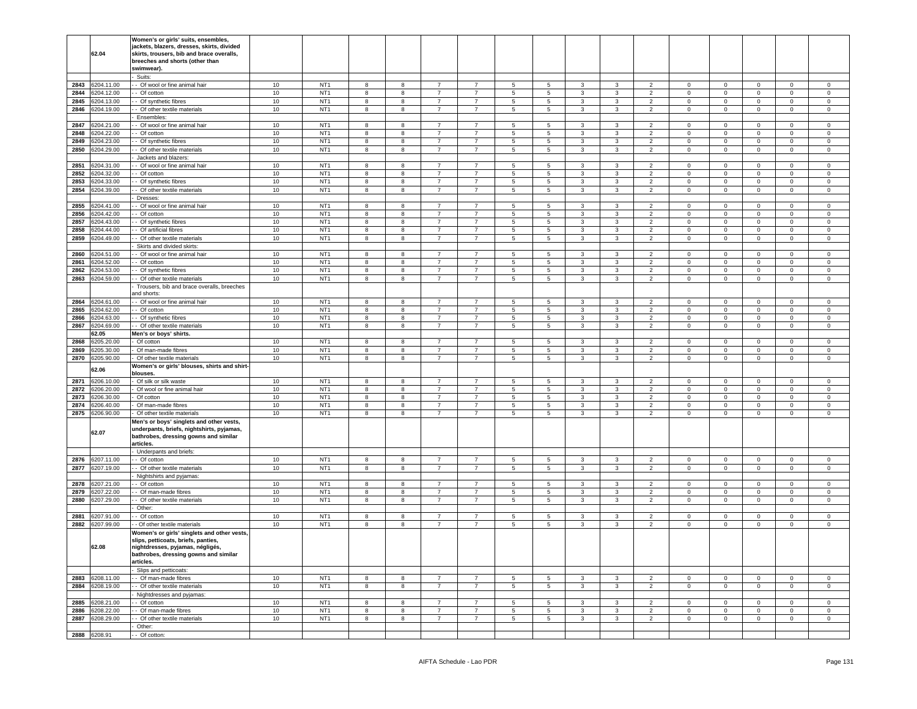| | 62.04 | Women's or girls' suits, ensembles, jackets, blazers, dresses, skirts, divided skirts, trousers, bib and brace overalls, breeches and shorts (other than swimwear). | | | | | | | | | | | | | | | | |
|---|---|---|---|---|---|---|---|---|---|---|---|---|---|---|---|---|---|---|
| | | - Suits: | | | | | | | | | | | | | | | | |
| 2843 | 6204.11.00 | - - Of wool or fine animal hair | 10 | NT1 | 8 | 8 | 7 | 7 | 5 | 5 | 3 | 3 | 2 | 0 | 0 | 0 | 0 | 0 |
| 2844 | 6204.12.00 | - - Of cotton | 10 | NT1 | 8 | 8 | 7 | 7 | 5 | 5 | 3 | 3 | 2 | 0 | 0 | 0 | 0 | 0 |
| 2845 | 6204.13.00 | - - Of synthetic fibres | 10 | NT1 | 8 | 8 | 7 | 7 | 5 | 5 | 3 | 3 | 2 | 0 | 0 | 0 | 0 | 0 |
| 2846 | 6204.19.00 | - - Of other textile materials | 10 | NT1 | 8 | 8 | 7 | 7 | 5 | 5 | 3 | 3 | 2 | 0 | 0 | 0 | 0 | 0 |
| | | - Ensembles: | | | | | | | | | | | | | | | | |
| 2847 | 6204.21.00 | - - Of wool or fine animal hair | 10 | NT1 | 8 | 8 | 7 | 7 | 5 | 5 | 3 | 3 | 2 | 0 | 0 | 0 | 0 | 0 |
| 2848 | 6204.22.00 | - - Of cotton | 10 | NT1 | 8 | 8 | 7 | 7 | 5 | 5 | 3 | 3 | 2 | 0 | 0 | 0 | 0 | 0 |
| 2849 | 6204.23.00 | - - Of synthetic fibres | 10 | NT1 | 8 | 8 | 7 | 7 | 5 | 5 | 3 | 3 | 2 | 0 | 0 | 0 | 0 | 0 |
| 2850 | 6204.29.00 | - - Of other textile materials | 10 | NT1 | 8 | 8 | 7 | 7 | 5 | 5 | 3 | 3 | 2 | 0 | 0 | 0 | 0 | 0 |
| | | - Jackets and blazers: | | | | | | | | | | | | | | | | |
| 2851 | 6204.31.00 | - - Of wool or fine animal hair | 10 | NT1 | 8 | 8 | 7 | 7 | 5 | 5 | 3 | 3 | 2 | 0 | 0 | 0 | 0 | 0 |
| 2852 | 6204.32.00 | - - Of cotton | 10 | NT1 | 8 | 8 | 7 | 7 | 5 | 5 | 3 | 3 | 2 | 0 | 0 | 0 | 0 | 0 |
| 2853 | 6204.33.00 | - - Of synthetic fibres | 10 | NT1 | 8 | 8 | 7 | 7 | 5 | 5 | 3 | 3 | 2 | 0 | 0 | 0 | 0 | 0 |
| 2854 | 6204.39.00 | - - Of other textile materials | 10 | NT1 | 8 | 8 | 7 | 7 | 5 | 5 | 3 | 3 | 2 | 0 | 0 | 0 | 0 | 0 |
| | | - Dresses: | | | | | | | | | | | | | | | | |
| 2855 | 6204.41.00 | - - Of wool or fine animal hair | 10 | NT1 | 8 | 8 | 7 | 7 | 5 | 5 | 3 | 3 | 2 | 0 | 0 | 0 | 0 | 0 |
| 2856 | 6204.42.00 | - - Of cotton | 10 | NT1 | 8 | 8 | 7 | 7 | 5 | 5 | 3 | 3 | 2 | 0 | 0 | 0 | 0 | 0 |
| 2857 | 6204.43.00 | - - Of synthetic fibres | 10 | NT1 | 8 | 8 | 7 | 7 | 5 | 5 | 3 | 3 | 2 | 0 | 0 | 0 | 0 | 0 |
| 2858 | 6204.44.00 | - - Of artificial fibres | 10 | NT1 | 8 | 8 | 7 | 7 | 5 | 5 | 3 | 3 | 2 | 0 | 0 | 0 | 0 | 0 |
| 2859 | 6204.49.00 | - - Of other textile materials | 10 | NT1 | 8 | 8 | 7 | 7 | 5 | 5 | 3 | 3 | 2 | 0 | 0 | 0 | 0 | 0 |
| | | - Skirts and divided skirts: | | | | | | | | | | | | | | | | |
| 2860 | 6204.51.00 | - - Of wool or fine animal hair | 10 | NT1 | 8 | 8 | 7 | 7 | 5 | 5 | 3 | 3 | 2 | 0 | 0 | 0 | 0 | 0 |
| 2861 | 6204.52.00 | - - Of cotton | 10 | NT1 | 8 | 8 | 7 | 7 | 5 | 5 | 3 | 3 | 2 | 0 | 0 | 0 | 0 | 0 |
| 2862 | 6204.53.00 | - - Of synthetic fibres | 10 | NT1 | 8 | 8 | 7 | 7 | 5 | 5 | 3 | 3 | 2 | 0 | 0 | 0 | 0 | 0 |
| 2863 | 6204.59.00 | - - Of other textile materials | 10 | NT1 | 8 | 8 | 7 | 7 | 5 | 5 | 3 | 3 | 2 | 0 | 0 | 0 | 0 | 0 |
| | | - Trousers, bib and brace overalls, breeches and shorts: | | | | | | | | | | | | | | | | |
| 2864 | 6204.61.00 | - - Of wool or fine animal hair | 10 | NT1 | 8 | 8 | 7 | 7 | 5 | 5 | 3 | 3 | 2 | 0 | 0 | 0 | 0 | 0 |
| 2865 | 6204.62.00 | - - Of cotton | 10 | NT1 | 8 | 8 | 7 | 7 | 5 | 5 | 3 | 3 | 2 | 0 | 0 | 0 | 0 | 0 |
| 2866 | 6204.63.00 | - - Of synthetic fibres | 10 | NT1 | 8 | 8 | 7 | 7 | 5 | 5 | 3 | 3 | 2 | 0 | 0 | 0 | 0 | 0 |
| 2867 | 6204.69.00 | - - Of other textile materials | 10 | NT1 | 8 | 8 | 7 | 7 | 5 | 5 | 3 | 3 | 2 | 0 | 0 | 0 | 0 | 0 |
| | 62.05 | Men's or boys' shirts. | | | | | | | | | | | | | | | | |
| 2868 | 6205.20.00 | - Of cotton | 10 | NT1 | 8 | 8 | 7 | 7 | 5 | 5 | 3 | 3 | 2 | 0 | 0 | 0 | 0 | 0 |
| 2869 | 6205.30.00 | - Of man-made fibres | 10 | NT1 | 8 | 8 | 7 | 7 | 5 | 5 | 3 | 3 | 2 | 0 | 0 | 0 | 0 | 0 |
| 2870 | 6205.90.00 | - Of other textile materials | 10 | NT1 | 8 | 8 | 7 | 7 | 5 | 5 | 3 | 3 | 2 | 0 | 0 | 0 | 0 | 0 |
| | 62.06 | Women's or girls' blouses, shirts and shirt-blouses. | | | | | | | | | | | | | | | | |
| 2871 | 6206.10.00 | - Of silk or silk waste | 10 | NT1 | 8 | 8 | 7 | 7 | 5 | 5 | 3 | 3 | 2 | 0 | 0 | 0 | 0 | 0 |
| 2872 | 6206.20.00 | - Of wool or fine animal hair | 10 | NT1 | 8 | 8 | 7 | 7 | 5 | 5 | 3 | 3 | 2 | 0 | 0 | 0 | 0 | 0 |
| 2873 | 6206.30.00 | - Of cotton | 10 | NT1 | 8 | 8 | 7 | 7 | 5 | 5 | 3 | 3 | 2 | 0 | 0 | 0 | 0 | 0 |
| 2874 | 6206.40.00 | - Of man-made fibres | 10 | NT1 | 8 | 8 | 7 | 7 | 5 | 5 | 3 | 3 | 2 | 0 | 0 | 0 | 0 | 0 |
| 2875 | 6206.90.00 | - Of other textile materials | 10 | NT1 | 8 | 8 | 7 | 7 | 5 | 5 | 3 | 3 | 2 | 0 | 0 | 0 | 0 | 0 |
| | 62.07 | Men's or boys' singlets and other vests, underpants, briefs, nightshirts, pyjamas, bathrobes, dressing gowns and similar articles. | | | | | | | | | | | | | | | | |
| | | - Underpants and briefs: | | | | | | | | | | | | | | | | |
| 2876 | 6207.11.00 | - - Of cotton | 10 | NT1 | 8 | 8 | 7 | 7 | 5 | 5 | 3 | 3 | 2 | 0 | 0 | 0 | 0 | 0 |
| 2877 | 6207.19.00 | - - Of other textile materials | 10 | NT1 | 8 | 8 | 7 | 7 | 5 | 5 | 3 | 3 | 2 | 0 | 0 | 0 | 0 | 0 |
| | | - Nightshirts and pyjamas: | | | | | | | | | | | | | | | | |
| 2878 | 6207.21.00 | - - Of cotton | 10 | NT1 | 8 | 8 | 7 | 7 | 5 | 5 | 3 | 3 | 2 | 0 | 0 | 0 | 0 | 0 |
| 2879 | 6207.22.00 | - - Of man-made fibres | 10 | NT1 | 8 | 8 | 7 | 7 | 5 | 5 | 3 | 3 | 2 | 0 | 0 | 0 | 0 | 0 |
| 2880 | 6207.29.00 | - - Of other textile materials | 10 | NT1 | 8 | 8 | 7 | 7 | 5 | 5 | 3 | 3 | 2 | 0 | 0 | 0 | 0 | 0 |
| | | - Other: | | | | | | | | | | | | | | | | |
| 2881 | 6207.91.00 | - - Of cotton | 10 | NT1 | 8 | 8 | 7 | 7 | 5 | 5 | 3 | 3 | 2 | 0 | 0 | 0 | 0 | 0 |
| 2882 | 6207.99.00 | - - Of other textile materials | 10 | NT1 | 8 | 8 | 7 | 7 | 5 | 5 | 3 | 3 | 2 | 0 | 0 | 0 | 0 | 0 |
| | 62.08 | Women's or girls' singlets and other vests, slips, petticoats, briefs, panties, nightdresses, pyjamas, négligés, bathrobes, dressing gowns and similar articles. | | | | | | | | | | | | | | | | |
| | | - Slips and petticoats: | | | | | | | | | | | | | | | | |
| 2883 | 6208.11.00 | - - Of man-made fibres | 10 | NT1 | 8 | 8 | 7 | 7 | 5 | 5 | 3 | 3 | 2 | 0 | 0 | 0 | 0 | 0 |
| 2884 | 6208.19.00 | - - Of other textile materials | 10 | NT1 | 8 | 8 | 7 | 7 | 5 | 5 | 3 | 3 | 2 | 0 | 0 | 0 | 0 | 0 |
| | | - Nightdresses and pyjamas: | | | | | | | | | | | | | | | | |
| 2885 | 6208.21.00 | - - Of cotton | 10 | NT1 | 8 | 8 | 7 | 7 | 5 | 5 | 3 | 3 | 2 | 0 | 0 | 0 | 0 | 0 |
| 2886 | 6208.22.00 | - - Of man-made fibres | 10 | NT1 | 8 | 8 | 7 | 7 | 5 | 5 | 3 | 3 | 2 | 0 | 0 | 0 | 0 | 0 |
| 2887 | 6208.29.00 | - - Of other textile materials | 10 | NT1 | 8 | 8 | 7 | 7 | 5 | 5 | 3 | 3 | 2 | 0 | 0 | 0 | 0 | 0 |
| | | - Other: | | | | | | | | | | | | | | | | |
| 2888 | 6208.91 | - - Of cotton: | | | | | | | | | | | | | | | | |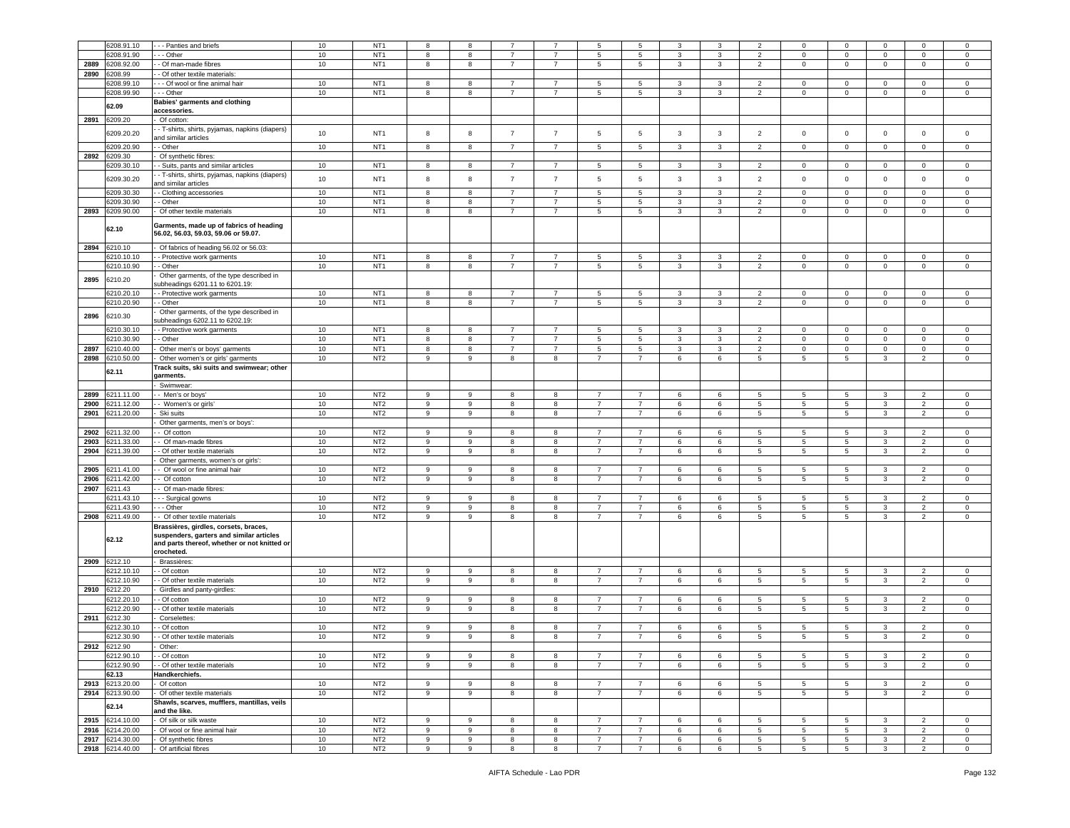| | 6208.91.10 | - - - Panties and briefs | 10 | NT1 | 8 | 8 | 7 | 7 | 5 | 5 | 3 | 3 | 2 | 0 | 0 | 0 | 0 | 0 |
|---|---|---|---|---|---|---|---|---|---|---|---|---|---|---|---|---|---|---|
| | 6208.91.90 | - - - Other | 10 | NT1 | 8 | 8 | 7 | 7 | 5 | 5 | 3 | 3 | 2 | 0 | 0 | 0 | 0 | 0 |
| 2889 | 6208.92.00 | - - Of man-made fibres | 10 | NT1 | 8 | 8 | 7 | 7 | 5 | 5 | 3 | 3 | 2 | 0 | 0 | 0 | 0 | 0 |
| 2890 | 6208.99 | - - Of other textile materials: | | | | | | | | | | | | | | | | |
| | 6208.99.10 | - - - Of wool or fine animal hair | 10 | NT1 | 8 | 8 | 7 | 7 | 5 | 5 | 3 | 3 | 2 | 0 | 0 | 0 | 0 | 0 |
| | 6208.99.90 | - - - Other | 10 | NT1 | 8 | 8 | 7 | 7 | 5 | 5 | 3 | 3 | 2 | 0 | 0 | 0 | 0 | 0 |
| | 62.09 | **Babies' garments and clothing accessories.** | | | | | | | | | | | | | | | | |
| 2891 | 6209.20 | - Of cotton: | | | | | | | | | | | | | | | | |
| | 6209.20.20 | - - T-shirts, shirts, pyjamas, napkins (diapers) and similar articles | 10 | NT1 | 8 | 8 | 7 | 7 | 5 | 5 | 3 | 3 | 2 | 0 | 0 | 0 | 0 | 0 |
| | 6209.20.90 | - - Other | 10 | NT1 | 8 | 8 | 7 | 7 | 5 | 5 | 3 | 3 | 2 | 0 | 0 | 0 | 0 | 0 |
| 2892 | 6209.30 | - Of synthetic fibres: | | | | | | | | | | | | | | | | |
| | 6209.30.10 | - - Suits, pants and similar articles | 10 | NT1 | 8 | 8 | 7 | 7 | 5 | 5 | 3 | 3 | 2 | 0 | 0 | 0 | 0 | 0 |
| | 6209.30.20 | - - T-shirts, shirts, pyjamas, napkins (diapers) and similar articles | 10 | NT1 | 8 | 8 | 7 | 7 | 5 | 5 | 3 | 3 | 2 | 0 | 0 | 0 | 0 | 0 |
| | 6209.30.30 | - - Clothing accessories | 10 | NT1 | 8 | 8 | 7 | 7 | 5 | 5 | 3 | 3 | 2 | 0 | 0 | 0 | 0 | 0 |
| | 6209.30.90 | - - Other | 10 | NT1 | 8 | 8 | 7 | 7 | 5 | 5 | 3 | 3 | 2 | 0 | 0 | 0 | 0 | 0 |
| 2893 | 6209.90.00 | - Of other textile materials | 10 | NT1 | 8 | 8 | 7 | 7 | 5 | 5 | 3 | 3 | 2 | 0 | 0 | 0 | 0 | 0 |
| | 62.10 | **Garments, made up of fabrics of heading 56.02, 56.03, 59.03, 59.06 or 59.07.** | | | | | | | | | | | | | | | | |
| 2894 | 6210.10 | - Of fabrics of heading 56.02 or 56.03: | | | | | | | | | | | | | | | | |
| | 6210.10.10 | - - Protective work garments | 10 | NT1 | 8 | 8 | 7 | 7 | 5 | 5 | 3 | 3 | 2 | 0 | 0 | 0 | 0 | 0 |
| | 6210.10.90 | - - Other | 10 | NT1 | 8 | 8 | 7 | 7 | 5 | 5 | 3 | 3 | 2 | 0 | 0 | 0 | 0 | 0 |
| 2895 | 6210.20 | - Other garments, of the type described in subheadings 6201.11 to 6201.19: | | | | | | | | | | | | | | | | |
| | 6210.20.10 | - - Protective work garments | 10 | NT1 | 8 | 8 | 7 | 7 | 5 | 5 | 3 | 3 | 2 | 0 | 0 | 0 | 0 | 0 |
| | 6210.20.90 | - - Other | 10 | NT1 | 8 | 8 | 7 | 7 | 5 | 5 | 3 | 3 | 2 | 0 | 0 | 0 | 0 | 0 |
| 2896 | 6210.30 | - Other garments, of the type described in subheadings 6202.11 to 6202.19: | | | | | | | | | | | | | | | | |
| | 6210.30.10 | - - Protective work garments | 10 | NT1 | 8 | 8 | 7 | 7 | 5 | 5 | 3 | 3 | 2 | 0 | 0 | 0 | 0 | 0 |
| | 6210.30.90 | - - Other | 10 | NT1 | 8 | 8 | 7 | 7 | 5 | 5 | 3 | 3 | 2 | 0 | 0 | 0 | 0 | 0 |
| 2897 | 6210.40.00 | - Other men's or boys' garments | 10 | NT1 | 8 | 8 | 7 | 7 | 5 | 5 | 3 | 3 | 2 | 0 | 0 | 0 | 0 | 0 |
| 2898 | 6210.50.00 | - Other women's or girls' garments | 10 | NT2 | 9 | 9 | 8 | 8 | 7 | 7 | 6 | 6 | 5 | 5 | 5 | 3 | 2 | 0 |
| | 62.11 | **Track suits, ski suits and swimwear; other garments.** | | | | | | | | | | | | | | | | |
| | | - Swimwear: | | | | | | | | | | | | | | | | |
| 2899 | 6211.11.00 | - - Men's or boys' | 10 | NT2 | 9 | 9 | 8 | 8 | 7 | 7 | 6 | 6 | 5 | 5 | 5 | 3 | 2 | 0 |
| 2900 | 6211.12.00 | - - Women's or girls' | 10 | NT2 | 9 | 9 | 8 | 8 | 7 | 7 | 6 | 6 | 5 | 5 | 5 | 3 | 2 | 0 |
| 2901 | 6211.20.00 | - Ski suits | 10 | NT2 | 9 | 9 | 8 | 8 | 7 | 7 | 6 | 6 | 5 | 5 | 5 | 3 | 2 | 0 |
| | | - Other garments, men's or boys': | | | | | | | | | | | | | | | | |
| 2902 | 6211.32.00 | - - Of cotton | 10 | NT2 | 9 | 9 | 8 | 8 | 7 | 7 | 6 | 6 | 5 | 5 | 5 | 3 | 2 | 0 |
| 2903 | 6211.33.00 | - - Of man-made fibres | 10 | NT2 | 9 | 9 | 8 | 8 | 7 | 7 | 6 | 6 | 5 | 5 | 5 | 3 | 2 | 0 |
| 2904 | 6211.39.00 | - - Of other textile materials | 10 | NT2 | 9 | 9 | 8 | 8 | 7 | 7 | 6 | 6 | 5 | 5 | 5 | 3 | 2 | 0 |
| | | - Other garments, women's or girls': | | | | | | | | | | | | | | | | |
| 2905 | 6211.41.00 | - - Of wool or fine animal hair | 10 | NT2 | 9 | 9 | 8 | 8 | 7 | 7 | 6 | 6 | 5 | 5 | 5 | 3 | 2 | 0 |
| 2906 | 6211.42.00 | - - Of cotton | 10 | NT2 | 9 | 9 | 8 | 8 | 7 | 7 | 6 | 6 | 5 | 5 | 5 | 3 | 2 | 0 |
| 2907 | 6211.43 | - - Of man-made fibres: | | | | | | | | | | | | | | | | |
| | 6211.43.10 | - - - Surgical gowns | 10 | NT2 | 9 | 9 | 8 | 8 | 7 | 7 | 6 | 6 | 5 | 5 | 5 | 3 | 2 | 0 |
| | 6211.43.90 | - - - Other | 10 | NT2 | 9 | 9 | 8 | 8 | 7 | 7 | 6 | 6 | 5 | 5 | 5 | 3 | 2 | 0 |
| 2908 | 6211.49.00 | - - Of other textile materials | 10 | NT2 | 9 | 9 | 8 | 8 | 7 | 7 | 6 | 6 | 5 | 5 | 5 | 3 | 2 | 0 |
| | 62.12 | **Brassières, girdles, corsets, braces, suspenders, garters and similar articles and parts thereof, whether or not knitted or crocheted.** | | | | | | | | | | | | | | | | |
| 2909 | 6212.10 | - Brassières: | | | | | | | | | | | | | | | | |
| | 6212.10.10 | - - Of cotton | 10 | NT2 | 9 | 9 | 8 | 8 | 7 | 7 | 6 | 6 | 5 | 5 | 5 | 3 | 2 | 0 |
| | 6212.10.90 | - - Of other textile materials | 10 | NT2 | 9 | 9 | 8 | 8 | 7 | 7 | 6 | 6 | 5 | 5 | 5 | 3 | 2 | 0 |
| 2910 | 6212.20 | - Girdles and panty-girdles: | | | | | | | | | | | | | | | | |
| | 6212.20.10 | - - Of cotton | 10 | NT2 | 9 | 9 | 8 | 8 | 7 | 7 | 6 | 6 | 5 | 5 | 5 | 3 | 2 | 0 |
| | 6212.20.90 | - - Of other textile materials | 10 | NT2 | 9 | 9 | 8 | 8 | 7 | 7 | 6 | 6 | 5 | 5 | 5 | 3 | 2 | 0 |
| 2911 | 6212.30 | - Corselettes: | | | | | | | | | | | | | | | | |
| | 6212.30.10 | - - Of cotton | 10 | NT2 | 9 | 9 | 8 | 8 | 7 | 7 | 6 | 6 | 5 | 5 | 5 | 3 | 2 | 0 |
| | 6212.30.90 | - - Of other textile materials | 10 | NT2 | 9 | 9 | 8 | 8 | 7 | 7 | 6 | 6 | 5 | 5 | 5 | 3 | 2 | 0 |
| 2912 | 6212.90 | - Other: | | | | | | | | | | | | | | | | |
| | 6212.90.10 | - - Of cotton | 10 | NT2 | 9 | 9 | 8 | 8 | 7 | 7 | 6 | 6 | 5 | 5 | 5 | 3 | 2 | 0 |
| | 6212.90.90 | - - Of other textile materials | 10 | NT2 | 9 | 9 | 8 | 8 | 7 | 7 | 6 | 6 | 5 | 5 | 5 | 3 | 2 | 0 |
| | 62.13 | **Handkerchiefs.** | | | | | | | | | | | | | | | | |
| 2913 | 6213.20.00 | - Of cotton | 10 | NT2 | 9 | 9 | 8 | 8 | 7 | 7 | 6 | 6 | 5 | 5 | 5 | 3 | 2 | 0 |
| 2914 | 6213.90.00 | - Of other textile materials | 10 | NT2 | 9 | 9 | 8 | 8 | 7 | 7 | 6 | 6 | 5 | 5 | 5 | 3 | 2 | 0 |
| | 62.14 | **Shawls, scarves, mufflers, mantillas, veils and the like.** | | | | | | | | | | | | | | | | |
| 2915 | 6214.10.00 | - Of silk or silk waste | 10 | NT2 | 9 | 9 | 8 | 8 | 7 | 7 | 6 | 6 | 5 | 5 | 5 | 3 | 2 | 0 |
| 2916 | 6214.20.00 | - Of wool or fine animal hair | 10 | NT2 | 9 | 9 | 8 | 8 | 7 | 7 | 6 | 6 | 5 | 5 | 5 | 3 | 2 | 0 |
| 2917 | 6214.30.00 | - Of synthetic fibres | 10 | NT2 | 9 | 9 | 8 | 8 | 7 | 7 | 6 | 6 | 5 | 5 | 5 | 3 | 2 | 0 |
| 2918 | 6214.40.00 | - Of artificial fibres | 10 | NT2 | 9 | 9 | 8 | 8 | 7 | 7 | 6 | 6 | 5 | 5 | 5 | 3 | 2 | 0 |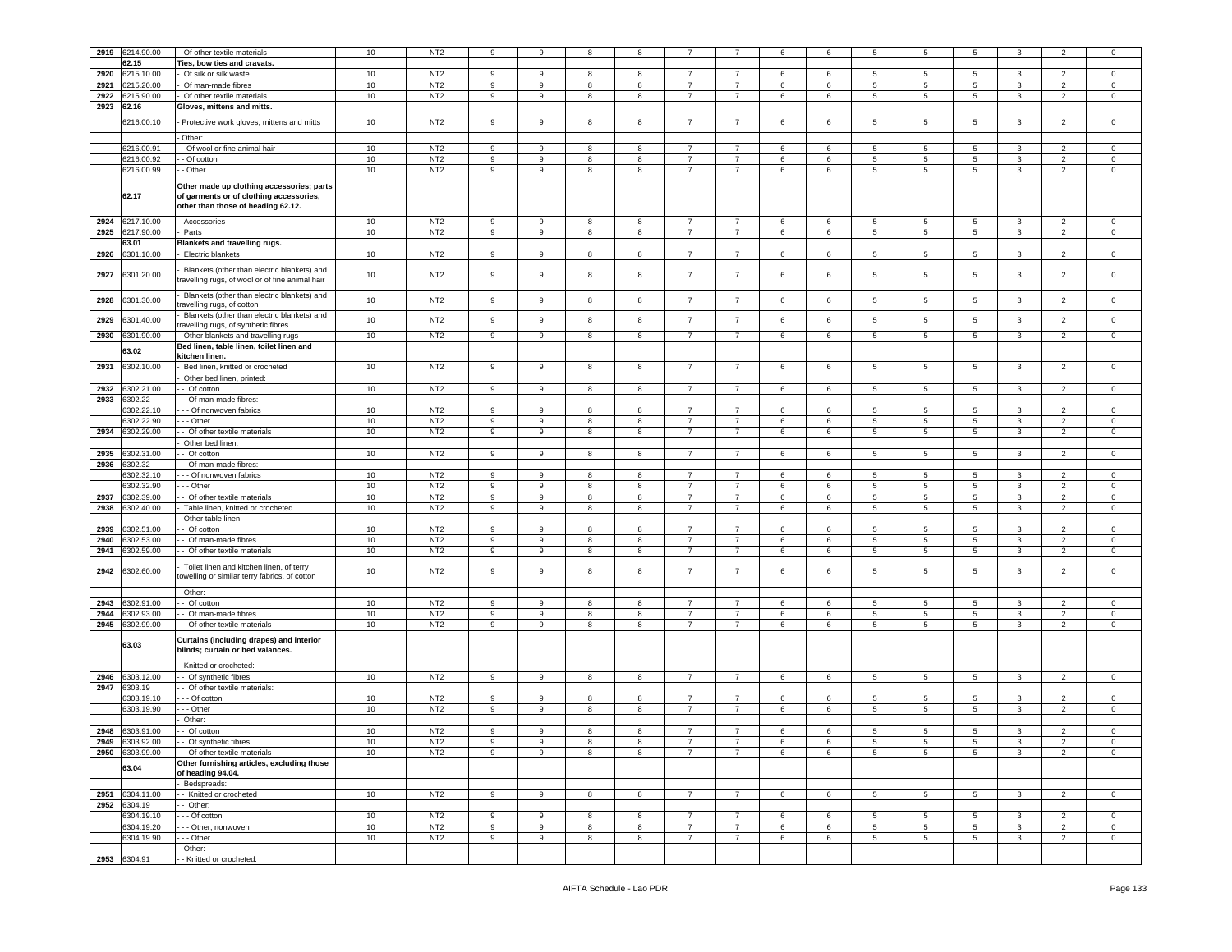| 2919 | 6214.90.00 | - Of other textile materials | 10 | NT2 | 9 | 9 | 8 | 8 | 7 | 7 | 6 | 6 | 5 | 5 | 5 | 3 | 2 | 0 |
|---|---|---|---|---|---|---|---|---|---|---|---|---|---|---|---|---|---|---|
| | 62.15 | **Ties, bow ties and cravats.** | | | | | | | | | | | | | | | | |
| 2920 | 6215.10.00 | - Of silk or silk waste | 10 | NT2 | 9 | 9 | 8 | 8 | 7 | 7 | 6 | 6 | 5 | 5 | 5 | 3 | 2 | 0 |
| 2921 | 6215.20.00 | - Of man-made fibres | 10 | NT2 | 9 | 9 | 8 | 8 | 7 | 7 | 6 | 6 | 5 | 5 | 5 | 3 | 2 | 0 |
| 2922 | 6215.90.00 | - Of other textile materials | 10 | NT2 | 9 | 9 | 8 | 8 | 7 | 7 | 6 | 6 | 5 | 5 | 5 | 3 | 2 | 0 |
| 2923 | 62.16 | **Gloves, mittens and mitts.** | | | | | | | | | | | | | | | | |
| | 6216.00.10 | - Protective work gloves, mittens and mitts | 10 | NT2 | 9 | 9 | 8 | 8 | 7 | 7 | 6 | 6 | 5 | 5 | 5 | 3 | 2 | 0 |
| | | - Other: | | | | | | | | | | | | | | | | |
| | 6216.00.91 | - - Of wool or fine animal hair | 10 | NT2 | 9 | 9 | 8 | 8 | 7 | 7 | 6 | 6 | 5 | 5 | 5 | 3 | 2 | 0 |
| | 6216.00.92 | - - Of cotton | 10 | NT2 | 9 | 9 | 8 | 8 | 7 | 7 | 6 | 6 | 5 | 5 | 5 | 3 | 2 | 0 |
| | 6216.00.99 | - - Other | 10 | NT2 | 9 | 9 | 8 | 8 | 7 | 7 | 6 | 6 | 5 | 5 | 5 | 3 | 2 | 0 |
| | 62.17 | **Other made up clothing accessories; parts of garments or of clothing accessories, other than those of heading 62.12.** | | | | | | | | | | | | | | | | |
| 2924 | 6217.10.00 | - Accessories | 10 | NT2 | 9 | 9 | 8 | 8 | 7 | 7 | 6 | 6 | 5 | 5 | 5 | 3 | 2 | 0 |
| 2925 | 6217.90.00 | - Parts | 10 | NT2 | 9 | 9 | 8 | 8 | 7 | 7 | 6 | 6 | 5 | 5 | 5 | 3 | 2 | 0 |
| | 63.01 | **Blankets and travelling rugs.** | | | | | | | | | | | | | | | | |
| 2926 | 6301.10.00 | - Electric blankets | 10 | NT2 | 9 | 9 | 8 | 8 | 7 | 7 | 6 | 6 | 5 | 5 | 5 | 3 | 2 | 0 |
| 2927 | 6301.20.00 | - Blankets (other than electric blankets) and travelling rugs, of wool or of fine animal hair | 10 | NT2 | 9 | 9 | 8 | 8 | 7 | 7 | 6 | 6 | 5 | 5 | 5 | 3 | 2 | 0 |
| 2928 | 6301.30.00 | - Blankets (other than electric blankets) and travelling rugs, of cotton | 10 | NT2 | 9 | 9 | 8 | 8 | 7 | 7 | 6 | 6 | 5 | 5 | 5 | 3 | 2 | 0 |
| 2929 | 6301.40.00 | - Blankets (other than electric blankets) and travelling rugs, of synthetic fibres | 10 | NT2 | 9 | 9 | 8 | 8 | 7 | 7 | 6 | 6 | 5 | 5 | 5 | 3 | 2 | 0 |
| 2930 | 6301.90.00 | - Other blankets and travelling rugs | 10 | NT2 | 9 | 9 | 8 | 8 | 7 | 7 | 6 | 6 | 5 | 5 | 5 | 3 | 2 | 0 |
| | 63.02 | **Bed linen, table linen, toilet linen and kitchen linen.** | | | | | | | | | | | | | | | | |
| 2931 | 6302.10.00 | - Bed linen, knitted or crocheted | 10 | NT2 | 9 | 9 | 8 | 8 | 7 | 7 | 6 | 6 | 5 | 5 | 5 | 3 | 2 | 0 |
| | | - Other bed linen, printed: | | | | | | | | | | | | | | | | |
| 2932 | 6302.21.00 | - - Of cotton | 10 | NT2 | 9 | 9 | 8 | 8 | 7 | 7 | 6 | 6 | 5 | 5 | 5 | 3 | 2 | 0 |
| 2933 | 6302.22 | - - Of man-made fibres: | | | | | | | | | | | | | | | | |
| | 6302.22.10 | - - - Of nonwoven fabrics | 10 | NT2 | 9 | 9 | 8 | 8 | 7 | 7 | 6 | 6 | 5 | 5 | 5 | 3 | 2 | 0 |
| | 6302.22.90 | - - - Other | 10 | NT2 | 9 | 9 | 8 | 8 | 7 | 7 | 6 | 6 | 5 | 5 | 5 | 3 | 2 | 0 |
| 2934 | 6302.29.00 | - - Of other textile materials | 10 | NT2 | 9 | 9 | 8 | 8 | 7 | 7 | 6 | 6 | 5 | 5 | 5 | 3 | 2 | 0 |
| | | - Other bed linen: | | | | | | | | | | | | | | | | |
| 2935 | 6302.31.00 | - - Of cotton | 10 | NT2 | 9 | 9 | 8 | 8 | 7 | 7 | 6 | 6 | 5 | 5 | 5 | 3 | 2 | 0 |
| 2936 | 6302.32 | - - Of man-made fibres: | | | | | | | | | | | | | | | | |
| | 6302.32.10 | - - - Of nonwoven fabrics | 10 | NT2 | 9 | 9 | 8 | 8 | 7 | 7 | 6 | 6 | 5 | 5 | 5 | 3 | 2 | 0 |
| | 6302.32.90 | - - - Other | 10 | NT2 | 9 | 9 | 8 | 8 | 7 | 7 | 6 | 6 | 5 | 5 | 5 | 3 | 2 | 0 |
| 2937 | 6302.39.00 | - - Of other textile materials | 10 | NT2 | 9 | 9 | 8 | 8 | 7 | 7 | 6 | 6 | 5 | 5 | 5 | 3 | 2 | 0 |
| 2938 | 6302.40.00 | - Table linen, knitted or crocheted | 10 | NT2 | 9 | 9 | 8 | 8 | 7 | 7 | 6 | 6 | 5 | 5 | 5 | 3 | 2 | 0 |
| | | - Other table linen: | | | | | | | | | | | | | | | | |
| 2939 | 6302.51.00 | - - Of cotton | 10 | NT2 | 9 | 9 | 8 | 8 | 7 | 7 | 6 | 6 | 5 | 5 | 5 | 3 | 2 | 0 |
| 2940 | 6302.53.00 | - - Of man-made fibres | 10 | NT2 | 9 | 9 | 8 | 8 | 7 | 7 | 6 | 6 | 5 | 5 | 5 | 3 | 2 | 0 |
| 2941 | 6302.59.00 | - - Of other textile materials | 10 | NT2 | 9 | 9 | 8 | 8 | 7 | 7 | 6 | 6 | 5 | 5 | 5 | 3 | 2 | 0 |
| 2942 | 6302.60.00 | - Toilet linen and kitchen linen, of terry towelling or similar terry fabrics, of cotton | 10 | NT2 | 9 | 9 | 8 | 8 | 7 | 7 | 6 | 6 | 5 | 5 | 5 | 3 | 2 | 0 |
| | | - Other: | | | | | | | | | | | | | | | | |
| 2943 | 6302.91.00 | - - Of cotton | 10 | NT2 | 9 | 9 | 8 | 8 | 7 | 7 | 6 | 6 | 5 | 5 | 5 | 3 | 2 | 0 |
| 2944 | 6302.93.00 | - - Of man-made fibres | 10 | NT2 | 9 | 9 | 8 | 8 | 7 | 7 | 6 | 6 | 5 | 5 | 5 | 3 | 2 | 0 |
| 2945 | 6302.99.00 | - - Of other textile materials | 10 | NT2 | 9 | 9 | 8 | 8 | 7 | 7 | 6 | 6 | 5 | 5 | 5 | 3 | 2 | 0 |
| | 63.03 | **Curtains (including drapes) and interior blinds; curtain or bed valances.** | | | | | | | | | | | | | | | | |
| | | - Knitted or crocheted: | | | | | | | | | | | | | | | | |
| 2946 | 6303.12.00 | - - Of synthetic fibres | 10 | NT2 | 9 | 9 | 8 | 8 | 7 | 7 | 6 | 6 | 5 | 5 | 5 | 3 | 2 | 0 |
| 2947 | 6303.19 | - - Of other textile materials: | | | | | | | | | | | | | | | | |
| | 6303.19.10 | - - - Of cotton | 10 | NT2 | 9 | 9 | 8 | 8 | 7 | 7 | 6 | 6 | 5 | 5 | 5 | 3 | 2 | 0 |
| | 6303.19.90 | - - - Other | 10 | NT2 | 9 | 9 | 8 | 8 | 7 | 7 | 6 | 6 | 5 | 5 | 5 | 3 | 2 | 0 |
| | | - Other: | | | | | | | | | | | | | | | | |
| 2948 | 6303.91.00 | - - Of cotton | 10 | NT2 | 9 | 9 | 8 | 8 | 7 | 7 | 6 | 6 | 5 | 5 | 5 | 3 | 2 | 0 |
| 2949 | 6303.92.00 | - - Of synthetic fibres | 10 | NT2 | 9 | 9 | 8 | 8 | 7 | 7 | 6 | 6 | 5 | 5 | 5 | 3 | 2 | 0 |
| 2950 | 6303.99.00 | - - Of other textile materials | 10 | NT2 | 9 | 9 | 8 | 8 | 7 | 7 | 6 | 6 | 5 | 5 | 5 | 3 | 2 | 0 |
| | 63.04 | **Other furnishing articles, excluding those of heading 94.04.** | | | | | | | | | | | | | | | | |
| | | - Bedspreads: | | | | | | | | | | | | | | | | |
| 2951 | 6304.11.00 | - - Knitted or crocheted | 10 | NT2 | 9 | 9 | 8 | 8 | 7 | 7 | 6 | 6 | 5 | 5 | 5 | 3 | 2 | 0 |
| 2952 | 6304.19 | - - Other: | | | | | | | | | | | | | | | | |
| | 6304.19.10 | - - - Of cotton | 10 | NT2 | 9 | 9 | 8 | 8 | 7 | 7 | 6 | 6 | 5 | 5 | 5 | 3 | 2 | 0 |
| | 6304.19.20 | - - - Other, nonwoven | 10 | NT2 | 9 | 9 | 8 | 8 | 7 | 7 | 6 | 6 | 5 | 5 | 5 | 3 | 2 | 0 |
| | 6304.19.90 | - - - Other | 10 | NT2 | 9 | 9 | 8 | 8 | 7 | 7 | 6 | 6 | 5 | 5 | 5 | 3 | 2 | 0 |
| | | - Other: | | | | | | | | | | | | | | | | |
| 2953 | 6304.91 | - - Knitted or crocheted: | | | | | | | | | | | | | | | | |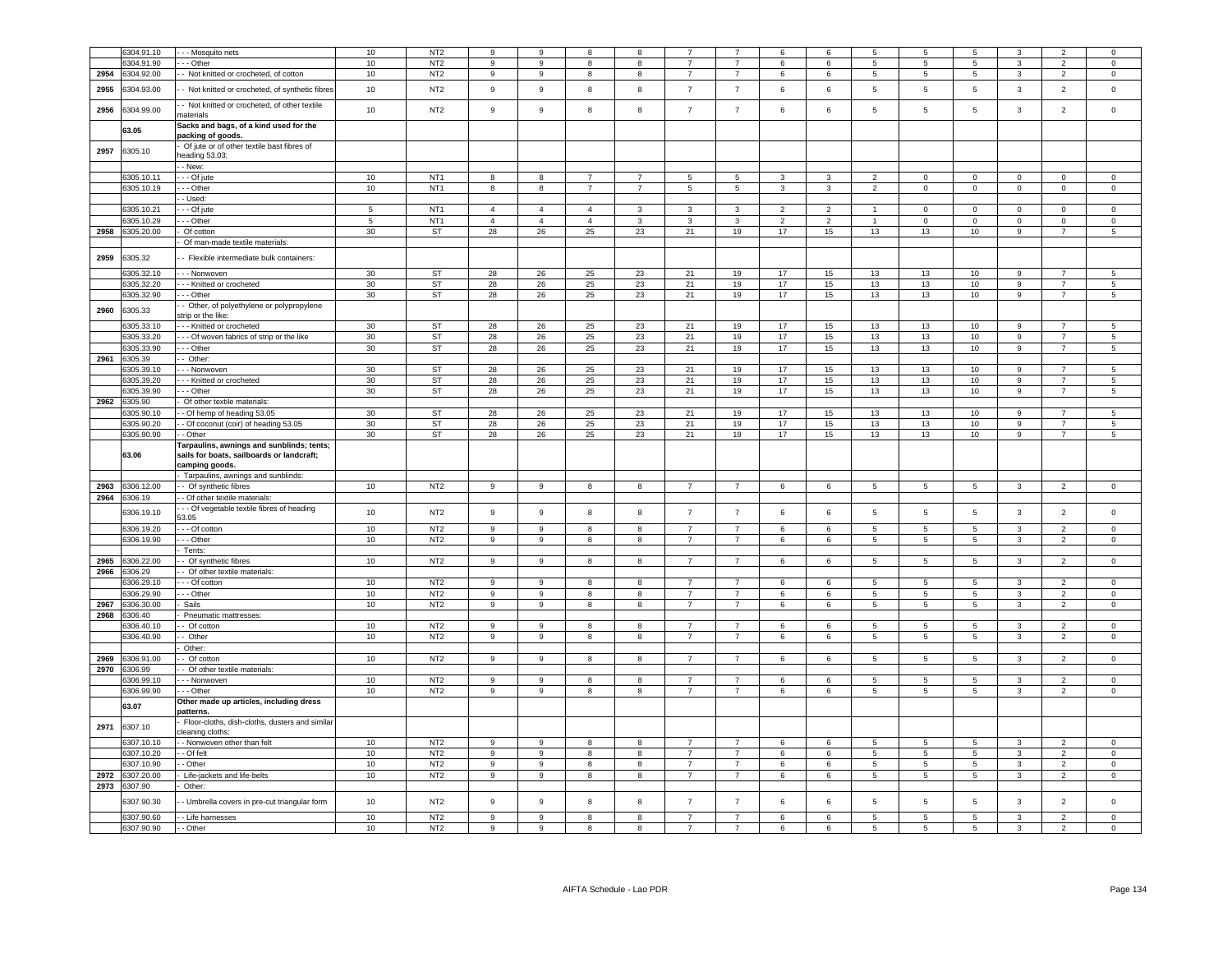| | 6304.91.10 | - - - Mosquito nets | 10 | NT2 | 9 | 9 | 8 | 8 | 7 | 7 | 6 | 6 | 5 | 5 | 5 | 3 | 2 | 0 |
|---|---|---|---|---|---|---|---|---|---|---|---|---|---|---|---|---|---|---|
| | 6304.91.90 | - - - Other | 10 | NT2 | 9 | 9 | 8 | 8 | 7 | 7 | 6 | 6 | 5 | 5 | 5 | 3 | 2 | 0 |
| 2954 | 6304.92.00 | - - Not knitted or crocheted, of cotton | 10 | NT2 | 9 | 9 | 8 | 8 | 7 | 7 | 6 | 6 | 5 | 5 | 5 | 3 | 2 | 0 |
| 2955 | 6304.93.00 | - - Not knitted or crocheted, of synthetic fibres | 10 | NT2 | 9 | 9 | 8 | 8 | 7 | 7 | 6 | 6 | 5 | 5 | 5 | 3 | 2 | 0 |
| 2956 | 6304.99.00 | - - Not knitted or crocheted, of other textile materials | 10 | NT2 | 9 | 9 | 8 | 8 | 7 | 7 | 6 | 6 | 5 | 5 | 5 | 3 | 2 | 0 |
| | **63.05** | **Sacks and bags, of a kind used for the packing of goods.** | | | | | | | | | | | | | | | | |
| 2957 | 6305.10 | - Of jute or of other textile bast fibres of heading 53.03: | | | | | | | | | | | | | | | | |
| | | - - New: | | | | | | | | | | | | | | | | |
| | 6305.10.11 | - - - Of jute | 10 | NT1 | 8 | 8 | 7 | 7 | 5 | 5 | 3 | 3 | 2 | 0 | 0 | 0 | 0 | 0 |
| | 6305.10.19 | - - - Other | 10 | NT1 | 8 | 8 | 7 | 7 | 5 | 5 | 3 | 3 | 2 | 0 | 0 | 0 | 0 | 0 |
| | | - - Used: | | | | | | | | | | | | | | | | |
| | 6305.10.21 | - - - Of jute | 5 | NT1 | 4 | 4 | 4 | 3 | 3 | 3 | 2 | 2 | 1 | 0 | 0 | 0 | 0 | 0 |
| | 6305.10.29 | - - - Other | 5 | NT1 | 4 | 4 | 4 | 3 | 3 | 3 | 2 | 2 | 1 | 0 | 0 | 0 | 0 | 0 |
| 2958 | 6305.20.00 | - Of cotton | 30 | ST | 28 | 26 | 25 | 23 | 21 | 19 | 17 | 15 | 13 | 13 | 10 | 9 | 7 | 5 |
| | | - Of man-made textile materials: | | | | | | | | | | | | | | | | |
| 2959 | 6305.32 | - - Flexible intermediate bulk containers: | | | | | | | | | | | | | | | | |
| | 6305.32.10 | - - - Nonwoven | 30 | ST | 28 | 26 | 25 | 23 | 21 | 19 | 17 | 15 | 13 | 13 | 10 | 9 | 7 | 5 |
| | 6305.32.20 | - - - Knitted or crocheted | 30 | ST | 28 | 26 | 25 | 23 | 21 | 19 | 17 | 15 | 13 | 13 | 10 | 9 | 7 | 5 |
| | 6305.32.90 | - - - Other | 30 | ST | 28 | 26 | 25 | 23 | 21 | 19 | 17 | 15 | 13 | 13 | 10 | 9 | 7 | 5 |
| 2960 | 6305.33 | - - Other, of polyethylene or polypropylene strip or the like: | | | | | | | | | | | | | | | | |
| | 6305.33.10 | - - - Knitted or crocheted | 30 | ST | 28 | 26 | 25 | 23 | 21 | 19 | 17 | 15 | 13 | 13 | 10 | 9 | 7 | 5 |
| | 6305.33.20 | - - - Of woven fabrics of strip or the like | 30 | ST | 28 | 26 | 25 | 23 | 21 | 19 | 17 | 15 | 13 | 13 | 10 | 9 | 7 | 5 |
| | 6305.33.90 | - - - Other | 30 | ST | 28 | 26 | 25 | 23 | 21 | 19 | 17 | 15 | 13 | 13 | 10 | 9 | 7 | 5 |
| 2961 | 6305.39 | - - Other: | | | | | | | | | | | | | | | | |
| | 6305.39.10 | - - - Nonwoven | 30 | ST | 28 | 26 | 25 | 23 | 21 | 19 | 17 | 15 | 13 | 13 | 10 | 9 | 7 | 5 |
| | 6305.39.20 | - - - Knitted or crocheted | 30 | ST | 28 | 26 | 25 | 23 | 21 | 19 | 17 | 15 | 13 | 13 | 10 | 9 | 7 | 5 |
| | 6305.39.90 | - - - Other | 30 | ST | 28 | 26 | 25 | 23 | 21 | 19 | 17 | 15 | 13 | 13 | 10 | 9 | 7 | 5 |
| 2962 | 6305.90 | - Of other textile materials: | | | | | | | | | | | | | | | | |
| | 6305.90.10 | - - Of hemp of heading 53.05 | 30 | ST | 28 | 26 | 25 | 23 | 21 | 19 | 17 | 15 | 13 | 13 | 10 | 9 | 7 | 5 |
| | 6305.90.20 | - - Of coconut (coir) of heading 53.05 | 30 | ST | 28 | 26 | 25 | 23 | 21 | 19 | 17 | 15 | 13 | 13 | 10 | 9 | 7 | 5 |
| | 6305.90.90 | - - Other | 30 | ST | 28 | 26 | 25 | 23 | 21 | 19 | 17 | 15 | 13 | 13 | 10 | 9 | 7 | 5 |
| | **63.06** | **Tarpaulins, awnings and sunblinds; tents; sails for boats, sailboards or landcraft; camping goods.** | | | | | | | | | | | | | | | | |
| | | - Tarpaulins, awnings and sunblinds: | | | | | | | | | | | | | | | | |
| 2963 | 6306.12.00 | - - Of synthetic fibres | 10 | NT2 | 9 | 9 | 8 | 8 | 7 | 7 | 6 | 6 | 5 | 5 | 5 | 3 | 2 | 0 |
| 2964 | 6306.19 | - - Of other textile materials: | | | | | | | | | | | | | | | | |
| | 6306.19.10 | - - - Of vegetable textile fibres of heading 53.05 | 10 | NT2 | 9 | 9 | 8 | 8 | 7 | 7 | 6 | 6 | 5 | 5 | 5 | 3 | 2 | 0 |
| | 6306.19.20 | - - - Of cotton | 10 | NT2 | 9 | 9 | 8 | 8 | 7 | 7 | 6 | 6 | 5 | 5 | 5 | 3 | 2 | 0 |
| | 6306.19.90 | - - - Other | 10 | NT2 | 9 | 9 | 8 | 8 | 7 | 7 | 6 | 6 | 5 | 5 | 5 | 3 | 2 | 0 |
| | | - Tents: | | | | | | | | | | | | | | | | |
| 2965 | 6306.22.00 | - - Of synthetic fibres | 10 | NT2 | 9 | 9 | 8 | 8 | 7 | 7 | 6 | 6 | 5 | 5 | 5 | 3 | 2 | 0 |
| 2966 | 6306.29 | - - Of other textile materials: | | | | | | | | | | | | | | | | |
| | 6306.29.10 | - - - Of cotton | 10 | NT2 | 9 | 9 | 8 | 8 | 7 | 7 | 6 | 6 | 5 | 5 | 5 | 3 | 2 | 0 |
| | 6306.29.90 | - - - Other | 10 | NT2 | 9 | 9 | 8 | 8 | 7 | 7 | 6 | 6 | 5 | 5 | 5 | 3 | 2 | 0 |
| 2967 | 6306.30.00 | - Sails | 10 | NT2 | 9 | 9 | 8 | 8 | 7 | 7 | 6 | 6 | 5 | 5 | 5 | 3 | 2 | 0 |
| 2968 | 6306.40 | - Pneumatic mattresses: | | | | | | | | | | | | | | | | |
| | 6306.40.10 | - - Of cotton | 10 | NT2 | 9 | 9 | 8 | 8 | 7 | 7 | 6 | 6 | 5 | 5 | 5 | 3 | 2 | 0 |
| | 6306.40.90 | - - Other | 10 | NT2 | 9 | 9 | 8 | 8 | 7 | 7 | 6 | 6 | 5 | 5 | 5 | 3 | 2 | 0 |
| | | - Other: | | | | | | | | | | | | | | | | |
| 2969 | 6306.91.00 | - - Of cotton | 10 | NT2 | 9 | 9 | 8 | 8 | 7 | 7 | 6 | 6 | 5 | 5 | 5 | 3 | 2 | 0 |
| 2970 | 6306.99 | - - Of other textile materials: | | | | | | | | | | | | | | | | |
| | 6306.99.10 | - - - Nonwoven | 10 | NT2 | 9 | 9 | 8 | 8 | 7 | 7 | 6 | 6 | 5 | 5 | 5 | 3 | 2 | 0 |
| | 6306.99.90 | - - - Other | 10 | NT2 | 9 | 9 | 8 | 8 | 7 | 7 | 6 | 6 | 5 | 5 | 5 | 3 | 2 | 0 |
| | **63.07** | **Other made up articles, including dress patterns.** | | | | | | | | | | | | | | | | |
| 2971 | 6307.10 | - Floor-cloths, dish-cloths, dusters and similar cleaning cloths: | | | | | | | | | | | | | | | | |
| | 6307.10.10 | - - Nonwoven other than felt | 10 | NT2 | 9 | 9 | 8 | 8 | 7 | 7 | 6 | 6 | 5 | 5 | 5 | 3 | 2 | 0 |
| | 6307.10.20 | - - Of felt | 10 | NT2 | 9 | 9 | 8 | 8 | 7 | 7 | 6 | 6 | 5 | 5 | 5 | 3 | 2 | 0 |
| | 6307.10.90 | - - Other | 10 | NT2 | 9 | 9 | 8 | 8 | 7 | 7 | 6 | 6 | 5 | 5 | 5 | 3 | 2 | 0 |
| 2972 | 6307.20.00 | - Life-jackets and life-belts | 10 | NT2 | 9 | 9 | 8 | 8 | 7 | 7 | 6 | 6 | 5 | 5 | 5 | 3 | 2 | 0 |
| 2973 | 6307.90 | - Other: | | | | | | | | | | | | | | | | |
| | 6307.90.30 | - - Umbrella covers in pre-cut triangular form | 10 | NT2 | 9 | 9 | 8 | 8 | 7 | 7 | 6 | 6 | 5 | 5 | 5 | 3 | 2 | 0 |
| | 6307.90.60 | - - Life harnesses | 10 | NT2 | 9 | 9 | 8 | 8 | 7 | 7 | 6 | 6 | 5 | 5 | 5 | 3 | 2 | 0 |
| | 6307.90.90 | - - Other | 10 | NT2 | 9 | 9 | 8 | 8 | 7 | 7 | 6 | 6 | 5 | 5 | 5 | 3 | 2 | 0 |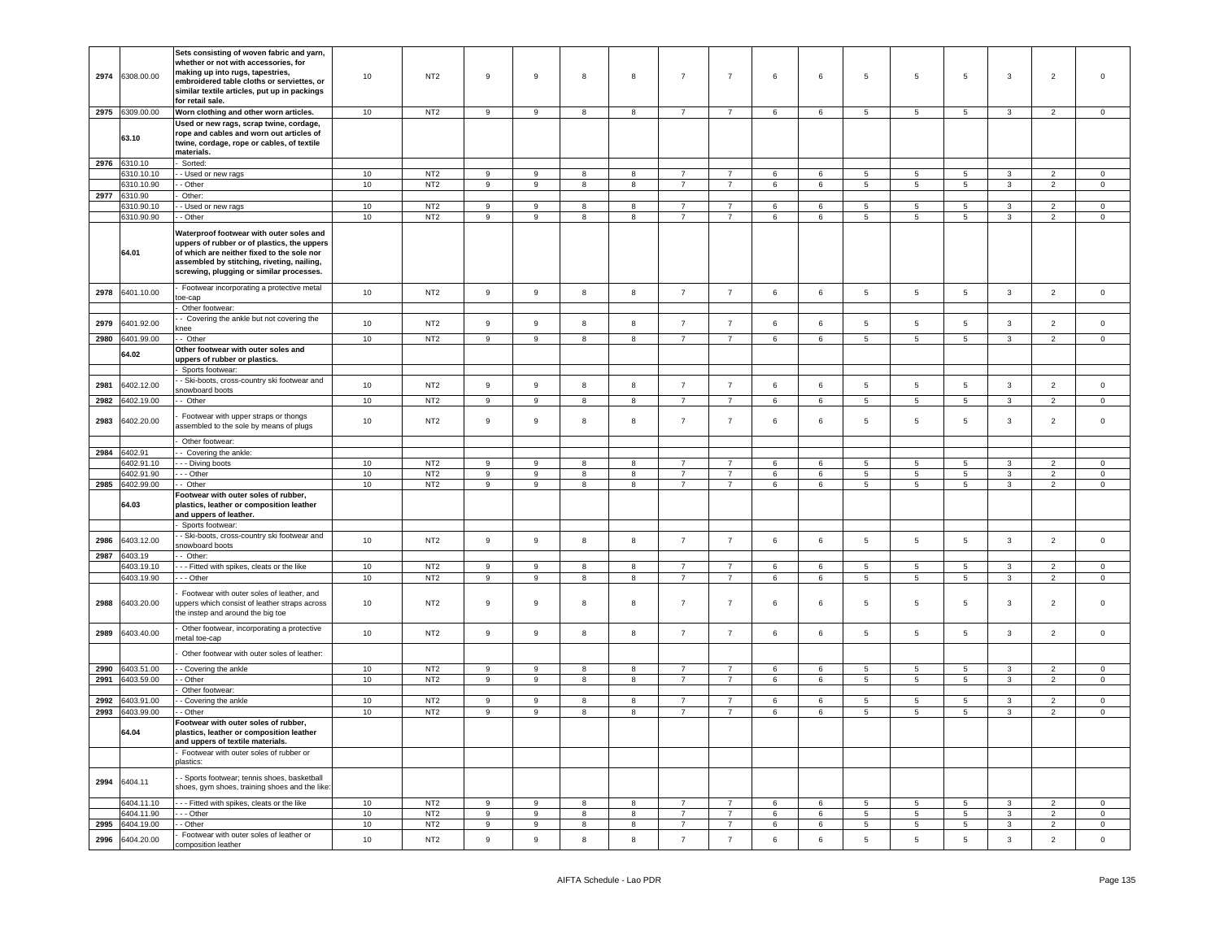| 2974 | 6308.00.00 | **Sets consisting of woven fabric and yarn, whether or not with accessories, for making up into rugs, tapestries, embroidered table cloths or serviettes, or similar textile articles, put up in packings for retail sale.** | 10 | NT2 | 9 | 9 | 8 | 8 | 7 | 7 | 6 | 6 | 5 | 5 | 5 | 3 | 2 | 0 |
|---|---|---|---|---|---|---|---|---|---|---|---|---|---|---|---|---|---|---|
| 2975 | 6309.00.00 | **Worn clothing and other worn articles.** | 10 | NT2 | 9 | 9 | 8 | 8 | 7 | 7 | 6 | 6 | 5 | 5 | 5 | 3 | 2 | 0 |
| | **63.10** | **Used or new rags, scrap twine, cordage, rope and cables and worn out articles of twine, cordage, rope or cables, of textile materials.** | | | | | | | | | | | | | | | | |
| 2976 | 6310.10 | - Sorted: | | | | | | | | | | | | | | | | |
| | 6310.10.10 | - - Used or new rags | 10 | NT2 | 9 | 9 | 8 | 8 | 7 | 7 | 6 | 6 | 5 | 5 | 5 | 3 | 2 | 0 |
| | 6310.10.90 | - - Other | 10 | NT2 | 9 | 9 | 8 | 8 | 7 | 7 | 6 | 6 | 5 | 5 | 5 | 3 | 2 | 0 |
| 2977 | 6310.90 | - Other: | | | | | | | | | | | | | | | | |
| | 6310.90.10 | - - Used or new rags | 10 | NT2 | 9 | 9 | 8 | 8 | 7 | 7 | 6 | 6 | 5 | 5 | 5 | 3 | 2 | 0 |
| | 6310.90.90 | - - Other | 10 | NT2 | 9 | 9 | 8 | 8 | 7 | 7 | 6 | 6 | 5 | 5 | 5 | 3 | 2 | 0 |
| | **64.01** | **Waterproof footwear with outer soles and uppers of rubber or of plastics, the uppers of which are neither fixed to the sole nor assembled by stitching, riveting, nailing, screwing, plugging or similar processes.** | | | | | | | | | | | | | | | | |
| 2978 | 6401.10.00 | - Footwear incorporating a protective metal toe-cap | 10 | NT2 | 9 | 9 | 8 | 8 | 7 | 7 | 6 | 6 | 5 | 5 | 5 | 3 | 2 | 0 |
| | | - Other footwear: | | | | | | | | | | | | | | | | |
| 2979 | 6401.92.00 | - - Covering the ankle but not covering the knee | 10 | NT2 | 9 | 9 | 8 | 8 | 7 | 7 | 6 | 6 | 5 | 5 | 5 | 3 | 2 | 0 |
| 2980 | 6401.99.00 | - - Other | 10 | NT2 | 9 | 9 | 8 | 8 | 7 | 7 | 6 | 6 | 5 | 5 | 5 | 3 | 2 | 0 |
| | **64.02** | **Other footwear with outer soles and uppers of rubber or plastics.** | | | | | | | | | | | | | | | | |
| | | - Sports footwear: | | | | | | | | | | | | | | | | |
| 2981 | 6402.12.00 | - - Ski-boots, cross-country ski footwear and snowboard boots | 10 | NT2 | 9 | 9 | 8 | 8 | 7 | 7 | 6 | 6 | 5 | 5 | 5 | 3 | 2 | 0 |
| 2982 | 6402.19.00 | - - Other | 10 | NT2 | 9 | 9 | 8 | 8 | 7 | 7 | 6 | 6 | 5 | 5 | 5 | 3 | 2 | 0 |
| 2983 | 6402.20.00 | - Footwear with upper straps or thongs assembled to the sole by means of plugs | 10 | NT2 | 9 | 9 | 8 | 8 | 7 | 7 | 6 | 6 | 5 | 5 | 5 | 3 | 2 | 0 |
| | | - Other footwear: | | | | | | | | | | | | | | | | |
| 2984 | 6402.91 | - - Covering the ankle: | | | | | | | | | | | | | | | | |
| | 6402.91.10 | - - - Diving boots | 10 | NT2 | 9 | 9 | 8 | 8 | 7 | 7 | 6 | 6 | 5 | 5 | 5 | 3 | 2 | 0 |
| | 6402.91.90 | - - - Other | 10 | NT2 | 9 | 9 | 8 | 8 | 7 | 7 | 6 | 6 | 5 | 5 | 5 | 3 | 2 | 0 |
| 2985 | 6402.99.00 | - - Other | 10 | NT2 | 9 | 9 | 8 | 8 | 7 | 7 | 6 | 6 | 5 | 5 | 5 | 3 | 2 | 0 |
| | **64.03** | **Footwear with outer soles of rubber, plastics, leather or composition leather and uppers of leather.** | | | | | | | | | | | | | | | | |
| | | - Sports footwear: | | | | | | | | | | | | | | | | |
| 2986 | 6403.12.00 | - - Ski-boots, cross-country ski footwear and snowboard boots | 10 | NT2 | 9 | 9 | 8 | 8 | 7 | 7 | 6 | 6 | 5 | 5 | 5 | 3 | 2 | 0 |
| 2987 | 6403.19 | - - Other: | | | | | | | | | | | | | | | | |
| | 6403.19.10 | - - - Fitted with spikes, cleats or the like | 10 | NT2 | 9 | 9 | 8 | 8 | 7 | 7 | 6 | 6 | 5 | 5 | 5 | 3 | 2 | 0 |
| | 6403.19.90 | - - - Other | 10 | NT2 | 9 | 9 | 8 | 8 | 7 | 7 | 6 | 6 | 5 | 5 | 5 | 3 | 2 | 0 |
| 2988 | 6403.20.00 | - Footwear with outer soles of leather, and uppers which consist of leather straps across the instep and around the big toe | 10 | NT2 | 9 | 9 | 8 | 8 | 7 | 7 | 6 | 6 | 5 | 5 | 5 | 3 | 2 | 0 |
| 2989 | 6403.40.00 | - Other footwear, incorporating a protective metal toe-cap | 10 | NT2 | 9 | 9 | 8 | 8 | 7 | 7 | 6 | 6 | 5 | 5 | 5 | 3 | 2 | 0 |
| | | - Other footwear with outer soles of leather: | | | | | | | | | | | | | | | | |
| 2990 | 6403.51.00 | - - Covering the ankle | 10 | NT2 | 9 | 9 | 8 | 8 | 7 | 7 | 6 | 6 | 5 | 5 | 5 | 3 | 2 | 0 |
| 2991 | 6403.59.00 | - - Other | 10 | NT2 | 9 | 9 | 8 | 8 | 7 | 7 | 6 | 6 | 5 | 5 | 5 | 3 | 2 | 0 |
| | | - Other footwear: | | | | | | | | | | | | | | | | |
| 2992 | 6403.91.00 | - - Covering the ankle | 10 | NT2 | 9 | 9 | 8 | 8 | 7 | 7 | 6 | 6 | 5 | 5 | 5 | 3 | 2 | 0 |
| 2993 | 6403.99.00 | - - Other | 10 | NT2 | 9 | 9 | 8 | 8 | 7 | 7 | 6 | 6 | 5 | 5 | 5 | 3 | 2 | 0 |
| | **64.04** | **Footwear with outer soles of rubber, plastics, leather or composition leather and uppers of textile materials.** | | | | | | | | | | | | | | | | |
| | | - Footwear with outer soles of rubber or plastics: | | | | | | | | | | | | | | | | |
| 2994 | 6404.11 | - - Sports footwear; tennis shoes, basketball shoes, gym shoes, training shoes and the like: | | | | | | | | | | | | | | | | |
| | 6404.11.10 | - - - Fitted with spikes, cleats or the like | 10 | NT2 | 9 | 9 | 8 | 8 | 7 | 7 | 6 | 6 | 5 | 5 | 5 | 3 | 2 | 0 |
| | 6404.11.90 | - - - Other | 10 | NT2 | 9 | 9 | 8 | 8 | 7 | 7 | 6 | 6 | 5 | 5 | 5 | 3 | 2 | 0 |
| 2995 | 6404.19.00 | - - Other | 10 | NT2 | 9 | 9 | 8 | 8 | 7 | 7 | 6 | 6 | 5 | 5 | 5 | 3 | 2 | 0 |
| 2996 | 6404.20.00 | - Footwear with outer soles of leather or composition leather | 10 | NT2 | 9 | 9 | 8 | 8 | 7 | 7 | 6 | 6 | 5 | 5 | 5 | 3 | 2 | 0 |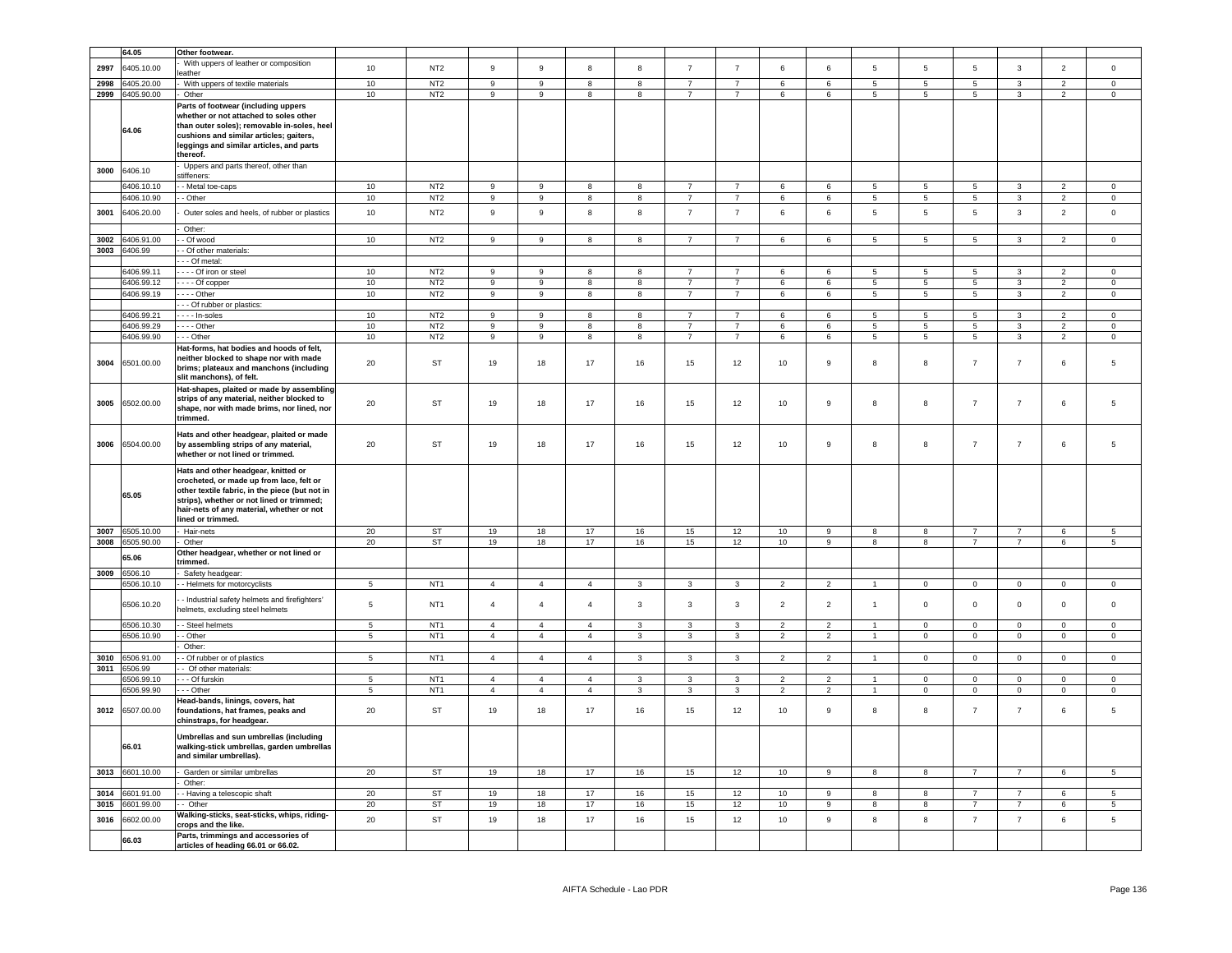| | 64.05 | **Other footwear.** | | | | | | | | | | | | | | | | |
|---|---|---|---|---|---|---|---|---|---|---|---|---|---|---|---|---|---|---|
| 2997 | 6405.10.00 | - With uppers of leather or composition leather | 10 | NT2 | 9 | 9 | 8 | 8 | 7 | 7 | 6 | 6 | 5 | 5 | 5 | 3 | 2 | 0 |
| 2998 | 6405.20.00 | - With uppers of textile materials | 10 | NT2 | 9 | 9 | 8 | 8 | 7 | 7 | 6 | 6 | 5 | 5 | 5 | 3 | 2 | 0 |
| 2999 | 6405.90.00 | - Other | 10 | NT2 | 9 | 9 | 8 | 8 | 7 | 7 | 6 | 6 | 5 | 5 | 5 | 3 | 2 | 0 |
| | 64.06 | **Parts of footwear (including uppers whether or not attached to soles other than outer soles); removable in-soles, heel cushions and similar articles; gaiters, leggings and similar articles, and parts thereof.** | | | | | | | | | | | | | | | | |
| 3000 | 6406.10 | - Uppers and parts thereof, other than stiffeners: | | | | | | | | | | | | | | | | |
| | 6406.10.10 | - - Metal toe-caps | 10 | NT2 | 9 | 9 | 8 | 8 | 7 | 7 | 6 | 6 | 5 | 5 | 5 | 3 | 2 | 0 |
| | 6406.10.90 | - - Other | 10 | NT2 | 9 | 9 | 8 | 8 | 7 | 7 | 6 | 6 | 5 | 5 | 5 | 3 | 2 | 0 |
| 3001 | 6406.20.00 | - Outer soles and heels, of rubber or plastics | 10 | NT2 | 9 | 9 | 8 | 8 | 7 | 7 | 6 | 6 | 5 | 5 | 5 | 3 | 2 | 0 |
| | | - Other: | | | | | | | | | | | | | | | | |
| 3002 | 6406.91.00 | - - Of wood | 10 | NT2 | 9 | 9 | 8 | 8 | 7 | 7 | 6 | 6 | 5 | 5 | 5 | 3 | 2 | 0 |
| 3003 | 6406.99 | - - Of other materials: | | | | | | | | | | | | | | | | |
| | | - - - Of metal: | | | | | | | | | | | | | | | | |
| | 6406.99.11 | - - - - Of iron or steel | 10 | NT2 | 9 | 9 | 8 | 8 | 7 | 7 | 6 | 6 | 5 | 5 | 5 | 3 | 2 | 0 |
| | 6406.99.12 | - - - - Of copper | 10 | NT2 | 9 | 9 | 8 | 8 | 7 | 7 | 6 | 6 | 5 | 5 | 5 | 3 | 2 | 0 |
| | 6406.99.19 | - - - - Other | 10 | NT2 | 9 | 9 | 8 | 8 | 7 | 7 | 6 | 6 | 5 | 5 | 5 | 3 | 2 | 0 |
| | | - - - Of rubber or plastics: | | | | | | | | | | | | | | | | |
| | 6406.99.21 | - - - - In-soles | 10 | NT2 | 9 | 9 | 8 | 8 | 7 | 7 | 6 | 6 | 5 | 5 | 5 | 3 | 2 | 0 |
| | 6406.99.29 | - - - - Other | 10 | NT2 | 9 | 9 | 8 | 8 | 7 | 7 | 6 | 6 | 5 | 5 | 5 | 3 | 2 | 0 |
| | 6406.99.90 | - - - Other | 10 | NT2 | 9 | 9 | 8 | 8 | 7 | 7 | 6 | 6 | 5 | 5 | 5 | 3 | 2 | 0 |
| 3004 | 6501.00.00 | **Hat-forms, hat bodies and hoods of felt, neither blocked to shape nor with made brims; plateaux and manchons (including slit manchons), of felt.** | 20 | ST | 19 | 18 | 17 | 16 | 15 | 12 | 10 | 9 | 8 | 8 | 7 | 7 | 6 | 5 |
| 3005 | 6502.00.00 | **Hat-shapes, plaited or made by assembling strips of any material, neither blocked to shape, nor with made brims, nor lined, nor trimmed.** | 20 | ST | 19 | 18 | 17 | 16 | 15 | 12 | 10 | 9 | 8 | 8 | 7 | 7 | 6 | 5 |
| 3006 | 6504.00.00 | **Hats and other headgear, plaited or made by assembling strips of any material, whether or not lined or trimmed.** | 20 | ST | 19 | 18 | 17 | 16 | 15 | 12 | 10 | 9 | 8 | 8 | 7 | 7 | 6 | 5 |
| | 65.05 | **Hats and other headgear, knitted or crocheted, or made up from lace, felt or other textile fabric, in the piece (but not in strips), whether or not lined or trimmed; hair-nets of any material, whether or not lined or trimmed.** | | | | | | | | | | | | | | | | |
| 3007 | 6505.10.00 | - Hair-nets | 20 | ST | 19 | 18 | 17 | 16 | 15 | 12 | 10 | 9 | 8 | 8 | 7 | 7 | 6 | 5 |
| 3008 | 6505.90.00 | - Other | 20 | ST | 19 | 18 | 17 | 16 | 15 | 12 | 10 | 9 | 8 | 8 | 7 | 7 | 6 | 5 |
| | 65.06 | **Other headgear, whether or not lined or trimmed.** | | | | | | | | | | | | | | | | |
| 3009 | 6506.10 | - Safety headgear: | | | | | | | | | | | | | | | | |
| | 6506.10.10 | - - Helmets for motorcyclists | 5 | NT1 | 4 | 4 | 4 | 3 | 3 | 3 | 2 | 2 | 1 | 0 | 0 | 0 | 0 | 0 |
| | 6506.10.20 | - - Industrial safety helmets and firefighters' helmets, excluding steel helmets | 5 | NT1 | 4 | 4 | 4 | 3 | 3 | 3 | 2 | 2 | 1 | 0 | 0 | 0 | 0 | 0 |
| | 6506.10.30 | - - Steel helmets | 5 | NT1 | 4 | 4 | 4 | 3 | 3 | 3 | 2 | 2 | 1 | 0 | 0 | 0 | 0 | 0 |
| | 6506.10.90 | - - Other | 5 | NT1 | 4 | 4 | 4 | 3 | 3 | 3 | 2 | 2 | 1 | 0 | 0 | 0 | 0 | 0 |
| | | - Other: | | | | | | | | | | | | | | | | |
| 3010 | 6506.91.00 | - - Of rubber or of plastics | 5 | NT1 | 4 | 4 | 4 | 3 | 3 | 3 | 2 | 2 | 1 | 0 | 0 | 0 | 0 | 0 |
| 3011 | 6506.99 | - - Of other materials: | | | | | | | | | | | | | | | | |
| | 6506.99.10 | - - - Of furskin | 5 | NT1 | 4 | 4 | 4 | 3 | 3 | 3 | 2 | 2 | 1 | 0 | 0 | 0 | 0 | 0 |
| | 6506.99.90 | - - - Other | 5 | NT1 | 4 | 4 | 4 | 3 | 3 | 3 | 2 | 2 | 1 | 0 | 0 | 0 | 0 | 0 |
| 3012 | 6507.00.00 | **Head-bands, linings, covers, hat foundations, hat frames, peaks and chinstraps, for headgear.** | 20 | ST | 19 | 18 | 17 | 16 | 15 | 12 | 10 | 9 | 8 | 8 | 7 | 7 | 6 | 5 |
| | 66.01 | **Umbrellas and sun umbrellas (including walking-stick umbrellas, garden umbrellas and similar umbrellas).** | | | | | | | | | | | | | | | | |
| 3013 | 6601.10.00 | - Garden or similar umbrellas | 20 | ST | 19 | 18 | 17 | 16 | 15 | 12 | 10 | 9 | 8 | 8 | 7 | 7 | 6 | 5 |
| | | - Other: | | | | | | | | | | | | | | | | |
| 3014 | 6601.91.00 | - - Having a telescopic shaft | 20 | ST | 19 | 18 | 17 | 16 | 15 | 12 | 10 | 9 | 8 | 8 | 7 | 7 | 6 | 5 |
| 3015 | 6601.99.00 | - - Other | 20 | ST | 19 | 18 | 17 | 16 | 15 | 12 | 10 | 9 | 8 | 8 | 7 | 7 | 6 | 5 |
| 3016 | 6602.00.00 | **Walking-sticks, seat-sticks, whips, riding-crops and the like.** | 20 | ST | 19 | 18 | 17 | 16 | 15 | 12 | 10 | 9 | 8 | 8 | 7 | 7 | 6 | 5 |
| | 66.03 | **Parts, trimmings and accessories of articles of heading 66.01 or 66.02.** | | | | | | | | | | | | | | | | |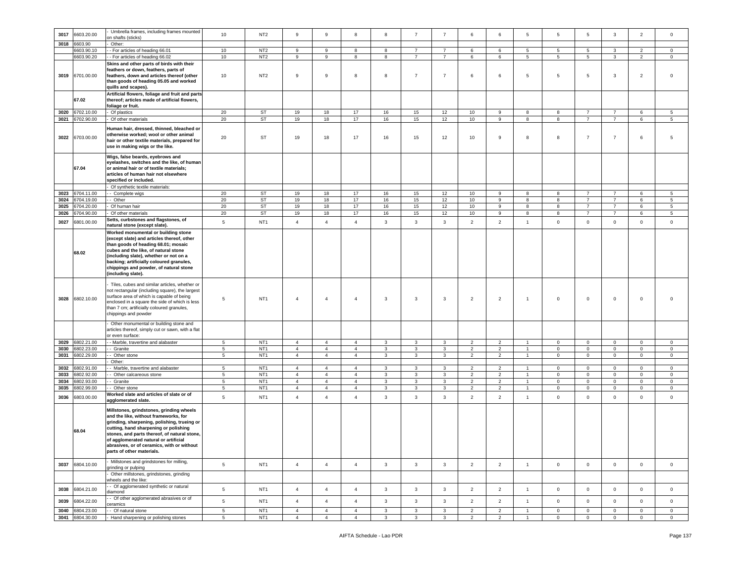| | | | | | | | | | | | | | | | | | |
|---|---|---|---|---|---|---|---|---|---|---|---|---|---|---|---|---|---|
| 3017 | 6603.20.00 | - Umbrella frames, including frames mounted on shafts (sticks) | 10 | NT2 | 9 | 9 | 8 | 8 | 7 | 7 | 6 | 6 | 5 | 5 | 5 | 3 | 2 | 0 |
| 3018 | 6603.90 | - Other: | | | | | | | | | | | | | | | | |
| | 6603.90.10 | - - For articles of heading 66.01 | 10 | NT2 | 9 | 9 | 8 | 8 | 7 | 7 | 6 | 6 | 5 | 5 | 5 | 3 | 2 | 0 |
| | 6603.90.20 | - - For articles of heading 66.02 | 10 | NT2 | 9 | 9 | 8 | 8 | 7 | 7 | 6 | 6 | 5 | 5 | 5 | 3 | 2 | 0 |
| 3019 | 6701.00.00 | **Skins and other parts of birds with their feathers or down, feathers, parts of feathers, down and articles thereof (other than goods of heading 05.05 and worked quills and scapes).** | 10 | NT2 | 9 | 9 | 8 | 8 | 7 | 7 | 6 | 6 | 5 | 5 | 5 | 3 | 2 | 0 |
| | 67.02 | **Artificial flowers, foliage and fruit and parts thereof; articles made of artificial flowers, foliage or fruit.** | | | | | | | | | | | | | | | | |
| 3020 | 6702.10.00 | - Of plastics | 20 | ST | 19 | 18 | 17 | 16 | 15 | 12 | 10 | 9 | 8 | 8 | 7 | 7 | 6 | 5 |
| 3021 | 6702.90.00 | - Of other materials | 20 | ST | 19 | 18 | 17 | 16 | 15 | 12 | 10 | 9 | 8 | 8 | 7 | 7 | 6 | 5 |
| 3022 | 6703.00.00 | **Human hair, dressed, thinned, bleached or otherwise worked; wool or other animal hair or other textile materials, prepared for use in making wigs or the like.** | 20 | ST | 19 | 18 | 17 | 16 | 15 | 12 | 10 | 9 | 8 | 8 | 7 | 7 | 6 | 5 |
| | 67.04 | **Wigs, false beards, eyebrows and eyelashes, switches and the like, of human or animal hair or of textile materials; articles of human hair not elsewhere specified or included.** | | | | | | | | | | | | | | | | |
| | | - Of synthetic textile materials: | | | | | | | | | | | | | | | | |
| 3023 | 6704.11.00 | - - Complete wigs | 20 | ST | 19 | 18 | 17 | 16 | 15 | 12 | 10 | 9 | 8 | 8 | 7 | 7 | 6 | 5 |
| 3024 | 6704.19.00 | - - Other | 20 | ST | 19 | 18 | 17 | 16 | 15 | 12 | 10 | 9 | 8 | 8 | 7 | 7 | 6 | 5 |
| 3025 | 6704.20.00 | - Of human hair | 20 | ST | 19 | 18 | 17 | 16 | 15 | 12 | 10 | 9 | 8 | 8 | 7 | 7 | 6 | 5 |
| 3026 | 6704.90.00 | - Of other materials | 20 | ST | 19 | 18 | 17 | 16 | 15 | 12 | 10 | 9 | 8 | 8 | 7 | 7 | 6 | 5 |
| 3027 | 6801.00.00 | **Setts, curbstones and flagstones, of natural stone (except slate).** | 5 | NT1 | 4 | 4 | 4 | 3 | 3 | 3 | 2 | 2 | 1 | 0 | 0 | 0 | 0 | 0 |
| | 68.02 | **Worked monumental or building stone (except slate) and articles thereof, other than goods of heading 68.01; mosaic cubes and the like, of natural stone (including slate), whether or not on a backing; artificially coloured granules, chippings and powder, of natural stone (including slate).** | | | | | | | | | | | | | | | | |
| 3028 | 6802.10.00 | - Tiles, cubes and similar articles, whether or not rectangular (including square), the largest surface area of which is capable of being enclosed in a square the side of which is less than 7 cm; artificially coloured granules, chippings and powder | 5 | NT1 | 4 | 4 | 4 | 3 | 3 | 3 | 2 | 2 | 1 | 0 | 0 | 0 | 0 | 0 |
| | | - Other monumental or building stone and articles thereof, simply cut or sawn, with a flat or even surface: | | | | | | | | | | | | | | | | |
| 3029 | 6802.21.00 | - - Marble, travertine and alabaster | 5 | NT1 | 4 | 4 | 4 | 3 | 3 | 3 | 2 | 2 | 1 | 0 | 0 | 0 | 0 | 0 |
| 3030 | 6802.23.00 | - - Granite | 5 | NT1 | 4 | 4 | 4 | 3 | 3 | 3 | 2 | 2 | 1 | 0 | 0 | 0 | 0 | 0 |
| 3031 | 6802.29.00 | - - Other stone | 5 | NT1 | 4 | 4 | 4 | 3 | 3 | 3 | 2 | 2 | 1 | 0 | 0 | 0 | 0 | 0 |
| | | - Other: | | | | | | | | | | | | | | | | |
| 3032 | 6802.91.00 | - - Marble, travertine and alabaster | 5 | NT1 | 4 | 4 | 4 | 3 | 3 | 3 | 2 | 2 | 1 | 0 | 0 | 0 | 0 | 0 |
| 3033 | 6802.92.00 | - - Other calcareous stone | 5 | NT1 | 4 | 4 | 4 | 3 | 3 | 3 | 2 | 2 | 1 | 0 | 0 | 0 | 0 | 0 |
| 3034 | 6802.93.00 | - - Granite | 5 | NT1 | 4 | 4 | 4 | 3 | 3 | 3 | 2 | 2 | 1 | 0 | 0 | 0 | 0 | 0 |
| 3035 | 6802.99.00 | - - Other stone | 5 | NT1 | 4 | 4 | 4 | 3 | 3 | 3 | 2 | 2 | 1 | 0 | 0 | 0 | 0 | 0 |
| 3036 | 6803.00.00 | **Worked slate and articles of slate or of agglomerated slate.** | 5 | NT1 | 4 | 4 | 4 | 3 | 3 | 3 | 2 | 2 | 1 | 0 | 0 | 0 | 0 | 0 |
| | 68.04 | **Millstones, grindstones, grinding wheels and the like, without frameworks, for grinding, sharpening, polishing, trueing or cutting, hand sharpening or polishing stones, and parts thereof, of natural stone, of agglomerated natural or artificial abrasives, or of ceramics, with or without parts of other materials.** | | | | | | | | | | | | | | | | |
| 3037 | 6804.10.00 | - Millstones and grindstones for milling, grinding or pulping | 5 | NT1 | 4 | 4 | 4 | 3 | 3 | 3 | 2 | 2 | 1 | 0 | 0 | 0 | 0 | 0 |
| | | - Other millstones, grindstones, grinding wheels and the like: | | | | | | | | | | | | | | | | |
| 3038 | 6804.21.00 | - - Of agglomerated synthetic or natural diamond | 5 | NT1 | 4 | 4 | 4 | 3 | 3 | 3 | 2 | 2 | 1 | 0 | 0 | 0 | 0 | 0 |
| 3039 | 6804.22.00 | - - Of other agglomerated abrasives or of ceramics | 5 | NT1 | 4 | 4 | 4 | 3 | 3 | 3 | 2 | 2 | 1 | 0 | 0 | 0 | 0 | 0 |
| 3040 | 6804.23.00 | - - Of natural stone | 5 | NT1 | 4 | 4 | 4 | 3 | 3 | 3 | 2 | 2 | 1 | 0 | 0 | 0 | 0 | 0 |
| 3041 | 6804.30.00 | - Hand sharpening or polishing stones | 5 | NT1 | 4 | 4 | 4 | 3 | 3 | 3 | 2 | 2 | 1 | 0 | 0 | 0 | 0 | 0 |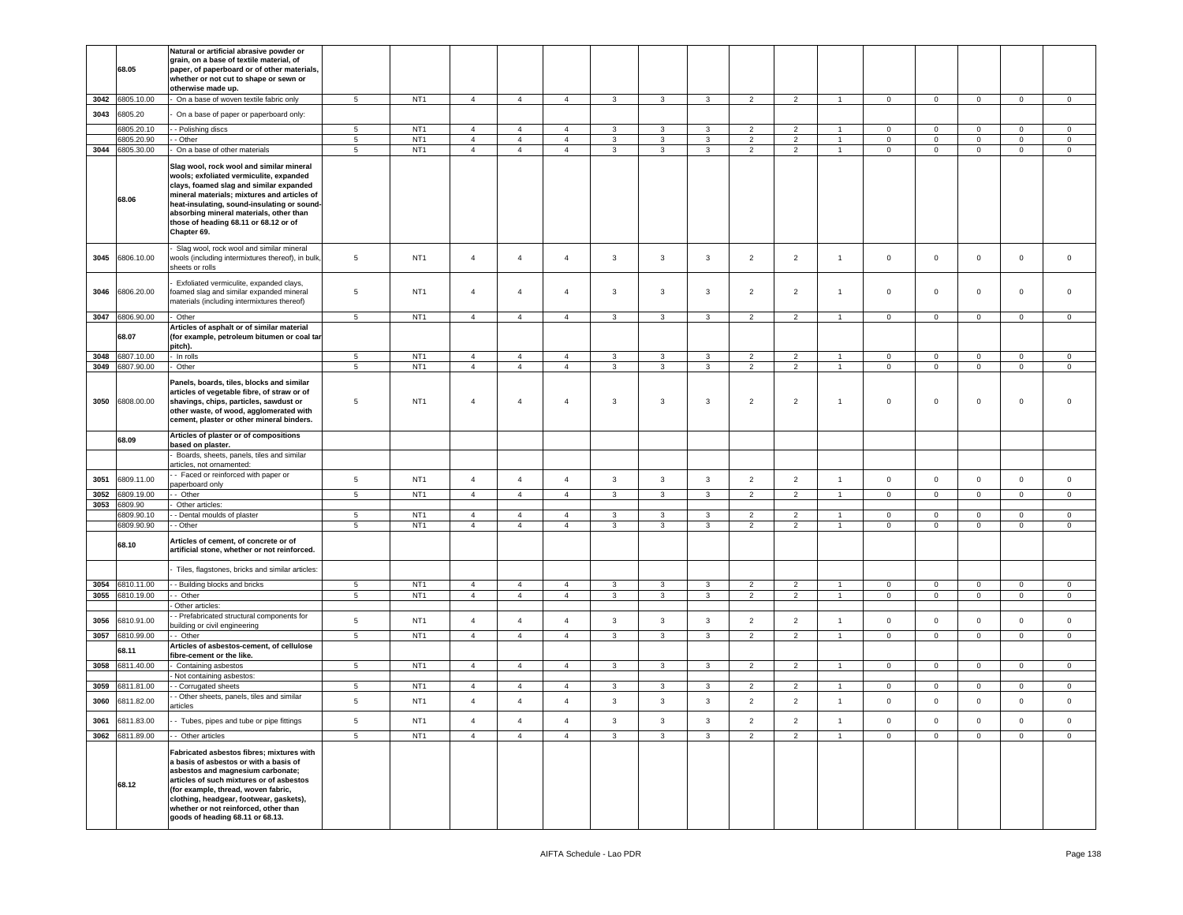| | 68.05 | Natural or artificial abrasive powder or grain, on a base of textile material, of paper, of paperboard or of other materials, whether or not cut to shape or sewn or otherwise made up. | | | | | | | | | | | | | | | | |
|---|---|---|---|---|---|---|---|---|---|---|---|---|---|---|---|---|---|---|
| 3042 | 6805.10.00 | - On a base of woven textile fabric only | 5 | NT1 | 4 | 4 | 4 | 3 | 3 | 3 | 2 | 2 | 1 | 0 | 0 | 0 | 0 | 0 |
| 3043 | 6805.20 | - On a base of paper or paperboard only: | | | | | | | | | | | | | | | | |
| | 6805.20.10 | - - Polishing discs | 5 | NT1 | 4 | 4 | 4 | 3 | 3 | 3 | 2 | 2 | 1 | 0 | 0 | 0 | 0 | 0 |
| | 6805.20.90 | - - Other | 5 | NT1 | 4 | 4 | 4 | 3 | 3 | 3 | 2 | 2 | 1 | 0 | 0 | 0 | 0 | 0 |
| 3044 | 6805.30.00 | - On a base of other materials | 5 | NT1 | 4 | 4 | 4 | 3 | 3 | 3 | 2 | 2 | 1 | 0 | 0 | 0 | 0 | 0 |
| | 68.06 | Slag wool, rock wool and similar mineral wools; exfoliated vermiculite, expanded clays, foamed slag and similar expanded mineral materials; mixtures and articles of heat-insulating, sound-insulating or sound-absorbing mineral materials, other than those of heading 68.11 or 68.12 or of Chapter 69. | | | | | | | | | | | | | | | | |
| 3045 | 6806.10.00 | - Slag wool, rock wool and similar mineral wools (including intermixtures thereof), in bulk, sheets or rolls | 5 | NT1 | 4 | 4 | 4 | 3 | 3 | 3 | 2 | 2 | 1 | 0 | 0 | 0 | 0 | 0 |
| 3046 | 6806.20.00 | - Exfoliated vermiculite, expanded clays, foamed slag and similar expanded mineral materials (including intermixtures thereof) | 5 | NT1 | 4 | 4 | 4 | 3 | 3 | 3 | 2 | 2 | 1 | 0 | 0 | 0 | 0 | 0 |
| 3047 | 6806.90.00 | - Other | 5 | NT1 | 4 | 4 | 4 | 3 | 3 | 3 | 2 | 2 | 1 | 0 | 0 | 0 | 0 | 0 |
| | 68.07 | Articles of asphalt or of similar material (for example, petroleum bitumen or coal tar pitch). | | | | | | | | | | | | | | | | |
| 3048 | 6807.10.00 | - In rolls | 5 | NT1 | 4 | 4 | 4 | 3 | 3 | 3 | 2 | 2 | 1 | 0 | 0 | 0 | 0 | 0 |
| 3049 | 6807.90.00 | - Other | 5 | NT1 | 4 | 4 | 4 | 3 | 3 | 3 | 2 | 2 | 1 | 0 | 0 | 0 | 0 | 0 |
| 3050 | 6808.00.00 | Panels, boards, tiles, blocks and similar articles of vegetable fibre, of straw or of shavings, chips, particles, sawdust or other waste, of wood, agglomerated with cement, plaster or other mineral binders. | 5 | NT1 | 4 | 4 | 4 | 3 | 3 | 3 | 2 | 2 | 1 | 0 | 0 | 0 | 0 | 0 |
| | 68.09 | Articles of plaster or of compositions based on plaster. | | | | | | | | | | | | | | | | |
| | | - Boards, sheets, panels, tiles and similar articles, not ornamented: | | | | | | | | | | | | | | | | |
| 3051 | 6809.11.00 | - - Faced or reinforced with paper or paperboard only | 5 | NT1 | 4 | 4 | 4 | 3 | 3 | 3 | 2 | 2 | 1 | 0 | 0 | 0 | 0 | 0 |
| 3052 | 6809.19.00 | - - Other | 5 | NT1 | 4 | 4 | 4 | 3 | 3 | 3 | 2 | 2 | 1 | 0 | 0 | 0 | 0 | 0 |
| 3053 | 6809.90 | - Other articles: | | | | | | | | | | | | | | | | |
| | 6809.90.10 | - - Dental moulds of plaster | 5 | NT1 | 4 | 4 | 4 | 3 | 3 | 3 | 2 | 2 | 1 | 0 | 0 | 0 | 0 | 0 |
| | 6809.90.90 | - - Other | 5 | NT1 | 4 | 4 | 4 | 3 | 3 | 3 | 2 | 2 | 1 | 0 | 0 | 0 | 0 | 0 |
| | 68.10 | Articles of cement, of concrete or of artificial stone, whether or not reinforced. | | | | | | | | | | | | | | | | |
| | | - Tiles, flagstones, bricks and similar articles: | | | | | | | | | | | | | | | | |
| 3054 | 6810.11.00 | - - Building blocks and bricks | 5 | NT1 | 4 | 4 | 4 | 3 | 3 | 3 | 2 | 2 | 1 | 0 | 0 | 0 | 0 | 0 |
| 3055 | 6810.19.00 | - - Other | 5 | NT1 | 4 | 4 | 4 | 3 | 3 | 3 | 2 | 2 | 1 | 0 | 0 | 0 | 0 | 0 |
| | | - Other articles: | | | | | | | | | | | | | | | | |
| 3056 | 6810.91.00 | - - Prefabricated structural components for building or civil engineering | 5 | NT1 | 4 | 4 | 4 | 3 | 3 | 3 | 2 | 2 | 1 | 0 | 0 | 0 | 0 | 0 |
| 3057 | 6810.99.00 | - - Other | 5 | NT1 | 4 | 4 | 4 | 3 | 3 | 3 | 2 | 2 | 1 | 0 | 0 | 0 | 0 | 0 |
| | 68.11 | Articles of asbestos-cement, of cellulose fibre-cement or the like. | | | | | | | | | | | | | | | | |
| 3058 | 6811.40.00 | - Containing asbestos | 5 | NT1 | 4 | 4 | 4 | 3 | 3 | 3 | 2 | 2 | 1 | 0 | 0 | 0 | 0 | 0 |
| | | - Not containing asbestos: | | | | | | | | | | | | | | | | |
| 3059 | 6811.81.00 | - - Corrugated sheets | 5 | NT1 | 4 | 4 | 4 | 3 | 3 | 3 | 2 | 2 | 1 | 0 | 0 | 0 | 0 | 0 |
| 3060 | 6811.82.00 | - - Other sheets, panels, tiles and similar articles | 5 | NT1 | 4 | 4 | 4 | 3 | 3 | 3 | 2 | 2 | 1 | 0 | 0 | 0 | 0 | 0 |
| 3061 | 6811.83.00 | - - Tubes, pipes and tube or pipe fittings | 5 | NT1 | 4 | 4 | 4 | 3 | 3 | 3 | 2 | 2 | 1 | 0 | 0 | 0 | 0 | 0 |
| 3062 | 6811.89.00 | - - Other articles | 5 | NT1 | 4 | 4 | 4 | 3 | 3 | 3 | 2 | 2 | 1 | 0 | 0 | 0 | 0 | 0 |
| | 68.12 | Fabricated asbestos fibres; mixtures with a basis of asbestos or with a basis of asbestos and magnesium carbonate; articles of such mixtures or of asbestos (for example, thread, woven fabric, clothing, headgear, footwear, gaskets), whether or not reinforced, other than goods of heading 68.11 or 68.13. | | | | | | | | | | | | | | | | |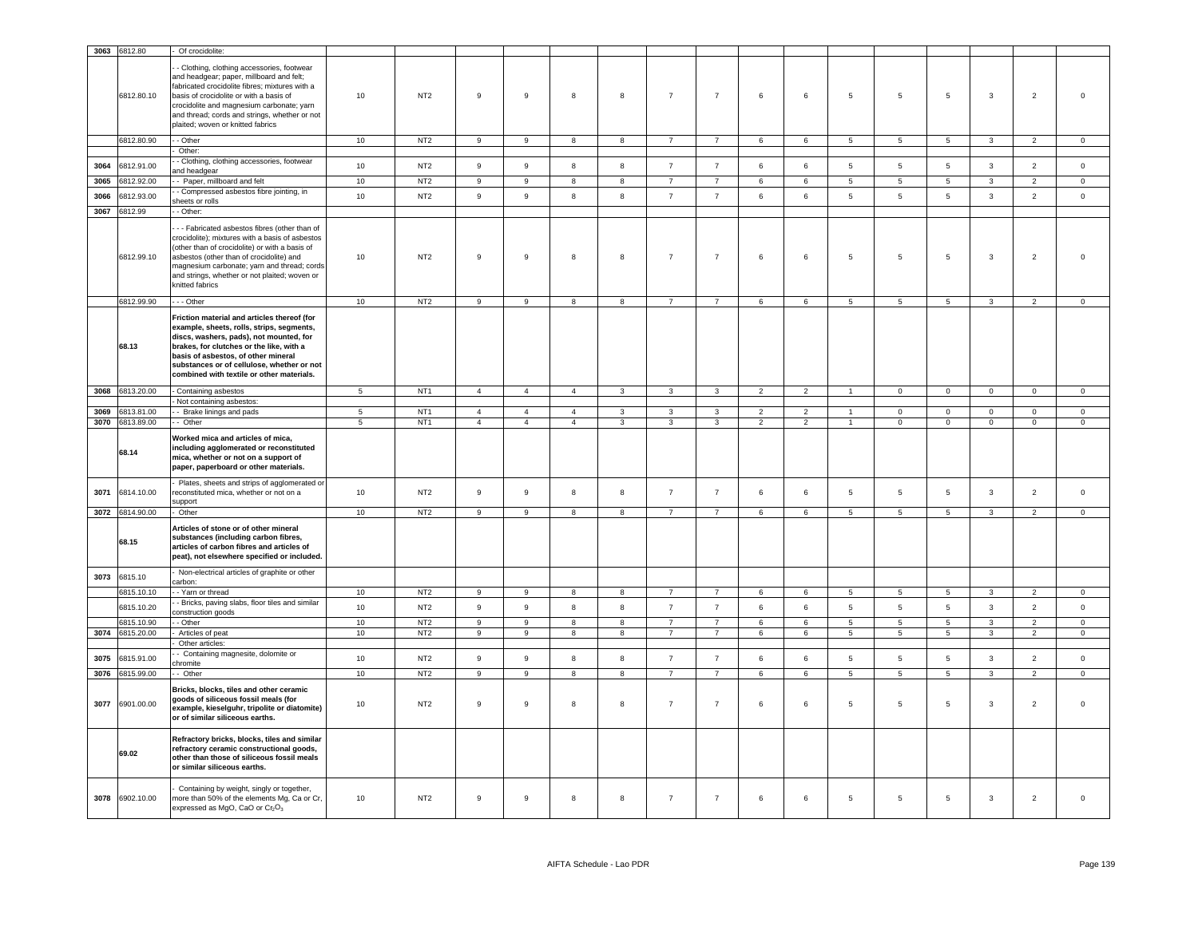| 3063 | 6812.80 | - Of crocidolite: | | | | | | | | | | | | | | | | |
|---|---|---|---|---|---|---|---|---|---|---|---|---|---|---|---|---|---|---|
| | 6812.80.10 | - - Clothing, clothing accessories, footwear and headgear; paper, millboard and felt; fabricated crocidolite fibres; mixtures with a basis of crocidolite or with a basis of crocidolite and magnesium carbonate; yarn and thread; cords and strings, whether or not plaited; woven or knitted fabrics | 10 | NT2 | 9 | 9 | 8 | 8 | 7 | 7 | 6 | 6 | 5 | 5 | 5 | 3 | 2 | 0 |
| | 6812.80.90 | - - Other | 10 | NT2 | 9 | 9 | 8 | 8 | 7 | 7 | 6 | 6 | 5 | 5 | 5 | 3 | 2 | 0 |
| | | - Other: | | | | | | | | | | | | | | | | |
| 3064 | 6812.91.00 | - - Clothing, clothing accessories, footwear and headgear | 10 | NT2 | 9 | 9 | 8 | 8 | 7 | 7 | 6 | 6 | 5 | 5 | 5 | 3 | 2 | 0 |
| 3065 | 6812.92.00 | - - Paper, millboard and felt | 10 | NT2 | 9 | 9 | 8 | 8 | 7 | 7 | 6 | 6 | 5 | 5 | 5 | 3 | 2 | 0 |
| 3066 | 6812.93.00 | - - Compressed asbestos fibre jointing, in sheets or rolls | 10 | NT2 | 9 | 9 | 8 | 8 | 7 | 7 | 6 | 6 | 5 | 5 | 5 | 3 | 2 | 0 |
| 3067 | 6812.99 | - - Other: | | | | | | | | | | | | | | | | |
| | 6812.99.10 | - - - Fabricated asbestos fibres (other than of crocidolite); mixtures with a basis of asbestos (other than of crocidolite) or with a basis of asbestos (other than of crocidolite) and magnesium carbonate; yarn and thread; cords and strings, whether or not plaited; woven or knitted fabrics | 10 | NT2 | 9 | 9 | 8 | 8 | 7 | 7 | 6 | 6 | 5 | 5 | 5 | 3 | 2 | 0 |
| | 6812.99.90 | - - - Other | 10 | NT2 | 9 | 9 | 8 | 8 | 7 | 7 | 6 | 6 | 5 | 5 | 5 | 3 | 2 | 0 |
| | 68.13 | **Friction material and articles thereof (for example, sheets, rolls, strips, segments, discs, washers, pads), not mounted, for brakes, for clutches or the like, with a basis of asbestos, of other mineral substances or of cellulose, whether or not combined with textile or other materials.** | | | | | | | | | | | | | | | | |
| 3068 | 6813.20.00 | - Containing asbestos | 5 | NT1 | 4 | 4 | 4 | 3 | 3 | 3 | 2 | 2 | 1 | 0 | 0 | 0 | 0 | 0 |
| | | - Not containing asbestos: | | | | | | | | | | | | | | | | |
| 3069 | 6813.81.00 | - - Brake linings and pads | 5 | NT1 | 4 | 4 | 4 | 3 | 3 | 3 | 2 | 2 | 1 | 0 | 0 | 0 | 0 | 0 |
| 3070 | 6813.89.00 | - - Other | 5 | NT1 | 4 | 4 | 4 | 3 | 3 | 3 | 2 | 2 | 1 | 0 | 0 | 0 | 0 | 0 |
| | 68.14 | **Worked mica and articles of mica, including agglomerated or reconstituted mica, whether or not on a support of paper, paperboard or other materials.** | | | | | | | | | | | | | | | | |
| 3071 | 6814.10.00 | - Plates, sheets and strips of agglomerated or reconstituted mica, whether or not on a support | 10 | NT2 | 9 | 9 | 8 | 8 | 7 | 7 | 6 | 6 | 5 | 5 | 5 | 3 | 2 | 0 |
| 3072 | 6814.90.00 | - Other | 10 | NT2 | 9 | 9 | 8 | 8 | 7 | 7 | 6 | 6 | 5 | 5 | 5 | 3 | 2 | 0 |
| | 68.15 | **Articles of stone or of other mineral substances (including carbon fibres, articles of carbon fibres and articles of peat), not elsewhere specified or included.** | | | | | | | | | | | | | | | | |
| 3073 | 6815.10 | - Non-electrical articles of graphite or other carbon: | | | | | | | | | | | | | | | | |
| | 6815.10.10 | - - Yarn or thread | 10 | NT2 | 9 | 9 | 8 | 8 | 7 | 7 | 6 | 6 | 5 | 5 | 5 | 3 | 2 | 0 |
| | 6815.10.20 | - - Bricks, paving slabs, floor tiles and similar construction goods | 10 | NT2 | 9 | 9 | 8 | 8 | 7 | 7 | 6 | 6 | 5 | 5 | 5 | 3 | 2 | 0 |
| | 6815.10.90 | - - Other | 10 | NT2 | 9 | 9 | 8 | 8 | 7 | 7 | 6 | 6 | 5 | 5 | 5 | 3 | 2 | 0 |
| 3074 | 6815.20.00 | - Articles of peat | 10 | NT2 | 9 | 9 | 8 | 8 | 7 | 7 | 6 | 6 | 5 | 5 | 5 | 3 | 2 | 0 |
| | | - Other articles: | | | | | | | | | | | | | | | | |
| 3075 | 6815.91.00 | - - Containing magnesite, dolomite or chromite | 10 | NT2 | 9 | 9 | 8 | 8 | 7 | 7 | 6 | 6 | 5 | 5 | 5 | 3 | 2 | 0 |
| 3076 | 6815.99.00 | - - Other | 10 | NT2 | 9 | 9 | 8 | 8 | 7 | 7 | 6 | 6 | 5 | 5 | 5 | 3 | 2 | 0 |
| 3077 | 6901.00.00 | **Bricks, blocks, tiles and other ceramic goods of siliceous fossil meals (for example, kieselguhr, tripolite or diatomite) or of similar siliceous earths.** | 10 | NT2 | 9 | 9 | 8 | 8 | 7 | 7 | 6 | 6 | 5 | 5 | 5 | 3 | 2 | 0 |
| | 69.02 | **Refractory bricks, blocks, tiles and similar refractory ceramic constructional goods, other than those of siliceous fossil meals or similar siliceous earths.** | | | | | | | | | | | | | | | | |
| 3078 | 6902.10.00 | - Containing by weight, singly or together, more than 50% of the elements Mg, Ca or Cr, expressed as MgO, CaO or $Cr_2O_3$ | 10 | NT2 | 9 | 9 | 8 | 8 | 7 | 7 | 6 | 6 | 5 | 5 | 5 | 3 | 2 | 0 |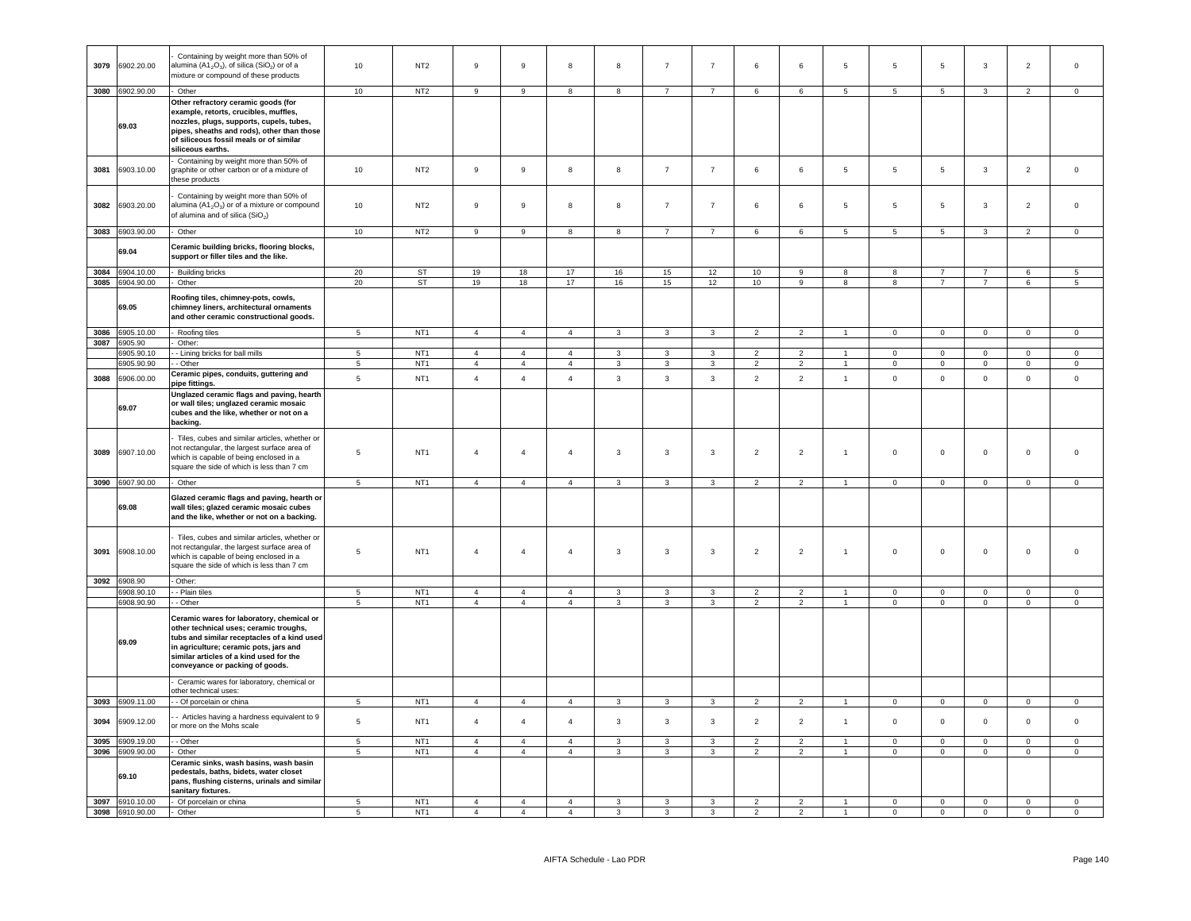| 3079 | 6902.20.00 | - Containing by weight more than 50% of alumina ($Al_2O_3$), of silica ($SiO_2$) or of a mixture or compound of these products | 10 | NT2 | 9 | 9 | 8 | 8 | 7 | 7 | 6 | 6 | 5 | 5 | 5 | 3 | 2 | 0 |
|---|---|---|---|---|---|---|---|---|---|---|---|---|---|---|---|---|---|---|
| 3080 | 6902.90.00 | - Other | 10 | NT2 | 9 | 9 | 8 | 8 | 7 | 7 | 6 | 6 | 5 | 5 | 5 | 3 | 2 | 0 |
| | 69.03 | **Other refractory ceramic goods (for example, retorts, crucibles, muffles, nozzles, plugs, supports, cupels, tubes, pipes, sheaths and rods), other than those of siliceous fossil meals or of similar siliceous earths.** | | | | | | | | | | | | | | | | |
| 3081 | 6903.10.00 | - Containing by weight more than 50% of graphite or other carbon or of a mixture of these products | 10 | NT2 | 9 | 9 | 8 | 8 | 7 | 7 | 6 | 6 | 5 | 5 | 5 | 3 | 2 | 0 |
| 3082 | 6903.20.00 | - Containing by weight more than 50% of alumina ($Al_2O_3$) or of a mixture or compound of alumina and of silica ($SiO_2$) | 10 | NT2 | 9 | 9 | 8 | 8 | 7 | 7 | 6 | 6 | 5 | 5 | 5 | 3 | 2 | 0 |
| 3083 | 6903.90.00 | - Other | 10 | NT2 | 9 | 9 | 8 | 8 | 7 | 7 | 6 | 6 | 5 | 5 | 5 | 3 | 2 | 0 |
| | 69.04 | **Ceramic building bricks, flooring blocks, support or filler tiles and the like.** | | | | | | | | | | | | | | | | |
| 3084 | 6904.10.00 | - Building bricks | 20 | ST | 19 | 18 | 17 | 16 | 15 | 12 | 10 | 9 | 8 | 8 | 7 | 7 | 6 | 5 |
| 3085 | 6904.90.00 | - Other | 20 | ST | 19 | 18 | 17 | 16 | 15 | 12 | 10 | 9 | 8 | 8 | 7 | 7 | 6 | 5 |
| | 69.05 | **Roofing tiles, chimney-pots, cowls, chimney liners, architectural ornaments and other ceramic constructional goods.** | | | | | | | | | | | | | | | | |
| 3086 | 6905.10.00 | - Roofing tiles | 5 | NT1 | 4 | 4 | 4 | 3 | 3 | 3 | 2 | 2 | 1 | 0 | 0 | 0 | 0 | 0 |
| 3087 | 6905.90 | - Other: | | | | | | | | | | | | | | | | |
| | 6905.90.10 | - - Lining bricks for ball mills | 5 | NT1 | 4 | 4 | 4 | 3 | 3 | 3 | 2 | 2 | 1 | 0 | 0 | 0 | 0 | 0 |
| | 6905.90.90 | - - Other | 5 | NT1 | 4 | 4 | 4 | 3 | 3 | 3 | 2 | 2 | 1 | 0 | 0 | 0 | 0 | 0 |
| 3088 | 6906.00.00 | **Ceramic pipes, conduits, guttering and pipe fittings.** | 5 | NT1 | 4 | 4 | 4 | 3 | 3 | 3 | 2 | 2 | 1 | 0 | 0 | 0 | 0 | 0 |
| | 69.07 | **Unglazed ceramic flags and paving, hearth or wall tiles; unglazed ceramic mosaic cubes and the like, whether or not on a backing.** | | | | | | | | | | | | | | | | |
| 3089 | 6907.10.00 | - Tiles, cubes and similar articles, whether or not rectangular, the largest surface area of which is capable of being enclosed in a square the side of which is less than 7 cm | 5 | NT1 | 4 | 4 | 4 | 3 | 3 | 3 | 2 | 2 | 1 | 0 | 0 | 0 | 0 | 0 |
| 3090 | 6907.90.00 | - Other | 5 | NT1 | 4 | 4 | 4 | 3 | 3 | 3 | 2 | 2 | 1 | 0 | 0 | 0 | 0 | 0 |
| | 69.08 | **Glazed ceramic flags and paving, hearth or wall tiles; glazed ceramic mosaic cubes and the like, whether or not on a backing.** | | | | | | | | | | | | | | | | |
| 3091 | 6908.10.00 | - Tiles, cubes and similar articles, whether or not rectangular, the largest surface area of which is capable of being enclosed in a square the side of which is less than 7 cm | 5 | NT1 | 4 | 4 | 4 | 3 | 3 | 3 | 2 | 2 | 1 | 0 | 0 | 0 | 0 | 0 |
| 3092 | 6908.90 | - Other: | | | | | | | | | | | | | | | | |
| | 6908.90.10 | - - Plain tiles | 5 | NT1 | 4 | 4 | 4 | 3 | 3 | 3 | 2 | 2 | 1 | 0 | 0 | 0 | 0 | 0 |
| | 6908.90.90 | - - Other | 5 | NT1 | 4 | 4 | 4 | 3 | 3 | 3 | 2 | 2 | 1 | 0 | 0 | 0 | 0 | 0 |
| | 69.09 | **Ceramic wares for laboratory, chemical or other technical uses; ceramic troughs, tubs and similar receptacles of a kind used in agriculture; ceramic pots, jars and similar articles of a kind used for the conveyance or packing of goods.** | | | | | | | | | | | | | | | | |
| | | - Ceramic wares for laboratory, chemical or other technical uses: | | | | | | | | | | | | | | | | |
| 3093 | 6909.11.00 | - - Of porcelain or china | 5 | NT1 | 4 | 4 | 4 | 3 | 3 | 3 | 2 | 2 | 1 | 0 | 0 | 0 | 0 | 0 |
| 3094 | 6909.12.00 | - - Articles having a hardness equivalent to 9 or more on the Mohs scale | 5 | NT1 | 4 | 4 | 4 | 3 | 3 | 3 | 2 | 2 | 1 | 0 | 0 | 0 | 0 | 0 |
| 3095 | 6909.19.00 | - - Other | 5 | NT1 | 4 | 4 | 4 | 3 | 3 | 3 | 2 | 2 | 1 | 0 | 0 | 0 | 0 | 0 |
| 3096 | 6909.90.00 | - Other | 5 | NT1 | 4 | 4 | 4 | 3 | 3 | 3 | 2 | 2 | 1 | 0 | 0 | 0 | 0 | 0 |
| | 69.10 | **Ceramic sinks, wash basins, wash basin pedestals, baths, bidets, water closet pans, flushing cisterns, urinals and similar sanitary fixtures.** | | | | | | | | | | | | | | | | |
| 3097 | 6910.10.00 | - Of porcelain or china | 5 | NT1 | 4 | 4 | 4 | 3 | 3 | 3 | 2 | 2 | 1 | 0 | 0 | 0 | 0 | 0 |
| 3098 | 6910.90.00 | - Other | 5 | NT1 | 4 | 4 | 4 | 3 | 3 | 3 | 2 | 2 | 1 | 0 | 0 | 0 | 0 | 0 |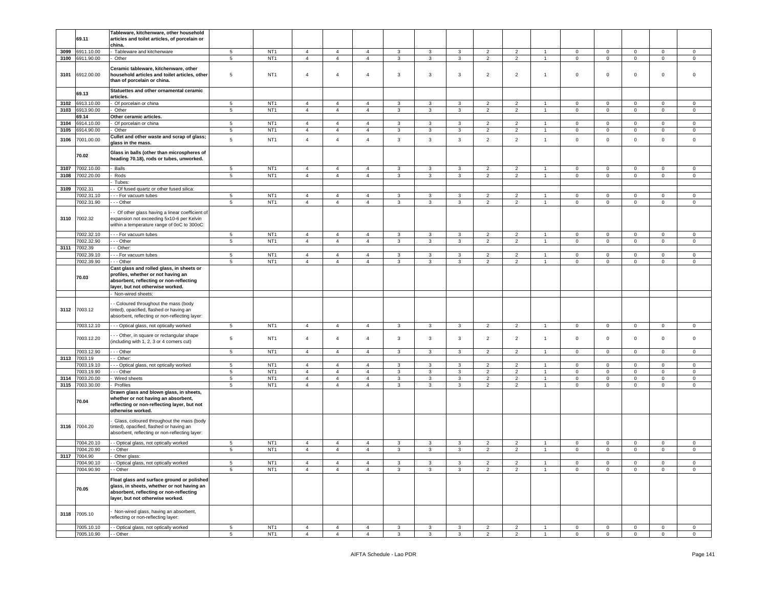| | 69.11 | Tableware, kitchenware, other household articles and toilet articles, of porcelain or china. | | | | | | | | | | | | | | | | |
|---|---|---|---|---|---|---|---|---|---|---|---|---|---|---|---|---|---|---|
| 3099 | 6911.10.00 | - Tableware and kitchenware | 5 | NT1 | 4 | 4 | 4 | 3 | 3 | 3 | 2 | 2 | 1 | 0 | 0 | 0 | 0 | 0 |
| 3100 | 6911.90.00 | - Other | 5 | NT1 | 4 | 4 | 4 | 3 | 3 | 3 | 2 | 2 | 1 | 0 | 0 | 0 | 0 | 0 |
| 3101 | 6912.00.00 | Ceramic tableware, kitchenware, other household articles and toilet articles, other than of porcelain or china. | 5 | NT1 | 4 | 4 | 4 | 3 | 3 | 3 | 2 | 2 | 1 | 0 | 0 | 0 | 0 | 0 |
| | 69.13 | Statuettes and other ornamental ceramic articles. | | | | | | | | | | | | | | | | |
| 3102 | 6913.10.00 | - Of porcelain or china | 5 | NT1 | 4 | 4 | 4 | 3 | 3 | 3 | 2 | 2 | 1 | 0 | 0 | 0 | 0 | 0 |
| 3103 | 6913.90.00 | - Other | 5 | NT1 | 4 | 4 | 4 | 3 | 3 | 3 | 2 | 2 | 1 | 0 | 0 | 0 | 0 | 0 |
| | 69.14 | Other ceramic articles. | | | | | | | | | | | | | | | | |
| 3104 | 6914.10.00 | - Of porcelain or china | 5 | NT1 | 4 | 4 | 4 | 3 | 3 | 3 | 2 | 2 | 1 | 0 | 0 | 0 | 0 | 0 |
| 3105 | 6914.90.00 | - Other | 5 | NT1 | 4 | 4 | 4 | 3 | 3 | 3 | 2 | 2 | 1 | 0 | 0 | 0 | 0 | 0 |
| 3106 | 7001.00.00 | Cullet and other waste and scrap of glass; glass in the mass. | 5 | NT1 | 4 | 4 | 4 | 3 | 3 | 3 | 2 | 2 | 1 | 0 | 0 | 0 | 0 | 0 |
| | 70.02 | Glass in balls (other than microspheres of heading 70.18), rods or tubes, unworked. | | | | | | | | | | | | | | | | |
| 3107 | 7002.10.00 | - Balls | 5 | NT1 | 4 | 4 | 4 | 3 | 3 | 3 | 2 | 2 | 1 | 0 | 0 | 0 | 0 | 0 |
| 3108 | 7002.20.00 | - Rods | 5 | NT1 | 4 | 4 | 4 | 3 | 3 | 3 | 2 | 2 | 1 | 0 | 0 | 0 | 0 | 0 |
| | | - Tubes: | | | | | | | | | | | | | | | | |
| 3109 | 7002.31 | - - Of fused quartz or other fused silica: | | | | | | | | | | | | | | | | |
| | 7002.31.10 | - - - For vacuum tubes | 5 | NT1 | 4 | 4 | 4 | 3 | 3 | 3 | 2 | 2 | 1 | 0 | 0 | 0 | 0 | 0 |
| | 7002.31.90 | - - - Other | 5 | NT1 | 4 | 4 | 4 | 3 | 3 | 3 | 2 | 2 | 1 | 0 | 0 | 0 | 0 | 0 |
| 3110 | 7002.32 | - - Of other glass having a linear coefficient of expansion not exceeding 5x10-6 per Kelvin within a temperature range of 0oC to 300oC: | | | | | | | | | | | | | | | | |
| | 7002.32.10 | - - - For vacuum tubes | 5 | NT1 | 4 | 4 | 4 | 3 | 3 | 3 | 2 | 2 | 1 | 0 | 0 | 0 | 0 | 0 |
| | 7002.32.90 | - - - Other | 5 | NT1 | 4 | 4 | 4 | 3 | 3 | 3 | 2 | 2 | 1 | 0 | 0 | 0 | 0 | 0 |
| 3111 | 7002.39 | - - Other: | | | | | | | | | | | | | | | | |
| | 7002.39.10 | - - - For vacuum tubes | 5 | NT1 | 4 | 4 | 4 | 3 | 3 | 3 | 2 | 2 | 1 | 0 | 0 | 0 | 0 | 0 |
| | 7002.39.90 | - - - Other | 5 | NT1 | 4 | 4 | 4 | 3 | 3 | 3 | 2 | 2 | 1 | 0 | 0 | 0 | 0 | 0 |
| | 70.03 | Cast glass and rolled glass, in sheets or profiles, whether or not having an absorbent, reflecting or non-reflecting layer, but not otherwise worked. | | | | | | | | | | | | | | | | |
| | | - Non-wired sheets: | | | | | | | | | | | | | | | | |
| 3112 | 7003.12 | - - Coloured throughout the mass (body tinted), opacified, flashed or having an absorbent, reflecting or non-reflecting layer: | | | | | | | | | | | | | | | | |
| | 7003.12.10 | - - - Optical glass, not optically worked | 5 | NT1 | 4 | 4 | 4 | 3 | 3 | 3 | 2 | 2 | 1 | 0 | 0 | 0 | 0 | 0 |
| | 7003.12.20 | - - - Other, in square or rectangular shape (including with 1, 2, 3 or 4 corners cut) | 5 | NT1 | 4 | 4 | 4 | 3 | 3 | 3 | 2 | 2 | 1 | 0 | 0 | 0 | 0 | 0 |
| | 7003.12.90 | - - - Other | 5 | NT1 | 4 | 4 | 4 | 3 | 3 | 3 | 2 | 2 | 1 | 0 | 0 | 0 | 0 | 0 |
| 3113 | 7003.19 | - - Other: | | | | | | | | | | | | | | | | |
| | 7003.19.10 | - - - Optical glass, not optically worked | 5 | NT1 | 4 | 4 | 4 | 3 | 3 | 3 | 2 | 2 | 1 | 0 | 0 | 0 | 0 | 0 |
| | 7003.19.90 | - - - Other | 5 | NT1 | 4 | 4 | 4 | 3 | 3 | 3 | 2 | 2 | 1 | 0 | 0 | 0 | 0 | 0 |
| 3114 | 7003.20.00 | - Wired sheets | 5 | NT1 | 4 | 4 | 4 | 3 | 3 | 3 | 2 | 2 | 1 | 0 | 0 | 0 | 0 | 0 |
| 3115 | 7003.30.00 | - Profiles | 5 | NT1 | 4 | 4 | 4 | 3 | 3 | 3 | 2 | 2 | 1 | 0 | 0 | 0 | 0 | 0 |
| | 70.04 | Drawn glass and blown glass, in sheets, whether or not having an absorbent, reflecting or non-reflecting layer, but not otherwise worked. | | | | | | | | | | | | | | | | |
| 3116 | 7004.20 | - Glass, coloured throughout the mass (body tinted), opacified, flashed or having an absorbent, reflecting or non-reflecting layer: | | | | | | | | | | | | | | | | |
| | 7004.20.10 | - - Optical glass, not optically worked | 5 | NT1 | 4 | 4 | 4 | 3 | 3 | 3 | 2 | 2 | 1 | 0 | 0 | 0 | 0 | 0 |
| | 7004.20.90 | - - Other | 5 | NT1 | 4 | 4 | 4 | 3 | 3 | 3 | 2 | 2 | 1 | 0 | 0 | 0 | 0 | 0 |
| 3117 | 7004.90 | - Other glass: | | | | | | | | | | | | | | | | |
| | 7004.90.10 | - - Optical glass, not optically worked | 5 | NT1 | 4 | 4 | 4 | 3 | 3 | 3 | 2 | 2 | 1 | 0 | 0 | 0 | 0 | 0 |
| | 7004.90.90 | - - Other | 5 | NT1 | 4 | 4 | 4 | 3 | 3 | 3 | 2 | 2 | 1 | 0 | 0 | 0 | 0 | 0 |
| | 70.05 | Float glass and surface ground or polished glass, in sheets, whether or not having an absorbent, reflecting or non-reflecting layer, but not otherwise worked. | | | | | | | | | | | | | | | | |
| 3118 | 7005.10 | - Non-wired glass, having an absorbent, reflecting or non-reflecting layer: | | | | | | | | | | | | | | | | |
| | 7005.10.10 | - - Optical glass, not optically worked | 5 | NT1 | 4 | 4 | 4 | 3 | 3 | 3 | 2 | 2 | 1 | 0 | 0 | 0 | 0 | 0 |
| | 7005.10.90 | - - Other | 5 | NT1 | 4 | 4 | 4 | 3 | 3 | 3 | 2 | 2 | 1 | 0 | 0 | 0 | 0 | 0 |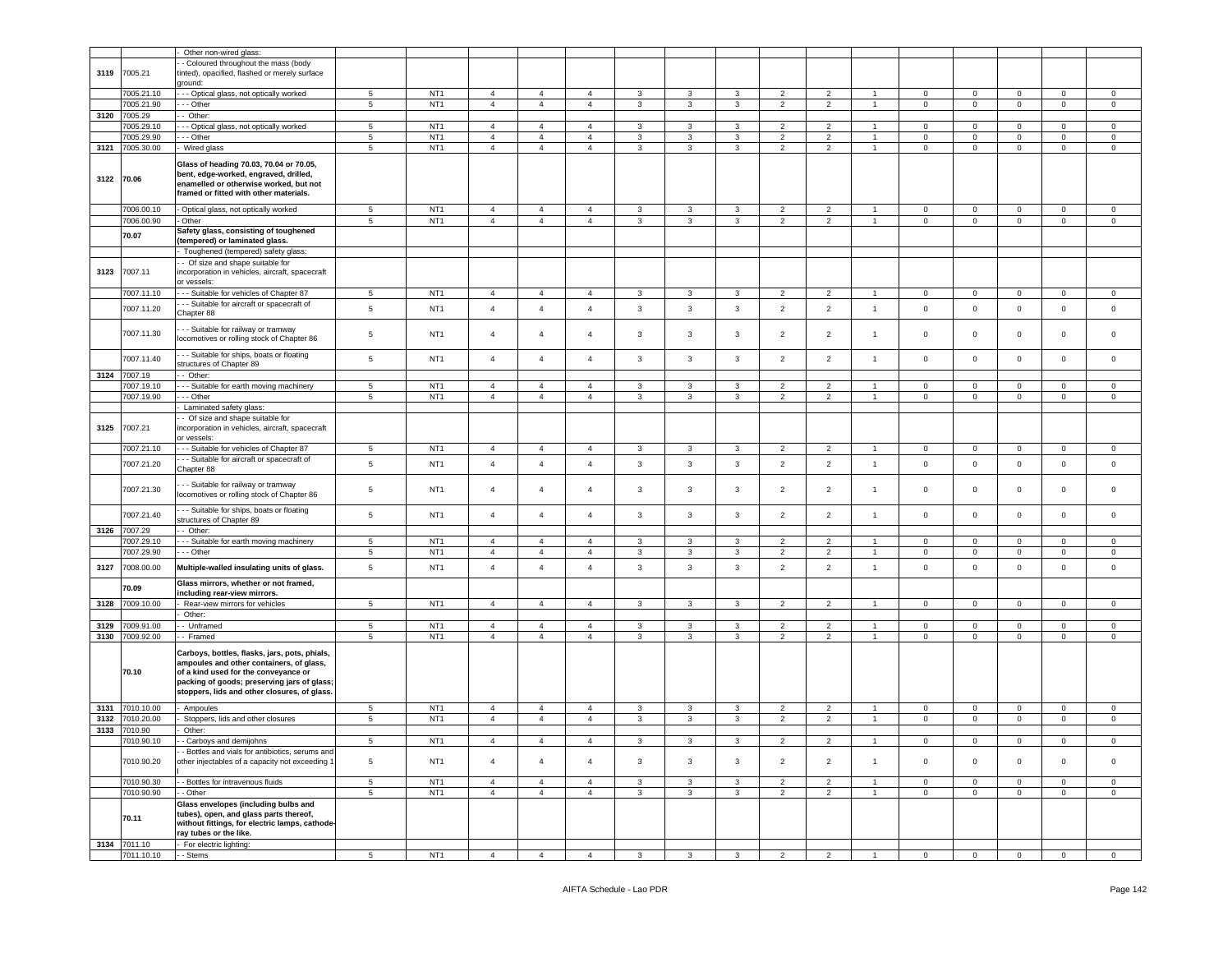| | | | | | | | | | | | | | | | | | |
|---|---|---|---|---|---|---|---|---|---|---|---|---|---|---|---|---|---|
| | | - Other non-wired glass: | | | | | | | | | | | | | | | |
| 3119 | 7005.21 | - - Coloured throughout the mass (body tinted), opacified, flashed or merely surface ground: | | | | | | | | | | | | | | | |
| | 7005.21.10 | - - - Optical glass, not optically worked | 5 | NT1 | 4 | 4 | 4 | 3 | 3 | 3 | 2 | 2 | 1 | 0 | 0 | 0 | 0 | 0 |
| | 7005.21.90 | - - - Other | 5 | NT1 | 4 | 4 | 4 | 3 | 3 | 3 | 2 | 2 | 1 | 0 | 0 | 0 | 0 | 0 |
| 3120 | 7005.29 | - - Other: | | | | | | | | | | | | | | | |
| | 7005.29.10 | - - - Optical glass, not optically worked | 5 | NT1 | 4 | 4 | 4 | 3 | 3 | 3 | 2 | 2 | 1 | 0 | 0 | 0 | 0 | 0 |
| | 7005.29.90 | - - - Other | 5 | NT1 | 4 | 4 | 4 | 3 | 3 | 3 | 2 | 2 | 1 | 0 | 0 | 0 | 0 | 0 |
| 3121 | 7005.30.00 | - Wired glass | 5 | NT1 | 4 | 4 | 4 | 3 | 3 | 3 | 2 | 2 | 1 | 0 | 0 | 0 | 0 | 0 |
| 3122 | 70.06 | **Glass of heading 70.03, 70.04 or 70.05, bent, edge-worked, engraved, drilled, enamelled or otherwise worked, but not framed or fitted with other materials.** | | | | | | | | | | | | | | | |
| | 7006.00.10 | - Optical glass, not optically worked | 5 | NT1 | 4 | 4 | 4 | 3 | 3 | 3 | 2 | 2 | 1 | 0 | 0 | 0 | 0 | 0 |
| | 7006.00.90 | - Other | 5 | NT1 | 4 | 4 | 4 | 3 | 3 | 3 | 2 | 2 | 1 | 0 | 0 | 0 | 0 | 0 |
| | 70.07 | **Safety glass, consisting of toughened (tempered) or laminated glass.** | | | | | | | | | | | | | | | |
| | | - Toughened (tempered) safety glass: | | | | | | | | | | | | | | | |
| 3123 | 7007.11 | - - Of size and shape suitable for incorporation in vehicles, aircraft, spacecraft or vessels: | | | | | | | | | | | | | | | |
| | 7007.11.10 | - - - Suitable for vehicles of Chapter 87 | 5 | NT1 | 4 | 4 | 4 | 3 | 3 | 3 | 2 | 2 | 1 | 0 | 0 | 0 | 0 | 0 |
| | 7007.11.20 | - - - Suitable for aircraft or spacecraft of Chapter 88 | 5 | NT1 | 4 | 4 | 4 | 3 | 3 | 3 | 2 | 2 | 1 | 0 | 0 | 0 | 0 | 0 |
| | 7007.11.30 | - - - Suitable for railway or tramway locomotives or rolling stock of Chapter 86 | 5 | NT1 | 4 | 4 | 4 | 3 | 3 | 3 | 2 | 2 | 1 | 0 | 0 | 0 | 0 | 0 |
| | 7007.11.40 | - - - Suitable for ships, boats or floating structures of Chapter 89 | 5 | NT1 | 4 | 4 | 4 | 3 | 3 | 3 | 2 | 2 | 1 | 0 | 0 | 0 | 0 | 0 |
| 3124 | 7007.19 | - - Other: | | | | | | | | | | | | | | | |
| | 7007.19.10 | - - - Suitable for earth moving machinery | 5 | NT1 | 4 | 4 | 4 | 3 | 3 | 3 | 2 | 2 | 1 | 0 | 0 | 0 | 0 | 0 |
| | 7007.19.90 | - - - Other | 5 | NT1 | 4 | 4 | 4 | 3 | 3 | 3 | 2 | 2 | 1 | 0 | 0 | 0 | 0 | 0 |
| | | - Laminated safety glass: | | | | | | | | | | | | | | | |
| 3125 | 7007.21 | - - Of size and shape suitable for incorporation in vehicles, aircraft, spacecraft or vessels: | | | | | | | | | | | | | | | |
| | 7007.21.10 | - - - Suitable for vehicles of Chapter 87 | 5 | NT1 | 4 | 4 | 4 | 3 | 3 | 3 | 2 | 2 | 1 | 0 | 0 | 0 | 0 | 0 |
| | 7007.21.20 | - - - Suitable for aircraft or spacecraft of Chapter 88 | 5 | NT1 | 4 | 4 | 4 | 3 | 3 | 3 | 2 | 2 | 1 | 0 | 0 | 0 | 0 | 0 |
| | 7007.21.30 | - - - Suitable for railway or tramway locomotives or rolling stock of Chapter 86 | 5 | NT1 | 4 | 4 | 4 | 3 | 3 | 3 | 2 | 2 | 1 | 0 | 0 | 0 | 0 | 0 |
| | 7007.21.40 | - - - Suitable for ships, boats or floating structures of Chapter 89 | 5 | NT1 | 4 | 4 | 4 | 3 | 3 | 3 | 2 | 2 | 1 | 0 | 0 | 0 | 0 | 0 |
| 3126 | 7007.29 | - - Other: | | | | | | | | | | | | | | | |
| | 7007.29.10 | - - - Suitable for earth moving machinery | 5 | NT1 | 4 | 4 | 4 | 3 | 3 | 3 | 2 | 2 | 1 | 0 | 0 | 0 | 0 | 0 |
| | 7007.29.90 | - - - Other | 5 | NT1 | 4 | 4 | 4 | 3 | 3 | 3 | 2 | 2 | 1 | 0 | 0 | 0 | 0 | 0 |
| 3127 | 7008.00.00 | **Multiple-walled insulating units of glass.** | 5 | NT1 | 4 | 4 | 4 | 3 | 3 | 3 | 2 | 2 | 1 | 0 | 0 | 0 | 0 | 0 |
| | 70.09 | **Glass mirrors, whether or not framed, including rear-view mirrors.** | | | | | | | | | | | | | | | |
| 3128 | 7009.10.00 | - Rear-view mirrors for vehicles | 5 | NT1 | 4 | 4 | 4 | 3 | 3 | 3 | 2 | 2 | 1 | 0 | 0 | 0 | 0 | 0 |
| | | - Other: | | | | | | | | | | | | | | | |
| 3129 | 7009.91.00 | - - Unframed | 5 | NT1 | 4 | 4 | 4 | 3 | 3 | 3 | 2 | 2 | 1 | 0 | 0 | 0 | 0 | 0 |
| 3130 | 7009.92.00 | - - Framed | 5 | NT1 | 4 | 4 | 4 | 3 | 3 | 3 | 2 | 2 | 1 | 0 | 0 | 0 | 0 | 0 |
| | 70.10 | **Carboys, bottles, flasks, jars, pots, phials, ampoules and other containers, of glass, of a kind used for the conveyance or packing of goods; preserving jars of glass; stoppers, lids and other closures, of glass.** | | | | | | | | | | | | | | | |
| 3131 | 7010.10.00 | - Ampoules | 5 | NT1 | 4 | 4 | 4 | 3 | 3 | 3 | 2 | 2 | 1 | 0 | 0 | 0 | 0 | 0 |
| 3132 | 7010.20.00 | - Stoppers, lids and other closures | 5 | NT1 | 4 | 4 | 4 | 3 | 3 | 3 | 2 | 2 | 1 | 0 | 0 | 0 | 0 | 0 |
| 3133 | 7010.90 | - Other: | | | | | | | | | | | | | | | |
| | 7010.90.10 | - - Carboys and demijohns | 5 | NT1 | 4 | 4 | 4 | 3 | 3 | 3 | 2 | 2 | 1 | 0 | 0 | 0 | 0 | 0 |
| | 7010.90.20 | - - Bottles and vials for antibiotics, serums and other injectables of a capacity not exceeding 1 l | 5 | NT1 | 4 | 4 | 4 | 3 | 3 | 3 | 2 | 2 | 1 | 0 | 0 | 0 | 0 | 0 |
| | 7010.90.30 | - - Bottles for intravenous fluids | 5 | NT1 | 4 | 4 | 4 | 3 | 3 | 3 | 2 | 2 | 1 | 0 | 0 | 0 | 0 | 0 |
| | 7010.90.90 | - - Other | 5 | NT1 | 4 | 4 | 4 | 3 | 3 | 3 | 2 | 2 | 1 | 0 | 0 | 0 | 0 | 0 |
| | 70.11 | **Glass envelopes (including bulbs and tubes), open, and glass parts thereof, without fittings, for electric lamps, cathode-ray tubes or the like.** | | | | | | | | | | | | | | | |
| 3134 | 7011.10 | - For electric lighting: | | | | | | | | | | | | | | | |
| | 7011.10.10 | - - Stems | 5 | NT1 | 4 | 4 | 4 | 3 | 3 | 3 | 2 | 2 | 1 | 0 | 0 | 0 | 0 | 0 |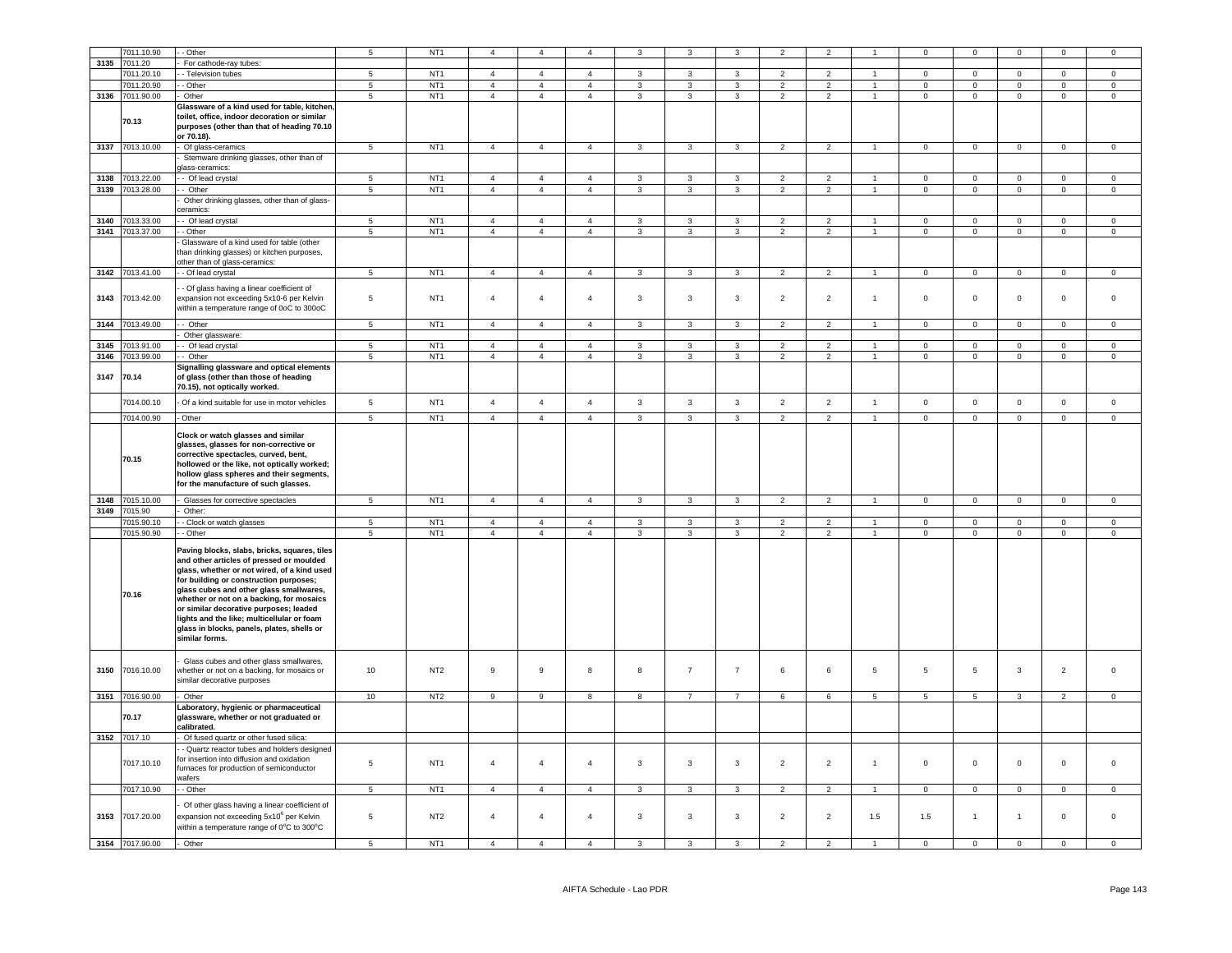|  | 7011.10.90 | - - Other | 5 | NT1 | 4 | 4 | 4 | 3 | 3 | 3 | 2 | 2 | 1 | 0 | 0 | 0 | 0 | 0 |
|---|---|---|---|---|---|---|---|---|---|---|---|---|---|---|---|---|---|---|
| 3135 | 7011.20 | - For cathode-ray tubes: | | | | | | | | | | | | | | | | |
|  | 7011.20.10 | - - Television tubes | 5 | NT1 | 4 | 4 | 4 | 3 | 3 | 3 | 2 | 2 | 1 | 0 | 0 | 0 | 0 | 0 |
|  | 7011.20.90 | - - Other | 5 | NT1 | 4 | 4 | 4 | 3 | 3 | 3 | 2 | 2 | 1 | 0 | 0 | 0 | 0 | 0 |
| 3136 | 7011.90.00 | - Other | 5 | NT1 | 4 | 4 | 4 | 3 | 3 | 3 | 2 | 2 | 1 | 0 | 0 | 0 | 0 | 0 |
|  | 70.13 | **Glassware of a kind used for table, kitchen, toilet, office, indoor decoration or similar purposes (other than that of heading 70.10 or 70.18).** | | | | | | | | | | | | | | | | |
| 3137 | 7013.10.00 | - Of glass-ceramics | 5 | NT1 | 4 | 4 | 4 | 3 | 3 | 3 | 2 | 2 | 1 | 0 | 0 | 0 | 0 | 0 |
|  |  | - Stemware drinking glasses, other than of glass-ceramics: | | | | | | | | | | | | | | | | |
| 3138 | 7013.22.00 | - - Of lead crystal | 5 | NT1 | 4 | 4 | 4 | 3 | 3 | 3 | 2 | 2 | 1 | 0 | 0 | 0 | 0 | 0 |
| 3139 | 7013.28.00 | - - Other | 5 | NT1 | 4 | 4 | 4 | 3 | 3 | 3 | 2 | 2 | 1 | 0 | 0 | 0 | 0 | 0 |
|  |  | - Other drinking glasses, other than of glass-ceramics: | | | | | | | | | | | | | | | | |
| 3140 | 7013.33.00 | - - Of lead crystal | 5 | NT1 | 4 | 4 | 4 | 3 | 3 | 3 | 2 | 2 | 1 | 0 | 0 | 0 | 0 | 0 |
| 3141 | 7013.37.00 | - - Other | 5 | NT1 | 4 | 4 | 4 | 3 | 3 | 3 | 2 | 2 | 1 | 0 | 0 | 0 | 0 | 0 |
|  |  | - Glassware of a kind used for table (other than drinking glasses) or kitchen purposes, other than of glass-ceramics: | | | | | | | | | | | | | | | | |
| 3142 | 7013.41.00 | - - Of lead crystal | 5 | NT1 | 4 | 4 | 4 | 3 | 3 | 3 | 2 | 2 | 1 | 0 | 0 | 0 | 0 | 0 |
| 3143 | 7013.42.00 | - - Of glass having a linear coefficient of expansion not exceeding 5x10-6 per Kelvin within a temperature range of 0oC to 300oC | 5 | NT1 | 4 | 4 | 4 | 3 | 3 | 3 | 2 | 2 | 1 | 0 | 0 | 0 | 0 | 0 |
| 3144 | 7013.49.00 | - - Other | 5 | NT1 | 4 | 4 | 4 | 3 | 3 | 3 | 2 | 2 | 1 | 0 | 0 | 0 | 0 | 0 |
|  |  | - Other glassware: | | | | | | | | | | | | | | | | |
| 3145 | 7013.91.00 | - - Of lead crystal | 5 | NT1 | 4 | 4 | 4 | 3 | 3 | 3 | 2 | 2 | 1 | 0 | 0 | 0 | 0 | 0 |
| 3146 | 7013.99.00 | - - Other | 5 | NT1 | 4 | 4 | 4 | 3 | 3 | 3 | 2 | 2 | 1 | 0 | 0 | 0 | 0 | 0 |
| 3147 | 70.14 | **Signalling glassware and optical elements of glass (other than those of heading 70.15), not optically worked.** | | | | | | | | | | | | | | | | |
|  | 7014.00.10 | - Of a kind suitable for use in motor vehicles | 5 | NT1 | 4 | 4 | 4 | 3 | 3 | 3 | 2 | 2 | 1 | 0 | 0 | 0 | 0 | 0 |
|  | 7014.00.90 | - Other | 5 | NT1 | 4 | 4 | 4 | 3 | 3 | 3 | 2 | 2 | 1 | 0 | 0 | 0 | 0 | 0 |
|  | 70.15 | **Clock or watch glasses and similar glasses, glasses for non-corrective or corrective spectacles, curved, bent, hollowed or the like, not optically worked; hollow glass spheres and their segments, for the manufacture of such glasses.** | | | | | | | | | | | | | | | | |
| 3148 | 7015.10.00 | - Glasses for corrective spectacles | 5 | NT1 | 4 | 4 | 4 | 3 | 3 | 3 | 2 | 2 | 1 | 0 | 0 | 0 | 0 | 0 |
| 3149 | 7015.90 | - Other: | | | | | | | | | | | | | | | | |
|  | 7015.90.10 | - - Clock or watch glasses | 5 | NT1 | 4 | 4 | 4 | 3 | 3 | 3 | 2 | 2 | 1 | 0 | 0 | 0 | 0 | 0 |
|  | 7015.90.90 | - - Other | 5 | NT1 | 4 | 4 | 4 | 3 | 3 | 3 | 2 | 2 | 1 | 0 | 0 | 0 | 0 | 0 |
|  | 70.16 | **Paving blocks, slabs, bricks, squares, tiles and other articles of pressed or moulded glass, whether or not wired, of a kind used for building or construction purposes; glass cubes and other glass smallwares, whether or not on a backing, for mosaics or similar decorative purposes; leaded lights and the like; multicellular or foam glass in blocks, panels, plates, shells or similar forms.** | | | | | | | | | | | | | | | | |
| 3150 | 7016.10.00 | - Glass cubes and other glass smallwares, whether or not on a backing, for mosaics or similar decorative purposes | 10 | NT2 | 9 | 9 | 8 | 8 | 7 | 7 | 6 | 6 | 5 | 5 | 5 | 3 | 2 | 0 |
| 3151 | 7016.90.00 | - Other | 10 | NT2 | 9 | 9 | 8 | 8 | 7 | 7 | 6 | 6 | 5 | 5 | 5 | 3 | 2 | 0 |
|  | 70.17 | **Laboratory, hygienic or pharmaceutical glassware, whether or not graduated or calibrated.** | | | | | | | | | | | | | | | | |
| 3152 | 7017.10 | - Of fused quartz or other fused silica: | | | | | | | | | | | | | | | | |
|  | 7017.10.10 | - - Quartz reactor tubes and holders designed for insertion into diffusion and oxidation furnaces for production of semiconductor wafers | 5 | NT1 | 4 | 4 | 4 | 3 | 3 | 3 | 2 | 2 | 1 | 0 | 0 | 0 | 0 | 0 |
|  | 7017.10.90 | - - Other | 5 | NT1 | 4 | 4 | 4 | 3 | 3 | 3 | 2 | 2 | 1 | 0 | 0 | 0 | 0 | 0 |
| 3153 | 7017.20.00 | - Of other glass having a linear coefficient of expansion not exceeding $5x10^{6}$ per Kelvin within a temperature range of $0^{o}C$ to $300^{o}C$ | 5 | NT2 | 4 | 4 | 4 | 3 | 3 | 3 | 2 | 2 | 1.5 | 1.5 | 1 | 1 | 0 | 0 |
| 3154 | 7017.90.00 | - Other | 5 | NT1 | 4 | 4 | 4 | 3 | 3 | 3 | 2 | 2 | 1 | 0 | 0 | 0 | 0 | 0 |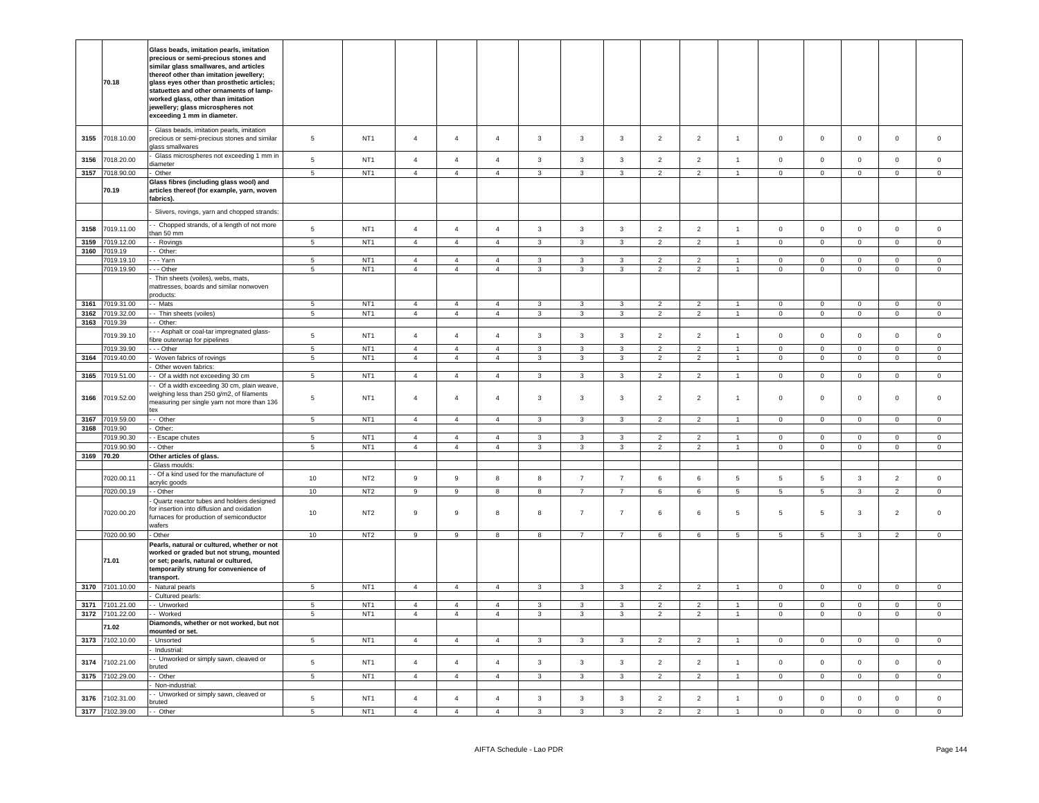| | | | | | | | | | | | | | | | | | |
|---|---|---|---|---|---|---|---|---|---|---|---|---|---|---|---|---|---|
| | 70.18 | **Glass beads, imitation pearls, imitation precious or semi-precious stones and similar glass smallwares, and articles thereof other than imitation jewellery; glass eyes other than prosthetic articles; statuettes and other ornaments of lamp-worked glass, other than imitation jewellery; glass microspheres not exceeding 1 mm in diameter.** | | | | | | | | | | | | | | | |
| 3155 | 7018.10.00 | - Glass beads, imitation pearls, imitation precious or semi-precious stones and similar glass smallwares | 5 | NT1 | 4 | 4 | 4 | 3 | 3 | 3 | 2 | 2 | 1 | 0 | 0 | 0 | 0 | 0 |
| 3156 | 7018.20.00 | - Glass microspheres not exceeding 1 mm in diameter | 5 | NT1 | 4 | 4 | 4 | 3 | 3 | 3 | 2 | 2 | 1 | 0 | 0 | 0 | 0 | 0 |
| 3157 | 7018.90.00 | - Other | 5 | NT1 | 4 | 4 | 4 | 3 | 3 | 3 | 2 | 2 | 1 | 0 | 0 | 0 | 0 | 0 |
| | 70.19 | **Glass fibres (including glass wool) and articles thereof (for example, yarn, woven fabrics).** | | | | | | | | | | | | | | | | |
| | | - Slivers, rovings, yarn and chopped strands: | | | | | | | | | | | | | | | | |
| 3158 | 7019.11.00 | - - Chopped strands, of a length of not more than 50 mm | 5 | NT1 | 4 | 4 | 4 | 3 | 3 | 3 | 2 | 2 | 1 | 0 | 0 | 0 | 0 | 0 |
| 3159 | 7019.12.00 | - - Rovings | 5 | NT1 | 4 | 4 | 4 | 3 | 3 | 3 | 2 | 2 | 1 | 0 | 0 | 0 | 0 | 0 |
| 3160 | 7019.19 | - - Other: | | | | | | | | | | | | | | | | |
| | 7019.19.10 | - - - Yarn | 5 | NT1 | 4 | 4 | 4 | 3 | 3 | 3 | 2 | 2 | 1 | 0 | 0 | 0 | 0 | 0 |
| | 7019.19.90 | - - - Other | 5 | NT1 | 4 | 4 | 4 | 3 | 3 | 3 | 2 | 2 | 1 | 0 | 0 | 0 | 0 | 0 |
| | | - Thin sheets (voiles), webs, mats, mattresses, boards and similar nonwoven products: | | | | | | | | | | | | | | | | |
| 3161 | 7019.31.00 | - - Mats | 5 | NT1 | 4 | 4 | 4 | 3 | 3 | 3 | 2 | 2 | 1 | 0 | 0 | 0 | 0 | 0 |
| 3162 | 7019.32.00 | - - Thin sheets (voiles) | 5 | NT1 | 4 | 4 | 4 | 3 | 3 | 3 | 2 | 2 | 1 | 0 | 0 | 0 | 0 | 0 |
| 3163 | 7019.39 | - - Other: | | | | | | | | | | | | | | | | |
| | 7019.39.10 | - - - Asphalt or coal-tar impregnated glass-fibre outerwrap for pipelines | 5 | NT1 | 4 | 4 | 4 | 3 | 3 | 3 | 2 | 2 | 1 | 0 | 0 | 0 | 0 | 0 |
| | 7019.39.90 | - - - Other | 5 | NT1 | 4 | 4 | 4 | 3 | 3 | 3 | 2 | 2 | 1 | 0 | 0 | 0 | 0 | 0 |
| 3164 | 7019.40.00 | - Woven fabrics of rovings | 5 | NT1 | 4 | 4 | 4 | 3 | 3 | 3 | 2 | 2 | 1 | 0 | 0 | 0 | 0 | 0 |
| | | - Other woven fabrics: | | | | | | | | | | | | | | | | |
| 3165 | 7019.51.00 | - - Of a width not exceeding 30 cm | 5 | NT1 | 4 | 4 | 4 | 3 | 3 | 3 | 2 | 2 | 1 | 0 | 0 | 0 | 0 | 0 |
| 3166 | 7019.52.00 | - - Of a width exceeding 30 cm, plain weave, weighing less than 250 g/m2, of filaments measuring per single yarn not more than 136 tex | 5 | NT1 | 4 | 4 | 4 | 3 | 3 | 3 | 2 | 2 | 1 | 0 | 0 | 0 | 0 | 0 |
| 3167 | 7019.59.00 | - - Other | 5 | NT1 | 4 | 4 | 4 | 3 | 3 | 3 | 2 | 2 | 1 | 0 | 0 | 0 | 0 | 0 |
| 3168 | 7019.90 | - Other: | | | | | | | | | | | | | | | | |
| | 7019.90.30 | - - Escape chutes | 5 | NT1 | 4 | 4 | 4 | 3 | 3 | 3 | 2 | 2 | 1 | 0 | 0 | 0 | 0 | 0 |
| | 7019.90.90 | - - Other | 5 | NT1 | 4 | 4 | 4 | 3 | 3 | 3 | 2 | 2 | 1 | 0 | 0 | 0 | 0 | 0 |
| 3169 | 70.20 | **Other articles of glass.** | | | | | | | | | | | | | | | | |
| | | - Glass moulds: | | | | | | | | | | | | | | | | |
| | 7020.00.11 | - - Of a kind used for the manufacture of acrylic goods | 10 | NT2 | 9 | 9 | 8 | 8 | 7 | 7 | 6 | 6 | 5 | 5 | 5 | 3 | 2 | 0 |
| | 7020.00.19 | - - Other | 10 | NT2 | 9 | 9 | 8 | 8 | 7 | 7 | 6 | 6 | 5 | 5 | 5 | 3 | 2 | 0 |
| | 7020.00.20 | - Quartz reactor tubes and holders designed for insertion into diffusion and oxidation furnaces for production of semiconductor wafers | 10 | NT2 | 9 | 9 | 8 | 8 | 7 | 7 | 6 | 6 | 5 | 5 | 5 | 3 | 2 | 0 |
| | 7020.00.90 | - Other | 10 | NT2 | 9 | 9 | 8 | 8 | 7 | 7 | 6 | 6 | 5 | 5 | 5 | 3 | 2 | 0 |
| | 71.01 | **Pearls, natural or cultured, whether or not worked or graded but not strung, mounted or set; pearls, natural or cultured, temporarily strung for convenience of transport.** | | | | | | | | | | | | | | | | |
| 3170 | 7101.10.00 | - Natural pearls | 5 | NT1 | 4 | 4 | 4 | 3 | 3 | 3 | 2 | 2 | 1 | 0 | 0 | 0 | 0 | 0 |
| | | - Cultured pearls: | | | | | | | | | | | | | | | | |
| 3171 | 7101.21.00 | - - Unworked | 5 | NT1 | 4 | 4 | 4 | 3 | 3 | 3 | 2 | 2 | 1 | 0 | 0 | 0 | 0 | 0 |
| 3172 | 7101.22.00 | - - Worked | 5 | NT1 | 4 | 4 | 4 | 3 | 3 | 3 | 2 | 2 | 1 | 0 | 0 | 0 | 0 | 0 |
| | 71.02 | **Diamonds, whether or not worked, but not mounted or set.** | | | | | | | | | | | | | | | | |
| 3173 | 7102.10.00 | - Unsorted | 5 | NT1 | 4 | 4 | 4 | 3 | 3 | 3 | 2 | 2 | 1 | 0 | 0 | 0 | 0 | 0 |
| | | - Industrial: | | | | | | | | | | | | | | | | |
| 3174 | 7102.21.00 | - - Unworked or simply sawn, cleaved or bruted | 5 | NT1 | 4 | 4 | 4 | 3 | 3 | 3 | 2 | 2 | 1 | 0 | 0 | 0 | 0 | 0 |
| 3175 | 7102.29.00 | - - Other | 5 | NT1 | 4 | 4 | 4 | 3 | 3 | 3 | 2 | 2 | 1 | 0 | 0 | 0 | 0 | 0 |
| | | - Non-industrial: | | | | | | | | | | | | | | | | |
| 3176 | 7102.31.00 | - - Unworked or simply sawn, cleaved or bruted | 5 | NT1 | 4 | 4 | 4 | 3 | 3 | 3 | 2 | 2 | 1 | 0 | 0 | 0 | 0 | 0 |
| 3177 | 7102.39.00 | - - Other | 5 | NT1 | 4 | 4 | 4 | 3 | 3 | 3 | 2 | 2 | 1 | 0 | 0 | 0 | 0 | 0 |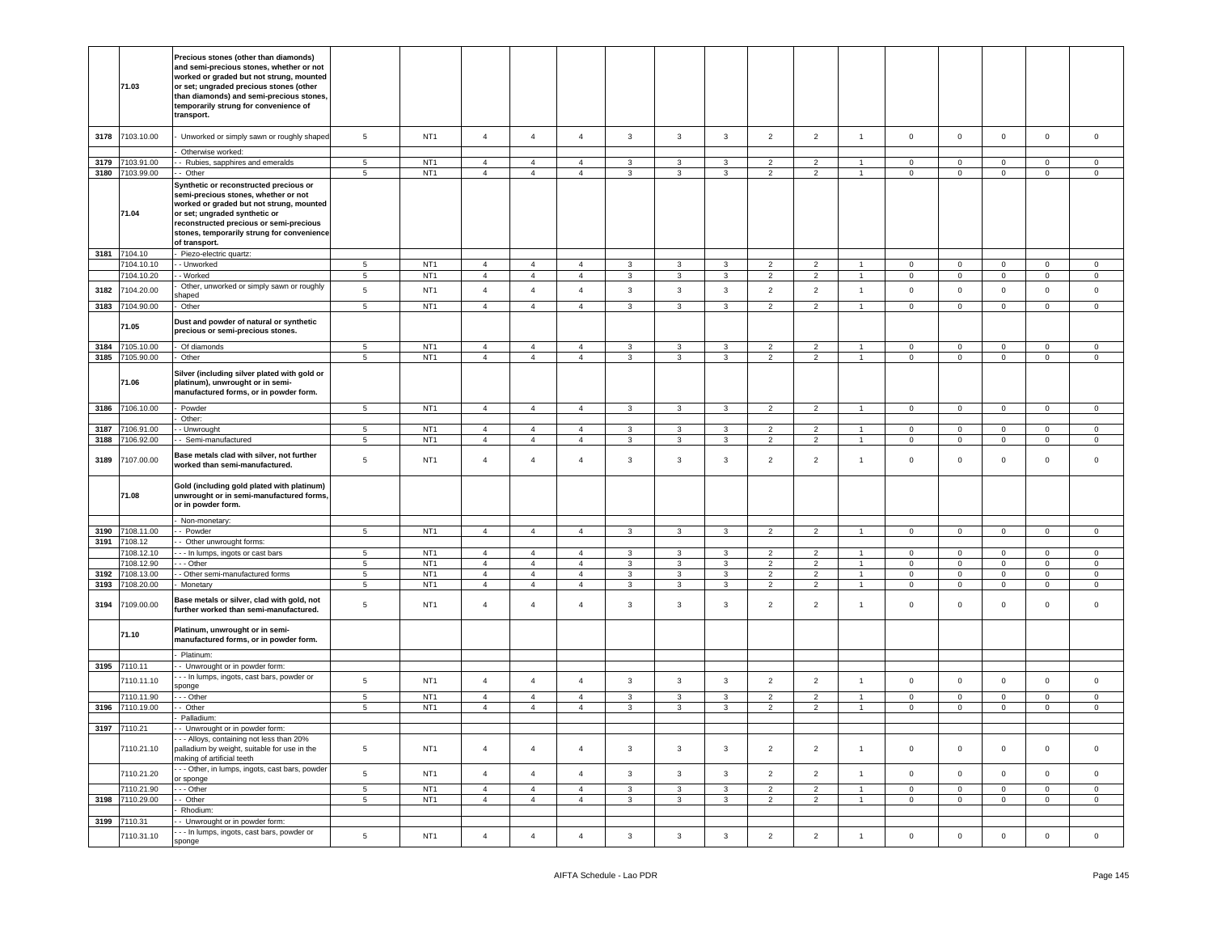| | | | | | | | | | | | | | | | | | |
|---|---|---|---|---|---|---|---|---|---|---|---|---|---|---|---|---|---|
| | **71.03** | **Precious stones (other than diamonds) and semi-precious stones, whether or not worked or graded but not strung, mounted or set; ungraded precious stones (other than diamonds) and semi-precious stones, temporarily strung for convenience of transport.** | | | | | | | | | | | | | | | |
| 3178 | 7103.10.00 | - Unworked or simply sawn or roughly shaped | 5 | NT1 | 4 | 4 | 4 | 3 | 3 | 3 | 2 | 2 | 1 | 0 | 0 | 0 | 0 | 0 |
| | | - Otherwise worked: | | | | | | | | | | | | | | | |
| 3179 | 7103.91.00 | - - Rubies, sapphires and emeralds | 5 | NT1 | 4 | 4 | 4 | 3 | 3 | 3 | 2 | 2 | 1 | 0 | 0 | 0 | 0 | 0 |
| 3180 | 7103.99.00 | - - Other | 5 | NT1 | 4 | 4 | 4 | 3 | 3 | 3 | 2 | 2 | 1 | 0 | 0 | 0 | 0 | 0 |
| | **71.04** | **Synthetic or reconstructed precious or semi-precious stones, whether or not worked or graded but not strung, mounted or set; ungraded synthetic or reconstructed precious or semi-precious stones, temporarily strung for convenience of transport.** | | | | | | | | | | | | | | | |
| 3181 | 7104.10 | - Piezo-electric quartz: | | | | | | | | | | | | | | | |
| | 7104.10.10 | - - Unworked | 5 | NT1 | 4 | 4 | 4 | 3 | 3 | 3 | 2 | 2 | 1 | 0 | 0 | 0 | 0 | 0 |
| | 7104.10.20 | - - Worked | 5 | NT1 | 4 | 4 | 4 | 3 | 3 | 3 | 2 | 2 | 1 | 0 | 0 | 0 | 0 | 0 |
| 3182 | 7104.20.00 | - Other, unworked or simply sawn or roughly shaped | 5 | NT1 | 4 | 4 | 4 | 3 | 3 | 3 | 2 | 2 | 1 | 0 | 0 | 0 | 0 | 0 |
| 3183 | 7104.90.00 | - Other | 5 | NT1 | 4 | 4 | 4 | 3 | 3 | 3 | 2 | 2 | 1 | 0 | 0 | 0 | 0 | 0 |
| | **71.05** | **Dust and powder of natural or synthetic precious or semi-precious stones.** | | | | | | | | | | | | | | | |
| 3184 | 7105.10.00 | - Of diamonds | 5 | NT1 | 4 | 4 | 4 | 3 | 3 | 3 | 2 | 2 | 1 | 0 | 0 | 0 | 0 | 0 |
| 3185 | 7105.90.00 | - Other | 5 | NT1 | 4 | 4 | 4 | 3 | 3 | 3 | 2 | 2 | 1 | 0 | 0 | 0 | 0 | 0 |
| | **71.06** | **Silver (including silver plated with gold or platinum), unwrought or in semi-manufactured forms, or in powder form.** | | | | | | | | | | | | | | | |
| 3186 | 7106.10.00 | - Powder | 5 | NT1 | 4 | 4 | 4 | 3 | 3 | 3 | 2 | 2 | 1 | 0 | 0 | 0 | 0 | 0 |
| | | - Other: | | | | | | | | | | | | | | | |
| 3187 | 7106.91.00 | - - Unwrought | 5 | NT1 | 4 | 4 | 4 | 3 | 3 | 3 | 2 | 2 | 1 | 0 | 0 | 0 | 0 | 0 |
| 3188 | 7106.92.00 | - - Semi-manufactured | 5 | NT1 | 4 | 4 | 4 | 3 | 3 | 3 | 2 | 2 | 1 | 0 | 0 | 0 | 0 | 0 |
| 3189 | 7107.00.00 | **Base metals clad with silver, not further worked than semi-manufactured.** | 5 | NT1 | 4 | 4 | 4 | 3 | 3 | 3 | 2 | 2 | 1 | 0 | 0 | 0 | 0 | 0 |
| | **71.08** | **Gold (including gold plated with platinum) unwrought or in semi-manufactured forms, or in powder form.** | | | | | | | | | | | | | | | |
| | | - Non-monetary: | | | | | | | | | | | | | | | |
| 3190 | 7108.11.00 | - - Powder | 5 | NT1 | 4 | 4 | 4 | 3 | 3 | 3 | 2 | 2 | 1 | 0 | 0 | 0 | 0 | 0 |
| 3191 | 7108.12 | - - Other unwrought forms: | | | | | | | | | | | | | | | |
| | 7108.12.10 | - - - In lumps, ingots or cast bars | 5 | NT1 | 4 | 4 | 4 | 3 | 3 | 3 | 2 | 2 | 1 | 0 | 0 | 0 | 0 | 0 |
| | 7108.12.90 | - - - Other | 5 | NT1 | 4 | 4 | 4 | 3 | 3 | 3 | 2 | 2 | 1 | 0 | 0 | 0 | 0 | 0 |
| 3192 | 7108.13.00 | - - Other semi-manufactured forms | 5 | NT1 | 4 | 4 | 4 | 3 | 3 | 3 | 2 | 2 | 1 | 0 | 0 | 0 | 0 | 0 |
| 3193 | 7108.20.00 | - Monetary | 5 | NT1 | 4 | 4 | 4 | 3 | 3 | 3 | 2 | 2 | 1 | 0 | 0 | 0 | 0 | 0 |
| 3194 | 7109.00.00 | **Base metals or silver, clad with gold, not further worked than semi-manufactured.** | 5 | NT1 | 4 | 4 | 4 | 3 | 3 | 3 | 2 | 2 | 1 | 0 | 0 | 0 | 0 | 0 |
| | **71.10** | **Platinum, unwrought or in semi-manufactured forms, or in powder form.** | | | | | | | | | | | | | | | |
| | | - Platinum: | | | | | | | | | | | | | | | |
| 3195 | 7110.11 | - - Unwrought or in powder form: | | | | | | | | | | | | | | | |
| | 7110.11.10 | - - - In lumps, ingots, cast bars, powder or sponge | 5 | NT1 | 4 | 4 | 4 | 3 | 3 | 3 | 2 | 2 | 1 | 0 | 0 | 0 | 0 | 0 |
| | 7110.11.90 | - - - Other | 5 | NT1 | 4 | 4 | 4 | 3 | 3 | 3 | 2 | 2 | 1 | 0 | 0 | 0 | 0 | 0 |
| 3196 | 7110.19.00 | - - Other | 5 | NT1 | 4 | 4 | 4 | 3 | 3 | 3 | 2 | 2 | 1 | 0 | 0 | 0 | 0 | 0 |
| | | - Palladium: | | | | | | | | | | | | | | | |
| 3197 | 7110.21 | - - Unwrought or in powder form: | | | | | | | | | | | | | | | |
| | 7110.21.10 | - - - Alloys, containing not less than 20% palladium by weight, suitable for use in the making of artificial teeth | 5 | NT1 | 4 | 4 | 4 | 3 | 3 | 3 | 2 | 2 | 1 | 0 | 0 | 0 | 0 | 0 |
| | 7110.21.20 | - - - Other, in lumps, ingots, cast bars, powder or sponge | 5 | NT1 | 4 | 4 | 4 | 3 | 3 | 3 | 2 | 2 | 1 | 0 | 0 | 0 | 0 | 0 |
| | 7110.21.90 | - - - Other | 5 | NT1 | 4 | 4 | 4 | 3 | 3 | 3 | 2 | 2 | 1 | 0 | 0 | 0 | 0 | 0 |
| 3198 | 7110.29.00 | - - Other | 5 | NT1 | 4 | 4 | 4 | 3 | 3 | 3 | 2 | 2 | 1 | 0 | 0 | 0 | 0 | 0 |
| | | - Rhodium: | | | | | | | | | | | | | | | |
| 3199 | 7110.31 | - - Unwrought or in powder form: | | | | | | | | | | | | | | | |
| | 7110.31.10 | - - - In lumps, ingots, cast bars, powder or sponge | 5 | NT1 | 4 | 4 | 4 | 3 | 3 | 3 | 2 | 2 | 1 | 0 | 0 | 0 | 0 | 0 |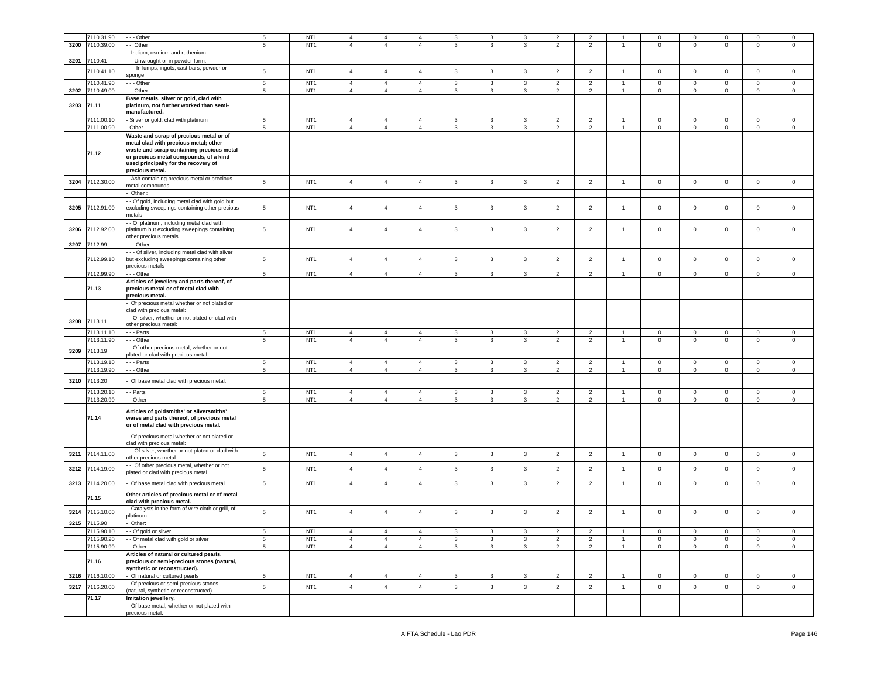| | 7110.31.90 | - - - Other | 5 | NT1 | 4 | 4 | 4 | 3 | 3 | 3 | 2 | 2 | 1 | 0 | 0 | 0 | 0 | 0 |
|---|---|---|---|---|---|---|---|---|---|---|---|---|---|---|---|---|---|---|
| 3200 | 7110.39.00 | - - Other | 5 | NT1 | 4 | 4 | 4 | 3 | 3 | 3 | 2 | 2 | 1 | 0 | 0 | 0 | 0 | 0 |
| | | - Iridium, osmium and ruthenium: | | | | | | | | | | | | | | | | |
| 3201 | 7110.41 | - - Unwrought or in powder form: | | | | | | | | | | | | | | | | |
| | 7110.41.10 | - - - In lumps, ingots, cast bars, powder or sponge | 5 | NT1 | 4 | 4 | 4 | 3 | 3 | 3 | 2 | 2 | 1 | 0 | 0 | 0 | 0 | 0 |
| | 7110.41.90 | - - - Other | 5 | NT1 | 4 | 4 | 4 | 3 | 3 | 3 | 2 | 2 | 1 | 0 | 0 | 0 | 0 | 0 |
| 3202 | 7110.49.00 | - - Other | 5 | NT1 | 4 | 4 | 4 | 3 | 3 | 3 | 2 | 2 | 1 | 0 | 0 | 0 | 0 | 0 |
| 3203 | 71.11 | **Base metals, silver or gold, clad with platinum, not further worked than semi-manufactured.** | | | | | | | | | | | | | | | | |
| | 7111.00.10 | - Silver or gold, clad with platinum | 5 | NT1 | 4 | 4 | 4 | 3 | 3 | 3 | 2 | 2 | 1 | 0 | 0 | 0 | 0 | 0 |
| | 7111.00.90 | - Other | 5 | NT1 | 4 | 4 | 4 | 3 | 3 | 3 | 2 | 2 | 1 | 0 | 0 | 0 | 0 | 0 |
| | 71.12 | **Waste and scrap of precious metal or of metal clad with precious metal; other waste and scrap containing precious metal or precious metal compounds, of a kind used principally for the recovery of precious metal.** | | | | | | | | | | | | | | | | |
| 3204 | 7112.30.00 | - Ash containing precious metal or precious metal compounds | 5 | NT1 | 4 | 4 | 4 | 3 | 3 | 3 | 2 | 2 | 1 | 0 | 0 | 0 | 0 | 0 |
| | | - Other : | | | | | | | | | | | | | | | | |
| 3205 | 7112.91.00 | - - Of gold, including metal clad with gold but excluding sweepings containing other precious metals | 5 | NT1 | 4 | 4 | 4 | 3 | 3 | 3 | 2 | 2 | 1 | 0 | 0 | 0 | 0 | 0 |
| 3206 | 7112.92.00 | - - Of platinum, including metal clad with platinum but excluding sweepings containing other precious metals | 5 | NT1 | 4 | 4 | 4 | 3 | 3 | 3 | 2 | 2 | 1 | 0 | 0 | 0 | 0 | 0 |
| 3207 | 7112.99 | - - Other: | | | | | | | | | | | | | | | | |
| | 7112.99.10 | - - - Of silver, including metal clad with silver but excluding sweepings containing other precious metals | 5 | NT1 | 4 | 4 | 4 | 3 | 3 | 3 | 2 | 2 | 1 | 0 | 0 | 0 | 0 | 0 |
| | 7112.99.90 | - - - Other | 5 | NT1 | 4 | 4 | 4 | 3 | 3 | 3 | 2 | 2 | 1 | 0 | 0 | 0 | 0 | 0 |
| | 71.13 | **Articles of jewellery and parts thereof, of precious metal or of metal clad with precious metal.** | | | | | | | | | | | | | | | | |
| | | - Of precious metal whether or not plated or clad with precious metal: | | | | | | | | | | | | | | | | |
| 3208 | 7113.11 | - - Of silver, whether or not plated or clad with other precious metal: | | | | | | | | | | | | | | | | |
| | 7113.11.10 | - - - Parts | 5 | NT1 | 4 | 4 | 4 | 3 | 3 | 3 | 2 | 2 | 1 | 0 | 0 | 0 | 0 | 0 |
| | 7113.11.90 | - - - Other | 5 | NT1 | 4 | 4 | 4 | 3 | 3 | 3 | 2 | 2 | 1 | 0 | 0 | 0 | 0 | 0 |
| 3209 | 7113.19 | - - Of other precious metal, whether or not plated or clad with precious metal: | | | | | | | | | | | | | | | | |
| | 7113.19.10 | - - - Parts | 5 | NT1 | 4 | 4 | 4 | 3 | 3 | 3 | 2 | 2 | 1 | 0 | 0 | 0 | 0 | 0 |
| | 7113.19.90 | - - - Other | 5 | NT1 | 4 | 4 | 4 | 3 | 3 | 3 | 2 | 2 | 1 | 0 | 0 | 0 | 0 | 0 |
| 3210 | 7113.20 | - Of base metal clad with precious metal: | | | | | | | | | | | | | | | | |
| | 7113.20.10 | - - Parts | 5 | NT1 | 4 | 4 | 4 | 3 | 3 | 3 | 2 | 2 | 1 | 0 | 0 | 0 | 0 | 0 |
| | 7113.20.90 | - - Other | 5 | NT1 | 4 | 4 | 4 | 3 | 3 | 3 | 2 | 2 | 1 | 0 | 0 | 0 | 0 | 0 |
| | 71.14 | **Articles of goldsmiths' or silversmiths' wares and parts thereof, of precious metal or of metal clad with precious metal.** | | | | | | | | | | | | | | | | |
| | | - Of precious metal whether or not plated or clad with precious metal: | | | | | | | | | | | | | | | | |
| 3211 | 7114.11.00 | - - Of silver, whether or not plated or clad with other precious metal | 5 | NT1 | 4 | 4 | 4 | 3 | 3 | 3 | 2 | 2 | 1 | 0 | 0 | 0 | 0 | 0 |
| 3212 | 7114.19.00 | - - Of other precious metal, whether or not plated or clad with precious metal | 5 | NT1 | 4 | 4 | 4 | 3 | 3 | 3 | 2 | 2 | 1 | 0 | 0 | 0 | 0 | 0 |
| 3213 | 7114.20.00 | - Of base metal clad with precious metal | 5 | NT1 | 4 | 4 | 4 | 3 | 3 | 3 | 2 | 2 | 1 | 0 | 0 | 0 | 0 | 0 |
| | 71.15 | **Other articles of precious metal or of metal clad with precious metal.** | | | | | | | | | | | | | | | | |
| 3214 | 7115.10.00 | - Catalysts in the form of wire cloth or grill, of platinum | 5 | NT1 | 4 | 4 | 4 | 3 | 3 | 3 | 2 | 2 | 1 | 0 | 0 | 0 | 0 | 0 |
| 3215 | 7115.90 | - Other: | | | | | | | | | | | | | | | | |
| | 7115.90.10 | - - Of gold or silver | 5 | NT1 | 4 | 4 | 4 | 3 | 3 | 3 | 2 | 2 | 1 | 0 | 0 | 0 | 0 | 0 |
| | 7115.90.20 | - - Of metal clad with gold or silver | 5 | NT1 | 4 | 4 | 4 | 3 | 3 | 3 | 2 | 2 | 1 | 0 | 0 | 0 | 0 | 0 |
| | 7115.90.90 | - - Other | 5 | NT1 | 4 | 4 | 4 | 3 | 3 | 3 | 2 | 2 | 1 | 0 | 0 | 0 | 0 | 0 |
| | 71.16 | **Articles of natural or cultured pearls, precious or semi-precious stones (natural, synthetic or reconstructed).** | | | | | | | | | | | | | | | | |
| 3216 | 7116.10.00 | - Of natural or cultured pearls | 5 | NT1 | 4 | 4 | 4 | 3 | 3 | 3 | 2 | 2 | 1 | 0 | 0 | 0 | 0 | 0 |
| 3217 | 7116.20.00 | - Of precious or semi-precious stones (natural, synthetic or reconstructed) | 5 | NT1 | 4 | 4 | 4 | 3 | 3 | 3 | 2 | 2 | 1 | 0 | 0 | 0 | 0 | 0 |
| | 71.17 | **Imitation jewellery.** | | | | | | | | | | | | | | | | |
| | | - Of base metal, whether or not plated with precious metal: | | | | | | | | | | | | | | | | |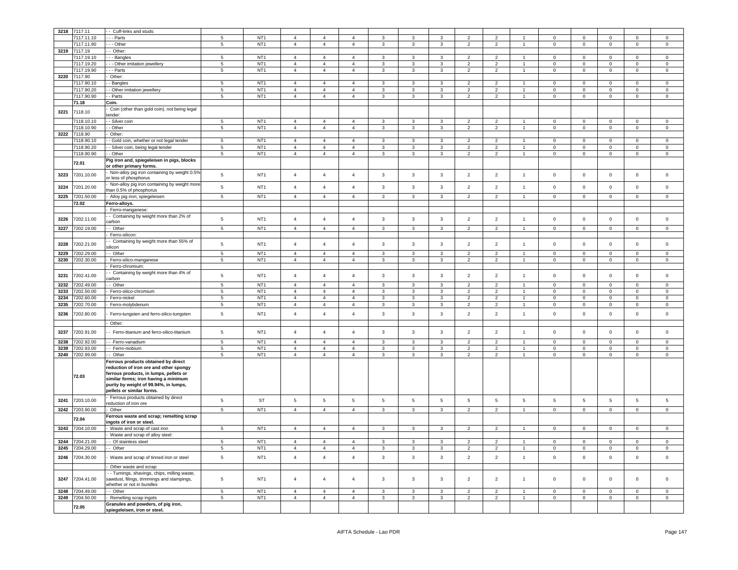| 3218 | 7117.11 | - - Cuff-links and studs: | | | | | | | | | | | | | | | | |
|---|---|---|---|---|---|---|---|---|---|---|---|---|---|---|---|---|---|---|
| | 7117.11.10 | - - - Parts | 5 | NT1 | 4 | 4 | 4 | 3 | 3 | 3 | 2 | 2 | 1 | 0 | 0 | 0 | 0 | 0 |
| | 7117.11.90 | - - - Other | 5 | NT1 | 4 | 4 | 4 | 3 | 3 | 3 | 2 | 2 | 1 | 0 | 0 | 0 | 0 | 0 |
| 3219 | 7117.19 | - - Other: | | | | | | | | | | | | | | | | |
| | 7117.19.10 | - - - Bangles | 5 | NT1 | 4 | 4 | 4 | 3 | 3 | 3 | 2 | 2 | 1 | 0 | 0 | 0 | 0 | 0 |
| | 7117.19.20 | - - - Other imitation jewellery | 5 | NT1 | 4 | 4 | 4 | 3 | 3 | 3 | 2 | 2 | 1 | 0 | 0 | 0 | 0 | 0 |
| | 7117.19.90 | - - - Parts | 5 | NT1 | 4 | 4 | 4 | 3 | 3 | 3 | 2 | 2 | 1 | 0 | 0 | 0 | 0 | 0 |
| 3220 | 7117.90 | - Other: | | | | | | | | | | | | | | | | |
| | 7117.90.10 | - - Bangles | 5 | NT1 | 4 | 4 | 4 | 3 | 3 | 3 | 2 | 2 | 1 | 0 | 0 | 0 | 0 | 0 |
| | 7117.90.20 | - - Other imitation jewellery | 5 | NT1 | 4 | 4 | 4 | 3 | 3 | 3 | 2 | 2 | 1 | 0 | 0 | 0 | 0 | 0 |
| | 7117.90.90 | - - Parts | 5 | NT1 | 4 | 4 | 4 | 3 | 3 | 3 | 2 | 2 | 1 | 0 | 0 | 0 | 0 | 0 |
| | 71.18 | **Coin.** | | | | | | | | | | | | | | | | |
| 3221 | 7118.10 | - Coin (other than gold coin), not being legal tender: | | | | | | | | | | | | | | | | |
| | 7118.10.10 | - - Silver coin | 5 | NT1 | 4 | 4 | 4 | 3 | 3 | 3 | 2 | 2 | 1 | 0 | 0 | 0 | 0 | 0 |
| | 7118.10.90 | - - Other | 5 | NT1 | 4 | 4 | 4 | 3 | 3 | 3 | 2 | 2 | 1 | 0 | 0 | 0 | 0 | 0 |
| 3222 | 7118.90 | - Other: | | | | | | | | | | | | | | | | |
| | 7118.90.10 | - - Gold coin, whether or not legal tender | 5 | NT1 | 4 | 4 | 4 | 3 | 3 | 3 | 2 | 2 | 1 | 0 | 0 | 0 | 0 | 0 |
| | 7118.90.20 | - - Silver coin, being legal tender | 5 | NT1 | 4 | 4 | 4 | 3 | 3 | 3 | 2 | 2 | 1 | 0 | 0 | 0 | 0 | 0 |
| | 7118.90.90 | - - Other | 5 | NT1 | 4 | 4 | 4 | 3 | 3 | 3 | 2 | 2 | 1 | 0 | 0 | 0 | 0 | 0 |
| | 72.01 | **Pig iron and, spiegeleisen in pigs, blocks or other primary forms.** | | | | | | | | | | | | | | | | |
| 3223 | 7201.10.00 | - Non-alloy pig iron containing by weight 0.5% or less of phosphorus | 5 | NT1 | 4 | 4 | 4 | 3 | 3 | 3 | 2 | 2 | 1 | 0 | 0 | 0 | 0 | 0 |
| 3224 | 7201.20.00 | - Non-alloy pig iron containing by weight more than 0.5% of phosphorus | 5 | NT1 | 4 | 4 | 4 | 3 | 3 | 3 | 2 | 2 | 1 | 0 | 0 | 0 | 0 | 0 |
| 3225 | 7201.50.00 | - Alloy pig iron; spiegeleisen | 5 | NT1 | 4 | 4 | 4 | 3 | 3 | 3 | 2 | 2 | 1 | 0 | 0 | 0 | 0 | 0 |
| | 72.02 | **Ferro-alloys.** | | | | | | | | | | | | | | | | |
| | | - Ferro-manganese: | | | | | | | | | | | | | | | | |
| 3226 | 7202.11.00 | - - Containing by weight more than 2% of carbon | 5 | NT1 | 4 | 4 | 4 | 3 | 3 | 3 | 2 | 2 | 1 | 0 | 0 | 0 | 0 | 0 |
| 3227 | 7202.19.00 | - - Other | 5 | NT1 | 4 | 4 | 4 | 3 | 3 | 3 | 2 | 2 | 1 | 0 | 0 | 0 | 0 | 0 |
| | | - Ferro-silicon: | | | | | | | | | | | | | | | | |
| 3228 | 7202.21.00 | - - Containing by weight more than 55% of silicon | 5 | NT1 | 4 | 4 | 4 | 3 | 3 | 3 | 2 | 2 | 1 | 0 | 0 | 0 | 0 | 0 |
| 3229 | 7202.29.00 | - - Other | 5 | NT1 | 4 | 4 | 4 | 3 | 3 | 3 | 2 | 2 | 1 | 0 | 0 | 0 | 0 | 0 |
| 3230 | 7202.30.00 | - Ferro-silico-manganese | 5 | NT1 | 4 | 4 | 4 | 3 | 3 | 3 | 2 | 2 | 1 | 0 | 0 | 0 | 0 | 0 |
| | | - Ferro-chromium: | | | | | | | | | | | | | | | | |
| 3231 | 7202.41.00 | - - Containing by weight more than 4% of carbon | 5 | NT1 | 4 | 4 | 4 | 3 | 3 | 3 | 2 | 2 | 1 | 0 | 0 | 0 | 0 | 0 |
| 3232 | 7202.49.00 | - - Other | 5 | NT1 | 4 | 4 | 4 | 3 | 3 | 3 | 2 | 2 | 1 | 0 | 0 | 0 | 0 | 0 |
| 3233 | 7202.50.00 | - Ferro-silico-chromium | 5 | NT1 | 4 | 4 | 4 | 3 | 3 | 3 | 2 | 2 | 1 | 0 | 0 | 0 | 0 | 0 |
| 3234 | 7202.60.00 | - Ferro-nickel | 5 | NT1 | 4 | 4 | 4 | 3 | 3 | 3 | 2 | 2 | 1 | 0 | 0 | 0 | 0 | 0 |
| 3235 | 7202.70.00 | - Ferro-molybdenum | 5 | NT1 | 4 | 4 | 4 | 3 | 3 | 3 | 2 | 2 | 1 | 0 | 0 | 0 | 0 | 0 |
| 3236 | 7202.80.00 | - Ferro-tungsten and ferro-silico-tungsten | 5 | NT1 | 4 | 4 | 4 | 3 | 3 | 3 | 2 | 2 | 1 | 0 | 0 | 0 | 0 | 0 |
| | | - Other: | | | | | | | | | | | | | | | | |
| 3237 | 7202.91.00 | - - Ferro-titanium and ferro-silico-titanium | 5 | NT1 | 4 | 4 | 4 | 3 | 3 | 3 | 2 | 2 | 1 | 0 | 0 | 0 | 0 | 0 |
| 3238 | 7202.92.00 | - - Ferro-vanadium | 5 | NT1 | 4 | 4 | 4 | 3 | 3 | 3 | 2 | 2 | 1 | 0 | 0 | 0 | 0 | 0 |
| 3239 | 7202.93.00 | - - Ferro-niobium | 5 | NT1 | 4 | 4 | 4 | 3 | 3 | 3 | 2 | 2 | 1 | 0 | 0 | 0 | 0 | 0 |
| 3240 | 7202.99.00 | - - Other | 5 | NT1 | 4 | 4 | 4 | 3 | 3 | 3 | 2 | 2 | 1 | 0 | 0 | 0 | 0 | 0 |
| | 72.03 | **Ferrous products obtained by direct reduction of iron ore and other spongy ferrous products, in lumps, pellets or similar forms; iron having a minimum purity by weight of 99.94%, in lumps, pellets or similar forms.** | | | | | | | | | | | | | | | | |
| 3241 | 7203.10.00 | - Ferrous products obtained by direct reduction of iron ore | 5 | ST | 5 | 5 | 5 | 5 | 5 | 5 | 5 | 5 | 5 | 5 | 5 | 5 | 5 | 5 |
| 3242 | 7203.90.00 | - Other | 5 | NT1 | 4 | 4 | 4 | 3 | 3 | 3 | 2 | 2 | 1 | 0 | 0 | 0 | 0 | 0 |
| | 72.04 | **Ferrous waste and scrap; remelting scrap ingots of iron or steel.** | | | | | | | | | | | | | | | | |
| 3243 | 7204.10.00 | - Waste and scrap of cast iron | 5 | NT1 | 4 | 4 | 4 | 3 | 3 | 3 | 2 | 2 | 1 | 0 | 0 | 0 | 0 | 0 |
| | | - Waste and scrap of alloy steel: | | | | | | | | | | | | | | | | |
| 3244 | 7204.21.00 | - - Of stainless steel | 5 | NT1 | 4 | 4 | 4 | 3 | 3 | 3 | 2 | 2 | 1 | 0 | 0 | 0 | 0 | 0 |
| 3245 | 7204.29.00 | - - Other | 5 | NT1 | 4 | 4 | 4 | 3 | 3 | 3 | 2 | 2 | 1 | 0 | 0 | 0 | 0 | 0 |
| 3246 | 7204.30.00 | - Waste and scrap of tinned iron or steel | 5 | NT1 | 4 | 4 | 4 | 3 | 3 | 3 | 2 | 2 | 1 | 0 | 0 | 0 | 0 | 0 |
| | | - Other waste and scrap: | | | | | | | | | | | | | | | | |
| 3247 | 7204.41.00 | - - Turnings, shavings, chips, milling waste, sawdust, filings, trimmings and stampings, whether or not in bundles | 5 | NT1 | 4 | 4 | 4 | 3 | 3 | 3 | 2 | 2 | 1 | 0 | 0 | 0 | 0 | 0 |
| 3248 | 7204.49.00 | - - Other | 5 | NT1 | 4 | 4 | 4 | 3 | 3 | 3 | 2 | 2 | 1 | 0 | 0 | 0 | 0 | 0 |
| 3249 | 7204.50.00 | - Remelting scrap ingots | 5 | NT1 | 4 | 4 | 4 | 3 | 3 | 3 | 2 | 2 | 1 | 0 | 0 | 0 | 0 | 0 |
| | 72.05 | **Granules and powders, of pig iron, spiegeleisen, iron or steel.** | | | | | | | | | | | | | | | | |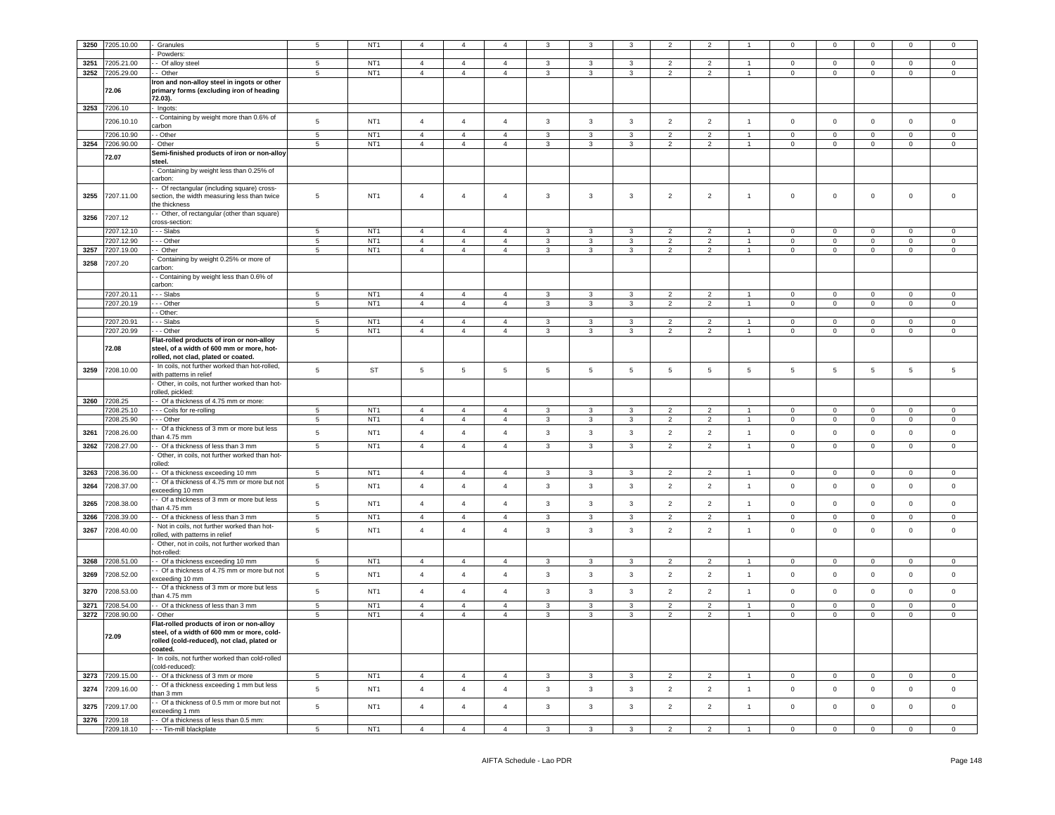| | | | | | | | | | | | | | | | | | |
|---|---|---|---|---|---|---|---|---|---|---|---|---|---|---|---|---|---|
| 3250 | 7205.10.00 | - Granules | 5 | NT1 | 4 | 4 | 4 | 3 | 3 | 3 | 2 | 2 | 1 | 0 | 0 | 0 | 0 | 0 |
| | | - Powders: | | | | | | | | | | | | | | | | |
| 3251 | 7205.21.00 | - - Of alloy steel | 5 | NT1 | 4 | 4 | 4 | 3 | 3 | 3 | 2 | 2 | 1 | 0 | 0 | 0 | 0 | 0 |
| 3252 | 7205.29.00 | - - Other | 5 | NT1 | 4 | 4 | 4 | 3 | 3 | 3 | 2 | 2 | 1 | 0 | 0 | 0 | 0 | 0 |
| | 72.06 | **Iron and non-alloy steel in ingots or other primary forms (excluding iron of heading 72.03).** | | | | | | | | | | | | | | | | |
| 3253 | 7206.10 | - Ingots: | | | | | | | | | | | | | | | | |
| | 7206.10.10 | - - Containing by weight more than 0.6% of carbon | 5 | NT1 | 4 | 4 | 4 | 3 | 3 | 3 | 2 | 2 | 1 | 0 | 0 | 0 | 0 | 0 |
| | 7206.10.90 | - - Other | 5 | NT1 | 4 | 4 | 4 | 3 | 3 | 3 | 2 | 2 | 1 | 0 | 0 | 0 | 0 | 0 |
| 3254 | 7206.90.00 | - Other | 5 | NT1 | 4 | 4 | 4 | 3 | 3 | 3 | 2 | 2 | 1 | 0 | 0 | 0 | 0 | 0 |
| | 72.07 | **Semi-finished products of iron or non-alloy steel.** | | | | | | | | | | | | | | | | |
| | | - Containing by weight less than 0.25% of carbon: | | | | | | | | | | | | | | | | |
| 3255 | 7207.11.00 | - - Of rectangular (including square) cross-section, the width measuring less than twice the thickness | 5 | NT1 | 4 | 4 | 4 | 3 | 3 | 3 | 2 | 2 | 1 | 0 | 0 | 0 | 0 | 0 |
| 3256 | 7207.12 | - - Other, of rectangular (other than square) cross-section: | | | | | | | | | | | | | | | | |
| | 7207.12.10 | - - - Slabs | 5 | NT1 | 4 | 4 | 4 | 3 | 3 | 3 | 2 | 2 | 1 | 0 | 0 | 0 | 0 | 0 |
| | 7207.12.90 | - - - Other | 5 | NT1 | 4 | 4 | 4 | 3 | 3 | 3 | 2 | 2 | 1 | 0 | 0 | 0 | 0 | 0 |
| 3257 | 7207.19.00 | - - Other | 5 | NT1 | 4 | 4 | 4 | 3 | 3 | 3 | 2 | 2 | 1 | 0 | 0 | 0 | 0 | 0 |
| 3258 | 7207.20 | - Containing by weight 0.25% or more of carbon: | | | | | | | | | | | | | | | | |
| | | - - Containing by weight less than 0.6% of carbon: | | | | | | | | | | | | | | | | |
| | 7207.20.11 | - - - Slabs | 5 | NT1 | 4 | 4 | 4 | 3 | 3 | 3 | 2 | 2 | 1 | 0 | 0 | 0 | 0 | 0 |
| | 7207.20.19 | - - - Other | 5 | NT1 | 4 | 4 | 4 | 3 | 3 | 3 | 2 | 2 | 1 | 0 | 0 | 0 | 0 | 0 |
| | | - - Other: | | | | | | | | | | | | | | | | |
| | 7207.20.91 | - - - Slabs | 5 | NT1 | 4 | 4 | 4 | 3 | 3 | 3 | 2 | 2 | 1 | 0 | 0 | 0 | 0 | 0 |
| | 7207.20.99 | - - - Other | 5 | NT1 | 4 | 4 | 4 | 3 | 3 | 3 | 2 | 2 | 1 | 0 | 0 | 0 | 0 | 0 |
| | 72.08 | **Flat-rolled products of iron or non-alloy steel, of a width of 600 mm or more, hot-rolled, not clad, plated or coated.** | | | | | | | | | | | | | | | | |
| 3259 | 7208.10.00 | - In coils, not further worked than hot-rolled, with patterns in relief | 5 | ST | 5 | 5 | 5 | 5 | 5 | 5 | 5 | 5 | 5 | 5 | 5 | 5 | 5 | 5 |
| | | - Other, in coils, not further worked than hot-rolled, pickled: | | | | | | | | | | | | | | | | |
| 3260 | 7208.25 | - - Of a thickness of 4.75 mm or more: | | | | | | | | | | | | | | | | |
| | 7208.25.10 | - - - Coils for re-rolling | 5 | NT1 | 4 | 4 | 4 | 3 | 3 | 3 | 2 | 2 | 1 | 0 | 0 | 0 | 0 | 0 |
| | 7208.25.90 | - - - Other | 5 | NT1 | 4 | 4 | 4 | 3 | 3 | 3 | 2 | 2 | 1 | 0 | 0 | 0 | 0 | 0 |
| 3261 | 7208.26.00 | - - Of a thickness of 3 mm or more but less than 4.75 mm | 5 | NT1 | 4 | 4 | 4 | 3 | 3 | 3 | 2 | 2 | 1 | 0 | 0 | 0 | 0 | 0 |
| 3262 | 7208.27.00 | - - Of a thickness of less than 3 mm | 5 | NT1 | 4 | 4 | 4 | 3 | 3 | 3 | 2 | 2 | 1 | 0 | 0 | 0 | 0 | 0 |
| | | - Other, in coils, not further worked than hot-rolled: | | | | | | | | | | | | | | | | |
| 3263 | 7208.36.00 | - - Of a thickness exceeding 10 mm | 5 | NT1 | 4 | 4 | 4 | 3 | 3 | 3 | 2 | 2 | 1 | 0 | 0 | 0 | 0 | 0 |
| 3264 | 7208.37.00 | - - Of a thickness of 4.75 mm or more but not exceeding 10 mm | 5 | NT1 | 4 | 4 | 4 | 3 | 3 | 3 | 2 | 2 | 1 | 0 | 0 | 0 | 0 | 0 |
| 3265 | 7208.38.00 | - - Of a thickness of 3 mm or more but less than 4.75 mm | 5 | NT1 | 4 | 4 | 4 | 3 | 3 | 3 | 2 | 2 | 1 | 0 | 0 | 0 | 0 | 0 |
| 3266 | 7208.39.00 | - - Of a thickness of less than 3 mm | 5 | NT1 | 4 | 4 | 4 | 3 | 3 | 3 | 2 | 2 | 1 | 0 | 0 | 0 | 0 | 0 |
| 3267 | 7208.40.00 | - Not in coils, not further worked than hot-rolled, with patterns in relief | 5 | NT1 | 4 | 4 | 4 | 3 | 3 | 3 | 2 | 2 | 1 | 0 | 0 | 0 | 0 | 0 |
| | | - Other, not in coils, not further worked than hot-rolled: | | | | | | | | | | | | | | | | |
| 3268 | 7208.51.00 | - - Of a thickness exceeding 10 mm | 5 | NT1 | 4 | 4 | 4 | 3 | 3 | 3 | 2 | 2 | 1 | 0 | 0 | 0 | 0 | 0 |
| 3269 | 7208.52.00 | - - Of a thickness of 4.75 mm or more but not exceeding 10 mm | 5 | NT1 | 4 | 4 | 4 | 3 | 3 | 3 | 2 | 2 | 1 | 0 | 0 | 0 | 0 | 0 |
| 3270 | 7208.53.00 | - - Of a thickness of 3 mm or more but less than 4.75 mm | 5 | NT1 | 4 | 4 | 4 | 3 | 3 | 3 | 2 | 2 | 1 | 0 | 0 | 0 | 0 | 0 |
| 3271 | 7208.54.00 | - - Of a thickness of less than 3 mm | 5 | NT1 | 4 | 4 | 4 | 3 | 3 | 3 | 2 | 2 | 1 | 0 | 0 | 0 | 0 | 0 |
| 3272 | 7208.90.00 | - Other | 5 | NT1 | 4 | 4 | 4 | 3 | 3 | 3 | 2 | 2 | 1 | 0 | 0 | 0 | 0 | 0 |
| | 72.09 | **Flat-rolled products of iron or non-alloy steel, of a width of 600 mm or more, cold-rolled (cold-reduced), not clad, plated or coated.** | | | | | | | | | | | | | | | | |
| | | - In coils, not further worked than cold-rolled (cold-reduced): | | | | | | | | | | | | | | | | |
| 3273 | 7209.15.00 | - - Of a thickness of 3 mm or more | 5 | NT1 | 4 | 4 | 4 | 3 | 3 | 3 | 2 | 2 | 1 | 0 | 0 | 0 | 0 | 0 |
| 3274 | 7209.16.00 | - - Of a thickness exceeding 1 mm but less than 3 mm | 5 | NT1 | 4 | 4 | 4 | 3 | 3 | 3 | 2 | 2 | 1 | 0 | 0 | 0 | 0 | 0 |
| 3275 | 7209.17.00 | - - Of a thickness of 0.5 mm or more but not exceeding 1 mm | 5 | NT1 | 4 | 4 | 4 | 3 | 3 | 3 | 2 | 2 | 1 | 0 | 0 | 0 | 0 | 0 |
| 3276 | 7209.18 | - - Of a thickness of less than 0.5 mm: | | | | | | | | | | | | | | | | |
| | 7209.18.10 | - - - Tin-mill blackplate | 5 | NT1 | 4 | 4 | 4 | 3 | 3 | 3 | 2 | 2 | 1 | 0 | 0 | 0 | 0 | 0 |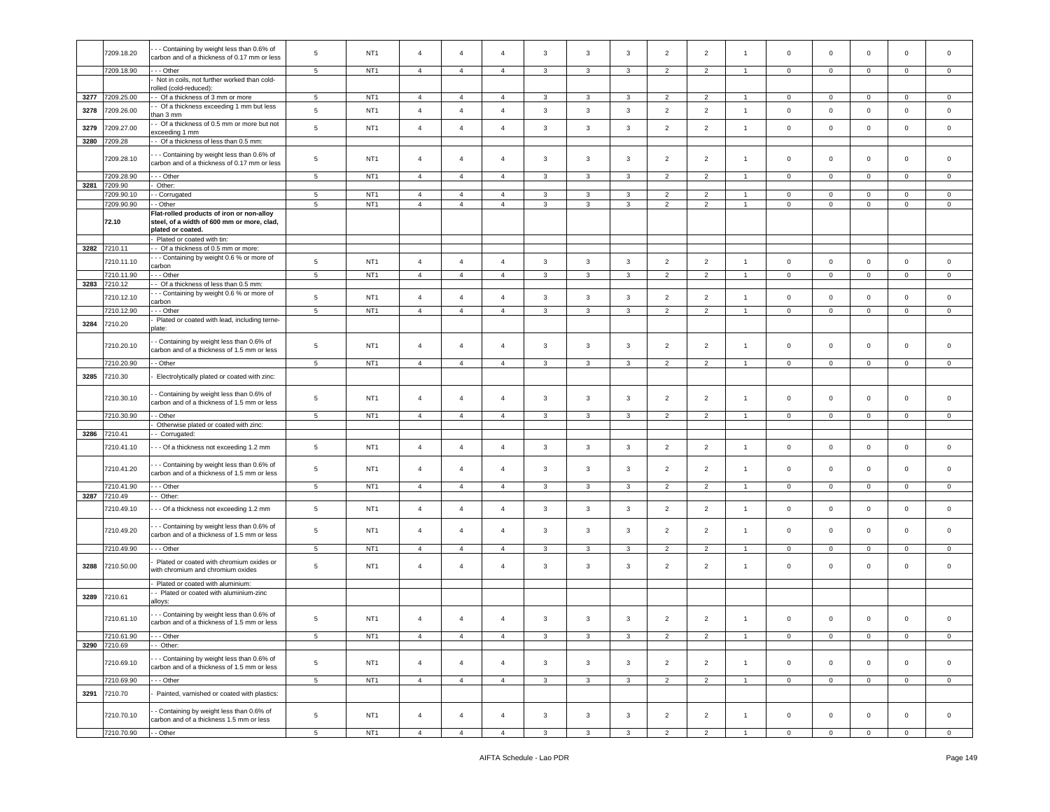| | 7209.18.20 | - - - Containing by weight less than 0.6% of carbon and of a thickness of 0.17 mm or less | 5 | NT1 | 4 | 4 | 4 | 3 | 3 | 3 | 2 | 2 | 1 | 0 | 0 | 0 | 0 | 0 |
|---|---|---|---|---|---|---|---|---|---|---|---|---|---|---|---|---|---|---|
| | 7209.18.90 | - - - Other | 5 | NT1 | 4 | 4 | 4 | 3 | 3 | 3 | 2 | 2 | 1 | 0 | 0 | 0 | 0 | 0 |
| | | - Not in coils, not further worked than cold-rolled (cold-reduced): | | | | | | | | | | | | | | | | |
| 3277 | 7209.25.00 | - - Of a thickness of 3 mm or more | 5 | NT1 | 4 | 4 | 4 | 3 | 3 | 3 | 2 | 2 | 1 | 0 | 0 | 0 | 0 | 0 |
| 3278 | 7209.26.00 | - - Of a thickness exceeding 1 mm but less than 3 mm | 5 | NT1 | 4 | 4 | 4 | 3 | 3 | 3 | 2 | 2 | 1 | 0 | 0 | 0 | 0 | 0 |
| 3279 | 7209.27.00 | - - Of a thickness of 0.5 mm or more but not exceeding 1 mm | 5 | NT1 | 4 | 4 | 4 | 3 | 3 | 3 | 2 | 2 | 1 | 0 | 0 | 0 | 0 | 0 |
| 3280 | 7209.28 | - - Of a thickness of less than 0.5 mm: | | | | | | | | | | | | | | | | |
| | 7209.28.10 | - - - Containing by weight less than 0.6% of carbon and of a thickness of 0.17 mm or less | 5 | NT1 | 4 | 4 | 4 | 3 | 3 | 3 | 2 | 2 | 1 | 0 | 0 | 0 | 0 | 0 |
| | 7209.28.90 | - - - Other | 5 | NT1 | 4 | 4 | 4 | 3 | 3 | 3 | 2 | 2 | 1 | 0 | 0 | 0 | 0 | 0 |
| 3281 | 7209.90 | - Other: | | | | | | | | | | | | | | | | |
| | 7209.90.10 | - - Corrugated | 5 | NT1 | 4 | 4 | 4 | 3 | 3 | 3 | 2 | 2 | 1 | 0 | 0 | 0 | 0 | 0 |
| | 7209.90.90 | - - Other | 5 | NT1 | 4 | 4 | 4 | 3 | 3 | 3 | 2 | 2 | 1 | 0 | 0 | 0 | 0 | 0 |
| | **72.10** | **Flat-rolled products of iron or non-alloy steel, of a width of 600 mm or more, clad, plated or coated.** | | | | | | | | | | | | | | | | |
| | | - Plated or coated with tin: | | | | | | | | | | | | | | | | |
| 3282 | 7210.11 | - - Of a thickness of 0.5 mm or more: | | | | | | | | | | | | | | | | |
| | 7210.11.10 | - - - Containing by weight 0.6 % or more of carbon | 5 | NT1 | 4 | 4 | 4 | 3 | 3 | 3 | 2 | 2 | 1 | 0 | 0 | 0 | 0 | 0 |
| | 7210.11.90 | - - - Other | 5 | NT1 | 4 | 4 | 4 | 3 | 3 | 3 | 2 | 2 | 1 | 0 | 0 | 0 | 0 | 0 |
| 3283 | 7210.12 | - - Of a thickness of less than 0.5 mm: | | | | | | | | | | | | | | | | |
| | 7210.12.10 | - - - Containing by weight 0.6 % or more of carbon | 5 | NT1 | 4 | 4 | 4 | 3 | 3 | 3 | 2 | 2 | 1 | 0 | 0 | 0 | 0 | 0 |
| | 7210.12.90 | - - - Other | 5 | NT1 | 4 | 4 | 4 | 3 | 3 | 3 | 2 | 2 | 1 | 0 | 0 | 0 | 0 | 0 |
| 3284 | 7210.20 | - Plated or coated with lead, including terne-plate: | | | | | | | | | | | | | | | | |
| | 7210.20.10 | - - Containing by weight less than 0.6% of carbon and of a thickness of 1.5 mm or less | 5 | NT1 | 4 | 4 | 4 | 3 | 3 | 3 | 2 | 2 | 1 | 0 | 0 | 0 | 0 | 0 |
| | 7210.20.90 | - - Other | 5 | NT1 | 4 | 4 | 4 | 3 | 3 | 3 | 2 | 2 | 1 | 0 | 0 | 0 | 0 | 0 |
| 3285 | 7210.30 | - Electrolytically plated or coated with zinc: | | | | | | | | | | | | | | | | |
| | 7210.30.10 | - - Containing by weight less than 0.6% of carbon and of a thickness of 1.5 mm or less | 5 | NT1 | 4 | 4 | 4 | 3 | 3 | 3 | 2 | 2 | 1 | 0 | 0 | 0 | 0 | 0 |
| | 7210.30.90 | - - Other | 5 | NT1 | 4 | 4 | 4 | 3 | 3 | 3 | 2 | 2 | 1 | 0 | 0 | 0 | 0 | 0 |
| | | - Otherwise plated or coated with zinc: | | | | | | | | | | | | | | | | |
| 3286 | 7210.41 | - - Corrugated: | | | | | | | | | | | | | | | | |
| | 7210.41.10 | - - - Of a thickness not exceeding 1.2 mm | 5 | NT1 | 4 | 4 | 4 | 3 | 3 | 3 | 2 | 2 | 1 | 0 | 0 | 0 | 0 | 0 |
| | 7210.41.20 | - - - Containing by weight less than 0.6% of carbon and of a thickness of 1.5 mm or less | 5 | NT1 | 4 | 4 | 4 | 3 | 3 | 3 | 2 | 2 | 1 | 0 | 0 | 0 | 0 | 0 |
| | 7210.41.90 | - - - Other | 5 | NT1 | 4 | 4 | 4 | 3 | 3 | 3 | 2 | 2 | 1 | 0 | 0 | 0 | 0 | 0 |
| 3287 | 7210.49 | - - Other: | | | | | | | | | | | | | | | | |
| | 7210.49.10 | - - - Of a thickness not exceeding 1.2 mm | 5 | NT1 | 4 | 4 | 4 | 3 | 3 | 3 | 2 | 2 | 1 | 0 | 0 | 0 | 0 | 0 |
| | 7210.49.20 | - - - Containing by weight less than 0.6% of carbon and of a thickness of 1.5 mm or less | 5 | NT1 | 4 | 4 | 4 | 3 | 3 | 3 | 2 | 2 | 1 | 0 | 0 | 0 | 0 | 0 |
| | 7210.49.90 | - - - Other | 5 | NT1 | 4 | 4 | 4 | 3 | 3 | 3 | 2 | 2 | 1 | 0 | 0 | 0 | 0 | 0 |
| 3288 | 7210.50.00 | - Plated or coated with chromium oxides or with chromium and chromium oxides | 5 | NT1 | 4 | 4 | 4 | 3 | 3 | 3 | 2 | 2 | 1 | 0 | 0 | 0 | 0 | 0 |
| | | - Plated or coated with aluminium: | | | | | | | | | | | | | | | | |
| 3289 | 7210.61 | - - Plated or coated with aluminium-zinc alloys: | | | | | | | | | | | | | | | | |
| | 7210.61.10 | - - - Containing by weight less than 0.6% of carbon and of a thickness of 1.5 mm or less | 5 | NT1 | 4 | 4 | 4 | 3 | 3 | 3 | 2 | 2 | 1 | 0 | 0 | 0 | 0 | 0 |
| | 7210.61.90 | - - - Other | 5 | NT1 | 4 | 4 | 4 | 3 | 3 | 3 | 2 | 2 | 1 | 0 | 0 | 0 | 0 | 0 |
| 3290 | 7210.69 | - - Other: | | | | | | | | | | | | | | | | |
| | 7210.69.10 | - - - Containing by weight less than 0.6% of carbon and of a thickness of 1.5 mm or less | 5 | NT1 | 4 | 4 | 4 | 3 | 3 | 3 | 2 | 2 | 1 | 0 | 0 | 0 | 0 | 0 |
| | 7210.69.90 | - - - Other | 5 | NT1 | 4 | 4 | 4 | 3 | 3 | 3 | 2 | 2 | 1 | 0 | 0 | 0 | 0 | 0 |
| 3291 | 7210.70 | - Painted, varnished or coated with plastics: | | | | | | | | | | | | | | | | |
| | 7210.70.10 | - - Containing by weight less than 0.6% of carbon and of a thickness 1.5 mm or less | 5 | NT1 | 4 | 4 | 4 | 3 | 3 | 3 | 2 | 2 | 1 | 0 | 0 | 0 | 0 | 0 |
| | 7210.70.90 | - - Other | 5 | NT1 | 4 | 4 | 4 | 3 | 3 | 3 | 2 | 2 | 1 | 0 | 0 | 0 | 0 | 0 |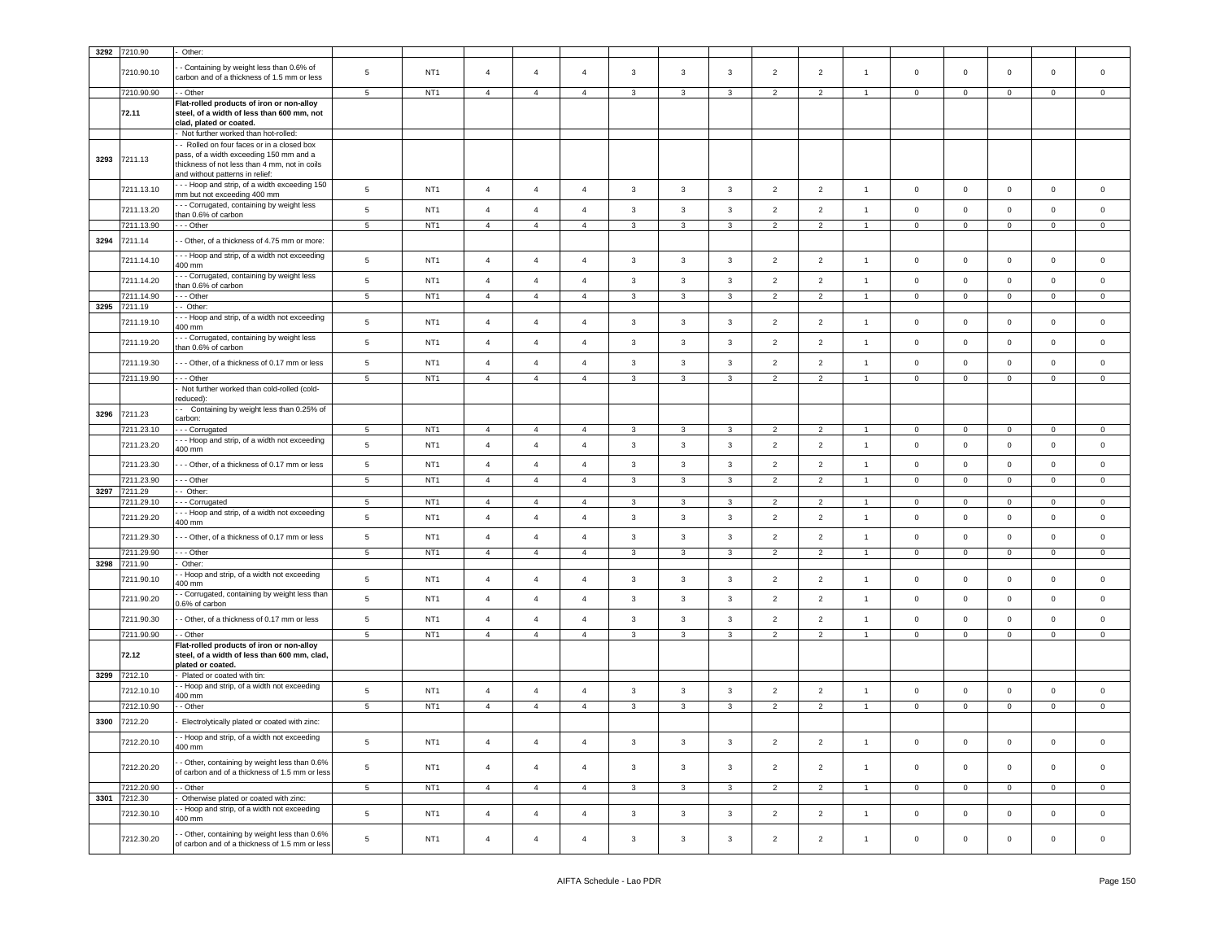| | | | | | | | | | | | | | | | | | | |
|---|---|---|---|---|---|---|---|---|---|---|---|---|---|---|---|---|---|---|
| 3292 | 7210.90 | - Other: | | | | | | | | | | | | | | | | |
| | 7210.90.10 | - - Containing by weight less than 0.6% of carbon and of a thickness of 1.5 mm or less | 5 | NT1 | 4 | 4 | 4 | 3 | 3 | 3 | 2 | 2 | 1 | 0 | 0 | 0 | 0 | 0 |
| | 7210.90.90 | - - Other | 5 | NT1 | 4 | 4 | 4 | 3 | 3 | 3 | 2 | 2 | 1 | 0 | 0 | 0 | 0 | 0 |
| | **72.11** | **Flat-rolled products of iron or non-alloy steel, of a width of less than 600 mm, not clad, plated or coated.** | | | | | | | | | | | | | | | | |
| | | - Not further worked than hot-rolled: | | | | | | | | | | | | | | | | |
| 3293 | 7211.13 | - - Rolled on four faces or in a closed box pass, of a width exceeding 150 mm and a thickness of not less than 4 mm, not in coils and without patterns in relief: | | | | | | | | | | | | | | | | |
| | 7211.13.10 | - - - Hoop and strip, of a width exceeding 150 mm but not exceeding 400 mm | 5 | NT1 | 4 | 4 | 4 | 3 | 3 | 3 | 2 | 2 | 1 | 0 | 0 | 0 | 0 | 0 |
| | 7211.13.20 | - - - Corrugated, containing by weight less than 0.6% of carbon | 5 | NT1 | 4 | 4 | 4 | 3 | 3 | 3 | 2 | 2 | 1 | 0 | 0 | 0 | 0 | 0 |
| | 7211.13.90 | - - - Other | 5 | NT1 | 4 | 4 | 4 | 3 | 3 | 3 | 2 | 2 | 1 | 0 | 0 | 0 | 0 | 0 |
| 3294 | 7211.14 | - - Other, of a thickness of 4.75 mm or more: | | | | | | | | | | | | | | | | |
| | 7211.14.10 | - - - Hoop and strip, of a width not exceeding 400 mm | 5 | NT1 | 4 | 4 | 4 | 3 | 3 | 3 | 2 | 2 | 1 | 0 | 0 | 0 | 0 | 0 |
| | 7211.14.20 | - - - Corrugated, containing by weight less than 0.6% of carbon | 5 | NT1 | 4 | 4 | 4 | 3 | 3 | 3 | 2 | 2 | 1 | 0 | 0 | 0 | 0 | 0 |
| | 7211.14.90 | - - - Other | 5 | NT1 | 4 | 4 | 4 | 3 | 3 | 3 | 2 | 2 | 1 | 0 | 0 | 0 | 0 | 0 |
| 3295 | 7211.19 | - - Other: | | | | | | | | | | | | | | | | |
| | 7211.19.10 | - - - Hoop and strip, of a width not exceeding 400 mm | 5 | NT1 | 4 | 4 | 4 | 3 | 3 | 3 | 2 | 2 | 1 | 0 | 0 | 0 | 0 | 0 |
| | 7211.19.20 | - - - Corrugated, containing by weight less than 0.6% of carbon | 5 | NT1 | 4 | 4 | 4 | 3 | 3 | 3 | 2 | 2 | 1 | 0 | 0 | 0 | 0 | 0 |
| | 7211.19.30 | - - - Other, of a thickness of 0.17 mm or less | 5 | NT1 | 4 | 4 | 4 | 3 | 3 | 3 | 2 | 2 | 1 | 0 | 0 | 0 | 0 | 0 |
| | 7211.19.90 | - - - Other | 5 | NT1 | 4 | 4 | 4 | 3 | 3 | 3 | 2 | 2 | 1 | 0 | 0 | 0 | 0 | 0 |
| | | - Not further worked than cold-rolled (cold-reduced): | | | | | | | | | | | | | | | | |
| 3296 | 7211.23 | - - Containing by weight less than 0.25% of carbon: | | | | | | | | | | | | | | | | |
| | 7211.23.10 | - - - Corrugated | 5 | NT1 | 4 | 4 | 4 | 3 | 3 | 3 | 2 | 2 | 1 | 0 | 0 | 0 | 0 | 0 |
| | 7211.23.20 | - - - Hoop and strip, of a width not exceeding 400 mm | 5 | NT1 | 4 | 4 | 4 | 3 | 3 | 3 | 2 | 2 | 1 | 0 | 0 | 0 | 0 | 0 |
| | 7211.23.30 | - - - Other, of a thickness of 0.17 mm or less | 5 | NT1 | 4 | 4 | 4 | 3 | 3 | 3 | 2 | 2 | 1 | 0 | 0 | 0 | 0 | 0 |
| | 7211.23.90 | - - - Other | 5 | NT1 | 4 | 4 | 4 | 3 | 3 | 3 | 2 | 2 | 1 | 0 | 0 | 0 | 0 | 0 |
| 3297 | 7211.29 | - - Other: | | | | | | | | | | | | | | | | |
| | 7211.29.10 | - - - Corrugated | 5 | NT1 | 4 | 4 | 4 | 3 | 3 | 3 | 2 | 2 | 1 | 0 | 0 | 0 | 0 | 0 |
| | 7211.29.20 | - - - Hoop and strip, of a width not exceeding 400 mm | 5 | NT1 | 4 | 4 | 4 | 3 | 3 | 3 | 2 | 2 | 1 | 0 | 0 | 0 | 0 | 0 |
| | 7211.29.30 | - - - Other, of a thickness of 0.17 mm or less | 5 | NT1 | 4 | 4 | 4 | 3 | 3 | 3 | 2 | 2 | 1 | 0 | 0 | 0 | 0 | 0 |
| | 7211.29.90 | - - - Other | 5 | NT1 | 4 | 4 | 4 | 3 | 3 | 3 | 2 | 2 | 1 | 0 | 0 | 0 | 0 | 0 |
| 3298 | 7211.90 | - Other: | | | | | | | | | | | | | | | | |
| | 7211.90.10 | - - Hoop and strip, of a width not exceeding 400 mm | 5 | NT1 | 4 | 4 | 4 | 3 | 3 | 3 | 2 | 2 | 1 | 0 | 0 | 0 | 0 | 0 |
| | 7211.90.20 | - - Corrugated, containing by weight less than 0.6% of carbon | 5 | NT1 | 4 | 4 | 4 | 3 | 3 | 3 | 2 | 2 | 1 | 0 | 0 | 0 | 0 | 0 |
| | 7211.90.30 | - - Other, of a thickness of 0.17 mm or less | 5 | NT1 | 4 | 4 | 4 | 3 | 3 | 3 | 2 | 2 | 1 | 0 | 0 | 0 | 0 | 0 |
| | 7211.90.90 | - - Other | 5 | NT1 | 4 | 4 | 4 | 3 | 3 | 3 | 2 | 2 | 1 | 0 | 0 | 0 | 0 | 0 |
| | **72.12** | **Flat-rolled products of iron or non-alloy steel, of a width of less than 600 mm, clad, plated or coated.** | | | | | | | | | | | | | | | | |
| 3299 | 7212.10 | - Plated or coated with tin: | | | | | | | | | | | | | | | | |
| | 7212.10.10 | - - Hoop and strip, of a width not exceeding 400 mm | 5 | NT1 | 4 | 4 | 4 | 3 | 3 | 3 | 2 | 2 | 1 | 0 | 0 | 0 | 0 | 0 |
| | 7212.10.90 | - - Other | 5 | NT1 | 4 | 4 | 4 | 3 | 3 | 3 | 2 | 2 | 1 | 0 | 0 | 0 | 0 | 0 |
| 3300 | 7212.20 | - Electrolytically plated or coated with zinc: | | | | | | | | | | | | | | | | |
| | 7212.20.10 | - - Hoop and strip, of a width not exceeding 400 mm | 5 | NT1 | 4 | 4 | 4 | 3 | 3 | 3 | 2 | 2 | 1 | 0 | 0 | 0 | 0 | 0 |
| | 7212.20.20 | - - Other, containing by weight less than 0.6% of carbon and of a thickness of 1.5 mm or less | 5 | NT1 | 4 | 4 | 4 | 3 | 3 | 3 | 2 | 2 | 1 | 0 | 0 | 0 | 0 | 0 |
| | 7212.20.90 | - - Other | 5 | NT1 | 4 | 4 | 4 | 3 | 3 | 3 | 2 | 2 | 1 | 0 | 0 | 0 | 0 | 0 |
| 3301 | 7212.30 | - Otherwise plated or coated with zinc: | | | | | | | | | | | | | | | | |
| | 7212.30.10 | - - Hoop and strip, of a width not exceeding 400 mm | 5 | NT1 | 4 | 4 | 4 | 3 | 3 | 3 | 2 | 2 | 1 | 0 | 0 | 0 | 0 | 0 |
| | 7212.30.20 | - - Other, containing by weight less than 0.6% of carbon and of a thickness of 1.5 mm or less | 5 | NT1 | 4 | 4 | 4 | 3 | 3 | 3 | 2 | 2 | 1 | 0 | 0 | 0 | 0 | 0 |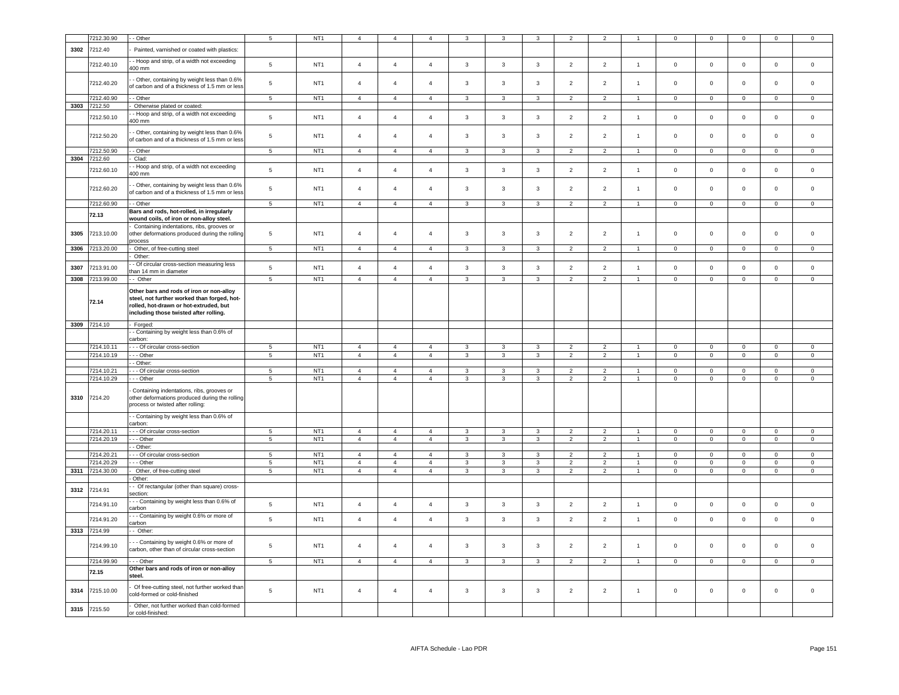| | 7212.30.90 | - - Other | 5 | NT1 | 4 | 4 | 4 | 3 | 3 | 3 | 2 | 2 | 1 | 0 | 0 | 0 | 0 | 0 |
|---|---|---|---|---|---|---|---|---|---|---|---|---|---|---|---|---|---|---|
| 3302 | 7212.40 | - Painted, varnished or coated with plastics: | | | | | | | | | | | | | | | | |
| | 7212.40.10 | - - Hoop and strip, of a width not exceeding 400 mm | 5 | NT1 | 4 | 4 | 4 | 3 | 3 | 3 | 2 | 2 | 1 | 0 | 0 | 0 | 0 | 0 |
| | 7212.40.20 | - - Other, containing by weight less than 0.6% of carbon and of a thickness of 1.5 mm or less | 5 | NT1 | 4 | 4 | 4 | 3 | 3 | 3 | 2 | 2 | 1 | 0 | 0 | 0 | 0 | 0 |
| | 7212.40.90 | - - Other | 5 | NT1 | 4 | 4 | 4 | 3 | 3 | 3 | 2 | 2 | 1 | 0 | 0 | 0 | 0 | 0 |
| 3303 | 7212.50 | - Otherwise plated or coated: | | | | | | | | | | | | | | | | |
| | 7212.50.10 | - - Hoop and strip, of a width not exceeding 400 mm | 5 | NT1 | 4 | 4 | 4 | 3 | 3 | 3 | 2 | 2 | 1 | 0 | 0 | 0 | 0 | 0 |
| | 7212.50.20 | - - Other, containing by weight less than 0.6% of carbon and of a thickness of 1.5 mm or less | 5 | NT1 | 4 | 4 | 4 | 3 | 3 | 3 | 2 | 2 | 1 | 0 | 0 | 0 | 0 | 0 |
| | 7212.50.90 | - - Other | 5 | NT1 | 4 | 4 | 4 | 3 | 3 | 3 | 2 | 2 | 1 | 0 | 0 | 0 | 0 | 0 |
| 3304 | 7212.60 | - Clad: | | | | | | | | | | | | | | | | |
| | 7212.60.10 | - - Hoop and strip, of a width not exceeding 400 mm | 5 | NT1 | 4 | 4 | 4 | 3 | 3 | 3 | 2 | 2 | 1 | 0 | 0 | 0 | 0 | 0 |
| | 7212.60.20 | - - Other, containing by weight less than 0.6% of carbon and of a thickness of 1.5 mm or less | 5 | NT1 | 4 | 4 | 4 | 3 | 3 | 3 | 2 | 2 | 1 | 0 | 0 | 0 | 0 | 0 |
| | 7212.60.90 | - - Other | 5 | NT1 | 4 | 4 | 4 | 3 | 3 | 3 | 2 | 2 | 1 | 0 | 0 | 0 | 0 | 0 |
| | **72.13** | **Bars and rods, hot-rolled, in irregularly wound coils, of iron or non-alloy steel.** | | | | | | | | | | | | | | | | |
| 3305 | 7213.10.00 | - Containing indentations, ribs, grooves or other deformations produced during the rolling process | 5 | NT1 | 4 | 4 | 4 | 3 | 3 | 3 | 2 | 2 | 1 | 0 | 0 | 0 | 0 | 0 |
| 3306 | 7213.20.00 | - Other, of free-cutting steel | 5 | NT1 | 4 | 4 | 4 | 3 | 3 | 3 | 2 | 2 | 1 | 0 | 0 | 0 | 0 | 0 |
| | | - Other: | | | | | | | | | | | | | | | | |
| 3307 | 7213.91.00 | - - Of circular cross-section measuring less than 14 mm in diameter | 5 | NT1 | 4 | 4 | 4 | 3 | 3 | 3 | 2 | 2 | 1 | 0 | 0 | 0 | 0 | 0 |
| 3308 | 7213.99.00 | - - Other | 5 | NT1 | 4 | 4 | 4 | 3 | 3 | 3 | 2 | 2 | 1 | 0 | 0 | 0 | 0 | 0 |
| | **72.14** | **Other bars and rods of iron or non-alloy steel, not further worked than forged, hot-rolled, hot-drawn or hot-extruded, but including those twisted after rolling.** | | | | | | | | | | | | | | | | |
| 3309 | 7214.10 | - Forged: | | | | | | | | | | | | | | | | |
| | | - - Containing by weight less than 0.6% of carbon: | | | | | | | | | | | | | | | | |
| | 7214.10.11 | - - - Of circular cross-section | 5 | NT1 | 4 | 4 | 4 | 3 | 3 | 3 | 2 | 2 | 1 | 0 | 0 | 0 | 0 | 0 |
| | 7214.10.19 | - - - Other | 5 | NT1 | 4 | 4 | 4 | 3 | 3 | 3 | 2 | 2 | 1 | 0 | 0 | 0 | 0 | 0 |
| | | - - Other: | | | | | | | | | | | | | | | | |
| | 7214.10.21 | - - - Of circular cross-section | 5 | NT1 | 4 | 4 | 4 | 3 | 3 | 3 | 2 | 2 | 1 | 0 | 0 | 0 | 0 | 0 |
| | 7214.10.29 | - - - Other | 5 | NT1 | 4 | 4 | 4 | 3 | 3 | 3 | 2 | 2 | 1 | 0 | 0 | 0 | 0 | 0 |
| 3310 | 7214.20 | - Containing indentations, ribs, grooves or other deformations produced during the rolling process or twisted after rolling: | | | | | | | | | | | | | | | | |
| | | - - Containing by weight less than 0.6% of carbon: | | | | | | | | | | | | | | | | |
| | 7214.20.11 | - - - Of circular cross-section | 5 | NT1 | 4 | 4 | 4 | 3 | 3 | 3 | 2 | 2 | 1 | 0 | 0 | 0 | 0 | 0 |
| | 7214.20.19 | - - - Other | 5 | NT1 | 4 | 4 | 4 | 3 | 3 | 3 | 2 | 2 | 1 | 0 | 0 | 0 | 0 | 0 |
| | | - - Other: | | | | | | | | | | | | | | | | |
| | 7214.20.21 | - - - Of circular cross-section | 5 | NT1 | 4 | 4 | 4 | 3 | 3 | 3 | 2 | 2 | 1 | 0 | 0 | 0 | 0 | 0 |
| | 7214.20.29 | - - - Other | 5 | NT1 | 4 | 4 | 4 | 3 | 3 | 3 | 2 | 2 | 1 | 0 | 0 | 0 | 0 | 0 |
| 3311 | 7214.30.00 | - Other, of free-cutting steel | 5 | NT1 | 4 | 4 | 4 | 3 | 3 | 3 | 2 | 2 | 1 | 0 | 0 | 0 | 0 | 0 |
| | | - Other: | | | | | | | | | | | | | | | | |
| 3312 | 7214.91 | - - Of rectangular (other than square) cross-section: | | | | | | | | | | | | | | | | |
| | 7214.91.10 | - - - Containing by weight less than 0.6% of carbon | 5 | NT1 | 4 | 4 | 4 | 3 | 3 | 3 | 2 | 2 | 1 | 0 | 0 | 0 | 0 | 0 |
| | 7214.91.20 | - - - Containing by weight 0.6% or more of carbon | 5 | NT1 | 4 | 4 | 4 | 3 | 3 | 3 | 2 | 2 | 1 | 0 | 0 | 0 | 0 | 0 |
| 3313 | 7214.99 | - - Other: | | | | | | | | | | | | | | | | |
| | 7214.99.10 | - - - Containing by weight 0.6% or more of carbon, other than of circular cross-section | 5 | NT1 | 4 | 4 | 4 | 3 | 3 | 3 | 2 | 2 | 1 | 0 | 0 | 0 | 0 | 0 |
| | 7214.99.90 | - - - Other | 5 | NT1 | 4 | 4 | 4 | 3 | 3 | 3 | 2 | 2 | 1 | 0 | 0 | 0 | 0 | 0 |
| | **72.15** | **Other bars and rods of iron or non-alloy steel.** | | | | | | | | | | | | | | | | |
| 3314 | 7215.10.00 | - Of free-cutting steel, not further worked than cold-formed or cold-finished | 5 | NT1 | 4 | 4 | 4 | 3 | 3 | 3 | 2 | 2 | 1 | 0 | 0 | 0 | 0 | 0 |
| 3315 | 7215.50 | - Other, not further worked than cold-formed or cold-finished: | | | | | | | | | | | | | | | | |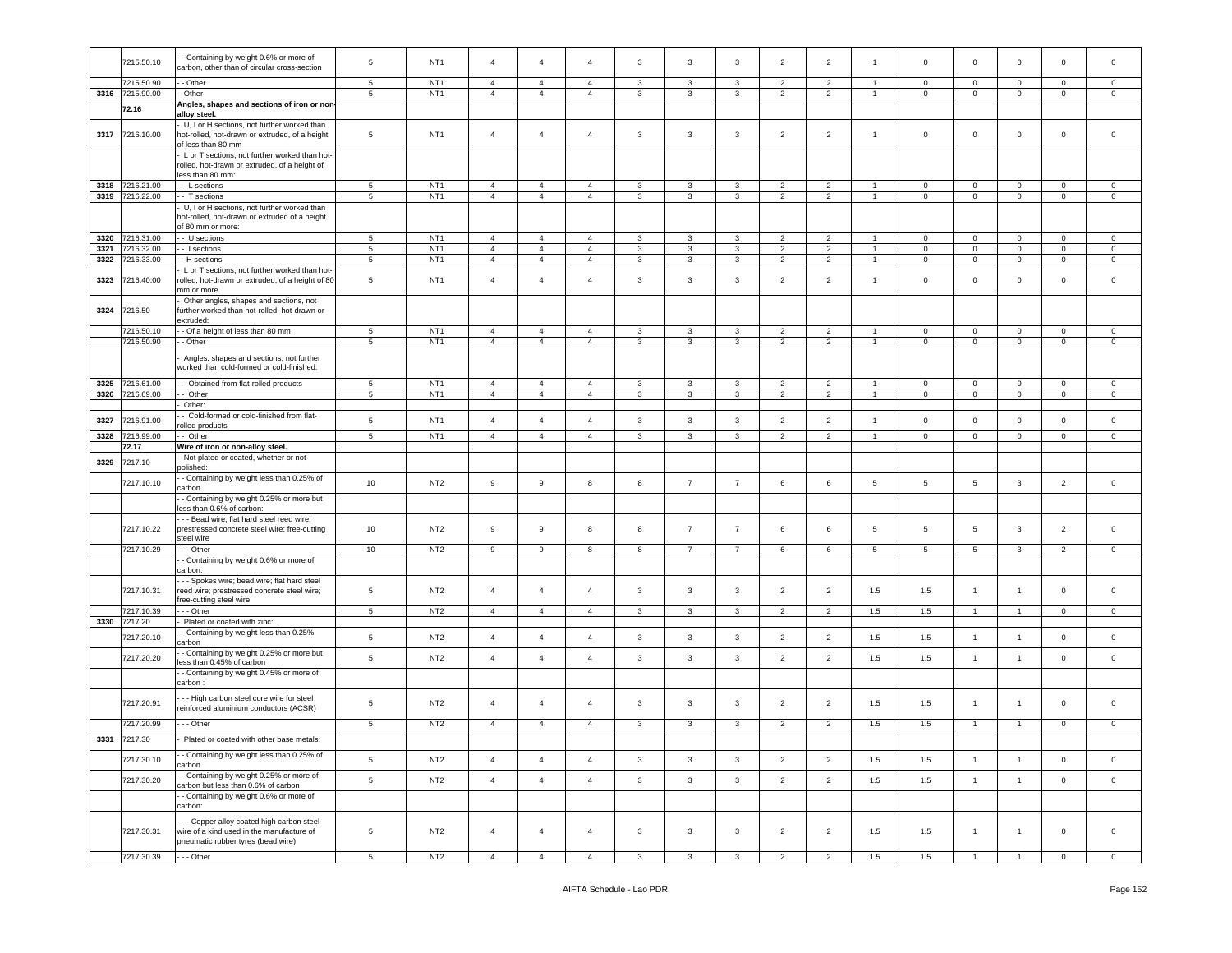| | 7215.50.10 | - - Containing by weight 0.6% or more of carbon, other than of circular cross-section | 5 | NT1 | 4 | 4 | 4 | 3 | 3 | 3 | 2 | 2 | 1 | 0 | 0 | 0 | 0 | 0 |
|---|---|---|---|---|---|---|---|---|---|---|---|---|---|---|---|---|---|---|
| | 7215.50.90 | - - Other | 5 | NT1 | 4 | 4 | 4 | 3 | 3 | 3 | 2 | 2 | 1 | 0 | 0 | 0 | 0 | 0 |
| 3316 | 7215.90.00 | - Other | 5 | NT1 | 4 | 4 | 4 | 3 | 3 | 3 | 2 | 2 | 1 | 0 | 0 | 0 | 0 | 0 |
| | 72.16 | **Angles, shapes and sections of iron or non-alloy steel.** | | | | | | | | | | | | | | | | |
| 3317 | 7216.10.00 | - U, I or H sections, not further worked than hot-rolled, hot-drawn or extruded, of a height of less than 80 mm | 5 | NT1 | 4 | 4 | 4 | 3 | 3 | 3 | 2 | 2 | 1 | 0 | 0 | 0 | 0 | 0 |
| | | - L or T sections, not further worked than hot-rolled, hot-drawn or extruded, of a height of less than 80 mm: | | | | | | | | | | | | | | | | |
| 3318 | 7216.21.00 | - - L sections | 5 | NT1 | 4 | 4 | 4 | 3 | 3 | 3 | 2 | 2 | 1 | 0 | 0 | 0 | 0 | 0 |
| 3319 | 7216.22.00 | - - T sections | 5 | NT1 | 4 | 4 | 4 | 3 | 3 | 3 | 2 | 2 | 1 | 0 | 0 | 0 | 0 | 0 |
| | | - U, I or H sections, not further worked than hot-rolled, hot-drawn or extruded of a height of 80 mm or more: | | | | | | | | | | | | | | | | |
| 3320 | 7216.31.00 | - - U sections | 5 | NT1 | 4 | 4 | 4 | 3 | 3 | 3 | 2 | 2 | 1 | 0 | 0 | 0 | 0 | 0 |
| 3321 | 7216.32.00 | - - I sections | 5 | NT1 | 4 | 4 | 4 | 3 | 3 | 3 | 2 | 2 | 1 | 0 | 0 | 0 | 0 | 0 |
| 3322 | 7216.33.00 | - - H sections | 5 | NT1 | 4 | 4 | 4 | 3 | 3 | 3 | 2 | 2 | 1 | 0 | 0 | 0 | 0 | 0 |
| 3323 | 7216.40.00 | - L or T sections, not further worked than hot-rolled, hot-drawn or extruded, of a height of 80 mm or more | 5 | NT1 | 4 | 4 | 4 | 3 | 3 | 3 | 2 | 2 | 1 | 0 | 0 | 0 | 0 | 0 |
| 3324 | 7216.50 | - Other angles, shapes and sections, not further worked than hot-rolled, hot-drawn or extruded: | | | | | | | | | | | | | | | | |
| | 7216.50.10 | - - Of a height of less than 80 mm | 5 | NT1 | 4 | 4 | 4 | 3 | 3 | 3 | 2 | 2 | 1 | 0 | 0 | 0 | 0 | 0 |
| | 7216.50.90 | - - Other | 5 | NT1 | 4 | 4 | 4 | 3 | 3 | 3 | 2 | 2 | 1 | 0 | 0 | 0 | 0 | 0 |
| | | - Angles, shapes and sections, not further worked than cold-formed or cold-finished: | | | | | | | | | | | | | | | | |
| 3325 | 7216.61.00 | - - Obtained from flat-rolled products | 5 | NT1 | 4 | 4 | 4 | 3 | 3 | 3 | 2 | 2 | 1 | 0 | 0 | 0 | 0 | 0 |
| 3326 | 7216.69.00 | - - Other | 5 | NT1 | 4 | 4 | 4 | 3 | 3 | 3 | 2 | 2 | 1 | 0 | 0 | 0 | 0 | 0 |
| | | - Other: | | | | | | | | | | | | | | | | |
| 3327 | 7216.91.00 | - - Cold-formed or cold-finished from flat-rolled products | 5 | NT1 | 4 | 4 | 4 | 3 | 3 | 3 | 2 | 2 | 1 | 0 | 0 | 0 | 0 | 0 |
| 3328 | 7216.99.00 | - - Other | 5 | NT1 | 4 | 4 | 4 | 3 | 3 | 3 | 2 | 2 | 1 | 0 | 0 | 0 | 0 | 0 |
| | 72.17 | **Wire of iron or non-alloy steel.** | | | | | | | | | | | | | | | | |
| 3329 | 7217.10 | - Not plated or coated, whether or not polished: | | | | | | | | | | | | | | | | |
| | 7217.10.10 | - - Containing by weight less than 0.25% of carbon | 10 | NT2 | 9 | 9 | 8 | 8 | 7 | 7 | 6 | 6 | 5 | 5 | 5 | 3 | 2 | 0 |
| | | - - Containing by weight 0.25% or more but less than 0.6% of carbon: | | | | | | | | | | | | | | | | |
| | 7217.10.22 | - - - Bead wire; flat hard steel reed wire; prestressed concrete steel wire; free-cutting steel wire | 10 | NT2 | 9 | 9 | 8 | 8 | 7 | 7 | 6 | 6 | 5 | 5 | 5 | 3 | 2 | 0 |
| | 7217.10.29 | - - - Other | 10 | NT2 | 9 | 9 | 8 | 8 | 7 | 7 | 6 | 6 | 5 | 5 | 5 | 3 | 2 | 0 |
| | | - - Containing by weight 0.6% or more of carbon: | | | | | | | | | | | | | | | | |
| | 7217.10.31 | - - - Spokes wire; bead wire; flat hard steel reed wire; prestressed concrete steel wire; free-cutting steel wire | 5 | NT2 | 4 | 4 | 4 | 3 | 3 | 3 | 2 | 2 | 1.5 | 1.5 | 1 | 1 | 0 | 0 |
| | 7217.10.39 | - - - Other | 5 | NT2 | 4 | 4 | 4 | 3 | 3 | 3 | 2 | 2 | 1.5 | 1.5 | 1 | 1 | 0 | 0 |
| 3330 | 7217.20 | - Plated or coated with zinc: | | | | | | | | | | | | | | | | |
| | 7217.20.10 | - - Containing by weight less than 0.25% carbon | 5 | NT2 | 4 | 4 | 4 | 3 | 3 | 3 | 2 | 2 | 1.5 | 1.5 | 1 | 1 | 0 | 0 |
| | 7217.20.20 | - - Containing by weight 0.25% or more but less than 0.45% of carbon | 5 | NT2 | 4 | 4 | 4 | 3 | 3 | 3 | 2 | 2 | 1.5 | 1.5 | 1 | 1 | 0 | 0 |
| | | - - Containing by weight 0.45% or more of carbon : | | | | | | | | | | | | | | | | |
| | 7217.20.91 | - - - High carbon steel core wire for steel reinforced aluminium conductors (ACSR) | 5 | NT2 | 4 | 4 | 4 | 3 | 3 | 3 | 2 | 2 | 1.5 | 1.5 | 1 | 1 | 0 | 0 |
| | 7217.20.99 | - - - Other | 5 | NT2 | 4 | 4 | 4 | 3 | 3 | 3 | 2 | 2 | 1.5 | 1.5 | 1 | 1 | 0 | 0 |
| 3331 | 7217.30 | - Plated or coated with other base metals: | | | | | | | | | | | | | | | | |
| | 7217.30.10 | - - Containing by weight less than 0.25% of carbon | 5 | NT2 | 4 | 4 | 4 | 3 | 3 | 3 | 2 | 2 | 1.5 | 1.5 | 1 | 1 | 0 | 0 |
| | 7217.30.20 | - - Containing by weight 0.25% or more of carbon but less than 0.6% of carbon | 5 | NT2 | 4 | 4 | 4 | 3 | 3 | 3 | 2 | 2 | 1.5 | 1.5 | 1 | 1 | 0 | 0 |
| | | - - Containing by weight 0.6% or more of carbon: | | | | | | | | | | | | | | | | |
| | 7217.30.31 | - - - Copper alloy coated high carbon steel wire of a kind used in the manufacture of pneumatic rubber tyres (bead wire) | 5 | NT2 | 4 | 4 | 4 | 3 | 3 | 3 | 2 | 2 | 1.5 | 1.5 | 1 | 1 | 0 | 0 |
| | 7217.30.39 | - - - Other | 5 | NT2 | 4 | 4 | 4 | 3 | 3 | 3 | 2 | 2 | 1.5 | 1.5 | 1 | 1 | 0 | 0 |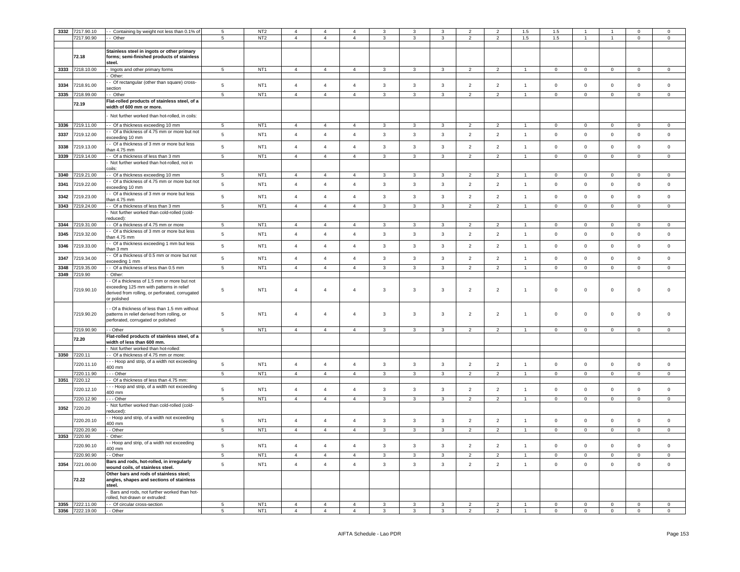| | | | | | | | | | | | | | | | | | |
|---|---|---|---|---|---|---|---|---|---|---|---|---|---|---|---|---|---|
| 3332 | 7217.90.10 | - - Containing by weight not less than 0.1% of | 5 | NT2 | 4 | 4 | 4 | 3 | 3 | 3 | 2 | 2 | 1.5 | 1.5 | 1 | 1 | 0 | 0 |
| | 7217.90.90 | - - Other | 5 | NT2 | 4 | 4 | 4 | 3 | 3 | 3 | 2 | 2 | 1.5 | 1.5 | 1 | 1 | 0 | 0 |
| | | | | | | | | | | | | | | | | | | |
| | 72.18 | **Stainless steel in ingots or other primary forms; semi-finished products of stainless steel.** | | | | | | | | | | | | | | | | |
| 3333 | 7218.10.00 | - Ingots and other primary forms | 5 | NT1 | 4 | 4 | 4 | 3 | 3 | 3 | 2 | 2 | 1 | 0 | 0 | 0 | 0 | 0 |
| | | - Other: | | | | | | | | | | | | | | | | |
| 3334 | 7218.91.00 | - - Of rectangular (other than square) cross-section | 5 | NT1 | 4 | 4 | 4 | 3 | 3 | 3 | 2 | 2 | 1 | 0 | 0 | 0 | 0 | 0 |
| 3335 | 7218.99.00 | - - Other | 5 | NT1 | 4 | 4 | 4 | 3 | 3 | 3 | 2 | 2 | 1 | 0 | 0 | 0 | 0 | 0 |
| | 72.19 | **Flat-rolled products of stainless steel, of a width of 600 mm or more.** | | | | | | | | | | | | | | | | |
| | | - Not further worked than hot-rolled, in coils: | | | | | | | | | | | | | | | | |
| 3336 | 7219.11.00 | - - Of a thickness exceeding 10 mm | 5 | NT1 | 4 | 4 | 4 | 3 | 3 | 3 | 2 | 2 | 1 | 0 | 0 | 0 | 0 | 0 |
| 3337 | 7219.12.00 | - - Of a thickness of 4.75 mm or more but not exceeding 10 mm | 5 | NT1 | 4 | 4 | 4 | 3 | 3 | 3 | 2 | 2 | 1 | 0 | 0 | 0 | 0 | 0 |
| 3338 | 7219.13.00 | - - Of a thickness of 3 mm or more but less than 4.75 mm | 5 | NT1 | 4 | 4 | 4 | 3 | 3 | 3 | 2 | 2 | 1 | 0 | 0 | 0 | 0 | 0 |
| 3339 | 7219.14.00 | - - Of a thickness of less than 3 mm | 5 | NT1 | 4 | 4 | 4 | 3 | 3 | 3 | 2 | 2 | 1 | 0 | 0 | 0 | 0 | 0 |
| | | - Not further worked than hot-rolled, not in coils: | | | | | | | | | | | | | | | | |
| 3340 | 7219.21.00 | - - Of a thickness exceeding 10 mm | 5 | NT1 | 4 | 4 | 4 | 3 | 3 | 3 | 2 | 2 | 1 | 0 | 0 | 0 | 0 | 0 |
| 3341 | 7219.22.00 | - - Of a thickness of 4.75 mm or more but not exceeding 10 mm | 5 | NT1 | 4 | 4 | 4 | 3 | 3 | 3 | 2 | 2 | 1 | 0 | 0 | 0 | 0 | 0 |
| 3342 | 7219.23.00 | - - Of a thickness of 3 mm or more but less than 4.75 mm | 5 | NT1 | 4 | 4 | 4 | 3 | 3 | 3 | 2 | 2 | 1 | 0 | 0 | 0 | 0 | 0 |
| 3343 | 7219.24.00 | - - Of a thickness of less than 3 mm | 5 | NT1 | 4 | 4 | 4 | 3 | 3 | 3 | 2 | 2 | 1 | 0 | 0 | 0 | 0 | 0 |
| | | - Not further worked than cold-rolled (cold-reduced): | | | | | | | | | | | | | | | | |
| 3344 | 7219.31.00 | - - Of a thickness of 4.75 mm or more | 5 | NT1 | 4 | 4 | 4 | 3 | 3 | 3 | 2 | 2 | 1 | 0 | 0 | 0 | 0 | 0 |
| 3345 | 7219.32.00 | - - Of a thickness of 3 mm or more but less than 4.75 mm | 5 | NT1 | 4 | 4 | 4 | 3 | 3 | 3 | 2 | 2 | 1 | 0 | 0 | 0 | 0 | 0 |
| 3346 | 7219.33.00 | - - Of a thickness exceeding 1 mm but less than 3 mm | 5 | NT1 | 4 | 4 | 4 | 3 | 3 | 3 | 2 | 2 | 1 | 0 | 0 | 0 | 0 | 0 |
| 3347 | 7219.34.00 | - - Of a thickness of 0.5 mm or more but not exceeding 1 mm | 5 | NT1 | 4 | 4 | 4 | 3 | 3 | 3 | 2 | 2 | 1 | 0 | 0 | 0 | 0 | 0 |
| 3348 | 7219.35.00 | - - Of a thickness of less than 0.5 mm | 5 | NT1 | 4 | 4 | 4 | 3 | 3 | 3 | 2 | 2 | 1 | 0 | 0 | 0 | 0 | 0 |
| 3349 | 7219.90 | - Other: | | | | | | | | | | | | | | | | |
| | 7219.90.10 | - - Of a thickness of 1.5 mm or more but not exceeding 125 mm with patterns in relief derived from rolling, or perforated, corrugated or polished | 5 | NT1 | 4 | 4 | 4 | 3 | 3 | 3 | 2 | 2 | 1 | 0 | 0 | 0 | 0 | 0 |
| | 7219.90.20 | - - Of a thickness of less than 1.5 mm without patterns in relief derived from rolling, or perforated, corrugated or polished | 5 | NT1 | 4 | 4 | 4 | 3 | 3 | 3 | 2 | 2 | 1 | 0 | 0 | 0 | 0 | 0 |
| | 7219.90.90 | - - Other | 5 | NT1 | 4 | 4 | 4 | 3 | 3 | 3 | 2 | 2 | 1 | 0 | 0 | 0 | 0 | 0 |
| | 72.20 | **Flat-rolled products of stainless steel, of a width of less than 600 mm.** | | | | | | | | | | | | | | | | |
| | | - Not further worked than hot-rolled: | | | | | | | | | | | | | | | | |
| 3350 | 7220.11 | - - Of a thickness of 4.75 mm or more: | | | | | | | | | | | | | | | | |
| | 7220.11.10 | - - - Hoop and strip, of a width not exceeding 400 mm | 5 | NT1 | 4 | 4 | 4 | 3 | 3 | 3 | 2 | 2 | 1 | 0 | 0 | 0 | 0 | 0 |
| | 7220.11.90 | - - - Other | 5 | NT1 | 4 | 4 | 4 | 3 | 3 | 3 | 2 | 2 | 1 | 0 | 0 | 0 | 0 | 0 |
| 3351 | 7220.12 | - - Of a thickness of less than 4.75 mm: | | | | | | | | | | | | | | | | |
| | 7220.12.10 | - - - Hoop and strip, of a width not exceeding 400 mm | 5 | NT1 | 4 | 4 | 4 | 3 | 3 | 3 | 2 | 2 | 1 | 0 | 0 | 0 | 0 | 0 |
| | 7220.12.90 | - - - Other | 5 | NT1 | 4 | 4 | 4 | 3 | 3 | 3 | 2 | 2 | 1 | 0 | 0 | 0 | 0 | 0 |
| 3352 | 7220.20 | - Not further worked than cold-rolled (cold-reduced): | | | | | | | | | | | | | | | | |
| | 7220.20.10 | - - Hoop and strip, of a width not exceeding 400 mm | 5 | NT1 | 4 | 4 | 4 | 3 | 3 | 3 | 2 | 2 | 1 | 0 | 0 | 0 | 0 | 0 |
| | 7220.20.90 | - - Other | 5 | NT1 | 4 | 4 | 4 | 3 | 3 | 3 | 2 | 2 | 1 | 0 | 0 | 0 | 0 | 0 |
| 3353 | 7220.90 | - Other: | | | | | | | | | | | | | | | | |
| | 7220.90.10 | - - Hoop and strip, of a width not exceeding 400 mm | 5 | NT1 | 4 | 4 | 4 | 3 | 3 | 3 | 2 | 2 | 1 | 0 | 0 | 0 | 0 | 0 |
| | 7220.90.90 | - - Other | 5 | NT1 | 4 | 4 | 4 | 3 | 3 | 3 | 2 | 2 | 1 | 0 | 0 | 0 | 0 | 0 |
| 3354 | 7221.00.00 | **Bars and rods, hot-rolled, in irregularly wound coils, of stainless steel.** | 5 | NT1 | 4 | 4 | 4 | 3 | 3 | 3 | 2 | 2 | 1 | 0 | 0 | 0 | 0 | 0 |
| | 72.22 | **Other bars and rods of stainless steel; angles, shapes and sections of stainless steel.** | | | | | | | | | | | | | | | | |
| | | - Bars and rods, not further worked than hot-rolled, hot-drawn or extruded: | | | | | | | | | | | | | | | | |
| 3355 | 7222.11.00 | - - Of circular cross-section | 5 | NT1 | 4 | 4 | 4 | 3 | 3 | 3 | 2 | 2 | 1 | 0 | 0 | 0 | 0 | 0 |
| 3356 | 7222.19.00 | - - Other | 5 | NT1 | 4 | 4 | 4 | 3 | 3 | 3 | 2 | 2 | 1 | 0 | 0 | 0 | 0 | 0 |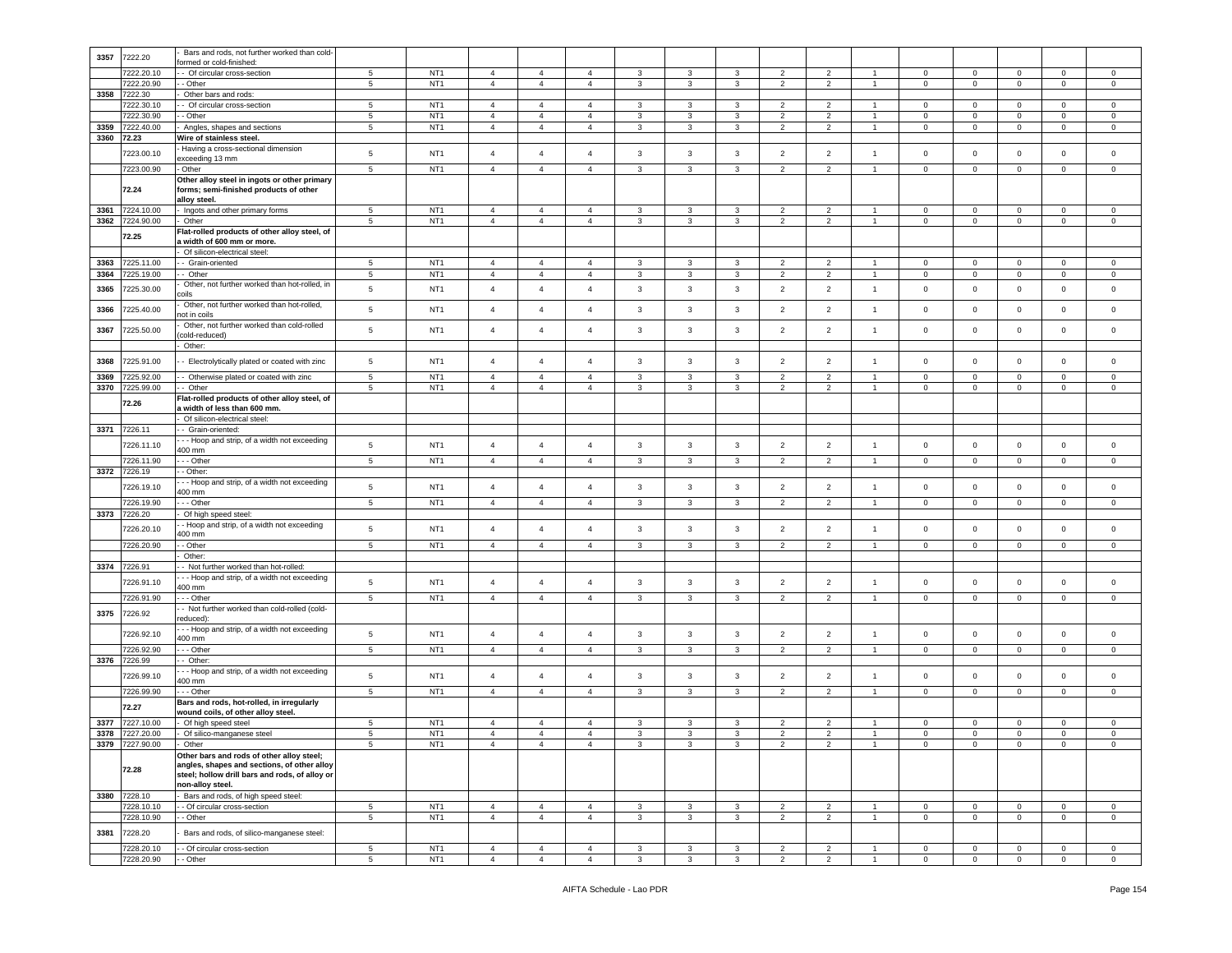| | | | | | | | | | | | | | | | | | |
|---|---|---|---|---|---|---|---|---|---|---|---|---|---|---|---|---|---|
| 3357 | 7222.20 | - Bars and rods, not further worked than cold-formed or cold-finished: | | | | | | | | | | | | | | | |
| | 7222.20.10 | - - Of circular cross-section | 5 | NT1 | 4 | 4 | 4 | 3 | 3 | 3 | 2 | 2 | 1 | 0 | 0 | 0 | 0 | 0 |
| | 7222.20.90 | - - Other | 5 | NT1 | 4 | 4 | 4 | 3 | 3 | 3 | 2 | 2 | 1 | 0 | 0 | 0 | 0 | 0 |
| 3358 | 7222.30 | - Other bars and rods: | | | | | | | | | | | | | | | |
| | 7222.30.10 | - - Of circular cross-section | 5 | NT1 | 4 | 4 | 4 | 3 | 3 | 3 | 2 | 2 | 1 | 0 | 0 | 0 | 0 | 0 |
| | 7222.30.90 | - - Other | 5 | NT1 | 4 | 4 | 4 | 3 | 3 | 3 | 2 | 2 | 1 | 0 | 0 | 0 | 0 | 0 |
| 3359 | 7222.40.00 | - Angles, shapes and sections | 5 | NT1 | 4 | 4 | 4 | 3 | 3 | 3 | 2 | 2 | 1 | 0 | 0 | 0 | 0 | 0 |
| 3360 | **72.23** | **Wire of stainless steel.** | | | | | | | | | | | | | | | |
| | 7223.00.10 | - Having a cross-sectional dimension exceeding 13 mm | 5 | NT1 | 4 | 4 | 4 | 3 | 3 | 3 | 2 | 2 | 1 | 0 | 0 | 0 | 0 | 0 |
| | 7223.00.90 | - Other | 5 | NT1 | 4 | 4 | 4 | 3 | 3 | 3 | 2 | 2 | 1 | 0 | 0 | 0 | 0 | 0 |
| | **72.24** | **Other alloy steel in ingots or other primary forms; semi-finished products of other alloy steel.** | | | | | | | | | | | | | | | |
| 3361 | 7224.10.00 | - Ingots and other primary forms | 5 | NT1 | 4 | 4 | 4 | 3 | 3 | 3 | 2 | 2 | 1 | 0 | 0 | 0 | 0 | 0 |
| 3362 | 7224.90.00 | - Other | 5 | NT1 | 4 | 4 | 4 | 3 | 3 | 3 | 2 | 2 | 1 | 0 | 0 | 0 | 0 | 0 |
| | **72.25** | **Flat-rolled products of other alloy steel, of a width of 600 mm or more.** | | | | | | | | | | | | | | | |
| | | - Of silicon-electrical steel: | | | | | | | | | | | | | | | |
| 3363 | 7225.11.00 | - - Grain-oriented | 5 | NT1 | 4 | 4 | 4 | 3 | 3 | 3 | 2 | 2 | 1 | 0 | 0 | 0 | 0 | 0 |
| 3364 | 7225.19.00 | - - Other | 5 | NT1 | 4 | 4 | 4 | 3 | 3 | 3 | 2 | 2 | 1 | 0 | 0 | 0 | 0 | 0 |
| 3365 | 7225.30.00 | - Other, not further worked than hot-rolled, in coils | 5 | NT1 | 4 | 4 | 4 | 3 | 3 | 3 | 2 | 2 | 1 | 0 | 0 | 0 | 0 | 0 |
| 3366 | 7225.40.00 | - Other, not further worked than hot-rolled, not in coils | 5 | NT1 | 4 | 4 | 4 | 3 | 3 | 3 | 2 | 2 | 1 | 0 | 0 | 0 | 0 | 0 |
| 3367 | 7225.50.00 | - Other, not further worked than cold-rolled (cold-reduced) | 5 | NT1 | 4 | 4 | 4 | 3 | 3 | 3 | 2 | 2 | 1 | 0 | 0 | 0 | 0 | 0 |
| | | - Other: | | | | | | | | | | | | | | | |
| 3368 | 7225.91.00 | - - Electrolytically plated or coated with zinc | 5 | NT1 | 4 | 4 | 4 | 3 | 3 | 3 | 2 | 2 | 1 | 0 | 0 | 0 | 0 | 0 |
| 3369 | 7225.92.00 | - - Otherwise plated or coated with zinc | 5 | NT1 | 4 | 4 | 4 | 3 | 3 | 3 | 2 | 2 | 1 | 0 | 0 | 0 | 0 | 0 |
| 3370 | 7225.99.00 | - - Other | 5 | NT1 | 4 | 4 | 4 | 3 | 3 | 3 | 2 | 2 | 1 | 0 | 0 | 0 | 0 | 0 |
| | **72.26** | **Flat-rolled products of other alloy steel, of a width of less than 600 mm.** | | | | | | | | | | | | | | | |
| | | - Of silicon-electrical steel: | | | | | | | | | | | | | | | |
| 3371 | 7226.11 | - - Grain-oriented: | | | | | | | | | | | | | | | |
| | 7226.11.10 | - - - Hoop and strip, of a width not exceeding 400 mm | 5 | NT1 | 4 | 4 | 4 | 3 | 3 | 3 | 2 | 2 | 1 | 0 | 0 | 0 | 0 | 0 |
| | 7226.11.90 | - - - Other | 5 | NT1 | 4 | 4 | 4 | 3 | 3 | 3 | 2 | 2 | 1 | 0 | 0 | 0 | 0 | 0 |
| 3372 | 7226.19 | - - Other: | | | | | | | | | | | | | | | |
| | 7226.19.10 | - - - Hoop and strip, of a width not exceeding 400 mm | 5 | NT1 | 4 | 4 | 4 | 3 | 3 | 3 | 2 | 2 | 1 | 0 | 0 | 0 | 0 | 0 |
| | 7226.19.90 | - - - Other | 5 | NT1 | 4 | 4 | 4 | 3 | 3 | 3 | 2 | 2 | 1 | 0 | 0 | 0 | 0 | 0 |
| 3373 | 7226.20 | - Of high speed steel: | | | | | | | | | | | | | | | |
| | 7226.20.10 | - - Hoop and strip, of a width not exceeding 400 mm | 5 | NT1 | 4 | 4 | 4 | 3 | 3 | 3 | 2 | 2 | 1 | 0 | 0 | 0 | 0 | 0 |
| | 7226.20.90 | - - Other | 5 | NT1 | 4 | 4 | 4 | 3 | 3 | 3 | 2 | 2 | 1 | 0 | 0 | 0 | 0 | 0 |
| | | - Other: | | | | | | | | | | | | | | | |
| 3374 | 7226.91 | - - Not further worked than hot-rolled: | | | | | | | | | | | | | | | |
| | 7226.91.10 | - - - Hoop and strip, of a width not exceeding 400 mm | 5 | NT1 | 4 | 4 | 4 | 3 | 3 | 3 | 2 | 2 | 1 | 0 | 0 | 0 | 0 | 0 |
| | 7226.91.90 | - - - Other | 5 | NT1 | 4 | 4 | 4 | 3 | 3 | 3 | 2 | 2 | 1 | 0 | 0 | 0 | 0 | 0 |
| 3375 | 7226.92 | - - Not further worked than cold-rolled (cold-reduced): | | | | | | | | | | | | | | | |
| | 7226.92.10 | - - - Hoop and strip, of a width not exceeding 400 mm | 5 | NT1 | 4 | 4 | 4 | 3 | 3 | 3 | 2 | 2 | 1 | 0 | 0 | 0 | 0 | 0 |
| | 7226.92.90 | - - - Other | 5 | NT1 | 4 | 4 | 4 | 3 | 3 | 3 | 2 | 2 | 1 | 0 | 0 | 0 | 0 | 0 |
| 3376 | 7226.99 | - - Other: | | | | | | | | | | | | | | | |
| | 7226.99.10 | - - - Hoop and strip, of a width not exceeding 400 mm | 5 | NT1 | 4 | 4 | 4 | 3 | 3 | 3 | 2 | 2 | 1 | 0 | 0 | 0 | 0 | 0 |
| | 7226.99.90 | - - - Other | 5 | NT1 | 4 | 4 | 4 | 3 | 3 | 3 | 2 | 2 | 1 | 0 | 0 | 0 | 0 | 0 |
| | **72.27** | **Bars and rods, hot-rolled, in irregularly wound coils, of other alloy steel.** | | | | | | | | | | | | | | | |
| 3377 | 7227.10.00 | - Of high speed steel | 5 | NT1 | 4 | 4 | 4 | 3 | 3 | 3 | 2 | 2 | 1 | 0 | 0 | 0 | 0 | 0 |
| 3378 | 7227.20.00 | - Of silico-manganese steel | 5 | NT1 | 4 | 4 | 4 | 3 | 3 | 3 | 2 | 2 | 1 | 0 | 0 | 0 | 0 | 0 |
| 3379 | 7227.90.00 | - Other | 5 | NT1 | 4 | 4 | 4 | 3 | 3 | 3 | 2 | 2 | 1 | 0 | 0 | 0 | 0 | 0 |
| | **72.28** | **Other bars and rods of other alloy steel; angles, shapes and sections, of other alloy steel; hollow drill bars and rods, of alloy or non-alloy steel.** | | | | | | | | | | | | | | | |
| 3380 | 7228.10 | - Bars and rods, of high speed steel: | | | | | | | | | | | | | | | |
| | 7228.10.10 | - - Of circular cross-section | 5 | NT1 | 4 | 4 | 4 | 3 | 3 | 3 | 2 | 2 | 1 | 0 | 0 | 0 | 0 | 0 |
| | 7228.10.90 | - - Other | 5 | NT1 | 4 | 4 | 4 | 3 | 3 | 3 | 2 | 2 | 1 | 0 | 0 | 0 | 0 | 0 |
| 3381 | 7228.20 | - Bars and rods, of silico-manganese steel: | | | | | | | | | | | | | | | |
| | 7228.20.10 | - - Of circular cross-section | 5 | NT1 | 4 | 4 | 4 | 3 | 3 | 3 | 2 | 2 | 1 | 0 | 0 | 0 | 0 | 0 |
| | 7228.20.90 | - - Other | 5 | NT1 | 4 | 4 | 4 | 3 | 3 | 3 | 2 | 2 | 1 | 0 | 0 | 0 | 0 | 0 |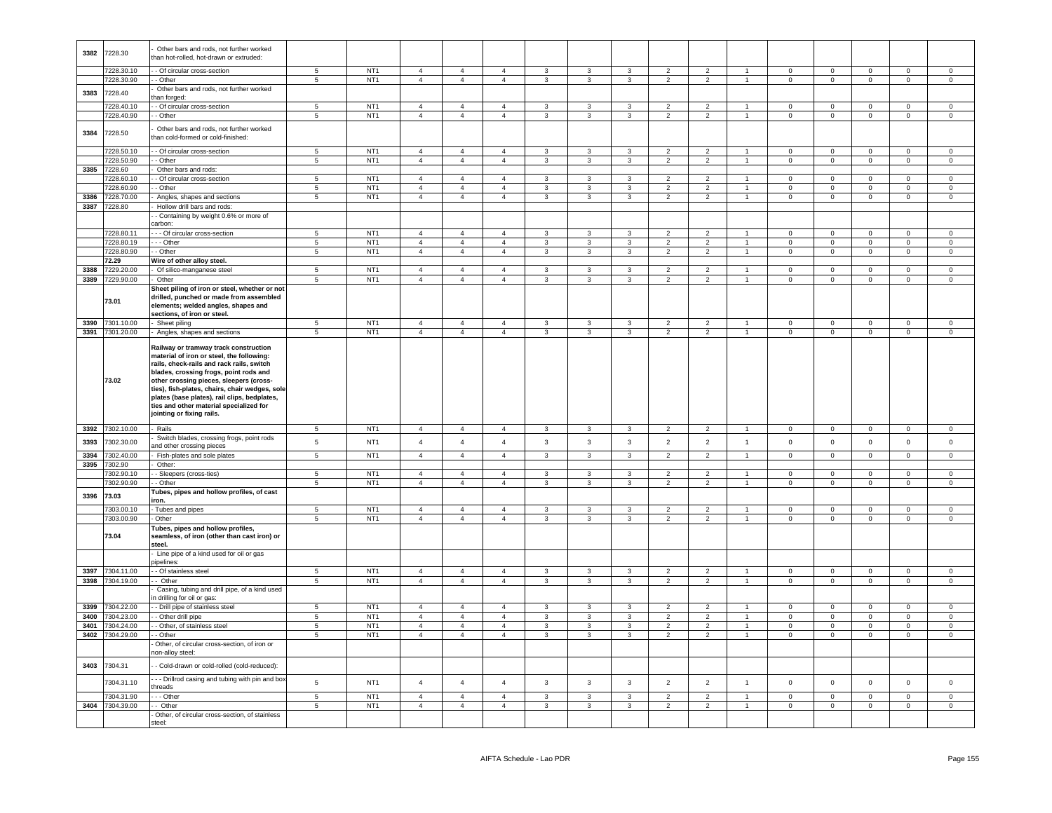| | | | | | | | | | | | | | | | | | |
|---|---|---|---|---|---|---|---|---|---|---|---|---|---|---|---|---|---|
| 3382 | 7228.30 | - Other bars and rods, not further worked than hot-rolled, hot-drawn or extruded: | | | | | | | | | | | | | | | |
| | 7228.30.10 | - - Of circular cross-section | 5 | NT1 | 4 | 4 | 4 | 3 | 3 | 3 | 2 | 2 | 1 | 0 | 0 | 0 | 0 | 0 |
| | 7228.30.90 | - - Other | 5 | NT1 | 4 | 4 | 4 | 3 | 3 | 3 | 2 | 2 | 1 | 0 | 0 | 0 | 0 | 0 |
| 3383 | 7228.40 | - Other bars and rods, not further worked than forged: | | | | | | | | | | | | | | | |
| | 7228.40.10 | - - Of circular cross-section | 5 | NT1 | 4 | 4 | 4 | 3 | 3 | 3 | 2 | 2 | 1 | 0 | 0 | 0 | 0 | 0 |
| | 7228.40.90 | - - Other | 5 | NT1 | 4 | 4 | 4 | 3 | 3 | 3 | 2 | 2 | 1 | 0 | 0 | 0 | 0 | 0 |
| 3384 | 7228.50 | - Other bars and rods, not further worked than cold-formed or cold-finished: | | | | | | | | | | | | | | | |
| | 7228.50.10 | - - Of circular cross-section | 5 | NT1 | 4 | 4 | 4 | 3 | 3 | 3 | 2 | 2 | 1 | 0 | 0 | 0 | 0 | 0 |
| | 7228.50.90 | - - Other | 5 | NT1 | 4 | 4 | 4 | 3 | 3 | 3 | 2 | 2 | 1 | 0 | 0 | 0 | 0 | 0 |
| 3385 | 7228.60 | - Other bars and rods: | | | | | | | | | | | | | | | |
| | 7228.60.10 | - - Of circular cross-section | 5 | NT1 | 4 | 4 | 4 | 3 | 3 | 3 | 2 | 2 | 1 | 0 | 0 | 0 | 0 | 0 |
| | 7228.60.90 | - - Other | 5 | NT1 | 4 | 4 | 4 | 3 | 3 | 3 | 2 | 2 | 1 | 0 | 0 | 0 | 0 | 0 |
| 3386 | 7228.70.00 | - Angles, shapes and sections | 5 | NT1 | 4 | 4 | 4 | 3 | 3 | 3 | 2 | 2 | 1 | 0 | 0 | 0 | 0 | 0 |
| 3387 | 7228.80 | - Hollow drill bars and rods: | | | | | | | | | | | | | | | |
| | | - - Containing by weight 0.6% or more of carbon: | | | | | | | | | | | | | | | |
| | 7228.80.11 | - - - Of circular cross-section | 5 | NT1 | 4 | 4 | 4 | 3 | 3 | 3 | 2 | 2 | 1 | 0 | 0 | 0 | 0 | 0 |
| | 7228.80.19 | - - - Other | 5 | NT1 | 4 | 4 | 4 | 3 | 3 | 3 | 2 | 2 | 1 | 0 | 0 | 0 | 0 | 0 |
| | 7228.80.90 | - - Other | 5 | NT1 | 4 | 4 | 4 | 3 | 3 | 3 | 2 | 2 | 1 | 0 | 0 | 0 | 0 | 0 |
| | **72.29** | **Wire of other alloy steel.** | | | | | | | | | | | | | | | |
| 3388 | 7229.20.00 | - Of silico-manganese steel | 5 | NT1 | 4 | 4 | 4 | 3 | 3 | 3 | 2 | 2 | 1 | 0 | 0 | 0 | 0 | 0 |
| 3389 | 7229.90.00 | - Other | 5 | NT1 | 4 | 4 | 4 | 3 | 3 | 3 | 2 | 2 | 1 | 0 | 0 | 0 | 0 | 0 |
| | **73.01** | **Sheet piling of iron or steel, whether or not drilled, punched or made from assembled elements; welded angles, shapes and sections, of iron or steel.** | | | | | | | | | | | | | | | |
| 3390 | 7301.10.00 | - Sheet piling | 5 | NT1 | 4 | 4 | 4 | 3 | 3 | 3 | 2 | 2 | 1 | 0 | 0 | 0 | 0 | 0 |
| 3391 | 7301.20.00 | - Angles, shapes and sections | 5 | NT1 | 4 | 4 | 4 | 3 | 3 | 3 | 2 | 2 | 1 | 0 | 0 | 0 | 0 | 0 |
| | **73.02** | **Railway or tramway track construction material of iron or steel, the following: rails, check-rails and rack rails, switch blades, crossing frogs, point rods and other crossing pieces, sleepers (cross-ties), fish-plates, chairs, chair wedges, sole plates (base plates), rail clips, bedplates, ties and other material specialized for jointing or fixing rails.** | | | | | | | | | | | | | | | |
| 3392 | 7302.10.00 | - Rails | 5 | NT1 | 4 | 4 | 4 | 3 | 3 | 3 | 2 | 2 | 1 | 0 | 0 | 0 | 0 | 0 |
| 3393 | 7302.30.00 | - Switch blades, crossing frogs, point rods and other crossing pieces | 5 | NT1 | 4 | 4 | 4 | 3 | 3 | 3 | 2 | 2 | 1 | 0 | 0 | 0 | 0 | 0 |
| 3394 | 7302.40.00 | - Fish-plates and sole plates | 5 | NT1 | 4 | 4 | 4 | 3 | 3 | 3 | 2 | 2 | 1 | 0 | 0 | 0 | 0 | 0 |
| 3395 | 7302.90 | - Other: | | | | | | | | | | | | | | | |
| | 7302.90.10 | - - Sleepers (cross-ties) | 5 | NT1 | 4 | 4 | 4 | 3 | 3 | 3 | 2 | 2 | 1 | 0 | 0 | 0 | 0 | 0 |
| | 7302.90.90 | - - Other | 5 | NT1 | 4 | 4 | 4 | 3 | 3 | 3 | 2 | 2 | 1 | 0 | 0 | 0 | 0 | 0 |
| 3396 | **73.03** | **Tubes, pipes and hollow profiles, of cast iron.** | | | | | | | | | | | | | | | |
| | 7303.00.10 | - Tubes and pipes | 5 | NT1 | 4 | 4 | 4 | 3 | 3 | 3 | 2 | 2 | 1 | 0 | 0 | 0 | 0 | 0 |
| | 7303.00.90 | - Other | 5 | NT1 | 4 | 4 | 4 | 3 | 3 | 3 | 2 | 2 | 1 | 0 | 0 | 0 | 0 | 0 |
| | **73.04** | **Tubes, pipes and hollow profiles, seamless, of iron (other than cast iron) or steel.** | | | | | | | | | | | | | | | |
| | | - Line pipe of a kind used for oil or gas pipelines: | | | | | | | | | | | | | | | |
| 3397 | 7304.11.00 | - - Of stainless steel | 5 | NT1 | 4 | 4 | 4 | 3 | 3 | 3 | 2 | 2 | 1 | 0 | 0 | 0 | 0 | 0 |
| 3398 | 7304.19.00 | - - Other | 5 | NT1 | 4 | 4 | 4 | 3 | 3 | 3 | 2 | 2 | 1 | 0 | 0 | 0 | 0 | 0 |
| | | - Casing, tubing and drill pipe, of a kind used in drilling for oil or gas: | | | | | | | | | | | | | | | |
| 3399 | 7304.22.00 | - - Drill pipe of stainless steel | 5 | NT1 | 4 | 4 | 4 | 3 | 3 | 3 | 2 | 2 | 1 | 0 | 0 | 0 | 0 | 0 |
| 3400 | 7304.23.00 | - - Other drill pipe | 5 | NT1 | 4 | 4 | 4 | 3 | 3 | 3 | 2 | 2 | 1 | 0 | 0 | 0 | 0 | 0 |
| 3401 | 7304.24.00 | - - Other, of stainless steel | 5 | NT1 | 4 | 4 | 4 | 3 | 3 | 3 | 2 | 2 | 1 | 0 | 0 | 0 | 0 | 0 |
| 3402 | 7304.29.00 | - - Other | 5 | NT1 | 4 | 4 | 4 | 3 | 3 | 3 | 2 | 2 | 1 | 0 | 0 | 0 | 0 | 0 |
| | | - Other, of circular cross-section, of iron or non-alloy steel: | | | | | | | | | | | | | | | |
| 3403 | 7304.31 | - - Cold-drawn or cold-rolled (cold-reduced): | | | | | | | | | | | | | | | |
| | 7304.31.10 | - - - Drillrod casing and tubing with pin and box threads | 5 | NT1 | 4 | 4 | 4 | 3 | 3 | 3 | 2 | 2 | 1 | 0 | 0 | 0 | 0 | 0 |
| | 7304.31.90 | - - - Other | 5 | NT1 | 4 | 4 | 4 | 3 | 3 | 3 | 2 | 2 | 1 | 0 | 0 | 0 | 0 | 0 |
| 3404 | 7304.39.00 | - - Other | 5 | NT1 | 4 | 4 | 4 | 3 | 3 | 3 | 2 | 2 | 1 | 0 | 0 | 0 | 0 | 0 |
| | | - Other, of circular cross-section, of stainless steel: | | | | | | | | | | | | | | | |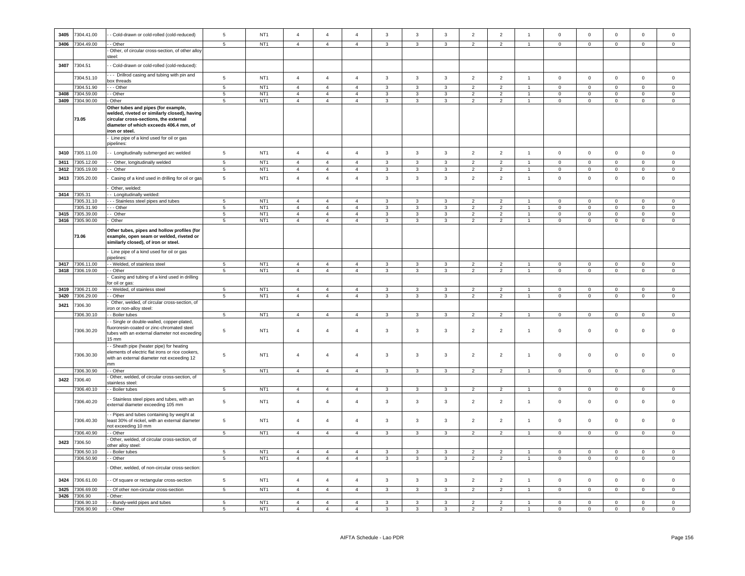| 3405 | 7304.41.00 | - - Cold-drawn or cold-rolled (cold-reduced) | 5 | NT1 | 4 | 4 | 4 | 3 | 3 | 3 | 2 | 2 | 1 | 0 | 0 | 0 | 0 | 0 |
|---|---|---|---|---|---|---|---|---|---|---|---|---|---|---|---|---|---|---|
| 3406 | 7304.49.00 | - - Other | 5 | NT1 | 4 | 4 | 4 | 3 | 3 | 3 | 2 | 2 | 1 | 0 | 0 | 0 | 0 | 0 |
| | | - Other, of circular cross-section, of other alloy steel: | | | | | | | | | | | | | | | | |
| 3407 | 7304.51 | - - Cold-drawn or cold-rolled (cold-reduced): | | | | | | | | | | | | | | | | |
| | 7304.51.10 | - - - Drillrod casing and tubing with pin and box threads | 5 | NT1 | 4 | 4 | 4 | 3 | 3 | 3 | 2 | 2 | 1 | 0 | 0 | 0 | 0 | 0 |
| | 7304.51.90 | - - - Other | 5 | NT1 | 4 | 4 | 4 | 3 | 3 | 3 | 2 | 2 | 1 | 0 | 0 | 0 | 0 | 0 |
| 3408 | 7304.59.00 | - - Other | 5 | NT1 | 4 | 4 | 4 | 3 | 3 | 3 | 2 | 2 | 1 | 0 | 0 | 0 | 0 | 0 |
| 3409 | 7304.90.00 | - Other | 5 | NT1 | 4 | 4 | 4 | 3 | 3 | 3 | 2 | 2 | 1 | 0 | 0 | 0 | 0 | 0 |
| | **73.05** | **Other tubes and pipes (for example, welded, riveted or similarly closed), having circular cross-sections, the external diameter of which exceeds 406.4 mm, of iron or steel.** | | | | | | | | | | | | | | | | |
| | | - Line pipe of a kind used for oil or gas pipelines: | | | | | | | | | | | | | | | | |
| 3410 | 7305.11.00 | - - Longitudinally submerged arc welded | 5 | NT1 | 4 | 4 | 4 | 3 | 3 | 3 | 2 | 2 | 1 | 0 | 0 | 0 | 0 | 0 |
| 3411 | 7305.12.00 | - - Other, longitudinally welded | 5 | NT1 | 4 | 4 | 4 | 3 | 3 | 3 | 2 | 2 | 1 | 0 | 0 | 0 | 0 | 0 |
| 3412 | 7305.19.00 | - - Other | 5 | NT1 | 4 | 4 | 4 | 3 | 3 | 3 | 2 | 2 | 1 | 0 | 0 | 0 | 0 | 0 |
| 3413 | 7305.20.00 | - Casing of a kind used in drilling for oil or gas | 5 | NT1 | 4 | 4 | 4 | 3 | 3 | 3 | 2 | 2 | 1 | 0 | 0 | 0 | 0 | 0 |
| | | - Other, welded: | | | | | | | | | | | | | | | | |
| 3414 | 7305.31 | - - Longitudinally welded: | | | | | | | | | | | | | | | | |
| | 7305.31.10 | - - - Stainless steel pipes and tubes | 5 | NT1 | 4 | 4 | 4 | 3 | 3 | 3 | 2 | 2 | 1 | 0 | 0 | 0 | 0 | 0 |
| | 7305.31.90 | - - - Other | 5 | NT1 | 4 | 4 | 4 | 3 | 3 | 3 | 2 | 2 | 1 | 0 | 0 | 0 | 0 | 0 |
| 3415 | 7305.39.00 | - - Other | 5 | NT1 | 4 | 4 | 4 | 3 | 3 | 3 | 2 | 2 | 1 | 0 | 0 | 0 | 0 | 0 |
| 3416 | 7305.90.00 | - Other | 5 | NT1 | 4 | 4 | 4 | 3 | 3 | 3 | 2 | 2 | 1 | 0 | 0 | 0 | 0 | 0 |
| | **73.06** | **Other tubes, pipes and hollow profiles (for example, open seam or welded, riveted or similarly closed), of iron or steel.** | | | | | | | | | | | | | | | | |
| | | - Line pipe of a kind used for oil or gas pipelines: | | | | | | | | | | | | | | | | |
| 3417 | 7306.11.00 | - - Welded, of stainless steel | 5 | NT1 | 4 | 4 | 4 | 3 | 3 | 3 | 2 | 2 | 1 | 0 | 0 | 0 | 0 | 0 |
| 3418 | 7306.19.00 | - - Other | 5 | NT1 | 4 | 4 | 4 | 3 | 3 | 3 | 2 | 2 | 1 | 0 | 0 | 0 | 0 | 0 |
| | | - Casing and tubing of a kind used in drilling for oil or gas: | | | | | | | | | | | | | | | | |
| 3419 | 7306.21.00 | - - Welded, of stainless steel | 5 | NT1 | 4 | 4 | 4 | 3 | 3 | 3 | 2 | 2 | 1 | 0 | 0 | 0 | 0 | 0 |
| 3420 | 7306.29.00 | - - Other | 5 | NT1 | 4 | 4 | 4 | 3 | 3 | 3 | 2 | 2 | 1 | 0 | 0 | 0 | 0 | 0 |
| 3421 | 7306.30 | - Other, welded, of circular cross-section, of iron or non-alloy steel: | | | | | | | | | | | | | | | | |
| | 7306.30.10 | - - Boiler tubes | 5 | NT1 | 4 | 4 | 4 | 3 | 3 | 3 | 2 | 2 | 1 | 0 | 0 | 0 | 0 | 0 |
| | 7306.30.20 | - - Single or double-walled, copper-plated, fluororesin-coated or zinc-chromated steel tubes with an external diameter not exceeding 15 mm | 5 | NT1 | 4 | 4 | 4 | 3 | 3 | 3 | 2 | 2 | 1 | 0 | 0 | 0 | 0 | 0 |
| | 7306.30.30 | - - Sheath pipe (heater pipe) for heating elements of electric flat irons or rice cookers, with an external diameter not exceeding 12 mm | 5 | NT1 | 4 | 4 | 4 | 3 | 3 | 3 | 2 | 2 | 1 | 0 | 0 | 0 | 0 | 0 |
| | 7306.30.90 | - - Other | 5 | NT1 | 4 | 4 | 4 | 3 | 3 | 3 | 2 | 2 | 1 | 0 | 0 | 0 | 0 | 0 |
| 3422 | 7306.40 | - Other, welded, of circular cross-section, of stainless steel: | | | | | | | | | | | | | | | | |
| | 7306.40.10 | - - Boiler tubes | 5 | NT1 | 4 | 4 | 4 | 3 | 3 | 3 | 2 | 2 | 1 | 0 | 0 | 0 | 0 | 0 |
| | 7306.40.20 | - - Stainless steel pipes and tubes, with an external diameter exceeding 105 mm | 5 | NT1 | 4 | 4 | 4 | 3 | 3 | 3 | 2 | 2 | 1 | 0 | 0 | 0 | 0 | 0 |
| | 7306.40.30 | - - Pipes and tubes containing by weight at least 30% of nickel, with an external diameter not exceeding 10 mm | 5 | NT1 | 4 | 4 | 4 | 3 | 3 | 3 | 2 | 2 | 1 | 0 | 0 | 0 | 0 | 0 |
| | 7306.40.90 | - - Other | 5 | NT1 | 4 | 4 | 4 | 3 | 3 | 3 | 2 | 2 | 1 | 0 | 0 | 0 | 0 | 0 |
| 3423 | 7306.50 | - Other, welded, of circular cross-section, of other alloy steel: | | | | | | | | | | | | | | | | |
| | 7306.50.10 | - - Boiler tubes | 5 | NT1 | 4 | 4 | 4 | 3 | 3 | 3 | 2 | 2 | 1 | 0 | 0 | 0 | 0 | 0 |
| | 7306.50.90 | - - Other | 5 | NT1 | 4 | 4 | 4 | 3 | 3 | 3 | 2 | 2 | 1 | 0 | 0 | 0 | 0 | 0 |
| | | - Other, welded, of non-circular cross-section: | | | | | | | | | | | | | | | | |
| 3424 | 7306.61.00 | - - Of square or rectangular cross-section | 5 | NT1 | 4 | 4 | 4 | 3 | 3 | 3 | 2 | 2 | 1 | 0 | 0 | 0 | 0 | 0 |
| 3425 | 7306.69.00 | - - Of other non-circular cross-section | 5 | NT1 | 4 | 4 | 4 | 3 | 3 | 3 | 2 | 2 | 1 | 0 | 0 | 0 | 0 | 0 |
| 3426 | 7306.90 | - Other: | | | | | | | | | | | | | | | | |
| | 7306.90.10 | - - Bundy-weld pipes and tubes | 5 | NT1 | 4 | 4 | 4 | 3 | 3 | 3 | 2 | 2 | 1 | 0 | 0 | 0 | 0 | 0 |
| | 7306.90.90 | - - Other | 5 | NT1 | 4 | 4 | 4 | 3 | 3 | 3 | 2 | 2 | 1 | 0 | 0 | 0 | 0 | 0 |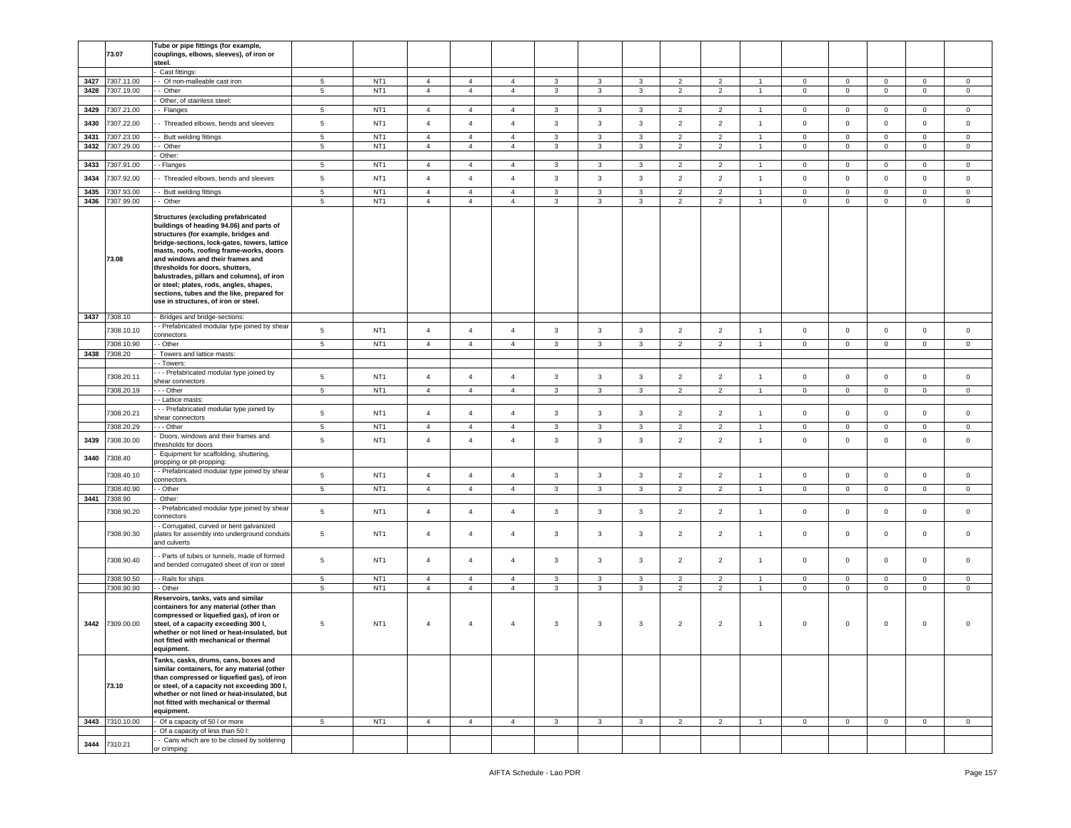| | | | | | | | | | | | | | | | | | |
|---|---|---|---|---|---|---|---|---|---|---|---|---|---|---|---|---|---|
| | **73.07** | **Tube or pipe fittings (for example, couplings, elbows, sleeves), of iron or steel.** | | | | | | | | | | | | | | | |
| | | - Cast fittings: | | | | | | | | | | | | | | | |
| 3427 | 7307.11.00 | - - Of non-malleable cast iron | 5 | NT1 | 4 | 4 | 4 | 3 | 3 | 3 | 2 | 2 | 1 | 0 | 0 | 0 | 0 | 0 |
| 3428 | 7307.19.00 | - - Other | 5 | NT1 | 4 | 4 | 4 | 3 | 3 | 3 | 2 | 2 | 1 | 0 | 0 | 0 | 0 | 0 |
| | | - Other, of stainless steel: | | | | | | | | | | | | | | | |
| 3429 | 7307.21.00 | - - Flanges | 5 | NT1 | 4 | 4 | 4 | 3 | 3 | 3 | 2 | 2 | 1 | 0 | 0 | 0 | 0 | 0 |
| 3430 | 7307.22.00 | - - Threaded elbows, bends and sleeves | 5 | NT1 | 4 | 4 | 4 | 3 | 3 | 3 | 2 | 2 | 1 | 0 | 0 | 0 | 0 | 0 |
| 3431 | 7307.23.00 | - - Butt welding fittings | 5 | NT1 | 4 | 4 | 4 | 3 | 3 | 3 | 2 | 2 | 1 | 0 | 0 | 0 | 0 | 0 |
| 3432 | 7307.29.00 | - - Other | 5 | NT1 | 4 | 4 | 4 | 3 | 3 | 3 | 2 | 2 | 1 | 0 | 0 | 0 | 0 | 0 |
| | | - Other: | | | | | | | | | | | | | | | |
| 3433 | 7307.91.00 | - - Flanges | 5 | NT1 | 4 | 4 | 4 | 3 | 3 | 3 | 2 | 2 | 1 | 0 | 0 | 0 | 0 | 0 |
| 3434 | 7307.92.00 | - - Threaded elbows, bends and sleeves | 5 | NT1 | 4 | 4 | 4 | 3 | 3 | 3 | 2 | 2 | 1 | 0 | 0 | 0 | 0 | 0 |
| 3435 | 7307.93.00 | - - Butt welding fittings | 5 | NT1 | 4 | 4 | 4 | 3 | 3 | 3 | 2 | 2 | 1 | 0 | 0 | 0 | 0 | 0 |
| 3436 | 7307.99.00 | - - Other | 5 | NT1 | 4 | 4 | 4 | 3 | 3 | 3 | 2 | 2 | 1 | 0 | 0 | 0 | 0 | 0 |
| | **73.08** | **Structures (excluding prefabricated buildings of heading 94.06) and parts of structures (for example, bridges and bridge-sections, lock-gates, towers, lattice masts, roofs, roofing frame-works, doors and windows and their frames and thresholds for doors, shutters, balustrades, pillars and columns), of iron or steel; plates, rods, angles, shapes, sections, tubes and the like, prepared for use in structures, of iron or steel.** | | | | | | | | | | | | | | | |
| 3437 | 7308.10 | - Bridges and bridge-sections: | | | | | | | | | | | | | | | |
| | 7308.10.10 | - - Prefabricated modular type joined by shear connectors | 5 | NT1 | 4 | 4 | 4 | 3 | 3 | 3 | 2 | 2 | 1 | 0 | 0 | 0 | 0 | 0 |
| | 7308.10.90 | - - Other | 5 | NT1 | 4 | 4 | 4 | 3 | 3 | 3 | 2 | 2 | 1 | 0 | 0 | 0 | 0 | 0 |
| 3438 | 7308.20 | - Towers and lattice masts: | | | | | | | | | | | | | | | |
| | | - - Towers: | | | | | | | | | | | | | | | |
| | 7308.20.11 | - - - Prefabricated modular type joined by shear connectors | 5 | NT1 | 4 | 4 | 4 | 3 | 3 | 3 | 2 | 2 | 1 | 0 | 0 | 0 | 0 | 0 |
| | 7308.20.19 | - - - Other | 5 | NT1 | 4 | 4 | 4 | 3 | 3 | 3 | 2 | 2 | 1 | 0 | 0 | 0 | 0 | 0 |
| | | - - Lattice masts: | | | | | | | | | | | | | | | |
| | 7308.20.21 | - - - Prefabricated modular type joined by shear connectors | 5 | NT1 | 4 | 4 | 4 | 3 | 3 | 3 | 2 | 2 | 1 | 0 | 0 | 0 | 0 | 0 |
| | 7308.20.29 | - - - Other | 5 | NT1 | 4 | 4 | 4 | 3 | 3 | 3 | 2 | 2 | 1 | 0 | 0 | 0 | 0 | 0 |
| 3439 | 7308.30.00 | - Doors, windows and their frames and thresholds for doors | 5 | NT1 | 4 | 4 | 4 | 3 | 3 | 3 | 2 | 2 | 1 | 0 | 0 | 0 | 0 | 0 |
| 3440 | 7308.40 | - Equipment for scaffolding, shuttering, propping or pit-propping: | | | | | | | | | | | | | | | |
| | 7308.40.10 | - - Prefabricated modular type joined by shear connectors | 5 | NT1 | 4 | 4 | 4 | 3 | 3 | 3 | 2 | 2 | 1 | 0 | 0 | 0 | 0 | 0 |
| | 7308.40.90 | - - Other | 5 | NT1 | 4 | 4 | 4 | 3 | 3 | 3 | 2 | 2 | 1 | 0 | 0 | 0 | 0 | 0 |
| 3441 | 7308.90 | - Other: | | | | | | | | | | | | | | | |
| | 7308.90.20 | - - Prefabricated modular type joined by shear connectors | 5 | NT1 | 4 | 4 | 4 | 3 | 3 | 3 | 2 | 2 | 1 | 0 | 0 | 0 | 0 | 0 |
| | 7308.90.30 | - - Corrugated, curved or bent galvanized plates for assembly into underground conduits and culverts | 5 | NT1 | 4 | 4 | 4 | 3 | 3 | 3 | 2 | 2 | 1 | 0 | 0 | 0 | 0 | 0 |
| | 7308.90.40 | - - Parts of tubes or tunnels, made of formed and bended corrugated sheet of iron or steel | 5 | NT1 | 4 | 4 | 4 | 3 | 3 | 3 | 2 | 2 | 1 | 0 | 0 | 0 | 0 | 0 |
| | 7308.90.50 | - - Rails for ships | 5 | NT1 | 4 | 4 | 4 | 3 | 3 | 3 | 2 | 2 | 1 | 0 | 0 | 0 | 0 | 0 |
| | 7308.90.90 | - - Other | 5 | NT1 | 4 | 4 | 4 | 3 | 3 | 3 | 2 | 2 | 1 | 0 | 0 | 0 | 0 | 0 |
| 3442 | 7309.00.00 | **Reservoirs, tanks, vats and similar containers for any material (other than compressed or liquefied gas), of iron or steel, of a capacity exceeding 300 l, whether or not lined or heat-insulated, but not fitted with mechanical or thermal equipment.** | 5 | NT1 | 4 | 4 | 4 | 3 | 3 | 3 | 2 | 2 | 1 | 0 | 0 | 0 | 0 | 0 |
| | **73.10** | **Tanks, casks, drums, cans, boxes and similar containers, for any material (other than compressed or liquefied gas), of iron or steel, of a capacity not exceeding 300 l, whether or not lined or heat-insulated, but not fitted with mechanical or thermal equipment.** | | | | | | | | | | | | | | | |
| 3443 | 7310.10.00 | - Of a capacity of 50 l or more | 5 | NT1 | 4 | 4 | 4 | 3 | 3 | 3 | 2 | 2 | 1 | 0 | 0 | 0 | 0 | 0 |
| | | - Of a capacity of less than 50 l: | | | | | | | | | | | | | | | |
| 3444 | 7310.21 | - - Cans which are to be closed by soldering or crimping: | | | | | | | | | | | | | | | |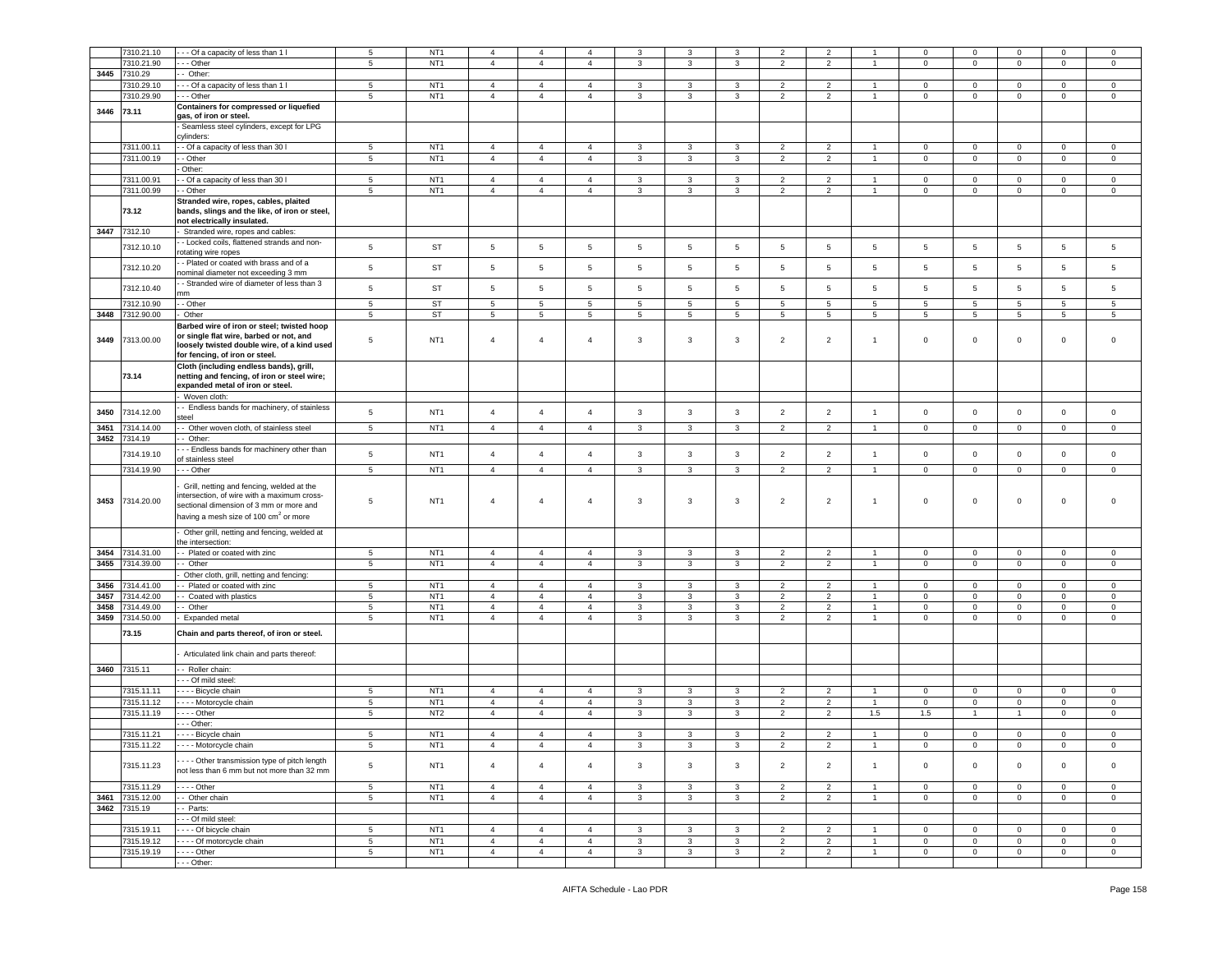| | 7310.21.10 | - - - Of a capacity of less than 1 l | 5 | NT1 | 4 | 4 | 4 | 3 | 3 | 3 | 2 | 2 | 1 | 0 | 0 | 0 | 0 | 0 |
|---|---|---|---|---|---|---|---|---|---|---|---|---|---|---|---|---|---|---|
| | 7310.21.90 | - - - Other | 5 | NT1 | 4 | 4 | 4 | 3 | 3 | 3 | 2 | 2 | 1 | 0 | 0 | 0 | 0 | 0 |
| 3445 | 7310.29 | - - Other: | | | | | | | | | | | | | | | | |
| | 7310.29.10 | - - - Of a capacity of less than 1 l | 5 | NT1 | 4 | 4 | 4 | 3 | 3 | 3 | 2 | 2 | 1 | 0 | 0 | 0 | 0 | 0 |
| | 7310.29.90 | - - - Other | 5 | NT1 | 4 | 4 | 4 | 3 | 3 | 3 | 2 | 2 | 1 | 0 | 0 | 0 | 0 | 0 |
| 3446 | 73.11 | **Containers for compressed or liquefied gas, of iron or steel.** | | | | | | | | | | | | | | | | |
| | | - Seamless steel cylinders, except for LPG cylinders: | | | | | | | | | | | | | | | | |
| | 7311.00.11 | - - Of a capacity of less than 30 l | 5 | NT1 | 4 | 4 | 4 | 3 | 3 | 3 | 2 | 2 | 1 | 0 | 0 | 0 | 0 | 0 |
| | 7311.00.19 | - - Other | 5 | NT1 | 4 | 4 | 4 | 3 | 3 | 3 | 2 | 2 | 1 | 0 | 0 | 0 | 0 | 0 |
| | | - Other: | | | | | | | | | | | | | | | | |
| | 7311.00.91 | - - Of a capacity of less than 30 l | 5 | NT1 | 4 | 4 | 4 | 3 | 3 | 3 | 2 | 2 | 1 | 0 | 0 | 0 | 0 | 0 |
| | 7311.00.99 | - - Other | 5 | NT1 | 4 | 4 | 4 | 3 | 3 | 3 | 2 | 2 | 1 | 0 | 0 | 0 | 0 | 0 |
| | 73.12 | **Stranded wire, ropes, cables, plaited bands, slings and the like, of iron or steel, not electrically insulated.** | | | | | | | | | | | | | | | | |
| 3447 | 7312.10 | - Stranded wire, ropes and cables: | | | | | | | | | | | | | | | | |
| | 7312.10.10 | - - Locked coils, flattened strands and non-rotating wire ropes | 5 | ST | 5 | 5 | 5 | 5 | 5 | 5 | 5 | 5 | 5 | 5 | 5 | 5 | 5 | 5 |
| | 7312.10.20 | - - Plated or coated with brass and of a nominal diameter not exceeding 3 mm | 5 | ST | 5 | 5 | 5 | 5 | 5 | 5 | 5 | 5 | 5 | 5 | 5 | 5 | 5 | 5 |
| | 7312.10.40 | - - Stranded wire of diameter of less than 3 mm | 5 | ST | 5 | 5 | 5 | 5 | 5 | 5 | 5 | 5 | 5 | 5 | 5 | 5 | 5 | 5 |
| | 7312.10.90 | - - Other | 5 | ST | 5 | 5 | 5 | 5 | 5 | 5 | 5 | 5 | 5 | 5 | 5 | 5 | 5 | 5 |
| 3448 | 7312.90.00 | - Other | 5 | ST | 5 | 5 | 5 | 5 | 5 | 5 | 5 | 5 | 5 | 5 | 5 | 5 | 5 | 5 |
| 3449 | 7313.00.00 | **Barbed wire of iron or steel; twisted hoop or single flat wire, barbed or not, and loosely twisted double wire, of a kind used for fencing, of iron or steel.** | 5 | NT1 | 4 | 4 | 4 | 3 | 3 | 3 | 2 | 2 | 1 | 0 | 0 | 0 | 0 | 0 |
| | 73.14 | **Cloth (including endless bands), grill, netting and fencing, of iron or steel wire; expanded metal of iron or steel.** | | | | | | | | | | | | | | | | |
| | | - Woven cloth: | | | | | | | | | | | | | | | | |
| 3450 | 7314.12.00 | - - Endless bands for machinery, of stainless steel | 5 | NT1 | 4 | 4 | 4 | 3 | 3 | 3 | 2 | 2 | 1 | 0 | 0 | 0 | 0 | 0 |
| 3451 | 7314.14.00 | - - Other woven cloth, of stainless steel | 5 | NT1 | 4 | 4 | 4 | 3 | 3 | 3 | 2 | 2 | 1 | 0 | 0 | 0 | 0 | 0 |
| 3452 | 7314.19 | - - Other: | | | | | | | | | | | | | | | | |
| | 7314.19.10 | - - - Endless bands for machinery other than of stainless steel | 5 | NT1 | 4 | 4 | 4 | 3 | 3 | 3 | 2 | 2 | 1 | 0 | 0 | 0 | 0 | 0 |
| | 7314.19.90 | - - - Other | 5 | NT1 | 4 | 4 | 4 | 3 | 3 | 3 | 2 | 2 | 1 | 0 | 0 | 0 | 0 | 0 |
| 3453 | 7314.20.00 | - Grill, netting and fencing, welded at the intersection, of wire with a maximum cross-sectional dimension of 3 mm or more and having a mesh size of 100 $cm^2$ or more | 5 | NT1 | 4 | 4 | 4 | 3 | 3 | 3 | 2 | 2 | 1 | 0 | 0 | 0 | 0 | 0 |
| | | - Other grill, netting and fencing, welded at the intersection: | | | | | | | | | | | | | | | | |
| 3454 | 7314.31.00 | - - Plated or coated with zinc | 5 | NT1 | 4 | 4 | 4 | 3 | 3 | 3 | 2 | 2 | 1 | 0 | 0 | 0 | 0 | 0 |
| 3455 | 7314.39.00 | - - Other | 5 | NT1 | 4 | 4 | 4 | 3 | 3 | 3 | 2 | 2 | 1 | 0 | 0 | 0 | 0 | 0 |
| | | - Other cloth, grill, netting and fencing: | | | | | | | | | | | | | | | | |
| 3456 | 7314.41.00 | - - Plated or coated with zinc | 5 | NT1 | 4 | 4 | 4 | 3 | 3 | 3 | 2 | 2 | 1 | 0 | 0 | 0 | 0 | 0 |
| 3457 | 7314.42.00 | - - Coated with plastics | 5 | NT1 | 4 | 4 | 4 | 3 | 3 | 3 | 2 | 2 | 1 | 0 | 0 | 0 | 0 | 0 |
| 3458 | 7314.49.00 | - - Other | 5 | NT1 | 4 | 4 | 4 | 3 | 3 | 3 | 2 | 2 | 1 | 0 | 0 | 0 | 0 | 0 |
| 3459 | 7314.50.00 | - Expanded metal | 5 | NT1 | 4 | 4 | 4 | 3 | 3 | 3 | 2 | 2 | 1 | 0 | 0 | 0 | 0 | 0 |
| | 73.15 | **Chain and parts thereof, of iron or steel.** | | | | | | | | | | | | | | | | |
| | | - Articulated link chain and parts thereof: | | | | | | | | | | | | | | | | |
| 3460 | 7315.11 | - - Roller chain: | | | | | | | | | | | | | | | | |
| | | - - - Of mild steel: | | | | | | | | | | | | | | | | |
| | 7315.11.11 | - - - - Bicycle chain | 5 | NT1 | 4 | 4 | 4 | 3 | 3 | 3 | 2 | 2 | 1 | 0 | 0 | 0 | 0 | 0 |
| | 7315.11.12 | - - - - Motorcycle chain | 5 | NT1 | 4 | 4 | 4 | 3 | 3 | 3 | 2 | 2 | 1 | 0 | 0 | 0 | 0 | 0 |
| | 7315.11.19 | - - - - Other | 5 | NT2 | 4 | 4 | 4 | 3 | 3 | 3 | 2 | 2 | 1.5 | 1.5 | 1 | 1 | 0 | 0 |
| | | - - - Other: | | | | | | | | | | | | | | | | |
| | 7315.11.21 | - - - - Bicycle chain | 5 | NT1 | 4 | 4 | 4 | 3 | 3 | 3 | 2 | 2 | 1 | 0 | 0 | 0 | 0 | 0 |
| | 7315.11.22 | - - - - Motorcycle chain | 5 | NT1 | 4 | 4 | 4 | 3 | 3 | 3 | 2 | 2 | 1 | 0 | 0 | 0 | 0 | 0 |
| | 7315.11.23 | - - - - Other transmission type of pitch length not less than 6 mm but not more than 32 mm | 5 | NT1 | 4 | 4 | 4 | 3 | 3 | 3 | 2 | 2 | 1 | 0 | 0 | 0 | 0 | 0 |
| | 7315.11.29 | - - - - Other | 5 | NT1 | 4 | 4 | 4 | 3 | 3 | 3 | 2 | 2 | 1 | 0 | 0 | 0 | 0 | 0 |
| 3461 | 7315.12.00 | - - Other chain | 5 | NT1 | 4 | 4 | 4 | 3 | 3 | 3 | 2 | 2 | 1 | 0 | 0 | 0 | 0 | 0 |
| 3462 | 7315.19 | - - Parts: | | | | | | | | | | | | | | | | |
| | | - - - Of mild steel: | | | | | | | | | | | | | | | | |
| | 7315.19.11 | - - - - Of bicycle chain | 5 | NT1 | 4 | 4 | 4 | 3 | 3 | 3 | 2 | 2 | 1 | 0 | 0 | 0 | 0 | 0 |
| | 7315.19.12 | - - - - Of motorcycle chain | 5 | NT1 | 4 | 4 | 4 | 3 | 3 | 3 | 2 | 2 | 1 | 0 | 0 | 0 | 0 | 0 |
| | 7315.19.19 | - - - - Other | 5 | NT1 | 4 | 4 | 4 | 3 | 3 | 3 | 2 | 2 | 1 | 0 | 0 | 0 | 0 | 0 |
| | | - - - Other: | | | | | | | | | | | | | | | | |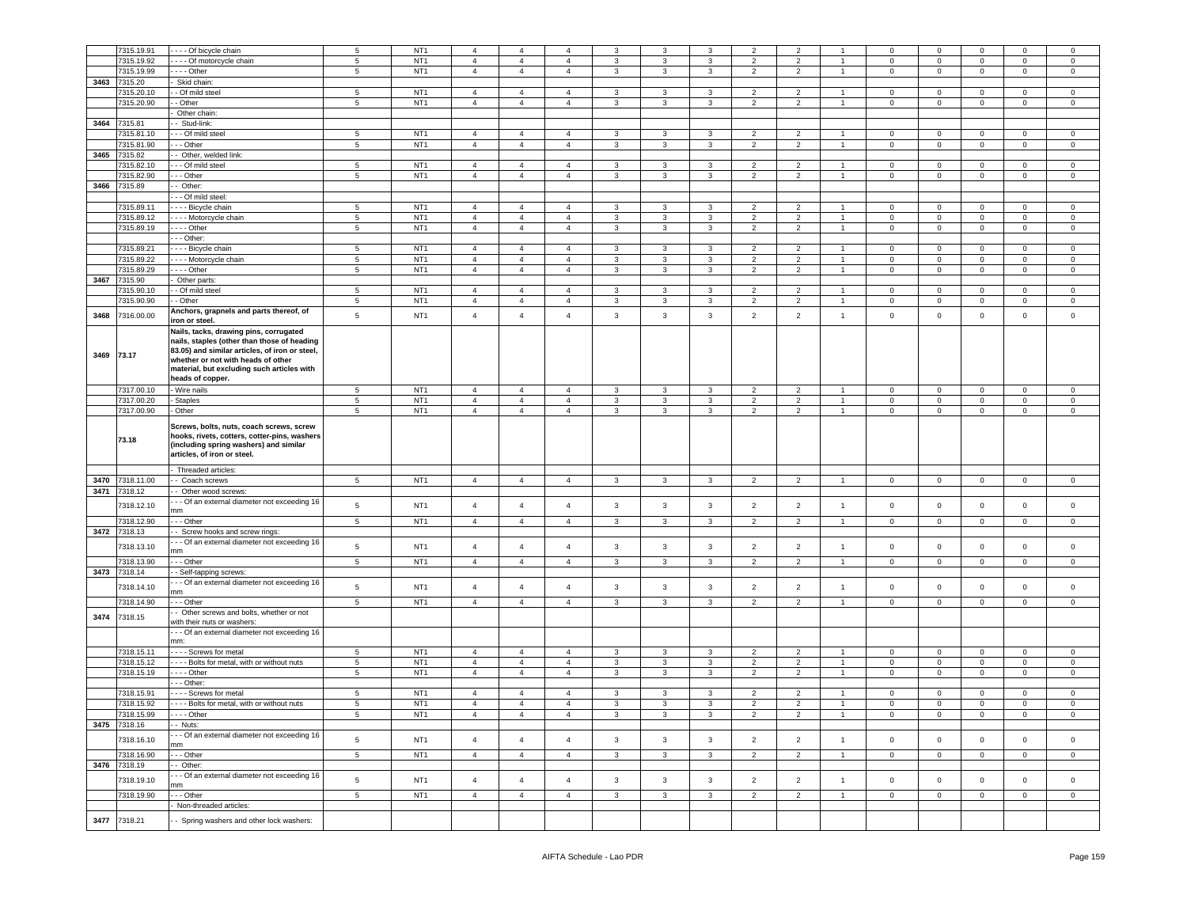| | | | | | | | | | | | | | | | | | |
|---|---|---|---|---|---|---|---|---|---|---|---|---|---|---|---|---|---|
| | 7315.19.91 | - - - - Of bicycle chain | 5 | NT1 | 4 | 4 | 4 | 3 | 3 | 3 | 2 | 2 | 1 | 0 | 0 | 0 | 0 | 0 |
| | 7315.19.92 | - - - - Of motorcycle chain | 5 | NT1 | 4 | 4 | 4 | 3 | 3 | 3 | 2 | 2 | 1 | 0 | 0 | 0 | 0 | 0 |
| | 7315.19.99 | - - - - Other | 5 | NT1 | 4 | 4 | 4 | 3 | 3 | 3 | 2 | 2 | 1 | 0 | 0 | 0 | 0 | 0 |
| 3463 | 7315.20 | - Skid chain: | | | | | | | | | | | | | | | | |
| | 7315.20.10 | - - Of mild steel | 5 | NT1 | 4 | 4 | 4 | 3 | 3 | 3 | 2 | 2 | 1 | 0 | 0 | 0 | 0 | 0 |
| | 7315.20.90 | - - Other | 5 | NT1 | 4 | 4 | 4 | 3 | 3 | 3 | 2 | 2 | 1 | 0 | 0 | 0 | 0 | 0 |
| | | - Other chain: | | | | | | | | | | | | | | | | |
| 3464 | 7315.81 | - - Stud-link: | | | | | | | | | | | | | | | | |
| | 7315.81.10 | - - - Of mild steel | 5 | NT1 | 4 | 4 | 4 | 3 | 3 | 3 | 2 | 2 | 1 | 0 | 0 | 0 | 0 | 0 |
| | 7315.81.90 | - - - Other | 5 | NT1 | 4 | 4 | 4 | 3 | 3 | 3 | 2 | 2 | 1 | 0 | 0 | 0 | 0 | 0 |
| 3465 | 7315.82 | - - Other, welded link: | | | | | | | | | | | | | | | | |
| | 7315.82.10 | - - - Of mild steel | 5 | NT1 | 4 | 4 | 4 | 3 | 3 | 3 | 2 | 2 | 1 | 0 | 0 | 0 | 0 | 0 |
| | 7315.82.90 | - - - Other | 5 | NT1 | 4 | 4 | 4 | 3 | 3 | 3 | 2 | 2 | 1 | 0 | 0 | 0 | 0 | 0 |
| 3466 | 7315.89 | - - Other: | | | | | | | | | | | | | | | | |
| | | - - - Of mild steel: | | | | | | | | | | | | | | | | |
| | 7315.89.11 | - - - - Bicycle chain | 5 | NT1 | 4 | 4 | 4 | 3 | 3 | 3 | 2 | 2 | 1 | 0 | 0 | 0 | 0 | 0 |
| | 7315.89.12 | - - - - Motorcycle chain | 5 | NT1 | 4 | 4 | 4 | 3 | 3 | 3 | 2 | 2 | 1 | 0 | 0 | 0 | 0 | 0 |
| | 7315.89.19 | - - - - Other | 5 | NT1 | 4 | 4 | 4 | 3 | 3 | 3 | 2 | 2 | 1 | 0 | 0 | 0 | 0 | 0 |
| | | - - - Other: | | | | | | | | | | | | | | | | |
| | 7315.89.21 | - - - - Bicycle chain | 5 | NT1 | 4 | 4 | 4 | 3 | 3 | 3 | 2 | 2 | 1 | 0 | 0 | 0 | 0 | 0 |
| | 7315.89.22 | - - - - Motorcycle chain | 5 | NT1 | 4 | 4 | 4 | 3 | 3 | 3 | 2 | 2 | 1 | 0 | 0 | 0 | 0 | 0 |
| | 7315.89.29 | - - - - Other | 5 | NT1 | 4 | 4 | 4 | 3 | 3 | 3 | 2 | 2 | 1 | 0 | 0 | 0 | 0 | 0 |
| 3467 | 7315.90 | - Other parts: | | | | | | | | | | | | | | | | |
| | 7315.90.10 | - - Of mild steel | 5 | NT1 | 4 | 4 | 4 | 3 | 3 | 3 | 2 | 2 | 1 | 0 | 0 | 0 | 0 | 0 |
| | 7315.90.90 | - - Other | 5 | NT1 | 4 | 4 | 4 | 3 | 3 | 3 | 2 | 2 | 1 | 0 | 0 | 0 | 0 | 0 |
| 3468 | 7316.00.00 | **Anchors, grapnels and parts thereof, of iron or steel.** | 5 | NT1 | 4 | 4 | 4 | 3 | 3 | 3 | 2 | 2 | 1 | 0 | 0 | 0 | 0 | 0 |
| 3469 | 73.17 | **Nails, tacks, drawing pins, corrugated nails, staples (other than those of heading 83.05) and similar articles, of iron or steel, whether or not with heads of other material, but excluding such articles with heads of copper.** | | | | | | | | | | | | | | | | |
| | 7317.00.10 | - Wire nails | 5 | NT1 | 4 | 4 | 4 | 3 | 3 | 3 | 2 | 2 | 1 | 0 | 0 | 0 | 0 | 0 |
| | 7317.00.20 | - Staples | 5 | NT1 | 4 | 4 | 4 | 3 | 3 | 3 | 2 | 2 | 1 | 0 | 0 | 0 | 0 | 0 |
| | 7317.00.90 | - Other | 5 | NT1 | 4 | 4 | 4 | 3 | 3 | 3 | 2 | 2 | 1 | 0 | 0 | 0 | 0 | 0 |
| | 73.18 | **Screws, bolts, nuts, coach screws, screw hooks, rivets, cotters, cotter-pins, washers (including spring washers) and similar articles, of iron or steel.** | | | | | | | | | | | | | | | | |
| | | - Threaded articles: | | | | | | | | | | | | | | | | |
| 3470 | 7318.11.00 | - - Coach screws | 5 | NT1 | 4 | 4 | 4 | 3 | 3 | 3 | 2 | 2 | 1 | 0 | 0 | 0 | 0 | 0 |
| 3471 | 7318.12 | - - Other wood screws: | | | | | | | | | | | | | | | | |
| | 7318.12.10 | - - - Of an external diameter not exceeding 16 mm | 5 | NT1 | 4 | 4 | 4 | 3 | 3 | 3 | 2 | 2 | 1 | 0 | 0 | 0 | 0 | 0 |
| | 7318.12.90 | - - - Other | 5 | NT1 | 4 | 4 | 4 | 3 | 3 | 3 | 2 | 2 | 1 | 0 | 0 | 0 | 0 | 0 |
| 3472 | 7318.13 | - - Screw hooks and screw rings: | | | | | | | | | | | | | | | | |
| | 7318.13.10 | - - - Of an external diameter not exceeding 16 mm | 5 | NT1 | 4 | 4 | 4 | 3 | 3 | 3 | 2 | 2 | 1 | 0 | 0 | 0 | 0 | 0 |
| | 7318.13.90 | - - - Other | 5 | NT1 | 4 | 4 | 4 | 3 | 3 | 3 | 2 | 2 | 1 | 0 | 0 | 0 | 0 | 0 |
| 3473 | 7318.14 | - - Self-tapping screws: | | | | | | | | | | | | | | | | |
| | 7318.14.10 | - - - Of an external diameter not exceeding 16 mm | 5 | NT1 | 4 | 4 | 4 | 3 | 3 | 3 | 2 | 2 | 1 | 0 | 0 | 0 | 0 | 0 |
| | 7318.14.90 | - - - Other | 5 | NT1 | 4 | 4 | 4 | 3 | 3 | 3 | 2 | 2 | 1 | 0 | 0 | 0 | 0 | 0 |
| 3474 | 7318.15 | - - Other screws and bolts, whether or not with their nuts or washers: | | | | | | | | | | | | | | | | |
| | | - - - Of an external diameter not exceeding 16 mm: | | | | | | | | | | | | | | | | |
| | 7318.15.11 | - - - - Screws for metal | 5 | NT1 | 4 | 4 | 4 | 3 | 3 | 3 | 2 | 2 | 1 | 0 | 0 | 0 | 0 | 0 |
| | 7318.15.12 | - - - - Bolts for metal, with or without nuts | 5 | NT1 | 4 | 4 | 4 | 3 | 3 | 3 | 2 | 2 | 1 | 0 | 0 | 0 | 0 | 0 |
| | 7318.15.19 | - - - - Other | 5 | NT1 | 4 | 4 | 4 | 3 | 3 | 3 | 2 | 2 | 1 | 0 | 0 | 0 | 0 | 0 |
| | | - - - Other: | | | | | | | | | | | | | | | | |
| | 7318.15.91 | - - - - Screws for metal | 5 | NT1 | 4 | 4 | 4 | 3 | 3 | 3 | 2 | 2 | 1 | 0 | 0 | 0 | 0 | 0 |
| | 7318.15.92 | - - - - Bolts for metal, with or without nuts | 5 | NT1 | 4 | 4 | 4 | 3 | 3 | 3 | 2 | 2 | 1 | 0 | 0 | 0 | 0 | 0 |
| | 7318.15.99 | - - - - Other | 5 | NT1 | 4 | 4 | 4 | 3 | 3 | 3 | 2 | 2 | 1 | 0 | 0 | 0 | 0 | 0 |
| 3475 | 7318.16 | - - Nuts: | | | | | | | | | | | | | | | | |
| | 7318.16.10 | - - - Of an external diameter not exceeding 16 mm | 5 | NT1 | 4 | 4 | 4 | 3 | 3 | 3 | 2 | 2 | 1 | 0 | 0 | 0 | 0 | 0 |
| | 7318.16.90 | - - - Other | 5 | NT1 | 4 | 4 | 4 | 3 | 3 | 3 | 2 | 2 | 1 | 0 | 0 | 0 | 0 | 0 |
| 3476 | 7318.19 | - - Other: | | | | | | | | | | | | | | | | |
| | 7318.19.10 | - - - Of an external diameter not exceeding 16 mm | 5 | NT1 | 4 | 4 | 4 | 3 | 3 | 3 | 2 | 2 | 1 | 0 | 0 | 0 | 0 | 0 |
| | 7318.19.90 | - - - Other | 5 | NT1 | 4 | 4 | 4 | 3 | 3 | 3 | 2 | 2 | 1 | 0 | 0 | 0 | 0 | 0 |
| | | - Non-threaded articles: | | | | | | | | | | | | | | | | |
| 3477 | 7318.21 | - - Spring washers and other lock washers: | | | | | | | | | | | | | | | | |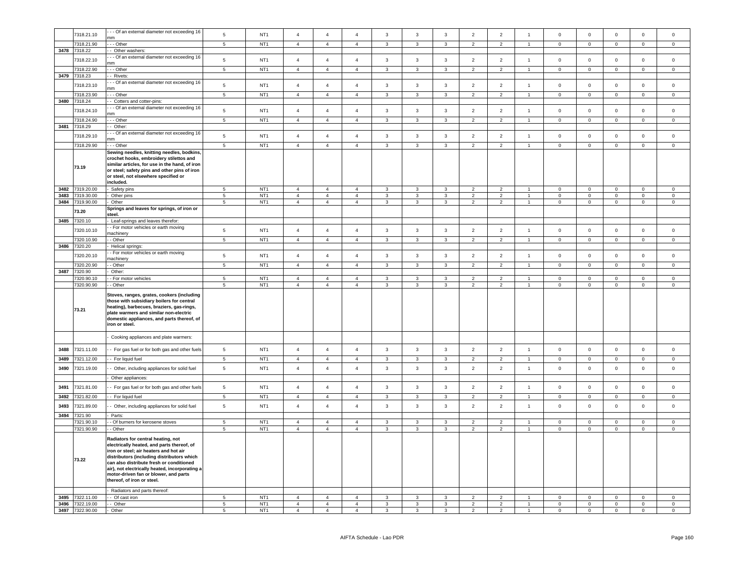| | | | | | | | | | | | | | | | | | | |
|---|---|---|---|---|---|---|---|---|---|---|---|---|---|---|---|---|---|---|
| | 7318.21.10 | - - - Of an external diameter not exceeding 16 mm | 5 | NT1 | 4 | 4 | 4 | 3 | 3 | 3 | 2 | 2 | 1 | 0 | 0 | 0 | 0 | 0 |
| | 7318.21.90 | - - - Other | 5 | NT1 | 4 | 4 | 4 | 3 | 3 | 3 | 2 | 2 | 1 | 0 | 0 | 0 | 0 | 0 |
| 3478 | 7318.22 | - - Other washers: | | | | | | | | | | | | | | | | |
| | 7318.22.10 | - - - Of an external diameter not exceeding 16 mm | 5 | NT1 | 4 | 4 | 4 | 3 | 3 | 3 | 2 | 2 | 1 | 0 | 0 | 0 | 0 | 0 |
| | 7318.22.90 | - - - Other | 5 | NT1 | 4 | 4 | 4 | 3 | 3 | 3 | 2 | 2 | 1 | 0 | 0 | 0 | 0 | 0 |
| 3479 | 7318.23 | - - Rivets: | | | | | | | | | | | | | | | | |
| | 7318.23.10 | - - - Of an external diameter not exceeding 16 mm | 5 | NT1 | 4 | 4 | 4 | 3 | 3 | 3 | 2 | 2 | 1 | 0 | 0 | 0 | 0 | 0 |
| | 7318.23.90 | - - - Other | 5 | NT1 | 4 | 4 | 4 | 3 | 3 | 3 | 2 | 2 | 1 | 0 | 0 | 0 | 0 | 0 |
| 3480 | 7318.24 | - - Cotters and cotter-pins: | | | | | | | | | | | | | | | | |
| | 7318.24.10 | - - - Of an external diameter not exceeding 16 mm | 5 | NT1 | 4 | 4 | 4 | 3 | 3 | 3 | 2 | 2 | 1 | 0 | 0 | 0 | 0 | 0 |
| | 7318.24.90 | - - - Other | 5 | NT1 | 4 | 4 | 4 | 3 | 3 | 3 | 2 | 2 | 1 | 0 | 0 | 0 | 0 | 0 |
| 3481 | 7318.29 | - - Other: | | | | | | | | | | | | | | | | |
| | 7318.29.10 | - - - Of an external diameter not exceeding 16 mm | 5 | NT1 | 4 | 4 | 4 | 3 | 3 | 3 | 2 | 2 | 1 | 0 | 0 | 0 | 0 | 0 |
| | 7318.29.90 | - - - Other | 5 | NT1 | 4 | 4 | 4 | 3 | 3 | 3 | 2 | 2 | 1 | 0 | 0 | 0 | 0 | 0 |
| | **73.19** | **Sewing needles, knitting needles, bodkins, crochet hooks, embroidery stilettos and similar articles, for use in the hand, of iron or steel; safety pins and other pins of iron or steel, not elsewhere specified or included.** | | | | | | | | | | | | | | | | |
| 3482 | 7319.20.00 | - Safety pins | 5 | NT1 | 4 | 4 | 4 | 3 | 3 | 3 | 2 | 2 | 1 | 0 | 0 | 0 | 0 | 0 |
| 3483 | 7319.30.00 | - Other pins | 5 | NT1 | 4 | 4 | 4 | 3 | 3 | 3 | 2 | 2 | 1 | 0 | 0 | 0 | 0 | 0 |
| 3484 | 7319.90.00 | - Other | 5 | NT1 | 4 | 4 | 4 | 3 | 3 | 3 | 2 | 2 | 1 | 0 | 0 | 0 | 0 | 0 |
| | **73.20** | **Springs and leaves for springs, of iron or steel.** | | | | | | | | | | | | | | | | |
| 3485 | 7320.10 | - Leaf-springs and leaves therefor: | | | | | | | | | | | | | | | | |
| | 7320.10.10 | - - For motor vehicles or earth moving machinery | 5 | NT1 | 4 | 4 | 4 | 3 | 3 | 3 | 2 | 2 | 1 | 0 | 0 | 0 | 0 | 0 |
| | 7320.10.90 | - - Other | 5 | NT1 | 4 | 4 | 4 | 3 | 3 | 3 | 2 | 2 | 1 | 0 | 0 | 0 | 0 | 0 |
| 3486 | 7320.20 | - Helical springs: | | | | | | | | | | | | | | | | |
| | 7320.20.10 | - - For motor vehicles or earth moving machinery | 5 | NT1 | 4 | 4 | 4 | 3 | 3 | 3 | 2 | 2 | 1 | 0 | 0 | 0 | 0 | 0 |
| | 7320.20.90 | - - Other | 5 | NT1 | 4 | 4 | 4 | 3 | 3 | 3 | 2 | 2 | 1 | 0 | 0 | 0 | 0 | 0 |
| 3487 | 7320.90 | - Other: | | | | | | | | | | | | | | | | |
| | 7320.90.10 | - - For motor vehicles | 5 | NT1 | 4 | 4 | 4 | 3 | 3 | 3 | 2 | 2 | 1 | 0 | 0 | 0 | 0 | 0 |
| | 7320.90.90 | - - Other | 5 | NT1 | 4 | 4 | 4 | 3 | 3 | 3 | 2 | 2 | 1 | 0 | 0 | 0 | 0 | 0 |
| | **73.21** | **Stoves, ranges, grates, cookers (including those with subsidiary boilers for central heating), barbecues, braziers, gas-rings, plate warmers and similar non-electric domestic appliances, and parts thereof, of iron or steel.** | | | | | | | | | | | | | | | | |
| | | - Cooking appliances and plate warmers: | | | | | | | | | | | | | | | | |
| 3488 | 7321.11.00 | - - For gas fuel or for both gas and other fuels | 5 | NT1 | 4 | 4 | 4 | 3 | 3 | 3 | 2 | 2 | 1 | 0 | 0 | 0 | 0 | 0 |
| 3489 | 7321.12.00 | - - For liquid fuel | 5 | NT1 | 4 | 4 | 4 | 3 | 3 | 3 | 2 | 2 | 1 | 0 | 0 | 0 | 0 | 0 |
| 3490 | 7321.19.00 | - - Other, including appliances for solid fuel | 5 | NT1 | 4 | 4 | 4 | 3 | 3 | 3 | 2 | 2 | 1 | 0 | 0 | 0 | 0 | 0 |
| | | - Other appliances: | | | | | | | | | | | | | | | | |
| 3491 | 7321.81.00 | - - For gas fuel or for both gas and other fuels | 5 | NT1 | 4 | 4 | 4 | 3 | 3 | 3 | 2 | 2 | 1 | 0 | 0 | 0 | 0 | 0 |
| 3492 | 7321.82.00 | - - For liquid fuel | 5 | NT1 | 4 | 4 | 4 | 3 | 3 | 3 | 2 | 2 | 1 | 0 | 0 | 0 | 0 | 0 |
| 3493 | 7321.89.00 | - - Other, including appliances for solid fuel | 5 | NT1 | 4 | 4 | 4 | 3 | 3 | 3 | 2 | 2 | 1 | 0 | 0 | 0 | 0 | 0 |
| 3494 | 7321.90 | - Parts: | | | | | | | | | | | | | | | | |
| | 7321.90.10 | - - Of burners for kerosene stoves | 5 | NT1 | 4 | 4 | 4 | 3 | 3 | 3 | 2 | 2 | 1 | 0 | 0 | 0 | 0 | 0 |
| | 7321.90.90 | - - Other | 5 | NT1 | 4 | 4 | 4 | 3 | 3 | 3 | 2 | 2 | 1 | 0 | 0 | 0 | 0 | 0 |
| | **73.22** | **Radiators for central heating, not electrically heated, and parts thereof, of iron or steel; air heaters and hot air distributors (including distributors which can also distribute fresh or conditioned air), not electrically heated, incorporating a motor-driven fan or blower, and parts thereof, of iron or steel.** | | | | | | | | | | | | | | | | |
| | | - Radiators and parts thereof: | | | | | | | | | | | | | | | | |
| 3495 | 7322.11.00 | - - Of cast iron | 5 | NT1 | 4 | 4 | 4 | 3 | 3 | 3 | 2 | 2 | 1 | 0 | 0 | 0 | 0 | 0 |
| 3496 | 7322.19.00 | - - Other | 5 | NT1 | 4 | 4 | 4 | 3 | 3 | 3 | 2 | 2 | 1 | 0 | 0 | 0 | 0 | 0 |
| 3497 | 7322.90.00 | - Other | 5 | NT1 | 4 | 4 | 4 | 3 | 3 | 3 | 2 | 2 | 1 | 0 | 0 | 0 | 0 | 0 |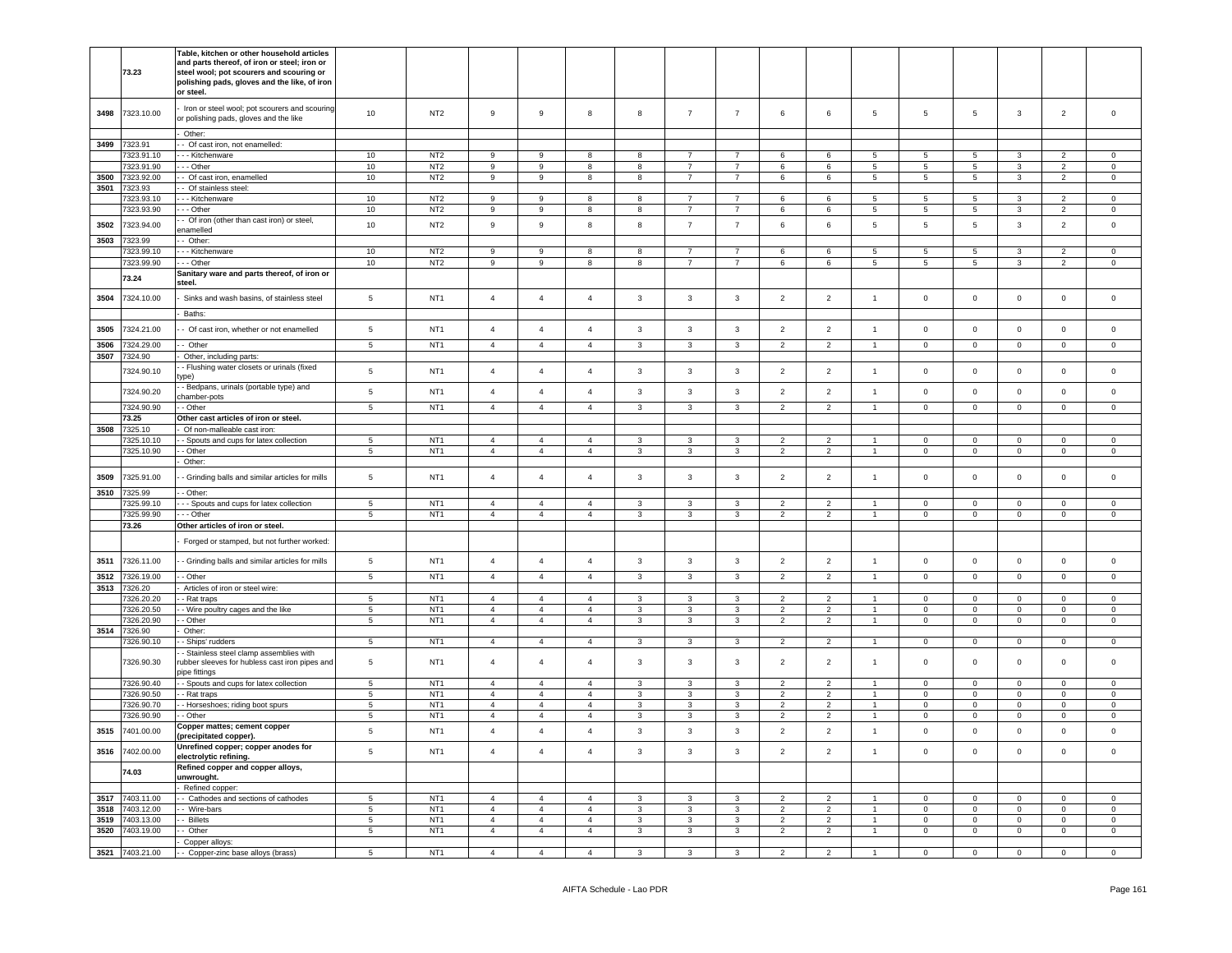| | 73.23 | Table, kitchen or other household articles and parts thereof, of iron or steel; iron or steel wool; pot scourers and scouring or polishing pads, gloves and the like, of iron or steel. | | | | | | | | | | | | | | | | |
|---|---|---|---|---|---|---|---|---|---|---|---|---|---|---|---|---|---|---|
| 3498 | 7323.10.00 | - Iron or steel wool; pot scourers and scouring or polishing pads, gloves and the like | 10 | NT2 | 9 | 9 | 8 | 8 | 7 | 7 | 6 | 6 | 5 | 5 | 5 | 3 | 2 | 0 |
| | | - Other: | | | | | | | | | | | | | | | | |
| 3499 | 7323.91 | - - Of cast iron, not enamelled: | | | | | | | | | | | | | | | | |
| | 7323.91.10 | - - - Kitchenware | 10 | NT2 | 9 | 9 | 8 | 8 | 7 | 7 | 6 | 6 | 5 | 5 | 5 | 3 | 2 | 0 |
| | 7323.91.90 | - - - Other | 10 | NT2 | 9 | 9 | 8 | 8 | 7 | 7 | 6 | 6 | 5 | 5 | 5 | 3 | 2 | 0 |
| 3500 | 7323.92.00 | - - Of cast iron, enamelled | 10 | NT2 | 9 | 9 | 8 | 8 | 7 | 7 | 6 | 6 | 5 | 5 | 5 | 3 | 2 | 0 |
| 3501 | 7323.93 | - - Of stainless steel: | | | | | | | | | | | | | | | | |
| | 7323.93.10 | - - - Kitchenware | 10 | NT2 | 9 | 9 | 8 | 8 | 7 | 7 | 6 | 6 | 5 | 5 | 5 | 3 | 2 | 0 |
| | 7323.93.90 | - - - Other | 10 | NT2 | 9 | 9 | 8 | 8 | 7 | 7 | 6 | 6 | 5 | 5 | 5 | 3 | 2 | 0 |
| 3502 | 7323.94.00 | - - Of iron (other than cast iron) or steel, enamelled | 10 | NT2 | 9 | 9 | 8 | 8 | 7 | 7 | 6 | 6 | 5 | 5 | 5 | 3 | 2 | 0 |
| 3503 | 7323.99 | - - Other: | | | | | | | | | | | | | | | | |
| | 7323.99.10 | - - - Kitchenware | 10 | NT2 | 9 | 9 | 8 | 8 | 7 | 7 | 6 | 6 | 5 | 5 | 5 | 3 | 2 | 0 |
| | 7323.99.90 | - - - Other | 10 | NT2 | 9 | 9 | 8 | 8 | 7 | 7 | 6 | 6 | 5 | 5 | 5 | 3 | 2 | 0 |
| | 73.24 | Sanitary ware and parts thereof, of iron or steel. | | | | | | | | | | | | | | | | |
| 3504 | 7324.10.00 | - Sinks and wash basins, of stainless steel | 5 | NT1 | 4 | 4 | 4 | 3 | 3 | 3 | 2 | 2 | 1 | 0 | 0 | 0 | 0 | 0 |
| | | - Baths: | | | | | | | | | | | | | | | | |
| 3505 | 7324.21.00 | - - Of cast iron, whether or not enamelled | 5 | NT1 | 4 | 4 | 4 | 3 | 3 | 3 | 2 | 2 | 1 | 0 | 0 | 0 | 0 | 0 |
| 3506 | 7324.29.00 | - - Other | 5 | NT1 | 4 | 4 | 4 | 3 | 3 | 3 | 2 | 2 | 1 | 0 | 0 | 0 | 0 | 0 |
| 3507 | 7324.90 | - Other, including parts: | | | | | | | | | | | | | | | | |
| | 7324.90.10 | - - Flushing water closets or urinals (fixed type) | 5 | NT1 | 4 | 4 | 4 | 3 | 3 | 3 | 2 | 2 | 1 | 0 | 0 | 0 | 0 | 0 |
| | 7324.90.20 | - - Bedpans, urinals (portable type) and chamber-pots | 5 | NT1 | 4 | 4 | 4 | 3 | 3 | 3 | 2 | 2 | 1 | 0 | 0 | 0 | 0 | 0 |
| | 7324.90.90 | - - Other | 5 | NT1 | 4 | 4 | 4 | 3 | 3 | 3 | 2 | 2 | 1 | 0 | 0 | 0 | 0 | 0 |
| | 73.25 | Other cast articles of iron or steel. | | | | | | | | | | | | | | | | |
| 3508 | 7325.10 | - Of non-malleable cast iron: | | | | | | | | | | | | | | | | |
| | 7325.10.10 | - - Spouts and cups for latex collection | 5 | NT1 | 4 | 4 | 4 | 3 | 3 | 3 | 2 | 2 | 1 | 0 | 0 | 0 | 0 | 0 |
| | 7325.10.90 | - - Other | 5 | NT1 | 4 | 4 | 4 | 3 | 3 | 3 | 2 | 2 | 1 | 0 | 0 | 0 | 0 | 0 |
| | | - Other: | | | | | | | | | | | | | | | | |
| 3509 | 7325.91.00 | - - Grinding balls and similar articles for mills | 5 | NT1 | 4 | 4 | 4 | 3 | 3 | 3 | 2 | 2 | 1 | 0 | 0 | 0 | 0 | 0 |
| 3510 | 7325.99 | - - Other: | | | | | | | | | | | | | | | | |
| | 7325.99.10 | - - - Spouts and cups for latex collection | 5 | NT1 | 4 | 4 | 4 | 3 | 3 | 3 | 2 | 2 | 1 | 0 | 0 | 0 | 0 | 0 |
| | 7325.99.90 | - - - Other | 5 | NT1 | 4 | 4 | 4 | 3 | 3 | 3 | 2 | 2 | 1 | 0 | 0 | 0 | 0 | 0 |
| | 73.26 | Other articles of iron or steel. | | | | | | | | | | | | | | | | |
| | | - Forged or stamped, but not further worked: | | | | | | | | | | | | | | | | |
| 3511 | 7326.11.00 | - - Grinding balls and similar articles for mills | 5 | NT1 | 4 | 4 | 4 | 3 | 3 | 3 | 2 | 2 | 1 | 0 | 0 | 0 | 0 | 0 |
| 3512 | 7326.19.00 | - - Other | 5 | NT1 | 4 | 4 | 4 | 3 | 3 | 3 | 2 | 2 | 1 | 0 | 0 | 0 | 0 | 0 |
| 3513 | 7326.20 | - Articles of iron or steel wire: | | | | | | | | | | | | | | | | |
| | 7326.20.20 | - - Rat traps | 5 | NT1 | 4 | 4 | 4 | 3 | 3 | 3 | 2 | 2 | 1 | 0 | 0 | 0 | 0 | 0 |
| | 7326.20.50 | - - Wire poultry cages and the like | 5 | NT1 | 4 | 4 | 4 | 3 | 3 | 3 | 2 | 2 | 1 | 0 | 0 | 0 | 0 | 0 |
| | 7326.20.90 | - - Other | 5 | NT1 | 4 | 4 | 4 | 3 | 3 | 3 | 2 | 2 | 1 | 0 | 0 | 0 | 0 | 0 |
| 3514 | 7326.90 | - Other: | | | | | | | | | | | | | | | | |
| | 7326.90.10 | - - Ships' rudders | 5 | NT1 | 4 | 4 | 4 | 3 | 3 | 3 | 2 | 2 | 1 | 0 | 0 | 0 | 0 | 0 |
| | 7326.90.30 | - - Stainless steel clamp assemblies with rubber sleeves for hubless cast iron pipes and pipe fittings | 5 | NT1 | 4 | 4 | 4 | 3 | 3 | 3 | 2 | 2 | 1 | 0 | 0 | 0 | 0 | 0 |
| | 7326.90.40 | - - Spouts and cups for latex collection | 5 | NT1 | 4 | 4 | 4 | 3 | 3 | 3 | 2 | 2 | 1 | 0 | 0 | 0 | 0 | 0 |
| | 7326.90.50 | - - Rat traps | 5 | NT1 | 4 | 4 | 4 | 3 | 3 | 3 | 2 | 2 | 1 | 0 | 0 | 0 | 0 | 0 |
| | 7326.90.70 | - - Horseshoes; riding boot spurs | 5 | NT1 | 4 | 4 | 4 | 3 | 3 | 3 | 2 | 2 | 1 | 0 | 0 | 0 | 0 | 0 |
| | 7326.90.90 | - - Other | 5 | NT1 | 4 | 4 | 4 | 3 | 3 | 3 | 2 | 2 | 1 | 0 | 0 | 0 | 0 | 0 |
| 3515 | 7401.00.00 | Copper mattes; cement copper (precipitated copper). | 5 | NT1 | 4 | 4 | 4 | 3 | 3 | 3 | 2 | 2 | 1 | 0 | 0 | 0 | 0 | 0 |
| 3516 | 7402.00.00 | Unrefined copper; copper anodes for electrolytic refining. | 5 | NT1 | 4 | 4 | 4 | 3 | 3 | 3 | 2 | 2 | 1 | 0 | 0 | 0 | 0 | 0 |
| | 74.03 | Refined copper and copper alloys, unwrought. | | | | | | | | | | | | | | | | |
| | | - Refined copper: | | | | | | | | | | | | | | | | |
| 3517 | 7403.11.00 | - - Cathodes and sections of cathodes | 5 | NT1 | 4 | 4 | 4 | 3 | 3 | 3 | 2 | 2 | 1 | 0 | 0 | 0 | 0 | 0 |
| 3518 | 7403.12.00 | - - Wire-bars | 5 | NT1 | 4 | 4 | 4 | 3 | 3 | 3 | 2 | 2 | 1 | 0 | 0 | 0 | 0 | 0 |
| 3519 | 7403.13.00 | - - Billets | 5 | NT1 | 4 | 4 | 4 | 3 | 3 | 3 | 2 | 2 | 1 | 0 | 0 | 0 | 0 | 0 |
| 3520 | 7403.19.00 | - - Other | 5 | NT1 | 4 | 4 | 4 | 3 | 3 | 3 | 2 | 2 | 1 | 0 | 0 | 0 | 0 | 0 |
| | | - Copper alloys: | | | | | | | | | | | | | | | | |
| 3521 | 7403.21.00 | - - Copper-zinc base alloys (brass) | 5 | NT1 | 4 | 4 | 4 | 3 | 3 | 3 | 2 | 2 | 1 | 0 | 0 | 0 | 0 | 0 |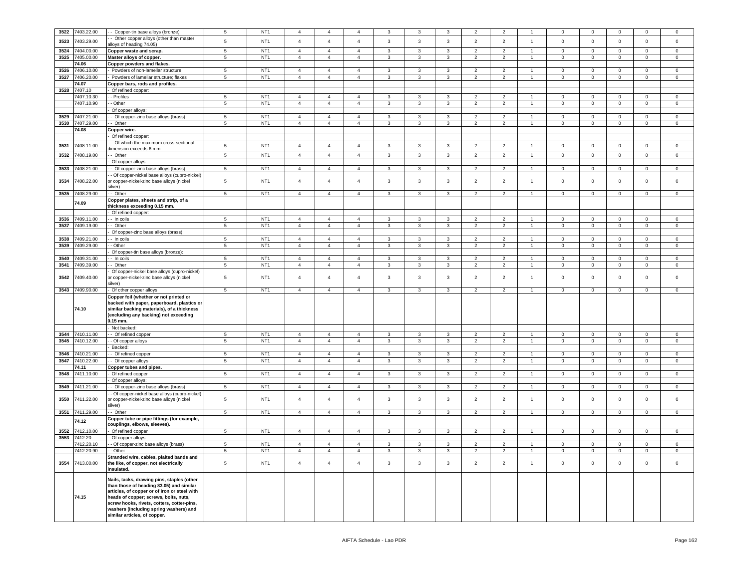| 3522 | 7403.22.00 | - - Copper-tin base alloys (bronze) | 5 | NT1 | 4 | 4 | 4 | 3 | 3 | 3 | 2 | 2 | 1 | 0 | 0 | 0 | 0 | 0 |
|---|---|---|---|---|---|---|---|---|---|---|---|---|---|---|---|---|---|---|
| 3523 | 7403.29.00 | - - Other copper alloys (other than master alloys of heading 74.05) | 5 | NT1 | 4 | 4 | 4 | 3 | 3 | 3 | 2 | 2 | 1 | 0 | 0 | 0 | 0 | 0 |
| 3524 | 7404.00.00 | **Copper waste and scrap.** | 5 | NT1 | 4 | 4 | 4 | 3 | 3 | 3 | 2 | 2 | 1 | 0 | 0 | 0 | 0 | 0 |
| 3525 | 7405.00.00 | **Master alloys of copper.** | 5 | NT1 | 4 | 4 | 4 | 3 | 3 | 3 | 2 | 2 | 1 | 0 | 0 | 0 | 0 | 0 |
| | **74.06** | **Copper powders and flakes.** | | | | | | | | | | | | | | | | |
| 3526 | 7406.10.00 | - Powders of non-lamellar structure | 5 | NT1 | 4 | 4 | 4 | 3 | 3 | 3 | 2 | 2 | 1 | 0 | 0 | 0 | 0 | 0 |
| 3527 | 7406.20.00 | - Powders of lamellar structure; flakes | 5 | NT1 | 4 | 4 | 4 | 3 | 3 | 3 | 2 | 2 | 1 | 0 | 0 | 0 | 0 | 0 |
| | **74.07** | **Copper bars, rods and profiles.** | | | | | | | | | | | | | | | | |
| 3528 | 7407.10 | - Of refined copper: | | | | | | | | | | | | | | | | |
| | 7407.10.30 | - - Profiles | 5 | NT1 | 4 | 4 | 4 | 3 | 3 | 3 | 2 | 2 | 1 | 0 | 0 | 0 | 0 | 0 |
| | 7407.10.90 | - - Other | 5 | NT1 | 4 | 4 | 4 | 3 | 3 | 3 | 2 | 2 | 1 | 0 | 0 | 0 | 0 | 0 |
| | | - Of copper alloys: | | | | | | | | | | | | | | | | |
| 3529 | 7407.21.00 | - - Of copper-zinc base alloys (brass) | 5 | NT1 | 4 | 4 | 4 | 3 | 3 | 3 | 2 | 2 | 1 | 0 | 0 | 0 | 0 | 0 |
| 3530 | 7407.29.00 | - - Other | 5 | NT1 | 4 | 4 | 4 | 3 | 3 | 3 | 2 | 2 | 1 | 0 | 0 | 0 | 0 | 0 |
| | **74.08** | **Copper wire.** | | | | | | | | | | | | | | | | |
| | | - Of refined copper: | | | | | | | | | | | | | | | | |
| 3531 | 7408.11.00 | - - Of which the maximum cross-sectional dimension exceeds 6 mm | 5 | NT1 | 4 | 4 | 4 | 3 | 3 | 3 | 2 | 2 | 1 | 0 | 0 | 0 | 0 | 0 |
| 3532 | 7408.19.00 | - - Other | 5 | NT1 | 4 | 4 | 4 | 3 | 3 | 3 | 2 | 2 | 1 | 0 | 0 | 0 | 0 | 0 |
| | | - Of copper alloys: | | | | | | | | | | | | | | | | |
| 3533 | 7408.21.00 | - - Of copper-zinc base alloys (brass) | 5 | NT1 | 4 | 4 | 4 | 3 | 3 | 3 | 2 | 2 | 1 | 0 | 0 | 0 | 0 | 0 |
| 3534 | 7408.22.00 | - - Of copper-nickel base alloys (cupro-nickel) or copper-nickel-zinc base alloys (nickel silver) | 5 | NT1 | 4 | 4 | 4 | 3 | 3 | 3 | 2 | 2 | 1 | 0 | 0 | 0 | 0 | 0 |
| 3535 | 7408.29.00 | - - Other | 5 | NT1 | 4 | 4 | 4 | 3 | 3 | 3 | 2 | 2 | 1 | 0 | 0 | 0 | 0 | 0 |
| | **74.09** | **Copper plates, sheets and strip, of a thickness exceeding 0.15 mm.** | | | | | | | | | | | | | | | | |
| | | - Of refined copper: | | | | | | | | | | | | | | | | |
| 3536 | 7409.11.00 | - - In coils | 5 | NT1 | 4 | 4 | 4 | 3 | 3 | 3 | 2 | 2 | 1 | 0 | 0 | 0 | 0 | 0 |
| 3537 | 7409.19.00 | - - Other | 5 | NT1 | 4 | 4 | 4 | 3 | 3 | 3 | 2 | 2 | 1 | 0 | 0 | 0 | 0 | 0 |
| | | - Of copper-zinc base alloys (brass): | | | | | | | | | | | | | | | | |
| 3538 | 7409.21.00 | - - In coils | 5 | NT1 | 4 | 4 | 4 | 3 | 3 | 3 | 2 | 2 | 1 | 0 | 0 | 0 | 0 | 0 |
| 3539 | 7409.29.00 | - - Other | 5 | NT1 | 4 | 4 | 4 | 3 | 3 | 3 | 2 | 2 | 1 | 0 | 0 | 0 | 0 | 0 |
| | | - Of copper-tin base alloys (bronze): | | | | | | | | | | | | | | | | |
| 3540 | 7409.31.00 | - - In coils | 5 | NT1 | 4 | 4 | 4 | 3 | 3 | 3 | 2 | 2 | 1 | 0 | 0 | 0 | 0 | 0 |
| 3541 | 7409.39.00 | - - Other | 5 | NT1 | 4 | 4 | 4 | 3 | 3 | 3 | 2 | 2 | 1 | 0 | 0 | 0 | 0 | 0 |
| 3542 | 7409.40.00 | - Of copper-nickel base alloys (cupro-nickel) or copper-nickel-zinc base alloys (nickel silver) | 5 | NT1 | 4 | 4 | 4 | 3 | 3 | 3 | 2 | 2 | 1 | 0 | 0 | 0 | 0 | 0 |
| 3543 | 7409.90.00 | - Of other copper alloys | 5 | NT1 | 4 | 4 | 4 | 3 | 3 | 3 | 2 | 2 | 1 | 0 | 0 | 0 | 0 | 0 |
| | **74.10** | **Copper foil (whether or not printed or backed with paper, paperboard, plastics or similar backing materials), of a thickness (excluding any backing) not exceeding 0.15 mm.** | | | | | | | | | | | | | | | | |
| | | - Not backed: | | | | | | | | | | | | | | | | |
| 3544 | 7410.11.00 | - - Of refined copper | 5 | NT1 | 4 | 4 | 4 | 3 | 3 | 3 | 2 | 2 | 1 | 0 | 0 | 0 | 0 | 0 |
| 3545 | 7410.12.00 | - - Of copper alloys | 5 | NT1 | 4 | 4 | 4 | 3 | 3 | 3 | 2 | 2 | 1 | 0 | 0 | 0 | 0 | 0 |
| | | - Backed: | | | | | | | | | | | | | | | | |
| 3546 | 7410.21.00 | - - Of refined copper | 5 | NT1 | 4 | 4 | 4 | 3 | 3 | 3 | 2 | 2 | 1 | 0 | 0 | 0 | 0 | 0 |
| 3547 | 7410.22.00 | - - Of copper alloys | 5 | NT1 | 4 | 4 | 4 | 3 | 3 | 3 | 2 | 2 | 1 | 0 | 0 | 0 | 0 | 0 |
| | **74.11** | **Copper tubes and pipes.** | | | | | | | | | | | | | | | | |
| 3548 | 7411.10.00 | - Of refined copper | 5 | NT1 | 4 | 4 | 4 | 3 | 3 | 3 | 2 | 2 | 1 | 0 | 0 | 0 | 0 | 0 |
| | | - Of copper alloys: | | | | | | | | | | | | | | | | |
| 3549 | 7411.21.00 | - - Of copper-zinc base alloys (brass) | 5 | NT1 | 4 | 4 | 4 | 3 | 3 | 3 | 2 | 2 | 1 | 0 | 0 | 0 | 0 | 0 |
| 3550 | 7411.22.00 | - - Of copper-nickel base alloys (cupro-nickel) or copper-nickel-zinc base alloys (nickel silver) | 5 | NT1 | 4 | 4 | 4 | 3 | 3 | 3 | 2 | 2 | 1 | 0 | 0 | 0 | 0 | 0 |
| 3551 | 7411.29.00 | - - Other | 5 | NT1 | 4 | 4 | 4 | 3 | 3 | 3 | 2 | 2 | 1 | 0 | 0 | 0 | 0 | 0 |
| | **74.12** | **Copper tube or pipe fittings (for example, couplings, elbows, sleeves).** | | | | | | | | | | | | | | | | |
| 3552 | 7412.10.00 | - Of refined copper | 5 | NT1 | 4 | 4 | 4 | 3 | 3 | 3 | 2 | 2 | 1 | 0 | 0 | 0 | 0 | 0 |
| 3553 | 7412.20 | - Of copper alloys: | | | | | | | | | | | | | | | | |
| | 7412.20.10 | - - Of copper-zinc base alloys (brass) | 5 | NT1 | 4 | 4 | 4 | 3 | 3 | 3 | 2 | 2 | 1 | 0 | 0 | 0 | 0 | 0 |
| | 7412.20.90 | - - Other | 5 | NT1 | 4 | 4 | 4 | 3 | 3 | 3 | 2 | 2 | 1 | 0 | 0 | 0 | 0 | 0 |
| 3554 | 7413.00.00 | **Stranded wire, cables, plaited bands and the like, of copper, not electrically insulated.** | 5 | NT1 | 4 | 4 | 4 | 3 | 3 | 3 | 2 | 2 | 1 | 0 | 0 | 0 | 0 | 0 |
| | **74.15** | **Nails, tacks, drawing pins, staples (other than those of heading 83.05) and similar articles, of copper or of iron or steel with heads of copper; screws, bolts, nuts, screw hooks, rivets, cotters, cotter-pins, washers (including spring washers) and similar articles, of copper.** | | | | | | | | | | | | | | | | |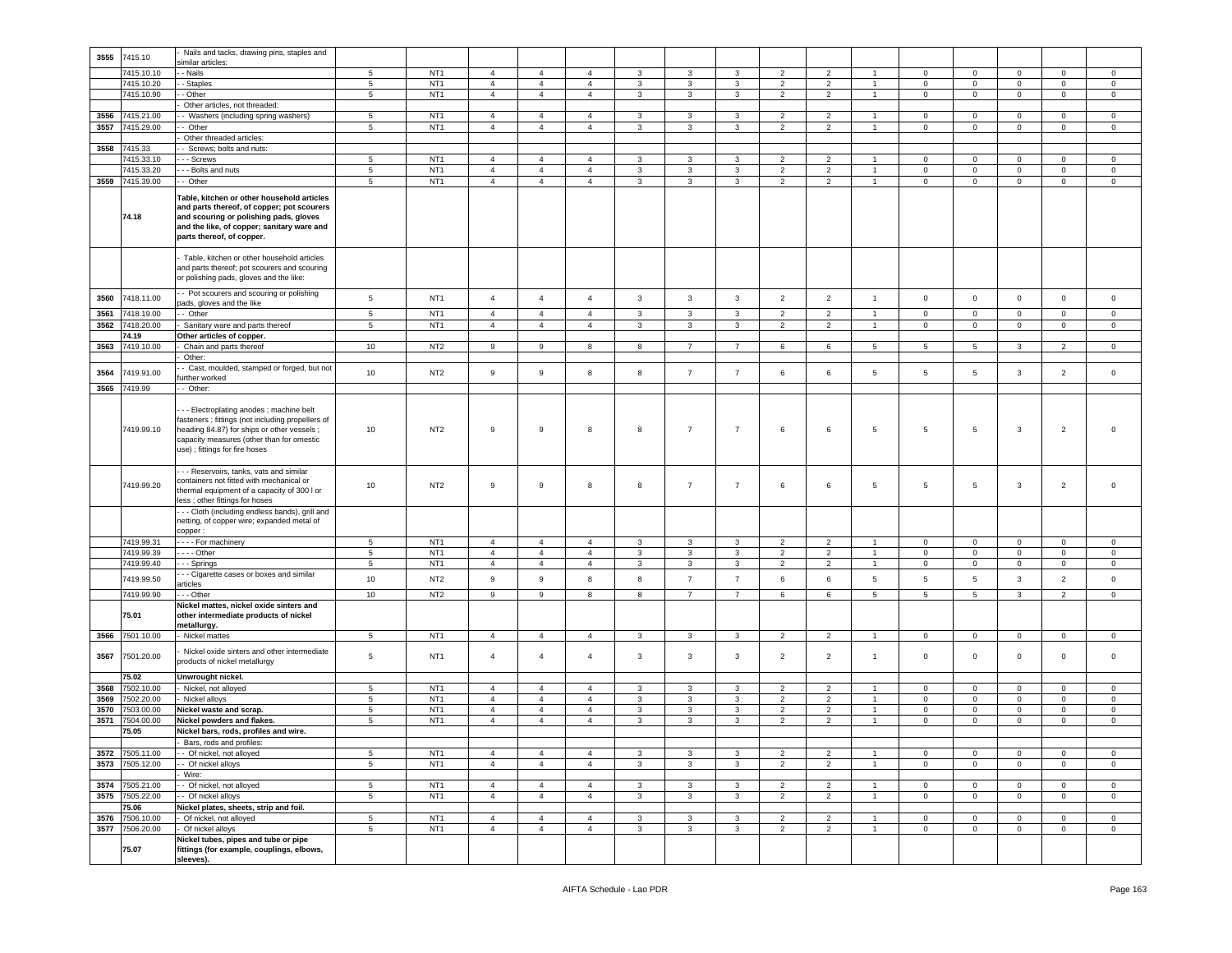| 3555 | 7415.10 | - Nails and tacks, drawing pins, staples and similar articles: | | | | | | | | | | | | | | | | |
|---|---|---|---|---|---|---|---|---|---|---|---|---|---|---|---|---|---|---|
| | 7415.10.10 | - - Nails | 5 | NT1 | 4 | 4 | 4 | 3 | 3 | 3 | 2 | 2 | 1 | 0 | 0 | 0 | 0 | 0 |
| | 7415.10.20 | - - Staples | 5 | NT1 | 4 | 4 | 4 | 3 | 3 | 3 | 2 | 2 | 1 | 0 | 0 | 0 | 0 | 0 |
| | 7415.10.90 | - - Other | 5 | NT1 | 4 | 4 | 4 | 3 | 3 | 3 | 2 | 2 | 1 | 0 | 0 | 0 | 0 | 0 |
| | | - Other articles, not threaded: | | | | | | | | | | | | | | | | |
| 3556 | 7415.21.00 | - - Washers (including spring washers) | 5 | NT1 | 4 | 4 | 4 | 3 | 3 | 3 | 2 | 2 | 1 | 0 | 0 | 0 | 0 | 0 |
| 3557 | 7415.29.00 | - - Other | 5 | NT1 | 4 | 4 | 4 | 3 | 3 | 3 | 2 | 2 | 1 | 0 | 0 | 0 | 0 | 0 |
| | | - Other threaded articles: | | | | | | | | | | | | | | | | |
| 3558 | 7415.33 | - - Screws; bolts and nuts: | | | | | | | | | | | | | | | | |
| | 7415.33.10 | - - - Screws | 5 | NT1 | 4 | 4 | 4 | 3 | 3 | 3 | 2 | 2 | 1 | 0 | 0 | 0 | 0 | 0 |
| | 7415.33.20 | - - - Bolts and nuts | 5 | NT1 | 4 | 4 | 4 | 3 | 3 | 3 | 2 | 2 | 1 | 0 | 0 | 0 | 0 | 0 |
| 3559 | 7415.39.00 | - - Other | 5 | NT1 | 4 | 4 | 4 | 3 | 3 | 3 | 2 | 2 | 1 | 0 | 0 | 0 | 0 | 0 |
| | **74.18** | **Table, kitchen or other household articles and parts thereof, of copper; pot scourers and scouring or polishing pads, gloves and the like, of copper; sanitary ware and parts thereof, of copper.** | | | | | | | | | | | | | | | | |
| | | - Table, kitchen or other household articles and parts thereof; pot scourers and scouring or polishing pads, gloves and the like: | | | | | | | | | | | | | | | | |
| 3560 | 7418.11.00 | - - Pot scourers and scouring or polishing pads, gloves and the like | 5 | NT1 | 4 | 4 | 4 | 3 | 3 | 3 | 2 | 2 | 1 | 0 | 0 | 0 | 0 | 0 |
| 3561 | 7418.19.00 | - - Other | 5 | NT1 | 4 | 4 | 4 | 3 | 3 | 3 | 2 | 2 | 1 | 0 | 0 | 0 | 0 | 0 |
| 3562 | 7418.20.00 | - Sanitary ware and parts thereof | 5 | NT1 | 4 | 4 | 4 | 3 | 3 | 3 | 2 | 2 | 1 | 0 | 0 | 0 | 0 | 0 |
| | **74.19** | **Other articles of copper.** | | | | | | | | | | | | | | | | |
| 3563 | 7419.10.00 | - Chain and parts thereof | 10 | NT2 | 9 | 9 | 8 | 8 | 7 | 7 | 6 | 6 | 5 | 5 | 5 | 3 | 2 | 0 |
| | | - Other: | | | | | | | | | | | | | | | | |
| 3564 | 7419.91.00 | - - Cast, moulded, stamped or forged, but not further worked | 10 | NT2 | 9 | 9 | 8 | 8 | 7 | 7 | 6 | 6 | 5 | 5 | 5 | 3 | 2 | 0 |
| 3565 | 7419.99 | - - Other: | | | | | | | | | | | | | | | | |
| | 7419.99.10 | - - - Electroplating anodes ; machine belt fasteners ; fittings (not including propellers of heading 84.87) for ships or other vessels ; capacity measures (other than for omestic use) ; fittings for fire hoses | 10 | NT2 | 9 | 9 | 8 | 8 | 7 | 7 | 6 | 6 | 5 | 5 | 5 | 3 | 2 | 0 |
| | 7419.99.20 | - - - Reservoirs, tanks, vats and similar containers not fitted with mechanical or thermal equipment of a capacity of 300 l or less ; other fittings for hoses | 10 | NT2 | 9 | 9 | 8 | 8 | 7 | 7 | 6 | 6 | 5 | 5 | 5 | 3 | 2 | 0 |
| | | - - - Cloth (including endless bands), grill and netting, of copper wire; expanded metal of copper : | | | | | | | | | | | | | | | | |
| | 7419.99.31 | - - - - For machinery | 5 | NT1 | 4 | 4 | 4 | 3 | 3 | 3 | 2 | 2 | 1 | 0 | 0 | 0 | 0 | 0 |
| | 7419.99.39 | - - - - Other | 5 | NT1 | 4 | 4 | 4 | 3 | 3 | 3 | 2 | 2 | 1 | 0 | 0 | 0 | 0 | 0 |
| | 7419.99.40 | - - - Springs | 5 | NT1 | 4 | 4 | 4 | 3 | 3 | 3 | 2 | 2 | 1 | 0 | 0 | 0 | 0 | 0 |
| | 7419.99.50 | - - - Cigarette cases or boxes and similar articles | 10 | NT2 | 9 | 9 | 8 | 8 | 7 | 7 | 6 | 6 | 5 | 5 | 5 | 3 | 2 | 0 |
| | 7419.99.90 | - - - Other | 10 | NT2 | 9 | 9 | 8 | 8 | 7 | 7 | 6 | 6 | 5 | 5 | 5 | 3 | 2 | 0 |
| | **75.01** | **Nickel mattes, nickel oxide sinters and other intermediate products of nickel metallurgy.** | | | | | | | | | | | | | | | | |
| 3566 | 7501.10.00 | - Nickel mattes | 5 | NT1 | 4 | 4 | 4 | 3 | 3 | 3 | 2 | 2 | 1 | 0 | 0 | 0 | 0 | 0 |
| 3567 | 7501.20.00 | - Nickel oxide sinters and other intermediate products of nickel metallurgy | 5 | NT1 | 4 | 4 | 4 | 3 | 3 | 3 | 2 | 2 | 1 | 0 | 0 | 0 | 0 | 0 |
| | **75.02** | **Unwrought nickel.** | | | | | | | | | | | | | | | | |
| 3568 | 7502.10.00 | - Nickel, not alloyed | 5 | NT1 | 4 | 4 | 4 | 3 | 3 | 3 | 2 | 2 | 1 | 0 | 0 | 0 | 0 | 0 |
| 3569 | 7502.20.00 | - Nickel alloys | 5 | NT1 | 4 | 4 | 4 | 3 | 3 | 3 | 2 | 2 | 1 | 0 | 0 | 0 | 0 | 0 |
| 3570 | 7503.00.00 | **Nickel waste and scrap.** | 5 | NT1 | 4 | 4 | 4 | 3 | 3 | 3 | 2 | 2 | 1 | 0 | 0 | 0 | 0 | 0 |
| 3571 | 7504.00.00 | **Nickel powders and flakes.** | 5 | NT1 | 4 | 4 | 4 | 3 | 3 | 3 | 2 | 2 | 1 | 0 | 0 | 0 | 0 | 0 |
| | **75.05** | **Nickel bars, rods, profiles and wire.** | | | | | | | | | | | | | | | | |
| | | - Bars, rods and profiles: | | | | | | | | | | | | | | | | |
| 3572 | 7505.11.00 | - - Of nickel, not alloyed | 5 | NT1 | 4 | 4 | 4 | 3 | 3 | 3 | 2 | 2 | 1 | 0 | 0 | 0 | 0 | 0 |
| 3573 | 7505.12.00 | - - Of nickel alloys | 5 | NT1 | 4 | 4 | 4 | 3 | 3 | 3 | 2 | 2 | 1 | 0 | 0 | 0 | 0 | 0 |
| | | - Wire: | | | | | | | | | | | | | | | | |
| 3574 | 7505.21.00 | - - Of nickel, not alloyed | 5 | NT1 | 4 | 4 | 4 | 3 | 3 | 3 | 2 | 2 | 1 | 0 | 0 | 0 | 0 | 0 |
| 3575 | 7505.22.00 | - - Of nickel alloys | 5 | NT1 | 4 | 4 | 4 | 3 | 3 | 3 | 2 | 2 | 1 | 0 | 0 | 0 | 0 | 0 |
| | **75.06** | **Nickel plates, sheets, strip and foil.** | | | | | | | | | | | | | | | | |
| 3576 | 7506.10.00 | - Of nickel, not alloyed | 5 | NT1 | 4 | 4 | 4 | 3 | 3 | 3 | 2 | 2 | 1 | 0 | 0 | 0 | 0 | 0 |
| 3577 | 7506.20.00 | - Of nickel alloys | 5 | NT1 | 4 | 4 | 4 | 3 | 3 | 3 | 2 | 2 | 1 | 0 | 0 | 0 | 0 | 0 |
| | **75.07** | **Nickel tubes, pipes and tube or pipe fittings (for example, couplings, elbows, sleeves).** | | | | | | | | | | | | | | | | |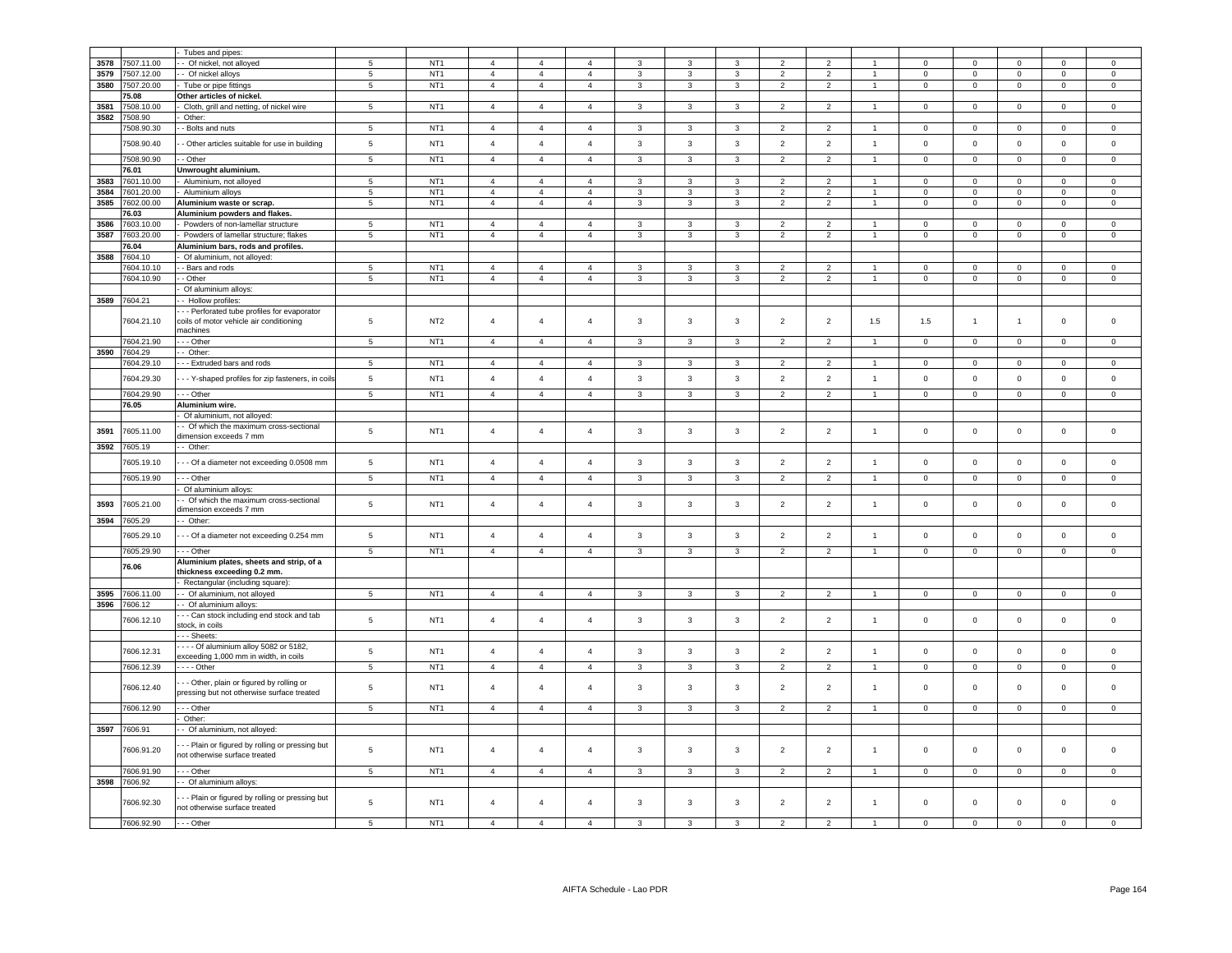| | | | | | | | | | | | | | | | | | | |
|---|---|---|---|---|---|---|---|---|---|---|---|---|---|---|---|---|---|---|
| | | - Tubes and pipes: | | | | | | | | | | | | | | | | |
| 3578 | 7507.11.00 | - - Of nickel, not alloyed | 5 | NT1 | 4 | 4 | 4 | 3 | 3 | 3 | 2 | 2 | 1 | 0 | 0 | 0 | 0 | 0 |
| 3579 | 7507.12.00 | - - Of nickel alloys | 5 | NT1 | 4 | 4 | 4 | 3 | 3 | 3 | 2 | 2 | 1 | 0 | 0 | 0 | 0 | 0 |
| 3580 | 7507.20.00 | - Tube or pipe fittings | 5 | NT1 | 4 | 4 | 4 | 3 | 3 | 3 | 2 | 2 | 1 | 0 | 0 | 0 | 0 | 0 |
| | 75.08 | **Other articles of nickel.** | | | | | | | | | | | | | | | | |
| 3581 | 7508.10.00 | - Cloth, grill and netting, of nickel wire | 5 | NT1 | 4 | 4 | 4 | 3 | 3 | 3 | 2 | 2 | 1 | 0 | 0 | 0 | 0 | 0 |
| 3582 | 7508.90 | - Other: | | | | | | | | | | | | | | | | |
| | 7508.90.30 | - - Bolts and nuts | 5 | NT1 | 4 | 4 | 4 | 3 | 3 | 3 | 2 | 2 | 1 | 0 | 0 | 0 | 0 | 0 |
| | 7508.90.40 | - - Other articles suitable for use in building | 5 | NT1 | 4 | 4 | 4 | 3 | 3 | 3 | 2 | 2 | 1 | 0 | 0 | 0 | 0 | 0 |
| | 7508.90.90 | - - Other | 5 | NT1 | 4 | 4 | 4 | 3 | 3 | 3 | 2 | 2 | 1 | 0 | 0 | 0 | 0 | 0 |
| | 76.01 | **Unwrought aluminium.** | | | | | | | | | | | | | | | | |
| 3583 | 7601.10.00 | - Aluminium, not alloyed | 5 | NT1 | 4 | 4 | 4 | 3 | 3 | 3 | 2 | 2 | 1 | 0 | 0 | 0 | 0 | 0 |
| 3584 | 7601.20.00 | - Aluminium alloys | 5 | NT1 | 4 | 4 | 4 | 3 | 3 | 3 | 2 | 2 | 1 | 0 | 0 | 0 | 0 | 0 |
| 3585 | 7602.00.00 | **Aluminium waste or scrap.** | 5 | NT1 | 4 | 4 | 4 | 3 | 3 | 3 | 2 | 2 | 1 | 0 | 0 | 0 | 0 | 0 |
| | 76.03 | **Aluminium powders and flakes.** | | | | | | | | | | | | | | | | |
| 3586 | 7603.10.00 | - Powders of non-lamellar structure | 5 | NT1 | 4 | 4 | 4 | 3 | 3 | 3 | 2 | 2 | 1 | 0 | 0 | 0 | 0 | 0 |
| 3587 | 7603.20.00 | - Powders of lamellar structure; flakes | 5 | NT1 | 4 | 4 | 4 | 3 | 3 | 3 | 2 | 2 | 1 | 0 | 0 | 0 | 0 | 0 |
| | 76.04 | **Aluminium bars, rods and profiles.** | | | | | | | | | | | | | | | | |
| 3588 | 7604.10 | - Of aluminium, not alloyed: | | | | | | | | | | | | | | | | |
| | 7604.10.10 | - - Bars and rods | 5 | NT1 | 4 | 4 | 4 | 3 | 3 | 3 | 2 | 2 | 1 | 0 | 0 | 0 | 0 | 0 |
| | 7604.10.90 | - - Other | 5 | NT1 | 4 | 4 | 4 | 3 | 3 | 3 | 2 | 2 | 1 | 0 | 0 | 0 | 0 | 0 |
| | | - Of aluminium alloys: | | | | | | | | | | | | | | | | |
| 3589 | 7604.21 | - - Hollow profiles: | | | | | | | | | | | | | | | | |
| | 7604.21.10 | - - - Perforated tube profiles for evaporator coils of motor vehicle air conditioning machines | 5 | NT2 | 4 | 4 | 4 | 3 | 3 | 3 | 2 | 2 | 1.5 | 1.5 | 1 | 1 | 0 | 0 |
| | 7604.21.90 | - - - Other | 5 | NT1 | 4 | 4 | 4 | 3 | 3 | 3 | 2 | 2 | 1 | 0 | 0 | 0 | 0 | 0 |
| 3590 | 7604.29 | - - Other: | | | | | | | | | | | | | | | | |
| | 7604.29.10 | - - - Extruded bars and rods | 5 | NT1 | 4 | 4 | 4 | 3 | 3 | 3 | 2 | 2 | 1 | 0 | 0 | 0 | 0 | 0 |
| | 7604.29.30 | - - - Y-shaped profiles for zip fasteners, in coils | 5 | NT1 | 4 | 4 | 4 | 3 | 3 | 3 | 2 | 2 | 1 | 0 | 0 | 0 | 0 | 0 |
| | 7604.29.90 | - - - Other | 5 | NT1 | 4 | 4 | 4 | 3 | 3 | 3 | 2 | 2 | 1 | 0 | 0 | 0 | 0 | 0 |
| | 76.05 | **Aluminium wire.** | | | | | | | | | | | | | | | | |
| | | - Of aluminium, not alloyed: | | | | | | | | | | | | | | | | |
| 3591 | 7605.11.00 | - - Of which the maximum cross-sectional dimension exceeds 7 mm | 5 | NT1 | 4 | 4 | 4 | 3 | 3 | 3 | 2 | 2 | 1 | 0 | 0 | 0 | 0 | 0 |
| 3592 | 7605.19 | - - Other: | | | | | | | | | | | | | | | | |
| | 7605.19.10 | - - - Of a diameter not exceeding 0.0508 mm | 5 | NT1 | 4 | 4 | 4 | 3 | 3 | 3 | 2 | 2 | 1 | 0 | 0 | 0 | 0 | 0 |
| | 7605.19.90 | - - - Other | 5 | NT1 | 4 | 4 | 4 | 3 | 3 | 3 | 2 | 2 | 1 | 0 | 0 | 0 | 0 | 0 |
| | | - Of aluminium alloys: | | | | | | | | | | | | | | | | |
| 3593 | 7605.21.00 | - - Of which the maximum cross-sectional dimension exceeds 7 mm | 5 | NT1 | 4 | 4 | 4 | 3 | 3 | 3 | 2 | 2 | 1 | 0 | 0 | 0 | 0 | 0 |
| 3594 | 7605.29 | - - Other: | | | | | | | | | | | | | | | | |
| | 7605.29.10 | - - - Of a diameter not exceeding 0.254 mm | 5 | NT1 | 4 | 4 | 4 | 3 | 3 | 3 | 2 | 2 | 1 | 0 | 0 | 0 | 0 | 0 |
| | 7605.29.90 | - - - Other | 5 | NT1 | 4 | 4 | 4 | 3 | 3 | 3 | 2 | 2 | 1 | 0 | 0 | 0 | 0 | 0 |
| | 76.06 | **Aluminium plates, sheets and strip, of a thickness exceeding 0.2 mm.** | | | | | | | | | | | | | | | | |
| | | - Rectangular (including square): | | | | | | | | | | | | | | | | |
| 3595 | 7606.11.00 | - - Of aluminium, not alloyed | 5 | NT1 | 4 | 4 | 4 | 3 | 3 | 3 | 2 | 2 | 1 | 0 | 0 | 0 | 0 | 0 |
| 3596 | 7606.12 | - - Of aluminium alloys: | | | | | | | | | | | | | | | | |
| | 7606.12.10 | - - - Can stock including end stock and tab stock, in coils | 5 | NT1 | 4 | 4 | 4 | 3 | 3 | 3 | 2 | 2 | 1 | 0 | 0 | 0 | 0 | 0 |
| | | - - - Sheets: | | | | | | | | | | | | | | | | |
| | 7606.12.31 | - - - - Of aluminium alloy 5082 or 5182, exceeding 1,000 mm in width, in coils | 5 | NT1 | 4 | 4 | 4 | 3 | 3 | 3 | 2 | 2 | 1 | 0 | 0 | 0 | 0 | 0 |
| | 7606.12.39 | - - - - Other | 5 | NT1 | 4 | 4 | 4 | 3 | 3 | 3 | 2 | 2 | 1 | 0 | 0 | 0 | 0 | 0 |
| | 7606.12.40 | - - - Other, plain or figured by rolling or pressing but not otherwise surface treated | 5 | NT1 | 4 | 4 | 4 | 3 | 3 | 3 | 2 | 2 | 1 | 0 | 0 | 0 | 0 | 0 |
| | 7606.12.90 | - - - Other | 5 | NT1 | 4 | 4 | 4 | 3 | 3 | 3 | 2 | 2 | 1 | 0 | 0 | 0 | 0 | 0 |
| | | - Other: | | | | | | | | | | | | | | | | |
| 3597 | 7606.91 | - - Of aluminium, not alloyed: | | | | | | | | | | | | | | | | |
| | 7606.91.20 | - - - Plain or figured by rolling or pressing but not otherwise surface treated | 5 | NT1 | 4 | 4 | 4 | 3 | 3 | 3 | 2 | 2 | 1 | 0 | 0 | 0 | 0 | 0 |
| | 7606.91.90 | - - - Other | 5 | NT1 | 4 | 4 | 4 | 3 | 3 | 3 | 2 | 2 | 1 | 0 | 0 | 0 | 0 | 0 |
| 3598 | 7606.92 | - - Of aluminium alloys: | | | | | | | | | | | | | | | | |
| | 7606.92.30 | - - - Plain or figured by rolling or pressing but not otherwise surface treated | 5 | NT1 | 4 | 4 | 4 | 3 | 3 | 3 | 2 | 2 | 1 | 0 | 0 | 0 | 0 | 0 |
| | 7606.92.90 | - - - Other | 5 | NT1 | 4 | 4 | 4 | 3 | 3 | 3 | 2 | 2 | 1 | 0 | 0 | 0 | 0 | 0 |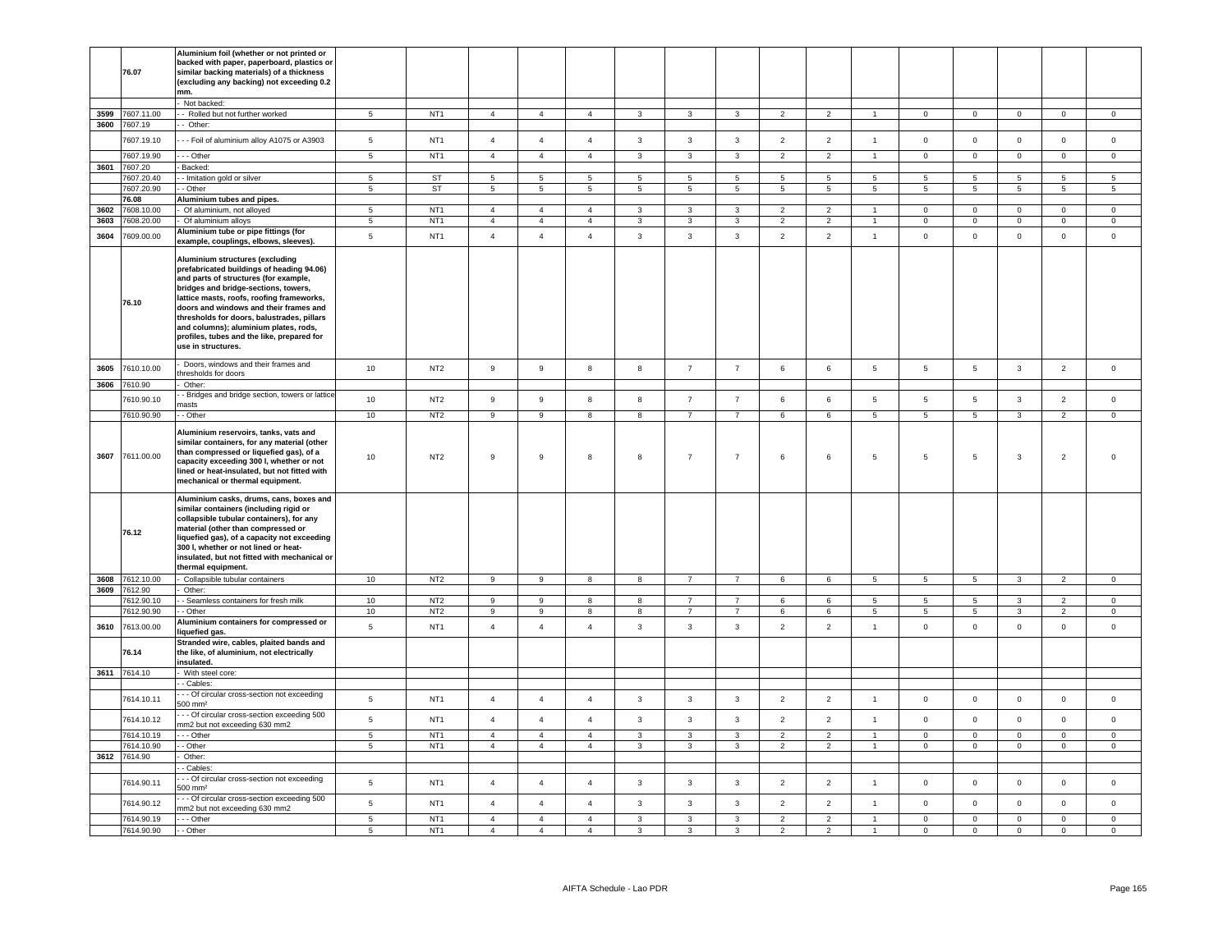| | | | | | | | | | | | | | | | | | | |
|---|---|---|---|---|---|---|---|---|---|---|---|---|---|---|---|---|---|---|
| | 76.07 | **Aluminium foil (whether or not printed or backed with paper, paperboard, plastics or similar backing materials) of a thickness (excluding any backing) not exceeding 0.2 mm.** | | | | | | | | | | | | | | | | |
| | | - Not backed: | | | | | | | | | | | | | | | | |
| 3599 | 7607.11.00 | - - Rolled but not further worked | 5 | NT1 | 4 | 4 | 4 | 3 | 3 | 3 | 2 | 2 | 1 | 0 | 0 | 0 | 0 | 0 |
| 3600 | 7607.19 | - - Other: | | | | | | | | | | | | | | | | |
| | 7607.19.10 | - - - Foil of aluminium alloy A1075 or A3903 | 5 | NT1 | 4 | 4 | 4 | 3 | 3 | 3 | 2 | 2 | 1 | 0 | 0 | 0 | 0 | 0 |
| | 7607.19.90 | - - - Other | 5 | NT1 | 4 | 4 | 4 | 3 | 3 | 3 | 2 | 2 | 1 | 0 | 0 | 0 | 0 | 0 |
| 3601 | 7607.20 | - Backed: | | | | | | | | | | | | | | | | |
| | 7607.20.40 | - - Imitation gold or silver | 5 | ST | 5 | 5 | 5 | 5 | 5 | 5 | 5 | 5 | 5 | 5 | 5 | 5 | 5 | 5 |
| | 7607.20.90 | - - Other | 5 | ST | 5 | 5 | 5 | 5 | 5 | 5 | 5 | 5 | 5 | 5 | 5 | 5 | 5 | 5 |
| | 76.08 | **Aluminium tubes and pipes.** | | | | | | | | | | | | | | | | |
| 3602 | 7608.10.00 | - Of aluminium, not alloyed | 5 | NT1 | 4 | 4 | 4 | 3 | 3 | 3 | 2 | 2 | 1 | 0 | 0 | 0 | 0 | 0 |
| 3603 | 7608.20.00 | - Of aluminium alloys | 5 | NT1 | 4 | 4 | 4 | 3 | 3 | 3 | 2 | 2 | 1 | 0 | 0 | 0 | 0 | 0 |
| 3604 | 7609.00.00 | **Aluminium tube or pipe fittings (for example, couplings, elbows, sleeves).** | 5 | NT1 | 4 | 4 | 4 | 3 | 3 | 3 | 2 | 2 | 1 | 0 | 0 | 0 | 0 | 0 |
| | 76.10 | **Aluminium structures (excluding prefabricated buildings of heading 94.06) and parts of structures (for example, bridges and bridge-sections, towers, lattice masts, roofs, roofing frameworks, doors and windows and their frames and thresholds for doors, balustrades, pillars and columns); aluminium plates, rods, profiles, tubes and the like, prepared for use in structures.** | | | | | | | | | | | | | | | | |
| 3605 | 7610.10.00 | - Doors, windows and their frames and thresholds for doors | 10 | NT2 | 9 | 9 | 8 | 8 | 7 | 7 | 6 | 6 | 5 | 5 | 5 | 3 | 2 | 0 |
| 3606 | 7610.90 | - Other: | | | | | | | | | | | | | | | | |
| | 7610.90.10 | - - Bridges and bridge section, towers or lattice masts | 10 | NT2 | 9 | 9 | 8 | 8 | 7 | 7 | 6 | 6 | 5 | 5 | 5 | 3 | 2 | 0 |
| | 7610.90.90 | - - Other | 10 | NT2 | 9 | 9 | 8 | 8 | 7 | 7 | 6 | 6 | 5 | 5 | 5 | 3 | 2 | 0 |
| 3607 | 7611.00.00 | **Aluminium reservoirs, tanks, vats and similar containers, for any material (other than compressed or liquefied gas), of a capacity exceeding 300 l, whether or not lined or heat-insulated, but not fitted with mechanical or thermal equipment.** | 10 | NT2 | 9 | 9 | 8 | 8 | 7 | 7 | 6 | 6 | 5 | 5 | 5 | 3 | 2 | 0 |
| | 76.12 | **Aluminium casks, drums, cans, boxes and similar containers (including rigid or collapsible tubular containers), for any material (other than compressed or liquefied gas), of a capacity not exceeding 300 l, whether or not lined or heat-insulated, but not fitted with mechanical or thermal equipment.** | | | | | | | | | | | | | | | | |
| 3608 | 7612.10.00 | - Collapsible tubular containers | 10 | NT2 | 9 | 9 | 8 | 8 | 7 | 7 | 6 | 6 | 5 | 5 | 5 | 3 | 2 | 0 |
| 3609 | 7612.90 | - Other: | | | | | | | | | | | | | | | | |
| | 7612.90.10 | - - Seamless containers for fresh milk | 10 | NT2 | 9 | 9 | 8 | 8 | 7 | 7 | 6 | 6 | 5 | 5 | 5 | 3 | 2 | 0 |
| | 7612.90.90 | - - Other | 10 | NT2 | 9 | 9 | 8 | 8 | 7 | 7 | 6 | 6 | 5 | 5 | 5 | 3 | 2 | 0 |
| 3610 | 7613.00.00 | **Aluminium containers for compressed or liquefied gas.** | 5 | NT1 | 4 | 4 | 4 | 3 | 3 | 3 | 2 | 2 | 1 | 0 | 0 | 0 | 0 | 0 |
| | 76.14 | **Stranded wire, cables, plaited bands and the like, of aluminium, not electrically insulated.** | | | | | | | | | | | | | | | | |
| 3611 | 7614.10 | - With steel core: | | | | | | | | | | | | | | | | |
| | | - - Cables: | | | | | | | | | | | | | | | | |
| | 7614.10.11 | - - - Of circular cross-section not exceeding 500 mm² | 5 | NT1 | 4 | 4 | 4 | 3 | 3 | 3 | 2 | 2 | 1 | 0 | 0 | 0 | 0 | 0 |
| | 7614.10.12 | - - - Of circular cross-section exceeding 500 mm2 but not exceeding 630 mm2 | 5 | NT1 | 4 | 4 | 4 | 3 | 3 | 3 | 2 | 2 | 1 | 0 | 0 | 0 | 0 | 0 |
| | 7614.10.19 | - - - Other | 5 | NT1 | 4 | 4 | 4 | 3 | 3 | 3 | 2 | 2 | 1 | 0 | 0 | 0 | 0 | 0 |
| | 7614.10.90 | - - Other | 5 | NT1 | 4 | 4 | 4 | 3 | 3 | 3 | 2 | 2 | 1 | 0 | 0 | 0 | 0 | 0 |
| 3612 | 7614.90 | - Other: | | | | | | | | | | | | | | | | |
| | | - - Cables: | | | | | | | | | | | | | | | | |
| | 7614.90.11 | - - - Of circular cross-section not exceeding 500 mm² | 5 | NT1 | 4 | 4 | 4 | 3 | 3 | 3 | 2 | 2 | 1 | 0 | 0 | 0 | 0 | 0 |
| | 7614.90.12 | - - - Of circular cross-section exceeding 500 mm2 but not exceeding 630 mm2 | 5 | NT1 | 4 | 4 | 4 | 3 | 3 | 3 | 2 | 2 | 1 | 0 | 0 | 0 | 0 | 0 |
| | 7614.90.19 | - - - Other | 5 | NT1 | 4 | 4 | 4 | 3 | 3 | 3 | 2 | 2 | 1 | 0 | 0 | 0 | 0 | 0 |
| | 7614.90.90 | - - Other | 5 | NT1 | 4 | 4 | 4 | 3 | 3 | 3 | 2 | 2 | 1 | 0 | 0 | 0 | 0 | 0 |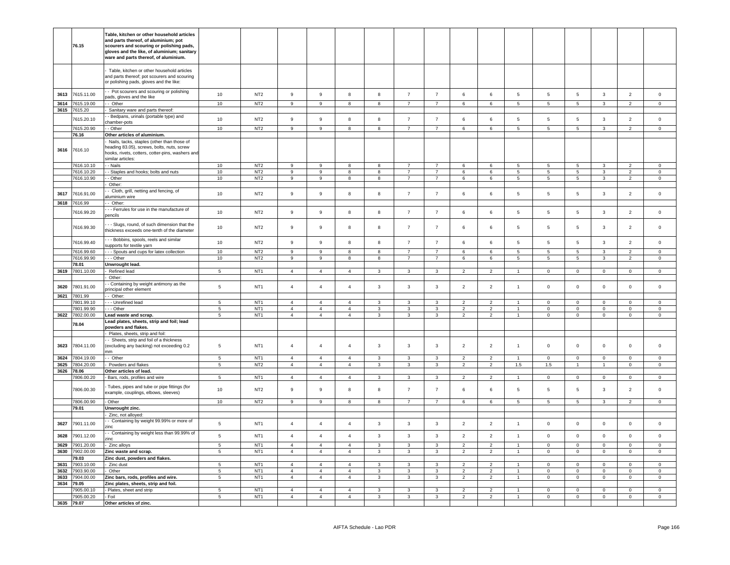| | 76.15 | Table, kitchen or other household articles and parts thereof, of aluminium; pot scourers and scouring or polishing pads, gloves and the like, of aluminium; sanitary ware and parts thereof, of aluminium. | | | | | | | | | | | | | | | | |
|---|---|---|---|---|---|---|---|---|---|---|---|---|---|---|---|---|---|---|
| | | - Table, kitchen or other household articles and parts thereof; pot scourers and scouring or polishing pads, gloves and the like: | | | | | | | | | | | | | | | | |
| 3613 | 7615.11.00 | - - Pot scourers and scouring or polishing pads, gloves and the like | 10 | NT2 | 9 | 9 | 8 | 8 | 7 | 7 | 6 | 6 | 5 | 5 | 5 | 3 | 2 | 0 |
| 3614 | 7615.19.00 | - - Other | 10 | NT2 | 9 | 9 | 8 | 8 | 7 | 7 | 6 | 6 | 5 | 5 | 5 | 3 | 2 | 0 |
| 3615 | 7615.20 | - Sanitary ware and parts thereof: | | | | | | | | | | | | | | | | |
| | 7615.20.10 | - - Bedpans, urinals (portable type) and chamber-pots | 10 | NT2 | 9 | 9 | 8 | 8 | 7 | 7 | 6 | 6 | 5 | 5 | 5 | 3 | 2 | 0 |
| | 7615.20.90 | - - Other | 10 | NT2 | 9 | 9 | 8 | 8 | 7 | 7 | 6 | 6 | 5 | 5 | 5 | 3 | 2 | 0 |
| | 76.16 | Other articles of aluminium. | | | | | | | | | | | | | | | | |
| 3616 | 7616.10 | - Nails, tacks, staples (other than those of heading 83.05), screws, bolts, nuts, screw hooks, rivets, cotters, cotter-pins, washers and similar articles: | | | | | | | | | | | | | | | | |
| | 7616.10.10 | - - Nails | 10 | NT2 | 9 | 9 | 8 | 8 | 7 | 7 | 6 | 6 | 5 | 5 | 5 | 3 | 2 | 0 |
| | 7616.10.20 | - - Staples and hooks; bolts and nuts | 10 | NT2 | 9 | 9 | 8 | 8 | 7 | 7 | 6 | 6 | 5 | 5 | 5 | 3 | 2 | 0 |
| | 7616.10.90 | - - Other | 10 | NT2 | 9 | 9 | 8 | 8 | 7 | 7 | 6 | 6 | 5 | 5 | 5 | 3 | 2 | 0 |
| | | - Other: | | | | | | | | | | | | | | | | |
| 3617 | 7616.91.00 | - - Cloth, grill, netting and fencing, of aluminium wire | 10 | NT2 | 9 | 9 | 8 | 8 | 7 | 7 | 6 | 6 | 5 | 5 | 5 | 3 | 2 | 0 |
| 3618 | 7616.99 | - - Other: | | | | | | | | | | | | | | | | |
| | 7616.99.20 | - - - Ferrules for use in the manufacture of pencils | 10 | NT2 | 9 | 9 | 8 | 8 | 7 | 7 | 6 | 6 | 5 | 5 | 5 | 3 | 2 | 0 |
| | 7616.99.30 | - - - Slugs, round, of such dimension that the thickness exceeds one-tenth of the diameter | 10 | NT2 | 9 | 9 | 8 | 8 | 7 | 7 | 6 | 6 | 5 | 5 | 5 | 3 | 2 | 0 |
| | 7616.99.40 | - - - Bobbins, spools, reels and similar supports for textile yarn | 10 | NT2 | 9 | 9 | 8 | 8 | 7 | 7 | 6 | 6 | 5 | 5 | 5 | 3 | 2 | 0 |
| | 7616.99.60 | - - - Spouts and cups for latex collection | 10 | NT2 | 9 | 9 | 8 | 8 | 7 | 7 | 6 | 6 | 5 | 5 | 5 | 3 | 2 | 0 |
| | 7616.99.90 | - - - Other | 10 | NT2 | 9 | 9 | 8 | 8 | 7 | 7 | 6 | 6 | 5 | 5 | 5 | 3 | 2 | 0 |
| | 78.01 | Unwrought lead. | | | | | | | | | | | | | | | | |
| 3619 | 7801.10.00 | - Refined lead | 5 | NT1 | 4 | 4 | 4 | 3 | 3 | 3 | 2 | 2 | 1 | 0 | 0 | 0 | 0 | 0 |
| | | - Other: | | | | | | | | | | | | | | | | |
| 3620 | 7801.91.00 | - - Containing by weight antimony as the principal other element | 5 | NT1 | 4 | 4 | 4 | 3 | 3 | 3 | 2 | 2 | 1 | 0 | 0 | 0 | 0 | 0 |
| 3621 | 7801.99 | - - Other: | | | | | | | | | | | | | | | | |
| | 7801.99.10 | - - - Unrefined lead | 5 | NT1 | 4 | 4 | 4 | 3 | 3 | 3 | 2 | 2 | 1 | 0 | 0 | 0 | 0 | 0 |
| | 7801.99.90 | - - - Other | 5 | NT1 | 4 | 4 | 4 | 3 | 3 | 3 | 2 | 2 | 1 | 0 | 0 | 0 | 0 | 0 |
| 3622 | 7802.00.00 | Lead waste and scrap. | 5 | NT1 | 4 | 4 | 4 | 3 | 3 | 3 | 2 | 2 | 1 | 0 | 0 | 0 | 0 | 0 |
| | 78.04 | Lead plates, sheets, strip and foil; lead powders and flakes. | | | | | | | | | | | | | | | | |
| | | - Plates, sheets, strip and foil: | | | | | | | | | | | | | | | | |
| 3623 | 7804.11.00 | - - Sheets, strip and foil of a thickness (excluding any backing) not exceeding 0.2 mm | 5 | NT1 | 4 | 4 | 4 | 3 | 3 | 3 | 2 | 2 | 1 | 0 | 0 | 0 | 0 | 0 |
| 3624 | 7804.19.00 | - - Other | 5 | NT1 | 4 | 4 | 4 | 3 | 3 | 3 | 2 | 2 | 1 | 0 | 0 | 0 | 0 | 0 |
| 3625 | 7804.20.00 | - Powders and flakes | 5 | NT2 | 4 | 4 | 4 | 3 | 3 | 3 | 2 | 2 | 1.5 | 1.5 | 1 | 1 | 0 | 0 |
| 3626 | 78.06 | Other articles of lead. | | | | | | | | | | | | | | | | |
| | 7806.00.20 | - Bars, rods, profiles and wire | 5 | NT1 | 4 | 4 | 4 | 3 | 3 | 3 | 2 | 2 | 1 | 0 | 0 | 0 | 0 | 0 |
| | 7806.00.30 | - Tubes, pipes and tube or pipe fittings (for example, couplings, elbows, sleeves) | 10 | NT2 | 9 | 9 | 8 | 8 | 7 | 7 | 6 | 6 | 5 | 5 | 5 | 3 | 2 | 0 |
| | 7806.00.90 | - Other | 10 | NT2 | 9 | 9 | 8 | 8 | 7 | 7 | 6 | 6 | 5 | 5 | 5 | 3 | 2 | 0 |
| | 79.01 | Unwrought zinc. | | | | | | | | | | | | | | | | |
| | | - Zinc, not alloyed: | | | | | | | | | | | | | | | | |
| 3627 | 7901.11.00 | - - Containing by weight 99.99% or more of zinc | 5 | NT1 | 4 | 4 | 4 | 3 | 3 | 3 | 2 | 2 | 1 | 0 | 0 | 0 | 0 | 0 |
| 3628 | 7901.12.00 | - - Containing by weight less than 99.99% of zinc | 5 | NT1 | 4 | 4 | 4 | 3 | 3 | 3 | 2 | 2 | 1 | 0 | 0 | 0 | 0 | 0 |
| 3629 | 7901.20.00 | - Zinc alloys | 5 | NT1 | 4 | 4 | 4 | 3 | 3 | 3 | 2 | 2 | 1 | 0 | 0 | 0 | 0 | 0 |
| 3630 | 7902.00.00 | Zinc waste and scrap. | 5 | NT1 | 4 | 4 | 4 | 3 | 3 | 3 | 2 | 2 | 1 | 0 | 0 | 0 | 0 | 0 |
| | 79.03 | Zinc dust, powders and flakes. | | | | | | | | | | | | | | | | |
| 3631 | 7903.10.00 | - Zinc dust | 5 | NT1 | 4 | 4 | 4 | 3 | 3 | 3 | 2 | 2 | 1 | 0 | 0 | 0 | 0 | 0 |
| 3632 | 7903.90.00 | - Other | 5 | NT1 | 4 | 4 | 4 | 3 | 3 | 3 | 2 | 2 | 1 | 0 | 0 | 0 | 0 | 0 |
| 3633 | 7904.00.00 | Zinc bars, rods, profiles and wire. | 5 | NT1 | 4 | 4 | 4 | 3 | 3 | 3 | 2 | 2 | 1 | 0 | 0 | 0 | 0 | 0 |
| 3634 | 79.05 | Zinc plates, sheets, strip and foil. | | | | | | | | | | | | | | | | |
| | 7905.00.10 | - Plates, sheet and strip | 5 | NT1 | 4 | 4 | 4 | 3 | 3 | 3 | 2 | 2 | 1 | 0 | 0 | 0 | 0 | 0 |
| | 7905.00.20 | - Foil | 5 | NT1 | 4 | 4 | 4 | 3 | 3 | 3 | 2 | 2 | 1 | 0 | 0 | 0 | 0 | 0 |
| 3635 | 79.07 | Other articles of zinc. | | | | | | | | | | | | | | | | |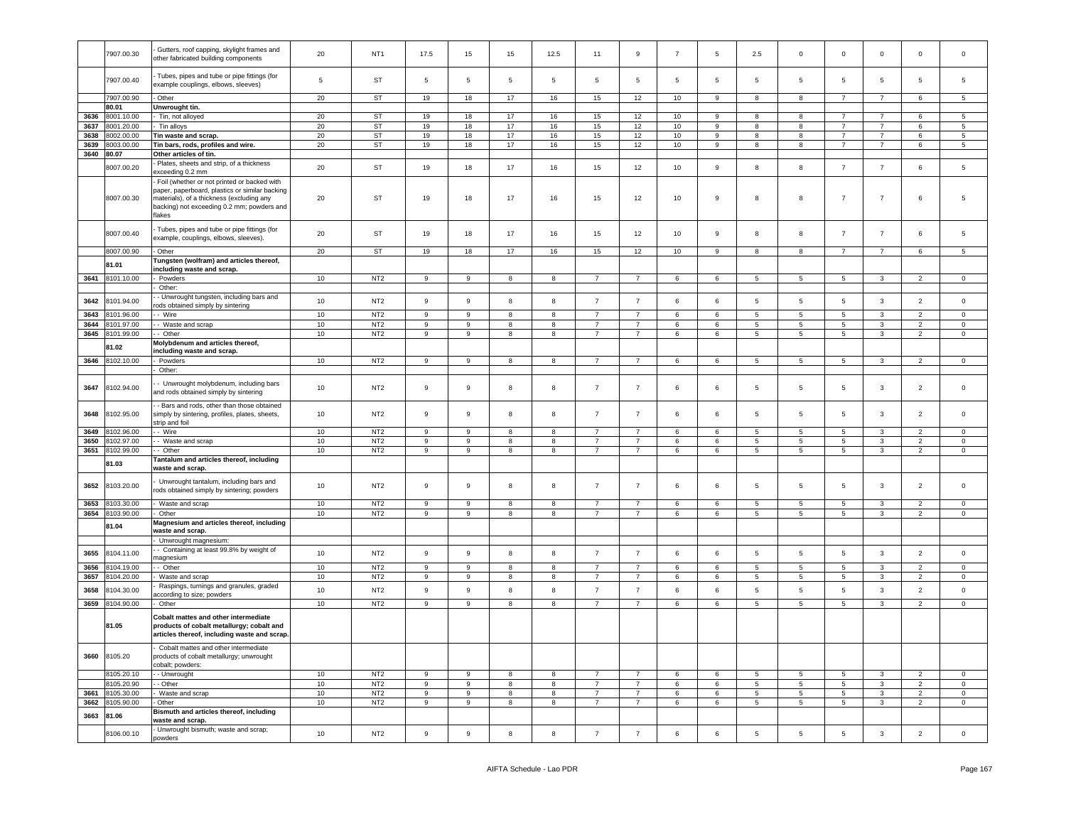| | 7907.00.30 | - Gutters, roof capping, skylight frames and other fabricated building components | 20 | NT1 | 17.5 | 15 | 15 | 12.5 | 11 | 9 | 7 | 5 | 2.5 | 0 | 0 | 0 | 0 | 0 |
|---|---|---|---|---|---|---|---|---|---|---|---|---|---|---|---|---|---|---|
| | 7907.00.40 | - Tubes, pipes and tube or pipe fittings (for example couplings, elbows, sleeves) | 5 | ST | 5 | 5 | 5 | 5 | 5 | 5 | 5 | 5 | 5 | 5 | 5 | 5 | 5 | 5 |
| | 7907.00.90 | - Other | 20 | ST | 19 | 18 | 17 | 16 | 15 | 12 | 10 | 9 | 8 | 8 | 7 | 7 | 6 | 5 |
| | **80.01** | **Unwrought tin.** | | | | | | | | | | | | | | | | |
| 3636 | 8001.10.00 | - Tin, not alloyed | 20 | ST | 19 | 18 | 17 | 16 | 15 | 12 | 10 | 9 | 8 | 8 | 7 | 7 | 6 | 5 |
| 3637 | 8001.20.00 | - Tin alloys | 20 | ST | 19 | 18 | 17 | 16 | 15 | 12 | 10 | 9 | 8 | 8 | 7 | 7 | 6 | 5 |
| 3638 | 8002.00.00 | **Tin waste and scrap.** | 20 | ST | 19 | 18 | 17 | 16 | 15 | 12 | 10 | 9 | 8 | 8 | 7 | 7 | 6 | 5 |
| 3639 | 8003.00.00 | **Tin bars, rods, profiles and wire.** | 20 | ST | 19 | 18 | 17 | 16 | 15 | 12 | 10 | 9 | 8 | 8 | 7 | 7 | 6 | 5 |
| 3640 | **80.07** | **Other articles of tin.** | | | | | | | | | | | | | | | | |
| | 8007.00.20 | - Plates, sheets and strip, of a thickness exceeding 0.2 mm | 20 | ST | 19 | 18 | 17 | 16 | 15 | 12 | 10 | 9 | 8 | 8 | 7 | 7 | 6 | 5 |
| | 8007.00.30 | - Foil (whether or not printed or backed with paper, paperboard, plastics or similar backing materials), of a thickness (excluding any backing) not exceeding 0.2 mm; powders and flakes | 20 | ST | 19 | 18 | 17 | 16 | 15 | 12 | 10 | 9 | 8 | 8 | 7 | 7 | 6 | 5 |
| | 8007.00.40 | - Tubes, pipes and tube or pipe fittings (for example, couplings, elbows, sleeves). | 20 | ST | 19 | 18 | 17 | 16 | 15 | 12 | 10 | 9 | 8 | 8 | 7 | 7 | 6 | 5 |
| | 8007.00.90 | - Other | 20 | ST | 19 | 18 | 17 | 16 | 15 | 12 | 10 | 9 | 8 | 8 | 7 | 7 | 6 | 5 |
| | **81.01** | **Tungsten (wolfram) and articles thereof, including waste and scrap.** | | | | | | | | | | | | | | | | |
| 3641 | 8101.10.00 | - Powders | 10 | NT2 | 9 | 9 | 8 | 8 | 7 | 7 | 6 | 6 | 5 | 5 | 5 | 3 | 2 | 0 |
| | | - Other: | | | | | | | | | | | | | | | | |
| 3642 | 8101.94.00 | - - Unwrought tungsten, including bars and rods obtained simply by sintering | 10 | NT2 | 9 | 9 | 8 | 8 | 7 | 7 | 6 | 6 | 5 | 5 | 5 | 3 | 2 | 0 |
| 3643 | 8101.96.00 | - - Wire | 10 | NT2 | 9 | 9 | 8 | 8 | 7 | 7 | 6 | 6 | 5 | 5 | 5 | 3 | 2 | 0 |
| 3644 | 8101.97.00 | - - Waste and scrap | 10 | NT2 | 9 | 9 | 8 | 8 | 7 | 7 | 6 | 6 | 5 | 5 | 5 | 3 | 2 | 0 |
| 3645 | 8101.99.00 | - - Other | 10 | NT2 | 9 | 9 | 8 | 8 | 7 | 7 | 6 | 6 | 5 | 5 | 5 | 3 | 2 | 0 |
| | **81.02** | **Molybdenum and articles thereof, including waste and scrap.** | | | | | | | | | | | | | | | | |
| 3646 | 8102.10.00 | - Powders | 10 | NT2 | 9 | 9 | 8 | 8 | 7 | 7 | 6 | 6 | 5 | 5 | 5 | 3 | 2 | 0 |
| | | - Other: | | | | | | | | | | | | | | | | |
| 3647 | 8102.94.00 | - - Unwrought molybdenum, including bars and rods obtained simply by sintering | 10 | NT2 | 9 | 9 | 8 | 8 | 7 | 7 | 6 | 6 | 5 | 5 | 5 | 3 | 2 | 0 |
| 3648 | 8102.95.00 | - - Bars and rods, other than those obtained simply by sintering, profiles, plates, sheets, strip and foil | 10 | NT2 | 9 | 9 | 8 | 8 | 7 | 7 | 6 | 6 | 5 | 5 | 5 | 3 | 2 | 0 |
| 3649 | 8102.96.00 | - - Wire | 10 | NT2 | 9 | 9 | 8 | 8 | 7 | 7 | 6 | 6 | 5 | 5 | 5 | 3 | 2 | 0 |
| 3650 | 8102.97.00 | - - Waste and scrap | 10 | NT2 | 9 | 9 | 8 | 8 | 7 | 7 | 6 | 6 | 5 | 5 | 5 | 3 | 2 | 0 |
| 3651 | 8102.99.00 | - - Other | 10 | NT2 | 9 | 9 | 8 | 8 | 7 | 7 | 6 | 6 | 5 | 5 | 5 | 3 | 2 | 0 |
| | **81.03** | **Tantalum and articles thereof, including waste and scrap.** | | | | | | | | | | | | | | | | |
| 3652 | 8103.20.00 | - Unwrought tantalum, including bars and rods obtained simply by sintering; powders | 10 | NT2 | 9 | 9 | 8 | 8 | 7 | 7 | 6 | 6 | 5 | 5 | 5 | 3 | 2 | 0 |
| 3653 | 8103.30.00 | - Waste and scrap | 10 | NT2 | 9 | 9 | 8 | 8 | 7 | 7 | 6 | 6 | 5 | 5 | 5 | 3 | 2 | 0 |
| 3654 | 8103.90.00 | - Other | 10 | NT2 | 9 | 9 | 8 | 8 | 7 | 7 | 6 | 6 | 5 | 5 | 5 | 3 | 2 | 0 |
| | **81.04** | **Magnesium and articles thereof, including waste and scrap.** | | | | | | | | | | | | | | | | |
| | | - Unwrought magnesium: | | | | | | | | | | | | | | | | |
| 3655 | 8104.11.00 | - - Containing at least 99.8% by weight of magnesium | 10 | NT2 | 9 | 9 | 8 | 8 | 7 | 7 | 6 | 6 | 5 | 5 | 5 | 3 | 2 | 0 |
| 3656 | 8104.19.00 | - - Other | 10 | NT2 | 9 | 9 | 8 | 8 | 7 | 7 | 6 | 6 | 5 | 5 | 5 | 3 | 2 | 0 |
| 3657 | 8104.20.00 | - Waste and scrap | 10 | NT2 | 9 | 9 | 8 | 8 | 7 | 7 | 6 | 6 | 5 | 5 | 5 | 3 | 2 | 0 |
| 3658 | 8104.30.00 | - Raspings, turnings and granules, graded according to size; powders | 10 | NT2 | 9 | 9 | 8 | 8 | 7 | 7 | 6 | 6 | 5 | 5 | 5 | 3 | 2 | 0 |
| 3659 | 8104.90.00 | - Other | 10 | NT2 | 9 | 9 | 8 | 8 | 7 | 7 | 6 | 6 | 5 | 5 | 5 | 3 | 2 | 0 |
| | **81.05** | **Cobalt mattes and other intermediate products of cobalt metallurgy; cobalt and articles thereof, including waste and scrap.** | | | | | | | | | | | | | | | | |
| 3660 | 8105.20 | - Cobalt mattes and other intermediate products of cobalt metallurgy; unwrought cobalt; powders: | | | | | | | | | | | | | | | | |
| | 8105.20.10 | - - Unwrought | 10 | NT2 | 9 | 9 | 8 | 8 | 7 | 7 | 6 | 6 | 5 | 5 | 5 | 3 | 2 | 0 |
| | 8105.20.90 | - - Other | 10 | NT2 | 9 | 9 | 8 | 8 | 7 | 7 | 6 | 6 | 5 | 5 | 5 | 3 | 2 | 0 |
| 3661 | 8105.30.00 | - Waste and scrap | 10 | NT2 | 9 | 9 | 8 | 8 | 7 | 7 | 6 | 6 | 5 | 5 | 5 | 3 | 2 | 0 |
| 3662 | 8105.90.00 | - Other | 10 | NT2 | 9 | 9 | 8 | 8 | 7 | 7 | 6 | 6 | 5 | 5 | 5 | 3 | 2 | 0 |
| 3663 | **81.06** | **Bismuth and articles thereof, including waste and scrap.** | | | | | | | | | | | | | | | | |
| | 8106.00.10 | - Unwrought bismuth; waste and scrap; powders | 10 | NT2 | 9 | 9 | 8 | 8 | 7 | 7 | 6 | 6 | 5 | 5 | 5 | 3 | 2 | 0 |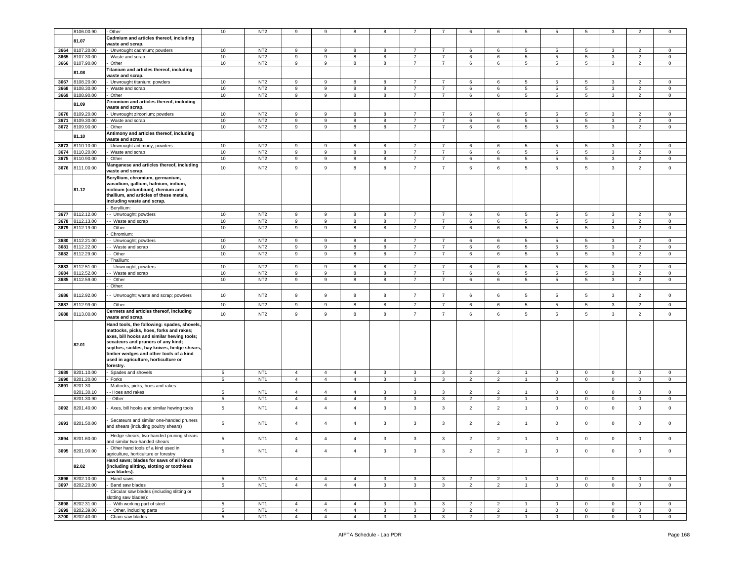| | 8106.00.90 | - Other | 10 | NT2 | 9 | 9 | 8 | 8 | 7 | 7 | 6 | 6 | 5 | 5 | 5 | 3 | 2 | 0 |
|---|---|---|---|---|---|---|---|---|---|---|---|---|---|---|---|---|---|---|
| | 81.07 | **Cadmium and articles thereof, including waste and scrap.** | | | | | | | | | | | | | | | | |
| 3664 | 8107.20.00 | - Unwrought cadmium; powders | 10 | NT2 | 9 | 9 | 8 | 8 | 7 | 7 | 6 | 6 | 5 | 5 | 5 | 3 | 2 | 0 |
| 3665 | 8107.30.00 | - Waste and scrap | 10 | NT2 | 9 | 9 | 8 | 8 | 7 | 7 | 6 | 6 | 5 | 5 | 5 | 3 | 2 | 0 |
| 3666 | 8107.90.00 | - Other | 10 | NT2 | 9 | 9 | 8 | 8 | 7 | 7 | 6 | 6 | 5 | 5 | 5 | 3 | 2 | 0 |
| | 81.08 | **Titanium and articles thereof, including waste and scrap.** | | | | | | | | | | | | | | | | |
| 3667 | 8108.20.00 | - Unwrought titanium; powders | 10 | NT2 | 9 | 9 | 8 | 8 | 7 | 7 | 6 | 6 | 5 | 5 | 5 | 3 | 2 | 0 |
| 3668 | 8108.30.00 | - Waste and scrap | 10 | NT2 | 9 | 9 | 8 | 8 | 7 | 7 | 6 | 6 | 5 | 5 | 5 | 3 | 2 | 0 |
| 3669 | 8108.90.00 | - Other | 10 | NT2 | 9 | 9 | 8 | 8 | 7 | 7 | 6 | 6 | 5 | 5 | 5 | 3 | 2 | 0 |
| | 81.09 | **Zirconium and articles thereof, including waste and scrap.** | | | | | | | | | | | | | | | | |
| 3670 | 8109.20.00 | - Unwrought zirconium; powders | 10 | NT2 | 9 | 9 | 8 | 8 | 7 | 7 | 6 | 6 | 5 | 5 | 5 | 3 | 2 | 0 |
| 3671 | 8109.30.00 | - Waste and scrap | 10 | NT2 | 9 | 9 | 8 | 8 | 7 | 7 | 6 | 6 | 5 | 5 | 5 | 3 | 2 | 0 |
| 3672 | 8109.90.00 | - Other | 10 | NT2 | 9 | 9 | 8 | 8 | 7 | 7 | 6 | 6 | 5 | 5 | 5 | 3 | 2 | 0 |
| | 81.10 | **Antimony and articles thereof, including waste and scrap.** | | | | | | | | | | | | | | | | |
| 3673 | 8110.10.00 | - Unwrought antimony; powders | 10 | NT2 | 9 | 9 | 8 | 8 | 7 | 7 | 6 | 6 | 5 | 5 | 5 | 3 | 2 | 0 |
| 3674 | 8110.20.00 | - Waste and scrap | 10 | NT2 | 9 | 9 | 8 | 8 | 7 | 7 | 6 | 6 | 5 | 5 | 5 | 3 | 2 | 0 |
| 3675 | 8110.90.00 | - Other | 10 | NT2 | 9 | 9 | 8 | 8 | 7 | 7 | 6 | 6 | 5 | 5 | 5 | 3 | 2 | 0 |
| 3676 | 8111.00.00 | **Manganese and articles thereof, including waste and scrap.** | 10 | NT2 | 9 | 9 | 8 | 8 | 7 | 7 | 6 | 6 | 5 | 5 | 5 | 3 | 2 | 0 |
| | 81.12 | **Beryllium, chromium, germanium, vanadium, gallium, hafnium, indium, niobium (columbium), rhenium and thallium, and articles of these metals, including waste and scrap.** | | | | | | | | | | | | | | | | |
| | | - Beryllium: | | | | | | | | | | | | | | | | |
| 3677 | 8112.12.00 | - - Unwrought; powders | 10 | NT2 | 9 | 9 | 8 | 8 | 7 | 7 | 6 | 6 | 5 | 5 | 5 | 3 | 2 | 0 |
| 3678 | 8112.13.00 | - - Waste and scrap | 10 | NT2 | 9 | 9 | 8 | 8 | 7 | 7 | 6 | 6 | 5 | 5 | 5 | 3 | 2 | 0 |
| 3679 | 8112.19.00 | - - Other | 10 | NT2 | 9 | 9 | 8 | 8 | 7 | 7 | 6 | 6 | 5 | 5 | 5 | 3 | 2 | 0 |
| | | - Chromium: | | | | | | | | | | | | | | | | |
| 3680 | 8112.21.00 | - - Unwrought; powders | 10 | NT2 | 9 | 9 | 8 | 8 | 7 | 7 | 6 | 6 | 5 | 5 | 5 | 3 | 2 | 0 |
| 3681 | 8112.22.00 | - - Waste and scrap | 10 | NT2 | 9 | 9 | 8 | 8 | 7 | 7 | 6 | 6 | 5 | 5 | 5 | 3 | 2 | 0 |
| 3682 | 8112.29.00 | - - Other | 10 | NT2 | 9 | 9 | 8 | 8 | 7 | 7 | 6 | 6 | 5 | 5 | 5 | 3 | 2 | 0 |
| | | - Thallium: | | | | | | | | | | | | | | | | |
| 3683 | 8112.51.00 | - - Unwrought; powders | 10 | NT2 | 9 | 9 | 8 | 8 | 7 | 7 | 6 | 6 | 5 | 5 | 5 | 3 | 2 | 0 |
| 3684 | 8112.52.00 | - - Waste and scrap | 10 | NT2 | 9 | 9 | 8 | 8 | 7 | 7 | 6 | 6 | 5 | 5 | 5 | 3 | 2 | 0 |
| 3685 | 8112.59.00 | - - Other | 10 | NT2 | 9 | 9 | 8 | 8 | 7 | 7 | 6 | 6 | 5 | 5 | 5 | 3 | 2 | 0 |
| | | - Other: | | | | | | | | | | | | | | | | |
| 3686 | 8112.92.00 | - - Unwrought; waste and scrap; powders | 10 | NT2 | 9 | 9 | 8 | 8 | 7 | 7 | 6 | 6 | 5 | 5 | 5 | 3 | 2 | 0 |
| 3687 | 8112.99.00 | - - Other | 10 | NT2 | 9 | 9 | 8 | 8 | 7 | 7 | 6 | 6 | 5 | 5 | 5 | 3 | 2 | 0 |
| 3688 | 8113.00.00 | **Cermets and articles thereof, including waste and scrap.** | 10 | NT2 | 9 | 9 | 8 | 8 | 7 | 7 | 6 | 6 | 5 | 5 | 5 | 3 | 2 | 0 |
| | 82.01 | **Hand tools, the following: spades, shovels, mattocks, picks, hoes, forks and rakes; axes, bill hooks and similar hewing tools; secateurs and pruners of any kind; scythes, sickles, hay knives, hedge shears, timber wedges and other tools of a kind used in agriculture, horticulture or forestry.** | | | | | | | | | | | | | | | | |
| 3689 | 8201.10.00 | - Spades and shovels | 5 | NT1 | 4 | 4 | 4 | 3 | 3 | 3 | 2 | 2 | 1 | 0 | 0 | 0 | 0 | 0 |
| 3690 | 8201.20.00 | - Forks | 5 | NT1 | 4 | 4 | 4 | 3 | 3 | 3 | 2 | 2 | 1 | 0 | 0 | 0 | 0 | 0 |
| 3691 | 8201.30 | - Mattocks, picks, hoes and rakes: | | | | | | | | | | | | | | | | |
| | 8201.30.10 | - - Hoes and rakes | 5 | NT1 | 4 | 4 | 4 | 3 | 3 | 3 | 2 | 2 | 1 | 0 | 0 | 0 | 0 | 0 |
| | 8201.30.90 | - - Other | 5 | NT1 | 4 | 4 | 4 | 3 | 3 | 3 | 2 | 2 | 1 | 0 | 0 | 0 | 0 | 0 |
| 3692 | 8201.40.00 | - Axes, bill hooks and similar hewing tools | 5 | NT1 | 4 | 4 | 4 | 3 | 3 | 3 | 2 | 2 | 1 | 0 | 0 | 0 | 0 | 0 |
| 3693 | 8201.50.00 | - Secateurs and similar one-handed pruners and shears (including poultry shears) | 5 | NT1 | 4 | 4 | 4 | 3 | 3 | 3 | 2 | 2 | 1 | 0 | 0 | 0 | 0 | 0 |
| 3694 | 8201.60.00 | - Hedge shears, two-handed pruning shears and similar two-handed shears | 5 | NT1 | 4 | 4 | 4 | 3 | 3 | 3 | 2 | 2 | 1 | 0 | 0 | 0 | 0 | 0 |
| 3695 | 8201.90.00 | - Other hand tools of a kind used in agriculture, horticulture or forestry | 5 | NT1 | 4 | 4 | 4 | 3 | 3 | 3 | 2 | 2 | 1 | 0 | 0 | 0 | 0 | 0 |
| | 82.02 | **Hand saws; blades for saws of all kinds (including slitting, slotting or toothless saw blades).** | | | | | | | | | | | | | | | | |
| 3696 | 8202.10.00 | - Hand saws | 5 | NT1 | 4 | 4 | 4 | 3 | 3 | 3 | 2 | 2 | 1 | 0 | 0 | 0 | 0 | 0 |
| 3697 | 8202.20.00 | - Band saw blades | 5 | NT1 | 4 | 4 | 4 | 3 | 3 | 3 | 2 | 2 | 1 | 0 | 0 | 0 | 0 | 0 |
| | | - Circular saw blades (including slitting or slotting saw blades): | | | | | | | | | | | | | | | | |
| 3698 | 8202.31.00 | - - With working part of steel | 5 | NT1 | 4 | 4 | 4 | 3 | 3 | 3 | 2 | 2 | 1 | 0 | 0 | 0 | 0 | 0 |
| 3699 | 8202.39.00 | - - Other, including parts | 5 | NT1 | 4 | 4 | 4 | 3 | 3 | 3 | 2 | 2 | 1 | 0 | 0 | 0 | 0 | 0 |
| 3700 | 8202.40.00 | - Chain saw blades | 5 | NT1 | 4 | 4 | 4 | 3 | 3 | 3 | 2 | 2 | 1 | 0 | 0 | 0 | 0 | 0 |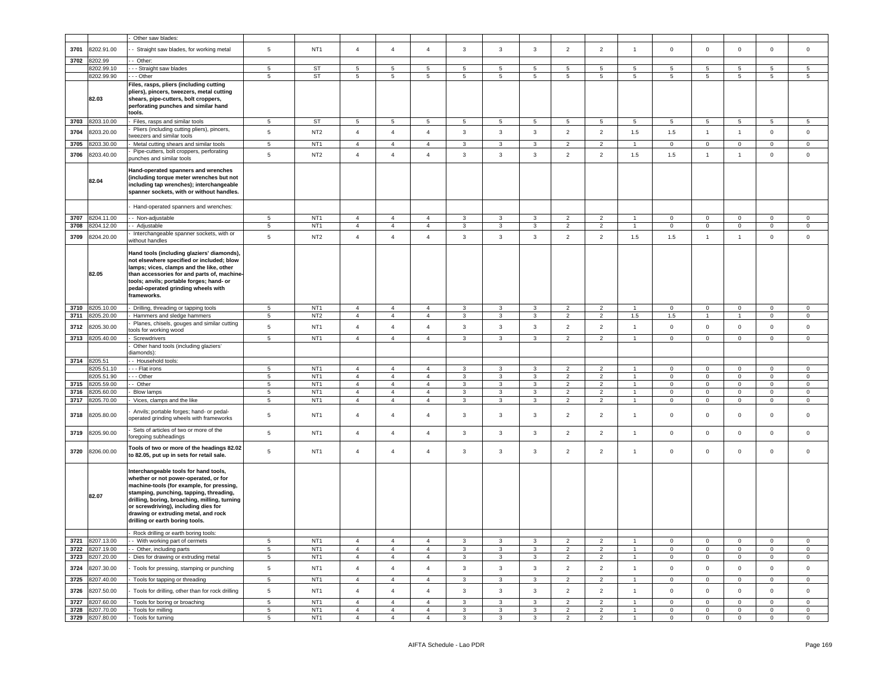| | | | | | | | | | | | | | | | | | |
|---|---|---|---|---|---|---|---|---|---|---|---|---|---|---|---|---|---|
| | | - Other saw blades: | | | | | | | | | | | | | | | |
| 3701 | 8202.91.00 | - - Straight saw blades, for working metal | 5 | NT1 | 4 | 4 | 4 | 3 | 3 | 3 | 2 | 2 | 1 | 0 | 0 | 0 | 0 | 0 |
| 3702 | 8202.99 | - - Other: | | | | | | | | | | | | | | | | |
| | 8202.99.10 | - - - Straight saw blades | 5 | ST | 5 | 5 | 5 | 5 | 5 | 5 | 5 | 5 | 5 | 5 | 5 | 5 | 5 | 5 |
| | 8202.99.90 | - - - Other | 5 | ST | 5 | 5 | 5 | 5 | 5 | 5 | 5 | 5 | 5 | 5 | 5 | 5 | 5 | 5 |
| | 82.03 | **Files, rasps, pliers (including cutting pliers), pincers, tweezers, metal cutting shears, pipe-cutters, bolt croppers, perforating punches and similar hand tools.** | | | | | | | | | | | | | | | | |
| 3703 | 8203.10.00 | - Files, rasps and similar tools | 5 | ST | 5 | 5 | 5 | 5 | 5 | 5 | 5 | 5 | 5 | 5 | 5 | 5 | 5 | 5 |
| 3704 | 8203.20.00 | - Pliers (including cutting pliers), pincers, tweezers and similar tools | 5 | NT2 | 4 | 4 | 4 | 3 | 3 | 3 | 2 | 2 | 1.5 | 1.5 | 1 | 1 | 0 | 0 |
| 3705 | 8203.30.00 | - Metal cutting shears and similar tools | 5 | NT1 | 4 | 4 | 4 | 3 | 3 | 3 | 2 | 2 | 1 | 0 | 0 | 0 | 0 | 0 |
| 3706 | 8203.40.00 | - Pipe-cutters, bolt croppers, perforating punches and similar tools | 5 | NT2 | 4 | 4 | 4 | 3 | 3 | 3 | 2 | 2 | 1.5 | 1.5 | 1 | 1 | 0 | 0 |
| | 82.04 | **Hand-operated spanners and wrenches (including torque meter wrenches but not including tap wrenches); interchangeable spanner sockets, with or without handles.** | | | | | | | | | | | | | | | | |
| | | - Hand-operated spanners and wrenches: | | | | | | | | | | | | | | | | |
| 3707 | 8204.11.00 | - - Non-adjustable | 5 | NT1 | 4 | 4 | 4 | 3 | 3 | 3 | 2 | 2 | 1 | 0 | 0 | 0 | 0 | 0 |
| 3708 | 8204.12.00 | - - Adjustable | 5 | NT1 | 4 | 4 | 4 | 3 | 3 | 3 | 2 | 2 | 1 | 0 | 0 | 0 | 0 | 0 |
| 3709 | 8204.20.00 | - Interchangeable spanner sockets, with or without handles | 5 | NT2 | 4 | 4 | 4 | 3 | 3 | 3 | 2 | 2 | 1.5 | 1.5 | 1 | 1 | 0 | 0 |
| | 82.05 | **Hand tools (including glaziers' diamonds), not elsewhere specified or included; blow lamps; vices, clamps and the like, other than accessories for and parts of, machine-tools; anvils; portable forges; hand- or pedal-operated grinding wheels with frameworks.** | | | | | | | | | | | | | | | | |
| 3710 | 8205.10.00 | - Drilling, threading or tapping tools | 5 | NT1 | 4 | 4 | 4 | 3 | 3 | 3 | 2 | 2 | 1 | 0 | 0 | 0 | 0 | 0 |
| 3711 | 8205.20.00 | - Hammers and sledge hammers | 5 | NT2 | 4 | 4 | 4 | 3 | 3 | 3 | 2 | 2 | 1.5 | 1.5 | 1 | 1 | 0 | 0 |
| 3712 | 8205.30.00 | - Planes, chisels, gouges and similar cutting tools for working wood | 5 | NT1 | 4 | 4 | 4 | 3 | 3 | 3 | 2 | 2 | 1 | 0 | 0 | 0 | 0 | 0 |
| 3713 | 8205.40.00 | - Screwdrivers | 5 | NT1 | 4 | 4 | 4 | 3 | 3 | 3 | 2 | 2 | 1 | 0 | 0 | 0 | 0 | 0 |
| | | - Other hand tools (including glaziers' diamonds): | | | | | | | | | | | | | | | | |
| 3714 | 8205.51 | - - Household tools: | | | | | | | | | | | | | | | | |
| | 8205.51.10 | - - - Flat irons | 5 | NT1 | 4 | 4 | 4 | 3 | 3 | 3 | 2 | 2 | 1 | 0 | 0 | 0 | 0 | 0 |
| | 8205.51.90 | - - - Other | 5 | NT1 | 4 | 4 | 4 | 3 | 3 | 3 | 2 | 2 | 1 | 0 | 0 | 0 | 0 | 0 |
| 3715 | 8205.59.00 | - - Other | 5 | NT1 | 4 | 4 | 4 | 3 | 3 | 3 | 2 | 2 | 1 | 0 | 0 | 0 | 0 | 0 |
| 3716 | 8205.60.00 | - Blow lamps | 5 | NT1 | 4 | 4 | 4 | 3 | 3 | 3 | 2 | 2 | 1 | 0 | 0 | 0 | 0 | 0 |
| 3717 | 8205.70.00 | - Vices, clamps and the like | 5 | NT1 | 4 | 4 | 4 | 3 | 3 | 3 | 2 | 2 | 1 | 0 | 0 | 0 | 0 | 0 |
| 3718 | 8205.80.00 | - Anvils; portable forges; hand- or pedal-operated grinding wheels with frameworks | 5 | NT1 | 4 | 4 | 4 | 3 | 3 | 3 | 2 | 2 | 1 | 0 | 0 | 0 | 0 | 0 |
| 3719 | 8205.90.00 | - Sets of articles of two or more of the foregoing subheadings | 5 | NT1 | 4 | 4 | 4 | 3 | 3 | 3 | 2 | 2 | 1 | 0 | 0 | 0 | 0 | 0 |
| 3720 | 8206.00.00 | **Tools of two or more of the headings 82.02 to 82.05, put up in sets for retail sale.** | 5 | NT1 | 4 | 4 | 4 | 3 | 3 | 3 | 2 | 2 | 1 | 0 | 0 | 0 | 0 | 0 |
| | 82.07 | **Interchangeable tools for hand tools, whether or not power-operated, or for machine-tools (for example, for pressing, stamping, punching, tapping, threading, drilling, boring, broaching, milling, turning or screwdriving), including dies for drawing or extruding metal, and rock drilling or earth boring tools.** | | | | | | | | | | | | | | | | |
| | | - Rock drilling or earth boring tools: | | | | | | | | | | | | | | | | |
| 3721 | 8207.13.00 | - - With working part of cermets | 5 | NT1 | 4 | 4 | 4 | 3 | 3 | 3 | 2 | 2 | 1 | 0 | 0 | 0 | 0 | 0 |
| 3722 | 8207.19.00 | - - Other, including parts | 5 | NT1 | 4 | 4 | 4 | 3 | 3 | 3 | 2 | 2 | 1 | 0 | 0 | 0 | 0 | 0 |
| 3723 | 8207.20.00 | - Dies for drawing or extruding metal | 5 | NT1 | 4 | 4 | 4 | 3 | 3 | 3 | 2 | 2 | 1 | 0 | 0 | 0 | 0 | 0 |
| 3724 | 8207.30.00 | - Tools for pressing, stamping or punching | 5 | NT1 | 4 | 4 | 4 | 3 | 3 | 3 | 2 | 2 | 1 | 0 | 0 | 0 | 0 | 0 |
| 3725 | 8207.40.00 | - Tools for tapping or threading | 5 | NT1 | 4 | 4 | 4 | 3 | 3 | 3 | 2 | 2 | 1 | 0 | 0 | 0 | 0 | 0 |
| 3726 | 8207.50.00 | - Tools for drilling, other than for rock drilling | 5 | NT1 | 4 | 4 | 4 | 3 | 3 | 3 | 2 | 2 | 1 | 0 | 0 | 0 | 0 | 0 |
| 3727 | 8207.60.00 | - Tools for boring or broaching | 5 | NT1 | 4 | 4 | 4 | 3 | 3 | 3 | 2 | 2 | 1 | 0 | 0 | 0 | 0 | 0 |
| 3728 | 8207.70.00 | - Tools for milling | 5 | NT1 | 4 | 4 | 4 | 3 | 3 | 3 | 2 | 2 | 1 | 0 | 0 | 0 | 0 | 0 |
| 3729 | 8207.80.00 | - Tools for turning | 5 | NT1 | 4 | 4 | 4 | 3 | 3 | 3 | 2 | 2 | 1 | 0 | 0 | 0 | 0 | 0 |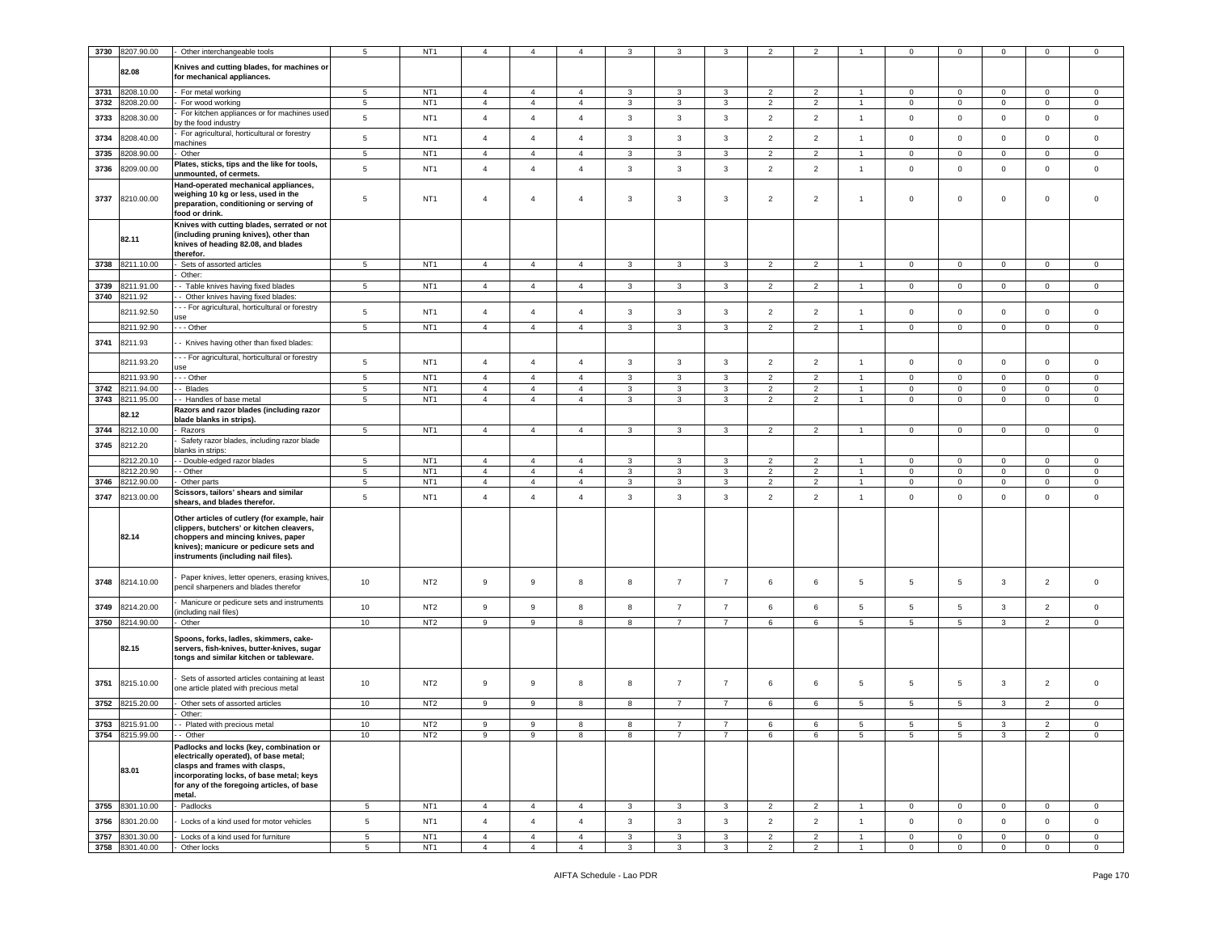| 3730 | 8207.90.00 | - Other interchangeable tools | 5 | NT1 | 4 | 4 | 4 | 3 | 3 | 3 | 2 | 2 | 1 | 0 | 0 | 0 | 0 | 0 |
|---|---|---|---|---|---|---|---|---|---|---|---|---|---|---|---|---|---|---|
| | 82.08 | **Knives and cutting blades, for machines or for mechanical appliances.** | | | | | | | | | | | | | | | | |
| 3731 | 8208.10.00 | - For metal working | 5 | NT1 | 4 | 4 | 4 | 3 | 3 | 3 | 2 | 2 | 1 | 0 | 0 | 0 | 0 | 0 |
| 3732 | 8208.20.00 | - For wood working | 5 | NT1 | 4 | 4 | 4 | 3 | 3 | 3 | 2 | 2 | 1 | 0 | 0 | 0 | 0 | 0 |
| 3733 | 8208.30.00 | - For kitchen appliances or for machines used by the food industry | 5 | NT1 | 4 | 4 | 4 | 3 | 3 | 3 | 2 | 2 | 1 | 0 | 0 | 0 | 0 | 0 |
| 3734 | 8208.40.00 | - For agricultural, horticultural or forestry machines | 5 | NT1 | 4 | 4 | 4 | 3 | 3 | 3 | 2 | 2 | 1 | 0 | 0 | 0 | 0 | 0 |
| 3735 | 8208.90.00 | - Other | 5 | NT1 | 4 | 4 | 4 | 3 | 3 | 3 | 2 | 2 | 1 | 0 | 0 | 0 | 0 | 0 |
| 3736 | 8209.00.00 | **Plates, sticks, tips and the like for tools, unmounted, of cermets.** | 5 | NT1 | 4 | 4 | 4 | 3 | 3 | 3 | 2 | 2 | 1 | 0 | 0 | 0 | 0 | 0 |
| 3737 | 8210.00.00 | **Hand-operated mechanical appliances, weighing 10 kg or less, used in the preparation, conditioning or serving of food or drink.** | 5 | NT1 | 4 | 4 | 4 | 3 | 3 | 3 | 2 | 2 | 1 | 0 | 0 | 0 | 0 | 0 |
| | 82.11 | **Knives with cutting blades, serrated or not (including pruning knives), other than knives of heading 82.08, and blades therefor.** | | | | | | | | | | | | | | | | |
| 3738 | 8211.10.00 | - Sets of assorted articles | 5 | NT1 | 4 | 4 | 4 | 3 | 3 | 3 | 2 | 2 | 1 | 0 | 0 | 0 | 0 | 0 |
| | | - Other: | | | | | | | | | | | | | | | | |
| 3739 | 8211.91.00 | - - Table knives having fixed blades | 5 | NT1 | 4 | 4 | 4 | 3 | 3 | 3 | 2 | 2 | 1 | 0 | 0 | 0 | 0 | 0 |
| 3740 | 8211.92 | - - Other knives having fixed blades: | | | | | | | | | | | | | | | | |
| | 8211.92.50 | - - - For agricultural, horticultural or forestry use | 5 | NT1 | 4 | 4 | 4 | 3 | 3 | 3 | 2 | 2 | 1 | 0 | 0 | 0 | 0 | 0 |
| | 8211.92.90 | - - - Other | 5 | NT1 | 4 | 4 | 4 | 3 | 3 | 3 | 2 | 2 | 1 | 0 | 0 | 0 | 0 | 0 |
| 3741 | 8211.93 | - - Knives having other than fixed blades: | | | | | | | | | | | | | | | | |
| | 8211.93.20 | - - - For agricultural, horticultural or forestry use | 5 | NT1 | 4 | 4 | 4 | 3 | 3 | 3 | 2 | 2 | 1 | 0 | 0 | 0 | 0 | 0 |
| | 8211.93.90 | - - - Other | 5 | NT1 | 4 | 4 | 4 | 3 | 3 | 3 | 2 | 2 | 1 | 0 | 0 | 0 | 0 | 0 |
| 3742 | 8211.94.00 | - - Blades | 5 | NT1 | 4 | 4 | 4 | 3 | 3 | 3 | 2 | 2 | 1 | 0 | 0 | 0 | 0 | 0 |
| 3743 | 8211.95.00 | - - Handles of base metal | 5 | NT1 | 4 | 4 | 4 | 3 | 3 | 3 | 2 | 2 | 1 | 0 | 0 | 0 | 0 | 0 |
| | 82.12 | **Razors and razor blades (including razor blade blanks in strips).** | | | | | | | | | | | | | | | | |
| 3744 | 8212.10.00 | - Razors | 5 | NT1 | 4 | 4 | 4 | 3 | 3 | 3 | 2 | 2 | 1 | 0 | 0 | 0 | 0 | 0 |
| 3745 | 8212.20 | - Safety razor blades, including razor blade blanks in strips: | | | | | | | | | | | | | | | | |
| | 8212.20.10 | - - Double-edged razor blades | 5 | NT1 | 4 | 4 | 4 | 3 | 3 | 3 | 2 | 2 | 1 | 0 | 0 | 0 | 0 | 0 |
| | 8212.20.90 | - - Other | 5 | NT1 | 4 | 4 | 4 | 3 | 3 | 3 | 2 | 2 | 1 | 0 | 0 | 0 | 0 | 0 |
| 3746 | 8212.90.00 | - Other parts | 5 | NT1 | 4 | 4 | 4 | 3 | 3 | 3 | 2 | 2 | 1 | 0 | 0 | 0 | 0 | 0 |
| 3747 | 8213.00.00 | **Scissors, tailors' shears and similar shears, and blades therefor.** | 5 | NT1 | 4 | 4 | 4 | 3 | 3 | 3 | 2 | 2 | 1 | 0 | 0 | 0 | 0 | 0 |
| | 82.14 | **Other articles of cutlery (for example, hair clippers, butchers' or kitchen cleavers, choppers and mincing knives, paper knives); manicure or pedicure sets and instruments (including nail files).** | | | | | | | | | | | | | | | | |
| 3748 | 8214.10.00 | - Paper knives, letter openers, erasing knives, pencil sharpeners and blades therefor | 10 | NT2 | 9 | 9 | 8 | 8 | 7 | 7 | 6 | 6 | 5 | 5 | 5 | 3 | 2 | 0 |
| 3749 | 8214.20.00 | - Manicure or pedicure sets and instruments (including nail files) | 10 | NT2 | 9 | 9 | 8 | 8 | 7 | 7 | 6 | 6 | 5 | 5 | 5 | 3 | 2 | 0 |
| 3750 | 8214.90.00 | - Other | 10 | NT2 | 9 | 9 | 8 | 8 | 7 | 7 | 6 | 6 | 5 | 5 | 5 | 3 | 2 | 0 |
| | 82.15 | **Spoons, forks, ladles, skimmers, cake-servers, fish-knives, butter-knives, sugar tongs and similar kitchen or tableware.** | | | | | | | | | | | | | | | | |
| 3751 | 8215.10.00 | - Sets of assorted articles containing at least one article plated with precious metal | 10 | NT2 | 9 | 9 | 8 | 8 | 7 | 7 | 6 | 6 | 5 | 5 | 5 | 3 | 2 | 0 |
| 3752 | 8215.20.00 | - Other sets of assorted articles | 10 | NT2 | 9 | 9 | 8 | 8 | 7 | 7 | 6 | 6 | 5 | 5 | 5 | 3 | 2 | 0 |
| | | - Other: | | | | | | | | | | | | | | | | |
| 3753 | 8215.91.00 | - - Plated with precious metal | 10 | NT2 | 9 | 9 | 8 | 8 | 7 | 7 | 6 | 6 | 5 | 5 | 5 | 3 | 2 | 0 |
| 3754 | 8215.99.00 | - - Other | 10 | NT2 | 9 | 9 | 8 | 8 | 7 | 7 | 6 | 6 | 5 | 5 | 5 | 3 | 2 | 0 |
| | 83.01 | **Padlocks and locks (key, combination or electrically operated), of base metal; clasps and frames with clasps, incorporating locks, of base metal; keys for any of the foregoing articles, of base metal.** | | | | | | | | | | | | | | | | |
| 3755 | 8301.10.00 | - Padlocks | 5 | NT1 | 4 | 4 | 4 | 3 | 3 | 3 | 2 | 2 | 1 | 0 | 0 | 0 | 0 | 0 |
| 3756 | 8301.20.00 | - Locks of a kind used for motor vehicles | 5 | NT1 | 4 | 4 | 4 | 3 | 3 | 3 | 2 | 2 | 1 | 0 | 0 | 0 | 0 | 0 |
| 3757 | 8301.30.00 | - Locks of a kind used for furniture | 5 | NT1 | 4 | 4 | 4 | 3 | 3 | 3 | 2 | 2 | 1 | 0 | 0 | 0 | 0 | 0 |
| 3758 | 8301.40.00 | - Other locks | 5 | NT1 | 4 | 4 | 4 | 3 | 3 | 3 | 2 | 2 | 1 | 0 | 0 | 0 | 0 | 0 |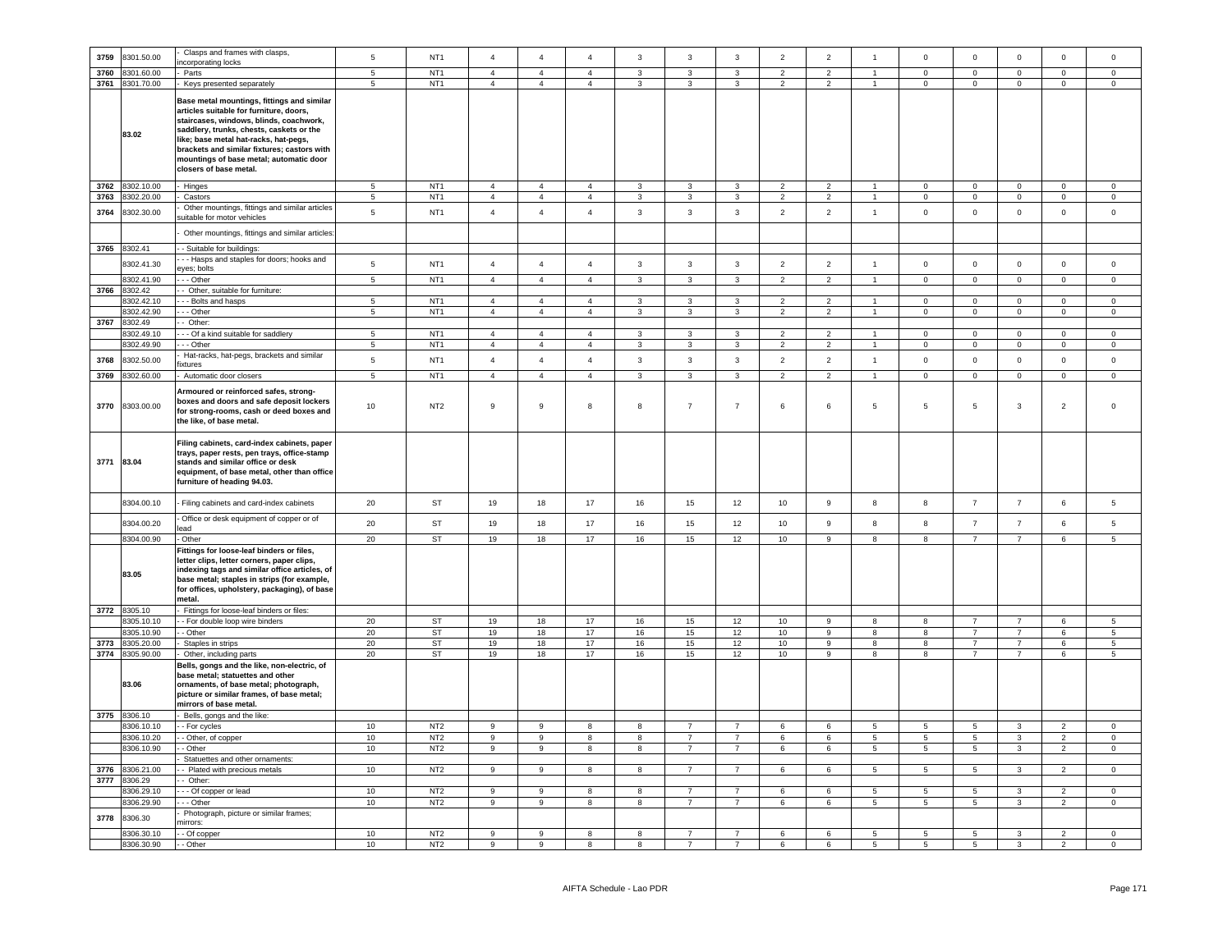| | | | | | | | | | | | | | | | | | |
|---|---|---|---|---|---|---|---|---|---|---|---|---|---|---|---|---|---|
| 3759 | 8301.50.00 | - Clasps and frames with clasps, incorporating locks | 5 | NT1 | 4 | 4 | 4 | 3 | 3 | 3 | 2 | 2 | 1 | 0 | 0 | 0 | 0 | 0 |
| 3760 | 8301.60.00 | - Parts | 5 | NT1 | 4 | 4 | 4 | 3 | 3 | 3 | 2 | 2 | 1 | 0 | 0 | 0 | 0 | 0 |
| 3761 | 8301.70.00 | - Keys presented separately | 5 | NT1 | 4 | 4 | 4 | 3 | 3 | 3 | 2 | 2 | 1 | 0 | 0 | 0 | 0 | 0 |
| | 83.02 | **Base metal mountings, fittings and similar articles suitable for furniture, doors, staircases, windows, blinds, coachwork, saddlery, trunks, chests, caskets or the like; base metal hat-racks, hat-pegs, brackets and similar fixtures; castors with mountings of base metal; automatic door closers of base metal.** | | | | | | | | | | | | | | | | |
| 3762 | 8302.10.00 | - Hinges | 5 | NT1 | 4 | 4 | 4 | 3 | 3 | 3 | 2 | 2 | 1 | 0 | 0 | 0 | 0 | 0 |
| 3763 | 8302.20.00 | - Castors | 5 | NT1 | 4 | 4 | 4 | 3 | 3 | 3 | 2 | 2 | 1 | 0 | 0 | 0 | 0 | 0 |
| 3764 | 8302.30.00 | - Other mountings, fittings and similar articles suitable for motor vehicles | 5 | NT1 | 4 | 4 | 4 | 3 | 3 | 3 | 2 | 2 | 1 | 0 | 0 | 0 | 0 | 0 |
| | | - Other mountings, fittings and similar articles: | | | | | | | | | | | | | | | | |
| 3765 | 8302.41 | - - Suitable for buildings: | | | | | | | | | | | | | | | | |
| | 8302.41.30 | - - - Hasps and staples for doors; hooks and eyes; bolts | 5 | NT1 | 4 | 4 | 4 | 3 | 3 | 3 | 2 | 2 | 1 | 0 | 0 | 0 | 0 | 0 |
| | 8302.41.90 | - - - Other | 5 | NT1 | 4 | 4 | 4 | 3 | 3 | 3 | 2 | 2 | 1 | 0 | 0 | 0 | 0 | 0 |
| 3766 | 8302.42 | - - Other, suitable for furniture: | | | | | | | | | | | | | | | | |
| | 8302.42.10 | - - - Bolts and hasps | 5 | NT1 | 4 | 4 | 4 | 3 | 3 | 3 | 2 | 2 | 1 | 0 | 0 | 0 | 0 | 0 |
| | 8302.42.90 | - - - Other | 5 | NT1 | 4 | 4 | 4 | 3 | 3 | 3 | 2 | 2 | 1 | 0 | 0 | 0 | 0 | 0 |
| 3767 | 8302.49 | - - Other: | | | | | | | | | | | | | | | | |
| | 8302.49.10 | - - - Of a kind suitable for saddlery | 5 | NT1 | 4 | 4 | 4 | 3 | 3 | 3 | 2 | 2 | 1 | 0 | 0 | 0 | 0 | 0 |
| | 8302.49.90 | - - - Other | 5 | NT1 | 4 | 4 | 4 | 3 | 3 | 3 | 2 | 2 | 1 | 0 | 0 | 0 | 0 | 0 |
| 3768 | 8302.50.00 | - Hat-racks, hat-pegs, brackets and similar fixtures | 5 | NT1 | 4 | 4 | 4 | 3 | 3 | 3 | 2 | 2 | 1 | 0 | 0 | 0 | 0 | 0 |
| 3769 | 8302.60.00 | - Automatic door closers | 5 | NT1 | 4 | 4 | 4 | 3 | 3 | 3 | 2 | 2 | 1 | 0 | 0 | 0 | 0 | 0 |
| 3770 | 8303.00.00 | **Armoured or reinforced safes, strong-boxes and doors and safe deposit lockers for strong-rooms, cash or deed boxes and the like, of base metal.** | 10 | NT2 | 9 | 9 | 8 | 8 | 7 | 7 | 6 | 6 | 5 | 5 | 5 | 3 | 2 | 0 |
| 3771 | 83.04 | **Filing cabinets, card-index cabinets, paper trays, paper rests, pen trays, office-stamp stands and similar office or desk equipment, of base metal, other than office furniture of heading 94.03.** | | | | | | | | | | | | | | | | |
| | 8304.00.10 | - Filing cabinets and card-index cabinets | 20 | ST | 19 | 18 | 17 | 16 | 15 | 12 | 10 | 9 | 8 | 8 | 7 | 7 | 6 | 5 |
| | 8304.00.20 | - Office or desk equipment of copper or of lead | 20 | ST | 19 | 18 | 17 | 16 | 15 | 12 | 10 | 9 | 8 | 8 | 7 | 7 | 6 | 5 |
| | 8304.00.90 | - Other | 20 | ST | 19 | 18 | 17 | 16 | 15 | 12 | 10 | 9 | 8 | 8 | 7 | 7 | 6 | 5 |
| | 83.05 | **Fittings for loose-leaf binders or files, letter clips, letter corners, paper clips, indexing tags and similar office articles, of base metal; staples in strips (for example, for offices, upholstery, packaging), of base metal.** | | | | | | | | | | | | | | | | |
| 3772 | 8305.10 | - Fittings for loose-leaf binders or files: | | | | | | | | | | | | | | | | |
| | 8305.10.10 | - - For double loop wire binders | 20 | ST | 19 | 18 | 17 | 16 | 15 | 12 | 10 | 9 | 8 | 8 | 7 | 7 | 6 | 5 |
| | 8305.10.90 | - - Other | 20 | ST | 19 | 18 | 17 | 16 | 15 | 12 | 10 | 9 | 8 | 8 | 7 | 7 | 6 | 5 |
| 3773 | 8305.20.00 | - Staples in strips | 20 | ST | 19 | 18 | 17 | 16 | 15 | 12 | 10 | 9 | 8 | 8 | 7 | 7 | 6 | 5 |
| 3774 | 8305.90.00 | - Other, including parts | 20 | ST | 19 | 18 | 17 | 16 | 15 | 12 | 10 | 9 | 8 | 8 | 7 | 7 | 6 | 5 |
| | 83.06 | **Bells, gongs and the like, non-electric, of base metal; statuettes and other ornaments, of base metal; photograph, picture or similar frames, of base metal; mirrors of base metal.** | | | | | | | | | | | | | | | | |
| 3775 | 8306.10 | - Bells, gongs and the like: | | | | | | | | | | | | | | | | |
| | 8306.10.10 | - - For cycles | 10 | NT2 | 9 | 9 | 8 | 8 | 7 | 7 | 6 | 6 | 5 | 5 | 5 | 3 | 2 | 0 |
| | 8306.10.20 | - - Other, of copper | 10 | NT2 | 9 | 9 | 8 | 8 | 7 | 7 | 6 | 6 | 5 | 5 | 5 | 3 | 2 | 0 |
| | 8306.10.90 | - - Other | 10 | NT2 | 9 | 9 | 8 | 8 | 7 | 7 | 6 | 6 | 5 | 5 | 5 | 3 | 2 | 0 |
| | | - Statuettes and other ornaments: | | | | | | | | | | | | | | | | |
| 3776 | 8306.21.00 | - - Plated with precious metals | 10 | NT2 | 9 | 9 | 8 | 8 | 7 | 7 | 6 | 6 | 5 | 5 | 5 | 3 | 2 | 0 |
| 3777 | 8306.29 | - - Other: | | | | | | | | | | | | | | | | |
| | 8306.29.10 | - - - Of copper or lead | 10 | NT2 | 9 | 9 | 8 | 8 | 7 | 7 | 6 | 6 | 5 | 5 | 5 | 3 | 2 | 0 |
| | 8306.29.90 | - - - Other | 10 | NT2 | 9 | 9 | 8 | 8 | 7 | 7 | 6 | 6 | 5 | 5 | 5 | 3 | 2 | 0 |
| 3778 | 8306.30 | - Photograph, picture or similar frames; mirrors: | | | | | | | | | | | | | | | | |
| | 8306.30.10 | - - Of copper | 10 | NT2 | 9 | 9 | 8 | 8 | 7 | 7 | 6 | 6 | 5 | 5 | 5 | 3 | 2 | 0 |
| | 8306.30.90 | - - Other | 10 | NT2 | 9 | 9 | 8 | 8 | 7 | 7 | 6 | 6 | 5 | 5 | 5 | 3 | 2 | 0 |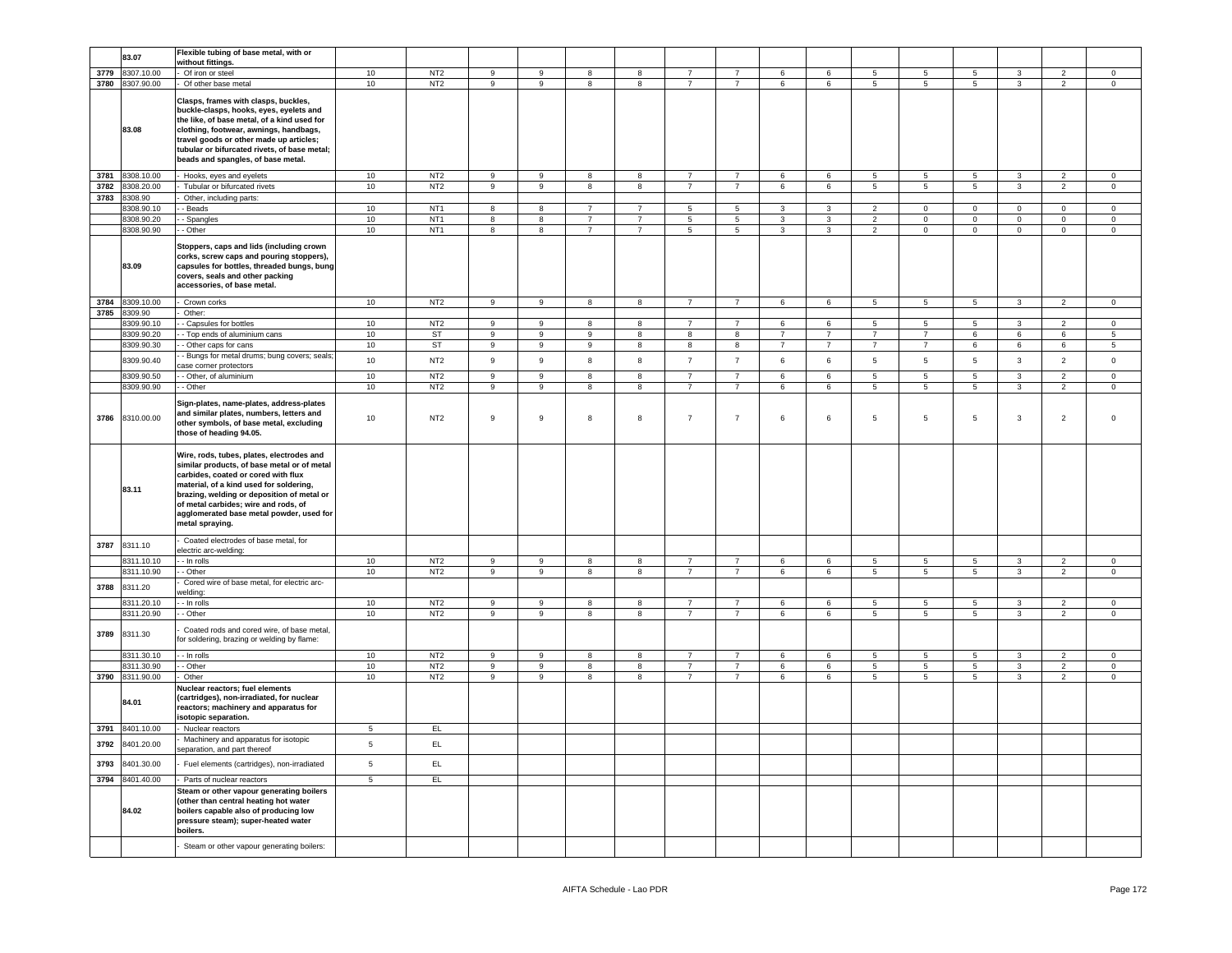| | | | | | | | | | | | | | | | | | | |
|---|---|---|---|---|---|---|---|---|---|---|---|---|---|---|---|---|---|---|
| | 83.07 | **Flexible tubing of base metal, with or without fittings.** | | | | | | | | | | | | | | | | |
| 3779 | 8307.10.00 | - Of iron or steel | 10 | NT2 | 9 | 9 | 8 | 8 | 7 | 7 | 6 | 6 | 5 | 5 | 5 | 3 | 2 | 0 |
| 3780 | 8307.90.00 | - Of other base metal | 10 | NT2 | 9 | 9 | 8 | 8 | 7 | 7 | 6 | 6 | 5 | 5 | 5 | 3 | 2 | 0 |
| | 83.08 | **Clasps, frames with clasps, buckles, buckle-clasps, hooks, eyes, eyelets and the like, of base metal, of a kind used for clothing, footwear, awnings, handbags, travel goods or other made up articles; tubular or bifurcated rivets, of base metal; beads and spangles, of base metal.** | | | | | | | | | | | | | | | | |
| 3781 | 8308.10.00 | - Hooks, eyes and eyelets | 10 | NT2 | 9 | 9 | 8 | 8 | 7 | 7 | 6 | 6 | 5 | 5 | 5 | 3 | 2 | 0 |
| 3782 | 8308.20.00 | - Tubular or bifurcated rivets | 10 | NT2 | 9 | 9 | 8 | 8 | 7 | 7 | 6 | 6 | 5 | 5 | 5 | 3 | 2 | 0 |
| 3783 | 8308.90 | - Other, including parts: | | | | | | | | | | | | | | | | |
| | 8308.90.10 | - - Beads | 10 | NT1 | 8 | 8 | 7 | 7 | 5 | 5 | 3 | 3 | 2 | 0 | 0 | 0 | 0 | 0 |
| | 8308.90.20 | - - Spangles | 10 | NT1 | 8 | 8 | 7 | 7 | 5 | 5 | 3 | 3 | 2 | 0 | 0 | 0 | 0 | 0 |
| | 8308.90.90 | - - Other | 10 | NT1 | 8 | 8 | 7 | 7 | 5 | 5 | 3 | 3 | 2 | 0 | 0 | 0 | 0 | 0 |
| | 83.09 | **Stoppers, caps and lids (including crown corks, screw caps and pouring stoppers), capsules for bottles, threaded bungs, bung covers, seals and other packing accessories, of base metal.** | | | | | | | | | | | | | | | | |
| 3784 | 8309.10.00 | - Crown corks | 10 | NT2 | 9 | 9 | 8 | 8 | 7 | 7 | 6 | 6 | 5 | 5 | 5 | 3 | 2 | 0 |
| 3785 | 8309.90 | - Other: | | | | | | | | | | | | | | | | |
| | 8309.90.10 | - - Capsules for bottles | 10 | NT2 | 9 | 9 | 8 | 8 | 7 | 7 | 6 | 6 | 5 | 5 | 5 | 3 | 2 | 0 |
| | 8309.90.20 | - - Top ends of aluminium cans | 10 | ST | 9 | 9 | 9 | 8 | 8 | 8 | 7 | 7 | 7 | 7 | 6 | 6 | 6 | 5 |
| | 8309.90.30 | - - Other caps for cans | 10 | ST | 9 | 9 | 9 | 8 | 8 | 8 | 7 | 7 | 7 | 7 | 6 | 6 | 6 | 5 |
| | 8309.90.40 | - - Bungs for metal drums; bung covers; seals; case corner protectors | 10 | NT2 | 9 | 9 | 8 | 8 | 7 | 7 | 6 | 6 | 5 | 5 | 5 | 3 | 2 | 0 |
| | 8309.90.50 | - - Other, of aluminium | 10 | NT2 | 9 | 9 | 8 | 8 | 7 | 7 | 6 | 6 | 5 | 5 | 5 | 3 | 2 | 0 |
| | 8309.90.90 | - - Other | 10 | NT2 | 9 | 9 | 8 | 8 | 7 | 7 | 6 | 6 | 5 | 5 | 5 | 3 | 2 | 0 |
| 3786 | 8310.00.00 | **Sign-plates, name-plates, address-plates and similar plates, numbers, letters and other symbols, of base metal, excluding those of heading 94.05.** | 10 | NT2 | 9 | 9 | 8 | 8 | 7 | 7 | 6 | 6 | 5 | 5 | 5 | 3 | 2 | 0 |
| | 83.11 | **Wire, rods, tubes, plates, electrodes and similar products, of base metal or of metal carbides, coated or cored with flux material, of a kind used for soldering, brazing, welding or deposition of metal or of metal carbides; wire and rods, of agglomerated base metal powder, used for metal spraying.** | | | | | | | | | | | | | | | | |
| 3787 | 8311.10 | - Coated electrodes of base metal, for electric arc-welding: | | | | | | | | | | | | | | | | |
| | 8311.10.10 | - - In rolls | 10 | NT2 | 9 | 9 | 8 | 8 | 7 | 7 | 6 | 6 | 5 | 5 | 5 | 3 | 2 | 0 |
| | 8311.10.90 | - - Other | 10 | NT2 | 9 | 9 | 8 | 8 | 7 | 7 | 6 | 6 | 5 | 5 | 5 | 3 | 2 | 0 |
| 3788 | 8311.20 | - Cored wire of base metal, for electric arc-welding: | | | | | | | | | | | | | | | | |
| | 8311.20.10 | - - In rolls | 10 | NT2 | 9 | 9 | 8 | 8 | 7 | 7 | 6 | 6 | 5 | 5 | 5 | 3 | 2 | 0 |
| | 8311.20.90 | - - Other | 10 | NT2 | 9 | 9 | 8 | 8 | 7 | 7 | 6 | 6 | 5 | 5 | 5 | 3 | 2 | 0 |
| 3789 | 8311.30 | - Coated rods and cored wire, of base metal, for soldering, brazing or welding by flame: | | | | | | | | | | | | | | | | |
| | 8311.30.10 | - - In rolls | 10 | NT2 | 9 | 9 | 8 | 8 | 7 | 7 | 6 | 6 | 5 | 5 | 5 | 3 | 2 | 0 |
| | 8311.30.90 | - - Other | 10 | NT2 | 9 | 9 | 8 | 8 | 7 | 7 | 6 | 6 | 5 | 5 | 5 | 3 | 2 | 0 |
| 3790 | 8311.90.00 | - Other | 10 | NT2 | 9 | 9 | 8 | 8 | 7 | 7 | 6 | 6 | 5 | 5 | 5 | 3 | 2 | 0 |
| | 84.01 | **Nuclear reactors; fuel elements (cartridges), non-irradiated, for nuclear reactors; machinery and apparatus for isotopic separation.** | | | | | | | | | | | | | | | | |
| 3791 | 8401.10.00 | - Nuclear reactors | 5 | EL | | | | | | | | | | | | | | |
| 3792 | 8401.20.00 | - Machinery and apparatus for isotopic separation, and part thereof | 5 | EL | | | | | | | | | | | | | | |
| 3793 | 8401.30.00 | - Fuel elements (cartridges), non-irradiated | 5 | EL | | | | | | | | | | | | | | |
| 3794 | 8401.40.00 | - Parts of nuclear reactors | 5 | EL | | | | | | | | | | | | | | |
| | 84.02 | **Steam or other vapour generating boilers (other than central heating hot water boilers capable also of producing low pressure steam); super-heated water boilers.** | | | | | | | | | | | | | | | | |
| | | - Steam or other vapour generating boilers: | | | | | | | | | | | | | | | | |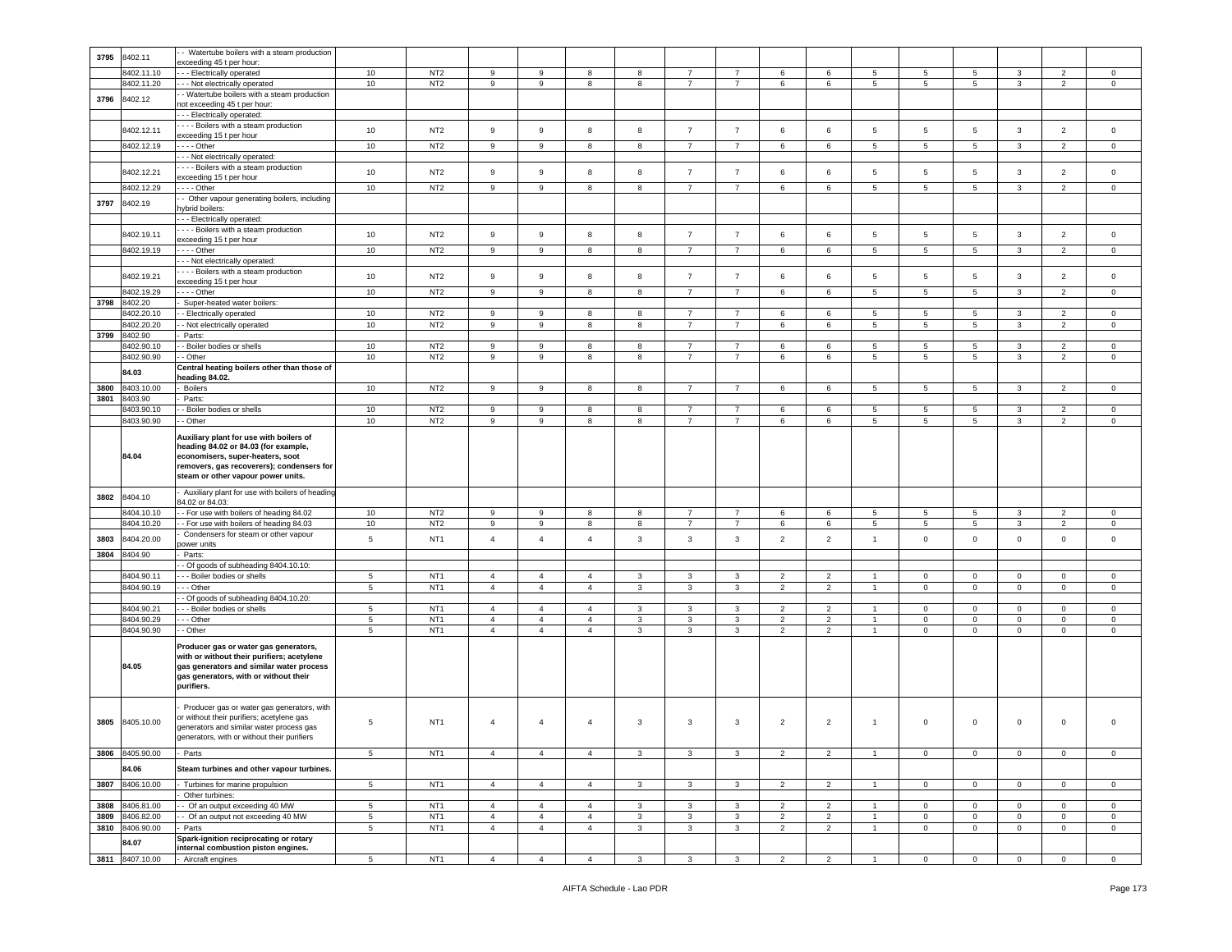| | | | | | | | | | | | | | | | | | | |
|---|---|---|---|---|---|---|---|---|---|---|---|---|---|---|---|---|---|---|
| 3795 | 8402.11 | - - Watertube boilers with a steam production exceeding 45 t per hour: | | | | | | | | | | | | | | | | |
| | 8402.11.10 | - - - Electrically operated | 10 | NT2 | 9 | 9 | 8 | 8 | 7 | 7 | 6 | 6 | 5 | 5 | 5 | 3 | 2 | 0 |
| | 8402.11.20 | - - - Not electrically operated | 10 | NT2 | 9 | 9 | 8 | 8 | 7 | 7 | 6 | 6 | 5 | 5 | 5 | 3 | 2 | 0 |
| 3796 | 8402.12 | - - Watertube boilers with a steam production not exceeding 45 t per hour: | | | | | | | | | | | | | | | | |
| | | - - - Electrically operated: | | | | | | | | | | | | | | | | |
| | 8402.12.11 | - - - - Boilers with a steam production exceeding 15 t per hour | 10 | NT2 | 9 | 9 | 8 | 8 | 7 | 7 | 6 | 6 | 5 | 5 | 5 | 3 | 2 | 0 |
| | 8402.12.19 | - - - - Other | 10 | NT2 | 9 | 9 | 8 | 8 | 7 | 7 | 6 | 6 | 5 | 5 | 5 | 3 | 2 | 0 |
| | | - - - Not electrically operated: | | | | | | | | | | | | | | | | |
| | 8402.12.21 | - - - - Boilers with a steam production exceeding 15 t per hour | 10 | NT2 | 9 | 9 | 8 | 8 | 7 | 7 | 6 | 6 | 5 | 5 | 5 | 3 | 2 | 0 |
| | 8402.12.29 | - - - - Other | 10 | NT2 | 9 | 9 | 8 | 8 | 7 | 7 | 6 | 6 | 5 | 5 | 5 | 3 | 2 | 0 |
| 3797 | 8402.19 | - - Other vapour generating boilers, including hybrid boilers: | | | | | | | | | | | | | | | | |
| | | - - - Electrically operated: | | | | | | | | | | | | | | | | |
| | 8402.19.11 | - - - - Boilers with a steam production exceeding 15 t per hour | 10 | NT2 | 9 | 9 | 8 | 8 | 7 | 7 | 6 | 6 | 5 | 5 | 5 | 3 | 2 | 0 |
| | 8402.19.19 | - - - - Other | 10 | NT2 | 9 | 9 | 8 | 8 | 7 | 7 | 6 | 6 | 5 | 5 | 5 | 3 | 2 | 0 |
| | | - - - Not electrically operated: | | | | | | | | | | | | | | | | |
| | 8402.19.21 | - - - - Boilers with a steam production exceeding 15 t per hour | 10 | NT2 | 9 | 9 | 8 | 8 | 7 | 7 | 6 | 6 | 5 | 5 | 5 | 3 | 2 | 0 |
| | 8402.19.29 | - - - - Other | 10 | NT2 | 9 | 9 | 8 | 8 | 7 | 7 | 6 | 6 | 5 | 5 | 5 | 3 | 2 | 0 |
| 3798 | 8402.20 | - Super-heated water boilers: | | | | | | | | | | | | | | | | |
| | 8402.20.10 | - - Electrically operated | 10 | NT2 | 9 | 9 | 8 | 8 | 7 | 7 | 6 | 6 | 5 | 5 | 5 | 3 | 2 | 0 |
| | 8402.20.20 | - - Not electrically operated | 10 | NT2 | 9 | 9 | 8 | 8 | 7 | 7 | 6 | 6 | 5 | 5 | 5 | 3 | 2 | 0 |
| 3799 | 8402.90 | - Parts: | | | | | | | | | | | | | | | | |
| | 8402.90.10 | - - Boiler bodies or shells | 10 | NT2 | 9 | 9 | 8 | 8 | 7 | 7 | 6 | 6 | 5 | 5 | 5 | 3 | 2 | 0 |
| | 8402.90.90 | - - Other | 10 | NT2 | 9 | 9 | 8 | 8 | 7 | 7 | 6 | 6 | 5 | 5 | 5 | 3 | 2 | 0 |
| | **84.03** | **Central heating boilers other than those of heading 84.02.** | | | | | | | | | | | | | | | | |
| 3800 | 8403.10.00 | - Boilers | 10 | NT2 | 9 | 9 | 8 | 8 | 7 | 7 | 6 | 6 | 5 | 5 | 5 | 3 | 2 | 0 |
| 3801 | 8403.90 | - Parts: | | | | | | | | | | | | | | | | |
| | 8403.90.10 | - - Boiler bodies or shells | 10 | NT2 | 9 | 9 | 8 | 8 | 7 | 7 | 6 | 6 | 5 | 5 | 5 | 3 | 2 | 0 |
| | 8403.90.90 | - - Other | 10 | NT2 | 9 | 9 | 8 | 8 | 7 | 7 | 6 | 6 | 5 | 5 | 5 | 3 | 2 | 0 |
| | **84.04** | **Auxiliary plant for use with boilers of heading 84.02 or 84.03 (for example, economisers, super-heaters, soot removers, gas recoverers); condensers for steam or other vapour power units.** | | | | | | | | | | | | | | | | |
| 3802 | 8404.10 | - Auxiliary plant for use with boilers of heading 84.02 or 84.03: | | | | | | | | | | | | | | | | |
| | 8404.10.10 | - - For use with boilers of heading 84.02 | 10 | NT2 | 9 | 9 | 8 | 8 | 7 | 7 | 6 | 6 | 5 | 5 | 5 | 3 | 2 | 0 |
| | 8404.10.20 | - - For use with boilers of heading 84.03 | 10 | NT2 | 9 | 9 | 8 | 8 | 7 | 7 | 6 | 6 | 5 | 5 | 5 | 3 | 2 | 0 |
| 3803 | 8404.20.00 | - Condensers for steam or other vapour power units | 5 | NT1 | 4 | 4 | 4 | 3 | 3 | 3 | 2 | 2 | 1 | 0 | 0 | 0 | 0 | 0 |
| 3804 | 8404.90 | - Parts: | | | | | | | | | | | | | | | | |
| | | - - Of goods of subheading 8404.10.10: | | | | | | | | | | | | | | | | |
| | 8404.90.11 | - - - Boiler bodies or shells | 5 | NT1 | 4 | 4 | 4 | 3 | 3 | 3 | 2 | 2 | 1 | 0 | 0 | 0 | 0 | 0 |
| | 8404.90.19 | - - - Other | 5 | NT1 | 4 | 4 | 4 | 3 | 3 | 3 | 2 | 2 | 1 | 0 | 0 | 0 | 0 | 0 |
| | | - - Of goods of subheading 8404.10.20: | | | | | | | | | | | | | | | | |
| | 8404.90.21 | - - - Boiler bodies or shells | 5 | NT1 | 4 | 4 | 4 | 3 | 3 | 3 | 2 | 2 | 1 | 0 | 0 | 0 | 0 | 0 |
| | 8404.90.29 | - - - Other | 5 | NT1 | 4 | 4 | 4 | 3 | 3 | 3 | 2 | 2 | 1 | 0 | 0 | 0 | 0 | 0 |
| | 8404.90.90 | - - Other | 5 | NT1 | 4 | 4 | 4 | 3 | 3 | 3 | 2 | 2 | 1 | 0 | 0 | 0 | 0 | 0 |
| | **84.05** | **Producer gas or water gas generators, with or without their purifiers; acetylene gas generators and similar water process gas generators, with or without their purifiers.** | | | | | | | | | | | | | | | | |
| 3805 | 8405.10.00 | - Producer gas or water gas generators, with or without their purifiers; acetylene gas generators and similar water process gas generators, with or without their purifiers | 5 | NT1 | 4 | 4 | 4 | 3 | 3 | 3 | 2 | 2 | 1 | 0 | 0 | 0 | 0 | 0 |
| 3806 | 8405.90.00 | - Parts | 5 | NT1 | 4 | 4 | 4 | 3 | 3 | 3 | 2 | 2 | 1 | 0 | 0 | 0 | 0 | 0 |
| | **84.06** | **Steam turbines and other vapour turbines.** | | | | | | | | | | | | | | | | |
| 3807 | 8406.10.00 | - Turbines for marine propulsion | 5 | NT1 | 4 | 4 | 4 | 3 | 3 | 3 | 2 | 2 | 1 | 0 | 0 | 0 | 0 | 0 |
| | | - Other turbines: | | | | | | | | | | | | | | | | |
| 3808 | 8406.81.00 | - - Of an output exceeding 40 MW | 5 | NT1 | 4 | 4 | 4 | 3 | 3 | 3 | 2 | 2 | 1 | 0 | 0 | 0 | 0 | 0 |
| 3809 | 8406.82.00 | - - Of an output not exceeding 40 MW | 5 | NT1 | 4 | 4 | 4 | 3 | 3 | 3 | 2 | 2 | 1 | 0 | 0 | 0 | 0 | 0 |
| 3810 | 8406.90.00 | - Parts | 5 | NT1 | 4 | 4 | 4 | 3 | 3 | 3 | 2 | 2 | 1 | 0 | 0 | 0 | 0 | 0 |
| | **84.07** | **Spark-ignition reciprocating or rotary internal combustion piston engines.** | | | | | | | | | | | | | | | | |
| 3811 | 8407.10.00 | - Aircraft engines | 5 | NT1 | 4 | 4 | 4 | 3 | 3 | 3 | 2 | 2 | 1 | 0 | 0 | 0 | 0 | 0 |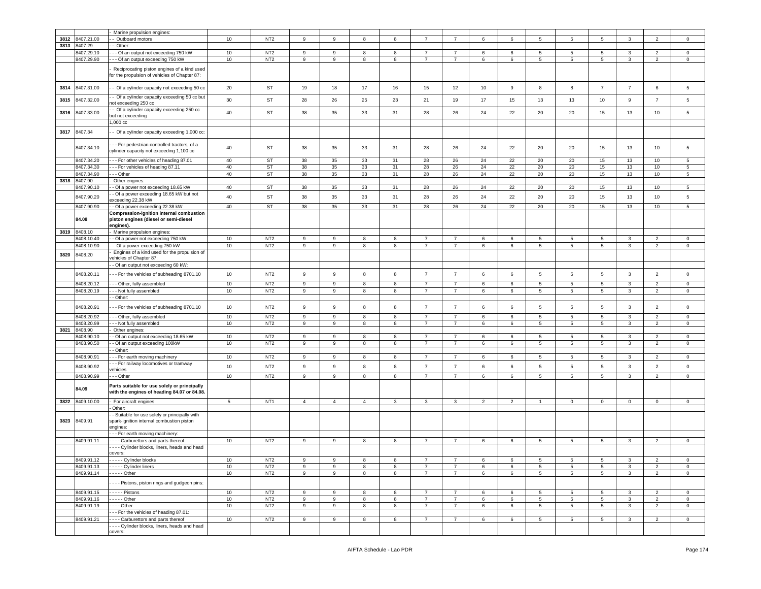| | | - Marine propulsion engines: | | | | | | | | | | | | | | | | |
|---|---|---|---|---|---|---|---|---|---|---|---|---|---|---|---|---|---|---|
| 3812 | 8407.21.00 | - - Outboard motors | 10 | NT2 | 9 | 9 | 8 | 8 | 7 | 7 | 6 | 6 | 5 | 5 | 5 | 3 | 2 | 0 |
| 3813 | 8407.29 | - - Other: | | | | | | | | | | | | | | | | |
| | 8407.29.10 | - - - Of an output not exceeding 750 kW | 10 | NT2 | 9 | 9 | 8 | 8 | 7 | 7 | 6 | 6 | 5 | 5 | 5 | 3 | 2 | 0 |
| | 8407.29.90 | - - - Of an output exceeding 750 kW | 10 | NT2 | 9 | 9 | 8 | 8 | 7 | 7 | 6 | 6 | 5 | 5 | 5 | 3 | 2 | 0 |
| | | - Reciprocating piston engines of a kind used for the propulsion of vehicles of Chapter 87: | | | | | | | | | | | | | | | | |
| 3814 | 8407.31.00 | - - Of a cylinder capacity not exceeding 50 cc | 20 | ST | 19 | 18 | 17 | 16 | 15 | 12 | 10 | 9 | 8 | 8 | 7 | 7 | 6 | 5 |
| 3815 | 8407.32.00 | - - Of a cylinder capacity exceeding 50 cc but not exceeding 250 cc | 30 | ST | 28 | 26 | 25 | 23 | 21 | 19 | 17 | 15 | 13 | 13 | 10 | 9 | 7 | 5 |
| 3816 | 8407.33.00 | - - Of a cylinder capacity exceeding 250 cc but not exceeding | 40 | ST | 38 | 35 | 33 | 31 | 28 | 26 | 24 | 22 | 20 | 20 | 15 | 13 | 10 | 5 |
| | | 1,000 cc | | | | | | | | | | | | | | | | |
| 3817 | 8407.34 | - - Of a cylinder capacity exceeding 1,000 cc: | | | | | | | | | | | | | | | | |
| | 8407.34.10 | - - - For pedestrian controlled tractors, of a cylinder capacity not exceeding 1,100 cc | 40 | ST | 38 | 35 | 33 | 31 | 28 | 26 | 24 | 22 | 20 | 20 | 15 | 13 | 10 | 5 |
| | 8407.34.20 | - - - For other vehicles of heading 87.01 | 40 | ST | 38 | 35 | 33 | 31 | 28 | 26 | 24 | 22 | 20 | 20 | 15 | 13 | 10 | 5 |
| | 8407.34.30 | - - - For vehicles of heading 87.11 | 40 | ST | 38 | 35 | 33 | 31 | 28 | 26 | 24 | 22 | 20 | 20 | 15 | 13 | 10 | 5 |
| | 8407.34.90 | - - - Other | 40 | ST | 38 | 35 | 33 | 31 | 28 | 26 | 24 | 22 | 20 | 20 | 15 | 13 | 10 | 5 |
| 3818 | 8407.90 | - Other engines: | | | | | | | | | | | | | | | | |
| | 8407.90.10 | - - Of a power not exceeding 18.65 kW | 40 | ST | 38 | 35 | 33 | 31 | 28 | 26 | 24 | 22 | 20 | 20 | 15 | 13 | 10 | 5 |
| | 8407.90.20 | - - Of a power exceeding 18.65 kW but not exceeding 22.38 kW | 40 | ST | 38 | 35 | 33 | 31 | 28 | 26 | 24 | 22 | 20 | 20 | 15 | 13 | 10 | 5 |
| | 8407.90.90 | - - Of a power exceeding 22.38 kW | 40 | ST | 38 | 35 | 33 | 31 | 28 | 26 | 24 | 22 | 20 | 20 | 15 | 13 | 10 | 5 |
| | 84.08 | **Compression-ignition internal combustion piston engines (diesel or semi-diesel engines).** | | | | | | | | | | | | | | | | |
| 3819 | 8408.10 | - Marine propulsion engines: | | | | | | | | | | | | | | | | |
| | 8408.10.40 | - - Of a power not exceeding 750 kW | 10 | NT2 | 9 | 9 | 8 | 8 | 7 | 7 | 6 | 6 | 5 | 5 | 5 | 3 | 2 | 0 |
| | 8408.10.90 | - - Of a power exceeding 750 kW | 10 | NT2 | 9 | 9 | 8 | 8 | 7 | 7 | 6 | 6 | 5 | 5 | 5 | 3 | 2 | 0 |
| 3820 | 8408.20 | - Engines of a kind used for the propulsion of vehicles of Chapter 87: | | | | | | | | | | | | | | | | |
| | | - - Of an output not exceeding 60 kW: | | | | | | | | | | | | | | | | |
| | 8408.20.11 | - - - For the vehicles of subheading 8701.10 | 10 | NT2 | 9 | 9 | 8 | 8 | 7 | 7 | 6 | 6 | 5 | 5 | 5 | 3 | 2 | 0 |
| | 8408.20.12 | - - - Other, fully assembled | 10 | NT2 | 9 | 9 | 8 | 8 | 7 | 7 | 6 | 6 | 5 | 5 | 5 | 3 | 2 | 0 |
| | 8408.20.19 | - - - Not fully assembled | 10 | NT2 | 9 | 9 | 8 | 8 | 7 | 7 | 6 | 6 | 5 | 5 | 5 | 3 | 2 | 0 |
| | | - - Other: | | | | | | | | | | | | | | | | |
| | 8408.20.91 | - - - For the vehicles of subheading 8701.10 | 10 | NT2 | 9 | 9 | 8 | 8 | 7 | 7 | 6 | 6 | 5 | 5 | 5 | 3 | 2 | 0 |
| | 8408.20.92 | - - - Other, fully assembled | 10 | NT2 | 9 | 9 | 8 | 8 | 7 | 7 | 6 | 6 | 5 | 5 | 5 | 3 | 2 | 0 |
| | 8408.20.99 | - - - Not fully assembled | 10 | NT2 | 9 | 9 | 8 | 8 | 7 | 7 | 6 | 6 | 5 | 5 | 5 | 3 | 2 | 0 |
| 3821 | 8408.90 | - Other engines: | | | | | | | | | | | | | | | | |
| | 8408.90.10 | - - Of an output not exceeding 18.65 kW | 10 | NT2 | 9 | 9 | 8 | 8 | 7 | 7 | 6 | 6 | 5 | 5 | 5 | 3 | 2 | 0 |
| | 8408.90.50 | - - Of an output exceeding 100kW | 10 | NT2 | 9 | 9 | 8 | 8 | 7 | 7 | 6 | 6 | 5 | 5 | 5 | 3 | 2 | 0 |
| | | - - Other: | | | | | | | | | | | | | | | | |
| | 8408.90.91 | - - - For earth moving machinery | 10 | NT2 | 9 | 9 | 8 | 8 | 7 | 7 | 6 | 6 | 5 | 5 | 5 | 3 | 2 | 0 |
| | 8408.90.92 | - - - For railway locomotives or tramway vehicles | 10 | NT2 | 9 | 9 | 8 | 8 | 7 | 7 | 6 | 6 | 5 | 5 | 5 | 3 | 2 | 0 |
| | 8408.90.99 | - - - Other | 10 | NT2 | 9 | 9 | 8 | 8 | 7 | 7 | 6 | 6 | 5 | 5 | 5 | 3 | 2 | 0 |
| | 84.09 | **Parts suitable for use solely or principally with the engines of heading 84.07 or 84.08.** | | | | | | | | | | | | | | | | |
| 3822 | 8409.10.00 | - For aircraft engines | 5 | NT1 | 4 | 4 | 4 | 3 | 3 | 3 | 2 | 2 | 1 | 0 | 0 | 0 | 0 | 0 |
| | | - Other: | | | | | | | | | | | | | | | | |
| 3823 | 8409.91 | - - Suitable for use solely or principally with spark-ignition internal combustion piston engines: | | | | | | | | | | | | | | | | |
| | | - - - For earth moving machinery: | | | | | | | | | | | | | | | | |
| | 8409.91.11 | - - - - Carburettors and parts thereof | 10 | NT2 | 9 | 9 | 8 | 8 | 7 | 7 | 6 | 6 | 5 | 5 | 5 | 3 | 2 | 0 |
| | | - - - - Cylinder blocks, liners, heads and head covers: | | | | | | | | | | | | | | | | |
| | 8409.91.12 | - - - - - Cylinder blocks | 10 | NT2 | 9 | 9 | 8 | 8 | 7 | 7 | 6 | 6 | 5 | 5 | 5 | 3 | 2 | 0 |
| | 8409.91.13 | - - - - - Cylinder liners | 10 | NT2 | 9 | 9 | 8 | 8 | 7 | 7 | 6 | 6 | 5 | 5 | 5 | 3 | 2 | 0 |
| | 8409.91.14 | - - - - - Other | 10 | NT2 | 9 | 9 | 8 | 8 | 7 | 7 | 6 | 6 | 5 | 5 | 5 | 3 | 2 | 0 |
| | | - - - - Pistons, piston rings and gudgeon pins: | | | | | | | | | | | | | | | | |
| | 8409.91.15 | - - - - - Pistons | 10 | NT2 | 9 | 9 | 8 | 8 | 7 | 7 | 6 | 6 | 5 | 5 | 5 | 3 | 2 | 0 |
| | 8409.91.16 | - - - - - Other | 10 | NT2 | 9 | 9 | 8 | 8 | 7 | 7 | 6 | 6 | 5 | 5 | 5 | 3 | 2 | 0 |
| | 8409.91.19 | - - - - Other | 10 | NT2 | 9 | 9 | 8 | 8 | 7 | 7 | 6 | 6 | 5 | 5 | 5 | 3 | 2 | 0 |
| | | - - - For the vehicles of heading 87.01: | | | | | | | | | | | | | | | | |
| | 8409.91.21 | - - - - Carburettors and parts thereof | 10 | NT2 | 9 | 9 | 8 | 8 | 7 | 7 | 6 | 6 | 5 | 5 | 5 | 3 | 2 | 0 |
| | | - - - - Cylinder blocks, liners, heads and head covers: | | | | | | | | | | | | | | | | |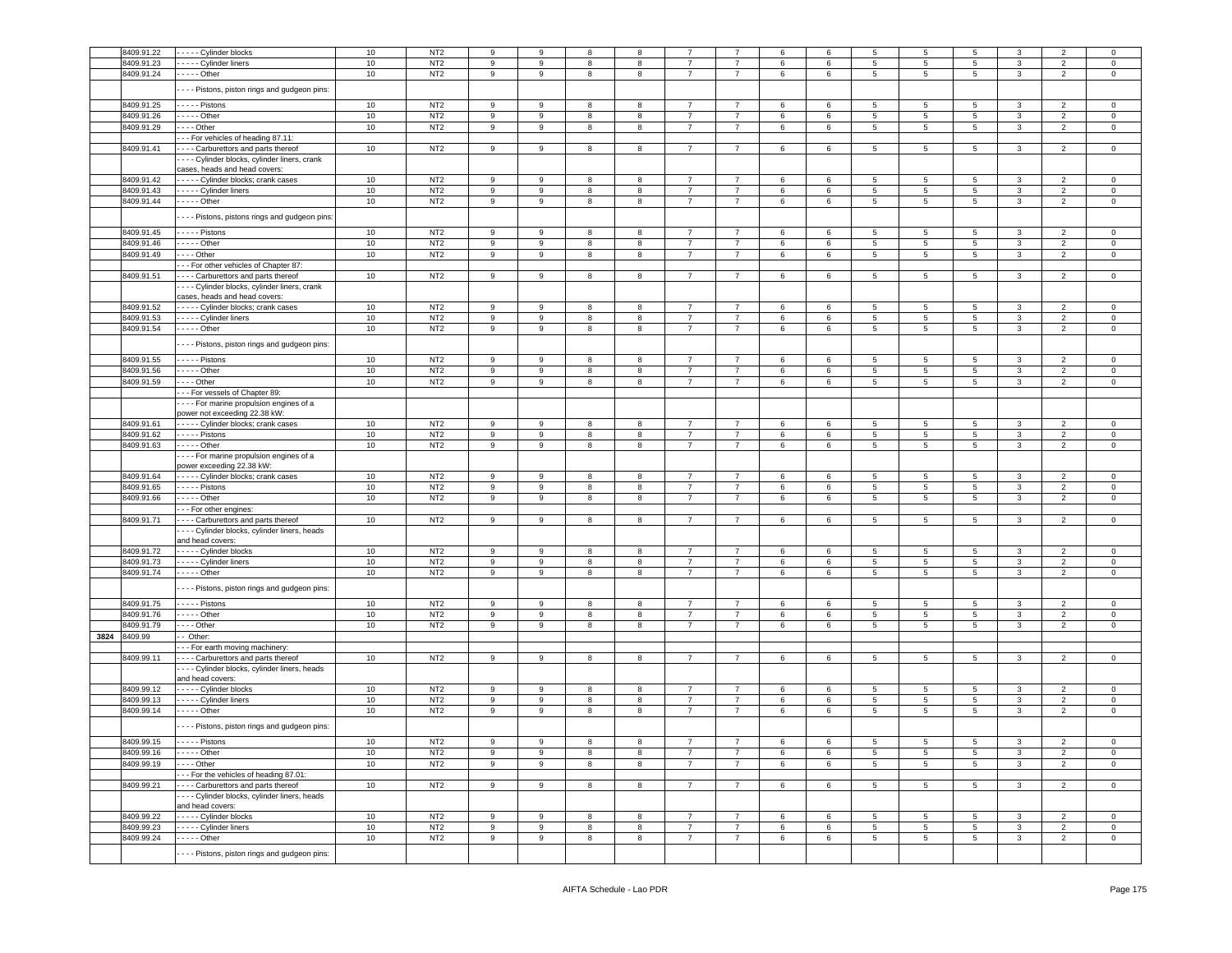| | 8409.91.22 | - - - - - Cylinder blocks | 10 | NT2 | 9 | 9 | 8 | 8 | 7 | 7 | 6 | 6 | 5 | 5 | 5 | 3 | 2 | 0 |
|---|---|---|---|---|---|---|---|---|---|---|---|---|---|---|---|---|---|---|
| | 8409.91.23 | - - - - - Cylinder liners | 10 | NT2 | 9 | 9 | 8 | 8 | 7 | 7 | 6 | 6 | 5 | 5 | 5 | 3 | 2 | 0 |
| | 8409.91.24 | - - - - - Other | 10 | NT2 | 9 | 9 | 8 | 8 | 7 | 7 | 6 | 6 | 5 | 5 | 5 | 3 | 2 | 0 |
| | | - - - - Pistons, piston rings and gudgeon pins: | | | | | | | | | | | | | | | | |
| | 8409.91.25 | - - - - - Pistons | 10 | NT2 | 9 | 9 | 8 | 8 | 7 | 7 | 6 | 6 | 5 | 5 | 5 | 3 | 2 | 0 |
| | 8409.91.26 | - - - - - Other | 10 | NT2 | 9 | 9 | 8 | 8 | 7 | 7 | 6 | 6 | 5 | 5 | 5 | 3 | 2 | 0 |
| | 8409.91.29 | - - - - Other | 10 | NT2 | 9 | 9 | 8 | 8 | 7 | 7 | 6 | 6 | 5 | 5 | 5 | 3 | 2 | 0 |
| | | - - - For vehicles of heading 87.11: | | | | | | | | | | | | | | | | |
| | 8409.91.41 | - - - - Carburettors and parts thereof | 10 | NT2 | 9 | 9 | 8 | 8 | 7 | 7 | 6 | 6 | 5 | 5 | 5 | 3 | 2 | 0 |
| | | - - - - Cylinder blocks, cylinder liners, crank cases, heads and head covers: | | | | | | | | | | | | | | | | |
| | 8409.91.42 | - - - - - Cylinder blocks; crank cases | 10 | NT2 | 9 | 9 | 8 | 8 | 7 | 7 | 6 | 6 | 5 | 5 | 5 | 3 | 2 | 0 |
| | 8409.91.43 | - - - - - Cylinder liners | 10 | NT2 | 9 | 9 | 8 | 8 | 7 | 7 | 6 | 6 | 5 | 5 | 5 | 3 | 2 | 0 |
| | 8409.91.44 | - - - - - Other | 10 | NT2 | 9 | 9 | 8 | 8 | 7 | 7 | 6 | 6 | 5 | 5 | 5 | 3 | 2 | 0 |
| | | - - - - Pistons, pistons rings and gudgeon pins: | | | | | | | | | | | | | | | | |
| | 8409.91.45 | - - - - - Pistons | 10 | NT2 | 9 | 9 | 8 | 8 | 7 | 7 | 6 | 6 | 5 | 5 | 5 | 3 | 2 | 0 |
| | 8409.91.46 | - - - - - Other | 10 | NT2 | 9 | 9 | 8 | 8 | 7 | 7 | 6 | 6 | 5 | 5 | 5 | 3 | 2 | 0 |
| | 8409.91.49 | - - - - Other | 10 | NT2 | 9 | 9 | 8 | 8 | 7 | 7 | 6 | 6 | 5 | 5 | 5 | 3 | 2 | 0 |
| | | - - - For other vehicles of Chapter 87: | | | | | | | | | | | | | | | | |
| | 8409.91.51 | - - - - Carburettors and parts thereof | 10 | NT2 | 9 | 9 | 8 | 8 | 7 | 7 | 6 | 6 | 5 | 5 | 5 | 3 | 2 | 0 |
| | | - - - - Cylinder blocks, cylinder liners, crank cases, heads and head covers: | | | | | | | | | | | | | | | | |
| | 8409.91.52 | - - - - - Cylinder blocks; crank cases | 10 | NT2 | 9 | 9 | 8 | 8 | 7 | 7 | 6 | 6 | 5 | 5 | 5 | 3 | 2 | 0 |
| | 8409.91.53 | - - - - - Cylinder liners | 10 | NT2 | 9 | 9 | 8 | 8 | 7 | 7 | 6 | 6 | 5 | 5 | 5 | 3 | 2 | 0 |
| | 8409.91.54 | - - - - - Other | 10 | NT2 | 9 | 9 | 8 | 8 | 7 | 7 | 6 | 6 | 5 | 5 | 5 | 3 | 2 | 0 |
| | | - - - - Pistons, piston rings and gudgeon pins: | | | | | | | | | | | | | | | | |
| | 8409.91.55 | - - - - - Pistons | 10 | NT2 | 9 | 9 | 8 | 8 | 7 | 7 | 6 | 6 | 5 | 5 | 5 | 3 | 2 | 0 |
| | 8409.91.56 | - - - - - Other | 10 | NT2 | 9 | 9 | 8 | 8 | 7 | 7 | 6 | 6 | 5 | 5 | 5 | 3 | 2 | 0 |
| | 8409.91.59 | - - - - Other | 10 | NT2 | 9 | 9 | 8 | 8 | 7 | 7 | 6 | 6 | 5 | 5 | 5 | 3 | 2 | 0 |
| | | - - - For vessels of Chapter 89: | | | | | | | | | | | | | | | | |
| | | - - - - For marine propulsion engines of a power not exceeding 22.38 kW: | | | | | | | | | | | | | | | | |
| | 8409.91.61 | - - - - - Cylinder blocks; crank cases | 10 | NT2 | 9 | 9 | 8 | 8 | 7 | 7 | 6 | 6 | 5 | 5 | 5 | 3 | 2 | 0 |
| | 8409.91.62 | - - - - - Pistons | 10 | NT2 | 9 | 9 | 8 | 8 | 7 | 7 | 6 | 6 | 5 | 5 | 5 | 3 | 2 | 0 |
| | 8409.91.63 | - - - - - Other | 10 | NT2 | 9 | 9 | 8 | 8 | 7 | 7 | 6 | 6 | 5 | 5 | 5 | 3 | 2 | 0 |
| | | - - - - For marine propulsion engines of a power exceeding 22.38 kW: | | | | | | | | | | | | | | | | |
| | 8409.91.64 | - - - - - Cylinder blocks; crank cases | 10 | NT2 | 9 | 9 | 8 | 8 | 7 | 7 | 6 | 6 | 5 | 5 | 5 | 3 | 2 | 0 |
| | 8409.91.65 | - - - - - Pistons | 10 | NT2 | 9 | 9 | 8 | 8 | 7 | 7 | 6 | 6 | 5 | 5 | 5 | 3 | 2 | 0 |
| | 8409.91.66 | - - - - - Other | 10 | NT2 | 9 | 9 | 8 | 8 | 7 | 7 | 6 | 6 | 5 | 5 | 5 | 3 | 2 | 0 |
| | | - - - For other engines: | | | | | | | | | | | | | | | | |
| | 8409.91.71 | - - - - Carburettors and parts thereof | 10 | NT2 | 9 | 9 | 8 | 8 | 7 | 7 | 6 | 6 | 5 | 5 | 5 | 3 | 2 | 0 |
| | | - - - - Cylinder blocks, cylinder liners, heads and head covers: | | | | | | | | | | | | | | | | |
| | 8409.91.72 | - - - - - Cylinder blocks | 10 | NT2 | 9 | 9 | 8 | 8 | 7 | 7 | 6 | 6 | 5 | 5 | 5 | 3 | 2 | 0 |
| | 8409.91.73 | - - - - - Cylinder liners | 10 | NT2 | 9 | 9 | 8 | 8 | 7 | 7 | 6 | 6 | 5 | 5 | 5 | 3 | 2 | 0 |
| | 8409.91.74 | - - - - - Other | 10 | NT2 | 9 | 9 | 8 | 8 | 7 | 7 | 6 | 6 | 5 | 5 | 5 | 3 | 2 | 0 |
| | | - - - - Pistons, piston rings and gudgeon pins: | | | | | | | | | | | | | | | | |
| | 8409.91.75 | - - - - - Pistons | 10 | NT2 | 9 | 9 | 8 | 8 | 7 | 7 | 6 | 6 | 5 | 5 | 5 | 3 | 2 | 0 |
| | 8409.91.76 | - - - - - Other | 10 | NT2 | 9 | 9 | 8 | 8 | 7 | 7 | 6 | 6 | 5 | 5 | 5 | 3 | 2 | 0 |
| | 8409.91.79 | - - - - Other | 10 | NT2 | 9 | 9 | 8 | 8 | 7 | 7 | 6 | 6 | 5 | 5 | 5 | 3 | 2 | 0 |
| 3824 | 8409.99 | - - Other: | | | | | | | | | | | | | | | | |
| | | - - - For earth moving machinery: | | | | | | | | | | | | | | | | |
| | 8409.99.11 | - - - - Carburettors and parts thereof | 10 | NT2 | 9 | 9 | 8 | 8 | 7 | 7 | 6 | 6 | 5 | 5 | 5 | 3 | 2 | 0 |
| | | - - - - Cylinder blocks, cylinder liners, heads and head covers: | | | | | | | | | | | | | | | | |
| | 8409.99.12 | - - - - - Cylinder blocks | 10 | NT2 | 9 | 9 | 8 | 8 | 7 | 7 | 6 | 6 | 5 | 5 | 5 | 3 | 2 | 0 |
| | 8409.99.13 | - - - - - Cylinder liners | 10 | NT2 | 9 | 9 | 8 | 8 | 7 | 7 | 6 | 6 | 5 | 5 | 5 | 3 | 2 | 0 |
| | 8409.99.14 | - - - - - Other | 10 | NT2 | 9 | 9 | 8 | 8 | 7 | 7 | 6 | 6 | 5 | 5 | 5 | 3 | 2 | 0 |
| | | - - - - Pistons, piston rings and gudgeon pins: | | | | | | | | | | | | | | | | |
| | 8409.99.15 | - - - - - Pistons | 10 | NT2 | 9 | 9 | 8 | 8 | 7 | 7 | 6 | 6 | 5 | 5 | 5 | 3 | 2 | 0 |
| | 8409.99.16 | - - - - - Other | 10 | NT2 | 9 | 9 | 8 | 8 | 7 | 7 | 6 | 6 | 5 | 5 | 5 | 3 | 2 | 0 |
| | 8409.99.19 | - - - - Other | 10 | NT2 | 9 | 9 | 8 | 8 | 7 | 7 | 6 | 6 | 5 | 5 | 5 | 3 | 2 | 0 |
| | | - - - For the vehicles of heading 87.01: | | | | | | | | | | | | | | | | |
| | 8409.99.21 | - - - - Carburettors and parts thereof | 10 | NT2 | 9 | 9 | 8 | 8 | 7 | 7 | 6 | 6 | 5 | 5 | 5 | 3 | 2 | 0 |
| | | - - - - Cylinder blocks, cylinder liners, heads and head covers: | | | | | | | | | | | | | | | | |
| | 8409.99.22 | - - - - - Cylinder blocks | 10 | NT2 | 9 | 9 | 8 | 8 | 7 | 7 | 6 | 6 | 5 | 5 | 5 | 3 | 2 | 0 |
| | 8409.99.23 | - - - - - Cylinder liners | 10 | NT2 | 9 | 9 | 8 | 8 | 7 | 7 | 6 | 6 | 5 | 5 | 5 | 3 | 2 | 0 |
| | 8409.99.24 | - - - - - Other | 10 | NT2 | 9 | 9 | 8 | 8 | 7 | 7 | 6 | 6 | 5 | 5 | 5 | 3 | 2 | 0 |
| | | - - - - Pistons, piston rings and gudgeon pins: | | | | | | | | | | | | | | | | |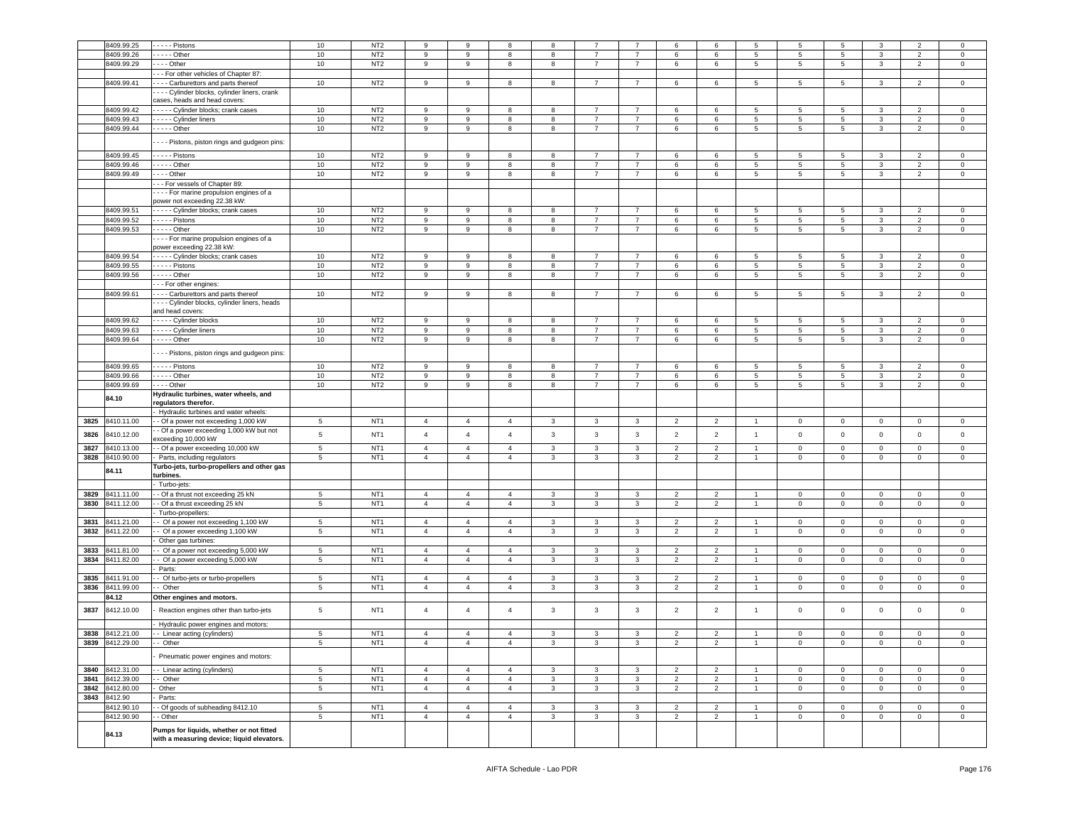| | 8409.99.25 | - - - - - Pistons | 10 | NT2 | 9 | 9 | 8 | 8 | 7 | 7 | 6 | 6 | 5 | 5 | 5 | 3 | 2 | 0 |
|---|---|---|---|---|---|---|---|---|---|---|---|---|---|---|---|---|---|---|
| | 8409.99.26 | - - - - - Other | 10 | NT2 | 9 | 9 | 8 | 8 | 7 | 7 | 6 | 6 | 5 | 5 | 5 | 3 | 2 | 0 |
| | 8409.99.29 | - - - - Other | 10 | NT2 | 9 | 9 | 8 | 8 | 7 | 7 | 6 | 6 | 5 | 5 | 5 | 3 | 2 | 0 |
| | | - - - For other vehicles of Chapter 87: | | | | | | | | | | | | | | | | |
| | 8409.99.41 | - - - - Carburettors and parts thereof | 10 | NT2 | 9 | 9 | 8 | 8 | 7 | 7 | 6 | 6 | 5 | 5 | 5 | 3 | 2 | 0 |
| | | - - - - Cylinder blocks, cylinder liners, crank cases, heads and head covers: | | | | | | | | | | | | | | | | |
| | 8409.99.42 | - - - - - Cylinder blocks; crank cases | 10 | NT2 | 9 | 9 | 8 | 8 | 7 | 7 | 6 | 6 | 5 | 5 | 5 | 3 | 2 | 0 |
| | 8409.99.43 | - - - - - Cylinder liners | 10 | NT2 | 9 | 9 | 8 | 8 | 7 | 7 | 6 | 6 | 5 | 5 | 5 | 3 | 2 | 0 |
| | 8409.99.44 | - - - - - Other | 10 | NT2 | 9 | 9 | 8 | 8 | 7 | 7 | 6 | 6 | 5 | 5 | 5 | 3 | 2 | 0 |
| | | - - - - Pistons, piston rings and gudgeon pins: | | | | | | | | | | | | | | | | |
| | 8409.99.45 | - - - - - Pistons | 10 | NT2 | 9 | 9 | 8 | 8 | 7 | 7 | 6 | 6 | 5 | 5 | 5 | 3 | 2 | 0 |
| | 8409.99.46 | - - - - - Other | 10 | NT2 | 9 | 9 | 8 | 8 | 7 | 7 | 6 | 6 | 5 | 5 | 5 | 3 | 2 | 0 |
| | 8409.99.49 | - - - - Other | 10 | NT2 | 9 | 9 | 8 | 8 | 7 | 7 | 6 | 6 | 5 | 5 | 5 | 3 | 2 | 0 |
| | | - - - For vessels of Chapter 89: | | | | | | | | | | | | | | | | |
| | | - - - - For marine propulsion engines of a power not exceeding 22.38 kW: | | | | | | | | | | | | | | | | |
| | 8409.99.51 | - - - - - Cylinder blocks; crank cases | 10 | NT2 | 9 | 9 | 8 | 8 | 7 | 7 | 6 | 6 | 5 | 5 | 5 | 3 | 2 | 0 |
| | 8409.99.52 | - - - - - Pistons | 10 | NT2 | 9 | 9 | 8 | 8 | 7 | 7 | 6 | 6 | 5 | 5 | 5 | 3 | 2 | 0 |
| | 8409.99.53 | - - - - - Other | 10 | NT2 | 9 | 9 | 8 | 8 | 7 | 7 | 6 | 6 | 5 | 5 | 5 | 3 | 2 | 0 |
| | | - - - - For marine propulsion engines of a power exceeding 22.38 kW: | | | | | | | | | | | | | | | | |
| | 8409.99.54 | - - - - - Cylinder blocks; crank cases | 10 | NT2 | 9 | 9 | 8 | 8 | 7 | 7 | 6 | 6 | 5 | 5 | 5 | 3 | 2 | 0 |
| | 8409.99.55 | - - - - - Pistons | 10 | NT2 | 9 | 9 | 8 | 8 | 7 | 7 | 6 | 6 | 5 | 5 | 5 | 3 | 2 | 0 |
| | 8409.99.56 | - - - - - Other | 10 | NT2 | 9 | 9 | 8 | 8 | 7 | 7 | 6 | 6 | 5 | 5 | 5 | 3 | 2 | 0 |
| | | - - - For other engines: | | | | | | | | | | | | | | | | |
| | 8409.99.61 | - - - - Carburettors and parts thereof | 10 | NT2 | 9 | 9 | 8 | 8 | 7 | 7 | 6 | 6 | 5 | 5 | 5 | 3 | 2 | 0 |
| | | - - - - Cylinder blocks, cylinder liners, heads and head covers: | | | | | | | | | | | | | | | | |
| | 8409.99.62 | - - - - - Cylinder blocks | 10 | NT2 | 9 | 9 | 8 | 8 | 7 | 7 | 6 | 6 | 5 | 5 | 5 | 3 | 2 | 0 |
| | 8409.99.63 | - - - - - Cylinder liners | 10 | NT2 | 9 | 9 | 8 | 8 | 7 | 7 | 6 | 6 | 5 | 5 | 5 | 3 | 2 | 0 |
| | 8409.99.64 | - - - - - Other | 10 | NT2 | 9 | 9 | 8 | 8 | 7 | 7 | 6 | 6 | 5 | 5 | 5 | 3 | 2 | 0 |
| | | - - - - Pistons, piston rings and gudgeon pins: | | | | | | | | | | | | | | | | |
| | 8409.99.65 | - - - - - Pistons | 10 | NT2 | 9 | 9 | 8 | 8 | 7 | 7 | 6 | 6 | 5 | 5 | 5 | 3 | 2 | 0 |
| | 8409.99.66 | - - - - - Other | 10 | NT2 | 9 | 9 | 8 | 8 | 7 | 7 | 6 | 6 | 5 | 5 | 5 | 3 | 2 | 0 |
| | 8409.99.69 | - - - - Other | 10 | NT2 | 9 | 9 | 8 | 8 | 7 | 7 | 6 | 6 | 5 | 5 | 5 | 3 | 2 | 0 |
| | **84.10** | **Hydraulic turbines, water wheels, and regulators therefor.** | | | | | | | | | | | | | | | | |
| | | - Hydraulic turbines and water wheels: | | | | | | | | | | | | | | | | |
| 3825 | 8410.11.00 | - - Of a power not exceeding 1,000 kW | 5 | NT1 | 4 | 4 | 4 | 3 | 3 | 3 | 2 | 2 | 1 | 0 | 0 | 0 | 0 | 0 |
| 3826 | 8410.12.00 | - - Of a power exceeding 1,000 kW but not exceeding 10,000 kW | 5 | NT1 | 4 | 4 | 4 | 3 | 3 | 3 | 2 | 2 | 1 | 0 | 0 | 0 | 0 | 0 |
| 3827 | 8410.13.00 | - - Of a power exceeding 10,000 kW | 5 | NT1 | 4 | 4 | 4 | 3 | 3 | 3 | 2 | 2 | 1 | 0 | 0 | 0 | 0 | 0 |
| 3828 | 8410.90.00 | - Parts, including regulators | 5 | NT1 | 4 | 4 | 4 | 3 | 3 | 3 | 2 | 2 | 1 | 0 | 0 | 0 | 0 | 0 |
| | **84.11** | **Turbo-jets, turbo-propellers and other gas turbines.** | | | | | | | | | | | | | | | | |
| | | - Turbo-jets: | | | | | | | | | | | | | | | | |
| 3829 | 8411.11.00 | - - Of a thrust not exceeding 25 kN | 5 | NT1 | 4 | 4 | 4 | 3 | 3 | 3 | 2 | 2 | 1 | 0 | 0 | 0 | 0 | 0 |
| 3830 | 8411.12.00 | - - Of a thrust exceeding 25 kN | 5 | NT1 | 4 | 4 | 4 | 3 | 3 | 3 | 2 | 2 | 1 | 0 | 0 | 0 | 0 | 0 |
| | | - Turbo-propellers: | | | | | | | | | | | | | | | | |
| 3831 | 8411.21.00 | - - Of a power not exceeding 1,100 kW | 5 | NT1 | 4 | 4 | 4 | 3 | 3 | 3 | 2 | 2 | 1 | 0 | 0 | 0 | 0 | 0 |
| 3832 | 8411.22.00 | - - Of a power exceeding 1,100 kW | 5 | NT1 | 4 | 4 | 4 | 3 | 3 | 3 | 2 | 2 | 1 | 0 | 0 | 0 | 0 | 0 |
| | | - Other gas turbines: | | | | | | | | | | | | | | | | |
| 3833 | 8411.81.00 | - - Of a power not exceeding 5,000 kW | 5 | NT1 | 4 | 4 | 4 | 3 | 3 | 3 | 2 | 2 | 1 | 0 | 0 | 0 | 0 | 0 |
| 3834 | 8411.82.00 | - - Of a power exceeding 5,000 kW | 5 | NT1 | 4 | 4 | 4 | 3 | 3 | 3 | 2 | 2 | 1 | 0 | 0 | 0 | 0 | 0 |
| | | - Parts: | | | | | | | | | | | | | | | | |
| 3835 | 8411.91.00 | - - Of turbo-jets or turbo-propellers | 5 | NT1 | 4 | 4 | 4 | 3 | 3 | 3 | 2 | 2 | 1 | 0 | 0 | 0 | 0 | 0 |
| 3836 | 8411.99.00 | - - Other | 5 | NT1 | 4 | 4 | 4 | 3 | 3 | 3 | 2 | 2 | 1 | 0 | 0 | 0 | 0 | 0 |
| | **84.12** | **Other engines and motors.** | | | | | | | | | | | | | | | | |
| 3837 | 8412.10.00 | - Reaction engines other than turbo-jets | 5 | NT1 | 4 | 4 | 4 | 3 | 3 | 3 | 2 | 2 | 1 | 0 | 0 | 0 | 0 | 0 |
| | | - Hydraulic power engines and motors: | | | | | | | | | | | | | | | | |
| 3838 | 8412.21.00 | - - Linear acting (cylinders) | 5 | NT1 | 4 | 4 | 4 | 3 | 3 | 3 | 2 | 2 | 1 | 0 | 0 | 0 | 0 | 0 |
| 3839 | 8412.29.00 | - - Other | 5 | NT1 | 4 | 4 | 4 | 3 | 3 | 3 | 2 | 2 | 1 | 0 | 0 | 0 | 0 | 0 |
| | | - Pneumatic power engines and motors: | | | | | | | | | | | | | | | | |
| 3840 | 8412.31.00 | - - Linear acting (cylinders) | 5 | NT1 | 4 | 4 | 4 | 3 | 3 | 3 | 2 | 2 | 1 | 0 | 0 | 0 | 0 | 0 |
| 3841 | 8412.39.00 | - - Other | 5 | NT1 | 4 | 4 | 4 | 3 | 3 | 3 | 2 | 2 | 1 | 0 | 0 | 0 | 0 | 0 |
| 3842 | 8412.80.00 | - Other | 5 | NT1 | 4 | 4 | 4 | 3 | 3 | 3 | 2 | 2 | 1 | 0 | 0 | 0 | 0 | 0 |
| 3843 | 8412.90 | - Parts: | | | | | | | | | | | | | | | | |
| | 8412.90.10 | - - Of goods of subheading 8412.10 | 5 | NT1 | 4 | 4 | 4 | 3 | 3 | 3 | 2 | 2 | 1 | 0 | 0 | 0 | 0 | 0 |
| | 8412.90.90 | - - Other | 5 | NT1 | 4 | 4 | 4 | 3 | 3 | 3 | 2 | 2 | 1 | 0 | 0 | 0 | 0 | 0 |
| | **84.13** | **Pumps for liquids, whether or not fitted with a measuring device; liquid elevators.** | | | | | | | | | | | | | | | | |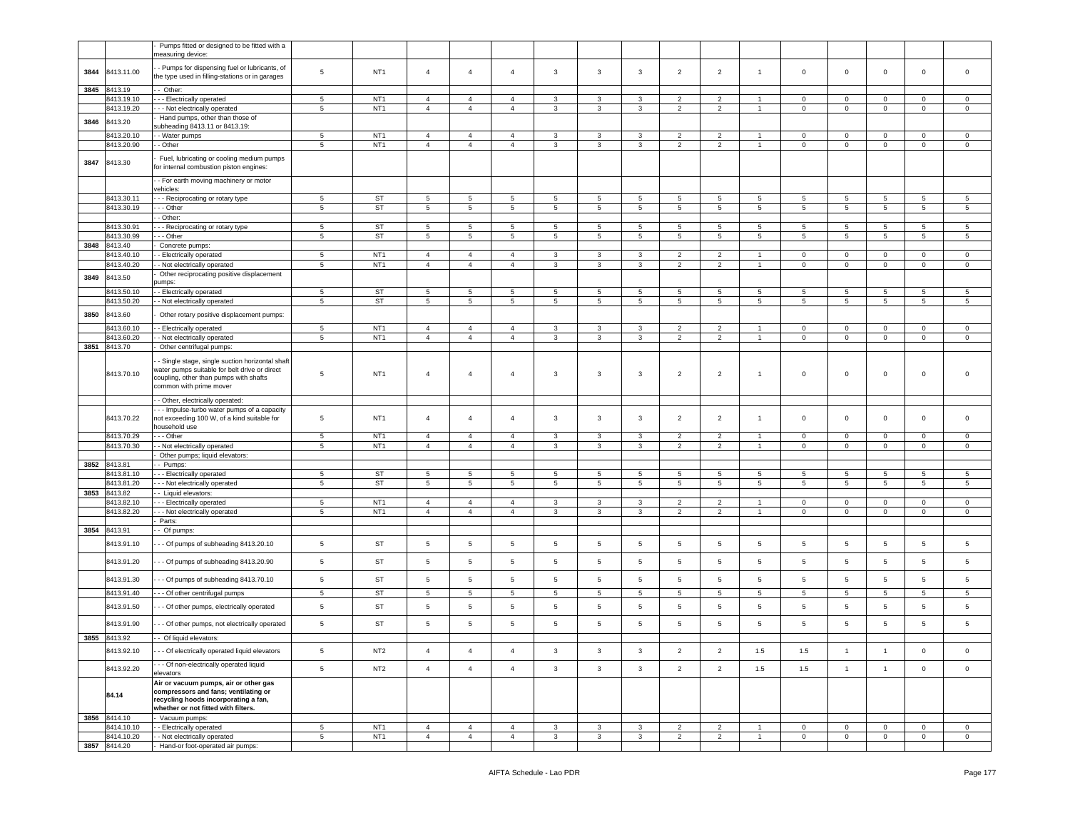| | | | | | | | | | | | | | | | | | |
|---|---|---|---|---|---|---|---|---|---|---|---|---|---|---|---|---|---|
| | | - Pumps fitted or designed to be fitted with a measuring device: | | | | | | | | | | | | | | | |
| 3844 | 8413.11.00 | - - Pumps for dispensing fuel or lubricants, of the type used in filling-stations or in garages | 5 | NT1 | 4 | 4 | 4 | 3 | 3 | 3 | 2 | 2 | 1 | 0 | 0 | 0 | 0 | 0 |
| 3845 | 8413.19 | - - Other: | | | | | | | | | | | | | | | |
| | 8413.19.10 | - - - Electrically operated | 5 | NT1 | 4 | 4 | 4 | 3 | 3 | 3 | 2 | 2 | 1 | 0 | 0 | 0 | 0 | 0 |
| | 8413.19.20 | - - - Not electrically operated | 5 | NT1 | 4 | 4 | 4 | 3 | 3 | 3 | 2 | 2 | 1 | 0 | 0 | 0 | 0 | 0 |
| 3846 | 8413.20 | - Hand pumps, other than those of subheading 8413.11 or 8413.19: | | | | | | | | | | | | | | | |
| | 8413.20.10 | - - Water pumps | 5 | NT1 | 4 | 4 | 4 | 3 | 3 | 3 | 2 | 2 | 1 | 0 | 0 | 0 | 0 | 0 |
| | 8413.20.90 | - - Other | 5 | NT1 | 4 | 4 | 4 | 3 | 3 | 3 | 2 | 2 | 1 | 0 | 0 | 0 | 0 | 0 |
| 3847 | 8413.30 | - Fuel, lubricating or cooling medium pumps for internal combustion piston engines: | | | | | | | | | | | | | | | |
| | | - - For earth moving machinery or motor vehicles: | | | | | | | | | | | | | | | |
| | 8413.30.11 | - - - Reciprocating or rotary type | 5 | ST | 5 | 5 | 5 | 5 | 5 | 5 | 5 | 5 | 5 | 5 | 5 | 5 | 5 | 5 |
| | 8413.30.19 | - - - Other | 5 | ST | 5 | 5 | 5 | 5 | 5 | 5 | 5 | 5 | 5 | 5 | 5 | 5 | 5 | 5 |
| | | - - Other: | | | | | | | | | | | | | | | |
| | 8413.30.91 | - - - Reciprocating or rotary type | 5 | ST | 5 | 5 | 5 | 5 | 5 | 5 | 5 | 5 | 5 | 5 | 5 | 5 | 5 | 5 |
| | 8413.30.99 | - - - Other | 5 | ST | 5 | 5 | 5 | 5 | 5 | 5 | 5 | 5 | 5 | 5 | 5 | 5 | 5 | 5 |
| 3848 | 8413.40 | - Concrete pumps: | | | | | | | | | | | | | | | |
| | 8413.40.10 | - - Electrically operated | 5 | NT1 | 4 | 4 | 4 | 3 | 3 | 3 | 2 | 2 | 1 | 0 | 0 | 0 | 0 | 0 |
| | 8413.40.20 | - - Not electrically operated | 5 | NT1 | 4 | 4 | 4 | 3 | 3 | 3 | 2 | 2 | 1 | 0 | 0 | 0 | 0 | 0 |
| 3849 | 8413.50 | - Other reciprocating positive displacement pumps: | | | | | | | | | | | | | | | |
| | 8413.50.10 | - - Electrically operated | 5 | ST | 5 | 5 | 5 | 5 | 5 | 5 | 5 | 5 | 5 | 5 | 5 | 5 | 5 | 5 |
| | 8413.50.20 | - - Not electrically operated | 5 | ST | 5 | 5 | 5 | 5 | 5 | 5 | 5 | 5 | 5 | 5 | 5 | 5 | 5 | 5 |
| 3850 | 8413.60 | - Other rotary positive displacement pumps: | | | | | | | | | | | | | | | |
| | 8413.60.10 | - - Electrically operated | 5 | NT1 | 4 | 4 | 4 | 3 | 3 | 3 | 2 | 2 | 1 | 0 | 0 | 0 | 0 | 0 |
| | 8413.60.20 | - - Not electrically operated | 5 | NT1 | 4 | 4 | 4 | 3 | 3 | 3 | 2 | 2 | 1 | 0 | 0 | 0 | 0 | 0 |
| 3851 | 8413.70 | - Other centrifugal pumps: | | | | | | | | | | | | | | | |
| | 8413.70.10 | - - Single stage, single suction horizontal shaft water pumps suitable for belt drive or direct coupling, other than pumps with shafts common with prime mover | 5 | NT1 | 4 | 4 | 4 | 3 | 3 | 3 | 2 | 2 | 1 | 0 | 0 | 0 | 0 | 0 |
| | | - - Other, electrically operated: | | | | | | | | | | | | | | | |
| | 8413.70.22 | - - - Impulse-turbo water pumps of a capacity not exceeding 100 W, of a kind suitable for household use | 5 | NT1 | 4 | 4 | 4 | 3 | 3 | 3 | 2 | 2 | 1 | 0 | 0 | 0 | 0 | 0 |
| | 8413.70.29 | - - - Other | 5 | NT1 | 4 | 4 | 4 | 3 | 3 | 3 | 2 | 2 | 1 | 0 | 0 | 0 | 0 | 0 |
| | 8413.70.30 | - - Not electrically operated | 5 | NT1 | 4 | 4 | 4 | 3 | 3 | 3 | 2 | 2 | 1 | 0 | 0 | 0 | 0 | 0 |
| | | - Other pumps; liquid elevators: | | | | | | | | | | | | | | | |
| 3852 | 8413.81 | - - Pumps: | | | | | | | | | | | | | | | |
| | 8413.81.10 | - - - Electrically operated | 5 | ST | 5 | 5 | 5 | 5 | 5 | 5 | 5 | 5 | 5 | 5 | 5 | 5 | 5 | 5 |
| | 8413.81.20 | - - - Not electrically operated | 5 | ST | 5 | 5 | 5 | 5 | 5 | 5 | 5 | 5 | 5 | 5 | 5 | 5 | 5 | 5 |
| 3853 | 8413.82 | - - Liquid elevators: | | | | | | | | | | | | | | | |
| | 8413.82.10 | - - - Electrically operated | 5 | NT1 | 4 | 4 | 4 | 3 | 3 | 3 | 2 | 2 | 1 | 0 | 0 | 0 | 0 | 0 |
| | 8413.82.20 | - - - Not electrically operated | 5 | NT1 | 4 | 4 | 4 | 3 | 3 | 3 | 2 | 2 | 1 | 0 | 0 | 0 | 0 | 0 |
| | | - Parts: | | | | | | | | | | | | | | | |
| 3854 | 8413.91 | - - Of pumps: | | | | | | | | | | | | | | | |
| | 8413.91.10 | - - - Of pumps of subheading 8413.20.10 | 5 | ST | 5 | 5 | 5 | 5 | 5 | 5 | 5 | 5 | 5 | 5 | 5 | 5 | 5 | 5 |
| | 8413.91.20 | - - - Of pumps of subheading 8413.20.90 | 5 | ST | 5 | 5 | 5 | 5 | 5 | 5 | 5 | 5 | 5 | 5 | 5 | 5 | 5 | 5 |
| | 8413.91.30 | - - - Of pumps of subheading 8413.70.10 | 5 | ST | 5 | 5 | 5 | 5 | 5 | 5 | 5 | 5 | 5 | 5 | 5 | 5 | 5 | 5 |
| | 8413.91.40 | - - - Of other centrifugal pumps | 5 | ST | 5 | 5 | 5 | 5 | 5 | 5 | 5 | 5 | 5 | 5 | 5 | 5 | 5 | 5 |
| | 8413.91.50 | - - - Of other pumps, electrically operated | 5 | ST | 5 | 5 | 5 | 5 | 5 | 5 | 5 | 5 | 5 | 5 | 5 | 5 | 5 | 5 |
| | 8413.91.90 | - - - Of other pumps, not electrically operated | 5 | ST | 5 | 5 | 5 | 5 | 5 | 5 | 5 | 5 | 5 | 5 | 5 | 5 | 5 | 5 |
| 3855 | 8413.92 | - - Of liquid elevators: | | | | | | | | | | | | | | | |
| | 8413.92.10 | - - - Of electrically operated liquid elevators | 5 | NT2 | 4 | 4 | 4 | 3 | 3 | 3 | 2 | 2 | 1.5 | 1.5 | 1 | 1 | 0 | 0 |
| | 8413.92.20 | - - - Of non-electrically operated liquid elevators | 5 | NT2 | 4 | 4 | 4 | 3 | 3 | 3 | 2 | 2 | 1.5 | 1.5 | 1 | 1 | 0 | 0 |
| | **84.14** | **Air or vacuum pumps, air or other gas compressors and fans; ventilating or recycling hoods incorporating a fan, whether or not fitted with filters.** | | | | | | | | | | | | | | | |
| 3856 | 8414.10 | - Vacuum pumps: | | | | | | | | | | | | | | | |
| | 8414.10.10 | - - Electrically operated | 5 | NT1 | 4 | 4 | 4 | 3 | 3 | 3 | 2 | 2 | 1 | 0 | 0 | 0 | 0 | 0 |
| | 8414.10.20 | - - Not electrically operated | 5 | NT1 | 4 | 4 | 4 | 3 | 3 | 3 | 2 | 2 | 1 | 0 | 0 | 0 | 0 | 0 |
| 3857 | 8414.20 | - Hand-or foot-operated air pumps: | | | | | | | | | | | | | | | |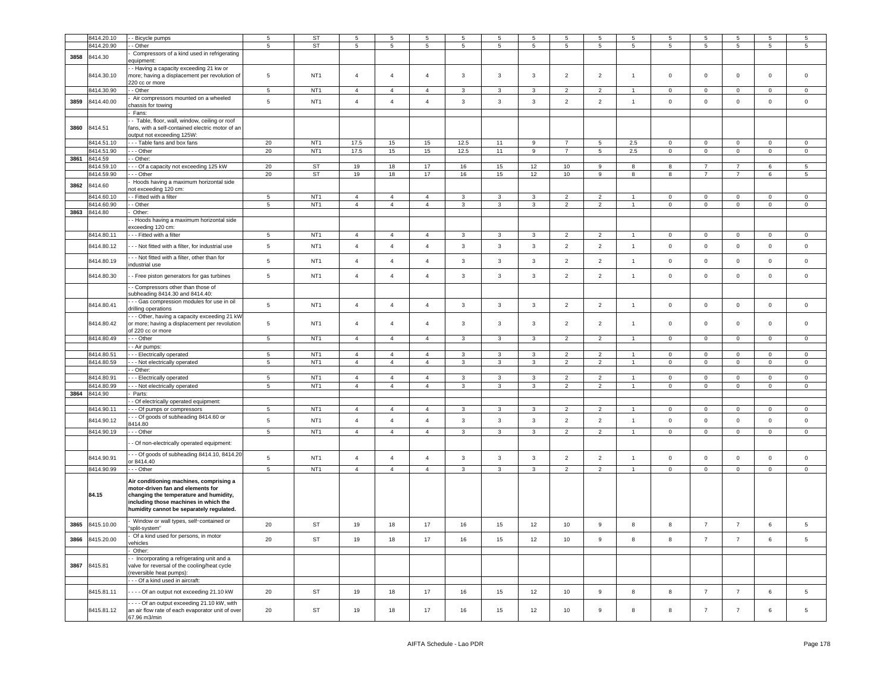| | 8414.20.10 | - - Bicycle pumps | 5 | ST | 5 | 5 | 5 | 5 | 5 | 5 | 5 | 5 | 5 | 5 | 5 | 5 | 5 | 5 |
|---|---|---|---|---|---|---|---|---|---|---|---|---|---|---|---|---|---|---|
| | 8414.20.90 | - - Other | 5 | ST | 5 | 5 | 5 | 5 | 5 | 5 | 5 | 5 | 5 | 5 | 5 | 5 | 5 | 5 |
| 3858 | 8414.30 | - Compressors of a kind used in refrigerating equipment: | | | | | | | | | | | | | | | | |
| | 8414.30.10 | - - Having a capacity exceeding 21 kw or more; having a displacement per revolution of 220 cc or more | 5 | NT1 | 4 | 4 | 4 | 3 | 3 | 3 | 2 | 2 | 1 | 0 | 0 | 0 | 0 | 0 |
| | 8414.30.90 | - - Other | 5 | NT1 | 4 | 4 | 4 | 3 | 3 | 3 | 2 | 2 | 1 | 0 | 0 | 0 | 0 | 0 |
| 3859 | 8414.40.00 | - Air compressors mounted on a wheeled chassis for towing | 5 | NT1 | 4 | 4 | 4 | 3 | 3 | 3 | 2 | 2 | 1 | 0 | 0 | 0 | 0 | 0 |
| | | - Fans: | | | | | | | | | | | | | | | | |
| 3860 | 8414.51 | - - Table, floor, wall, window, ceiling or roof fans, with a self-contained electric motor of an output not exceeding 125W: | | | | | | | | | | | | | | | | |
| | 8414.51.10 | - - - Table fans and box fans | 20 | NT1 | 17.5 | 15 | 15 | 12.5 | 11 | 9 | 7 | 5 | 2.5 | 0 | 0 | 0 | 0 | 0 |
| | 8414.51.90 | - - - Other | 20 | NT1 | 17.5 | 15 | 15 | 12.5 | 11 | 9 | 7 | 5 | 2.5 | 0 | 0 | 0 | 0 | 0 |
| 3861 | 8414.59 | - - Other: | | | | | | | | | | | | | | | | |
| | 8414.59.10 | - - - Of a capacity not exceeding 125 kW | 20 | ST | 19 | 18 | 17 | 16 | 15 | 12 | 10 | 9 | 8 | 8 | 7 | 7 | 6 | 5 |
| | 8414.59.90 | - - - Other | 20 | ST | 19 | 18 | 17 | 16 | 15 | 12 | 10 | 9 | 8 | 8 | 7 | 7 | 6 | 5 |
| 3862 | 8414.60 | - Hoods having a maximum horizontal side not exceeding 120 cm: | | | | | | | | | | | | | | | | |
| | 8414.60.10 | - - Fitted with a filter | 5 | NT1 | 4 | 4 | 4 | 3 | 3 | 3 | 2 | 2 | 1 | 0 | 0 | 0 | 0 | 0 |
| | 8414.60.90 | - - Other | 5 | NT1 | 4 | 4 | 4 | 3 | 3 | 3 | 2 | 2 | 1 | 0 | 0 | 0 | 0 | 0 |
| 3863 | 8414.80 | - Other: | | | | | | | | | | | | | | | | |
| | | - - Hoods having a maximum horizontal side exceeding 120 cm: | | | | | | | | | | | | | | | | |
| | 8414.80.11 | - - - Fitted with a filter | 5 | NT1 | 4 | 4 | 4 | 3 | 3 | 3 | 2 | 2 | 1 | 0 | 0 | 0 | 0 | 0 |
| | 8414.80.12 | - - - Not fitted with a filter, for industrial use | 5 | NT1 | 4 | 4 | 4 | 3 | 3 | 3 | 2 | 2 | 1 | 0 | 0 | 0 | 0 | 0 |
| | 8414.80.19 | - - - Not fitted with a filter, other than for industrial use | 5 | NT1 | 4 | 4 | 4 | 3 | 3 | 3 | 2 | 2 | 1 | 0 | 0 | 0 | 0 | 0 |
| | 8414.80.30 | - - Free piston generators for gas turbines | 5 | NT1 | 4 | 4 | 4 | 3 | 3 | 3 | 2 | 2 | 1 | 0 | 0 | 0 | 0 | 0 |
| | | - - Compressors other than those of subheading 8414.30 and 8414.40: | | | | | | | | | | | | | | | | |
| | 8414.80.41 | - - - Gas compression modules for use in oil drilling operations | 5 | NT1 | 4 | 4 | 4 | 3 | 3 | 3 | 2 | 2 | 1 | 0 | 0 | 0 | 0 | 0 |
| | 8414.80.42 | - - - Other, having a capacity exceeding 21 kW or more; having a displacement per revolution of 220 cc or more | 5 | NT1 | 4 | 4 | 4 | 3 | 3 | 3 | 2 | 2 | 1 | 0 | 0 | 0 | 0 | 0 |
| | 8414.80.49 | - - - Other | 5 | NT1 | 4 | 4 | 4 | 3 | 3 | 3 | 2 | 2 | 1 | 0 | 0 | 0 | 0 | 0 |
| | | - - Air pumps: | | | | | | | | | | | | | | | | |
| | 8414.80.51 | - - - Electrically operated | 5 | NT1 | 4 | 4 | 4 | 3 | 3 | 3 | 2 | 2 | 1 | 0 | 0 | 0 | 0 | 0 |
| | 8414.80.59 | - - - Not electrically operated | 5 | NT1 | 4 | 4 | 4 | 3 | 3 | 3 | 2 | 2 | 1 | 0 | 0 | 0 | 0 | 0 |
| | | - - Other: | | | | | | | | | | | | | | | | |
| | 8414.80.91 | - - - Electrically operated | 5 | NT1 | 4 | 4 | 4 | 3 | 3 | 3 | 2 | 2 | 1 | 0 | 0 | 0 | 0 | 0 |
| | 8414.80.99 | - - - Not electrically operated | 5 | NT1 | 4 | 4 | 4 | 3 | 3 | 3 | 2 | 2 | 1 | 0 | 0 | 0 | 0 | 0 |
| 3864 | 8414.90 | - Parts: | | | | | | | | | | | | | | | | |
| | | - - Of electrically operated equipment: | | | | | | | | | | | | | | | | |
| | 8414.90.11 | - - - Of pumps or compressors | 5 | NT1 | 4 | 4 | 4 | 3 | 3 | 3 | 2 | 2 | 1 | 0 | 0 | 0 | 0 | 0 |
| | 8414.90.12 | - - - Of goods of subheading 8414.60 or 8414.80 | 5 | NT1 | 4 | 4 | 4 | 3 | 3 | 3 | 2 | 2 | 1 | 0 | 0 | 0 | 0 | 0 |
| | 8414.90.19 | - - - Other | 5 | NT1 | 4 | 4 | 4 | 3 | 3 | 3 | 2 | 2 | 1 | 0 | 0 | 0 | 0 | 0 |
| | | - - Of non-electrically operated equipment: | | | | | | | | | | | | | | | | |
| | 8414.90.91 | - - - Of goods of subheading 8414.10, 8414.20 or 8414.40 | 5 | NT1 | 4 | 4 | 4 | 3 | 3 | 3 | 2 | 2 | 1 | 0 | 0 | 0 | 0 | 0 |
| | 8414.90.99 | - - - Other | 5 | NT1 | 4 | 4 | 4 | 3 | 3 | 3 | 2 | 2 | 1 | 0 | 0 | 0 | 0 | 0 |
| | 84.15 | **Air conditioning machines, comprising a motor-driven fan and elements for changing the temperature and humidity, including those machines in which the humidity cannot be separately regulated.** | | | | | | | | | | | | | | | | |
| 3865 | 8415.10.00 | - Window or wall types, self-contained or "split-system" | 20 | ST | 19 | 18 | 17 | 16 | 15 | 12 | 10 | 9 | 8 | 8 | 7 | 7 | 6 | 5 |
| 3866 | 8415.20.00 | - Of a kind used for persons, in motor vehicles | 20 | ST | 19 | 18 | 17 | 16 | 15 | 12 | 10 | 9 | 8 | 8 | 7 | 7 | 6 | 5 |
| | | - Other: | | | | | | | | | | | | | | | | |
| 3867 | 8415.81 | - - Incorporating a refrigerating unit and a valve for reversal of the cooling/heat cycle (reversible heat pumps): | | | | | | | | | | | | | | | | |
| | | - - - Of a kind used in aircraft: | | | | | | | | | | | | | | | | |
| | 8415.81.11 | - - - - Of an output not exceeding 21.10 kW | 20 | ST | 19 | 18 | 17 | 16 | 15 | 12 | 10 | 9 | 8 | 8 | 7 | 7 | 6 | 5 |
| | 8415.81.12 | - - - - Of an output exceeding 21.10 kW, with an air flow rate of each evaporator unit of over 67.96 m3/min | 20 | ST | 19 | 18 | 17 | 16 | 15 | 12 | 10 | 9 | 8 | 8 | 7 | 7 | 6 | 5 |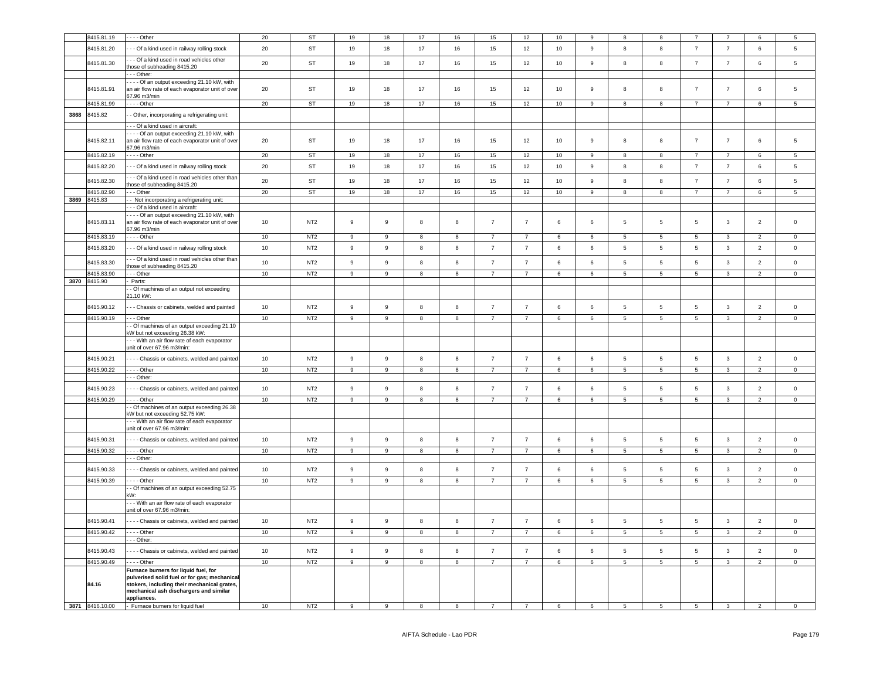| | 8415.81.19 | - - - - Other | 20 | ST | 19 | 18 | 17 | 16 | 15 | 12 | 10 | 9 | 8 | 8 | 7 | 7 | 6 | 5 |
|---|---|---|---|---|---|---|---|---|---|---|---|---|---|---|---|---|---|---|
| | 8415.81.20 | - - - Of a kind used in railway rolling stock | 20 | ST | 19 | 18 | 17 | 16 | 15 | 12 | 10 | 9 | 8 | 8 | 7 | 7 | 6 | 5 |
| | 8415.81.30 | - - - Of a kind used in road vehicles other those of subheading 8415.20 | 20 | ST | 19 | 18 | 17 | 16 | 15 | 12 | 10 | 9 | 8 | 8 | 7 | 7 | 6 | 5 |
| | | - - - Other: | | | | | | | | | | | | | | | | |
| | 8415.81.91 | - - - - Of an output exceeding 21.10 kW, with an air flow rate of each evaporator unit of over 67.96 m3/min | 20 | ST | 19 | 18 | 17 | 16 | 15 | 12 | 10 | 9 | 8 | 8 | 7 | 7 | 6 | 5 |
| | 8415.81.99 | - - - - Other | 20 | ST | 19 | 18 | 17 | 16 | 15 | 12 | 10 | 9 | 8 | 8 | 7 | 7 | 6 | 5 |
| 3868 | 8415.82 | - - Other, incorporating a refrigerating unit: | | | | | | | | | | | | | | | | |
| | | - - - Of a kind used in aircraft: | | | | | | | | | | | | | | | | |
| | 8415.82.11 | - - - - Of an output exceeding 21.10 kW, with an air flow rate of each evaporator unit of over 67.96 m3/min | 20 | ST | 19 | 18 | 17 | 16 | 15 | 12 | 10 | 9 | 8 | 8 | 7 | 7 | 6 | 5 |
| | 8415.82.19 | - - - - Other | 20 | ST | 19 | 18 | 17 | 16 | 15 | 12 | 10 | 9 | 8 | 8 | 7 | 7 | 6 | 5 |
| | 8415.82.20 | - - - Of a kind used in railway rolling stock | 20 | ST | 19 | 18 | 17 | 16 | 15 | 12 | 10 | 9 | 8 | 8 | 7 | 7 | 6 | 5 |
| | 8415.82.30 | - - - Of a kind used in road vehicles other than those of subheading 8415.20 | 20 | ST | 19 | 18 | 17 | 16 | 15 | 12 | 10 | 9 | 8 | 8 | 7 | 7 | 6 | 5 |
| | 8415.82.90 | - - - Other | 20 | ST | 19 | 18 | 17 | 16 | 15 | 12 | 10 | 9 | 8 | 8 | 7 | 7 | 6 | 5 |
| 3869 | 8415.83 | - - Not incorporating a refrigerating unit: | | | | | | | | | | | | | | | | |
| | | - - - Of a kind used in aircraft: | | | | | | | | | | | | | | | | |
| | 8415.83.11 | - - - - Of an output exceeding 21.10 kW, with an air flow rate of each evaporator unit of over 67.96 m3/min | 10 | NT2 | 9 | 9 | 8 | 8 | 7 | 7 | 6 | 6 | 5 | 5 | 5 | 3 | 2 | 0 |
| | 8415.83.19 | - - - - Other | 10 | NT2 | 9 | 9 | 8 | 8 | 7 | 7 | 6 | 6 | 5 | 5 | 5 | 3 | 2 | 0 |
| | 8415.83.20 | - - - Of a kind used in railway rolling stock | 10 | NT2 | 9 | 9 | 8 | 8 | 7 | 7 | 6 | 6 | 5 | 5 | 5 | 3 | 2 | 0 |
| | 8415.83.30 | - - - Of a kind used in road vehicles other than those of subheading 8415.20 | 10 | NT2 | 9 | 9 | 8 | 8 | 7 | 7 | 6 | 6 | 5 | 5 | 5 | 3 | 2 | 0 |
| | 8415.83.90 | - - - Other | 10 | NT2 | 9 | 9 | 8 | 8 | 7 | 7 | 6 | 6 | 5 | 5 | 5 | 3 | 2 | 0 |
| 3870 | 8415.90 | - Parts: | | | | | | | | | | | | | | | | |
| | | - - Of machines of an output not exceeding 21.10 kW: | | | | | | | | | | | | | | | | |
| | 8415.90.12 | - - - Chassis or cabinets, welded and painted | 10 | NT2 | 9 | 9 | 8 | 8 | 7 | 7 | 6 | 6 | 5 | 5 | 5 | 3 | 2 | 0 |
| | 8415.90.19 | - - - Other | 10 | NT2 | 9 | 9 | 8 | 8 | 7 | 7 | 6 | 6 | 5 | 5 | 5 | 3 | 2 | 0 |
| | | - - Of machines of an output exceeding 21.10 kW but not exceeding 26.38 kW: | | | | | | | | | | | | | | | | |
| | | - - - With an air flow rate of each evaporator unit of over 67.96 m3/min: | | | | | | | | | | | | | | | | |
| | 8415.90.21 | - - - - Chassis or cabinets, welded and painted | 10 | NT2 | 9 | 9 | 8 | 8 | 7 | 7 | 6 | 6 | 5 | 5 | 5 | 3 | 2 | 0 |
| | 8415.90.22 | - - - - Other | 10 | NT2 | 9 | 9 | 8 | 8 | 7 | 7 | 6 | 6 | 5 | 5 | 5 | 3 | 2 | 0 |
| | | - - - Other: | | | | | | | | | | | | | | | | |
| | 8415.90.23 | - - - - Chassis or cabinets, welded and painted | 10 | NT2 | 9 | 9 | 8 | 8 | 7 | 7 | 6 | 6 | 5 | 5 | 5 | 3 | 2 | 0 |
| | 8415.90.29 | - - - - Other | 10 | NT2 | 9 | 9 | 8 | 8 | 7 | 7 | 6 | 6 | 5 | 5 | 5 | 3 | 2 | 0 |
| | | - - Of machines of an output exceeding 26.38 kW but not exceeding 52.75 kW: | | | | | | | | | | | | | | | | |
| | | - - - With an air flow rate of each evaporator unit of over 67.96 m3/min: | | | | | | | | | | | | | | | | |
| | 8415.90.31 | - - - - Chassis or cabinets, welded and painted | 10 | NT2 | 9 | 9 | 8 | 8 | 7 | 7 | 6 | 6 | 5 | 5 | 5 | 3 | 2 | 0 |
| | 8415.90.32 | - - - - Other | 10 | NT2 | 9 | 9 | 8 | 8 | 7 | 7 | 6 | 6 | 5 | 5 | 5 | 3 | 2 | 0 |
| | | - - - Other: | | | | | | | | | | | | | | | | |
| | 8415.90.33 | - - - - Chassis or cabinets, welded and painted | 10 | NT2 | 9 | 9 | 8 | 8 | 7 | 7 | 6 | 6 | 5 | 5 | 5 | 3 | 2 | 0 |
| | 8415.90.39 | - - - - Other | 10 | NT2 | 9 | 9 | 8 | 8 | 7 | 7 | 6 | 6 | 5 | 5 | 5 | 3 | 2 | 0 |
| | | - - Of machines of an output exceeding 52.75 kW: | | | | | | | | | | | | | | | | |
| | | - - - With an air flow rate of each evaporator unit of over 67.96 m3/min: | | | | | | | | | | | | | | | | |
| | 8415.90.41 | - - - - Chassis or cabinets, welded and painted | 10 | NT2 | 9 | 9 | 8 | 8 | 7 | 7 | 6 | 6 | 5 | 5 | 5 | 3 | 2 | 0 |
| | 8415.90.42 | - - - - Other | 10 | NT2 | 9 | 9 | 8 | 8 | 7 | 7 | 6 | 6 | 5 | 5 | 5 | 3 | 2 | 0 |
| | | - - - Other: | | | | | | | | | | | | | | | | |
| | 8415.90.43 | - - - - Chassis or cabinets, welded and painted | 10 | NT2 | 9 | 9 | 8 | 8 | 7 | 7 | 6 | 6 | 5 | 5 | 5 | 3 | 2 | 0 |
| | 8415.90.49 | - - - - Other | 10 | NT2 | 9 | 9 | 8 | 8 | 7 | 7 | 6 | 6 | 5 | 5 | 5 | 3 | 2 | 0 |
| | **84.16** | **Furnace burners for liquid fuel, for pulverised solid fuel or for gas; mechanical stokers, including their mechanical grates, mechanical ash dischargers and similar appliances.** | | | | | | | | | | | | | | | | |
| 3871 | 8416.10.00 | - Furnace burners for liquid fuel | 10 | NT2 | 9 | 9 | 8 | 8 | 7 | 7 | 6 | 6 | 5 | 5 | 5 | 3 | 2 | 0 |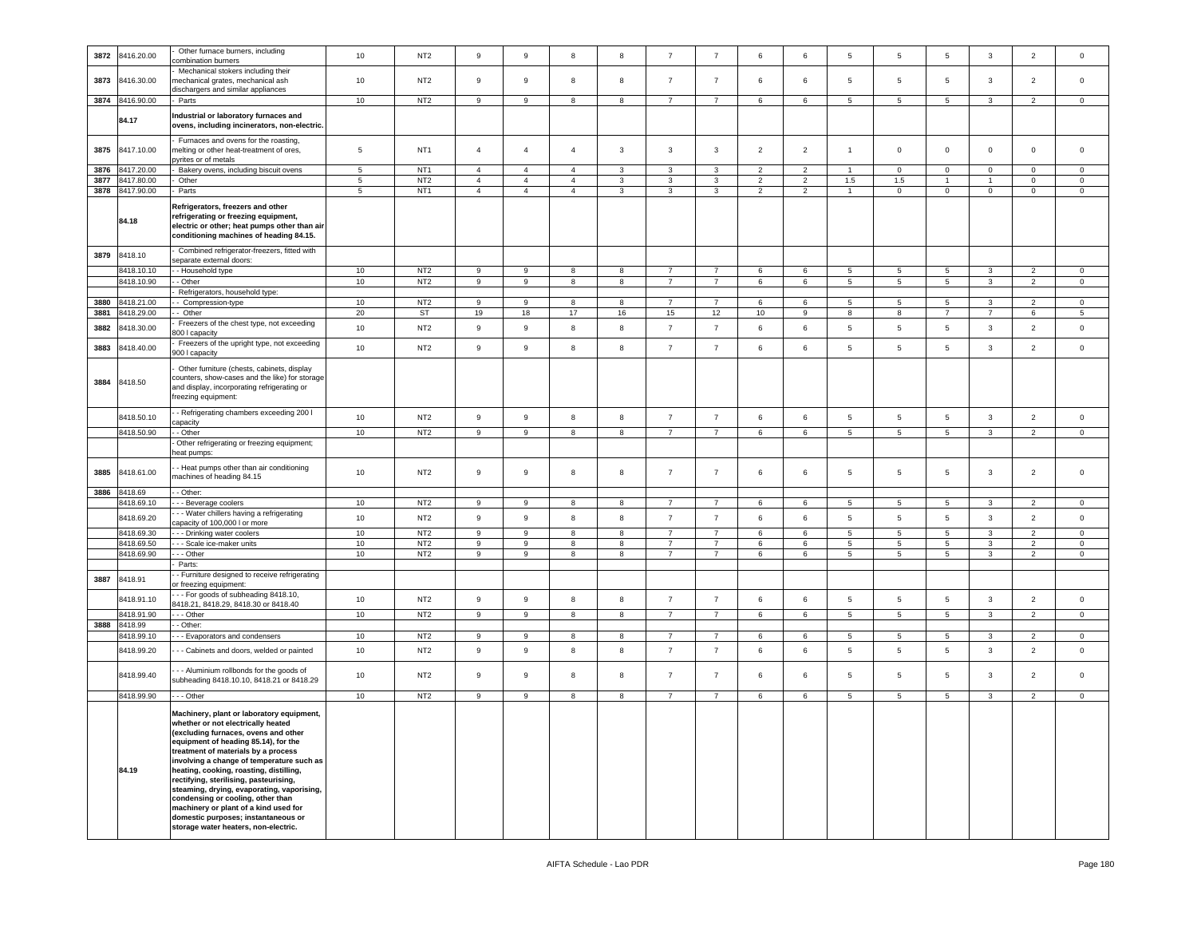| 3872 | 8416.20.00 | - Other furnace burners, including combination burners | 10 | NT2 | 9 | 9 | 8 | 8 | 7 | 7 | 6 | 6 | 5 | 5 | 5 | 3 | 2 | 0 |
|---|---|---|---|---|---|---|---|---|---|---|---|---|---|---|---|---|---|---|
| 3873 | 8416.30.00 | - Mechanical stokers including their mechanical grates, mechanical ash dischargers and similar appliances | 10 | NT2 | 9 | 9 | 8 | 8 | 7 | 7 | 6 | 6 | 5 | 5 | 5 | 3 | 2 | 0 |
| 3874 | 8416.90.00 | - Parts | 10 | NT2 | 9 | 9 | 8 | 8 | 7 | 7 | 6 | 6 | 5 | 5 | 5 | 3 | 2 | 0 |
| | 84.17 | **Industrial or laboratory furnaces and ovens, including incinerators, non-electric.** | | | | | | | | | | | | | | | | |
| 3875 | 8417.10.00 | - Furnaces and ovens for the roasting, melting or other heat-treatment of ores, pyrites or of metals | 5 | NT1 | 4 | 4 | 4 | 3 | 3 | 3 | 2 | 2 | 1 | 0 | 0 | 0 | 0 | 0 |
| 3876 | 8417.20.00 | - Bakery ovens, including biscuit ovens | 5 | NT1 | 4 | 4 | 4 | 3 | 3 | 3 | 2 | 2 | 1 | 0 | 0 | 0 | 0 | 0 |
| 3877 | 8417.80.00 | - Other | 5 | NT2 | 4 | 4 | 4 | 3 | 3 | 3 | 2 | 2 | 1.5 | 1.5 | 1 | 1 | 0 | 0 |
| 3878 | 8417.90.00 | - Parts | 5 | NT1 | 4 | 4 | 4 | 3 | 3 | 3 | 2 | 2 | 1 | 0 | 0 | 0 | 0 | 0 |
| | 84.18 | **Refrigerators, freezers and other refrigerating or freezing equipment, electric or other; heat pumps other than air conditioning machines of heading 84.15.** | | | | | | | | | | | | | | | | |
| 3879 | 8418.10 | - Combined refrigerator-freezers, fitted with separate external doors: | | | | | | | | | | | | | | | | |
| | 8418.10.10 | - - Household type | 10 | NT2 | 9 | 9 | 8 | 8 | 7 | 7 | 6 | 6 | 5 | 5 | 5 | 3 | 2 | 0 |
| | 8418.10.90 | - - Other | 10 | NT2 | 9 | 9 | 8 | 8 | 7 | 7 | 6 | 6 | 5 | 5 | 5 | 3 | 2 | 0 |
| | | - Refrigerators, household type: | | | | | | | | | | | | | | | | |
| 3880 | 8418.21.00 | - - Compression-type | 10 | NT2 | 9 | 9 | 8 | 8 | 7 | 7 | 6 | 6 | 5 | 5 | 5 | 3 | 2 | 0 |
| 3881 | 8418.29.00 | - - Other | 20 | ST | 19 | 18 | 17 | 16 | 15 | 12 | 10 | 9 | 8 | 8 | 7 | 7 | 6 | 5 |
| 3882 | 8418.30.00 | - Freezers of the chest type, not exceeding 800 l capacity | 10 | NT2 | 9 | 9 | 8 | 8 | 7 | 7 | 6 | 6 | 5 | 5 | 5 | 3 | 2 | 0 |
| 3883 | 8418.40.00 | - Freezers of the upright type, not exceeding 900 l capacity | 10 | NT2 | 9 | 9 | 8 | 8 | 7 | 7 | 6 | 6 | 5 | 5 | 5 | 3 | 2 | 0 |
| 3884 | 8418.50 | - Other furniture (chests, cabinets, display counters, show-cases and the like) for storage and display, incorporating refrigerating or freezing equipment: | | | | | | | | | | | | | | | | |
| | 8418.50.10 | - - Refrigerating chambers exceeding 200 l capacity | 10 | NT2 | 9 | 9 | 8 | 8 | 7 | 7 | 6 | 6 | 5 | 5 | 5 | 3 | 2 | 0 |
| | 8418.50.90 | - - Other | 10 | NT2 | 9 | 9 | 8 | 8 | 7 | 7 | 6 | 6 | 5 | 5 | 5 | 3 | 2 | 0 |
| | | - Other refrigerating or freezing equipment; heat pumps: | | | | | | | | | | | | | | | | |
| 3885 | 8418.61.00 | - - Heat pumps other than air conditioning machines of heading 84.15 | 10 | NT2 | 9 | 9 | 8 | 8 | 7 | 7 | 6 | 6 | 5 | 5 | 5 | 3 | 2 | 0 |
| 3886 | 8418.69 | - - Other: | | | | | | | | | | | | | | | | |
| | 8418.69.10 | - - - Beverage coolers | 10 | NT2 | 9 | 9 | 8 | 8 | 7 | 7 | 6 | 6 | 5 | 5 | 5 | 3 | 2 | 0 |
| | 8418.69.20 | - - - Water chillers having a refrigerating capacity of 100,000 l or more | 10 | NT2 | 9 | 9 | 8 | 8 | 7 | 7 | 6 | 6 | 5 | 5 | 5 | 3 | 2 | 0 |
| | 8418.69.30 | - - - Drinking water coolers | 10 | NT2 | 9 | 9 | 8 | 8 | 7 | 7 | 6 | 6 | 5 | 5 | 5 | 3 | 2 | 0 |
| | 8418.69.50 | - - - Scale ice-maker units | 10 | NT2 | 9 | 9 | 8 | 8 | 7 | 7 | 6 | 6 | 5 | 5 | 5 | 3 | 2 | 0 |
| | 8418.69.90 | - - - Other | 10 | NT2 | 9 | 9 | 8 | 8 | 7 | 7 | 6 | 6 | 5 | 5 | 5 | 3 | 2 | 0 |
| | | - Parts: | | | | | | | | | | | | | | | | |
| 3887 | 8418.91 | - - Furniture designed to receive refrigerating or freezing equipment: | | | | | | | | | | | | | | | | |
| | 8418.91.10 | - - - For goods of subheading 8418.10, 8418.21, 8418.29, 8418.30 or 8418.40 | 10 | NT2 | 9 | 9 | 8 | 8 | 7 | 7 | 6 | 6 | 5 | 5 | 5 | 3 | 2 | 0 |
| | 8418.91.90 | - - - Other | 10 | NT2 | 9 | 9 | 8 | 8 | 7 | 7 | 6 | 6 | 5 | 5 | 5 | 3 | 2 | 0 |
| 3888 | 8418.99 | - - Other: | | | | | | | | | | | | | | | | |
| | 8418.99.10 | - - - Evaporators and condensers | 10 | NT2 | 9 | 9 | 8 | 8 | 7 | 7 | 6 | 6 | 5 | 5 | 5 | 3 | 2 | 0 |
| | 8418.99.20 | - - - Cabinets and doors, welded or painted | 10 | NT2 | 9 | 9 | 8 | 8 | 7 | 7 | 6 | 6 | 5 | 5 | 5 | 3 | 2 | 0 |
| | 8418.99.40 | - - - Aluminium rollbonds for the goods of subheading 8418.10.10, 8418.21 or 8418.29 | 10 | NT2 | 9 | 9 | 8 | 8 | 7 | 7 | 6 | 6 | 5 | 5 | 5 | 3 | 2 | 0 |
| | 8418.99.90 | - - - Other | 10 | NT2 | 9 | 9 | 8 | 8 | 7 | 7 | 6 | 6 | 5 | 5 | 5 | 3 | 2 | 0 |
| | 84.19 | **Machinery, plant or laboratory equipment, whether or not electrically heated (excluding furnaces, ovens and other equipment of heading 85.14), for the treatment of materials by a process involving a change of temperature such as heating, cooking, roasting, distilling, rectifying, sterilising, pasteurising, steaming, drying, evaporating, vaporising, condensing or cooling, other than machinery or plant of a kind used for domestic purposes; instantaneous or storage water heaters, non-electric.** | | | | | | | | | | | | | | | | |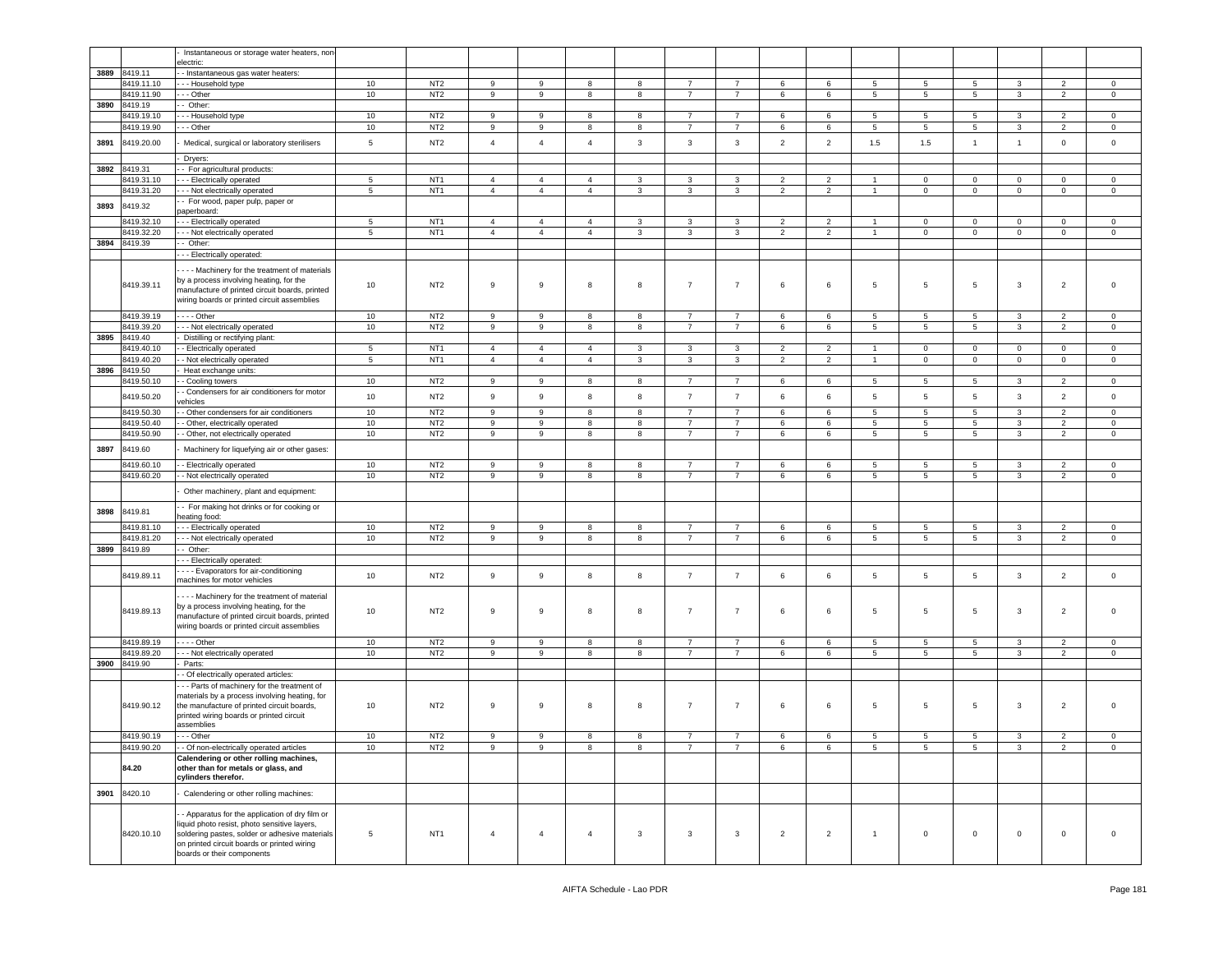| | | | | | | | | | | | | | | | | | |
|---|---|---|---|---|---|---|---|---|---|---|---|---|---|---|---|---|---|
| | | - Instantaneous or storage water heaters, non-electric: | | | | | | | | | | | | | | | |
| 3889 | 8419.11 | - - Instantaneous gas water heaters: | | | | | | | | | | | | | | | |
| | 8419.11.10 | - - - Household type | 10 | NT2 | 9 | 9 | 8 | 8 | 7 | 7 | 6 | 6 | 5 | 5 | 5 | 3 | 2 | 0 |
| | 8419.11.90 | - - - Other | 10 | NT2 | 9 | 9 | 8 | 8 | 7 | 7 | 6 | 6 | 5 | 5 | 5 | 3 | 2 | 0 |
| 3890 | 8419.19 | - - Other: | | | | | | | | | | | | | | | |
| | 8419.19.10 | - - - Household type | 10 | NT2 | 9 | 9 | 8 | 8 | 7 | 7 | 6 | 6 | 5 | 5 | 5 | 3 | 2 | 0 |
| | 8419.19.90 | - - - Other | 10 | NT2 | 9 | 9 | 8 | 8 | 7 | 7 | 6 | 6 | 5 | 5 | 5 | 3 | 2 | 0 |
| 3891 | 8419.20.00 | - Medical, surgical or laboratory sterilisers | 5 | NT2 | 4 | 4 | 4 | 3 | 3 | 3 | 2 | 2 | 1.5 | 1.5 | 1 | 1 | 0 | 0 |
| | | - Dryers: | | | | | | | | | | | | | | | |
| 3892 | 8419.31 | - - For agricultural products: | | | | | | | | | | | | | | | |
| | 8419.31.10 | - - - Electrically operated | 5 | NT1 | 4 | 4 | 4 | 3 | 3 | 3 | 2 | 2 | 1 | 0 | 0 | 0 | 0 | 0 |
| | 8419.31.20 | - - - Not electrically operated | 5 | NT1 | 4 | 4 | 4 | 3 | 3 | 3 | 2 | 2 | 1 | 0 | 0 | 0 | 0 | 0 |
| 3893 | 8419.32 | - - For wood, paper pulp, paper or paperboard: | | | | | | | | | | | | | | | |
| | 8419.32.10 | - - - Electrically operated | 5 | NT1 | 4 | 4 | 4 | 3 | 3 | 3 | 2 | 2 | 1 | 0 | 0 | 0 | 0 | 0 |
| | 8419.32.20 | - - - Not electrically operated | 5 | NT1 | 4 | 4 | 4 | 3 | 3 | 3 | 2 | 2 | 1 | 0 | 0 | 0 | 0 | 0 |
| 3894 | 8419.39 | - - Other: | | | | | | | | | | | | | | | |
| | | - - - Electrically operated: | | | | | | | | | | | | | | | |
| | 8419.39.11 | - - - - Machinery for the treatment of materials by a process involving heating, for the manufacture of printed circuit boards, printed wiring boards or printed circuit assemblies | 10 | NT2 | 9 | 9 | 8 | 8 | 7 | 7 | 6 | 6 | 5 | 5 | 5 | 3 | 2 | 0 |
| | 8419.39.19 | - - - - Other | 10 | NT2 | 9 | 9 | 8 | 8 | 7 | 7 | 6 | 6 | 5 | 5 | 5 | 3 | 2 | 0 |
| | 8419.39.20 | - - - Not electrically operated | 10 | NT2 | 9 | 9 | 8 | 8 | 7 | 7 | 6 | 6 | 5 | 5 | 5 | 3 | 2 | 0 |
| 3895 | 8419.40 | - Distilling or rectifying plant: | | | | | | | | | | | | | | | |
| | 8419.40.10 | - - Electrically operated | 5 | NT1 | 4 | 4 | 4 | 3 | 3 | 3 | 2 | 2 | 1 | 0 | 0 | 0 | 0 | 0 |
| | 8419.40.20 | - - Not electrically operated | 5 | NT1 | 4 | 4 | 4 | 3 | 3 | 3 | 2 | 2 | 1 | 0 | 0 | 0 | 0 | 0 |
| 3896 | 8419.50 | - Heat exchange units: | | | | | | | | | | | | | | | |
| | 8419.50.10 | - - Cooling towers | 10 | NT2 | 9 | 9 | 8 | 8 | 7 | 7 | 6 | 6 | 5 | 5 | 5 | 3 | 2 | 0 |
| | 8419.50.20 | - - Condensers for air conditioners for motor vehicles | 10 | NT2 | 9 | 9 | 8 | 8 | 7 | 7 | 6 | 6 | 5 | 5 | 5 | 3 | 2 | 0 |
| | 8419.50.30 | - - Other condensers for air conditioners | 10 | NT2 | 9 | 9 | 8 | 8 | 7 | 7 | 6 | 6 | 5 | 5 | 5 | 3 | 2 | 0 |
| | 8419.50.40 | - - Other, electrically operated | 10 | NT2 | 9 | 9 | 8 | 8 | 7 | 7 | 6 | 6 | 5 | 5 | 5 | 3 | 2 | 0 |
| | 8419.50.90 | - - Other, not electrically operated | 10 | NT2 | 9 | 9 | 8 | 8 | 7 | 7 | 6 | 6 | 5 | 5 | 5 | 3 | 2 | 0 |
| 3897 | 8419.60 | - Machinery for liquefying air or other gases: | | | | | | | | | | | | | | | |
| | 8419.60.10 | - - Electrically operated | 10 | NT2 | 9 | 9 | 8 | 8 | 7 | 7 | 6 | 6 | 5 | 5 | 5 | 3 | 2 | 0 |
| | 8419.60.20 | - - Not electrically operated | 10 | NT2 | 9 | 9 | 8 | 8 | 7 | 7 | 6 | 6 | 5 | 5 | 5 | 3 | 2 | 0 |
| | | - Other machinery, plant and equipment: | | | | | | | | | | | | | | | |
| 3898 | 8419.81 | - - For making hot drinks or for cooking or heating food: | | | | | | | | | | | | | | | |
| | 8419.81.10 | - - - Electrically operated | 10 | NT2 | 9 | 9 | 8 | 8 | 7 | 7 | 6 | 6 | 5 | 5 | 5 | 3 | 2 | 0 |
| | 8419.81.20 | - - - Not electrically operated | 10 | NT2 | 9 | 9 | 8 | 8 | 7 | 7 | 6 | 6 | 5 | 5 | 5 | 3 | 2 | 0 |
| 3899 | 8419.89 | - - Other: | | | | | | | | | | | | | | | |
| | | - - - Electrically operated: | | | | | | | | | | | | | | | |
| | 8419.89.11 | - - - - Evaporators for air-conditioning machines for motor vehicles | 10 | NT2 | 9 | 9 | 8 | 8 | 7 | 7 | 6 | 6 | 5 | 5 | 5 | 3 | 2 | 0 |
| | 8419.89.13 | - - - - Machinery for the treatment of material by a process involving heating, for the manufacture of printed circuit boards, printed wiring boards or printed circuit assemblies | 10 | NT2 | 9 | 9 | 8 | 8 | 7 | 7 | 6 | 6 | 5 | 5 | 5 | 3 | 2 | 0 |
| | 8419.89.19 | - - - - Other | 10 | NT2 | 9 | 9 | 8 | 8 | 7 | 7 | 6 | 6 | 5 | 5 | 5 | 3 | 2 | 0 |
| | 8419.89.20 | - - - Not electrically operated | 10 | NT2 | 9 | 9 | 8 | 8 | 7 | 7 | 6 | 6 | 5 | 5 | 5 | 3 | 2 | 0 |
| 3900 | 8419.90 | - Parts: | | | | | | | | | | | | | | | |
| | | - - Of electrically operated articles: | | | | | | | | | | | | | | | |
| | 8419.90.12 | - - - Parts of machinery for the treatment of materials by a process involving heating, for the manufacture of printed circuit boards, printed wiring boards or printed circuit assemblies | 10 | NT2 | 9 | 9 | 8 | 8 | 7 | 7 | 6 | 6 | 5 | 5 | 5 | 3 | 2 | 0 |
| | 8419.90.19 | - - - Other | 10 | NT2 | 9 | 9 | 8 | 8 | 7 | 7 | 6 | 6 | 5 | 5 | 5 | 3 | 2 | 0 |
| | 8419.90.20 | - - Of non-electrically operated articles | 10 | NT2 | 9 | 9 | 8 | 8 | 7 | 7 | 6 | 6 | 5 | 5 | 5 | 3 | 2 | 0 |
| | **84.20** | **Calendering or other rolling machines, other than for metals or glass, and cylinders therefor.** | | | | | | | | | | | | | | | |
| 3901 | 8420.10 | - Calendering or other rolling machines: | | | | | | | | | | | | | | | |
| | 8420.10.10 | - - Apparatus for the application of dry film or liquid photo resist, photo sensitive layers, soldering pastes, solder or adhesive materials on printed circuit boards or printed wiring boards or their components | 5 | NT1 | 4 | 4 | 4 | 3 | 3 | 3 | 2 | 2 | 1 | 0 | 0 | 0 | 0 | 0 |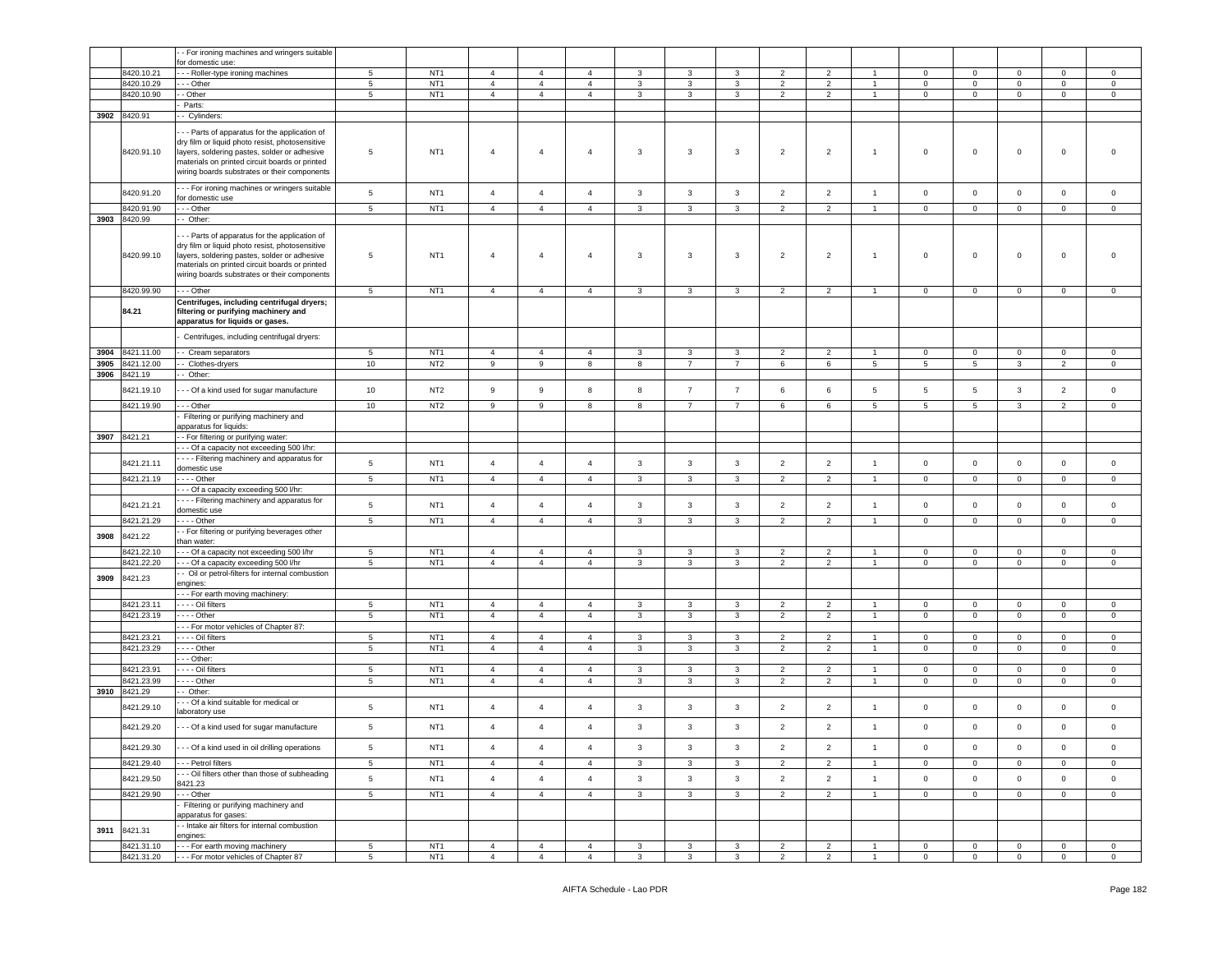|  |  |  |  |  |  |  |  |  |  |  |  |  |  |  |  |  |  |
|---|---|---|---|---|---|---|---|---|---|---|---|---|---|---|---|---|---|
|  |  | - - For ironing machines and wringers suitable for domestic use: |  |  |  |  |  |  |  |  |  |  |  |  |  |  |  |
|  | 8420.10.21 | - - - Roller-type ironing machines | 5 | NT1 | 4 | 4 | 4 | 3 | 3 | 3 | 2 | 2 | 1 | 0 | 0 | 0 | 0 | 0 |
|  | 8420.10.29 | - - - Other | 5 | NT1 | 4 | 4 | 4 | 3 | 3 | 3 | 2 | 2 | 1 | 0 | 0 | 0 | 0 | 0 |
|  | 8420.10.90 | - - Other | 5 | NT1 | 4 | 4 | 4 | 3 | 3 | 3 | 2 | 2 | 1 | 0 | 0 | 0 | 0 | 0 |
|  |  | - Parts: |  |  |  |  |  |  |  |  |  |  |  |  |  |  |  |  |
| 3902 | 8420.91 | - - Cylinders: |  |  |  |  |  |  |  |  |  |  |  |  |  |  |  |  |
|  | 8420.91.10 | - - - Parts of apparatus for the application of dry film or liquid photo resist, photosensitive layers, soldering pastes, solder or adhesive materials on printed circuit boards or printed wiring boards substrates or their components | 5 | NT1 | 4 | 4 | 4 | 3 | 3 | 3 | 2 | 2 | 1 | 0 | 0 | 0 | 0 | 0 |
|  | 8420.91.20 | - - - For ironing machines or wringers suitable for domestic use | 5 | NT1 | 4 | 4 | 4 | 3 | 3 | 3 | 2 | 2 | 1 | 0 | 0 | 0 | 0 | 0 |
|  | 8420.91.90 | - - - Other | 5 | NT1 | 4 | 4 | 4 | 3 | 3 | 3 | 2 | 2 | 1 | 0 | 0 | 0 | 0 | 0 |
| 3903 | 8420.99 | - - Other: |  |  |  |  |  |  |  |  |  |  |  |  |  |  |  |  |
|  | 8420.99.10 | - - - Parts of apparatus for the application of dry film or liquid photo resist, photosensitive layers, soldering pastes, solder or adhesive materials on printed circuit boards or printed wiring boards substrates or their components | 5 | NT1 | 4 | 4 | 4 | 3 | 3 | 3 | 2 | 2 | 1 | 0 | 0 | 0 | 0 | 0 |
|  | 8420.99.90 | - - - Other | 5 | NT1 | 4 | 4 | 4 | 3 | 3 | 3 | 2 | 2 | 1 | 0 | 0 | 0 | 0 | 0 |
|  | **84.21** | **Centrifuges, including centrifugal dryers; filtering or purifying machinery and apparatus for liquids or gases.** |  |  |  |  |  |  |  |  |  |  |  |  |  |  |  |  |
|  |  | - Centrifuges, including centrifugal dryers: |  |  |  |  |  |  |  |  |  |  |  |  |  |  |  |  |
| 3904 | 8421.11.00 | - - Cream separators | 5 | NT1 | 4 | 4 | 4 | 3 | 3 | 3 | 2 | 2 | 1 | 0 | 0 | 0 | 0 | 0 |
| 3905 | 8421.12.00 | - - Clothes-dryers | 10 | NT2 | 9 | 9 | 8 | 8 | 7 | 7 | 6 | 6 | 5 | 5 | 5 | 3 | 2 | 0 |
| 3906 | 8421.19 | - - Other: |  |  |  |  |  |  |  |  |  |  |  |  |  |  |  |  |
|  | 8421.19.10 | - - - Of a kind used for sugar manufacture | 10 | NT2 | 9 | 9 | 8 | 8 | 7 | 7 | 6 | 6 | 5 | 5 | 5 | 3 | 2 | 0 |
|  | 8421.19.90 | - - - Other | 10 | NT2 | 9 | 9 | 8 | 8 | 7 | 7 | 6 | 6 | 5 | 5 | 5 | 3 | 2 | 0 |
|  |  | - Filtering or purifying machinery and apparatus for liquids: |  |  |  |  |  |  |  |  |  |  |  |  |  |  |  |  |
| 3907 | 8421.21 | - - For filtering or purifying water: |  |  |  |  |  |  |  |  |  |  |  |  |  |  |  |  |
|  |  | - - - Of a capacity not exceeding 500 l/hr: |  |  |  |  |  |  |  |  |  |  |  |  |  |  |  |  |
|  | 8421.21.11 | - - - - Filtering machinery and apparatus for domestic use | 5 | NT1 | 4 | 4 | 4 | 3 | 3 | 3 | 2 | 2 | 1 | 0 | 0 | 0 | 0 | 0 |
|  | 8421.21.19 | - - - - Other | 5 | NT1 | 4 | 4 | 4 | 3 | 3 | 3 | 2 | 2 | 1 | 0 | 0 | 0 | 0 | 0 |
|  |  | - - - Of a capacity exceeding 500 l/hr: |  |  |  |  |  |  |  |  |  |  |  |  |  |  |  |  |
|  | 8421.21.21 | - - - - Filtering machinery and apparatus for domestic use | 5 | NT1 | 4 | 4 | 4 | 3 | 3 | 3 | 2 | 2 | 1 | 0 | 0 | 0 | 0 | 0 |
|  | 8421.21.29 | - - - - Other | 5 | NT1 | 4 | 4 | 4 | 3 | 3 | 3 | 2 | 2 | 1 | 0 | 0 | 0 | 0 | 0 |
| 3908 | 8421.22 | - - For filtering or purifying beverages other than water: |  |  |  |  |  |  |  |  |  |  |  |  |  |  |  |  |
|  | 8421.22.10 | - - - Of a capacity not exceeding 500 l/hr | 5 | NT1 | 4 | 4 | 4 | 3 | 3 | 3 | 2 | 2 | 1 | 0 | 0 | 0 | 0 | 0 |
|  | 8421.22.20 | - - - Of a capacity exceeding 500 l/hr | 5 | NT1 | 4 | 4 | 4 | 3 | 3 | 3 | 2 | 2 | 1 | 0 | 0 | 0 | 0 | 0 |
| 3909 | 8421.23 | - - Oil or petrol-filters for internal combustion engines: |  |  |  |  |  |  |  |  |  |  |  |  |  |  |  |  |
|  |  | - - - For earth moving machinery: |  |  |  |  |  |  |  |  |  |  |  |  |  |  |  |  |
|  | 8421.23.11 | - - - - Oil filters | 5 | NT1 | 4 | 4 | 4 | 3 | 3 | 3 | 2 | 2 | 1 | 0 | 0 | 0 | 0 | 0 |
|  | 8421.23.19 | - - - - Other | 5 | NT1 | 4 | 4 | 4 | 3 | 3 | 3 | 2 | 2 | 1 | 0 | 0 | 0 | 0 | 0 |
|  |  | - - - For motor vehicles of Chapter 87: |  |  |  |  |  |  |  |  |  |  |  |  |  |  |  |  |
|  | 8421.23.21 | - - - - Oil filters | 5 | NT1 | 4 | 4 | 4 | 3 | 3 | 3 | 2 | 2 | 1 | 0 | 0 | 0 | 0 | 0 |
|  | 8421.23.29 | - - - - Other | 5 | NT1 | 4 | 4 | 4 | 3 | 3 | 3 | 2 | 2 | 1 | 0 | 0 | 0 | 0 | 0 |
|  |  | - - - Other: |  |  |  |  |  |  |  |  |  |  |  |  |  |  |  |  |
|  | 8421.23.91 | - - - - Oil filters | 5 | NT1 | 4 | 4 | 4 | 3 | 3 | 3 | 2 | 2 | 1 | 0 | 0 | 0 | 0 | 0 |
|  | 8421.23.99 | - - - - Other | 5 | NT1 | 4 | 4 | 4 | 3 | 3 | 3 | 2 | 2 | 1 | 0 | 0 | 0 | 0 | 0 |
| 3910 | 8421.29 | - - Other: |  |  |  |  |  |  |  |  |  |  |  |  |  |  |  |  |
|  | 8421.29.10 | - - - Of a kind suitable for medical or laboratory use | 5 | NT1 | 4 | 4 | 4 | 3 | 3 | 3 | 2 | 2 | 1 | 0 | 0 | 0 | 0 | 0 |
|  | 8421.29.20 | - - - Of a kind used for sugar manufacture | 5 | NT1 | 4 | 4 | 4 | 3 | 3 | 3 | 2 | 2 | 1 | 0 | 0 | 0 | 0 | 0 |
|  | 8421.29.30 | - - - Of a kind used in oil drilling operations | 5 | NT1 | 4 | 4 | 4 | 3 | 3 | 3 | 2 | 2 | 1 | 0 | 0 | 0 | 0 | 0 |
|  | 8421.29.40 | - - - Petrol filters | 5 | NT1 | 4 | 4 | 4 | 3 | 3 | 3 | 2 | 2 | 1 | 0 | 0 | 0 | 0 | 0 |
|  | 8421.29.50 | - - - Oil filters other than those of subheading 8421.23 | 5 | NT1 | 4 | 4 | 4 | 3 | 3 | 3 | 2 | 2 | 1 | 0 | 0 | 0 | 0 | 0 |
|  | 8421.29.90 | - - - Other | 5 | NT1 | 4 | 4 | 4 | 3 | 3 | 3 | 2 | 2 | 1 | 0 | 0 | 0 | 0 | 0 |
|  |  | - Filtering or purifying machinery and apparatus for gases: |  |  |  |  |  |  |  |  |  |  |  |  |  |  |  |  |
| 3911 | 8421.31 | - - Intake air filters for internal combustion engines: |  |  |  |  |  |  |  |  |  |  |  |  |  |  |  |  |
|  | 8421.31.10 | - - - For earth moving machinery | 5 | NT1 | 4 | 4 | 4 | 3 | 3 | 3 | 2 | 2 | 1 | 0 | 0 | 0 | 0 | 0 |
|  | 8421.31.20 | - - - For motor vehicles of Chapter 87 | 5 | NT1 | 4 | 4 | 4 | 3 | 3 | 3 | 2 | 2 | 1 | 0 | 0 | 0 | 0 | 0 |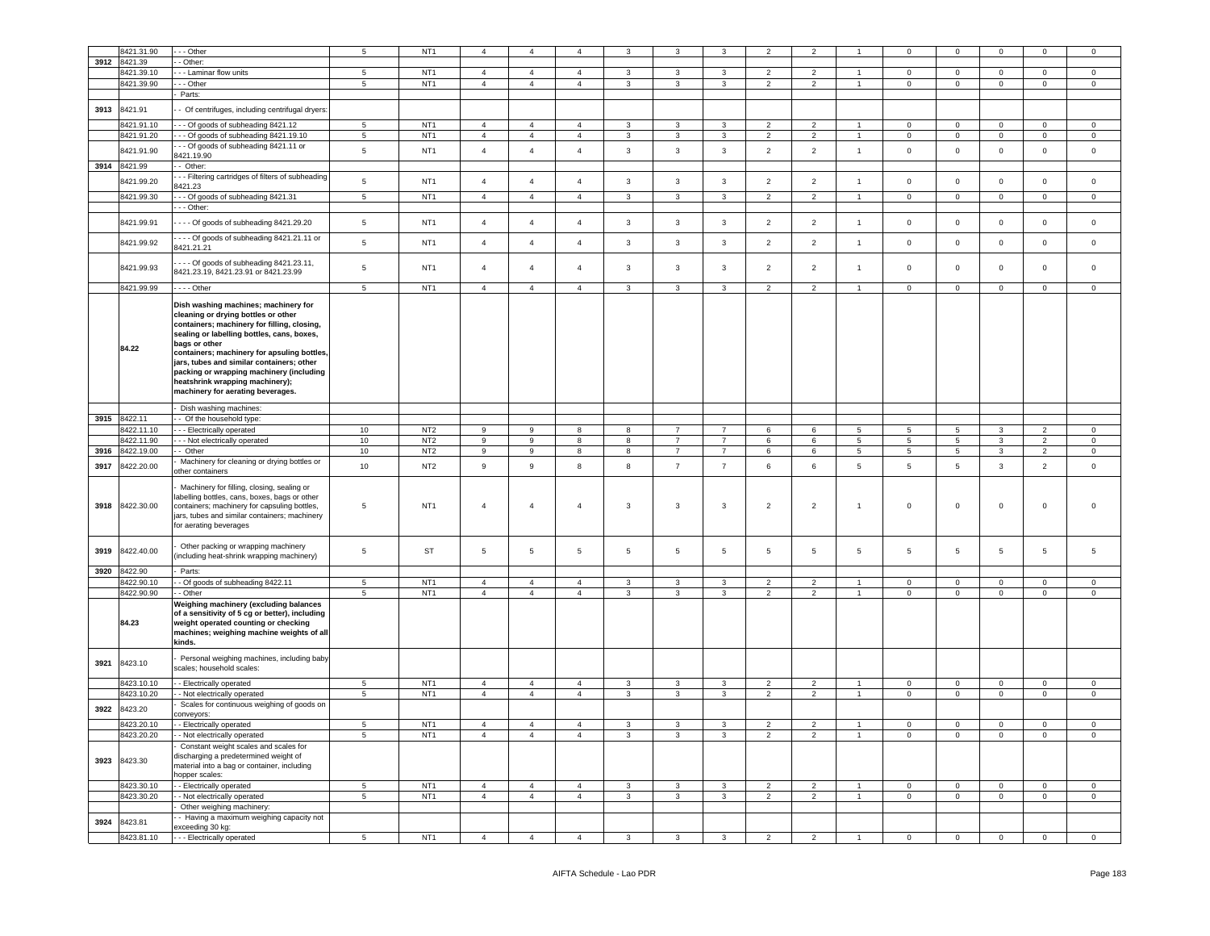| | 8421.31.90 | - - - Other | 5 | NT1 | 4 | 4 | 4 | 3 | 3 | 3 | 2 | 2 | 1 | 0 | 0 | 0 | 0 | 0 |
|---|---|---|---|---|---|---|---|---|---|---|---|---|---|---|---|---|---|---|
| 3912 | 8421.39 | - - Other: | | | | | | | | | | | | | | | | |
| | 8421.39.10 | - - - Laminar flow units | 5 | NT1 | 4 | 4 | 4 | 3 | 3 | 3 | 2 | 2 | 1 | 0 | 0 | 0 | 0 | 0 |
| | 8421.39.90 | - - - Other | 5 | NT1 | 4 | 4 | 4 | 3 | 3 | 3 | 2 | 2 | 1 | 0 | 0 | 0 | 0 | 0 |
| | | - Parts: | | | | | | | | | | | | | | | | |
| 3913 | 8421.91 | - - Of centrifuges, including centrifugal dryers: | | | | | | | | | | | | | | | | |
| | 8421.91.10 | - - - Of goods of subheading 8421.12 | 5 | NT1 | 4 | 4 | 4 | 3 | 3 | 3 | 2 | 2 | 1 | 0 | 0 | 0 | 0 | 0 |
| | 8421.91.20 | - - - Of goods of subheading 8421.19.10 | 5 | NT1 | 4 | 4 | 4 | 3 | 3 | 3 | 2 | 2 | 1 | 0 | 0 | 0 | 0 | 0 |
| | 8421.91.90 | - - - Of goods of subheading 8421.11 or 8421.19.90 | 5 | NT1 | 4 | 4 | 4 | 3 | 3 | 3 | 2 | 2 | 1 | 0 | 0 | 0 | 0 | 0 |
| 3914 | 8421.99 | - - Other: | | | | | | | | | | | | | | | | |
| | 8421.99.20 | - - - Filtering cartridges of filters of subheading 8421.23 | 5 | NT1 | 4 | 4 | 4 | 3 | 3 | 3 | 2 | 2 | 1 | 0 | 0 | 0 | 0 | 0 |
| | 8421.99.30 | - - - Of goods of subheading 8421.31 | 5 | NT1 | 4 | 4 | 4 | 3 | 3 | 3 | 2 | 2 | 1 | 0 | 0 | 0 | 0 | 0 |
| | | - - - Other: | | | | | | | | | | | | | | | | |
| | 8421.99.91 | - - - - Of goods of subheading 8421.29.20 | 5 | NT1 | 4 | 4 | 4 | 3 | 3 | 3 | 2 | 2 | 1 | 0 | 0 | 0 | 0 | 0 |
| | 8421.99.92 | - - - - Of goods of subheading 8421.21.11 or 8421.21.21 | 5 | NT1 | 4 | 4 | 4 | 3 | 3 | 3 | 2 | 2 | 1 | 0 | 0 | 0 | 0 | 0 |
| | 8421.99.93 | - - - - Of goods of subheading 8421.23.11, 8421.23.19, 8421.23.91 or 8421.23.99 | 5 | NT1 | 4 | 4 | 4 | 3 | 3 | 3 | 2 | 2 | 1 | 0 | 0 | 0 | 0 | 0 |
| | 8421.99.99 | - - - - Other | 5 | NT1 | 4 | 4 | 4 | 3 | 3 | 3 | 2 | 2 | 1 | 0 | 0 | 0 | 0 | 0 |
| | **84.22** | **Dish washing machines; machinery for cleaning or drying bottles or other containers; machinery for filling, closing, sealing or labelling bottles, cans, boxes, bags or other containers; machinery for apsuling bottles, jars, tubes and similar containers; other packing or wrapping machinery (including heatshrink wrapping machinery); machinery for aerating beverages.** | | | | | | | | | | | | | | | | |
| | | - Dish washing machines: | | | | | | | | | | | | | | | | |
| 3915 | 8422.11 | - - Of the household type: | | | | | | | | | | | | | | | | |
| | 8422.11.10 | - - - Electrically operated | 10 | NT2 | 9 | 9 | 8 | 8 | 7 | 7 | 6 | 6 | 5 | 5 | 5 | 3 | 2 | 0 |
| | 8422.11.90 | - - - Not electrically operated | 10 | NT2 | 9 | 9 | 8 | 8 | 7 | 7 | 6 | 6 | 5 | 5 | 5 | 3 | 2 | 0 |
| 3916 | 8422.19.00 | - - Other | 10 | NT2 | 9 | 9 | 8 | 8 | 7 | 7 | 6 | 6 | 5 | 5 | 5 | 3 | 2 | 0 |
| 3917 | 8422.20.00 | - Machinery for cleaning or drying bottles or other containers | 10 | NT2 | 9 | 9 | 8 | 8 | 7 | 7 | 6 | 6 | 5 | 5 | 5 | 3 | 2 | 0 |
| 3918 | 8422.30.00 | - Machinery for filling, closing, sealing or labelling bottles, cans, boxes, bags or other containers; machinery for capsuling bottles, jars, tubes and similar containers; machinery for aerating beverages | 5 | NT1 | 4 | 4 | 4 | 3 | 3 | 3 | 2 | 2 | 1 | 0 | 0 | 0 | 0 | 0 |
| 3919 | 8422.40.00 | - Other packing or wrapping machinery (including heat-shrink wrapping machinery) | 5 | ST | 5 | 5 | 5 | 5 | 5 | 5 | 5 | 5 | 5 | 5 | 5 | 5 | 5 | 5 |
| 3920 | 8422.90 | - Parts: | | | | | | | | | | | | | | | | |
| | 8422.90.10 | - - Of goods of subheading 8422.11 | 5 | NT1 | 4 | 4 | 4 | 3 | 3 | 3 | 2 | 2 | 1 | 0 | 0 | 0 | 0 | 0 |
| | 8422.90.90 | - - Other | 5 | NT1 | 4 | 4 | 4 | 3 | 3 | 3 | 2 | 2 | 1 | 0 | 0 | 0 | 0 | 0 |
| | **84.23** | **Weighing machinery (excluding balances of a sensitivity of 5 cg or better), including weight operated counting or checking machines; weighing machine weights of all kinds.** | | | | | | | | | | | | | | | | |
| 3921 | 8423.10 | - Personal weighing machines, including baby scales; household scales: | | | | | | | | | | | | | | | | |
| | 8423.10.10 | - - Electrically operated | 5 | NT1 | 4 | 4 | 4 | 3 | 3 | 3 | 2 | 2 | 1 | 0 | 0 | 0 | 0 | 0 |
| | 8423.10.20 | - - Not electrically operated | 5 | NT1 | 4 | 4 | 4 | 3 | 3 | 3 | 2 | 2 | 1 | 0 | 0 | 0 | 0 | 0 |
| 3922 | 8423.20 | - Scales for continuous weighing of goods on conveyors: | | | | | | | | | | | | | | | | |
| | 8423.20.10 | - - Electrically operated | 5 | NT1 | 4 | 4 | 4 | 3 | 3 | 3 | 2 | 2 | 1 | 0 | 0 | 0 | 0 | 0 |
| | 8423.20.20 | - - Not electrically operated | 5 | NT1 | 4 | 4 | 4 | 3 | 3 | 3 | 2 | 2 | 1 | 0 | 0 | 0 | 0 | 0 |
| 3923 | 8423.30 | - Constant weight scales and scales for discharging a predetermined weight of material into a bag or container, including hopper scales: | | | | | | | | | | | | | | | | |
| | 8423.30.10 | - - Electrically operated | 5 | NT1 | 4 | 4 | 4 | 3 | 3 | 3 | 2 | 2 | 1 | 0 | 0 | 0 | 0 | 0 |
| | 8423.30.20 | - - Not electrically operated | 5 | NT1 | 4 | 4 | 4 | 3 | 3 | 3 | 2 | 2 | 1 | 0 | 0 | 0 | 0 | 0 |
| | | - Other weighing machinery: | | | | | | | | | | | | | | | | |
| 3924 | 8423.81 | - - Having a maximum weighing capacity not exceeding 30 kg: | | | | | | | | | | | | | | | | |
| | 8423.81.10 | - - - Electrically operated | 5 | NT1 | 4 | 4 | 4 | 3 | 3 | 3 | 2 | 2 | 1 | 0 | 0 | 0 | 0 | 0 |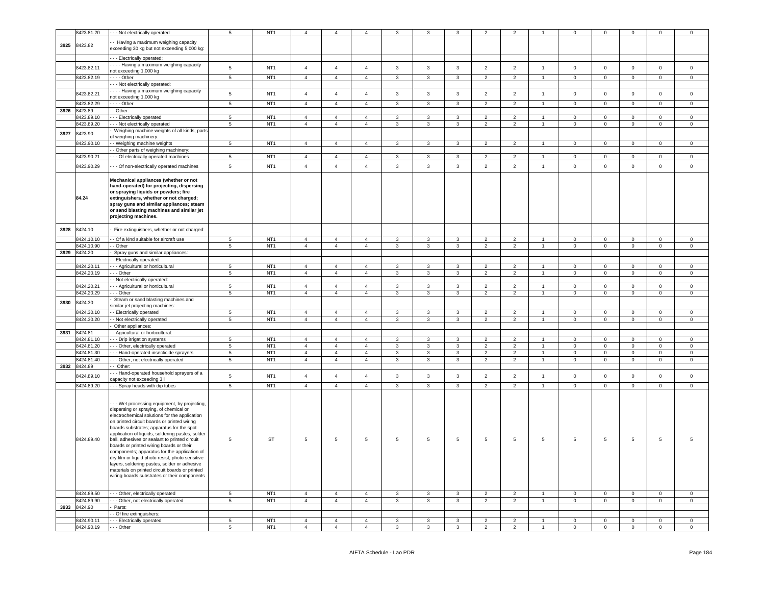| | | | | | | | | | | | | | | | | | | |
|---|---|---|---|---|---|---|---|---|---|---|---|---|---|---|---|---|---|---|
| | 8423.81.20 | - - - Not electrically operated | 5 | NT1 | 4 | 4 | 4 | 3 | 3 | 3 | 2 | 2 | 1 | 0 | 0 | 0 | 0 | 0 |
| 3925 | 8423.82 | - - Having a maximum weighing capacity exceeding 30 kg but not exceeding 5,000 kg: | | | | | | | | | | | | | | | | |
| | | - - - Electrically operated: | | | | | | | | | | | | | | | | |
| | 8423.82.11 | - - - - Having a maximum weighing capacity not exceeding 1,000 kg | 5 | NT1 | 4 | 4 | 4 | 3 | 3 | 3 | 2 | 2 | 1 | 0 | 0 | 0 | 0 | 0 |
| | 8423.82.19 | - - - - Other | 5 | NT1 | 4 | 4 | 4 | 3 | 3 | 3 | 2 | 2 | 1 | 0 | 0 | 0 | 0 | 0 |
| | | - - - Not electrically operated: | | | | | | | | | | | | | | | | |
| | 8423.82.21 | - - - - Having a maximum weighing capacity not exceeding 1,000 kg | 5 | NT1 | 4 | 4 | 4 | 3 | 3 | 3 | 2 | 2 | 1 | 0 | 0 | 0 | 0 | 0 |
| | 8423.82.29 | - - - - Other | 5 | NT1 | 4 | 4 | 4 | 3 | 3 | 3 | 2 | 2 | 1 | 0 | 0 | 0 | 0 | 0 |
| 3926 | 8423.89 | - - Other: | | | | | | | | | | | | | | | | |
| | 8423.89.10 | - - - Electrically operated | 5 | NT1 | 4 | 4 | 4 | 3 | 3 | 3 | 2 | 2 | 1 | 0 | 0 | 0 | 0 | 0 |
| | 8423.89.20 | - - - Not electrically operated | 5 | NT1 | 4 | 4 | 4 | 3 | 3 | 3 | 2 | 2 | 1 | 0 | 0 | 0 | 0 | 0 |
| 3927 | 8423.90 | - Weighing machine weights of all kinds; parts of weighing machinery: | | | | | | | | | | | | | | | | |
| | 8423.90.10 | - - Weighing machine weights | 5 | NT1 | 4 | 4 | 4 | 3 | 3 | 3 | 2 | 2 | 1 | 0 | 0 | 0 | 0 | 0 |
| | | - - Other parts of weighing machinery: | | | | | | | | | | | | | | | | |
| | 8423.90.21 | - - - Of electrically operated machines | 5 | NT1 | 4 | 4 | 4 | 3 | 3 | 3 | 2 | 2 | 1 | 0 | 0 | 0 | 0 | 0 |
| | 8423.90.29 | - - - Of non-electrically operated machines | 5 | NT1 | 4 | 4 | 4 | 3 | 3 | 3 | 2 | 2 | 1 | 0 | 0 | 0 | 0 | 0 |
| | 84.24 | **Mechanical appliances (whether or not hand-operated) for projecting, dispersing or spraying liquids or powders; fire extinguishers, whether or not charged; spray guns and similar appliances; steam or sand blasting machines and similar jet projecting machines.** | | | | | | | | | | | | | | | | |
| 3928 | 8424.10 | - Fire extinguishers, whether or not charged: | | | | | | | | | | | | | | | | |
| | 8424.10.10 | - - Of a kind suitable for aircraft use | 5 | NT1 | 4 | 4 | 4 | 3 | 3 | 3 | 2 | 2 | 1 | 0 | 0 | 0 | 0 | 0 |
| | 8424.10.90 | - - Other | 5 | NT1 | 4 | 4 | 4 | 3 | 3 | 3 | 2 | 2 | 1 | 0 | 0 | 0 | 0 | 0 |
| 3929 | 8424.20 | - Spray guns and similar appliances: | | | | | | | | | | | | | | | | |
| | | - - Electrically operated: | | | | | | | | | | | | | | | | |
| | 8424.20.11 | - - - Agricultural or horticultural | 5 | NT1 | 4 | 4 | 4 | 3 | 3 | 3 | 2 | 2 | 1 | 0 | 0 | 0 | 0 | 0 |
| | 8424.20.19 | - - - Other | 5 | NT1 | 4 | 4 | 4 | 3 | 3 | 3 | 2 | 2 | 1 | 0 | 0 | 0 | 0 | 0 |
| | | - - Not electrically operated: | | | | | | | | | | | | | | | | |
| | 8424.20.21 | - - - Agricultural or horticultural | 5 | NT1 | 4 | 4 | 4 | 3 | 3 | 3 | 2 | 2 | 1 | 0 | 0 | 0 | 0 | 0 |
| | 8424.20.29 | - - - Other | 5 | NT1 | 4 | 4 | 4 | 3 | 3 | 3 | 2 | 2 | 1 | 0 | 0 | 0 | 0 | 0 |
| 3930 | 8424.30 | - Steam or sand blasting machines and similar jet projecting machines: | | | | | | | | | | | | | | | | |
| | 8424.30.10 | - - Electrically operated | 5 | NT1 | 4 | 4 | 4 | 3 | 3 | 3 | 2 | 2 | 1 | 0 | 0 | 0 | 0 | 0 |
| | 8424.30.20 | - - Not electrically operated | 5 | NT1 | 4 | 4 | 4 | 3 | 3 | 3 | 2 | 2 | 1 | 0 | 0 | 0 | 0 | 0 |
| | | - Other appliances: | | | | | | | | | | | | | | | | |
| 3931 | 8424.81 | - - Agricultural or horticultural: | | | | | | | | | | | | | | | | |
| | 8424.81.10 | - - - Drip irrigation systems | 5 | NT1 | 4 | 4 | 4 | 3 | 3 | 3 | 2 | 2 | 1 | 0 | 0 | 0 | 0 | 0 |
| | 8424.81.20 | - - - Other, electrically operated | 5 | NT1 | 4 | 4 | 4 | 3 | 3 | 3 | 2 | 2 | 1 | 0 | 0 | 0 | 0 | 0 |
| | 8424.81.30 | - - - Hand-operated insecticide sprayers | 5 | NT1 | 4 | 4 | 4 | 3 | 3 | 3 | 2 | 2 | 1 | 0 | 0 | 0 | 0 | 0 |
| | 8424.81.40 | - - - Other, not electrically operated | 5 | NT1 | 4 | 4 | 4 | 3 | 3 | 3 | 2 | 2 | 1 | 0 | 0 | 0 | 0 | 0 |
| 3932 | 8424.89 | - - Other: | | | | | | | | | | | | | | | | |
| | 8424.89.10 | - - - Hand-operated household sprayers of a capacity not exceeding 3 l | 5 | NT1 | 4 | 4 | 4 | 3 | 3 | 3 | 2 | 2 | 1 | 0 | 0 | 0 | 0 | 0 |
| | 8424.89.20 | - - - Spray heads with dip tubes | 5 | NT1 | 4 | 4 | 4 | 3 | 3 | 3 | 2 | 2 | 1 | 0 | 0 | 0 | 0 | 0 |
| | 8424.89.40 | - - - Wet processing equipment, by projecting, dispersing or spraying, of chemical or electrochemical solutions for the application on printed circuit boards or printed wiring boards substrates; apparatus for the spot application of liquids, soldering pastes, solder ball, adhesives or sealant to printed circuit boards or printed wiring boards or their components; apparatus for the application of dry film or liquid photo resist, photo sensitive layers, soldering pastes, solder or adhesive materials on printed circuit boards or printed wiring boards substrates or their components | 5 | ST | 5 | 5 | 5 | 5 | 5 | 5 | 5 | 5 | 5 | 5 | 5 | 5 | 5 | 5 |
| | 8424.89.50 | - - - Other, electrically operated | 5 | NT1 | 4 | 4 | 4 | 3 | 3 | 3 | 2 | 2 | 1 | 0 | 0 | 0 | 0 | 0 |
| | 8424.89.90 | - - - Other, not electrically operated | 5 | NT1 | 4 | 4 | 4 | 3 | 3 | 3 | 2 | 2 | 1 | 0 | 0 | 0 | 0 | 0 |
| 3933 | 8424.90 | - Parts: | | | | | | | | | | | | | | | | |
| | | - - Of fire extinguishers: | | | | | | | | | | | | | | | | |
| | 8424.90.11 | - - - Electrically operated | 5 | NT1 | 4 | 4 | 4 | 3 | 3 | 3 | 2 | 2 | 1 | 0 | 0 | 0 | 0 | 0 |
| | 8424.90.19 | - - - Other | 5 | NT1 | 4 | 4 | 4 | 3 | 3 | 3 | 2 | 2 | 1 | 0 | 0 | 0 | 0 | 0 |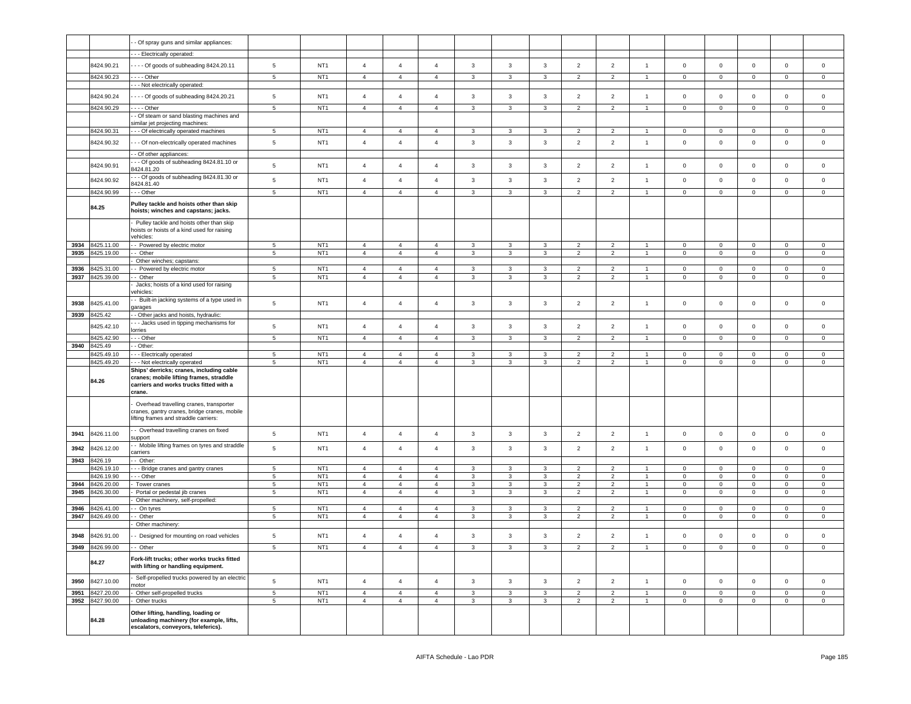| | | - - Of spray guns and similar appliances: | | | | | | | | | | | | | | | | |
|---|---|---|---|---|---|---|---|---|---|---|---|---|---|---|---|---|---|---|
| | | - - - Electrically operated: | | | | | | | | | | | | | | | | |
| | 8424.90.21 | - - - - Of goods of subheading 8424.20.11 | 5 | NT1 | 4 | 4 | 4 | 3 | 3 | 3 | 2 | 2 | 1 | 0 | 0 | 0 | 0 | 0 |
| | 8424.90.23 | - - - - Other | 5 | NT1 | 4 | 4 | 4 | 3 | 3 | 3 | 2 | 2 | 1 | 0 | 0 | 0 | 0 | 0 |
| | | - - - Not electrically operated: | | | | | | | | | | | | | | | | |
| | 8424.90.24 | - - - - Of goods of subheading 8424.20.21 | 5 | NT1 | 4 | 4 | 4 | 3 | 3 | 3 | 2 | 2 | 1 | 0 | 0 | 0 | 0 | 0 |
| | 8424.90.29 | - - - - Other | 5 | NT1 | 4 | 4 | 4 | 3 | 3 | 3 | 2 | 2 | 1 | 0 | 0 | 0 | 0 | 0 |
| | | - - Of steam or sand blasting machines and similar jet projecting machines: | | | | | | | | | | | | | | | | |
| | 8424.90.31 | - - - Of electrically operated machines | 5 | NT1 | 4 | 4 | 4 | 3 | 3 | 3 | 2 | 2 | 1 | 0 | 0 | 0 | 0 | 0 |
| | 8424.90.32 | - - - Of non-electrically operated machines | 5 | NT1 | 4 | 4 | 4 | 3 | 3 | 3 | 2 | 2 | 1 | 0 | 0 | 0 | 0 | 0 |
| | | - - Of other appliances: | | | | | | | | | | | | | | | | |
| | 8424.90.91 | - - - Of goods of subheading 8424.81.10 or 8424.81.20 | 5 | NT1 | 4 | 4 | 4 | 3 | 3 | 3 | 2 | 2 | 1 | 0 | 0 | 0 | 0 | 0 |
| | 8424.90.92 | - - - Of goods of subheading 8424.81.30 or 8424.81.40 | 5 | NT1 | 4 | 4 | 4 | 3 | 3 | 3 | 2 | 2 | 1 | 0 | 0 | 0 | 0 | 0 |
| | 8424.90.99 | - - - Other | 5 | NT1 | 4 | 4 | 4 | 3 | 3 | 3 | 2 | 2 | 1 | 0 | 0 | 0 | 0 | 0 |
| | **84.25** | **Pulley tackle and hoists other than skip hoists; winches and capstans; jacks.** | | | | | | | | | | | | | | | | |
| | | - Pulley tackle and hoists other than skip hoists or hoists of a kind used for raising vehicles: | | | | | | | | | | | | | | | | |
| 3934 | 8425.11.00 | - - Powered by electric motor | 5 | NT1 | 4 | 4 | 4 | 3 | 3 | 3 | 2 | 2 | 1 | 0 | 0 | 0 | 0 | 0 |
| 3935 | 8425.19.00 | - - Other | 5 | NT1 | 4 | 4 | 4 | 3 | 3 | 3 | 2 | 2 | 1 | 0 | 0 | 0 | 0 | 0 |
| | | - Other winches; capstans: | | | | | | | | | | | | | | | | |
| 3936 | 8425.31.00 | - - Powered by electric motor | 5 | NT1 | 4 | 4 | 4 | 3 | 3 | 3 | 2 | 2 | 1 | 0 | 0 | 0 | 0 | 0 |
| 3937 | 8425.39.00 | - - Other | 5 | NT1 | 4 | 4 | 4 | 3 | 3 | 3 | 2 | 2 | 1 | 0 | 0 | 0 | 0 | 0 |
| | | - Jacks; hoists of a kind used for raising vehicles: | | | | | | | | | | | | | | | | |
| 3938 | 8425.41.00 | - - Built-in jacking systems of a type used in garages | 5 | NT1 | 4 | 4 | 4 | 3 | 3 | 3 | 2 | 2 | 1 | 0 | 0 | 0 | 0 | 0 |
| 3939 | 8425.42 | - - Other jacks and hoists, hydraulic: | | | | | | | | | | | | | | | | |
| | 8425.42.10 | - - - Jacks used in tipping mechanisms for lorries | 5 | NT1 | 4 | 4 | 4 | 3 | 3 | 3 | 2 | 2 | 1 | 0 | 0 | 0 | 0 | 0 |
| | 8425.42.90 | - - - Other | 5 | NT1 | 4 | 4 | 4 | 3 | 3 | 3 | 2 | 2 | 1 | 0 | 0 | 0 | 0 | 0 |
| 3940 | 8425.49 | - - Other: | | | | | | | | | | | | | | | | |
| | 8425.49.10 | - - - Electrically operated | 5 | NT1 | 4 | 4 | 4 | 3 | 3 | 3 | 2 | 2 | 1 | 0 | 0 | 0 | 0 | 0 |
| | 8425.49.20 | - - - Not electrically operated | 5 | NT1 | 4 | 4 | 4 | 3 | 3 | 3 | 2 | 2 | 1 | 0 | 0 | 0 | 0 | 0 |
| | **84.26** | **Ships' derricks; cranes, including cable cranes; mobile lifting frames, straddle carriers and works trucks fitted with a crane.** | | | | | | | | | | | | | | | | |
| | | - Overhead travelling cranes, transporter cranes, gantry cranes, bridge cranes, mobile lifting frames and straddle carriers: | | | | | | | | | | | | | | | | |
| 3941 | 8426.11.00 | - - Overhead travelling cranes on fixed support | 5 | NT1 | 4 | 4 | 4 | 3 | 3 | 3 | 2 | 2 | 1 | 0 | 0 | 0 | 0 | 0 |
| 3942 | 8426.12.00 | - - Mobile lifting frames on tyres and straddle carriers | 5 | NT1 | 4 | 4 | 4 | 3 | 3 | 3 | 2 | 2 | 1 | 0 | 0 | 0 | 0 | 0 |
| 3943 | 8426.19 | - - Other: | | | | | | | | | | | | | | | | |
| | 8426.19.10 | - - - Bridge cranes and gantry cranes | 5 | NT1 | 4 | 4 | 4 | 3 | 3 | 3 | 2 | 2 | 1 | 0 | 0 | 0 | 0 | 0 |
| | 8426.19.90 | - - - Other | 5 | NT1 | 4 | 4 | 4 | 3 | 3 | 3 | 2 | 2 | 1 | 0 | 0 | 0 | 0 | 0 |
| 3944 | 8426.20.00 | - Tower cranes | 5 | NT1 | 4 | 4 | 4 | 3 | 3 | 3 | 2 | 2 | 1 | 0 | 0 | 0 | 0 | 0 |
| 3945 | 8426.30.00 | - Portal or pedestal jib cranes | 5 | NT1 | 4 | 4 | 4 | 3 | 3 | 3 | 2 | 2 | 1 | 0 | 0 | 0 | 0 | 0 |
| | | - Other machinery, self-propelled: | | | | | | | | | | | | | | | | |
| 3946 | 8426.41.00 | - - On tyres | 5 | NT1 | 4 | 4 | 4 | 3 | 3 | 3 | 2 | 2 | 1 | 0 | 0 | 0 | 0 | 0 |
| 3947 | 8426.49.00 | - - Other | 5 | NT1 | 4 | 4 | 4 | 3 | 3 | 3 | 2 | 2 | 1 | 0 | 0 | 0 | 0 | 0 |
| | | - Other machinery: | | | | | | | | | | | | | | | | |
| 3948 | 8426.91.00 | - - Designed for mounting on road vehicles | 5 | NT1 | 4 | 4 | 4 | 3 | 3 | 3 | 2 | 2 | 1 | 0 | 0 | 0 | 0 | 0 |
| 3949 | 8426.99.00 | - - Other | 5 | NT1 | 4 | 4 | 4 | 3 | 3 | 3 | 2 | 2 | 1 | 0 | 0 | 0 | 0 | 0 |
| | **84.27** | **Fork-lift trucks; other works trucks fitted with lifting or handling equipment.** | | | | | | | | | | | | | | | | |
| 3950 | 8427.10.00 | - Self-propelled trucks powered by an electric motor | 5 | NT1 | 4 | 4 | 4 | 3 | 3 | 3 | 2 | 2 | 1 | 0 | 0 | 0 | 0 | 0 |
| 3951 | 8427.20.00 | - Other self-propelled trucks | 5 | NT1 | 4 | 4 | 4 | 3 | 3 | 3 | 2 | 2 | 1 | 0 | 0 | 0 | 0 | 0 |
| 3952 | 8427.90.00 | - Other trucks | 5 | NT1 | 4 | 4 | 4 | 3 | 3 | 3 | 2 | 2 | 1 | 0 | 0 | 0 | 0 | 0 |
| | **84.28** | **Other lifting, handling, loading or unloading machinery (for example, lifts, escalators, conveyors, teleferics).** | | | | | | | | | | | | | | | | |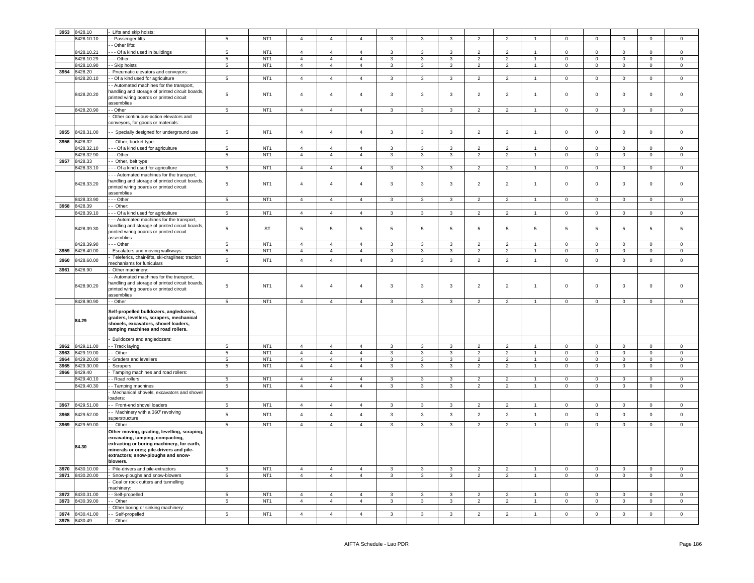| 3953 | 8428.10 | - Lifts and skip hoists: | | | | | | | | | | | | | | | | |
|---|---|---|---|---|---|---|---|---|---|---|---|---|---|---|---|---|---|---|
| | 8428.10.10 | - - Passenger lifts | 5 | NT1 | 4 | 4 | 4 | 3 | 3 | 3 | 2 | 2 | 1 | 0 | 0 | 0 | 0 | 0 |
| | | - - Other lifts: | | | | | | | | | | | | | | | | |
| | 8428.10.21 | - - - Of a kind used in buildings | 5 | NT1 | 4 | 4 | 4 | 3 | 3 | 3 | 2 | 2 | 1 | 0 | 0 | 0 | 0 | 0 |
| | 8428.10.29 | - - - Other | 5 | NT1 | 4 | 4 | 4 | 3 | 3 | 3 | 2 | 2 | 1 | 0 | 0 | 0 | 0 | 0 |
| | 8428.10.90 | - - Skip hoists | 5 | NT1 | 4 | 4 | 4 | 3 | 3 | 3 | 2 | 2 | 1 | 0 | 0 | 0 | 0 | 0 |
| 3954 | 8428.20 | - Pneumatic elevators and conveyors: | | | | | | | | | | | | | | | | |
| | 8428.20.10 | - - Of a kind used for agriculture | 5 | NT1 | 4 | 4 | 4 | 3 | 3 | 3 | 2 | 2 | 1 | 0 | 0 | 0 | 0 | 0 |
| | 8428.20.20 | - - Automated machines for the transport, handling and storage of printed circuit boards, printed wiring boards or printed circuit assemblies | 5 | NT1 | 4 | 4 | 4 | 3 | 3 | 3 | 2 | 2 | 1 | 0 | 0 | 0 | 0 | 0 |
| | 8428.20.90 | - - Other | 5 | NT1 | 4 | 4 | 4 | 3 | 3 | 3 | 2 | 2 | 1 | 0 | 0 | 0 | 0 | 0 |
| | | - Other continuous-action elevators and conveyors, for goods or materials: | | | | | | | | | | | | | | | | |
| 3955 | 8428.31.00 | - - Specially designed for underground use | 5 | NT1 | 4 | 4 | 4 | 3 | 3 | 3 | 2 | 2 | 1 | 0 | 0 | 0 | 0 | 0 |
| 3956 | 8428.32 | - - Other, bucket type: | | | | | | | | | | | | | | | | |
| | 8428.32.10 | - - - Of a kind used for agriculture | 5 | NT1 | 4 | 4 | 4 | 3 | 3 | 3 | 2 | 2 | 1 | 0 | 0 | 0 | 0 | 0 |
| | 8428.32.90 | - - - Other | 5 | NT1 | 4 | 4 | 4 | 3 | 3 | 3 | 2 | 2 | 1 | 0 | 0 | 0 | 0 | 0 |
| 3957 | 8428.33 | - - Other, belt type: | | | | | | | | | | | | | | | | |
| | 8428.33.10 | - - - Of a kind used for agriculture | 5 | NT1 | 4 | 4 | 4 | 3 | 3 | 3 | 2 | 2 | 1 | 0 | 0 | 0 | 0 | 0 |
| | 8428.33.20 | - - - Automated machines for the transport, handling and storage of printed circuit boards, printed wiring boards or printed circuit assemblies | 5 | NT1 | 4 | 4 | 4 | 3 | 3 | 3 | 2 | 2 | 1 | 0 | 0 | 0 | 0 | 0 |
| | 8428.33.90 | - - - Other | 5 | NT1 | 4 | 4 | 4 | 3 | 3 | 3 | 2 | 2 | 1 | 0 | 0 | 0 | 0 | 0 |
| 3958 | 8428.39 | - - Other: | | | | | | | | | | | | | | | | |
| | 8428.39.10 | - - - Of a kind used for agriculture | 5 | NT1 | 4 | 4 | 4 | 3 | 3 | 3 | 2 | 2 | 1 | 0 | 0 | 0 | 0 | 0 |
| | 8428.39.30 | - - - Automated machines for the transport, handling and storage of printed circuit boards, printed wiring boards or printed circuit assemblies | 5 | ST | 5 | 5 | 5 | 5 | 5 | 5 | 5 | 5 | 5 | 5 | 5 | 5 | 5 | 5 |
| | 8428.39.90 | - - - Other | 5 | NT1 | 4 | 4 | 4 | 3 | 3 | 3 | 2 | 2 | 1 | 0 | 0 | 0 | 0 | 0 |
| 3959 | 8428.40.00 | - Escalators and moving walkways | 5 | NT1 | 4 | 4 | 4 | 3 | 3 | 3 | 2 | 2 | 1 | 0 | 0 | 0 | 0 | 0 |
| 3960 | 8428.60.00 | - Teleferics, chair-lifts, ski-draglines; traction mechanisms for funiculars | 5 | NT1 | 4 | 4 | 4 | 3 | 3 | 3 | 2 | 2 | 1 | 0 | 0 | 0 | 0 | 0 |
| 3961 | 8428.90 | - Other machinery: | | | | | | | | | | | | | | | | |
| | 8428.90.20 | - - Automated machines for the transport, handling and storage of printed circuit boards, printed wiring boards or printed circuit assemblies | 5 | NT1 | 4 | 4 | 4 | 3 | 3 | 3 | 2 | 2 | 1 | 0 | 0 | 0 | 0 | 0 |
| | 8428.90.90 | - - Other | 5 | NT1 | 4 | 4 | 4 | 3 | 3 | 3 | 2 | 2 | 1 | 0 | 0 | 0 | 0 | 0 |
| | 84.29 | **Self-propelled bulldozers, angledozers, graders, levellers, scrapers, mechanical shovels, excavators, shovel loaders, tamping machines and road rollers.** | | | | | | | | | | | | | | | | |
| | | - Bulldozers and angledozers: | | | | | | | | | | | | | | | | |
| 3962 | 8429.11.00 | - - Track laying | 5 | NT1 | 4 | 4 | 4 | 3 | 3 | 3 | 2 | 2 | 1 | 0 | 0 | 0 | 0 | 0 |
| 3963 | 8429.19.00 | - - Other | 5 | NT1 | 4 | 4 | 4 | 3 | 3 | 3 | 2 | 2 | 1 | 0 | 0 | 0 | 0 | 0 |
| 3964 | 8429.20.00 | - Graders and levellers | 5 | NT1 | 4 | 4 | 4 | 3 | 3 | 3 | 2 | 2 | 1 | 0 | 0 | 0 | 0 | 0 |
| 3965 | 8429.30.00 | - Scrapers | 5 | NT1 | 4 | 4 | 4 | 3 | 3 | 3 | 2 | 2 | 1 | 0 | 0 | 0 | 0 | 0 |
| 3966 | 8429.40 | - Tamping machines and road rollers: | | | | | | | | | | | | | | | | |
| | 8429.40.10 | - - Road rollers | 5 | NT1 | 4 | 4 | 4 | 3 | 3 | 3 | 2 | 2 | 1 | 0 | 0 | 0 | 0 | 0 |
| | 8429.40.30 | - - Tamping machines | 5 | NT1 | 4 | 4 | 4 | 3 | 3 | 3 | 2 | 2 | 1 | 0 | 0 | 0 | 0 | 0 |
| | | - Mechanical shovels, excavators and shovel loaders: | | | | | | | | | | | | | | | | |
| 3967 | 8429.51.00 | - - Front-end shovel loaders | 5 | NT1 | 4 | 4 | 4 | 3 | 3 | 3 | 2 | 2 | 1 | 0 | 0 | 0 | 0 | 0 |
| 3968 | 8429.52.00 | - - Machinery with a 360° revolving superstructure | 5 | NT1 | 4 | 4 | 4 | 3 | 3 | 3 | 2 | 2 | 1 | 0 | 0 | 0 | 0 | 0 |
| 3969 | 8429.59.00 | - - Other | 5 | NT1 | 4 | 4 | 4 | 3 | 3 | 3 | 2 | 2 | 1 | 0 | 0 | 0 | 0 | 0 |
| | 84.30 | **Other moving, grading, levelling, scraping, excavating, tamping, compacting, extracting or boring machinery, for earth, minerals or ores; pile-drivers and pile-extractors; snow-ploughs and snow-blowers.** | | | | | | | | | | | | | | | | |
| 3970 | 8430.10.00 | - Pile-drivers and pile-extractors | 5 | NT1 | 4 | 4 | 4 | 3 | 3 | 3 | 2 | 2 | 1 | 0 | 0 | 0 | 0 | 0 |
| 3971 | 8430.20.00 | - Snow-ploughs and snow-blowers | 5 | NT1 | 4 | 4 | 4 | 3 | 3 | 3 | 2 | 2 | 1 | 0 | 0 | 0 | 0 | 0 |
| | | - Coal or rock cutters and tunnelling machinery: | | | | | | | | | | | | | | | | |
| 3972 | 8430.31.00 | - - Self-propelled | 5 | NT1 | 4 | 4 | 4 | 3 | 3 | 3 | 2 | 2 | 1 | 0 | 0 | 0 | 0 | 0 |
| 3973 | 8430.39.00 | - - Other | 5 | NT1 | 4 | 4 | 4 | 3 | 3 | 3 | 2 | 2 | 1 | 0 | 0 | 0 | 0 | 0 |
| | | - Other boring or sinking machinery: | | | | | | | | | | | | | | | | |
| 3974 | 8430.41.00 | - - Self-propelled | 5 | NT1 | 4 | 4 | 4 | 3 | 3 | 3 | 2 | 2 | 1 | 0 | 0 | 0 | 0 | 0 |
| 3975 | 8430.49 | - - Other: | | | | | | | | | | | | | | | | |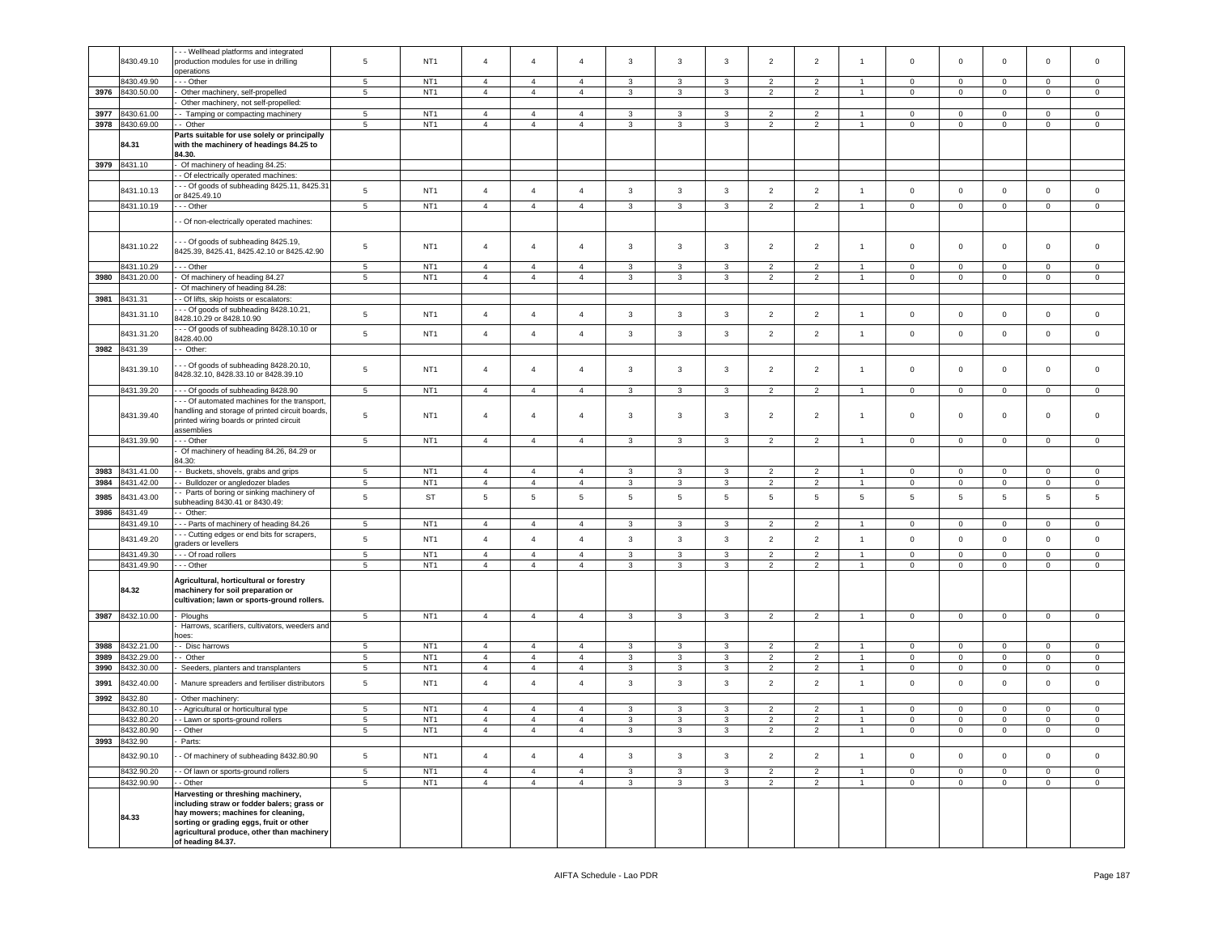| | 8430.49.10 | - - - Wellhead platforms and integrated production modules for use in drilling operations | 5 | NT1 | 4 | 4 | 4 | 3 | 3 | 3 | 2 | 2 | 1 | 0 | 0 | 0 | 0 | 0 |
|---|---|---|---|---|---|---|---|---|---|---|---|---|---|---|---|---|---|---|
| | 8430.49.90 | - - - Other | 5 | NT1 | 4 | 4 | 4 | 3 | 3 | 3 | 2 | 2 | 1 | 0 | 0 | 0 | 0 | 0 |
| 3976 | 8430.50.00 | - Other machinery, self-propelled | 5 | NT1 | 4 | 4 | 4 | 3 | 3 | 3 | 2 | 2 | 1 | 0 | 0 | 0 | 0 | 0 |
| | | - Other machinery, not self-propelled: | | | | | | | | | | | | | | | | |
| 3977 | 8430.61.00 | - - Tamping or compacting machinery | 5 | NT1 | 4 | 4 | 4 | 3 | 3 | 3 | 2 | 2 | 1 | 0 | 0 | 0 | 0 | 0 |
| 3978 | 8430.69.00 | - - Other | 5 | NT1 | 4 | 4 | 4 | 3 | 3 | 3 | 2 | 2 | 1 | 0 | 0 | 0 | 0 | 0 |
| | **84.31** | **Parts suitable for use solely or principally with the machinery of headings 84.25 to 84.30.** | | | | | | | | | | | | | | | | |
| 3979 | 8431.10 | - Of machinery of heading 84.25: | | | | | | | | | | | | | | | | |
| | | - - Of electrically operated machines: | | | | | | | | | | | | | | | | |
| | 8431.10.13 | - - - Of goods of subheading 8425.11, 8425.31 or 8425.49.10 | 5 | NT1 | 4 | 4 | 4 | 3 | 3 | 3 | 2 | 2 | 1 | 0 | 0 | 0 | 0 | 0 |
| | 8431.10.19 | - - - Other | 5 | NT1 | 4 | 4 | 4 | 3 | 3 | 3 | 2 | 2 | 1 | 0 | 0 | 0 | 0 | 0 |
| | | - - Of non-electrically operated machines: | | | | | | | | | | | | | | | | |
| | 8431.10.22 | - - - Of goods of subheading 8425.19, 8425.39, 8425.41, 8425.42.10 or 8425.42.90 | 5 | NT1 | 4 | 4 | 4 | 3 | 3 | 3 | 2 | 2 | 1 | 0 | 0 | 0 | 0 | 0 |
| | 8431.10.29 | - - - Other | 5 | NT1 | 4 | 4 | 4 | 3 | 3 | 3 | 2 | 2 | 1 | 0 | 0 | 0 | 0 | 0 |
| 3980 | 8431.20.00 | - Of machinery of heading 84.27 | 5 | NT1 | 4 | 4 | 4 | 3 | 3 | 3 | 2 | 2 | 1 | 0 | 0 | 0 | 0 | 0 |
| | | - Of machinery of heading 84.28: | | | | | | | | | | | | | | | | |
| 3981 | 8431.31 | - - Of lifts, skip hoists or escalators: | | | | | | | | | | | | | | | | |
| | 8431.31.10 | - - - Of goods of subheading 8428.10.21, 8428.10.29 or 8428.10.90 | 5 | NT1 | 4 | 4 | 4 | 3 | 3 | 3 | 2 | 2 | 1 | 0 | 0 | 0 | 0 | 0 |
| | 8431.31.20 | - - - Of goods of subheading 8428.10.10 or 8428.40.00 | 5 | NT1 | 4 | 4 | 4 | 3 | 3 | 3 | 2 | 2 | 1 | 0 | 0 | 0 | 0 | 0 |
| 3982 | 8431.39 | - - Other: | | | | | | | | | | | | | | | | |
| | 8431.39.10 | - - - Of goods of subheading 8428.20.10, 8428.32.10, 8428.33.10 or 8428.39.10 | 5 | NT1 | 4 | 4 | 4 | 3 | 3 | 3 | 2 | 2 | 1 | 0 | 0 | 0 | 0 | 0 |
| | 8431.39.20 | - - - Of goods of subheading 8428.90 | 5 | NT1 | 4 | 4 | 4 | 3 | 3 | 3 | 2 | 2 | 1 | 0 | 0 | 0 | 0 | 0 |
| | 8431.39.40 | - - - Of automated machines for the transport, handling and storage of printed circuit boards, printed wiring boards or printed circuit assemblies | 5 | NT1 | 4 | 4 | 4 | 3 | 3 | 3 | 2 | 2 | 1 | 0 | 0 | 0 | 0 | 0 |
| | 8431.39.90 | - - - Other | 5 | NT1 | 4 | 4 | 4 | 3 | 3 | 3 | 2 | 2 | 1 | 0 | 0 | 0 | 0 | 0 |
| | | - Of machinery of heading 84.26, 84.29 or 84.30: | | | | | | | | | | | | | | | | |
| 3983 | 8431.41.00 | - - Buckets, shovels, grabs and grips | 5 | NT1 | 4 | 4 | 4 | 3 | 3 | 3 | 2 | 2 | 1 | 0 | 0 | 0 | 0 | 0 |
| 3984 | 8431.42.00 | - - Bulldozer or angledozer blades | 5 | NT1 | 4 | 4 | 4 | 3 | 3 | 3 | 2 | 2 | 1 | 0 | 0 | 0 | 0 | 0 |
| 3985 | 8431.43.00 | - - Parts of boring or sinking machinery of subheading 8430.41 or 8430.49: | 5 | ST | 5 | 5 | 5 | 5 | 5 | 5 | 5 | 5 | 5 | 5 | 5 | 5 | 5 | 5 |
| 3986 | 8431.49 | - - Other: | | | | | | | | | | | | | | | | |
| | 8431.49.10 | - - - Parts of machinery of heading 84.26 | 5 | NT1 | 4 | 4 | 4 | 3 | 3 | 3 | 2 | 2 | 1 | 0 | 0 | 0 | 0 | 0 |
| | 8431.49.20 | - - - Cutting edges or end bits for scrapers, graders or levellers | 5 | NT1 | 4 | 4 | 4 | 3 | 3 | 3 | 2 | 2 | 1 | 0 | 0 | 0 | 0 | 0 |
| | 8431.49.30 | - - - Of road rollers | 5 | NT1 | 4 | 4 | 4 | 3 | 3 | 3 | 2 | 2 | 1 | 0 | 0 | 0 | 0 | 0 |
| | 8431.49.90 | - - - Other | 5 | NT1 | 4 | 4 | 4 | 3 | 3 | 3 | 2 | 2 | 1 | 0 | 0 | 0 | 0 | 0 |
| | **84.32** | **Agricultural, horticultural or forestry machinery for soil preparation or cultivation; lawn or sports-ground rollers.** | | | | | | | | | | | | | | | | |
| 3987 | 8432.10.00 | - Ploughs | 5 | NT1 | 4 | 4 | 4 | 3 | 3 | 3 | 2 | 2 | 1 | 0 | 0 | 0 | 0 | 0 |
| | | - Harrows, scarifiers, cultivators, weeders and hoes: | | | | | | | | | | | | | | | | |
| 3988 | 8432.21.00 | - - Disc harrows | 5 | NT1 | 4 | 4 | 4 | 3 | 3 | 3 | 2 | 2 | 1 | 0 | 0 | 0 | 0 | 0 |
| 3989 | 8432.29.00 | - - Other | 5 | NT1 | 4 | 4 | 4 | 3 | 3 | 3 | 2 | 2 | 1 | 0 | 0 | 0 | 0 | 0 |
| 3990 | 8432.30.00 | - Seeders, planters and transplanters | 5 | NT1 | 4 | 4 | 4 | 3 | 3 | 3 | 2 | 2 | 1 | 0 | 0 | 0 | 0 | 0 |
| 3991 | 8432.40.00 | - Manure spreaders and fertiliser distributors | 5 | NT1 | 4 | 4 | 4 | 3 | 3 | 3 | 2 | 2 | 1 | 0 | 0 | 0 | 0 | 0 |
| 3992 | 8432.80 | - Other machinery: | | | | | | | | | | | | | | | | |
| | 8432.80.10 | - - Agricultural or horticultural type | 5 | NT1 | 4 | 4 | 4 | 3 | 3 | 3 | 2 | 2 | 1 | 0 | 0 | 0 | 0 | 0 |
| | 8432.80.20 | - - Lawn or sports-ground rollers | 5 | NT1 | 4 | 4 | 4 | 3 | 3 | 3 | 2 | 2 | 1 | 0 | 0 | 0 | 0 | 0 |
| | 8432.80.90 | - - Other | 5 | NT1 | 4 | 4 | 4 | 3 | 3 | 3 | 2 | 2 | 1 | 0 | 0 | 0 | 0 | 0 |
| 3993 | 8432.90 | - Parts: | | | | | | | | | | | | | | | | |
| | 8432.90.10 | - - Of machinery of subheading 8432.80.90 | 5 | NT1 | 4 | 4 | 4 | 3 | 3 | 3 | 2 | 2 | 1 | 0 | 0 | 0 | 0 | 0 |
| | 8432.90.20 | - - Of lawn or sports-ground rollers | 5 | NT1 | 4 | 4 | 4 | 3 | 3 | 3 | 2 | 2 | 1 | 0 | 0 | 0 | 0 | 0 |
| | 8432.90.90 | - - Other | 5 | NT1 | 4 | 4 | 4 | 3 | 3 | 3 | 2 | 2 | 1 | 0 | 0 | 0 | 0 | 0 |
| | **84.33** | **Harvesting or threshing machinery, including straw or fodder balers; grass or hay mowers; machines for cleaning, sorting or grading eggs, fruit or other agricultural produce, other than machinery of heading 84.37.** | | | | | | | | | | | | | | | | |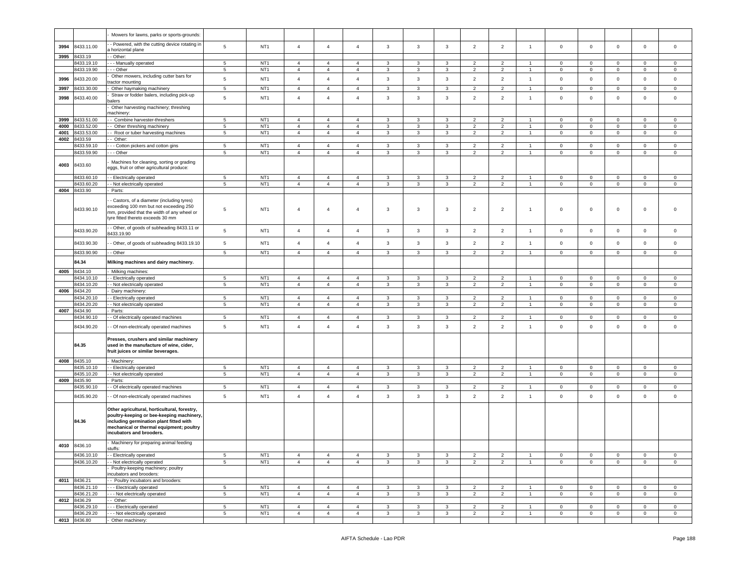| | | - Mowers for lawns, parks or sports-grounds: | | | | | | | | | | | | | | | | |
|---|---|---|---|---|---|---|---|---|---|---|---|---|---|---|---|---|---|---|
| 3994 | 8433.11.00 | - - Powered, with the cutting device rotating in a horizontal plane | 5 | NT1 | 4 | 4 | 4 | 3 | 3 | 3 | 2 | 2 | 1 | 0 | 0 | 0 | 0 | 0 |
| 3995 | 8433.19 | - - Other: | | | | | | | | | | | | | | | | |
| | 8433.19.10 | - - - Manually operated | 5 | NT1 | 4 | 4 | 4 | 3 | 3 | 3 | 2 | 2 | 1 | 0 | 0 | 0 | 0 | 0 |
| | 8433.19.90 | - - - Other | 5 | NT1 | 4 | 4 | 4 | 3 | 3 | 3 | 2 | 2 | 1 | 0 | 0 | 0 | 0 | 0 |
| 3996 | 8433.20.00 | - Other mowers, including cutter bars for tractor mounting | 5 | NT1 | 4 | 4 | 4 | 3 | 3 | 3 | 2 | 2 | 1 | 0 | 0 | 0 | 0 | 0 |
| 3997 | 8433.30.00 | - Other haymaking machinery | 5 | NT1 | 4 | 4 | 4 | 3 | 3 | 3 | 2 | 2 | 1 | 0 | 0 | 0 | 0 | 0 |
| 3998 | 8433.40.00 | - Straw or fodder balers, including pick-up balers | 5 | NT1 | 4 | 4 | 4 | 3 | 3 | 3 | 2 | 2 | 1 | 0 | 0 | 0 | 0 | 0 |
| | | - Other harvesting machinery; threshing machinery: | | | | | | | | | | | | | | | | |
| 3999 | 8433.51.00 | - - Combine harvester-threshers | 5 | NT1 | 4 | 4 | 4 | 3 | 3 | 3 | 2 | 2 | 1 | 0 | 0 | 0 | 0 | 0 |
| 4000 | 8433.52.00 | - - Other threshing machinery | 5 | NT1 | 4 | 4 | 4 | 3 | 3 | 3 | 2 | 2 | 1 | 0 | 0 | 0 | 0 | 0 |
| 4001 | 8433.53.00 | - - Root or tuber harvesting machines | 5 | NT1 | 4 | 4 | 4 | 3 | 3 | 3 | 2 | 2 | 1 | 0 | 0 | 0 | 0 | 0 |
| 4002 | 8433.59 | - - Other: | | | | | | | | | | | | | | | | |
| | 8433.59.10 | - - - Cotton pickers and cotton gins | 5 | NT1 | 4 | 4 | 4 | 3 | 3 | 3 | 2 | 2 | 1 | 0 | 0 | 0 | 0 | 0 |
| | 8433.59.90 | - - - Other | 5 | NT1 | 4 | 4 | 4 | 3 | 3 | 3 | 2 | 2 | 1 | 0 | 0 | 0 | 0 | 0 |
| 4003 | 8433.60 | - Machines for cleaning, sorting or grading eggs, fruit or other agricultural produce: | | | | | | | | | | | | | | | | |
| | 8433.60.10 | - - Electrically operated | 5 | NT1 | 4 | 4 | 4 | 3 | 3 | 3 | 2 | 2 | 1 | 0 | 0 | 0 | 0 | 0 |
| | 8433.60.20 | - - Not electrically operated | 5 | NT1 | 4 | 4 | 4 | 3 | 3 | 3 | 2 | 2 | 1 | 0 | 0 | 0 | 0 | 0 |
| 4004 | 8433.90 | - Parts: | | | | | | | | | | | | | | | | |
| | 8433.90.10 | - - Castors, of a diameter (including tyres) exceeding 100 mm but not exceeding 250 mm, provided that the width of any wheel or tyre fitted thereto exceeds 30 mm | 5 | NT1 | 4 | 4 | 4 | 3 | 3 | 3 | 2 | 2 | 1 | 0 | 0 | 0 | 0 | 0 |
| | 8433.90.20 | - - Other, of goods of subheading 8433.11 or 8433.19.90 | 5 | NT1 | 4 | 4 | 4 | 3 | 3 | 3 | 2 | 2 | 1 | 0 | 0 | 0 | 0 | 0 |
| | 8433.90.30 | - - Other, of goods of subheading 8433.19.10 | 5 | NT1 | 4 | 4 | 4 | 3 | 3 | 3 | 2 | 2 | 1 | 0 | 0 | 0 | 0 | 0 |
| | 8433.90.90 | - - Other | 5 | NT1 | 4 | 4 | 4 | 3 | 3 | 3 | 2 | 2 | 1 | 0 | 0 | 0 | 0 | 0 |
| | **84.34** | **Milking machines and dairy machinery.** | | | | | | | | | | | | | | | | |
| 4005 | 8434.10 | - Milking machines: | | | | | | | | | | | | | | | | |
| | 8434.10.10 | - - Electrically operated | 5 | NT1 | 4 | 4 | 4 | 3 | 3 | 3 | 2 | 2 | 1 | 0 | 0 | 0 | 0 | 0 |
| | 8434.10.20 | - - Not electrically operated | 5 | NT1 | 4 | 4 | 4 | 3 | 3 | 3 | 2 | 2 | 1 | 0 | 0 | 0 | 0 | 0 |
| 4006 | 8434.20 | - Dairy machinery: | | | | | | | | | | | | | | | | |
| | 8434.20.10 | - - Electrically operated | 5 | NT1 | 4 | 4 | 4 | 3 | 3 | 3 | 2 | 2 | 1 | 0 | 0 | 0 | 0 | 0 |
| | 8434.20.20 | - - Not electrically operated | 5 | NT1 | 4 | 4 | 4 | 3 | 3 | 3 | 2 | 2 | 1 | 0 | 0 | 0 | 0 | 0 |
| 4007 | 8434.90 | - Parts: | | | | | | | | | | | | | | | | |
| | 8434.90.10 | - - Of electrically operated machines | 5 | NT1 | 4 | 4 | 4 | 3 | 3 | 3 | 2 | 2 | 1 | 0 | 0 | 0 | 0 | 0 |
| | 8434.90.20 | - - Of non-electrically operated machines | 5 | NT1 | 4 | 4 | 4 | 3 | 3 | 3 | 2 | 2 | 1 | 0 | 0 | 0 | 0 | 0 |
| | **84.35** | **Presses, crushers and similar machinery used in the manufacture of wine, cider, fruit juices or similar beverages.** | | | | | | | | | | | | | | | | |
| 4008 | 8435.10 | - Machinery: | | | | | | | | | | | | | | | | |
| | 8435.10.10 | - - Electrically operated | 5 | NT1 | 4 | 4 | 4 | 3 | 3 | 3 | 2 | 2 | 1 | 0 | 0 | 0 | 0 | 0 |
| | 8435.10.20 | - - Not electrically operated | 5 | NT1 | 4 | 4 | 4 | 3 | 3 | 3 | 2 | 2 | 1 | 0 | 0 | 0 | 0 | 0 |
| 4009 | 8435.90 | - Parts: | | | | | | | | | | | | | | | | |
| | 8435.90.10 | - - Of electrically operated machines | 5 | NT1 | 4 | 4 | 4 | 3 | 3 | 3 | 2 | 2 | 1 | 0 | 0 | 0 | 0 | 0 |
| | 8435.90.20 | - - Of non-electrically operated machines | 5 | NT1 | 4 | 4 | 4 | 3 | 3 | 3 | 2 | 2 | 1 | 0 | 0 | 0 | 0 | 0 |
| | **84.36** | **Other agricultural, horticultural, forestry, poultry-keeping or bee-keeping machinery, including germination plant fitted with mechanical or thermal equipment; poultry incubators and brooders.** | | | | | | | | | | | | | | | | |
| 4010 | 8436.10 | - Machinery for preparing animal feeding stuffs: | | | | | | | | | | | | | | | | |
| | 8436.10.10 | - - Electrically operated | 5 | NT1 | 4 | 4 | 4 | 3 | 3 | 3 | 2 | 2 | 1 | 0 | 0 | 0 | 0 | 0 |
| | 8436.10.20 | - - Not electrically operated | 5 | NT1 | 4 | 4 | 4 | 3 | 3 | 3 | 2 | 2 | 1 | 0 | 0 | 0 | 0 | 0 |
| | | - Poultry-keeping machinery; poultry incubators and brooders: | | | | | | | | | | | | | | | | |
| 4011 | 8436.21 | - - Poultry incubators and brooders: | | | | | | | | | | | | | | | | |
| | 8436.21.10 | - - - Electrically operated | 5 | NT1 | 4 | 4 | 4 | 3 | 3 | 3 | 2 | 2 | 1 | 0 | 0 | 0 | 0 | 0 |
| | 8436.21.20 | - - - Not electrically operated | 5 | NT1 | 4 | 4 | 4 | 3 | 3 | 3 | 2 | 2 | 1 | 0 | 0 | 0 | 0 | 0 |
| 4012 | 8436.29 | - - Other: | | | | | | | | | | | | | | | | |
| | 8436.29.10 | - - - Electrically operated | 5 | NT1 | 4 | 4 | 4 | 3 | 3 | 3 | 2 | 2 | 1 | 0 | 0 | 0 | 0 | 0 |
| | 8436.29.20 | - - - Not electrically operated | 5 | NT1 | 4 | 4 | 4 | 3 | 3 | 3 | 2 | 2 | 1 | 0 | 0 | 0 | 0 | 0 |
| 4013 | 8436.80 | - Other machinery: | | | | | | | | | | | | | | | | |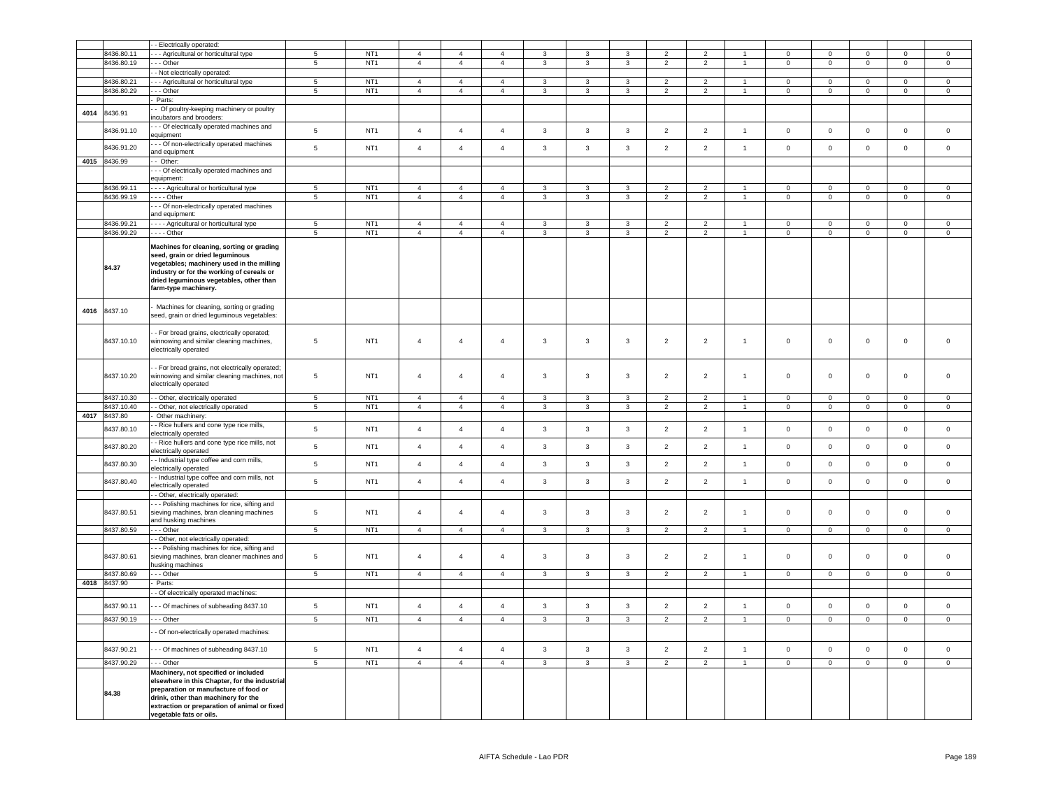| | | - - Electrically operated: | | | | | | | | | | | | | | | | |
|---|---|---|---|---|---|---|---|---|---|---|---|---|---|---|---|---|---|---|
| | 8436.80.11 | - - - Agricultural or horticultural type | 5 | NT1 | 4 | 4 | 4 | 3 | 3 | 3 | 2 | 2 | 1 | 0 | 0 | 0 | 0 | 0 |
| | 8436.80.19 | - - - Other | 5 | NT1 | 4 | 4 | 4 | 3 | 3 | 3 | 2 | 2 | 1 | 0 | 0 | 0 | 0 | 0 |
| | | - - Not electrically operated: | | | | | | | | | | | | | | | | |
| | 8436.80.21 | - - - Agricultural or horticultural type | 5 | NT1 | 4 | 4 | 4 | 3 | 3 | 3 | 2 | 2 | 1 | 0 | 0 | 0 | 0 | 0 |
| | 8436.80.29 | - - - Other | 5 | NT1 | 4 | 4 | 4 | 3 | 3 | 3 | 2 | 2 | 1 | 0 | 0 | 0 | 0 | 0 |
| | | - Parts: | | | | | | | | | | | | | | | | |
| 4014 | 8436.91 | - - Of poultry-keeping machinery or poultry incubators and brooders: | | | | | | | | | | | | | | | | |
| | 8436.91.10 | - - - Of electrically operated machines and equipment | 5 | NT1 | 4 | 4 | 4 | 3 | 3 | 3 | 2 | 2 | 1 | 0 | 0 | 0 | 0 | 0 |
| | 8436.91.20 | - - - Of non-electrically operated machines and equipment | 5 | NT1 | 4 | 4 | 4 | 3 | 3 | 3 | 2 | 2 | 1 | 0 | 0 | 0 | 0 | 0 |
| 4015 | 8436.99 | - - Other: | | | | | | | | | | | | | | | | |
| | | - - - Of electrically operated machines and equipment: | | | | | | | | | | | | | | | | |
| | 8436.99.11 | - - - - Agricultural or horticultural type | 5 | NT1 | 4 | 4 | 4 | 3 | 3 | 3 | 2 | 2 | 1 | 0 | 0 | 0 | 0 | 0 |
| | 8436.99.19 | - - - - Other | 5 | NT1 | 4 | 4 | 4 | 3 | 3 | 3 | 2 | 2 | 1 | 0 | 0 | 0 | 0 | 0 |
| | | - - - Of non-electrically operated machines and equipment: | | | | | | | | | | | | | | | | |
| | 8436.99.21 | - - - - Agricultural or horticultural type | 5 | NT1 | 4 | 4 | 4 | 3 | 3 | 3 | 2 | 2 | 1 | 0 | 0 | 0 | 0 | 0 |
| | 8436.99.29 | - - - - Other | 5 | NT1 | 4 | 4 | 4 | 3 | 3 | 3 | 2 | 2 | 1 | 0 | 0 | 0 | 0 | 0 |
| | **84.37** | **Machines for cleaning, sorting or grading seed, grain or dried leguminous vegetables; machinery used in the milling industry or for the working of cereals or dried leguminous vegetables, other than farm-type machinery.** | | | | | | | | | | | | | | | | |
| 4016 | 8437.10 | - Machines for cleaning, sorting or grading seed, grain or dried leguminous vegetables: | | | | | | | | | | | | | | | | |
| | 8437.10.10 | - - For bread grains, electrically operated; winnowing and similar cleaning machines, electrically operated | 5 | NT1 | 4 | 4 | 4 | 3 | 3 | 3 | 2 | 2 | 1 | 0 | 0 | 0 | 0 | 0 |
| | 8437.10.20 | - - For bread grains, not electrically operated; winnowing and similar cleaning machines, not electrically operated | 5 | NT1 | 4 | 4 | 4 | 3 | 3 | 3 | 2 | 2 | 1 | 0 | 0 | 0 | 0 | 0 |
| | 8437.10.30 | - - Other, electrically operated | 5 | NT1 | 4 | 4 | 4 | 3 | 3 | 3 | 2 | 2 | 1 | 0 | 0 | 0 | 0 | 0 |
| | 8437.10.40 | - - Other, not electrically operated | 5 | NT1 | 4 | 4 | 4 | 3 | 3 | 3 | 2 | 2 | 1 | 0 | 0 | 0 | 0 | 0 |
| 4017 | 8437.80 | - Other machinery: | | | | | | | | | | | | | | | | |
| | 8437.80.10 | - - Rice hullers and cone type rice mills, electrically operated | 5 | NT1 | 4 | 4 | 4 | 3 | 3 | 3 | 2 | 2 | 1 | 0 | 0 | 0 | 0 | 0 |
| | 8437.80.20 | - - Rice hullers and cone type rice mills, not electrically operated | 5 | NT1 | 4 | 4 | 4 | 3 | 3 | 3 | 2 | 2 | 1 | 0 | 0 | 0 | 0 | 0 |
| | 8437.80.30 | - - Industrial type coffee and corn mills, electrically operated | 5 | NT1 | 4 | 4 | 4 | 3 | 3 | 3 | 2 | 2 | 1 | 0 | 0 | 0 | 0 | 0 |
| | 8437.80.40 | - - Industrial type coffee and corn mills, not electrically operated | 5 | NT1 | 4 | 4 | 4 | 3 | 3 | 3 | 2 | 2 | 1 | 0 | 0 | 0 | 0 | 0 |
| | | - - Other, electrically operated: | | | | | | | | | | | | | | | | |
| | 8437.80.51 | - - - Polishing machines for rice, sifting and sieving machines, bran cleaning machines and husking machines | 5 | NT1 | 4 | 4 | 4 | 3 | 3 | 3 | 2 | 2 | 1 | 0 | 0 | 0 | 0 | 0 |
| | 8437.80.59 | - - - Other | 5 | NT1 | 4 | 4 | 4 | 3 | 3 | 3 | 2 | 2 | 1 | 0 | 0 | 0 | 0 | 0 |
| | | - - Other, not electrically operated: | | | | | | | | | | | | | | | | |
| | 8437.80.61 | - - - Polishing machines for rice, sifting and sieving machines, bran cleaner machines and husking machines | 5 | NT1 | 4 | 4 | 4 | 3 | 3 | 3 | 2 | 2 | 1 | 0 | 0 | 0 | 0 | 0 |
| | 8437.80.69 | - - - Other | 5 | NT1 | 4 | 4 | 4 | 3 | 3 | 3 | 2 | 2 | 1 | 0 | 0 | 0 | 0 | 0 |
| 4018 | 8437.90 | - Parts: | | | | | | | | | | | | | | | | |
| | | - - Of electrically operated machines: | | | | | | | | | | | | | | | | |
| | 8437.90.11 | - - - Of machines of subheading 8437.10 | 5 | NT1 | 4 | 4 | 4 | 3 | 3 | 3 | 2 | 2 | 1 | 0 | 0 | 0 | 0 | 0 |
| | 8437.90.19 | - - - Other | 5 | NT1 | 4 | 4 | 4 | 3 | 3 | 3 | 2 | 2 | 1 | 0 | 0 | 0 | 0 | 0 |
| | | - - Of non-electrically operated machines: | | | | | | | | | | | | | | | | |
| | 8437.90.21 | - - - Of machines of subheading 8437.10 | 5 | NT1 | 4 | 4 | 4 | 3 | 3 | 3 | 2 | 2 | 1 | 0 | 0 | 0 | 0 | 0 |
| | 8437.90.29 | - - - Other | 5 | NT1 | 4 | 4 | 4 | 3 | 3 | 3 | 2 | 2 | 1 | 0 | 0 | 0 | 0 | 0 |
| | **84.38** | **Machinery, not specified or included elsewhere in this Chapter, for the industrial preparation or manufacture of food or drink, other than machinery for the extraction or preparation of animal or fixed vegetable fats or oils.** | | | | | | | | | | | | | | | | |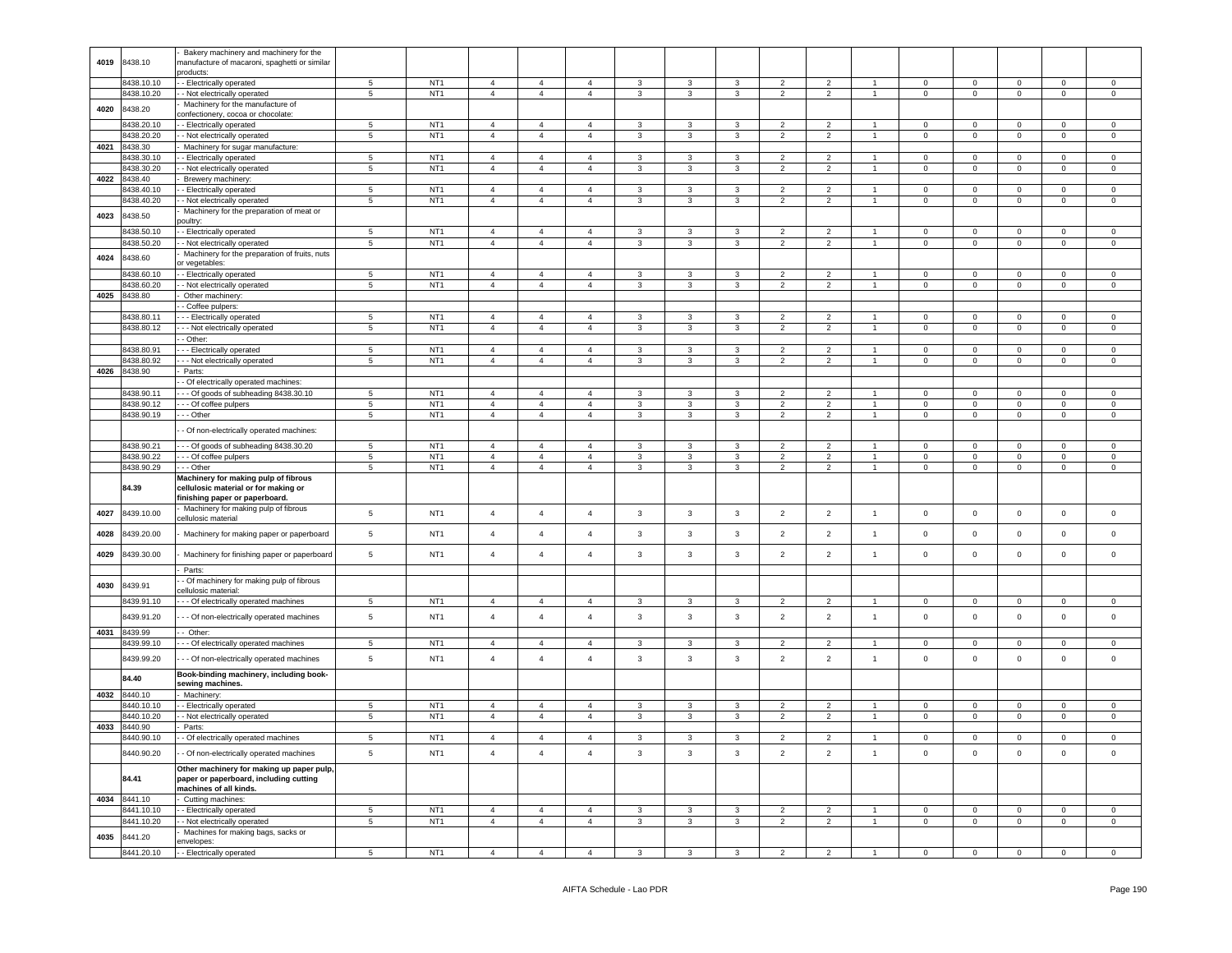| | | | | | | | | | | | | | | | | | |
|---|---|---|---|---|---|---|---|---|---|---|---|---|---|---|---|---|---|
| 4019 | 8438.10 | - Bakery machinery and machinery for the manufacture of macaroni, spaghetti or similar products: | | | | | | | | | | | | | | | |
| | 8438.10.10 | - - Electrically operated | 5 | NT1 | 4 | 4 | 4 | 3 | 3 | 3 | 2 | 2 | 1 | 0 | 0 | 0 | 0 | 0 |
| | 8438.10.20 | - - Not electrically operated | 5 | NT1 | 4 | 4 | 4 | 3 | 3 | 3 | 2 | 2 | 1 | 0 | 0 | 0 | 0 | 0 |
| 4020 | 8438.20 | - Machinery for the manufacture of confectionery, cocoa or chocolate: | | | | | | | | | | | | | | | |
| | 8438.20.10 | - - Electrically operated | 5 | NT1 | 4 | 4 | 4 | 3 | 3 | 3 | 2 | 2 | 1 | 0 | 0 | 0 | 0 | 0 |
| | 8438.20.20 | - - Not electrically operated | 5 | NT1 | 4 | 4 | 4 | 3 | 3 | 3 | 2 | 2 | 1 | 0 | 0 | 0 | 0 | 0 |
| 4021 | 8438.30 | - Machinery for sugar manufacture: | | | | | | | | | | | | | | | |
| | 8438.30.10 | - - Electrically operated | 5 | NT1 | 4 | 4 | 4 | 3 | 3 | 3 | 2 | 2 | 1 | 0 | 0 | 0 | 0 | 0 |
| | 8438.30.20 | - - Not electrically operated | 5 | NT1 | 4 | 4 | 4 | 3 | 3 | 3 | 2 | 2 | 1 | 0 | 0 | 0 | 0 | 0 |
| 4022 | 8438.40 | - Brewery machinery: | | | | | | | | | | | | | | | |
| | 8438.40.10 | - - Electrically operated | 5 | NT1 | 4 | 4 | 4 | 3 | 3 | 3 | 2 | 2 | 1 | 0 | 0 | 0 | 0 | 0 |
| | 8438.40.20 | - - Not electrically operated | 5 | NT1 | 4 | 4 | 4 | 3 | 3 | 3 | 2 | 2 | 1 | 0 | 0 | 0 | 0 | 0 |
| 4023 | 8438.50 | - Machinery for the preparation of meat or poultry: | | | | | | | | | | | | | | | |
| | 8438.50.10 | - - Electrically operated | 5 | NT1 | 4 | 4 | 4 | 3 | 3 | 3 | 2 | 2 | 1 | 0 | 0 | 0 | 0 | 0 |
| | 8438.50.20 | - - Not electrically operated | 5 | NT1 | 4 | 4 | 4 | 3 | 3 | 3 | 2 | 2 | 1 | 0 | 0 | 0 | 0 | 0 |
| 4024 | 8438.60 | - Machinery for the preparation of fruits, nuts or vegetables: | | | | | | | | | | | | | | | |
| | 8438.60.10 | - - Electrically operated | 5 | NT1 | 4 | 4 | 4 | 3 | 3 | 3 | 2 | 2 | 1 | 0 | 0 | 0 | 0 | 0 |
| | 8438.60.20 | - - Not electrically operated | 5 | NT1 | 4 | 4 | 4 | 3 | 3 | 3 | 2 | 2 | 1 | 0 | 0 | 0 | 0 | 0 |
| 4025 | 8438.80 | - Other machinery: | | | | | | | | | | | | | | | |
| | | - - Coffee pulpers: | | | | | | | | | | | | | | | |
| | 8438.80.11 | - - - Electrically operated | 5 | NT1 | 4 | 4 | 4 | 3 | 3 | 3 | 2 | 2 | 1 | 0 | 0 | 0 | 0 | 0 |
| | 8438.80.12 | - - - Not electrically operated | 5 | NT1 | 4 | 4 | 4 | 3 | 3 | 3 | 2 | 2 | 1 | 0 | 0 | 0 | 0 | 0 |
| | | - - Other: | | | | | | | | | | | | | | | |
| | 8438.80.91 | - - - Electrically operated | 5 | NT1 | 4 | 4 | 4 | 3 | 3 | 3 | 2 | 2 | 1 | 0 | 0 | 0 | 0 | 0 |
| | 8438.80.92 | - - - Not electrically operated | 5 | NT1 | 4 | 4 | 4 | 3 | 3 | 3 | 2 | 2 | 1 | 0 | 0 | 0 | 0 | 0 |
| 4026 | 8438.90 | - Parts: | | | | | | | | | | | | | | | |
| | | - - Of electrically operated machines: | | | | | | | | | | | | | | | |
| | 8438.90.11 | - - - Of goods of subheading 8438.30.10 | 5 | NT1 | 4 | 4 | 4 | 3 | 3 | 3 | 2 | 2 | 1 | 0 | 0 | 0 | 0 | 0 |
| | 8438.90.12 | - - - Of coffee pulpers | 5 | NT1 | 4 | 4 | 4 | 3 | 3 | 3 | 2 | 2 | 1 | 0 | 0 | 0 | 0 | 0 |
| | 8438.90.19 | - - - Other | 5 | NT1 | 4 | 4 | 4 | 3 | 3 | 3 | 2 | 2 | 1 | 0 | 0 | 0 | 0 | 0 |
| | | - - Of non-electrically operated machines: | | | | | | | | | | | | | | | |
| | 8438.90.21 | - - - Of goods of subheading 8438.30.20 | 5 | NT1 | 4 | 4 | 4 | 3 | 3 | 3 | 2 | 2 | 1 | 0 | 0 | 0 | 0 | 0 |
| | 8438.90.22 | - - - Of coffee pulpers | 5 | NT1 | 4 | 4 | 4 | 3 | 3 | 3 | 2 | 2 | 1 | 0 | 0 | 0 | 0 | 0 |
| | 8438.90.29 | - - - Other | 5 | NT1 | 4 | 4 | 4 | 3 | 3 | 3 | 2 | 2 | 1 | 0 | 0 | 0 | 0 | 0 |
| | 84.39 | **Machinery for making pulp of fibrous cellulosic material or for making or finishing paper or paperboard.** | | | | | | | | | | | | | | | |
| 4027 | 8439.10.00 | - Machinery for making pulp of fibrous cellulosic material | 5 | NT1 | 4 | 4 | 4 | 3 | 3 | 3 | 2 | 2 | 1 | 0 | 0 | 0 | 0 | 0 |
| 4028 | 8439.20.00 | - Machinery for making paper or paperboard | 5 | NT1 | 4 | 4 | 4 | 3 | 3 | 3 | 2 | 2 | 1 | 0 | 0 | 0 | 0 | 0 |
| 4029 | 8439.30.00 | - Machinery for finishing paper or paperboard | 5 | NT1 | 4 | 4 | 4 | 3 | 3 | 3 | 2 | 2 | 1 | 0 | 0 | 0 | 0 | 0 |
| | | - Parts: | | | | | | | | | | | | | | | |
| 4030 | 8439.91 | - - Of machinery for making pulp of fibrous cellulosic material: | | | | | | | | | | | | | | | |
| | 8439.91.10 | - - - Of electrically operated machines | 5 | NT1 | 4 | 4 | 4 | 3 | 3 | 3 | 2 | 2 | 1 | 0 | 0 | 0 | 0 | 0 |
| | 8439.91.20 | - - - Of non-electrically operated machines | 5 | NT1 | 4 | 4 | 4 | 3 | 3 | 3 | 2 | 2 | 1 | 0 | 0 | 0 | 0 | 0 |
| 4031 | 8439.99 | - - Other: | | | | | | | | | | | | | | | |
| | 8439.99.10 | - - - Of electrically operated machines | 5 | NT1 | 4 | 4 | 4 | 3 | 3 | 3 | 2 | 2 | 1 | 0 | 0 | 0 | 0 | 0 |
| | 8439.99.20 | - - - Of non-electrically operated machines | 5 | NT1 | 4 | 4 | 4 | 3 | 3 | 3 | 2 | 2 | 1 | 0 | 0 | 0 | 0 | 0 |
| | 84.40 | **Book-binding machinery, including book-sewing machines.** | | | | | | | | | | | | | | | |
| 4032 | 8440.10 | - Machinery: | | | | | | | | | | | | | | | |
| | 8440.10.10 | - - Electrically operated | 5 | NT1 | 4 | 4 | 4 | 3 | 3 | 3 | 2 | 2 | 1 | 0 | 0 | 0 | 0 | 0 |
| | 8440.10.20 | - - Not electrically operated | 5 | NT1 | 4 | 4 | 4 | 3 | 3 | 3 | 2 | 2 | 1 | 0 | 0 | 0 | 0 | 0 |
| 4033 | 8440.90 | - Parts: | | | | | | | | | | | | | | | |
| | 8440.90.10 | - - Of electrically operated machines | 5 | NT1 | 4 | 4 | 4 | 3 | 3 | 3 | 2 | 2 | 1 | 0 | 0 | 0 | 0 | 0 |
| | 8440.90.20 | - - Of non-electrically operated machines | 5 | NT1 | 4 | 4 | 4 | 3 | 3 | 3 | 2 | 2 | 1 | 0 | 0 | 0 | 0 | 0 |
| | 84.41 | **Other machinery for making up paper pulp, paper or paperboard, including cutting machines of all kinds.** | | | | | | | | | | | | | | | |
| 4034 | 8441.10 | - Cutting machines: | | | | | | | | | | | | | | | |
| | 8441.10.10 | - - Electrically operated | 5 | NT1 | 4 | 4 | 4 | 3 | 3 | 3 | 2 | 2 | 1 | 0 | 0 | 0 | 0 | 0 |
| | 8441.10.20 | - - Not electrically operated | 5 | NT1 | 4 | 4 | 4 | 3 | 3 | 3 | 2 | 2 | 1 | 0 | 0 | 0 | 0 | 0 |
| 4035 | 8441.20 | - Machines for making bags, sacks or envelopes: | | | | | | | | | | | | | | | |
| | 8441.20.10 | - - Electrically operated | 5 | NT1 | 4 | 4 | 4 | 3 | 3 | 3 | 2 | 2 | 1 | 0 | 0 | 0 | 0 | 0 |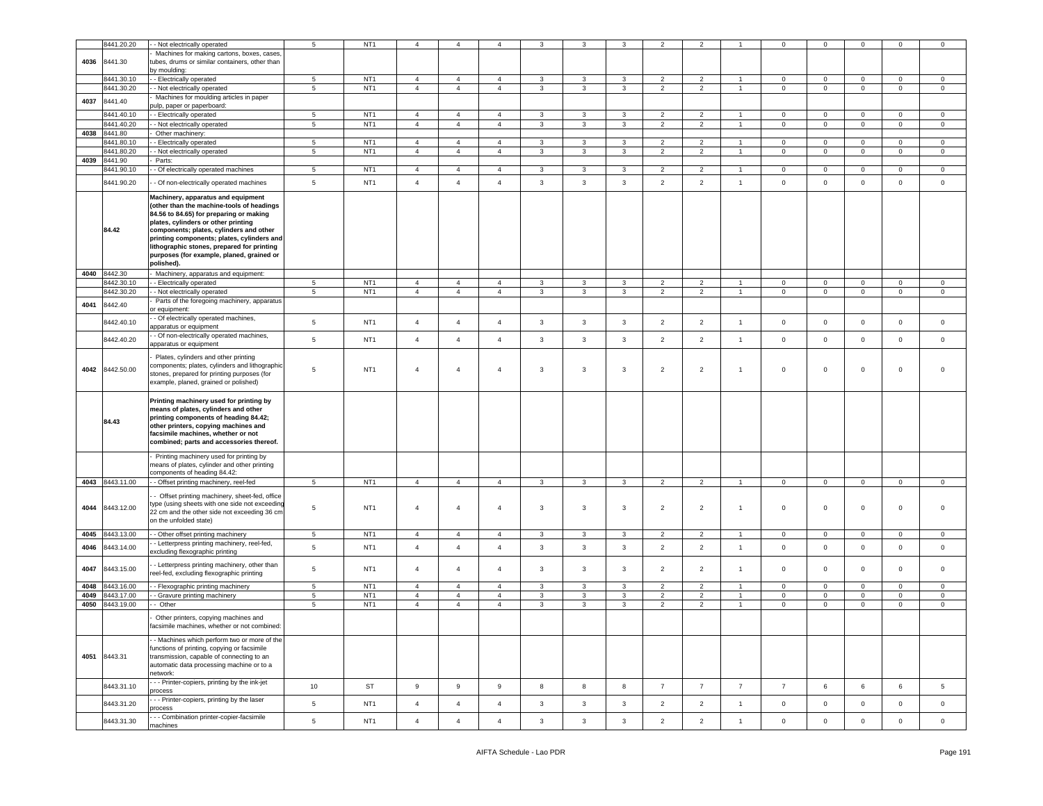| | 8441.20.20 | - - Not electrically operated | 5 | NT1 | 4 | 4 | 4 | 3 | 3 | 3 | 2 | 2 | 1 | 0 | 0 | 0 | 0 | 0 |
|---|---|---|---|---|---|---|---|---|---|---|---|---|---|---|---|---|---|---|
| 4036 | 8441.30 | - Machines for making cartons, boxes, cases, tubes, drums or similar containers, other than by moulding: | | | | | | | | | | | | | | | | |
| | 8441.30.10 | - - Electrically operated | 5 | NT1 | 4 | 4 | 4 | 3 | 3 | 3 | 2 | 2 | 1 | 0 | 0 | 0 | 0 | 0 |
| | 8441.30.20 | - - Not electrically operated | 5 | NT1 | 4 | 4 | 4 | 3 | 3 | 3 | 2 | 2 | 1 | 0 | 0 | 0 | 0 | 0 |
| 4037 | 8441.40 | - Machines for moulding articles in paper pulp, paper or paperboard: | | | | | | | | | | | | | | | | |
| | 8441.40.10 | - - Electrically operated | 5 | NT1 | 4 | 4 | 4 | 3 | 3 | 3 | 2 | 2 | 1 | 0 | 0 | 0 | 0 | 0 |
| | 8441.40.20 | - - Not electrically operated | 5 | NT1 | 4 | 4 | 4 | 3 | 3 | 3 | 2 | 2 | 1 | 0 | 0 | 0 | 0 | 0 |
| 4038 | 8441.80 | - Other machinery: | | | | | | | | | | | | | | | | |
| | 8441.80.10 | - - Electrically operated | 5 | NT1 | 4 | 4 | 4 | 3 | 3 | 3 | 2 | 2 | 1 | 0 | 0 | 0 | 0 | 0 |
| | 8441.80.20 | - - Not electrically operated | 5 | NT1 | 4 | 4 | 4 | 3 | 3 | 3 | 2 | 2 | 1 | 0 | 0 | 0 | 0 | 0 |
| 4039 | 8441.90 | - Parts: | | | | | | | | | | | | | | | | |
| | 8441.90.10 | - - Of electrically operated machines | 5 | NT1 | 4 | 4 | 4 | 3 | 3 | 3 | 2 | 2 | 1 | 0 | 0 | 0 | 0 | 0 |
| | 8441.90.20 | - - Of non-electrically operated machines | 5 | NT1 | 4 | 4 | 4 | 3 | 3 | 3 | 2 | 2 | 1 | 0 | 0 | 0 | 0 | 0 |
| | **84.42** | **Machinery, apparatus and equipment (other than the machine-tools of headings 84.56 to 84.65) for preparing or making plates, cylinders or other printing components; plates, cylinders and other printing components; plates, cylinders and lithographic stones, prepared for printing purposes (for example, planed, grained or polished).** | | | | | | | | | | | | | | | | |
| 4040 | 8442.30 | - Machinery, apparatus and equipment: | | | | | | | | | | | | | | | | |
| | 8442.30.10 | - - Electrically operated | 5 | NT1 | 4 | 4 | 4 | 3 | 3 | 3 | 2 | 2 | 1 | 0 | 0 | 0 | 0 | 0 |
| | 8442.30.20 | - - Not electrically operated | 5 | NT1 | 4 | 4 | 4 | 3 | 3 | 3 | 2 | 2 | 1 | 0 | 0 | 0 | 0 | 0 |
| 4041 | 8442.40 | - Parts of the foregoing machinery, apparatus or equipment: | | | | | | | | | | | | | | | | |
| | 8442.40.10 | - - Of electrically operated machines, apparatus or equipment | 5 | NT1 | 4 | 4 | 4 | 3 | 3 | 3 | 2 | 2 | 1 | 0 | 0 | 0 | 0 | 0 |
| | 8442.40.20 | - - Of non-electrically operated machines, apparatus or equipment | 5 | NT1 | 4 | 4 | 4 | 3 | 3 | 3 | 2 | 2 | 1 | 0 | 0 | 0 | 0 | 0 |
| 4042 | 8442.50.00 | - Plates, cylinders and other printing components; plates, cylinders and lithographic stones, prepared for printing purposes (for example, planed, grained or polished) | 5 | NT1 | 4 | 4 | 4 | 3 | 3 | 3 | 2 | 2 | 1 | 0 | 0 | 0 | 0 | 0 |
| | **84.43** | **Printing machinery used for printing by means of plates, cylinders and other printing components of heading 84.42; other printers, copying machines and facsimile machines, whether or not combined; parts and accessories thereof.** | | | | | | | | | | | | | | | | |
| | | - Printing machinery used for printing by means of plates, cylinder and other printing components of heading 84.42: | | | | | | | | | | | | | | | | |
| 4043 | 8443.11.00 | - - Offset printing machinery, reel-fed | 5 | NT1 | 4 | 4 | 4 | 3 | 3 | 3 | 2 | 2 | 1 | 0 | 0 | 0 | 0 | 0 |
| 4044 | 8443.12.00 | - - Offset printing machinery, sheet-fed, office type (using sheets with one side not exceeding 22 cm and the other side not exceeding 36 cm on the unfolded state) | 5 | NT1 | 4 | 4 | 4 | 3 | 3 | 3 | 2 | 2 | 1 | 0 | 0 | 0 | 0 | 0 |
| 4045 | 8443.13.00 | - - Other offset printing machinery | 5 | NT1 | 4 | 4 | 4 | 3 | 3 | 3 | 2 | 2 | 1 | 0 | 0 | 0 | 0 | 0 |
| 4046 | 8443.14.00 | - - Letterpress printing machinery, reel-fed, excluding flexographic printing | 5 | NT1 | 4 | 4 | 4 | 3 | 3 | 3 | 2 | 2 | 1 | 0 | 0 | 0 | 0 | 0 |
| 4047 | 8443.15.00 | - - Letterpress printing machinery, other than reel-fed, excluding flexographic printing | 5 | NT1 | 4 | 4 | 4 | 3 | 3 | 3 | 2 | 2 | 1 | 0 | 0 | 0 | 0 | 0 |
| 4048 | 8443.16.00 | - - Flexographic printing machinery | 5 | NT1 | 4 | 4 | 4 | 3 | 3 | 3 | 2 | 2 | 1 | 0 | 0 | 0 | 0 | 0 |
| 4049 | 8443.17.00 | - - Gravure printing machinery | 5 | NT1 | 4 | 4 | 4 | 3 | 3 | 3 | 2 | 2 | 1 | 0 | 0 | 0 | 0 | 0 |
| 4050 | 8443.19.00 | - - Other | 5 | NT1 | 4 | 4 | 4 | 3 | 3 | 3 | 2 | 2 | 1 | 0 | 0 | 0 | 0 | 0 |
| | | - Other printers, copying machines and facsimile machines, whether or not combined: | | | | | | | | | | | | | | | | |
| 4051 | 8443.31 | - - Machines which perform two or more of the functions of printing, copying or facsimile transmission, capable of connecting to an automatic data processing machine or to a network: | | | | | | | | | | | | | | | | |
| | 8443.31.10 | - - - Printer-copiers, printing by the ink-jet process | 10 | ST | 9 | 9 | 9 | 8 | 8 | 8 | 7 | 7 | 7 | 7 | 6 | 6 | 6 | 5 |
| | 8443.31.20 | - - - Printer-copiers, printing by the laser process | 5 | NT1 | 4 | 4 | 4 | 3 | 3 | 3 | 2 | 2 | 1 | 0 | 0 | 0 | 0 | 0 |
| | 8443.31.30 | - - - Combination printer-copier-facsimile machines | 5 | NT1 | 4 | 4 | 4 | 3 | 3 | 3 | 2 | 2 | 1 | 0 | 0 | 0 | 0 | 0 |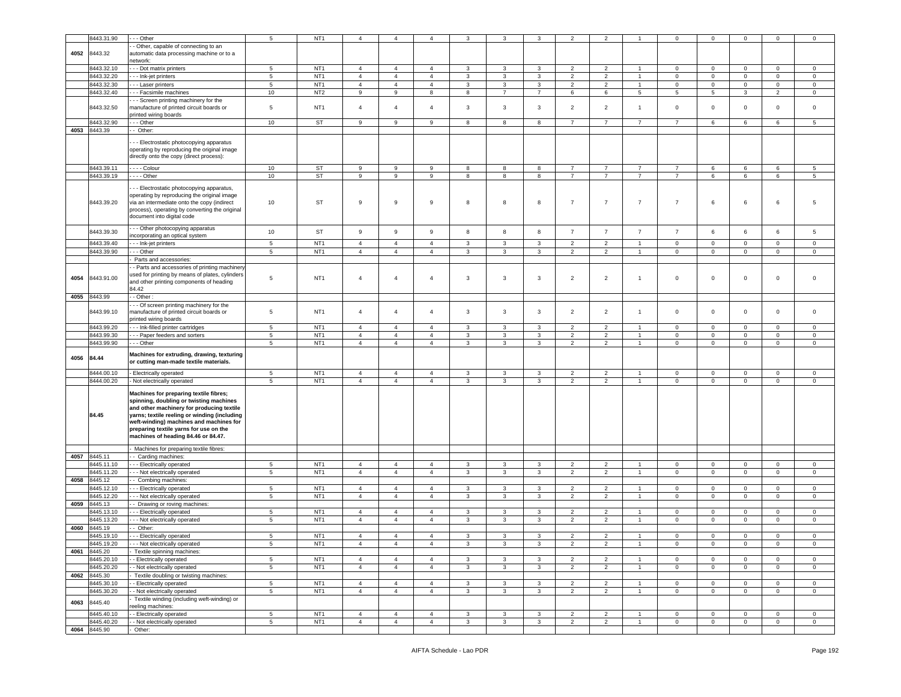|  | 8443.31.90 | - - - Other | 5 | NT1 | 4 | 4 | 4 | 3 | 3 | 3 | 2 | 2 | 1 | 0 | 0 | 0 | 0 | 0 |
|---|---|---|---|---|---|---|---|---|---|---|---|---|---|---|---|---|---|---|
| 4052 | 8443.32 | - - Other, capable of connecting to an automatic data processing machine or to a network: |  |  |  |  |  |  |  |  |  |  |  |  |  |  |  |  |
|  | 8443.32.10 | - - - Dot matrix printers | 5 | NT1 | 4 | 4 | 4 | 3 | 3 | 3 | 2 | 2 | 1 | 0 | 0 | 0 | 0 | 0 |
|  | 8443.32.20 | - - - Ink-jet printers | 5 | NT1 | 4 | 4 | 4 | 3 | 3 | 3 | 2 | 2 | 1 | 0 | 0 | 0 | 0 | 0 |
|  | 8443.32.30 | - - - Laser printers | 5 | NT1 | 4 | 4 | 4 | 3 | 3 | 3 | 2 | 2 | 1 | 0 | 0 | 0 | 0 | 0 |
|  | 8443.32.40 | - - - Facsimile machines | 10 | NT2 | 9 | 9 | 8 | 8 | 7 | 7 | 6 | 6 | 5 | 5 | 5 | 3 | 2 | 0 |
|  | 8443.32.50 | - - - Screen printing machinery for the manufacture of printed circuit boards or printed wiring boards | 5 | NT1 | 4 | 4 | 4 | 3 | 3 | 3 | 2 | 2 | 1 | 0 | 0 | 0 | 0 | 0 |
|  | 8443.32.90 | - - - Other | 10 | ST | 9 | 9 | 9 | 8 | 8 | 8 | 7 | 7 | 7 | 7 | 6 | 6 | 6 | 5 |
| 4053 | 8443.39 | - - Other: |  |  |  |  |  |  |  |  |  |  |  |  |  |  |  |  |
|  |  | - - - Electrostatic photocopying apparatus operating by reproducing the original image directly onto the copy (direct process): |  |  |  |  |  |  |  |  |  |  |  |  |  |  |  |  |
|  | 8443.39.11 | - - - - Colour | 10 | ST | 9 | 9 | 9 | 8 | 8 | 8 | 7 | 7 | 7 | 7 | 6 | 6 | 6 | 5 |
|  | 8443.39.19 | - - - - Other | 10 | ST | 9 | 9 | 9 | 8 | 8 | 8 | 7 | 7 | 7 | 7 | 6 | 6 | 6 | 5 |
|  | 8443.39.20 | - - - Electrostatic photocopying apparatus, operating by reproducing the original image via an intermediate onto the copy (indirect process), operating by converting the original document into digital code | 10 | ST | 9 | 9 | 9 | 8 | 8 | 8 | 7 | 7 | 7 | 7 | 6 | 6 | 6 | 5 |
|  | 8443.39.30 | - - - Other photocopying apparatus incorporating an optical system | 10 | ST | 9 | 9 | 9 | 8 | 8 | 8 | 7 | 7 | 7 | 7 | 6 | 6 | 6 | 5 |
|  | 8443.39.40 | - - - Ink-jet printers | 5 | NT1 | 4 | 4 | 4 | 3 | 3 | 3 | 2 | 2 | 1 | 0 | 0 | 0 | 0 | 0 |
|  | 8443.39.90 | - - - Other | 5 | NT1 | 4 | 4 | 4 | 3 | 3 | 3 | 2 | 2 | 1 | 0 | 0 | 0 | 0 | 0 |
|  |  | - Parts and accessories: |  |  |  |  |  |  |  |  |  |  |  |  |  |  |  |  |
| 4054 | 8443.91.00 | - - Parts and accessories of printing machinery used for printing by means of plates, cylinders and other printing components of heading 84.42 | 5 | NT1 | 4 | 4 | 4 | 3 | 3 | 3 | 2 | 2 | 1 | 0 | 0 | 0 | 0 | 0 |
| 4055 | 8443.99 | - - Other : |  |  |  |  |  |  |  |  |  |  |  |  |  |  |  |  |
|  | 8443.99.10 | - - - Of screen printing machinery for the manufacture of printed circuit boards or printed wiring boards | 5 | NT1 | 4 | 4 | 4 | 3 | 3 | 3 | 2 | 2 | 1 | 0 | 0 | 0 | 0 | 0 |
|  | 8443.99.20 | - - - Ink-filled printer cartridges | 5 | NT1 | 4 | 4 | 4 | 3 | 3 | 3 | 2 | 2 | 1 | 0 | 0 | 0 | 0 | 0 |
|  | 8443.99.30 | - - - Paper feeders and sorters | 5 | NT1 | 4 | 4 | 4 | 3 | 3 | 3 | 2 | 2 | 1 | 0 | 0 | 0 | 0 | 0 |
|  | 8443.99.90 | - - - Other | 5 | NT1 | 4 | 4 | 4 | 3 | 3 | 3 | 2 | 2 | 1 | 0 | 0 | 0 | 0 | 0 |
| 4056 | 84.44 | **Machines for extruding, drawing, texturing or cutting man-made textile materials.** |  |  |  |  |  |  |  |  |  |  |  |  |  |  |  |  |
|  | 8444.00.10 | - Electrically operated | 5 | NT1 | 4 | 4 | 4 | 3 | 3 | 3 | 2 | 2 | 1 | 0 | 0 | 0 | 0 | 0 |
|  | 8444.00.20 | - Not electrically operated | 5 | NT1 | 4 | 4 | 4 | 3 | 3 | 3 | 2 | 2 | 1 | 0 | 0 | 0 | 0 | 0 |
|  | 84.45 | **Machines for preparing textile fibres; spinning, doubling or twisting machines and other machinery for producing textile yarns; textile reeling or winding (including weft-winding) machines and machines for preparing textile yarns for use on the machines of heading 84.46 or 84.47.** |  |  |  |  |  |  |  |  |  |  |  |  |  |  |  |  |
|  |  | - Machines for preparing textile fibres: |  |  |  |  |  |  |  |  |  |  |  |  |  |  |  |  |
| 4057 | 8445.11 | - - Carding machines: |  |  |  |  |  |  |  |  |  |  |  |  |  |  |  |  |
|  | 8445.11.10 | - - - Electrically operated | 5 | NT1 | 4 | 4 | 4 | 3 | 3 | 3 | 2 | 2 | 1 | 0 | 0 | 0 | 0 | 0 |
|  | 8445.11.20 | - - - Not electrically operated | 5 | NT1 | 4 | 4 | 4 | 3 | 3 | 3 | 2 | 2 | 1 | 0 | 0 | 0 | 0 | 0 |
| 4058 | 8445.12 | - - Combing machines: |  |  |  |  |  |  |  |  |  |  |  |  |  |  |  |  |
|  | 8445.12.10 | - - - Electrically operated | 5 | NT1 | 4 | 4 | 4 | 3 | 3 | 3 | 2 | 2 | 1 | 0 | 0 | 0 | 0 | 0 |
|  | 8445.12.20 | - - - Not electrically operated | 5 | NT1 | 4 | 4 | 4 | 3 | 3 | 3 | 2 | 2 | 1 | 0 | 0 | 0 | 0 | 0 |
| 4059 | 8445.13 | - - Drawing or roving machines: |  |  |  |  |  |  |  |  |  |  |  |  |  |  |  |  |
|  | 8445.13.10 | - - - Electrically operated | 5 | NT1 | 4 | 4 | 4 | 3 | 3 | 3 | 2 | 2 | 1 | 0 | 0 | 0 | 0 | 0 |
|  | 8445.13.20 | - - - Not electrically operated | 5 | NT1 | 4 | 4 | 4 | 3 | 3 | 3 | 2 | 2 | 1 | 0 | 0 | 0 | 0 | 0 |
| 4060 | 8445.19 | - - Other: |  |  |  |  |  |  |  |  |  |  |  |  |  |  |  |  |
|  | 8445.19.10 | - - - Electrically operated | 5 | NT1 | 4 | 4 | 4 | 3 | 3 | 3 | 2 | 2 | 1 | 0 | 0 | 0 | 0 | 0 |
|  | 8445.19.20 | - - - Not electrically operated | 5 | NT1 | 4 | 4 | 4 | 3 | 3 | 3 | 2 | 2 | 1 | 0 | 0 | 0 | 0 | 0 |
| 4061 | 8445.20 | - Textile spinning machines: |  |  |  |  |  |  |  |  |  |  |  |  |  |  |  |  |
|  | 8445.20.10 | - - Electrically operated | 5 | NT1 | 4 | 4 | 4 | 3 | 3 | 3 | 2 | 2 | 1 | 0 | 0 | 0 | 0 | 0 |
|  | 8445.20.20 | - - Not electrically operated | 5 | NT1 | 4 | 4 | 4 | 3 | 3 | 3 | 2 | 2 | 1 | 0 | 0 | 0 | 0 | 0 |
| 4062 | 8445.30 | - Textile doubling or twisting machines: |  |  |  |  |  |  |  |  |  |  |  |  |  |  |  |  |
|  | 8445.30.10 | - - Electrically operated | 5 | NT1 | 4 | 4 | 4 | 3 | 3 | 3 | 2 | 2 | 1 | 0 | 0 | 0 | 0 | 0 |
|  | 8445.30.20 | - - Not electrically operated | 5 | NT1 | 4 | 4 | 4 | 3 | 3 | 3 | 2 | 2 | 1 | 0 | 0 | 0 | 0 | 0 |
| 4063 | 8445.40 | - Textile winding (including weft-winding) or reeling machines: |  |  |  |  |  |  |  |  |  |  |  |  |  |  |  |  |
|  | 8445.40.10 | - - Electrically operated | 5 | NT1 | 4 | 4 | 4 | 3 | 3 | 3 | 2 | 2 | 1 | 0 | 0 | 0 | 0 | 0 |
|  | 8445.40.20 | - - Not electrically operated | 5 | NT1 | 4 | 4 | 4 | 3 | 3 | 3 | 2 | 2 | 1 | 0 | 0 | 0 | 0 | 0 |
| 4064 | 8445.90 | - Other: |  |  |  |  |  |  |  |  |  |  |  |  |  |  |  |  |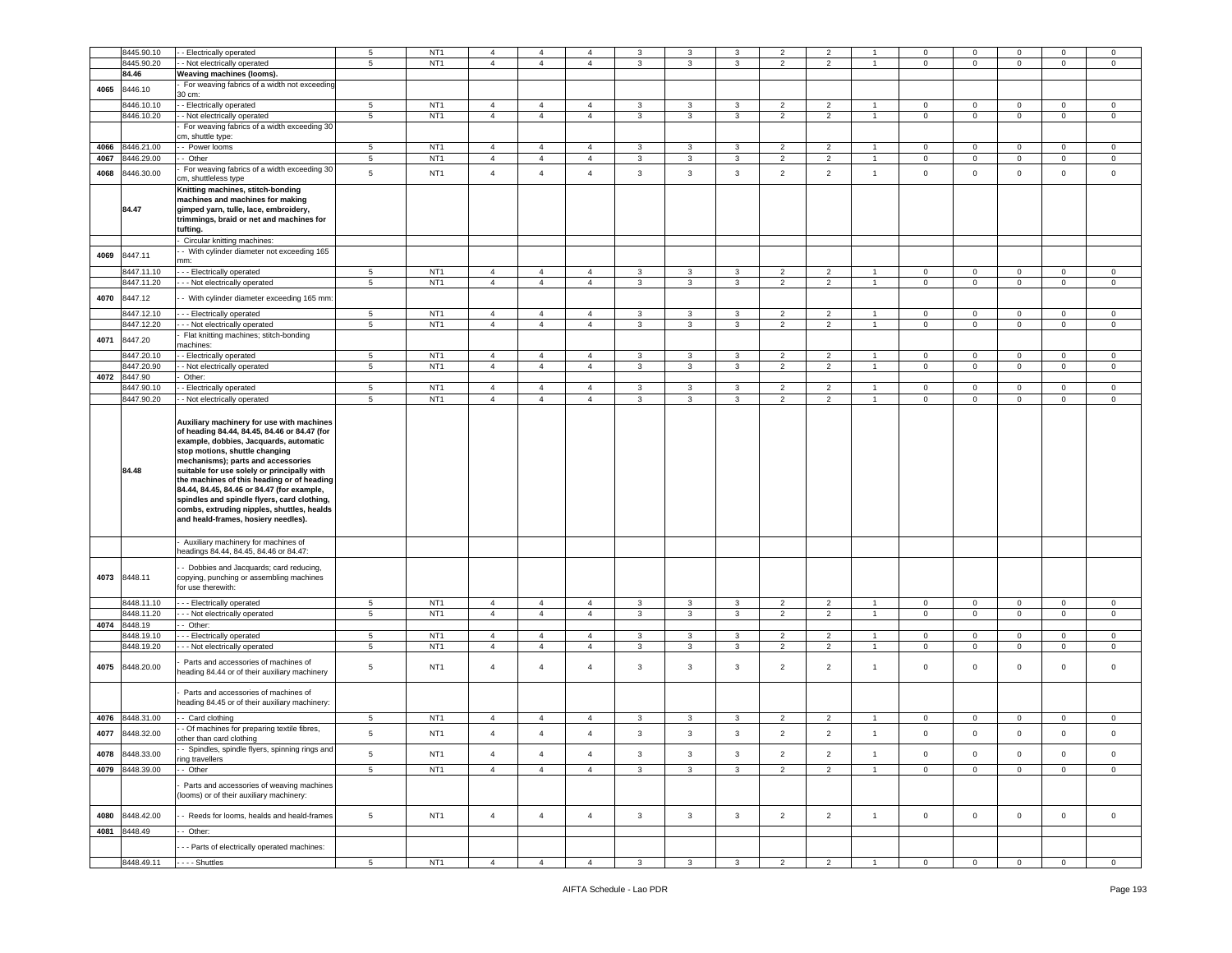| | 8445.90.10 | - - Electrically operated | 5 | NT1 | 4 | 4 | 4 | 3 | 3 | 3 | 2 | 2 | 1 | 0 | 0 | 0 | 0 | 0 |
|---|---|---|---|---|---|---|---|---|---|---|---|---|---|---|---|---|---|---|
| | 8445.90.20 | - - Not electrically operated | 5 | NT1 | 4 | 4 | 4 | 3 | 3 | 3 | 2 | 2 | 1 | 0 | 0 | 0 | 0 | 0 |
| | **84.46** | **Weaving machines (looms).** | | | | | | | | | | | | | | | | |
| 4065 | 8446.10 | - For weaving fabrics of a width not exceeding 30 cm: | | | | | | | | | | | | | | | | |
| | 8446.10.10 | - - Electrically operated | 5 | NT1 | 4 | 4 | 4 | 3 | 3 | 3 | 2 | 2 | 1 | 0 | 0 | 0 | 0 | 0 |
| | 8446.10.20 | - - Not electrically operated | 5 | NT1 | 4 | 4 | 4 | 3 | 3 | 3 | 2 | 2 | 1 | 0 | 0 | 0 | 0 | 0 |
| | | - For weaving fabrics of a width exceeding 30 cm, shuttle type: | | | | | | | | | | | | | | | | |
| 4066 | 8446.21.00 | - - Power looms | 5 | NT1 | 4 | 4 | 4 | 3 | 3 | 3 | 2 | 2 | 1 | 0 | 0 | 0 | 0 | 0 |
| 4067 | 8446.29.00 | - - Other | 5 | NT1 | 4 | 4 | 4 | 3 | 3 | 3 | 2 | 2 | 1 | 0 | 0 | 0 | 0 | 0 |
| 4068 | 8446.30.00 | - For weaving fabrics of a width exceeding 30 cm, shuttleless type | 5 | NT1 | 4 | 4 | 4 | 3 | 3 | 3 | 2 | 2 | 1 | 0 | 0 | 0 | 0 | 0 |
| | **84.47** | **Knitting machines, stitch-bonding machines and machines for making gimped yarn, tulle, lace, embroidery, trimmings, braid or net and machines for tufting.** | | | | | | | | | | | | | | | | |
| | | - Circular knitting machines: | | | | | | | | | | | | | | | | |
| 4069 | 8447.11 | - - With cylinder diameter not exceeding 165 mm: | | | | | | | | | | | | | | | | |
| | 8447.11.10 | - - - Electrically operated | 5 | NT1 | 4 | 4 | 4 | 3 | 3 | 3 | 2 | 2 | 1 | 0 | 0 | 0 | 0 | 0 |
| | 8447.11.20 | - - - Not electrically operated | 5 | NT1 | 4 | 4 | 4 | 3 | 3 | 3 | 2 | 2 | 1 | 0 | 0 | 0 | 0 | 0 |
| 4070 | 8447.12 | - - With cylinder diameter exceeding 165 mm: | | | | | | | | | | | | | | | | |
| | 8447.12.10 | - - - Electrically operated | 5 | NT1 | 4 | 4 | 4 | 3 | 3 | 3 | 2 | 2 | 1 | 0 | 0 | 0 | 0 | 0 |
| | 8447.12.20 | - - - Not electrically operated | 5 | NT1 | 4 | 4 | 4 | 3 | 3 | 3 | 2 | 2 | 1 | 0 | 0 | 0 | 0 | 0 |
| 4071 | 8447.20 | - Flat knitting machines; stitch-bonding machines: | | | | | | | | | | | | | | | | |
| | 8447.20.10 | - - Electrically operated | 5 | NT1 | 4 | 4 | 4 | 3 | 3 | 3 | 2 | 2 | 1 | 0 | 0 | 0 | 0 | 0 |
| | 8447.20.90 | - - Not electrically operated | 5 | NT1 | 4 | 4 | 4 | 3 | 3 | 3 | 2 | 2 | 1 | 0 | 0 | 0 | 0 | 0 |
| 4072 | 8447.90 | - Other: | | | | | | | | | | | | | | | | |
| | 8447.90.10 | - - Electrically operated | 5 | NT1 | 4 | 4 | 4 | 3 | 3 | 3 | 2 | 2 | 1 | 0 | 0 | 0 | 0 | 0 |
| | 8447.90.20 | - - Not electrically operated | 5 | NT1 | 4 | 4 | 4 | 3 | 3 | 3 | 2 | 2 | 1 | 0 | 0 | 0 | 0 | 0 |
| | **84.48** | **Auxiliary machinery for use with machines of heading 84.44, 84.45, 84.46 or 84.47 (for example, dobbies, Jacquards, automatic stop motions, shuttle changing mechanisms); parts and accessories suitable for use solely or principally with the machines of this heading or of heading 84.44, 84.45, 84.46 or 84.47 (for example, spindles and spindle flyers, card clothing, combs, extruding nipples, shuttles, healds and heald-frames, hosiery needles).** | | | | | | | | | | | | | | | | |
| | | - Auxiliary machinery for machines of headings 84.44, 84.45, 84.46 or 84.47: | | | | | | | | | | | | | | | | |
| 4073 | 8448.11 | - - Dobbies and Jacquards; card reducing, copying, punching or assembling machines for use therewith: | | | | | | | | | | | | | | | | |
| | 8448.11.10 | - - - Electrically operated | 5 | NT1 | 4 | 4 | 4 | 3 | 3 | 3 | 2 | 2 | 1 | 0 | 0 | 0 | 0 | 0 |
| | 8448.11.20 | - - - Not electrically operated | 5 | NT1 | 4 | 4 | 4 | 3 | 3 | 3 | 2 | 2 | 1 | 0 | 0 | 0 | 0 | 0 |
| 4074 | 8448.19 | - - Other: | | | | | | | | | | | | | | | | |
| | 8448.19.10 | - - - Electrically operated | 5 | NT1 | 4 | 4 | 4 | 3 | 3 | 3 | 2 | 2 | 1 | 0 | 0 | 0 | 0 | 0 |
| | 8448.19.20 | - - - Not electrically operated | 5 | NT1 | 4 | 4 | 4 | 3 | 3 | 3 | 2 | 2 | 1 | 0 | 0 | 0 | 0 | 0 |
| 4075 | 8448.20.00 | - Parts and accessories of machines of heading 84.44 or of their auxiliary machinery | 5 | NT1 | 4 | 4 | 4 | 3 | 3 | 3 | 2 | 2 | 1 | 0 | 0 | 0 | 0 | 0 |
| | | - Parts and accessories of machines of heading 84.45 or of their auxiliary machinery: | | | | | | | | | | | | | | | | |
| 4076 | 8448.31.00 | - - Card clothing | 5 | NT1 | 4 | 4 | 4 | 3 | 3 | 3 | 2 | 2 | 1 | 0 | 0 | 0 | 0 | 0 |
| 4077 | 8448.32.00 | - - Of machines for preparing textile fibres, other than card clothing | 5 | NT1 | 4 | 4 | 4 | 3 | 3 | 3 | 2 | 2 | 1 | 0 | 0 | 0 | 0 | 0 |
| 4078 | 8448.33.00 | - - Spindles, spindle flyers, spinning rings and ring travellers | 5 | NT1 | 4 | 4 | 4 | 3 | 3 | 3 | 2 | 2 | 1 | 0 | 0 | 0 | 0 | 0 |
| 4079 | 8448.39.00 | - - Other | 5 | NT1 | 4 | 4 | 4 | 3 | 3 | 3 | 2 | 2 | 1 | 0 | 0 | 0 | 0 | 0 |
| | | - Parts and accessories of weaving machines (looms) or of their auxiliary machinery: | | | | | | | | | | | | | | | | |
| 4080 | 8448.42.00 | - - Reeds for looms, healds and heald-frames | 5 | NT1 | 4 | 4 | 4 | 3 | 3 | 3 | 2 | 2 | 1 | 0 | 0 | 0 | 0 | 0 |
| 4081 | 8448.49 | - - Other: | | | | | | | | | | | | | | | | |
| | | - - - Parts of electrically operated machines: | | | | | | | | | | | | | | | | |
| | 8448.49.11 | - - - - Shuttles | 5 | NT1 | 4 | 4 | 4 | 3 | 3 | 3 | 2 | 2 | 1 | 0 | 0 | 0 | 0 | 0 |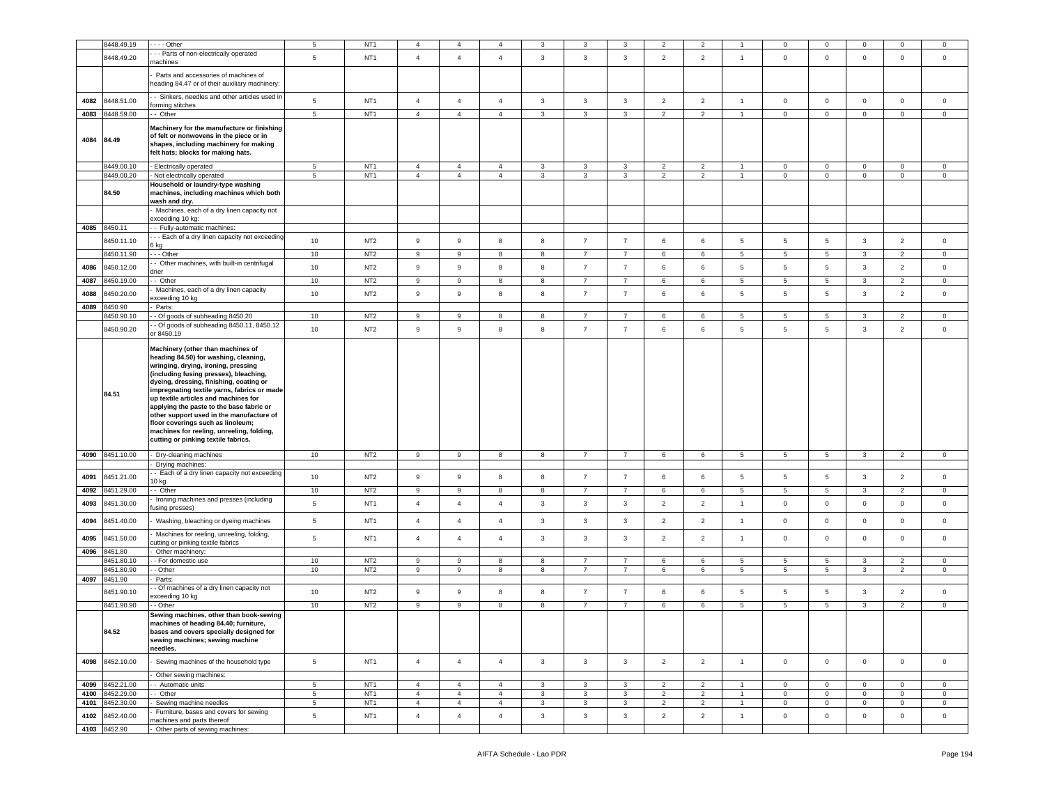| | 8448.49.19 | - - - - Other | 5 | NT1 | 4 | 4 | 4 | 3 | 3 | 3 | 2 | 2 | 1 | 0 | 0 | 0 | 0 | 0 |
|---|---|---|---|---|---|---|---|---|---|---|---|---|---|---|---|---|---|---|
| | 8448.49.20 | - - - Parts of non-electrically operated machines | 5 | NT1 | 4 | 4 | 4 | 3 | 3 | 3 | 2 | 2 | 1 | 0 | 0 | 0 | 0 | 0 |
| | | - Parts and accessories of machines of heading 84.47 or of their auxiliary machinery: | | | | | | | | | | | | | | | | |
| 4082 | 8448.51.00 | - - Sinkers, needles and other articles used in forming stitches | 5 | NT1 | 4 | 4 | 4 | 3 | 3 | 3 | 2 | 2 | 1 | 0 | 0 | 0 | 0 | 0 |
| 4083 | 8448.59.00 | - - Other | 5 | NT1 | 4 | 4 | 4 | 3 | 3 | 3 | 2 | 2 | 1 | 0 | 0 | 0 | 0 | 0 |
| 4084 | 84.49 | **Machinery for the manufacture or finishing of felt or nonwovens in the piece or in shapes, including machinery for making felt hats; blocks for making hats.** | | | | | | | | | | | | | | | | |
| | 8449.00.10 | - Electrically operated | 5 | NT1 | 4 | 4 | 4 | 3 | 3 | 3 | 2 | 2 | 1 | 0 | 0 | 0 | 0 | 0 |
| | 8449.00.20 | - Not electrically operated | 5 | NT1 | 4 | 4 | 4 | 3 | 3 | 3 | 2 | 2 | 1 | 0 | 0 | 0 | 0 | 0 |
| | 84.50 | **Household or laundry-type washing machines, including machines which both wash and dry.** | | | | | | | | | | | | | | | | |
| | | - Machines, each of a dry linen capacity not exceeding 10 kg: | | | | | | | | | | | | | | | | |
| 4085 | 8450.11 | - - Fully-automatic machines: | | | | | | | | | | | | | | | | |
| | 8450.11.10 | - - - Each of a dry linen capacity not exceeding 6 kg | 10 | NT2 | 9 | 9 | 8 | 8 | 7 | 7 | 6 | 6 | 5 | 5 | 5 | 3 | 2 | 0 |
| | 8450.11.90 | - - - Other | 10 | NT2 | 9 | 9 | 8 | 8 | 7 | 7 | 6 | 6 | 5 | 5 | 5 | 3 | 2 | 0 |
| 4086 | 8450.12.00 | - - Other machines, with built-in centrifugal drier | 10 | NT2 | 9 | 9 | 8 | 8 | 7 | 7 | 6 | 6 | 5 | 5 | 5 | 3 | 2 | 0 |
| 4087 | 8450.19.00 | - - Other | 10 | NT2 | 9 | 9 | 8 | 8 | 7 | 7 | 6 | 6 | 5 | 5 | 5 | 3 | 2 | 0 |
| 4088 | 8450.20.00 | - Machines, each of a dry linen capacity exceeding 10 kg | 10 | NT2 | 9 | 9 | 8 | 8 | 7 | 7 | 6 | 6 | 5 | 5 | 5 | 3 | 2 | 0 |
| 4089 | 8450.90 | - Parts: | | | | | | | | | | | | | | | | |
| | 8450.90.10 | - - Of goods of subheading 8450.20 | 10 | NT2 | 9 | 9 | 8 | 8 | 7 | 7 | 6 | 6 | 5 | 5 | 5 | 3 | 2 | 0 |
| | 8450.90.20 | - - Of goods of subheading 8450.11, 8450.12 or 8450.19 | 10 | NT2 | 9 | 9 | 8 | 8 | 7 | 7 | 6 | 6 | 5 | 5 | 5 | 3 | 2 | 0 |
| | 84.51 | **Machinery (other than machines of heading 84.50) for washing, cleaning, wringing, drying, ironing, pressing (including fusing presses), bleaching, dyeing, dressing, finishing, coating or impregnating textile yarns, fabrics or made up textile articles and machines for applying the paste to the base fabric or other support used in the manufacture of floor coverings such as linoleum; machines for reeling, unreeling, folding, cutting or pinking textile fabrics.** | | | | | | | | | | | | | | | | |
| 4090 | 8451.10.00 | - Dry-cleaning machines | 10 | NT2 | 9 | 9 | 8 | 8 | 7 | 7 | 6 | 6 | 5 | 5 | 5 | 3 | 2 | 0 |
| | | - Drying machines: | | | | | | | | | | | | | | | | |
| 4091 | 8451.21.00 | - - Each of a dry linen capacity not exceeding 10 kg | 10 | NT2 | 9 | 9 | 8 | 8 | 7 | 7 | 6 | 6 | 5 | 5 | 5 | 3 | 2 | 0 |
| 4092 | 8451.29.00 | - - Other | 10 | NT2 | 9 | 9 | 8 | 8 | 7 | 7 | 6 | 6 | 5 | 5 | 5 | 3 | 2 | 0 |
| 4093 | 8451.30.00 | - Ironing machines and presses (including fusing presses) | 5 | NT1 | 4 | 4 | 4 | 3 | 3 | 3 | 2 | 2 | 1 | 0 | 0 | 0 | 0 | 0 |
| 4094 | 8451.40.00 | - Washing, bleaching or dyeing machines | 5 | NT1 | 4 | 4 | 4 | 3 | 3 | 3 | 2 | 2 | 1 | 0 | 0 | 0 | 0 | 0 |
| 4095 | 8451.50.00 | - Machines for reeling, unreeling, folding, cutting or pinking textile fabrics | 5 | NT1 | 4 | 4 | 4 | 3 | 3 | 3 | 2 | 2 | 1 | 0 | 0 | 0 | 0 | 0 |
| 4096 | 8451.80 | - Other machinery: | | | | | | | | | | | | | | | | |
| | 8451.80.10 | - - For domestic use | 10 | NT2 | 9 | 9 | 8 | 8 | 7 | 7 | 6 | 6 | 5 | 5 | 5 | 3 | 2 | 0 |
| | 8451.80.90 | - - Other | 10 | NT2 | 9 | 9 | 8 | 8 | 7 | 7 | 6 | 6 | 5 | 5 | 5 | 3 | 2 | 0 |
| 4097 | 8451.90 | - Parts: | | | | | | | | | | | | | | | | |
| | 8451.90.10 | - - Of machines of a dry linen capacity not exceeding 10 kg | 10 | NT2 | 9 | 9 | 8 | 8 | 7 | 7 | 6 | 6 | 5 | 5 | 5 | 3 | 2 | 0 |
| | 8451.90.90 | - - Other | 10 | NT2 | 9 | 9 | 8 | 8 | 7 | 7 | 6 | 6 | 5 | 5 | 5 | 3 | 2 | 0 |
| | 84.52 | **Sewing machines, other than book-sewing machines of heading 84.40; furniture, bases and covers specially designed for sewing machines; sewing machine needles.** | | | | | | | | | | | | | | | | |
| 4098 | 8452.10.00 | - Sewing machines of the household type | 5 | NT1 | 4 | 4 | 4 | 3 | 3 | 3 | 2 | 2 | 1 | 0 | 0 | 0 | 0 | 0 |
| | | - Other sewing machines: | | | | | | | | | | | | | | | | |
| 4099 | 8452.21.00 | - - Automatic units | 5 | NT1 | 4 | 4 | 4 | 3 | 3 | 3 | 2 | 2 | 1 | 0 | 0 | 0 | 0 | 0 |
| 4100 | 8452.29.00 | - - Other | 5 | NT1 | 4 | 4 | 4 | 3 | 3 | 3 | 2 | 2 | 1 | 0 | 0 | 0 | 0 | 0 |
| 4101 | 8452.30.00 | - Sewing machine needles | 5 | NT1 | 4 | 4 | 4 | 3 | 3 | 3 | 2 | 2 | 1 | 0 | 0 | 0 | 0 | 0 |
| 4102 | 8452.40.00 | - Furniture, bases and covers for sewing machines and parts thereof | 5 | NT1 | 4 | 4 | 4 | 3 | 3 | 3 | 2 | 2 | 1 | 0 | 0 | 0 | 0 | 0 |
| 4103 | 8452.90 | - Other parts of sewing machines: | | | | | | | | | | | | | | | | |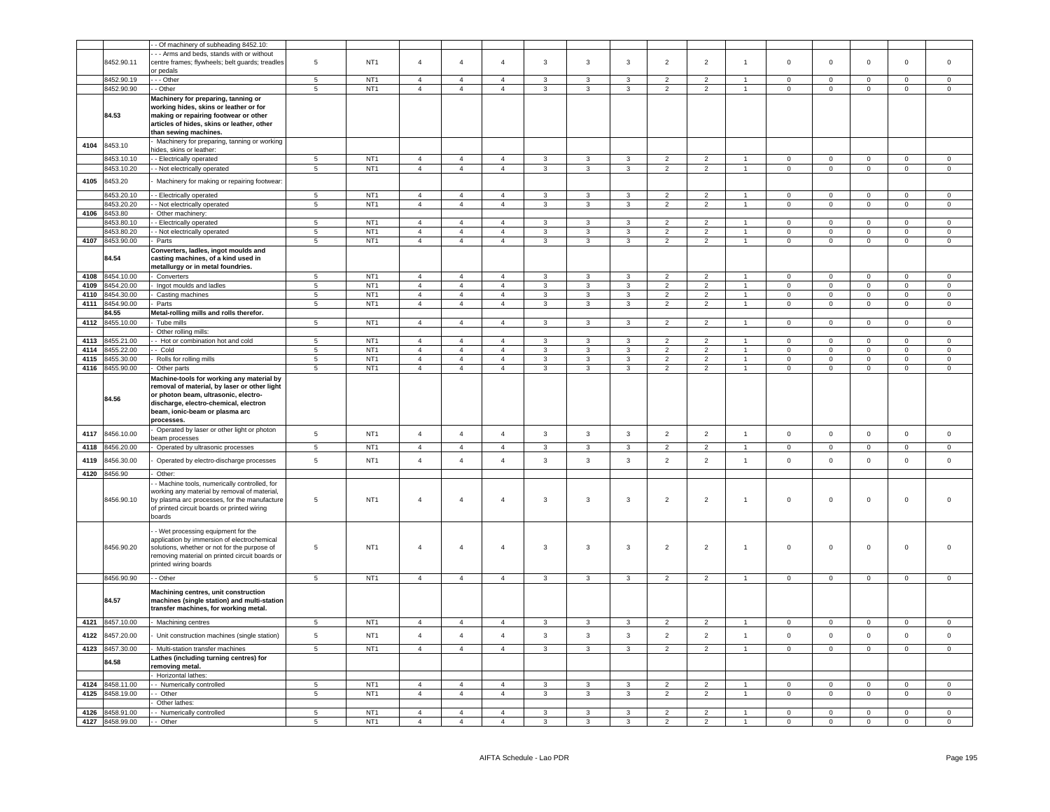| | | | | | | | | | | | | | | | | | | |
|---|---|---|---|---|---|---|---|---|---|---|---|---|---|---|---|---|---|---|
| | | - - Of machinery of subheading 8452.10: | | | | | | | | | | | | | | | | |
| | 8452.90.11 | - - - Arms and beds, stands with or without centre frames; flywheels; belt guards; treadles or pedals | 5 | NT1 | 4 | 4 | 4 | 3 | 3 | 3 | 2 | 2 | 1 | 0 | 0 | 0 | 0 | 0 |
| | 8452.90.19 | - - - Other | 5 | NT1 | 4 | 4 | 4 | 3 | 3 | 3 | 2 | 2 | 1 | 0 | 0 | 0 | 0 | 0 |
| | 8452.90.90 | - - Other | 5 | NT1 | 4 | 4 | 4 | 3 | 3 | 3 | 2 | 2 | 1 | 0 | 0 | 0 | 0 | 0 |
| | **84.53** | **Machinery for preparing, tanning or working hides, skins or leather or for making or repairing footwear or other articles of hides, skins or leather, other than sewing machines.** | | | | | | | | | | | | | | | | |
| 4104 | 8453.10 | - Machinery for preparing, tanning or working hides, skins or leather: | | | | | | | | | | | | | | | | |
| | 8453.10.10 | - - Electrically operated | 5 | NT1 | 4 | 4 | 4 | 3 | 3 | 3 | 2 | 2 | 1 | 0 | 0 | 0 | 0 | 0 |
| | 8453.10.20 | - - Not electrically operated | 5 | NT1 | 4 | 4 | 4 | 3 | 3 | 3 | 2 | 2 | 1 | 0 | 0 | 0 | 0 | 0 |
| 4105 | 8453.20 | - Machinery for making or repairing footwear: | | | | | | | | | | | | | | | | |
| | 8453.20.10 | - - Electrically operated | 5 | NT1 | 4 | 4 | 4 | 3 | 3 | 3 | 2 | 2 | 1 | 0 | 0 | 0 | 0 | 0 |
| | 8453.20.20 | - - Not electrically operated | 5 | NT1 | 4 | 4 | 4 | 3 | 3 | 3 | 2 | 2 | 1 | 0 | 0 | 0 | 0 | 0 |
| 4106 | 8453.80 | - Other machinery: | | | | | | | | | | | | | | | | |
| | 8453.80.10 | - - Electrically operated | 5 | NT1 | 4 | 4 | 4 | 3 | 3 | 3 | 2 | 2 | 1 | 0 | 0 | 0 | 0 | 0 |
| | 8453.80.20 | - - Not electrically operated | 5 | NT1 | 4 | 4 | 4 | 3 | 3 | 3 | 2 | 2 | 1 | 0 | 0 | 0 | 0 | 0 |
| 4107 | 8453.90.00 | - Parts | 5 | NT1 | 4 | 4 | 4 | 3 | 3 | 3 | 2 | 2 | 1 | 0 | 0 | 0 | 0 | 0 |
| | **84.54** | **Converters, ladles, ingot moulds and casting machines, of a kind used in metallurgy or in metal foundries.** | | | | | | | | | | | | | | | | |
| 4108 | 8454.10.00 | - Converters | 5 | NT1 | 4 | 4 | 4 | 3 | 3 | 3 | 2 | 2 | 1 | 0 | 0 | 0 | 0 | 0 |
| 4109 | 8454.20.00 | - Ingot moulds and ladles | 5 | NT1 | 4 | 4 | 4 | 3 | 3 | 3 | 2 | 2 | 1 | 0 | 0 | 0 | 0 | 0 |
| 4110 | 8454.30.00 | - Casting machines | 5 | NT1 | 4 | 4 | 4 | 3 | 3 | 3 | 2 | 2 | 1 | 0 | 0 | 0 | 0 | 0 |
| 4111 | 8454.90.00 | - Parts | 5 | NT1 | 4 | 4 | 4 | 3 | 3 | 3 | 2 | 2 | 1 | 0 | 0 | 0 | 0 | 0 |
| | **84.55** | **Metal-rolling mills and rolls therefor.** | | | | | | | | | | | | | | | | |
| 4112 | 8455.10.00 | - Tube mills | 5 | NT1 | 4 | 4 | 4 | 3 | 3 | 3 | 2 | 2 | 1 | 0 | 0 | 0 | 0 | 0 |
| | | - Other rolling mills: | | | | | | | | | | | | | | | | |
| 4113 | 8455.21.00 | - - Hot or combination hot and cold | 5 | NT1 | 4 | 4 | 4 | 3 | 3 | 3 | 2 | 2 | 1 | 0 | 0 | 0 | 0 | 0 |
| 4114 | 8455.22.00 | - - Cold | 5 | NT1 | 4 | 4 | 4 | 3 | 3 | 3 | 2 | 2 | 1 | 0 | 0 | 0 | 0 | 0 |
| 4115 | 8455.30.00 | - Rolls for rolling mills | 5 | NT1 | 4 | 4 | 4 | 3 | 3 | 3 | 2 | 2 | 1 | 0 | 0 | 0 | 0 | 0 |
| 4116 | 8455.90.00 | - Other parts | 5 | NT1 | 4 | 4 | 4 | 3 | 3 | 3 | 2 | 2 | 1 | 0 | 0 | 0 | 0 | 0 |
| | **84.56** | **Machine-tools for working any material by removal of material, by laser or other light or photon beam, ultrasonic, electro-discharge, electro-chemical, electron beam, ionic-beam or plasma arc processes.** | | | | | | | | | | | | | | | | |
| 4117 | 8456.10.00 | - Operated by laser or other light or photon beam processes | 5 | NT1 | 4 | 4 | 4 | 3 | 3 | 3 | 2 | 2 | 1 | 0 | 0 | 0 | 0 | 0 |
| 4118 | 8456.20.00 | - Operated by ultrasonic processes | 5 | NT1 | 4 | 4 | 4 | 3 | 3 | 3 | 2 | 2 | 1 | 0 | 0 | 0 | 0 | 0 |
| 4119 | 8456.30.00 | - Operated by electro-discharge processes | 5 | NT1 | 4 | 4 | 4 | 3 | 3 | 3 | 2 | 2 | 1 | 0 | 0 | 0 | 0 | 0 |
| 4120 | 8456.90 | - Other: | | | | | | | | | | | | | | | | |
| | 8456.90.10 | - - Machine tools, numerically controlled, for working any material by removal of material, by plasma arc processes, for the manufacture of printed circuit boards or printed wiring boards | 5 | NT1 | 4 | 4 | 4 | 3 | 3 | 3 | 2 | 2 | 1 | 0 | 0 | 0 | 0 | 0 |
| | 8456.90.20 | - - Wet processing equipment for the application by immersion of electrochemical solutions, whether or not for the purpose of removing material on printed circuit boards or printed wiring boards | 5 | NT1 | 4 | 4 | 4 | 3 | 3 | 3 | 2 | 2 | 1 | 0 | 0 | 0 | 0 | 0 |
| | 8456.90.90 | - - Other | 5 | NT1 | 4 | 4 | 4 | 3 | 3 | 3 | 2 | 2 | 1 | 0 | 0 | 0 | 0 | 0 |
| | **84.57** | **Machining centres, unit construction machines (single station) and multi-station transfer machines, for working metal.** | | | | | | | | | | | | | | | | |
| 4121 | 8457.10.00 | - Machining centres | 5 | NT1 | 4 | 4 | 4 | 3 | 3 | 3 | 2 | 2 | 1 | 0 | 0 | 0 | 0 | 0 |
| 4122 | 8457.20.00 | - Unit construction machines (single station) | 5 | NT1 | 4 | 4 | 4 | 3 | 3 | 3 | 2 | 2 | 1 | 0 | 0 | 0 | 0 | 0 |
| 4123 | 8457.30.00 | - Multi-station transfer machines | 5 | NT1 | 4 | 4 | 4 | 3 | 3 | 3 | 2 | 2 | 1 | 0 | 0 | 0 | 0 | 0 |
| | **84.58** | **Lathes (including turning centres) for removing metal.** | | | | | | | | | | | | | | | | |
| | | - Horizontal lathes: | | | | | | | | | | | | | | | | |
| 4124 | 8458.11.00 | - - Numerically controlled | 5 | NT1 | 4 | 4 | 4 | 3 | 3 | 3 | 2 | 2 | 1 | 0 | 0 | 0 | 0 | 0 |
| 4125 | 8458.19.00 | - - Other | 5 | NT1 | 4 | 4 | 4 | 3 | 3 | 3 | 2 | 2 | 1 | 0 | 0 | 0 | 0 | 0 |
| | | - Other lathes: | | | | | | | | | | | | | | | | |
| 4126 | 8458.91.00 | - - Numerically controlled | 5 | NT1 | 4 | 4 | 4 | 3 | 3 | 3 | 2 | 2 | 1 | 0 | 0 | 0 | 0 | 0 |
| 4127 | 8458.99.00 | - - Other | 5 | NT1 | 4 | 4 | 4 | 3 | 3 | 3 | 2 | 2 | 1 | 0 | 0 | 0 | 0 | 0 |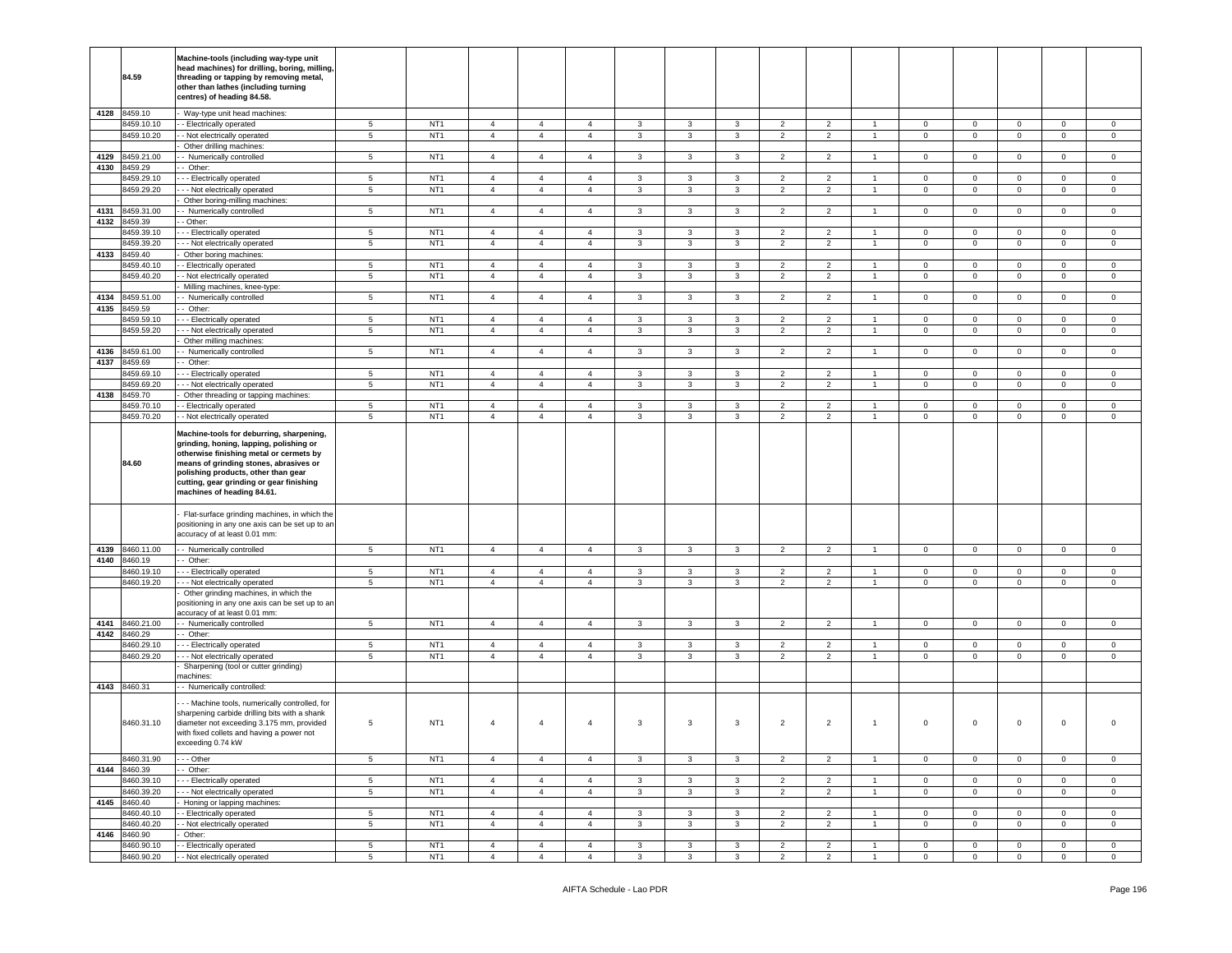| | | | | | | | | | | | | | | | | | |
|---|---|---|---|---|---|---|---|---|---|---|---|---|---|---|---|---|---|
| | **84.59** | **Machine-tools (including way-type unit head machines) for drilling, boring, milling, threading or tapping by removing metal, other than lathes (including turning centres) of heading 84.58.** | | | | | | | | | | | | | | | |
| 4128 | 8459.10 | - Way-type unit head machines: | | | | | | | | | | | | | | | |
| | 8459.10.10 | - - Electrically operated | 5 | NT1 | 4 | 4 | 4 | 3 | 3 | 3 | 2 | 2 | 1 | 0 | 0 | 0 | 0 | 0 |
| | 8459.10.20 | - - Not electrically operated | 5 | NT1 | 4 | 4 | 4 | 3 | 3 | 3 | 2 | 2 | 1 | 0 | 0 | 0 | 0 | 0 |
| | | - Other drilling machines: | | | | | | | | | | | | | | | |
| 4129 | 8459.21.00 | - - Numerically controlled | 5 | NT1 | 4 | 4 | 4 | 3 | 3 | 3 | 2 | 2 | 1 | 0 | 0 | 0 | 0 | 0 |
| 4130 | 8459.29 | - - Other: | | | | | | | | | | | | | | | |
| | 8459.29.10 | - - - Electrically operated | 5 | NT1 | 4 | 4 | 4 | 3 | 3 | 3 | 2 | 2 | 1 | 0 | 0 | 0 | 0 | 0 |
| | 8459.29.20 | - - - Not electrically operated | 5 | NT1 | 4 | 4 | 4 | 3 | 3 | 3 | 2 | 2 | 1 | 0 | 0 | 0 | 0 | 0 |
| | | - Other boring-milling machines: | | | | | | | | | | | | | | | |
| 4131 | 8459.31.00 | - - Numerically controlled | 5 | NT1 | 4 | 4 | 4 | 3 | 3 | 3 | 2 | 2 | 1 | 0 | 0 | 0 | 0 | 0 |
| 4132 | 8459.39 | - - Other: | | | | | | | | | | | | | | | |
| | 8459.39.10 | - - - Electrically operated | 5 | NT1 | 4 | 4 | 4 | 3 | 3 | 3 | 2 | 2 | 1 | 0 | 0 | 0 | 0 | 0 |
| | 8459.39.20 | - - - Not electrically operated | 5 | NT1 | 4 | 4 | 4 | 3 | 3 | 3 | 2 | 2 | 1 | 0 | 0 | 0 | 0 | 0 |
| 4133 | 8459.40 | - Other boring machines: | | | | | | | | | | | | | | | |
| | 8459.40.10 | - - Electrically operated | 5 | NT1 | 4 | 4 | 4 | 3 | 3 | 3 | 2 | 2 | 1 | 0 | 0 | 0 | 0 | 0 |
| | 8459.40.20 | - - Not electrically operated | 5 | NT1 | 4 | 4 | 4 | 3 | 3 | 3 | 2 | 2 | 1 | 0 | 0 | 0 | 0 | 0 |
| | | - Milling machines, knee-type: | | | | | | | | | | | | | | | |
| 4134 | 8459.51.00 | - - Numerically controlled | 5 | NT1 | 4 | 4 | 4 | 3 | 3 | 3 | 2 | 2 | 1 | 0 | 0 | 0 | 0 | 0 |
| 4135 | 8459.59 | - - Other: | | | | | | | | | | | | | | | |
| | 8459.59.10 | - - - Electrically operated | 5 | NT1 | 4 | 4 | 4 | 3 | 3 | 3 | 2 | 2 | 1 | 0 | 0 | 0 | 0 | 0 |
| | 8459.59.20 | - - - Not electrically operated | 5 | NT1 | 4 | 4 | 4 | 3 | 3 | 3 | 2 | 2 | 1 | 0 | 0 | 0 | 0 | 0 |
| | | - Other milling machines: | | | | | | | | | | | | | | | |
| 4136 | 8459.61.00 | - - Numerically controlled | 5 | NT1 | 4 | 4 | 4 | 3 | 3 | 3 | 2 | 2 | 1 | 0 | 0 | 0 | 0 | 0 |
| 4137 | 8459.69 | - - Other: | | | | | | | | | | | | | | | |
| | 8459.69.10 | - - - Electrically operated | 5 | NT1 | 4 | 4 | 4 | 3 | 3 | 3 | 2 | 2 | 1 | 0 | 0 | 0 | 0 | 0 |
| | 8459.69.20 | - - - Not electrically operated | 5 | NT1 | 4 | 4 | 4 | 3 | 3 | 3 | 2 | 2 | 1 | 0 | 0 | 0 | 0 | 0 |
| 4138 | 8459.70 | - Other threading or tapping machines: | | | | | | | | | | | | | | | |
| | 8459.70.10 | - - Electrically operated | 5 | NT1 | 4 | 4 | 4 | 3 | 3 | 3 | 2 | 2 | 1 | 0 | 0 | 0 | 0 | 0 |
| | 8459.70.20 | - - Not electrically operated | 5 | NT1 | 4 | 4 | 4 | 3 | 3 | 3 | 2 | 2 | 1 | 0 | 0 | 0 | 0 | 0 |
| | **84.60** | **Machine-tools for deburring, sharpening, grinding, honing, lapping, polishing or otherwise finishing metal or cermets by means of grinding stones, abrasives or polishing products, other than gear cutting, gear grinding or gear finishing machines of heading 84.61.** | | | | | | | | | | | | | | | |
| | | - Flat-surface grinding machines, in which the positioning in any one axis can be set up to an accuracy of at least 0.01 mm: | | | | | | | | | | | | | | | |
| 4139 | 8460.11.00 | - - Numerically controlled | 5 | NT1 | 4 | 4 | 4 | 3 | 3 | 3 | 2 | 2 | 1 | 0 | 0 | 0 | 0 | 0 |
| 4140 | 8460.19 | - - Other: | | | | | | | | | | | | | | | |
| | 8460.19.10 | - - - Electrically operated | 5 | NT1 | 4 | 4 | 4 | 3 | 3 | 3 | 2 | 2 | 1 | 0 | 0 | 0 | 0 | 0 |
| | 8460.19.20 | - - - Not electrically operated | 5 | NT1 | 4 | 4 | 4 | 3 | 3 | 3 | 2 | 2 | 1 | 0 | 0 | 0 | 0 | 0 |
| | | - Other grinding machines, in which the positioning in any one axis can be set up to an accuracy of at least 0.01 mm: | | | | | | | | | | | | | | | |
| 4141 | 8460.21.00 | - - Numerically controlled | 5 | NT1 | 4 | 4 | 4 | 3 | 3 | 3 | 2 | 2 | 1 | 0 | 0 | 0 | 0 | 0 |
| 4142 | 8460.29 | - - Other: | | | | | | | | | | | | | | | |
| | 8460.29.10 | - - - Electrically operated | 5 | NT1 | 4 | 4 | 4 | 3 | 3 | 3 | 2 | 2 | 1 | 0 | 0 | 0 | 0 | 0 |
| | 8460.29.20 | - - - Not electrically operated | 5 | NT1 | 4 | 4 | 4 | 3 | 3 | 3 | 2 | 2 | 1 | 0 | 0 | 0 | 0 | 0 |
| | | - Sharpening (tool or cutter grinding) machines: | | | | | | | | | | | | | | | |
| 4143 | 8460.31 | - - Numerically controlled: | | | | | | | | | | | | | | | |
| | 8460.31.10 | - - - Machine tools, numerically controlled, for sharpening carbide drilling bits with a shank diameter not exceeding 3.175 mm, provided with fixed collets and having a power not exceeding 0.74 kW | 5 | NT1 | 4 | 4 | 4 | 3 | 3 | 3 | 2 | 2 | 1 | 0 | 0 | 0 | 0 | 0 |
| | 8460.31.90 | - - - Other | 5 | NT1 | 4 | 4 | 4 | 3 | 3 | 3 | 2 | 2 | 1 | 0 | 0 | 0 | 0 | 0 |
| 4144 | 8460.39 | - - Other: | | | | | | | | | | | | | | | |
| | 8460.39.10 | - - - Electrically operated | 5 | NT1 | 4 | 4 | 4 | 3 | 3 | 3 | 2 | 2 | 1 | 0 | 0 | 0 | 0 | 0 |
| | 8460.39.20 | - - - Not electrically operated | 5 | NT1 | 4 | 4 | 4 | 3 | 3 | 3 | 2 | 2 | 1 | 0 | 0 | 0 | 0 | 0 |
| 4145 | 8460.40 | - Honing or lapping machines: | | | | | | | | | | | | | | | |
| | 8460.40.10 | - - Electrically operated | 5 | NT1 | 4 | 4 | 4 | 3 | 3 | 3 | 2 | 2 | 1 | 0 | 0 | 0 | 0 | 0 |
| | 8460.40.20 | - - Not electrically operated | 5 | NT1 | 4 | 4 | 4 | 3 | 3 | 3 | 2 | 2 | 1 | 0 | 0 | 0 | 0 | 0 |
| 4146 | 8460.90 | - Other: | | | | | | | | | | | | | | | |
| | 8460.90.10 | - - Electrically operated | 5 | NT1 | 4 | 4 | 4 | 3 | 3 | 3 | 2 | 2 | 1 | 0 | 0 | 0 | 0 | 0 |
| | 8460.90.20 | - - Not electrically operated | 5 | NT1 | 4 | 4 | 4 | 3 | 3 | 3 | 2 | 2 | 1 | 0 | 0 | 0 | 0 | 0 |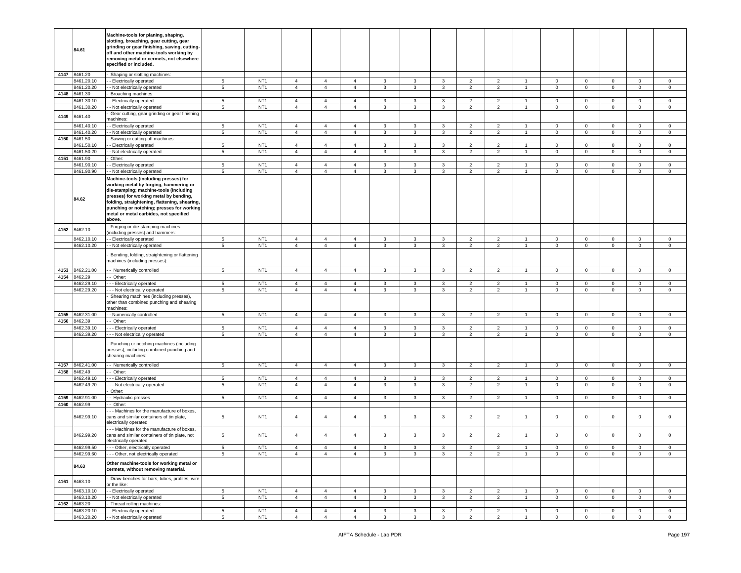| | | | | | | | | | | | | | | | | | |
|---|---|---|---|---|---|---|---|---|---|---|---|---|---|---|---|---|---|
| | **84.61** | **Machine-tools for planing, shaping, slotting, broaching, gear cutting, gear grinding or gear finishing, sawing, cutting-off and other machine-tools working by removing metal or cermets, not elsewhere specified or included.** | | | | | | | | | | | | | | | |
| 4147 | 8461.20 | - Shaping or slotting machines: | | | | | | | | | | | | | | | |
| | 8461.20.10 | - - Electrically operated | 5 | NT1 | 4 | 4 | 4 | 3 | 3 | 3 | 2 | 2 | 1 | 0 | 0 | 0 | 0 | 0 |
| | 8461.20.20 | - - Not electrically operated | 5 | NT1 | 4 | 4 | 4 | 3 | 3 | 3 | 2 | 2 | 1 | 0 | 0 | 0 | 0 | 0 |
| 4148 | 8461.30 | - Broaching machines: | | | | | | | | | | | | | | | |
| | 8461.30.10 | - - Electrically operated | 5 | NT1 | 4 | 4 | 4 | 3 | 3 | 3 | 2 | 2 | 1 | 0 | 0 | 0 | 0 | 0 |
| | 8461.30.20 | - - Not electrically operated | 5 | NT1 | 4 | 4 | 4 | 3 | 3 | 3 | 2 | 2 | 1 | 0 | 0 | 0 | 0 | 0 |
| 4149 | 8461.40 | - Gear cutting, gear grinding or gear finishing machines: | | | | | | | | | | | | | | | |
| | 8461.40.10 | - - Electrically operated | 5 | NT1 | 4 | 4 | 4 | 3 | 3 | 3 | 2 | 2 | 1 | 0 | 0 | 0 | 0 | 0 |
| | 8461.40.20 | - - Not electrically operated | 5 | NT1 | 4 | 4 | 4 | 3 | 3 | 3 | 2 | 2 | 1 | 0 | 0 | 0 | 0 | 0 |
| 4150 | 8461.50 | - Sawing or cutting-off machines: | | | | | | | | | | | | | | | |
| | 8461.50.10 | - - Electrically operated | 5 | NT1 | 4 | 4 | 4 | 3 | 3 | 3 | 2 | 2 | 1 | 0 | 0 | 0 | 0 | 0 |
| | 8461.50.20 | - - Not electrically operated | 5 | NT1 | 4 | 4 | 4 | 3 | 3 | 3 | 2 | 2 | 1 | 0 | 0 | 0 | 0 | 0 |
| 4151 | 8461.90 | - Other: | | | | | | | | | | | | | | | |
| | 8461.90.10 | - - Electrically operated | 5 | NT1 | 4 | 4 | 4 | 3 | 3 | 3 | 2 | 2 | 1 | 0 | 0 | 0 | 0 | 0 |
| | 8461.90.90 | - - Not electrically operated | 5 | NT1 | 4 | 4 | 4 | 3 | 3 | 3 | 2 | 2 | 1 | 0 | 0 | 0 | 0 | 0 |
| | **84.62** | **Machine-tools (including presses) for working metal by forging, hammering or die-stamping; machine-tools (including presses) for working metal by bending, folding, straightening, flattening, shearing, punching or notching; presses for working metal or metal carbides, not specified above.** | | | | | | | | | | | | | | | |
| 4152 | 8462.10 | - Forging or die-stamping machines (including presses) and hammers: | | | | | | | | | | | | | | | |
| | 8462.10.10 | - - Electrically operated | 5 | NT1 | 4 | 4 | 4 | 3 | 3 | 3 | 2 | 2 | 1 | 0 | 0 | 0 | 0 | 0 |
| | 8462.10.20 | - - Not electrically operated | 5 | NT1 | 4 | 4 | 4 | 3 | 3 | 3 | 2 | 2 | 1 | 0 | 0 | 0 | 0 | 0 |
| | | - Bending, folding, straightening or flattening machines (including presses): | | | | | | | | | | | | | | | |
| 4153 | 8462.21.00 | - - Numerically controlled | 5 | NT1 | 4 | 4 | 4 | 3 | 3 | 3 | 2 | 2 | 1 | 0 | 0 | 0 | 0 | 0 |
| 4154 | 8462.29 | - - Other: | | | | | | | | | | | | | | | |
| | 8462.29.10 | - - - Electrically operated | 5 | NT1 | 4 | 4 | 4 | 3 | 3 | 3 | 2 | 2 | 1 | 0 | 0 | 0 | 0 | 0 |
| | 8462.29.20 | - - - Not electrically operated | 5 | NT1 | 4 | 4 | 4 | 3 | 3 | 3 | 2 | 2 | 1 | 0 | 0 | 0 | 0 | 0 |
| | | - Shearing machines (including presses), other than combined punching and shearing machines: | | | | | | | | | | | | | | | |
| 4155 | 8462.31.00 | - - Numerically controlled | 5 | NT1 | 4 | 4 | 4 | 3 | 3 | 3 | 2 | 2 | 1 | 0 | 0 | 0 | 0 | 0 |
| 4156 | 8462.39 | - - Other: | | | | | | | | | | | | | | | |
| | 8462.39.10 | - - - Electrically operated | 5 | NT1 | 4 | 4 | 4 | 3 | 3 | 3 | 2 | 2 | 1 | 0 | 0 | 0 | 0 | 0 |
| | 8462.39.20 | - - - Not electrically operated | 5 | NT1 | 4 | 4 | 4 | 3 | 3 | 3 | 2 | 2 | 1 | 0 | 0 | 0 | 0 | 0 |
| | | - Punching or notching machines (including presses), including combined punching and shearing machines: | | | | | | | | | | | | | | | |
| 4157 | 8462.41.00 | - - Numerically controlled | 5 | NT1 | 4 | 4 | 4 | 3 | 3 | 3 | 2 | 2 | 1 | 0 | 0 | 0 | 0 | 0 |
| 4158 | 8462.49 | - - Other: | | | | | | | | | | | | | | | |
| | 8462.49.10 | - - - Electrically operated | 5 | NT1 | 4 | 4 | 4 | 3 | 3 | 3 | 2 | 2 | 1 | 0 | 0 | 0 | 0 | 0 |
| | 8462.49.20 | - - - Not electrically operated | 5 | NT1 | 4 | 4 | 4 | 3 | 3 | 3 | 2 | 2 | 1 | 0 | 0 | 0 | 0 | 0 |
| | | - Other: | | | | | | | | | | | | | | | |
| 4159 | 8462.91.00 | - - Hydraulic presses | 5 | NT1 | 4 | 4 | 4 | 3 | 3 | 3 | 2 | 2 | 1 | 0 | 0 | 0 | 0 | 0 |
| 4160 | 8462.99 | - - Other: | | | | | | | | | | | | | | | |
| | 8462.99.10 | - - - Machines for the manufacture of boxes, cans and similar containers of tin plate, electrically operated | 5 | NT1 | 4 | 4 | 4 | 3 | 3 | 3 | 2 | 2 | 1 | 0 | 0 | 0 | 0 | 0 |
| | 8462.99.20 | - - - Machines for the manufacture of boxes, cans and similar containers of tin plate, not electrically operated | 5 | NT1 | 4 | 4 | 4 | 3 | 3 | 3 | 2 | 2 | 1 | 0 | 0 | 0 | 0 | 0 |
| | 8462.99.50 | - - - Other, electrically operated | 5 | NT1 | 4 | 4 | 4 | 3 | 3 | 3 | 2 | 2 | 1 | 0 | 0 | 0 | 0 | 0 |
| | 8462.99.60 | - - - Other, not electrically operated | 5 | NT1 | 4 | 4 | 4 | 3 | 3 | 3 | 2 | 2 | 1 | 0 | 0 | 0 | 0 | 0 |
| | **84.63** | **Other machine-tools for working metal or cermets, without removing material.** | | | | | | | | | | | | | | | |
| 4161 | 8463.10 | - Draw-benches for bars, tubes, profiles, wire or the like: | | | | | | | | | | | | | | | |
| | 8463.10.10 | - - Electrically operated | 5 | NT1 | 4 | 4 | 4 | 3 | 3 | 3 | 2 | 2 | 1 | 0 | 0 | 0 | 0 | 0 |
| | 8463.10.20 | - - Not electrically operated | 5 | NT1 | 4 | 4 | 4 | 3 | 3 | 3 | 2 | 2 | 1 | 0 | 0 | 0 | 0 | 0 |
| 4162 | 8463.20 | - Thread rolling machines: | | | | | | | | | | | | | | | |
| | 8463.20.10 | - - Electrically operated | 5 | NT1 | 4 | 4 | 4 | 3 | 3 | 3 | 2 | 2 | 1 | 0 | 0 | 0 | 0 | 0 |
| | 8463.20.20 | - - Not electrically operated | 5 | NT1 | 4 | 4 | 4 | 3 | 3 | 3 | 2 | 2 | 1 | 0 | 0 | 0 | 0 | 0 |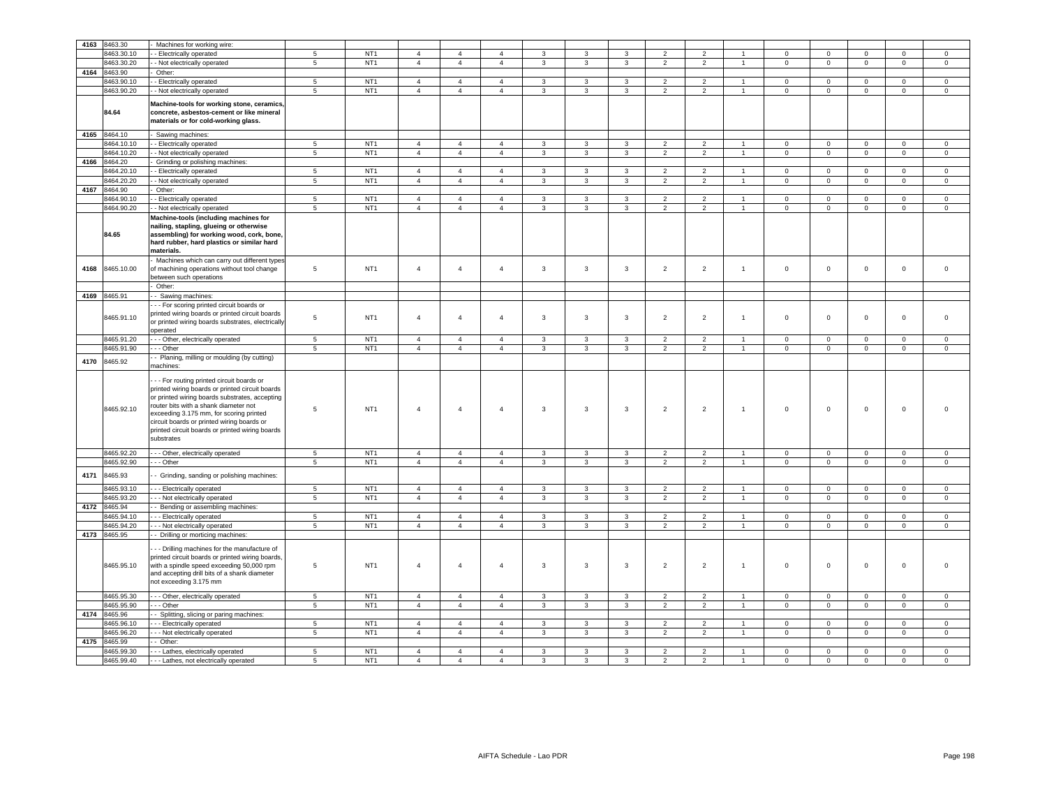| | | | | | | | | | | | | | | | | | |
|---|---|---|---|---|---|---|---|---|---|---|---|---|---|---|---|---|---|
| 4163 | 8463.30 | - Machines for working wire: | | | | | | | | | | | | | | | |
| | 8463.30.10 | - - Electrically operated | 5 | NT1 | 4 | 4 | 4 | 3 | 3 | 3 | 2 | 2 | 1 | 0 | 0 | 0 | 0 | 0 |
| | 8463.30.20 | - - Not electrically operated | 5 | NT1 | 4 | 4 | 4 | 3 | 3 | 3 | 2 | 2 | 1 | 0 | 0 | 0 | 0 | 0 |
| 4164 | 8463.90 | - Other: | | | | | | | | | | | | | | | |
| | 8463.90.10 | - - Electrically operated | 5 | NT1 | 4 | 4 | 4 | 3 | 3 | 3 | 2 | 2 | 1 | 0 | 0 | 0 | 0 | 0 |
| | 8463.90.20 | - - Not electrically operated | 5 | NT1 | 4 | 4 | 4 | 3 | 3 | 3 | 2 | 2 | 1 | 0 | 0 | 0 | 0 | 0 |
| | 84.64 | **Machine-tools for working stone, ceramics, concrete, asbestos-cement or like mineral materials or for cold-working glass.** | | | | | | | | | | | | | | | |
| 4165 | 8464.10 | - Sawing machines: | | | | | | | | | | | | | | | |
| | 8464.10.10 | - - Electrically operated | 5 | NT1 | 4 | 4 | 4 | 3 | 3 | 3 | 2 | 2 | 1 | 0 | 0 | 0 | 0 | 0 |
| | 8464.10.20 | - - Not electrically operated | 5 | NT1 | 4 | 4 | 4 | 3 | 3 | 3 | 2 | 2 | 1 | 0 | 0 | 0 | 0 | 0 |
| 4166 | 8464.20 | - Grinding or polishing machines: | | | | | | | | | | | | | | | |
| | 8464.20.10 | - - Electrically operated | 5 | NT1 | 4 | 4 | 4 | 3 | 3 | 3 | 2 | 2 | 1 | 0 | 0 | 0 | 0 | 0 |
| | 8464.20.20 | - - Not electrically operated | 5 | NT1 | 4 | 4 | 4 | 3 | 3 | 3 | 2 | 2 | 1 | 0 | 0 | 0 | 0 | 0 |
| 4167 | 8464.90 | - Other: | | | | | | | | | | | | | | | |
| | 8464.90.10 | - - Electrically operated | 5 | NT1 | 4 | 4 | 4 | 3 | 3 | 3 | 2 | 2 | 1 | 0 | 0 | 0 | 0 | 0 |
| | 8464.90.20 | - - Not electrically operated | 5 | NT1 | 4 | 4 | 4 | 3 | 3 | 3 | 2 | 2 | 1 | 0 | 0 | 0 | 0 | 0 |
| | 84.65 | **Machine-tools (including machines for nailing, stapling, glueing or otherwise assembling) for working wood, cork, bone, hard rubber, hard plastics or similar hard materials.** | | | | | | | | | | | | | | | |
| 4168 | 8465.10.00 | - Machines which can carry out different types of machining operations without tool change between such operations | 5 | NT1 | 4 | 4 | 4 | 3 | 3 | 3 | 2 | 2 | 1 | 0 | 0 | 0 | 0 | 0 |
| | | - Other: | | | | | | | | | | | | | | | |
| 4169 | 8465.91 | - - Sawing machines: | | | | | | | | | | | | | | | |
| | 8465.91.10 | - - - For scoring printed circuit boards or printed wiring boards or printed circuit boards or printed wiring boards substrates, electrically operated | 5 | NT1 | 4 | 4 | 4 | 3 | 3 | 3 | 2 | 2 | 1 | 0 | 0 | 0 | 0 | 0 |
| | 8465.91.20 | - - - Other, electrically operated | 5 | NT1 | 4 | 4 | 4 | 3 | 3 | 3 | 2 | 2 | 1 | 0 | 0 | 0 | 0 | 0 |
| | 8465.91.90 | - - - Other | 5 | NT1 | 4 | 4 | 4 | 3 | 3 | 3 | 2 | 2 | 1 | 0 | 0 | 0 | 0 | 0 |
| 4170 | 8465.92 | - - Planing, milling or moulding (by cutting) machines: | | | | | | | | | | | | | | | |
| | 8465.92.10 | - - - For routing printed circuit boards or printed wiring boards or printed circuit boards or printed wiring boards substrates, accepting router bits with a shank diameter not exceeding 3.175 mm, for scoring printed circuit boards or printed wiring boards or printed circuit boards or printed wiring boards substrates | 5 | NT1 | 4 | 4 | 4 | 3 | 3 | 3 | 2 | 2 | 1 | 0 | 0 | 0 | 0 | 0 |
| | 8465.92.20 | - - - Other, electrically operated | 5 | NT1 | 4 | 4 | 4 | 3 | 3 | 3 | 2 | 2 | 1 | 0 | 0 | 0 | 0 | 0 |
| | 8465.92.90 | - - - Other | 5 | NT1 | 4 | 4 | 4 | 3 | 3 | 3 | 2 | 2 | 1 | 0 | 0 | 0 | 0 | 0 |
| 4171 | 8465.93 | - - Grinding, sanding or polishing machines: | | | | | | | | | | | | | | | |
| | 8465.93.10 | - - - Electrically operated | 5 | NT1 | 4 | 4 | 4 | 3 | 3 | 3 | 2 | 2 | 1 | 0 | 0 | 0 | 0 | 0 |
| | 8465.93.20 | - - - Not electrically operated | 5 | NT1 | 4 | 4 | 4 | 3 | 3 | 3 | 2 | 2 | 1 | 0 | 0 | 0 | 0 | 0 |
| 4172 | 8465.94 | - - Bending or assembling machines: | | | | | | | | | | | | | | | |
| | 8465.94.10 | - - - Electrically operated | 5 | NT1 | 4 | 4 | 4 | 3 | 3 | 3 | 2 | 2 | 1 | 0 | 0 | 0 | 0 | 0 |
| | 8465.94.20 | - - - Not electrically operated | 5 | NT1 | 4 | 4 | 4 | 3 | 3 | 3 | 2 | 2 | 1 | 0 | 0 | 0 | 0 | 0 |
| 4173 | 8465.95 | - - Drilling or morticing machines: | | | | | | | | | | | | | | | |
| | 8465.95.10 | - - - Drilling machines for the manufacture of printed circuit boards or printed wiring boards, with a spindle speed exceeding 50,000 rpm and accepting drill bits of a shank diameter not exceeding 3.175 mm | 5 | NT1 | 4 | 4 | 4 | 3 | 3 | 3 | 2 | 2 | 1 | 0 | 0 | 0 | 0 | 0 |
| | 8465.95.30 | - - - Other, electrically operated | 5 | NT1 | 4 | 4 | 4 | 3 | 3 | 3 | 2 | 2 | 1 | 0 | 0 | 0 | 0 | 0 |
| | 8465.95.90 | - - - Other | 5 | NT1 | 4 | 4 | 4 | 3 | 3 | 3 | 2 | 2 | 1 | 0 | 0 | 0 | 0 | 0 |
| 4174 | 8465.96 | - - Splitting, slicing or paring machines: | | | | | | | | | | | | | | | |
| | 8465.96.10 | - - - Electrically operated | 5 | NT1 | 4 | 4 | 4 | 3 | 3 | 3 | 2 | 2 | 1 | 0 | 0 | 0 | 0 | 0 |
| | 8465.96.20 | - - - Not electrically operated | 5 | NT1 | 4 | 4 | 4 | 3 | 3 | 3 | 2 | 2 | 1 | 0 | 0 | 0 | 0 | 0 |
| 4175 | 8465.99 | - - Other: | | | | | | | | | | | | | | | |
| | 8465.99.30 | - - - Lathes, electrically operated | 5 | NT1 | 4 | 4 | 4 | 3 | 3 | 3 | 2 | 2 | 1 | 0 | 0 | 0 | 0 | 0 |
| | 8465.99.40 | - - - Lathes, not electrically operated | 5 | NT1 | 4 | 4 | 4 | 3 | 3 | 3 | 2 | 2 | 1 | 0 | 0 | 0 | 0 | 0 |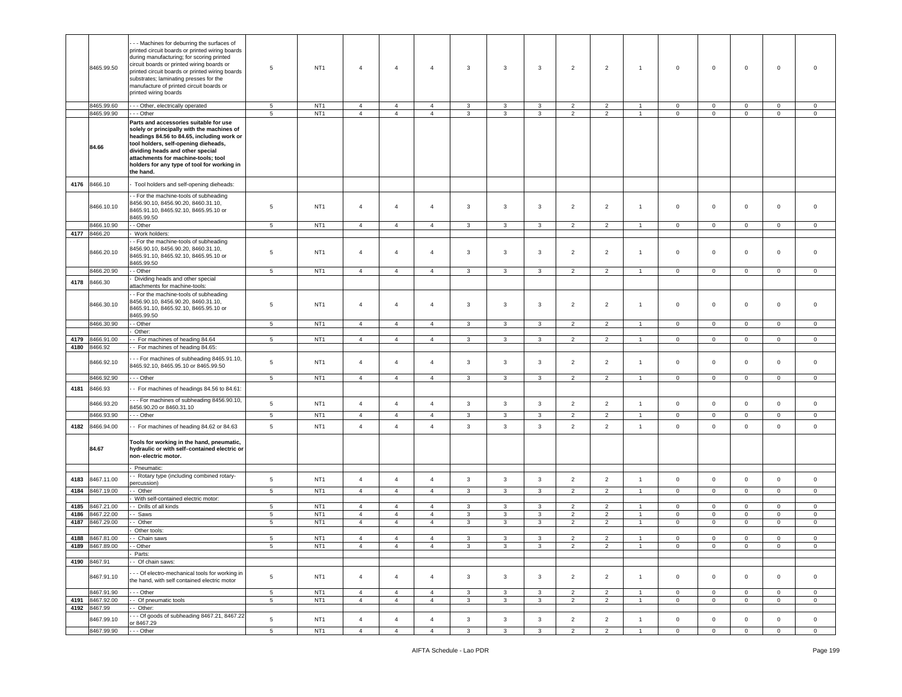| | | | | | | | | | | | | | | | | | |
|---|---|---|---|---|---|---|---|---|---|---|---|---|---|---|---|---|---|
| | 8465.99.50 | - - - Machines for deburring the surfaces of printed circuit boards or printed wiring boards during manufacturing; for scoring printed circuit boards or printed wiring boards or printed circuit boards or printed wiring boards substrates; laminating presses for the manufacture of printed circuit boards or printed wiring boards | 5 | NT1 | 4 | 4 | 4 | 3 | 3 | 3 | 2 | 2 | 1 | 0 | 0 | 0 | 0 | 0 |
| | 8465.99.60 | - - - Other, electrically operated | 5 | NT1 | 4 | 4 | 4 | 3 | 3 | 3 | 2 | 2 | 1 | 0 | 0 | 0 | 0 | 0 |
| | 8465.99.90 | - - - Other | 5 | NT1 | 4 | 4 | 4 | 3 | 3 | 3 | 2 | 2 | 1 | 0 | 0 | 0 | 0 | 0 |
| | 84.66 | **Parts and accessories suitable for use solely or principally with the machines of headings 84.56 to 84.65, including work or tool holders, self-opening dieheads, dividing heads and other special attachments for machine-tools; tool holders for any type of tool for working in the hand.** | | | | | | | | | | | | | | | | |
| 4176 | 8466.10 | - Tool holders and self-opening dieheads: | | | | | | | | | | | | | | | | |
| | 8466.10.10 | - - For the machine-tools of subheading 8456.90.10, 8456.90.20, 8460.31.10, 8465.91.10, 8465.92.10, 8465.95.10 or 8465.99.50 | 5 | NT1 | 4 | 4 | 4 | 3 | 3 | 3 | 2 | 2 | 1 | 0 | 0 | 0 | 0 | 0 |
| | 8466.10.90 | - - Other | 5 | NT1 | 4 | 4 | 4 | 3 | 3 | 3 | 2 | 2 | 1 | 0 | 0 | 0 | 0 | 0 |
| 4177 | 8466.20 | - Work holders: | | | | | | | | | | | | | | | | |
| | 8466.20.10 | - - For the machine-tools of subheading 8456.90.10, 8456.90.20, 8460.31.10, 8465.91.10, 8465.92.10, 8465.95.10 or 8465.99.50 | 5 | NT1 | 4 | 4 | 4 | 3 | 3 | 3 | 2 | 2 | 1 | 0 | 0 | 0 | 0 | 0 |
| | 8466.20.90 | - - Other | 5 | NT1 | 4 | 4 | 4 | 3 | 3 | 3 | 2 | 2 | 1 | 0 | 0 | 0 | 0 | 0 |
| 4178 | 8466.30 | - Dividing heads and other special attachments for machine-tools: | | | | | | | | | | | | | | | | |
| | 8466.30.10 | - - For the machine-tools of subheading 8456.90.10, 8456.90.20, 8460.31.10, 8465.91.10, 8465.92.10, 8465.95.10 or 8465.99.50 | 5 | NT1 | 4 | 4 | 4 | 3 | 3 | 3 | 2 | 2 | 1 | 0 | 0 | 0 | 0 | 0 |
| | 8466.30.90 | - - Other | 5 | NT1 | 4 | 4 | 4 | 3 | 3 | 3 | 2 | 2 | 1 | 0 | 0 | 0 | 0 | 0 |
| | | - Other: | | | | | | | | | | | | | | | | |
| 4179 | 8466.91.00 | - - For machines of heading 84.64 | 5 | NT1 | 4 | 4 | 4 | 3 | 3 | 3 | 2 | 2 | 1 | 0 | 0 | 0 | 0 | 0 |
| 4180 | 8466.92 | - - For machines of heading 84.65: | | | | | | | | | | | | | | | | |
| | 8466.92.10 | - - - For machines of subheading 8465.91.10, 8465.92.10, 8465.95.10 or 8465.99.50 | 5 | NT1 | 4 | 4 | 4 | 3 | 3 | 3 | 2 | 2 | 1 | 0 | 0 | 0 | 0 | 0 |
| | 8466.92.90 | - - - Other | 5 | NT1 | 4 | 4 | 4 | 3 | 3 | 3 | 2 | 2 | 1 | 0 | 0 | 0 | 0 | 0 |
| 4181 | 8466.93 | - - For machines of headings 84.56 to 84.61: | | | | | | | | | | | | | | | | |
| | 8466.93.20 | - - - For machines of subheading 8456.90.10, 8456.90.20 or 8460.31.10 | 5 | NT1 | 4 | 4 | 4 | 3 | 3 | 3 | 2 | 2 | 1 | 0 | 0 | 0 | 0 | 0 |
| | 8466.93.90 | - - - Other | 5 | NT1 | 4 | 4 | 4 | 3 | 3 | 3 | 2 | 2 | 1 | 0 | 0 | 0 | 0 | 0 |
| 4182 | 8466.94.00 | - - For machines of heading 84.62 or 84.63 | 5 | NT1 | 4 | 4 | 4 | 3 | 3 | 3 | 2 | 2 | 1 | 0 | 0 | 0 | 0 | 0 |
| | 84.67 | **Tools for working in the hand, pneumatic, hydraulic or with self-contained electric or non-electric motor.** | | | | | | | | | | | | | | | | |
| | | - Pneumatic: | | | | | | | | | | | | | | | | |
| 4183 | 8467.11.00 | - - Rotary type (including combined rotary-percussion) | 5 | NT1 | 4 | 4 | 4 | 3 | 3 | 3 | 2 | 2 | 1 | 0 | 0 | 0 | 0 | 0 |
| 4184 | 8467.19.00 | - - Other | 5 | NT1 | 4 | 4 | 4 | 3 | 3 | 3 | 2 | 2 | 1 | 0 | 0 | 0 | 0 | 0 |
| | | - With self-contained electric motor: | | | | | | | | | | | | | | | | |
| 4185 | 8467.21.00 | - - Drills of all kinds | 5 | NT1 | 4 | 4 | 4 | 3 | 3 | 3 | 2 | 2 | 1 | 0 | 0 | 0 | 0 | 0 |
| 4186 | 8467.22.00 | - - Saws | 5 | NT1 | 4 | 4 | 4 | 3 | 3 | 3 | 2 | 2 | 1 | 0 | 0 | 0 | 0 | 0 |
| 4187 | 8467.29.00 | - - Other | 5 | NT1 | 4 | 4 | 4 | 3 | 3 | 3 | 2 | 2 | 1 | 0 | 0 | 0 | 0 | 0 |
| | | - Other tools: | | | | | | | | | | | | | | | | |
| 4188 | 8467.81.00 | - - Chain saws | 5 | NT1 | 4 | 4 | 4 | 3 | 3 | 3 | 2 | 2 | 1 | 0 | 0 | 0 | 0 | 0 |
| 4189 | 8467.89.00 | - - Other | 5 | NT1 | 4 | 4 | 4 | 3 | 3 | 3 | 2 | 2 | 1 | 0 | 0 | 0 | 0 | 0 |
| | | - Parts: | | | | | | | | | | | | | | | | |
| 4190 | 8467.91 | - - Of chain saws: | | | | | | | | | | | | | | | | |
| | 8467.91.10 | - - - Of electro-mechanical tools for working in the hand, with self contained electric motor | 5 | NT1 | 4 | 4 | 4 | 3 | 3 | 3 | 2 | 2 | 1 | 0 | 0 | 0 | 0 | 0 |
| | 8467.91.90 | - - - Other | 5 | NT1 | 4 | 4 | 4 | 3 | 3 | 3 | 2 | 2 | 1 | 0 | 0 | 0 | 0 | 0 |
| 4191 | 8467.92.00 | - - Of pneumatic tools | 5 | NT1 | 4 | 4 | 4 | 3 | 3 | 3 | 2 | 2 | 1 | 0 | 0 | 0 | 0 | 0 |
| 4192 | 8467.99 | - - Other: | | | | | | | | | | | | | | | | |
| | 8467.99.10 | - - - Of goods of subheading 8467.21, 8467.22 or 8467.29 | 5 | NT1 | 4 | 4 | 4 | 3 | 3 | 3 | 2 | 2 | 1 | 0 | 0 | 0 | 0 | 0 |
| | 8467.99.90 | - - - Other | 5 | NT1 | 4 | 4 | 4 | 3 | 3 | 3 | 2 | 2 | 1 | 0 | 0 | 0 | 0 | 0 |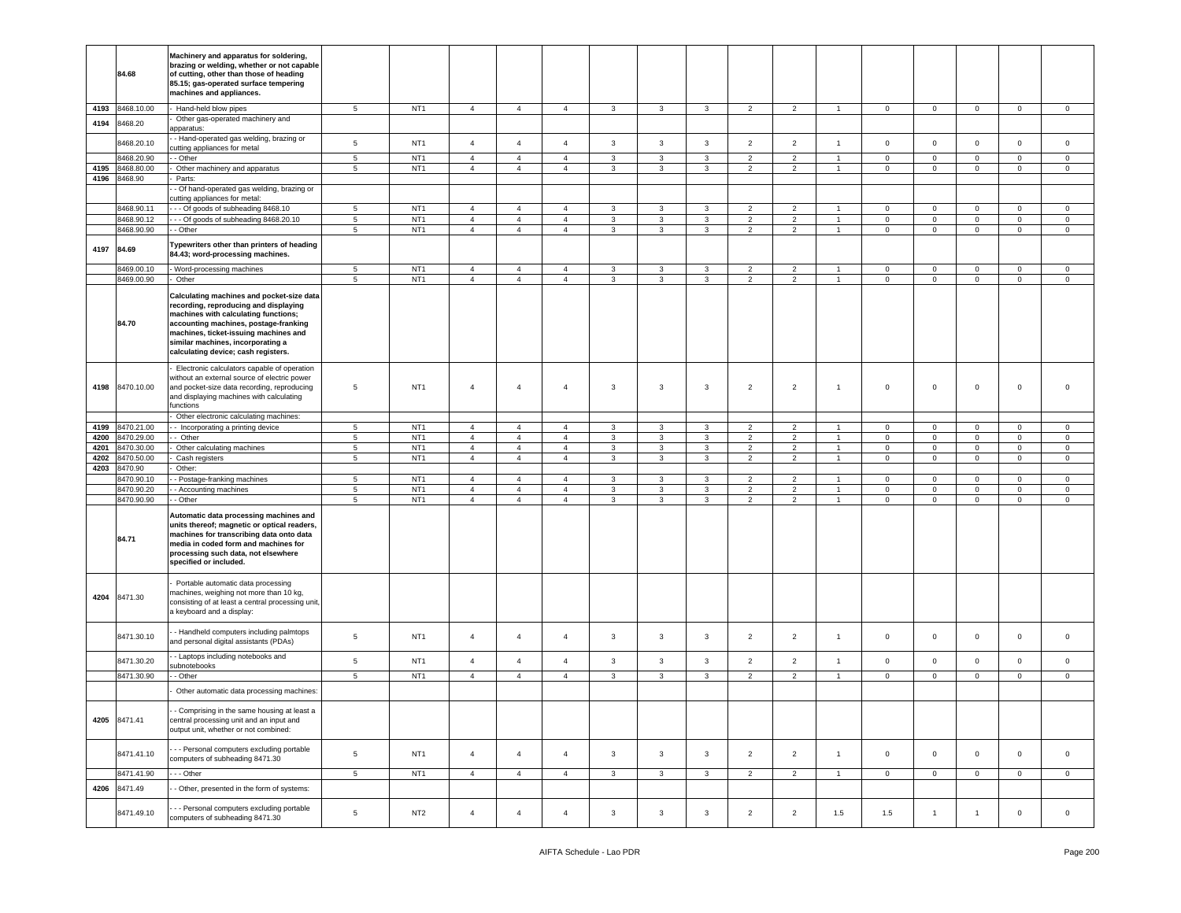| | | | | | | | | | | | | | | | | | |
|---|---|---|---|---|---|---|---|---|---|---|---|---|---|---|---|---|---|
| | 84.68 | **Machinery and apparatus for soldering, brazing or welding, whether or not capable of cutting, other than those of heading 85.15; gas-operated surface tempering machines and appliances.** | | | | | | | | | | | | | | | |
| 4193 | 8468.10.00 | - Hand-held blow pipes | 5 | NT1 | 4 | 4 | 4 | 3 | 3 | 3 | 2 | 2 | 1 | 0 | 0 | 0 | 0 | 0 |
| 4194 | 8468.20 | - Other gas-operated machinery and apparatus: | | | | | | | | | | | | | | | | |
| | 8468.20.10 | - - Hand-operated gas welding, brazing or cutting appliances for metal | 5 | NT1 | 4 | 4 | 4 | 3 | 3 | 3 | 2 | 2 | 1 | 0 | 0 | 0 | 0 | 0 |
| | 8468.20.90 | - - Other | 5 | NT1 | 4 | 4 | 4 | 3 | 3 | 3 | 2 | 2 | 1 | 0 | 0 | 0 | 0 | 0 |
| 4195 | 8468.80.00 | - Other machinery and apparatus | 5 | NT1 | 4 | 4 | 4 | 3 | 3 | 3 | 2 | 2 | 1 | 0 | 0 | 0 | 0 | 0 |
| 4196 | 8468.90 | - Parts: | | | | | | | | | | | | | | | | |
| | | - - Of hand-operated gas welding, brazing or cutting appliances for metal: | | | | | | | | | | | | | | | | |
| | 8468.90.11 | - - - Of goods of subheading 8468.10 | 5 | NT1 | 4 | 4 | 4 | 3 | 3 | 3 | 2 | 2 | 1 | 0 | 0 | 0 | 0 | 0 |
| | 8468.90.12 | - - - Of goods of subheading 8468.20.10 | 5 | NT1 | 4 | 4 | 4 | 3 | 3 | 3 | 2 | 2 | 1 | 0 | 0 | 0 | 0 | 0 |
| | 8468.90.90 | - - Other | 5 | NT1 | 4 | 4 | 4 | 3 | 3 | 3 | 2 | 2 | 1 | 0 | 0 | 0 | 0 | 0 |
| 4197 | 84.69 | **Typewriters other than printers of heading 84.43; word-processing machines.** | | | | | | | | | | | | | | | | |
| | 8469.00.10 | - Word-processing machines | 5 | NT1 | 4 | 4 | 4 | 3 | 3 | 3 | 2 | 2 | 1 | 0 | 0 | 0 | 0 | 0 |
| | 8469.00.90 | - Other | 5 | NT1 | 4 | 4 | 4 | 3 | 3 | 3 | 2 | 2 | 1 | 0 | 0 | 0 | 0 | 0 |
| | 84.70 | **Calculating machines and pocket-size data recording, reproducing and displaying machines with calculating functions; accounting machines, postage-franking machines, ticket-issuing machines and similar machines, incorporating a calculating device; cash registers.** | | | | | | | | | | | | | | | | |
| 4198 | 8470.10.00 | - Electronic calculators capable of operation without an external source of electric power and pocket-size data recording, reproducing and displaying machines with calculating functions | 5 | NT1 | 4 | 4 | 4 | 3 | 3 | 3 | 2 | 2 | 1 | 0 | 0 | 0 | 0 | 0 |
| | | - Other electronic calculating machines: | | | | | | | | | | | | | | | | |
| 4199 | 8470.21.00 | - - Incorporating a printing device | 5 | NT1 | 4 | 4 | 4 | 3 | 3 | 3 | 2 | 2 | 1 | 0 | 0 | 0 | 0 | 0 |
| 4200 | 8470.29.00 | - - Other | 5 | NT1 | 4 | 4 | 4 | 3 | 3 | 3 | 2 | 2 | 1 | 0 | 0 | 0 | 0 | 0 |
| 4201 | 8470.30.00 | - Other calculating machines | 5 | NT1 | 4 | 4 | 4 | 3 | 3 | 3 | 2 | 2 | 1 | 0 | 0 | 0 | 0 | 0 |
| 4202 | 8470.50.00 | - Cash registers | 5 | NT1 | 4 | 4 | 4 | 3 | 3 | 3 | 2 | 2 | 1 | 0 | 0 | 0 | 0 | 0 |
| 4203 | 8470.90 | - Other: | | | | | | | | | | | | | | | | |
| | 8470.90.10 | - - Postage-franking machines | 5 | NT1 | 4 | 4 | 4 | 3 | 3 | 3 | 2 | 2 | 1 | 0 | 0 | 0 | 0 | 0 |
| | 8470.90.20 | - - Accounting machines | 5 | NT1 | 4 | 4 | 4 | 3 | 3 | 3 | 2 | 2 | 1 | 0 | 0 | 0 | 0 | 0 |
| | 8470.90.90 | - - Other | 5 | NT1 | 4 | 4 | 4 | 3 | 3 | 3 | 2 | 2 | 1 | 0 | 0 | 0 | 0 | 0 |
| | 84.71 | **Automatic data processing machines and units thereof; magnetic or optical readers, machines for transcribing data onto data media in coded form and machines for processing such data, not elsewhere specified or included.** | | | | | | | | | | | | | | | | |
| 4204 | 8471.30 | - Portable automatic data processing machines, weighing not more than 10 kg, consisting of at least a central processing unit, a keyboard and a display: | | | | | | | | | | | | | | | | |
| | 8471.30.10 | - - Handheld computers including palmtops and personal digital assistants (PDAs) | 5 | NT1 | 4 | 4 | 4 | 3 | 3 | 3 | 2 | 2 | 1 | 0 | 0 | 0 | 0 | 0 |
| | 8471.30.20 | - - Laptops including notebooks and subnotebooks | 5 | NT1 | 4 | 4 | 4 | 3 | 3 | 3 | 2 | 2 | 1 | 0 | 0 | 0 | 0 | 0 |
| | 8471.30.90 | - - Other | 5 | NT1 | 4 | 4 | 4 | 3 | 3 | 3 | 2 | 2 | 1 | 0 | 0 | 0 | 0 | 0 |
| | | - Other automatic data processing machines: | | | | | | | | | | | | | | | | |
| 4205 | 8471.41 | - - Comprising in the same housing at least a central processing unit and an input and output unit, whether or not combined: | | | | | | | | | | | | | | | | |
| | 8471.41.10 | - - - Personal computers excluding portable computers of subheading 8471.30 | 5 | NT1 | 4 | 4 | 4 | 3 | 3 | 3 | 2 | 2 | 1 | 0 | 0 | 0 | 0 | 0 |
| | 8471.41.90 | - - - Other | 5 | NT1 | 4 | 4 | 4 | 3 | 3 | 3 | 2 | 2 | 1 | 0 | 0 | 0 | 0 | 0 |
| 4206 | 8471.49 | - - Other, presented in the form of systems: | | | | | | | | | | | | | | | | |
| | 8471.49.10 | - - - Personal computers excluding portable computers of subheading 8471.30 | 5 | NT2 | 4 | 4 | 4 | 3 | 3 | 3 | 2 | 2 | 1.5 | 1.5 | 1 | 1 | 0 | 0 |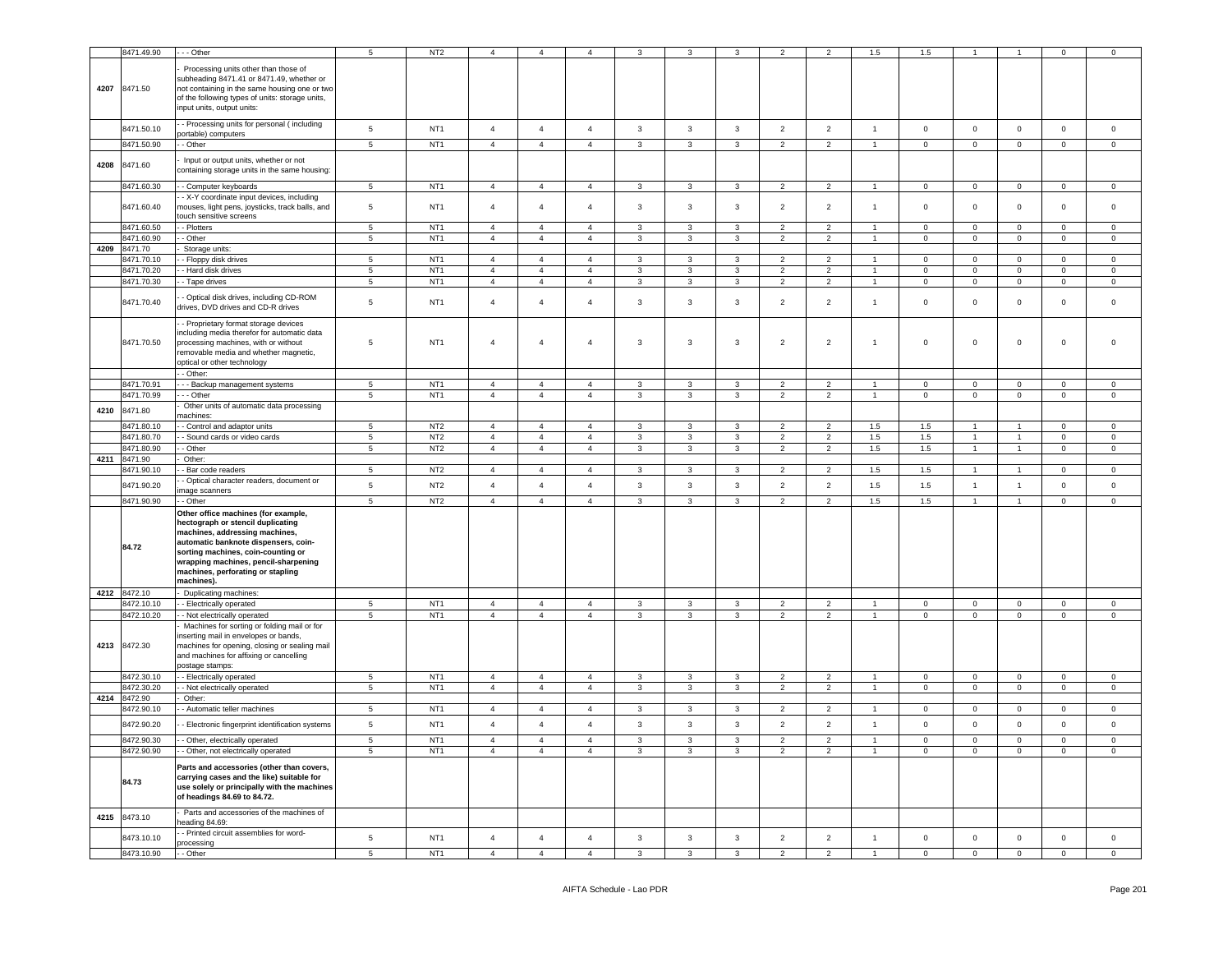| | 8471.49.90 | - - - Other | 5 | NT2 | 4 | 4 | 4 | 3 | 3 | 3 | 2 | 2 | 1.5 | 1.5 | 1 | 1 | 0 | 0 |
|---|---|---|---|---|---|---|---|---|---|---|---|---|---|---|---|---|---|---|
| 4207 | 8471.50 | - Processing units other than those of subheading 8471.41 or 8471.49, whether or not containing in the same housing one or two of the following types of units: storage units, input units, output units: | | | | | | | | | | | | | | | | |
| | 8471.50.10 | - - Processing units for personal ( including portable) computers | 5 | NT1 | 4 | 4 | 4 | 3 | 3 | 3 | 2 | 2 | 1 | 0 | 0 | 0 | 0 | 0 |
| | 8471.50.90 | - - Other | 5 | NT1 | 4 | 4 | 4 | 3 | 3 | 3 | 2 | 2 | 1 | 0 | 0 | 0 | 0 | 0 |
| 4208 | 8471.60 | - Input or output units, whether or not containing storage units in the same housing: | | | | | | | | | | | | | | | | |
| | 8471.60.30 | - - Computer keyboards | 5 | NT1 | 4 | 4 | 4 | 3 | 3 | 3 | 2 | 2 | 1 | 0 | 0 | 0 | 0 | 0 |
| | 8471.60.40 | - - X-Y coordinate input devices, including mouses, light pens, joysticks, track balls, and touch sensitive screens | 5 | NT1 | 4 | 4 | 4 | 3 | 3 | 3 | 2 | 2 | 1 | 0 | 0 | 0 | 0 | 0 |
| | 8471.60.50 | - - Plotters | 5 | NT1 | 4 | 4 | 4 | 3 | 3 | 3 | 2 | 2 | 1 | 0 | 0 | 0 | 0 | 0 |
| | 8471.60.90 | - - Other | 5 | NT1 | 4 | 4 | 4 | 3 | 3 | 3 | 2 | 2 | 1 | 0 | 0 | 0 | 0 | 0 |
| 4209 | 8471.70 | - Storage units: | | | | | | | | | | | | | | | | |
| | 8471.70.10 | - - Floppy disk drives | 5 | NT1 | 4 | 4 | 4 | 3 | 3 | 3 | 2 | 2 | 1 | 0 | 0 | 0 | 0 | 0 |
| | 8471.70.20 | - - Hard disk drives | 5 | NT1 | 4 | 4 | 4 | 3 | 3 | 3 | 2 | 2 | 1 | 0 | 0 | 0 | 0 | 0 |
| | 8471.70.30 | - - Tape drives | 5 | NT1 | 4 | 4 | 4 | 3 | 3 | 3 | 2 | 2 | 1 | 0 | 0 | 0 | 0 | 0 |
| | 8471.70.40 | - - Optical disk drives, including CD-ROM drives, DVD drives and CD-R drives | 5 | NT1 | 4 | 4 | 4 | 3 | 3 | 3 | 2 | 2 | 1 | 0 | 0 | 0 | 0 | 0 |
| | 8471.70.50 | - - Proprietary format storage devices including media therefor for automatic data processing machines, with or without removable media and whether magnetic, optical or other technology | 5 | NT1 | 4 | 4 | 4 | 3 | 3 | 3 | 2 | 2 | 1 | 0 | 0 | 0 | 0 | 0 |
| | | - - Other: | | | | | | | | | | | | | | | | |
| | 8471.70.91 | - - - Backup management systems | 5 | NT1 | 4 | 4 | 4 | 3 | 3 | 3 | 2 | 2 | 1 | 0 | 0 | 0 | 0 | 0 |
| | 8471.70.99 | - - - Other | 5 | NT1 | 4 | 4 | 4 | 3 | 3 | 3 | 2 | 2 | 1 | 0 | 0 | 0 | 0 | 0 |
| 4210 | 8471.80 | - Other units of automatic data processing machines: | | | | | | | | | | | | | | | | |
| | 8471.80.10 | - - Control and adaptor units | 5 | NT2 | 4 | 4 | 4 | 3 | 3 | 3 | 2 | 2 | 1.5 | 1.5 | 1 | 1 | 0 | 0 |
| | 8471.80.70 | - - Sound cards or video cards | 5 | NT2 | 4 | 4 | 4 | 3 | 3 | 3 | 2 | 2 | 1.5 | 1.5 | 1 | 1 | 0 | 0 |
| | 8471.80.90 | - - Other | 5 | NT2 | 4 | 4 | 4 | 3 | 3 | 3 | 2 | 2 | 1.5 | 1.5 | 1 | 1 | 0 | 0 |
| 4211 | 8471.90 | - Other: | | | | | | | | | | | | | | | | |
| | 8471.90.10 | - - Bar code readers | 5 | NT2 | 4 | 4 | 4 | 3 | 3 | 3 | 2 | 2 | 1.5 | 1.5 | 1 | 1 | 0 | 0 |
| | 8471.90.20 | - - Optical character readers, document or image scanners | 5 | NT2 | 4 | 4 | 4 | 3 | 3 | 3 | 2 | 2 | 1.5 | 1.5 | 1 | 1 | 0 | 0 |
| | 8471.90.90 | - - Other | 5 | NT2 | 4 | 4 | 4 | 3 | 3 | 3 | 2 | 2 | 1.5 | 1.5 | 1 | 1 | 0 | 0 |
| | **84.72** | **Other office machines (for example, hectograph or stencil duplicating machines, addressing machines, automatic banknote dispensers, coin-sorting machines, coin-counting or wrapping machines, pencil-sharpening machines, perforating or stapling machines).** | | | | | | | | | | | | | | | | |
| 4212 | 8472.10 | - Duplicating machines: | | | | | | | | | | | | | | | | |
| | 8472.10.10 | - - Electrically operated | 5 | NT1 | 4 | 4 | 4 | 3 | 3 | 3 | 2 | 2 | 1 | 0 | 0 | 0 | 0 | 0 |
| | 8472.10.20 | - - Not electrically operated | 5 | NT1 | 4 | 4 | 4 | 3 | 3 | 3 | 2 | 2 | 1 | 0 | 0 | 0 | 0 | 0 |
| 4213 | 8472.30 | - Machines for sorting or folding mail or for inserting mail in envelopes or bands, machines for opening, closing or sealing mail and machines for affixing or cancelling postage stamps: | | | | | | | | | | | | | | | | |
| | 8472.30.10 | - - Electrically operated | 5 | NT1 | 4 | 4 | 4 | 3 | 3 | 3 | 2 | 2 | 1 | 0 | 0 | 0 | 0 | 0 |
| | 8472.30.20 | - - Not electrically operated | 5 | NT1 | 4 | 4 | 4 | 3 | 3 | 3 | 2 | 2 | 1 | 0 | 0 | 0 | 0 | 0 |
| 4214 | 8472.90 | - Other: | | | | | | | | | | | | | | | | |
| | 8472.90.10 | - - Automatic teller machines | 5 | NT1 | 4 | 4 | 4 | 3 | 3 | 3 | 2 | 2 | 1 | 0 | 0 | 0 | 0 | 0 |
| | 8472.90.20 | - - Electronic fingerprint identification systems | 5 | NT1 | 4 | 4 | 4 | 3 | 3 | 3 | 2 | 2 | 1 | 0 | 0 | 0 | 0 | 0 |
| | 8472.90.30 | - - Other, electrically operated | 5 | NT1 | 4 | 4 | 4 | 3 | 3 | 3 | 2 | 2 | 1 | 0 | 0 | 0 | 0 | 0 |
| | 8472.90.90 | - - Other, not electrically operated | 5 | NT1 | 4 | 4 | 4 | 3 | 3 | 3 | 2 | 2 | 1 | 0 | 0 | 0 | 0 | 0 |
| | **84.73** | **Parts and accessories (other than covers, carrying cases and the like) suitable for use solely or principally with the machines of headings 84.69 to 84.72.** | | | | | | | | | | | | | | | | |
| 4215 | 8473.10 | - Parts and accessories of the machines of heading 84.69: | | | | | | | | | | | | | | | | |
| | 8473.10.10 | - - Printed circuit assemblies for word-processing | 5 | NT1 | 4 | 4 | 4 | 3 | 3 | 3 | 2 | 2 | 1 | 0 | 0 | 0 | 0 | 0 |
| | 8473.10.90 | - - Other | 5 | NT1 | 4 | 4 | 4 | 3 | 3 | 3 | 2 | 2 | 1 | 0 | 0 | 0 | 0 | 0 |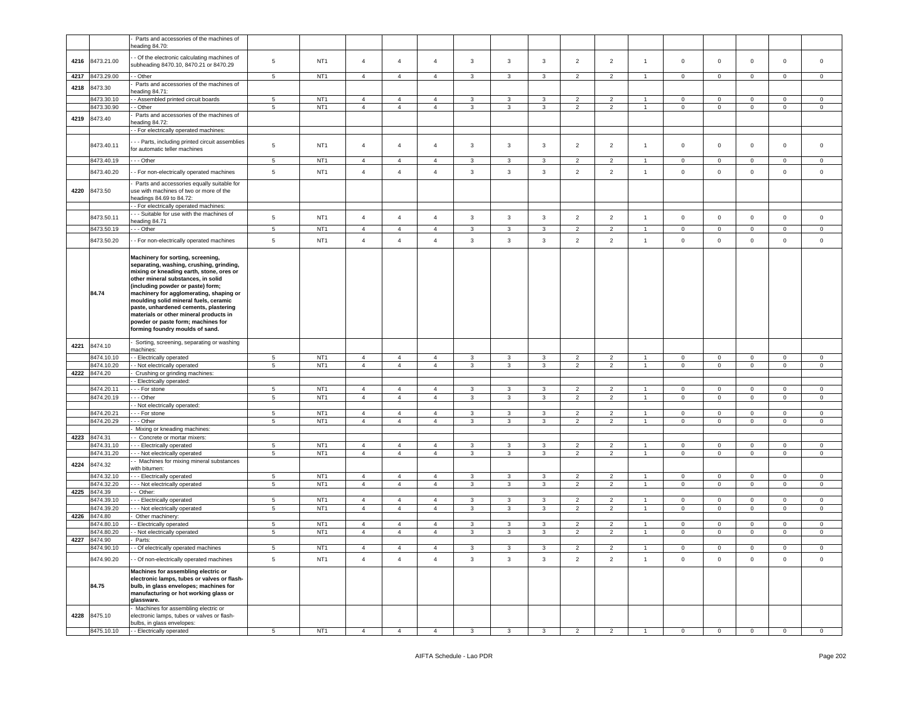| | | | | | | | | | | | | | | | | |
|---|---|---|---|---|---|---|---|---|---|---|---|---|---|---|---|---|
| | | - Parts and accessories of the machines of heading 84.70: | | | | | | | | | | | | | | | |
| 4216 | 8473.21.00 | - - Of the electronic calculating machines of subheading 8470.10, 8470.21 or 8470.29 | 5 | NT1 | 4 | 4 | 4 | 3 | 3 | 3 | 2 | 2 | 1 | 0 | 0 | 0 | 0 | 0 |
| 4217 | 8473.29.00 | - - Other | 5 | NT1 | 4 | 4 | 4 | 3 | 3 | 3 | 2 | 2 | 1 | 0 | 0 | 0 | 0 | 0 |
| 4218 | 8473.30 | - Parts and accessories of the machines of heading 84.71: | | | | | | | | | | | | | | | | |
| | 8473.30.10 | - - Assembled printed circuit boards | 5 | NT1 | 4 | 4 | 4 | 3 | 3 | 3 | 2 | 2 | 1 | 0 | 0 | 0 | 0 | 0 |
| | 8473.30.90 | - - Other | 5 | NT1 | 4 | 4 | 4 | 3 | 3 | 3 | 2 | 2 | 1 | 0 | 0 | 0 | 0 | 0 |
| 4219 | 8473.40 | - Parts and accessories of the machines of heading 84.72: | | | | | | | | | | | | | | | | |
| | | - - For electrically operated machines: | | | | | | | | | | | | | | | | |
| | 8473.40.11 | - - - Parts, including printed circuit assemblies for automatic teller machines | 5 | NT1 | 4 | 4 | 4 | 3 | 3 | 3 | 2 | 2 | 1 | 0 | 0 | 0 | 0 | 0 |
| | 8473.40.19 | - - - Other | 5 | NT1 | 4 | 4 | 4 | 3 | 3 | 3 | 2 | 2 | 1 | 0 | 0 | 0 | 0 | 0 |
| | 8473.40.20 | - - For non-electrically operated machines | 5 | NT1 | 4 | 4 | 4 | 3 | 3 | 3 | 2 | 2 | 1 | 0 | 0 | 0 | 0 | 0 |
| 4220 | 8473.50 | - Parts and accessories equally suitable for use with machines of two or more of the headings 84.69 to 84.72: | | | | | | | | | | | | | | | | |
| | | - - For electrically operated machines: | | | | | | | | | | | | | | | | |
| | 8473.50.11 | - - - Suitable for use with the machines of heading 84.71 | 5 | NT1 | 4 | 4 | 4 | 3 | 3 | 3 | 2 | 2 | 1 | 0 | 0 | 0 | 0 | 0 |
| | 8473.50.19 | - - - Other | 5 | NT1 | 4 | 4 | 4 | 3 | 3 | 3 | 2 | 2 | 1 | 0 | 0 | 0 | 0 | 0 |
| | 8473.50.20 | - - For non-electrically operated machines | 5 | NT1 | 4 | 4 | 4 | 3 | 3 | 3 | 2 | 2 | 1 | 0 | 0 | 0 | 0 | 0 |
| | **84.74** | **Machinery for sorting, screening, separating, washing, crushing, grinding, mixing or kneading earth, stone, ores or other mineral substances, in solid (including powder or paste) form; machinery for agglomerating, shaping or moulding solid mineral fuels, ceramic paste, unhardened cements, plastering materials or other mineral products in powder or paste form; machines for forming foundry moulds of sand.** | | | | | | | | | | | | | | | | |
| 4221 | 8474.10 | - Sorting, screening, separating or washing machines: | | | | | | | | | | | | | | | | |
| | 8474.10.10 | - - Electrically operated | 5 | NT1 | 4 | 4 | 4 | 3 | 3 | 3 | 2 | 2 | 1 | 0 | 0 | 0 | 0 | 0 |
| | 8474.10.20 | - - Not electrically operated | 5 | NT1 | 4 | 4 | 4 | 3 | 3 | 3 | 2 | 2 | 1 | 0 | 0 | 0 | 0 | 0 |
| 4222 | 8474.20 | - Crushing or grinding machines: | | | | | | | | | | | | | | | | |
| | | - - Electrically operated: | | | | | | | | | | | | | | | | |
| | 8474.20.11 | - - - For stone | 5 | NT1 | 4 | 4 | 4 | 3 | 3 | 3 | 2 | 2 | 1 | 0 | 0 | 0 | 0 | 0 |
| | 8474.20.19 | - - - Other | 5 | NT1 | 4 | 4 | 4 | 3 | 3 | 3 | 2 | 2 | 1 | 0 | 0 | 0 | 0 | 0 |
| | | - - Not electrically operated: | | | | | | | | | | | | | | | | |
| | 8474.20.21 | - - - For stone | 5 | NT1 | 4 | 4 | 4 | 3 | 3 | 3 | 2 | 2 | 1 | 0 | 0 | 0 | 0 | 0 |
| | 8474.20.29 | - - - Other | 5 | NT1 | 4 | 4 | 4 | 3 | 3 | 3 | 2 | 2 | 1 | 0 | 0 | 0 | 0 | 0 |
| | | - Mixing or kneading machines: | | | | | | | | | | | | | | | | |
| 4223 | 8474.31 | - - Concrete or mortar mixers: | | | | | | | | | | | | | | | | |
| | 8474.31.10 | - - - Electrically operated | 5 | NT1 | 4 | 4 | 4 | 3 | 3 | 3 | 2 | 2 | 1 | 0 | 0 | 0 | 0 | 0 |
| | 8474.31.20 | - - - Not electrically operated | 5 | NT1 | 4 | 4 | 4 | 3 | 3 | 3 | 2 | 2 | 1 | 0 | 0 | 0 | 0 | 0 |
| 4224 | 8474.32 | - - Machines for mixing mineral substances with bitumen: | | | | | | | | | | | | | | | | |
| | 8474.32.10 | - - - Electrically operated | 5 | NT1 | 4 | 4 | 4 | 3 | 3 | 3 | 2 | 2 | 1 | 0 | 0 | 0 | 0 | 0 |
| | 8474.32.20 | - - - Not electrically operated | 5 | NT1 | 4 | 4 | 4 | 3 | 3 | 3 | 2 | 2 | 1 | 0 | 0 | 0 | 0 | 0 |
| 4225 | 8474.39 | - - Other: | | | | | | | | | | | | | | | | |
| | 8474.39.10 | - - - Electrically operated | 5 | NT1 | 4 | 4 | 4 | 3 | 3 | 3 | 2 | 2 | 1 | 0 | 0 | 0 | 0 | 0 |
| | 8474.39.20 | - - - Not electrically operated | 5 | NT1 | 4 | 4 | 4 | 3 | 3 | 3 | 2 | 2 | 1 | 0 | 0 | 0 | 0 | 0 |
| 4226 | 8474.80 | - Other machinery: | | | | | | | | | | | | | | | | |
| | 8474.80.10 | - - Electrically operated | 5 | NT1 | 4 | 4 | 4 | 3 | 3 | 3 | 2 | 2 | 1 | 0 | 0 | 0 | 0 | 0 |
| | 8474.80.20 | - - Not electrically operated | 5 | NT1 | 4 | 4 | 4 | 3 | 3 | 3 | 2 | 2 | 1 | 0 | 0 | 0 | 0 | 0 |
| 4227 | 8474.90 | - Parts: | | | | | | | | | | | | | | | | |
| | 8474.90.10 | - - Of electrically operated machines | 5 | NT1 | 4 | 4 | 4 | 3 | 3 | 3 | 2 | 2 | 1 | 0 | 0 | 0 | 0 | 0 |
| | 8474.90.20 | - - Of non-electrically operated machines | 5 | NT1 | 4 | 4 | 4 | 3 | 3 | 3 | 2 | 2 | 1 | 0 | 0 | 0 | 0 | 0 |
| | **84.75** | **Machines for assembling electric or electronic lamps, tubes or valves or flash-bulb, in glass envelopes; machines for manufacturing or hot working glass or glassware.** | | | | | | | | | | | | | | | | |
| 4228 | 8475.10 | - Machines for assembling electric or electronic lamps, tubes or valves or flash-bulbs, in glass envelopes: | | | | | | | | | | | | | | | | |
| | 8475.10.10 | - - Electrically operated | 5 | NT1 | 4 | 4 | 4 | 3 | 3 | 3 | 2 | 2 | 1 | 0 | 0 | 0 | 0 | 0 |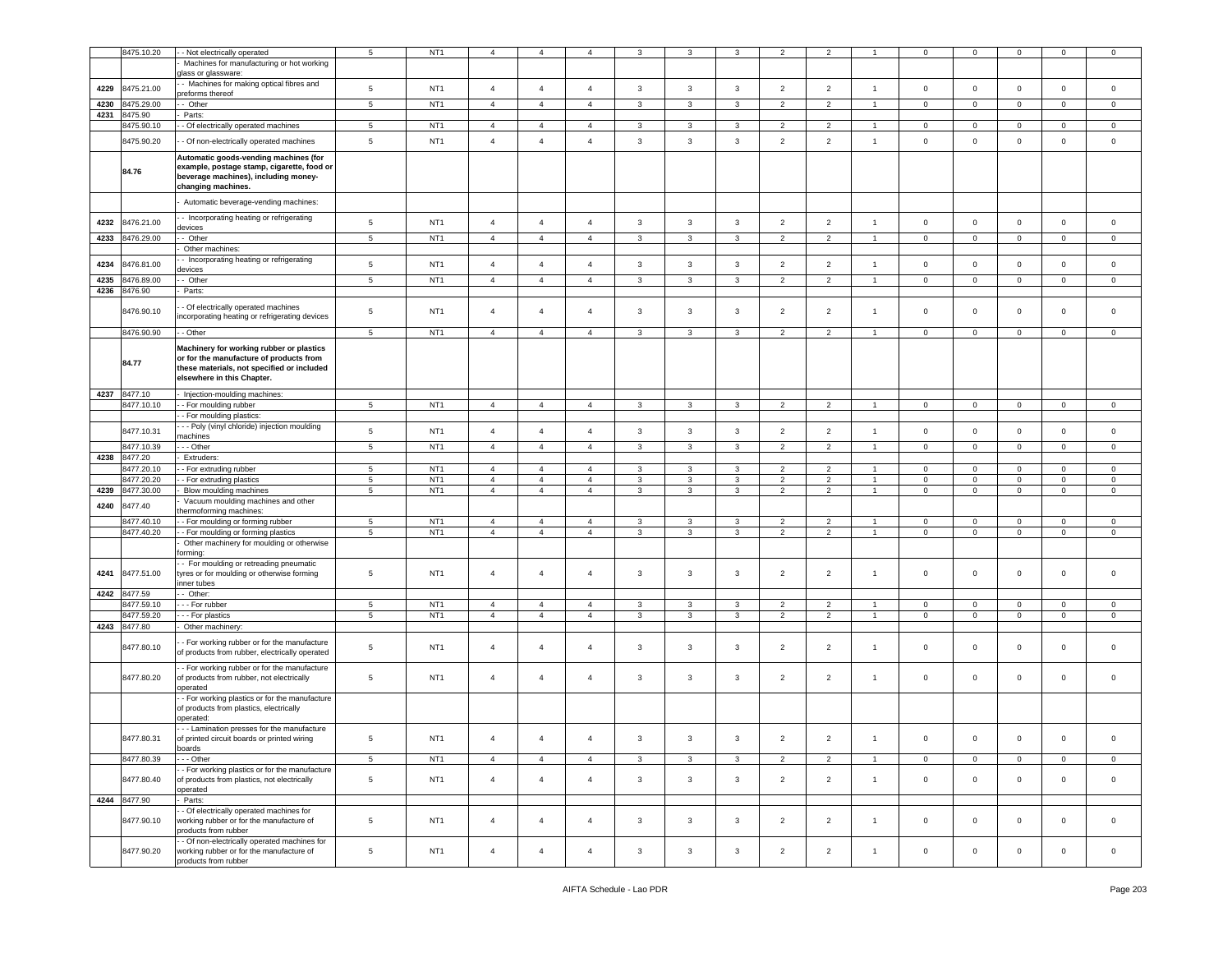|  | 8475.10.20 | - - Not electrically operated | 5 | NT1 | 4 | 4 | 4 | 3 | 3 | 3 | 2 | 2 | 1 | 0 | 0 | 0 | 0 | 0 |
|---|---|---|---|---|---|---|---|---|---|---|---|---|---|---|---|---|---|---|
|  |  | - Machines for manufacturing or hot working glass or glassware: |  |  |  |  |  |  |  |  |  |  |  |  |  |  |  |  |
| 4229 | 8475.21.00 | - - Machines for making optical fibres and preforms thereof | 5 | NT1 | 4 | 4 | 4 | 3 | 3 | 3 | 2 | 2 | 1 | 0 | 0 | 0 | 0 | 0 |
| 4230 | 8475.29.00 | - - Other | 5 | NT1 | 4 | 4 | 4 | 3 | 3 | 3 | 2 | 2 | 1 | 0 | 0 | 0 | 0 | 0 |
| 4231 | 8475.90 | - Parts: |  |  |  |  |  |  |  |  |  |  |  |  |  |  |  |  |
|  | 8475.90.10 | - - Of electrically operated machines | 5 | NT1 | 4 | 4 | 4 | 3 | 3 | 3 | 2 | 2 | 1 | 0 | 0 | 0 | 0 | 0 |
|  | 8475.90.20 | - - Of non-electrically operated machines | 5 | NT1 | 4 | 4 | 4 | 3 | 3 | 3 | 2 | 2 | 1 | 0 | 0 | 0 | 0 | 0 |
|  | **84.76** | **Automatic goods-vending machines (for example, postage stamp, cigarette, food or beverage machines), including money-changing machines.** |  |  |  |  |  |  |  |  |  |  |  |  |  |  |  |  |
|  |  | - Automatic beverage-vending machines: |  |  |  |  |  |  |  |  |  |  |  |  |  |  |  |  |
| 4232 | 8476.21.00 | - - Incorporating heating or refrigerating devices | 5 | NT1 | 4 | 4 | 4 | 3 | 3 | 3 | 2 | 2 | 1 | 0 | 0 | 0 | 0 | 0 |
| 4233 | 8476.29.00 | - - Other | 5 | NT1 | 4 | 4 | 4 | 3 | 3 | 3 | 2 | 2 | 1 | 0 | 0 | 0 | 0 | 0 |
|  |  | - Other machines: |  |  |  |  |  |  |  |  |  |  |  |  |  |  |  |  |
| 4234 | 8476.81.00 | - - Incorporating heating or refrigerating devices | 5 | NT1 | 4 | 4 | 4 | 3 | 3 | 3 | 2 | 2 | 1 | 0 | 0 | 0 | 0 | 0 |
| 4235 | 8476.89.00 | - - Other | 5 | NT1 | 4 | 4 | 4 | 3 | 3 | 3 | 2 | 2 | 1 | 0 | 0 | 0 | 0 | 0 |
| 4236 | 8476.90 | - Parts: |  |  |  |  |  |  |  |  |  |  |  |  |  |  |  |  |
|  | 8476.90.10 | - - Of electrically operated machines incorporating heating or refrigerating devices | 5 | NT1 | 4 | 4 | 4 | 3 | 3 | 3 | 2 | 2 | 1 | 0 | 0 | 0 | 0 | 0 |
|  | 8476.90.90 | - - Other | 5 | NT1 | 4 | 4 | 4 | 3 | 3 | 3 | 2 | 2 | 1 | 0 | 0 | 0 | 0 | 0 |
|  | **84.77** | **Machinery for working rubber or plastics or for the manufacture of products from these materials, not specified or included elsewhere in this Chapter.** |  |  |  |  |  |  |  |  |  |  |  |  |  |  |  |  |
| 4237 | 8477.10 | - Injection-moulding machines: |  |  |  |  |  |  |  |  |  |  |  |  |  |  |  |  |
|  | 8477.10.10 | - - For moulding rubber | 5 | NT1 | 4 | 4 | 4 | 3 | 3 | 3 | 2 | 2 | 1 | 0 | 0 | 0 | 0 | 0 |
|  |  | - - For moulding plastics: |  |  |  |  |  |  |  |  |  |  |  |  |  |  |  |  |
|  | 8477.10.31 | - - - Poly (vinyl chloride) injection moulding machines | 5 | NT1 | 4 | 4 | 4 | 3 | 3 | 3 | 2 | 2 | 1 | 0 | 0 | 0 | 0 | 0 |
|  | 8477.10.39 | - - - Other | 5 | NT1 | 4 | 4 | 4 | 3 | 3 | 3 | 2 | 2 | 1 | 0 | 0 | 0 | 0 | 0 |
| 4238 | 8477.20 | - Extruders: |  |  |  |  |  |  |  |  |  |  |  |  |  |  |  |  |
|  | 8477.20.10 | - - For extruding rubber | 5 | NT1 | 4 | 4 | 4 | 3 | 3 | 3 | 2 | 2 | 1 | 0 | 0 | 0 | 0 | 0 |
|  | 8477.20.20 | - - For extruding plastics | 5 | NT1 | 4 | 4 | 4 | 3 | 3 | 3 | 2 | 2 | 1 | 0 | 0 | 0 | 0 | 0 |
| 4239 | 8477.30.00 | - Blow moulding machines | 5 | NT1 | 4 | 4 | 4 | 3 | 3 | 3 | 2 | 2 | 1 | 0 | 0 | 0 | 0 | 0 |
| 4240 | 8477.40 | - Vacuum moulding machines and other thermoforming machines: |  |  |  |  |  |  |  |  |  |  |  |  |  |  |  |  |
|  | 8477.40.10 | - - For moulding or forming rubber | 5 | NT1 | 4 | 4 | 4 | 3 | 3 | 3 | 2 | 2 | 1 | 0 | 0 | 0 | 0 | 0 |
|  | 8477.40.20 | - - For moulding or forming plastics | 5 | NT1 | 4 | 4 | 4 | 3 | 3 | 3 | 2 | 2 | 1 | 0 | 0 | 0 | 0 | 0 |
|  |  | - Other machinery for moulding or otherwise forming: |  |  |  |  |  |  |  |  |  |  |  |  |  |  |  |  |
| 4241 | 8477.51.00 | - - For moulding or retreading pneumatic tyres or for moulding or otherwise forming inner tubes | 5 | NT1 | 4 | 4 | 4 | 3 | 3 | 3 | 2 | 2 | 1 | 0 | 0 | 0 | 0 | 0 |
| 4242 | 8477.59 | - - Other: |  |  |  |  |  |  |  |  |  |  |  |  |  |  |  |  |
|  | 8477.59.10 | - - - For rubber | 5 | NT1 | 4 | 4 | 4 | 3 | 3 | 3 | 2 | 2 | 1 | 0 | 0 | 0 | 0 | 0 |
|  | 8477.59.20 | - - - For plastics | 5 | NT1 | 4 | 4 | 4 | 3 | 3 | 3 | 2 | 2 | 1 | 0 | 0 | 0 | 0 | 0 |
| 4243 | 8477.80 | - Other machinery: |  |  |  |  |  |  |  |  |  |  |  |  |  |  |  |  |
|  | 8477.80.10 | - - For working rubber or for the manufacture of products from rubber, electrically operated | 5 | NT1 | 4 | 4 | 4 | 3 | 3 | 3 | 2 | 2 | 1 | 0 | 0 | 0 | 0 | 0 |
|  | 8477.80.20 | - - For working rubber or for the manufacture of products from rubber, not electrically operated | 5 | NT1 | 4 | 4 | 4 | 3 | 3 | 3 | 2 | 2 | 1 | 0 | 0 | 0 | 0 | 0 |
|  |  | - - For working plastics or for the manufacture of products from plastics, electrically operated: |  |  |  |  |  |  |  |  |  |  |  |  |  |  |  |  |
|  | 8477.80.31 | - - - Lamination presses for the manufacture of printed circuit boards or printed wiring boards | 5 | NT1 | 4 | 4 | 4 | 3 | 3 | 3 | 2 | 2 | 1 | 0 | 0 | 0 | 0 | 0 |
|  | 8477.80.39 | - - - Other | 5 | NT1 | 4 | 4 | 4 | 3 | 3 | 3 | 2 | 2 | 1 | 0 | 0 | 0 | 0 | 0 |
|  | 8477.80.40 | - - For working plastics or for the manufacture of products from plastics, not electrically operated | 5 | NT1 | 4 | 4 | 4 | 3 | 3 | 3 | 2 | 2 | 1 | 0 | 0 | 0 | 0 | 0 |
| 4244 | 8477.90 | - Parts: |  |  |  |  |  |  |  |  |  |  |  |  |  |  |  |  |
|  | 8477.90.10 | - - Of electrically operated machines for working rubber or for the manufacture of products from rubber | 5 | NT1 | 4 | 4 | 4 | 3 | 3 | 3 | 2 | 2 | 1 | 0 | 0 | 0 | 0 | 0 |
|  | 8477.90.20 | - - Of non-electrically operated machines for working rubber or for the manufacture of products from rubber | 5 | NT1 | 4 | 4 | 4 | 3 | 3 | 3 | 2 | 2 | 1 | 0 | 0 | 0 | 0 | 0 |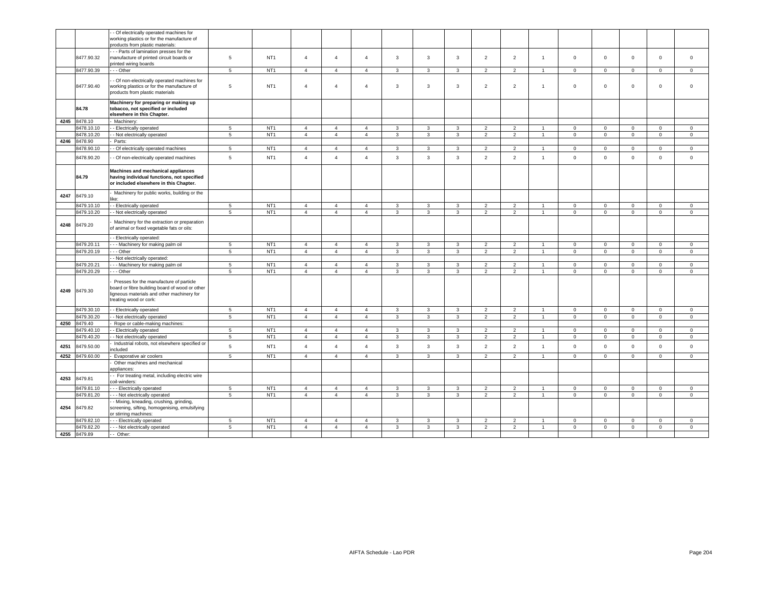| | | | | | | | | | | | | | | | | | | |
|---|---|---|---|---|---|---|---|---|---|---|---|---|---|---|---|---|---|---|
| | | - - Of electrically operated machines for working plastics or for the manufacture of products from plastic materials: | | | | | | | | | | | | | | | | |
| | 8477.90.32 | - - - Parts of lamination presses for the manufacture of printed circuit boards or printed wiring boards | 5 | NT1 | 4 | 4 | 4 | 3 | 3 | 3 | 2 | 2 | 1 | 0 | 0 | 0 | 0 | 0 |
| | 8477.90.39 | - - - Other | 5 | NT1 | 4 | 4 | 4 | 3 | 3 | 3 | 2 | 2 | 1 | 0 | 0 | 0 | 0 | 0 |
| | 8477.90.40 | - - Of non-electrically operated machines for working plastics or for the manufacture of products from plastic materials | 5 | NT1 | 4 | 4 | 4 | 3 | 3 | 3 | 2 | 2 | 1 | 0 | 0 | 0 | 0 | 0 |
| | **84.78** | **Machinery for preparing or making up tobacco, not specified or included elsewhere in this Chapter.** | | | | | | | | | | | | | | | | |
| 4245 | 8478.10 | - Machinery: | | | | | | | | | | | | | | | | |
| | 8478.10.10 | - - Electrically operated | 5 | NT1 | 4 | 4 | 4 | 3 | 3 | 3 | 2 | 2 | 1 | 0 | 0 | 0 | 0 | 0 |
| | 8478.10.20 | - - Not electrically operated | 5 | NT1 | 4 | 4 | 4 | 3 | 3 | 3 | 2 | 2 | 1 | 0 | 0 | 0 | 0 | 0 |
| 4246 | 8478.90 | - Parts: | | | | | | | | | | | | | | | | |
| | 8478.90.10 | - - Of electrically operated machines | 5 | NT1 | 4 | 4 | 4 | 3 | 3 | 3 | 2 | 2 | 1 | 0 | 0 | 0 | 0 | 0 |
| | 8478.90.20 | - - Of non-electrically operated machines | 5 | NT1 | 4 | 4 | 4 | 3 | 3 | 3 | 2 | 2 | 1 | 0 | 0 | 0 | 0 | 0 |
| | **84.79** | **Machines and mechanical appliances having individual functions, not specified or included elsewhere in this Chapter.** | | | | | | | | | | | | | | | | |
| 4247 | 8479.10 | - Machinery for public works, building or the like: | | | | | | | | | | | | | | | | |
| | 8479.10.10 | - - Electrically operated | 5 | NT1 | 4 | 4 | 4 | 3 | 3 | 3 | 2 | 2 | 1 | 0 | 0 | 0 | 0 | 0 |
| | 8479.10.20 | - - Not electrically operated | 5 | NT1 | 4 | 4 | 4 | 3 | 3 | 3 | 2 | 2 | 1 | 0 | 0 | 0 | 0 | 0 |
| 4248 | 8479.20 | - Machinery for the extraction or preparation of animal or fixed vegetable fats or oils: | | | | | | | | | | | | | | | | |
| | | - - Electrically operated: | | | | | | | | | | | | | | | | |
| | 8479.20.11 | - - - Machinery for making palm oil | 5 | NT1 | 4 | 4 | 4 | 3 | 3 | 3 | 2 | 2 | 1 | 0 | 0 | 0 | 0 | 0 |
| | 8479.20.19 | - - - Other | 5 | NT1 | 4 | 4 | 4 | 3 | 3 | 3 | 2 | 2 | 1 | 0 | 0 | 0 | 0 | 0 |
| | | - - Not electrically operated: | | | | | | | | | | | | | | | | |
| | 8479.20.21 | - - - Machinery for making palm oil | 5 | NT1 | 4 | 4 | 4 | 3 | 3 | 3 | 2 | 2 | 1 | 0 | 0 | 0 | 0 | 0 |
| | 8479.20.29 | - - - Other | 5 | NT1 | 4 | 4 | 4 | 3 | 3 | 3 | 2 | 2 | 1 | 0 | 0 | 0 | 0 | 0 |
| 4249 | 8479.30 | - Presses for the manufacture of particle board or fibre building board of wood or other ligneous materials and other machinery for treating wood or cork: | | | | | | | | | | | | | | | | |
| | 8479.30.10 | - - Electrically operated | 5 | NT1 | 4 | 4 | 4 | 3 | 3 | 3 | 2 | 2 | 1 | 0 | 0 | 0 | 0 | 0 |
| | 8479.30.20 | - - Not electrically operated | 5 | NT1 | 4 | 4 | 4 | 3 | 3 | 3 | 2 | 2 | 1 | 0 | 0 | 0 | 0 | 0 |
| 4250 | 8479.40 | - Rope or cable-making machines: | | | | | | | | | | | | | | | | |
| | 8479.40.10 | - - Electrically operated | 5 | NT1 | 4 | 4 | 4 | 3 | 3 | 3 | 2 | 2 | 1 | 0 | 0 | 0 | 0 | 0 |
| | 8479.40.20 | - - Not electrically operated | 5 | NT1 | 4 | 4 | 4 | 3 | 3 | 3 | 2 | 2 | 1 | 0 | 0 | 0 | 0 | 0 |
| 4251 | 8479.50.00 | - Industrial robots, not elsewhere specified or included | 5 | NT1 | 4 | 4 | 4 | 3 | 3 | 3 | 2 | 2 | 1 | 0 | 0 | 0 | 0 | 0 |
| 4252 | 8479.60.00 | - Evaporative air coolers | 5 | NT1 | 4 | 4 | 4 | 3 | 3 | 3 | 2 | 2 | 1 | 0 | 0 | 0 | 0 | 0 |
| | | - Other machines and mechanical appliances: | | | | | | | | | | | | | | | | |
| 4253 | 8479.81 | - - For treating metal, including electric wire coil-winders: | | | | | | | | | | | | | | | | |
| | 8479.81.10 | - - - Electrically operated | 5 | NT1 | 4 | 4 | 4 | 3 | 3 | 3 | 2 | 2 | 1 | 0 | 0 | 0 | 0 | 0 |
| | 8479.81.20 | - - - Not electrically operated | 5 | NT1 | 4 | 4 | 4 | 3 | 3 | 3 | 2 | 2 | 1 | 0 | 0 | 0 | 0 | 0 |
| 4254 | 8479.82 | - - Mixing, kneading, crushing, grinding, screening, sifting, homogenising, emulsifying or stirring machines: | | | | | | | | | | | | | | | | |
| | 8479.82.10 | - - - Electrically operated | 5 | NT1 | 4 | 4 | 4 | 3 | 3 | 3 | 2 | 2 | 1 | 0 | 0 | 0 | 0 | 0 |
| | 8479.82.20 | - - - Not electrically operated | 5 | NT1 | 4 | 4 | 4 | 3 | 3 | 3 | 2 | 2 | 1 | 0 | 0 | 0 | 0 | 0 |
| 4255 | 8479.89 | - - Other: | | | | | | | | | | | | | | | | |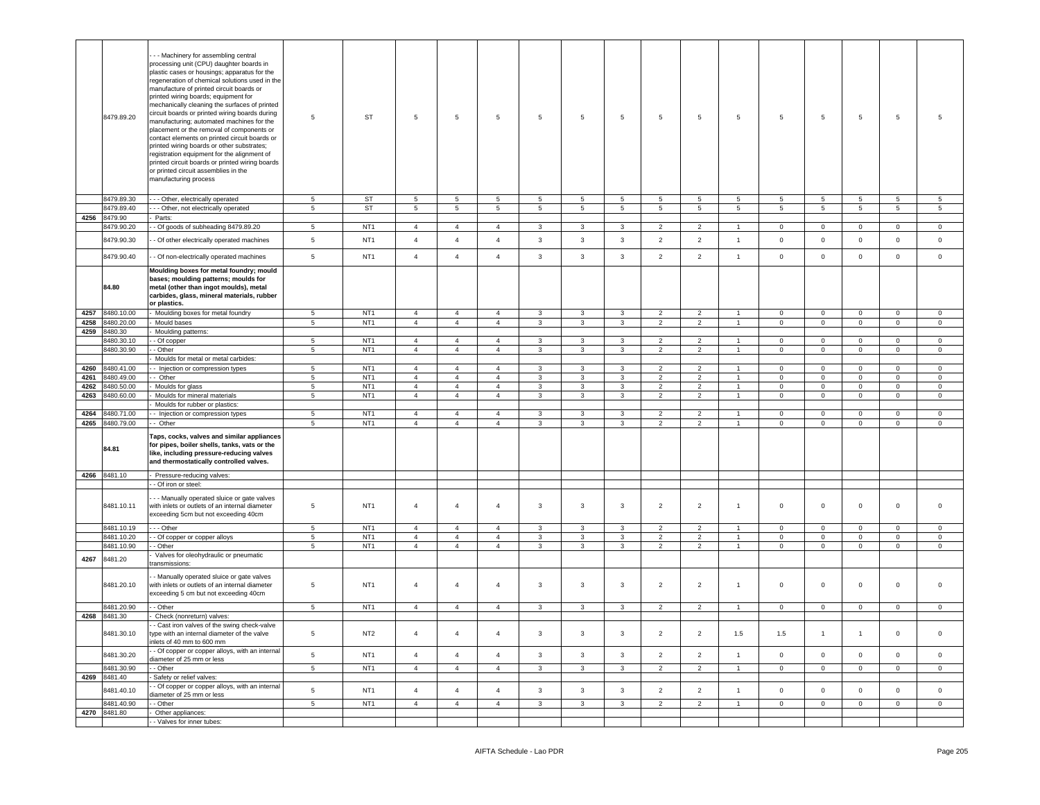| | 8479.89.20 | - - - Machinery for assembling central processing unit (CPU) daughter boards in plastic cases or housings; apparatus for the regeneration of chemical solutions used in the manufacture of printed circuit boards or printed wiring boards; equipment for mechanically cleaning the surfaces of printed circuit boards or printed wiring boards during manufacturing; automated machines for the placement or the removal of components or contact elements on printed circuit boards or printed wiring boards or other substrates; registration equipment for the alignment of printed circuit boards or printed wiring boards or printed circuit assemblies in the manufacturing process | 5 | ST | 5 | 5 | 5 | 5 | 5 | 5 | 5 | 5 | 5 | 5 | 5 | 5 | 5 | 5 |
|---|---|---|---|---|---|---|---|---|---|---|---|---|---|---|---|---|---|---|
| | 8479.89.30 | - - - Other, electrically operated | 5 | ST | 5 | 5 | 5 | 5 | 5 | 5 | 5 | 5 | 5 | 5 | 5 | 5 | 5 | 5 |
| | 8479.89.40 | - - - Other, not electrically operated | 5 | ST | 5 | 5 | 5 | 5 | 5 | 5 | 5 | 5 | 5 | 5 | 5 | 5 | 5 | 5 |
| 4256 | 8479.90 | - Parts: | | | | | | | | | | | | | | | | |
| | 8479.90.20 | - - Of goods of subheading 8479.89.20 | 5 | NT1 | 4 | 4 | 4 | 3 | 3 | 3 | 2 | 2 | 1 | 0 | 0 | 0 | 0 | 0 |
| | 8479.90.30 | - - Of other electrically operated machines | 5 | NT1 | 4 | 4 | 4 | 3 | 3 | 3 | 2 | 2 | 1 | 0 | 0 | 0 | 0 | 0 |
| | 8479.90.40 | - - Of non-electrically operated machines | 5 | NT1 | 4 | 4 | 4 | 3 | 3 | 3 | 2 | 2 | 1 | 0 | 0 | 0 | 0 | 0 |
| | **84.80** | **Moulding boxes for metal foundry; mould bases; moulding patterns; moulds for metal (other than ingot moulds), metal carbides, glass, mineral materials, rubber or plastics.** | | | | | | | | | | | | | | | | |
| 4257 | 8480.10.00 | - Moulding boxes for metal foundry | 5 | NT1 | 4 | 4 | 4 | 3 | 3 | 3 | 2 | 2 | 1 | 0 | 0 | 0 | 0 | 0 |
| 4258 | 8480.20.00 | - Mould bases | 5 | NT1 | 4 | 4 | 4 | 3 | 3 | 3 | 2 | 2 | 1 | 0 | 0 | 0 | 0 | 0 |
| 4259 | 8480.30 | - Moulding patterns: | | | | | | | | | | | | | | | | |
| | 8480.30.10 | - - Of copper | 5 | NT1 | 4 | 4 | 4 | 3 | 3 | 3 | 2 | 2 | 1 | 0 | 0 | 0 | 0 | 0 |
| | 8480.30.90 | - - Other | 5 | NT1 | 4 | 4 | 4 | 3 | 3 | 3 | 2 | 2 | 1 | 0 | 0 | 0 | 0 | 0 |
| | | - Moulds for metal or metal carbides: | | | | | | | | | | | | | | | | |
| 4260 | 8480.41.00 | - - Injection or compression types | 5 | NT1 | 4 | 4 | 4 | 3 | 3 | 3 | 2 | 2 | 1 | 0 | 0 | 0 | 0 | 0 |
| 4261 | 8480.49.00 | - - Other | 5 | NT1 | 4 | 4 | 4 | 3 | 3 | 3 | 2 | 2 | 1 | 0 | 0 | 0 | 0 | 0 |
| 4262 | 8480.50.00 | - Moulds for glass | 5 | NT1 | 4 | 4 | 4 | 3 | 3 | 3 | 2 | 2 | 1 | 0 | 0 | 0 | 0 | 0 |
| 4263 | 8480.60.00 | - Moulds for mineral materials | 5 | NT1 | 4 | 4 | 4 | 3 | 3 | 3 | 2 | 2 | 1 | 0 | 0 | 0 | 0 | 0 |
| | | - Moulds for rubber or plastics: | | | | | | | | | | | | | | | | |
| 4264 | 8480.71.00 | - - Injection or compression types | 5 | NT1 | 4 | 4 | 4 | 3 | 3 | 3 | 2 | 2 | 1 | 0 | 0 | 0 | 0 | 0 |
| 4265 | 8480.79.00 | - - Other | 5 | NT1 | 4 | 4 | 4 | 3 | 3 | 3 | 2 | 2 | 1 | 0 | 0 | 0 | 0 | 0 |
| | **84.81** | **Taps, cocks, valves and similar appliances for pipes, boiler shells, tanks, vats or the like, including pressure-reducing valves and thermostatically controlled valves.** | | | | | | | | | | | | | | | | |
| 4266 | 8481.10 | - Pressure-reducing valves: | | | | | | | | | | | | | | | | |
| | | - - Of iron or steel: | | | | | | | | | | | | | | | | |
| | 8481.10.11 | - - - Manually operated sluice or gate valves with inlets or outlets of an internal diameter exceeding 5cm but not exceeding 40cm | 5 | NT1 | 4 | 4 | 4 | 3 | 3 | 3 | 2 | 2 | 1 | 0 | 0 | 0 | 0 | 0 |
| | 8481.10.19 | - - - Other | 5 | NT1 | 4 | 4 | 4 | 3 | 3 | 3 | 2 | 2 | 1 | 0 | 0 | 0 | 0 | 0 |
| | 8481.10.20 | - - Of copper or copper alloys | 5 | NT1 | 4 | 4 | 4 | 3 | 3 | 3 | 2 | 2 | 1 | 0 | 0 | 0 | 0 | 0 |
| | 8481.10.90 | - - Other | 5 | NT1 | 4 | 4 | 4 | 3 | 3 | 3 | 2 | 2 | 1 | 0 | 0 | 0 | 0 | 0 |
| 4267 | 8481.20 | - Valves for oleohydraulic or pneumatic transmissions: | | | | | | | | | | | | | | | | |
| | 8481.20.10 | - - Manually operated sluice or gate valves with inlets or outlets of an internal diameter exceeding 5 cm but not exceeding 40cm | 5 | NT1 | 4 | 4 | 4 | 3 | 3 | 3 | 2 | 2 | 1 | 0 | 0 | 0 | 0 | 0 |
| | 8481.20.90 | - - Other | 5 | NT1 | 4 | 4 | 4 | 3 | 3 | 3 | 2 | 2 | 1 | 0 | 0 | 0 | 0 | 0 |
| 4268 | 8481.30 | - Check (nonreturn) valves: | | | | | | | | | | | | | | | | |
| | 8481.30.10 | - - Cast iron valves of the swing check-valve type with an internal diameter of the valve inlets of 40 mm to 600 mm | 5 | NT2 | 4 | 4 | 4 | 3 | 3 | 3 | 2 | 2 | 1.5 | 1.5 | 1 | 1 | 0 | 0 |
| | 8481.30.20 | - - Of copper or copper alloys, with an internal diameter of 25 mm or less | 5 | NT1 | 4 | 4 | 4 | 3 | 3 | 3 | 2 | 2 | 1 | 0 | 0 | 0 | 0 | 0 |
| | 8481.30.90 | - - Other | 5 | NT1 | 4 | 4 | 4 | 3 | 3 | 3 | 2 | 2 | 1 | 0 | 0 | 0 | 0 | 0 |
| 4269 | 8481.40 | - Safety or relief valves: | | | | | | | | | | | | | | | | |
| | 8481.40.10 | - - Of copper or copper alloys, with an internal diameter of 25 mm or less | 5 | NT1 | 4 | 4 | 4 | 3 | 3 | 3 | 2 | 2 | 1 | 0 | 0 | 0 | 0 | 0 |
| | 8481.40.90 | - - Other | 5 | NT1 | 4 | 4 | 4 | 3 | 3 | 3 | 2 | 2 | 1 | 0 | 0 | 0 | 0 | 0 |
| 4270 | 8481.80 | - Other appliances: | | | | | | | | | | | | | | | | |
| | | - - Valves for inner tubes: | | | | | | | | | | | | | | | | |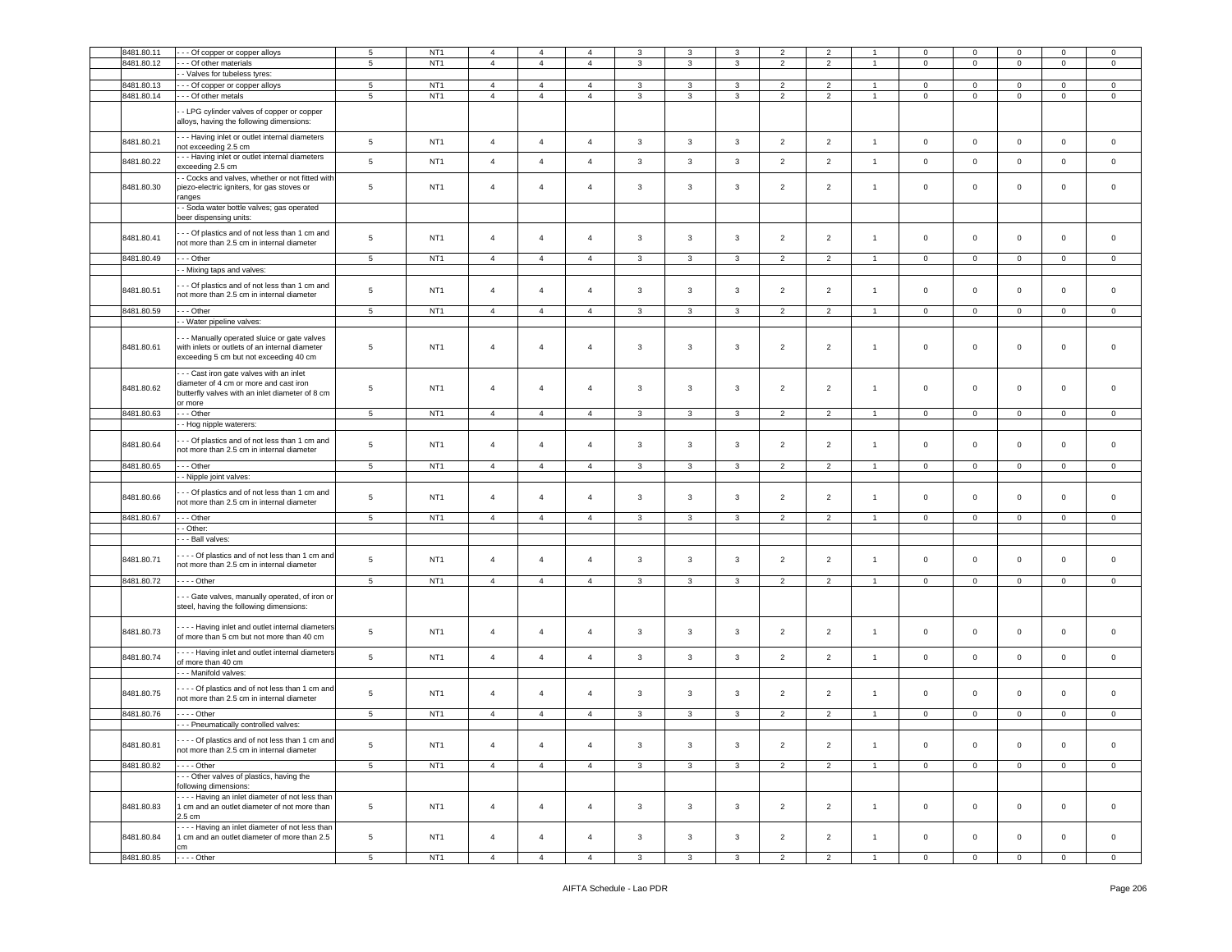| | | | | | | | | | | | | | | | | | |
|---|---|---|---|---|---|---|---|---|---|---|---|---|---|---|---|---|---|
| 8481.80.11 | - - - Of copper or copper alloys | 5 | NT1 | 4 | 4 | 4 | 3 | 3 | 3 | 2 | 2 | 1 | 0 | 0 | 0 | 0 | 0 |
| 8481.80.12 | - - - Of other materials | 5 | NT1 | 4 | 4 | 4 | 3 | 3 | 3 | 2 | 2 | 1 | 0 | 0 | 0 | 0 | 0 |
| | - - Valves for tubeless tyres: | | | | | | | | | | | | | | | | |
| 8481.80.13 | - - - Of copper or copper alloys | 5 | NT1 | 4 | 4 | 4 | 3 | 3 | 3 | 2 | 2 | 1 | 0 | 0 | 0 | 0 | 0 |
| 8481.80.14 | - - - Of other metals | 5 | NT1 | 4 | 4 | 4 | 3 | 3 | 3 | 2 | 2 | 1 | 0 | 0 | 0 | 0 | 0 |
| | - - LPG cylinder valves of copper or copper alloys, having the following dimensions: | | | | | | | | | | | | | | | | |
| 8481.80.21 | - - - Having inlet or outlet internal diameters not exceeding 2.5 cm | 5 | NT1 | 4 | 4 | 4 | 3 | 3 | 3 | 2 | 2 | 1 | 0 | 0 | 0 | 0 | 0 |
| 8481.80.22 | - - - Having inlet or outlet internal diameters exceeding 2.5 cm | 5 | NT1 | 4 | 4 | 4 | 3 | 3 | 3 | 2 | 2 | 1 | 0 | 0 | 0 | 0 | 0 |
| 8481.80.30 | - - Cocks and valves, whether or not fitted with piezo-electric igniters, for gas stoves or ranges | 5 | NT1 | 4 | 4 | 4 | 3 | 3 | 3 | 2 | 2 | 1 | 0 | 0 | 0 | 0 | 0 |
| | - - Soda water bottle valves; gas operated beer dispensing units: | | | | | | | | | | | | | | | | |
| 8481.80.41 | - - - Of plastics and of not less than 1 cm and not more than 2.5 cm in internal diameter | 5 | NT1 | 4 | 4 | 4 | 3 | 3 | 3 | 2 | 2 | 1 | 0 | 0 | 0 | 0 | 0 |
| 8481.80.49 | - - - Other | 5 | NT1 | 4 | 4 | 4 | 3 | 3 | 3 | 2 | 2 | 1 | 0 | 0 | 0 | 0 | 0 |
| | - - Mixing taps and valves: | | | | | | | | | | | | | | | | |
| 8481.80.51 | - - - Of plastics and of not less than 1 cm and not more than 2.5 cm in internal diameter | 5 | NT1 | 4 | 4 | 4 | 3 | 3 | 3 | 2 | 2 | 1 | 0 | 0 | 0 | 0 | 0 |
| 8481.80.59 | - - - Other | 5 | NT1 | 4 | 4 | 4 | 3 | 3 | 3 | 2 | 2 | 1 | 0 | 0 | 0 | 0 | 0 |
| | - - Water pipeline valves: | | | | | | | | | | | | | | | | |
| 8481.80.61 | - - - Manually operated sluice or gate valves with inlets or outlets of an internal diameter exceeding 5 cm but not exceeding 40 cm | 5 | NT1 | 4 | 4 | 4 | 3 | 3 | 3 | 2 | 2 | 1 | 0 | 0 | 0 | 0 | 0 |
| 8481.80.62 | - - - Cast iron gate valves with an inlet diameter of 4 cm or more and cast iron butterfly valves with an inlet diameter of 8 cm or more | 5 | NT1 | 4 | 4 | 4 | 3 | 3 | 3 | 2 | 2 | 1 | 0 | 0 | 0 | 0 | 0 |
| 8481.80.63 | - - - Other | 5 | NT1 | 4 | 4 | 4 | 3 | 3 | 3 | 2 | 2 | 1 | 0 | 0 | 0 | 0 | 0 |
| | - - Hog nipple waterers: | | | | | | | | | | | | | | | | |
| 8481.80.64 | - - - Of plastics and of not less than 1 cm and not more than 2.5 cm in internal diameter | 5 | NT1 | 4 | 4 | 4 | 3 | 3 | 3 | 2 | 2 | 1 | 0 | 0 | 0 | 0 | 0 |
| 8481.80.65 | - - - Other | 5 | NT1 | 4 | 4 | 4 | 3 | 3 | 3 | 2 | 2 | 1 | 0 | 0 | 0 | 0 | 0 |
| | - - Nipple joint valves: | | | | | | | | | | | | | | | | |
| 8481.80.66 | - - - Of plastics and of not less than 1 cm and not more than 2.5 cm in internal diameter | 5 | NT1 | 4 | 4 | 4 | 3 | 3 | 3 | 2 | 2 | 1 | 0 | 0 | 0 | 0 | 0 |
| 8481.80.67 | - - - Other | 5 | NT1 | 4 | 4 | 4 | 3 | 3 | 3 | 2 | 2 | 1 | 0 | 0 | 0 | 0 | 0 |
| | - - Other: | | | | | | | | | | | | | | | | |
| | - - - Ball valves: | | | | | | | | | | | | | | | | |
| 8481.80.71 | - - - - Of plastics and of not less than 1 cm and not more than 2.5 cm in internal diameter | 5 | NT1 | 4 | 4 | 4 | 3 | 3 | 3 | 2 | 2 | 1 | 0 | 0 | 0 | 0 | 0 |
| 8481.80.72 | - - - - Other | 5 | NT1 | 4 | 4 | 4 | 3 | 3 | 3 | 2 | 2 | 1 | 0 | 0 | 0 | 0 | 0 |
| | - - - Gate valves, manually operated, of iron or steel, having the following dimensions: | | | | | | | | | | | | | | | | |
| 8481.80.73 | - - - - Having inlet and outlet internal diameters of more than 5 cm but not more than 40 cm | 5 | NT1 | 4 | 4 | 4 | 3 | 3 | 3 | 2 | 2 | 1 | 0 | 0 | 0 | 0 | 0 |
| 8481.80.74 | - - - - Having inlet and outlet internal diameters of more than 40 cm | 5 | NT1 | 4 | 4 | 4 | 3 | 3 | 3 | 2 | 2 | 1 | 0 | 0 | 0 | 0 | 0 |
| | - - - Manifold valves: | | | | | | | | | | | | | | | | |
| 8481.80.75 | - - - - Of plastics and of not less than 1 cm and not more than 2.5 cm in internal diameter | 5 | NT1 | 4 | 4 | 4 | 3 | 3 | 3 | 2 | 2 | 1 | 0 | 0 | 0 | 0 | 0 |
| 8481.80.76 | - - - - Other | 5 | NT1 | 4 | 4 | 4 | 3 | 3 | 3 | 2 | 2 | 1 | 0 | 0 | 0 | 0 | 0 |
| | - - - Pneumatically controlled valves: | | | | | | | | | | | | | | | | |
| 8481.80.81 | - - - - Of plastics and of not less than 1 cm and not more than 2.5 cm in internal diameter | 5 | NT1 | 4 | 4 | 4 | 3 | 3 | 3 | 2 | 2 | 1 | 0 | 0 | 0 | 0 | 0 |
| 8481.80.82 | - - - - Other | 5 | NT1 | 4 | 4 | 4 | 3 | 3 | 3 | 2 | 2 | 1 | 0 | 0 | 0 | 0 | 0 |
| | - - - Other valves of plastics, having the following dimensions: | | | | | | | | | | | | | | | | |
| 8481.80.83 | - - - - Having an inlet diameter of not less than 1 cm and an outlet diameter of not more than 2.5 cm | 5 | NT1 | 4 | 4 | 4 | 3 | 3 | 3 | 2 | 2 | 1 | 0 | 0 | 0 | 0 | 0 |
| 8481.80.84 | - - - - Having an inlet diameter of not less than 1 cm and an outlet diameter of more than 2.5 cm | 5 | NT1 | 4 | 4 | 4 | 3 | 3 | 3 | 2 | 2 | 1 | 0 | 0 | 0 | 0 | 0 |
| 8481.80.85 | - - - - Other | 5 | NT1 | 4 | 4 | 4 | 3 | 3 | 3 | 2 | 2 | 1 | 0 | 0 | 0 | 0 | 0 |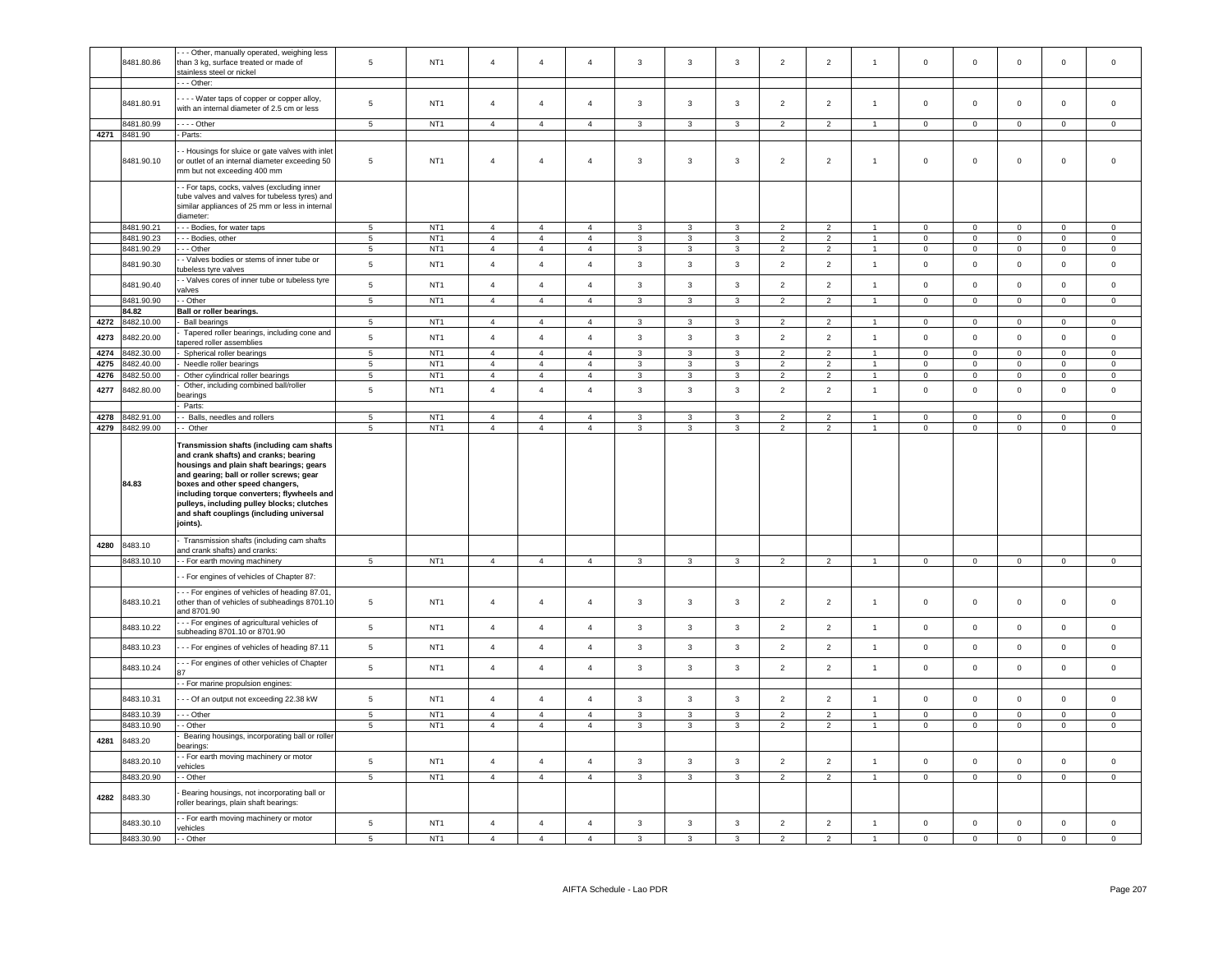| | | | | | | | | | | | | | | | | | |
|---|---|---|---|---|---|---|---|---|---|---|---|---|---|---|---|---|---|
| | 8481.80.86 | - - - Other, manually operated, weighing less than 3 kg, surface treated or made of stainless steel or nickel | 5 | NT1 | 4 | 4 | 4 | 3 | 3 | 3 | 2 | 2 | 1 | 0 | 0 | 0 | 0 | 0 |
| | | - - - Other: | | | | | | | | | | | | | | | | |
| | 8481.80.91 | - - - - Water taps of copper or copper alloy, with an internal diameter of 2.5 cm or less | 5 | NT1 | 4 | 4 | 4 | 3 | 3 | 3 | 2 | 2 | 1 | 0 | 0 | 0 | 0 | 0 |
| | 8481.80.99 | - - - - Other | 5 | NT1 | 4 | 4 | 4 | 3 | 3 | 3 | 2 | 2 | 1 | 0 | 0 | 0 | 0 | 0 |
| 4271 | 8481.90 | - Parts: | | | | | | | | | | | | | | | | |
| | 8481.90.10 | - - Housings for sluice or gate valves with inlet or outlet of an internal diameter exceeding 50 mm but not exceeding 400 mm | 5 | NT1 | 4 | 4 | 4 | 3 | 3 | 3 | 2 | 2 | 1 | 0 | 0 | 0 | 0 | 0 |
| | | - - For taps, cocks, valves (excluding inner tube valves and valves for tubeless tyres) and similar appliances of 25 mm or less in internal diameter: | | | | | | | | | | | | | | | | |
| | 8481.90.21 | - - - Bodies, for water taps | 5 | NT1 | 4 | 4 | 4 | 3 | 3 | 3 | 2 | 2 | 1 | 0 | 0 | 0 | 0 | 0 |
| | 8481.90.23 | - - - Bodies, other | 5 | NT1 | 4 | 4 | 4 | 3 | 3 | 3 | 2 | 2 | 1 | 0 | 0 | 0 | 0 | 0 |
| | 8481.90.29 | - - - Other | 5 | NT1 | 4 | 4 | 4 | 3 | 3 | 3 | 2 | 2 | 1 | 0 | 0 | 0 | 0 | 0 |
| | 8481.90.30 | - - Valves bodies or stems of inner tube or tubeless tyre valves | 5 | NT1 | 4 | 4 | 4 | 3 | 3 | 3 | 2 | 2 | 1 | 0 | 0 | 0 | 0 | 0 |
| | 8481.90.40 | - - Valves cores of inner tube or tubeless tyre valves | 5 | NT1 | 4 | 4 | 4 | 3 | 3 | 3 | 2 | 2 | 1 | 0 | 0 | 0 | 0 | 0 |
| | 8481.90.90 | - - Other | 5 | NT1 | 4 | 4 | 4 | 3 | 3 | 3 | 2 | 2 | 1 | 0 | 0 | 0 | 0 | 0 |
| | **84.82** | **Ball or roller bearings.** | | | | | | | | | | | | | | | | |
| 4272 | 8482.10.00 | - Ball bearings | 5 | NT1 | 4 | 4 | 4 | 3 | 3 | 3 | 2 | 2 | 1 | 0 | 0 | 0 | 0 | 0 |
| 4273 | 8482.20.00 | - Tapered roller bearings, including cone and tapered roller assemblies | 5 | NT1 | 4 | 4 | 4 | 3 | 3 | 3 | 2 | 2 | 1 | 0 | 0 | 0 | 0 | 0 |
| 4274 | 8482.30.00 | - Spherical roller bearings | 5 | NT1 | 4 | 4 | 4 | 3 | 3 | 3 | 2 | 2 | 1 | 0 | 0 | 0 | 0 | 0 |
| 4275 | 8482.40.00 | - Needle roller bearings | 5 | NT1 | 4 | 4 | 4 | 3 | 3 | 3 | 2 | 2 | 1 | 0 | 0 | 0 | 0 | 0 |
| 4276 | 8482.50.00 | - Other cylindrical roller bearings | 5 | NT1 | 4 | 4 | 4 | 3 | 3 | 3 | 2 | 2 | 1 | 0 | 0 | 0 | 0 | 0 |
| 4277 | 8482.80.00 | - Other, including combined ball/roller bearings | 5 | NT1 | 4 | 4 | 4 | 3 | 3 | 3 | 2 | 2 | 1 | 0 | 0 | 0 | 0 | 0 |
| | | - Parts: | | | | | | | | | | | | | | | | |
| 4278 | 8482.91.00 | - - Balls, needles and rollers | 5 | NT1 | 4 | 4 | 4 | 3 | 3 | 3 | 2 | 2 | 1 | 0 | 0 | 0 | 0 | 0 |
| 4279 | 8482.99.00 | - - Other | 5 | NT1 | 4 | 4 | 4 | 3 | 3 | 3 | 2 | 2 | 1 | 0 | 0 | 0 | 0 | 0 |
| | **84.83** | **Transmission shafts (including cam shafts and crank shafts) and cranks; bearing housings and plain shaft bearings; gears and gearing; ball or roller screws; gear boxes and other speed changers, including torque converters; flywheels and pulleys, including pulley blocks; clutches and shaft couplings (including universal joints).** | | | | | | | | | | | | | | | | |
| 4280 | 8483.10 | - Transmission shafts (including cam shafts and crank shafts) and cranks: | | | | | | | | | | | | | | | | |
| | 8483.10.10 | - - For earth moving machinery | 5 | NT1 | 4 | 4 | 4 | 3 | 3 | 3 | 2 | 2 | 1 | 0 | 0 | 0 | 0 | 0 |
| | | - - For engines of vehicles of Chapter 87: | | | | | | | | | | | | | | | | |
| | 8483.10.21 | - - - For engines of vehicles of heading 87.01, other than of vehicles of subheadings 8701.10 and 8701.90 | 5 | NT1 | 4 | 4 | 4 | 3 | 3 | 3 | 2 | 2 | 1 | 0 | 0 | 0 | 0 | 0 |
| | 8483.10.22 | - - - For engines of agricultural vehicles of subheading 8701.10 or 8701.90 | 5 | NT1 | 4 | 4 | 4 | 3 | 3 | 3 | 2 | 2 | 1 | 0 | 0 | 0 | 0 | 0 |
| | 8483.10.23 | - - - For engines of vehicles of heading 87.11 | 5 | NT1 | 4 | 4 | 4 | 3 | 3 | 3 | 2 | 2 | 1 | 0 | 0 | 0 | 0 | 0 |
| | 8483.10.24 | - - - For engines of other vehicles of Chapter 87 | 5 | NT1 | 4 | 4 | 4 | 3 | 3 | 3 | 2 | 2 | 1 | 0 | 0 | 0 | 0 | 0 |
| | | - - For marine propulsion engines: | | | | | | | | | | | | | | | | |
| | 8483.10.31 | - - - Of an output not exceeding 22.38 kW | 5 | NT1 | 4 | 4 | 4 | 3 | 3 | 3 | 2 | 2 | 1 | 0 | 0 | 0 | 0 | 0 |
| | 8483.10.39 | - - - Other | 5 | NT1 | 4 | 4 | 4 | 3 | 3 | 3 | 2 | 2 | 1 | 0 | 0 | 0 | 0 | 0 |
| | 8483.10.90 | - - Other | 5 | NT1 | 4 | 4 | 4 | 3 | 3 | 3 | 2 | 2 | 1 | 0 | 0 | 0 | 0 | 0 |
| 4281 | 8483.20 | - Bearing housings, incorporating ball or roller bearings: | | | | | | | | | | | | | | | | |
| | 8483.20.10 | - - For earth moving machinery or motor vehicles | 5 | NT1 | 4 | 4 | 4 | 3 | 3 | 3 | 2 | 2 | 1 | 0 | 0 | 0 | 0 | 0 |
| | 8483.20.90 | - - Other | 5 | NT1 | 4 | 4 | 4 | 3 | 3 | 3 | 2 | 2 | 1 | 0 | 0 | 0 | 0 | 0 |
| 4282 | 8483.30 | - Bearing housings, not incorporating ball or roller bearings, plain shaft bearings: | | | | | | | | | | | | | | | | |
| | 8483.30.10 | - - For earth moving machinery or motor vehicles | 5 | NT1 | 4 | 4 | 4 | 3 | 3 | 3 | 2 | 2 | 1 | 0 | 0 | 0 | 0 | 0 |
| | 8483.30.90 | - - Other | 5 | NT1 | 4 | 4 | 4 | 3 | 3 | 3 | 2 | 2 | 1 | 0 | 0 | 0 | 0 | 0 |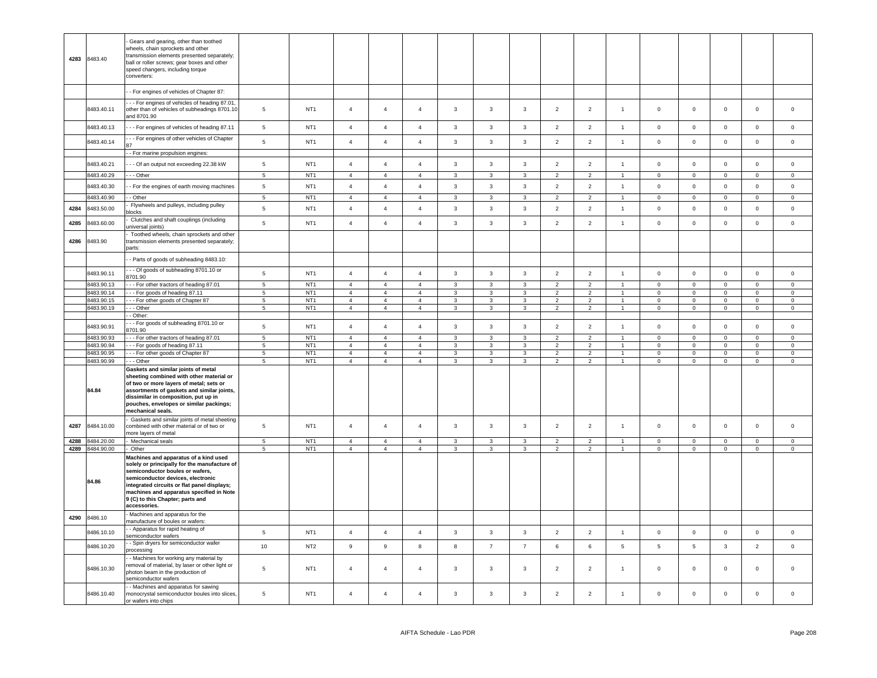| | | | | | | | | | | | | | | | | | |
|---|---|---|---|---|---|---|---|---|---|---|---|---|---|---|---|---|---|
| 4283 | 8483.40 | - Gears and gearing, other than toothed wheels, chain sprockets and other transmission elements presented separately; ball or roller screws; gear boxes and other speed changers, including torque converters: | | | | | | | | | | | | | | | |
| | | - - For engines of vehicles of Chapter 87: | | | | | | | | | | | | | | | |
| | 8483.40.11 | - - - For engines of vehicles of heading 87.01, other than of vehicles of subheadings 8701.10 and 8701.90 | 5 | NT1 | 4 | 4 | 4 | 3 | 3 | 3 | 2 | 2 | 1 | 0 | 0 | 0 | 0 | 0 |
| | 8483.40.13 | - - - For engines of vehicles of heading 87.11 | 5 | NT1 | 4 | 4 | 4 | 3 | 3 | 3 | 2 | 2 | 1 | 0 | 0 | 0 | 0 | 0 |
| | 8483.40.14 | - - - For engines of other vehicles of Chapter 87 | 5 | NT1 | 4 | 4 | 4 | 3 | 3 | 3 | 2 | 2 | 1 | 0 | 0 | 0 | 0 | 0 |
| | | - - For marine propulsion engines: | | | | | | | | | | | | | | | |
| | 8483.40.21 | - - - Of an output not exceeding 22.38 kW | 5 | NT1 | 4 | 4 | 4 | 3 | 3 | 3 | 2 | 2 | 1 | 0 | 0 | 0 | 0 | 0 |
| | 8483.40.29 | - - - Other | 5 | NT1 | 4 | 4 | 4 | 3 | 3 | 3 | 2 | 2 | 1 | 0 | 0 | 0 | 0 | 0 |
| | 8483.40.30 | - - For the engines of earth moving machines | 5 | NT1 | 4 | 4 | 4 | 3 | 3 | 3 | 2 | 2 | 1 | 0 | 0 | 0 | 0 | 0 |
| | 8483.40.90 | - - Other | 5 | NT1 | 4 | 4 | 4 | 3 | 3 | 3 | 2 | 2 | 1 | 0 | 0 | 0 | 0 | 0 |
| 4284 | 8483.50.00 | - Flywheels and pulleys, including pulley blocks | 5 | NT1 | 4 | 4 | 4 | 3 | 3 | 3 | 2 | 2 | 1 | 0 | 0 | 0 | 0 | 0 |
| 4285 | 8483.60.00 | - Clutches and shaft couplings (including universal joints) | 5 | NT1 | 4 | 4 | 4 | 3 | 3 | 3 | 2 | 2 | 1 | 0 | 0 | 0 | 0 | 0 |
| 4286 | 8483.90 | - Toothed wheels, chain sprockets and other transmission elements presented separately; parts: | | | | | | | | | | | | | | | |
| | | - - Parts of goods of subheading 8483.10: | | | | | | | | | | | | | | | |
| | 8483.90.11 | - - - Of goods of subheading 8701.10 or 8701.90 | 5 | NT1 | 4 | 4 | 4 | 3 | 3 | 3 | 2 | 2 | 1 | 0 | 0 | 0 | 0 | 0 |
| | 8483.90.13 | - - - For other tractors of heading 87.01 | 5 | NT1 | 4 | 4 | 4 | 3 | 3 | 3 | 2 | 2 | 1 | 0 | 0 | 0 | 0 | 0 |
| | 8483.90.14 | - - - For goods of heading 87.11 | 5 | NT1 | 4 | 4 | 4 | 3 | 3 | 3 | 2 | 2 | 1 | 0 | 0 | 0 | 0 | 0 |
| | 8483.90.15 | - - - For other goods of Chapter 87 | 5 | NT1 | 4 | 4 | 4 | 3 | 3 | 3 | 2 | 2 | 1 | 0 | 0 | 0 | 0 | 0 |
| | 8483.90.19 | - - - Other | 5 | NT1 | 4 | 4 | 4 | 3 | 3 | 3 | 2 | 2 | 1 | 0 | 0 | 0 | 0 | 0 |
| | | - - Other: | | | | | | | | | | | | | | | |
| | 8483.90.91 | - - - For goods of subheading 8701.10 or 8701.90 | 5 | NT1 | 4 | 4 | 4 | 3 | 3 | 3 | 2 | 2 | 1 | 0 | 0 | 0 | 0 | 0 |
| | 8483.90.93 | - - - For other tractors of heading 87.01 | 5 | NT1 | 4 | 4 | 4 | 3 | 3 | 3 | 2 | 2 | 1 | 0 | 0 | 0 | 0 | 0 |
| | 8483.90.94 | - - - For goods of heading 87.11 | 5 | NT1 | 4 | 4 | 4 | 3 | 3 | 3 | 2 | 2 | 1 | 0 | 0 | 0 | 0 | 0 |
| | 8483.90.95 | - - - For other goods of Chapter 87 | 5 | NT1 | 4 | 4 | 4 | 3 | 3 | 3 | 2 | 2 | 1 | 0 | 0 | 0 | 0 | 0 |
| | 8483.90.99 | - - - Other | 5 | NT1 | 4 | 4 | 4 | 3 | 3 | 3 | 2 | 2 | 1 | 0 | 0 | 0 | 0 | 0 |
| | **84.84** | **Gaskets and similar joints of metal sheeting combined with other material or of two or more layers of metal; sets or assortments of gaskets and similar joints, dissimilar in composition, put up in pouches, envelopes or similar packings; mechanical seals.** | | | | | | | | | | | | | | | |
| 4287 | 8484.10.00 | - Gaskets and similar joints of metal sheeting combined with other material or of two or more layers of metal | 5 | NT1 | 4 | 4 | 4 | 3 | 3 | 3 | 2 | 2 | 1 | 0 | 0 | 0 | 0 | 0 |
| 4288 | 8484.20.00 | - Mechanical seals | 5 | NT1 | 4 | 4 | 4 | 3 | 3 | 3 | 2 | 2 | 1 | 0 | 0 | 0 | 0 | 0 |
| 4289 | 8484.90.00 | - Other | 5 | NT1 | 4 | 4 | 4 | 3 | 3 | 3 | 2 | 2 | 1 | 0 | 0 | 0 | 0 | 0 |
| | **84.86** | **Machines and apparatus of a kind used solely or principally for the manufacture of semiconductor boules or wafers, semiconductor devices, electronic integrated circuits or flat panel displays; machines and apparatus specified in Note 9 (C) to this Chapter; parts and accessories.** | | | | | | | | | | | | | | | |
| 4290 | 8486.10 | - Machines and apparatus for the manufacture of boules or wafers: | | | | | | | | | | | | | | | |
| | 8486.10.10 | - - Apparatus for rapid heating of semiconductor wafers | 5 | NT1 | 4 | 4 | 4 | 3 | 3 | 3 | 2 | 2 | 1 | 0 | 0 | 0 | 0 | 0 |
| | 8486.10.20 | - - Spin dryers for semiconductor wafer processing | 10 | NT2 | 9 | 9 | 8 | 8 | 7 | 7 | 6 | 6 | 5 | 5 | 5 | 3 | 2 | 0 |
| | 8486.10.30 | - - Machines for working any material by removal of material, by laser or other light or photon beam in the production of semiconductor wafers | 5 | NT1 | 4 | 4 | 4 | 3 | 3 | 3 | 2 | 2 | 1 | 0 | 0 | 0 | 0 | 0 |
| | 8486.10.40 | - - Machines and apparatus for sawing monocrystal semiconductor boules into slices, or wafers into chips | 5 | NT1 | 4 | 4 | 4 | 3 | 3 | 3 | 2 | 2 | 1 | 0 | 0 | 0 | 0 | 0 |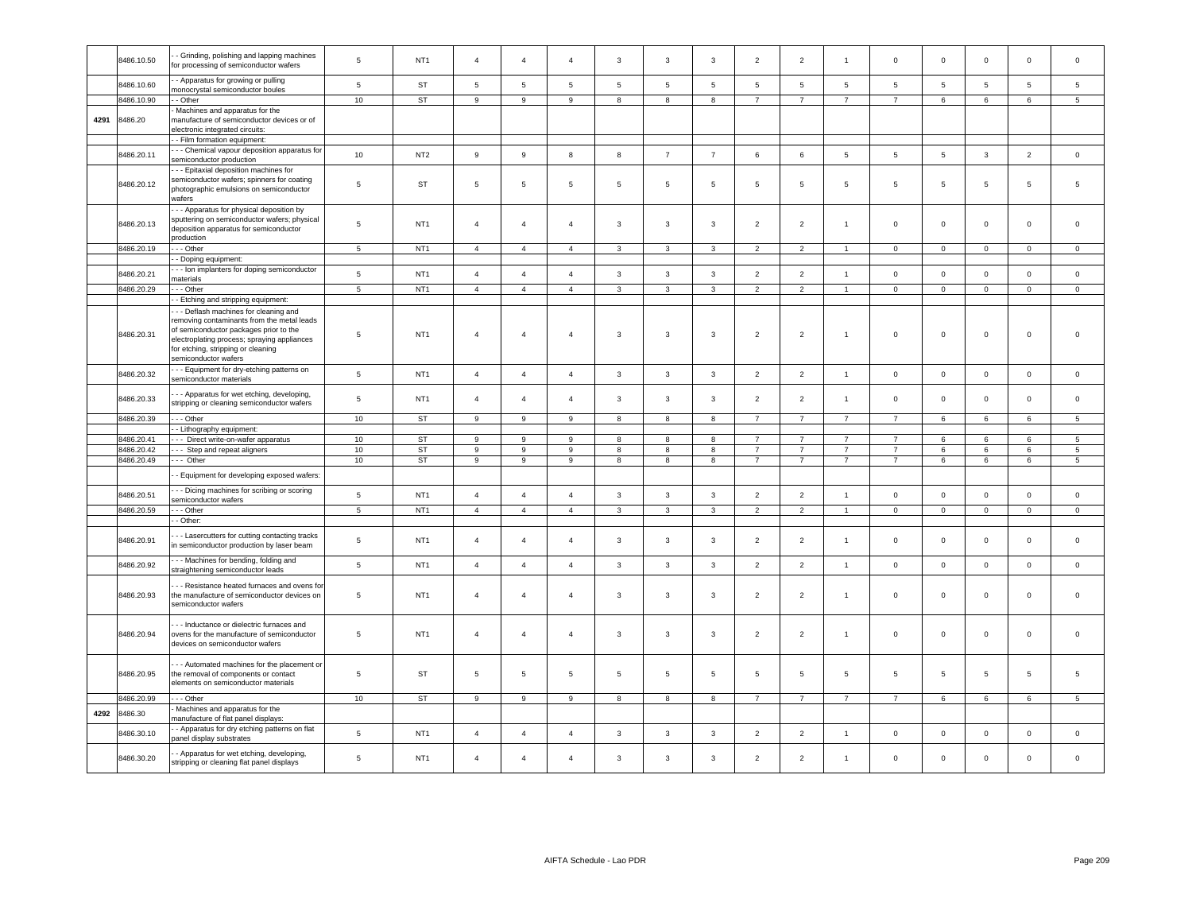| | 8486.10.50 | - - Grinding, polishing and lapping machines for processing of semiconductor wafers | 5 | NT1 | 4 | 4 | 4 | 3 | 3 | 3 | 2 | 2 | 1 | 0 | 0 | 0 | 0 | 0 |
|---|---|---|---|---|---|---|---|---|---|---|---|---|---|---|---|---|---|---|
| | 8486.10.60 | - - Apparatus for growing or pulling monocrystal semiconductor boules | 5 | ST | 5 | 5 | 5 | 5 | 5 | 5 | 5 | 5 | 5 | 5 | 5 | 5 | 5 | 5 |
| | 8486.10.90 | - - Other | 10 | ST | 9 | 9 | 9 | 8 | 8 | 8 | 7 | 7 | 7 | 7 | 6 | 6 | 6 | 5 |
| 4291 | 8486.20 | - Machines and apparatus for the manufacture of semiconductor devices or of electronic integrated circuits: | | | | | | | | | | | | | | | | |
| | | - - Film formation equipment: | | | | | | | | | | | | | | | | |
| | 8486.20.11 | - - - Chemical vapour deposition apparatus for semiconductor production | 10 | NT2 | 9 | 9 | 8 | 8 | 7 | 7 | 6 | 6 | 5 | 5 | 5 | 3 | 2 | 0 |
| | 8486.20.12 | - - - Epitaxial deposition machines for semiconductor wafers; spinners for coating photographic emulsions on semiconductor wafers | 5 | ST | 5 | 5 | 5 | 5 | 5 | 5 | 5 | 5 | 5 | 5 | 5 | 5 | 5 | 5 |
| | 8486.20.13 | - - - Apparatus for physical deposition by sputtering on semiconductor wafers; physical deposition apparatus for semiconductor production | 5 | NT1 | 4 | 4 | 4 | 3 | 3 | 3 | 2 | 2 | 1 | 0 | 0 | 0 | 0 | 0 |
| | 8486.20.19 | - - - Other | 5 | NT1 | 4 | 4 | 4 | 3 | 3 | 3 | 2 | 2 | 1 | 0 | 0 | 0 | 0 | 0 |
| | | - - Doping equipment: | | | | | | | | | | | | | | | | |
| | 8486.20.21 | - - - Ion implanters for doping semiconductor materials | 5 | NT1 | 4 | 4 | 4 | 3 | 3 | 3 | 2 | 2 | 1 | 0 | 0 | 0 | 0 | 0 |
| | 8486.20.29 | - - - Other | 5 | NT1 | 4 | 4 | 4 | 3 | 3 | 3 | 2 | 2 | 1 | 0 | 0 | 0 | 0 | 0 |
| | | - - Etching and stripping equipment: | | | | | | | | | | | | | | | | |
| | 8486.20.31 | - - - Deflash machines for cleaning and removing contaminants from the metal leads of semiconductor packages prior to the electroplating process; spraying appliances for etching, stripping or cleaning semiconductor wafers | 5 | NT1 | 4 | 4 | 4 | 3 | 3 | 3 | 2 | 2 | 1 | 0 | 0 | 0 | 0 | 0 |
| | 8486.20.32 | - - - Equipment for dry-etching patterns on semiconductor materials | 5 | NT1 | 4 | 4 | 4 | 3 | 3 | 3 | 2 | 2 | 1 | 0 | 0 | 0 | 0 | 0 |
| | 8486.20.33 | - - - Apparatus for wet etching, developing, stripping or cleaning semiconductor wafers | 5 | NT1 | 4 | 4 | 4 | 3 | 3 | 3 | 2 | 2 | 1 | 0 | 0 | 0 | 0 | 0 |
| | 8486.20.39 | - - - Other | 10 | ST | 9 | 9 | 9 | 8 | 8 | 8 | 7 | 7 | 7 | 7 | 6 | 6 | 6 | 5 |
| | | - - Lithography equipment: | | | | | | | | | | | | | | | | |
| | 8486.20.41 | - - - Direct write-on-wafer apparatus | 10 | ST | 9 | 9 | 9 | 8 | 8 | 8 | 7 | 7 | 7 | 7 | 6 | 6 | 6 | 5 |
| | 8486.20.42 | - - - Step and repeat aligners | 10 | ST | 9 | 9 | 9 | 8 | 8 | 8 | 7 | 7 | 7 | 7 | 6 | 6 | 6 | 5 |
| | 8486.20.49 | - - - Other | 10 | ST | 9 | 9 | 9 | 8 | 8 | 8 | 7 | 7 | 7 | 7 | 6 | 6 | 6 | 5 |
| | | - - Equipment for developing exposed wafers: | | | | | | | | | | | | | | | | |
| | 8486.20.51 | - - - Dicing machines for scribing or scoring semiconductor wafers | 5 | NT1 | 4 | 4 | 4 | 3 | 3 | 3 | 2 | 2 | 1 | 0 | 0 | 0 | 0 | 0 |
| | 8486.20.59 | - - - Other | 5 | NT1 | 4 | 4 | 4 | 3 | 3 | 3 | 2 | 2 | 1 | 0 | 0 | 0 | 0 | 0 |
| | | - - Other: | | | | | | | | | | | | | | | | |
| | 8486.20.91 | - - - Lasercutters for cutting contacting tracks in semiconductor production by laser beam | 5 | NT1 | 4 | 4 | 4 | 3 | 3 | 3 | 2 | 2 | 1 | 0 | 0 | 0 | 0 | 0 |
| | 8486.20.92 | - - - Machines for bending, folding and straightening semiconductor leads | 5 | NT1 | 4 | 4 | 4 | 3 | 3 | 3 | 2 | 2 | 1 | 0 | 0 | 0 | 0 | 0 |
| | 8486.20.93 | - - - Resistance heated furnaces and ovens for the manufacture of semiconductor devices on semiconductor wafers | 5 | NT1 | 4 | 4 | 4 | 3 | 3 | 3 | 2 | 2 | 1 | 0 | 0 | 0 | 0 | 0 |
| | 8486.20.94 | - - - Inductance or dielectric furnaces and ovens for the manufacture of semiconductor devices on semiconductor wafers | 5 | NT1 | 4 | 4 | 4 | 3 | 3 | 3 | 2 | 2 | 1 | 0 | 0 | 0 | 0 | 0 |
| | 8486.20.95 | - - - Automated machines for the placement or the removal of components or contact elements on semiconductor materials | 5 | ST | 5 | 5 | 5 | 5 | 5 | 5 | 5 | 5 | 5 | 5 | 5 | 5 | 5 | 5 |
| | 8486.20.99 | - - - Other | 10 | ST | 9 | 9 | 9 | 8 | 8 | 8 | 7 | 7 | 7 | 7 | 6 | 6 | 6 | 5 |
| 4292 | 8486.30 | - Machines and apparatus for the manufacture of flat panel displays: | | | | | | | | | | | | | | | | |
| | 8486.30.10 | - - Apparatus for dry etching patterns on flat panel display substrates | 5 | NT1 | 4 | 4 | 4 | 3 | 3 | 3 | 2 | 2 | 1 | 0 | 0 | 0 | 0 | 0 |
| | 8486.30.20 | - - Apparatus for wet etching, developing, stripping or cleaning flat panel displays | 5 | NT1 | 4 | 4 | 4 | 3 | 3 | 3 | 2 | 2 | 1 | 0 | 0 | 0 | 0 | 0 |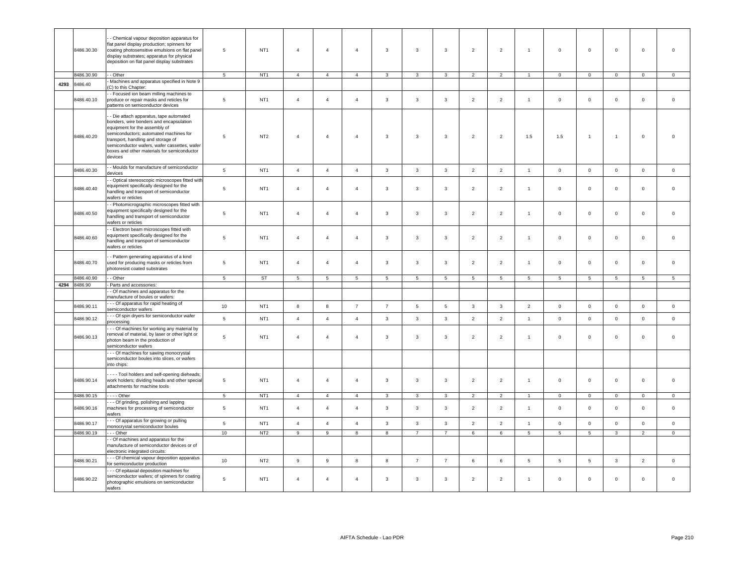| | 8486.30.30 | - - Chemical vapour deposition apparatus for flat panel display production; spinners for coating photosensitive emulsions on flat panel display substrates; apparatus for physical deposition on flat panel display substrates | 5 | NT1 | 4 | 4 | 4 | 3 | 3 | 3 | 2 | 2 | 1 | 0 | 0 | 0 | 0 | 0 |
|---|---|---|---|---|---|---|---|---|---|---|---|---|---|---|---|---|---|---|
| | 8486.30.90 | - - Other | 5 | NT1 | 4 | 4 | 4 | 3 | 3 | 3 | 2 | 2 | 1 | 0 | 0 | 0 | 0 | 0 |
| 4293 | 8486.40 | - Machines and apparatus specified in Note 9 (C) to this Chapter: | | | | | | | | | | | | | | | | |
| | 8486.40.10 | - - Focused ion beam milling machines to produce or repair masks and reticles for patterns on semiconductor devices | 5 | NT1 | 4 | 4 | 4 | 3 | 3 | 3 | 2 | 2 | 1 | 0 | 0 | 0 | 0 | 0 |
| | 8486.40.20 | - - Die attach apparatus, tape automated bonders, wire bonders and encapsulation equipment for the assembly of semiconductors; automated machines for transport, handling and storage of semiconductor wafers, wafer cassettes, wafer boxes and other materials for semiconductor devices | 5 | NT2 | 4 | 4 | 4 | 3 | 3 | 3 | 2 | 2 | 1.5 | 1.5 | 1 | 1 | 0 | 0 |
| | 8486.40.30 | - - Moulds for manufacture of semiconductor devices | 5 | NT1 | 4 | 4 | 4 | 3 | 3 | 3 | 2 | 2 | 1 | 0 | 0 | 0 | 0 | 0 |
| | 8486.40.40 | - - Optical stereoscopic microscopes fitted with equipment specifically designed for the handling and transport of semiconductor wafers or reticles | 5 | NT1 | 4 | 4 | 4 | 3 | 3 | 3 | 2 | 2 | 1 | 0 | 0 | 0 | 0 | 0 |
| | 8486.40.50 | - - Photomicrographic microscopes fitted with equipment specifically designed for the handling and transport of semiconductor wafers or reticles | 5 | NT1 | 4 | 4 | 4 | 3 | 3 | 3 | 2 | 2 | 1 | 0 | 0 | 0 | 0 | 0 |
| | 8486.40.60 | - - Electron beam microscopes fitted with equipment specifically designed for the handling and transport of semiconductor wafers or reticles | 5 | NT1 | 4 | 4 | 4 | 3 | 3 | 3 | 2 | 2 | 1 | 0 | 0 | 0 | 0 | 0 |
| | 8486.40.70 | - - Pattern generating apparatus of a kind used for producing masks or reticles from photoresist coated substrates | 5 | NT1 | 4 | 4 | 4 | 3 | 3 | 3 | 2 | 2 | 1 | 0 | 0 | 0 | 0 | 0 |
| | 8486.40.90 | - - Other | 5 | ST | 5 | 5 | 5 | 5 | 5 | 5 | 5 | 5 | 5 | 5 | 5 | 5 | 5 | 5 |
| 4294 | 8486.90 | - Parts and accessories: | | | | | | | | | | | | | | | | |
| | | - - Of machines and apparatus for the manufacture of boules or wafers: | | | | | | | | | | | | | | | | |
| | 8486.90.11 | - - - Of apparatus for rapid heating of semiconductor wafers | 10 | NT1 | 8 | 8 | 7 | 7 | 5 | 5 | 3 | 3 | 2 | 0 | 0 | 0 | 0 | 0 |
| | 8486.90.12 | - - - Of spin dryers for semiconductor wafer processing | 5 | NT1 | 4 | 4 | 4 | 3 | 3 | 3 | 2 | 2 | 1 | 0 | 0 | 0 | 0 | 0 |
| | 8486.90.13 | - - - Of machines for working any material by removal of material, by laser or other light or photon beam in the production of semiconductor wafers | 5 | NT1 | 4 | 4 | 4 | 3 | 3 | 3 | 2 | 2 | 1 | 0 | 0 | 0 | 0 | 0 |
| | | - - - Of machines for sawing monocrystal semiconductor boules into slices, or wafers into chips: | | | | | | | | | | | | | | | | |
| | 8486.90.14 | - - - - Tool holders and self-opening dieheads; work holders; dividing heads and other special attachments for machine tools | 5 | NT1 | 4 | 4 | 4 | 3 | 3 | 3 | 2 | 2 | 1 | 0 | 0 | 0 | 0 | 0 |
| | 8486.90.15 | - - - - Other | 5 | NT1 | 4 | 4 | 4 | 3 | 3 | 3 | 2 | 2 | 1 | 0 | 0 | 0 | 0 | 0 |
| | 8486.90.16 | - - - Of grinding, polishing and lapping machines for processing of semiconductor wafers | 5 | NT1 | 4 | 4 | 4 | 3 | 3 | 3 | 2 | 2 | 1 | 0 | 0 | 0 | 0 | 0 |
| | 8486.90.17 | - - - Of apparatus for growing or pulling monocrystal semiconductor boules | 5 | NT1 | 4 | 4 | 4 | 3 | 3 | 3 | 2 | 2 | 1 | 0 | 0 | 0 | 0 | 0 |
| | 8486.90.19 | - - - Other | 10 | NT2 | 9 | 9 | 8 | 8 | 7 | 7 | 6 | 6 | 5 | 5 | 5 | 3 | 2 | 0 |
| | | - - Of machines and apparatus for the manufacture of semiconductor devices or of electronic integrated circuits: | | | | | | | | | | | | | | | | |
| | 8486.90.21 | - - - Of chemical vapour deposition apparatus for semiconductor production | 10 | NT2 | 9 | 9 | 8 | 8 | 7 | 7 | 6 | 6 | 5 | 5 | 5 | 3 | 2 | 0 |
| | 8486.90.22 | - - - Of epitaxial deposition machines for semiconductor wafers; of spinners for coating photographic emulsions on semiconductor wafers | 5 | NT1 | 4 | 4 | 4 | 3 | 3 | 3 | 2 | 2 | 1 | 0 | 0 | 0 | 0 | 0 |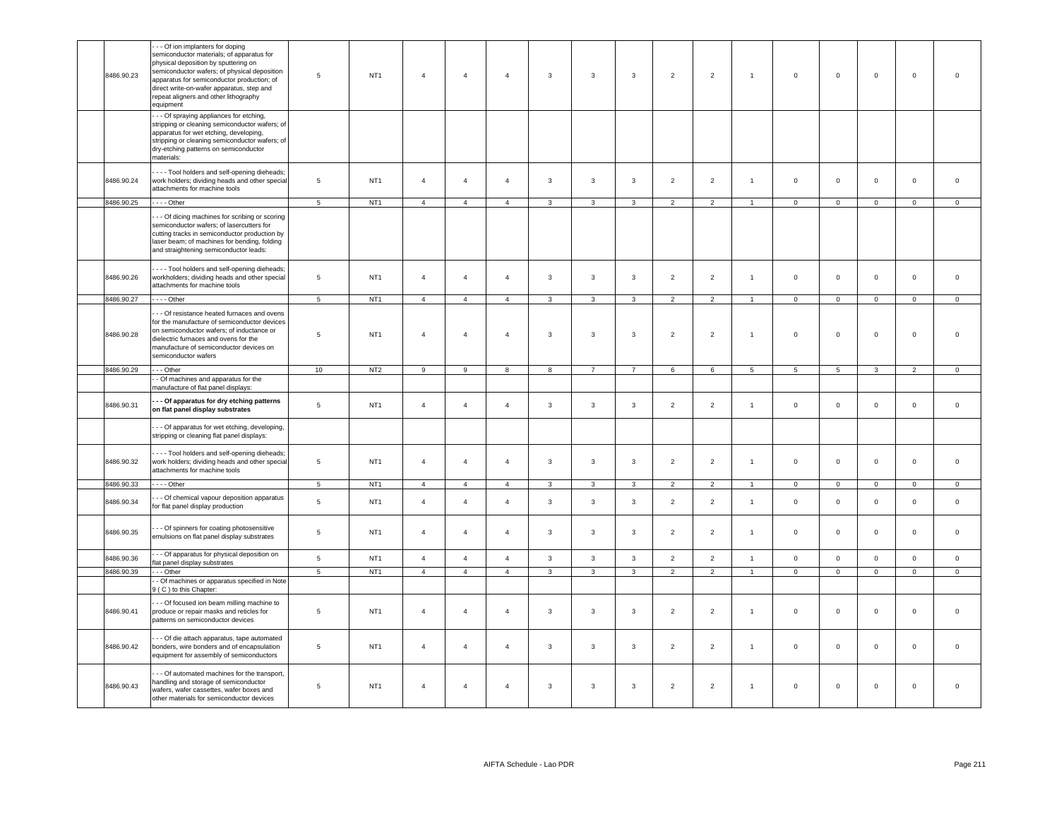|  | 8486.90.23 | - - - Of ion implanters for doping semiconductor materials; of apparatus for physical deposition by sputtering on semiconductor wafers; of physical deposition apparatus for semiconductor production; of direct write-on-wafer apparatus, step and repeat aligners and other lithography equipment | 5 | NT1 | 4 | 4 | 4 | 3 | 3 | 3 | 2 | 2 | 1 | 0 | 0 | 0 | 0 | 0 |
|---|---|---|---|---|---|---|---|---|---|---|---|---|---|---|---|---|---|---|
|  |  | - - - Of spraying appliances for etching, stripping or cleaning semiconductor wafers; of apparatus for wet etching, developing, stripping or cleaning semiconductor wafers; of dry-etching patterns on semiconductor materials: |  |  |  |  |  |  |  |  |  |  |  |  |  |  |  |  |
|  | 8486.90.24 | - - - - Tool holders and self-opening dieheads; work holders; dividing heads and other special attachments for machine tools | 5 | NT1 | 4 | 4 | 4 | 3 | 3 | 3 | 2 | 2 | 1 | 0 | 0 | 0 | 0 | 0 |
|  | 8486.90.25 | - - - - Other | 5 | NT1 | 4 | 4 | 4 | 3 | 3 | 3 | 2 | 2 | 1 | 0 | 0 | 0 | 0 | 0 |
|  |  | - - - Of dicing machines for scribing or scoring semiconductor wafers; of lasercutters for cutting tracks in semiconductor production by laser beam; of machines for bending, folding and straightening semiconductor leads: |  |  |  |  |  |  |  |  |  |  |  |  |  |  |  |  |
|  | 8486.90.26 | - - - - Tool holders and self-opening dieheads; workholders; dividing heads and other special attachments for machine tools | 5 | NT1 | 4 | 4 | 4 | 3 | 3 | 3 | 2 | 2 | 1 | 0 | 0 | 0 | 0 | 0 |
|  | 8486.90.27 | - - - - Other | 5 | NT1 | 4 | 4 | 4 | 3 | 3 | 3 | 2 | 2 | 1 | 0 | 0 | 0 | 0 | 0 |
|  | 8486.90.28 | - - - Of resistance heated furnaces and ovens for the manufacture of semiconductor devices on semiconductor wafers; of inductance or dielectric furnaces and ovens for the manufacture of semiconductor devices on semiconductor wafers | 5 | NT1 | 4 | 4 | 4 | 3 | 3 | 3 | 2 | 2 | 1 | 0 | 0 | 0 | 0 | 0 |
|  | 8486.90.29 | - - - Other | 10 | NT2 | 9 | 9 | 8 | 8 | 7 | 7 | 6 | 6 | 5 | 5 | 5 | 3 | 2 | 0 |
|  |  | - - Of machines and apparatus for the manufacture of flat panel displays: |  |  |  |  |  |  |  |  |  |  |  |  |  |  |  |  |
|  | 8486.90.31 | **- - - Of apparatus for dry etching patterns on flat panel display substrates** | 5 | NT1 | 4 | 4 | 4 | 3 | 3 | 3 | 2 | 2 | 1 | 0 | 0 | 0 | 0 | 0 |
|  |  | - - - Of apparatus for wet etching, developing, stripping or cleaning flat panel displays: |  |  |  |  |  |  |  |  |  |  |  |  |  |  |  |  |
|  | 8486.90.32 | - - - - Tool holders and self-opening dieheads; work holders; dividing heads and other special attachments for machine tools | 5 | NT1 | 4 | 4 | 4 | 3 | 3 | 3 | 2 | 2 | 1 | 0 | 0 | 0 | 0 | 0 |
|  | 8486.90.33 | - - - - Other | 5 | NT1 | 4 | 4 | 4 | 3 | 3 | 3 | 2 | 2 | 1 | 0 | 0 | 0 | 0 | 0 |
|  | 8486.90.34 | - - - Of chemical vapour deposition apparatus for flat panel display production | 5 | NT1 | 4 | 4 | 4 | 3 | 3 | 3 | 2 | 2 | 1 | 0 | 0 | 0 | 0 | 0 |
|  | 8486.90.35 | - - - Of spinners for coating photosensitive emulsions on flat panel display substrates | 5 | NT1 | 4 | 4 | 4 | 3 | 3 | 3 | 2 | 2 | 1 | 0 | 0 | 0 | 0 | 0 |
|  | 8486.90.36 | - - - Of apparatus for physical deposition on flat panel display substrates | 5 | NT1 | 4 | 4 | 4 | 3 | 3 | 3 | 2 | 2 | 1 | 0 | 0 | 0 | 0 | 0 |
|  | 8486.90.39 | - - - Other | 5 | NT1 | 4 | 4 | 4 | 3 | 3 | 3 | 2 | 2 | 1 | 0 | 0 | 0 | 0 | 0 |
|  |  | - - Of machines or apparatus specified in Note 9 ( C ) to this Chapter: |  |  |  |  |  |  |  |  |  |  |  |  |  |  |  |  |
|  | 8486.90.41 | - - - Of focused ion beam milling machine to produce or repair masks and reticles for patterns on semiconductor devices | 5 | NT1 | 4 | 4 | 4 | 3 | 3 | 3 | 2 | 2 | 1 | 0 | 0 | 0 | 0 | 0 |
|  | 8486.90.42 | - - - Of die attach apparatus, tape automated bonders, wire bonders and of encapsulation equipment for assembly of semiconductors | 5 | NT1 | 4 | 4 | 4 | 3 | 3 | 3 | 2 | 2 | 1 | 0 | 0 | 0 | 0 | 0 |
|  | 8486.90.43 | - - - Of automated machines for the transport, handling and storage of semiconductor wafers, wafer cassettes, wafer boxes and other materials for semiconductor devices | 5 | NT1 | 4 | 4 | 4 | 3 | 3 | 3 | 2 | 2 | 1 | 0 | 0 | 0 | 0 | 0 |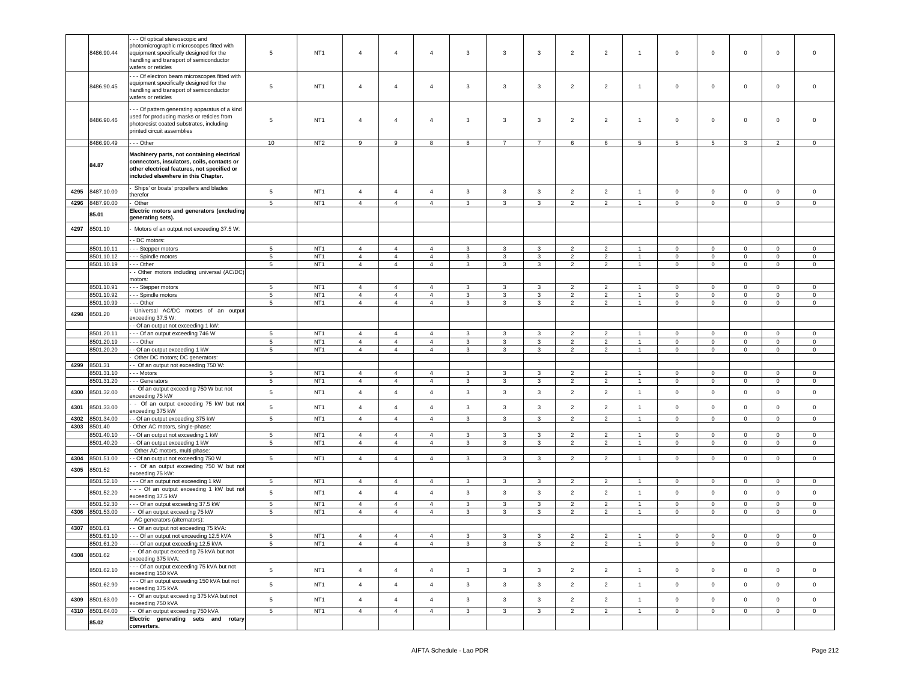|  |  |  |  |  |  |  |  |  |  |  |  |  |  |  |  |  |  |  |
|---|---|---|---|---|---|---|---|---|---|---|---|---|---|---|---|---|---|---|
|  | 8486.90.44 | - - - Of optical stereoscopic and photomicrographic microscopes fitted with equipment specifically designed for the handling and transport of semiconductor wafers or reticles | 5 | NT1 | 4 | 4 | 4 | 3 | 3 | 3 | 2 | 2 | 1 | 0 | 0 | 0 | 0 | 0 |
|  | 8486.90.45 | - - - Of electron beam microscopes fitted with equipment specifically designed for the handling and transport of semiconductor wafers or reticles | 5 | NT1 | 4 | 4 | 4 | 3 | 3 | 3 | 2 | 2 | 1 | 0 | 0 | 0 | 0 | 0 |
|  | 8486.90.46 | - - - Of pattern generating apparatus of a kind used for producing masks or reticles from photoresist coated substrates, including printed circuit assemblies | 5 | NT1 | 4 | 4 | 4 | 3 | 3 | 3 | 2 | 2 | 1 | 0 | 0 | 0 | 0 | 0 |
|  | 8486.90.49 | - - - Other | 10 | NT2 | 9 | 9 | 8 | 8 | 7 | 7 | 6 | 6 | 5 | 5 | 5 | 3 | 2 | 0 |
|  | **84.87** | **Machinery parts, not containing electrical connectors, insulators, coils, contacts or other electrical features, not specified or included elsewhere in this Chapter.** |  |  |  |  |  |  |  |  |  |  |  |  |  |  |  |  |
| 4295 | 8487.10.00 | - Ships' or boats' propellers and blades therefor | 5 | NT1 | 4 | 4 | 4 | 3 | 3 | 3 | 2 | 2 | 1 | 0 | 0 | 0 | 0 | 0 |
| 4296 | 8487.90.00 | - Other | 5 | NT1 | 4 | 4 | 4 | 3 | 3 | 3 | 2 | 2 | 1 | 0 | 0 | 0 | 0 | 0 |
|  | **85.01** | **Electric motors and generators (excluding generating sets).** |  |  |  |  |  |  |  |  |  |  |  |  |  |  |  |  |
| 4297 | 8501.10 | - Motors of an output not exceeding 37.5 W: |  |  |  |  |  |  |  |  |  |  |  |  |  |  |  |  |
|  |  | - - DC motors: |  |  |  |  |  |  |  |  |  |  |  |  |  |  |  |  |
|  | 8501.10.11 | - - - Stepper motors | 5 | NT1 | 4 | 4 | 4 | 3 | 3 | 3 | 2 | 2 | 1 | 0 | 0 | 0 | 0 | 0 |
|  | 8501.10.12 | - - - Spindle motors | 5 | NT1 | 4 | 4 | 4 | 3 | 3 | 3 | 2 | 2 | 1 | 0 | 0 | 0 | 0 | 0 |
|  | 8501.10.19 | - - - Other | 5 | NT1 | 4 | 4 | 4 | 3 | 3 | 3 | 2 | 2 | 1 | 0 | 0 | 0 | 0 | 0 |
|  |  | - - Other motors including universal (AC/DC) motors: |  |  |  |  |  |  |  |  |  |  |  |  |  |  |  |  |
|  | 8501.10.91 | - - - Stepper motors | 5 | NT1 | 4 | 4 | 4 | 3 | 3 | 3 | 2 | 2 | 1 | 0 | 0 | 0 | 0 | 0 |
|  | 8501.10.92 | - - - Spindle motors | 5 | NT1 | 4 | 4 | 4 | 3 | 3 | 3 | 2 | 2 | 1 | 0 | 0 | 0 | 0 | 0 |
|  | 8501.10.99 | - - - Other | 5 | NT1 | 4 | 4 | 4 | 3 | 3 | 3 | 2 | 2 | 1 | 0 | 0 | 0 | 0 | 0 |
| 4298 | 8501.20 | - Universal AC/DC motors of an output exceeding 37.5 W: |  |  |  |  |  |  |  |  |  |  |  |  |  |  |  |  |
|  |  | - - Of an output not exceeding 1 kW: |  |  |  |  |  |  |  |  |  |  |  |  |  |  |  |  |
|  | 8501.20.11 | - - - Of an output exceeding 746 W | 5 | NT1 | 4 | 4 | 4 | 3 | 3 | 3 | 2 | 2 | 1 | 0 | 0 | 0 | 0 | 0 |
|  | 8501.20.19 | - - - Other | 5 | NT1 | 4 | 4 | 4 | 3 | 3 | 3 | 2 | 2 | 1 | 0 | 0 | 0 | 0 | 0 |
|  | 8501.20.20 | - - Of an output exceeding 1 kW | 5 | NT1 | 4 | 4 | 4 | 3 | 3 | 3 | 2 | 2 | 1 | 0 | 0 | 0 | 0 | 0 |
|  |  | - Other DC motors; DC generators: |  |  |  |  |  |  |  |  |  |  |  |  |  |  |  |  |
| 4299 | 8501.31 | - - Of an output not exceeding 750 W: |  |  |  |  |  |  |  |  |  |  |  |  |  |  |  |  |
|  | 8501.31.10 | - - - Motors | 5 | NT1 | 4 | 4 | 4 | 3 | 3 | 3 | 2 | 2 | 1 | 0 | 0 | 0 | 0 | 0 |
|  | 8501.31.20 | - - - Generators | 5 | NT1 | 4 | 4 | 4 | 3 | 3 | 3 | 2 | 2 | 1 | 0 | 0 | 0 | 0 | 0 |
| 4300 | 8501.32.00 | - - Of an output exceeding 750 W but not exceeding 75 kW | 5 | NT1 | 4 | 4 | 4 | 3 | 3 | 3 | 2 | 2 | 1 | 0 | 0 | 0 | 0 | 0 |
| 4301 | 8501.33.00 | - - Of an output exceeding 75 kW but not exceeding 375 kW | 5 | NT1 | 4 | 4 | 4 | 3 | 3 | 3 | 2 | 2 | 1 | 0 | 0 | 0 | 0 | 0 |
| 4302 | 8501.34.00 | - - Of an output exceeding 375 kW | 5 | NT1 | 4 | 4 | 4 | 3 | 3 | 3 | 2 | 2 | 1 | 0 | 0 | 0 | 0 | 0 |
| 4303 | 8501.40 | - Other AC motors, single-phase: |  |  |  |  |  |  |  |  |  |  |  |  |  |  |  |  |
|  | 8501.40.10 | - - Of an output not exceeding 1 kW | 5 | NT1 | 4 | 4 | 4 | 3 | 3 | 3 | 2 | 2 | 1 | 0 | 0 | 0 | 0 | 0 |
|  | 8501.40.20 | - - Of an output exceeding 1 kW | 5 | NT1 | 4 | 4 | 4 | 3 | 3 | 3 | 2 | 2 | 1 | 0 | 0 | 0 | 0 | 0 |
|  |  | - Other AC motors, multi-phase: |  |  |  |  |  |  |  |  |  |  |  |  |  |  |  |  |
| 4304 | 8501.51.00 | - - Of an output not exceeding 750 W | 5 | NT1 | 4 | 4 | 4 | 3 | 3 | 3 | 2 | 2 | 1 | 0 | 0 | 0 | 0 | 0 |
| 4305 | 8501.52 | - - Of an output exceeding 750 W but not exceeding 75 kW: |  |  |  |  |  |  |  |  |  |  |  |  |  |  |  |  |
|  | 8501.52.10 | - - - Of an output not exceeding 1 kW | 5 | NT1 | 4 | 4 | 4 | 3 | 3 | 3 | 2 | 2 | 1 | 0 | 0 | 0 | 0 | 0 |
|  | 8501.52.20 | - - - Of an output exceeding 1 kW but not exceeding 37.5 kW | 5 | NT1 | 4 | 4 | 4 | 3 | 3 | 3 | 2 | 2 | 1 | 0 | 0 | 0 | 0 | 0 |
|  | 8501.52.30 | - - - Of an output exceeding 37.5 kW | 5 | NT1 | 4 | 4 | 4 | 3 | 3 | 3 | 2 | 2 | 1 | 0 | 0 | 0 | 0 | 0 |
| 4306 | 8501.53.00 | - - Of an output exceeding 75 kW | 5 | NT1 | 4 | 4 | 4 | 3 | 3 | 3 | 2 | 2 | 1 | 0 | 0 | 0 | 0 | 0 |
|  |  | - AC generators (alternators): |  |  |  |  |  |  |  |  |  |  |  |  |  |  |  |  |
| 4307 | 8501.61 | - - Of an output not exceeding 75 kVA: |  |  |  |  |  |  |  |  |  |  |  |  |  |  |  |  |
|  | 8501.61.10 | - - - Of an output not exceeding 12.5 kVA | 5 | NT1 | 4 | 4 | 4 | 3 | 3 | 3 | 2 | 2 | 1 | 0 | 0 | 0 | 0 | 0 |
|  | 8501.61.20 | - - - Of an output exceeding 12.5 kVA | 5 | NT1 | 4 | 4 | 4 | 3 | 3 | 3 | 2 | 2 | 1 | 0 | 0 | 0 | 0 | 0 |
| 4308 | 8501.62 | - - Of an output exceeding 75 kVA but not exceeding 375 kVA: |  |  |  |  |  |  |  |  |  |  |  |  |  |  |  |  |
|  | 8501.62.10 | - - - Of an output exceeding 75 kVA but not exceeding 150 kVA | 5 | NT1 | 4 | 4 | 4 | 3 | 3 | 3 | 2 | 2 | 1 | 0 | 0 | 0 | 0 | 0 |
|  | 8501.62.90 | - - - Of an output exceeding 150 kVA but not exceeding 375 kVA | 5 | NT1 | 4 | 4 | 4 | 3 | 3 | 3 | 2 | 2 | 1 | 0 | 0 | 0 | 0 | 0 |
| 4309 | 8501.63.00 | - - Of an output exceeding 375 kVA but not exceeding 750 kVA | 5 | NT1 | 4 | 4 | 4 | 3 | 3 | 3 | 2 | 2 | 1 | 0 | 0 | 0 | 0 | 0 |
| 4310 | 8501.64.00 | - - Of an output exceeding 750 kVA | 5 | NT1 | 4 | 4 | 4 | 3 | 3 | 3 | 2 | 2 | 1 | 0 | 0 | 0 | 0 | 0 |
|  | **85.02** | **Electric generating sets and rotary converters.** |  |  |  |  |  |  |  |  |  |  |  |  |  |  |  |  |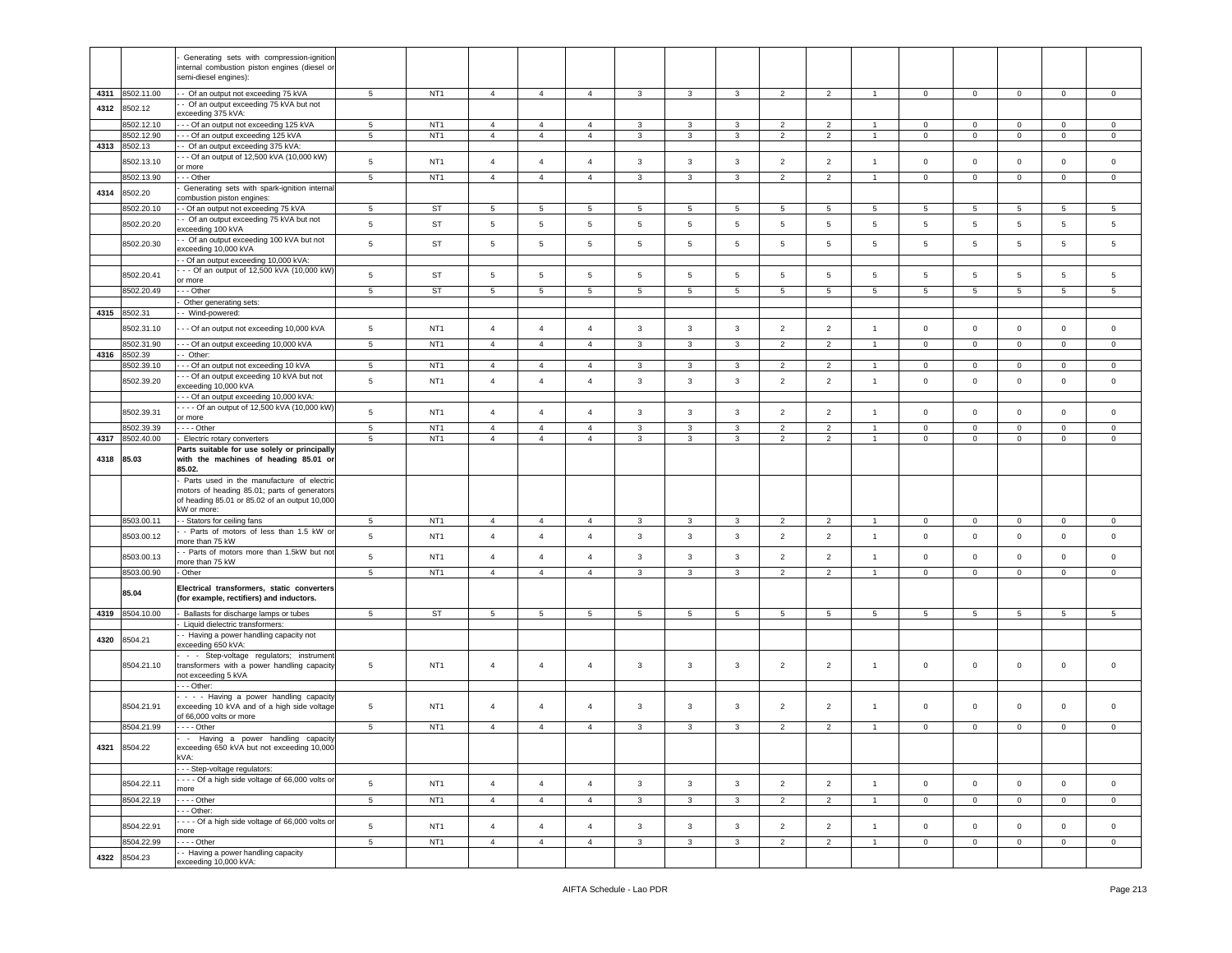| | | - Generating sets with compression-ignition internal combustion piston engines (diesel or semi-diesel engines): | | | | | | | | | | | | | | | | |
|---|---|---|---|---|---|---|---|---|---|---|---|---|---|---|---|---|---|---|
| 4311 | 8502.11.00 | - - Of an output not exceeding 75 kVA | 5 | NT1 | 4 | 4 | 4 | 3 | 3 | 3 | 2 | 2 | 1 | 0 | 0 | 0 | 0 | 0 |
| 4312 | 8502.12 | - - Of an output exceeding 75 kVA but not exceeding 375 kVA: | | | | | | | | | | | | | | | | |
| | 8502.12.10 | - - - Of an output not exceeding 125 kVA | 5 | NT1 | 4 | 4 | 4 | 3 | 3 | 3 | 2 | 2 | 1 | 0 | 0 | 0 | 0 | 0 |
| | 8502.12.90 | - - - Of an output exceeding 125 kVA | 5 | NT1 | 4 | 4 | 4 | 3 | 3 | 3 | 2 | 2 | 1 | 0 | 0 | 0 | 0 | 0 |
| 4313 | 8502.13 | - - Of an output exceeding 375 kVA: | | | | | | | | | | | | | | | | |
| | 8502.13.10 | - - - Of an output of 12,500 kVA (10,000 kW) or more | 5 | NT1 | 4 | 4 | 4 | 3 | 3 | 3 | 2 | 2 | 1 | 0 | 0 | 0 | 0 | 0 |
| | 8502.13.90 | - - - Other | 5 | NT1 | 4 | 4 | 4 | 3 | 3 | 3 | 2 | 2 | 1 | 0 | 0 | 0 | 0 | 0 |
| 4314 | 8502.20 | - Generating sets with spark-ignition internal combustion piston engines: | | | | | | | | | | | | | | | | |
| | 8502.20.10 | - - Of an output not exceeding 75 kVA | 5 | ST | 5 | 5 | 5 | 5 | 5 | 5 | 5 | 5 | 5 | 5 | 5 | 5 | 5 | 5 |
| | 8502.20.20 | - - Of an output exceeding 75 kVA but not exceeding 100 kVA | 5 | ST | 5 | 5 | 5 | 5 | 5 | 5 | 5 | 5 | 5 | 5 | 5 | 5 | 5 | 5 |
| | 8502.20.30 | - - Of an output exceeding 100 kVA but not exceeding 10,000 kVA | 5 | ST | 5 | 5 | 5 | 5 | 5 | 5 | 5 | 5 | 5 | 5 | 5 | 5 | 5 | 5 |
| | | - - Of an output exceeding 10,000 kVA: | | | | | | | | | | | | | | | | |
| | 8502.20.41 | - - - Of an output of 12,500 kVA (10,000 kW) or more | 5 | ST | 5 | 5 | 5 | 5 | 5 | 5 | 5 | 5 | 5 | 5 | 5 | 5 | 5 | 5 |
| | 8502.20.49 | - - - Other | 5 | ST | 5 | 5 | 5 | 5 | 5 | 5 | 5 | 5 | 5 | 5 | 5 | 5 | 5 | 5 |
| | | - Other generating sets: | | | | | | | | | | | | | | | | |
| 4315 | 8502.31 | - - Wind-powered: | | | | | | | | | | | | | | | | |
| | 8502.31.10 | - - - Of an output not exceeding 10,000 kVA | 5 | NT1 | 4 | 4 | 4 | 3 | 3 | 3 | 2 | 2 | 1 | 0 | 0 | 0 | 0 | 0 |
| | 8502.31.90 | - - - Of an output exceeding 10,000 kVA | 5 | NT1 | 4 | 4 | 4 | 3 | 3 | 3 | 2 | 2 | 1 | 0 | 0 | 0 | 0 | 0 |
| 4316 | 8502.39 | - - Other: | | | | | | | | | | | | | | | | |
| | 8502.39.10 | - - - Of an output not exceeding 10 kVA | 5 | NT1 | 4 | 4 | 4 | 3 | 3 | 3 | 2 | 2 | 1 | 0 | 0 | 0 | 0 | 0 |
| | 8502.39.20 | - - - Of an output exceeding 10 kVA but not exceeding 10,000 kVA | 5 | NT1 | 4 | 4 | 4 | 3 | 3 | 3 | 2 | 2 | 1 | 0 | 0 | 0 | 0 | 0 |
| | | - - - Of an output exceeding 10,000 kVA: | | | | | | | | | | | | | | | | |
| | 8502.39.31 | - - - - Of an output of 12,500 kVA (10,000 kW) or more | 5 | NT1 | 4 | 4 | 4 | 3 | 3 | 3 | 2 | 2 | 1 | 0 | 0 | 0 | 0 | 0 |
| | 8502.39.39 | - - - - Other | 5 | NT1 | 4 | 4 | 4 | 3 | 3 | 3 | 2 | 2 | 1 | 0 | 0 | 0 | 0 | 0 |
| 4317 | 8502.40.00 | - Electric rotary converters | 5 | NT1 | 4 | 4 | 4 | 3 | 3 | 3 | 2 | 2 | 1 | 0 | 0 | 0 | 0 | 0 |
| 4318 | 85.03 | **Parts suitable for use solely or principally with the machines of heading 85.01 or 85.02.** | | | | | | | | | | | | | | | | |
| | | - Parts used in the manufacture of electric motors of heading 85.01; parts of generators of heading 85.01 or 85.02 of an output 10,000 kW or more: | | | | | | | | | | | | | | | | |
| | 8503.00.11 | - - Stators for ceiling fans | 5 | NT1 | 4 | 4 | 4 | 3 | 3 | 3 | 2 | 2 | 1 | 0 | 0 | 0 | 0 | 0 |
| | 8503.00.12 | - - Parts of motors of less than 1.5 kW or more than 75 kW | 5 | NT1 | 4 | 4 | 4 | 3 | 3 | 3 | 2 | 2 | 1 | 0 | 0 | 0 | 0 | 0 |
| | 8503.00.13 | - - Parts of motors more than 1.5kW but not more than 75 kW | 5 | NT1 | 4 | 4 | 4 | 3 | 3 | 3 | 2 | 2 | 1 | 0 | 0 | 0 | 0 | 0 |
| | 8503.00.90 | - Other | 5 | NT1 | 4 | 4 | 4 | 3 | 3 | 3 | 2 | 2 | 1 | 0 | 0 | 0 | 0 | 0 |
| | **85.04** | **Electrical transformers, static converters (for example, rectifiers) and inductors.** | | | | | | | | | | | | | | | | |
| 4319 | 8504.10.00 | - Ballasts for discharge lamps or tubes | 5 | ST | 5 | 5 | 5 | 5 | 5 | 5 | 5 | 5 | 5 | 5 | 5 | 5 | 5 | 5 |
| | | - Liquid dielectric transformers: | | | | | | | | | | | | | | | | |
| 4320 | 8504.21 | - - Having a power handling capacity not exceeding 650 kVA: | | | | | | | | | | | | | | | | |
| | 8504.21.10 | - - - Step-voltage regulators; instrument transformers with a power handling capacity not exceeding 5 kVA | 5 | NT1 | 4 | 4 | 4 | 3 | 3 | 3 | 2 | 2 | 1 | 0 | 0 | 0 | 0 | 0 |
| | | - - - Other: | | | | | | | | | | | | | | | | |
| | 8504.21.91 | - - - - Having a power handling capacity exceeding 10 kVA and of a high side voltage of 66,000 volts or more | 5 | NT1 | 4 | 4 | 4 | 3 | 3 | 3 | 2 | 2 | 1 | 0 | 0 | 0 | 0 | 0 |
| | 8504.21.99 | - - - - Other | 5 | NT1 | 4 | 4 | 4 | 3 | 3 | 3 | 2 | 2 | 1 | 0 | 0 | 0 | 0 | 0 |
| 4321 | 8504.22 | - - Having a power handling capacity exceeding 650 kVA but not exceeding 10,000 kVA: | | | | | | | | | | | | | | | | |
| | | - - - Step-voltage regulators: | | | | | | | | | | | | | | | | |
| | 8504.22.11 | - - - - Of a high side voltage of 66,000 volts or more | 5 | NT1 | 4 | 4 | 4 | 3 | 3 | 3 | 2 | 2 | 1 | 0 | 0 | 0 | 0 | 0 |
| | 8504.22.19 | - - - - Other | 5 | NT1 | 4 | 4 | 4 | 3 | 3 | 3 | 2 | 2 | 1 | 0 | 0 | 0 | 0 | 0 |
| | | - - - Other: | | | | | | | | | | | | | | | | |
| | 8504.22.91 | - - - - Of a high side voltage of 66,000 volts or more | 5 | NT1 | 4 | 4 | 4 | 3 | 3 | 3 | 2 | 2 | 1 | 0 | 0 | 0 | 0 | 0 |
| | 8504.22.99 | - - - - Other | 5 | NT1 | 4 | 4 | 4 | 3 | 3 | 3 | 2 | 2 | 1 | 0 | 0 | 0 | 0 | 0 |
| 4322 | 8504.23 | - - Having a power handling capacity exceeding 10,000 kVA: | | | | | | | | | | | | | | | | |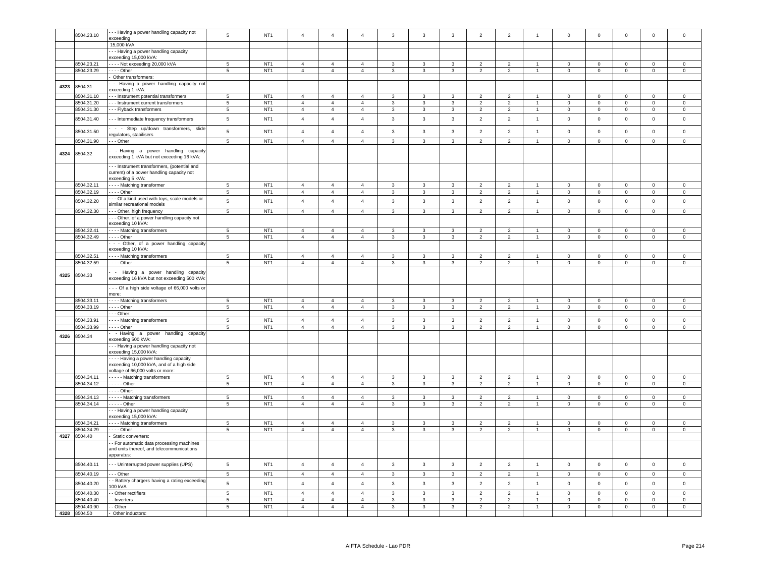| | 8504.23.10 | - - - Having a power handling capacity not exceeding | 5 | NT1 | 4 | 4 | 4 | 3 | 3 | 3 | 2 | 2 | 1 | 0 | 0 | 0 | 0 | 0 |
|---|---|---|---|---|---|---|---|---|---|---|---|---|---|---|---|---|---|---|
| | | 15,000 kVA | | | | | | | | | | | | | | | | |
| | | - - - Having a power handling capacity exceeding 15,000 kVA: | | | | | | | | | | | | | | | | |
| | 8504.23.21 | - - - - Not exceeding 20,000 kVA | 5 | NT1 | 4 | 4 | 4 | 3 | 3 | 3 | 2 | 2 | 1 | 0 | 0 | 0 | 0 | 0 |
| | 8504.23.29 | - - - - Other | 5 | NT1 | 4 | 4 | 4 | 3 | 3 | 3 | 2 | 2 | 1 | 0 | 0 | 0 | 0 | 0 |
| | | - Other transformers: | | | | | | | | | | | | | | | | |
| 4323 | 8504.31 | - - Having a power handling capacity not exceeding 1 kVA: | | | | | | | | | | | | | | | | |
| | 8504.31.10 | - - - Instrument potential transformers | 5 | NT1 | 4 | 4 | 4 | 3 | 3 | 3 | 2 | 2 | 1 | 0 | 0 | 0 | 0 | 0 |
| | 8504.31.20 | - - - Instrument current transformers | 5 | NT1 | 4 | 4 | 4 | 3 | 3 | 3 | 2 | 2 | 1 | 0 | 0 | 0 | 0 | 0 |
| | 8504.31.30 | - - - Flyback transformers | 5 | NT1 | 4 | 4 | 4 | 3 | 3 | 3 | 2 | 2 | 1 | 0 | 0 | 0 | 0 | 0 |
| | 8504.31.40 | - - - Intermediate frequency transformers | 5 | NT1 | 4 | 4 | 4 | 3 | 3 | 3 | 2 | 2 | 1 | 0 | 0 | 0 | 0 | 0 |
| | 8504.31.50 | - - - Step up/down transformers, slide regulators, stabilisers | 5 | NT1 | 4 | 4 | 4 | 3 | 3 | 3 | 2 | 2 | 1 | 0 | 0 | 0 | 0 | 0 |
| | 8504.31.90 | - - - Other | 5 | NT1 | 4 | 4 | 4 | 3 | 3 | 3 | 2 | 2 | 1 | 0 | 0 | 0 | 0 | 0 |
| 4324 | 8504.32 | - - Having a power handling capacity exceeding 1 kVA but not exceeding 16 kVA: | | | | | | | | | | | | | | | | |
| | | - - - Instrument transformers, (potential and current) of a power handling capacity not exceeding 5 kVA: | | | | | | | | | | | | | | | | |
| | 8504.32.11 | - - - - Matching transformer | 5 | NT1 | 4 | 4 | 4 | 3 | 3 | 3 | 2 | 2 | 1 | 0 | 0 | 0 | 0 | 0 |
| | 8504.32.19 | - - - - Other | 5 | NT1 | 4 | 4 | 4 | 3 | 3 | 3 | 2 | 2 | 1 | 0 | 0 | 0 | 0 | 0 |
| | 8504.32.20 | - - - Of a kind used with toys, scale models or similar recreational models | 5 | NT1 | 4 | 4 | 4 | 3 | 3 | 3 | 2 | 2 | 1 | 0 | 0 | 0 | 0 | 0 |
| | 8504.32.30 | - - - Other, high frequency | 5 | NT1 | 4 | 4 | 4 | 3 | 3 | 3 | 2 | 2 | 1 | 0 | 0 | 0 | 0 | 0 |
| | | - - - Other, of a power handling capacity not exceeding 10 kVA: | | | | | | | | | | | | | | | | |
| | 8504.32.41 | - - - - Matching transformers | 5 | NT1 | 4 | 4 | 4 | 3 | 3 | 3 | 2 | 2 | 1 | 0 | 0 | 0 | 0 | 0 |
| | 8504.32.49 | - - - - Other | 5 | NT1 | 4 | 4 | 4 | 3 | 3 | 3 | 2 | 2 | 1 | 0 | 0 | 0 | 0 | 0 |
| | | - - - Other, of a power handling capacity exceeding 10 kVA: | | | | | | | | | | | | | | | | |
| | 8504.32.51 | - - - - Matching transformers | 5 | NT1 | 4 | 4 | 4 | 3 | 3 | 3 | 2 | 2 | 1 | 0 | 0 | 0 | 0 | 0 |
| | 8504.32.59 | - - - - Other | 5 | NT1 | 4 | 4 | 4 | 3 | 3 | 3 | 2 | 2 | 1 | 0 | 0 | 0 | 0 | 0 |
| 4325 | 8504.33 | - - Having a power handling capacity exceeding 16 kVA but not exceeding 500 kVA: | | | | | | | | | | | | | | | | |
| | | - - - Of a high side voltage of 66,000 volts or more: | | | | | | | | | | | | | | | | |
| | 8504.33.11 | - - - - Matching transformers | 5 | NT1 | 4 | 4 | 4 | 3 | 3 | 3 | 2 | 2 | 1 | 0 | 0 | 0 | 0 | 0 |
| | 8504.33.19 | - - - - Other | 5 | NT1 | 4 | 4 | 4 | 3 | 3 | 3 | 2 | 2 | 1 | 0 | 0 | 0 | 0 | 0 |
| | | - - - Other: | | | | | | | | | | | | | | | | |
| | 8504.33.91 | - - - - Matching transformers | 5 | NT1 | 4 | 4 | 4 | 3 | 3 | 3 | 2 | 2 | 1 | 0 | 0 | 0 | 0 | 0 |
| | 8504.33.99 | - - - - Other | 5 | NT1 | 4 | 4 | 4 | 3 | 3 | 3 | 2 | 2 | 1 | 0 | 0 | 0 | 0 | 0 |
| 4326 | 8504.34 | - - Having a power handling capacity exceeding 500 kVA: | | | | | | | | | | | | | | | | |
| | | - - - Having a power handling capacity not exceeding 15,000 kVA: | | | | | | | | | | | | | | | | |
| | | - - - - Having a power handling capacity exceeding 10,000 kVA, and of a high side voltage of 66,000 volts or more: | | | | | | | | | | | | | | | | |
| | 8504.34.11 | - - - - - Matching transformers | 5 | NT1 | 4 | 4 | 4 | 3 | 3 | 3 | 2 | 2 | 1 | 0 | 0 | 0 | 0 | 0 |
| | 8504.34.12 | - - - - - Other | 5 | NT1 | 4 | 4 | 4 | 3 | 3 | 3 | 2 | 2 | 1 | 0 | 0 | 0 | 0 | 0 |
| | | - - - - Other: | | | | | | | | | | | | | | | | |
| | 8504.34.13 | - - - - - Matching transformers | 5 | NT1 | 4 | 4 | 4 | 3 | 3 | 3 | 2 | 2 | 1 | 0 | 0 | 0 | 0 | 0 |
| | 8504.34.14 | - - - - - Other | 5 | NT1 | 4 | 4 | 4 | 3 | 3 | 3 | 2 | 2 | 1 | 0 | 0 | 0 | 0 | 0 |
| | | - - - Having a power handling capacity exceeding 15,000 kVA: | | | | | | | | | | | | | | | | |
| | 8504.34.21 | - - - - Matching transformers | 5 | NT1 | 4 | 4 | 4 | 3 | 3 | 3 | 2 | 2 | 1 | 0 | 0 | 0 | 0 | 0 |
| | 8504.34.29 | - - - - Other | 5 | NT1 | 4 | 4 | 4 | 3 | 3 | 3 | 2 | 2 | 1 | 0 | 0 | 0 | 0 | 0 |
| 4327 | 8504.40 | - Static converters: | | | | | | | | | | | | | | | | |
| | | - - For automatic data processing machines and units thereof, and telecommunications apparatus: | | | | | | | | | | | | | | | | |
| | 8504.40.11 | - - - Uninterrupted power supplies (UPS) | 5 | NT1 | 4 | 4 | 4 | 3 | 3 | 3 | 2 | 2 | 1 | 0 | 0 | 0 | 0 | 0 |
| | 8504.40.19 | - - - Other | 5 | NT1 | 4 | 4 | 4 | 3 | 3 | 3 | 2 | 2 | 1 | 0 | 0 | 0 | 0 | 0 |
| | 8504.40.20 | - - Battery chargers having a rating exceeding 100 kVA | 5 | NT1 | 4 | 4 | 4 | 3 | 3 | 3 | 2 | 2 | 1 | 0 | 0 | 0 | 0 | 0 |
| | 8504.40.30 | - - Other rectifiers | 5 | NT1 | 4 | 4 | 4 | 3 | 3 | 3 | 2 | 2 | 1 | 0 | 0 | 0 | 0 | 0 |
| | 8504.40.40 | - - Inverters | 5 | NT1 | 4 | 4 | 4 | 3 | 3 | 3 | 2 | 2 | 1 | 0 | 0 | 0 | 0 | 0 |
| | 8504.40.90 | - - Other | 5 | NT1 | 4 | 4 | 4 | 3 | 3 | 3 | 2 | 2 | 1 | 0 | 0 | 0 | 0 | 0 |
| 4328 | 8504.50 | - Other inductors: | | | | | | | | | | | | | | | | |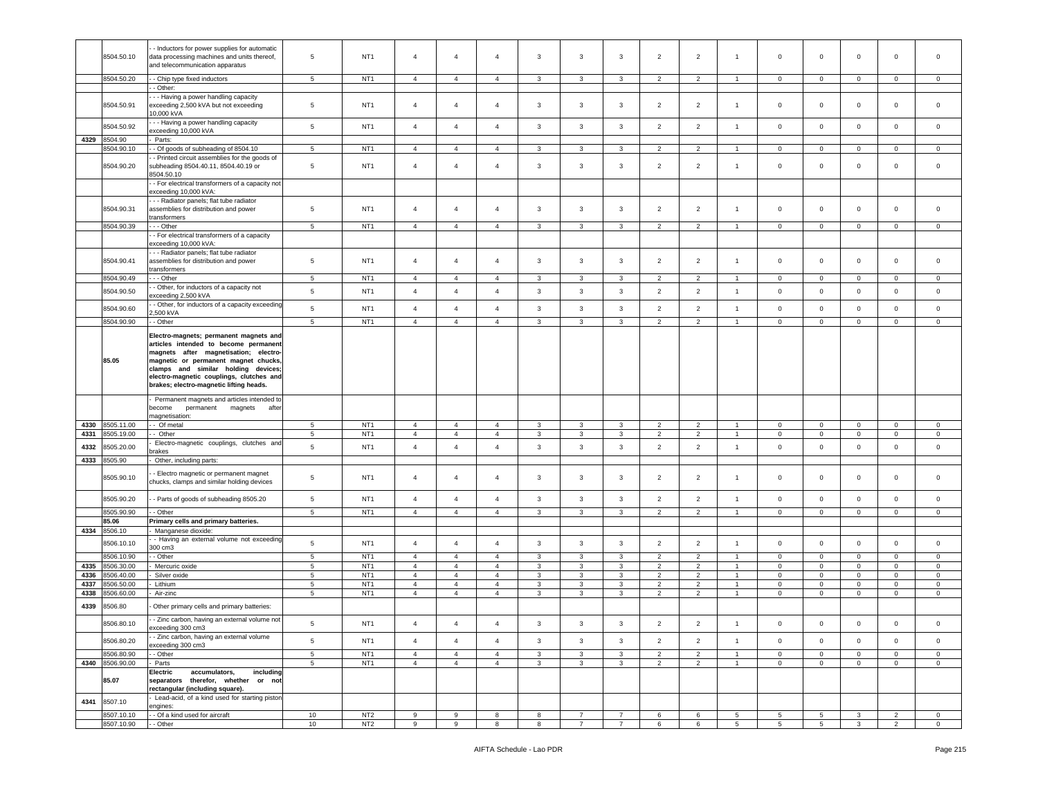| | 8504.50.10 | - - Inductors for power supplies for automatic data processing machines and units thereof, and telecommunication apparatus | 5 | NT1 | 4 | 4 | 4 | 3 | 3 | 3 | 2 | 2 | 1 | 0 | 0 | 0 | 0 | 0 |
|---|---|---|---|---|---|---|---|---|---|---|---|---|---|---|---|---|---|---|
| | 8504.50.20 | - - Chip type fixed inductors | 5 | NT1 | 4 | 4 | 4 | 3 | 3 | 3 | 2 | 2 | 1 | 0 | 0 | 0 | 0 | 0 |
| | | - - Other: | | | | | | | | | | | | | | | | |
| | 8504.50.91 | - - - Having a power handling capacity exceeding 2,500 kVA but not exceeding 10,000 kVA | 5 | NT1 | 4 | 4 | 4 | 3 | 3 | 3 | 2 | 2 | 1 | 0 | 0 | 0 | 0 | 0 |
| | 8504.50.92 | - - - Having a power handling capacity exceeding 10,000 kVA | 5 | NT1 | 4 | 4 | 4 | 3 | 3 | 3 | 2 | 2 | 1 | 0 | 0 | 0 | 0 | 0 |
| 4329 | 8504.90 | - Parts: | | | | | | | | | | | | | | | | |
| | 8504.90.10 | - - Of goods of subheading of 8504.10 | 5 | NT1 | 4 | 4 | 4 | 3 | 3 | 3 | 2 | 2 | 1 | 0 | 0 | 0 | 0 | 0 |
| | 8504.90.20 | - - Printed circuit assemblies for the goods of subheading 8504.40.11, 8504.40.19 or 8504.50.10 | 5 | NT1 | 4 | 4 | 4 | 3 | 3 | 3 | 2 | 2 | 1 | 0 | 0 | 0 | 0 | 0 |
| | | - - For electrical transformers of a capacity not exceeding 10,000 kVA: | | | | | | | | | | | | | | | | |
| | 8504.90.31 | - - - Radiator panels; flat tube radiator assemblies for distribution and power transformers | 5 | NT1 | 4 | 4 | 4 | 3 | 3 | 3 | 2 | 2 | 1 | 0 | 0 | 0 | 0 | 0 |
| | 8504.90.39 | - - - Other | 5 | NT1 | 4 | 4 | 4 | 3 | 3 | 3 | 2 | 2 | 1 | 0 | 0 | 0 | 0 | 0 |
| | | - - For electrical transformers of a capacity exceeding 10,000 kVA: | | | | | | | | | | | | | | | | |
| | 8504.90.41 | - - - Radiator panels; flat tube radiator assemblies for distribution and power transformers | 5 | NT1 | 4 | 4 | 4 | 3 | 3 | 3 | 2 | 2 | 1 | 0 | 0 | 0 | 0 | 0 |
| | 8504.90.49 | - - - Other | 5 | NT1 | 4 | 4 | 4 | 3 | 3 | 3 | 2 | 2 | 1 | 0 | 0 | 0 | 0 | 0 |
| | 8504.90.50 | - - Other, for inductors of a capacity not exceeding 2,500 kVA | 5 | NT1 | 4 | 4 | 4 | 3 | 3 | 3 | 2 | 2 | 1 | 0 | 0 | 0 | 0 | 0 |
| | 8504.90.60 | - - Other, for inductors of a capacity exceeding 2,500 kVA | 5 | NT1 | 4 | 4 | 4 | 3 | 3 | 3 | 2 | 2 | 1 | 0 | 0 | 0 | 0 | 0 |
| | 8504.90.90 | - - Other | 5 | NT1 | 4 | 4 | 4 | 3 | 3 | 3 | 2 | 2 | 1 | 0 | 0 | 0 | 0 | 0 |
| | **85.05** | **Electro-magnets; permanent magnets and articles intended to become permanent magnets after magnetisation; electro-magnetic or permanent magnet chucks, clamps and similar holding devices; electro-magnetic couplings, clutches and brakes; electro-magnetic lifting heads.** | | | | | | | | | | | | | | | | |
| | | - Permanent magnets and articles intended to become permanent magnets after magnetisation: | | | | | | | | | | | | | | | | |
| 4330 | 8505.11.00 | - - Of metal | 5 | NT1 | 4 | 4 | 4 | 3 | 3 | 3 | 2 | 2 | 1 | 0 | 0 | 0 | 0 | 0 |
| 4331 | 8505.19.00 | - - Other | 5 | NT1 | 4 | 4 | 4 | 3 | 3 | 3 | 2 | 2 | 1 | 0 | 0 | 0 | 0 | 0 |
| 4332 | 8505.20.00 | - Electro-magnetic couplings, clutches and brakes | 5 | NT1 | 4 | 4 | 4 | 3 | 3 | 3 | 2 | 2 | 1 | 0 | 0 | 0 | 0 | 0 |
| 4333 | 8505.90 | - Other, including parts: | | | | | | | | | | | | | | | | |
| | 8505.90.10 | - - Electro magnetic or permanent magnet chucks, clamps and similar holding devices | 5 | NT1 | 4 | 4 | 4 | 3 | 3 | 3 | 2 | 2 | 1 | 0 | 0 | 0 | 0 | 0 |
| | 8505.90.20 | - - Parts of goods of subheading 8505.20 | 5 | NT1 | 4 | 4 | 4 | 3 | 3 | 3 | 2 | 2 | 1 | 0 | 0 | 0 | 0 | 0 |
| | 8505.90.90 | - - Other | 5 | NT1 | 4 | 4 | 4 | 3 | 3 | 3 | 2 | 2 | 1 | 0 | 0 | 0 | 0 | 0 |
| | **85.06** | **Primary cells and primary batteries.** | | | | | | | | | | | | | | | | |
| 4334 | 8506.10 | - Manganese dioxide: | | | | | | | | | | | | | | | | |
| | 8506.10.10 | - - Having an external volume not exceeding 300 cm3 | 5 | NT1 | 4 | 4 | 4 | 3 | 3 | 3 | 2 | 2 | 1 | 0 | 0 | 0 | 0 | 0 |
| | 8506.10.90 | - - Other | 5 | NT1 | 4 | 4 | 4 | 3 | 3 | 3 | 2 | 2 | 1 | 0 | 0 | 0 | 0 | 0 |
| 4335 | 8506.30.00 | - Mercuric oxide | 5 | NT1 | 4 | 4 | 4 | 3 | 3 | 3 | 2 | 2 | 1 | 0 | 0 | 0 | 0 | 0 |
| 4336 | 8506.40.00 | - Silver oxide | 5 | NT1 | 4 | 4 | 4 | 3 | 3 | 3 | 2 | 2 | 1 | 0 | 0 | 0 | 0 | 0 |
| 4337 | 8506.50.00 | - Lithium | 5 | NT1 | 4 | 4 | 4 | 3 | 3 | 3 | 2 | 2 | 1 | 0 | 0 | 0 | 0 | 0 |
| 4338 | 8506.60.00 | - Air-zinc | 5 | NT1 | 4 | 4 | 4 | 3 | 3 | 3 | 2 | 2 | 1 | 0 | 0 | 0 | 0 | 0 |
| 4339 | 8506.80 | - Other primary cells and primary batteries: | | | | | | | | | | | | | | | | |
| | 8506.80.10 | - - Zinc carbon, having an external volume not exceeding 300 cm3 | 5 | NT1 | 4 | 4 | 4 | 3 | 3 | 3 | 2 | 2 | 1 | 0 | 0 | 0 | 0 | 0 |
| | 8506.80.20 | - - Zinc carbon, having an external volume exceeding 300 cm3 | 5 | NT1 | 4 | 4 | 4 | 3 | 3 | 3 | 2 | 2 | 1 | 0 | 0 | 0 | 0 | 0 |
| | 8506.80.90 | - - Other | 5 | NT1 | 4 | 4 | 4 | 3 | 3 | 3 | 2 | 2 | 1 | 0 | 0 | 0 | 0 | 0 |
| 4340 | 8506.90.00 | - Parts | 5 | NT1 | 4 | 4 | 4 | 3 | 3 | 3 | 2 | 2 | 1 | 0 | 0 | 0 | 0 | 0 |
| | **85.07** | **Electric accumulators, including separators therefor, whether or not rectangular (including square).** | | | | | | | | | | | | | | | | |
| 4341 | 8507.10 | - Lead-acid, of a kind used for starting piston engines: | | | | | | | | | | | | | | | | |
| | 8507.10.10 | - - Of a kind used for aircraft | 10 | NT2 | 9 | 9 | 8 | 8 | 7 | 7 | 6 | 6 | 5 | 5 | 5 | 3 | 2 | 0 |
| | 8507.10.90 | - - Other | 10 | NT2 | 9 | 9 | 8 | 8 | 7 | 7 | 6 | 6 | 5 | 5 | 5 | 3 | 2 | 0 |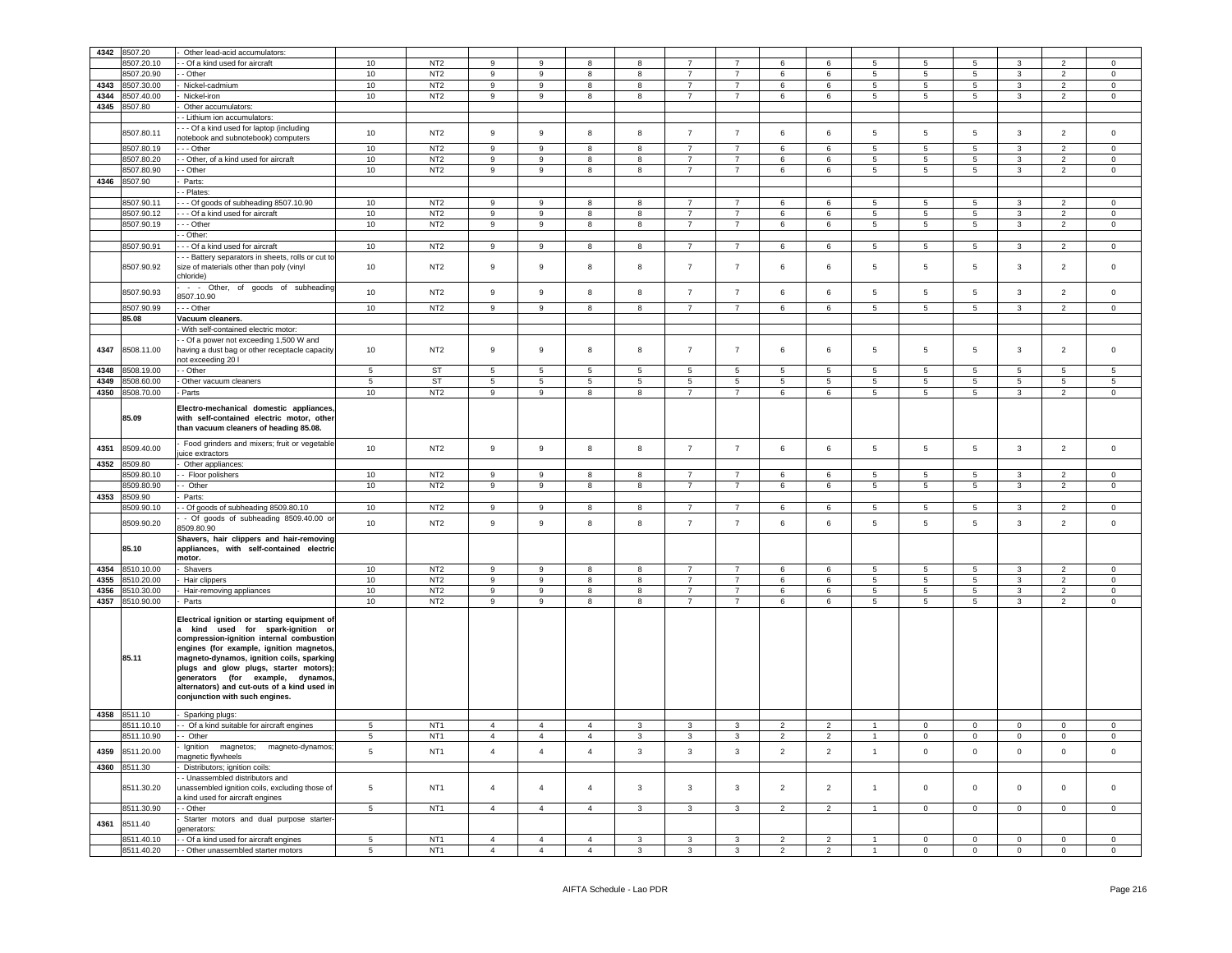| 4342 | 8507.20 | - Other lead-acid accumulators: | | | | | | | | | | | | | | | | |
|---|---|---|---|---|---|---|---|---|---|---|---|---|---|---|---|---|---|---|
| | 8507.20.10 | - - Of a kind used for aircraft | 10 | NT2 | 9 | 9 | 8 | 8 | 7 | 7 | 6 | 6 | 5 | 5 | 5 | 3 | 2 | 0 |
| | 8507.20.90 | - - Other | 10 | NT2 | 9 | 9 | 8 | 8 | 7 | 7 | 6 | 6 | 5 | 5 | 5 | 3 | 2 | 0 |
| 4343 | 8507.30.00 | - Nickel-cadmium | 10 | NT2 | 9 | 9 | 8 | 8 | 7 | 7 | 6 | 6 | 5 | 5 | 5 | 3 | 2 | 0 |
| 4344 | 8507.40.00 | - Nickel-iron | 10 | NT2 | 9 | 9 | 8 | 8 | 7 | 7 | 6 | 6 | 5 | 5 | 5 | 3 | 2 | 0 |
| 4345 | 8507.80 | - Other accumulators: | | | | | | | | | | | | | | | | |
| | | - - Lithium ion accumulators: | | | | | | | | | | | | | | | | |
| | 8507.80.11 | - - - Of a kind used for laptop (including notebook and subnotebook) computers | 10 | NT2 | 9 | 9 | 8 | 8 | 7 | 7 | 6 | 6 | 5 | 5 | 5 | 3 | 2 | 0 |
| | 8507.80.19 | - - - Other | 10 | NT2 | 9 | 9 | 8 | 8 | 7 | 7 | 6 | 6 | 5 | 5 | 5 | 3 | 2 | 0 |
| | 8507.80.20 | - - Other, of a kind used for aircraft | 10 | NT2 | 9 | 9 | 8 | 8 | 7 | 7 | 6 | 6 | 5 | 5 | 5 | 3 | 2 | 0 |
| | 8507.80.90 | - - Other | 10 | NT2 | 9 | 9 | 8 | 8 | 7 | 7 | 6 | 6 | 5 | 5 | 5 | 3 | 2 | 0 |
| 4346 | 8507.90 | - Parts: | | | | | | | | | | | | | | | | |
| | | - - Plates: | | | | | | | | | | | | | | | | |
| | 8507.90.11 | - - - Of goods of subheading 8507.10.90 | 10 | NT2 | 9 | 9 | 8 | 8 | 7 | 7 | 6 | 6 | 5 | 5 | 5 | 3 | 2 | 0 |
| | 8507.90.12 | - - - Of a kind used for aircraft | 10 | NT2 | 9 | 9 | 8 | 8 | 7 | 7 | 6 | 6 | 5 | 5 | 5 | 3 | 2 | 0 |
| | 8507.90.19 | - - - Other | 10 | NT2 | 9 | 9 | 8 | 8 | 7 | 7 | 6 | 6 | 5 | 5 | 5 | 3 | 2 | 0 |
| | | - - Other: | | | | | | | | | | | | | | | | |
| | 8507.90.91 | - - - Of a kind used for aircraft | 10 | NT2 | 9 | 9 | 8 | 8 | 7 | 7 | 6 | 6 | 5 | 5 | 5 | 3 | 2 | 0 |
| | 8507.90.92 | - - - Battery separators in sheets, rolls or cut to size of materials other than poly (vinyl chloride) | 10 | NT2 | 9 | 9 | 8 | 8 | 7 | 7 | 6 | 6 | 5 | 5 | 5 | 3 | 2 | 0 |
| | 8507.90.93 | - - - Other, of goods of subheading 8507.10.90 | 10 | NT2 | 9 | 9 | 8 | 8 | 7 | 7 | 6 | 6 | 5 | 5 | 5 | 3 | 2 | 0 |
| | 8507.90.99 | - - - Other | 10 | NT2 | 9 | 9 | 8 | 8 | 7 | 7 | 6 | 6 | 5 | 5 | 5 | 3 | 2 | 0 |
| | **85.08** | **Vacuum cleaners.** | | | | | | | | | | | | | | | | |
| | | - With self-contained electric motor: | | | | | | | | | | | | | | | | |
| 4347 | 8508.11.00 | - - Of a power not exceeding 1,500 W and having a dust bag or other receptacle capacity not exceeding 20 l | 10 | NT2 | 9 | 9 | 8 | 8 | 7 | 7 | 6 | 6 | 5 | 5 | 5 | 3 | 2 | 0 |
| 4348 | 8508.19.00 | - - Other | 5 | ST | 5 | 5 | 5 | 5 | 5 | 5 | 5 | 5 | 5 | 5 | 5 | 5 | 5 | 5 |
| 4349 | 8508.60.00 | - Other vacuum cleaners | 5 | ST | 5 | 5 | 5 | 5 | 5 | 5 | 5 | 5 | 5 | 5 | 5 | 5 | 5 | 5 |
| 4350 | 8508.70.00 | - Parts | 10 | NT2 | 9 | 9 | 8 | 8 | 7 | 7 | 6 | 6 | 5 | 5 | 5 | 3 | 2 | 0 |
| | **85.09** | **Electro-mechanical domestic appliances, with self-contained electric motor, other than vacuum cleaners of heading 85.08.** | | | | | | | | | | | | | | | | |
| 4351 | 8509.40.00 | - Food grinders and mixers; fruit or vegetable juice extractors | 10 | NT2 | 9 | 9 | 8 | 8 | 7 | 7 | 6 | 6 | 5 | 5 | 5 | 3 | 2 | 0 |
| 4352 | 8509.80 | - Other appliances: | | | | | | | | | | | | | | | | |
| | 8509.80.10 | - - Floor polishers | 10 | NT2 | 9 | 9 | 8 | 8 | 7 | 7 | 6 | 6 | 5 | 5 | 5 | 3 | 2 | 0 |
| | 8509.80.90 | - - Other | 10 | NT2 | 9 | 9 | 8 | 8 | 7 | 7 | 6 | 6 | 5 | 5 | 5 | 3 | 2 | 0 |
| 4353 | 8509.90 | - Parts: | | | | | | | | | | | | | | | | |
| | 8509.90.10 | - - Of goods of subheading 8509.80.10 | 10 | NT2 | 9 | 9 | 8 | 8 | 7 | 7 | 6 | 6 | 5 | 5 | 5 | 3 | 2 | 0 |
| | 8509.90.20 | - - Of goods of subheading 8509.40.00 or 8509.80.90 | 10 | NT2 | 9 | 9 | 8 | 8 | 7 | 7 | 6 | 6 | 5 | 5 | 5 | 3 | 2 | 0 |
| | **85.10** | **Shavers, hair clippers and hair-removing appliances, with self-contained electric motor.** | | | | | | | | | | | | | | | | |
| 4354 | 8510.10.00 | - Shavers | 10 | NT2 | 9 | 9 | 8 | 8 | 7 | 7 | 6 | 6 | 5 | 5 | 5 | 3 | 2 | 0 |
| 4355 | 8510.20.00 | - Hair clippers | 10 | NT2 | 9 | 9 | 8 | 8 | 7 | 7 | 6 | 6 | 5 | 5 | 5 | 3 | 2 | 0 |
| 4356 | 8510.30.00 | - Hair-removing appliances | 10 | NT2 | 9 | 9 | 8 | 8 | 7 | 7 | 6 | 6 | 5 | 5 | 5 | 3 | 2 | 0 |
| 4357 | 8510.90.00 | - Parts | 10 | NT2 | 9 | 9 | 8 | 8 | 7 | 7 | 6 | 6 | 5 | 5 | 5 | 3 | 2 | 0 |
| | **85.11** | **Electrical ignition or starting equipment of a kind used for spark-ignition or compression-ignition internal combustion engines (for example, ignition magnetos, magneto-dynamos, ignition coils, sparking plugs and glow plugs, starter motors); generators (for example, dynamos, alternators) and cut-outs of a kind used in conjunction with such engines.** | | | | | | | | | | | | | | | | |
| 4358 | 8511.10 | - Sparking plugs: | | | | | | | | | | | | | | | | |
| | 8511.10.10 | - - Of a kind suitable for aircraft engines | 5 | NT1 | 4 | 4 | 4 | 3 | 3 | 3 | 2 | 2 | 1 | 0 | 0 | 0 | 0 | 0 |
| | 8511.10.90 | - - Other | 5 | NT1 | 4 | 4 | 4 | 3 | 3 | 3 | 2 | 2 | 1 | 0 | 0 | 0 | 0 | 0 |
| 4359 | 8511.20.00 | - Ignition magnetos; magneto-dynamos; magnetic flywheels | 5 | NT1 | 4 | 4 | 4 | 3 | 3 | 3 | 2 | 2 | 1 | 0 | 0 | 0 | 0 | 0 |
| 4360 | 8511.30 | - Distributors; ignition coils: | | | | | | | | | | | | | | | | |
| | 8511.30.20 | - - Unassembled distributors and unassembled ignition coils, excluding those of a kind used for aircraft engines | 5 | NT1 | 4 | 4 | 4 | 3 | 3 | 3 | 2 | 2 | 1 | 0 | 0 | 0 | 0 | 0 |
| | 8511.30.90 | - - Other | 5 | NT1 | 4 | 4 | 4 | 3 | 3 | 3 | 2 | 2 | 1 | 0 | 0 | 0 | 0 | 0 |
| 4361 | 8511.40 | - Starter motors and dual purpose starter-generators: | | | | | | | | | | | | | | | | |
| | 8511.40.10 | - - Of a kind used for aircraft engines | 5 | NT1 | 4 | 4 | 4 | 3 | 3 | 3 | 2 | 2 | 1 | 0 | 0 | 0 | 0 | 0 |
| | 8511.40.20 | - - Other unassembled starter motors | 5 | NT1 | 4 | 4 | 4 | 3 | 3 | 3 | 2 | 2 | 1 | 0 | 0 | 0 | 0 | 0 |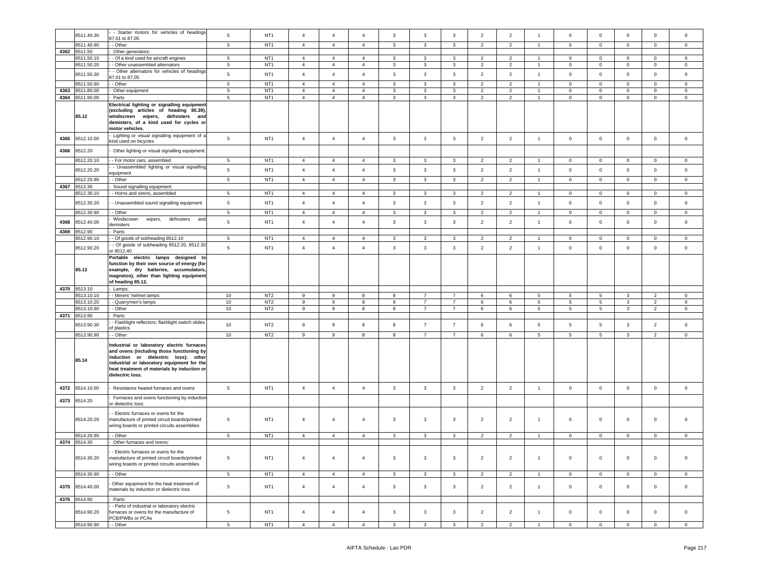| | 8511.40.30 | - - Starter motors for vehicles of headings 87.01 to 87.05 | 5 | NT1 | 4 | 4 | 4 | 3 | 3 | 3 | 2 | 2 | 1 | 0 | 0 | 0 | 0 | 0 |
|---|---|---|---|---|---|---|---|---|---|---|---|---|---|---|---|---|---|---|
| | 8511.40.90 | - - Other | 5 | NT1 | 4 | 4 | 4 | 3 | 3 | 3 | 2 | 2 | 1 | 0 | 0 | 0 | 0 | 0 |
| 4362 | 8511.50 | - Other generators: | | | | | | | | | | | | | | | | |
| | 8511.50.10 | - - Of a kind used for aircraft engines | 5 | NT1 | 4 | 4 | 4 | 3 | 3 | 3 | 2 | 2 | 1 | 0 | 0 | 0 | 0 | 0 |
| | 8511.50.20 | - - Other unassembled alternators | 5 | NT1 | 4 | 4 | 4 | 3 | 3 | 3 | 2 | 2 | 1 | 0 | 0 | 0 | 0 | 0 |
| | 8511.50.30 | - - Other alternators for vehicles of headings 87.01 to 87.05 | 5 | NT1 | 4 | 4 | 4 | 3 | 3 | 3 | 2 | 2 | 1 | 0 | 0 | 0 | 0 | 0 |
| | 8511.50.90 | - - Other | 5 | NT1 | 4 | 4 | 4 | 3 | 3 | 3 | 2 | 2 | 1 | 0 | 0 | 0 | 0 | 0 |
| 4363 | 8511.80.00 | - Other equipment | 5 | NT1 | 4 | 4 | 4 | 3 | 3 | 3 | 2 | 2 | 1 | 0 | 0 | 0 | 0 | 0 |
| 4364 | 8511.90.00 | - Parts | 5 | NT1 | 4 | 4 | 4 | 3 | 3 | 3 | 2 | 2 | 1 | 0 | 0 | 0 | 0 | 0 |
| | 85.12 | **Electrical lighting or signalling equipment (excluding articles of heading 85.39), windscreen wipers, defrosters and demisters, of a kind used for cycles or motor vehicles.** | | | | | | | | | | | | | | | | |
| 4365 | 8512.10.00 | - Lighting or visual signalling equipment of a kind used on bicycles | 5 | NT1 | 4 | 4 | 4 | 3 | 3 | 3 | 2 | 2 | 1 | 0 | 0 | 0 | 0 | 0 |
| 4366 | 8512.20 | - Other lighting or visual signalling equipment: | | | | | | | | | | | | | | | | |
| | 8512.20.10 | - - For motor cars, assembled | 5 | NT1 | 4 | 4 | 4 | 3 | 3 | 3 | 2 | 2 | 1 | 0 | 0 | 0 | 0 | 0 |
| | 8512.20.20 | - - Unassembled lighting or visual signalling equipment | 5 | NT1 | 4 | 4 | 4 | 3 | 3 | 3 | 2 | 2 | 1 | 0 | 0 | 0 | 0 | 0 |
| | 8512.20.90 | - - Other | 5 | NT1 | 4 | 4 | 4 | 3 | 3 | 3 | 2 | 2 | 1 | 0 | 0 | 0 | 0 | 0 |
| 4367 | 8512.30 | - Sound signalling equipment: | | | | | | | | | | | | | | | | |
| | 8512.30.10 | - - Horns and sirens, assembled | 5 | NT1 | 4 | 4 | 4 | 3 | 3 | 3 | 2 | 2 | 1 | 0 | 0 | 0 | 0 | 0 |
| | 8512.30.20 | - - Unassembled sound signalling equipment | 5 | NT1 | 4 | 4 | 4 | 3 | 3 | 3 | 2 | 2 | 1 | 0 | 0 | 0 | 0 | 0 |
| | 8512.30.90 | - - Other | 5 | NT1 | 4 | 4 | 4 | 3 | 3 | 3 | 2 | 2 | 1 | 0 | 0 | 0 | 0 | 0 |
| 4368 | 8512.40.00 | - Windscreen wipers, defrosters and demisters | 5 | NT1 | 4 | 4 | 4 | 3 | 3 | 3 | 2 | 2 | 1 | 0 | 0 | 0 | 0 | 0 |
| 4369 | 8512.90 | - Parts: | | | | | | | | | | | | | | | | |
| | 8512.90.10 | - - Of goods of subheading 8512.10 | 5 | NT1 | 4 | 4 | 4 | 3 | 3 | 3 | 2 | 2 | 1 | 0 | 0 | 0 | 0 | 0 |
| | 8512.90.20 | - - Of goods of subheading 8512.20, 8512.30 or 8512.40 | 5 | NT1 | 4 | 4 | 4 | 3 | 3 | 3 | 2 | 2 | 1 | 0 | 0 | 0 | 0 | 0 |
| | 85.13 | **Portable electric lamps designed to function by their own source of energy (for example, dry batteries, accumulators, magnetos), other than lighting equipment of heading 85.12.** | | | | | | | | | | | | | | | | |
| 4370 | 8513.10 | - Lamps: | | | | | | | | | | | | | | | | |
| | 8513.10.10 | - - Miners' helmet lamps | 10 | NT2 | 9 | 9 | 8 | 8 | 7 | 7 | 6 | 6 | 5 | 5 | 5 | 3 | 2 | 0 |
| | 8513.10.20 | - - Quarrymen's lamps | 10 | NT2 | 9 | 9 | 8 | 8 | 7 | 7 | 6 | 6 | 5 | 5 | 5 | 3 | 2 | 0 |
| | 8513.10.90 | - - Other | 10 | NT2 | 9 | 9 | 8 | 8 | 7 | 7 | 6 | 6 | 5 | 5 | 5 | 3 | 2 | 0 |
| 4371 | 8513.90 | - Parts: | | | | | | | | | | | | | | | | |
| | 8513.90.30 | - - Flashlight reflectors; flashlight switch slides of plastics | 10 | NT2 | 9 | 9 | 8 | 8 | 7 | 7 | 6 | 6 | 5 | 5 | 5 | 3 | 2 | 0 |
| | 8513.90.90 | - - Other | 10 | NT2 | 9 | 9 | 8 | 8 | 7 | 7 | 6 | 6 | 5 | 5 | 5 | 3 | 2 | 0 |
| | 85.14 | **Industrial or laboratory electric furnaces and ovens (including those functioning by induction or dielectric loss); other industrial or laboratory equipment for the heat treatment of materials by induction or dielectric loss.** | | | | | | | | | | | | | | | | |
| 4372 | 8514.10.00 | - Resistance heated furnaces and ovens | 5 | NT1 | 4 | 4 | 4 | 3 | 3 | 3 | 2 | 2 | 1 | 0 | 0 | 0 | 0 | 0 |
| 4373 | 8514.20 | - Furnaces and ovens functioning by induction or dielectric loss: | | | | | | | | | | | | | | | | |
| | 8514.20.20 | - - Electric furnaces or ovens for the manufacture of printed circuit boards/printed wiring boards or printed circuits assemblies | 5 | NT1 | 4 | 4 | 4 | 3 | 3 | 3 | 2 | 2 | 1 | 0 | 0 | 0 | 0 | 0 |
| | 8514.20.90 | - - Other | 5 | NT1 | 4 | 4 | 4 | 3 | 3 | 3 | 2 | 2 | 1 | 0 | 0 | 0 | 0 | 0 |
| 4374 | 8514.30 | - Other furnaces and ovens: | | | | | | | | | | | | | | | | |
| | 8514.30.20 | - - Electric furnaces or ovens for the manufacture of printed circuit boards/printed wiring boards or printed circuits assemblies | 5 | NT1 | 4 | 4 | 4 | 3 | 3 | 3 | 2 | 2 | 1 | 0 | 0 | 0 | 0 | 0 |
| | 8514.30.90 | - - Other | 5 | NT1 | 4 | 4 | 4 | 3 | 3 | 3 | 2 | 2 | 1 | 0 | 0 | 0 | 0 | 0 |
| 4375 | 8514.40.00 | - Other equipment for the heat treatment of materials by induction or dielectric loss | 5 | NT1 | 4 | 4 | 4 | 3 | 3 | 3 | 2 | 2 | 1 | 0 | 0 | 0 | 0 | 0 |
| 4376 | 8514.90 | - Parts: | | | | | | | | | | | | | | | | |
| | 8514.90.20 | - - Parts of industrial or laboratory electric furnaces or ovens for the manufacture of PCB/PWBs or PCAs | 5 | NT1 | 4 | 4 | 4 | 3 | 3 | 3 | 2 | 2 | 1 | 0 | 0 | 0 | 0 | 0 |
| | 8514.90.90 | - - Other | 5 | NT1 | 4 | 4 | 4 | 3 | 3 | 3 | 2 | 2 | 1 | 0 | 0 | 0 | 0 | 0 |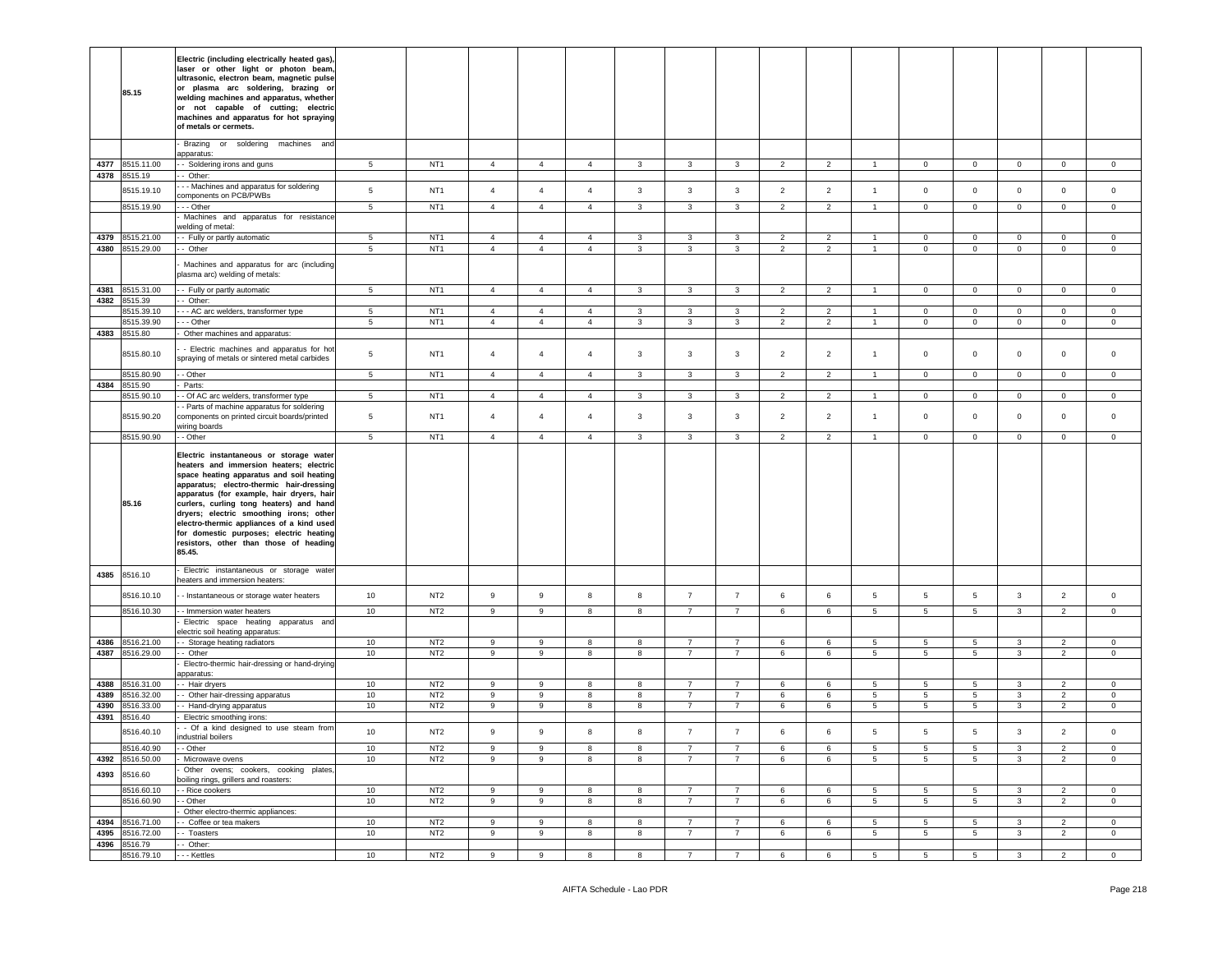| | 85.15 | **Electric (including electrically heated gas), laser or other light or photon beam, ultrasonic, electron beam, magnetic pulse or plasma arc soldering, brazing or welding machines and apparatus, whether or not capable of cutting; electric machines and apparatus for hot spraying of metals or cermets.** | | | | | | | | | | | | | | | | |
|---|---|---|---|---|---|---|---|---|---|---|---|---|---|---|---|---|---|---|
| | | - Brazing or soldering machines and apparatus: | | | | | | | | | | | | | | | | |
| 4377 | 8515.11.00 | - - Soldering irons and guns | 5 | NT1 | 4 | 4 | 4 | 3 | 3 | 3 | 2 | 2 | 1 | 0 | 0 | 0 | 0 | 0 |
| 4378 | 8515.19 | - - Other: | | | | | | | | | | | | | | | | |
| | 8515.19.10 | - - - Machines and apparatus for soldering components on PCB/PWBs | 5 | NT1 | 4 | 4 | 4 | 3 | 3 | 3 | 2 | 2 | 1 | 0 | 0 | 0 | 0 | 0 |
| | 8515.19.90 | - - - Other | 5 | NT1 | 4 | 4 | 4 | 3 | 3 | 3 | 2 | 2 | 1 | 0 | 0 | 0 | 0 | 0 |
| | | - Machines and apparatus for resistance welding of metal: | | | | | | | | | | | | | | | | |
| 4379 | 8515.21.00 | - - Fully or partly automatic | 5 | NT1 | 4 | 4 | 4 | 3 | 3 | 3 | 2 | 2 | 1 | 0 | 0 | 0 | 0 | 0 |
| 4380 | 8515.29.00 | - - Other | 5 | NT1 | 4 | 4 | 4 | 3 | 3 | 3 | 2 | 2 | 1 | 0 | 0 | 0 | 0 | 0 |
| | | - Machines and apparatus for arc (including plasma arc) welding of metals: | | | | | | | | | | | | | | | | |
| 4381 | 8515.31.00 | - - Fully or partly automatic | 5 | NT1 | 4 | 4 | 4 | 3 | 3 | 3 | 2 | 2 | 1 | 0 | 0 | 0 | 0 | 0 |
| 4382 | 8515.39 | - - Other: | | | | | | | | | | | | | | | | |
| | 8515.39.10 | - - - AC arc welders, transformer type | 5 | NT1 | 4 | 4 | 4 | 3 | 3 | 3 | 2 | 2 | 1 | 0 | 0 | 0 | 0 | 0 |
| | 8515.39.90 | - - - Other | 5 | NT1 | 4 | 4 | 4 | 3 | 3 | 3 | 2 | 2 | 1 | 0 | 0 | 0 | 0 | 0 |
| 4383 | 8515.80 | - Other machines and apparatus: | | | | | | | | | | | | | | | | |
| | 8515.80.10 | - - Electric machines and apparatus for hot spraying of metals or sintered metal carbides | 5 | NT1 | 4 | 4 | 4 | 3 | 3 | 3 | 2 | 2 | 1 | 0 | 0 | 0 | 0 | 0 |
| | 8515.80.90 | - - Other | 5 | NT1 | 4 | 4 | 4 | 3 | 3 | 3 | 2 | 2 | 1 | 0 | 0 | 0 | 0 | 0 |
| 4384 | 8515.90 | - Parts: | | | | | | | | | | | | | | | | |
| | 8515.90.10 | - - Of AC arc welders, transformer type | 5 | NT1 | 4 | 4 | 4 | 3 | 3 | 3 | 2 | 2 | 1 | 0 | 0 | 0 | 0 | 0 |
| | 8515.90.20 | - - Parts of machine apparatus for soldering components on printed circuit boards/printed wiring boards | 5 | NT1 | 4 | 4 | 4 | 3 | 3 | 3 | 2 | 2 | 1 | 0 | 0 | 0 | 0 | 0 |
| | 8515.90.90 | - - Other | 5 | NT1 | 4 | 4 | 4 | 3 | 3 | 3 | 2 | 2 | 1 | 0 | 0 | 0 | 0 | 0 |
| | 85.16 | **Electric instantaneous or storage water heaters and immersion heaters; electric space heating apparatus and soil heating apparatus; electro-thermic hair-dressing apparatus (for example, hair dryers, hair curlers, curling tong heaters) and hand dryers; electric smoothing irons; other electro-thermic appliances of a kind used for domestic purposes; electric heating resistors, other than those of heading 85.45.** | | | | | | | | | | | | | | | | |
| 4385 | 8516.10 | - Electric instantaneous or storage water heaters and immersion heaters: | | | | | | | | | | | | | | | | |
| | 8516.10.10 | - - Instantaneous or storage water heaters | 10 | NT2 | 9 | 9 | 8 | 8 | 7 | 7 | 6 | 6 | 5 | 5 | 5 | 3 | 2 | 0 |
| | 8516.10.30 | - - Immersion water heaters | 10 | NT2 | 9 | 9 | 8 | 8 | 7 | 7 | 6 | 6 | 5 | 5 | 5 | 3 | 2 | 0 |
| | | - Electric space heating apparatus and electric soil heating apparatus: | | | | | | | | | | | | | | | | |
| 4386 | 8516.21.00 | - - Storage heating radiators | 10 | NT2 | 9 | 9 | 8 | 8 | 7 | 7 | 6 | 6 | 5 | 5 | 5 | 3 | 2 | 0 |
| 4387 | 8516.29.00 | - - Other | 10 | NT2 | 9 | 9 | 8 | 8 | 7 | 7 | 6 | 6 | 5 | 5 | 5 | 3 | 2 | 0 |
| | | - Electro-thermic hair-dressing or hand-drying apparatus: | | | | | | | | | | | | | | | | |
| 4388 | 8516.31.00 | - - Hair dryers | 10 | NT2 | 9 | 9 | 8 | 8 | 7 | 7 | 6 | 6 | 5 | 5 | 5 | 3 | 2 | 0 |
| 4389 | 8516.32.00 | - - Other hair-dressing apparatus | 10 | NT2 | 9 | 9 | 8 | 8 | 7 | 7 | 6 | 6 | 5 | 5 | 5 | 3 | 2 | 0 |
| 4390 | 8516.33.00 | - - Hand-drying apparatus | 10 | NT2 | 9 | 9 | 8 | 8 | 7 | 7 | 6 | 6 | 5 | 5 | 5 | 3 | 2 | 0 |
| 4391 | 8516.40 | - Electric smoothing irons: | | | | | | | | | | | | | | | | |
| | 8516.40.10 | - - Of a kind designed to use steam from industrial boilers | 10 | NT2 | 9 | 9 | 8 | 8 | 7 | 7 | 6 | 6 | 5 | 5 | 5 | 3 | 2 | 0 |
| | 8516.40.90 | - - Other | 10 | NT2 | 9 | 9 | 8 | 8 | 7 | 7 | 6 | 6 | 5 | 5 | 5 | 3 | 2 | 0 |
| 4392 | 8516.50.00 | - Microwave ovens | 10 | NT2 | 9 | 9 | 8 | 8 | 7 | 7 | 6 | 6 | 5 | 5 | 5 | 3 | 2 | 0 |
| 4393 | 8516.60 | - Other ovens; cookers, cooking plates, boiling rings, grillers and roasters: | | | | | | | | | | | | | | | | |
| | 8516.60.10 | - - Rice cookers | 10 | NT2 | 9 | 9 | 8 | 8 | 7 | 7 | 6 | 6 | 5 | 5 | 5 | 3 | 2 | 0 |
| | 8516.60.90 | - - Other | 10 | NT2 | 9 | 9 | 8 | 8 | 7 | 7 | 6 | 6 | 5 | 5 | 5 | 3 | 2 | 0 |
| | | - Other electro-thermic appliances: | | | | | | | | | | | | | | | | |
| 4394 | 8516.71.00 | - - Coffee or tea makers | 10 | NT2 | 9 | 9 | 8 | 8 | 7 | 7 | 6 | 6 | 5 | 5 | 5 | 3 | 2 | 0 |
| 4395 | 8516.72.00 | - - Toasters | 10 | NT2 | 9 | 9 | 8 | 8 | 7 | 7 | 6 | 6 | 5 | 5 | 5 | 3 | 2 | 0 |
| 4396 | 8516.79 | - - Other: | | | | | | | | | | | | | | | | |
| | 8516.79.10 | - - - Kettles | 10 | NT2 | 9 | 9 | 8 | 8 | 7 | 7 | 6 | 6 | 5 | 5 | 5 | 3 | 2 | 0 |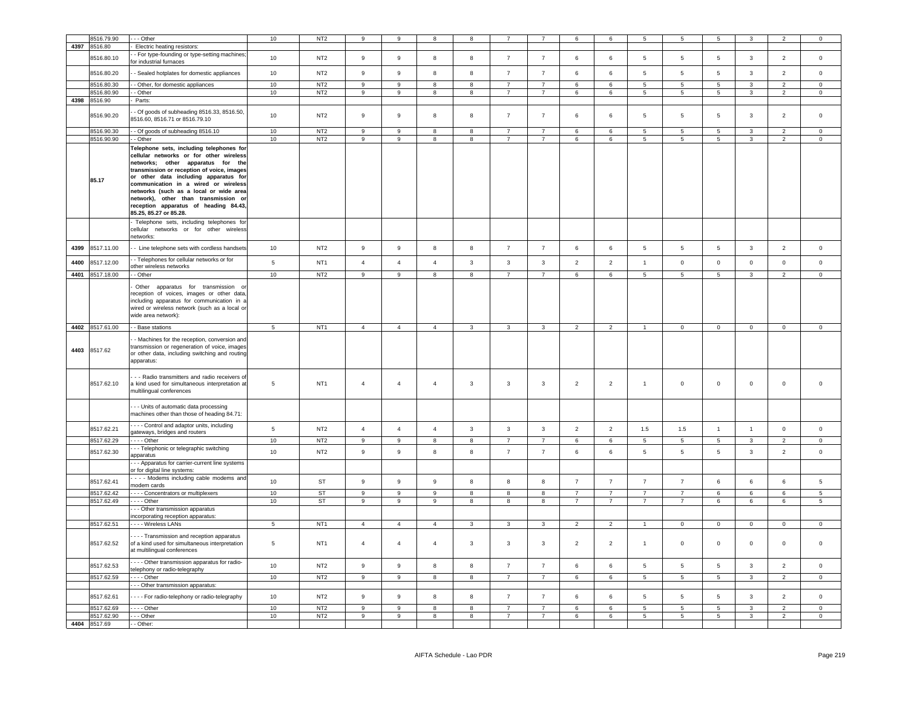| | 8516.79.90 | - - - Other | 10 | NT2 | 9 | 9 | 8 | 8 | 7 | 7 | 6 | 6 | 5 | 5 | 5 | 3 | 2 | 0 |
|---|---|---|---|---|---|---|---|---|---|---|---|---|---|---|---|---|---|---|
| 4397 | 8516.80 | - Electric heating resistors: | | | | | | | | | | | | | | | | |
| | 8516.80.10 | - - For type-founding or type-setting machines; for industrial furnaces | 10 | NT2 | 9 | 9 | 8 | 8 | 7 | 7 | 6 | 6 | 5 | 5 | 5 | 3 | 2 | 0 |
| | 8516.80.20 | - - Sealed hotplates for domestic appliances | 10 | NT2 | 9 | 9 | 8 | 8 | 7 | 7 | 6 | 6 | 5 | 5 | 5 | 3 | 2 | 0 |
| | 8516.80.30 | - - Other, for domestic appliances | 10 | NT2 | 9 | 9 | 8 | 8 | 7 | 7 | 6 | 6 | 5 | 5 | 5 | 3 | 2 | 0 |
| | 8516.80.90 | - - Other | 10 | NT2 | 9 | 9 | 8 | 8 | 7 | 7 | 6 | 6 | 5 | 5 | 5 | 3 | 2 | 0 |
| 4398 | 8516.90 | - Parts: | | | | | | | | | | | | | | | | |
| | 8516.90.20 | - - Of goods of subheading 8516.33, 8516.50, 8516.60, 8516.71 or 8516.79.10 | 10 | NT2 | 9 | 9 | 8 | 8 | 7 | 7 | 6 | 6 | 5 | 5 | 5 | 3 | 2 | 0 |
| | 8516.90.30 | - - Of goods of subheading 8516.10 | 10 | NT2 | 9 | 9 | 8 | 8 | 7 | 7 | 6 | 6 | 5 | 5 | 5 | 3 | 2 | 0 |
| | 8516.90.90 | - - Other | 10 | NT2 | 9 | 9 | 8 | 8 | 7 | 7 | 6 | 6 | 5 | 5 | 5 | 3 | 2 | 0 |
| | **85.17** | **Telephone sets, including telephones for cellular networks or for other wireless networks; other apparatus for the transmission or reception of voice, images or other data including apparatus for communication in a wired or wireless networks (such as a local or wide area network), other than transmission or reception apparatus of heading 84.43, 85.25, 85.27 or 85.28.** | | | | | | | | | | | | | | | | |
| | | - Telephone sets, including telephones for cellular networks or for other wireless networks: | | | | | | | | | | | | | | | | |
| 4399 | 8517.11.00 | - - Line telephone sets with cordless handsets | 10 | NT2 | 9 | 9 | 8 | 8 | 7 | 7 | 6 | 6 | 5 | 5 | 5 | 3 | 2 | 0 |
| 4400 | 8517.12.00 | - - Telephones for cellular networks or for other wireless networks | 5 | NT1 | 4 | 4 | 4 | 3 | 3 | 3 | 2 | 2 | 1 | 0 | 0 | 0 | 0 | 0 |
| 4401 | 8517.18.00 | - - Other | 10 | NT2 | 9 | 9 | 8 | 8 | 7 | 7 | 6 | 6 | 5 | 5 | 5 | 3 | 2 | 0 |
| | | - Other apparatus for transmission or reception of voices, images or other data, including apparatus for communication in a wired or wireless network (such as a local or wide area network): | | | | | | | | | | | | | | | | |
| 4402 | 8517.61.00 | - - Base stations | 5 | NT1 | 4 | 4 | 4 | 3 | 3 | 3 | 2 | 2 | 1 | 0 | 0 | 0 | 0 | 0 |
| 4403 | 8517.62 | - - Machines for the reception, conversion and transmission or regeneration of voice, images or other data, including switching and routing apparatus: | | | | | | | | | | | | | | | | |
| | 8517.62.10 | - - - Radio transmitters and radio receivers of a kind used for simultaneous interpretation at multilingual conferences | 5 | NT1 | 4 | 4 | 4 | 3 | 3 | 3 | 2 | 2 | 1 | 0 | 0 | 0 | 0 | 0 |
| | | - - - Units of automatic data processing machines other than those of heading 84.71: | | | | | | | | | | | | | | | | |
| | 8517.62.21 | - - - - Control and adaptor units, including gateways, bridges and routers | 5 | NT2 | 4 | 4 | 4 | 3 | 3 | 3 | 2 | 2 | 1.5 | 1.5 | 1 | 1 | 0 | 0 |
| | 8517.62.29 | - - - - Other | 10 | NT2 | 9 | 9 | 8 | 8 | 7 | 7 | 6 | 6 | 5 | 5 | 5 | 3 | 2 | 0 |
| | 8517.62.30 | - - - Telephonic or telegraphic switching apparatus | 10 | NT2 | 9 | 9 | 8 | 8 | 7 | 7 | 6 | 6 | 5 | 5 | 5 | 3 | 2 | 0 |
| | | - - - Apparatus for carrier-current line systems or for digital line systems: | | | | | | | | | | | | | | | | |
| | 8517.62.41 | - - - - Modems including cable modems and modem cards | 10 | ST | 9 | 9 | 9 | 8 | 8 | 8 | 7 | 7 | 7 | 7 | 6 | 6 | 6 | 5 |
| | 8517.62.42 | - - - - Concentrators or multiplexers | 10 | ST | 9 | 9 | 9 | 8 | 8 | 8 | 7 | 7 | 7 | 7 | 6 | 6 | 6 | 5 |
| | 8517.62.49 | - - - - Other | 10 | ST | 9 | 9 | 9 | 8 | 8 | 8 | 7 | 7 | 7 | 7 | 6 | 6 | 6 | 5 |
| | | - - - Other transmission apparatus incorporating reception apparatus: | | | | | | | | | | | | | | | | |
| | 8517.62.51 | - - - - Wireless LANs | 5 | NT1 | 4 | 4 | 4 | 3 | 3 | 3 | 2 | 2 | 1 | 0 | 0 | 0 | 0 | 0 |
| | 8517.62.52 | - - - - Transmission and reception apparatus of a kind used for simultaneous interpretation at multilingual conferences | 5 | NT1 | 4 | 4 | 4 | 3 | 3 | 3 | 2 | 2 | 1 | 0 | 0 | 0 | 0 | 0 |
| | 8517.62.53 | - - - - Other transmission apparatus for radio-telephony or radio-telegraphy | 10 | NT2 | 9 | 9 | 8 | 8 | 7 | 7 | 6 | 6 | 5 | 5 | 5 | 3 | 2 | 0 |
| | 8517.62.59 | - - - - Other | 10 | NT2 | 9 | 9 | 8 | 8 | 7 | 7 | 6 | 6 | 5 | 5 | 5 | 3 | 2 | 0 |
| | | - - - Other transmission apparatus: | | | | | | | | | | | | | | | | |
| | 8517.62.61 | - - - - For radio-telephony or radio-telegraphy | 10 | NT2 | 9 | 9 | 8 | 8 | 7 | 7 | 6 | 6 | 5 | 5 | 5 | 3 | 2 | 0 |
| | 8517.62.69 | - - - - Other | 10 | NT2 | 9 | 9 | 8 | 8 | 7 | 7 | 6 | 6 | 5 | 5 | 5 | 3 | 2 | 0 |
| | 8517.62.90 | - - - Other | 10 | NT2 | 9 | 9 | 8 | 8 | 7 | 7 | 6 | 6 | 5 | 5 | 5 | 3 | 2 | 0 |
| 4404 | 8517.69 | - - Other: | | | | | | | | | | | | | | | | |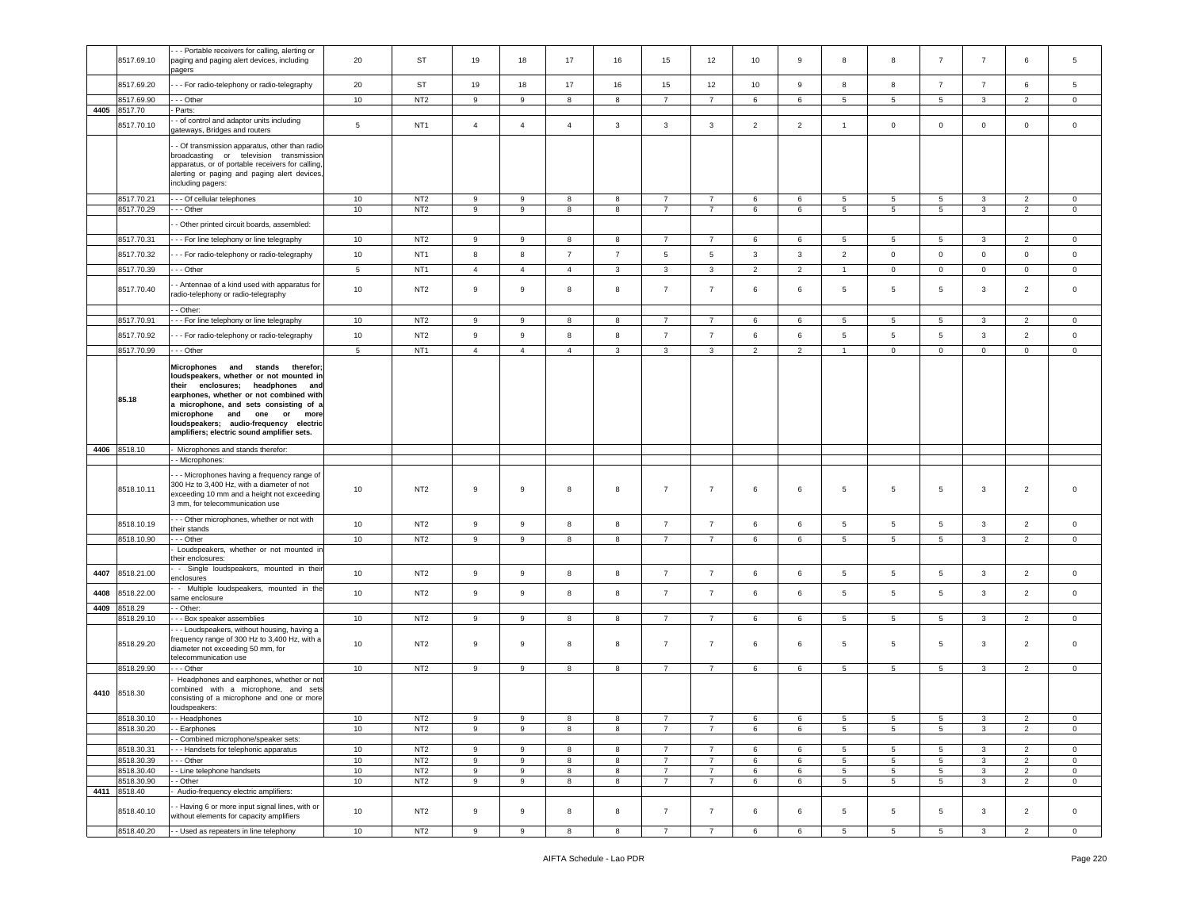| | 8517.69.10 | - - - Portable receivers for calling, alerting or paging and paging alert devices, including pagers | 20 | ST | 19 | 18 | 17 | 16 | 15 | 12 | 10 | 9 | 8 | 8 | 7 | 7 | 6 | 5 |
|---|---|---|---|---|---|---|---|---|---|---|---|---|---|---|---|---|---|---|
| | 8517.69.20 | - - - For radio-telephony or radio-telegraphy | 20 | ST | 19 | 18 | 17 | 16 | 15 | 12 | 10 | 9 | 8 | 8 | 7 | 7 | 6 | 5 |
| | 8517.69.90 | - - - Other | 10 | NT2 | 9 | 9 | 8 | 8 | 7 | 7 | 6 | 6 | 5 | 5 | 5 | 3 | 2 | 0 |
| 4405 | 8517.70 | - Parts: | | | | | | | | | | | | | | | | |
| | 8517.70.10 | - - of control and adaptor units including gateways, Bridges and routers | 5 | NT1 | 4 | 4 | 4 | 3 | 3 | 3 | 2 | 2 | 1 | 0 | 0 | 0 | 0 | 0 |
| | | - - Of transmission apparatus, other than radio broadcasting or television transmission apparatus, or of portable receivers for calling, alerting or paging and paging alert devices, including pagers: | | | | | | | | | | | | | | | | |
| | 8517.70.21 | - - - Of cellular telephones | 10 | NT2 | 9 | 9 | 8 | 8 | 7 | 7 | 6 | 6 | 5 | 5 | 5 | 3 | 2 | 0 |
| | 8517.70.29 | - - - Other | 10 | NT2 | 9 | 9 | 8 | 8 | 7 | 7 | 6 | 6 | 5 | 5 | 5 | 3 | 2 | 0 |
| | | - - Other printed circuit boards, assembled: | | | | | | | | | | | | | | | | |
| | 8517.70.31 | - - - For line telephony or line telegraphy | 10 | NT2 | 9 | 9 | 8 | 8 | 7 | 7 | 6 | 6 | 5 | 5 | 5 | 3 | 2 | 0 |
| | 8517.70.32 | - - - For radio-telephony or radio-telegraphy | 10 | NT1 | 8 | 8 | 7 | 7 | 5 | 5 | 3 | 3 | 2 | 0 | 0 | 0 | 0 | 0 |
| | 8517.70.39 | - - - Other | 5 | NT1 | 4 | 4 | 4 | 3 | 3 | 3 | 2 | 2 | 1 | 0 | 0 | 0 | 0 | 0 |
| | 8517.70.40 | - - Antennae of a kind used with apparatus for radio-telephony or radio-telegraphy | 10 | NT2 | 9 | 9 | 8 | 8 | 7 | 7 | 6 | 6 | 5 | 5 | 5 | 3 | 2 | 0 |
| | | - - Other: | | | | | | | | | | | | | | | | |
| | 8517.70.91 | - - - For line telephony or line telegraphy | 10 | NT2 | 9 | 9 | 8 | 8 | 7 | 7 | 6 | 6 | 5 | 5 | 5 | 3 | 2 | 0 |
| | 8517.70.92 | - - - For radio-telephony or radio-telegraphy | 10 | NT2 | 9 | 9 | 8 | 8 | 7 | 7 | 6 | 6 | 5 | 5 | 5 | 3 | 2 | 0 |
| | 8517.70.99 | - - - Other | 5 | NT1 | 4 | 4 | 4 | 3 | 3 | 3 | 2 | 2 | 1 | 0 | 0 | 0 | 0 | 0 |
| | **85.18** | **Microphones and stands therefor; loudspeakers, whether or not mounted in their enclosures; headphones and earphones, whether or not combined with a microphone, and sets consisting of a microphone and one or more loudspeakers; audio-frequency electric amplifiers; electric sound amplifier sets.** | | | | | | | | | | | | | | | | |
| 4406 | 8518.10 | - Microphones and stands therefor: | | | | | | | | | | | | | | | | |
| | | - - Microphones: | | | | | | | | | | | | | | | | |
| | 8518.10.11 | - - - Microphones having a frequency range of 300 Hz to 3,400 Hz, with a diameter of not exceeding 10 mm and a height not exceeding 3 mm, for telecommunication use | 10 | NT2 | 9 | 9 | 8 | 8 | 7 | 7 | 6 | 6 | 5 | 5 | 5 | 3 | 2 | 0 |
| | 8518.10.19 | - - - Other microphones, whether or not with their stands | 10 | NT2 | 9 | 9 | 8 | 8 | 7 | 7 | 6 | 6 | 5 | 5 | 5 | 3 | 2 | 0 |
| | 8518.10.90 | - - - Other | 10 | NT2 | 9 | 9 | 8 | 8 | 7 | 7 | 6 | 6 | 5 | 5 | 5 | 3 | 2 | 0 |
| | | - Loudspeakers, whether or not mounted in their enclosures: | | | | | | | | | | | | | | | | |
| 4407 | 8518.21.00 | - - Single loudspeakers, mounted in their enclosures | 10 | NT2 | 9 | 9 | 8 | 8 | 7 | 7 | 6 | 6 | 5 | 5 | 5 | 3 | 2 | 0 |
| 4408 | 8518.22.00 | - - Multiple loudspeakers, mounted in the same enclosure | 10 | NT2 | 9 | 9 | 8 | 8 | 7 | 7 | 6 | 6 | 5 | 5 | 5 | 3 | 2 | 0 |
| 4409 | 8518.29 | - - Other: | | | | | | | | | | | | | | | | |
| | 8518.29.10 | - - - Box speaker assemblies | 10 | NT2 | 9 | 9 | 8 | 8 | 7 | 7 | 6 | 6 | 5 | 5 | 5 | 3 | 2 | 0 |
| | 8518.29.20 | - - - Loudspeakers, without housing, having a frequency range of 300 Hz to 3,400 Hz, with a diameter not exceeding 50 mm, for telecommunication use | 10 | NT2 | 9 | 9 | 8 | 8 | 7 | 7 | 6 | 6 | 5 | 5 | 5 | 3 | 2 | 0 |
| | 8518.29.90 | - - - Other | 10 | NT2 | 9 | 9 | 8 | 8 | 7 | 7 | 6 | 6 | 5 | 5 | 5 | 3 | 2 | 0 |
| 4410 | 8518.30 | - Headphones and earphones, whether or not combined with a microphone, and sets consisting of a microphone and one or more loudspeakers: | | | | | | | | | | | | | | | | |
| | 8518.30.10 | - - Headphones | 10 | NT2 | 9 | 9 | 8 | 8 | 7 | 7 | 6 | 6 | 5 | 5 | 5 | 3 | 2 | 0 |
| | 8518.30.20 | - - Earphones | 10 | NT2 | 9 | 9 | 8 | 8 | 7 | 7 | 6 | 6 | 5 | 5 | 5 | 3 | 2 | 0 |
| | | - - Combined microphone/speaker sets: | | | | | | | | | | | | | | | | |
| | 8518.30.31 | - - - Handsets for telephonic apparatus | 10 | NT2 | 9 | 9 | 8 | 8 | 7 | 7 | 6 | 6 | 5 | 5 | 5 | 3 | 2 | 0 |
| | 8518.30.39 | - - - Other | 10 | NT2 | 9 | 9 | 8 | 8 | 7 | 7 | 6 | 6 | 5 | 5 | 5 | 3 | 2 | 0 |
| | 8518.30.40 | - - Line telephone handsets | 10 | NT2 | 9 | 9 | 8 | 8 | 7 | 7 | 6 | 6 | 5 | 5 | 5 | 3 | 2 | 0 |
| | 8518.30.90 | - - Other | 10 | NT2 | 9 | 9 | 8 | 8 | 7 | 7 | 6 | 6 | 5 | 5 | 5 | 3 | 2 | 0 |
| 4411 | 8518.40 | - Audio-frequency electric amplifiers: | | | | | | | | | | | | | | | | |
| | 8518.40.10 | - - Having 6 or more input signal lines, with or without elements for capacity amplifiers | 10 | NT2 | 9 | 9 | 8 | 8 | 7 | 7 | 6 | 6 | 5 | 5 | 5 | 3 | 2 | 0 |
| | 8518.40.20 | - - Used as repeaters in line telephony | 10 | NT2 | 9 | 9 | 8 | 8 | 7 | 7 | 6 | 6 | 5 | 5 | 5 | 3 | 2 | 0 |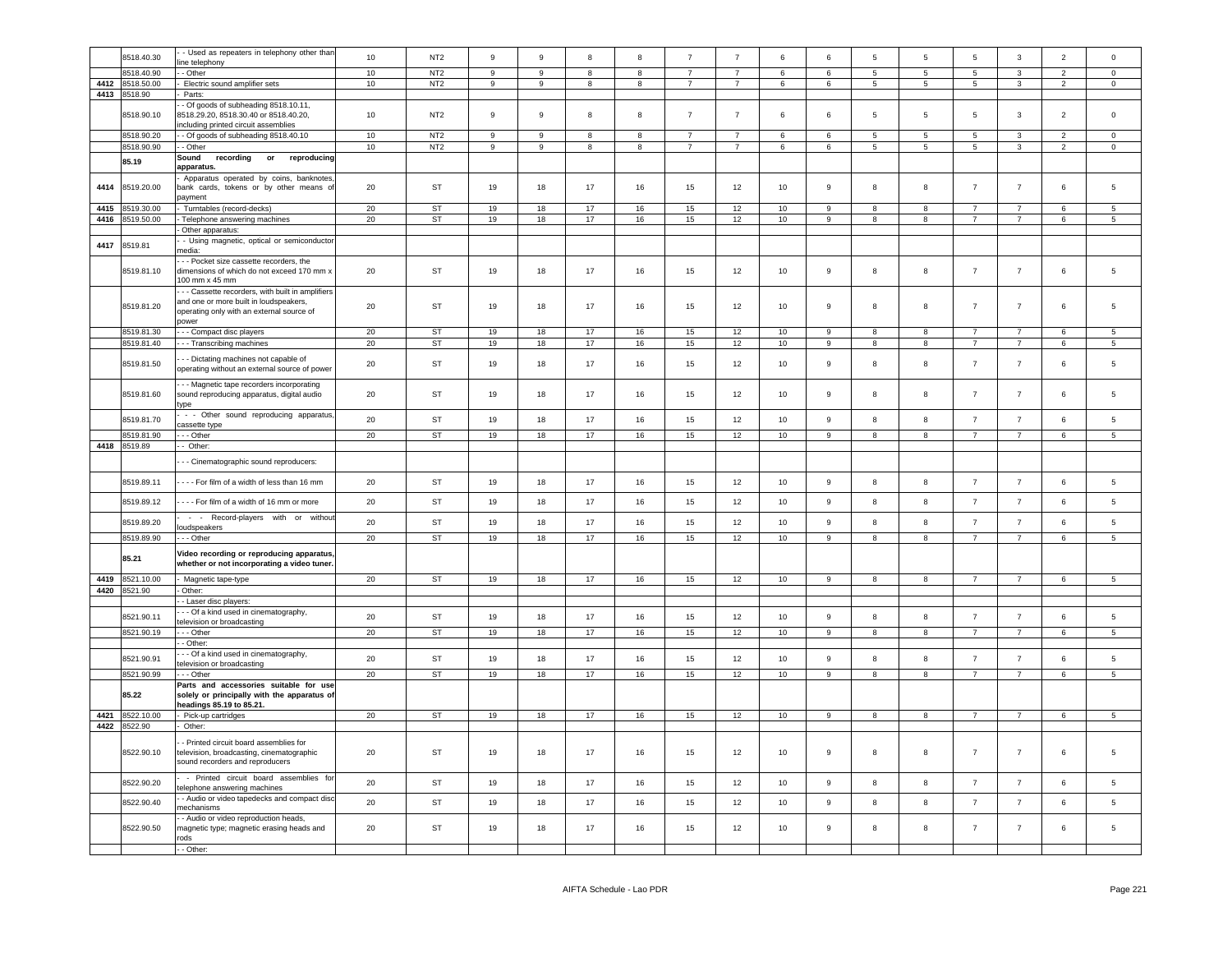| | 8518.40.30 | - - Used as repeaters in telephony other than line telephony | 10 | NT2 | 9 | 9 | 8 | 8 | 7 | 7 | 6 | 6 | 5 | 5 | 5 | 3 | 2 | 0 |
|---|---|---|---|---|---|---|---|---|---|---|---|---|---|---|---|---|---|---|
| | 8518.40.90 | - - Other | 10 | NT2 | 9 | 9 | 8 | 8 | 7 | 7 | 6 | 6 | 5 | 5 | 5 | 3 | 2 | 0 |
| 4412 | 8518.50.00 | - Electric sound amplifier sets | 10 | NT2 | 9 | 9 | 8 | 8 | 7 | 7 | 6 | 6 | 5 | 5 | 5 | 3 | 2 | 0 |
| 4413 | 8518.90 | - Parts: | | | | | | | | | | | | | | | | |
| | 8518.90.10 | - - Of goods of subheading 8518.10.11, 8518.29.20, 8518.30.40 or 8518.40.20, including printed circuit assemblies | 10 | NT2 | 9 | 9 | 8 | 8 | 7 | 7 | 6 | 6 | 5 | 5 | 5 | 3 | 2 | 0 |
| | 8518.90.20 | - - Of goods of subheading 8518.40.10 | 10 | NT2 | 9 | 9 | 8 | 8 | 7 | 7 | 6 | 6 | 5 | 5 | 5 | 3 | 2 | 0 |
| | 8518.90.90 | - - Other | 10 | NT2 | 9 | 9 | 8 | 8 | 7 | 7 | 6 | 6 | 5 | 5 | 5 | 3 | 2 | 0 |
| | **85.19** | **Sound recording or reproducing apparatus.** | | | | | | | | | | | | | | | | |
| 4414 | 8519.20.00 | - Apparatus operated by coins, banknotes, bank cards, tokens or by other means of payment | 20 | ST | 19 | 18 | 17 | 16 | 15 | 12 | 10 | 9 | 8 | 8 | 7 | 7 | 6 | 5 |
| 4415 | 8519.30.00 | - Turntables (record-decks) | 20 | ST | 19 | 18 | 17 | 16 | 15 | 12 | 10 | 9 | 8 | 8 | 7 | 7 | 6 | 5 |
| 4416 | 8519.50.00 | - Telephone answering machines | 20 | ST | 19 | 18 | 17 | 16 | 15 | 12 | 10 | 9 | 8 | 8 | 7 | 7 | 6 | 5 |
| | | - Other apparatus: | | | | | | | | | | | | | | | | |
| 4417 | 8519.81 | - - Using magnetic, optical or semiconductor media: | | | | | | | | | | | | | | | | |
| | 8519.81.10 | - - - Pocket size cassette recorders, the dimensions of which do not exceed 170 mm x 100 mm x 45 mm | 20 | ST | 19 | 18 | 17 | 16 | 15 | 12 | 10 | 9 | 8 | 8 | 7 | 7 | 6 | 5 |
| | 8519.81.20 | - - - Cassette recorders, with built in amplifiers and one or more built in loudspeakers, operating only with an external source of power | 20 | ST | 19 | 18 | 17 | 16 | 15 | 12 | 10 | 9 | 8 | 8 | 7 | 7 | 6 | 5 |
| | 8519.81.30 | - - - Compact disc players | 20 | ST | 19 | 18 | 17 | 16 | 15 | 12 | 10 | 9 | 8 | 8 | 7 | 7 | 6 | 5 |
| | 8519.81.40 | - - - Transcribing machines | 20 | ST | 19 | 18 | 17 | 16 | 15 | 12 | 10 | 9 | 8 | 8 | 7 | 7 | 6 | 5 |
| | 8519.81.50 | - - - Dictating machines not capable of operating without an external source of power | 20 | ST | 19 | 18 | 17 | 16 | 15 | 12 | 10 | 9 | 8 | 8 | 7 | 7 | 6 | 5 |
| | 8519.81.60 | - - - Magnetic tape recorders incorporating sound reproducing apparatus, digital audio type | 20 | ST | 19 | 18 | 17 | 16 | 15 | 12 | 10 | 9 | 8 | 8 | 7 | 7 | 6 | 5 |
| | 8519.81.70 | - - - Other sound reproducing apparatus, cassette type | 20 | ST | 19 | 18 | 17 | 16 | 15 | 12 | 10 | 9 | 8 | 8 | 7 | 7 | 6 | 5 |
| | 8519.81.90 | - - - Other | 20 | ST | 19 | 18 | 17 | 16 | 15 | 12 | 10 | 9 | 8 | 8 | 7 | 7 | 6 | 5 |
| 4418 | 8519.89 | - - Other: | | | | | | | | | | | | | | | | |
| | | - - - Cinematographic sound reproducers: | | | | | | | | | | | | | | | | |
| | 8519.89.11 | - - - - For film of a width of less than 16 mm | 20 | ST | 19 | 18 | 17 | 16 | 15 | 12 | 10 | 9 | 8 | 8 | 7 | 7 | 6 | 5 |
| | 8519.89.12 | - - - - For film of a width of 16 mm or more | 20 | ST | 19 | 18 | 17 | 16 | 15 | 12 | 10 | 9 | 8 | 8 | 7 | 7 | 6 | 5 |
| | 8519.89.20 | - - - Record-players with or without loudspeakers | 20 | ST | 19 | 18 | 17 | 16 | 15 | 12 | 10 | 9 | 8 | 8 | 7 | 7 | 6 | 5 |
| | 8519.89.90 | - - - Other | 20 | ST | 19 | 18 | 17 | 16 | 15 | 12 | 10 | 9 | 8 | 8 | 7 | 7 | 6 | 5 |
| | **85.21** | **Video recording or reproducing apparatus, whether or not incorporating a video tuner.** | | | | | | | | | | | | | | | | |
| 4419 | 8521.10.00 | - Magnetic tape-type | 20 | ST | 19 | 18 | 17 | 16 | 15 | 12 | 10 | 9 | 8 | 8 | 7 | 7 | 6 | 5 |
| 4420 | 8521.90 | - Other: | | | | | | | | | | | | | | | | |
| | | - - Laser disc players: | | | | | | | | | | | | | | | | |
| | 8521.90.11 | - - - Of a kind used in cinematography, television or broadcasting | 20 | ST | 19 | 18 | 17 | 16 | 15 | 12 | 10 | 9 | 8 | 8 | 7 | 7 | 6 | 5 |
| | 8521.90.19 | - - - Other | 20 | ST | 19 | 18 | 17 | 16 | 15 | 12 | 10 | 9 | 8 | 8 | 7 | 7 | 6 | 5 |
| | | - - Other: | | | | | | | | | | | | | | | | |
| | 8521.90.91 | - - - Of a kind used in cinematography, television or broadcasting | 20 | ST | 19 | 18 | 17 | 16 | 15 | 12 | 10 | 9 | 8 | 8 | 7 | 7 | 6 | 5 |
| | 8521.90.99 | - - - Other | 20 | ST | 19 | 18 | 17 | 16 | 15 | 12 | 10 | 9 | 8 | 8 | 7 | 7 | 6 | 5 |
| | **85.22** | **Parts and accessories suitable for use solely or principally with the apparatus of headings 85.19 to 85.21.** | | | | | | | | | | | | | | | | |
| 4421 | 8522.10.00 | - Pick-up cartridges | 20 | ST | 19 | 18 | 17 | 16 | 15 | 12 | 10 | 9 | 8 | 8 | 7 | 7 | 6 | 5 |
| 4422 | 8522.90 | - Other: | | | | | | | | | | | | | | | | |
| | 8522.90.10 | - - Printed circuit board assemblies for television, broadcasting, cinematographic sound recorders and reproducers | 20 | ST | 19 | 18 | 17 | 16 | 15 | 12 | 10 | 9 | 8 | 8 | 7 | 7 | 6 | 5 |
| | 8522.90.20 | - - Printed circuit board assemblies for telephone answering machines | 20 | ST | 19 | 18 | 17 | 16 | 15 | 12 | 10 | 9 | 8 | 8 | 7 | 7 | 6 | 5 |
| | 8522.90.40 | - - Audio or video tapedecks and compact disc mechanisms | 20 | ST | 19 | 18 | 17 | 16 | 15 | 12 | 10 | 9 | 8 | 8 | 7 | 7 | 6 | 5 |
| | 8522.90.50 | - - Audio or video reproduction heads, magnetic type; magnetic erasing heads and rods | 20 | ST | 19 | 18 | 17 | 16 | 15 | 12 | 10 | 9 | 8 | 8 | 7 | 7 | 6 | 5 |
| | | - - Other: | | | | | | | | | | | | | | | | |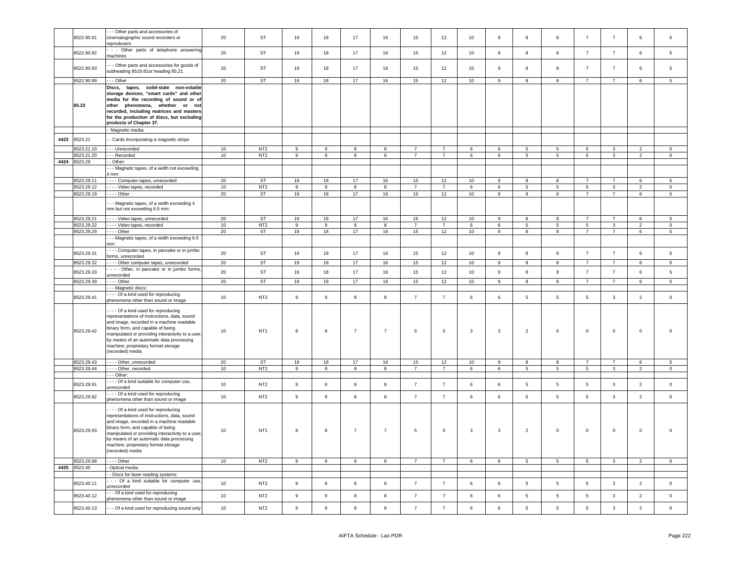| | | | | | | | | | | | | | | | | | |
|---|---|---|---|---|---|---|---|---|---|---|---|---|---|---|---|---|---|
| | 8522.90.91 | - - - Other parts and accessories of cinematographic sound recorders or reproducers | 20 | ST | 19 | 18 | 17 | 16 | 15 | 12 | 10 | 9 | 8 | 8 | 7 | 7 | 6 | 5 |
| | 8522.90.92 | - - - Other parts of telephone answering machines | 20 | ST | 19 | 18 | 17 | 16 | 15 | 12 | 10 | 9 | 8 | 8 | 7 | 7 | 6 | 5 |
| | 8522.90.93 | - - - Other parts and accessories for goods of subheading 8519.81or heading 85.21 | 20 | ST | 19 | 18 | 17 | 16 | 15 | 12 | 10 | 9 | 8 | 8 | 7 | 7 | 6 | 5 |
| | 8522.90.99 | - - - Other | 20 | ST | 19 | 18 | 17 | 16 | 15 | 12 | 10 | 9 | 8 | 8 | 7 | 7 | 6 | 5 |
| | **85.23** | **Discs, tapes, solid-state non-volatile storage devices, "smart cards" and other media for the recording of sound or of other phenomena, whether or not recorded, including matrices and masters for the production of discs, but excluding products of Chapter 37.** | | | | | | | | | | | | | | | | |
| | | - Magnetic media: | | | | | | | | | | | | | | | | |
| 4423 | 8523.21 | - - Cards incorporating a magnetic stripe: | | | | | | | | | | | | | | | | |
| | 8523.21.10 | - - - Unrecorded | 10 | NT2 | 9 | 9 | 8 | 8 | 7 | 7 | 6 | 6 | 5 | 5 | 5 | 3 | 2 | 0 |
| | 8523.21.20 | - - - Recorded | 10 | NT2 | 9 | 9 | 8 | 8 | 7 | 7 | 6 | 6 | 5 | 5 | 5 | 3 | 2 | 0 |
| 4424 | 8523.29 | - - Other: | | | | | | | | | | | | | | | | |
| | | - - - Magnetic tapes, of a width not exceeding 4 mm: | | | | | | | | | | | | | | | | |
| | 8523.29.11 | - - - - Computer tapes, unrecorded | 20 | ST | 19 | 18 | 17 | 16 | 15 | 12 | 10 | 9 | 8 | 8 | 7 | 7 | 6 | 5 |
| | 8523.29.12 | - - - - Video tapes, recorded | 10 | NT2 | 9 | 9 | 8 | 8 | 7 | 7 | 6 | 6 | 5 | 5 | 5 | 3 | 2 | 0 |
| | 8523.29.19 | - - - - Other | 20 | ST | 19 | 18 | 17 | 16 | 15 | 12 | 10 | 9 | 8 | 8 | 7 | 7 | 6 | 5 |
| | | - - - Magnetic tapes, of a width exceeding 4 mm but not exceeding 6.5 mm: | | | | | | | | | | | | | | | | |
| | 8523.29.21 | - - - - Video tapes, unrecorded | 20 | ST | 19 | 18 | 17 | 16 | 15 | 12 | 10 | 9 | 8 | 8 | 7 | 7 | 6 | 5 |
| | 8523.29.22 | - - - - Video tapes, recorded | 10 | NT2 | 9 | 9 | 8 | 8 | 7 | 7 | 6 | 6 | 5 | 5 | 5 | 3 | 2 | 0 |
| | 8523.29.29 | - - - - Other | 20 | ST | 19 | 18 | 17 | 16 | 15 | 12 | 10 | 9 | 8 | 8 | 7 | 7 | 6 | 5 |
| | | - - - Magnetic tapes, of a width exceeding 6.5 mm: | | | | | | | | | | | | | | | | |
| | 8523.29.31 | - - - - Computer tapes, in pancake or in jumbo forms, unrecorded | 20 | ST | 19 | 18 | 17 | 16 | 15 | 12 | 10 | 9 | 8 | 8 | 7 | 7 | 6 | 5 |
| | 8523.29.32 | - - - - Other computer tapes, unrecorded | 20 | ST | 19 | 18 | 17 | 16 | 15 | 12 | 10 | 9 | 8 | 8 | 7 | 7 | 6 | 5 |
| | 8523.29.33 | - - - - Other, in pancake or in jumbo forms, unrecorded | 20 | ST | 19 | 18 | 17 | 16 | 15 | 12 | 10 | 9 | 8 | 8 | 7 | 7 | 6 | 5 |
| | 8523.29.39 | - - - - Other | 20 | ST | 19 | 18 | 17 | 16 | 15 | 12 | 10 | 9 | 8 | 8 | 7 | 7 | 6 | 5 |
| | | - - - Magnetic discs: | | | | | | | | | | | | | | | | |
| | 8523.29.41 | - - - - Of a kind used for reproducing phenomena other than sound or image | 10 | NT2 | 9 | 9 | 8 | 8 | 7 | 7 | 6 | 6 | 5 | 5 | 5 | 3 | 2 | 0 |
| | 8523.29.42 | - - - - Of a kind used for reproducing representations of instructions, data, sound and image, recorded in a machine readable binary form, and capable of being manipulated or providing interactivity to a user, by means of an automatic data processing machine; proprietary format storage (recorded) media | 10 | NT1 | 8 | 8 | 7 | 7 | 5 | 5 | 3 | 3 | 2 | 0 | 0 | 0 | 0 | 0 |
| | 8523.29.43 | - - - - Other, unrecorded | 20 | ST | 19 | 18 | 17 | 16 | 15 | 12 | 10 | 9 | 8 | 8 | 7 | 7 | 6 | 5 |
| | 8523.29.44 | - - - - Other, recorded | 10 | NT2 | 9 | 9 | 8 | 8 | 7 | 7 | 6 | 6 | 5 | 5 | 5 | 3 | 2 | 0 |
| | | - - - Other: | | | | | | | | | | | | | | | | |
| | 8523.29.91 | - - - - Of a kind suitable for computer use, unrecorded | 10 | NT2 | 9 | 9 | 8 | 8 | 7 | 7 | 6 | 6 | 5 | 5 | 5 | 3 | 2 | 0 |
| | 8523.29.92 | - - - - Of a kind used for reproducing phenomena other than sound or image | 10 | NT2 | 9 | 9 | 8 | 8 | 7 | 7 | 6 | 6 | 5 | 5 | 5 | 3 | 2 | 0 |
| | 8523.29.93 | - - - - Of a kind used for reproducing representations of instructions, data, sound and image, recorded in a machine readable binary form, and capable of being manipulated or providing interactivity to a user, by means of an automatic data processing machine; proprietary format storage (recorded) media | 10 | NT1 | 8 | 8 | 7 | 7 | 5 | 5 | 3 | 3 | 2 | 0 | 0 | 0 | 0 | 0 |
| | 8523.29.99 | - - - - Other | 10 | NT2 | 9 | 9 | 8 | 8 | 7 | 7 | 6 | 6 | 5 | 5 | 5 | 3 | 2 | 0 |
| 4425 | 8523.40 | - Optical media: | | | | | | | | | | | | | | | | |
| | | - - Discs for laser reading systems: | | | | | | | | | | | | | | | | |
| | 8523.40.11 | - - - Of a kind suitable for computer use, unrecorded | 10 | NT2 | 9 | 9 | 8 | 8 | 7 | 7 | 6 | 6 | 5 | 5 | 5 | 3 | 2 | 0 |
| | 8523.40.12 | - - - Of a kind used for reproducing phenomena other than sound or image | 10 | NT2 | 9 | 9 | 8 | 8 | 7 | 7 | 6 | 6 | 5 | 5 | 5 | 3 | 2 | 0 |
| | 8523.40.13 | - - - Of a kind used for reproducing sound only | 10 | NT2 | 9 | 9 | 8 | 8 | 7 | 7 | 6 | 6 | 5 | 5 | 5 | 3 | 2 | 0 |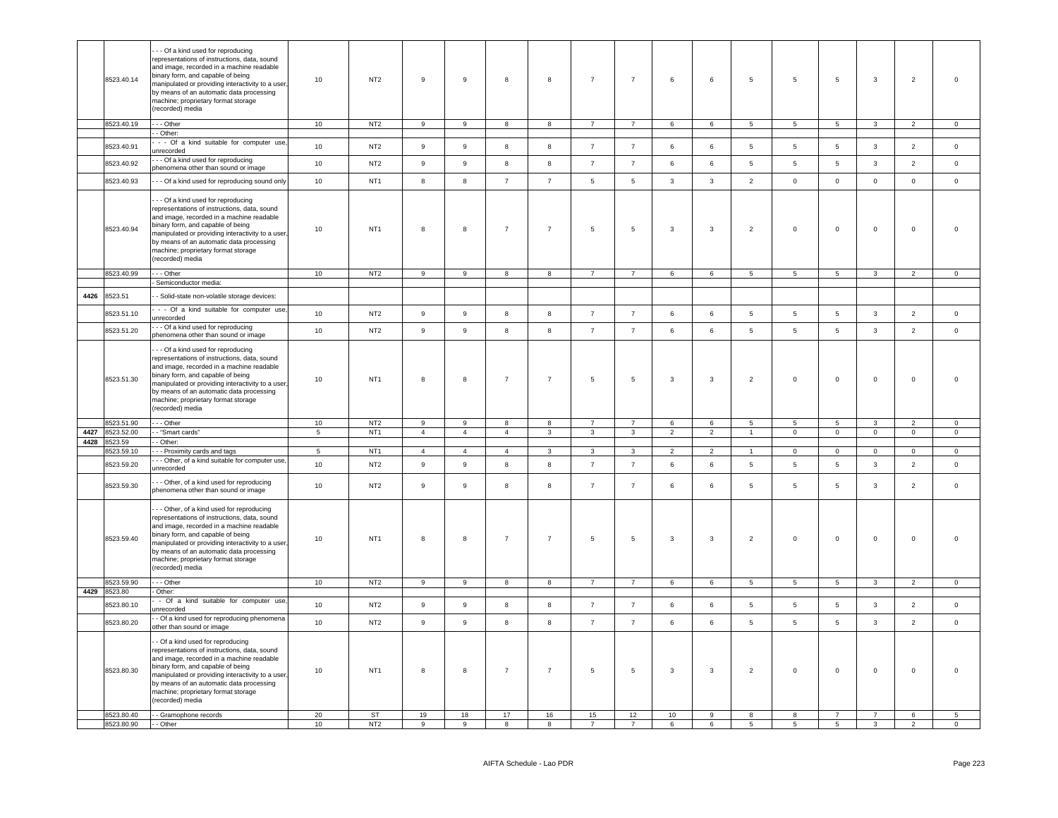| | 8523.40.14 | - - - Of a kind used for reproducing representations of instructions, data, sound and image, recorded in a machine readable binary form, and capable of being manipulated or providing interactivity to a user, by means of an automatic data processing machine; proprietary format storage (recorded) media | 10 | NT2 | 9 | 9 | 8 | 8 | 7 | 7 | 6 | 6 | 5 | 5 | 5 | 3 | 2 | 0 |
|---|---|---|---|---|---|---|---|---|---|---|---|---|---|---|---|---|---|---|
| | 8523.40.19 | - - - Other | 10 | NT2 | 9 | 9 | 8 | 8 | 7 | 7 | 6 | 6 | 5 | 5 | 5 | 3 | 2 | 0 |
| | | - - Other: | | | | | | | | | | | | | | | | |
| | 8523.40.91 | - - - Of a kind suitable for computer use, unrecorded | 10 | NT2 | 9 | 9 | 8 | 8 | 7 | 7 | 6 | 6 | 5 | 5 | 5 | 3 | 2 | 0 |
| | 8523.40.92 | - - - Of a kind used for reproducing phenomena other than sound or image | 10 | NT2 | 9 | 9 | 8 | 8 | 7 | 7 | 6 | 6 | 5 | 5 | 5 | 3 | 2 | 0 |
| | 8523.40.93 | - - - Of a kind used for reproducing sound only | 10 | NT1 | 8 | 8 | 7 | 7 | 5 | 5 | 3 | 3 | 2 | 0 | 0 | 0 | 0 | 0 |
| | 8523.40.94 | - - - Of a kind used for reproducing representations of instructions, data, sound and image, recorded in a machine readable binary form, and capable of being manipulated or providing interactivity to a user, by means of an automatic data processing machine; proprietary format storage (recorded) media | 10 | NT1 | 8 | 8 | 7 | 7 | 5 | 5 | 3 | 3 | 2 | 0 | 0 | 0 | 0 | 0 |
| | 8523.40.99 | - - - Other | 10 | NT2 | 9 | 9 | 8 | 8 | 7 | 7 | 6 | 6 | 5 | 5 | 5 | 3 | 2 | 0 |
| | | - Semiconductor media: | | | | | | | | | | | | | | | | |
| 4426 | 8523.51 | - - Solid-state non-volatile storage devices: | | | | | | | | | | | | | | | | |
| | 8523.51.10 | - - - Of a kind suitable for computer use, unrecorded | 10 | NT2 | 9 | 9 | 8 | 8 | 7 | 7 | 6 | 6 | 5 | 5 | 5 | 3 | 2 | 0 |
| | 8523.51.20 | - - - Of a kind used for reproducing phenomena other than sound or image | 10 | NT2 | 9 | 9 | 8 | 8 | 7 | 7 | 6 | 6 | 5 | 5 | 5 | 3 | 2 | 0 |
| | 8523.51.30 | - - - Of a kind used for reproducing representations of instructions, data, sound and image, recorded in a machine readable binary form, and capable of being manipulated or providing interactivity to a user, by means of an automatic data processing machine; proprietary format storage (recorded) media | 10 | NT1 | 8 | 8 | 7 | 7 | 5 | 5 | 3 | 3 | 2 | 0 | 0 | 0 | 0 | 0 |
| | 8523.51.90 | - - - Other | 10 | NT2 | 9 | 9 | 8 | 8 | 7 | 7 | 6 | 6 | 5 | 5 | 5 | 3 | 2 | 0 |
| 4427 | 8523.52.00 | - - "Smart cards" | 5 | NT1 | 4 | 4 | 4 | 3 | 3 | 3 | 2 | 2 | 1 | 0 | 0 | 0 | 0 | 0 |
| 4428 | 8523.59 | - - Other: | | | | | | | | | | | | | | | | |
| | 8523.59.10 | - - - Proximity cards and tags | 5 | NT1 | 4 | 4 | 4 | 3 | 3 | 3 | 2 | 2 | 1 | 0 | 0 | 0 | 0 | 0 |
| | 8523.59.20 | - - - Other, of a kind suitable for computer use, unrecorded | 10 | NT2 | 9 | 9 | 8 | 8 | 7 | 7 | 6 | 6 | 5 | 5 | 5 | 3 | 2 | 0 |
| | 8523.59.30 | - - - Other, of a kind used for reproducing phenomena other than sound or image | 10 | NT2 | 9 | 9 | 8 | 8 | 7 | 7 | 6 | 6 | 5 | 5 | 5 | 3 | 2 | 0 |
| | 8523.59.40 | - - - Other, of a kind used for reproducing representations of instructions, data, sound and image, recorded in a machine readable binary form, and capable of being manipulated or providing interactivity to a user, by means of an automatic data processing machine; proprietary format storage (recorded) media | 10 | NT1 | 8 | 8 | 7 | 7 | 5 | 5 | 3 | 3 | 2 | 0 | 0 | 0 | 0 | 0 |
| | 8523.59.90 | - - - Other | 10 | NT2 | 9 | 9 | 8 | 8 | 7 | 7 | 6 | 6 | 5 | 5 | 5 | 3 | 2 | 0 |
| 4429 | 8523.80 | - Other: | | | | | | | | | | | | | | | | |
| | 8523.80.10 | - - Of a kind suitable for computer use, unrecorded | 10 | NT2 | 9 | 9 | 8 | 8 | 7 | 7 | 6 | 6 | 5 | 5 | 5 | 3 | 2 | 0 |
| | 8523.80.20 | - - Of a kind used for reproducing phenomena other than sound or image | 10 | NT2 | 9 | 9 | 8 | 8 | 7 | 7 | 6 | 6 | 5 | 5 | 5 | 3 | 2 | 0 |
| | 8523.80.30 | - - Of a kind used for reproducing representations of instructions, data, sound and image, recorded in a machine readable binary form, and capable of being manipulated or providing interactivity to a user, by means of an automatic data processing machine; proprietary format storage (recorded) media | 10 | NT1 | 8 | 8 | 7 | 7 | 5 | 5 | 3 | 3 | 2 | 0 | 0 | 0 | 0 | 0 |
| | 8523.80.40 | - - Gramophone records | 20 | ST | 19 | 18 | 17 | 16 | 15 | 12 | 10 | 9 | 8 | 8 | 7 | 7 | 6 | 5 |
| | 8523.80.90 | - - Other | 10 | NT2 | 9 | 9 | 8 | 8 | 7 | 7 | 6 | 6 | 5 | 5 | 5 | 3 | 2 | 0 |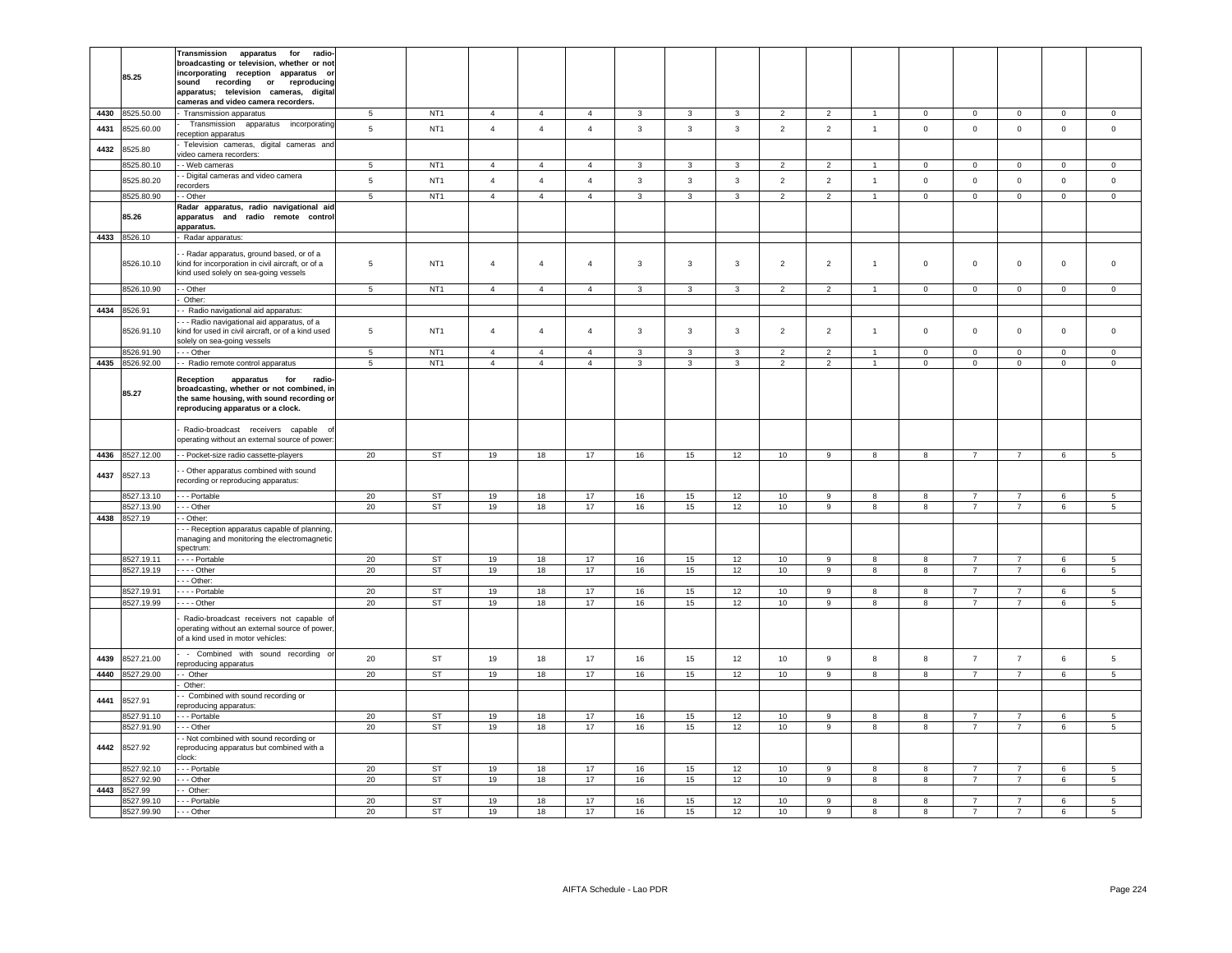| | 85.25 | **Transmission apparatus for radio-broadcasting or television, whether or not incorporating reception apparatus or sound recording or reproducing apparatus; television cameras, digital cameras and video camera recorders.** | | | | | | | | | | | | | | | | |
|---|---|---|---|---|---|---|---|---|---|---|---|---|---|---|---|---|---|---|
| 4430 | 8525.50.00 | - Transmission apparatus | 5 | NT1 | 4 | 4 | 4 | 3 | 3 | 3 | 2 | 2 | 1 | 0 | 0 | 0 | 0 | 0 |
| 4431 | 8525.60.00 | - Transmission apparatus incorporating reception apparatus | 5 | NT1 | 4 | 4 | 4 | 3 | 3 | 3 | 2 | 2 | 1 | 0 | 0 | 0 | 0 | 0 |
| 4432 | 8525.80 | - Television cameras, digital cameras and video camera recorders: | | | | | | | | | | | | | | | | |
| | 8525.80.10 | - - Web cameras | 5 | NT1 | 4 | 4 | 4 | 3 | 3 | 3 | 2 | 2 | 1 | 0 | 0 | 0 | 0 | 0 |
| | 8525.80.20 | - - Digital cameras and video camera recorders | 5 | NT1 | 4 | 4 | 4 | 3 | 3 | 3 | 2 | 2 | 1 | 0 | 0 | 0 | 0 | 0 |
| | 8525.80.90 | - - Other | 5 | NT1 | 4 | 4 | 4 | 3 | 3 | 3 | 2 | 2 | 1 | 0 | 0 | 0 | 0 | 0 |
| | 85.26 | **Radar apparatus, radio navigational aid apparatus and radio remote control apparatus.** | | | | | | | | | | | | | | | | |
| 4433 | 8526.10 | - Radar apparatus: | | | | | | | | | | | | | | | | |
| | 8526.10.10 | - - Radar apparatus, ground based, or of a kind for incorporation in civil aircraft, or of a kind used solely on sea-going vessels | 5 | NT1 | 4 | 4 | 4 | 3 | 3 | 3 | 2 | 2 | 1 | 0 | 0 | 0 | 0 | 0 |
| | 8526.10.90 | - - Other | 5 | NT1 | 4 | 4 | 4 | 3 | 3 | 3 | 2 | 2 | 1 | 0 | 0 | 0 | 0 | 0 |
| | | - Other: | | | | | | | | | | | | | | | | |
| 4434 | 8526.91 | - - Radio navigational aid apparatus: | | | | | | | | | | | | | | | | |
| | 8526.91.10 | - - - Radio navigational aid apparatus, of a kind for used in civil aircraft, or of a kind used solely on sea-going vessels | 5 | NT1 | 4 | 4 | 4 | 3 | 3 | 3 | 2 | 2 | 1 | 0 | 0 | 0 | 0 | 0 |
| | 8526.91.90 | - - - Other | 5 | NT1 | 4 | 4 | 4 | 3 | 3 | 3 | 2 | 2 | 1 | 0 | 0 | 0 | 0 | 0 |
| 4435 | 8526.92.00 | - - Radio remote control apparatus | 5 | NT1 | 4 | 4 | 4 | 3 | 3 | 3 | 2 | 2 | 1 | 0 | 0 | 0 | 0 | 0 |
| | 85.27 | **Reception apparatus for radio-broadcasting, whether or not combined, in the same housing, with sound recording or reproducing apparatus or a clock.** | | | | | | | | | | | | | | | | |
| | | - Radio-broadcast receivers capable of operating without an external source of power: | | | | | | | | | | | | | | | | |
| 4436 | 8527.12.00 | - - Pocket-size radio cassette-players | 20 | ST | 19 | 18 | 17 | 16 | 15 | 12 | 10 | 9 | 8 | 8 | 7 | 7 | 6 | 5 |
| 4437 | 8527.13 | - - Other apparatus combined with sound recording or reproducing apparatus: | | | | | | | | | | | | | | | | |
| | 8527.13.10 | - - - Portable | 20 | ST | 19 | 18 | 17 | 16 | 15 | 12 | 10 | 9 | 8 | 8 | 7 | 7 | 6 | 5 |
| | 8527.13.90 | - - - Other | 20 | ST | 19 | 18 | 17 | 16 | 15 | 12 | 10 | 9 | 8 | 8 | 7 | 7 | 6 | 5 |
| 4438 | 8527.19 | - - Other: | | | | | | | | | | | | | | | | |
| | | - - - Reception apparatus capable of planning, managing and monitoring the electromagnetic spectrum: | | | | | | | | | | | | | | | | |
| | 8527.19.11 | - - - - Portable | 20 | ST | 19 | 18 | 17 | 16 | 15 | 12 | 10 | 9 | 8 | 8 | 7 | 7 | 6 | 5 |
| | 8527.19.19 | - - - - Other | 20 | ST | 19 | 18 | 17 | 16 | 15 | 12 | 10 | 9 | 8 | 8 | 7 | 7 | 6 | 5 |
| | | - - - Other: | | | | | | | | | | | | | | | | |
| | 8527.19.91 | - - - - Portable | 20 | ST | 19 | 18 | 17 | 16 | 15 | 12 | 10 | 9 | 8 | 8 | 7 | 7 | 6 | 5 |
| | 8527.19.99 | - - - - Other | 20 | ST | 19 | 18 | 17 | 16 | 15 | 12 | 10 | 9 | 8 | 8 | 7 | 7 | 6 | 5 |
| | | - Radio-broadcast receivers not capable of operating without an external source of power, of a kind used in motor vehicles: | | | | | | | | | | | | | | | | |
| 4439 | 8527.21.00 | - - Combined with sound recording or reproducing apparatus | 20 | ST | 19 | 18 | 17 | 16 | 15 | 12 | 10 | 9 | 8 | 8 | 7 | 7 | 6 | 5 |
| 4440 | 8527.29.00 | - - Other | 20 | ST | 19 | 18 | 17 | 16 | 15 | 12 | 10 | 9 | 8 | 8 | 7 | 7 | 6 | 5 |
| | | - Other: | | | | | | | | | | | | | | | | |
| 4441 | 8527.91 | - - Combined with sound recording or reproducing apparatus: | | | | | | | | | | | | | | | | |
| | 8527.91.10 | - - - Portable | 20 | ST | 19 | 18 | 17 | 16 | 15 | 12 | 10 | 9 | 8 | 8 | 7 | 7 | 6 | 5 |
| | 8527.91.90 | - - - Other | 20 | ST | 19 | 18 | 17 | 16 | 15 | 12 | 10 | 9 | 8 | 8 | 7 | 7 | 6 | 5 |
| 4442 | 8527.92 | - - Not combined with sound recording or reproducing apparatus but combined with a clock: | | | | | | | | | | | | | | | | |
| | 8527.92.10 | - - - Portable | 20 | ST | 19 | 18 | 17 | 16 | 15 | 12 | 10 | 9 | 8 | 8 | 7 | 7 | 6 | 5 |
| | 8527.92.90 | - - - Other | 20 | ST | 19 | 18 | 17 | 16 | 15 | 12 | 10 | 9 | 8 | 8 | 7 | 7 | 6 | 5 |
| 4443 | 8527.99 | - - Other: | | | | | | | | | | | | | | | | |
| | 8527.99.10 | - - - Portable | 20 | ST | 19 | 18 | 17 | 16 | 15 | 12 | 10 | 9 | 8 | 8 | 7 | 7 | 6 | 5 |
| | 8527.99.90 | - - - Other | 20 | ST | 19 | 18 | 17 | 16 | 15 | 12 | 10 | 9 | 8 | 8 | 7 | 7 | 6 | 5 |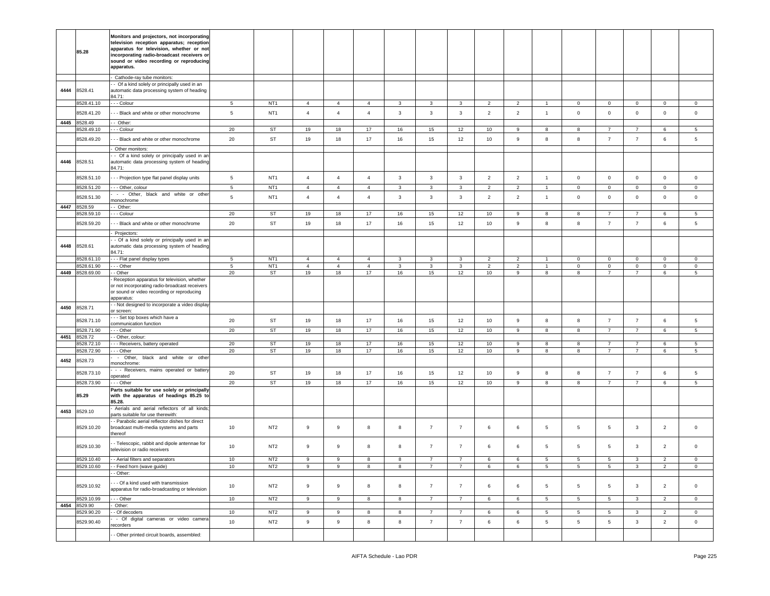| | | | | | | | | | | | | | | | | | |
|---|---|---|---|---|---|---|---|---|---|---|---|---|---|---|---|---|---|
| | 85.28 | **Monitors and projectors, not incorporating television reception apparatus; reception apparatus for television, whether or not incorporating radio-broadcast receivers or sound or video recording or reproducing apparatus.** | | | | | | | | | | | | | | | |
| | | - Cathode-ray tube monitors: | | | | | | | | | | | | | | | |
| 4444 | 8528.41 | - - Of a kind solely or principally used in an automatic data processing system of heading 84.71: | | | | | | | | | | | | | | | |
| | 8528.41.10 | - - - Colour | 5 | NT1 | 4 | 4 | 4 | 3 | 3 | 3 | 2 | 2 | 1 | 0 | 0 | 0 | 0 | 0 |
| | 8528.41.20 | - - - Black and white or other monochrome | 5 | NT1 | 4 | 4 | 4 | 3 | 3 | 3 | 2 | 2 | 1 | 0 | 0 | 0 | 0 | 0 |
| 4445 | 8528.49 | - - Other: | | | | | | | | | | | | | | | |
| | 8528.49.10 | - - - Colour | 20 | ST | 19 | 18 | 17 | 16 | 15 | 12 | 10 | 9 | 8 | 8 | 7 | 7 | 6 | 5 |
| | 8528.49.20 | - - - Black and white or other monochrome | 20 | ST | 19 | 18 | 17 | 16 | 15 | 12 | 10 | 9 | 8 | 8 | 7 | 7 | 6 | 5 |
| | | - Other monitors: | | | | | | | | | | | | | | | |
| 4446 | 8528.51 | - - Of a kind solely or principally used in an automatic data processing system of heading 84.71: | | | | | | | | | | | | | | | |
| | 8528.51.10 | - - - Projection type flat panel display units | 5 | NT1 | 4 | 4 | 4 | 3 | 3 | 3 | 2 | 2 | 1 | 0 | 0 | 0 | 0 | 0 |
| | 8528.51.20 | - - - Other, colour | 5 | NT1 | 4 | 4 | 4 | 3 | 3 | 3 | 2 | 2 | 1 | 0 | 0 | 0 | 0 | 0 |
| | 8528.51.30 | - - - Other, black and white or other monochrome | 5 | NT1 | 4 | 4 | 4 | 3 | 3 | 3 | 2 | 2 | 1 | 0 | 0 | 0 | 0 | 0 |
| 4447 | 8528.59 | - - Other: | | | | | | | | | | | | | | | |
| | 8528.59.10 | - - - Colour | 20 | ST | 19 | 18 | 17 | 16 | 15 | 12 | 10 | 9 | 8 | 8 | 7 | 7 | 6 | 5 |
| | 8528.59.20 | - - - Black and white or other monochrome | 20 | ST | 19 | 18 | 17 | 16 | 15 | 12 | 10 | 9 | 8 | 8 | 7 | 7 | 6 | 5 |
| | | - Projectors: | | | | | | | | | | | | | | | |
| 4448 | 8528.61 | - - Of a kind solely or principally used in an automatic data processing system of heading 84.71: | | | | | | | | | | | | | | | |
| | 8528.61.10 | - - - Flat panel display types | 5 | NT1 | 4 | 4 | 4 | 3 | 3 | 3 | 2 | 2 | 1 | 0 | 0 | 0 | 0 | 0 |
| | 8528.61.90 | - - - Other | 5 | NT1 | 4 | 4 | 4 | 3 | 3 | 3 | 2 | 2 | 1 | 0 | 0 | 0 | 0 | 0 |
| 4449 | 8528.69.00 | - - Other | 20 | ST | 19 | 18 | 17 | 16 | 15 | 12 | 10 | 9 | 8 | 8 | 7 | 7 | 6 | 5 |
| | | - Reception apparatus for television, whether or not incorporating radio-broadcast receivers or sound or video recording or reproducing apparatus: | | | | | | | | | | | | | | | |
| 4450 | 8528.71 | - - Not designed to incorporate a video display or screen: | | | | | | | | | | | | | | | |
| | 8528.71.10 | - - - Set top boxes which have a communication function | 20 | ST | 19 | 18 | 17 | 16 | 15 | 12 | 10 | 9 | 8 | 8 | 7 | 7 | 6 | 5 |
| | 8528.71.90 | - - - Other | 20 | ST | 19 | 18 | 17 | 16 | 15 | 12 | 10 | 9 | 8 | 8 | 7 | 7 | 6 | 5 |
| 4451 | 8528.72 | - - Other, colour: | | | | | | | | | | | | | | | |
| | 8528.72.10 | - - - Receivers, battery operated | 20 | ST | 19 | 18 | 17 | 16 | 15 | 12 | 10 | 9 | 8 | 8 | 7 | 7 | 6 | 5 |
| | 8528.72.90 | - - - Other | 20 | ST | 19 | 18 | 17 | 16 | 15 | 12 | 10 | 9 | 8 | 8 | 7 | 7 | 6 | 5 |
| 4452 | 8528.73 | - - Other, black and white or other monochrome: | | | | | | | | | | | | | | | |
| | 8528.73.10 | - - - Receivers, mains operated or battery operated | 20 | ST | 19 | 18 | 17 | 16 | 15 | 12 | 10 | 9 | 8 | 8 | 7 | 7 | 6 | 5 |
| | 8528.73.90 | - - - Other | 20 | ST | 19 | 18 | 17 | 16 | 15 | 12 | 10 | 9 | 8 | 8 | 7 | 7 | 6 | 5 |
| | 85.29 | **Parts suitable for use solely or principally with the apparatus of headings 85.25 to 85.28.** | | | | | | | | | | | | | | | |
| 4453 | 8529.10 | - Aerials and aerial reflectors of all kinds; parts suitable for use therewith: | | | | | | | | | | | | | | | |
| | 8529.10.20 | - - Parabolic aerial reflector dishes for direct broadcast multi-media systems and parts thereof | 10 | NT2 | 9 | 9 | 8 | 8 | 7 | 7 | 6 | 6 | 5 | 5 | 5 | 3 | 2 | 0 |
| | 8529.10.30 | - - Telescopic, rabbit and dipole antennae for television or radio receivers | 10 | NT2 | 9 | 9 | 8 | 8 | 7 | 7 | 6 | 6 | 5 | 5 | 5 | 3 | 2 | 0 |
| | 8529.10.40 | - - Aerial filters and separators | 10 | NT2 | 9 | 9 | 8 | 8 | 7 | 7 | 6 | 6 | 5 | 5 | 5 | 3 | 2 | 0 |
| | 8529.10.60 | - - Feed horn (wave guide) | 10 | NT2 | 9 | 9 | 8 | 8 | 7 | 7 | 6 | 6 | 5 | 5 | 5 | 3 | 2 | 0 |
| | | - - Other: | | | | | | | | | | | | | | | |
| | 8529.10.92 | - - - Of a kind used with transmission apparatus for radio-broadcasting or television | 10 | NT2 | 9 | 9 | 8 | 8 | 7 | 7 | 6 | 6 | 5 | 5 | 5 | 3 | 2 | 0 |
| | 8529.10.99 | - - - Other | 10 | NT2 | 9 | 9 | 8 | 8 | 7 | 7 | 6 | 6 | 5 | 5 | 5 | 3 | 2 | 0 |
| 4454 | 8529.90 | - Other: | | | | | | | | | | | | | | | |
| | 8529.90.20 | - - Of decoders | 10 | NT2 | 9 | 9 | 8 | 8 | 7 | 7 | 6 | 6 | 5 | 5 | 5 | 3 | 2 | 0 |
| | 8529.90.40 | - - Of digital cameras or video camera recorders | 10 | NT2 | 9 | 9 | 8 | 8 | 7 | 7 | 6 | 6 | 5 | 5 | 5 | 3 | 2 | 0 |
| | | - - Other printed circuit boards, assembled: | | | | | | | | | | | | | | | |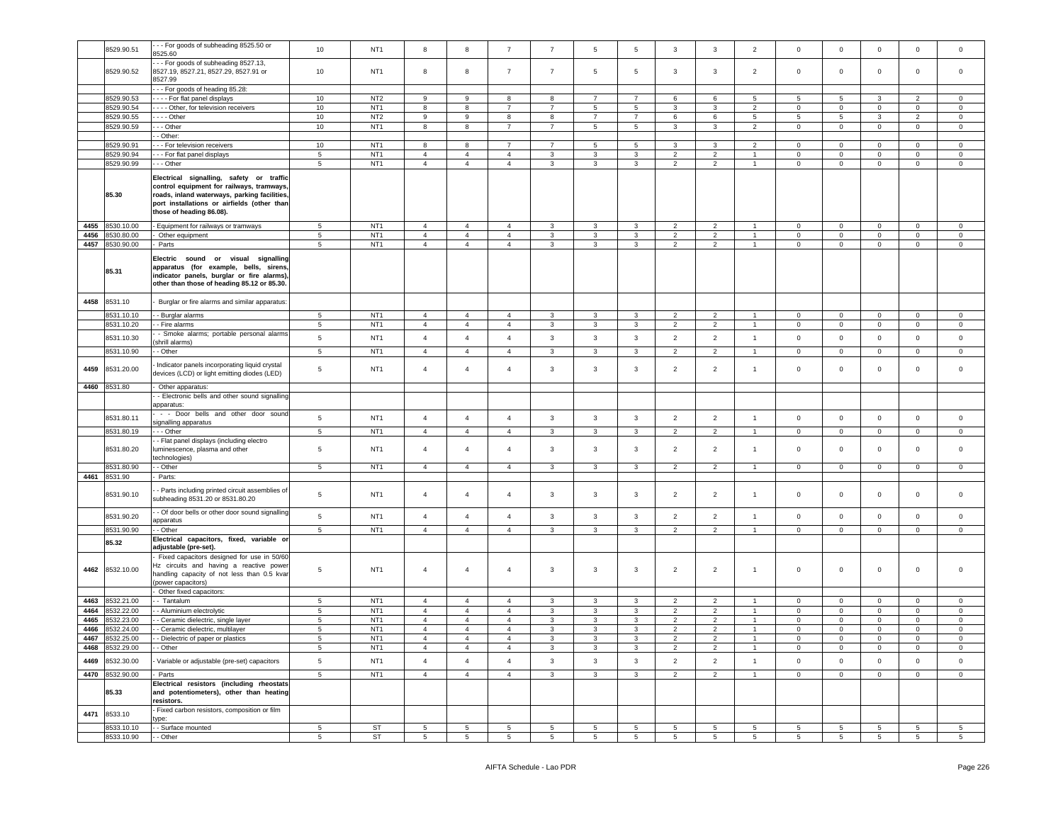| | 8529.90.51 | - - - For goods of subheading 8525.50 or 8525.60 | 10 | NT1 | 8 | 8 | 7 | 7 | 5 | 5 | 3 | 3 | 2 | 0 | 0 | 0 | 0 | 0 |
|---|---|---|---|---|---|---|---|---|---|---|---|---|---|---|---|---|---|---|
| | 8529.90.52 | - - - For goods of subheading 8527.13, 8527.19, 8527.21, 8527.29, 8527.91 or 8527.99 | 10 | NT1 | 8 | 8 | 7 | 7 | 5 | 5 | 3 | 3 | 2 | 0 | 0 | 0 | 0 | 0 |
| | | - - - For goods of heading 85.28: | | | | | | | | | | | | | | | | |
| | 8529.90.53 | - - - - For flat panel displays | 10 | NT2 | 9 | 9 | 8 | 8 | 7 | 7 | 6 | 6 | 5 | 5 | 5 | 3 | 2 | 0 |
| | 8529.90.54 | - - - - Other, for television receivers | 10 | NT1 | 8 | 8 | 7 | 7 | 5 | 5 | 3 | 3 | 2 | 0 | 0 | 0 | 0 | 0 |
| | 8529.90.55 | - - - - Other | 10 | NT2 | 9 | 9 | 8 | 8 | 7 | 7 | 6 | 6 | 5 | 5 | 5 | 3 | 2 | 0 |
| | 8529.90.59 | - - - Other | 10 | NT1 | 8 | 8 | 7 | 7 | 5 | 5 | 3 | 3 | 2 | 0 | 0 | 0 | 0 | 0 |
| | | - - Other: | | | | | | | | | | | | | | | | |
| | 8529.90.91 | - - - For television receivers | 10 | NT1 | 8 | 8 | 7 | 7 | 5 | 5 | 3 | 3 | 2 | 0 | 0 | 0 | 0 | 0 |
| | 8529.90.94 | - - - For flat panel displays | 5 | NT1 | 4 | 4 | 4 | 3 | 3 | 3 | 2 | 2 | 1 | 0 | 0 | 0 | 0 | 0 |
| | 8529.90.99 | - - - Other | 5 | NT1 | 4 | 4 | 4 | 3 | 3 | 3 | 2 | 2 | 1 | 0 | 0 | 0 | 0 | 0 |
| | **85.30** | **Electrical signalling, safety or traffic control equipment for railways, tramways, roads, inland waterways, parking facilities, port installations or airfields (other than those of heading 86.08).** | | | | | | | | | | | | | | | | |
| 4455 | 8530.10.00 | - Equipment for railways or tramways | 5 | NT1 | 4 | 4 | 4 | 3 | 3 | 3 | 2 | 2 | 1 | 0 | 0 | 0 | 0 | 0 |
| 4456 | 8530.80.00 | - Other equipment | 5 | NT1 | 4 | 4 | 4 | 3 | 3 | 3 | 2 | 2 | 1 | 0 | 0 | 0 | 0 | 0 |
| 4457 | 8530.90.00 | - Parts | 5 | NT1 | 4 | 4 | 4 | 3 | 3 | 3 | 2 | 2 | 1 | 0 | 0 | 0 | 0 | 0 |
| | **85.31** | **Electric sound or visual signalling apparatus (for example, bells, sirens, indicator panels, burglar or fire alarms), other than those of heading 85.12 or 85.30.** | | | | | | | | | | | | | | | | |
| 4458 | 8531.10 | - Burglar or fire alarms and similar apparatus: | | | | | | | | | | | | | | | | |
| | 8531.10.10 | - - Burglar alarms | 5 | NT1 | 4 | 4 | 4 | 3 | 3 | 3 | 2 | 2 | 1 | 0 | 0 | 0 | 0 | 0 |
| | 8531.10.20 | - - Fire alarms | 5 | NT1 | 4 | 4 | 4 | 3 | 3 | 3 | 2 | 2 | 1 | 0 | 0 | 0 | 0 | 0 |
| | 8531.10.30 | - - Smoke alarms; portable personal alarms (shrill alarms) | 5 | NT1 | 4 | 4 | 4 | 3 | 3 | 3 | 2 | 2 | 1 | 0 | 0 | 0 | 0 | 0 |
| | 8531.10.90 | - - Other | 5 | NT1 | 4 | 4 | 4 | 3 | 3 | 3 | 2 | 2 | 1 | 0 | 0 | 0 | 0 | 0 |
| 4459 | 8531.20.00 | - Indicator panels incorporating liquid crystal devices (LCD) or light emitting diodes (LED) | 5 | NT1 | 4 | 4 | 4 | 3 | 3 | 3 | 2 | 2 | 1 | 0 | 0 | 0 | 0 | 0 |
| 4460 | 8531.80 | - Other apparatus: | | | | | | | | | | | | | | | | |
| | | - - Electronic bells and other sound signalling apparatus: | | | | | | | | | | | | | | | | |
| | 8531.80.11 | - - - Door bells and other door sound signalling apparatus | 5 | NT1 | 4 | 4 | 4 | 3 | 3 | 3 | 2 | 2 | 1 | 0 | 0 | 0 | 0 | 0 |
| | 8531.80.19 | - - - Other | 5 | NT1 | 4 | 4 | 4 | 3 | 3 | 3 | 2 | 2 | 1 | 0 | 0 | 0 | 0 | 0 |
| | 8531.80.20 | - - Flat panel displays (including electro luminescence, plasma and other technologies) | 5 | NT1 | 4 | 4 | 4 | 3 | 3 | 3 | 2 | 2 | 1 | 0 | 0 | 0 | 0 | 0 |
| | 8531.80.90 | - - Other | 5 | NT1 | 4 | 4 | 4 | 3 | 3 | 3 | 2 | 2 | 1 | 0 | 0 | 0 | 0 | 0 |
| 4461 | 8531.90 | - Parts: | | | | | | | | | | | | | | | | |
| | 8531.90.10 | - - Parts including printed circuit assemblies of subheading 8531.20 or 8531.80.20 | 5 | NT1 | 4 | 4 | 4 | 3 | 3 | 3 | 2 | 2 | 1 | 0 | 0 | 0 | 0 | 0 |
| | 8531.90.20 | - - Of door bells or other door sound signalling apparatus | 5 | NT1 | 4 | 4 | 4 | 3 | 3 | 3 | 2 | 2 | 1 | 0 | 0 | 0 | 0 | 0 |
| | 8531.90.90 | - - Other | 5 | NT1 | 4 | 4 | 4 | 3 | 3 | 3 | 2 | 2 | 1 | 0 | 0 | 0 | 0 | 0 |
| | **85.32** | **Electrical capacitors, fixed, variable or adjustable (pre-set).** | | | | | | | | | | | | | | | | |
| 4462 | 8532.10.00 | - Fixed capacitors designed for use in 50/60 Hz circuits and having a reactive power handling capacity of not less than 0.5 kvar (power capacitors) | 5 | NT1 | 4 | 4 | 4 | 3 | 3 | 3 | 2 | 2 | 1 | 0 | 0 | 0 | 0 | 0 |
| | | - Other fixed capacitors: | | | | | | | | | | | | | | | | |
| 4463 | 8532.21.00 | - - Tantalum | 5 | NT1 | 4 | 4 | 4 | 3 | 3 | 3 | 2 | 2 | 1 | 0 | 0 | 0 | 0 | 0 |
| 4464 | 8532.22.00 | - - Aluminium electrolytic | 5 | NT1 | 4 | 4 | 4 | 3 | 3 | 3 | 2 | 2 | 1 | 0 | 0 | 0 | 0 | 0 |
| 4465 | 8532.23.00 | - - Ceramic dielectric, single layer | 5 | NT1 | 4 | 4 | 4 | 3 | 3 | 3 | 2 | 2 | 1 | 0 | 0 | 0 | 0 | 0 |
| 4466 | 8532.24.00 | - - Ceramic dielectric, multilayer | 5 | NT1 | 4 | 4 | 4 | 3 | 3 | 3 | 2 | 2 | 1 | 0 | 0 | 0 | 0 | 0 |
| 4467 | 8532.25.00 | - - Dielectric of paper or plastics | 5 | NT1 | 4 | 4 | 4 | 3 | 3 | 3 | 2 | 2 | 1 | 0 | 0 | 0 | 0 | 0 |
| 4468 | 8532.29.00 | - - Other | 5 | NT1 | 4 | 4 | 4 | 3 | 3 | 3 | 2 | 2 | 1 | 0 | 0 | 0 | 0 | 0 |
| 4469 | 8532.30.00 | - Variable or adjustable (pre-set) capacitors | 5 | NT1 | 4 | 4 | 4 | 3 | 3 | 3 | 2 | 2 | 1 | 0 | 0 | 0 | 0 | 0 |
| 4470 | 8532.90.00 | - Parts | 5 | NT1 | 4 | 4 | 4 | 3 | 3 | 3 | 2 | 2 | 1 | 0 | 0 | 0 | 0 | 0 |
| | **85.33** | **Electrical resistors (including rheostats and potentiometers), other than heating resistors.** | | | | | | | | | | | | | | | | |
| 4471 | 8533.10 | - Fixed carbon resistors, composition or film type: | | | | | | | | | | | | | | | | |
| | 8533.10.10 | - - Surface mounted | 5 | ST | 5 | 5 | 5 | 5 | 5 | 5 | 5 | 5 | 5 | 5 | 5 | 5 | 5 | 5 |
| | 8533.10.90 | - - Other | 5 | ST | 5 | 5 | 5 | 5 | 5 | 5 | 5 | 5 | 5 | 5 | 5 | 5 | 5 | 5 |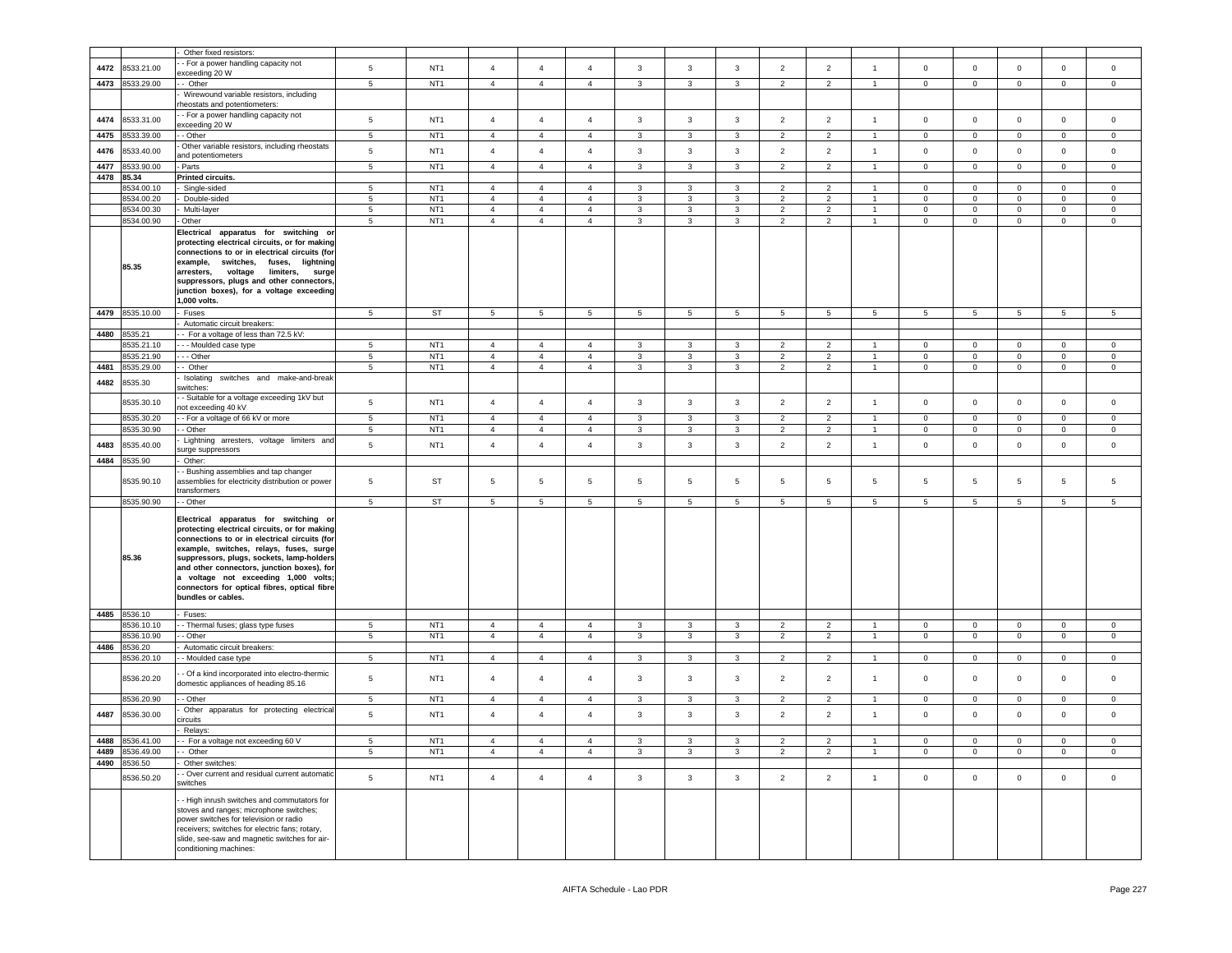| | | - Other fixed resistors: | | | | | | | | | | | | | | | | |
|---|---|---|---|---|---|---|---|---|---|---|---|---|---|---|---|---|---|---|
| 4472 | 8533.21.00 | - - For a power handling capacity not exceeding 20 W | 5 | NT1 | 4 | 4 | 4 | 3 | 3 | 3 | 2 | 2 | 1 | 0 | 0 | 0 | 0 | 0 |
| 4473 | 8533.29.00 | - - Other | 5 | NT1 | 4 | 4 | 4 | 3 | 3 | 3 | 2 | 2 | 1 | 0 | 0 | 0 | 0 | 0 |
| | | - Wirewound variable resistors, including rheostats and potentiometers: | | | | | | | | | | | | | | | | |
| 4474 | 8533.31.00 | - - For a power handling capacity not exceeding 20 W | 5 | NT1 | 4 | 4 | 4 | 3 | 3 | 3 | 2 | 2 | 1 | 0 | 0 | 0 | 0 | 0 |
| 4475 | 8533.39.00 | - - Other | 5 | NT1 | 4 | 4 | 4 | 3 | 3 | 3 | 2 | 2 | 1 | 0 | 0 | 0 | 0 | 0 |
| 4476 | 8533.40.00 | - Other variable resistors, including rheostats and potentiometers | 5 | NT1 | 4 | 4 | 4 | 3 | 3 | 3 | 2 | 2 | 1 | 0 | 0 | 0 | 0 | 0 |
| 4477 | 8533.90.00 | - Parts | 5 | NT1 | 4 | 4 | 4 | 3 | 3 | 3 | 2 | 2 | 1 | 0 | 0 | 0 | 0 | 0 |
| 4478 | 85.34 | **Printed circuits.** | | | | | | | | | | | | | | | | |
| | 8534.00.10 | - Single-sided | 5 | NT1 | 4 | 4 | 4 | 3 | 3 | 3 | 2 | 2 | 1 | 0 | 0 | 0 | 0 | 0 |
| | 8534.00.20 | - Double-sided | 5 | NT1 | 4 | 4 | 4 | 3 | 3 | 3 | 2 | 2 | 1 | 0 | 0 | 0 | 0 | 0 |
| | 8534.00.30 | - Multi-layer | 5 | NT1 | 4 | 4 | 4 | 3 | 3 | 3 | 2 | 2 | 1 | 0 | 0 | 0 | 0 | 0 |
| | 8534.00.90 | - Other | 5 | NT1 | 4 | 4 | 4 | 3 | 3 | 3 | 2 | 2 | 1 | 0 | 0 | 0 | 0 | 0 |
| | 85.35 | **Electrical apparatus for switching or protecting electrical circuits, or for making connections to or in electrical circuits (for example, switches, fuses, lightning arresters, voltage limiters, surge suppressors, plugs and other connectors, junction boxes), for a voltage exceeding 1,000 volts.** | | | | | | | | | | | | | | | | |
| 4479 | 8535.10.00 | - Fuses | 5 | ST | 5 | 5 | 5 | 5 | 5 | 5 | 5 | 5 | 5 | 5 | 5 | 5 | 5 | 5 |
| | | - Automatic circuit breakers: | | | | | | | | | | | | | | | | |
| 4480 | 8535.21 | - - For a voltage of less than 72.5 kV: | | | | | | | | | | | | | | | | |
| | 8535.21.10 | - - - Moulded case type | 5 | NT1 | 4 | 4 | 4 | 3 | 3 | 3 | 2 | 2 | 1 | 0 | 0 | 0 | 0 | 0 |
| | 8535.21.90 | - - - Other | 5 | NT1 | 4 | 4 | 4 | 3 | 3 | 3 | 2 | 2 | 1 | 0 | 0 | 0 | 0 | 0 |
| 4481 | 8535.29.00 | - - Other | 5 | NT1 | 4 | 4 | 4 | 3 | 3 | 3 | 2 | 2 | 1 | 0 | 0 | 0 | 0 | 0 |
| 4482 | 8535.30 | - Isolating switches and make-and-break switches: | | | | | | | | | | | | | | | | |
| | 8535.30.10 | - - Suitable for a voltage exceeding 1kV but not exceeding 40 kV | 5 | NT1 | 4 | 4 | 4 | 3 | 3 | 3 | 2 | 2 | 1 | 0 | 0 | 0 | 0 | 0 |
| | 8535.30.20 | - - For a voltage of 66 kV or more | 5 | NT1 | 4 | 4 | 4 | 3 | 3 | 3 | 2 | 2 | 1 | 0 | 0 | 0 | 0 | 0 |
| | 8535.30.90 | - - Other | 5 | NT1 | 4 | 4 | 4 | 3 | 3 | 3 | 2 | 2 | 1 | 0 | 0 | 0 | 0 | 0 |
| 4483 | 8535.40.00 | - Lightning arresters, voltage limiters and surge suppressors | 5 | NT1 | 4 | 4 | 4 | 3 | 3 | 3 | 2 | 2 | 1 | 0 | 0 | 0 | 0 | 0 |
| 4484 | 8535.90 | - Other: | | | | | | | | | | | | | | | | |
| | 8535.90.10 | - - Bushing assemblies and tap changer assemblies for electricity distribution or power transformers | 5 | ST | 5 | 5 | 5 | 5 | 5 | 5 | 5 | 5 | 5 | 5 | 5 | 5 | 5 | 5 |
| | 8535.90.90 | - - Other | 5 | ST | 5 | 5 | 5 | 5 | 5 | 5 | 5 | 5 | 5 | 5 | 5 | 5 | 5 | 5 |
| | 85.36 | **Electrical apparatus for switching or protecting electrical circuits, or for making connections to or in electrical circuits (for example, switches, relays, fuses, surge suppressors, plugs, sockets, lamp-holders and other connectors, junction boxes), for a voltage not exceeding 1,000 volts; connectors for optical fibres, optical fibre bundles or cables.** | | | | | | | | | | | | | | | | |
| 4485 | 8536.10 | - Fuses: | | | | | | | | | | | | | | | | |
| | 8536.10.10 | - - Thermal fuses; glass type fuses | 5 | NT1 | 4 | 4 | 4 | 3 | 3 | 3 | 2 | 2 | 1 | 0 | 0 | 0 | 0 | 0 |
| | 8536.10.90 | - - Other | 5 | NT1 | 4 | 4 | 4 | 3 | 3 | 3 | 2 | 2 | 1 | 0 | 0 | 0 | 0 | 0 |
| 4486 | 8536.20 | - Automatic circuit breakers: | | | | | | | | | | | | | | | | |
| | 8536.20.10 | - - Moulded case type | 5 | NT1 | 4 | 4 | 4 | 3 | 3 | 3 | 2 | 2 | 1 | 0 | 0 | 0 | 0 | 0 |
| | 8536.20.20 | - - Of a kind incorporated into electro-thermic domestic appliances of heading 85.16 | 5 | NT1 | 4 | 4 | 4 | 3 | 3 | 3 | 2 | 2 | 1 | 0 | 0 | 0 | 0 | 0 |
| | 8536.20.90 | - - Other | 5 | NT1 | 4 | 4 | 4 | 3 | 3 | 3 | 2 | 2 | 1 | 0 | 0 | 0 | 0 | 0 |
| 4487 | 8536.30.00 | - Other apparatus for protecting electrical circuits | 5 | NT1 | 4 | 4 | 4 | 3 | 3 | 3 | 2 | 2 | 1 | 0 | 0 | 0 | 0 | 0 |
| | | - Relays: | | | | | | | | | | | | | | | | |
| 4488 | 8536.41.00 | - - For a voltage not exceeding 60 V | 5 | NT1 | 4 | 4 | 4 | 3 | 3 | 3 | 2 | 2 | 1 | 0 | 0 | 0 | 0 | 0 |
| 4489 | 8536.49.00 | - - Other | 5 | NT1 | 4 | 4 | 4 | 3 | 3 | 3 | 2 | 2 | 1 | 0 | 0 | 0 | 0 | 0 |
| 4490 | 8536.50 | - Other switches: | | | | | | | | | | | | | | | | |
| | 8536.50.20 | - - Over current and residual current automatic switches | 5 | NT1 | 4 | 4 | 4 | 3 | 3 | 3 | 2 | 2 | 1 | 0 | 0 | 0 | 0 | 0 |
| | | - - High inrush switches and commutators for stoves and ranges; microphone switches; power switches for television or radio receivers; switches for electric fans; rotary, slide, see-saw and magnetic switches for air-conditioning machines: | | | | | | | | | | | | | | | | |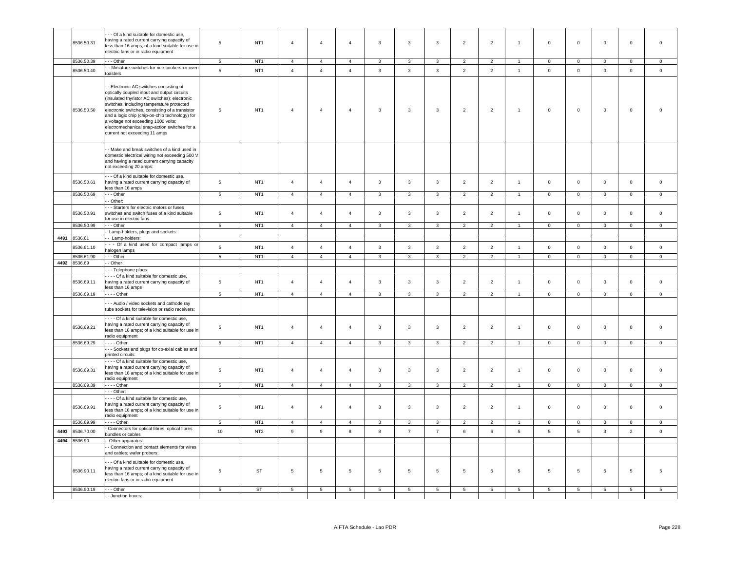| | 8536.50.31 | - - - Of a kind suitable for domestic use, having a rated current carrying capacity of less than 16 amps; of a kind suitable for use in electric fans or in radio equipment | 5 | NT1 | 4 | 4 | 4 | 3 | 3 | 3 | 2 | 2 | 1 | 0 | 0 | 0 | 0 | 0 |
|---|---|---|---|---|---|---|---|---|---|---|---|---|---|---|---|---|---|---|
| | 8536.50.39 | - - - Other | 5 | NT1 | 4 | 4 | 4 | 3 | 3 | 3 | 2 | 2 | 1 | 0 | 0 | 0 | 0 | 0 |
| | 8536.50.40 | - - Miniature switches for rice cookers or oven toasters | 5 | NT1 | 4 | 4 | 4 | 3 | 3 | 3 | 2 | 2 | 1 | 0 | 0 | 0 | 0 | 0 |
| | 8536.50.50 | - - Electronic AC switches consisting of optically coupled input and output circuits (insulated thyristor AC switches); electronic switches, including temperature protected electronic switches, consisting of a transistor and a logic chip (chip-on-chip technology) for a voltage not exceeding 1000 volts; electromechanical snap-action switches for a current not exceeding 11 amps | 5 | NT1 | 4 | 4 | 4 | 3 | 3 | 3 | 2 | 2 | 1 | 0 | 0 | 0 | 0 | 0 |
| | | - - Make and break switches of a kind used in domestic electrical wiring not exceeding 500 V and having a rated current carrying capacity not exceeding 20 amps: | | | | | | | | | | | | | | | | |
| | 8536.50.61 | - - - Of a kind suitable for domestic use, having a rated current carrying capacity of less than 16 amps | 5 | NT1 | 4 | 4 | 4 | 3 | 3 | 3 | 2 | 2 | 1 | 0 | 0 | 0 | 0 | 0 |
| | 8536.50.69 | - - - Other | 5 | NT1 | 4 | 4 | 4 | 3 | 3 | 3 | 2 | 2 | 1 | 0 | 0 | 0 | 0 | 0 |
| | | - - Other: | | | | | | | | | | | | | | | | |
| | 8536.50.91 | - - - Starters for electric motors or fuses switches and switch fuses of a kind suitable for use in electric fans | 5 | NT1 | 4 | 4 | 4 | 3 | 3 | 3 | 2 | 2 | 1 | 0 | 0 | 0 | 0 | 0 |
| | 8536.50.99 | - - - Other | 5 | NT1 | 4 | 4 | 4 | 3 | 3 | 3 | 2 | 2 | 1 | 0 | 0 | 0 | 0 | 0 |
| | | - Lamp-holders, plugs and sockets: | | | | | | | | | | | | | | | | |
| 4491 | 8536.61 | - - Lamp-holders: | | | | | | | | | | | | | | | | |
| | 8536.61.10 | - - - Of a kind used for compact lamps or halogen lamps | 5 | NT1 | 4 | 4 | 4 | 3 | 3 | 3 | 2 | 2 | 1 | 0 | 0 | 0 | 0 | 0 |
| | 8536.61.90 | - - - Other | 5 | NT1 | 4 | 4 | 4 | 3 | 3 | 3 | 2 | 2 | 1 | 0 | 0 | 0 | 0 | 0 |
| 4492 | 8536.69 | - - Other | | | | | | | | | | | | | | | | |
| | | - - - Telephone plugs: | | | | | | | | | | | | | | | | |
| | 8536.69.11 | - - - - Of a kind suitable for domestic use, having a rated current carrying capacity of less than 16 amps | 5 | NT1 | 4 | 4 | 4 | 3 | 3 | 3 | 2 | 2 | 1 | 0 | 0 | 0 | 0 | 0 |
| | 8536.69.19 | - - - - Other | 5 | NT1 | 4 | 4 | 4 | 3 | 3 | 3 | 2 | 2 | 1 | 0 | 0 | 0 | 0 | 0 |
| | | - - - Audio / video sockets and cathode ray tube sockets for television or radio receivers: | | | | | | | | | | | | | | | | |
| | 8536.69.21 | - - - - Of a kind suitable for domestic use, having a rated current carrying capacity of less than 16 amps; of a kind suitable for use in radio equipment | 5 | NT1 | 4 | 4 | 4 | 3 | 3 | 3 | 2 | 2 | 1 | 0 | 0 | 0 | 0 | 0 |
| | 8536.69.29 | - - - - Other | 5 | NT1 | 4 | 4 | 4 | 3 | 3 | 3 | 2 | 2 | 1 | 0 | 0 | 0 | 0 | 0 |
| | | - - - Sockets and plugs for co-axial cables and printed circuits: | | | | | | | | | | | | | | | | |
| | 8536.69.31 | - - - - Of a kind suitable for domestic use, having a rated current carrying capacity of less than 16 amps; of a kind suitable for use in radio equipment | 5 | NT1 | 4 | 4 | 4 | 3 | 3 | 3 | 2 | 2 | 1 | 0 | 0 | 0 | 0 | 0 |
| | 8536.69.39 | - - - - Other | 5 | NT1 | 4 | 4 | 4 | 3 | 3 | 3 | 2 | 2 | 1 | 0 | 0 | 0 | 0 | 0 |
| | | - - - Other: | | | | | | | | | | | | | | | | |
| | 8536.69.91 | - - - - Of a kind suitable for domestic use, having a rated current carrying capacity of less than 16 amps; of a kind suitable for use in radio equipment | 5 | NT1 | 4 | 4 | 4 | 3 | 3 | 3 | 2 | 2 | 1 | 0 | 0 | 0 | 0 | 0 |
| | 8536.69.99 | - - - - Other | 5 | NT1 | 4 | 4 | 4 | 3 | 3 | 3 | 2 | 2 | 1 | 0 | 0 | 0 | 0 | 0 |
| 4493 | 8536.70.00 | - Connectors for optical fibres, optical fibres bundles or cables | 10 | NT2 | 9 | 9 | 8 | 8 | 7 | 7 | 6 | 6 | 5 | 5 | 5 | 3 | 2 | 0 |
| 4494 | 8536.90 | - Other apparatus: | | | | | | | | | | | | | | | | |
| | | - - Connection and contact elements for wires and cables; wafer probers: | | | | | | | | | | | | | | | | |
| | 8536.90.11 | - - - Of a kind suitable for domestic use, having a rated current carrying capacity of less than 16 amps; of a kind suitable for use in electric fans or in radio equipment | 5 | ST | 5 | 5 | 5 | 5 | 5 | 5 | 5 | 5 | 5 | 5 | 5 | 5 | 5 | 5 |
| | 8536.90.19 | - - - Other | 5 | ST | 5 | 5 | 5 | 5 | 5 | 5 | 5 | 5 | 5 | 5 | 5 | 5 | 5 | 5 |
| | | - - Junction boxes: | | | | | | | | | | | | | | | | |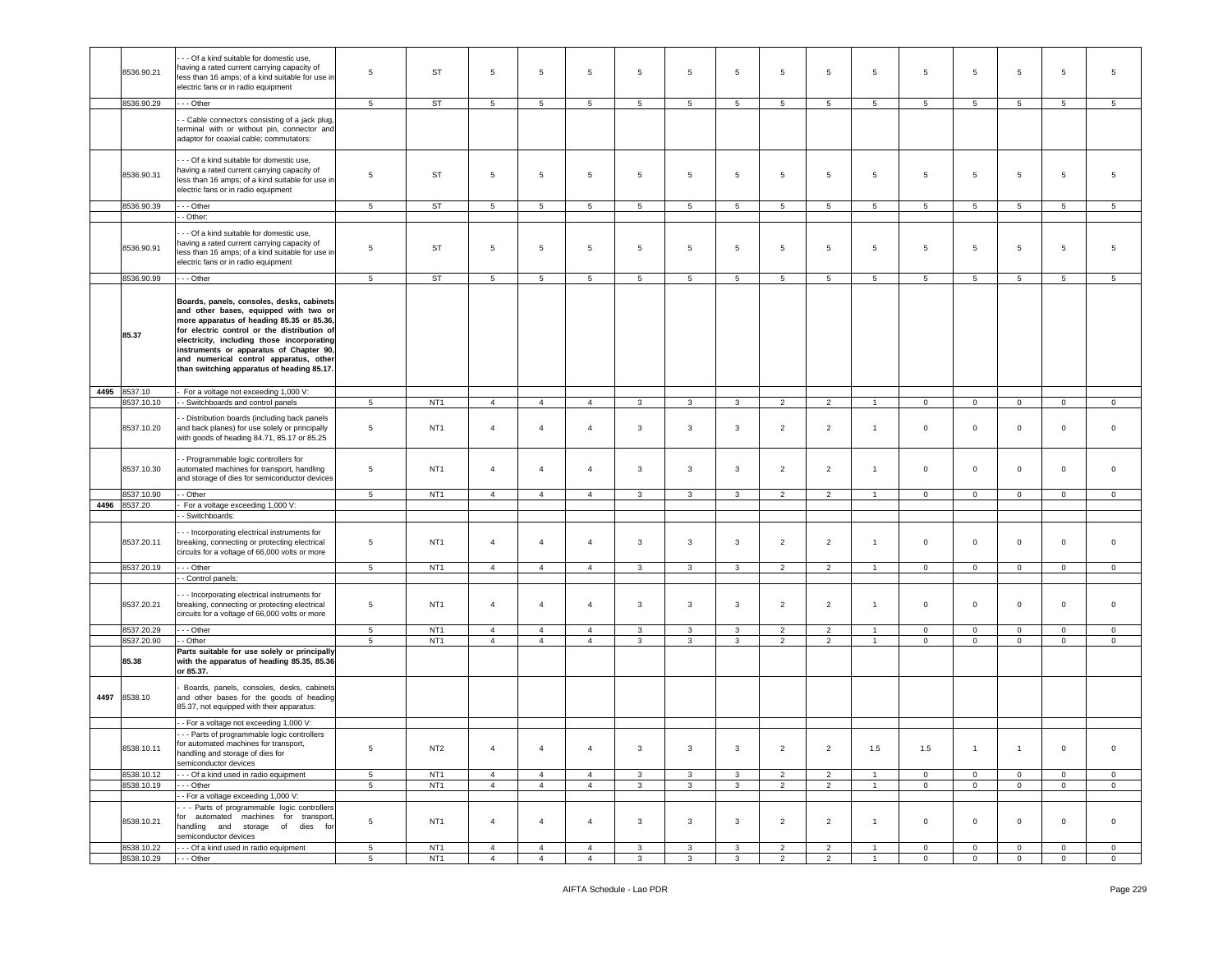| | 8536.90.21 | - - - Of a kind suitable for domestic use, having a rated current carrying capacity of less than 16 amps; of a kind suitable for use in electric fans or in radio equipment | 5 | ST | 5 | 5 | 5 | 5 | 5 | 5 | 5 | 5 | 5 | 5 | 5 | 5 | 5 | 5 |
|---|---|---|---|---|---|---|---|---|---|---|---|---|---|---|---|---|---|---|
| | 8536.90.29 | - - - Other | 5 | ST | 5 | 5 | 5 | 5 | 5 | 5 | 5 | 5 | 5 | 5 | 5 | 5 | 5 | 5 |
| | | - - Cable connectors consisting of a jack plug, terminal with or without pin, connector and adaptor for coaxial cable; commutators: | | | | | | | | | | | | | | | | |
| | 8536.90.31 | - - - Of a kind suitable for domestic use, having a rated current carrying capacity of less than 16 amps; of a kind suitable for use in electric fans or in radio equipment | 5 | ST | 5 | 5 | 5 | 5 | 5 | 5 | 5 | 5 | 5 | 5 | 5 | 5 | 5 | 5 |
| | 8536.90.39 | - - - Other | 5 | ST | 5 | 5 | 5 | 5 | 5 | 5 | 5 | 5 | 5 | 5 | 5 | 5 | 5 | 5 |
| | | - - Other: | | | | | | | | | | | | | | | | |
| | 8536.90.91 | - - - Of a kind suitable for domestic use, having a rated current carrying capacity of less than 16 amps; of a kind suitable for use in electric fans or in radio equipment | 5 | ST | 5 | 5 | 5 | 5 | 5 | 5 | 5 | 5 | 5 | 5 | 5 | 5 | 5 | 5 |
| | 8536.90.99 | - - - Other | 5 | ST | 5 | 5 | 5 | 5 | 5 | 5 | 5 | 5 | 5 | 5 | 5 | 5 | 5 | 5 |
| | **85.37** | **Boards, panels, consoles, desks, cabinets and other bases, equipped with two or more apparatus of heading 85.35 or 85.36, for electric control or the distribution of electricity, including those incorporating instruments or apparatus of Chapter 90, and numerical control apparatus, other than switching apparatus of heading 85.17.** | | | | | | | | | | | | | | | | |
| 4495 | 8537.10 | - For a voltage not exceeding 1,000 V: | | | | | | | | | | | | | | | | |
| | 8537.10.10 | - - Switchboards and control panels | 5 | NT1 | 4 | 4 | 4 | 3 | 3 | 3 | 2 | 2 | 1 | 0 | 0 | 0 | 0 | 0 |
| | 8537.10.20 | - - Distribution boards (including back panels and back planes) for use solely or principally with goods of heading 84.71, 85.17 or 85.25 | 5 | NT1 | 4 | 4 | 4 | 3 | 3 | 3 | 2 | 2 | 1 | 0 | 0 | 0 | 0 | 0 |
| | 8537.10.30 | - - Programmable logic controllers for automated machines for transport, handling and storage of dies for semiconductor devices | 5 | NT1 | 4 | 4 | 4 | 3 | 3 | 3 | 2 | 2 | 1 | 0 | 0 | 0 | 0 | 0 |
| | 8537.10.90 | - - Other | 5 | NT1 | 4 | 4 | 4 | 3 | 3 | 3 | 2 | 2 | 1 | 0 | 0 | 0 | 0 | 0 |
| 4496 | 8537.20 | - For a voltage exceeding 1,000 V: | | | | | | | | | | | | | | | | |
| | | - - Switchboards: | | | | | | | | | | | | | | | | |
| | 8537.20.11 | - - - Incorporating electrical instruments for breaking, connecting or protecting electrical circuits for a voltage of 66,000 volts or more | 5 | NT1 | 4 | 4 | 4 | 3 | 3 | 3 | 2 | 2 | 1 | 0 | 0 | 0 | 0 | 0 |
| | 8537.20.19 | - - - Other | 5 | NT1 | 4 | 4 | 4 | 3 | 3 | 3 | 2 | 2 | 1 | 0 | 0 | 0 | 0 | 0 |
| | | - - Control panels: | | | | | | | | | | | | | | | | |
| | 8537.20.21 | - - - Incorporating electrical instruments for breaking, connecting or protecting electrical circuits for a voltage of 66,000 volts or more | 5 | NT1 | 4 | 4 | 4 | 3 | 3 | 3 | 2 | 2 | 1 | 0 | 0 | 0 | 0 | 0 |
| | 8537.20.29 | - - - Other | 5 | NT1 | 4 | 4 | 4 | 3 | 3 | 3 | 2 | 2 | 1 | 0 | 0 | 0 | 0 | 0 |
| | 8537.20.90 | - - Other | 5 | NT1 | 4 | 4 | 4 | 3 | 3 | 3 | 2 | 2 | 1 | 0 | 0 | 0 | 0 | 0 |
| | **85.38** | **Parts suitable for use solely or principally with the apparatus of heading 85.35, 85.36 or 85.37.** | | | | | | | | | | | | | | | | |
| 4497 | 8538.10 | - Boards, panels, consoles, desks, cabinets and other bases for the goods of heading 85.37, not equipped with their apparatus: | | | | | | | | | | | | | | | | |
| | | - - For a voltage not exceeding 1,000 V: | | | | | | | | | | | | | | | | |
| | 8538.10.11 | - - - Parts of programmable logic controllers for automated machines for transport, handling and storage of dies for semiconductor devices | 5 | NT2 | 4 | 4 | 4 | 3 | 3 | 3 | 2 | 2 | 1.5 | 1.5 | 1 | 1 | 0 | 0 |
| | 8538.10.12 | - - - Of a kind used in radio equipment | 5 | NT1 | 4 | 4 | 4 | 3 | 3 | 3 | 2 | 2 | 1 | 0 | 0 | 0 | 0 | 0 |
| | 8538.10.19 | - - - Other | 5 | NT1 | 4 | 4 | 4 | 3 | 3 | 3 | 2 | 2 | 1 | 0 | 0 | 0 | 0 | 0 |
| | | - - For a voltage exceeding 1,000 V: | | | | | | | | | | | | | | | | |
| | 8538.10.21 | - - - Parts of programmable logic controllers for automated machines for transport, handling and storage of dies for semiconductor devices | 5 | NT1 | 4 | 4 | 4 | 3 | 3 | 3 | 2 | 2 | 1 | 0 | 0 | 0 | 0 | 0 |
| | 8538.10.22 | - - - Of a kind used in radio equipment | 5 | NT1 | 4 | 4 | 4 | 3 | 3 | 3 | 2 | 2 | 1 | 0 | 0 | 0 | 0 | 0 |
| | 8538.10.29 | - - - Other | 5 | NT1 | 4 | 4 | 4 | 3 | 3 | 3 | 2 | 2 | 1 | 0 | 0 | 0 | 0 | 0 |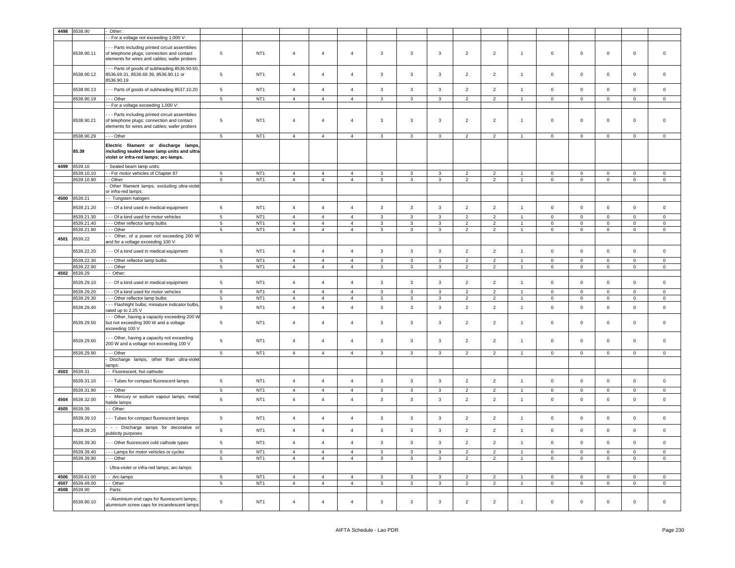| | | | | | | | | | | | | | | | | | |
|---|---|---|---|---|---|---|---|---|---|---|---|---|---|---|---|---|---|
| 4498 | 8538.90 | - Other: | | | | | | | | | | | | | | | |
| | | - - For a voltage not exceeding 1,000 V: | | | | | | | | | | | | | | | |
| | 8538.90.11 | - - - Parts including printed circuit assemblies of telephone plugs; connection and contact elements for wires and cables; wafer probers | 5 | NT1 | 4 | 4 | 4 | 3 | 3 | 3 | 2 | 2 | 1 | 0 | 0 | 0 | 0 | 0 |
| | 8538.90.12 | - - - Parts of goods of subheading 8536.50.50, 8536.69.31, 8536.69.39, 8536.90.11 or 8536.90.19 | 5 | NT1 | 4 | 4 | 4 | 3 | 3 | 3 | 2 | 2 | 1 | 0 | 0 | 0 | 0 | 0 |
| | 8538.90.13 | - - - Parts of goods of subheading 8537.10.20 | 5 | NT1 | 4 | 4 | 4 | 3 | 3 | 3 | 2 | 2 | 1 | 0 | 0 | 0 | 0 | 0 |
| | 8538.90.19 | - - - Other | 5 | NT1 | 4 | 4 | 4 | 3 | 3 | 3 | 2 | 2 | 1 | 0 | 0 | 0 | 0 | 0 |
| | | - - For a voltage exceeding 1,000 V: | | | | | | | | | | | | | | | |
| | 8538.90.21 | - - - Parts including printed circuit assemblies of telephone plugs; connection and contact elements for wires and cables; wafer probers | 5 | NT1 | 4 | 4 | 4 | 3 | 3 | 3 | 2 | 2 | 1 | 0 | 0 | 0 | 0 | 0 |
| | 8538.90.29 | - - - Other | 5 | NT1 | 4 | 4 | 4 | 3 | 3 | 3 | 2 | 2 | 1 | 0 | 0 | 0 | 0 | 0 |
| | 85.39 | **Electric filament or discharge lamps, including sealed beam lamp units and ultra-violet or infra-red lamps; arc-lamps.** | | | | | | | | | | | | | | | |
| 4499 | 8539.10 | - Sealed beam lamp units: | | | | | | | | | | | | | | | |
| | 8539.10.10 | - - For motor vehicles of Chapter 87 | 5 | NT1 | 4 | 4 | 4 | 3 | 3 | 3 | 2 | 2 | 1 | 0 | 0 | 0 | 0 | 0 |
| | 8539.10.90 | - - Other | 5 | NT1 | 4 | 4 | 4 | 3 | 3 | 3 | 2 | 2 | 1 | 0 | 0 | 0 | 0 | 0 |
| | | - Other filament lamps, excluding ultra-violet or infra-red lamps: | | | | | | | | | | | | | | | |
| 4500 | 8539.21 | - - Tungsten halogen: | | | | | | | | | | | | | | | |
| | 8539.21.20 | - - - Of a kind used in medical equipment | 5 | NT1 | 4 | 4 | 4 | 3 | 3 | 3 | 2 | 2 | 1 | 0 | 0 | 0 | 0 | 0 |
| | 8539.21.30 | - - - Of a kind used for motor vehicles | 5 | NT1 | 4 | 4 | 4 | 3 | 3 | 3 | 2 | 2 | 1 | 0 | 0 | 0 | 0 | 0 |
| | 8539.21.40 | - - - Other reflector lamp bulbs | 5 | NT1 | 4 | 4 | 4 | 3 | 3 | 3 | 2 | 2 | 1 | 0 | 0 | 0 | 0 | 0 |
| | 8539.21.90 | - - - Other | 5 | NT1 | 4 | 4 | 4 | 3 | 3 | 3 | 2 | 2 | 1 | 0 | 0 | 0 | 0 | 0 |
| 4501 | 8539.22 | - - Other, of a power not exceeding 200 W and for a voltage exceeding 100 V: | | | | | | | | | | | | | | | |
| | 8539.22.20 | - - - Of a kind used in medical equipment | 5 | NT1 | 4 | 4 | 4 | 3 | 3 | 3 | 2 | 2 | 1 | 0 | 0 | 0 | 0 | 0 |
| | 8539.22.30 | - - - Other reflector lamp bulbs | 5 | NT1 | 4 | 4 | 4 | 3 | 3 | 3 | 2 | 2 | 1 | 0 | 0 | 0 | 0 | 0 |
| | 8539.22.90 | - - - Other | 5 | NT1 | 4 | 4 | 4 | 3 | 3 | 3 | 2 | 2 | 1 | 0 | 0 | 0 | 0 | 0 |
| 4502 | 8539.29 | - - Other: | | | | | | | | | | | | | | | |
| | 8539.29.10 | - - - Of a kind used in medical equipment | 5 | NT1 | 4 | 4 | 4 | 3 | 3 | 3 | 2 | 2 | 1 | 0 | 0 | 0 | 0 | 0 |
| | 8539.29.20 | - - - Of a kind used for motor vehicles | 5 | NT1 | 4 | 4 | 4 | 3 | 3 | 3 | 2 | 2 | 1 | 0 | 0 | 0 | 0 | 0 |
| | 8539.29.30 | - - - Other reflector lamp bulbs | 5 | NT1 | 4 | 4 | 4 | 3 | 3 | 3 | 2 | 2 | 1 | 0 | 0 | 0 | 0 | 0 |
| | 8539.29.40 | - - - Flashlight bulbs; miniature indicator bulbs, rated up to 2.25 V | 5 | NT1 | 4 | 4 | 4 | 3 | 3 | 3 | 2 | 2 | 1 | 0 | 0 | 0 | 0 | 0 |
| | 8539.29.50 | - - - Other, having a capacity exceeding 200 W but not exceeding 300 W and a voltage exceeding 100 V | 5 | NT1 | 4 | 4 | 4 | 3 | 3 | 3 | 2 | 2 | 1 | 0 | 0 | 0 | 0 | 0 |
| | 8539.29.60 | - - - Other, having a capacity not exceeding 200 W and a voltage not exceeding 100 V | 5 | NT1 | 4 | 4 | 4 | 3 | 3 | 3 | 2 | 2 | 1 | 0 | 0 | 0 | 0 | 0 |
| | 8539.29.90 | - - - Other | 5 | NT1 | 4 | 4 | 4 | 3 | 3 | 3 | 2 | 2 | 1 | 0 | 0 | 0 | 0 | 0 |
| | | - Discharge lamps, other than ultra-violet lamps: | | | | | | | | | | | | | | | |
| 4503 | 8539.31 | - - Fluorescent, hot cathode: | | | | | | | | | | | | | | | |
| | 8539.31.10 | - - - Tubes for compact fluorescent lamps | 5 | NT1 | 4 | 4 | 4 | 3 | 3 | 3 | 2 | 2 | 1 | 0 | 0 | 0 | 0 | 0 |
| | 8539.31.90 | - - - Other | 5 | NT1 | 4 | 4 | 4 | 3 | 3 | 3 | 2 | 2 | 1 | 0 | 0 | 0 | 0 | 0 |
| 4504 | 8539.32.00 | - - Mercury or sodium vapour lamps; metal halide lamps | 5 | NT1 | 4 | 4 | 4 | 3 | 3 | 3 | 2 | 2 | 1 | 0 | 0 | 0 | 0 | 0 |
| 4505 | 8539.39 | - - Other: | | | | | | | | | | | | | | | |
| | 8539.39.10 | - - - Tubes for compact fluorescent lamps | 5 | NT1 | 4 | 4 | 4 | 3 | 3 | 3 | 2 | 2 | 1 | 0 | 0 | 0 | 0 | 0 |
| | 8539.39.20 | - - - Discharge lamps for decorative or publicity purposes | 5 | NT1 | 4 | 4 | 4 | 3 | 3 | 3 | 2 | 2 | 1 | 0 | 0 | 0 | 0 | 0 |
| | 8539.39.30 | - - - Other fluorescent cold cathode types | 5 | NT1 | 4 | 4 | 4 | 3 | 3 | 3 | 2 | 2 | 1 | 0 | 0 | 0 | 0 | 0 |
| | 8539.39.40 | - - - Lamps for motor vehicles or cycles | 5 | NT1 | 4 | 4 | 4 | 3 | 3 | 3 | 2 | 2 | 1 | 0 | 0 | 0 | 0 | 0 |
| | 8539.39.90 | - - - Other | 5 | NT1 | 4 | 4 | 4 | 3 | 3 | 3 | 2 | 2 | 1 | 0 | 0 | 0 | 0 | 0 |
| | | - Ultra-violet or infra-red lamps; arc-lamps: | | | | | | | | | | | | | | | |
| 4506 | 8539.41.00 | - - Arc-lamps | 5 | NT1 | 4 | 4 | 4 | 3 | 3 | 3 | 2 | 2 | 1 | 0 | 0 | 0 | 0 | 0 |
| 4507 | 8539.49.00 | - - Other | 5 | NT1 | 4 | 4 | 4 | 3 | 3 | 3 | 2 | 2 | 1 | 0 | 0 | 0 | 0 | 0 |
| 4508 | 8539.90 | - Parts: | | | | | | | | | | | | | | | |
| | 8539.90.10 | - - Aluminium end caps for fluorescent lamps; aluminium screw caps for incandescent lamps | 5 | NT1 | 4 | 4 | 4 | 3 | 3 | 3 | 2 | 2 | 1 | 0 | 0 | 0 | 0 | 0 |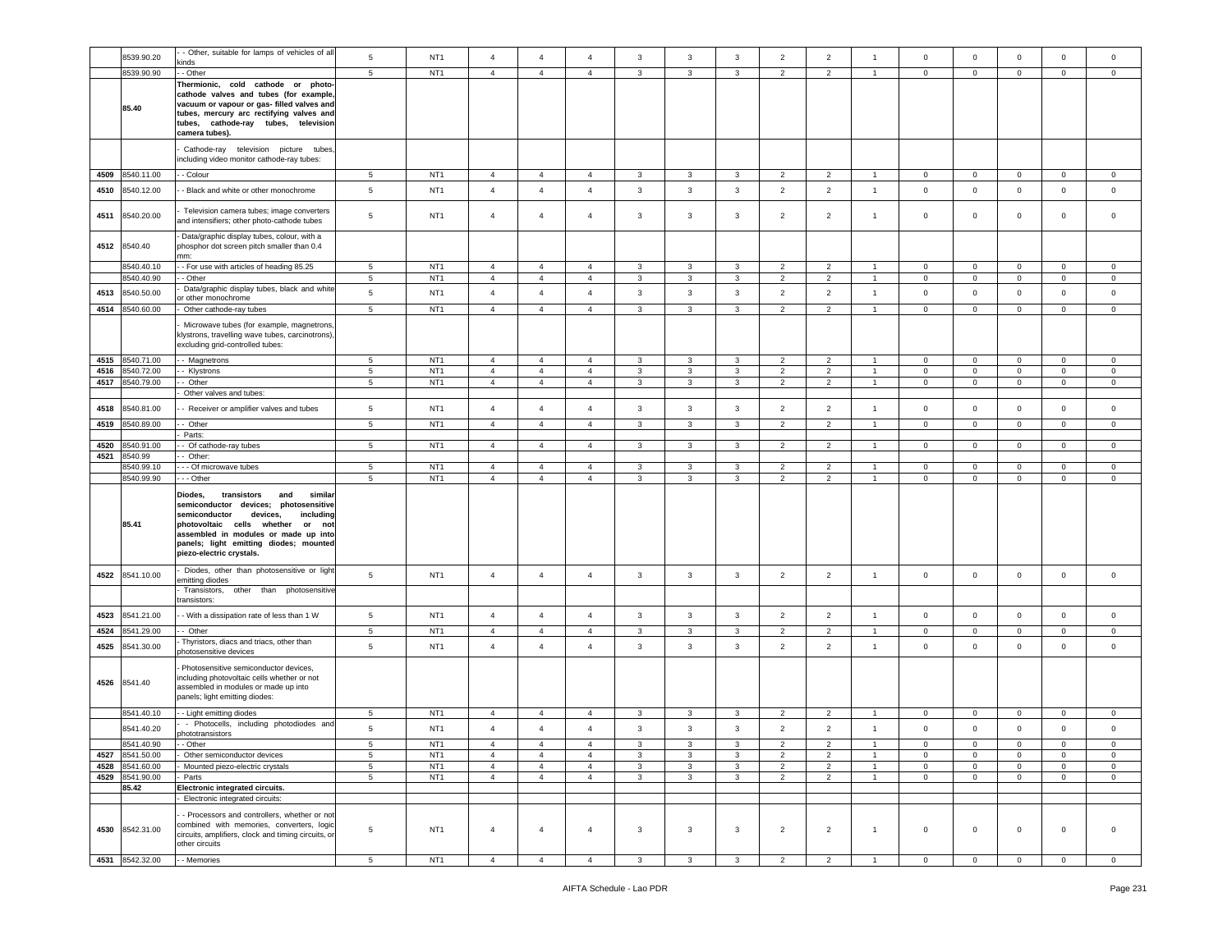|  |  |  |  |  |  |  |  |  |  |  |  |  |  |  |  |  |  |  |
|---|---|---|---|---|---|---|---|---|---|---|---|---|---|---|---|---|---|---|
|  | 8539.90.20 | - - Other, suitable for lamps of vehicles of all kinds | 5 | NT1 | 4 | 4 | 4 | 3 | 3 | 3 | 2 | 2 | 1 | 0 | 0 | 0 | 0 | 0 |
|  | 8539.90.90 | - - Other | 5 | NT1 | 4 | 4 | 4 | 3 | 3 | 3 | 2 | 2 | 1 | 0 | 0 | 0 | 0 | 0 |
|  | **85.40** | **Thermionic, cold cathode or photo-cathode valves and tubes (for example, vacuum or vapour or gas- filled valves and tubes, mercury arc rectifying valves and tubes, cathode-ray tubes, television camera tubes).** |  |  |  |  |  |  |  |  |  |  |  |  |  |  |  |  |
|  |  | - Cathode-ray television picture tubes, including video monitor cathode-ray tubes: |  |  |  |  |  |  |  |  |  |  |  |  |  |  |  |  |
| 4509 | 8540.11.00 | - - Colour | 5 | NT1 | 4 | 4 | 4 | 3 | 3 | 3 | 2 | 2 | 1 | 0 | 0 | 0 | 0 | 0 |
| 4510 | 8540.12.00 | - - Black and white or other monochrome | 5 | NT1 | 4 | 4 | 4 | 3 | 3 | 3 | 2 | 2 | 1 | 0 | 0 | 0 | 0 | 0 |
| 4511 | 8540.20.00 | - Television camera tubes; image converters and intensifiers; other photo-cathode tubes | 5 | NT1 | 4 | 4 | 4 | 3 | 3 | 3 | 2 | 2 | 1 | 0 | 0 | 0 | 0 | 0 |
| 4512 | 8540.40 | - Data/graphic display tubes, colour, with a phosphor dot screen pitch smaller than 0.4 mm: |  |  |  |  |  |  |  |  |  |  |  |  |  |  |  |  |
|  | 8540.40.10 | - - For use with articles of heading 85.25 | 5 | NT1 | 4 | 4 | 4 | 3 | 3 | 3 | 2 | 2 | 1 | 0 | 0 | 0 | 0 | 0 |
|  | 8540.40.90 | - - Other | 5 | NT1 | 4 | 4 | 4 | 3 | 3 | 3 | 2 | 2 | 1 | 0 | 0 | 0 | 0 | 0 |
| 4513 | 8540.50.00 | - Data/graphic display tubes, black and white or other monochrome | 5 | NT1 | 4 | 4 | 4 | 3 | 3 | 3 | 2 | 2 | 1 | 0 | 0 | 0 | 0 | 0 |
| 4514 | 8540.60.00 | - Other cathode-ray tubes | 5 | NT1 | 4 | 4 | 4 | 3 | 3 | 3 | 2 | 2 | 1 | 0 | 0 | 0 | 0 | 0 |
|  |  | - Microwave tubes (for example, magnetrons, klystrons, travelling wave tubes, carcinotrons), excluding grid-controlled tubes: |  |  |  |  |  |  |  |  |  |  |  |  |  |  |  |  |
| 4515 | 8540.71.00 | - - Magnetrons | 5 | NT1 | 4 | 4 | 4 | 3 | 3 | 3 | 2 | 2 | 1 | 0 | 0 | 0 | 0 | 0 |
| 4516 | 8540.72.00 | - - Klystrons | 5 | NT1 | 4 | 4 | 4 | 3 | 3 | 3 | 2 | 2 | 1 | 0 | 0 | 0 | 0 | 0 |
| 4517 | 8540.79.00 | - - Other | 5 | NT1 | 4 | 4 | 4 | 3 | 3 | 3 | 2 | 2 | 1 | 0 | 0 | 0 | 0 | 0 |
|  |  | - Other valves and tubes: |  |  |  |  |  |  |  |  |  |  |  |  |  |  |  |  |
| 4518 | 8540.81.00 | - - Receiver or amplifier valves and tubes | 5 | NT1 | 4 | 4 | 4 | 3 | 3 | 3 | 2 | 2 | 1 | 0 | 0 | 0 | 0 | 0 |
| 4519 | 8540.89.00 | - - Other | 5 | NT1 | 4 | 4 | 4 | 3 | 3 | 3 | 2 | 2 | 1 | 0 | 0 | 0 | 0 | 0 |
|  |  | - Parts: |  |  |  |  |  |  |  |  |  |  |  |  |  |  |  |  |
| 4520 | 8540.91.00 | - - Of cathode-ray tubes | 5 | NT1 | 4 | 4 | 4 | 3 | 3 | 3 | 2 | 2 | 1 | 0 | 0 | 0 | 0 | 0 |
| 4521 | 8540.99 | - - Other: |  |  |  |  |  |  |  |  |  |  |  |  |  |  |  |  |
|  | 8540.99.10 | - - - Of microwave tubes | 5 | NT1 | 4 | 4 | 4 | 3 | 3 | 3 | 2 | 2 | 1 | 0 | 0 | 0 | 0 | 0 |
|  | 8540.99.90 | - - - Other | 5 | NT1 | 4 | 4 | 4 | 3 | 3 | 3 | 2 | 2 | 1 | 0 | 0 | 0 | 0 | 0 |
|  | **85.41** | **Diodes, transistors and similar semiconductor devices; photosensitive semiconductor devices, including photovoltaic cells whether or not assembled in modules or made up into panels; light emitting diodes; mounted piezo-electric crystals.** |  |  |  |  |  |  |  |  |  |  |  |  |  |  |  |  |
| 4522 | 8541.10.00 | - Diodes, other than photosensitive or light emitting diodes | 5 | NT1 | 4 | 4 | 4 | 3 | 3 | 3 | 2 | 2 | 1 | 0 | 0 | 0 | 0 | 0 |
|  |  | - Transistors, other than photosensitive transistors: |  |  |  |  |  |  |  |  |  |  |  |  |  |  |  |  |
| 4523 | 8541.21.00 | - - With a dissipation rate of less than 1 W | 5 | NT1 | 4 | 4 | 4 | 3 | 3 | 3 | 2 | 2 | 1 | 0 | 0 | 0 | 0 | 0 |
| 4524 | 8541.29.00 | - - Other | 5 | NT1 | 4 | 4 | 4 | 3 | 3 | 3 | 2 | 2 | 1 | 0 | 0 | 0 | 0 | 0 |
| 4525 | 8541.30.00 | - Thyristors, diacs and triacs, other than photosensitive devices | 5 | NT1 | 4 | 4 | 4 | 3 | 3 | 3 | 2 | 2 | 1 | 0 | 0 | 0 | 0 | 0 |
| 4526 | 8541.40 | - Photosensitive semiconductor devices, including photovoltaic cells whether or not assembled in modules or made up into panels; light emitting diodes: |  |  |  |  |  |  |  |  |  |  |  |  |  |  |  |  |
|  | 8541.40.10 | - - Light emitting diodes | 5 | NT1 | 4 | 4 | 4 | 3 | 3 | 3 | 2 | 2 | 1 | 0 | 0 | 0 | 0 | 0 |
|  | 8541.40.20 | - - Photocells, including photodiodes and phototransistors | 5 | NT1 | 4 | 4 | 4 | 3 | 3 | 3 | 2 | 2 | 1 | 0 | 0 | 0 | 0 | 0 |
|  | 8541.40.90 | - - Other | 5 | NT1 | 4 | 4 | 4 | 3 | 3 | 3 | 2 | 2 | 1 | 0 | 0 | 0 | 0 | 0 |
| 4527 | 8541.50.00 | - Other semiconductor devices | 5 | NT1 | 4 | 4 | 4 | 3 | 3 | 3 | 2 | 2 | 1 | 0 | 0 | 0 | 0 | 0 |
| 4528 | 8541.60.00 | - Mounted piezo-electric crystals | 5 | NT1 | 4 | 4 | 4 | 3 | 3 | 3 | 2 | 2 | 1 | 0 | 0 | 0 | 0 | 0 |
| 4529 | 8541.90.00 | - Parts | 5 | NT1 | 4 | 4 | 4 | 3 | 3 | 3 | 2 | 2 | 1 | 0 | 0 | 0 | 0 | 0 |
|  | **85.42** | **Electronic integrated circuits.** |  |  |  |  |  |  |  |  |  |  |  |  |  |  |  |  |
|  |  | - Electronic integrated circuits: |  |  |  |  |  |  |  |  |  |  |  |  |  |  |  |  |
| 4530 | 8542.31.00 | - - Processors and controllers, whether or not combined with memories, converters, logic circuits, amplifiers, clock and timing circuits, or other circuits | 5 | NT1 | 4 | 4 | 4 | 3 | 3 | 3 | 2 | 2 | 1 | 0 | 0 | 0 | 0 | 0 |
| 4531 | 8542.32.00 | - - Memories | 5 | NT1 | 4 | 4 | 4 | 3 | 3 | 3 | 2 | 2 | 1 | 0 | 0 | 0 | 0 | 0 |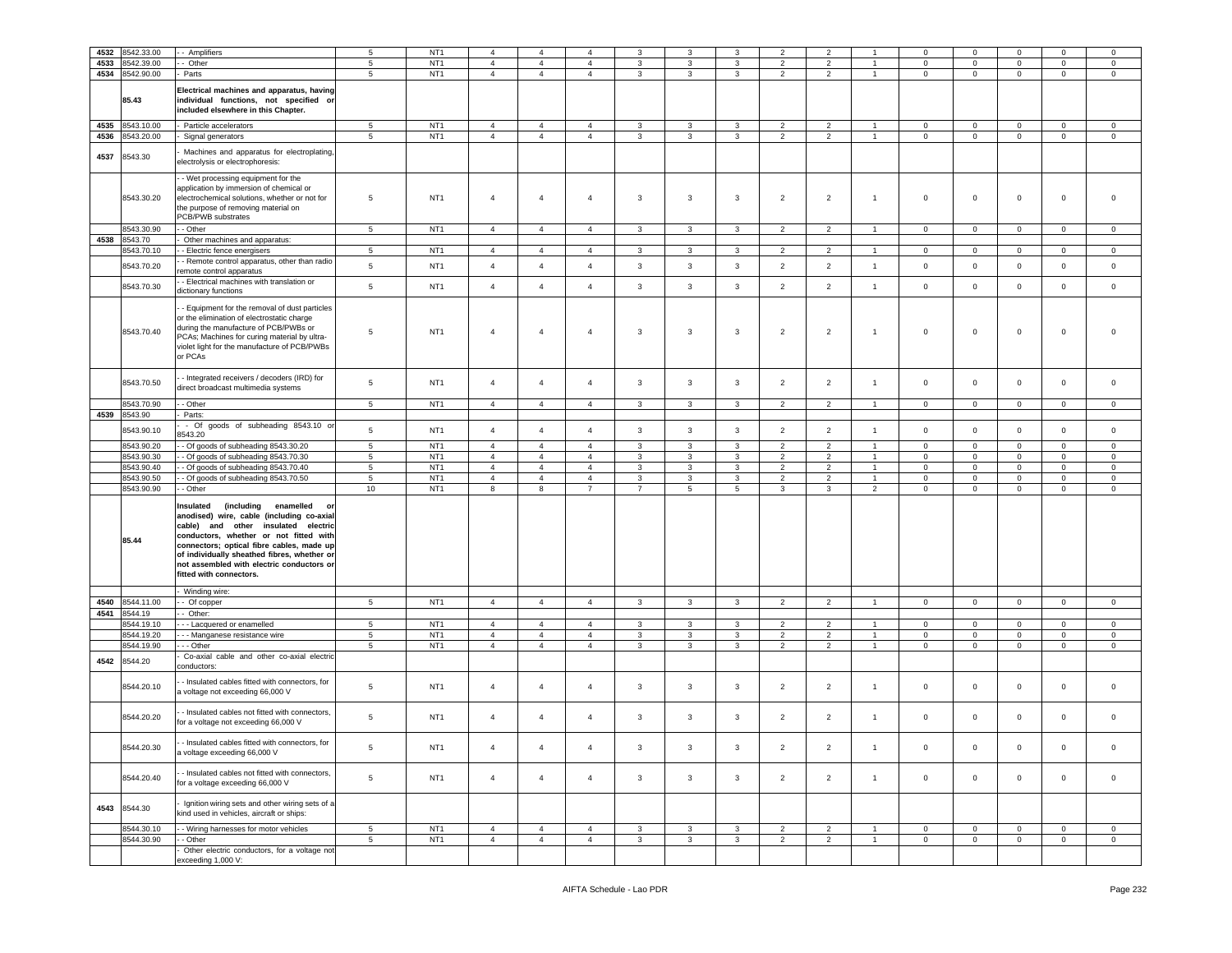| 4532 | 8542.33.00 | - - Amplifiers | 5 | NT1 | 4 | 4 | 4 | 3 | 3 | 3 | 2 | 2 | 1 | 0 | 0 | 0 | 0 | 0 |
|---|---|---|---|---|---|---|---|---|---|---|---|---|---|---|---|---|---|---|
| 4533 | 8542.39.00 | - - Other | 5 | NT1 | 4 | 4 | 4 | 3 | 3 | 3 | 2 | 2 | 1 | 0 | 0 | 0 | 0 | 0 |
| 4534 | 8542.90.00 | - Parts | 5 | NT1 | 4 | 4 | 4 | 3 | 3 | 3 | 2 | 2 | 1 | 0 | 0 | 0 | 0 | 0 |
| | 85.43 | **Electrical machines and apparatus, having individual functions, not specified or included elsewhere in this Chapter.** | | | | | | | | | | | | | | | | |
| 4535 | 8543.10.00 | - Particle accelerators | 5 | NT1 | 4 | 4 | 4 | 3 | 3 | 3 | 2 | 2 | 1 | 0 | 0 | 0 | 0 | 0 |
| 4536 | 8543.20.00 | - Signal generators | 5 | NT1 | 4 | 4 | 4 | 3 | 3 | 3 | 2 | 2 | 1 | 0 | 0 | 0 | 0 | 0 |
| 4537 | 8543.30 | - Machines and apparatus for electroplating, electrolysis or electrophoresis: | | | | | | | | | | | | | | | | |
| | 8543.30.20 | - - Wet processing equipment for the application by immersion of chemical or electrochemical solutions, whether or not for the purpose of removing material on PCB/PWB substrates | 5 | NT1 | 4 | 4 | 4 | 3 | 3 | 3 | 2 | 2 | 1 | 0 | 0 | 0 | 0 | 0 |
| | 8543.30.90 | - - Other | 5 | NT1 | 4 | 4 | 4 | 3 | 3 | 3 | 2 | 2 | 1 | 0 | 0 | 0 | 0 | 0 |
| 4538 | 8543.70 | - Other machines and apparatus: | | | | | | | | | | | | | | | | |
| | 8543.70.10 | - - Electric fence energisers | 5 | NT1 | 4 | 4 | 4 | 3 | 3 | 3 | 2 | 2 | 1 | 0 | 0 | 0 | 0 | 0 |
| | 8543.70.20 | - - Remote control apparatus, other than radio remote control apparatus | 5 | NT1 | 4 | 4 | 4 | 3 | 3 | 3 | 2 | 2 | 1 | 0 | 0 | 0 | 0 | 0 |
| | 8543.70.30 | - - Electrical machines with translation or dictionary functions | 5 | NT1 | 4 | 4 | 4 | 3 | 3 | 3 | 2 | 2 | 1 | 0 | 0 | 0 | 0 | 0 |
| | 8543.70.40 | - - Equipment for the removal of dust particles or the elimination of electrostatic charge during the manufacture of PCB/PWBs or PCAs; Machines for curing material by ultra-violet light for the manufacture of PCB/PWBs or PCAs | 5 | NT1 | 4 | 4 | 4 | 3 | 3 | 3 | 2 | 2 | 1 | 0 | 0 | 0 | 0 | 0 |
| | 8543.70.50 | - - Integrated receivers / decoders (IRD) for direct broadcast multimedia systems | 5 | NT1 | 4 | 4 | 4 | 3 | 3 | 3 | 2 | 2 | 1 | 0 | 0 | 0 | 0 | 0 |
| | 8543.70.90 | - - Other | 5 | NT1 | 4 | 4 | 4 | 3 | 3 | 3 | 2 | 2 | 1 | 0 | 0 | 0 | 0 | 0 |
| 4539 | 8543.90 | - Parts: | | | | | | | | | | | | | | | | |
| | 8543.90.10 | - - Of goods of subheading 8543.10 or 8543.20 | 5 | NT1 | 4 | 4 | 4 | 3 | 3 | 3 | 2 | 2 | 1 | 0 | 0 | 0 | 0 | 0 |
| | 8543.90.20 | - - Of goods of subheading 8543.30.20 | 5 | NT1 | 4 | 4 | 4 | 3 | 3 | 3 | 2 | 2 | 1 | 0 | 0 | 0 | 0 | 0 |
| | 8543.90.30 | - - Of goods of subheading 8543.70.30 | 5 | NT1 | 4 | 4 | 4 | 3 | 3 | 3 | 2 | 2 | 1 | 0 | 0 | 0 | 0 | 0 |
| | 8543.90.40 | - - Of goods of subheading 8543.70.40 | 5 | NT1 | 4 | 4 | 4 | 3 | 3 | 3 | 2 | 2 | 1 | 0 | 0 | 0 | 0 | 0 |
| | 8543.90.50 | - - Of goods of subheading 8543.70.50 | 5 | NT1 | 4 | 4 | 4 | 3 | 3 | 3 | 2 | 2 | 1 | 0 | 0 | 0 | 0 | 0 |
| | 8543.90.90 | - - Other | 10 | NT1 | 8 | 8 | 7 | 7 | 5 | 5 | 3 | 3 | 2 | 0 | 0 | 0 | 0 | 0 |
| | 85.44 | **Insulated (including enamelled or anodised) wire, cable (including co-axial cable) and other insulated electric conductors, whether or not fitted with connectors; optical fibre cables, made up of individually sheathed fibres, whether or not assembled with electric conductors or fitted with connectors.** | | | | | | | | | | | | | | | | |
| | | - Winding wire: | | | | | | | | | | | | | | | | |
| 4540 | 8544.11.00 | - - Of copper | 5 | NT1 | 4 | 4 | 4 | 3 | 3 | 3 | 2 | 2 | 1 | 0 | 0 | 0 | 0 | 0 |
| 4541 | 8544.19 | - - Other: | | | | | | | | | | | | | | | | |
| | 8544.19.10 | - - - Lacquered or enamelled | 5 | NT1 | 4 | 4 | 4 | 3 | 3 | 3 | 2 | 2 | 1 | 0 | 0 | 0 | 0 | 0 |
| | 8544.19.20 | - - - Manganese resistance wire | 5 | NT1 | 4 | 4 | 4 | 3 | 3 | 3 | 2 | 2 | 1 | 0 | 0 | 0 | 0 | 0 |
| | 8544.19.90 | - - - Other | 5 | NT1 | 4 | 4 | 4 | 3 | 3 | 3 | 2 | 2 | 1 | 0 | 0 | 0 | 0 | 0 |
| 4542 | 8544.20 | - Co-axial cable and other co-axial electric conductors: | | | | | | | | | | | | | | | | |
| | 8544.20.10 | - - Insulated cables fitted with connectors, for a voltage not exceeding 66,000 V | 5 | NT1 | 4 | 4 | 4 | 3 | 3 | 3 | 2 | 2 | 1 | 0 | 0 | 0 | 0 | 0 |
| | 8544.20.20 | - - Insulated cables not fitted with connectors, for a voltage not exceeding 66,000 V | 5 | NT1 | 4 | 4 | 4 | 3 | 3 | 3 | 2 | 2 | 1 | 0 | 0 | 0 | 0 | 0 |
| | 8544.20.30 | - - Insulated cables fitted with connectors, for a voltage exceeding 66,000 V | 5 | NT1 | 4 | 4 | 4 | 3 | 3 | 3 | 2 | 2 | 1 | 0 | 0 | 0 | 0 | 0 |
| | 8544.20.40 | - - Insulated cables not fitted with connectors, for a voltage exceeding 66,000 V | 5 | NT1 | 4 | 4 | 4 | 3 | 3 | 3 | 2 | 2 | 1 | 0 | 0 | 0 | 0 | 0 |
| 4543 | 8544.30 | - Ignition wiring sets and other wiring sets of a kind used in vehicles, aircraft or ships: | | | | | | | | | | | | | | | | |
| | 8544.30.10 | - - Wiring harnesses for motor vehicles | 5 | NT1 | 4 | 4 | 4 | 3 | 3 | 3 | 2 | 2 | 1 | 0 | 0 | 0 | 0 | 0 |
| | 8544.30.90 | - - Other | 5 | NT1 | 4 | 4 | 4 | 3 | 3 | 3 | 2 | 2 | 1 | 0 | 0 | 0 | 0 | 0 |
| | | - Other electric conductors, for a voltage not exceeding 1,000 V: | | | | | | | | | | | | | | | | |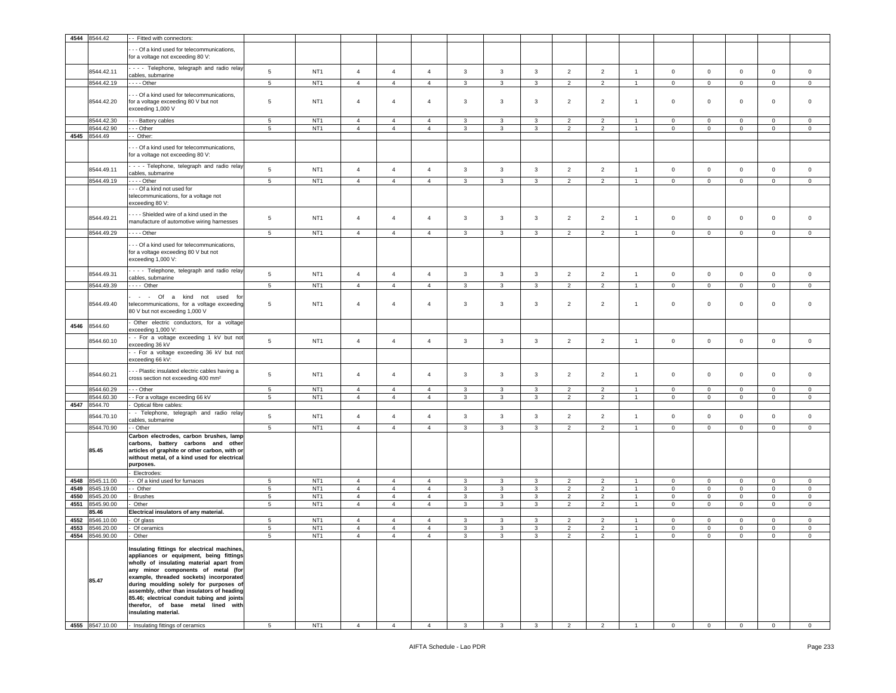| | | | | | | | | | | | | | | | | | | |
|---|---|---|---|---|---|---|---|---|---|---|---|---|---|---|---|---|---|---|
| 4544 | 8544.42 | - - Fitted with connectors: | | | | | | | | | | | | | | | | |
| | | - - - Of a kind used for telecommunications, for a voltage not exceeding 80 V: | | | | | | | | | | | | | | | | |
| | 8544.42.11 | - - - - Telephone, telegraph and radio relay cables, submarine | 5 | NT1 | 4 | 4 | 4 | 3 | 3 | 3 | 2 | 2 | 1 | 0 | 0 | 0 | 0 | 0 |
| | 8544.42.19 | - - - - Other | 5 | NT1 | 4 | 4 | 4 | 3 | 3 | 3 | 2 | 2 | 1 | 0 | 0 | 0 | 0 | 0 |
| | 8544.42.20 | - - - Of a kind used for telecommunications, for a voltage exceeding 80 V but not exceeding 1,000 V | 5 | NT1 | 4 | 4 | 4 | 3 | 3 | 3 | 2 | 2 | 1 | 0 | 0 | 0 | 0 | 0 |
| | 8544.42.30 | - - - Battery cables | 5 | NT1 | 4 | 4 | 4 | 3 | 3 | 3 | 2 | 2 | 1 | 0 | 0 | 0 | 0 | 0 |
| | 8544.42.90 | - - - Other | 5 | NT1 | 4 | 4 | 4 | 3 | 3 | 3 | 2 | 2 | 1 | 0 | 0 | 0 | 0 | 0 |
| 4545 | 8544.49 | - - Other: | | | | | | | | | | | | | | | | |
| | | - - - Of a kind used for telecommunications, for a voltage not exceeding 80 V: | | | | | | | | | | | | | | | | |
| | 8544.49.11 | - - - - Telephone, telegraph and radio relay cables, submarine | 5 | NT1 | 4 | 4 | 4 | 3 | 3 | 3 | 2 | 2 | 1 | 0 | 0 | 0 | 0 | 0 |
| | 8544.49.19 | - - - - Other | 5 | NT1 | 4 | 4 | 4 | 3 | 3 | 3 | 2 | 2 | 1 | 0 | 0 | 0 | 0 | 0 |
| | | - - - Of a kind not used for telecommunications, for a voltage not exceeding 80 V: | | | | | | | | | | | | | | | | |
| | 8544.49.21 | - - - - Shielded wire of a kind used in the manufacture of automotive wiring harnesses | 5 | NT1 | 4 | 4 | 4 | 3 | 3 | 3 | 2 | 2 | 1 | 0 | 0 | 0 | 0 | 0 |
| | 8544.49.29 | - - - - Other | 5 | NT1 | 4 | 4 | 4 | 3 | 3 | 3 | 2 | 2 | 1 | 0 | 0 | 0 | 0 | 0 |
| | | - - - Of a kind used for telecommunications, for a voltage exceeding 80 V but not exceeding 1,000 V: | | | | | | | | | | | | | | | | |
| | 8544.49.31 | - - - - Telephone, telegraph and radio relay cables, submarine | 5 | NT1 | 4 | 4 | 4 | 3 | 3 | 3 | 2 | 2 | 1 | 0 | 0 | 0 | 0 | 0 |
| | 8544.49.39 | - - - - Other | 5 | NT1 | 4 | 4 | 4 | 3 | 3 | 3 | 2 | 2 | 1 | 0 | 0 | 0 | 0 | 0 |
| | 8544.49.40 | - - - Of a kind not used for telecommunications, for a voltage exceeding 80 V but not exceeding 1,000 V | 5 | NT1 | 4 | 4 | 4 | 3 | 3 | 3 | 2 | 2 | 1 | 0 | 0 | 0 | 0 | 0 |
| 4546 | 8544.60 | - Other electric conductors, for a voltage exceeding 1,000 V: | | | | | | | | | | | | | | | | |
| | 8544.60.10 | - - For a voltage exceeding 1 kV but not exceeding 36 kV | 5 | NT1 | 4 | 4 | 4 | 3 | 3 | 3 | 2 | 2 | 1 | 0 | 0 | 0 | 0 | 0 |
| | | - - For a voltage exceeding 36 kV but not exceeding 66 kV: | | | | | | | | | | | | | | | | |
| | 8544.60.21 | - - - Plastic insulated electric cables having a cross section not exceeding 400 mm² | 5 | NT1 | 4 | 4 | 4 | 3 | 3 | 3 | 2 | 2 | 1 | 0 | 0 | 0 | 0 | 0 |
| | 8544.60.29 | - - - Other | 5 | NT1 | 4 | 4 | 4 | 3 | 3 | 3 | 2 | 2 | 1 | 0 | 0 | 0 | 0 | 0 |
| | 8544.60.30 | - - For a voltage exceeding 66 kV | 5 | NT1 | 4 | 4 | 4 | 3 | 3 | 3 | 2 | 2 | 1 | 0 | 0 | 0 | 0 | 0 |
| 4547 | 8544.70 | - Optical fibre cables: | | | | | | | | | | | | | | | | |
| | 8544.70.10 | - - Telephone, telegraph and radio relay cables, submarine | 5 | NT1 | 4 | 4 | 4 | 3 | 3 | 3 | 2 | 2 | 1 | 0 | 0 | 0 | 0 | 0 |
| | 8544.70.90 | - - Other | 5 | NT1 | 4 | 4 | 4 | 3 | 3 | 3 | 2 | 2 | 1 | 0 | 0 | 0 | 0 | 0 |
| | **85.45** | **Carbon electrodes, carbon brushes, lamp carbons, battery carbons and other articles of graphite or other carbon, with or without metal, of a kind used for electrical purposes.** | | | | | | | | | | | | | | | | |
| | | - Electrodes: | | | | | | | | | | | | | | | | |
| 4548 | 8545.11.00 | - - Of a kind used for furnaces | 5 | NT1 | 4 | 4 | 4 | 3 | 3 | 3 | 2 | 2 | 1 | 0 | 0 | 0 | 0 | 0 |
| 4549 | 8545.19.00 | - - Other | 5 | NT1 | 4 | 4 | 4 | 3 | 3 | 3 | 2 | 2 | 1 | 0 | 0 | 0 | 0 | 0 |
| 4550 | 8545.20.00 | - Brushes | 5 | NT1 | 4 | 4 | 4 | 3 | 3 | 3 | 2 | 2 | 1 | 0 | 0 | 0 | 0 | 0 |
| 4551 | 8545.90.00 | - Other | 5 | NT1 | 4 | 4 | 4 | 3 | 3 | 3 | 2 | 2 | 1 | 0 | 0 | 0 | 0 | 0 |
| | **85.46** | **Electrical insulators of any material.** | | | | | | | | | | | | | | | | |
| 4552 | 8546.10.00 | - Of glass | 5 | NT1 | 4 | 4 | 4 | 3 | 3 | 3 | 2 | 2 | 1 | 0 | 0 | 0 | 0 | 0 |
| 4553 | 8546.20.00 | - Of ceramics | 5 | NT1 | 4 | 4 | 4 | 3 | 3 | 3 | 2 | 2 | 1 | 0 | 0 | 0 | 0 | 0 |
| 4554 | 8546.90.00 | - Other | 5 | NT1 | 4 | 4 | 4 | 3 | 3 | 3 | 2 | 2 | 1 | 0 | 0 | 0 | 0 | 0 |
| | **85.47** | **Insulating fittings for electrical machines, appliances or equipment, being fittings wholly of insulating material apart from any minor components of metal (for example, threaded sockets) incorporated during moulding solely for purposes of assembly, other than insulators of heading 85.46; electrical conduit tubing and joints therefor, of base metal lined with insulating material.** | | | | | | | | | | | | | | | | |
| 4555 | 8547.10.00 | - Insulating fittings of ceramics | 5 | NT1 | 4 | 4 | 4 | 3 | 3 | 3 | 2 | 2 | 1 | 0 | 0 | 0 | 0 | 0 |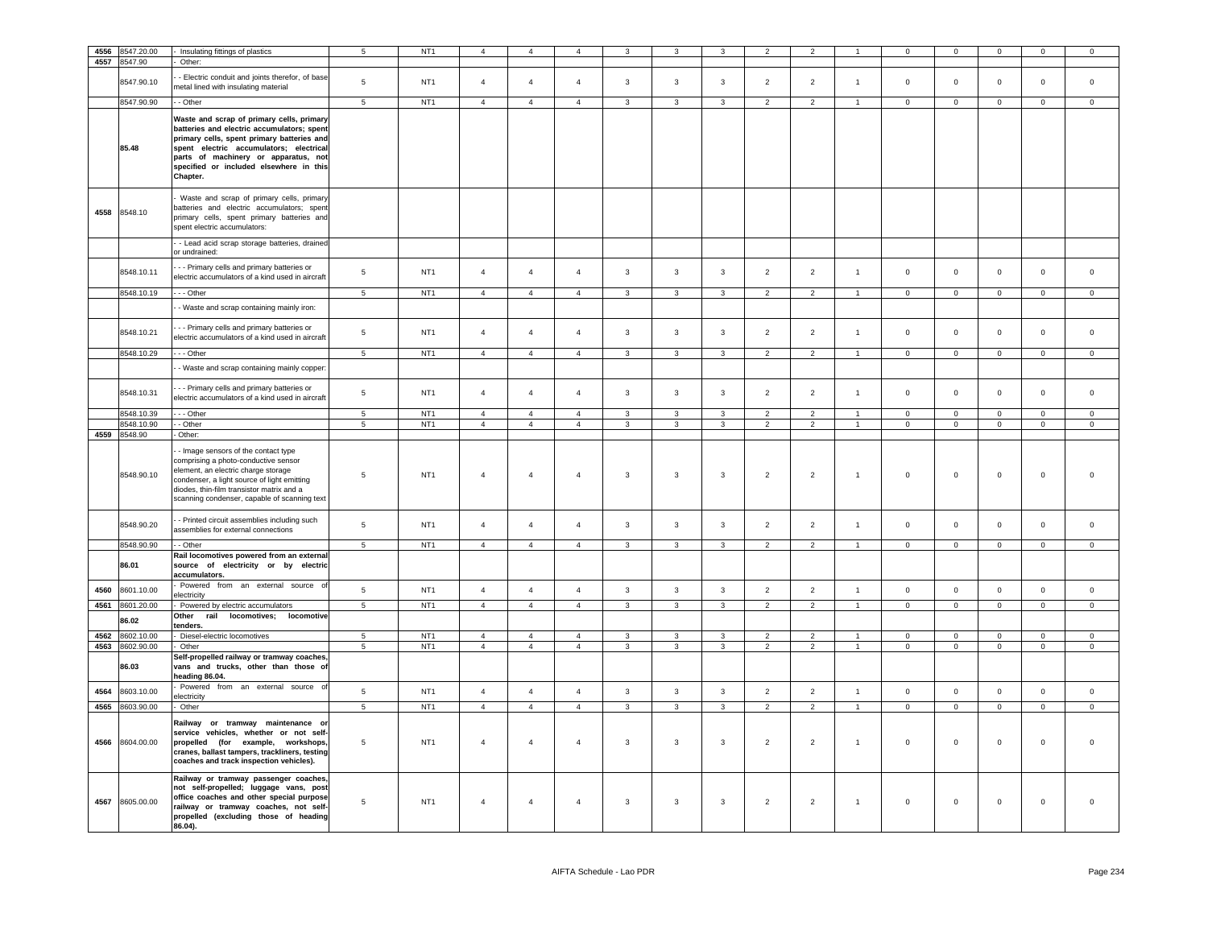| 4556 | 8547.20.00 | - Insulating fittings of plastics | 5 | NT1 | 4 | 4 | 4 | 3 | 3 | 3 | 2 | 2 | 1 | 0 | 0 | 0 | 0 | 0 |
|---|---|---|---|---|---|---|---|---|---|---|---|---|---|---|---|---|---|---|
| 4557 | 8547.90 | - Other: | | | | | | | | | | | | | | | | |
| | 8547.90.10 | - - Electric conduit and joints therefor, of base metal lined with insulating material | 5 | NT1 | 4 | 4 | 4 | 3 | 3 | 3 | 2 | 2 | 1 | 0 | 0 | 0 | 0 | 0 |
| | 8547.90.90 | - - Other | 5 | NT1 | 4 | 4 | 4 | 3 | 3 | 3 | 2 | 2 | 1 | 0 | 0 | 0 | 0 | 0 |
| | **85.48** | **Waste and scrap of primary cells, primary batteries and electric accumulators; spent primary cells, spent primary batteries and spent electric accumulators; electrical parts of machinery or apparatus, not specified or included elsewhere in this Chapter.** | | | | | | | | | | | | | | | | |
| 4558 | 8548.10 | - Waste and scrap of primary cells, primary batteries and electric accumulators; spent primary cells, spent primary batteries and spent electric accumulators: | | | | | | | | | | | | | | | | |
| | | - - Lead acid scrap storage batteries, drained or undrained: | | | | | | | | | | | | | | | | |
| | 8548.10.11 | - - - Primary cells and primary batteries or electric accumulators of a kind used in aircraft | 5 | NT1 | 4 | 4 | 4 | 3 | 3 | 3 | 2 | 2 | 1 | 0 | 0 | 0 | 0 | 0 |
| | 8548.10.19 | - - - Other | 5 | NT1 | 4 | 4 | 4 | 3 | 3 | 3 | 2 | 2 | 1 | 0 | 0 | 0 | 0 | 0 |
| | | - - Waste and scrap containing mainly iron: | | | | | | | | | | | | | | | | |
| | 8548.10.21 | - - - Primary cells and primary batteries or electric accumulators of a kind used in aircraft | 5 | NT1 | 4 | 4 | 4 | 3 | 3 | 3 | 2 | 2 | 1 | 0 | 0 | 0 | 0 | 0 |
| | 8548.10.29 | - - - Other | 5 | NT1 | 4 | 4 | 4 | 3 | 3 | 3 | 2 | 2 | 1 | 0 | 0 | 0 | 0 | 0 |
| | | - - Waste and scrap containing mainly copper: | | | | | | | | | | | | | | | | |
| | 8548.10.31 | - - - Primary cells and primary batteries or electric accumulators of a kind used in aircraft | 5 | NT1 | 4 | 4 | 4 | 3 | 3 | 3 | 2 | 2 | 1 | 0 | 0 | 0 | 0 | 0 |
| | 8548.10.39 | - - - Other | 5 | NT1 | 4 | 4 | 4 | 3 | 3 | 3 | 2 | 2 | 1 | 0 | 0 | 0 | 0 | 0 |
| | 8548.10.90 | - - Other | 5 | NT1 | 4 | 4 | 4 | 3 | 3 | 3 | 2 | 2 | 1 | 0 | 0 | 0 | 0 | 0 |
| 4559 | 8548.90 | - Other: | | | | | | | | | | | | | | | | |
| | 8548.90.10 | - - Image sensors of the contact type comprising a photo-conductive sensor element, an electric charge storage condenser, a light source of light emitting diodes, thin-film transistor matrix and a scanning condenser, capable of scanning text | 5 | NT1 | 4 | 4 | 4 | 3 | 3 | 3 | 2 | 2 | 1 | 0 | 0 | 0 | 0 | 0 |
| | 8548.90.20 | - - Printed circuit assemblies including such assemblies for external connections | 5 | NT1 | 4 | 4 | 4 | 3 | 3 | 3 | 2 | 2 | 1 | 0 | 0 | 0 | 0 | 0 |
| | 8548.90.90 | - - Other | 5 | NT1 | 4 | 4 | 4 | 3 | 3 | 3 | 2 | 2 | 1 | 0 | 0 | 0 | 0 | 0 |
| | **86.01** | **Rail locomotives powered from an external source of electricity or by electric accumulators.** | | | | | | | | | | | | | | | | |
| 4560 | 8601.10.00 | - Powered from an external source of electricity | 5 | NT1 | 4 | 4 | 4 | 3 | 3 | 3 | 2 | 2 | 1 | 0 | 0 | 0 | 0 | 0 |
| 4561 | 8601.20.00 | - Powered by electric accumulators | 5 | NT1 | 4 | 4 | 4 | 3 | 3 | 3 | 2 | 2 | 1 | 0 | 0 | 0 | 0 | 0 |
| | **86.02** | **Other rail locomotives; locomotive tenders.** | | | | | | | | | | | | | | | | |
| 4562 | 8602.10.00 | - Diesel-electric locomotives | 5 | NT1 | 4 | 4 | 4 | 3 | 3 | 3 | 2 | 2 | 1 | 0 | 0 | 0 | 0 | 0 |
| 4563 | 8602.90.00 | - Other | 5 | NT1 | 4 | 4 | 4 | 3 | 3 | 3 | 2 | 2 | 1 | 0 | 0 | 0 | 0 | 0 |
| | **86.03** | **Self-propelled railway or tramway coaches, vans and trucks, other than those of heading 86.04.** | | | | | | | | | | | | | | | | |
| 4564 | 8603.10.00 | - Powered from an external source of electricity | 5 | NT1 | 4 | 4 | 4 | 3 | 3 | 3 | 2 | 2 | 1 | 0 | 0 | 0 | 0 | 0 |
| 4565 | 8603.90.00 | - Other | 5 | NT1 | 4 | 4 | 4 | 3 | 3 | 3 | 2 | 2 | 1 | 0 | 0 | 0 | 0 | 0 |
| 4566 | 8604.00.00 | **Railway or tramway maintenance or service vehicles, whether or not self-propelled (for example, workshops, cranes, ballast tampers, trackliners, testing coaches and track inspection vehicles).** | 5 | NT1 | 4 | 4 | 4 | 3 | 3 | 3 | 2 | 2 | 1 | 0 | 0 | 0 | 0 | 0 |
| 4567 | 8605.00.00 | **Railway or tramway passenger coaches, not self-propelled; luggage vans, post office coaches and other special purpose railway or tramway coaches, not self-propelled (excluding those of heading 86.04).** | 5 | NT1 | 4 | 4 | 4 | 3 | 3 | 3 | 2 | 2 | 1 | 0 | 0 | 0 | 0 | 0 |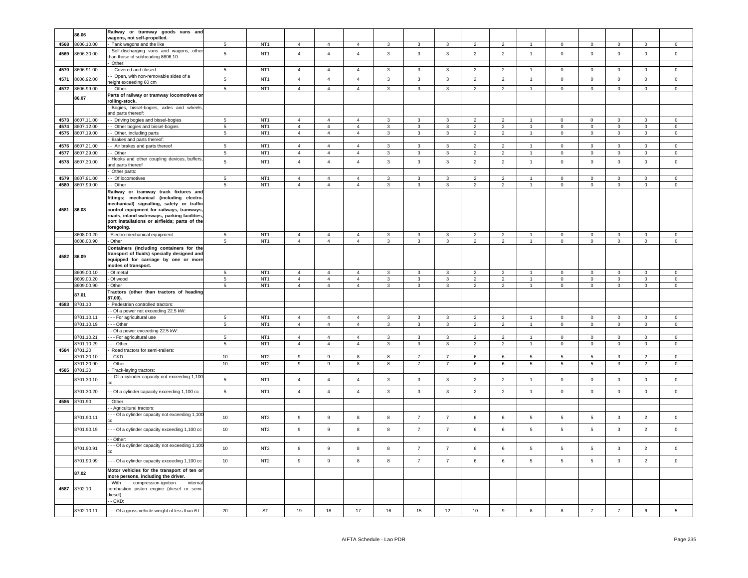| | | | | | | | | | | | | | | | | | | |
|---|---|---|---|---|---|---|---|---|---|---|---|---|---|---|---|---|---|---|
| | 86.06 | **Railway or tramway goods vans and wagons, not self-propelled.** | | | | | | | | | | | | | | | | |
| 4568 | 8606.10.00 | - Tank wagons and the like | 5 | NT1 | 4 | 4 | 4 | 3 | 3 | 3 | 2 | 2 | 1 | 0 | 0 | 0 | 0 | 0 |
| 4569 | 8606.30.00 | - Self-discharging vans and wagons, other than those of subheading 8606.10 | 5 | NT1 | 4 | 4 | 4 | 3 | 3 | 3 | 2 | 2 | 1 | 0 | 0 | 0 | 0 | 0 |
| | | - Other: | | | | | | | | | | | | | | | | |
| 4570 | 8606.91.00 | - - Covered and closed | 5 | NT1 | 4 | 4 | 4 | 3 | 3 | 3 | 2 | 2 | 1 | 0 | 0 | 0 | 0 | 0 |
| 4571 | 8606.92.00 | - - Open, with non-removable sides of a height exceeding 60 cm | 5 | NT1 | 4 | 4 | 4 | 3 | 3 | 3 | 2 | 2 | 1 | 0 | 0 | 0 | 0 | 0 |
| 4572 | 8606.99.00 | - - Other | 5 | NT1 | 4 | 4 | 4 | 3 | 3 | 3 | 2 | 2 | 1 | 0 | 0 | 0 | 0 | 0 |
| | 86.07 | **Parts of railway or tramway locomotives or rolling-stock.** | | | | | | | | | | | | | | | | |
| | | - Bogies, bissel-bogies, axles and wheels, and parts thereof: | | | | | | | | | | | | | | | | |
| 4573 | 8607.11.00 | - - Driving bogies and bissel-bogies | 5 | NT1 | 4 | 4 | 4 | 3 | 3 | 3 | 2 | 2 | 1 | 0 | 0 | 0 | 0 | 0 |
| 4574 | 8607.12.00 | - - Other bogies and bissel-bogies | 5 | NT1 | 4 | 4 | 4 | 3 | 3 | 3 | 2 | 2 | 1 | 0 | 0 | 0 | 0 | 0 |
| 4575 | 8607.19.00 | - - Other, including parts | 5 | NT1 | 4 | 4 | 4 | 3 | 3 | 3 | 2 | 2 | 1 | 0 | 0 | 0 | 0 | 0 |
| | | - Brakes and parts thereof: | | | | | | | | | | | | | | | | |
| 4576 | 8607.21.00 | - - Air brakes and parts thereof | 5 | NT1 | 4 | 4 | 4 | 3 | 3 | 3 | 2 | 2 | 1 | 0 | 0 | 0 | 0 | 0 |
| 4577 | 8607.29.00 | - - Other | 5 | NT1 | 4 | 4 | 4 | 3 | 3 | 3 | 2 | 2 | 1 | 0 | 0 | 0 | 0 | 0 |
| 4578 | 8607.30.00 | - Hooks and other coupling devices, buffers, and parts thereof | 5 | NT1 | 4 | 4 | 4 | 3 | 3 | 3 | 2 | 2 | 1 | 0 | 0 | 0 | 0 | 0 |
| | | - Other parts: | | | | | | | | | | | | | | | | |
| 4579 | 8607.91.00 | - - Of locomotives | 5 | NT1 | 4 | 4 | 4 | 3 | 3 | 3 | 2 | 2 | 1 | 0 | 0 | 0 | 0 | 0 |
| 4580 | 8607.99.00 | - - Other | 5 | NT1 | 4 | 4 | 4 | 3 | 3 | 3 | 2 | 2 | 1 | 0 | 0 | 0 | 0 | 0 |
| 4581 | 86.08 | **Railway or tramway track fixtures and fittings; mechanical (including electro-mechanical) signalling, safety or traffic control equipment for railways, tramways, roads, inland waterways, parking facilities, port installations or airfields; parts of the foregoing.** | | | | | | | | | | | | | | | | |
| | 8608.00.20 | - Electro-mechanical equipment | 5 | NT1 | 4 | 4 | 4 | 3 | 3 | 3 | 2 | 2 | 1 | 0 | 0 | 0 | 0 | 0 |
| | 8608.00.90 | - Other | 5 | NT1 | 4 | 4 | 4 | 3 | 3 | 3 | 2 | 2 | 1 | 0 | 0 | 0 | 0 | 0 |
| 4582 | 86.09 | **Containers (including containers for the transport of fluids) specially designed and equipped for carriage by one or more modes of transport.** | | | | | | | | | | | | | | | | |
| | 8609.00.10 | - Of metal | 5 | NT1 | 4 | 4 | 4 | 3 | 3 | 3 | 2 | 2 | 1 | 0 | 0 | 0 | 0 | 0 |
| | 8609.00.20 | - Of wood | 5 | NT1 | 4 | 4 | 4 | 3 | 3 | 3 | 2 | 2 | 1 | 0 | 0 | 0 | 0 | 0 |
| | 8609.00.90 | - Other | 5 | NT1 | 4 | 4 | 4 | 3 | 3 | 3 | 2 | 2 | 1 | 0 | 0 | 0 | 0 | 0 |
| | 87.01 | **Tractors (other than tractors of heading 87.09).** | | | | | | | | | | | | | | | | |
| 4583 | 8701.10 | - Pedestrian controlled tractors: | | | | | | | | | | | | | | | | |
| | | - - Of a power not exceeding 22.5 kW: | | | | | | | | | | | | | | | | |
| | 8701.10.11 | - - - For agricultural use | 5 | NT1 | 4 | 4 | 4 | 3 | 3 | 3 | 2 | 2 | 1 | 0 | 0 | 0 | 0 | 0 |
| | 8701.10.19 | - - - Other | 5 | NT1 | 4 | 4 | 4 | 3 | 3 | 3 | 2 | 2 | 1 | 0 | 0 | 0 | 0 | 0 |
| | | - - Of a power exceeding 22.5 kW: | | | | | | | | | | | | | | | | |
| | 8701.10.21 | - - - For agricultural use | 5 | NT1 | 4 | 4 | 4 | 3 | 3 | 3 | 2 | 2 | 1 | 0 | 0 | 0 | 0 | 0 |
| | 8701.10.29 | - - - Other | 5 | NT1 | 4 | 4 | 4 | 3 | 3 | 3 | 2 | 2 | 1 | 0 | 0 | 0 | 0 | 0 |
| 4584 | 8701.20 | - Road tractors for semi-trailers: | | | | | | | | | | | | | | | | |
| | 8701.20.10 | - - CKD | 10 | NT2 | 9 | 9 | 8 | 8 | 7 | 7 | 6 | 6 | 5 | 5 | 5 | 3 | 2 | 0 |
| | 8701.20.90 | - - Other | 10 | NT2 | 9 | 9 | 8 | 8 | 7 | 7 | 6 | 6 | 5 | 5 | 5 | 3 | 2 | 0 |
| 4585 | 8701.30 | - Track-laying tractors: | | | | | | | | | | | | | | | | |
| | 8701.30.10 | - - Of a cylinder capacity not exceeding 1,100 cc | 5 | NT1 | 4 | 4 | 4 | 3 | 3 | 3 | 2 | 2 | 1 | 0 | 0 | 0 | 0 | 0 |
| | 8701.30.20 | - - Of a cylinder capacity exceeding 1,100 cc | 5 | NT1 | 4 | 4 | 4 | 3 | 3 | 3 | 2 | 2 | 1 | 0 | 0 | 0 | 0 | 0 |
| 4586 | 8701.90 | - Other: | | | | | | | | | | | | | | | | |
| | | - - Agricultural tractors: | | | | | | | | | | | | | | | | |
| | 8701.90.11 | - - - Of a cylinder capacity not exceeding 1,100 cc | 10 | NT2 | 9 | 9 | 8 | 8 | 7 | 7 | 6 | 6 | 5 | 5 | 5 | 3 | 2 | 0 |
| | 8701.90.19 | - - - Of a cylinder capacity exceeding 1,100 cc | 10 | NT2 | 9 | 9 | 8 | 8 | 7 | 7 | 6 | 6 | 5 | 5 | 5 | 3 | 2 | 0 |
| | | - - Other: | | | | | | | | | | | | | | | | |
| | 8701.90.91 | - - - Of a cylinder capacity not exceeding 1,100 cc | 10 | NT2 | 9 | 9 | 8 | 8 | 7 | 7 | 6 | 6 | 5 | 5 | 5 | 3 | 2 | 0 |
| | 8701.90.99 | - - - Of a cylinder capacity exceeding 1,100 cc | 10 | NT2 | 9 | 9 | 8 | 8 | 7 | 7 | 6 | 6 | 5 | 5 | 5 | 3 | 2 | 0 |
| | 87.02 | **Motor vehicles for the transport of ten or more persons, including the driver.** | | | | | | | | | | | | | | | | |
| 4587 | 8702.10 | - With compression-ignition internal combustion piston engine (diesel or semi-diesel): | | | | | | | | | | | | | | | | |
| | | - - CKD: | | | | | | | | | | | | | | | | |
| | 8702.10.11 | - - - Of a gross vehicle weight of less than 6 t | 20 | ST | 19 | 18 | 17 | 16 | 15 | 12 | 10 | 9 | 8 | 8 | 7 | 7 | 6 | 5 |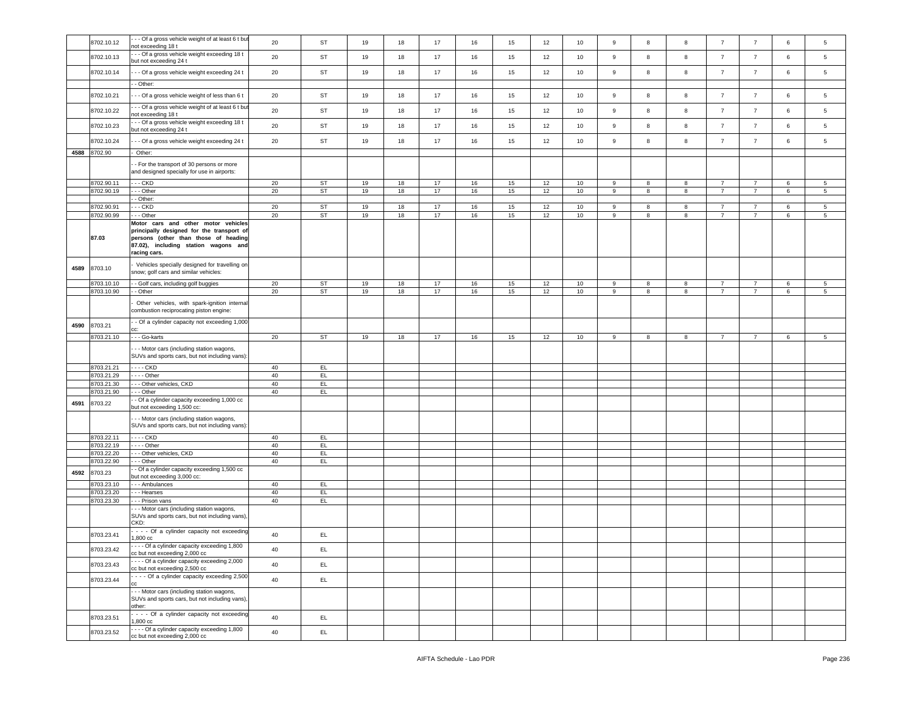|  |  |  |  |  |  |  |  |  |  |  |  |  |  |  |  |  |  |  |
|---|---|---|---|---|---|---|---|---|---|---|---|---|---|---|---|---|---|---|
|  | 8702.10.12 | - - - Of a gross vehicle weight of at least 6 t but not exceeding 18 t | 20 | ST | 19 | 18 | 17 | 16 | 15 | 12 | 10 | 9 | 8 | 8 | 7 | 7 | 6 | 5 |
|  | 8702.10.13 | - - - Of a gross vehicle weight exceeding 18 t but not exceeding 24 t | 20 | ST | 19 | 18 | 17 | 16 | 15 | 12 | 10 | 9 | 8 | 8 | 7 | 7 | 6 | 5 |
|  | 8702.10.14 | - - - Of a gross vehicle weight exceeding 24 t | 20 | ST | 19 | 18 | 17 | 16 | 15 | 12 | 10 | 9 | 8 | 8 | 7 | 7 | 6 | 5 |
|  |  | - - Other: |  |  |  |  |  |  |  |  |  |  |  |  |  |  |  |  |
|  | 8702.10.21 | - - - Of a gross vehicle weight of less than 6 t | 20 | ST | 19 | 18 | 17 | 16 | 15 | 12 | 10 | 9 | 8 | 8 | 7 | 7 | 6 | 5 |
|  | 8702.10.22 | - - - Of a gross vehicle weight of at least 6 t but not exceeding 18 t | 20 | ST | 19 | 18 | 17 | 16 | 15 | 12 | 10 | 9 | 8 | 8 | 7 | 7 | 6 | 5 |
|  | 8702.10.23 | - - - Of a gross vehicle weight exceeding 18 t but not exceeding 24 t | 20 | ST | 19 | 18 | 17 | 16 | 15 | 12 | 10 | 9 | 8 | 8 | 7 | 7 | 6 | 5 |
|  | 8702.10.24 | - - - Of a gross vehicle weight exceeding 24 t | 20 | ST | 19 | 18 | 17 | 16 | 15 | 12 | 10 | 9 | 8 | 8 | 7 | 7 | 6 | 5 |
| 4588 | 8702.90 | - Other: |  |  |  |  |  |  |  |  |  |  |  |  |  |  |  |  |
|  |  | - - For the transport of 30 persons or more and designed specially for use in airports: |  |  |  |  |  |  |  |  |  |  |  |  |  |  |  |  |
|  | 8702.90.11 | - - - CKD | 20 | ST | 19 | 18 | 17 | 16 | 15 | 12 | 10 | 9 | 8 | 8 | 7 | 7 | 6 | 5 |
|  | 8702.90.19 | - - - Other | 20 | ST | 19 | 18 | 17 | 16 | 15 | 12 | 10 | 9 | 8 | 8 | 7 | 7 | 6 | 5 |
|  |  | - - Other: |  |  |  |  |  |  |  |  |  |  |  |  |  |  |  |  |
|  | 8702.90.91 | - - - CKD | 20 | ST | 19 | 18 | 17 | 16 | 15 | 12 | 10 | 9 | 8 | 8 | 7 | 7 | 6 | 5 |
|  | 8702.90.99 | - - - Other | 20 | ST | 19 | 18 | 17 | 16 | 15 | 12 | 10 | 9 | 8 | 8 | 7 | 7 | 6 | 5 |
|  | **87.03** | **Motor cars and other motor vehicles principally designed for the transport of persons (other than those of heading 87.02), including station wagons and racing cars.** |  |  |  |  |  |  |  |  |  |  |  |  |  |  |  |  |
| 4589 | 8703.10 | - Vehicles specially designed for travelling on snow; golf cars and similar vehicles: |  |  |  |  |  |  |  |  |  |  |  |  |  |  |  |  |
|  | 8703.10.10 | - - Golf cars, including golf buggies | 20 | ST | 19 | 18 | 17 | 16 | 15 | 12 | 10 | 9 | 8 | 8 | 7 | 7 | 6 | 5 |
|  | 8703.10.90 | - - Other | 20 | ST | 19 | 18 | 17 | 16 | 15 | 12 | 10 | 9 | 8 | 8 | 7 | 7 | 6 | 5 |
|  |  | - Other vehicles, with spark-ignition internal combustion reciprocating piston engine: |  |  |  |  |  |  |  |  |  |  |  |  |  |  |  |  |
| 4590 | 8703.21 | - - Of a cylinder capacity not exceeding 1,000 cc: |  |  |  |  |  |  |  |  |  |  |  |  |  |  |  |  |
|  | 8703.21.10 | - - - Go-karts | 20 | ST | 19 | 18 | 17 | 16 | 15 | 12 | 10 | 9 | 8 | 8 | 7 | 7 | 6 | 5 |
|  |  | - - - Motor cars (including station wagons, SUVs and sports cars, but not including vans): |  |  |  |  |  |  |  |  |  |  |  |  |  |  |  |  |
|  | 8703.21.21 | - - - - CKD | 40 | EL |  |  |  |  |  |  |  |  |  |  |  |  |  |  |
|  | 8703.21.29 | - - - - Other | 40 | EL |  |  |  |  |  |  |  |  |  |  |  |  |  |  |
|  | 8703.21.30 | - - - Other vehicles, CKD | 40 | EL |  |  |  |  |  |  |  |  |  |  |  |  |  |  |
|  | 8703.21.90 | - - - Other | 40 | EL |  |  |  |  |  |  |  |  |  |  |  |  |  |  |
| 4591 | 8703.22 | - - Of a cylinder capacity exceeding 1,000 cc but not exceeding 1,500 cc: |  |  |  |  |  |  |  |  |  |  |  |  |  |  |  |  |
|  |  | - - - Motor cars (including station wagons, SUVs and sports cars, but not including vans): |  |  |  |  |  |  |  |  |  |  |  |  |  |  |  |  |
|  | 8703.22.11 | - - - - CKD | 40 | EL |  |  |  |  |  |  |  |  |  |  |  |  |  |  |
|  | 8703.22.19 | - - - - Other | 40 | EL |  |  |  |  |  |  |  |  |  |  |  |  |  |  |
|  | 8703.22.20 | - - - Other vehicles, CKD | 40 | EL |  |  |  |  |  |  |  |  |  |  |  |  |  |  |
|  | 8703.22.90 | - - - Other | 40 | EL |  |  |  |  |  |  |  |  |  |  |  |  |  |  |
| 4592 | 8703.23 | - - Of a cylinder capacity exceeding 1,500 cc but not exceeding 3,000 cc: |  |  |  |  |  |  |  |  |  |  |  |  |  |  |  |  |
|  | 8703.23.10 | - - - Ambulances | 40 | EL |  |  |  |  |  |  |  |  |  |  |  |  |  |  |
|  | 8703.23.20 | - - - Hearses | 40 | EL |  |  |  |  |  |  |  |  |  |  |  |  |  |  |
|  | 8703.23.30 | - - - Prison vans | 40 | EL |  |  |  |  |  |  |  |  |  |  |  |  |  |  |
|  |  | - - - Motor cars (including station wagons, SUVs and sports cars, but not including vans), CKD: |  |  |  |  |  |  |  |  |  |  |  |  |  |  |  |  |
|  | 8703.23.41 | - - - - Of a cylinder capacity not exceeding 1,800 cc | 40 | EL |  |  |  |  |  |  |  |  |  |  |  |  |  |  |
|  | 8703.23.42 | - - - - Of a cylinder capacity exceeding 1,800 cc but not exceeding 2,000 cc | 40 | EL |  |  |  |  |  |  |  |  |  |  |  |  |  |  |
|  | 8703.23.43 | - - - - Of a cylinder capacity exceeding 2,000 cc but not exceeding 2,500 cc | 40 | EL |  |  |  |  |  |  |  |  |  |  |  |  |  |  |
|  | 8703.23.44 | - - - - Of a cylinder capacity exceeding 2,500 cc | 40 | EL |  |  |  |  |  |  |  |  |  |  |  |  |  |  |
|  |  | - - - Motor cars (including station wagons, SUVs and sports cars, but not including vans), other: |  |  |  |  |  |  |  |  |  |  |  |  |  |  |  |  |
|  | 8703.23.51 | - - - - Of a cylinder capacity not exceeding 1,800 cc | 40 | EL |  |  |  |  |  |  |  |  |  |  |  |  |  |  |
|  | 8703.23.52 | - - - - Of a cylinder capacity exceeding 1,800 cc but not exceeding 2,000 cc | 40 | EL |  |  |  |  |  |  |  |  |  |  |  |  |  |  |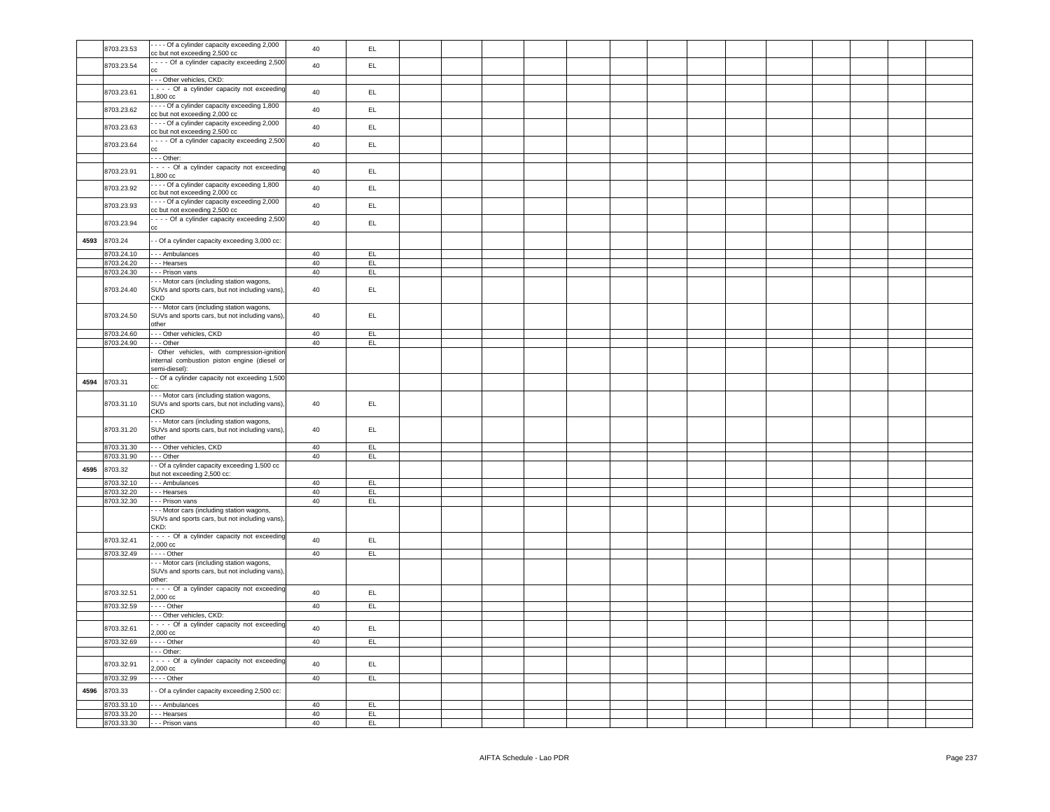| | | | | | | | | | | | | | | | | | | | |
|---|---|---|---|---|---|---|---|---|---|---|---|---|---|---|---|---|---|---|---|
| | 8703.23.53 | - - - - Of a cylinder capacity exceeding 2,000 cc but not exceeding 2,500 cc | 40 | EL | | | | | | | | | | | | | | | |
| | 8703.23.54 | - - - - Of a cylinder capacity exceeding 2,500 cc | 40 | EL | | | | | | | | | | | | | | | |
| | | - - - Other vehicles, CKD: | | | | | | | | | | | | | | | | | |
| | 8703.23.61 | - - - - Of a cylinder capacity not exceeding 1,800 cc | 40 | EL | | | | | | | | | | | | | | | |
| | 8703.23.62 | - - - - Of a cylinder capacity exceeding 1,800 cc but not exceeding 2,000 cc | 40 | EL | | | | | | | | | | | | | | | |
| | 8703.23.63 | - - - - Of a cylinder capacity exceeding 2,000 cc but not exceeding 2,500 cc | 40 | EL | | | | | | | | | | | | | | | |
| | 8703.23.64 | - - - - Of a cylinder capacity exceeding 2,500 cc | 40 | EL | | | | | | | | | | | | | | | |
| | | - - - Other: | | | | | | | | | | | | | | | | | |
| | 8703.23.91 | - - - - Of a cylinder capacity not exceeding 1,800 cc | 40 | EL | | | | | | | | | | | | | | | |
| | 8703.23.92 | - - - - Of a cylinder capacity exceeding 1,800 cc but not exceeding 2,000 cc | 40 | EL | | | | | | | | | | | | | | | |
| | 8703.23.93 | - - - - Of a cylinder capacity exceeding 2,000 cc but not exceeding 2,500 cc | 40 | EL | | | | | | | | | | | | | | | |
| | 8703.23.94 | - - - - Of a cylinder capacity exceeding 2,500 cc | 40 | EL | | | | | | | | | | | | | | | |
| 4593 | 8703.24 | - - Of a cylinder capacity exceeding 3,000 cc: | | | | | | | | | | | | | | | | | |
| | 8703.24.10 | - - - Ambulances | 40 | EL | | | | | | | | | | | | | | | |
| | 8703.24.20 | - - - Hearses | 40 | EL | | | | | | | | | | | | | | | |
| | 8703.24.30 | - - - Prison vans | 40 | EL | | | | | | | | | | | | | | | |
| | 8703.24.40 | - - - Motor cars (including station wagons, SUVs and sports cars, but not including vans), CKD | 40 | EL | | | | | | | | | | | | | | | |
| | 8703.24.50 | - - - Motor cars (including station wagons, SUVs and sports cars, but not including vans), other | 40 | EL | | | | | | | | | | | | | | | |
| | 8703.24.60 | - - - Other vehicles, CKD | 40 | EL | | | | | | | | | | | | | | | |
| | 8703.24.90 | - - - Other | 40 | EL | | | | | | | | | | | | | | | |
| | | - Other vehicles, with compression-ignition internal combustion piston engine (diesel or semi-diesel): | | | | | | | | | | | | | | | | | |
| 4594 | 8703.31 | - - Of a cylinder capacity not exceeding 1,500 cc: | | | | | | | | | | | | | | | | | |
| | 8703.31.10 | - - - Motor cars (including station wagons, SUVs and sports cars, but not including vans), CKD | 40 | EL | | | | | | | | | | | | | | | |
| | 8703.31.20 | - - - Motor cars (including station wagons, SUVs and sports cars, but not including vans), other | 40 | EL | | | | | | | | | | | | | | | |
| | 8703.31.30 | - - - Other vehicles, CKD | 40 | EL | | | | | | | | | | | | | | | |
| | 8703.31.90 | - - - Other | 40 | EL | | | | | | | | | | | | | | | |
| 4595 | 8703.32 | - - Of a cylinder capacity exceeding 1,500 cc but not exceeding 2,500 cc: | | | | | | | | | | | | | | | | | |
| | 8703.32.10 | - - - Ambulances | 40 | EL | | | | | | | | | | | | | | | |
| | 8703.32.20 | - - - Hearses | 40 | EL | | | | | | | | | | | | | | | |
| | 8703.32.30 | - - - Prison vans | 40 | EL | | | | | | | | | | | | | | | |
| | | - - - Motor cars (including station wagons, SUVs and sports cars, but not including vans), CKD: | | | | | | | | | | | | | | | | | |
| | 8703.32.41 | - - - - Of a cylinder capacity not exceeding 2,000 cc | 40 | EL | | | | | | | | | | | | | | | |
| | 8703.32.49 | - - - - Other | 40 | EL | | | | | | | | | | | | | | | |
| | | - - - Motor cars (including station wagons, SUVs and sports cars, but not including vans), other: | | | | | | | | | | | | | | | | | |
| | 8703.32.51 | - - - - Of a cylinder capacity not exceeding 2,000 cc | 40 | EL | | | | | | | | | | | | | | | |
| | 8703.32.59 | - - - - Other | 40 | EL | | | | | | | | | | | | | | | |
| | | - - - Other vehicles, CKD: | | | | | | | | | | | | | | | | | |
| | 8703.32.61 | - - - - Of a cylinder capacity not exceeding 2,000 cc | 40 | EL | | | | | | | | | | | | | | | |
| | 8703.32.69 | - - - - Other | 40 | EL | | | | | | | | | | | | | | | |
| | | - - - Other: | | | | | | | | | | | | | | | | | |
| | 8703.32.91 | - - - - Of a cylinder capacity not exceeding 2,000 cc | 40 | EL | | | | | | | | | | | | | | | |
| | 8703.32.99 | - - - - Other | 40 | EL | | | | | | | | | | | | | | | |
| 4596 | 8703.33 | - - Of a cylinder capacity exceeding 2,500 cc: | | | | | | | | | | | | | | | | | |
| | 8703.33.10 | - - - Ambulances | 40 | EL | | | | | | | | | | | | | | | |
| | 8703.33.20 | - - - Hearses | 40 | EL | | | | | | | | | | | | | | | |
| | 8703.33.30 | - - - Prison vans | 40 | EL | | | | | | | | | | | | | | | |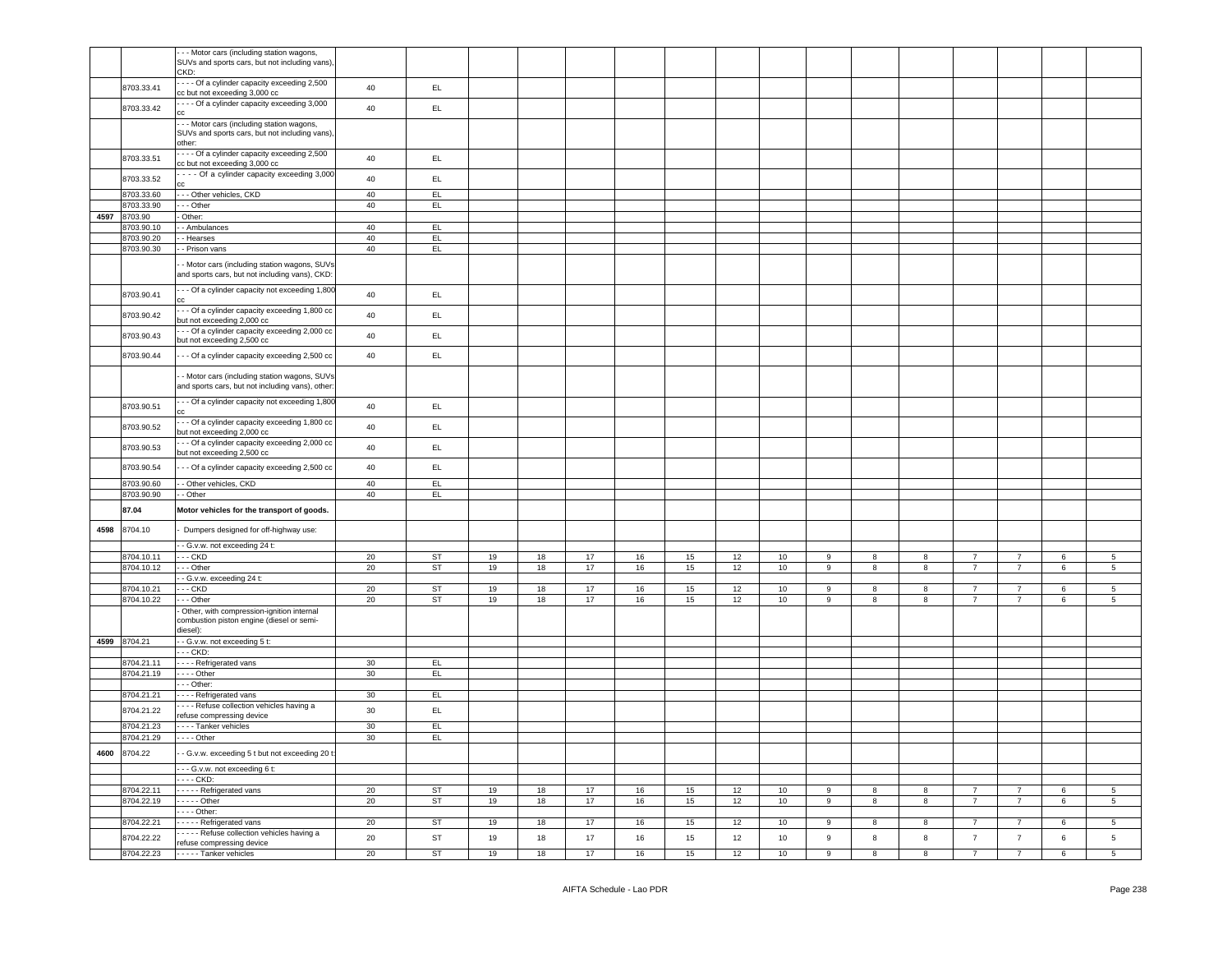| | | - - - Motor cars (including station wagons, SUVs and sports cars, but not including vans), CKD: | | | | | | | | | | | | | | | | |
|---|---|---|---|---|---|---|---|---|---|---|---|---|---|---|---|---|---|---|
| | 8703.33.41 | - - - - Of a cylinder capacity exceeding 2,500 cc but not exceeding 3,000 cc | 40 | EL | | | | | | | | | | | | | | |
| | 8703.33.42 | - - - - Of a cylinder capacity exceeding 3,000 cc | 40 | EL | | | | | | | | | | | | | | |
| | | - - - Motor cars (including station wagons, SUVs and sports cars, but not including vans), other: | | | | | | | | | | | | | | | | |
| | 8703.33.51 | - - - - Of a cylinder capacity exceeding 2,500 cc but not exceeding 3,000 cc | 40 | EL | | | | | | | | | | | | | | |
| | 8703.33.52 | - - - - Of a cylinder capacity exceeding 3,000 cc | 40 | EL | | | | | | | | | | | | | | |
| | 8703.33.60 | - - - Other vehicles, CKD | 40 | EL | | | | | | | | | | | | | | |
| | 8703.33.90 | - - - Other | 40 | EL | | | | | | | | | | | | | | |
| 4597 | 8703.90 | - Other: | | | | | | | | | | | | | | | | |
| | 8703.90.10 | - - Ambulances | 40 | EL | | | | | | | | | | | | | | |
| | 8703.90.20 | - - Hearses | 40 | EL | | | | | | | | | | | | | | |
| | 8703.90.30 | - - Prison vans | 40 | EL | | | | | | | | | | | | | | |
| | | - - Motor cars (including station wagons, SUVs and sports cars, but not including vans), CKD: | | | | | | | | | | | | | | | | |
| | 8703.90.41 | - - - Of a cylinder capacity not exceeding 1,800 cc | 40 | EL | | | | | | | | | | | | | | |
| | 8703.90.42 | - - - Of a cylinder capacity exceeding 1,800 cc but not exceeding 2,000 cc | 40 | EL | | | | | | | | | | | | | | |
| | 8703.90.43 | - - - Of a cylinder capacity exceeding 2,000 cc but not exceeding 2,500 cc | 40 | EL | | | | | | | | | | | | | | |
| | 8703.90.44 | - - - Of a cylinder capacity exceeding 2,500 cc | 40 | EL | | | | | | | | | | | | | | |
| | | - - Motor cars (including station wagons, SUVs and sports cars, but not including vans), other: | | | | | | | | | | | | | | | | |
| | 8703.90.51 | - - - Of a cylinder capacity not exceeding 1,800 cc | 40 | EL | | | | | | | | | | | | | | |
| | 8703.90.52 | - - - Of a cylinder capacity exceeding 1,800 cc but not exceeding 2,000 cc | 40 | EL | | | | | | | | | | | | | | |
| | 8703.90.53 | - - - Of a cylinder capacity exceeding 2,000 cc but not exceeding 2,500 cc | 40 | EL | | | | | | | | | | | | | | |
| | 8703.90.54 | - - - Of a cylinder capacity exceeding 2,500 cc | 40 | EL | | | | | | | | | | | | | | |
| | 8703.90.60 | - - Other vehicles, CKD | 40 | EL | | | | | | | | | | | | | | |
| | 8703.90.90 | - - Other | 40 | EL | | | | | | | | | | | | | | |
| | **87.04** | **Motor vehicles for the transport of goods.** | | | | | | | | | | | | | | | | |
| 4598 | 8704.10 | - Dumpers designed for off-highway use: | | | | | | | | | | | | | | | | |
| | | - - G.v.w. not exceeding 24 t: | | | | | | | | | | | | | | | | |
| | 8704.10.11 | - - - CKD | 20 | ST | 19 | 18 | 17 | 16 | 15 | 12 | 10 | 9 | 8 | 8 | 7 | 7 | 6 | 5 |
| | 8704.10.12 | - - - Other | 20 | ST | 19 | 18 | 17 | 16 | 15 | 12 | 10 | 9 | 8 | 8 | 7 | 7 | 6 | 5 |
| | | - - G.v.w. exceeding 24 t: | | | | | | | | | | | | | | | | |
| | 8704.10.21 | - - - CKD | 20 | ST | 19 | 18 | 17 | 16 | 15 | 12 | 10 | 9 | 8 | 8 | 7 | 7 | 6 | 5 |
| | 8704.10.22 | - - - Other | 20 | ST | 19 | 18 | 17 | 16 | 15 | 12 | 10 | 9 | 8 | 8 | 7 | 7 | 6 | 5 |
| | | - Other, with compression-ignition internal combustion piston engine (diesel or semi-diesel): | | | | | | | | | | | | | | | | |
| 4599 | 8704.21 | - - G.v.w. not exceeding 5 t: | | | | | | | | | | | | | | | | |
| | | - - - CKD: | | | | | | | | | | | | | | | | |
| | 8704.21.11 | - - - - Refrigerated vans | 30 | EL | | | | | | | | | | | | | | |
| | 8704.21.19 | - - - - Other | 30 | EL | | | | | | | | | | | | | | |
| | | - - - Other: | | | | | | | | | | | | | | | | |
| | 8704.21.21 | - - - - Refrigerated vans | 30 | EL | | | | | | | | | | | | | | |
| | 8704.21.22 | - - - - Refuse collection vehicles having a refuse compressing device | 30 | EL | | | | | | | | | | | | | | |
| | 8704.21.23 | - - - - Tanker vehicles | 30 | EL | | | | | | | | | | | | | | |
| | 8704.21.29 | - - - - Other | 30 | EL | | | | | | | | | | | | | | |
| 4600 | 8704.22 | - - G.v.w. exceeding 5 t but not exceeding 20 t: | | | | | | | | | | | | | | | | |
| | | - - - G.v.w. not exceeding 6 t: | | | | | | | | | | | | | | | | |
| | | - - - - CKD: | | | | | | | | | | | | | | | | |
| | 8704.22.11 | - - - - - Refrigerated vans | 20 | ST | 19 | 18 | 17 | 16 | 15 | 12 | 10 | 9 | 8 | 8 | 7 | 7 | 6 | 5 |
| | 8704.22.19 | - - - - - Other | 20 | ST | 19 | 18 | 17 | 16 | 15 | 12 | 10 | 9 | 8 | 8 | 7 | 7 | 6 | 5 |
| | | - - - - Other: | | | | | | | | | | | | | | | | |
| | 8704.22.21 | - - - - - Refrigerated vans | 20 | ST | 19 | 18 | 17 | 16 | 15 | 12 | 10 | 9 | 8 | 8 | 7 | 7 | 6 | 5 |
| | 8704.22.22 | - - - - - Refuse collection vehicles having a refuse compressing device | 20 | ST | 19 | 18 | 17 | 16 | 15 | 12 | 10 | 9 | 8 | 8 | 7 | 7 | 6 | 5 |
| | 8704.22.23 | - - - - - Tanker vehicles | 20 | ST | 19 | 18 | 17 | 16 | 15 | 12 | 10 | 9 | 8 | 8 | 7 | 7 | 6 | 5 |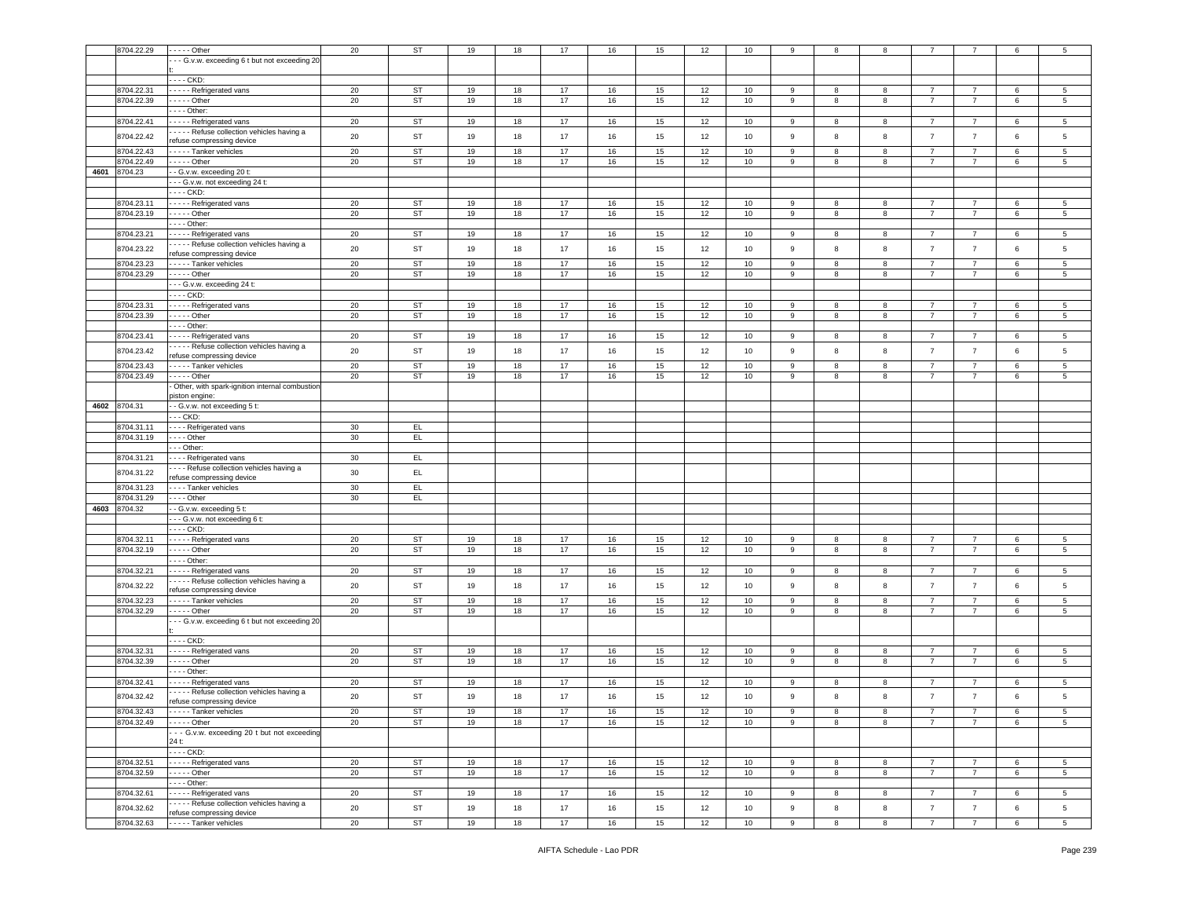| | 8704.22.29 | - - - - - Other | 20 | ST | 19 | 18 | 17 | 16 | 15 | 12 | 10 | 9 | 8 | 8 | 7 | 7 | 6 | 5 |
|---|---|---|---|---|---|---|---|---|---|---|---|---|---|---|---|---|---|---|
| | | - - - G.v.w. exceeding 6 t but not exceeding 20 t: | | | | | | | | | | | | | | | | |
| | | - - - - CKD: | | | | | | | | | | | | | | | | |
| | 8704.22.31 | - - - - - Refrigerated vans | 20 | ST | 19 | 18 | 17 | 16 | 15 | 12 | 10 | 9 | 8 | 8 | 7 | 7 | 6 | 5 |
| | 8704.22.39 | - - - - - Other | 20 | ST | 19 | 18 | 17 | 16 | 15 | 12 | 10 | 9 | 8 | 8 | 7 | 7 | 6 | 5 |
| | | - - - - Other: | | | | | | | | | | | | | | | | |
| | 8704.22.41 | - - - - - Refrigerated vans | 20 | ST | 19 | 18 | 17 | 16 | 15 | 12 | 10 | 9 | 8 | 8 | 7 | 7 | 6 | 5 |
| | 8704.22.42 | - - - - - Refuse collection vehicles having a refuse compressing device | 20 | ST | 19 | 18 | 17 | 16 | 15 | 12 | 10 | 9 | 8 | 8 | 7 | 7 | 6 | 5 |
| | 8704.22.43 | - - - - - Tanker vehicles | 20 | ST | 19 | 18 | 17 | 16 | 15 | 12 | 10 | 9 | 8 | 8 | 7 | 7 | 6 | 5 |
| | 8704.22.49 | - - - - - Other | 20 | ST | 19 | 18 | 17 | 16 | 15 | 12 | 10 | 9 | 8 | 8 | 7 | 7 | 6 | 5 |
| 4601 | 8704.23 | - - G.v.w. exceeding 20 t: | | | | | | | | | | | | | | | | |
| | | - - - G.v.w. not exceeding 24 t: | | | | | | | | | | | | | | | | |
| | | - - - - CKD: | | | | | | | | | | | | | | | | |
| | 8704.23.11 | - - - - - Refrigerated vans | 20 | ST | 19 | 18 | 17 | 16 | 15 | 12 | 10 | 9 | 8 | 8 | 7 | 7 | 6 | 5 |
| | 8704.23.19 | - - - - - Other | 20 | ST | 19 | 18 | 17 | 16 | 15 | 12 | 10 | 9 | 8 | 8 | 7 | 7 | 6 | 5 |
| | | - - - - Other: | | | | | | | | | | | | | | | | |
| | 8704.23.21 | - - - - - Refrigerated vans | 20 | ST | 19 | 18 | 17 | 16 | 15 | 12 | 10 | 9 | 8 | 8 | 7 | 7 | 6 | 5 |
| | 8704.23.22 | - - - - - Refuse collection vehicles having a refuse compressing device | 20 | ST | 19 | 18 | 17 | 16 | 15 | 12 | 10 | 9 | 8 | 8 | 7 | 7 | 6 | 5 |
| | 8704.23.23 | - - - - - Tanker vehicles | 20 | ST | 19 | 18 | 17 | 16 | 15 | 12 | 10 | 9 | 8 | 8 | 7 | 7 | 6 | 5 |
| | 8704.23.29 | - - - - - Other | 20 | ST | 19 | 18 | 17 | 16 | 15 | 12 | 10 | 9 | 8 | 8 | 7 | 7 | 6 | 5 |
| | | - - - G.v.w. exceeding 24 t: | | | | | | | | | | | | | | | | |
| | | - - - - CKD: | | | | | | | | | | | | | | | | |
| | 8704.23.31 | - - - - - Refrigerated vans | 20 | ST | 19 | 18 | 17 | 16 | 15 | 12 | 10 | 9 | 8 | 8 | 7 | 7 | 6 | 5 |
| | 8704.23.39 | - - - - - Other | 20 | ST | 19 | 18 | 17 | 16 | 15 | 12 | 10 | 9 | 8 | 8 | 7 | 7 | 6 | 5 |
| | | - - - - Other: | | | | | | | | | | | | | | | | |
| | 8704.23.41 | - - - - - Refrigerated vans | 20 | ST | 19 | 18 | 17 | 16 | 15 | 12 | 10 | 9 | 8 | 8 | 7 | 7 | 6 | 5 |
| | 8704.23.42 | - - - - - Refuse collection vehicles having a refuse compressing device | 20 | ST | 19 | 18 | 17 | 16 | 15 | 12 | 10 | 9 | 8 | 8 | 7 | 7 | 6 | 5 |
| | 8704.23.43 | - - - - - Tanker vehicles | 20 | ST | 19 | 18 | 17 | 16 | 15 | 12 | 10 | 9 | 8 | 8 | 7 | 7 | 6 | 5 |
| | 8704.23.49 | - - - - - Other | 20 | ST | 19 | 18 | 17 | 16 | 15 | 12 | 10 | 9 | 8 | 8 | 7 | 7 | 6 | 5 |
| | | - Other, with spark-ignition internal combustion piston engine: | | | | | | | | | | | | | | | | |
| 4602 | 8704.31 | - - G.v.w. not exceeding 5 t: | | | | | | | | | | | | | | | | |
| | | - - - CKD: | | | | | | | | | | | | | | | | |
| | 8704.31.11 | - - - - Refrigerated vans | 30 | EL | | | | | | | | | | | | | | |
| | 8704.31.19 | - - - - Other | 30 | EL | | | | | | | | | | | | | | |
| | | - - - Other: | | | | | | | | | | | | | | | | |
| | 8704.31.21 | - - - - Refrigerated vans | 30 | EL | | | | | | | | | | | | | | |
| | 8704.31.22 | - - - - Refuse collection vehicles having a refuse compressing device | 30 | EL | | | | | | | | | | | | | | |
| | 8704.31.23 | - - - - Tanker vehicles | 30 | EL | | | | | | | | | | | | | | |
| | 8704.31.29 | - - - - Other | 30 | EL | | | | | | | | | | | | | | |
| 4603 | 8704.32 | - - G.v.w. exceeding 5 t: | | | | | | | | | | | | | | | | |
| | | - - - G.v.w. not exceeding 6 t: | | | | | | | | | | | | | | | | |
| | | - - - - CKD: | | | | | | | | | | | | | | | | |
| | 8704.32.11 | - - - - - Refrigerated vans | 20 | ST | 19 | 18 | 17 | 16 | 15 | 12 | 10 | 9 | 8 | 8 | 7 | 7 | 6 | 5 |
| | 8704.32.19 | - - - - - Other | 20 | ST | 19 | 18 | 17 | 16 | 15 | 12 | 10 | 9 | 8 | 8 | 7 | 7 | 6 | 5 |
| | | - - - - Other: | | | | | | | | | | | | | | | | |
| | 8704.32.21 | - - - - - Refrigerated vans | 20 | ST | 19 | 18 | 17 | 16 | 15 | 12 | 10 | 9 | 8 | 8 | 7 | 7 | 6 | 5 |
| | 8704.32.22 | - - - - - Refuse collection vehicles having a refuse compressing device | 20 | ST | 19 | 18 | 17 | 16 | 15 | 12 | 10 | 9 | 8 | 8 | 7 | 7 | 6 | 5 |
| | 8704.32.23 | - - - - - Tanker vehicles | 20 | ST | 19 | 18 | 17 | 16 | 15 | 12 | 10 | 9 | 8 | 8 | 7 | 7 | 6 | 5 |
| | 8704.32.29 | - - - - - Other | 20 | ST | 19 | 18 | 17 | 16 | 15 | 12 | 10 | 9 | 8 | 8 | 7 | 7 | 6 | 5 |
| | | - - - G.v.w. exceeding 6 t but not exceeding 20 t: | | | | | | | | | | | | | | | | |
| | | - - - - CKD: | | | | | | | | | | | | | | | | |
| | 8704.32.31 | - - - - - Refrigerated vans | 20 | ST | 19 | 18 | 17 | 16 | 15 | 12 | 10 | 9 | 8 | 8 | 7 | 7 | 6 | 5 |
| | 8704.32.39 | - - - - - Other | 20 | ST | 19 | 18 | 17 | 16 | 15 | 12 | 10 | 9 | 8 | 8 | 7 | 7 | 6 | 5 |
| | | - - - - Other: | | | | | | | | | | | | | | | | |
| | 8704.32.41 | - - - - - Refrigerated vans | 20 | ST | 19 | 18 | 17 | 16 | 15 | 12 | 10 | 9 | 8 | 8 | 7 | 7 | 6 | 5 |
| | 8704.32.42 | - - - - - Refuse collection vehicles having a refuse compressing device | 20 | ST | 19 | 18 | 17 | 16 | 15 | 12 | 10 | 9 | 8 | 8 | 7 | 7 | 6 | 5 |
| | 8704.32.43 | - - - - - Tanker vehicles | 20 | ST | 19 | 18 | 17 | 16 | 15 | 12 | 10 | 9 | 8 | 8 | 7 | 7 | 6 | 5 |
| | 8704.32.49 | - - - - - Other | 20 | ST | 19 | 18 | 17 | 16 | 15 | 12 | 10 | 9 | 8 | 8 | 7 | 7 | 6 | 5 |
| | | - - - G.v.w. exceeding 20 t but not exceeding 24 t: | | | | | | | | | | | | | | | | |
| | | - - - - CKD: | | | | | | | | | | | | | | | | |
| | 8704.32.51 | - - - - - Refrigerated vans | 20 | ST | 19 | 18 | 17 | 16 | 15 | 12 | 10 | 9 | 8 | 8 | 7 | 7 | 6 | 5 |
| | 8704.32.59 | - - - - - Other | 20 | ST | 19 | 18 | 17 | 16 | 15 | 12 | 10 | 9 | 8 | 8 | 7 | 7 | 6 | 5 |
| | | - - - - Other: | | | | | | | | | | | | | | | | |
| | 8704.32.61 | - - - - - Refrigerated vans | 20 | ST | 19 | 18 | 17 | 16 | 15 | 12 | 10 | 9 | 8 | 8 | 7 | 7 | 6 | 5 |
| | 8704.32.62 | - - - - - Refuse collection vehicles having a refuse compressing device | 20 | ST | 19 | 18 | 17 | 16 | 15 | 12 | 10 | 9 | 8 | 8 | 7 | 7 | 6 | 5 |
| | 8704.32.63 | - - - - - Tanker vehicles | 20 | ST | 19 | 18 | 17 | 16 | 15 | 12 | 10 | 9 | 8 | 8 | 7 | 7 | 6 | 5 |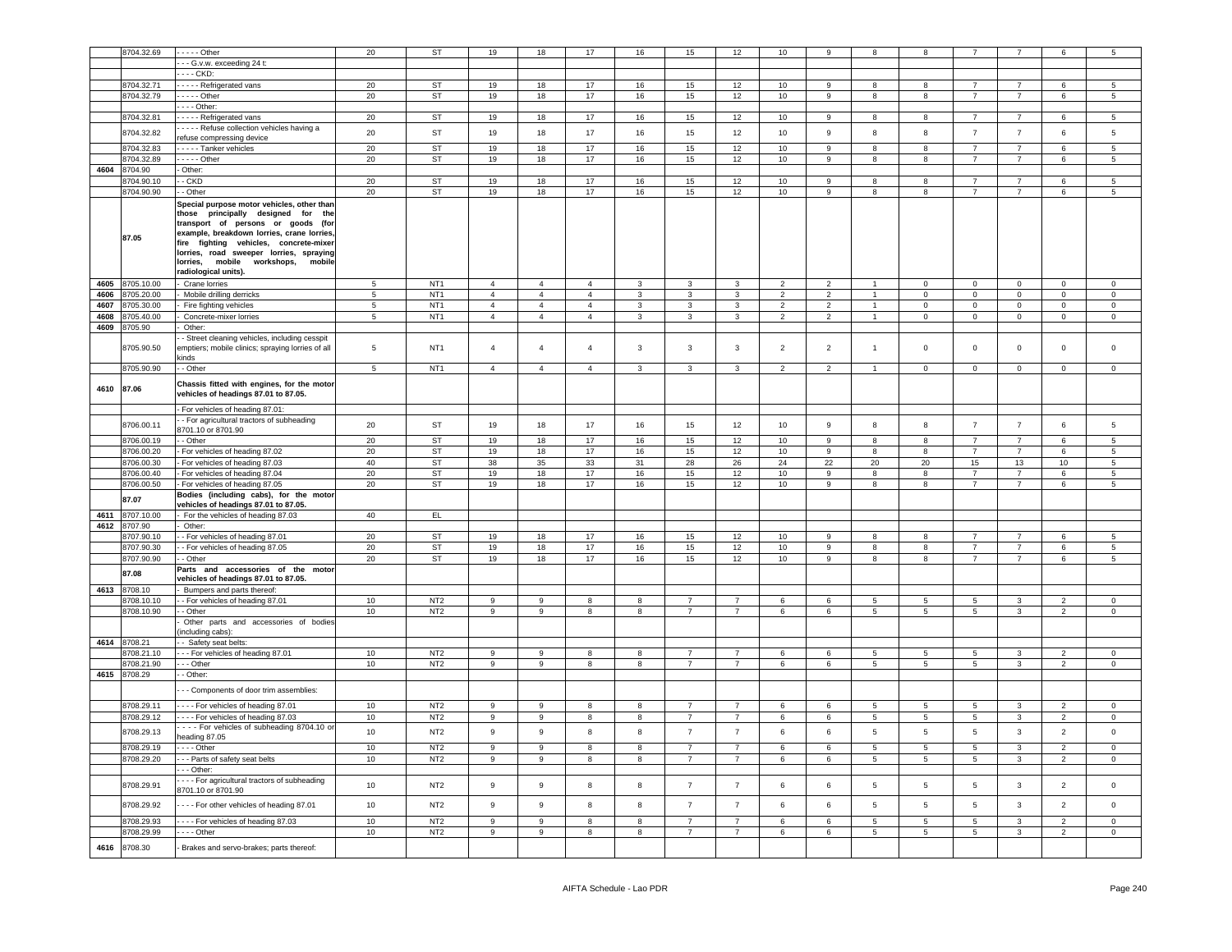| | | | | | | | | | | | | | | | | | | |
|---|---|---|---|---|---|---|---|---|---|---|---|---|---|---|---|---|---|---|
| | 8704.32.69 | - - - - - Other | 20 | ST | 19 | 18 | 17 | 16 | 15 | 12 | 10 | 9 | 8 | 8 | 7 | 7 | 6 | 5 |
| | | - - - G.v.w. exceeding 24 t: | | | | | | | | | | | | | | | | |
| | | - - - - CKD: | | | | | | | | | | | | | | | | |
| | 8704.32.71 | - - - - - Refrigerated vans | 20 | ST | 19 | 18 | 17 | 16 | 15 | 12 | 10 | 9 | 8 | 8 | 7 | 7 | 6 | 5 |
| | 8704.32.79 | - - - - - Other | 20 | ST | 19 | 18 | 17 | 16 | 15 | 12 | 10 | 9 | 8 | 8 | 7 | 7 | 6 | 5 |
| | | - - - - Other: | | | | | | | | | | | | | | | | |
| | 8704.32.81 | - - - - - Refrigerated vans | 20 | ST | 19 | 18 | 17 | 16 | 15 | 12 | 10 | 9 | 8 | 8 | 7 | 7 | 6 | 5 |
| | 8704.32.82 | - - - - - Refuse collection vehicles having a refuse compressing device | 20 | ST | 19 | 18 | 17 | 16 | 15 | 12 | 10 | 9 | 8 | 8 | 7 | 7 | 6 | 5 |
| | 8704.32.83 | - - - - - Tanker vehicles | 20 | ST | 19 | 18 | 17 | 16 | 15 | 12 | 10 | 9 | 8 | 8 | 7 | 7 | 6 | 5 |
| | 8704.32.89 | - - - - - Other | 20 | ST | 19 | 18 | 17 | 16 | 15 | 12 | 10 | 9 | 8 | 8 | 7 | 7 | 6 | 5 |
| 4604 | 8704.90 | - Other: | | | | | | | | | | | | | | | | |
| | 8704.90.10 | - - CKD | 20 | ST | 19 | 18 | 17 | 16 | 15 | 12 | 10 | 9 | 8 | 8 | 7 | 7 | 6 | 5 |
| | 8704.90.90 | - - Other | 20 | ST | 19 | 18 | 17 | 16 | 15 | 12 | 10 | 9 | 8 | 8 | 7 | 7 | 6 | 5 |
| | **87.05** | **Special purpose motor vehicles, other than those principally designed for the transport of persons or goods (for example, breakdown lorries, crane lorries, fire fighting vehicles, concrete-mixer lorries, road sweeper lorries, spraying lorries, mobile workshops, mobile radiological units).** | | | | | | | | | | | | | | | | |
| 4605 | 8705.10.00 | - Crane lorries | 5 | NT1 | 4 | 4 | 4 | 3 | 3 | 3 | 2 | 2 | 1 | 0 | 0 | 0 | 0 | 0 |
| 4606 | 8705.20.00 | - Mobile drilling derricks | 5 | NT1 | 4 | 4 | 4 | 3 | 3 | 3 | 2 | 2 | 1 | 0 | 0 | 0 | 0 | 0 |
| 4607 | 8705.30.00 | - Fire fighting vehicles | 5 | NT1 | 4 | 4 | 4 | 3 | 3 | 3 | 2 | 2 | 1 | 0 | 0 | 0 | 0 | 0 |
| 4608 | 8705.40.00 | - Concrete-mixer lorries | 5 | NT1 | 4 | 4 | 4 | 3 | 3 | 3 | 2 | 2 | 1 | 0 | 0 | 0 | 0 | 0 |
| 4609 | 8705.90 | - Other: | | | | | | | | | | | | | | | | |
| | 8705.90.50 | - - Street cleaning vehicles, including cesspit emptiers; mobile clinics; spraying lorries of all kinds | 5 | NT1 | 4 | 4 | 4 | 3 | 3 | 3 | 2 | 2 | 1 | 0 | 0 | 0 | 0 | 0 |
| | 8705.90.90 | - - Other | 5 | NT1 | 4 | 4 | 4 | 3 | 3 | 3 | 2 | 2 | 1 | 0 | 0 | 0 | 0 | 0 |
| 4610 | **87.06** | **Chassis fitted with engines, for the motor vehicles of headings 87.01 to 87.05.** | | | | | | | | | | | | | | | | |
| | | - For vehicles of heading 87.01: | | | | | | | | | | | | | | | | |
| | 8706.00.11 | - - For agricultural tractors of subheading 8701.10 or 8701.90 | 20 | ST | 19 | 18 | 17 | 16 | 15 | 12 | 10 | 9 | 8 | 8 | 7 | 7 | 6 | 5 |
| | 8706.00.19 | - - Other | 20 | ST | 19 | 18 | 17 | 16 | 15 | 12 | 10 | 9 | 8 | 8 | 7 | 7 | 6 | 5 |
| | 8706.00.20 | - For vehicles of heading 87.02 | 20 | ST | 19 | 18 | 17 | 16 | 15 | 12 | 10 | 9 | 8 | 8 | 7 | 7 | 6 | 5 |
| | 8706.00.30 | - For vehicles of heading 87.03 | 40 | ST | 38 | 35 | 33 | 31 | 28 | 26 | 24 | 22 | 20 | 20 | 15 | 13 | 10 | 5 |
| | 8706.00.40 | - For vehicles of heading 87.04 | 20 | ST | 19 | 18 | 17 | 16 | 15 | 12 | 10 | 9 | 8 | 8 | 7 | 7 | 6 | 5 |
| | 8706.00.50 | - For vehicles of heading 87.05 | 20 | ST | 19 | 18 | 17 | 16 | 15 | 12 | 10 | 9 | 8 | 8 | 7 | 7 | 6 | 5 |
| | **87.07** | **Bodies (including cabs), for the motor vehicles of headings 87.01 to 87.05.** | | | | | | | | | | | | | | | | |
| 4611 | 8707.10.00 | - For the vehicles of heading 87.03 | 40 | EL | | | | | | | | | | | | | | |
| 4612 | 8707.90 | - Other: | | | | | | | | | | | | | | | | |
| | 8707.90.10 | - - For vehicles of heading 87.01 | 20 | ST | 19 | 18 | 17 | 16 | 15 | 12 | 10 | 9 | 8 | 8 | 7 | 7 | 6 | 5 |
| | 8707.90.30 | - - For vehicles of heading 87.05 | 20 | ST | 19 | 18 | 17 | 16 | 15 | 12 | 10 | 9 | 8 | 8 | 7 | 7 | 6 | 5 |
| | 8707.90.90 | - - Other | 20 | ST | 19 | 18 | 17 | 16 | 15 | 12 | 10 | 9 | 8 | 8 | 7 | 7 | 6 | 5 |
| | **87.08** | **Parts and accessories of the motor vehicles of headings 87.01 to 87.05.** | | | | | | | | | | | | | | | | |
| 4613 | 8708.10 | - Bumpers and parts thereof: | | | | | | | | | | | | | | | | |
| | 8708.10.10 | - - For vehicles of heading 87.01 | 10 | NT2 | 9 | 9 | 8 | 8 | 7 | 7 | 6 | 6 | 5 | 5 | 5 | 3 | 2 | 0 |
| | 8708.10.90 | - - Other | 10 | NT2 | 9 | 9 | 8 | 8 | 7 | 7 | 6 | 6 | 5 | 5 | 5 | 3 | 2 | 0 |
| | | - Other parts and accessories of bodies (including cabs): | | | | | | | | | | | | | | | | |
| 4614 | 8708.21 | - - Safety seat belts: | | | | | | | | | | | | | | | | |
| | 8708.21.10 | - - - For vehicles of heading 87.01 | 10 | NT2 | 9 | 9 | 8 | 8 | 7 | 7 | 6 | 6 | 5 | 5 | 5 | 3 | 2 | 0 |
| | 8708.21.90 | - - - Other | 10 | NT2 | 9 | 9 | 8 | 8 | 7 | 7 | 6 | 6 | 5 | 5 | 5 | 3 | 2 | 0 |
| 4615 | 8708.29 | - - Other: | | | | | | | | | | | | | | | | |
| | | - - - Components of door trim assemblies: | | | | | | | | | | | | | | | | |
| | 8708.29.11 | - - - - For vehicles of heading 87.01 | 10 | NT2 | 9 | 9 | 8 | 8 | 7 | 7 | 6 | 6 | 5 | 5 | 5 | 3 | 2 | 0 |
| | 8708.29.12 | - - - - For vehicles of heading 87.03 | 10 | NT2 | 9 | 9 | 8 | 8 | 7 | 7 | 6 | 6 | 5 | 5 | 5 | 3 | 2 | 0 |
| | 8708.29.13 | - - - - For vehicles of subheading 8704.10 or heading 87.05 | 10 | NT2 | 9 | 9 | 8 | 8 | 7 | 7 | 6 | 6 | 5 | 5 | 5 | 3 | 2 | 0 |
| | 8708.29.19 | - - - - Other | 10 | NT2 | 9 | 9 | 8 | 8 | 7 | 7 | 6 | 6 | 5 | 5 | 5 | 3 | 2 | 0 |
| | 8708.29.20 | - - - Parts of safety seat belts | 10 | NT2 | 9 | 9 | 8 | 8 | 7 | 7 | 6 | 6 | 5 | 5 | 5 | 3 | 2 | 0 |
| | | - - - Other: | | | | | | | | | | | | | | | | |
| | 8708.29.91 | - - - - For agricultural tractors of subheading 8701.10 or 8701.90 | 10 | NT2 | 9 | 9 | 8 | 8 | 7 | 7 | 6 | 6 | 5 | 5 | 5 | 3 | 2 | 0 |
| | 8708.29.92 | - - - - For other vehicles of heading 87.01 | 10 | NT2 | 9 | 9 | 8 | 8 | 7 | 7 | 6 | 6 | 5 | 5 | 5 | 3 | 2 | 0 |
| | 8708.29.93 | - - - - For vehicles of heading 87.03 | 10 | NT2 | 9 | 9 | 8 | 8 | 7 | 7 | 6 | 6 | 5 | 5 | 5 | 3 | 2 | 0 |
| | 8708.29.99 | - - - - Other | 10 | NT2 | 9 | 9 | 8 | 8 | 7 | 7 | 6 | 6 | 5 | 5 | 5 | 3 | 2 | 0 |
| 4616 | 8708.30 | - Brakes and servo-brakes; parts thereof: | | | | | | | | | | | | | | | | |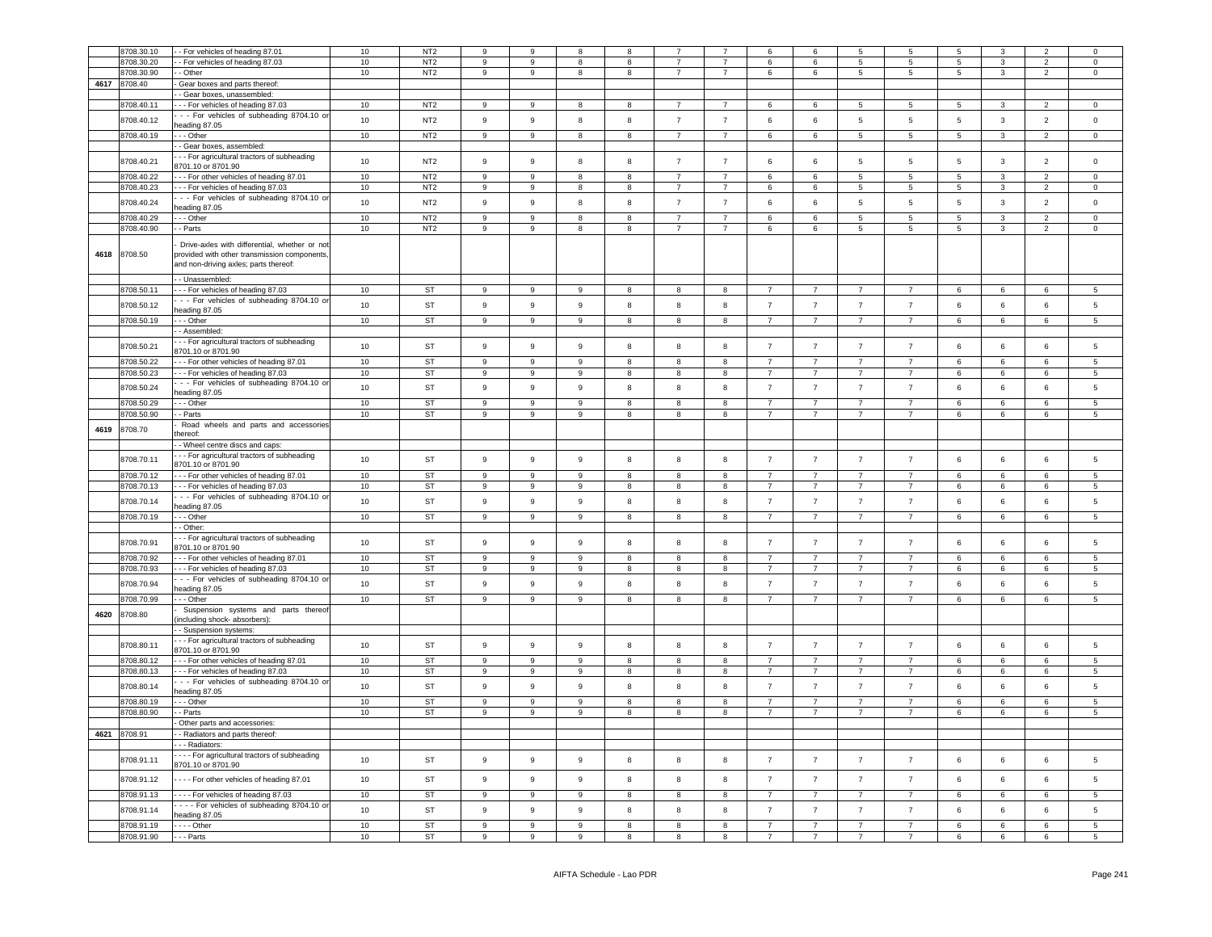| | 8708.30.10 | - - For vehicles of heading 87.01 | 10 | NT2 | 9 | 9 | 8 | 8 | 7 | 7 | 6 | 6 | 5 | 5 | 5 | 3 | 2 | 0 |
|---|---|---|---|---|---|---|---|---|---|---|---|---|---|---|---|---|---|---|
| | 8708.30.20 | - - For vehicles of heading 87.03 | 10 | NT2 | 9 | 9 | 8 | 8 | 7 | 7 | 6 | 6 | 5 | 5 | 5 | 3 | 2 | 0 |
| | 8708.30.90 | - - Other | 10 | NT2 | 9 | 9 | 8 | 8 | 7 | 7 | 6 | 6 | 5 | 5 | 5 | 3 | 2 | 0 |
| 4617 | 8708.40 | - Gear boxes and parts thereof: | | | | | | | | | | | | | | | | |
| | | - - Gear boxes, unassembled: | | | | | | | | | | | | | | | | |
| | 8708.40.11 | - - - For vehicles of heading 87.03 | 10 | NT2 | 9 | 9 | 8 | 8 | 7 | 7 | 6 | 6 | 5 | 5 | 5 | 3 | 2 | 0 |
| | 8708.40.12 | - - - For vehicles of subheading 8704.10 or heading 87.05 | 10 | NT2 | 9 | 9 | 8 | 8 | 7 | 7 | 6 | 6 | 5 | 5 | 5 | 3 | 2 | 0 |
| | 8708.40.19 | - - - Other | 10 | NT2 | 9 | 9 | 8 | 8 | 7 | 7 | 6 | 6 | 5 | 5 | 5 | 3 | 2 | 0 |
| | | - - Gear boxes, assembled: | | | | | | | | | | | | | | | | |
| | 8708.40.21 | - - - For agricultural tractors of subheading 8701.10 or 8701.90 | 10 | NT2 | 9 | 9 | 8 | 8 | 7 | 7 | 6 | 6 | 5 | 5 | 5 | 3 | 2 | 0 |
| | 8708.40.22 | - - - For other vehicles of heading 87.01 | 10 | NT2 | 9 | 9 | 8 | 8 | 7 | 7 | 6 | 6 | 5 | 5 | 5 | 3 | 2 | 0 |
| | 8708.40.23 | - - - For vehicles of heading 87.03 | 10 | NT2 | 9 | 9 | 8 | 8 | 7 | 7 | 6 | 6 | 5 | 5 | 5 | 3 | 2 | 0 |
| | 8708.40.24 | - - - For vehicles of subheading 8704.10 or heading 87.05 | 10 | NT2 | 9 | 9 | 8 | 8 | 7 | 7 | 6 | 6 | 5 | 5 | 5 | 3 | 2 | 0 |
| | 8708.40.29 | - - - Other | 10 | NT2 | 9 | 9 | 8 | 8 | 7 | 7 | 6 | 6 | 5 | 5 | 5 | 3 | 2 | 0 |
| | 8708.40.90 | - - Parts | 10 | NT2 | 9 | 9 | 8 | 8 | 7 | 7 | 6 | 6 | 5 | 5 | 5 | 3 | 2 | 0 |
| 4618 | 8708.50 | - Drive-axles with differential, whether or not provided with other transmission components, and non-driving axles; parts thereof: | | | | | | | | | | | | | | | | |
| | | - - Unassembled: | | | | | | | | | | | | | | | | |
| | 8708.50.11 | - - - For vehicles of heading 87.03 | 10 | ST | 9 | 9 | 9 | 8 | 8 | 8 | 7 | 7 | 7 | 7 | 6 | 6 | 6 | 5 |
| | 8708.50.12 | - - - For vehicles of subheading 8704.10 or heading 87.05 | 10 | ST | 9 | 9 | 9 | 8 | 8 | 8 | 7 | 7 | 7 | 7 | 6 | 6 | 6 | 5 |
| | 8708.50.19 | - - - Other | 10 | ST | 9 | 9 | 9 | 8 | 8 | 8 | 7 | 7 | 7 | 7 | 6 | 6 | 6 | 5 |
| | | - - Assembled: | | | | | | | | | | | | | | | | |
| | 8708.50.21 | - - - For agricultural tractors of subheading 8701.10 or 8701.90 | 10 | ST | 9 | 9 | 9 | 8 | 8 | 8 | 7 | 7 | 7 | 7 | 6 | 6 | 6 | 5 |
| | 8708.50.22 | - - - For other vehicles of heading 87.01 | 10 | ST | 9 | 9 | 9 | 8 | 8 | 8 | 7 | 7 | 7 | 7 | 6 | 6 | 6 | 5 |
| | 8708.50.23 | - - - For vehicles of heading 87.03 | 10 | ST | 9 | 9 | 9 | 8 | 8 | 8 | 7 | 7 | 7 | 7 | 6 | 6 | 6 | 5 |
| | 8708.50.24 | - - - For vehicles of subheading 8704.10 or heading 87.05 | 10 | ST | 9 | 9 | 9 | 8 | 8 | 8 | 7 | 7 | 7 | 7 | 6 | 6 | 6 | 5 |
| | 8708.50.29 | - - - Other | 10 | ST | 9 | 9 | 9 | 8 | 8 | 8 | 7 | 7 | 7 | 7 | 6 | 6 | 6 | 5 |
| | 8708.50.90 | - - Parts | 10 | ST | 9 | 9 | 9 | 8 | 8 | 8 | 7 | 7 | 7 | 7 | 6 | 6 | 6 | 5 |
| 4619 | 8708.70 | - Road wheels and parts and accessories thereof: | | | | | | | | | | | | | | | | |
| | | - - Wheel centre discs and caps: | | | | | | | | | | | | | | | | |
| | 8708.70.11 | - - - For agricultural tractors of subheading 8701.10 or 8701.90 | 10 | ST | 9 | 9 | 9 | 8 | 8 | 8 | 7 | 7 | 7 | 7 | 6 | 6 | 6 | 5 |
| | 8708.70.12 | - - - For other vehicles of heading 87.01 | 10 | ST | 9 | 9 | 9 | 8 | 8 | 8 | 7 | 7 | 7 | 7 | 6 | 6 | 6 | 5 |
| | 8708.70.13 | - - - For vehicles of heading 87.03 | 10 | ST | 9 | 9 | 9 | 8 | 8 | 8 | 7 | 7 | 7 | 7 | 6 | 6 | 6 | 5 |
| | 8708.70.14 | - - - For vehicles of subheading 8704.10 or heading 87.05 | 10 | ST | 9 | 9 | 9 | 8 | 8 | 8 | 7 | 7 | 7 | 7 | 6 | 6 | 6 | 5 |
| | 8708.70.19 | - - - Other | 10 | ST | 9 | 9 | 9 | 8 | 8 | 8 | 7 | 7 | 7 | 7 | 6 | 6 | 6 | 5 |
| | | - - Other: | | | | | | | | | | | | | | | | |
| | 8708.70.91 | - - - For agricultural tractors of subheading 8701.10 or 8701.90 | 10 | ST | 9 | 9 | 9 | 8 | 8 | 8 | 7 | 7 | 7 | 7 | 6 | 6 | 6 | 5 |
| | 8708.70.92 | - - - For other vehicles of heading 87.01 | 10 | ST | 9 | 9 | 9 | 8 | 8 | 8 | 7 | 7 | 7 | 7 | 6 | 6 | 6 | 5 |
| | 8708.70.93 | - - - For vehicles of heading 87.03 | 10 | ST | 9 | 9 | 9 | 8 | 8 | 8 | 7 | 7 | 7 | 7 | 6 | 6 | 6 | 5 |
| | 8708.70.94 | - - - For vehicles of subheading 8704.10 or heading 87.05 | 10 | ST | 9 | 9 | 9 | 8 | 8 | 8 | 7 | 7 | 7 | 7 | 6 | 6 | 6 | 5 |
| | 8708.70.99 | - - - Other | 10 | ST | 9 | 9 | 9 | 8 | 8 | 8 | 7 | 7 | 7 | 7 | 6 | 6 | 6 | 5 |
| 4620 | 8708.80 | - Suspension systems and parts thereof (including shock- absorbers): | | | | | | | | | | | | | | | | |
| | | - - Suspension systems: | | | | | | | | | | | | | | | | |
| | 8708.80.11 | - - - For agricultural tractors of subheading 8701.10 or 8701.90 | 10 | ST | 9 | 9 | 9 | 8 | 8 | 8 | 7 | 7 | 7 | 7 | 6 | 6 | 6 | 5 |
| | 8708.80.12 | - - - For other vehicles of heading 87.01 | 10 | ST | 9 | 9 | 9 | 8 | 8 | 8 | 7 | 7 | 7 | 7 | 6 | 6 | 6 | 5 |
| | 8708.80.13 | - - - For vehicles of heading 87.03 | 10 | ST | 9 | 9 | 9 | 8 | 8 | 8 | 7 | 7 | 7 | 7 | 6 | 6 | 6 | 5 |
| | 8708.80.14 | - - - For vehicles of subheading 8704.10 or heading 87.05 | 10 | ST | 9 | 9 | 9 | 8 | 8 | 8 | 7 | 7 | 7 | 7 | 6 | 6 | 6 | 5 |
| | 8708.80.19 | - - - Other | 10 | ST | 9 | 9 | 9 | 8 | 8 | 8 | 7 | 7 | 7 | 7 | 6 | 6 | 6 | 5 |
| | 8708.80.90 | - - Parts | 10 | ST | 9 | 9 | 9 | 8 | 8 | 8 | 7 | 7 | 7 | 7 | 6 | 6 | 6 | 5 |
| | | - Other parts and accessories: | | | | | | | | | | | | | | | | |
| 4621 | 8708.91 | - - Radiators and parts thereof: | | | | | | | | | | | | | | | | |
| | | - - - Radiators: | | | | | | | | | | | | | | | | |
| | 8708.91.11 | - - - - For agricultural tractors of subheading 8701.10 or 8701.90 | 10 | ST | 9 | 9 | 9 | 8 | 8 | 8 | 7 | 7 | 7 | 7 | 6 | 6 | 6 | 5 |
| | 8708.91.12 | - - - - For other vehicles of heading 87.01 | 10 | ST | 9 | 9 | 9 | 8 | 8 | 8 | 7 | 7 | 7 | 7 | 6 | 6 | 6 | 5 |
| | 8708.91.13 | - - - - For vehicles of heading 87.03 | 10 | ST | 9 | 9 | 9 | 8 | 8 | 8 | 7 | 7 | 7 | 7 | 6 | 6 | 6 | 5 |
| | 8708.91.14 | - - - - For vehicles of subheading 8704.10 or heading 87.05 | 10 | ST | 9 | 9 | 9 | 8 | 8 | 8 | 7 | 7 | 7 | 7 | 6 | 6 | 6 | 5 |
| | 8708.91.19 | - - - - Other | 10 | ST | 9 | 9 | 9 | 8 | 8 | 8 | 7 | 7 | 7 | 7 | 6 | 6 | 6 | 5 |
| | 8708.91.90 | - - - Parts | 10 | ST | 9 | 9 | 9 | 8 | 8 | 8 | 7 | 7 | 7 | 7 | 6 | 6 | 6 | 5 |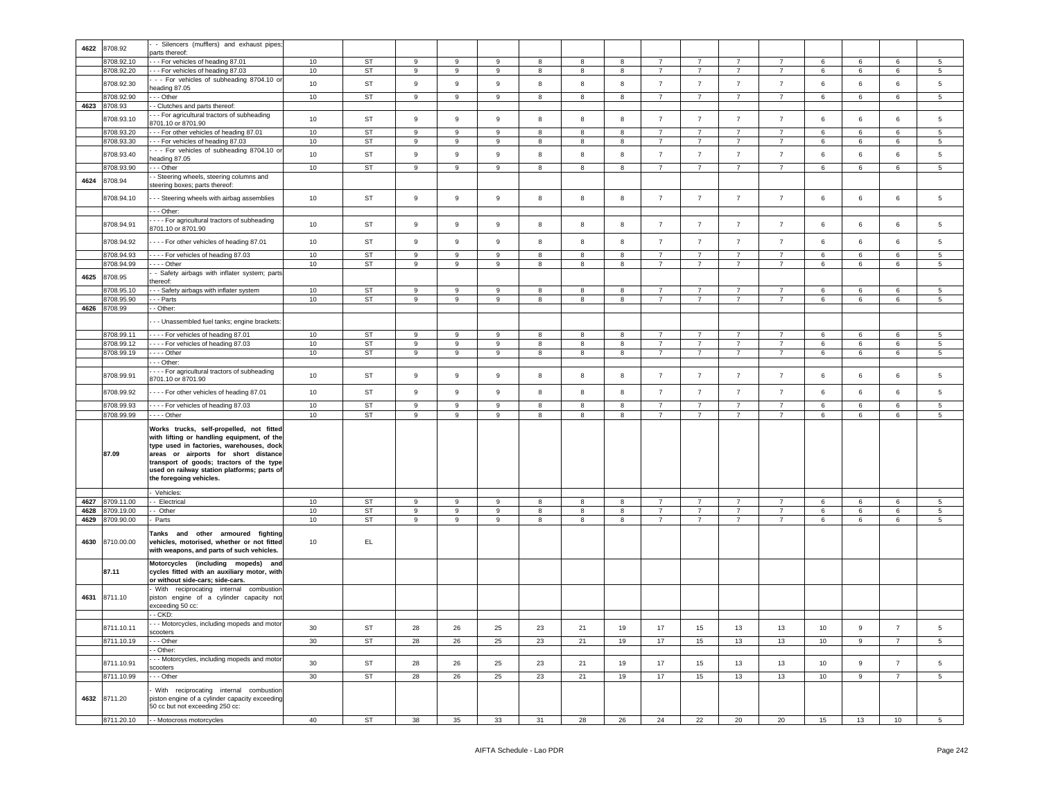| 4622 | 8708.92 | - - Silencers (mufflers) and exhaust pipes; parts thereof: | | | | | | | | | | | | | | | | |
|---|---|---|---|---|---|---|---|---|---|---|---|---|---|---|---|---|---|---|
| | 8708.92.10 | - - - For vehicles of heading 87.01 | 10 | ST | 9 | 9 | 9 | 8 | 8 | 8 | 7 | 7 | 7 | 7 | 6 | 6 | 6 | 5 |
| | 8708.92.20 | - - - For vehicles of heading 87.03 | 10 | ST | 9 | 9 | 9 | 8 | 8 | 8 | 7 | 7 | 7 | 7 | 6 | 6 | 6 | 5 |
| | 8708.92.30 | - - - For vehicles of subheading 8704.10 or heading 87.05 | 10 | ST | 9 | 9 | 9 | 8 | 8 | 8 | 7 | 7 | 7 | 7 | 6 | 6 | 6 | 5 |
| | 8708.92.90 | - - - Other | 10 | ST | 9 | 9 | 9 | 8 | 8 | 8 | 7 | 7 | 7 | 7 | 6 | 6 | 6 | 5 |
| 4623 | 8708.93 | - - Clutches and parts thereof: | | | | | | | | | | | | | | | | |
| | 8708.93.10 | - - - For agricultural tractors of subheading 8701.10 or 8701.90 | 10 | ST | 9 | 9 | 9 | 8 | 8 | 8 | 7 | 7 | 7 | 7 | 6 | 6 | 6 | 5 |
| | 8708.93.20 | - - - For other vehicles of heading 87.01 | 10 | ST | 9 | 9 | 9 | 8 | 8 | 8 | 7 | 7 | 7 | 7 | 6 | 6 | 6 | 5 |
| | 8708.93.30 | - - - For vehicles of heading 87.03 | 10 | ST | 9 | 9 | 9 | 8 | 8 | 8 | 7 | 7 | 7 | 7 | 6 | 6 | 6 | 5 |
| | 8708.93.40 | - - - For vehicles of subheading 8704.10 or heading 87.05 | 10 | ST | 9 | 9 | 9 | 8 | 8 | 8 | 7 | 7 | 7 | 7 | 6 | 6 | 6 | 5 |
| | 8708.93.90 | - - - Other | 10 | ST | 9 | 9 | 9 | 8 | 8 | 8 | 7 | 7 | 7 | 7 | 6 | 6 | 6 | 5 |
| 4624 | 8708.94 | - - Steering wheels, steering columns and steering boxes; parts thereof: | | | | | | | | | | | | | | | | |
| | 8708.94.10 | - - - Steering wheels with airbag assemblies | 10 | ST | 9 | 9 | 9 | 8 | 8 | 8 | 7 | 7 | 7 | 7 | 6 | 6 | 6 | 5 |
| | | - - - Other: | | | | | | | | | | | | | | | | |
| | 8708.94.91 | - - - - For agricultural tractors of subheading 8701.10 or 8701.90 | 10 | ST | 9 | 9 | 9 | 8 | 8 | 8 | 7 | 7 | 7 | 7 | 6 | 6 | 6 | 5 |
| | 8708.94.92 | - - - - For other vehicles of heading 87.01 | 10 | ST | 9 | 9 | 9 | 8 | 8 | 8 | 7 | 7 | 7 | 7 | 6 | 6 | 6 | 5 |
| | 8708.94.93 | - - - - For vehicles of heading 87.03 | 10 | ST | 9 | 9 | 9 | 8 | 8 | 8 | 7 | 7 | 7 | 7 | 6 | 6 | 6 | 5 |
| | 8708.94.99 | - - - - Other | 10 | ST | 9 | 9 | 9 | 8 | 8 | 8 | 7 | 7 | 7 | 7 | 6 | 6 | 6 | 5 |
| 4625 | 8708.95 | - - Safety airbags with inflater system; parts thereof: | | | | | | | | | | | | | | | | |
| | 8708.95.10 | - - - Safety airbags with inflater system | 10 | ST | 9 | 9 | 9 | 8 | 8 | 8 | 7 | 7 | 7 | 7 | 6 | 6 | 6 | 5 |
| | 8708.95.90 | - - - Parts | 10 | ST | 9 | 9 | 9 | 8 | 8 | 8 | 7 | 7 | 7 | 7 | 6 | 6 | 6 | 5 |
| 4626 | 8708.99 | - - Other: | | | | | | | | | | | | | | | | |
| | | - - - Unassembled fuel tanks; engine brackets: | | | | | | | | | | | | | | | | |
| | 8708.99.11 | - - - - For vehicles of heading 87.01 | 10 | ST | 9 | 9 | 9 | 8 | 8 | 8 | 7 | 7 | 7 | 7 | 6 | 6 | 6 | 5 |
| | 8708.99.12 | - - - - For vehicles of heading 87.03 | 10 | ST | 9 | 9 | 9 | 8 | 8 | 8 | 7 | 7 | 7 | 7 | 6 | 6 | 6 | 5 |
| | 8708.99.19 | - - - - Other | 10 | ST | 9 | 9 | 9 | 8 | 8 | 8 | 7 | 7 | 7 | 7 | 6 | 6 | 6 | 5 |
| | | - - - Other: | | | | | | | | | | | | | | | | |
| | 8708.99.91 | - - - - For agricultural tractors of subheading 8701.10 or 8701.90 | 10 | ST | 9 | 9 | 9 | 8 | 8 | 8 | 7 | 7 | 7 | 7 | 6 | 6 | 6 | 5 |
| | 8708.99.92 | - - - - For other vehicles of heading 87.01 | 10 | ST | 9 | 9 | 9 | 8 | 8 | 8 | 7 | 7 | 7 | 7 | 6 | 6 | 6 | 5 |
| | 8708.99.93 | - - - - For vehicles of heading 87.03 | 10 | ST | 9 | 9 | 9 | 8 | 8 | 8 | 7 | 7 | 7 | 7 | 6 | 6 | 6 | 5 |
| | 8708.99.99 | - - - - Other | 10 | ST | 9 | 9 | 9 | 8 | 8 | 8 | 7 | 7 | 7 | 7 | 6 | 6 | 6 | 5 |
| | **87.09** | **Works trucks, self-propelled, not fitted with lifting or handling equipment, of the type used in factories, warehouses, dock areas or airports for short distance transport of goods; tractors of the type used on railway station platforms; parts of the foregoing vehicles.** | | | | | | | | | | | | | | | | |
| | | - Vehicles: | | | | | | | | | | | | | | | | |
| 4627 | 8709.11.00 | - - Electrical | 10 | ST | 9 | 9 | 9 | 8 | 8 | 8 | 7 | 7 | 7 | 7 | 6 | 6 | 6 | 5 |
| 4628 | 8709.19.00 | - - Other | 10 | ST | 9 | 9 | 9 | 8 | 8 | 8 | 7 | 7 | 7 | 7 | 6 | 6 | 6 | 5 |
| 4629 | 8709.90.00 | - Parts | 10 | ST | 9 | 9 | 9 | 8 | 8 | 8 | 7 | 7 | 7 | 7 | 6 | 6 | 6 | 5 |
| 4630 | 8710.00.00 | **Tanks and other armoured fighting vehicles, motorised, whether or not fitted with weapons, and parts of such vehicles.** | 10 | EL | | | | | | | | | | | | | | |
| | **87.11** | **Motorcycles (including mopeds) and cycles fitted with an auxiliary motor, with or without side-cars; side-cars.** | | | | | | | | | | | | | | | | |
| 4631 | 8711.10 | - With reciprocating internal combustion piston engine of a cylinder capacity not exceeding 50 cc: | | | | | | | | | | | | | | | | |
| | | - - CKD: | | | | | | | | | | | | | | | | |
| | 8711.10.11 | - - - Motorcycles, including mopeds and motor scooters | 30 | ST | 28 | 26 | 25 | 23 | 21 | 19 | 17 | 15 | 13 | 13 | 10 | 9 | 7 | 5 |
| | 8711.10.19 | - - - Other | 30 | ST | 28 | 26 | 25 | 23 | 21 | 19 | 17 | 15 | 13 | 13 | 10 | 9 | 7 | 5 |
| | | - - Other: | | | | | | | | | | | | | | | | |
| | 8711.10.91 | - - - Motorcycles, including mopeds and motor scooters | 30 | ST | 28 | 26 | 25 | 23 | 21 | 19 | 17 | 15 | 13 | 13 | 10 | 9 | 7 | 5 |
| | 8711.10.99 | - - - Other | 30 | ST | 28 | 26 | 25 | 23 | 21 | 19 | 17 | 15 | 13 | 13 | 10 | 9 | 7 | 5 |
| 4632 | 8711.20 | - With reciprocating internal combustion piston engine of a cylinder capacity exceeding 50 cc but not exceeding 250 cc: | | | | | | | | | | | | | | | | |
| | 8711.20.10 | - - Motocross motorcycles | 40 | ST | 38 | 35 | 33 | 31 | 28 | 26 | 24 | 22 | 20 | 20 | 15 | 13 | 10 | 5 |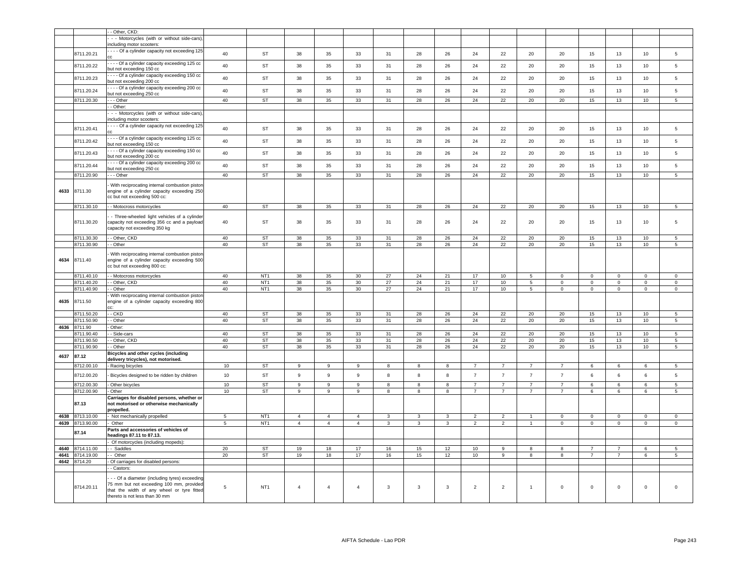| | | | | | | | | | | | | | | | | | |
|---|---|---|---|---|---|---|---|---|---|---|---|---|---|---|---|---|---|
| | | - - Other, CKD: | | | | | | | | | | | | | | | |
| | | - - - Motorcycles (with or without side-cars), including motor scooters: | | | | | | | | | | | | | | | |
| | 8711.20.21 | - - - - Of a cylinder capacity not exceeding 125 cc | 40 | ST | 38 | 35 | 33 | 31 | 28 | 26 | 24 | 22 | 20 | 20 | 15 | 13 | 10 | 5 |
| | 8711.20.22 | - - - - Of a cylinder capacity exceeding 125 cc but not exceeding 150 cc | 40 | ST | 38 | 35 | 33 | 31 | 28 | 26 | 24 | 22 | 20 | 20 | 15 | 13 | 10 | 5 |
| | 8711.20.23 | - - - - Of a cylinder capacity exceeding 150 cc but not exceeding 200 cc | 40 | ST | 38 | 35 | 33 | 31 | 28 | 26 | 24 | 22 | 20 | 20 | 15 | 13 | 10 | 5 |
| | 8711.20.24 | - - - - Of a cylinder capacity exceeding 200 cc but not exceeding 250 cc | 40 | ST | 38 | 35 | 33 | 31 | 28 | 26 | 24 | 22 | 20 | 20 | 15 | 13 | 10 | 5 |
| | 8711.20.30 | - - - Other | 40 | ST | 38 | 35 | 33 | 31 | 28 | 26 | 24 | 22 | 20 | 20 | 15 | 13 | 10 | 5 |
| | | - - Other: | | | | | | | | | | | | | | | |
| | | - - - Motorcycles (with or without side-cars), including motor scooters: | | | | | | | | | | | | | | | |
| | 8711.20.41 | - - - - Of a cylinder capacity not exceeding 125 cc | 40 | ST | 38 | 35 | 33 | 31 | 28 | 26 | 24 | 22 | 20 | 20 | 15 | 13 | 10 | 5 |
| | 8711.20.42 | - - - - Of a cylinder capacity exceeding 125 cc but not exceeding 150 cc | 40 | ST | 38 | 35 | 33 | 31 | 28 | 26 | 24 | 22 | 20 | 20 | 15 | 13 | 10 | 5 |
| | 8711.20.43 | - - - - Of a cylinder capacity exceeding 150 cc but not exceeding 200 cc | 40 | ST | 38 | 35 | 33 | 31 | 28 | 26 | 24 | 22 | 20 | 20 | 15 | 13 | 10 | 5 |
| | 8711.20.44 | - - - - Of a cylinder capacity exceeding 200 cc but not exceeding 250 cc | 40 | ST | 38 | 35 | 33 | 31 | 28 | 26 | 24 | 22 | 20 | 20 | 15 | 13 | 10 | 5 |
| | 8711.20.90 | - - - Other | 40 | ST | 38 | 35 | 33 | 31 | 28 | 26 | 24 | 22 | 20 | 20 | 15 | 13 | 10 | 5 |
| 4633 | 8711.30 | - With reciprocating internal combustion piston engine of a cylinder capacity exceeding 250 cc but not exceeding 500 cc: | | | | | | | | | | | | | | | |
| | 8711.30.10 | - - Motocross motorcycles | 40 | ST | 38 | 35 | 33 | 31 | 28 | 26 | 24 | 22 | 20 | 20 | 15 | 13 | 10 | 5 |
| | 8711.30.20 | - - Three-wheeled light vehicles of a cylinder capacity not exceeding 356 cc and a payload capacity not exceeding 350 kg | 40 | ST | 38 | 35 | 33 | 31 | 28 | 26 | 24 | 22 | 20 | 20 | 15 | 13 | 10 | 5 |
| | 8711.30.30 | - - Other, CKD | 40 | ST | 38 | 35 | 33 | 31 | 28 | 26 | 24 | 22 | 20 | 20 | 15 | 13 | 10 | 5 |
| | 8711.30.90 | - - Other | 40 | ST | 38 | 35 | 33 | 31 | 28 | 26 | 24 | 22 | 20 | 20 | 15 | 13 | 10 | 5 |
| 4634 | 8711.40 | - With reciprocating internal combustion piston engine of a cylinder capacity exceeding 500 cc but not exceeding 800 cc: | | | | | | | | | | | | | | | |
| | 8711.40.10 | - - Motocross motorcycles | 40 | NT1 | 38 | 35 | 30 | 27 | 24 | 21 | 17 | 10 | 5 | 0 | 0 | 0 | 0 | 0 |
| | 8711.40.20 | - - Other, CKD | 40 | NT1 | 38 | 35 | 30 | 27 | 24 | 21 | 17 | 10 | 5 | 0 | 0 | 0 | 0 | 0 |
| | 8711.40.90 | - - Other | 40 | NT1 | 38 | 35 | 30 | 27 | 24 | 21 | 17 | 10 | 5 | 0 | 0 | 0 | 0 | 0 |
| 4635 | 8711.50 | - With reciprocating internal combustion piston engine of a cylinder capacity exceeding 800 cc: | | | | | | | | | | | | | | | |
| | 8711.50.20 | - - CKD | 40 | ST | 38 | 35 | 33 | 31 | 28 | 26 | 24 | 22 | 20 | 20 | 15 | 13 | 10 | 5 |
| | 8711.50.90 | - - Other | 40 | ST | 38 | 35 | 33 | 31 | 28 | 26 | 24 | 22 | 20 | 20 | 15 | 13 | 10 | 5 |
| 4636 | 8711.90 | - Other: | | | | | | | | | | | | | | | |
| | 8711.90.40 | - - Side-cars | 40 | ST | 38 | 35 | 33 | 31 | 28 | 26 | 24 | 22 | 20 | 20 | 15 | 13 | 10 | 5 |
| | 8711.90.50 | - - Other, CKD | 40 | ST | 38 | 35 | 33 | 31 | 28 | 26 | 24 | 22 | 20 | 20 | 15 | 13 | 10 | 5 |
| | 8711.90.90 | - - Other | 40 | ST | 38 | 35 | 33 | 31 | 28 | 26 | 24 | 22 | 20 | 20 | 15 | 13 | 10 | 5 |
| 4637 | **87.12** | **Bicycles and other cycles (including delivery tricycles), not motorised.** | | | | | | | | | | | | | | | |
| | 8712.00.10 | - Racing bicycles | 10 | ST | 9 | 9 | 9 | 8 | 8 | 8 | 7 | 7 | 7 | 7 | 6 | 6 | 6 | 5 |
| | 8712.00.20 | - Bicycles designed to be ridden by children | 10 | ST | 9 | 9 | 9 | 8 | 8 | 8 | 7 | 7 | 7 | 7 | 6 | 6 | 6 | 5 |
| | 8712.00.30 | - Other bicycles | 10 | ST | 9 | 9 | 9 | 8 | 8 | 8 | 7 | 7 | 7 | 7 | 6 | 6 | 6 | 5 |
| | 8712.00.90 | - Other | 10 | ST | 9 | 9 | 9 | 8 | 8 | 8 | 7 | 7 | 7 | 7 | 6 | 6 | 6 | 5 |
| | **87.13** | **Carriages for disabled persons, whether or not motorised or otherwise mechanically propelled.** | | | | | | | | | | | | | | | |
| 4638 | 8713.10.00 | - Not mechanically propelled | 5 | NT1 | 4 | 4 | 4 | 3 | 3 | 3 | 2 | 2 | 1 | 0 | 0 | 0 | 0 | 0 |
| 4639 | 8713.90.00 | - Other | 5 | NT1 | 4 | 4 | 4 | 3 | 3 | 3 | 2 | 2 | 1 | 0 | 0 | 0 | 0 | 0 |
| | **87.14** | **Parts and accessories of vehicles of headings 87.11 to 87.13.** | | | | | | | | | | | | | | | |
| | | - Of motorcycles (including mopeds): | | | | | | | | | | | | | | | |
| 4640 | 8714.11.00 | - - Saddles | 20 | ST | 19 | 18 | 17 | 16 | 15 | 12 | 10 | 9 | 8 | 8 | 7 | 7 | 6 | 5 |
| 4641 | 8714.19.00 | - - Other | 20 | ST | 19 | 18 | 17 | 16 | 15 | 12 | 10 | 9 | 8 | 8 | 7 | 7 | 6 | 5 |
| 4642 | 8714.20 | - Of carriages for disabled persons: | | | | | | | | | | | | | | | |
| | | - - Castors: | | | | | | | | | | | | | | | |
| | 8714.20.11 | - - - Of a diameter (including tyres) exceeding 75 mm but not exceeding 100 mm, provided that the width of any wheel or tyre fitted thereto is not less than 30 mm | 5 | NT1 | 4 | 4 | 4 | 3 | 3 | 3 | 2 | 2 | 1 | 0 | 0 | 0 | 0 | 0 |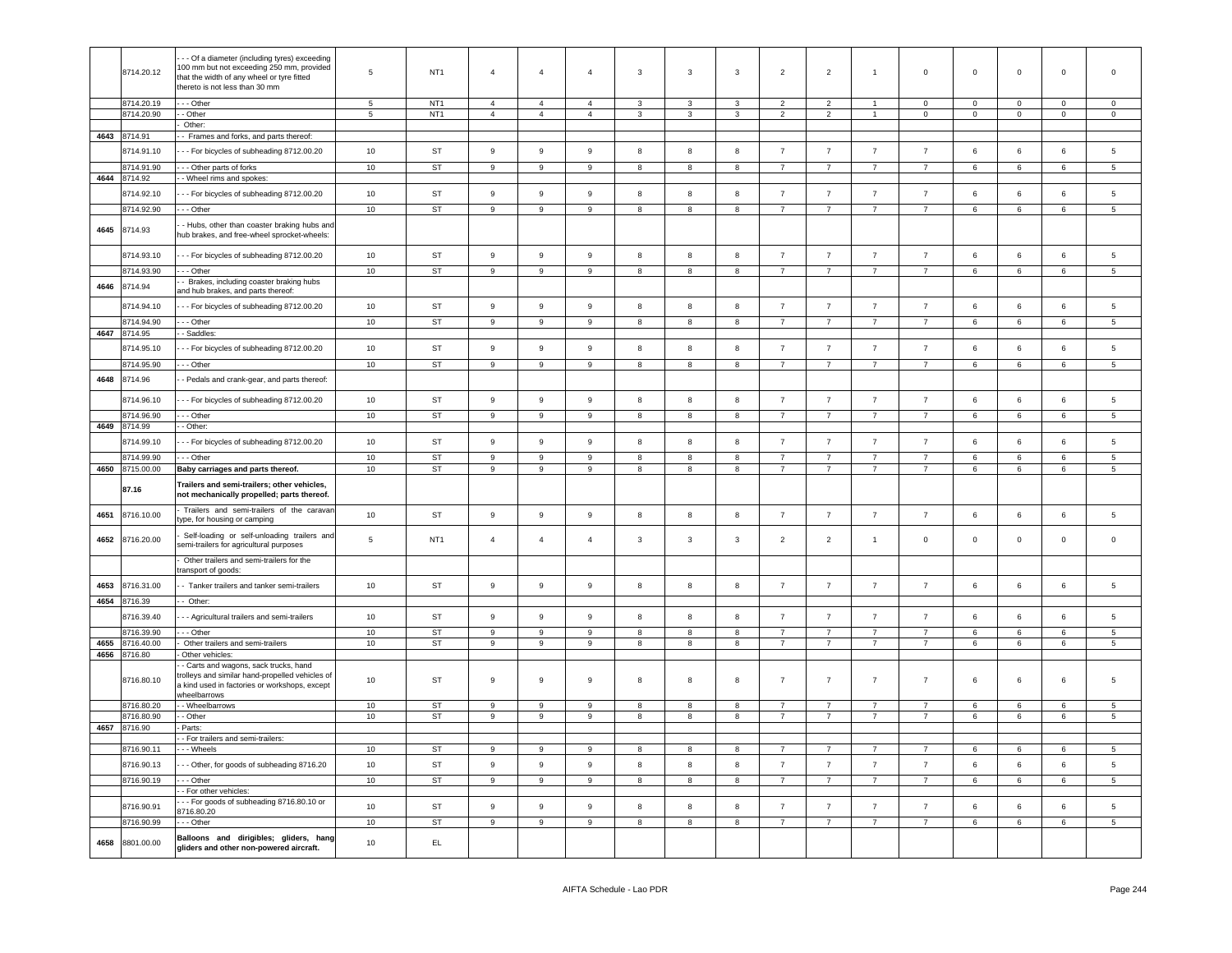| | 8714.20.12 | - - - Of a diameter (including tyres) exceeding 100 mm but not exceeding 250 mm, provided that the width of any wheel or tyre fitted thereto is not less than 30 mm | 5 | NT1 | 4 | 4 | 4 | 3 | 3 | 3 | 2 | 2 | 1 | 0 | 0 | 0 | 0 | 0 |
|---|---|---|---|---|---|---|---|---|---|---|---|---|---|---|---|---|---|---|
| | 8714.20.19 | - - - Other | 5 | NT1 | 4 | 4 | 4 | 3 | 3 | 3 | 2 | 2 | 1 | 0 | 0 | 0 | 0 | 0 |
| | 8714.20.90 | - - Other | 5 | NT1 | 4 | 4 | 4 | 3 | 3 | 3 | 2 | 2 | 1 | 0 | 0 | 0 | 0 | 0 |
| | | - Other: | | | | | | | | | | | | | | | | |
| 4643 | 8714.91 | - - Frames and forks, and parts thereof: | | | | | | | | | | | | | | | | |
| | 8714.91.10 | - - - For bicycles of subheading 8712.00.20 | 10 | ST | 9 | 9 | 9 | 8 | 8 | 8 | 7 | 7 | 7 | 7 | 6 | 6 | 6 | 5 |
| | 8714.91.90 | - - - Other parts of forks | 10 | ST | 9 | 9 | 9 | 8 | 8 | 8 | 7 | 7 | 7 | 7 | 6 | 6 | 6 | 5 |
| 4644 | 8714.92 | - - Wheel rims and spokes: | | | | | | | | | | | | | | | | |
| | 8714.92.10 | - - - For bicycles of subheading 8712.00.20 | 10 | ST | 9 | 9 | 9 | 8 | 8 | 8 | 7 | 7 | 7 | 7 | 6 | 6 | 6 | 5 |
| | 8714.92.90 | - - - Other | 10 | ST | 9 | 9 | 9 | 8 | 8 | 8 | 7 | 7 | 7 | 7 | 6 | 6 | 6 | 5 |
| 4645 | 8714.93 | - - Hubs, other than coaster braking hubs and hub brakes, and free-wheel sprocket-wheels: | | | | | | | | | | | | | | | | |
| | 8714.93.10 | - - - For bicycles of subheading 8712.00.20 | 10 | ST | 9 | 9 | 9 | 8 | 8 | 8 | 7 | 7 | 7 | 7 | 6 | 6 | 6 | 5 |
| | 8714.93.90 | - - - Other | 10 | ST | 9 | 9 | 9 | 8 | 8 | 8 | 7 | 7 | 7 | 7 | 6 | 6 | 6 | 5 |
| 4646 | 8714.94 | - - Brakes, including coaster braking hubs and hub brakes, and parts thereof: | | | | | | | | | | | | | | | | |
| | 8714.94.10 | - - - For bicycles of subheading 8712.00.20 | 10 | ST | 9 | 9 | 9 | 8 | 8 | 8 | 7 | 7 | 7 | 7 | 6 | 6 | 6 | 5 |
| | 8714.94.90 | - - - Other | 10 | ST | 9 | 9 | 9 | 8 | 8 | 8 | 7 | 7 | 7 | 7 | 6 | 6 | 6 | 5 |
| 4647 | 8714.95 | - - Saddles: | | | | | | | | | | | | | | | | |
| | 8714.95.10 | - - - For bicycles of subheading 8712.00.20 | 10 | ST | 9 | 9 | 9 | 8 | 8 | 8 | 7 | 7 | 7 | 7 | 6 | 6 | 6 | 5 |
| | 8714.95.90 | - - - Other | 10 | ST | 9 | 9 | 9 | 8 | 8 | 8 | 7 | 7 | 7 | 7 | 6 | 6 | 6 | 5 |
| 4648 | 8714.96 | - - Pedals and crank-gear, and parts thereof: | | | | | | | | | | | | | | | | |
| | 8714.96.10 | - - - For bicycles of subheading 8712.00.20 | 10 | ST | 9 | 9 | 9 | 8 | 8 | 8 | 7 | 7 | 7 | 7 | 6 | 6 | 6 | 5 |
| | 8714.96.90 | - - - Other | 10 | ST | 9 | 9 | 9 | 8 | 8 | 8 | 7 | 7 | 7 | 7 | 6 | 6 | 6 | 5 |
| 4649 | 8714.99 | - - Other: | | | | | | | | | | | | | | | | |
| | 8714.99.10 | - - - For bicycles of subheading 8712.00.20 | 10 | ST | 9 | 9 | 9 | 8 | 8 | 8 | 7 | 7 | 7 | 7 | 6 | 6 | 6 | 5 |
| | 8714.99.90 | - - - Other | 10 | ST | 9 | 9 | 9 | 8 | 8 | 8 | 7 | 7 | 7 | 7 | 6 | 6 | 6 | 5 |
| 4650 | 8715.00.00 | **Baby carriages and parts thereof.** | 10 | ST | 9 | 9 | 9 | 8 | 8 | 8 | 7 | 7 | 7 | 7 | 6 | 6 | 6 | 5 |
| | **87.16** | **Trailers and semi-trailers; other vehicles, not mechanically propelled; parts thereof.** | | | | | | | | | | | | | | | | |
| 4651 | 8716.10.00 | - Trailers and semi-trailers of the caravan type, for housing or camping | 10 | ST | 9 | 9 | 9 | 8 | 8 | 8 | 7 | 7 | 7 | 7 | 6 | 6 | 6 | 5 |
| 4652 | 8716.20.00 | - Self-loading or self-unloading trailers and semi-trailers for agricultural purposes | 5 | NT1 | 4 | 4 | 4 | 3 | 3 | 3 | 2 | 2 | 1 | 0 | 0 | 0 | 0 | 0 |
| | | - Other trailers and semi-trailers for the transport of goods: | | | | | | | | | | | | | | | | |
| 4653 | 8716.31.00 | - - Tanker trailers and tanker semi-trailers | 10 | ST | 9 | 9 | 9 | 8 | 8 | 8 | 7 | 7 | 7 | 7 | 6 | 6 | 6 | 5 |
| 4654 | 8716.39 | - - Other: | | | | | | | | | | | | | | | | |
| | 8716.39.40 | - - - Agricultural trailers and semi-trailers | 10 | ST | 9 | 9 | 9 | 8 | 8 | 8 | 7 | 7 | 7 | 7 | 6 | 6 | 6 | 5 |
| | 8716.39.90 | - - - Other | 10 | ST | 9 | 9 | 9 | 8 | 8 | 8 | 7 | 7 | 7 | 7 | 6 | 6 | 6 | 5 |
| 4655 | 8716.40.00 | - Other trailers and semi-trailers | 10 | ST | 9 | 9 | 9 | 8 | 8 | 8 | 7 | 7 | 7 | 7 | 6 | 6 | 6 | 5 |
| 4656 | 8716.80 | - Other vehicles: | | | | | | | | | | | | | | | | |
| | 8716.80.10 | - - Carts and wagons, sack trucks, hand trolleys and similar hand-propelled vehicles of a kind used in factories or workshops, except wheelbarrows | 10 | ST | 9 | 9 | 9 | 8 | 8 | 8 | 7 | 7 | 7 | 7 | 6 | 6 | 6 | 5 |
| | 8716.80.20 | - - Wheelbarrows | 10 | ST | 9 | 9 | 9 | 8 | 8 | 8 | 7 | 7 | 7 | 7 | 6 | 6 | 6 | 5 |
| | 8716.80.90 | - - Other | 10 | ST | 9 | 9 | 9 | 8 | 8 | 8 | 7 | 7 | 7 | 7 | 6 | 6 | 6 | 5 |
| 4657 | 8716.90 | - Parts: | | | | | | | | | | | | | | | | |
| | | - - For trailers and semi-trailers: | | | | | | | | | | | | | | | | |
| | 8716.90.11 | - - - Wheels | 10 | ST | 9 | 9 | 9 | 8 | 8 | 8 | 7 | 7 | 7 | 7 | 6 | 6 | 6 | 5 |
| | 8716.90.13 | - - - Other, for goods of subheading 8716.20 | 10 | ST | 9 | 9 | 9 | 8 | 8 | 8 | 7 | 7 | 7 | 7 | 6 | 6 | 6 | 5 |
| | 8716.90.19 | - - - Other | 10 | ST | 9 | 9 | 9 | 8 | 8 | 8 | 7 | 7 | 7 | 7 | 6 | 6 | 6 | 5 |
| | | - - For other vehicles: | | | | | | | | | | | | | | | | |
| | 8716.90.91 | - - - For goods of subheading 8716.80.10 or 8716.80.20 | 10 | ST | 9 | 9 | 9 | 8 | 8 | 8 | 7 | 7 | 7 | 7 | 6 | 6 | 6 | 5 |
| | 8716.90.99 | - - - Other | 10 | ST | 9 | 9 | 9 | 8 | 8 | 8 | 7 | 7 | 7 | 7 | 6 | 6 | 6 | 5 |
| 4658 | 8801.00.00 | **Balloons and dirigibles; gliders, hang gliders and other non-powered aircraft.** | 10 | EL | | | | | | | | | | | | | | |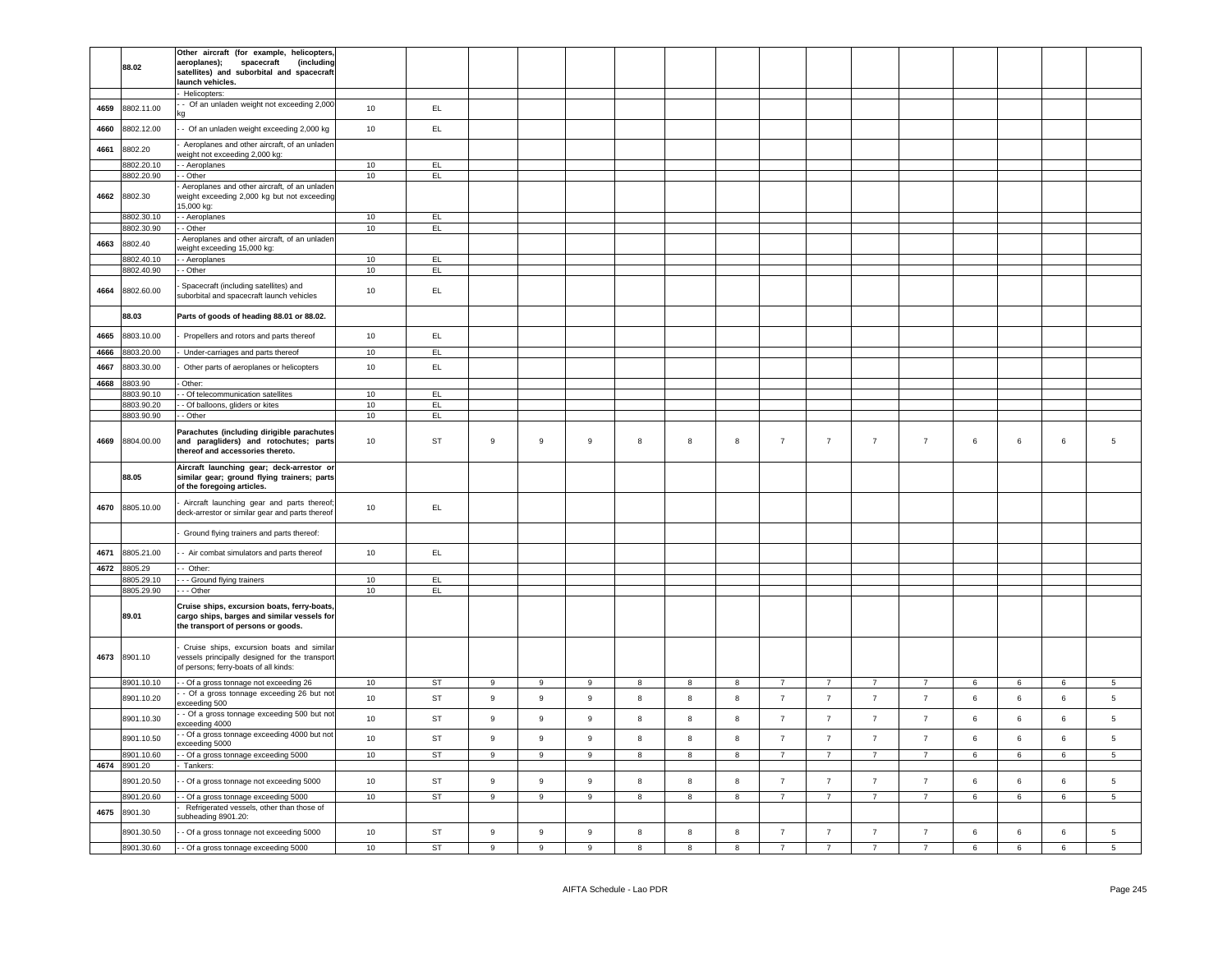| | 88.02 | Other aircraft (for example, helicopters, aeroplanes); spacecraft (including satellites) and suborbital and spacecraft launch vehicles. | | | | | | | | | | | | | | | | |
|---|---|---|---|---|---|---|---|---|---|---|---|---|---|---|---|---|---|---|
| | | - Helicopters: | | | | | | | | | | | | | | | | |
| 4659 | 8802.11.00 | - - Of an unladen weight not exceeding 2,000 kg | 10 | EL | | | | | | | | | | | | | | |
| 4660 | 8802.12.00 | - - Of an unladen weight exceeding 2,000 kg | 10 | EL | | | | | | | | | | | | | | |
| 4661 | 8802.20 | - Aeroplanes and other aircraft, of an unladen weight not exceeding 2,000 kg: | | | | | | | | | | | | | | | | |
| | 8802.20.10 | - - Aeroplanes | 10 | EL | | | | | | | | | | | | | | |
| | 8802.20.90 | - - Other | 10 | EL | | | | | | | | | | | | | | |
| 4662 | 8802.30 | - Aeroplanes and other aircraft, of an unladen weight exceeding 2,000 kg but not exceeding 15,000 kg: | | | | | | | | | | | | | | | | |
| | 8802.30.10 | - - Aeroplanes | 10 | EL | | | | | | | | | | | | | | |
| | 8802.30.90 | - - Other | 10 | EL | | | | | | | | | | | | | | |
| 4663 | 8802.40 | - Aeroplanes and other aircraft, of an unladen weight exceeding 15,000 kg: | | | | | | | | | | | | | | | | |
| | 8802.40.10 | - - Aeroplanes | 10 | EL | | | | | | | | | | | | | | |
| | 8802.40.90 | - - Other | 10 | EL | | | | | | | | | | | | | | |
| 4664 | 8802.60.00 | - Spacecraft (including satellites) and suborbital and spacecraft launch vehicles | 10 | EL | | | | | | | | | | | | | | |
| | 88.03 | Parts of goods of heading 88.01 or 88.02. | | | | | | | | | | | | | | | | |
| 4665 | 8803.10.00 | - Propellers and rotors and parts thereof | 10 | EL | | | | | | | | | | | | | | |
| 4666 | 8803.20.00 | - Under-carriages and parts thereof | 10 | EL | | | | | | | | | | | | | | |
| 4667 | 8803.30.00 | - Other parts of aeroplanes or helicopters | 10 | EL | | | | | | | | | | | | | | |
| 4668 | 8803.90 | - Other: | | | | | | | | | | | | | | | | |
| | 8803.90.10 | - - Of telecommunication satellites | 10 | EL | | | | | | | | | | | | | | |
| | 8803.90.20 | - - Of balloons, gliders or kites | 10 | EL | | | | | | | | | | | | | | |
| | 8803.90.90 | - - Other | 10 | EL | | | | | | | | | | | | | | |
| 4669 | 8804.00.00 | Parachutes (including dirigible parachutes and paragliders) and rotochutes; parts thereof and accessories thereto. | 10 | ST | 9 | 9 | 9 | 8 | 8 | 8 | 7 | 7 | 7 | 7 | 6 | 6 | 6 | 5 |
| | 88.05 | Aircraft launching gear; deck-arrestor or similar gear; ground flying trainers; parts of the foregoing articles. | | | | | | | | | | | | | | | | |
| 4670 | 8805.10.00 | - Aircraft launching gear and parts thereof; deck-arrestor or similar gear and parts thereof | 10 | EL | | | | | | | | | | | | | | |
| | | - Ground flying trainers and parts thereof: | | | | | | | | | | | | | | | | |
| 4671 | 8805.21.00 | - - Air combat simulators and parts thereof | 10 | EL | | | | | | | | | | | | | | |
| 4672 | 8805.29 | - - Other: | | | | | | | | | | | | | | | | |
| | 8805.29.10 | - - - Ground flying trainers | 10 | EL | | | | | | | | | | | | | | |
| | 8805.29.90 | - - - Other | 10 | EL | | | | | | | | | | | | | | |
| | 89.01 | Cruise ships, excursion boats, ferry-boats, cargo ships, barges and similar vessels for the transport of persons or goods. | | | | | | | | | | | | | | | | |
| 4673 | 8901.10 | - Cruise ships, excursion boats and similar vessels principally designed for the transport of persons; ferry-boats of all kinds: | | | | | | | | | | | | | | | | |
| | 8901.10.10 | - - Of a gross tonnage not exceeding 26 | 10 | ST | 9 | 9 | 9 | 8 | 8 | 8 | 7 | 7 | 7 | 7 | 6 | 6 | 6 | 5 |
| | 8901.10.20 | - - Of a gross tonnage exceeding 26 but not exceeding 500 | 10 | ST | 9 | 9 | 9 | 8 | 8 | 8 | 7 | 7 | 7 | 7 | 6 | 6 | 6 | 5 |
| | 8901.10.30 | - - Of a gross tonnage exceeding 500 but not exceeding 4000 | 10 | ST | 9 | 9 | 9 | 8 | 8 | 8 | 7 | 7 | 7 | 7 | 6 | 6 | 6 | 5 |
| | 8901.10.50 | - - Of a gross tonnage exceeding 4000 but not exceeding 5000 | 10 | ST | 9 | 9 | 9 | 8 | 8 | 8 | 7 | 7 | 7 | 7 | 6 | 6 | 6 | 5 |
| | 8901.10.60 | - - Of a gross tonnage exceeding 5000 | 10 | ST | 9 | 9 | 9 | 8 | 8 | 8 | 7 | 7 | 7 | 7 | 6 | 6 | 6 | 5 |
| 4674 | 8901.20 | - Tankers: | | | | | | | | | | | | | | | | |
| | 8901.20.50 | - - Of a gross tonnage not exceeding 5000 | 10 | ST | 9 | 9 | 9 | 8 | 8 | 8 | 7 | 7 | 7 | 7 | 6 | 6 | 6 | 5 |
| | 8901.20.60 | - - Of a gross tonnage exceeding 5000 | 10 | ST | 9 | 9 | 9 | 8 | 8 | 8 | 7 | 7 | 7 | 7 | 6 | 6 | 6 | 5 |
| 4675 | 8901.30 | - Refrigerated vessels, other than those of subheading 8901.20: | | | | | | | | | | | | | | | | |
| | 8901.30.50 | - - Of a gross tonnage not exceeding 5000 | 10 | ST | 9 | 9 | 9 | 8 | 8 | 8 | 7 | 7 | 7 | 7 | 6 | 6 | 6 | 5 |
| | 8901.30.60 | - - Of a gross tonnage exceeding 5000 | 10 | ST | 9 | 9 | 9 | 8 | 8 | 8 | 7 | 7 | 7 | 7 | 6 | 6 | 6 | 5 |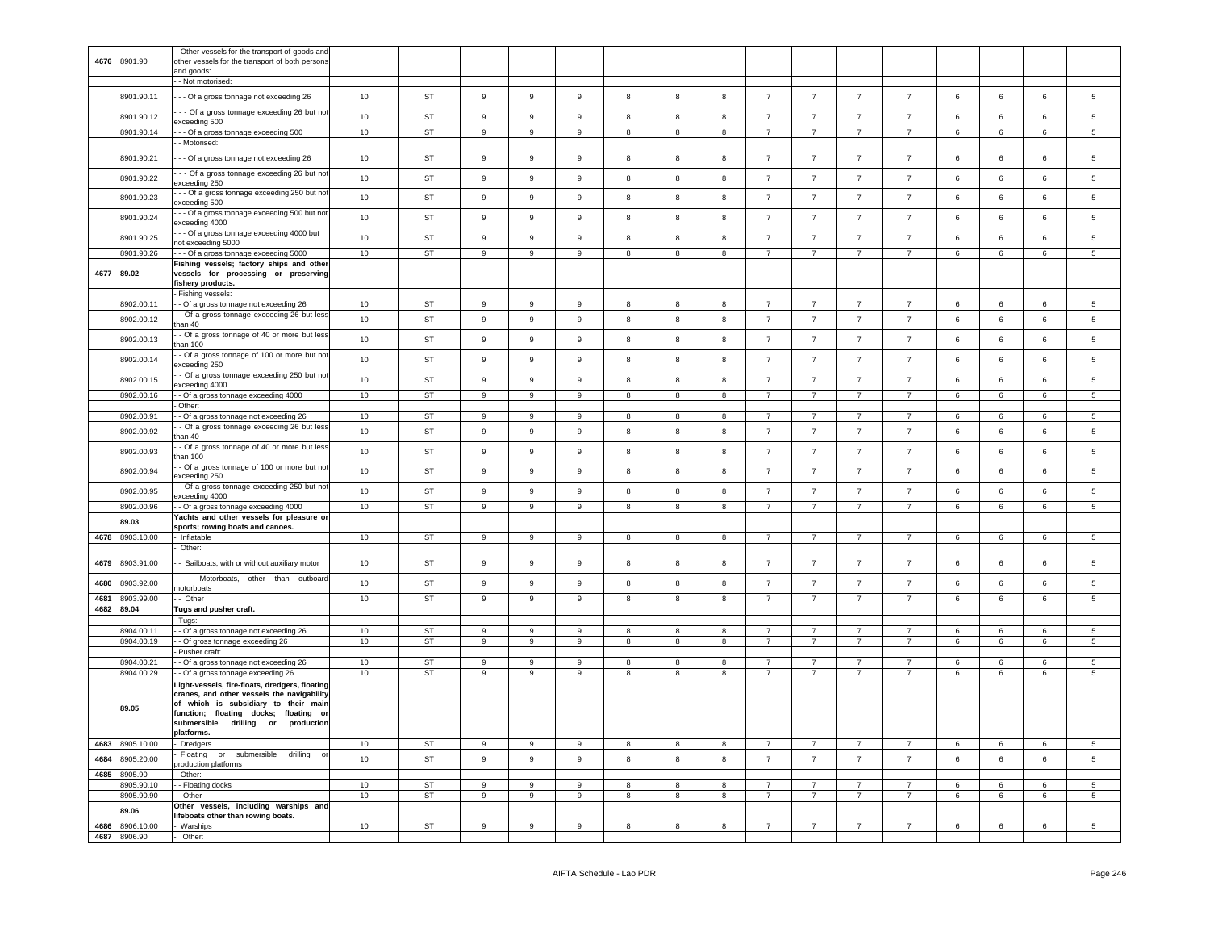| | | | | | | | | | | | | | | | | | |
|---|---|---|---|---|---|---|---|---|---|---|---|---|---|---|---|---|---|
| 4676 | 8901.90 | - Other vessels for the transport of goods and other vessels for the transport of both persons and goods: | | | | | | | | | | | | | | | |
| | | - - Not motorised: | | | | | | | | | | | | | | | |
| | 8901.90.11 | - - - Of a gross tonnage not exceeding 26 | 10 | ST | 9 | 9 | 9 | 8 | 8 | 8 | 7 | 7 | 7 | 7 | 6 | 6 | 6 | 5 |
| | 8901.90.12 | - - - Of a gross tonnage exceeding 26 but not exceeding 500 | 10 | ST | 9 | 9 | 9 | 8 | 8 | 8 | 7 | 7 | 7 | 7 | 6 | 6 | 6 | 5 |
| | 8901.90.14 | - - - Of a gross tonnage exceeding 500 | 10 | ST | 9 | 9 | 9 | 8 | 8 | 8 | 7 | 7 | 7 | 7 | 6 | 6 | 6 | 5 |
| | | - - Motorised: | | | | | | | | | | | | | | | |
| | 8901.90.21 | - - - Of a gross tonnage not exceeding 26 | 10 | ST | 9 | 9 | 9 | 8 | 8 | 8 | 7 | 7 | 7 | 7 | 6 | 6 | 6 | 5 |
| | 8901.90.22 | - - - Of a gross tonnage exceeding 26 but not exceeding 250 | 10 | ST | 9 | 9 | 9 | 8 | 8 | 8 | 7 | 7 | 7 | 7 | 6 | 6 | 6 | 5 |
| | 8901.90.23 | - - - Of a gross tonnage exceeding 250 but not exceeding 500 | 10 | ST | 9 | 9 | 9 | 8 | 8 | 8 | 7 | 7 | 7 | 7 | 6 | 6 | 6 | 5 |
| | 8901.90.24 | - - - Of a gross tonnage exceeding 500 but not exceeding 4000 | 10 | ST | 9 | 9 | 9 | 8 | 8 | 8 | 7 | 7 | 7 | 7 | 6 | 6 | 6 | 5 |
| | 8901.90.25 | - - - Of a gross tonnage exceeding 4000 but not exceeding 5000 | 10 | ST | 9 | 9 | 9 | 8 | 8 | 8 | 7 | 7 | 7 | 7 | 6 | 6 | 6 | 5 |
| | 8901.90.26 | - - - Of a gross tonnage exceeding 5000 | 10 | ST | 9 | 9 | 9 | 8 | 8 | 8 | 7 | 7 | 7 | 7 | 6 | 6 | 6 | 5 |
| 4677 | 89.02 | **Fishing vessels; factory ships and other vessels for processing or preserving fishery products.** | | | | | | | | | | | | | | | |
| | | - Fishing vessels: | | | | | | | | | | | | | | | |
| | 8902.00.11 | - - Of a gross tonnage not exceeding 26 | 10 | ST | 9 | 9 | 9 | 8 | 8 | 8 | 7 | 7 | 7 | 7 | 6 | 6 | 6 | 5 |
| | 8902.00.12 | - - Of a gross tonnage exceeding 26 but less than 40 | 10 | ST | 9 | 9 | 9 | 8 | 8 | 8 | 7 | 7 | 7 | 7 | 6 | 6 | 6 | 5 |
| | 8902.00.13 | - - Of a gross tonnage of 40 or more but less than 100 | 10 | ST | 9 | 9 | 9 | 8 | 8 | 8 | 7 | 7 | 7 | 7 | 6 | 6 | 6 | 5 |
| | 8902.00.14 | - - Of a gross tonnage of 100 or more but not exceeding 250 | 10 | ST | 9 | 9 | 9 | 8 | 8 | 8 | 7 | 7 | 7 | 7 | 6 | 6 | 6 | 5 |
| | 8902.00.15 | - - Of a gross tonnage exceeding 250 but not exceeding 4000 | 10 | ST | 9 | 9 | 9 | 8 | 8 | 8 | 7 | 7 | 7 | 7 | 6 | 6 | 6 | 5 |
| | 8902.00.16 | - - Of a gross tonnage exceeding 4000 | 10 | ST | 9 | 9 | 9 | 8 | 8 | 8 | 7 | 7 | 7 | 7 | 6 | 6 | 6 | 5 |
| | | - Other: | | | | | | | | | | | | | | | |
| | 8902.00.91 | - - Of a gross tonnage not exceeding 26 | 10 | ST | 9 | 9 | 9 | 8 | 8 | 8 | 7 | 7 | 7 | 7 | 6 | 6 | 6 | 5 |
| | 8902.00.92 | - - Of a gross tonnage exceeding 26 but less than 40 | 10 | ST | 9 | 9 | 9 | 8 | 8 | 8 | 7 | 7 | 7 | 7 | 6 | 6 | 6 | 5 |
| | 8902.00.93 | - - Of a gross tonnage of 40 or more but less than 100 | 10 | ST | 9 | 9 | 9 | 8 | 8 | 8 | 7 | 7 | 7 | 7 | 6 | 6 | 6 | 5 |
| | 8902.00.94 | - - Of a gross tonnage of 100 or more but not exceeding 250 | 10 | ST | 9 | 9 | 9 | 8 | 8 | 8 | 7 | 7 | 7 | 7 | 6 | 6 | 6 | 5 |
| | 8902.00.95 | - - Of a gross tonnage exceeding 250 but not exceeding 4000 | 10 | ST | 9 | 9 | 9 | 8 | 8 | 8 | 7 | 7 | 7 | 7 | 6 | 6 | 6 | 5 |
| | 8902.00.96 | - - Of a gross tonnage exceeding 4000 | 10 | ST | 9 | 9 | 9 | 8 | 8 | 8 | 7 | 7 | 7 | 7 | 6 | 6 | 6 | 5 |
| | 89.03 | **Yachts and other vessels for pleasure or sports; rowing boats and canoes.** | | | | | | | | | | | | | | | |
| 4678 | 8903.10.00 | - Inflatable | 10 | ST | 9 | 9 | 9 | 8 | 8 | 8 | 7 | 7 | 7 | 7 | 6 | 6 | 6 | 5 |
| | | - Other: | | | | | | | | | | | | | | | |
| 4679 | 8903.91.00 | - - Sailboats, with or without auxiliary motor | 10 | ST | 9 | 9 | 9 | 8 | 8 | 8 | 7 | 7 | 7 | 7 | 6 | 6 | 6 | 5 |
| 4680 | 8903.92.00 | - - Motorboats, other than outboard motorboats | 10 | ST | 9 | 9 | 9 | 8 | 8 | 8 | 7 | 7 | 7 | 7 | 6 | 6 | 6 | 5 |
| 4681 | 8903.99.00 | - - Other | 10 | ST | 9 | 9 | 9 | 8 | 8 | 8 | 7 | 7 | 7 | 7 | 6 | 6 | 6 | 5 |
| 4682 | 89.04 | **Tugs and pusher craft.** | | | | | | | | | | | | | | | |
| | | - Tugs: | | | | | | | | | | | | | | | |
| | 8904.00.11 | - - Of a gross tonnage not exceeding 26 | 10 | ST | 9 | 9 | 9 | 8 | 8 | 8 | 7 | 7 | 7 | 7 | 6 | 6 | 6 | 5 |
| | 8904.00.19 | - - Of gross tonnage exceeding 26 | 10 | ST | 9 | 9 | 9 | 8 | 8 | 8 | 7 | 7 | 7 | 7 | 6 | 6 | 6 | 5 |
| | | - Pusher craft: | | | | | | | | | | | | | | | |
| | 8904.00.21 | - - Of a gross tonnage not exceeding 26 | 10 | ST | 9 | 9 | 9 | 8 | 8 | 8 | 7 | 7 | 7 | 7 | 6 | 6 | 6 | 5 |
| | 8904.00.29 | - - Of a gross tonnage exceeding 26 | 10 | ST | 9 | 9 | 9 | 8 | 8 | 8 | 7 | 7 | 7 | 7 | 6 | 6 | 6 | 5 |
| | 89.05 | **Light-vessels, fire-floats, dredgers, floating cranes, and other vessels the navigability of which is subsidiary to their main function; floating docks; floating or submersible drilling or production platforms.** | | | | | | | | | | | | | | | |
| 4683 | 8905.10.00 | - Dredgers | 10 | ST | 9 | 9 | 9 | 8 | 8 | 8 | 7 | 7 | 7 | 7 | 6 | 6 | 6 | 5 |
| 4684 | 8905.20.00 | - Floating or submersible drilling or production platforms | 10 | ST | 9 | 9 | 9 | 8 | 8 | 8 | 7 | 7 | 7 | 7 | 6 | 6 | 6 | 5 |
| 4685 | 8905.90 | - Other: | | | | | | | | | | | | | | | |
| | 8905.90.10 | - - Floating docks | 10 | ST | 9 | 9 | 9 | 8 | 8 | 8 | 7 | 7 | 7 | 7 | 6 | 6 | 6 | 5 |
| | 8905.90.90 | - - Other | 10 | ST | 9 | 9 | 9 | 8 | 8 | 8 | 7 | 7 | 7 | 7 | 6 | 6 | 6 | 5 |
| | 89.06 | **Other vessels, including warships and lifeboats other than rowing boats.** | | | | | | | | | | | | | | | |
| 4686 | 8906.10.00 | - Warships | 10 | ST | 9 | 9 | 9 | 8 | 8 | 8 | 7 | 7 | 7 | 7 | 6 | 6 | 6 | 5 |
| 4687 | 8906.90 | - Other: | | | | | | | | | | | | | | | |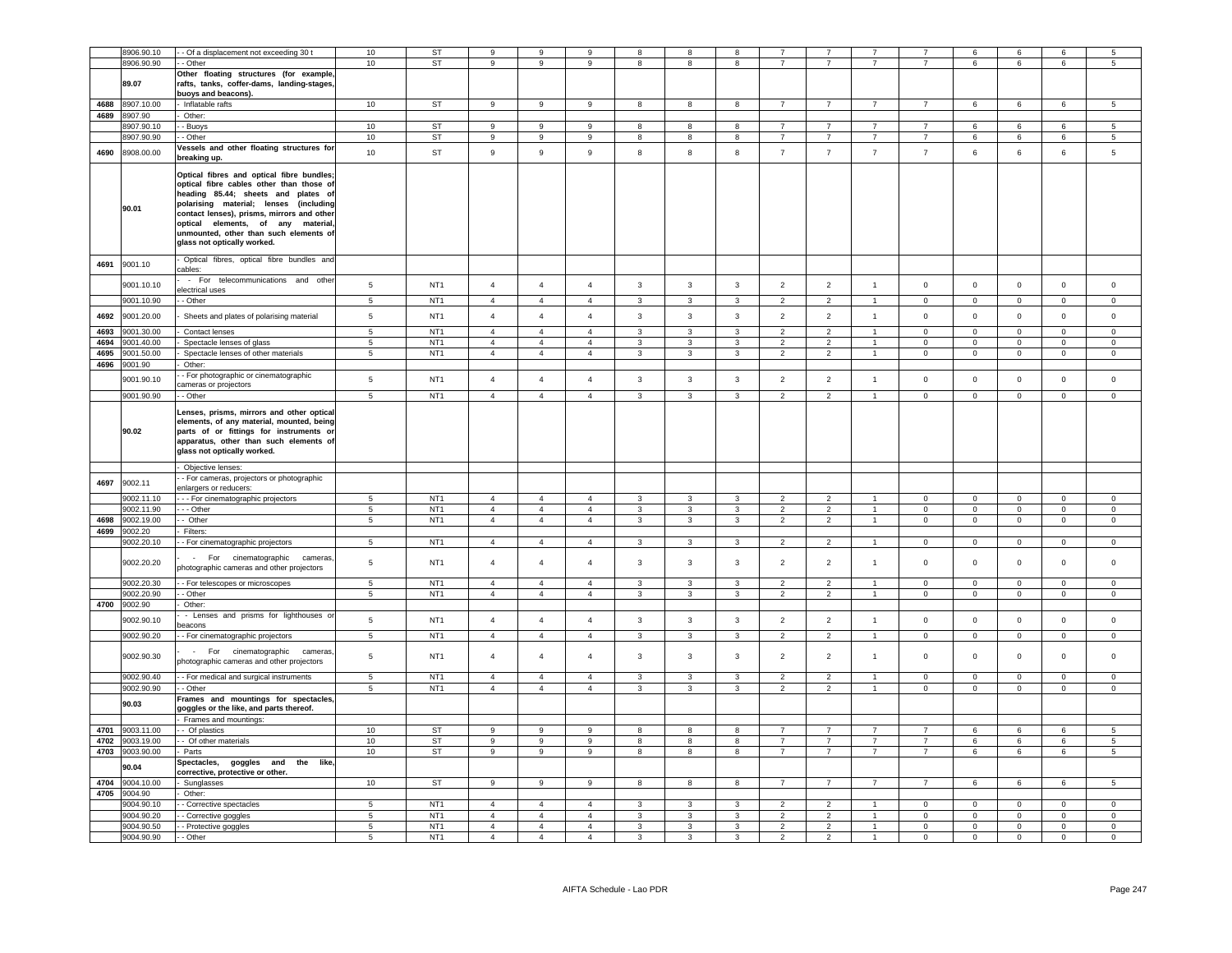| | | | | | | | | | | | | | | | | | | |
|---|---|---|---|---|---|---|---|---|---|---|---|---|---|---|---|---|---|---|
| | 8906.90.10 | - - Of a displacement not exceeding 30 t | 10 | ST | 9 | 9 | 9 | 8 | 8 | 8 | 7 | 7 | 7 | 7 | 6 | 6 | 6 | 5 |
| | 8906.90.90 | - - Other | 10 | ST | 9 | 9 | 9 | 8 | 8 | 8 | 7 | 7 | 7 | 7 | 6 | 6 | 6 | 5 |
| | **89.07** | **Other floating structures (for example, rafts, tanks, coffer-dams, landing-stages, buoys and beacons).** | | | | | | | | | | | | | | | | |
| 4688 | 8907.10.00 | - Inflatable rafts | 10 | ST | 9 | 9 | 9 | 8 | 8 | 8 | 7 | 7 | 7 | 7 | 6 | 6 | 6 | 5 |
| 4689 | 8907.90 | - Other: | | | | | | | | | | | | | | | | |
| | 8907.90.10 | - - Buoys | 10 | ST | 9 | 9 | 9 | 8 | 8 | 8 | 7 | 7 | 7 | 7 | 6 | 6 | 6 | 5 |
| | 8907.90.90 | - - Other | 10 | ST | 9 | 9 | 9 | 8 | 8 | 8 | 7 | 7 | 7 | 7 | 6 | 6 | 6 | 5 |
| 4690 | 8908.00.00 | **Vessels and other floating structures for breaking up.** | 10 | ST | 9 | 9 | 9 | 8 | 8 | 8 | 7 | 7 | 7 | 7 | 6 | 6 | 6 | 5 |
| | **90.01** | **Optical fibres and optical fibre bundles; optical fibre cables other than those of heading 85.44; sheets and plates of polarising material; lenses (including contact lenses), prisms, mirrors and other optical elements, of any material, unmounted, other than such elements of glass not optically worked.** | | | | | | | | | | | | | | | | |
| 4691 | 9001.10 | - Optical fibres, optical fibre bundles and cables: | | | | | | | | | | | | | | | | |
| | 9001.10.10 | - - For telecommunications and other electrical uses | 5 | NT1 | 4 | 4 | 4 | 3 | 3 | 3 | 2 | 2 | 1 | 0 | 0 | 0 | 0 | 0 |
| | 9001.10.90 | - - Other | 5 | NT1 | 4 | 4 | 4 | 3 | 3 | 3 | 2 | 2 | 1 | 0 | 0 | 0 | 0 | 0 |
| 4692 | 9001.20.00 | - Sheets and plates of polarising material | 5 | NT1 | 4 | 4 | 4 | 3 | 3 | 3 | 2 | 2 | 1 | 0 | 0 | 0 | 0 | 0 |
| 4693 | 9001.30.00 | - Contact lenses | 5 | NT1 | 4 | 4 | 4 | 3 | 3 | 3 | 2 | 2 | 1 | 0 | 0 | 0 | 0 | 0 |
| 4694 | 9001.40.00 | - Spectacle lenses of glass | 5 | NT1 | 4 | 4 | 4 | 3 | 3 | 3 | 2 | 2 | 1 | 0 | 0 | 0 | 0 | 0 |
| 4695 | 9001.50.00 | - Spectacle lenses of other materials | 5 | NT1 | 4 | 4 | 4 | 3 | 3 | 3 | 2 | 2 | 1 | 0 | 0 | 0 | 0 | 0 |
| 4696 | 9001.90 | - Other: | | | | | | | | | | | | | | | | |
| | 9001.90.10 | - - For photographic or cinematographic cameras or projectors | 5 | NT1 | 4 | 4 | 4 | 3 | 3 | 3 | 2 | 2 | 1 | 0 | 0 | 0 | 0 | 0 |
| | 9001.90.90 | - - Other | 5 | NT1 | 4 | 4 | 4 | 3 | 3 | 3 | 2 | 2 | 1 | 0 | 0 | 0 | 0 | 0 |
| | **90.02** | **Lenses, prisms, mirrors and other optical elements, of any material, mounted, being parts of or fittings for instruments or apparatus, other than such elements of glass not optically worked.** | | | | | | | | | | | | | | | | |
| | | - Objective lenses: | | | | | | | | | | | | | | | | |
| 4697 | 9002.11 | - - For cameras, projectors or photographic enlargers or reducers: | | | | | | | | | | | | | | | | |
| | 9002.11.10 | - - - For cinematographic projectors | 5 | NT1 | 4 | 4 | 4 | 3 | 3 | 3 | 2 | 2 | 1 | 0 | 0 | 0 | 0 | 0 |
| | 9002.11.90 | - - - Other | 5 | NT1 | 4 | 4 | 4 | 3 | 3 | 3 | 2 | 2 | 1 | 0 | 0 | 0 | 0 | 0 |
| 4698 | 9002.19.00 | - - Other | 5 | NT1 | 4 | 4 | 4 | 3 | 3 | 3 | 2 | 2 | 1 | 0 | 0 | 0 | 0 | 0 |
| 4699 | 9002.20 | - Filters: | | | | | | | | | | | | | | | | |
| | 9002.20.10 | - - For cinematographic projectors | 5 | NT1 | 4 | 4 | 4 | 3 | 3 | 3 | 2 | 2 | 1 | 0 | 0 | 0 | 0 | 0 |
| | 9002.20.20 | - - For cinematographic cameras, photographic cameras and other projectors | 5 | NT1 | 4 | 4 | 4 | 3 | 3 | 3 | 2 | 2 | 1 | 0 | 0 | 0 | 0 | 0 |
| | 9002.20.30 | - - For telescopes or microscopes | 5 | NT1 | 4 | 4 | 4 | 3 | 3 | 3 | 2 | 2 | 1 | 0 | 0 | 0 | 0 | 0 |
| | 9002.20.90 | - - Other | 5 | NT1 | 4 | 4 | 4 | 3 | 3 | 3 | 2 | 2 | 1 | 0 | 0 | 0 | 0 | 0 |
| 4700 | 9002.90 | - Other: | | | | | | | | | | | | | | | | |
| | 9002.90.10 | - - Lenses and prisms for lighthouses or beacons | 5 | NT1 | 4 | 4 | 4 | 3 | 3 | 3 | 2 | 2 | 1 | 0 | 0 | 0 | 0 | 0 |
| | 9002.90.20 | - - For cinematographic projectors | 5 | NT1 | 4 | 4 | 4 | 3 | 3 | 3 | 2 | 2 | 1 | 0 | 0 | 0 | 0 | 0 |
| | 9002.90.30 | - - For cinematographic cameras, photographic cameras and other projectors | 5 | NT1 | 4 | 4 | 4 | 3 | 3 | 3 | 2 | 2 | 1 | 0 | 0 | 0 | 0 | 0 |
| | 9002.90.40 | - - For medical and surgical instruments | 5 | NT1 | 4 | 4 | 4 | 3 | 3 | 3 | 2 | 2 | 1 | 0 | 0 | 0 | 0 | 0 |
| | 9002.90.90 | - - Other | 5 | NT1 | 4 | 4 | 4 | 3 | 3 | 3 | 2 | 2 | 1 | 0 | 0 | 0 | 0 | 0 |
| | **90.03** | **Frames and mountings for spectacles, goggles or the like, and parts thereof.** | | | | | | | | | | | | | | | | |
| | | - Frames and mountings: | | | | | | | | | | | | | | | | |
| 4701 | 9003.11.00 | - - Of plastics | 10 | ST | 9 | 9 | 9 | 8 | 8 | 8 | 7 | 7 | 7 | 7 | 6 | 6 | 6 | 5 |
| 4702 | 9003.19.00 | - - Of other materials | 10 | ST | 9 | 9 | 9 | 8 | 8 | 8 | 7 | 7 | 7 | 7 | 6 | 6 | 6 | 5 |
| 4703 | 9003.90.00 | - Parts | 10 | ST | 9 | 9 | 9 | 8 | 8 | 8 | 7 | 7 | 7 | 7 | 6 | 6 | 6 | 5 |
| | **90.04** | **Spectacles, goggles and the like, corrective, protective or other.** | | | | | | | | | | | | | | | | |
| 4704 | 9004.10.00 | - Sunglasses | 10 | ST | 9 | 9 | 9 | 8 | 8 | 8 | 7 | 7 | 7 | 7 | 6 | 6 | 6 | 5 |
| 4705 | 9004.90 | - Other: | | | | | | | | | | | | | | | | |
| | 9004.90.10 | - - Corrective spectacles | 5 | NT1 | 4 | 4 | 4 | 3 | 3 | 3 | 2 | 2 | 1 | 0 | 0 | 0 | 0 | 0 |
| | 9004.90.20 | - - Corrective goggles | 5 | NT1 | 4 | 4 | 4 | 3 | 3 | 3 | 2 | 2 | 1 | 0 | 0 | 0 | 0 | 0 |
| | 9004.90.50 | - - Protective goggles | 5 | NT1 | 4 | 4 | 4 | 3 | 3 | 3 | 2 | 2 | 1 | 0 | 0 | 0 | 0 | 0 |
| | 9004.90.90 | - - Other | 5 | NT1 | 4 | 4 | 4 | 3 | 3 | 3 | 2 | 2 | 1 | 0 | 0 | 0 | 0 | 0 |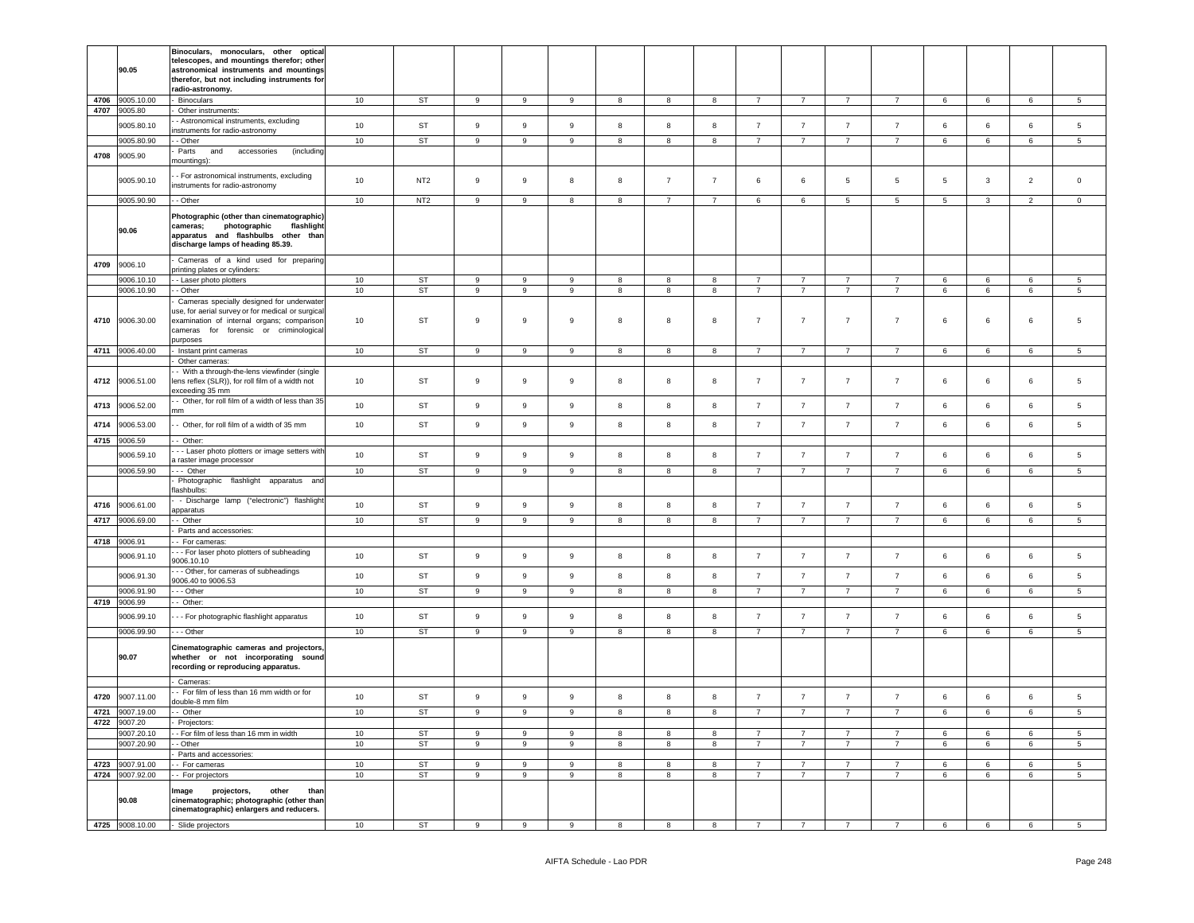| | | | | | | | | | | | | | | | | | | |
|---|---|---|---|---|---|---|---|---|---|---|---|---|---|---|---|---|---|---|
| | 90.05 | **Binoculars, monoculars, other optical telescopes, and mountings therefor; other astronomical instruments and mountings therefor, but not including instruments for radio-astronomy.** | | | | | | | | | | | | | | | | |
| 4706 | 9005.10.00 | - Binoculars | 10 | ST | 9 | 9 | 9 | 8 | 8 | 8 | 7 | 7 | 7 | 7 | 6 | 6 | 6 | 5 |
| 4707 | 9005.80 | - Other instruments: | | | | | | | | | | | | | | | | |
| | 9005.80.10 | - - Astronomical instruments, excluding instruments for radio-astronomy | 10 | ST | 9 | 9 | 9 | 8 | 8 | 8 | 7 | 7 | 7 | 7 | 6 | 6 | 6 | 5 |
| | 9005.80.90 | - - Other | 10 | ST | 9 | 9 | 9 | 8 | 8 | 8 | 7 | 7 | 7 | 7 | 6 | 6 | 6 | 5 |
| 4708 | 9005.90 | - Parts and accessories (including mountings): | | | | | | | | | | | | | | | | |
| | 9005.90.10 | - - For astronomical instruments, excluding instruments for radio-astronomy | 10 | NT2 | 9 | 9 | 8 | 8 | 7 | 7 | 6 | 6 | 5 | 5 | 5 | 3 | 2 | 0 |
| | 9005.90.90 | - - Other | 10 | NT2 | 9 | 9 | 8 | 8 | 7 | 7 | 6 | 6 | 5 | 5 | 5 | 3 | 2 | 0 |
| | 90.06 | **Photographic (other than cinematographic) cameras; photographic flashlight apparatus and flashbulbs other than discharge lamps of heading 85.39.** | | | | | | | | | | | | | | | | |
| 4709 | 9006.10 | - Cameras of a kind used for preparing printing plates or cylinders: | | | | | | | | | | | | | | | | |
| | 9006.10.10 | - - Laser photo plotters | 10 | ST | 9 | 9 | 9 | 8 | 8 | 8 | 7 | 7 | 7 | 7 | 6 | 6 | 6 | 5 |
| | 9006.10.90 | - - Other | 10 | ST | 9 | 9 | 9 | 8 | 8 | 8 | 7 | 7 | 7 | 7 | 6 | 6 | 6 | 5 |
| 4710 | 9006.30.00 | - Cameras specially designed for underwater use, for aerial survey or for medical or surgical examination of internal organs; comparison cameras for forensic or criminological purposes | 10 | ST | 9 | 9 | 9 | 8 | 8 | 8 | 7 | 7 | 7 | 7 | 6 | 6 | 6 | 5 |
| 4711 | 9006.40.00 | - Instant print cameras | 10 | ST | 9 | 9 | 9 | 8 | 8 | 8 | 7 | 7 | 7 | 7 | 6 | 6 | 6 | 5 |
| | | - Other cameras: | | | | | | | | | | | | | | | | |
| 4712 | 9006.51.00 | - - With a through-the-lens viewfinder (single lens reflex (SLR)), for roll film of a width not exceeding 35 mm | 10 | ST | 9 | 9 | 9 | 8 | 8 | 8 | 7 | 7 | 7 | 7 | 6 | 6 | 6 | 5 |
| 4713 | 9006.52.00 | - - Other, for roll film of a width of less than 35 mm | 10 | ST | 9 | 9 | 9 | 8 | 8 | 8 | 7 | 7 | 7 | 7 | 6 | 6 | 6 | 5 |
| 4714 | 9006.53.00 | - - Other, for roll film of a width of 35 mm | 10 | ST | 9 | 9 | 9 | 8 | 8 | 8 | 7 | 7 | 7 | 7 | 6 | 6 | 6 | 5 |
| 4715 | 9006.59 | - - Other: | | | | | | | | | | | | | | | | |
| | 9006.59.10 | - - - Laser photo plotters or image setters with a raster image processor | 10 | ST | 9 | 9 | 9 | 8 | 8 | 8 | 7 | 7 | 7 | 7 | 6 | 6 | 6 | 5 |
| | 9006.59.90 | - - - Other | 10 | ST | 9 | 9 | 9 | 8 | 8 | 8 | 7 | 7 | 7 | 7 | 6 | 6 | 6 | 5 |
| | | - Photographic flashlight apparatus and flashbulbs: | | | | | | | | | | | | | | | | |
| 4716 | 9006.61.00 | - - Discharge lamp ("electronic") flashlight apparatus | 10 | ST | 9 | 9 | 9 | 8 | 8 | 8 | 7 | 7 | 7 | 7 | 6 | 6 | 6 | 5 |
| 4717 | 9006.69.00 | - - Other | 10 | ST | 9 | 9 | 9 | 8 | 8 | 8 | 7 | 7 | 7 | 7 | 6 | 6 | 6 | 5 |
| | | - Parts and accessories: | | | | | | | | | | | | | | | | |
| 4718 | 9006.91 | - - For cameras: | | | | | | | | | | | | | | | | |
| | 9006.91.10 | - - - For laser photo plotters of subheading 9006.10.10 | 10 | ST | 9 | 9 | 9 | 8 | 8 | 8 | 7 | 7 | 7 | 7 | 6 | 6 | 6 | 5 |
| | 9006.91.30 | - - - Other, for cameras of subheadings 9006.40 to 9006.53 | 10 | ST | 9 | 9 | 9 | 8 | 8 | 8 | 7 | 7 | 7 | 7 | 6 | 6 | 6 | 5 |
| | 9006.91.90 | - - - Other | 10 | ST | 9 | 9 | 9 | 8 | 8 | 8 | 7 | 7 | 7 | 7 | 6 | 6 | 6 | 5 |
| 4719 | 9006.99 | - - Other: | | | | | | | | | | | | | | | | |
| | 9006.99.10 | - - - For photographic flashlight apparatus | 10 | ST | 9 | 9 | 9 | 8 | 8 | 8 | 7 | 7 | 7 | 7 | 6 | 6 | 6 | 5 |
| | 9006.99.90 | - - - Other | 10 | ST | 9 | 9 | 9 | 8 | 8 | 8 | 7 | 7 | 7 | 7 | 6 | 6 | 6 | 5 |
| | 90.07 | **Cinematographic cameras and projectors, whether or not incorporating sound recording or reproducing apparatus.** | | | | | | | | | | | | | | | | |
| | | - Cameras: | | | | | | | | | | | | | | | | |
| 4720 | 9007.11.00 | - - For film of less than 16 mm width or for double-8 mm film | 10 | ST | 9 | 9 | 9 | 8 | 8 | 8 | 7 | 7 | 7 | 7 | 6 | 6 | 6 | 5 |
| 4721 | 9007.19.00 | - - Other | 10 | ST | 9 | 9 | 9 | 8 | 8 | 8 | 7 | 7 | 7 | 7 | 6 | 6 | 6 | 5 |
| 4722 | 9007.20 | - Projectors: | | | | | | | | | | | | | | | | |
| | 9007.20.10 | - - For film of less than 16 mm in width | 10 | ST | 9 | 9 | 9 | 8 | 8 | 8 | 7 | 7 | 7 | 7 | 6 | 6 | 6 | 5 |
| | 9007.20.90 | - - Other | 10 | ST | 9 | 9 | 9 | 8 | 8 | 8 | 7 | 7 | 7 | 7 | 6 | 6 | 6 | 5 |
| | | - Parts and accessories: | | | | | | | | | | | | | | | | |
| 4723 | 9007.91.00 | - - For cameras | 10 | ST | 9 | 9 | 9 | 8 | 8 | 8 | 7 | 7 | 7 | 7 | 6 | 6 | 6 | 5 |
| 4724 | 9007.92.00 | - - For projectors | 10 | ST | 9 | 9 | 9 | 8 | 8 | 8 | 7 | 7 | 7 | 7 | 6 | 6 | 6 | 5 |
| | 90.08 | **Image projectors, other than cinematographic; photographic (other than cinematographic) enlargers and reducers.** | | | | | | | | | | | | | | | | |
| 4725 | 9008.10.00 | - Slide projectors | 10 | ST | 9 | 9 | 9 | 8 | 8 | 8 | 7 | 7 | 7 | 7 | 6 | 6 | 6 | 5 |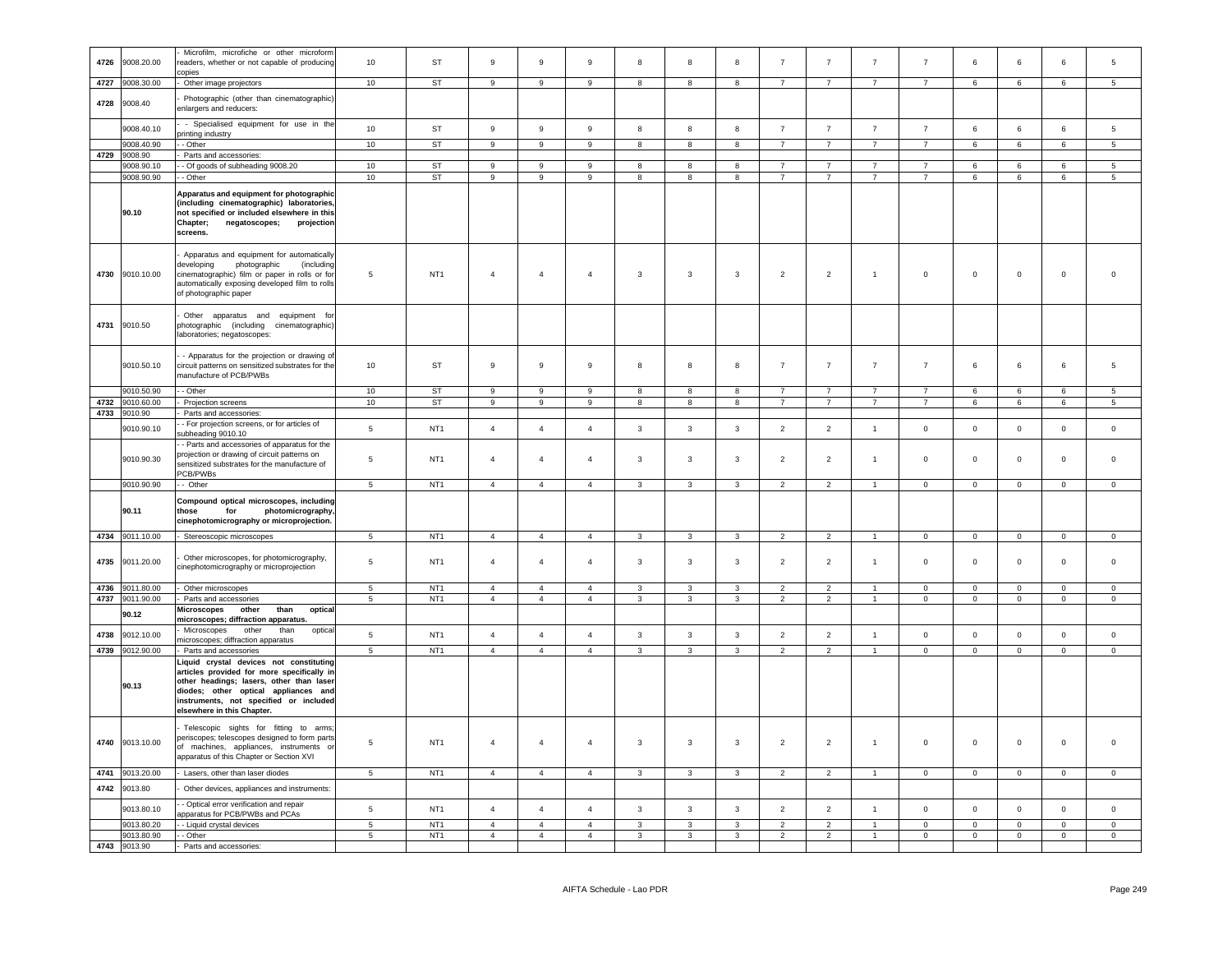| 4726 | 9008.20.00 | - Microfilm, microfiche or other microform readers, whether or not capable of producing copies | 10 | ST | 9 | 9 | 9 | 8 | 8 | 8 | 7 | 7 | 7 | 7 | 6 | 6 | 6 | 5 |
|---|---|---|---|---|---|---|---|---|---|---|---|---|---|---|---|---|---|---|
| 4727 | 9008.30.00 | - Other image projectors | 10 | ST | 9 | 9 | 9 | 8 | 8 | 8 | 7 | 7 | 7 | 7 | 6 | 6 | 6 | 5 |
| 4728 | 9008.40 | - Photographic (other than cinematographic) enlargers and reducers: | | | | | | | | | | | | | | | | |
| | 9008.40.10 | - - Specialised equipment for use in the printing industry | 10 | ST | 9 | 9 | 9 | 8 | 8 | 8 | 7 | 7 | 7 | 7 | 6 | 6 | 6 | 5 |
| | 9008.40.90 | - - Other | 10 | ST | 9 | 9 | 9 | 8 | 8 | 8 | 7 | 7 | 7 | 7 | 6 | 6 | 6 | 5 |
| 4729 | 9008.90 | - Parts and accessories: | | | | | | | | | | | | | | | | |
| | 9008.90.10 | - - Of goods of subheading 9008.20 | 10 | ST | 9 | 9 | 9 | 8 | 8 | 8 | 7 | 7 | 7 | 7 | 6 | 6 | 6 | 5 |
| | 9008.90.90 | - - Other | 10 | ST | 9 | 9 | 9 | 8 | 8 | 8 | 7 | 7 | 7 | 7 | 6 | 6 | 6 | 5 |
| | 90.10 | **Apparatus and equipment for photographic (including cinematographic) laboratories, not specified or included elsewhere in this Chapter; negatoscopes; projection screens.** | | | | | | | | | | | | | | | | |
| 4730 | 9010.10.00 | - Apparatus and equipment for automatically developing photographic (including cinematographic) film or paper in rolls or for automatically exposing developed film to rolls of photographic paper | 5 | NT1 | 4 | 4 | 4 | 3 | 3 | 3 | 2 | 2 | 1 | 0 | 0 | 0 | 0 | 0 |
| 4731 | 9010.50 | - Other apparatus and equipment for photographic (including cinematographic) laboratories; negatoscopes: | | | | | | | | | | | | | | | | |
| | 9010.50.10 | - - Apparatus for the projection or drawing of circuit patterns on sensitized substrates for the manufacture of PCB/PWBs | 10 | ST | 9 | 9 | 9 | 8 | 8 | 8 | 7 | 7 | 7 | 7 | 6 | 6 | 6 | 5 |
| | 9010.50.90 | - - Other | 10 | ST | 9 | 9 | 9 | 8 | 8 | 8 | 7 | 7 | 7 | 7 | 6 | 6 | 6 | 5 |
| 4732 | 9010.60.00 | - Projection screens | 10 | ST | 9 | 9 | 9 | 8 | 8 | 8 | 7 | 7 | 7 | 7 | 6 | 6 | 6 | 5 |
| 4733 | 9010.90 | - Parts and accessories: | | | | | | | | | | | | | | | | |
| | 9010.90.10 | - - For projection screens, or for articles of subheading 9010.10 | 5 | NT1 | 4 | 4 | 4 | 3 | 3 | 3 | 2 | 2 | 1 | 0 | 0 | 0 | 0 | 0 |
| | 9010.90.30 | - - Parts and accessories of apparatus for the projection or drawing of circuit patterns on sensitized substrates for the manufacture of PCB/PWBs | 5 | NT1 | 4 | 4 | 4 | 3 | 3 | 3 | 2 | 2 | 1 | 0 | 0 | 0 | 0 | 0 |
| | 9010.90.90 | - - Other | 5 | NT1 | 4 | 4 | 4 | 3 | 3 | 3 | 2 | 2 | 1 | 0 | 0 | 0 | 0 | 0 |
| | 90.11 | **Compound optical microscopes, including those for photomicrography, cinephotomicrography or microprojection.** | | | | | | | | | | | | | | | | |
| 4734 | 9011.10.00 | - Stereoscopic microscopes | 5 | NT1 | 4 | 4 | 4 | 3 | 3 | 3 | 2 | 2 | 1 | 0 | 0 | 0 | 0 | 0 |
| 4735 | 9011.20.00 | - Other microscopes, for photomicrography, cinephotomicrography or microprojection | 5 | NT1 | 4 | 4 | 4 | 3 | 3 | 3 | 2 | 2 | 1 | 0 | 0 | 0 | 0 | 0 |
| 4736 | 9011.80.00 | - Other microscopes | 5 | NT1 | 4 | 4 | 4 | 3 | 3 | 3 | 2 | 2 | 1 | 0 | 0 | 0 | 0 | 0 |
| 4737 | 9011.90.00 | - Parts and accessories | 5 | NT1 | 4 | 4 | 4 | 3 | 3 | 3 | 2 | 2 | 1 | 0 | 0 | 0 | 0 | 0 |
| | 90.12 | **Microscopes other than optical microscopes; diffraction apparatus.** | | | | | | | | | | | | | | | | |
| 4738 | 9012.10.00 | - Microscopes other than optical microscopes; diffraction apparatus | 5 | NT1 | 4 | 4 | 4 | 3 | 3 | 3 | 2 | 2 | 1 | 0 | 0 | 0 | 0 | 0 |
| 4739 | 9012.90.00 | - Parts and accessories | 5 | NT1 | 4 | 4 | 4 | 3 | 3 | 3 | 2 | 2 | 1 | 0 | 0 | 0 | 0 | 0 |
| | 90.13 | **Liquid crystal devices not constituting articles provided for more specifically in other headings; lasers, other than laser diodes; other optical appliances and instruments, not specified or included elsewhere in this Chapter.** | | | | | | | | | | | | | | | | |
| 4740 | 9013.10.00 | - Telescopic sights for fitting to arms; periscopes; telescopes designed to form parts of machines, appliances, instruments or apparatus of this Chapter or Section XVI | 5 | NT1 | 4 | 4 | 4 | 3 | 3 | 3 | 2 | 2 | 1 | 0 | 0 | 0 | 0 | 0 |
| 4741 | 9013.20.00 | - Lasers, other than laser diodes | 5 | NT1 | 4 | 4 | 4 | 3 | 3 | 3 | 2 | 2 | 1 | 0 | 0 | 0 | 0 | 0 |
| 4742 | 9013.80 | - Other devices, appliances and instruments: | | | | | | | | | | | | | | | | |
| | 9013.80.10 | - - Optical error verification and repair apparatus for PCB/PWBs and PCAs | 5 | NT1 | 4 | 4 | 4 | 3 | 3 | 3 | 2 | 2 | 1 | 0 | 0 | 0 | 0 | 0 |
| | 9013.80.20 | - - Liquid crystal devices | 5 | NT1 | 4 | 4 | 4 | 3 | 3 | 3 | 2 | 2 | 1 | 0 | 0 | 0 | 0 | 0 |
| | 9013.80.90 | - - Other | 5 | NT1 | 4 | 4 | 4 | 3 | 3 | 3 | 2 | 2 | 1 | 0 | 0 | 0 | 0 | 0 |
| 4743 | 9013.90 | - Parts and accessories: | | | | | | | | | | | | | | | | |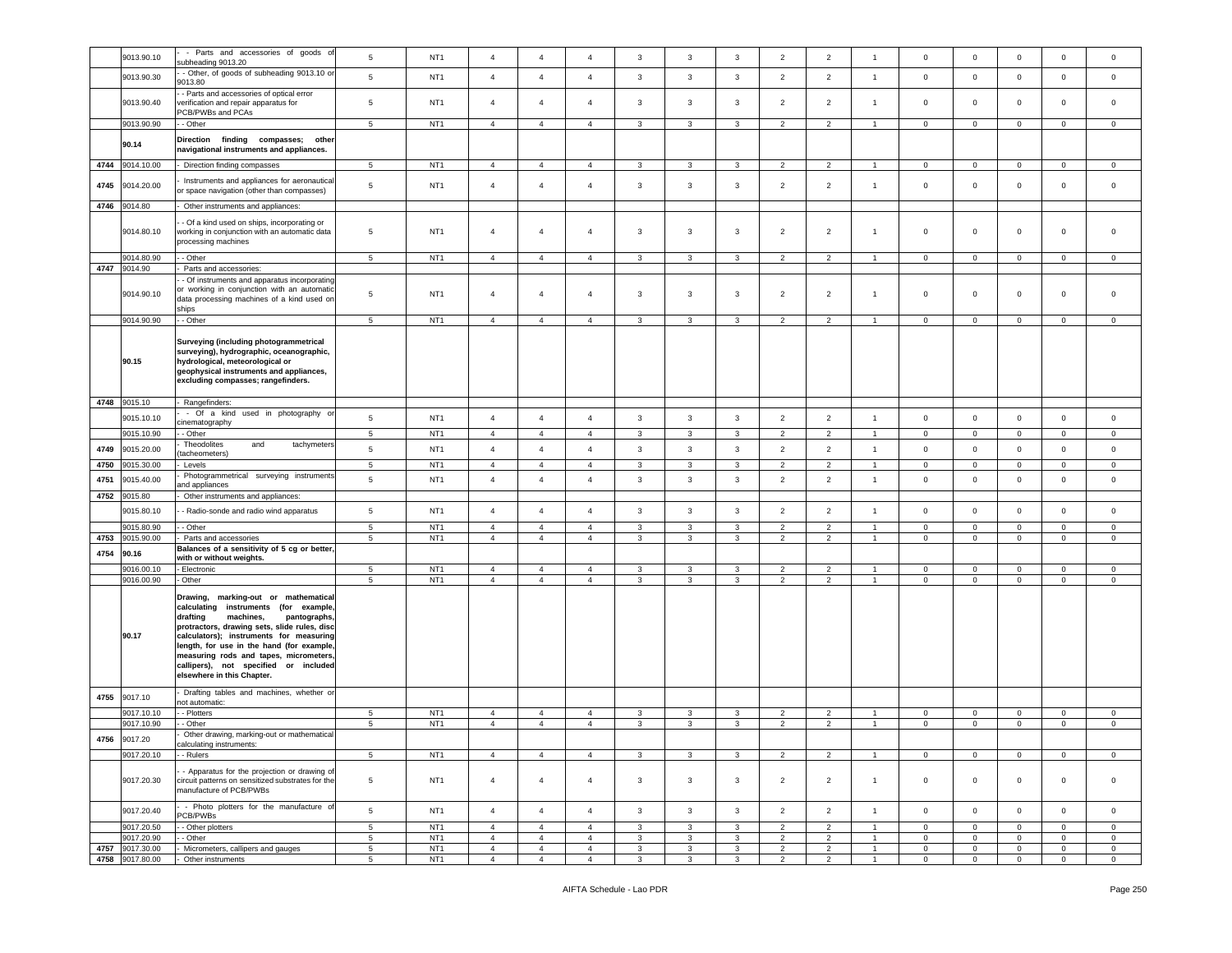| | 9013.90.10 | - - Parts and accessories of goods of subheading 9013.20 | 5 | NT1 | 4 | 4 | 4 | 3 | 3 | 3 | 2 | 2 | 1 | 0 | 0 | 0 | 0 | 0 |
|---|---|---|---|---|---|---|---|---|---|---|---|---|---|---|---|---|---|---|
| | 9013.90.30 | - - Other, of goods of subheading 9013.10 or 9013.80 | 5 | NT1 | 4 | 4 | 4 | 3 | 3 | 3 | 2 | 2 | 1 | 0 | 0 | 0 | 0 | 0 |
| | 9013.90.40 | - - Parts and accessories of optical error verification and repair apparatus for PCB/PWBs and PCAs | 5 | NT1 | 4 | 4 | 4 | 3 | 3 | 3 | 2 | 2 | 1 | 0 | 0 | 0 | 0 | 0 |
| | 9013.90.90 | - - Other | 5 | NT1 | 4 | 4 | 4 | 3 | 3 | 3 | 2 | 2 | 1 | 0 | 0 | 0 | 0 | 0 |
| | 90.14 | **Direction finding compasses; other navigational instruments and appliances.** | | | | | | | | | | | | | | | | |
| 4744 | 9014.10.00 | - Direction finding compasses | 5 | NT1 | 4 | 4 | 4 | 3 | 3 | 3 | 2 | 2 | 1 | 0 | 0 | 0 | 0 | 0 |
| 4745 | 9014.20.00 | - Instruments and appliances for aeronautical or space navigation (other than compasses) | 5 | NT1 | 4 | 4 | 4 | 3 | 3 | 3 | 2 | 2 | 1 | 0 | 0 | 0 | 0 | 0 |
| 4746 | 9014.80 | - Other instruments and appliances: | | | | | | | | | | | | | | | | |
| | 9014.80.10 | - - Of a kind used on ships, incorporating or working in conjunction with an automatic data processing machines | 5 | NT1 | 4 | 4 | 4 | 3 | 3 | 3 | 2 | 2 | 1 | 0 | 0 | 0 | 0 | 0 |
| | 9014.80.90 | - - Other | 5 | NT1 | 4 | 4 | 4 | 3 | 3 | 3 | 2 | 2 | 1 | 0 | 0 | 0 | 0 | 0 |
| 4747 | 9014.90 | - Parts and accessories: | | | | | | | | | | | | | | | | |
| | 9014.90.10 | - - Of instruments and apparatus incorporating or working in conjunction with an automatic data processing machines of a kind used on ships | 5 | NT1 | 4 | 4 | 4 | 3 | 3 | 3 | 2 | 2 | 1 | 0 | 0 | 0 | 0 | 0 |
| | 9014.90.90 | - - Other | 5 | NT1 | 4 | 4 | 4 | 3 | 3 | 3 | 2 | 2 | 1 | 0 | 0 | 0 | 0 | 0 |
| | 90.15 | **Surveying (including photogrammetrical surveying), hydrographic, oceanographic, hydrological, meteorological or geophysical instruments and appliances, excluding compasses; rangefinders.** | | | | | | | | | | | | | | | | |
| 4748 | 9015.10 | - Rangefinders: | | | | | | | | | | | | | | | | |
| | 9015.10.10 | - - Of a kind used in photography or cinematography | 5 | NT1 | 4 | 4 | 4 | 3 | 3 | 3 | 2 | 2 | 1 | 0 | 0 | 0 | 0 | 0 |
| | 9015.10.90 | - - Other | 5 | NT1 | 4 | 4 | 4 | 3 | 3 | 3 | 2 | 2 | 1 | 0 | 0 | 0 | 0 | 0 |
| 4749 | 9015.20.00 | - Theodolites and tachymeters (tacheometers) | 5 | NT1 | 4 | 4 | 4 | 3 | 3 | 3 | 2 | 2 | 1 | 0 | 0 | 0 | 0 | 0 |
| 4750 | 9015.30.00 | - Levels | 5 | NT1 | 4 | 4 | 4 | 3 | 3 | 3 | 2 | 2 | 1 | 0 | 0 | 0 | 0 | 0 |
| 4751 | 9015.40.00 | - Photogrammetrical surveying instruments and appliances | 5 | NT1 | 4 | 4 | 4 | 3 | 3 | 3 | 2 | 2 | 1 | 0 | 0 | 0 | 0 | 0 |
| 4752 | 9015.80 | - Other instruments and appliances: | | | | | | | | | | | | | | | | |
| | 9015.80.10 | - - Radio-sonde and radio wind apparatus | 5 | NT1 | 4 | 4 | 4 | 3 | 3 | 3 | 2 | 2 | 1 | 0 | 0 | 0 | 0 | 0 |
| | 9015.80.90 | - - Other | 5 | NT1 | 4 | 4 | 4 | 3 | 3 | 3 | 2 | 2 | 1 | 0 | 0 | 0 | 0 | 0 |
| 4753 | 9015.90.00 | - Parts and accessories | 5 | NT1 | 4 | 4 | 4 | 3 | 3 | 3 | 2 | 2 | 1 | 0 | 0 | 0 | 0 | 0 |
| 4754 | 90.16 | **Balances of a sensitivity of 5 cg or better, with or without weights.** | | | | | | | | | | | | | | | | |
| | 9016.00.10 | - Electronic | 5 | NT1 | 4 | 4 | 4 | 3 | 3 | 3 | 2 | 2 | 1 | 0 | 0 | 0 | 0 | 0 |
| | 9016.00.90 | - Other | 5 | NT1 | 4 | 4 | 4 | 3 | 3 | 3 | 2 | 2 | 1 | 0 | 0 | 0 | 0 | 0 |
| | 90.17 | **Drawing, marking-out or mathematical calculating instruments (for example, drafting machines, pantographs, protractors, drawing sets, slide rules, disc calculators); instruments for measuring length, for use in the hand (for example, measuring rods and tapes, micrometers, callipers), not specified or included elsewhere in this Chapter.** | | | | | | | | | | | | | | | | |
| 4755 | 9017.10 | - Drafting tables and machines, whether or not automatic: | | | | | | | | | | | | | | | | |
| | 9017.10.10 | - - Plotters | 5 | NT1 | 4 | 4 | 4 | 3 | 3 | 3 | 2 | 2 | 1 | 0 | 0 | 0 | 0 | 0 |
| | 9017.10.90 | - - Other | 5 | NT1 | 4 | 4 | 4 | 3 | 3 | 3 | 2 | 2 | 1 | 0 | 0 | 0 | 0 | 0 |
| 4756 | 9017.20 | - Other drawing, marking-out or mathematical calculating instruments: | | | | | | | | | | | | | | | | |
| | 9017.20.10 | - - Rulers | 5 | NT1 | 4 | 4 | 4 | 3 | 3 | 3 | 2 | 2 | 1 | 0 | 0 | 0 | 0 | 0 |
| | 9017.20.30 | - - Apparatus for the projection or drawing of circuit patterns on sensitized substrates for the manufacture of PCB/PWBs | 5 | NT1 | 4 | 4 | 4 | 3 | 3 | 3 | 2 | 2 | 1 | 0 | 0 | 0 | 0 | 0 |
| | 9017.20.40 | - - Photo plotters for the manufacture of PCB/PWBs | 5 | NT1 | 4 | 4 | 4 | 3 | 3 | 3 | 2 | 2 | 1 | 0 | 0 | 0 | 0 | 0 |
| | 9017.20.50 | - - Other plotters | 5 | NT1 | 4 | 4 | 4 | 3 | 3 | 3 | 2 | 2 | 1 | 0 | 0 | 0 | 0 | 0 |
| | 9017.20.90 | - - Other | 5 | NT1 | 4 | 4 | 4 | 3 | 3 | 3 | 2 | 2 | 1 | 0 | 0 | 0 | 0 | 0 |
| 4757 | 9017.30.00 | - Micrometers, callipers and gauges | 5 | NT1 | 4 | 4 | 4 | 3 | 3 | 3 | 2 | 2 | 1 | 0 | 0 | 0 | 0 | 0 |
| 4758 | 9017.80.00 | - Other instruments | 5 | NT1 | 4 | 4 | 4 | 3 | 3 | 3 | 2 | 2 | 1 | 0 | 0 | 0 | 0 | 0 |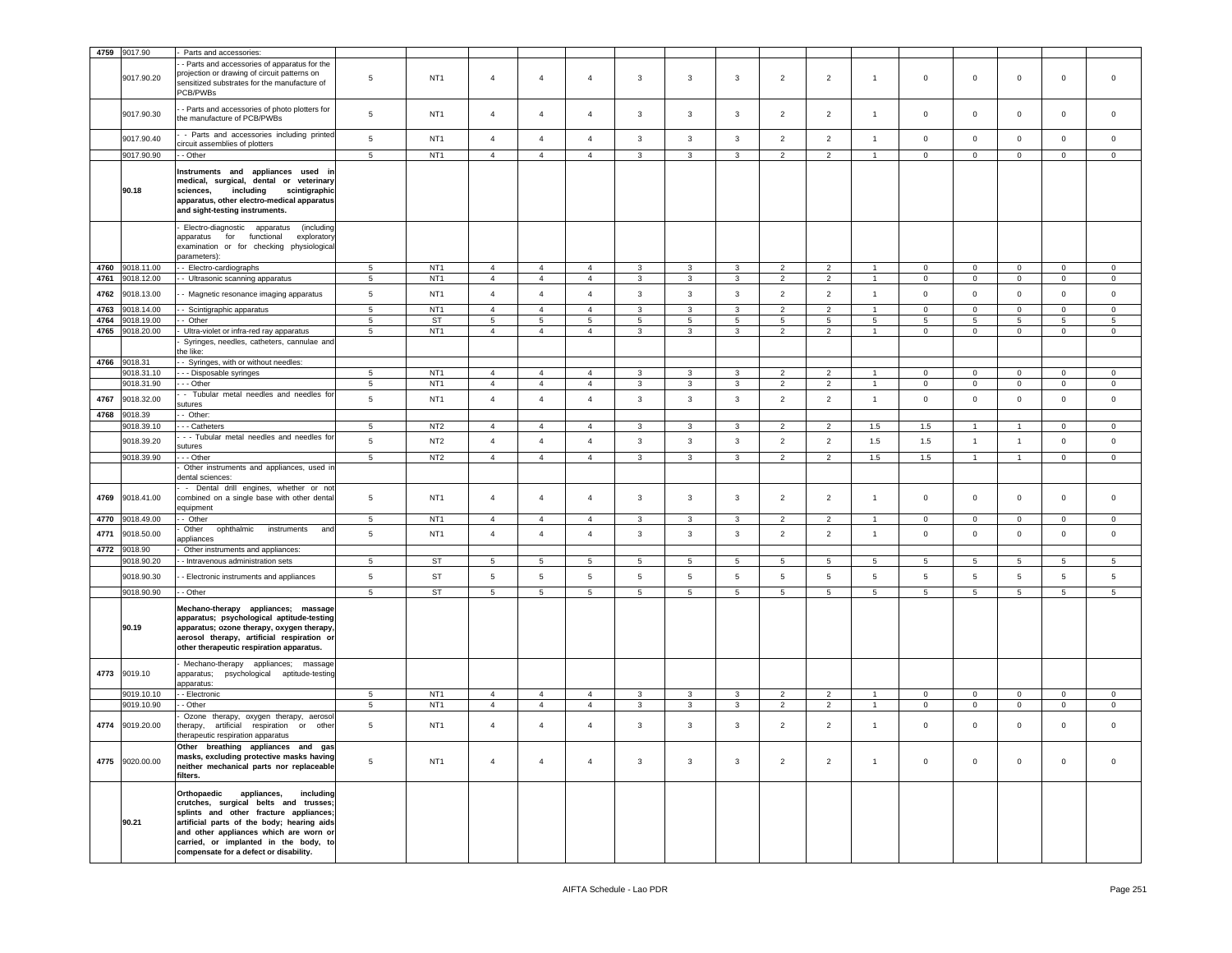| 4759 | 9017.90 | - Parts and accessories: | | | | | | | | | | | | | | | | |
|---|---|---|---|---|---|---|---|---|---|---|---|---|---|---|---|---|---|---|
| | 9017.90.20 | - - Parts and accessories of apparatus for the projection or drawing of circuit patterns on sensitized substrates for the manufacture of PCB/PWBs | 5 | NT1 | 4 | 4 | 4 | 3 | 3 | 3 | 2 | 2 | 1 | 0 | 0 | 0 | 0 | 0 |
| | 9017.90.30 | - - Parts and accessories of photo plotters for the manufacture of PCB/PWBs | 5 | NT1 | 4 | 4 | 4 | 3 | 3 | 3 | 2 | 2 | 1 | 0 | 0 | 0 | 0 | 0 |
| | 9017.90.40 | - - Parts and accessories including printed circuit assemblies of plotters | 5 | NT1 | 4 | 4 | 4 | 3 | 3 | 3 | 2 | 2 | 1 | 0 | 0 | 0 | 0 | 0 |
| | 9017.90.90 | - - Other | 5 | NT1 | 4 | 4 | 4 | 3 | 3 | 3 | 2 | 2 | 1 | 0 | 0 | 0 | 0 | 0 |
| | 90.18 | **Instruments and appliances used in medical, surgical, dental or veterinary sciences, including scintigraphic apparatus, other electro-medical apparatus and sight-testing instruments.** | | | | | | | | | | | | | | | | |
| | | - Electro-diagnostic apparatus (including apparatus for functional exploratory examination or for checking physiological parameters): | | | | | | | | | | | | | | | | |
| 4760 | 9018.11.00 | - - Electro-cardiographs | 5 | NT1 | 4 | 4 | 4 | 3 | 3 | 3 | 2 | 2 | 1 | 0 | 0 | 0 | 0 | 0 |
| 4761 | 9018.12.00 | - - Ultrasonic scanning apparatus | 5 | NT1 | 4 | 4 | 4 | 3 | 3 | 3 | 2 | 2 | 1 | 0 | 0 | 0 | 0 | 0 |
| 4762 | 9018.13.00 | - - Magnetic resonance imaging apparatus | 5 | NT1 | 4 | 4 | 4 | 3 | 3 | 3 | 2 | 2 | 1 | 0 | 0 | 0 | 0 | 0 |
| 4763 | 9018.14.00 | - - Scintigraphic apparatus | 5 | NT1 | 4 | 4 | 4 | 3 | 3 | 3 | 2 | 2 | 1 | 0 | 0 | 0 | 0 | 0 |
| 4764 | 9018.19.00 | - - Other | 5 | ST | 5 | 5 | 5 | 5 | 5 | 5 | 5 | 5 | 5 | 5 | 5 | 5 | 5 | 5 |
| 4765 | 9018.20.00 | - Ultra-violet or infra-red ray apparatus | 5 | NT1 | 4 | 4 | 4 | 3 | 3 | 3 | 2 | 2 | 1 | 0 | 0 | 0 | 0 | 0 |
| | | - Syringes, needles, catheters, cannulae and the like: | | | | | | | | | | | | | | | | |
| 4766 | 9018.31 | - - Syringes, with or without needles: | | | | | | | | | | | | | | | | |
| | 9018.31.10 | - - - Disposable syringes | 5 | NT1 | 4 | 4 | 4 | 3 | 3 | 3 | 2 | 2 | 1 | 0 | 0 | 0 | 0 | 0 |
| | 9018.31.90 | - - - Other | 5 | NT1 | 4 | 4 | 4 | 3 | 3 | 3 | 2 | 2 | 1 | 0 | 0 | 0 | 0 | 0 |
| 4767 | 9018.32.00 | - - Tubular metal needles and needles for sutures | 5 | NT1 | 4 | 4 | 4 | 3 | 3 | 3 | 2 | 2 | 1 | 0 | 0 | 0 | 0 | 0 |
| 4768 | 9018.39 | - - Other: | | | | | | | | | | | | | | | | |
| | 9018.39.10 | - - - Catheters | 5 | NT2 | 4 | 4 | 4 | 3 | 3 | 3 | 2 | 2 | 1.5 | 1.5 | 1 | 1 | 0 | 0 |
| | 9018.39.20 | - - - Tubular metal needles and needles for sutures | 5 | NT2 | 4 | 4 | 4 | 3 | 3 | 3 | 2 | 2 | 1.5 | 1.5 | 1 | 1 | 0 | 0 |
| | 9018.39.90 | - - - Other | 5 | NT2 | 4 | 4 | 4 | 3 | 3 | 3 | 2 | 2 | 1.5 | 1.5 | 1 | 1 | 0 | 0 |
| | | - Other instruments and appliances, used in dental sciences: | | | | | | | | | | | | | | | | |
| 4769 | 9018.41.00 | - - Dental drill engines, whether or not combined on a single base with other dental equipment | 5 | NT1 | 4 | 4 | 4 | 3 | 3 | 3 | 2 | 2 | 1 | 0 | 0 | 0 | 0 | 0 |
| 4770 | 9018.49.00 | - - Other | 5 | NT1 | 4 | 4 | 4 | 3 | 3 | 3 | 2 | 2 | 1 | 0 | 0 | 0 | 0 | 0 |
| 4771 | 9018.50.00 | - Other ophthalmic instruments and appliances | 5 | NT1 | 4 | 4 | 4 | 3 | 3 | 3 | 2 | 2 | 1 | 0 | 0 | 0 | 0 | 0 |
| 4772 | 9018.90 | - Other instruments and appliances: | | | | | | | | | | | | | | | | |
| | 9018.90.20 | - - Intravenous administration sets | 5 | ST | 5 | 5 | 5 | 5 | 5 | 5 | 5 | 5 | 5 | 5 | 5 | 5 | 5 | 5 |
| | 9018.90.30 | - - Electronic instruments and appliances | 5 | ST | 5 | 5 | 5 | 5 | 5 | 5 | 5 | 5 | 5 | 5 | 5 | 5 | 5 | 5 |
| | 9018.90.90 | - - Other | 5 | ST | 5 | 5 | 5 | 5 | 5 | 5 | 5 | 5 | 5 | 5 | 5 | 5 | 5 | 5 |
| | 90.19 | **Mechano-therapy appliances; massage apparatus; psychological aptitude-testing apparatus; ozone therapy, oxygen therapy, aerosol therapy, artificial respiration or other therapeutic respiration apparatus.** | | | | | | | | | | | | | | | | |
| 4773 | 9019.10 | - Mechano-therapy appliances; massage apparatus; psychological aptitude-testing apparatus: | | | | | | | | | | | | | | | | |
| | 9019.10.10 | - - Electronic | 5 | NT1 | 4 | 4 | 4 | 3 | 3 | 3 | 2 | 2 | 1 | 0 | 0 | 0 | 0 | 0 |
| | 9019.10.90 | - - Other | 5 | NT1 | 4 | 4 | 4 | 3 | 3 | 3 | 2 | 2 | 1 | 0 | 0 | 0 | 0 | 0 |
| 4774 | 9019.20.00 | - Ozone therapy, oxygen therapy, aerosol therapy, artificial respiration or other therapeutic respiration apparatus | 5 | NT1 | 4 | 4 | 4 | 3 | 3 | 3 | 2 | 2 | 1 | 0 | 0 | 0 | 0 | 0 |
| 4775 | 9020.00.00 | **Other breathing appliances and gas masks, excluding protective masks having neither mechanical parts nor replaceable filters.** | 5 | NT1 | 4 | 4 | 4 | 3 | 3 | 3 | 2 | 2 | 1 | 0 | 0 | 0 | 0 | 0 |
| | 90.21 | **Orthopaedic appliances, including crutches, surgical belts and trusses; splints and other fracture appliances; artificial parts of the body; hearing aids and other appliances which are worn or carried, or implanted in the body, to compensate for a defect or disability.** | | | | | | | | | | | | | | | | |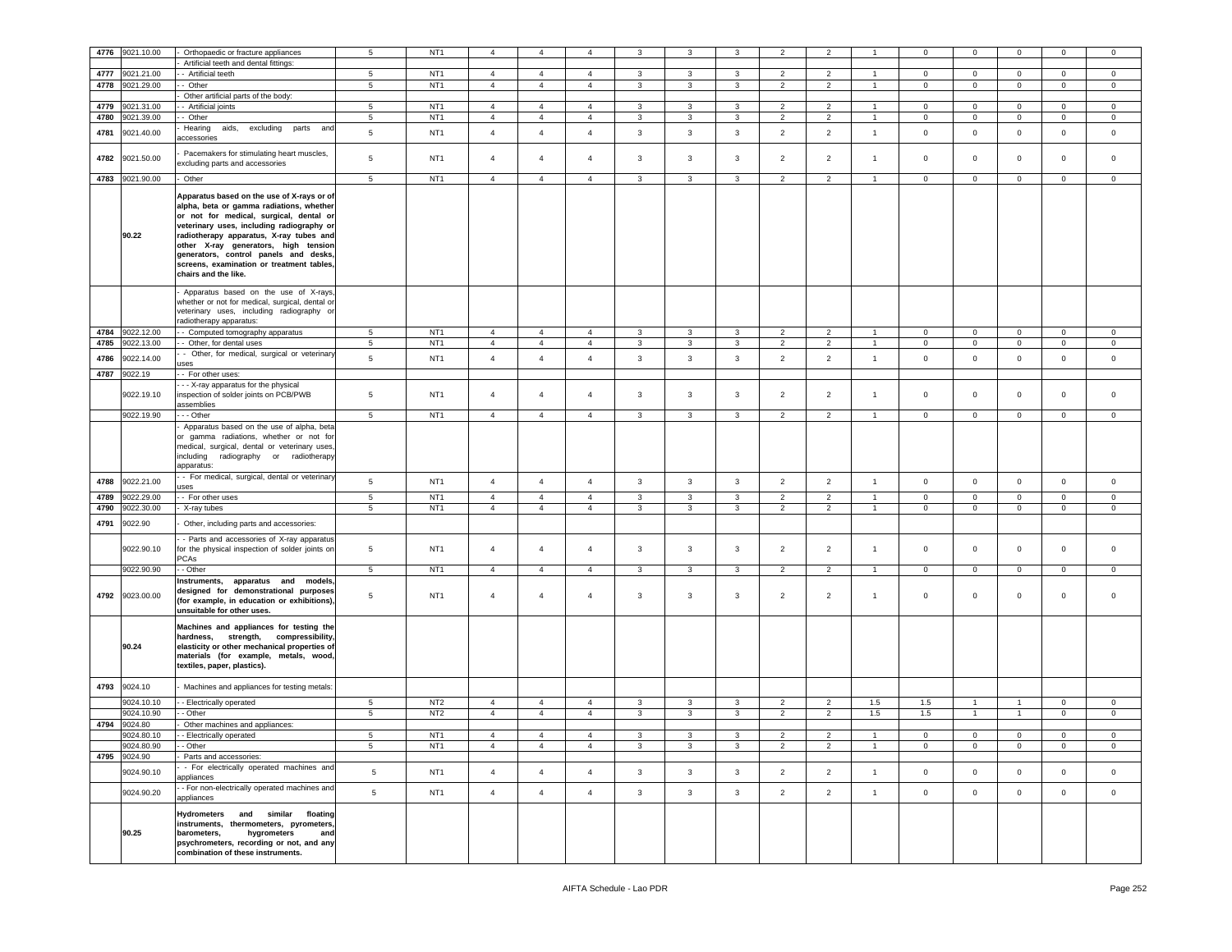| | | | | | | | | | | | | | | | | | | |
|---|---|---|---|---|---|---|---|---|---|---|---|---|---|---|---|---|---|---|
| 4776 | 9021.10.00 | - Orthopaedic or fracture appliances | 5 | NT1 | 4 | 4 | 4 | 3 | 3 | 3 | 2 | 2 | 1 | 0 | 0 | 0 | 0 | 0 |
| | | - Artificial teeth and dental fittings: | | | | | | | | | | | | | | | | |
| 4777 | 9021.21.00 | - - Artificial teeth | 5 | NT1 | 4 | 4 | 4 | 3 | 3 | 3 | 2 | 2 | 1 | 0 | 0 | 0 | 0 | 0 |
| 4778 | 9021.29.00 | - - Other | 5 | NT1 | 4 | 4 | 4 | 3 | 3 | 3 | 2 | 2 | 1 | 0 | 0 | 0 | 0 | 0 |
| | | - Other artificial parts of the body: | | | | | | | | | | | | | | | | |
| 4779 | 9021.31.00 | - - Artificial joints | 5 | NT1 | 4 | 4 | 4 | 3 | 3 | 3 | 2 | 2 | 1 | 0 | 0 | 0 | 0 | 0 |
| 4780 | 9021.39.00 | - - Other | 5 | NT1 | 4 | 4 | 4 | 3 | 3 | 3 | 2 | 2 | 1 | 0 | 0 | 0 | 0 | 0 |
| 4781 | 9021.40.00 | - Hearing aids, excluding parts and accessories | 5 | NT1 | 4 | 4 | 4 | 3 | 3 | 3 | 2 | 2 | 1 | 0 | 0 | 0 | 0 | 0 |
| 4782 | 9021.50.00 | - Pacemakers for stimulating heart muscles, excluding parts and accessories | 5 | NT1 | 4 | 4 | 4 | 3 | 3 | 3 | 2 | 2 | 1 | 0 | 0 | 0 | 0 | 0 |
| 4783 | 9021.90.00 | - Other | 5 | NT1 | 4 | 4 | 4 | 3 | 3 | 3 | 2 | 2 | 1 | 0 | 0 | 0 | 0 | 0 |
| | 90.22 | **Apparatus based on the use of X-rays or of alpha, beta or gamma radiations, whether or not for medical, surgical, dental or veterinary uses, including radiography or radiotherapy apparatus, X-ray tubes and other X-ray generators, high tension generators, control panels and desks, screens, examination or treatment tables, chairs and the like.** | | | | | | | | | | | | | | | | |
| | | - Apparatus based on the use of X-rays, whether or not for medical, surgical, dental or veterinary uses, including radiography or radiotherapy apparatus: | | | | | | | | | | | | | | | | |
| 4784 | 9022.12.00 | - - Computed tomography apparatus | 5 | NT1 | 4 | 4 | 4 | 3 | 3 | 3 | 2 | 2 | 1 | 0 | 0 | 0 | 0 | 0 |
| 4785 | 9022.13.00 | - - Other, for dental uses | 5 | NT1 | 4 | 4 | 4 | 3 | 3 | 3 | 2 | 2 | 1 | 0 | 0 | 0 | 0 | 0 |
| 4786 | 9022.14.00 | - - Other, for medical, surgical or veterinary uses | 5 | NT1 | 4 | 4 | 4 | 3 | 3 | 3 | 2 | 2 | 1 | 0 | 0 | 0 | 0 | 0 |
| 4787 | 9022.19 | - - For other uses: | | | | | | | | | | | | | | | | |
| | 9022.19.10 | - - - X-ray apparatus for the physical inspection of solder joints on PCB/PWB assemblies | 5 | NT1 | 4 | 4 | 4 | 3 | 3 | 3 | 2 | 2 | 1 | 0 | 0 | 0 | 0 | 0 |
| | 9022.19.90 | - - - Other | 5 | NT1 | 4 | 4 | 4 | 3 | 3 | 3 | 2 | 2 | 1 | 0 | 0 | 0 | 0 | 0 |
| | | - Apparatus based on the use of alpha, beta or gamma radiations, whether or not for medical, surgical, dental or veterinary uses, including radiography or radiotherapy apparatus: | | | | | | | | | | | | | | | | |
| 4788 | 9022.21.00 | - - For medical, surgical, dental or veterinary uses | 5 | NT1 | 4 | 4 | 4 | 3 | 3 | 3 | 2 | 2 | 1 | 0 | 0 | 0 | 0 | 0 |
| 4789 | 9022.29.00 | - - For other uses | 5 | NT1 | 4 | 4 | 4 | 3 | 3 | 3 | 2 | 2 | 1 | 0 | 0 | 0 | 0 | 0 |
| 4790 | 9022.30.00 | - X-ray tubes | 5 | NT1 | 4 | 4 | 4 | 3 | 3 | 3 | 2 | 2 | 1 | 0 | 0 | 0 | 0 | 0 |
| 4791 | 9022.90 | - Other, including parts and accessories: | | | | | | | | | | | | | | | | |
| | 9022.90.10 | - - Parts and accessories of X-ray apparatus for the physical inspection of solder joints on PCAs | 5 | NT1 | 4 | 4 | 4 | 3 | 3 | 3 | 2 | 2 | 1 | 0 | 0 | 0 | 0 | 0 |
| | 9022.90.90 | - - Other | 5 | NT1 | 4 | 4 | 4 | 3 | 3 | 3 | 2 | 2 | 1 | 0 | 0 | 0 | 0 | 0 |
| 4792 | 9023.00.00 | **Instruments, apparatus and models, designed for demonstrational purposes (for example, in education or exhibitions), unsuitable for other uses.** | 5 | NT1 | 4 | 4 | 4 | 3 | 3 | 3 | 2 | 2 | 1 | 0 | 0 | 0 | 0 | 0 |
| | 90.24 | **Machines and appliances for testing the hardness, strength, compressibility, elasticity or other mechanical properties of materials (for example, metals, wood, textiles, paper, plastics).** | | | | | | | | | | | | | | | | |
| 4793 | 9024.10 | - Machines and appliances for testing metals: | | | | | | | | | | | | | | | | |
| | 9024.10.10 | - - Electrically operated | 5 | NT2 | 4 | 4 | 4 | 3 | 3 | 3 | 2 | 2 | 1.5 | 1.5 | 1 | 1 | 0 | 0 |
| | 9024.10.90 | - - Other | 5 | NT2 | 4 | 4 | 4 | 3 | 3 | 3 | 2 | 2 | 1.5 | 1.5 | 1 | 1 | 0 | 0 |
| 4794 | 9024.80 | - Other machines and appliances: | | | | | | | | | | | | | | | | |
| | 9024.80.10 | - - Electrically operated | 5 | NT1 | 4 | 4 | 4 | 3 | 3 | 3 | 2 | 2 | 1 | 0 | 0 | 0 | 0 | 0 |
| | 9024.80.90 | - - Other | 5 | NT1 | 4 | 4 | 4 | 3 | 3 | 3 | 2 | 2 | 1 | 0 | 0 | 0 | 0 | 0 |
| 4795 | 9024.90 | - Parts and accessories: | | | | | | | | | | | | | | | | |
| | 9024.90.10 | - - For electrically operated machines and appliances | 5 | NT1 | 4 | 4 | 4 | 3 | 3 | 3 | 2 | 2 | 1 | 0 | 0 | 0 | 0 | 0 |
| | 9024.90.20 | - - For non-electrically operated machines and appliances | 5 | NT1 | 4 | 4 | 4 | 3 | 3 | 3 | 2 | 2 | 1 | 0 | 0 | 0 | 0 | 0 |
| | 90.25 | **Hydrometers and similar floating instruments, thermometers, pyrometers, barometers, hygrometers and psychrometers, recording or not, and any combination of these instruments.** | | | | | | | | | | | | | | | | |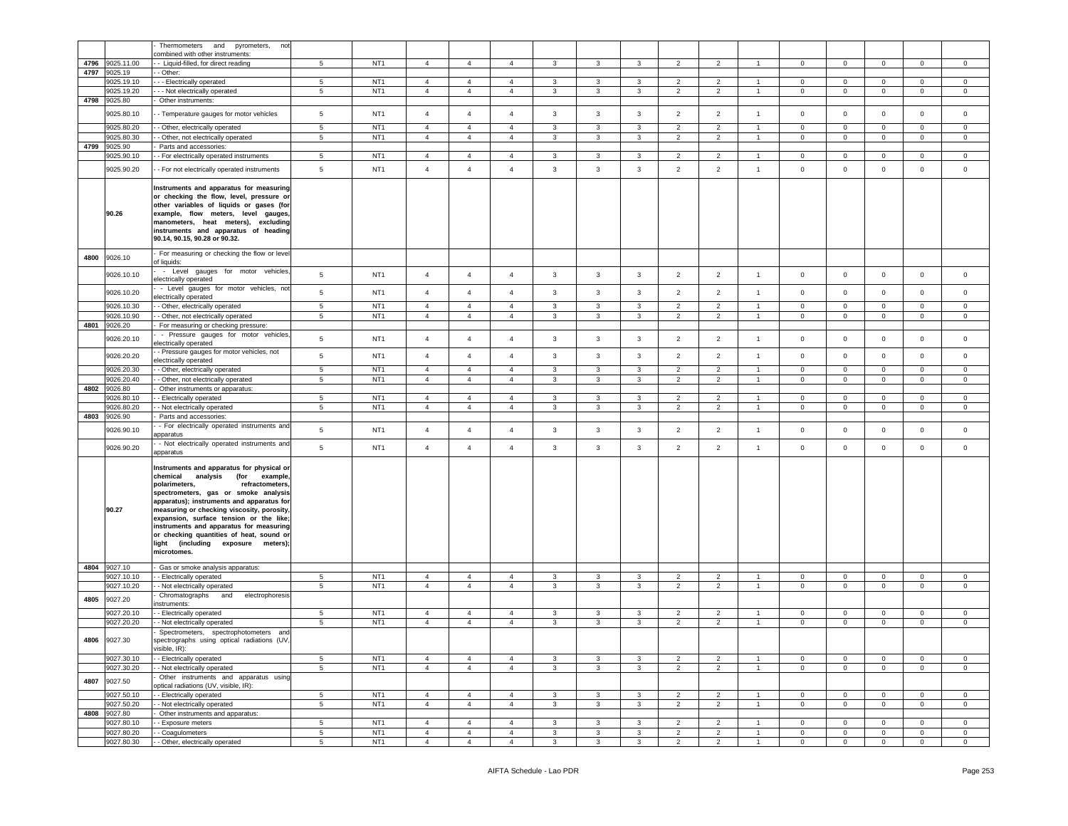| | | | | | | | | | | | | | | | | | | |
|---|---|---|---|---|---|---|---|---|---|---|---|---|---|---|---|---|---|---|
| | | - Thermometers and pyrometers, not combined with other instruments: | | | | | | | | | | | | | | | | |
| 4796 | 9025.11.00 | - - Liquid-filled, for direct reading | 5 | NT1 | 4 | 4 | 4 | 3 | 3 | 3 | 2 | 2 | 1 | 0 | 0 | 0 | 0 | 0 |
| 4797 | 9025.19 | - - Other: | | | | | | | | | | | | | | | | |
| | 9025.19.10 | - - - Electrically operated | 5 | NT1 | 4 | 4 | 4 | 3 | 3 | 3 | 2 | 2 | 1 | 0 | 0 | 0 | 0 | 0 |
| | 9025.19.20 | - - - Not electrically operated | 5 | NT1 | 4 | 4 | 4 | 3 | 3 | 3 | 2 | 2 | 1 | 0 | 0 | 0 | 0 | 0 |
| 4798 | 9025.80 | - Other instruments: | | | | | | | | | | | | | | | | |
| | 9025.80.10 | - - Temperature gauges for motor vehicles | 5 | NT1 | 4 | 4 | 4 | 3 | 3 | 3 | 2 | 2 | 1 | 0 | 0 | 0 | 0 | 0 |
| | 9025.80.20 | - - Other, electrically operated | 5 | NT1 | 4 | 4 | 4 | 3 | 3 | 3 | 2 | 2 | 1 | 0 | 0 | 0 | 0 | 0 |
| | 9025.80.30 | - - Other, not electrically operated | 5 | NT1 | 4 | 4 | 4 | 3 | 3 | 3 | 2 | 2 | 1 | 0 | 0 | 0 | 0 | 0 |
| 4799 | 9025.90 | - Parts and accessories: | | | | | | | | | | | | | | | | |
| | 9025.90.10 | - - For electrically operated instruments | 5 | NT1 | 4 | 4 | 4 | 3 | 3 | 3 | 2 | 2 | 1 | 0 | 0 | 0 | 0 | 0 |
| | 9025.90.20 | - - For not electrically operated instruments | 5 | NT1 | 4 | 4 | 4 | 3 | 3 | 3 | 2 | 2 | 1 | 0 | 0 | 0 | 0 | 0 |
| | 90.26 | **Instruments and apparatus for measuring or checking the flow, level, pressure or other variables of liquids or gases (for example, flow meters, level gauges, manometers, heat meters), excluding instruments and apparatus of heading 90.14, 90.15, 90.28 or 90.32.** | | | | | | | | | | | | | | | | |
| 4800 | 9026.10 | - For measuring or checking the flow or level of liquids: | | | | | | | | | | | | | | | | |
| | 9026.10.10 | - - Level gauges for motor vehicles, electrically operated | 5 | NT1 | 4 | 4 | 4 | 3 | 3 | 3 | 2 | 2 | 1 | 0 | 0 | 0 | 0 | 0 |
| | 9026.10.20 | - - Level gauges for motor vehicles, not electrically operated | 5 | NT1 | 4 | 4 | 4 | 3 | 3 | 3 | 2 | 2 | 1 | 0 | 0 | 0 | 0 | 0 |
| | 9026.10.30 | - - Other, electrically operated | 5 | NT1 | 4 | 4 | 4 | 3 | 3 | 3 | 2 | 2 | 1 | 0 | 0 | 0 | 0 | 0 |
| | 9026.10.90 | - - Other, not electrically operated | 5 | NT1 | 4 | 4 | 4 | 3 | 3 | 3 | 2 | 2 | 1 | 0 | 0 | 0 | 0 | 0 |
| 4801 | 9026.20 | - For measuring or checking pressure: | | | | | | | | | | | | | | | | |
| | 9026.20.10 | - - Pressure gauges for motor vehicles, electrically operated | 5 | NT1 | 4 | 4 | 4 | 3 | 3 | 3 | 2 | 2 | 1 | 0 | 0 | 0 | 0 | 0 |
| | 9026.20.20 | - - Pressure gauges for motor vehicles, not electrically operated | 5 | NT1 | 4 | 4 | 4 | 3 | 3 | 3 | 2 | 2 | 1 | 0 | 0 | 0 | 0 | 0 |
| | 9026.20.30 | - - Other, electrically operated | 5 | NT1 | 4 | 4 | 4 | 3 | 3 | 3 | 2 | 2 | 1 | 0 | 0 | 0 | 0 | 0 |
| | 9026.20.40 | - - Other, not electrically operated | 5 | NT1 | 4 | 4 | 4 | 3 | 3 | 3 | 2 | 2 | 1 | 0 | 0 | 0 | 0 | 0 |
| 4802 | 9026.80 | - Other instruments or apparatus: | | | | | | | | | | | | | | | | |
| | 9026.80.10 | - - Electrically operated | 5 | NT1 | 4 | 4 | 4 | 3 | 3 | 3 | 2 | 2 | 1 | 0 | 0 | 0 | 0 | 0 |
| | 9026.80.20 | - - Not electrically operated | 5 | NT1 | 4 | 4 | 4 | 3 | 3 | 3 | 2 | 2 | 1 | 0 | 0 | 0 | 0 | 0 |
| 4803 | 9026.90 | - Parts and accessories: | | | | | | | | | | | | | | | | |
| | 9026.90.10 | - - For electrically operated instruments and apparatus | 5 | NT1 | 4 | 4 | 4 | 3 | 3 | 3 | 2 | 2 | 1 | 0 | 0 | 0 | 0 | 0 |
| | 9026.90.20 | - - Not electrically operated instruments and apparatus | 5 | NT1 | 4 | 4 | 4 | 3 | 3 | 3 | 2 | 2 | 1 | 0 | 0 | 0 | 0 | 0 |
| | 90.27 | **Instruments and apparatus for physical or chemical analysis (for example, polarimeters, refractometers, spectrometers, gas or smoke analysis apparatus); instruments and apparatus for measuring or checking viscosity, porosity, expansion, surface tension or the like; instruments and apparatus for measuring or checking quantities of heat, sound or light (including exposure meters); microtomes.** | | | | | | | | | | | | | | | | |
| 4804 | 9027.10 | - Gas or smoke analysis apparatus: | | | | | | | | | | | | | | | | |
| | 9027.10.10 | - - Electrically operated | 5 | NT1 | 4 | 4 | 4 | 3 | 3 | 3 | 2 | 2 | 1 | 0 | 0 | 0 | 0 | 0 |
| | 9027.10.20 | - - Not electrically operated | 5 | NT1 | 4 | 4 | 4 | 3 | 3 | 3 | 2 | 2 | 1 | 0 | 0 | 0 | 0 | 0 |
| 4805 | 9027.20 | - Chromatographs and electrophoresis instruments: | | | | | | | | | | | | | | | | |
| | 9027.20.10 | - - Electrically operated | 5 | NT1 | 4 | 4 | 4 | 3 | 3 | 3 | 2 | 2 | 1 | 0 | 0 | 0 | 0 | 0 |
| | 9027.20.20 | - - Not electrically operated | 5 | NT1 | 4 | 4 | 4 | 3 | 3 | 3 | 2 | 2 | 1 | 0 | 0 | 0 | 0 | 0 |
| 4806 | 9027.30 | - Spectrometers, spectrophotometers and spectrographs using optical radiations (UV, visible, IR): | | | | | | | | | | | | | | | | |
| | 9027.30.10 | - - Electrically operated | 5 | NT1 | 4 | 4 | 4 | 3 | 3 | 3 | 2 | 2 | 1 | 0 | 0 | 0 | 0 | 0 |
| | 9027.30.20 | - - Not electrically operated | 5 | NT1 | 4 | 4 | 4 | 3 | 3 | 3 | 2 | 2 | 1 | 0 | 0 | 0 | 0 | 0 |
| 4807 | 9027.50 | - Other instruments and apparatus using optical radiations (UV, visible, IR): | | | | | | | | | | | | | | | | |
| | 9027.50.10 | - - Electrically operated | 5 | NT1 | 4 | 4 | 4 | 3 | 3 | 3 | 2 | 2 | 1 | 0 | 0 | 0 | 0 | 0 |
| | 9027.50.20 | - - Not electrically operated | 5 | NT1 | 4 | 4 | 4 | 3 | 3 | 3 | 2 | 2 | 1 | 0 | 0 | 0 | 0 | 0 |
| 4808 | 9027.80 | - Other instruments and apparatus: | | | | | | | | | | | | | | | | |
| | 9027.80.10 | - - Exposure meters | 5 | NT1 | 4 | 4 | 4 | 3 | 3 | 3 | 2 | 2 | 1 | 0 | 0 | 0 | 0 | 0 |
| | 9027.80.20 | - - Coagulometers | 5 | NT1 | 4 | 4 | 4 | 3 | 3 | 3 | 2 | 2 | 1 | 0 | 0 | 0 | 0 | 0 |
| | 9027.80.30 | - - Other, electrically operated | 5 | NT1 | 4 | 4 | 4 | 3 | 3 | 3 | 2 | 2 | 1 | 0 | 0 | 0 | 0 | 0 |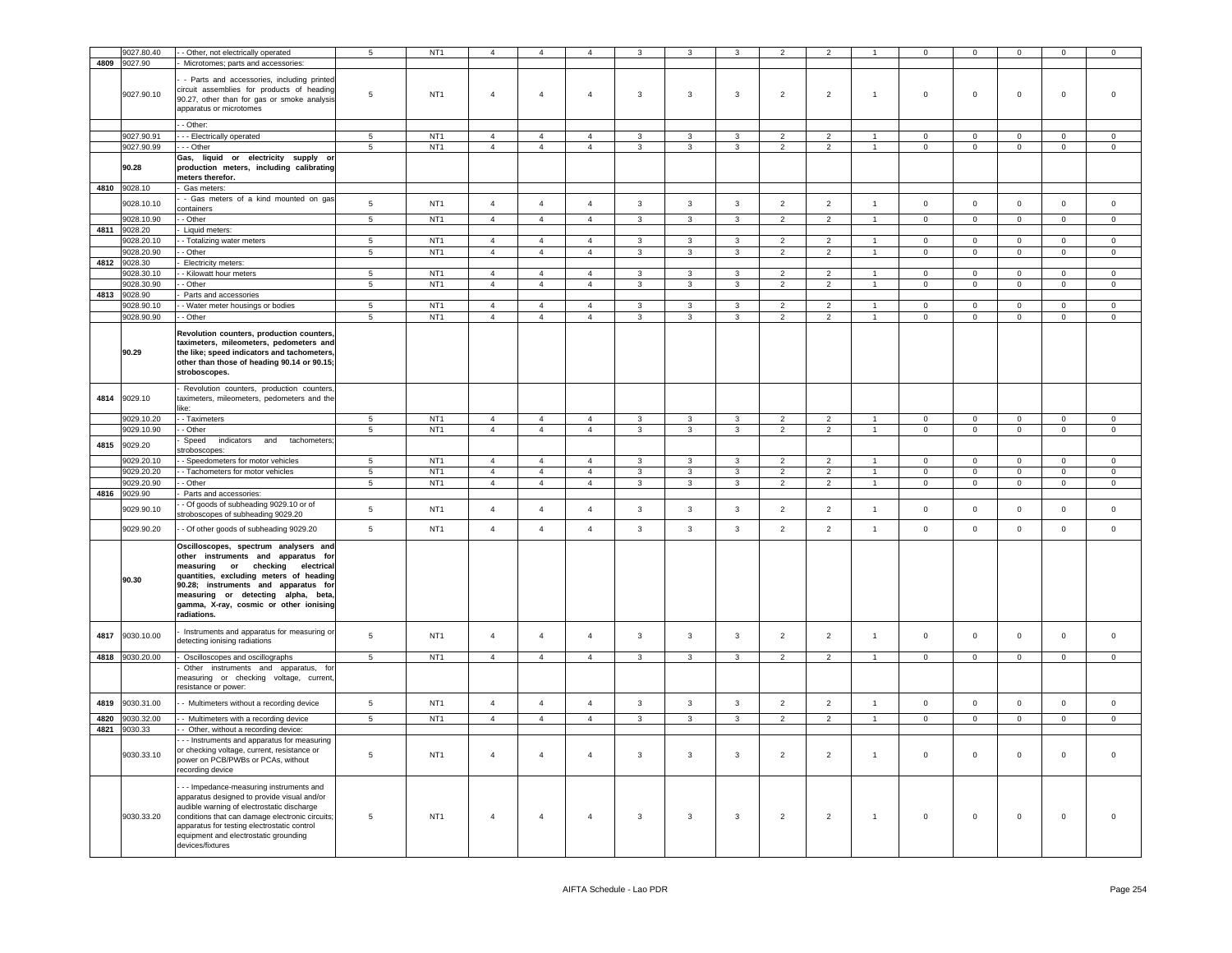|  | 9027.80.40 | - - Other, not electrically operated | 5 | NT1 | 4 | 4 | 4 | 3 | 3 | 3 | 2 | 2 | 1 | 0 | 0 | 0 | 0 | 0 |
|---|---|---|---|---|---|---|---|---|---|---|---|---|---|---|---|---|---|---|
| 4809 | 9027.90 | - Microtomes; parts and accessories: |  |  |  |  |  |  |  |  |  |  |  |  |  |  |  |  |
|  | 9027.90.10 | - - Parts and accessories, including printed circuit assemblies for products of heading 90.27, other than for gas or smoke analysis apparatus or microtomes | 5 | NT1 | 4 | 4 | 4 | 3 | 3 | 3 | 2 | 2 | 1 | 0 | 0 | 0 | 0 | 0 |
|  |  | - - Other: |  |  |  |  |  |  |  |  |  |  |  |  |  |  |  |  |
|  | 9027.90.91 | - - - Electrically operated | 5 | NT1 | 4 | 4 | 4 | 3 | 3 | 3 | 2 | 2 | 1 | 0 | 0 | 0 | 0 | 0 |
|  | 9027.90.99 | - - - Other | 5 | NT1 | 4 | 4 | 4 | 3 | 3 | 3 | 2 | 2 | 1 | 0 | 0 | 0 | 0 | 0 |
|  | 90.28 | **Gas, liquid or electricity supply or production meters, including calibrating meters therefor.** |  |  |  |  |  |  |  |  |  |  |  |  |  |  |  |  |
| 4810 | 9028.10 | - Gas meters: |  |  |  |  |  |  |  |  |  |  |  |  |  |  |  |  |
|  | 9028.10.10 | - - Gas meters of a kind mounted on gas containers | 5 | NT1 | 4 | 4 | 4 | 3 | 3 | 3 | 2 | 2 | 1 | 0 | 0 | 0 | 0 | 0 |
|  | 9028.10.90 | - - Other | 5 | NT1 | 4 | 4 | 4 | 3 | 3 | 3 | 2 | 2 | 1 | 0 | 0 | 0 | 0 | 0 |
| 4811 | 9028.20 | - Liquid meters: |  |  |  |  |  |  |  |  |  |  |  |  |  |  |  |  |
|  | 9028.20.10 | - - Totalizing water meters | 5 | NT1 | 4 | 4 | 4 | 3 | 3 | 3 | 2 | 2 | 1 | 0 | 0 | 0 | 0 | 0 |
|  | 9028.20.90 | - - Other | 5 | NT1 | 4 | 4 | 4 | 3 | 3 | 3 | 2 | 2 | 1 | 0 | 0 | 0 | 0 | 0 |
| 4812 | 9028.30 | - Electricity meters: |  |  |  |  |  |  |  |  |  |  |  |  |  |  |  |  |
|  | 9028.30.10 | - - Kilowatt hour meters | 5 | NT1 | 4 | 4 | 4 | 3 | 3 | 3 | 2 | 2 | 1 | 0 | 0 | 0 | 0 | 0 |
|  | 9028.30.90 | - - Other | 5 | NT1 | 4 | 4 | 4 | 3 | 3 | 3 | 2 | 2 | 1 | 0 | 0 | 0 | 0 | 0 |
| 4813 | 9028.90 | - Parts and accessories |  |  |  |  |  |  |  |  |  |  |  |  |  |  |  |  |
|  | 9028.90.10 | - - Water meter housings or bodies | 5 | NT1 | 4 | 4 | 4 | 3 | 3 | 3 | 2 | 2 | 1 | 0 | 0 | 0 | 0 | 0 |
|  | 9028.90.90 | - - Other | 5 | NT1 | 4 | 4 | 4 | 3 | 3 | 3 | 2 | 2 | 1 | 0 | 0 | 0 | 0 | 0 |
|  | 90.29 | **Revolution counters, production counters, taximeters, mileometers, pedometers and the like; speed indicators and tachometers, other than those of heading 90.14 or 90.15; stroboscopes.** |  |  |  |  |  |  |  |  |  |  |  |  |  |  |  |  |
| 4814 | 9029.10 | - Revolution counters, production counters, taximeters, mileometers, pedometers and the like: |  |  |  |  |  |  |  |  |  |  |  |  |  |  |  |  |
|  | 9029.10.20 | - - Taximeters | 5 | NT1 | 4 | 4 | 4 | 3 | 3 | 3 | 2 | 2 | 1 | 0 | 0 | 0 | 0 | 0 |
|  | 9029.10.90 | - - Other | 5 | NT1 | 4 | 4 | 4 | 3 | 3 | 3 | 2 | 2 | 1 | 0 | 0 | 0 | 0 | 0 |
| 4815 | 9029.20 | - Speed indicators and tachometers; stroboscopes: |  |  |  |  |  |  |  |  |  |  |  |  |  |  |  |  |
|  | 9029.20.10 | - - Speedometers for motor vehicles | 5 | NT1 | 4 | 4 | 4 | 3 | 3 | 3 | 2 | 2 | 1 | 0 | 0 | 0 | 0 | 0 |
|  | 9029.20.20 | - - Tachometers for motor vehicles | 5 | NT1 | 4 | 4 | 4 | 3 | 3 | 3 | 2 | 2 | 1 | 0 | 0 | 0 | 0 | 0 |
|  | 9029.20.90 | - - Other | 5 | NT1 | 4 | 4 | 4 | 3 | 3 | 3 | 2 | 2 | 1 | 0 | 0 | 0 | 0 | 0 |
| 4816 | 9029.90 | - Parts and accessories: |  |  |  |  |  |  |  |  |  |  |  |  |  |  |  |  |
|  | 9029.90.10 | - - Of goods of subheading 9029.10 or of stroboscopes of subheading 9029.20 | 5 | NT1 | 4 | 4 | 4 | 3 | 3 | 3 | 2 | 2 | 1 | 0 | 0 | 0 | 0 | 0 |
|  | 9029.90.20 | - - Of other goods of subheading 9029.20 | 5 | NT1 | 4 | 4 | 4 | 3 | 3 | 3 | 2 | 2 | 1 | 0 | 0 | 0 | 0 | 0 |
|  | 90.30 | **Oscilloscopes, spectrum analysers and other instruments and apparatus for measuring or checking electrical quantities, excluding meters of heading 90.28; instruments and apparatus for measuring or detecting alpha, beta, gamma, X-ray, cosmic or other ionising radiations.** |  |  |  |  |  |  |  |  |  |  |  |  |  |  |  |  |
| 4817 | 9030.10.00 | - Instruments and apparatus for measuring or detecting ionising radiations | 5 | NT1 | 4 | 4 | 4 | 3 | 3 | 3 | 2 | 2 | 1 | 0 | 0 | 0 | 0 | 0 |
| 4818 | 9030.20.00 | - Oscilloscopes and oscillographs | 5 | NT1 | 4 | 4 | 4 | 3 | 3 | 3 | 2 | 2 | 1 | 0 | 0 | 0 | 0 | 0 |
|  |  | - Other instruments and apparatus, for measuring or checking voltage, current, resistance or power: |  |  |  |  |  |  |  |  |  |  |  |  |  |  |  |  |
| 4819 | 9030.31.00 | - - Multimeters without a recording device | 5 | NT1 | 4 | 4 | 4 | 3 | 3 | 3 | 2 | 2 | 1 | 0 | 0 | 0 | 0 | 0 |
| 4820 | 9030.32.00 | - - Multimeters with a recording device | 5 | NT1 | 4 | 4 | 4 | 3 | 3 | 3 | 2 | 2 | 1 | 0 | 0 | 0 | 0 | 0 |
| 4821 | 9030.33 | - - Other, without a recording device: |  |  |  |  |  |  |  |  |  |  |  |  |  |  |  |  |
|  | 9030.33.10 | - - - Instruments and apparatus for measuring or checking voltage, current, resistance or power on PCB/PWBs or PCAs, without recording device | 5 | NT1 | 4 | 4 | 4 | 3 | 3 | 3 | 2 | 2 | 1 | 0 | 0 | 0 | 0 | 0 |
|  | 9030.33.20 | - - - Impedance-measuring instruments and apparatus designed to provide visual and/or audible warning of electrostatic discharge conditions that can damage electronic circuits; apparatus for testing electrostatic control equipment and electrostatic grounding devices/fixtures | 5 | NT1 | 4 | 4 | 4 | 3 | 3 | 3 | 2 | 2 | 1 | 0 | 0 | 0 | 0 | 0 |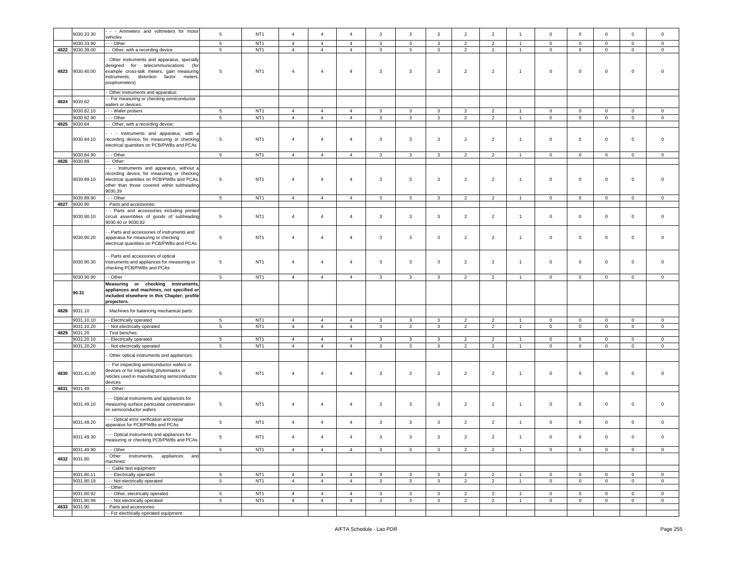| | 9030.33.30 | - - - Ammeters and voltmeters for motor vehicles | 5 | NT1 | 4 | 4 | 4 | 3 | 3 | 3 | 2 | 2 | 1 | 0 | 0 | 0 | 0 | 0 |
|---|---|---|---|---|---|---|---|---|---|---|---|---|---|---|---|---|---|---|
| | 9030.33.90 | - - - Other | 5 | NT1 | 4 | 4 | 4 | 3 | 3 | 3 | 2 | 2 | 1 | 0 | 0 | 0 | 0 | 0 |
| 4822 | 9030.39.00 | - - Other, with a recording device | 5 | NT1 | 4 | 4 | 4 | 3 | 3 | 3 | 2 | 2 | 1 | 0 | 0 | 0 | 0 | 0 |
| 4823 | 9030.40.00 | - Other instruments and apparatus, specially designed for telecommunications (for example cross-talk meters, gain measuring instruments, distortion factor meters, psophometers) | 5 | NT1 | 4 | 4 | 4 | 3 | 3 | 3 | 2 | 2 | 1 | 0 | 0 | 0 | 0 | 0 |
| | | - Other instruments and apparatus: | | | | | | | | | | | | | | | | |
| 4824 | 9030.82 | - - For measuring or checking semiconductor wafers or devices: | | | | | | | | | | | | | | | | |
| | 9030.82.10 | - - - Wafer probers | 5 | NT1 | 4 | 4 | 4 | 3 | 3 | 3 | 2 | 2 | 1 | 0 | 0 | 0 | 0 | 0 |
| | 9030.82.90 | - - - Other | 5 | NT1 | 4 | 4 | 4 | 3 | 3 | 3 | 2 | 2 | 1 | 0 | 0 | 0 | 0 | 0 |
| 4825 | 9030.84 | - - Other, with a recording device: | | | | | | | | | | | | | | | | |
| | 9030.84.10 | - - - Instruments and apparatus, with a recording device, for measuring or checking electrical quantities on PCB/PWBs and PCAs | 5 | NT1 | 4 | 4 | 4 | 3 | 3 | 3 | 2 | 2 | 1 | 0 | 0 | 0 | 0 | 0 |
| | 9030.84.90 | - - - Other | 5 | NT1 | 4 | 4 | 4 | 3 | 3 | 3 | 2 | 2 | 1 | 0 | 0 | 0 | 0 | 0 |
| 4826 | 9030.89 | - - Other: | | | | | | | | | | | | | | | | |
| | 9030.89.10 | - - - Instruments and apparatus, without a recording device, for measuring or checking electrical quantities on PCB/PWBs and PCAs, other than those covered within subheading 9030.39 | 5 | NT1 | 4 | 4 | 4 | 3 | 3 | 3 | 2 | 2 | 1 | 0 | 0 | 0 | 0 | 0 |
| | 9030.89.90 | - - - Other | 5 | NT1 | 4 | 4 | 4 | 3 | 3 | 3 | 2 | 2 | 1 | 0 | 0 | 0 | 0 | 0 |
| 4827 | 9030.90 | - Parts and accessories: | | | | | | | | | | | | | | | | |
| | 9030.90.10 | - - Parts and accessories including printed circuit assemblies of goods of subheading 9030.40 or 9030.82 | 5 | NT1 | 4 | 4 | 4 | 3 | 3 | 3 | 2 | 2 | 1 | 0 | 0 | 0 | 0 | 0 |
| | 9030.90.20 | - - Parts and accessories of instruments and apparatus for measuring or checking electrical quantities on PCB/PWBs and PCAs | 5 | NT1 | 4 | 4 | 4 | 3 | 3 | 3 | 2 | 2 | 1 | 0 | 0 | 0 | 0 | 0 |
| | 9030.90.30 | - - Parts and accessories of optical instruments and appliances for measuring or checking PCB/PWBs and PCAs | 5 | NT1 | 4 | 4 | 4 | 3 | 3 | 3 | 2 | 2 | 1 | 0 | 0 | 0 | 0 | 0 |
| | 9030.90.90 | - - Other | 5 | NT1 | 4 | 4 | 4 | 3 | 3 | 3 | 2 | 2 | 1 | 0 | 0 | 0 | 0 | 0 |
| | **90.31** | **Measuring or checking instruments, appliances and machines, not specified or included elsewhere in this Chapter; profile projectors.** | | | | | | | | | | | | | | | | |
| 4828 | 9031.10 | - Machines for balancing mechanical parts: | | | | | | | | | | | | | | | | |
| | 9031.10.10 | - - Electrically operated | 5 | NT1 | 4 | 4 | 4 | 3 | 3 | 3 | 2 | 2 | 1 | 0 | 0 | 0 | 0 | 0 |
| | 9031.10.20 | - - Not electrically operated | 5 | NT1 | 4 | 4 | 4 | 3 | 3 | 3 | 2 | 2 | 1 | 0 | 0 | 0 | 0 | 0 |
| 4829 | 9031.20 | - Test benches: | | | | | | | | | | | | | | | | |
| | 9031.20.10 | - - Electrically operated | 5 | NT1 | 4 | 4 | 4 | 3 | 3 | 3 | 2 | 2 | 1 | 0 | 0 | 0 | 0 | 0 |
| | 9031.20.20 | - - Not electrically operated | 5 | NT1 | 4 | 4 | 4 | 3 | 3 | 3 | 2 | 2 | 1 | 0 | 0 | 0 | 0 | 0 |
| | | - Other optical instruments and appliances: | | | | | | | | | | | | | | | | |
| 4830 | 9031.41.00 | - - For inspecting semiconductor wafers or devices or for inspecting photomasks or reticles used in manufacturing semiconductor devices | 5 | NT1 | 4 | 4 | 4 | 3 | 3 | 3 | 2 | 2 | 1 | 0 | 0 | 0 | 0 | 0 |
| 4831 | 9031.49 | - - Other: | | | | | | | | | | | | | | | | |
| | 9031.49.10 | - - - Optical instruments and appliances for measuring surface particulate contamination on semiconductor wafers | 5 | NT1 | 4 | 4 | 4 | 3 | 3 | 3 | 2 | 2 | 1 | 0 | 0 | 0 | 0 | 0 |
| | 9031.49.20 | - - - Optical error verification and repair apparatus for PCB/PWBs and PCAs | 5 | NT1 | 4 | 4 | 4 | 3 | 3 | 3 | 2 | 2 | 1 | 0 | 0 | 0 | 0 | 0 |
| | 9031.49.30 | - - - Optical instruments and appliances for measuring or checking PCB/PWBs and PCAs | 5 | NT1 | 4 | 4 | 4 | 3 | 3 | 3 | 2 | 2 | 1 | 0 | 0 | 0 | 0 | 0 |
| | 9031.49.90 | - - - Other | 5 | NT1 | 4 | 4 | 4 | 3 | 3 | 3 | 2 | 2 | 1 | 0 | 0 | 0 | 0 | 0 |
| 4832 | 9031.80 | - Other instruments, appliances and machines: | | | | | | | | | | | | | | | | |
| | | - - Cable test equipment: | | | | | | | | | | | | | | | | |
| | 9031.80.11 | - - - Electrically operated | 5 | NT1 | 4 | 4 | 4 | 3 | 3 | 3 | 2 | 2 | 1 | 0 | 0 | 0 | 0 | 0 |
| | 9031.80.19 | - - - Not electrically operated | 5 | NT1 | 4 | 4 | 4 | 3 | 3 | 3 | 2 | 2 | 1 | 0 | 0 | 0 | 0 | 0 |
| | | - - Other: | | | | | | | | | | | | | | | | |
| | 9031.80.92 | - - - Other, electrically operated | 5 | NT1 | 4 | 4 | 4 | 3 | 3 | 3 | 2 | 2 | 1 | 0 | 0 | 0 | 0 | 0 |
| | 9031.80.99 | - - - Not electrically operated | 5 | NT1 | 4 | 4 | 4 | 3 | 3 | 3 | 2 | 2 | 1 | 0 | 0 | 0 | 0 | 0 |
| 4833 | 9031.90 | - Parts and accessories: | | | | | | | | | | | | | | | | |
| | | - - For electrically operated equipment: | | | | | | | | | | | | | | | | |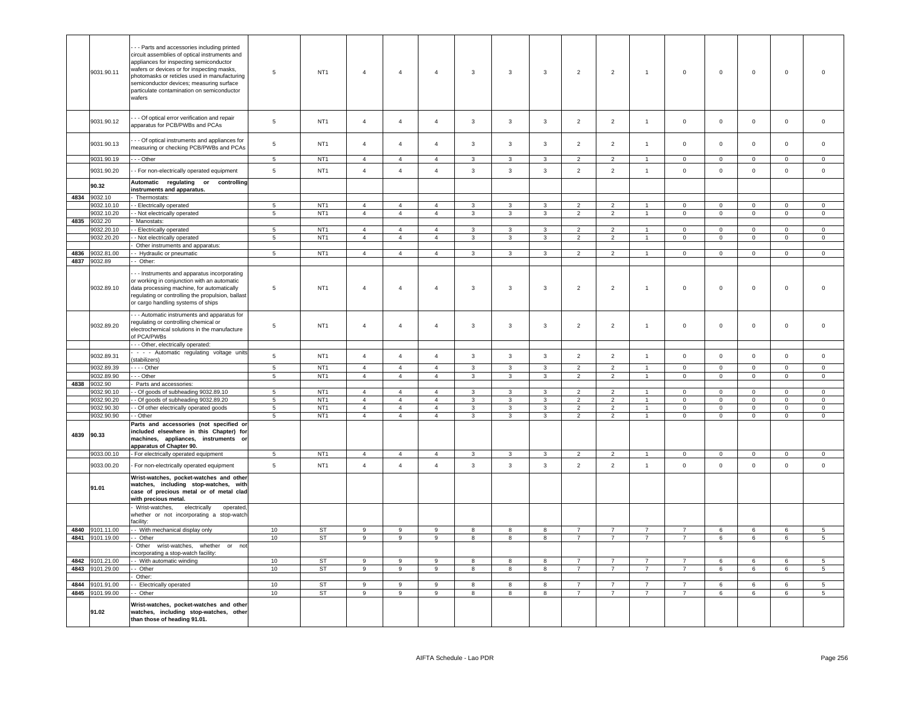| | | | | | | | | | | | | | | | | | | |
|---|---|---|---|---|---|---|---|---|---|---|---|---|---|---|---|---|---|---|
| | 9031.90.11 | - - - Parts and accessories including printed circuit assemblies of optical instruments and appliances for inspecting semiconductor wafers or devices or for inspecting masks, photomasks or reticles used in manufacturing semiconductor devices; measuring surface particulate contamination on semiconductor wafers | 5 | NT1 | 4 | 4 | 4 | 3 | 3 | 3 | 2 | 2 | 1 | 0 | 0 | 0 | 0 | 0 |
| | 9031.90.12 | - - - Of optical error verification and repair apparatus for PCB/PWBs and PCAs | 5 | NT1 | 4 | 4 | 4 | 3 | 3 | 3 | 2 | 2 | 1 | 0 | 0 | 0 | 0 | 0 |
| | 9031.90.13 | - - - Of optical instruments and appliances for measuring or checking PCB/PWBs and PCAs | 5 | NT1 | 4 | 4 | 4 | 3 | 3 | 3 | 2 | 2 | 1 | 0 | 0 | 0 | 0 | 0 |
| | 9031.90.19 | - - - Other | 5 | NT1 | 4 | 4 | 4 | 3 | 3 | 3 | 2 | 2 | 1 | 0 | 0 | 0 | 0 | 0 |
| | 9031.90.20 | - - For non-electrically operated equipment | 5 | NT1 | 4 | 4 | 4 | 3 | 3 | 3 | 2 | 2 | 1 | 0 | 0 | 0 | 0 | 0 |
| | **90.32** | **Automatic regulating or controlling instruments and apparatus.** | | | | | | | | | | | | | | | | |
| 4834 | 9032.10 | - Thermostats: | | | | | | | | | | | | | | | | |
| | 9032.10.10 | - - Electrically operated | 5 | NT1 | 4 | 4 | 4 | 3 | 3 | 3 | 2 | 2 | 1 | 0 | 0 | 0 | 0 | 0 |
| | 9032.10.20 | - - Not electrically operated | 5 | NT1 | 4 | 4 | 4 | 3 | 3 | 3 | 2 | 2 | 1 | 0 | 0 | 0 | 0 | 0 |
| 4835 | 9032.20 | - Manostats: | | | | | | | | | | | | | | | | |
| | 9032.20.10 | - - Electrically operated | 5 | NT1 | 4 | 4 | 4 | 3 | 3 | 3 | 2 | 2 | 1 | 0 | 0 | 0 | 0 | 0 |
| | 9032.20.20 | - - Not electrically operated | 5 | NT1 | 4 | 4 | 4 | 3 | 3 | 3 | 2 | 2 | 1 | 0 | 0 | 0 | 0 | 0 |
| | | - Other instruments and apparatus: | | | | | | | | | | | | | | | | |
| 4836 | 9032.81.00 | - - Hydraulic or pneumatic | 5 | NT1 | 4 | 4 | 4 | 3 | 3 | 3 | 2 | 2 | 1 | 0 | 0 | 0 | 0 | 0 |
| 4837 | 9032.89 | - - Other: | | | | | | | | | | | | | | | | |
| | 9032.89.10 | - - - Instruments and apparatus incorporating or working in conjunction with an automatic data processing machine, for automatically regulating or controlling the propulsion, ballast or cargo handling systems of ships | 5 | NT1 | 4 | 4 | 4 | 3 | 3 | 3 | 2 | 2 | 1 | 0 | 0 | 0 | 0 | 0 |
| | 9032.89.20 | - - - Automatic instruments and apparatus for regulating or controlling chemical or electrochemical solutions in the manufacture of PCA/PWBs | 5 | NT1 | 4 | 4 | 4 | 3 | 3 | 3 | 2 | 2 | 1 | 0 | 0 | 0 | 0 | 0 |
| | | - - - Other, electrically operated: | | | | | | | | | | | | | | | | |
| | 9032.89.31 | - - - - Automatic regulating voltage units (stabilizers) | 5 | NT1 | 4 | 4 | 4 | 3 | 3 | 3 | 2 | 2 | 1 | 0 | 0 | 0 | 0 | 0 |
| | 9032.89.39 | - - - - Other | 5 | NT1 | 4 | 4 | 4 | 3 | 3 | 3 | 2 | 2 | 1 | 0 | 0 | 0 | 0 | 0 |
| | 9032.89.90 | - - - Other | 5 | NT1 | 4 | 4 | 4 | 3 | 3 | 3 | 2 | 2 | 1 | 0 | 0 | 0 | 0 | 0 |
| 4838 | 9032.90 | - Parts and accessories: | | | | | | | | | | | | | | | | |
| | 9032.90.10 | - - Of goods of subheading 9032.89.10 | 5 | NT1 | 4 | 4 | 4 | 3 | 3 | 3 | 2 | 2 | 1 | 0 | 0 | 0 | 0 | 0 |
| | 9032.90.20 | - - Of goods of subheading 9032.89.20 | 5 | NT1 | 4 | 4 | 4 | 3 | 3 | 3 | 2 | 2 | 1 | 0 | 0 | 0 | 0 | 0 |
| | 9032.90.30 | - - Of other electrically operated goods | 5 | NT1 | 4 | 4 | 4 | 3 | 3 | 3 | 2 | 2 | 1 | 0 | 0 | 0 | 0 | 0 |
| | 9032.90.90 | - - Other | 5 | NT1 | 4 | 4 | 4 | 3 | 3 | 3 | 2 | 2 | 1 | 0 | 0 | 0 | 0 | 0 |
| 4839 | **90.33** | **Parts and accessories (not specified or included elsewhere in this Chapter) for machines, appliances, instruments or apparatus of Chapter 90.** | | | | | | | | | | | | | | | | |
| | 9033.00.10 | - For electrically operated equipment | 5 | NT1 | 4 | 4 | 4 | 3 | 3 | 3 | 2 | 2 | 1 | 0 | 0 | 0 | 0 | 0 |
| | 9033.00.20 | - For non-electrically operated equipment | 5 | NT1 | 4 | 4 | 4 | 3 | 3 | 3 | 2 | 2 | 1 | 0 | 0 | 0 | 0 | 0 |
| | **91.01** | **Wrist-watches, pocket-watches and other watches, including stop-watches, with case of precious metal or of metal clad with precious metal.** | | | | | | | | | | | | | | | | |
| | | - Wrist-watches, electrically operated, whether or not incorporating a stop-watch facility: | | | | | | | | | | | | | | | | |
| 4840 | 9101.11.00 | - - With mechanical display only | 10 | ST | 9 | 9 | 9 | 8 | 8 | 8 | 7 | 7 | 7 | 7 | 6 | 6 | 6 | 5 |
| 4841 | 9101.19.00 | - - Other | 10 | ST | 9 | 9 | 9 | 8 | 8 | 8 | 7 | 7 | 7 | 7 | 6 | 6 | 6 | 5 |
| | | - Other wrist-watches, whether or not incorporating a stop-watch facility: | | | | | | | | | | | | | | | | |
| 4842 | 9101.21.00 | - - With automatic winding | 10 | ST | 9 | 9 | 9 | 8 | 8 | 8 | 7 | 7 | 7 | 7 | 6 | 6 | 6 | 5 |
| 4843 | 9101.29.00 | - - Other | 10 | ST | 9 | 9 | 9 | 8 | 8 | 8 | 7 | 7 | 7 | 7 | 6 | 6 | 6 | 5 |
| | | - Other: | | | | | | | | | | | | | | | | |
| 4844 | 9101.91.00 | - - Electrically operated | 10 | ST | 9 | 9 | 9 | 8 | 8 | 8 | 7 | 7 | 7 | 7 | 6 | 6 | 6 | 5 |
| 4845 | 9101.99.00 | - - Other | 10 | ST | 9 | 9 | 9 | 8 | 8 | 8 | 7 | 7 | 7 | 7 | 6 | 6 | 6 | 5 |
| | **91.02** | **Wrist-watches, pocket-watches and other watches, including stop-watches, other than those of heading 91.01.** | | | | | | | | | | | | | | | | |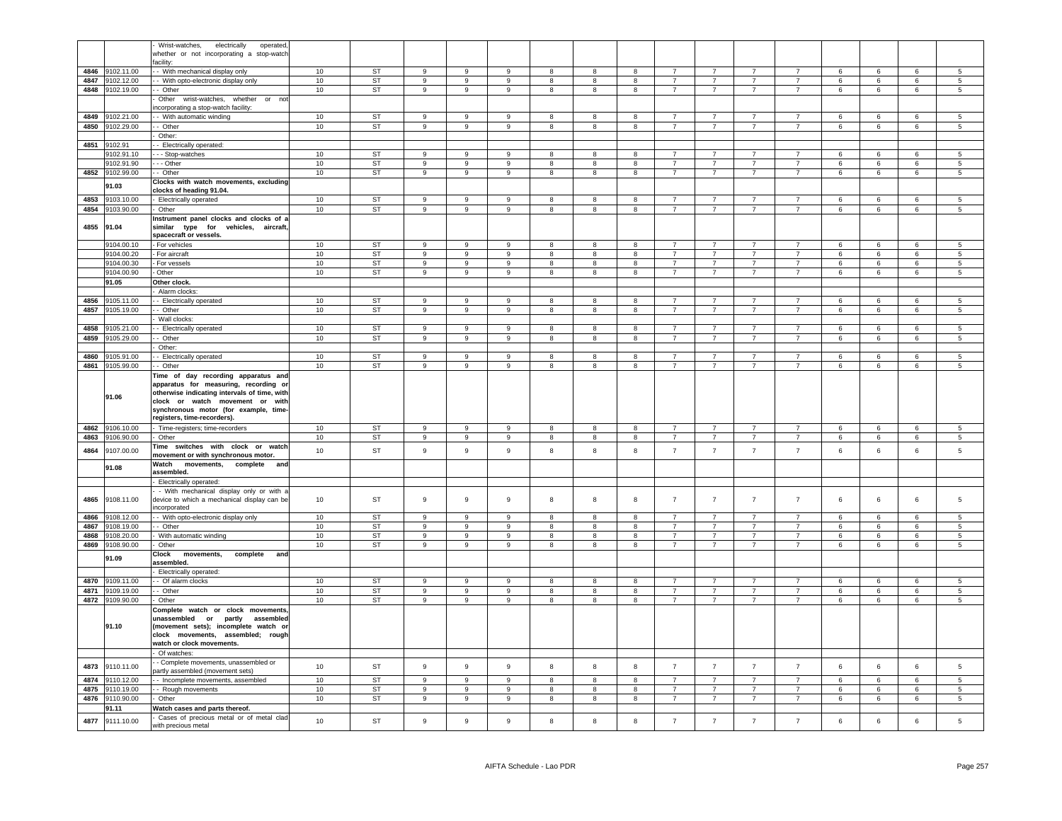| | | | | | | | | | | | | | | | | | | |
|---|---|---|---|---|---|---|---|---|---|---|---|---|---|---|---|---|---|---|
| | | - Wrist-watches, electrically operated, whether or not incorporating a stop-watch facility: | | | | | | | | | | | | | | | | |
| 4846 | 9102.11.00 | - - With mechanical display only | 10 | ST | 9 | 9 | 9 | 8 | 8 | 8 | 7 | 7 | 7 | 7 | 6 | 6 | 6 | 5 |
| 4847 | 9102.12.00 | - - With opto-electronic display only | 10 | ST | 9 | 9 | 9 | 8 | 8 | 8 | 7 | 7 | 7 | 7 | 6 | 6 | 6 | 5 |
| 4848 | 9102.19.00 | - - Other | 10 | ST | 9 | 9 | 9 | 8 | 8 | 8 | 7 | 7 | 7 | 7 | 6 | 6 | 6 | 5 |
| | | - Other wrist-watches, whether or not incorporating a stop-watch facility: | | | | | | | | | | | | | | | | |
| 4849 | 9102.21.00 | - - With automatic winding | 10 | ST | 9 | 9 | 9 | 8 | 8 | 8 | 7 | 7 | 7 | 7 | 6 | 6 | 6 | 5 |
| 4850 | 9102.29.00 | - - Other | 10 | ST | 9 | 9 | 9 | 8 | 8 | 8 | 7 | 7 | 7 | 7 | 6 | 6 | 6 | 5 |
| | | - Other: | | | | | | | | | | | | | | | | |
| 4851 | 9102.91 | - - Electrically operated: | | | | | | | | | | | | | | | | |
| | 9102.91.10 | - - - Stop-watches | 10 | ST | 9 | 9 | 9 | 8 | 8 | 8 | 7 | 7 | 7 | 7 | 6 | 6 | 6 | 5 |
| | 9102.91.90 | - - - Other | 10 | ST | 9 | 9 | 9 | 8 | 8 | 8 | 7 | 7 | 7 | 7 | 6 | 6 | 6 | 5 |
| 4852 | 9102.99.00 | - - Other | 10 | ST | 9 | 9 | 9 | 8 | 8 | 8 | 7 | 7 | 7 | 7 | 6 | 6 | 6 | 5 |
| | 91.03 | **Clocks with watch movements, excluding clocks of heading 91.04.** | | | | | | | | | | | | | | | | |
| 4853 | 9103.10.00 | - Electrically operated | 10 | ST | 9 | 9 | 9 | 8 | 8 | 8 | 7 | 7 | 7 | 7 | 6 | 6 | 6 | 5 |
| 4854 | 9103.90.00 | - Other | 10 | ST | 9 | 9 | 9 | 8 | 8 | 8 | 7 | 7 | 7 | 7 | 6 | 6 | 6 | 5 |
| 4855 | 91.04 | **Instrument panel clocks and clocks of a similar type for vehicles, aircraft, spacecraft or vessels.** | | | | | | | | | | | | | | | | |
| | 9104.00.10 | - For vehicles | 10 | ST | 9 | 9 | 9 | 8 | 8 | 8 | 7 | 7 | 7 | 7 | 6 | 6 | 6 | 5 |
| | 9104.00.20 | - For aircraft | 10 | ST | 9 | 9 | 9 | 8 | 8 | 8 | 7 | 7 | 7 | 7 | 6 | 6 | 6 | 5 |
| | 9104.00.30 | - For vessels | 10 | ST | 9 | 9 | 9 | 8 | 8 | 8 | 7 | 7 | 7 | 7 | 6 | 6 | 6 | 5 |
| | 9104.00.90 | - Other | 10 | ST | 9 | 9 | 9 | 8 | 8 | 8 | 7 | 7 | 7 | 7 | 6 | 6 | 6 | 5 |
| | 91.05 | **Other clock.** | | | | | | | | | | | | | | | | |
| | | - Alarm clocks: | | | | | | | | | | | | | | | | |
| 4856 | 9105.11.00 | - - Electrically operated | 10 | ST | 9 | 9 | 9 | 8 | 8 | 8 | 7 | 7 | 7 | 7 | 6 | 6 | 6 | 5 |
| 4857 | 9105.19.00 | - - Other | 10 | ST | 9 | 9 | 9 | 8 | 8 | 8 | 7 | 7 | 7 | 7 | 6 | 6 | 6 | 5 |
| | | - Wall clocks: | | | | | | | | | | | | | | | | |
| 4858 | 9105.21.00 | - - Electrically operated | 10 | ST | 9 | 9 | 9 | 8 | 8 | 8 | 7 | 7 | 7 | 7 | 6 | 6 | 6 | 5 |
| 4859 | 9105.29.00 | - - Other | 10 | ST | 9 | 9 | 9 | 8 | 8 | 8 | 7 | 7 | 7 | 7 | 6 | 6 | 6 | 5 |
| | | - Other: | | | | | | | | | | | | | | | | |
| 4860 | 9105.91.00 | - - Electrically operated | 10 | ST | 9 | 9 | 9 | 8 | 8 | 8 | 7 | 7 | 7 | 7 | 6 | 6 | 6 | 5 |
| 4861 | 9105.99.00 | - - Other | 10 | ST | 9 | 9 | 9 | 8 | 8 | 8 | 7 | 7 | 7 | 7 | 6 | 6 | 6 | 5 |
| | 91.06 | **Time of day recording apparatus and apparatus for measuring, recording or otherwise indicating intervals of time, with clock or watch movement or with synchronous motor (for example, time-registers, time-recorders).** | | | | | | | | | | | | | | | | |
| 4862 | 9106.10.00 | - Time-registers; time-recorders | 10 | ST | 9 | 9 | 9 | 8 | 8 | 8 | 7 | 7 | 7 | 7 | 6 | 6 | 6 | 5 |
| 4863 | 9106.90.00 | - Other | 10 | ST | 9 | 9 | 9 | 8 | 8 | 8 | 7 | 7 | 7 | 7 | 6 | 6 | 6 | 5 |
| 4864 | 9107.00.00 | **Time switches with clock or watch movement or with synchronous motor.** | 10 | ST | 9 | 9 | 9 | 8 | 8 | 8 | 7 | 7 | 7 | 7 | 6 | 6 | 6 | 5 |
| | 91.08 | **Watch movements, complete and assembled.** | | | | | | | | | | | | | | | | |
| | | - Electrically operated: | | | | | | | | | | | | | | | | |
| 4865 | 9108.11.00 | - - With mechanical display only or with a device to which a mechanical display can be incorporated | 10 | ST | 9 | 9 | 9 | 8 | 8 | 8 | 7 | 7 | 7 | 7 | 6 | 6 | 6 | 5 |
| 4866 | 9108.12.00 | - - With opto-electronic display only | 10 | ST | 9 | 9 | 9 | 8 | 8 | 8 | 7 | 7 | 7 | 7 | 6 | 6 | 6 | 5 |
| 4867 | 9108.19.00 | - - Other | 10 | ST | 9 | 9 | 9 | 8 | 8 | 8 | 7 | 7 | 7 | 7 | 6 | 6 | 6 | 5 |
| 4868 | 9108.20.00 | - With automatic winding | 10 | ST | 9 | 9 | 9 | 8 | 8 | 8 | 7 | 7 | 7 | 7 | 6 | 6 | 6 | 5 |
| 4869 | 9108.90.00 | - Other | 10 | ST | 9 | 9 | 9 | 8 | 8 | 8 | 7 | 7 | 7 | 7 | 6 | 6 | 6 | 5 |
| | 91.09 | **Clock movements, complete and assembled.** | | | | | | | | | | | | | | | | |
| | | - Electrically operated: | | | | | | | | | | | | | | | | |
| 4870 | 9109.11.00 | - - Of alarm clocks | 10 | ST | 9 | 9 | 9 | 8 | 8 | 8 | 7 | 7 | 7 | 7 | 6 | 6 | 6 | 5 |
| 4871 | 9109.19.00 | - - Other | 10 | ST | 9 | 9 | 9 | 8 | 8 | 8 | 7 | 7 | 7 | 7 | 6 | 6 | 6 | 5 |
| 4872 | 9109.90.00 | - Other | 10 | ST | 9 | 9 | 9 | 8 | 8 | 8 | 7 | 7 | 7 | 7 | 6 | 6 | 6 | 5 |
| | 91.10 | **Complete watch or clock movements, unassembled or partly assembled (movement sets); incomplete watch or clock movements, assembled; rough watch or clock movements.** | | | | | | | | | | | | | | | | |
| | | - Of watches: | | | | | | | | | | | | | | | | |
| 4873 | 9110.11.00 | - - Complete movements, unassembled or partly assembled (movement sets) | 10 | ST | 9 | 9 | 9 | 8 | 8 | 8 | 7 | 7 | 7 | 7 | 6 | 6 | 6 | 5 |
| 4874 | 9110.12.00 | - - Incomplete movements, assembled | 10 | ST | 9 | 9 | 9 | 8 | 8 | 8 | 7 | 7 | 7 | 7 | 6 | 6 | 6 | 5 |
| 4875 | 9110.19.00 | - - Rough movements | 10 | ST | 9 | 9 | 9 | 8 | 8 | 8 | 7 | 7 | 7 | 7 | 6 | 6 | 6 | 5 |
| 4876 | 9110.90.00 | - Other | 10 | ST | 9 | 9 | 9 | 8 | 8 | 8 | 7 | 7 | 7 | 7 | 6 | 6 | 6 | 5 |
| | 91.11 | **Watch cases and parts thereof.** | | | | | | | | | | | | | | | | |
| 4877 | 9111.10.00 | - Cases of precious metal or of metal clad with precious metal | 10 | ST | 9 | 9 | 9 | 8 | 8 | 8 | 7 | 7 | 7 | 7 | 6 | 6 | 6 | 5 |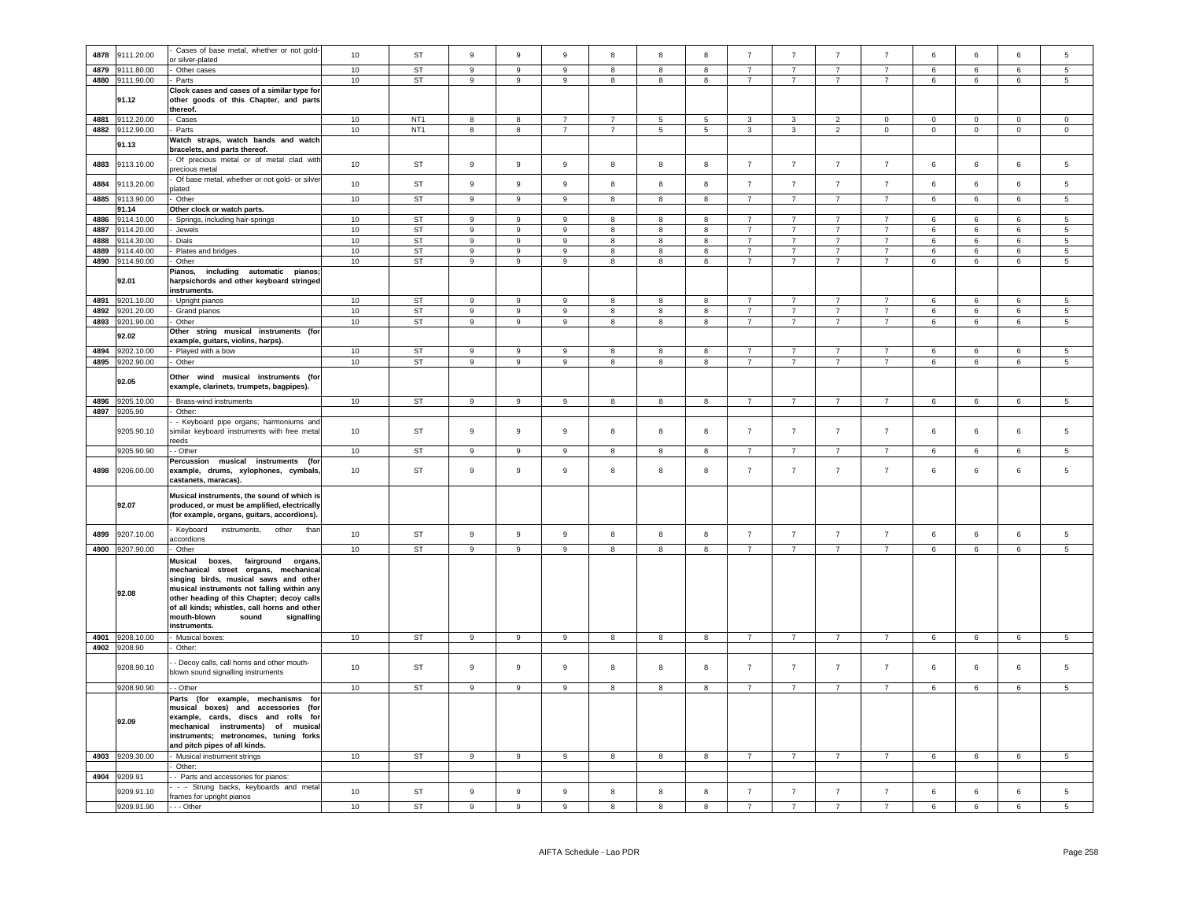| | | | | | | | | | | | | | | | | | | |
|---|---|---|---|---|---|---|---|---|---|---|---|---|---|---|---|---|---|---|
| 4878 | 9111.20.00 | - Cases of base metal, whether or not gold- or silver-plated | 10 | ST | 9 | 9 | 9 | 8 | 8 | 8 | 7 | 7 | 7 | 7 | 6 | 6 | 6 | 5 |
| 4879 | 9111.80.00 | - Other cases | 10 | ST | 9 | 9 | 9 | 8 | 8 | 8 | 7 | 7 | 7 | 7 | 6 | 6 | 6 | 5 |
| 4880 | 9111.90.00 | - Parts | 10 | ST | 9 | 9 | 9 | 8 | 8 | 8 | 7 | 7 | 7 | 7 | 6 | 6 | 6 | 5 |
| | **91.12** | **Clock cases and cases of a similar type for other goods of this Chapter, and parts thereof.** | | | | | | | | | | | | | | | | |
| 4881 | 9112.20.00 | - Cases | 10 | NT1 | 8 | 8 | 7 | 7 | 5 | 5 | 3 | 3 | 2 | 0 | 0 | 0 | 0 | 0 |
| 4882 | 9112.90.00 | - Parts | 10 | NT1 | 8 | 8 | 7 | 7 | 5 | 5 | 3 | 3 | 2 | 0 | 0 | 0 | 0 | 0 |
| | **91.13** | **Watch straps, watch bands and watch bracelets, and parts thereof.** | | | | | | | | | | | | | | | | |
| 4883 | 9113.10.00 | - Of precious metal or of metal clad with precious metal | 10 | ST | 9 | 9 | 9 | 8 | 8 | 8 | 7 | 7 | 7 | 7 | 6 | 6 | 6 | 5 |
| 4884 | 9113.20.00 | - Of base metal, whether or not gold- or silver plated | 10 | ST | 9 | 9 | 9 | 8 | 8 | 8 | 7 | 7 | 7 | 7 | 6 | 6 | 6 | 5 |
| 4885 | 9113.90.00 | - Other | 10 | ST | 9 | 9 | 9 | 8 | 8 | 8 | 7 | 7 | 7 | 7 | 6 | 6 | 6 | 5 |
| | **91.14** | **Other clock or watch parts.** | | | | | | | | | | | | | | | | |
| 4886 | 9114.10.00 | - Springs, including hair-springs | 10 | ST | 9 | 9 | 9 | 8 | 8 | 8 | 7 | 7 | 7 | 7 | 6 | 6 | 6 | 5 |
| 4887 | 9114.20.00 | - Jewels | 10 | ST | 9 | 9 | 9 | 8 | 8 | 8 | 7 | 7 | 7 | 7 | 6 | 6 | 6 | 5 |
| 4888 | 9114.30.00 | - Dials | 10 | ST | 9 | 9 | 9 | 8 | 8 | 8 | 7 | 7 | 7 | 7 | 6 | 6 | 6 | 5 |
| 4889 | 9114.40.00 | - Plates and bridges | 10 | ST | 9 | 9 | 9 | 8 | 8 | 8 | 7 | 7 | 7 | 7 | 6 | 6 | 6 | 5 |
| 4890 | 9114.90.00 | - Other | 10 | ST | 9 | 9 | 9 | 8 | 8 | 8 | 7 | 7 | 7 | 7 | 6 | 6 | 6 | 5 |
| | **92.01** | **Pianos, including automatic pianos; harpsichords and other keyboard stringed instruments.** | | | | | | | | | | | | | | | | |
| 4891 | 9201.10.00 | - Upright pianos | 10 | ST | 9 | 9 | 9 | 8 | 8 | 8 | 7 | 7 | 7 | 7 | 6 | 6 | 6 | 5 |
| 4892 | 9201.20.00 | - Grand pianos | 10 | ST | 9 | 9 | 9 | 8 | 8 | 8 | 7 | 7 | 7 | 7 | 6 | 6 | 6 | 5 |
| 4893 | 9201.90.00 | - Other | 10 | ST | 9 | 9 | 9 | 8 | 8 | 8 | 7 | 7 | 7 | 7 | 6 | 6 | 6 | 5 |
| | **92.02** | **Other string musical instruments (for example, guitars, violins, harps).** | | | | | | | | | | | | | | | | |
| 4894 | 9202.10.00 | - Played with a bow | 10 | ST | 9 | 9 | 9 | 8 | 8 | 8 | 7 | 7 | 7 | 7 | 6 | 6 | 6 | 5 |
| 4895 | 9202.90.00 | - Other | 10 | ST | 9 | 9 | 9 | 8 | 8 | 8 | 7 | 7 | 7 | 7 | 6 | 6 | 6 | 5 |
| | **92.05** | **Other wind musical instruments (for example, clarinets, trumpets, bagpipes).** | | | | | | | | | | | | | | | | |
| 4896 | 9205.10.00 | - Brass-wind instruments | 10 | ST | 9 | 9 | 9 | 8 | 8 | 8 | 7 | 7 | 7 | 7 | 6 | 6 | 6 | 5 |
| 4897 | 9205.90 | - Other: | | | | | | | | | | | | | | | | |
| | 9205.90.10 | - - Keyboard pipe organs; harmoniums and similar keyboard instruments with free metal reeds | 10 | ST | 9 | 9 | 9 | 8 | 8 | 8 | 7 | 7 | 7 | 7 | 6 | 6 | 6 | 5 |
| | 9205.90.90 | - - Other | 10 | ST | 9 | 9 | 9 | 8 | 8 | 8 | 7 | 7 | 7 | 7 | 6 | 6 | 6 | 5 |
| 4898 | 9206.00.00 | **Percussion musical instruments (for example, drums, xylophones, cymbals, castanets, maracas).** | 10 | ST | 9 | 9 | 9 | 8 | 8 | 8 | 7 | 7 | 7 | 7 | 6 | 6 | 6 | 5 |
| | **92.07** | **Musical instruments, the sound of which is produced, or must be amplified, electrically (for example, organs, guitars, accordions).** | | | | | | | | | | | | | | | | |
| 4899 | 9207.10.00 | - Keyboard instruments, other than accordions | 10 | ST | 9 | 9 | 9 | 8 | 8 | 8 | 7 | 7 | 7 | 7 | 6 | 6 | 6 | 5 |
| 4900 | 9207.90.00 | - Other | 10 | ST | 9 | 9 | 9 | 8 | 8 | 8 | 7 | 7 | 7 | 7 | 6 | 6 | 6 | 5 |
| | **92.08** | **Musical boxes, fairground organs, mechanical street organs, mechanical singing birds, musical saws and other musical instruments not falling within any other heading of this Chapter; decoy calls of all kinds; whistles, call horns and other mouth-blown sound signalling instruments.** | | | | | | | | | | | | | | | | |
| 4901 | 9208.10.00 | - Musical boxes: | 10 | ST | 9 | 9 | 9 | 8 | 8 | 8 | 7 | 7 | 7 | 7 | 6 | 6 | 6 | 5 |
| 4902 | 9208.90 | - Other: | | | | | | | | | | | | | | | | |
| | 9208.90.10 | - - Decoy calls, call horns and other mouth-blown sound signalling instruments | 10 | ST | 9 | 9 | 9 | 8 | 8 | 8 | 7 | 7 | 7 | 7 | 6 | 6 | 6 | 5 |
| | 9208.90.90 | - - Other | 10 | ST | 9 | 9 | 9 | 8 | 8 | 8 | 7 | 7 | 7 | 7 | 6 | 6 | 6 | 5 |
| | **92.09** | **Parts (for example, mechanisms for musical boxes) and accessories (for example, cards, discs and rolls for mechanical instruments) of musical instruments; metronomes, tuning forks and pitch pipes of all kinds.** | | | | | | | | | | | | | | | | |
| 4903 | 9209.30.00 | - Musical instrument strings | 10 | ST | 9 | 9 | 9 | 8 | 8 | 8 | 7 | 7 | 7 | 7 | 6 | 6 | 6 | 5 |
| | | - Other: | | | | | | | | | | | | | | | | |
| 4904 | 9209.91 | - - Parts and accessories for pianos: | | | | | | | | | | | | | | | | |
| | 9209.91.10 | - - - Strung backs, keyboards and metal frames for upright pianos | 10 | ST | 9 | 9 | 9 | 8 | 8 | 8 | 7 | 7 | 7 | 7 | 6 | 6 | 6 | 5 |
| | 9209.91.90 | - - - Other | 10 | ST | 9 | 9 | 9 | 8 | 8 | 8 | 7 | 7 | 7 | 7 | 6 | 6 | 6 | 5 |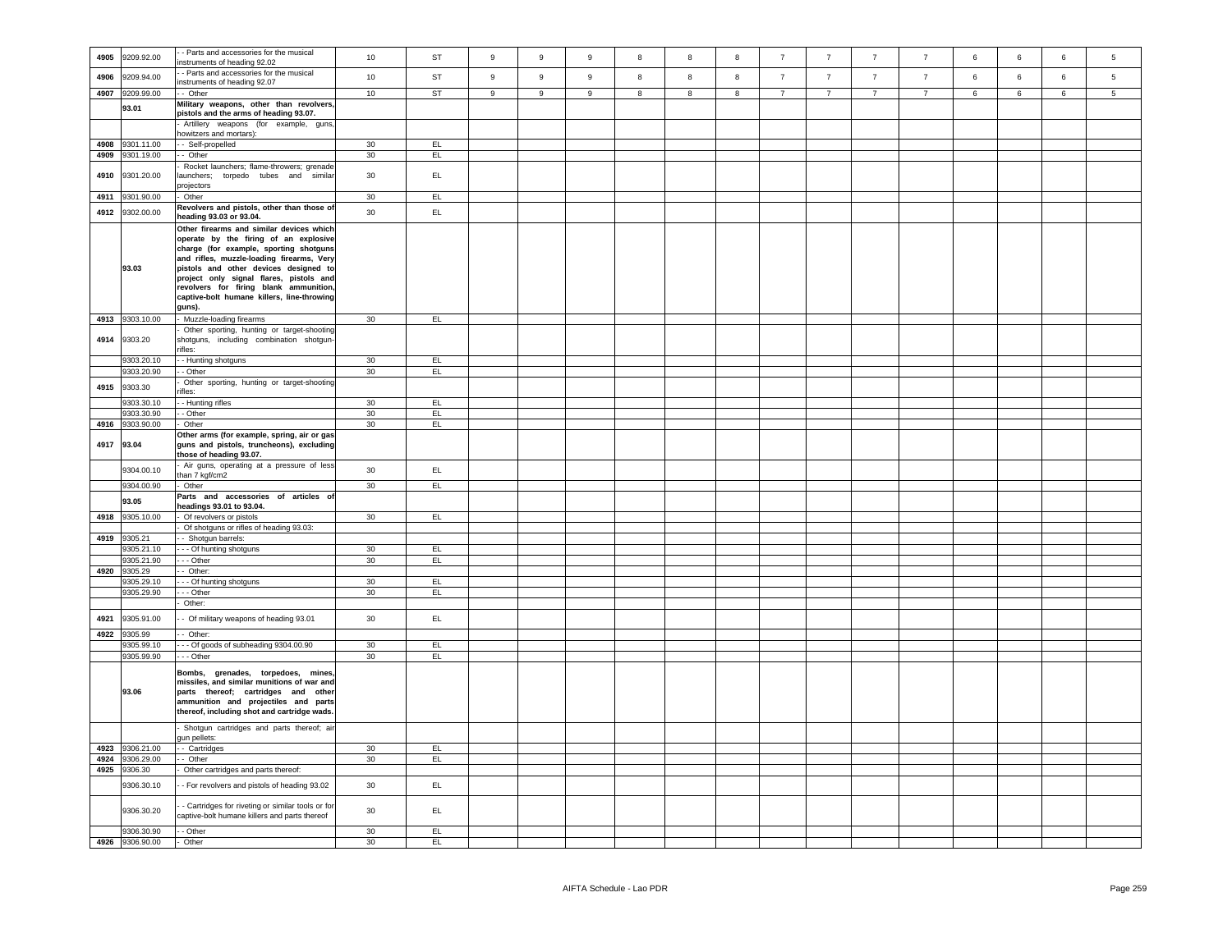| | | | | | | | | | | | | | | | | | | | |
|---|---|---|---|---|---|---|---|---|---|---|---|---|---|---|---|---|---|---|---|
| 4905 | 9209.92.00 | - - Parts and accessories for the musical instruments of heading 92.02 | 10 | ST | 9 | 9 | 9 | 8 | 8 | 8 | 7 | 7 | 7 | 7 | 6 | 6 | 6 | 5 |
| 4906 | 9209.94.00 | - - Parts and accessories for the musical instruments of heading 92.07 | 10 | ST | 9 | 9 | 9 | 8 | 8 | 8 | 7 | 7 | 7 | 7 | 6 | 6 | 6 | 5 |
| 4907 | 9209.99.00 | - - Other | 10 | ST | 9 | 9 | 9 | 8 | 8 | 8 | 7 | 7 | 7 | 7 | 6 | 6 | 6 | 5 |
| | **93.01** | **Military weapons, other than revolvers, pistols and the arms of heading 93.07.** | | | | | | | | | | | | | | | | |
| | | - Artillery weapons (for example, guns, howitzers and mortars): | | | | | | | | | | | | | | | | |
| 4908 | 9301.11.00 | - - Self-propelled | 30 | EL | | | | | | | | | | | | | | |
| 4909 | 9301.19.00 | - - Other | 30 | EL | | | | | | | | | | | | | | |
| 4910 | 9301.20.00 | - Rocket launchers; flame-throwers; grenade launchers; torpedo tubes and similar projectors | 30 | EL | | | | | | | | | | | | | | |
| 4911 | 9301.90.00 | - Other | 30 | EL | | | | | | | | | | | | | | |
| 4912 | 9302.00.00 | **Revolvers and pistols, other than those of heading 93.03 or 93.04.** | 30 | EL | | | | | | | | | | | | | | |
| | **93.03** | **Other firearms and similar devices which operate by the firing of an explosive charge (for example, sporting shotguns and rifles, muzzle-loading firearms, Very pistols and other devices designed to project only signal flares, pistols and revolvers for firing blank ammunition, captive-bolt humane killers, line-throwing guns).** | | | | | | | | | | | | | | | | |
| 4913 | 9303.10.00 | - Muzzle-loading firearms | 30 | EL | | | | | | | | | | | | | | |
| 4914 | 9303.20 | - Other sporting, hunting or target-shooting shotguns, including combination shotgun-rifles: | | | | | | | | | | | | | | | | |
| | 9303.20.10 | - - Hunting shotguns | 30 | EL | | | | | | | | | | | | | | |
| | 9303.20.90 | - - Other | 30 | EL | | | | | | | | | | | | | | |
| 4915 | 9303.30 | - Other sporting, hunting or target-shooting rifles: | | | | | | | | | | | | | | | | |
| | 9303.30.10 | - - Hunting rifles | 30 | EL | | | | | | | | | | | | | | |
| | 9303.30.90 | - - Other | 30 | EL | | | | | | | | | | | | | | |
| 4916 | 9303.90.00 | - Other | 30 | EL | | | | | | | | | | | | | | |
| 4917 | **93.04** | **Other arms (for example, spring, air or gas guns and pistols, truncheons), excluding those of heading 93.07.** | | | | | | | | | | | | | | | | |
| | 9304.00.10 | - Air guns, operating at a pressure of less than 7 kgf/cm2 | 30 | EL | | | | | | | | | | | | | | |
| | 9304.00.90 | - Other | 30 | EL | | | | | | | | | | | | | | |
| | **93.05** | **Parts and accessories of articles of headings 93.01 to 93.04.** | | | | | | | | | | | | | | | | |
| 4918 | 9305.10.00 | - Of revolvers or pistols | 30 | EL | | | | | | | | | | | | | | |
| | | - Of shotguns or rifles of heading 93.03: | | | | | | | | | | | | | | | | |
| 4919 | 9305.21 | - - Shotgun barrels: | | | | | | | | | | | | | | | | |
| | 9305.21.10 | - - - Of hunting shotguns | 30 | EL | | | | | | | | | | | | | | |
| | 9305.21.90 | - - - Other | 30 | EL | | | | | | | | | | | | | | |
| 4920 | 9305.29 | - - Other: | | | | | | | | | | | | | | | | |
| | 9305.29.10 | - - - Of hunting shotguns | 30 | EL | | | | | | | | | | | | | | |
| | 9305.29.90 | - - - Other | 30 | EL | | | | | | | | | | | | | | |
| | | - Other: | | | | | | | | | | | | | | | | |
| 4921 | 9305.91.00 | - - Of military weapons of heading 93.01 | 30 | EL | | | | | | | | | | | | | | |
| 4922 | 9305.99 | - - Other: | | | | | | | | | | | | | | | | |
| | 9305.99.10 | - - - Of goods of subheading 9304.00.90 | 30 | EL | | | | | | | | | | | | | | |
| | 9305.99.90 | - - - Other | 30 | EL | | | | | | | | | | | | | | |
| | **93.06** | **Bombs, grenades, torpedoes, mines, missiles, and similar munitions of war and parts thereof; cartridges and other ammunition and projectiles and parts thereof, including shot and cartridge wads.** | | | | | | | | | | | | | | | | |
| | | - Shotgun cartridges and parts thereof; air gun pellets: | | | | | | | | | | | | | | | | |
| 4923 | 9306.21.00 | - - Cartridges | 30 | EL | | | | | | | | | | | | | | |
| 4924 | 9306.29.00 | - - Other | 30 | EL | | | | | | | | | | | | | | |
| 4925 | 9306.30 | - Other cartridges and parts thereof: | | | | | | | | | | | | | | | | |
| | 9306.30.10 | - - For revolvers and pistols of heading 93.02 | 30 | EL | | | | | | | | | | | | | | |
| | 9306.30.20 | - - Cartridges for riveting or similar tools or for captive-bolt humane killers and parts thereof | 30 | EL | | | | | | | | | | | | | | |
| | 9306.30.90 | - - Other | 30 | EL | | | | | | | | | | | | | | |
| 4926 | 9306.90.00 | - Other | 30 | EL | | | | | | | | | | | | | | |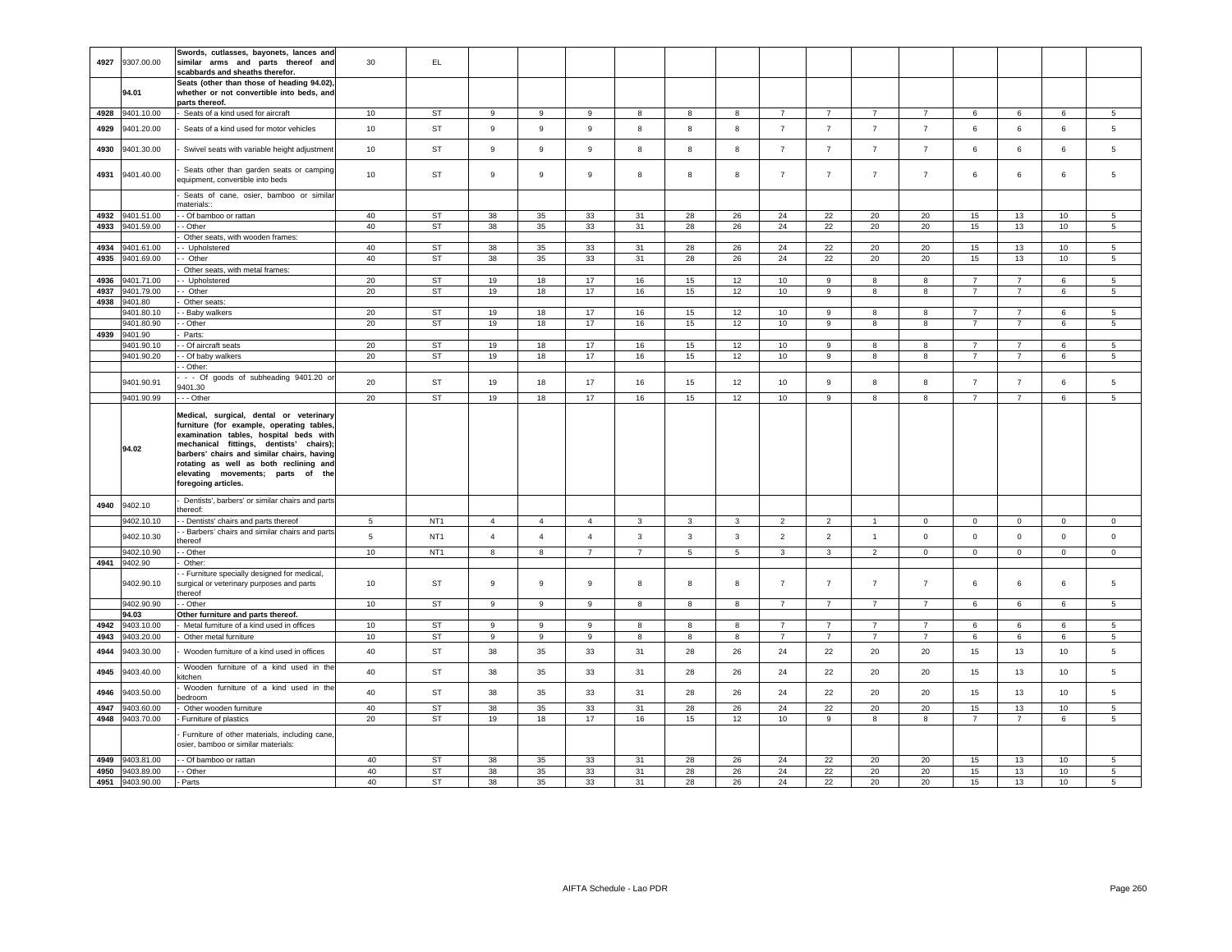| | | | | | | | | | | | | | | | | | |
|---|---|---|---|---|---|---|---|---|---|---|---|---|---|---|---|---|---|
| 4927 | 9307.00.00 | **Swords, cutlasses, bayonets, lances and similar arms and parts thereof and scabbards and sheaths therefor.** | 30 | EL | | | | | | | | | | | | | |
| | **94.01** | **Seats (other than those of heading 94.02), whether or not convertible into beds, and parts thereof.** | | | | | | | | | | | | | | | |
| 4928 | 9401.10.00 | - Seats of a kind used for aircraft | 10 | ST | 9 | 9 | 9 | 8 | 8 | 8 | 7 | 7 | 7 | 7 | 6 | 6 | 6 | 5 |
| 4929 | 9401.20.00 | - Seats of a kind used for motor vehicles | 10 | ST | 9 | 9 | 9 | 8 | 8 | 8 | 7 | 7 | 7 | 7 | 6 | 6 | 6 | 5 |
| 4930 | 9401.30.00 | - Swivel seats with variable height adjustment | 10 | ST | 9 | 9 | 9 | 8 | 8 | 8 | 7 | 7 | 7 | 7 | 6 | 6 | 6 | 5 |
| 4931 | 9401.40.00 | - Seats other than garden seats or camping equipment, convertible into beds | 10 | ST | 9 | 9 | 9 | 8 | 8 | 8 | 7 | 7 | 7 | 7 | 6 | 6 | 6 | 5 |
| | | - Seats of cane, osier, bamboo or similar materials:: | | | | | | | | | | | | | | | |
| 4932 | 9401.51.00 | - - Of bamboo or rattan | 40 | ST | 38 | 35 | 33 | 31 | 28 | 26 | 24 | 22 | 20 | 20 | 15 | 13 | 10 | 5 |
| 4933 | 9401.59.00 | - - Other | 40 | ST | 38 | 35 | 33 | 31 | 28 | 26 | 24 | 22 | 20 | 20 | 15 | 13 | 10 | 5 |
| | | - Other seats, with wooden frames: | | | | | | | | | | | | | | | |
| 4934 | 9401.61.00 | - - Upholstered | 40 | ST | 38 | 35 | 33 | 31 | 28 | 26 | 24 | 22 | 20 | 20 | 15 | 13 | 10 | 5 |
| 4935 | 9401.69.00 | - - Other | 40 | ST | 38 | 35 | 33 | 31 | 28 | 26 | 24 | 22 | 20 | 20 | 15 | 13 | 10 | 5 |
| | | - Other seats, with metal frames: | | | | | | | | | | | | | | | |
| 4936 | 9401.71.00 | - - Upholstered | 20 | ST | 19 | 18 | 17 | 16 | 15 | 12 | 10 | 9 | 8 | 8 | 7 | 7 | 6 | 5 |
| 4937 | 9401.79.00 | - - Other | 20 | ST | 19 | 18 | 17 | 16 | 15 | 12 | 10 | 9 | 8 | 8 | 7 | 7 | 6 | 5 |
| 4938 | 9401.80 | - Other seats: | | | | | | | | | | | | | | | |
| | 9401.80.10 | - - Baby walkers | 20 | ST | 19 | 18 | 17 | 16 | 15 | 12 | 10 | 9 | 8 | 8 | 7 | 7 | 6 | 5 |
| | 9401.80.90 | - - Other | 20 | ST | 19 | 18 | 17 | 16 | 15 | 12 | 10 | 9 | 8 | 8 | 7 | 7 | 6 | 5 |
| 4939 | 9401.90 | - Parts: | | | | | | | | | | | | | | | |
| | 9401.90.10 | - - Of aircraft seats | 20 | ST | 19 | 18 | 17 | 16 | 15 | 12 | 10 | 9 | 8 | 8 | 7 | 7 | 6 | 5 |
| | 9401.90.20 | - - Of baby walkers | 20 | ST | 19 | 18 | 17 | 16 | 15 | 12 | 10 | 9 | 8 | 8 | 7 | 7 | 6 | 5 |
| | | - - Other: | | | | | | | | | | | | | | | |
| | 9401.90.91 | - - - Of goods of subheading 9401.20 or 9401.30 | 20 | ST | 19 | 18 | 17 | 16 | 15 | 12 | 10 | 9 | 8 | 8 | 7 | 7 | 6 | 5 |
| | 9401.90.99 | - - - Other | 20 | ST | 19 | 18 | 17 | 16 | 15 | 12 | 10 | 9 | 8 | 8 | 7 | 7 | 6 | 5 |
| | **94.02** | **Medical, surgical, dental or veterinary furniture (for example, operating tables, examination tables, hospital beds with mechanical fittings, dentists' chairs); barbers' chairs and similar chairs, having rotating as well as both reclining and elevating movements; parts of the foregoing articles.** | | | | | | | | | | | | | | | |
| 4940 | 9402.10 | - Dentists', barbers' or similar chairs and parts thereof: | | | | | | | | | | | | | | | |
| | 9402.10.10 | - - Dentists' chairs and parts thereof | 5 | NT1 | 4 | 4 | 4 | 3 | 3 | 3 | 2 | 2 | 1 | 0 | 0 | 0 | 0 | 0 |
| | 9402.10.30 | - - Barbers' chairs and similar chairs and parts thereof | 5 | NT1 | 4 | 4 | 4 | 3 | 3 | 3 | 2 | 2 | 1 | 0 | 0 | 0 | 0 | 0 |
| | 9402.10.90 | - - Other | 10 | NT1 | 8 | 8 | 7 | 7 | 5 | 5 | 3 | 3 | 2 | 0 | 0 | 0 | 0 | 0 |
| 4941 | 9402.90 | - Other: | | | | | | | | | | | | | | | |
| | 9402.90.10 | - - Furniture specially designed for medical, surgical or veterinary purposes and parts thereof | 10 | ST | 9 | 9 | 9 | 8 | 8 | 8 | 7 | 7 | 7 | 7 | 6 | 6 | 6 | 5 |
| | 9402.90.90 | - - Other | 10 | ST | 9 | 9 | 9 | 8 | 8 | 8 | 7 | 7 | 7 | 7 | 6 | 6 | 6 | 5 |
| | **94.03** | **Other furniture and parts thereof.** | | | | | | | | | | | | | | | |
| 4942 | 9403.10.00 | - Metal furniture of a kind used in offices | 10 | ST | 9 | 9 | 9 | 8 | 8 | 8 | 7 | 7 | 7 | 7 | 6 | 6 | 6 | 5 |
| 4943 | 9403.20.00 | - Other metal furniture | 10 | ST | 9 | 9 | 9 | 8 | 8 | 8 | 7 | 7 | 7 | 7 | 6 | 6 | 6 | 5 |
| 4944 | 9403.30.00 | - Wooden furniture of a kind used in offices | 40 | ST | 38 | 35 | 33 | 31 | 28 | 26 | 24 | 22 | 20 | 20 | 15 | 13 | 10 | 5 |
| 4945 | 9403.40.00 | - Wooden furniture of a kind used in the kitchen | 40 | ST | 38 | 35 | 33 | 31 | 28 | 26 | 24 | 22 | 20 | 20 | 15 | 13 | 10 | 5 |
| 4946 | 9403.50.00 | - Wooden furniture of a kind used in the bedroom | 40 | ST | 38 | 35 | 33 | 31 | 28 | 26 | 24 | 22 | 20 | 20 | 15 | 13 | 10 | 5 |
| 4947 | 9403.60.00 | - Other wooden furniture | 40 | ST | 38 | 35 | 33 | 31 | 28 | 26 | 24 | 22 | 20 | 20 | 15 | 13 | 10 | 5 |
| 4948 | 9403.70.00 | - Furniture of plastics | 20 | ST | 19 | 18 | 17 | 16 | 15 | 12 | 10 | 9 | 8 | 8 | 7 | 7 | 6 | 5 |
| | | - Furniture of other materials, including cane, osier, bamboo or similar materials: | | | | | | | | | | | | | | | |
| 4949 | 9403.81.00 | - - Of bamboo or rattan | 40 | ST | 38 | 35 | 33 | 31 | 28 | 26 | 24 | 22 | 20 | 20 | 15 | 13 | 10 | 5 |
| 4950 | 9403.89.00 | - - Other | 40 | ST | 38 | 35 | 33 | 31 | 28 | 26 | 24 | 22 | 20 | 20 | 15 | 13 | 10 | 5 |
| 4951 | 9403.90.00 | - Parts | 40 | ST | 38 | 35 | 33 | 31 | 28 | 26 | 24 | 22 | 20 | 20 | 15 | 13 | 10 | 5 |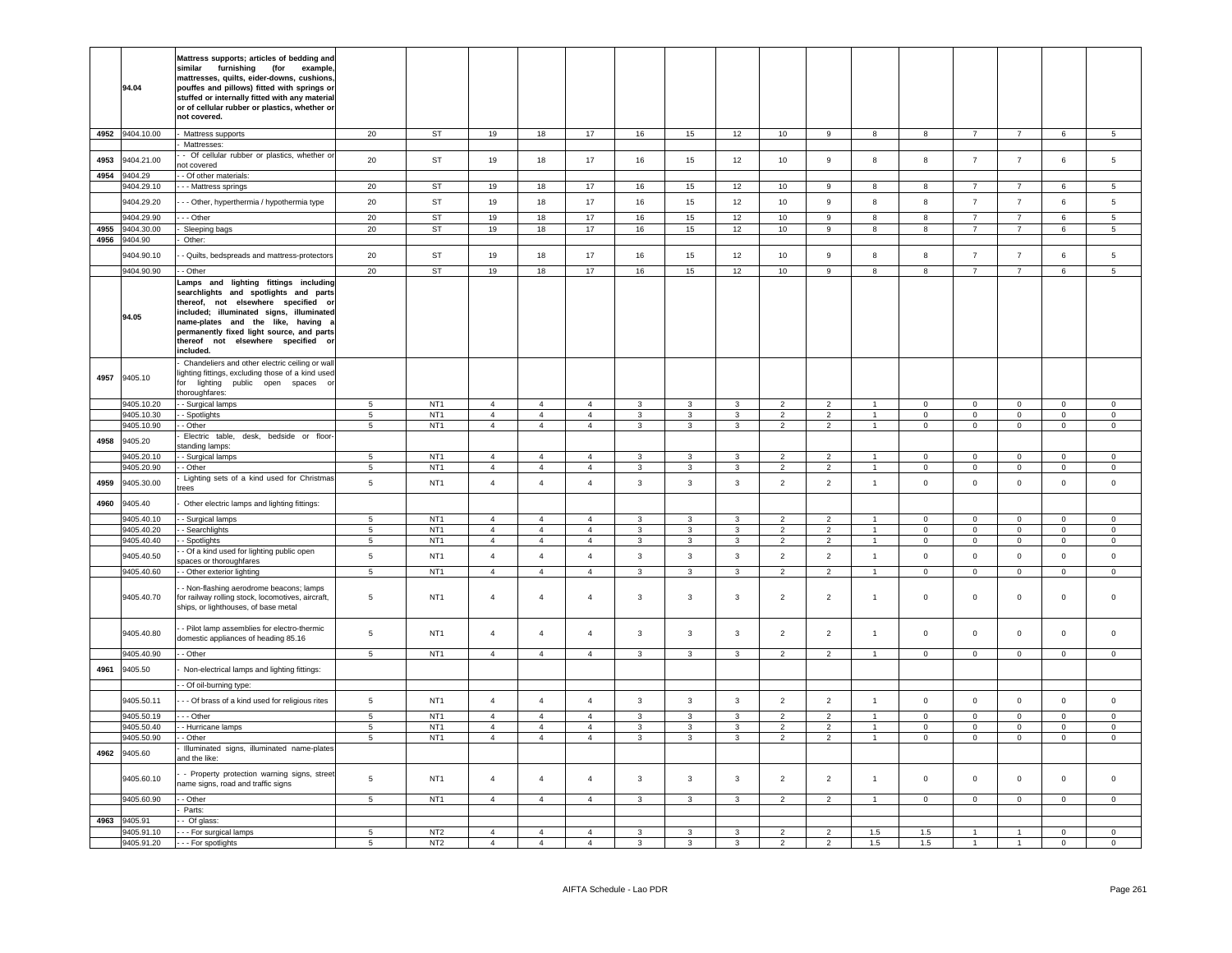| | | | | | | | | | | | | | | | | | |
|---|---|---|---|---|---|---|---|---|---|---|---|---|---|---|---|---|---|
| | 94.04 | **Mattress supports; articles of bedding and similar furnishing (for example, mattresses, quilts, eider-downs, cushions, pouffes and pillows) fitted with springs or stuffed or internally fitted with any material or of cellular rubber or plastics, whether or not covered.** | | | | | | | | | | | | | | | |
| 4952 | 9404.10.00 | - Mattress supports | 20 | ST | 19 | 18 | 17 | 16 | 15 | 12 | 10 | 9 | 8 | 8 | 7 | 7 | 6 | 5 |
| | | - Mattresses: | | | | | | | | | | | | | | | | |
| 4953 | 9404.21.00 | - - Of cellular rubber or plastics, whether or not covered | 20 | ST | 19 | 18 | 17 | 16 | 15 | 12 | 10 | 9 | 8 | 8 | 7 | 7 | 6 | 5 |
| 4954 | 9404.29 | - - Of other materials: | | | | | | | | | | | | | | | | |
| | 9404.29.10 | - - - Mattress springs | 20 | ST | 19 | 18 | 17 | 16 | 15 | 12 | 10 | 9 | 8 | 8 | 7 | 7 | 6 | 5 |
| | 9404.29.20 | - - - Other, hyperthermia / hypothermia type | 20 | ST | 19 | 18 | 17 | 16 | 15 | 12 | 10 | 9 | 8 | 8 | 7 | 7 | 6 | 5 |
| | 9404.29.90 | - - - Other | 20 | ST | 19 | 18 | 17 | 16 | 15 | 12 | 10 | 9 | 8 | 8 | 7 | 7 | 6 | 5 |
| 4955 | 9404.30.00 | - Sleeping bags | 20 | ST | 19 | 18 | 17 | 16 | 15 | 12 | 10 | 9 | 8 | 8 | 7 | 7 | 6 | 5 |
| 4956 | 9404.90 | - Other: | | | | | | | | | | | | | | | | |
| | 9404.90.10 | - - Quilts, bedspreads and mattress-protectors | 20 | ST | 19 | 18 | 17 | 16 | 15 | 12 | 10 | 9 | 8 | 8 | 7 | 7 | 6 | 5 |
| | 9404.90.90 | - - Other | 20 | ST | 19 | 18 | 17 | 16 | 15 | 12 | 10 | 9 | 8 | 8 | 7 | 7 | 6 | 5 |
| | 94.05 | **Lamps and lighting fittings including searchlights and spotlights and parts thereof, not elsewhere specified or included; illuminated signs, illuminated name-plates and the like, having a permanently fixed light source, and parts thereof not elsewhere specified or included.** | | | | | | | | | | | | | | | |
| 4957 | 9405.10 | - Chandeliers and other electric ceiling or wall lighting fittings, excluding those of a kind used for lighting public open spaces or thoroughfares: | | | | | | | | | | | | | | | | |
| | 9405.10.20 | - - Surgical lamps | 5 | NT1 | 4 | 4 | 4 | 3 | 3 | 3 | 2 | 2 | 1 | 0 | 0 | 0 | 0 | 0 |
| | 9405.10.30 | - - Spotlights | 5 | NT1 | 4 | 4 | 4 | 3 | 3 | 3 | 2 | 2 | 1 | 0 | 0 | 0 | 0 | 0 |
| | 9405.10.90 | - - Other | 5 | NT1 | 4 | 4 | 4 | 3 | 3 | 3 | 2 | 2 | 1 | 0 | 0 | 0 | 0 | 0 |
| 4958 | 9405.20 | - Electric table, desk, bedside or floor-standing lamps: | | | | | | | | | | | | | | | | |
| | 9405.20.10 | - - Surgical lamps | 5 | NT1 | 4 | 4 | 4 | 3 | 3 | 3 | 2 | 2 | 1 | 0 | 0 | 0 | 0 | 0 |
| | 9405.20.90 | - - Other | 5 | NT1 | 4 | 4 | 4 | 3 | 3 | 3 | 2 | 2 | 1 | 0 | 0 | 0 | 0 | 0 |
| 4959 | 9405.30.00 | - Lighting sets of a kind used for Christmas trees | 5 | NT1 | 4 | 4 | 4 | 3 | 3 | 3 | 2 | 2 | 1 | 0 | 0 | 0 | 0 | 0 |
| 4960 | 9405.40 | - Other electric lamps and lighting fittings: | | | | | | | | | | | | | | | | |
| | 9405.40.10 | - - Surgical lamps | 5 | NT1 | 4 | 4 | 4 | 3 | 3 | 3 | 2 | 2 | 1 | 0 | 0 | 0 | 0 | 0 |
| | 9405.40.20 | - - Searchlights | 5 | NT1 | 4 | 4 | 4 | 3 | 3 | 3 | 2 | 2 | 1 | 0 | 0 | 0 | 0 | 0 |
| | 9405.40.40 | - - Spotlights | 5 | NT1 | 4 | 4 | 4 | 3 | 3 | 3 | 2 | 2 | 1 | 0 | 0 | 0 | 0 | 0 |
| | 9405.40.50 | - - Of a kind used for lighting public open spaces or thoroughfares | 5 | NT1 | 4 | 4 | 4 | 3 | 3 | 3 | 2 | 2 | 1 | 0 | 0 | 0 | 0 | 0 |
| | 9405.40.60 | - - Other exterior lighting | 5 | NT1 | 4 | 4 | 4 | 3 | 3 | 3 | 2 | 2 | 1 | 0 | 0 | 0 | 0 | 0 |
| | 9405.40.70 | - - Non-flashing aerodrome beacons; lamps for railway rolling stock, locomotives, aircraft, ships, or lighthouses, of base metal | 5 | NT1 | 4 | 4 | 4 | 3 | 3 | 3 | 2 | 2 | 1 | 0 | 0 | 0 | 0 | 0 |
| | 9405.40.80 | - - Pilot lamp assemblies for electro-thermic domestic appliances of heading 85.16 | 5 | NT1 | 4 | 4 | 4 | 3 | 3 | 3 | 2 | 2 | 1 | 0 | 0 | 0 | 0 | 0 |
| | 9405.40.90 | - - Other | 5 | NT1 | 4 | 4 | 4 | 3 | 3 | 3 | 2 | 2 | 1 | 0 | 0 | 0 | 0 | 0 |
| 4961 | 9405.50 | - Non-electrical lamps and lighting fittings: | | | | | | | | | | | | | | | | |
| | | - - Of oil-burning type: | | | | | | | | | | | | | | | | |
| | 9405.50.11 | - - - Of brass of a kind used for religious rites | 5 | NT1 | 4 | 4 | 4 | 3 | 3 | 3 | 2 | 2 | 1 | 0 | 0 | 0 | 0 | 0 |
| | 9405.50.19 | - - - Other | 5 | NT1 | 4 | 4 | 4 | 3 | 3 | 3 | 2 | 2 | 1 | 0 | 0 | 0 | 0 | 0 |
| | 9405.50.40 | - - Hurricane lamps | 5 | NT1 | 4 | 4 | 4 | 3 | 3 | 3 | 2 | 2 | 1 | 0 | 0 | 0 | 0 | 0 |
| | 9405.50.90 | - - Other | 5 | NT1 | 4 | 4 | 4 | 3 | 3 | 3 | 2 | 2 | 1 | 0 | 0 | 0 | 0 | 0 |
| 4962 | 9405.60 | - Illuminated signs, illuminated name-plates and the like: | | | | | | | | | | | | | | | | |
| | 9405.60.10 | - - Property protection warning signs, street name signs, road and traffic signs | 5 | NT1 | 4 | 4 | 4 | 3 | 3 | 3 | 2 | 2 | 1 | 0 | 0 | 0 | 0 | 0 |
| | 9405.60.90 | - - Other | 5 | NT1 | 4 | 4 | 4 | 3 | 3 | 3 | 2 | 2 | 1 | 0 | 0 | 0 | 0 | 0 |
| | | - Parts: | | | | | | | | | | | | | | | | |
| 4963 | 9405.91 | - - Of glass: | | | | | | | | | | | | | | | | |
| | 9405.91.10 | - - - For surgical lamps | 5 | NT2 | 4 | 4 | 4 | 3 | 3 | 3 | 2 | 2 | 1.5 | 1.5 | 1 | 1 | 0 | 0 |
| | 9405.91.20 | - - - For spotlights | 5 | NT2 | 4 | 4 | 4 | 3 | 3 | 3 | 2 | 2 | 1.5 | 1.5 | 1 | 1 | 0 | 0 |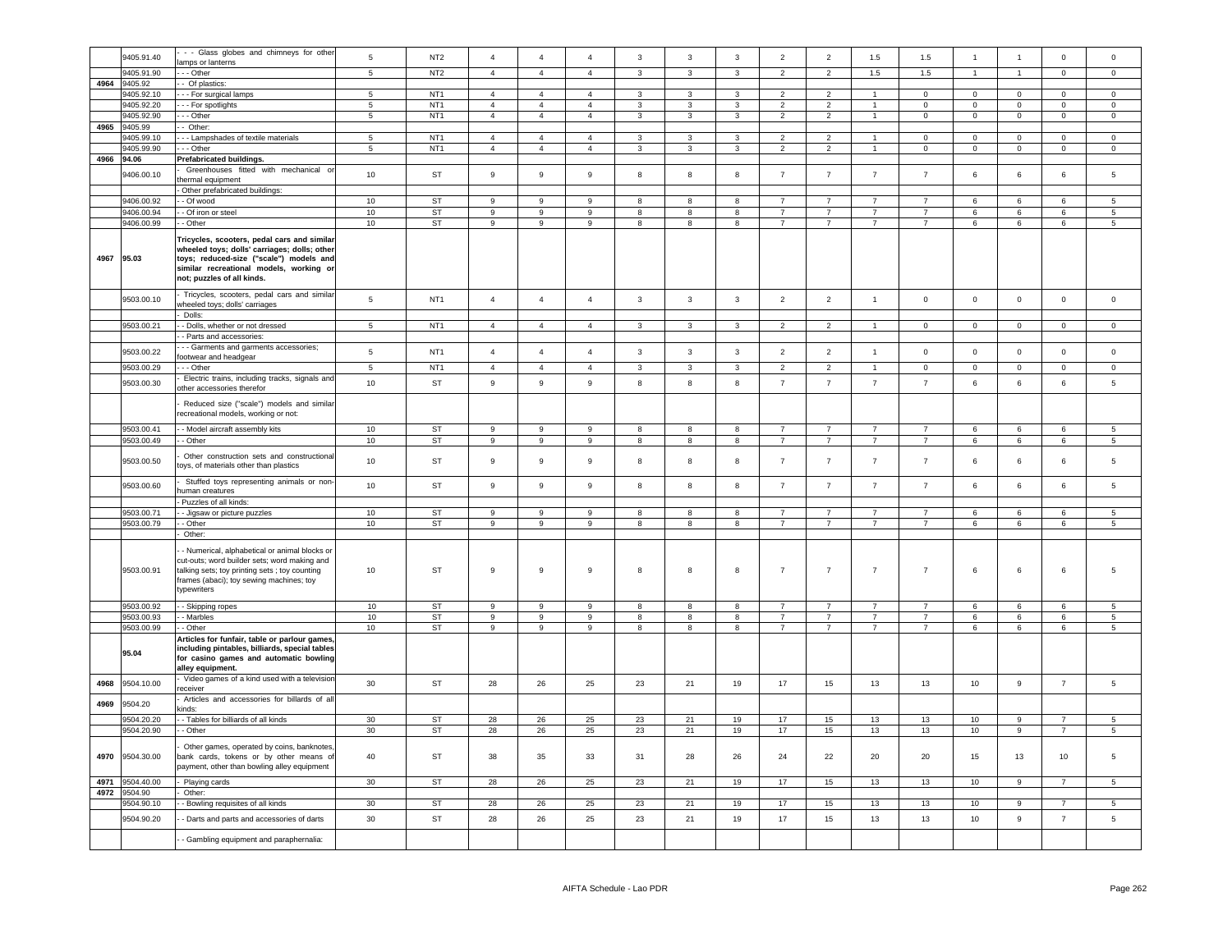| | | | | | | | | | | | | | | | | | |
|---|---|---|---|---|---|---|---|---|---|---|---|---|---|---|---|---|---|
| | 9405.91.40 | - - - Glass globes and chimneys for other lamps or lanterns | 5 | NT2 | 4 | 4 | 4 | 3 | 3 | 3 | 2 | 2 | 1.5 | 1.5 | 1 | 1 | 0 | 0 |
| | 9405.91.90 | - - - Other | 5 | NT2 | 4 | 4 | 4 | 3 | 3 | 3 | 2 | 2 | 1.5 | 1.5 | 1 | 1 | 0 | 0 |
| 4964 | 9405.92 | - - Of plastics: | | | | | | | | | | | | | | | | |
| | 9405.92.10 | - - - For surgical lamps | 5 | NT1 | 4 | 4 | 4 | 3 | 3 | 3 | 2 | 2 | 1 | 0 | 0 | 0 | 0 | 0 |
| | 9405.92.20 | - - - For spotlights | 5 | NT1 | 4 | 4 | 4 | 3 | 3 | 3 | 2 | 2 | 1 | 0 | 0 | 0 | 0 | 0 |
| | 9405.92.90 | - - - Other | 5 | NT1 | 4 | 4 | 4 | 3 | 3 | 3 | 2 | 2 | 1 | 0 | 0 | 0 | 0 | 0 |
| 4965 | 9405.99 | - - Other: | | | | | | | | | | | | | | | | |
| | 9405.99.10 | - - - Lampshades of textile materials | 5 | NT1 | 4 | 4 | 4 | 3 | 3 | 3 | 2 | 2 | 1 | 0 | 0 | 0 | 0 | 0 |
| | 9405.99.90 | - - - Other | 5 | NT1 | 4 | 4 | 4 | 3 | 3 | 3 | 2 | 2 | 1 | 0 | 0 | 0 | 0 | 0 |
| 4966 | 94.06 | **Prefabricated buildings.** | | | | | | | | | | | | | | | | |
| | 9406.00.10 | - Greenhouses fitted with mechanical or thermal equipment | 10 | ST | 9 | 9 | 9 | 8 | 8 | 8 | 7 | 7 | 7 | 7 | 6 | 6 | 6 | 5 |
| | | - Other prefabricated buildings: | | | | | | | | | | | | | | | | |
| | 9406.00.92 | - - Of wood | 10 | ST | 9 | 9 | 9 | 8 | 8 | 8 | 7 | 7 | 7 | 7 | 6 | 6 | 6 | 5 |
| | 9406.00.94 | - - Of iron or steel | 10 | ST | 9 | 9 | 9 | 8 | 8 | 8 | 7 | 7 | 7 | 7 | 6 | 6 | 6 | 5 |
| | 9406.00.99 | - - Other | 10 | ST | 9 | 9 | 9 | 8 | 8 | 8 | 7 | 7 | 7 | 7 | 6 | 6 | 6 | 5 |
| 4967 | 95.03 | **Tricycles, scooters, pedal cars and similar wheeled toys; dolls' carriages; dolls; other toys; reduced-size ("scale") models and similar recreational models, working or not; puzzles of all kinds.** | | | | | | | | | | | | | | | | |
| | 9503.00.10 | - Tricycles, scooters, pedal cars and similar wheeled toys; dolls' carriages | 5 | NT1 | 4 | 4 | 4 | 3 | 3 | 3 | 2 | 2 | 1 | 0 | 0 | 0 | 0 | 0 |
| | | - Dolls: | | | | | | | | | | | | | | | | |
| | 9503.00.21 | - - Dolls, whether or not dressed | 5 | NT1 | 4 | 4 | 4 | 3 | 3 | 3 | 2 | 2 | 1 | 0 | 0 | 0 | 0 | 0 |
| | | - - Parts and accessories: | | | | | | | | | | | | | | | | |
| | 9503.00.22 | - - - Garments and garments accessories; footwear and headgear | 5 | NT1 | 4 | 4 | 4 | 3 | 3 | 3 | 2 | 2 | 1 | 0 | 0 | 0 | 0 | 0 |
| | 9503.00.29 | - - - Other | 5 | NT1 | 4 | 4 | 4 | 3 | 3 | 3 | 2 | 2 | 1 | 0 | 0 | 0 | 0 | 0 |
| | 9503.00.30 | - Electric trains, including tracks, signals and other accessories therefor | 10 | ST | 9 | 9 | 9 | 8 | 8 | 8 | 7 | 7 | 7 | 7 | 6 | 6 | 6 | 5 |
| | | - Reduced size ("scale") models and similar recreational models, working or not: | | | | | | | | | | | | | | | | |
| | 9503.00.41 | - - Model aircraft assembly kits | 10 | ST | 9 | 9 | 9 | 8 | 8 | 8 | 7 | 7 | 7 | 7 | 6 | 6 | 6 | 5 |
| | 9503.00.49 | - - Other | 10 | ST | 9 | 9 | 9 | 8 | 8 | 8 | 7 | 7 | 7 | 7 | 6 | 6 | 6 | 5 |
| | 9503.00.50 | - Other construction sets and constructional toys, of materials other than plastics | 10 | ST | 9 | 9 | 9 | 8 | 8 | 8 | 7 | 7 | 7 | 7 | 6 | 6 | 6 | 5 |
| | 9503.00.60 | - Stuffed toys representing animals or non-human creatures | 10 | ST | 9 | 9 | 9 | 8 | 8 | 8 | 7 | 7 | 7 | 7 | 6 | 6 | 6 | 5 |
| | | - Puzzles of all kinds: | | | | | | | | | | | | | | | | |
| | 9503.00.71 | - - Jigsaw or picture puzzles | 10 | ST | 9 | 9 | 9 | 8 | 8 | 8 | 7 | 7 | 7 | 7 | 6 | 6 | 6 | 5 |
| | 9503.00.79 | - - Other | 10 | ST | 9 | 9 | 9 | 8 | 8 | 8 | 7 | 7 | 7 | 7 | 6 | 6 | 6 | 5 |
| | | - Other: | | | | | | | | | | | | | | | | |
| | 9503.00.91 | - - Numerical, alphabetical or animal blocks or cut-outs; word builder sets; word making and talking sets; toy printing sets ; toy counting frames (abaci); toy sewing machines; toy typewriters | 10 | ST | 9 | 9 | 9 | 8 | 8 | 8 | 7 | 7 | 7 | 7 | 6 | 6 | 6 | 5 |
| | 9503.00.92 | - - Skipping ropes | 10 | ST | 9 | 9 | 9 | 8 | 8 | 8 | 7 | 7 | 7 | 7 | 6 | 6 | 6 | 5 |
| | 9503.00.93 | - - Marbles | 10 | ST | 9 | 9 | 9 | 8 | 8 | 8 | 7 | 7 | 7 | 7 | 6 | 6 | 6 | 5 |
| | 9503.00.99 | - - Other | 10 | ST | 9 | 9 | 9 | 8 | 8 | 8 | 7 | 7 | 7 | 7 | 6 | 6 | 6 | 5 |
| | 95.04 | **Articles for funfair, table or parlour games, including pintables, billiards, special tables for casino games and automatic bowling alley equipment.** | | | | | | | | | | | | | | | | |
| 4968 | 9504.10.00 | - Video games of a kind used with a television receiver | 30 | ST | 28 | 26 | 25 | 23 | 21 | 19 | 17 | 15 | 13 | 13 | 10 | 9 | 7 | 5 |
| 4969 | 9504.20 | - Articles and accessories for billards of all kinds: | | | | | | | | | | | | | | | | |
| | 9504.20.20 | - - Tables for billiards of all kinds | 30 | ST | 28 | 26 | 25 | 23 | 21 | 19 | 17 | 15 | 13 | 13 | 10 | 9 | 7 | 5 |
| | 9504.20.90 | - - Other | 30 | ST | 28 | 26 | 25 | 23 | 21 | 19 | 17 | 15 | 13 | 13 | 10 | 9 | 7 | 5 |
| 4970 | 9504.30.00 | - Other games, operated by coins, banknotes, bank cards, tokens or by other means of payment, other than bowling alley equipment | 40 | ST | 38 | 35 | 33 | 31 | 28 | 26 | 24 | 22 | 20 | 20 | 15 | 13 | 10 | 5 |
| 4971 | 9504.40.00 | - Playing cards | 30 | ST | 28 | 26 | 25 | 23 | 21 | 19 | 17 | 15 | 13 | 13 | 10 | 9 | 7 | 5 |
| 4972 | 9504.90 | - Other: | | | | | | | | | | | | | | | | |
| | 9504.90.10 | - - Bowling requisites of all kinds | 30 | ST | 28 | 26 | 25 | 23 | 21 | 19 | 17 | 15 | 13 | 13 | 10 | 9 | 7 | 5 |
| | 9504.90.20 | - - Darts and parts and accessories of darts | 30 | ST | 28 | 26 | 25 | 23 | 21 | 19 | 17 | 15 | 13 | 13 | 10 | 9 | 7 | 5 |
| | | - - Gambling equipment and paraphernalia: | | | | | | | | | | | | | | | | |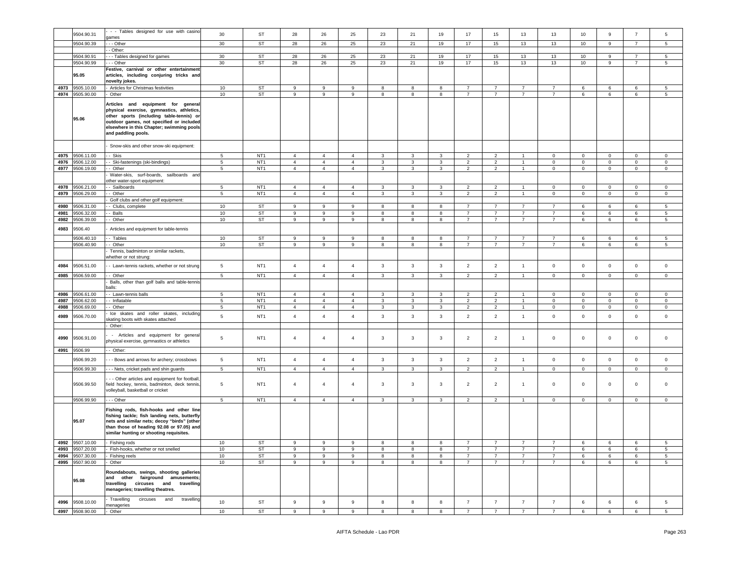|  | 9504.90.31 | - - - Tables designed for use with casino games | 30 | ST | 28 | 26 | 25 | 23 | 21 | 19 | 17 | 15 | 13 | 13 | 10 | 9 | 7 | 5 |
|---|---|---|---|---|---|---|---|---|---|---|---|---|---|---|---|---|---|---|
|  | 9504.90.39 | - - - Other | 30 | ST | 28 | 26 | 25 | 23 | 21 | 19 | 17 | 15 | 13 | 13 | 10 | 9 | 7 | 5 |
|  |  | - - Other: |  |  |  |  |  |  |  |  |  |  |  |  |  |  |  |  |
|  | 9504.90.91 | - - - Tables designed for games | 30 | ST | 28 | 26 | 25 | 23 | 21 | 19 | 17 | 15 | 13 | 13 | 10 | 9 | 7 | 5 |
|  | 9504.90.99 | - - - Other | 30 | ST | 28 | 26 | 25 | 23 | 21 | 19 | 17 | 15 | 13 | 13 | 10 | 9 | 7 | 5 |
|  | 95.05 | **Festive, carnival or other entertainment articles, including conjuring tricks and novelty jokes.** |  |  |  |  |  |  |  |  |  |  |  |  |  |  |  |  |
| 4973 | 9505.10.00 | - Articles for Christmas festivities | 10 | ST | 9 | 9 | 9 | 8 | 8 | 8 | 7 | 7 | 7 | 7 | 6 | 6 | 6 | 5 |
| 4974 | 9505.90.00 | - Other | 10 | ST | 9 | 9 | 9 | 8 | 8 | 8 | 7 | 7 | 7 | 7 | 6 | 6 | 6 | 5 |
|  | 95.06 | **Articles and equipment for general physical exercise, gymnastics, athletics, other sports (including table-tennis) or outdoor games, not specified or included elsewhere in this Chapter; swimming pools and paddling pools.** |  |  |  |  |  |  |  |  |  |  |  |  |  |  |  |  |
|  |  | - Snow-skis and other snow-ski equipment: |  |  |  |  |  |  |  |  |  |  |  |  |  |  |  |  |
| 4975 | 9506.11.00 | - - Skis | 5 | NT1 | 4 | 4 | 4 | 3 | 3 | 3 | 2 | 2 | 1 | 0 | 0 | 0 | 0 | 0 |
| 4976 | 9506.12.00 | - - Ski-fastenings (ski-bindings) | 5 | NT1 | 4 | 4 | 4 | 3 | 3 | 3 | 2 | 2 | 1 | 0 | 0 | 0 | 0 | 0 |
| 4977 | 9506.19.00 | - - Other | 5 | NT1 | 4 | 4 | 4 | 3 | 3 | 3 | 2 | 2 | 1 | 0 | 0 | 0 | 0 | 0 |
|  |  | - Water-skis, surf-boards, sailboards and other water-sport equipment: |  |  |  |  |  |  |  |  |  |  |  |  |  |  |  |  |
| 4978 | 9506.21.00 | - - Sailboards | 5 | NT1 | 4 | 4 | 4 | 3 | 3 | 3 | 2 | 2 | 1 | 0 | 0 | 0 | 0 | 0 |
| 4979 | 9506.29.00 | - - Other | 5 | NT1 | 4 | 4 | 4 | 3 | 3 | 3 | 2 | 2 | 1 | 0 | 0 | 0 | 0 | 0 |
|  |  | - Golf clubs and other golf equipment: |  |  |  |  |  |  |  |  |  |  |  |  |  |  |  |  |
| 4980 | 9506.31.00 | - - Clubs, complete | 10 | ST | 9 | 9 | 9 | 8 | 8 | 8 | 7 | 7 | 7 | 7 | 6 | 6 | 6 | 5 |
| 4981 | 9506.32.00 | - - Balls | 10 | ST | 9 | 9 | 9 | 8 | 8 | 8 | 7 | 7 | 7 | 7 | 6 | 6 | 6 | 5 |
| 4982 | 9506.39.00 | - - Other | 10 | ST | 9 | 9 | 9 | 8 | 8 | 8 | 7 | 7 | 7 | 7 | 6 | 6 | 6 | 5 |
| 4983 | 9506.40 | - Articles and equipment for table-tennis |  |  |  |  |  |  |  |  |  |  |  |  |  |  |  |  |
|  | 9506.40.10 | - - Tables | 10 | ST | 9 | 9 | 9 | 8 | 8 | 8 | 7 | 7 | 7 | 7 | 6 | 6 | 6 | 5 |
|  | 9506.40.90 | - - Other | 10 | ST | 9 | 9 | 9 | 8 | 8 | 8 | 7 | 7 | 7 | 7 | 6 | 6 | 6 | 5 |
|  |  | - Tennis, badminton or similar rackets, whether or not strung: |  |  |  |  |  |  |  |  |  |  |  |  |  |  |  |  |
| 4984 | 9506.51.00 | - - Lawn-tennis rackets, whether or not strung | 5 | NT1 | 4 | 4 | 4 | 3 | 3 | 3 | 2 | 2 | 1 | 0 | 0 | 0 | 0 | 0 |
| 4985 | 9506.59.00 | - - Other | 5 | NT1 | 4 | 4 | 4 | 3 | 3 | 3 | 2 | 2 | 1 | 0 | 0 | 0 | 0 | 0 |
|  |  | - Balls, other than golf balls and table-tennis balls: |  |  |  |  |  |  |  |  |  |  |  |  |  |  |  |  |
| 4986 | 9506.61.00 | - - Lawn-tennis balls | 5 | NT1 | 4 | 4 | 4 | 3 | 3 | 3 | 2 | 2 | 1 | 0 | 0 | 0 | 0 | 0 |
| 4987 | 9506.62.00 | - - Inflatable | 5 | NT1 | 4 | 4 | 4 | 3 | 3 | 3 | 2 | 2 | 1 | 0 | 0 | 0 | 0 | 0 |
| 4988 | 9506.69.00 | - - Other | 5 | NT1 | 4 | 4 | 4 | 3 | 3 | 3 | 2 | 2 | 1 | 0 | 0 | 0 | 0 | 0 |
| 4989 | 9506.70.00 | - Ice skates and roller skates, including skating boots with skates attached | 5 | NT1 | 4 | 4 | 4 | 3 | 3 | 3 | 2 | 2 | 1 | 0 | 0 | 0 | 0 | 0 |
|  |  | - Other: |  |  |  |  |  |  |  |  |  |  |  |  |  |  |  |  |
| 4990 | 9506.91.00 | - - Articles and equipment for general physical exercise, gymnastics or athletics | 5 | NT1 | 4 | 4 | 4 | 3 | 3 | 3 | 2 | 2 | 1 | 0 | 0 | 0 | 0 | 0 |
| 4991 | 9506.99 | - - Other: |  |  |  |  |  |  |  |  |  |  |  |  |  |  |  |  |
|  | 9506.99.20 | - - - Bows and arrows for archery; crossbows | 5 | NT1 | 4 | 4 | 4 | 3 | 3 | 3 | 2 | 2 | 1 | 0 | 0 | 0 | 0 | 0 |
|  | 9506.99.30 | - - - Nets, cricket pads and shin guards | 5 | NT1 | 4 | 4 | 4 | 3 | 3 | 3 | 2 | 2 | 1 | 0 | 0 | 0 | 0 | 0 |
|  | 9506.99.50 | - - - Other articles and equipment for football, field hockey, tennis, badminton, deck tennis, volleyball, basketball or cricket | 5 | NT1 | 4 | 4 | 4 | 3 | 3 | 3 | 2 | 2 | 1 | 0 | 0 | 0 | 0 | 0 |
|  | 9506.99.90 | - - - Other | 5 | NT1 | 4 | 4 | 4 | 3 | 3 | 3 | 2 | 2 | 1 | 0 | 0 | 0 | 0 | 0 |
|  | 95.07 | **Fishing rods, fish-hooks and other line fishing tackle; fish landing nets, butterfly nets and similar nets; decoy "birds" (other than those of heading 92.08 or 97.05) and similar hunting or shooting requisites.** |  |  |  |  |  |  |  |  |  |  |  |  |  |  |  |  |
| 4992 | 9507.10.00 | - Fishing rods | 10 | ST | 9 | 9 | 9 | 8 | 8 | 8 | 7 | 7 | 7 | 7 | 6 | 6 | 6 | 5 |
| 4993 | 9507.20.00 | - Fish-hooks, whether or not snelled | 10 | ST | 9 | 9 | 9 | 8 | 8 | 8 | 7 | 7 | 7 | 7 | 6 | 6 | 6 | 5 |
| 4994 | 9507.30.00 | - Fishing reels | 10 | ST | 9 | 9 | 9 | 8 | 8 | 8 | 7 | 7 | 7 | 7 | 6 | 6 | 6 | 5 |
| 4995 | 9507.90.00 | - Other | 10 | ST | 9 | 9 | 9 | 8 | 8 | 8 | 7 | 7 | 7 | 7 | 6 | 6 | 6 | 5 |
|  | 95.08 | **Roundabouts, swings, shooting galleries and other fairground amusements; travelling circuses and travelling menageries; travelling theatres.** |  |  |  |  |  |  |  |  |  |  |  |  |  |  |  |  |
| 4996 | 9508.10.00 | - Travelling circuses and travelling menageries | 10 | ST | 9 | 9 | 9 | 8 | 8 | 8 | 7 | 7 | 7 | 7 | 6 | 6 | 6 | 5 |
| 4997 | 9508.90.00 | - Other | 10 | ST | 9 | 9 | 9 | 8 | 8 | 8 | 7 | 7 | 7 | 7 | 6 | 6 | 6 | 5 |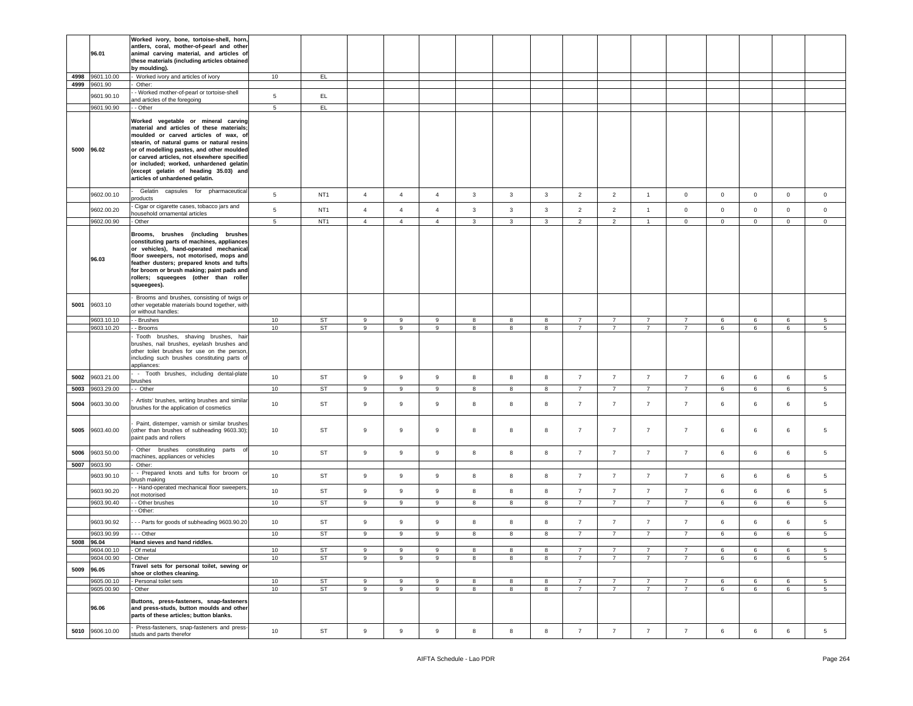| | | | | | | | | | | | | | | | | | | |
|---|---|---|---|---|---|---|---|---|---|---|---|---|---|---|---|---|---|---|
| | 96.01 | **Worked ivory, bone, tortoise-shell, horn, antlers, coral, mother-of-pearl and other animal carving material, and articles of these materials (including articles obtained by moulding).** | | | | | | | | | | | | | | | | |
| 4998 | 9601.10.00 | - Worked ivory and articles of ivory | 10 | EL | | | | | | | | | | | | | | |
| 4999 | 9601.90 | - Other: | | | | | | | | | | | | | | | | |
| | 9601.90.10 | - - Worked mother-of-pearl or tortoise-shell and articles of the foregoing | 5 | EL | | | | | | | | | | | | | | |
| | 9601.90.90 | - - Other | 5 | EL | | | | | | | | | | | | | | |
| 5000 | 96.02 | **Worked vegetable or mineral carving material and articles of these materials; moulded or carved articles of wax, of stearin, of natural gums or natural resins or of modelling pastes, and other moulded or carved articles, not elsewhere specified or included; worked, unhardened gelatin (except gelatin of heading 35.03) and articles of unhardened gelatin.** | | | | | | | | | | | | | | | | |
| | 9602.00.10 | - Gelatin capsules for pharmaceutical products | 5 | NT1 | 4 | 4 | 4 | 3 | 3 | 3 | 2 | 2 | 1 | 0 | 0 | 0 | 0 | 0 |
| | 9602.00.20 | - Cigar or cigarette cases, tobacco jars and household ornamental articles | 5 | NT1 | 4 | 4 | 4 | 3 | 3 | 3 | 2 | 2 | 1 | 0 | 0 | 0 | 0 | 0 |
| | 9602.00.90 | - Other | 5 | NT1 | 4 | 4 | 4 | 3 | 3 | 3 | 2 | 2 | 1 | 0 | 0 | 0 | 0 | 0 |
| | 96.03 | **Brooms, brushes (including brushes constituting parts of machines, appliances or vehicles), hand-operated mechanical floor sweepers, not motorised, mops and feather dusters; prepared knots and tufts for broom or brush making; paint pads and rollers; squeegees (other than roller squeegees).** | | | | | | | | | | | | | | | | |
| 5001 | 9603.10 | - Brooms and brushes, consisting of twigs or other vegetable materials bound together, with or without handles: | | | | | | | | | | | | | | | | |
| | 9603.10.10 | - - Brushes | 10 | ST | 9 | 9 | 9 | 8 | 8 | 8 | 7 | 7 | 7 | 7 | 6 | 6 | 6 | 5 |
| | 9603.10.20 | - - Brooms | 10 | ST | 9 | 9 | 9 | 8 | 8 | 8 | 7 | 7 | 7 | 7 | 6 | 6 | 6 | 5 |
| | | - Tooth brushes, shaving brushes, hair brushes, nail brushes, eyelash brushes and other toilet brushes for use on the person, including such brushes constituting parts of appliances: | | | | | | | | | | | | | | | | |
| 5002 | 9603.21.00 | - - Tooth brushes, including dental-plate brushes | 10 | ST | 9 | 9 | 9 | 8 | 8 | 8 | 7 | 7 | 7 | 7 | 6 | 6 | 6 | 5 |
| 5003 | 9603.29.00 | - - Other | 10 | ST | 9 | 9 | 9 | 8 | 8 | 8 | 7 | 7 | 7 | 7 | 6 | 6 | 6 | 5 |
| 5004 | 9603.30.00 | - Artists' brushes, writing brushes and similar brushes for the application of cosmetics | 10 | ST | 9 | 9 | 9 | 8 | 8 | 8 | 7 | 7 | 7 | 7 | 6 | 6 | 6 | 5 |
| 5005 | 9603.40.00 | - Paint, distemper, varnish or similar brushes (other than brushes of subheading 9603.30); paint pads and rollers | 10 | ST | 9 | 9 | 9 | 8 | 8 | 8 | 7 | 7 | 7 | 7 | 6 | 6 | 6 | 5 |
| 5006 | 9603.50.00 | - Other brushes constituting parts of machines, appliances or vehicles | 10 | ST | 9 | 9 | 9 | 8 | 8 | 8 | 7 | 7 | 7 | 7 | 6 | 6 | 6 | 5 |
| 5007 | 9603.90 | - Other: | | | | | | | | | | | | | | | | |
| | 9603.90.10 | - - Prepared knots and tufts for broom or brush making | 10 | ST | 9 | 9 | 9 | 8 | 8 | 8 | 7 | 7 | 7 | 7 | 6 | 6 | 6 | 5 |
| | 9603.90.20 | - - Hand-operated mechanical floor sweepers, not motorised | 10 | ST | 9 | 9 | 9 | 8 | 8 | 8 | 7 | 7 | 7 | 7 | 6 | 6 | 6 | 5 |
| | 9603.90.40 | - - Other brushes | 10 | ST | 9 | 9 | 9 | 8 | 8 | 8 | 7 | 7 | 7 | 7 | 6 | 6 | 6 | 5 |
| | | - - Other: | | | | | | | | | | | | | | | | |
| | 9603.90.92 | - - - Parts for goods of subheading 9603.90.20 | 10 | ST | 9 | 9 | 9 | 8 | 8 | 8 | 7 | 7 | 7 | 7 | 6 | 6 | 6 | 5 |
| | 9603.90.99 | - - - Other | 10 | ST | 9 | 9 | 9 | 8 | 8 | 8 | 7 | 7 | 7 | 7 | 6 | 6 | 6 | 5 |
| 5008 | 96.04 | **Hand sieves and hand riddles.** | | | | | | | | | | | | | | | | |
| | 9604.00.10 | - Of metal | 10 | ST | 9 | 9 | 9 | 8 | 8 | 8 | 7 | 7 | 7 | 7 | 6 | 6 | 6 | 5 |
| | 9604.00.90 | - Other | 10 | ST | 9 | 9 | 9 | 8 | 8 | 8 | 7 | 7 | 7 | 7 | 6 | 6 | 6 | 5 |
| 5009 | 96.05 | **Travel sets for personal toilet, sewing or shoe or clothes cleaning.** | | | | | | | | | | | | | | | | |
| | 9605.00.10 | - Personal toilet sets | 10 | ST | 9 | 9 | 9 | 8 | 8 | 8 | 7 | 7 | 7 | 7 | 6 | 6 | 6 | 5 |
| | 9605.00.90 | - Other | 10 | ST | 9 | 9 | 9 | 8 | 8 | 8 | 7 | 7 | 7 | 7 | 6 | 6 | 6 | 5 |
| | 96.06 | **Buttons, press-fasteners, snap-fasteners and press-studs, button moulds and other parts of these articles; button blanks.** | | | | | | | | | | | | | | | | |
| 5010 | 9606.10.00 | - Press-fasteners, snap-fasteners and press-studs and parts therefor | 10 | ST | 9 | 9 | 9 | 8 | 8 | 8 | 7 | 7 | 7 | 7 | 6 | 6 | 6 | 5 |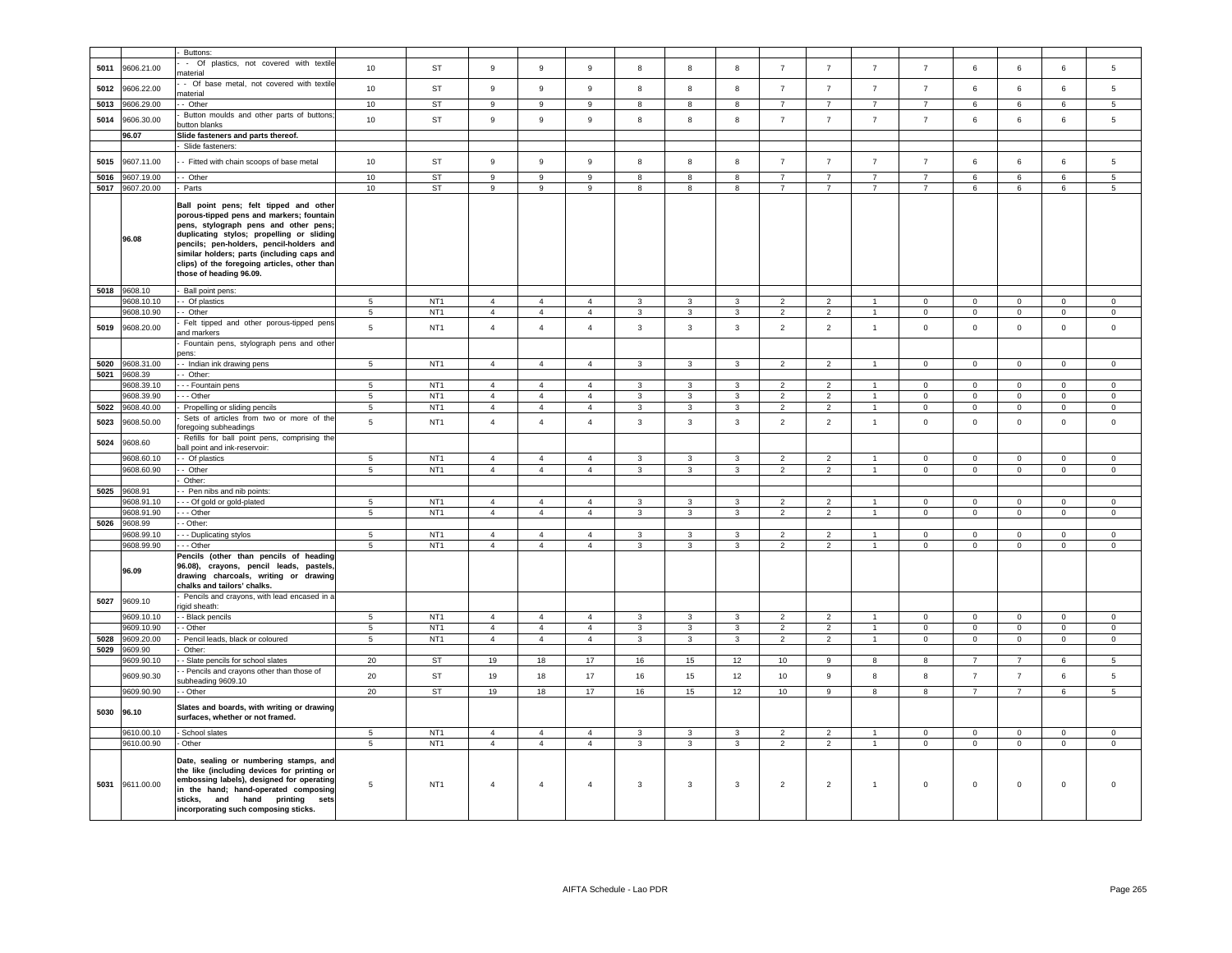| | | | | | | | | | | | | | | | | | | | |
|---|---|---|---|---|---|---|---|---|---|---|---|---|---|---|---|---|---|---|---|
| | | - Buttons: | | | | | | | | | | | | | | | | | |
| 5011 | 9606.21.00 | - - Of plastics, not covered with textile material | 10 | ST | 9 | 9 | 9 | 8 | 8 | 8 | 7 | 7 | 7 | 7 | 6 | 6 | 6 | 5 |
| 5012 | 9606.22.00 | - - Of base metal, not covered with textile material | 10 | ST | 9 | 9 | 9 | 8 | 8 | 8 | 7 | 7 | 7 | 7 | 6 | 6 | 6 | 5 |
| 5013 | 9606.29.00 | - - Other | 10 | ST | 9 | 9 | 9 | 8 | 8 | 8 | 7 | 7 | 7 | 7 | 6 | 6 | 6 | 5 |
| 5014 | 9606.30.00 | - Button moulds and other parts of buttons; button blanks | 10 | ST | 9 | 9 | 9 | 8 | 8 | 8 | 7 | 7 | 7 | 7 | 6 | 6 | 6 | 5 |
| | **96.07** | **Slide fasteners and parts thereof.** | | | | | | | | | | | | | | | | |
| | | - Slide fasteners: | | | | | | | | | | | | | | | | |
| 5015 | 9607.11.00 | - - Fitted with chain scoops of base metal | 10 | ST | 9 | 9 | 9 | 8 | 8 | 8 | 7 | 7 | 7 | 7 | 6 | 6 | 6 | 5 |
| 5016 | 9607.19.00 | - - Other | 10 | ST | 9 | 9 | 9 | 8 | 8 | 8 | 7 | 7 | 7 | 7 | 6 | 6 | 6 | 5 |
| 5017 | 9607.20.00 | - Parts | 10 | ST | 9 | 9 | 9 | 8 | 8 | 8 | 7 | 7 | 7 | 7 | 6 | 6 | 6 | 5 |
| | **96.08** | **Ball point pens; felt tipped and other porous-tipped pens and markers; fountain pens, stylograph pens and other pens; duplicating stylos; propelling or sliding pencils; pen-holders, pencil-holders and similar holders; parts (including caps and clips) of the foregoing articles, other than those of heading 96.09.** | | | | | | | | | | | | | | | | |
| 5018 | 9608.10 | - Ball point pens: | | | | | | | | | | | | | | | | |
| | 9608.10.10 | - - Of plastics | 5 | NT1 | 4 | 4 | 4 | 3 | 3 | 3 | 2 | 2 | 1 | 0 | 0 | 0 | 0 | 0 |
| | 9608.10.90 | - - Other | 5 | NT1 | 4 | 4 | 4 | 3 | 3 | 3 | 2 | 2 | 1 | 0 | 0 | 0 | 0 | 0 |
| 5019 | 9608.20.00 | - Felt tipped and other porous-tipped pens and markers | 5 | NT1 | 4 | 4 | 4 | 3 | 3 | 3 | 2 | 2 | 1 | 0 | 0 | 0 | 0 | 0 |
| | | - Fountain pens, stylograph pens and other pens: | | | | | | | | | | | | | | | | |
| 5020 | 9608.31.00 | - - Indian ink drawing pens | 5 | NT1 | 4 | 4 | 4 | 3 | 3 | 3 | 2 | 2 | 1 | 0 | 0 | 0 | 0 | 0 |
| 5021 | 9608.39 | - - Other: | | | | | | | | | | | | | | | | |
| | 9608.39.10 | - - - Fountain pens | 5 | NT1 | 4 | 4 | 4 | 3 | 3 | 3 | 2 | 2 | 1 | 0 | 0 | 0 | 0 | 0 |
| | 9608.39.90 | - - - Other | 5 | NT1 | 4 | 4 | 4 | 3 | 3 | 3 | 2 | 2 | 1 | 0 | 0 | 0 | 0 | 0 |
| 5022 | 9608.40.00 | - Propelling or sliding pencils | 5 | NT1 | 4 | 4 | 4 | 3 | 3 | 3 | 2 | 2 | 1 | 0 | 0 | 0 | 0 | 0 |
| 5023 | 9608.50.00 | - Sets of articles from two or more of the foregoing subheadings | 5 | NT1 | 4 | 4 | 4 | 3 | 3 | 3 | 2 | 2 | 1 | 0 | 0 | 0 | 0 | 0 |
| 5024 | 9608.60 | - Refills for ball point pens, comprising the ball point and ink-reservoir: | | | | | | | | | | | | | | | | |
| | 9608.60.10 | - - Of plastics | 5 | NT1 | 4 | 4 | 4 | 3 | 3 | 3 | 2 | 2 | 1 | 0 | 0 | 0 | 0 | 0 |
| | 9608.60.90 | - - Other | 5 | NT1 | 4 | 4 | 4 | 3 | 3 | 3 | 2 | 2 | 1 | 0 | 0 | 0 | 0 | 0 |
| | | - Other: | | | | | | | | | | | | | | | | |
| 5025 | 9608.91 | - - Pen nibs and nib points: | | | | | | | | | | | | | | | | |
| | 9608.91.10 | - - - Of gold or gold-plated | 5 | NT1 | 4 | 4 | 4 | 3 | 3 | 3 | 2 | 2 | 1 | 0 | 0 | 0 | 0 | 0 |
| | 9608.91.90 | - - - Other | 5 | NT1 | 4 | 4 | 4 | 3 | 3 | 3 | 2 | 2 | 1 | 0 | 0 | 0 | 0 | 0 |
| 5026 | 9608.99 | - - Other: | | | | | | | | | | | | | | | | |
| | 9608.99.10 | - - - Duplicating stylos | 5 | NT1 | 4 | 4 | 4 | 3 | 3 | 3 | 2 | 2 | 1 | 0 | 0 | 0 | 0 | 0 |
| | 9608.99.90 | - - - Other | 5 | NT1 | 4 | 4 | 4 | 3 | 3 | 3 | 2 | 2 | 1 | 0 | 0 | 0 | 0 | 0 |
| | **96.09** | **Pencils (other than pencils of heading 96.08), crayons, pencil leads, pastels, drawing charcoals, writing or drawing chalks and tailors' chalks.** | | | | | | | | | | | | | | | | |
| 5027 | 9609.10 | - Pencils and crayons, with lead encased in a rigid sheath: | | | | | | | | | | | | | | | | |
| | 9609.10.10 | - - Black pencils | 5 | NT1 | 4 | 4 | 4 | 3 | 3 | 3 | 2 | 2 | 1 | 0 | 0 | 0 | 0 | 0 |
| | 9609.10.90 | - - Other | 5 | NT1 | 4 | 4 | 4 | 3 | 3 | 3 | 2 | 2 | 1 | 0 | 0 | 0 | 0 | 0 |
| 5028 | 9609.20.00 | - Pencil leads, black or coloured | 5 | NT1 | 4 | 4 | 4 | 3 | 3 | 3 | 2 | 2 | 1 | 0 | 0 | 0 | 0 | 0 |
| 5029 | 9609.90 | - Other: | | | | | | | | | | | | | | | | |
| | 9609.90.10 | - - Slate pencils for school slates | 20 | ST | 19 | 18 | 17 | 16 | 15 | 12 | 10 | 9 | 8 | 8 | 7 | 7 | 6 | 5 |
| | 9609.90.30 | - - Pencils and crayons other than those of subheading 9609.10 | 20 | ST | 19 | 18 | 17 | 16 | 15 | 12 | 10 | 9 | 8 | 8 | 7 | 7 | 6 | 5 |
| | 9609.90.90 | - - Other | 20 | ST | 19 | 18 | 17 | 16 | 15 | 12 | 10 | 9 | 8 | 8 | 7 | 7 | 6 | 5 |
| 5030 | **96.10** | **Slates and boards, with writing or drawing surfaces, whether or not framed.** | | | | | | | | | | | | | | | | |
| | 9610.00.10 | - School slates | 5 | NT1 | 4 | 4 | 4 | 3 | 3 | 3 | 2 | 2 | 1 | 0 | 0 | 0 | 0 | 0 |
| | 9610.00.90 | - Other | 5 | NT1 | 4 | 4 | 4 | 3 | 3 | 3 | 2 | 2 | 1 | 0 | 0 | 0 | 0 | 0 |
| 5031 | 9611.00.00 | **Date, sealing or numbering stamps, and the like (including devices for printing or embossing labels), designed for operating in the hand; hand-operated composing sticks, and hand printing sets incorporating such composing sticks.** | 5 | NT1 | 4 | 4 | 4 | 3 | 3 | 3 | 2 | 2 | 1 | 0 | 0 | 0 | 0 | 0 |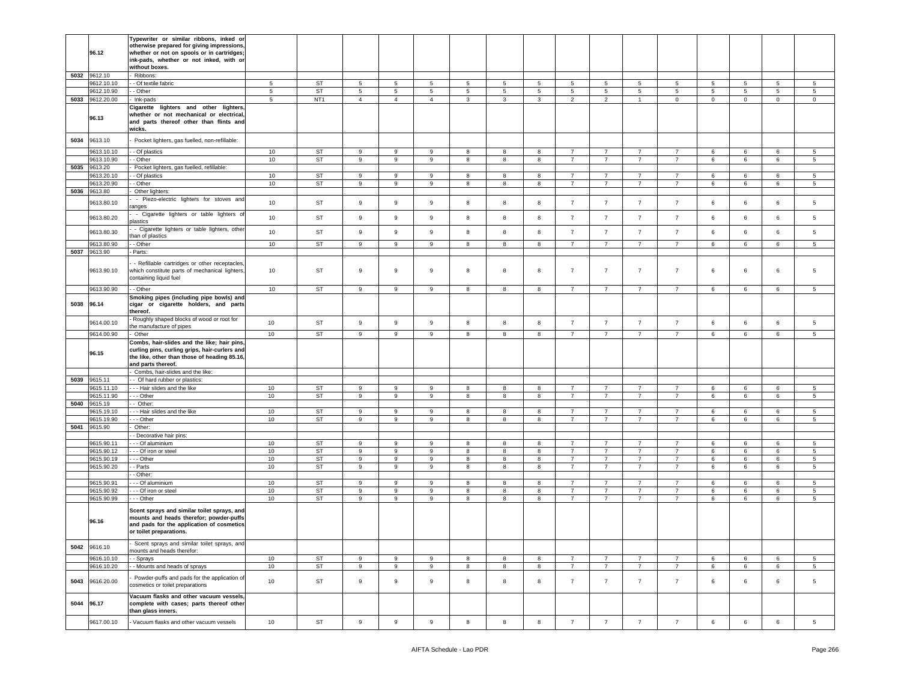| | 96.12 | Typewriter or similar ribbons, inked or otherwise prepared for giving impressions, whether or not on spools or in cartridges; ink-pads, whether or not inked, with or without boxes. | | | | | | | | | | | | | | | | |
|---|---|---|---|---|---|---|---|---|---|---|---|---|---|---|---|---|---|---|
| 5032 | 9612.10 | - Ribbons: | | | | | | | | | | | | | | | | |
| | 9612.10.10 | - - Of textile fabric | 5 | ST | 5 | 5 | 5 | 5 | 5 | 5 | 5 | 5 | 5 | 5 | 5 | 5 | 5 | 5 |
| | 9612.10.90 | - - Other | 5 | ST | 5 | 5 | 5 | 5 | 5 | 5 | 5 | 5 | 5 | 5 | 5 | 5 | 5 | 5 |
| 5033 | 9612.20.00 | - Ink-pads | 5 | NT1 | 4 | 4 | 4 | 3 | 3 | 3 | 2 | 2 | 1 | 0 | 0 | 0 | 0 | 0 |
| | 96.13 | Cigarette lighters and other lighters, whether or not mechanical or electrical, and parts thereof other than flints and wicks. | | | | | | | | | | | | | | | | |
| 5034 | 9613.10 | - Pocket lighters, gas fuelled, non-refillable: | | | | | | | | | | | | | | | | |
| | 9613.10.10 | - - Of plastics | 10 | ST | 9 | 9 | 9 | 8 | 8 | 8 | 7 | 7 | 7 | 7 | 6 | 6 | 6 | 5 |
| | 9613.10.90 | - - Other | 10 | ST | 9 | 9 | 9 | 8 | 8 | 8 | 7 | 7 | 7 | 7 | 6 | 6 | 6 | 5 |
| 5035 | 9613.20 | - Pocket lighters, gas fuelled, refillable: | | | | | | | | | | | | | | | | |
| | 9613.20.10 | - - Of plastics | 10 | ST | 9 | 9 | 9 | 8 | 8 | 8 | 7 | 7 | 7 | 7 | 6 | 6 | 6 | 5 |
| | 9613.20.90 | - - Other | 10 | ST | 9 | 9 | 9 | 8 | 8 | 8 | 7 | 7 | 7 | 7 | 6 | 6 | 6 | 5 |
| 5036 | 9613.80 | - Other lighters: | | | | | | | | | | | | | | | | |
| | 9613.80.10 | - - Piezo-electric lighters for stoves and ranges | 10 | ST | 9 | 9 | 9 | 8 | 8 | 8 | 7 | 7 | 7 | 7 | 6 | 6 | 6 | 5 |
| | 9613.80.20 | - - Cigarette lighters or table lighters of plastics | 10 | ST | 9 | 9 | 9 | 8 | 8 | 8 | 7 | 7 | 7 | 7 | 6 | 6 | 6 | 5 |
| | 9613.80.30 | - - Cigarette lighters or table lighters, other than of plastics | 10 | ST | 9 | 9 | 9 | 8 | 8 | 8 | 7 | 7 | 7 | 7 | 6 | 6 | 6 | 5 |
| | 9613.80.90 | - - Other | 10 | ST | 9 | 9 | 9 | 8 | 8 | 8 | 7 | 7 | 7 | 7 | 6 | 6 | 6 | 5 |
| 5037 | 9613.90 | - Parts: | | | | | | | | | | | | | | | | |
| | 9613.90.10 | - - Refillable cartridges or other receptacles, which constitute parts of mechanical lighters, containing liquid fuel | 10 | ST | 9 | 9 | 9 | 8 | 8 | 8 | 7 | 7 | 7 | 7 | 6 | 6 | 6 | 5 |
| | 9613.90.90 | - - Other | 10 | ST | 9 | 9 | 9 | 8 | 8 | 8 | 7 | 7 | 7 | 7 | 6 | 6 | 6 | 5 |
| 5038 | 96.14 | Smoking pipes (including pipe bowls) and cigar or cigarette holders, and parts thereof. | | | | | | | | | | | | | | | | |
| | 9614.00.10 | - Roughly shaped blocks of wood or root for the manufacture of pipes | 10 | ST | 9 | 9 | 9 | 8 | 8 | 8 | 7 | 7 | 7 | 7 | 6 | 6 | 6 | 5 |
| | 9614.00.90 | - Other | 10 | ST | 9 | 9 | 9 | 8 | 8 | 8 | 7 | 7 | 7 | 7 | 6 | 6 | 6 | 5 |
| | 96.15 | Combs, hair-slides and the like; hair pins, curling pins, curling grips, hair-curlers and the like, other than those of heading 85.16, and parts thereof. | | | | | | | | | | | | | | | | |
| | | - Combs, hair-slides and the like: | | | | | | | | | | | | | | | | |
| 5039 | 9615.11 | - - Of hard rubber or plastics: | | | | | | | | | | | | | | | | |
| | 9615.11.10 | - - - Hair slides and the like | 10 | ST | 9 | 9 | 9 | 8 | 8 | 8 | 7 | 7 | 7 | 7 | 6 | 6 | 6 | 5 |
| | 9615.11.90 | - - - Other | 10 | ST | 9 | 9 | 9 | 8 | 8 | 8 | 7 | 7 | 7 | 7 | 6 | 6 | 6 | 5 |
| 5040 | 9615.19 | - - Other: | | | | | | | | | | | | | | | | |
| | 9615.19.10 | - - - Hair slides and the like | 10 | ST | 9 | 9 | 9 | 8 | 8 | 8 | 7 | 7 | 7 | 7 | 6 | 6 | 6 | 5 |
| | 9615.19.90 | - - - Other | 10 | ST | 9 | 9 | 9 | 8 | 8 | 8 | 7 | 7 | 7 | 7 | 6 | 6 | 6 | 5 |
| 5041 | 9615.90 | - Other: | | | | | | | | | | | | | | | | |
| | | - - Decorative hair pins: | | | | | | | | | | | | | | | | |
| | 9615.90.11 | - - - Of aluminium | 10 | ST | 9 | 9 | 9 | 8 | 8 | 8 | 7 | 7 | 7 | 7 | 6 | 6 | 6 | 5 |
| | 9615.90.12 | - - - Of iron or steel | 10 | ST | 9 | 9 | 9 | 8 | 8 | 8 | 7 | 7 | 7 | 7 | 6 | 6 | 6 | 5 |
| | 9615.90.19 | - - - Other | 10 | ST | 9 | 9 | 9 | 8 | 8 | 8 | 7 | 7 | 7 | 7 | 6 | 6 | 6 | 5 |
| | 9615.90.20 | - - Parts | 10 | ST | 9 | 9 | 9 | 8 | 8 | 8 | 7 | 7 | 7 | 7 | 6 | 6 | 6 | 5 |
| | | - - Other: | | | | | | | | | | | | | | | | |
| | 9615.90.91 | - - - Of aluminium | 10 | ST | 9 | 9 | 9 | 8 | 8 | 8 | 7 | 7 | 7 | 7 | 6 | 6 | 6 | 5 |
| | 9615.90.92 | - - - Of iron or steel | 10 | ST | 9 | 9 | 9 | 8 | 8 | 8 | 7 | 7 | 7 | 7 | 6 | 6 | 6 | 5 |
| | 9615.90.99 | - - - Other | 10 | ST | 9 | 9 | 9 | 8 | 8 | 8 | 7 | 7 | 7 | 7 | 6 | 6 | 6 | 5 |
| | 96.16 | Scent sprays and similar toilet sprays, and mounts and heads therefor; powder-puffs and pads for the application of cosmetics or toilet preparations. | | | | | | | | | | | | | | | | |
| 5042 | 9616.10 | - Scent sprays and similar toilet sprays, and mounts and heads therefor: | | | | | | | | | | | | | | | | |
| | 9616.10.10 | - - Sprays | 10 | ST | 9 | 9 | 9 | 8 | 8 | 8 | 7 | 7 | 7 | 7 | 6 | 6 | 6 | 5 |
| | 9616.10.20 | - - Mounts and heads of sprays | 10 | ST | 9 | 9 | 9 | 8 | 8 | 8 | 7 | 7 | 7 | 7 | 6 | 6 | 6 | 5 |
| 5043 | 9616.20.00 | - Powder-puffs and pads for the application of cosmetics or toilet preparations | 10 | ST | 9 | 9 | 9 | 8 | 8 | 8 | 7 | 7 | 7 | 7 | 6 | 6 | 6 | 5 |
| 5044 | 96.17 | Vacuum flasks and other vacuum vessels, complete with cases; parts thereof other than glass inners. | | | | | | | | | | | | | | | | |
| | 9617.00.10 | - Vacuum flasks and other vacuum vessels | 10 | ST | 9 | 9 | 9 | 8 | 8 | 8 | 7 | 7 | 7 | 7 | 6 | 6 | 6 | 5 |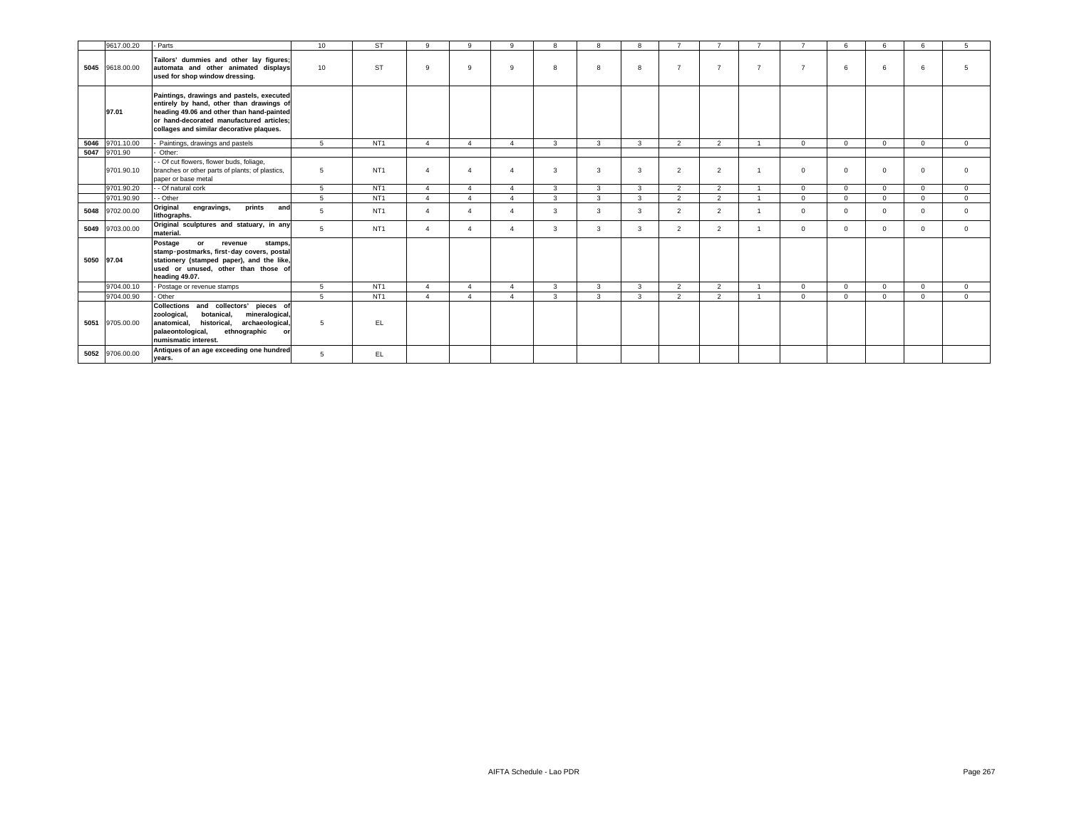| | | | | | | | | | | | | | | | | | | | |
|---|---|---|---|---|---|---|---|---|---|---|---|---|---|---|---|---|---|---|---|
| | 9617.00.20 | - Parts | 10 | ST | 9 | 9 | 9 | 8 | 8 | 8 | 7 | 7 | 7 | 7 | 6 | 6 | 6 | 5 |
| 5045 | 9618.00.00 | **Tailors' dummies and other lay figures; automata and other animated displays used for shop window dressing.** | 10 | ST | 9 | 9 | 9 | 8 | 8 | 8 | 7 | 7 | 7 | 7 | 6 | 6 | 6 | 5 |
| | **97.01** | **Paintings, drawings and pastels, executed entirely by hand, other than drawings of heading 49.06 and other than hand-painted or hand-decorated manufactured articles; collages and similar decorative plaques.** | | | | | | | | | | | | | | | | |
| 5046 | 9701.10.00 | - Paintings, drawings and pastels | 5 | NT1 | 4 | 4 | 4 | 3 | 3 | 3 | 2 | 2 | 1 | 0 | 0 | 0 | 0 | 0 |
| 5047 | 9701.90 | - Other: | | | | | | | | | | | | | | | | |
| | 9701.90.10 | - - Of cut flowers, flower buds, foliage, branches or other parts of plants; of plastics, paper or base metal | 5 | NT1 | 4 | 4 | 4 | 3 | 3 | 3 | 2 | 2 | 1 | 0 | 0 | 0 | 0 | 0 |
| | 9701.90.20 | - - Of natural cork | 5 | NT1 | 4 | 4 | 4 | 3 | 3 | 3 | 2 | 2 | 1 | 0 | 0 | 0 | 0 | 0 |
| | 9701.90.90 | - - Other | 5 | NT1 | 4 | 4 | 4 | 3 | 3 | 3 | 2 | 2 | 1 | 0 | 0 | 0 | 0 | 0 |
| 5048 | 9702.00.00 | **Original engravings, prints and lithographs.** | 5 | NT1 | 4 | 4 | 4 | 3 | 3 | 3 | 2 | 2 | 1 | 0 | 0 | 0 | 0 | 0 |
| 5049 | 9703.00.00 | **Original sculptures and statuary, in any material.** | 5 | NT1 | 4 | 4 | 4 | 3 | 3 | 3 | 2 | 2 | 1 | 0 | 0 | 0 | 0 | 0 |
| 5050 | **97.04** | **Postage or revenue stamps, stamp-postmarks, first-day covers, postal stationery (stamped paper), and the like, used or unused, other than those of heading 49.07.** | | | | | | | | | | | | | | | | |
| | 9704.00.10 | - Postage or revenue stamps | 5 | NT1 | 4 | 4 | 4 | 3 | 3 | 3 | 2 | 2 | 1 | 0 | 0 | 0 | 0 | 0 |
| | 9704.00.90 | - Other | 5 | NT1 | 4 | 4 | 4 | 3 | 3 | 3 | 2 | 2 | 1 | 0 | 0 | 0 | 0 | 0 |
| 5051 | 9705.00.00 | **Collections and collectors' pieces of zoological, botanical, mineralogical, anatomical, historical, archaeological, palaeontological, ethnographic or numismatic interest.** | 5 | EL | | | | | | | | | | | | | | |
| 5052 | 9706.00.00 | **Antiques of an age exceeding one hundred years.** | 5 | EL | | | | | | | | | | | | | | |